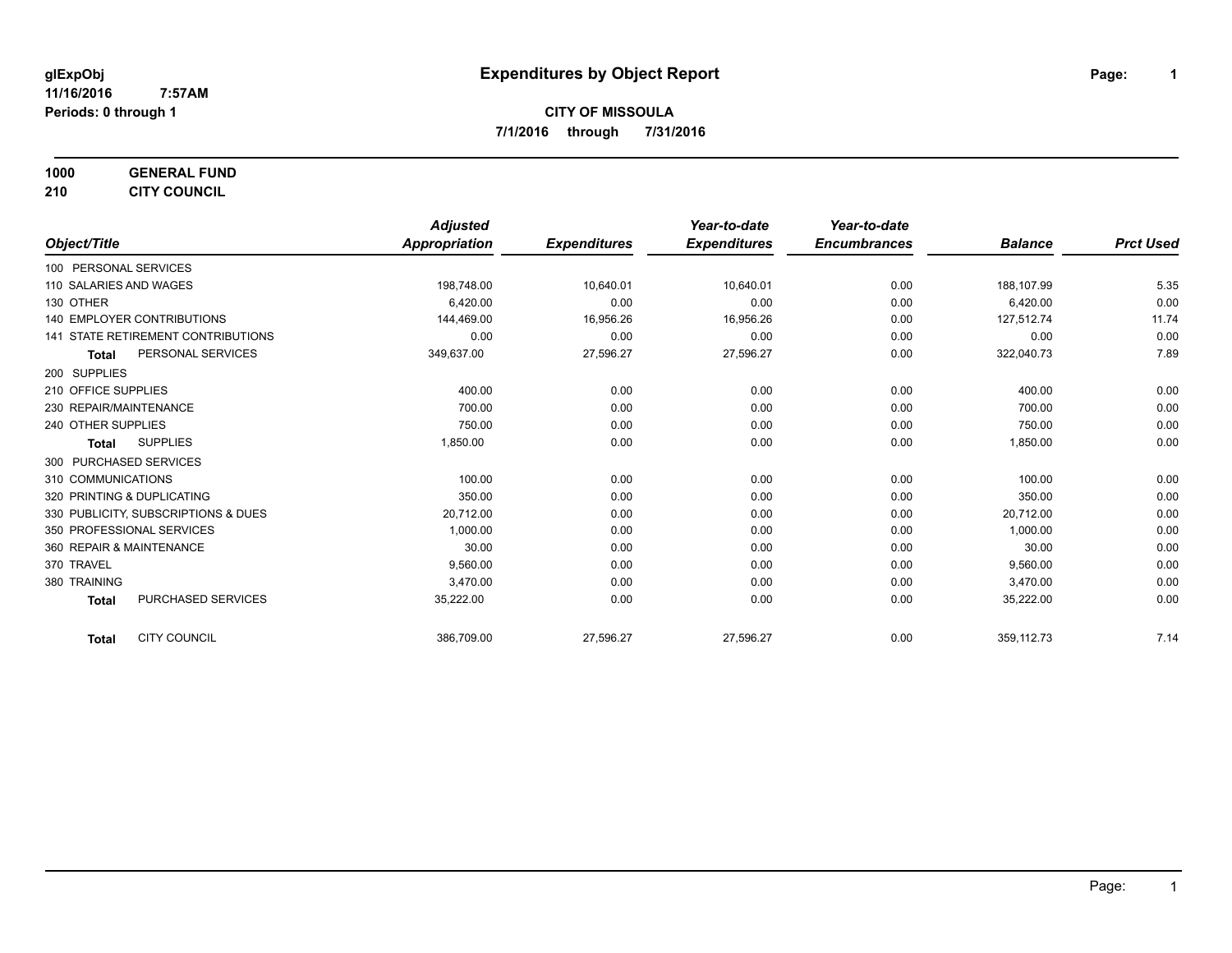glExpObj
11/16/2016 7:57AM
Periods: 0 through 1

# Expenditures by Object Report

**CITY OF MISSOULA**
**7/1/2016 through 7/31/2016**

**1000 GENERAL FUND**
**210 CITY COUNCIL**

| Object/Title | Adjusted Appropriation | Expenditures | Year-to-date Expenditures | Year-to-date Encumbrances | Balance | Prct Used |
|---|---|---|---|---|---|---|
| 100 PERSONAL SERVICES | | | | | | |
| 110 SALARIES AND WAGES | 198,748.00 | 10,640.01 | 10,640.01 | 0.00 | 188,107.99 | 5.35 |
| 130 OTHER | 6,420.00 | 0.00 | 0.00 | 0.00 | 6,420.00 | 0.00 |
| 140 EMPLOYER CONTRIBUTIONS | 144,469.00 | 16,956.26 | 16,956.26 | 0.00 | 127,512.74 | 11.74 |
| 141 STATE RETIREMENT CONTRIBUTIONS | 0.00 | 0.00 | 0.00 | 0.00 | 0.00 | 0.00 |
| **Total** PERSONAL SERVICES | 349,637.00 | 27,596.27 | 27,596.27 | 0.00 | 322,040.73 | 7.89 |
| 200 SUPPLIES | | | | | | |
| 210 OFFICE SUPPLIES | 400.00 | 0.00 | 0.00 | 0.00 | 400.00 | 0.00 |
| 230 REPAIR/MAINTENANCE | 700.00 | 0.00 | 0.00 | 0.00 | 700.00 | 0.00 |
| 240 OTHER SUPPLIES | 750.00 | 0.00 | 0.00 | 0.00 | 750.00 | 0.00 |
| **Total** SUPPLIES | 1,850.00 | 0.00 | 0.00 | 0.00 | 1,850.00 | 0.00 |
| 300 PURCHASED SERVICES | | | | | | |
| 310 COMMUNICATIONS | 100.00 | 0.00 | 0.00 | 0.00 | 100.00 | 0.00 |
| 320 PRINTING & DUPLICATING | 350.00 | 0.00 | 0.00 | 0.00 | 350.00 | 0.00 |
| 330 PUBLICITY, SUBSCRIPTIONS & DUES | 20,712.00 | 0.00 | 0.00 | 0.00 | 20,712.00 | 0.00 |
| 350 PROFESSIONAL SERVICES | 1,000.00 | 0.00 | 0.00 | 0.00 | 1,000.00 | 0.00 |
| 360 REPAIR & MAINTENANCE | 30.00 | 0.00 | 0.00 | 0.00 | 30.00 | 0.00 |
| 370 TRAVEL | 9,560.00 | 0.00 | 0.00 | 0.00 | 9,560.00 | 0.00 |
| 380 TRAINING | 3,470.00 | 0.00 | 0.00 | 0.00 | 3,470.00 | 0.00 |
| **Total** PURCHASED SERVICES | 35,222.00 | 0.00 | 0.00 | 0.00 | 35,222.00 | 0.00 |
| **Total** CITY COUNCIL | 386,709.00 | 27,596.27 | 27,596.27 | 0.00 | 359,112.73 | 7.14 |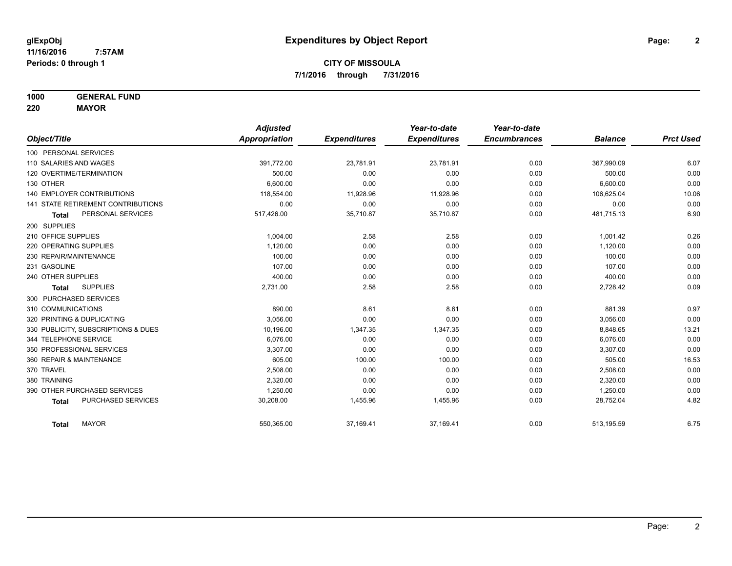# Expenditures by Object Report

glExpObj
11/16/2016 7:57AM
Periods: 0 through 1

**CITY OF MISSOULA**
**7/1/2016 through 7/31/2016**

**1000 GENERAL FUND**
**220 MAYOR**

| Object/Title | Adjusted Appropriation | Expenditures | Year-to-date Expenditures | Year-to-date Encumbrances | Balance | Prct Used |
|---|---|---|---|---|---|---|
| 100 PERSONAL SERVICES | | | | | | |
| 110 SALARIES AND WAGES | 391,772.00 | 23,781.91 | 23,781.91 | 0.00 | 367,990.09 | 6.07 |
| 120 OVERTIME/TERMINATION | 500.00 | 0.00 | 0.00 | 0.00 | 500.00 | 0.00 |
| 130 OTHER | 6,600.00 | 0.00 | 0.00 | 0.00 | 6,600.00 | 0.00 |
| 140 EMPLOYER CONTRIBUTIONS | 118,554.00 | 11,928.96 | 11,928.96 | 0.00 | 106,625.04 | 10.06 |
| 141 STATE RETIREMENT CONTRIBUTIONS | 0.00 | 0.00 | 0.00 | 0.00 | 0.00 | 0.00 |
| **Total** PERSONAL SERVICES | 517,426.00 | 35,710.87 | 35,710.87 | 0.00 | 481,715.13 | 6.90 |
| 200 SUPPLIES | | | | | | |
| 210 OFFICE SUPPLIES | 1,004.00 | 2.58 | 2.58 | 0.00 | 1,001.42 | 0.26 |
| 220 OPERATING SUPPLIES | 1,120.00 | 0.00 | 0.00 | 0.00 | 1,120.00 | 0.00 |
| 230 REPAIR/MAINTENANCE | 100.00 | 0.00 | 0.00 | 0.00 | 100.00 | 0.00 |
| 231 GASOLINE | 107.00 | 0.00 | 0.00 | 0.00 | 107.00 | 0.00 |
| 240 OTHER SUPPLIES | 400.00 | 0.00 | 0.00 | 0.00 | 400.00 | 0.00 |
| **Total** SUPPLIES | 2,731.00 | 2.58 | 2.58 | 0.00 | 2,728.42 | 0.09 |
| 300 PURCHASED SERVICES | | | | | | |
| 310 COMMUNICATIONS | 890.00 | 8.61 | 8.61 | 0.00 | 881.39 | 0.97 |
| 320 PRINTING & DUPLICATING | 3,056.00 | 0.00 | 0.00 | 0.00 | 3,056.00 | 0.00 |
| 330 PUBLICITY, SUBSCRIPTIONS & DUES | 10,196.00 | 1,347.35 | 1,347.35 | 0.00 | 8,848.65 | 13.21 |
| 344 TELEPHONE SERVICE | 6,076.00 | 0.00 | 0.00 | 0.00 | 6,076.00 | 0.00 |
| 350 PROFESSIONAL SERVICES | 3,307.00 | 0.00 | 0.00 | 0.00 | 3,307.00 | 0.00 |
| 360 REPAIR & MAINTENANCE | 605.00 | 100.00 | 100.00 | 0.00 | 505.00 | 16.53 |
| 370 TRAVEL | 2,508.00 | 0.00 | 0.00 | 0.00 | 2,508.00 | 0.00 |
| 380 TRAINING | 2,320.00 | 0.00 | 0.00 | 0.00 | 2,320.00 | 0.00 |
| 390 OTHER PURCHASED SERVICES | 1,250.00 | 0.00 | 0.00 | 0.00 | 1,250.00 | 0.00 |
| **Total** PURCHASED SERVICES | 30,208.00 | 1,455.96 | 1,455.96 | 0.00 | 28,752.04 | 4.82 |
| **Total** MAYOR | 550,365.00 | 37,169.41 | 37,169.41 | 0.00 | 513,195.59 | 6.75 |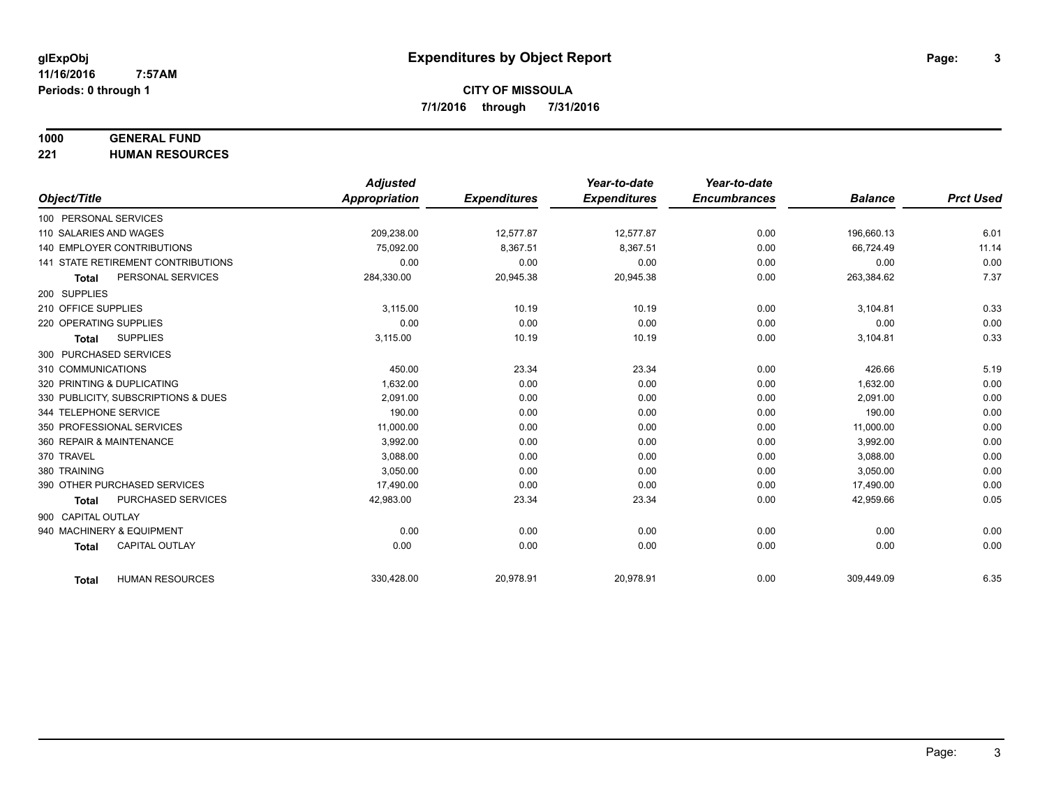**glExpObj** **Expenditures by Object Report**

**11/16/2016 7:57AM**

**Periods: 0 through 1**

**CITY OF MISSOULA**

**7/1/2016 through 7/31/2016**

**1000 GENERAL FUND**

**221 HUMAN RESOURCES**

| Object/Title | Adjusted Appropriation | Expenditures | Year-to-date Expenditures | Year-to-date Encumbrances | Balance | Prct Used |
|---|---|---|---|---|---|---|
| 100 PERSONAL SERVICES | | | | | | |
| 110 SALARIES AND WAGES | 209,238.00 | 12,577.87 | 12,577.87 | 0.00 | 196,660.13 | 6.01 |
| 140 EMPLOYER CONTRIBUTIONS | 75,092.00 | 8,367.51 | 8,367.51 | 0.00 | 66,724.49 | 11.14 |
| 141 STATE RETIREMENT CONTRIBUTIONS | 0.00 | 0.00 | 0.00 | 0.00 | 0.00 | 0.00 |
| **Total** PERSONAL SERVICES | 284,330.00 | 20,945.38 | 20,945.38 | 0.00 | 263,384.62 | 7.37 |
| 200 SUPPLIES | | | | | | |
| 210 OFFICE SUPPLIES | 3,115.00 | 10.19 | 10.19 | 0.00 | 3,104.81 | 0.33 |
| 220 OPERATING SUPPLIES | 0.00 | 0.00 | 0.00 | 0.00 | 0.00 | 0.00 |
| **Total** SUPPLIES | 3,115.00 | 10.19 | 10.19 | 0.00 | 3,104.81 | 0.33 |
| 300 PURCHASED SERVICES | | | | | | |
| 310 COMMUNICATIONS | 450.00 | 23.34 | 23.34 | 0.00 | 426.66 | 5.19 |
| 320 PRINTING & DUPLICATING | 1,632.00 | 0.00 | 0.00 | 0.00 | 1,632.00 | 0.00 |
| 330 PUBLICITY, SUBSCRIPTIONS & DUES | 2,091.00 | 0.00 | 0.00 | 0.00 | 2,091.00 | 0.00 |
| 344 TELEPHONE SERVICE | 190.00 | 0.00 | 0.00 | 0.00 | 190.00 | 0.00 |
| 350 PROFESSIONAL SERVICES | 11,000.00 | 0.00 | 0.00 | 0.00 | 11,000.00 | 0.00 |
| 360 REPAIR & MAINTENANCE | 3,992.00 | 0.00 | 0.00 | 0.00 | 3,992.00 | 0.00 |
| 370 TRAVEL | 3,088.00 | 0.00 | 0.00 | 0.00 | 3,088.00 | 0.00 |
| 380 TRAINING | 3,050.00 | 0.00 | 0.00 | 0.00 | 3,050.00 | 0.00 |
| 390 OTHER PURCHASED SERVICES | 17,490.00 | 0.00 | 0.00 | 0.00 | 17,490.00 | 0.00 |
| **Total** PURCHASED SERVICES | 42,983.00 | 23.34 | 23.34 | 0.00 | 42,959.66 | 0.05 |
| 900 CAPITAL OUTLAY | | | | | | |
| 940 MACHINERY & EQUIPMENT | 0.00 | 0.00 | 0.00 | 0.00 | 0.00 | 0.00 |
| **Total** CAPITAL OUTLAY | 0.00 | 0.00 | 0.00 | 0.00 | 0.00 | 0.00 |
| **Total** HUMAN RESOURCES | 330,428.00 | 20,978.91 | 20,978.91 | 0.00 | 309,449.09 | 6.35 |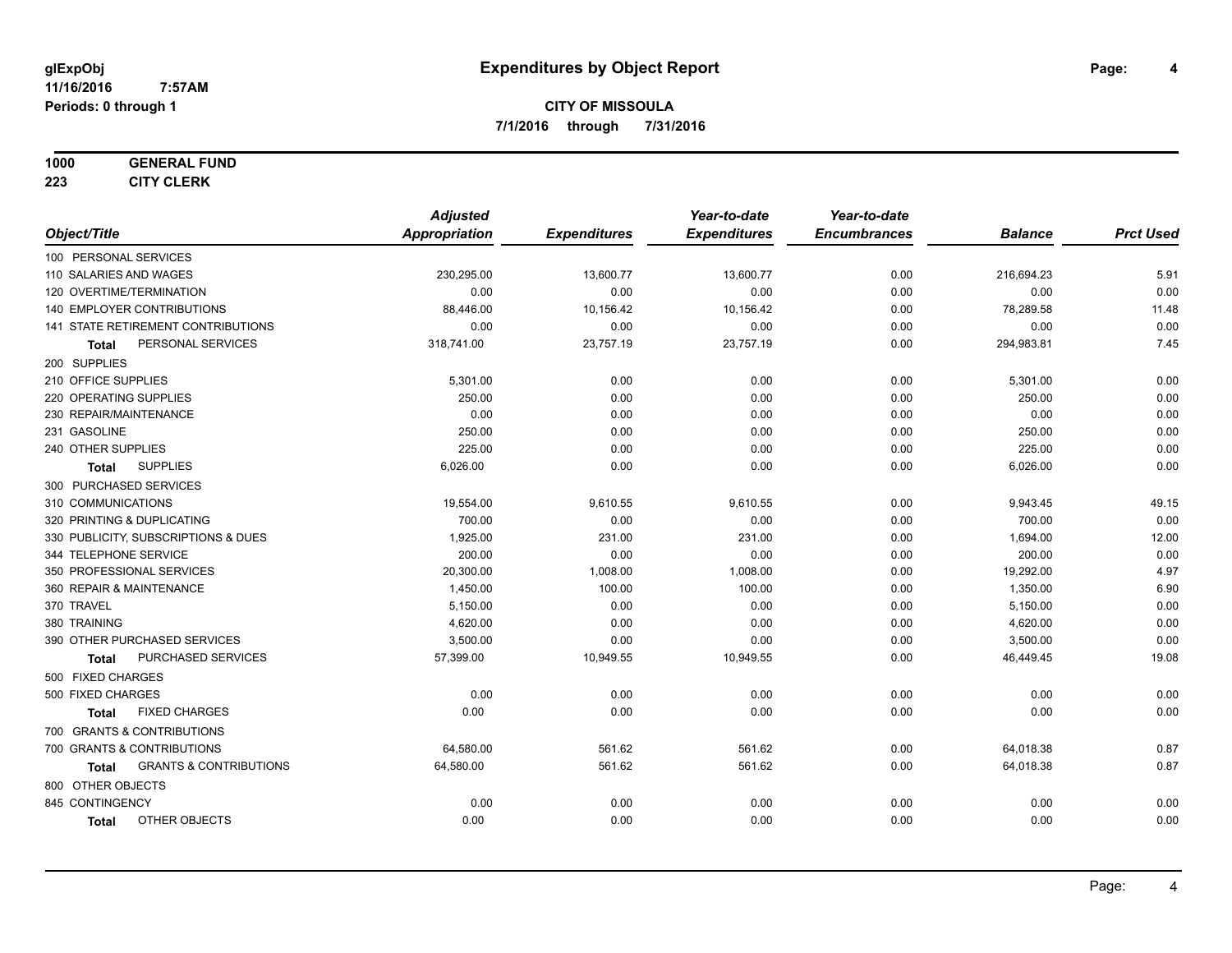# Expenditures by Object Report

glExpObj
11/16/2016 7:57AM
Periods: 0 through 1

**CITY OF MISSOULA**
**7/1/2016 through 7/31/2016**

**1000 GENERAL FUND**
**223 CITY CLERK**

| Object/Title | Adjusted Appropriation | Expenditures | Year-to-date Expenditures | Year-to-date Encumbrances | Balance | Prct Used |
|---|---|---|---|---|---|---|
| 100 PERSONAL SERVICES | | | | | | |
| 110 SALARIES AND WAGES | 230,295.00 | 13,600.77 | 13,600.77 | 0.00 | 216,694.23 | 5.91 |
| 120 OVERTIME/TERMINATION | 0.00 | 0.00 | 0.00 | 0.00 | 0.00 | 0.00 |
| 140 EMPLOYER CONTRIBUTIONS | 88,446.00 | 10,156.42 | 10,156.42 | 0.00 | 78,289.58 | 11.48 |
| 141 STATE RETIREMENT CONTRIBUTIONS | 0.00 | 0.00 | 0.00 | 0.00 | 0.00 | 0.00 |
| **Total** PERSONAL SERVICES | 318,741.00 | 23,757.19 | 23,757.19 | 0.00 | 294,983.81 | 7.45 |
| 200 SUPPLIES | | | | | | |
| 210 OFFICE SUPPLIES | 5,301.00 | 0.00 | 0.00 | 0.00 | 5,301.00 | 0.00 |
| 220 OPERATING SUPPLIES | 250.00 | 0.00 | 0.00 | 0.00 | 250.00 | 0.00 |
| 230 REPAIR/MAINTENANCE | 0.00 | 0.00 | 0.00 | 0.00 | 0.00 | 0.00 |
| 231 GASOLINE | 250.00 | 0.00 | 0.00 | 0.00 | 250.00 | 0.00 |
| 240 OTHER SUPPLIES | 225.00 | 0.00 | 0.00 | 0.00 | 225.00 | 0.00 |
| **Total** SUPPLIES | 6,026.00 | 0.00 | 0.00 | 0.00 | 6,026.00 | 0.00 |
| 300 PURCHASED SERVICES | | | | | | |
| 310 COMMUNICATIONS | 19,554.00 | 9,610.55 | 9,610.55 | 0.00 | 9,943.45 | 49.15 |
| 320 PRINTING & DUPLICATING | 700.00 | 0.00 | 0.00 | 0.00 | 700.00 | 0.00 |
| 330 PUBLICITY, SUBSCRIPTIONS & DUES | 1,925.00 | 231.00 | 231.00 | 0.00 | 1,694.00 | 12.00 |
| 344 TELEPHONE SERVICE | 200.00 | 0.00 | 0.00 | 0.00 | 200.00 | 0.00 |
| 350 PROFESSIONAL SERVICES | 20,300.00 | 1,008.00 | 1,008.00 | 0.00 | 19,292.00 | 4.97 |
| 360 REPAIR & MAINTENANCE | 1,450.00 | 100.00 | 100.00 | 0.00 | 1,350.00 | 6.90 |
| 370 TRAVEL | 5,150.00 | 0.00 | 0.00 | 0.00 | 5,150.00 | 0.00 |
| 380 TRAINING | 4,620.00 | 0.00 | 0.00 | 0.00 | 4,620.00 | 0.00 |
| 390 OTHER PURCHASED SERVICES | 3,500.00 | 0.00 | 0.00 | 0.00 | 3,500.00 | 0.00 |
| **Total** PURCHASED SERVICES | 57,399.00 | 10,949.55 | 10,949.55 | 0.00 | 46,449.45 | 19.08 |
| 500 FIXED CHARGES | | | | | | |
| 500 FIXED CHARGES | 0.00 | 0.00 | 0.00 | 0.00 | 0.00 | 0.00 |
| **Total** FIXED CHARGES | 0.00 | 0.00 | 0.00 | 0.00 | 0.00 | 0.00 |
| 700 GRANTS & CONTRIBUTIONS | | | | | | |
| 700 GRANTS & CONTRIBUTIONS | 64,580.00 | 561.62 | 561.62 | 0.00 | 64,018.38 | 0.87 |
| **Total** GRANTS & CONTRIBUTIONS | 64,580.00 | 561.62 | 561.62 | 0.00 | 64,018.38 | 0.87 |
| 800 OTHER OBJECTS | | | | | | |
| 845 CONTINGENCY | 0.00 | 0.00 | 0.00 | 0.00 | 0.00 | 0.00 |
| **Total** OTHER OBJECTS | 0.00 | 0.00 | 0.00 | 0.00 | 0.00 | 0.00 |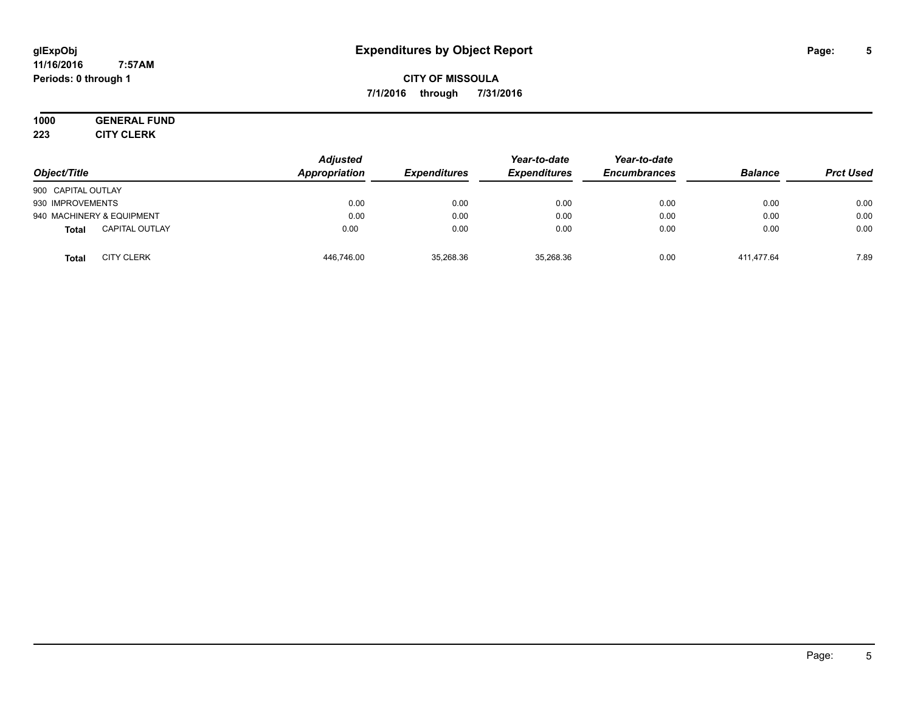# Expenditures by Object Report

glExpObj
11/16/2016 7:57AM
Periods: 0 through 1

**CITY OF MISSOULA**
**7/1/2016 through 7/31/2016**

**1000 GENERAL FUND**
**223 CITY CLERK**

| Object/Title | | Adjusted Appropriation | Expenditures | Year-to-date Expenditures | Year-to-date Encumbrances | Balance | Prct Used |
|---|---|---|---|---|---|---|---|
| 900 CAPITAL OUTLAY | | | | | | | |
| 930 IMPROVEMENTS | | 0.00 | 0.00 | 0.00 | 0.00 | 0.00 | 0.00 |
| 940 MACHINERY & EQUIPMENT | | 0.00 | 0.00 | 0.00 | 0.00 | 0.00 | 0.00 |
| **Total** | CAPITAL OUTLAY | 0.00 | 0.00 | 0.00 | 0.00 | 0.00 | 0.00 |
| **Total** | CITY CLERK | 446,746.00 | 35,268.36 | 35,268.36 | 0.00 | 411,477.64 | 7.89 |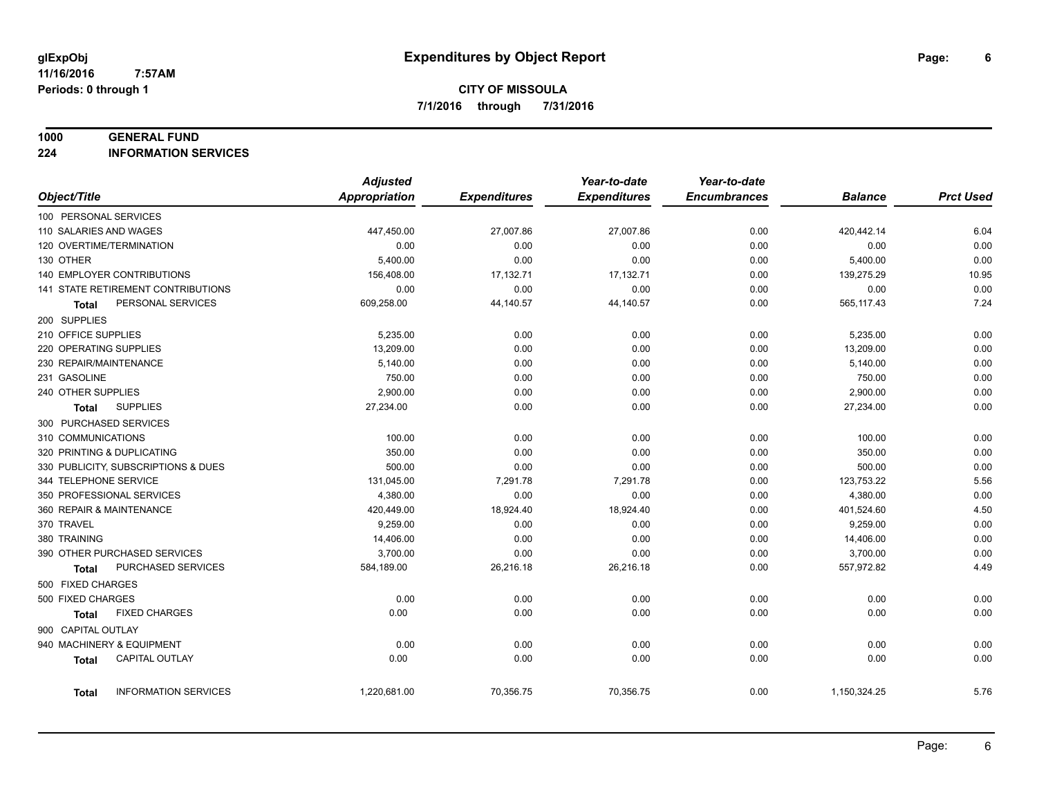# Expenditures by Object Report

glExpObj
11/16/2016 7:57AM
Periods: 0 through 1

**CITY OF MISSOULA**
**7/1/2016 through 7/31/2016**

**1000 GENERAL FUND**
**224 INFORMATION SERVICES**

| Object/Title | Adjusted Appropriation | Expenditures | Year-to-date Expenditures | Year-to-date Encumbrances | Balance | Prct Used |
|---|---|---|---|---|---|---|
| 100 PERSONAL SERVICES | | | | | | |
| 110 SALARIES AND WAGES | 447,450.00 | 27,007.86 | 27,007.86 | 0.00 | 420,442.14 | 6.04 |
| 120 OVERTIME/TERMINATION | 0.00 | 0.00 | 0.00 | 0.00 | 0.00 | 0.00 |
| 130 OTHER | 5,400.00 | 0.00 | 0.00 | 0.00 | 5,400.00 | 0.00 |
| 140 EMPLOYER CONTRIBUTIONS | 156,408.00 | 17,132.71 | 17,132.71 | 0.00 | 139,275.29 | 10.95 |
| 141 STATE RETIREMENT CONTRIBUTIONS | 0.00 | 0.00 | 0.00 | 0.00 | 0.00 | 0.00 |
| **Total** PERSONAL SERVICES | 609,258.00 | 44,140.57 | 44,140.57 | 0.00 | 565,117.43 | 7.24 |
| 200 SUPPLIES | | | | | | |
| 210 OFFICE SUPPLIES | 5,235.00 | 0.00 | 0.00 | 0.00 | 5,235.00 | 0.00 |
| 220 OPERATING SUPPLIES | 13,209.00 | 0.00 | 0.00 | 0.00 | 13,209.00 | 0.00 |
| 230 REPAIR/MAINTENANCE | 5,140.00 | 0.00 | 0.00 | 0.00 | 5,140.00 | 0.00 |
| 231 GASOLINE | 750.00 | 0.00 | 0.00 | 0.00 | 750.00 | 0.00 |
| 240 OTHER SUPPLIES | 2,900.00 | 0.00 | 0.00 | 0.00 | 2,900.00 | 0.00 |
| **Total** SUPPLIES | 27,234.00 | 0.00 | 0.00 | 0.00 | 27,234.00 | 0.00 |
| 300 PURCHASED SERVICES | | | | | | |
| 310 COMMUNICATIONS | 100.00 | 0.00 | 0.00 | 0.00 | 100.00 | 0.00 |
| 320 PRINTING & DUPLICATING | 350.00 | 0.00 | 0.00 | 0.00 | 350.00 | 0.00 |
| 330 PUBLICITY, SUBSCRIPTIONS & DUES | 500.00 | 0.00 | 0.00 | 0.00 | 500.00 | 0.00 |
| 344 TELEPHONE SERVICE | 131,045.00 | 7,291.78 | 7,291.78 | 0.00 | 123,753.22 | 5.56 |
| 350 PROFESSIONAL SERVICES | 4,380.00 | 0.00 | 0.00 | 0.00 | 4,380.00 | 0.00 |
| 360 REPAIR & MAINTENANCE | 420,449.00 | 18,924.40 | 18,924.40 | 0.00 | 401,524.60 | 4.50 |
| 370 TRAVEL | 9,259.00 | 0.00 | 0.00 | 0.00 | 9,259.00 | 0.00 |
| 380 TRAINING | 14,406.00 | 0.00 | 0.00 | 0.00 | 14,406.00 | 0.00 |
| 390 OTHER PURCHASED SERVICES | 3,700.00 | 0.00 | 0.00 | 0.00 | 3,700.00 | 0.00 |
| **Total** PURCHASED SERVICES | 584,189.00 | 26,216.18 | 26,216.18 | 0.00 | 557,972.82 | 4.49 |
| 500 FIXED CHARGES | | | | | | |
| 500 FIXED CHARGES | 0.00 | 0.00 | 0.00 | 0.00 | 0.00 | 0.00 |
| **Total** FIXED CHARGES | 0.00 | 0.00 | 0.00 | 0.00 | 0.00 | 0.00 |
| 900 CAPITAL OUTLAY | | | | | | |
| 940 MACHINERY & EQUIPMENT | 0.00 | 0.00 | 0.00 | 0.00 | 0.00 | 0.00 |
| **Total** CAPITAL OUTLAY | 0.00 | 0.00 | 0.00 | 0.00 | 0.00 | 0.00 |
| **Total** INFORMATION SERVICES | 1,220,681.00 | 70,356.75 | 70,356.75 | 0.00 | 1,150,324.25 | 5.76 |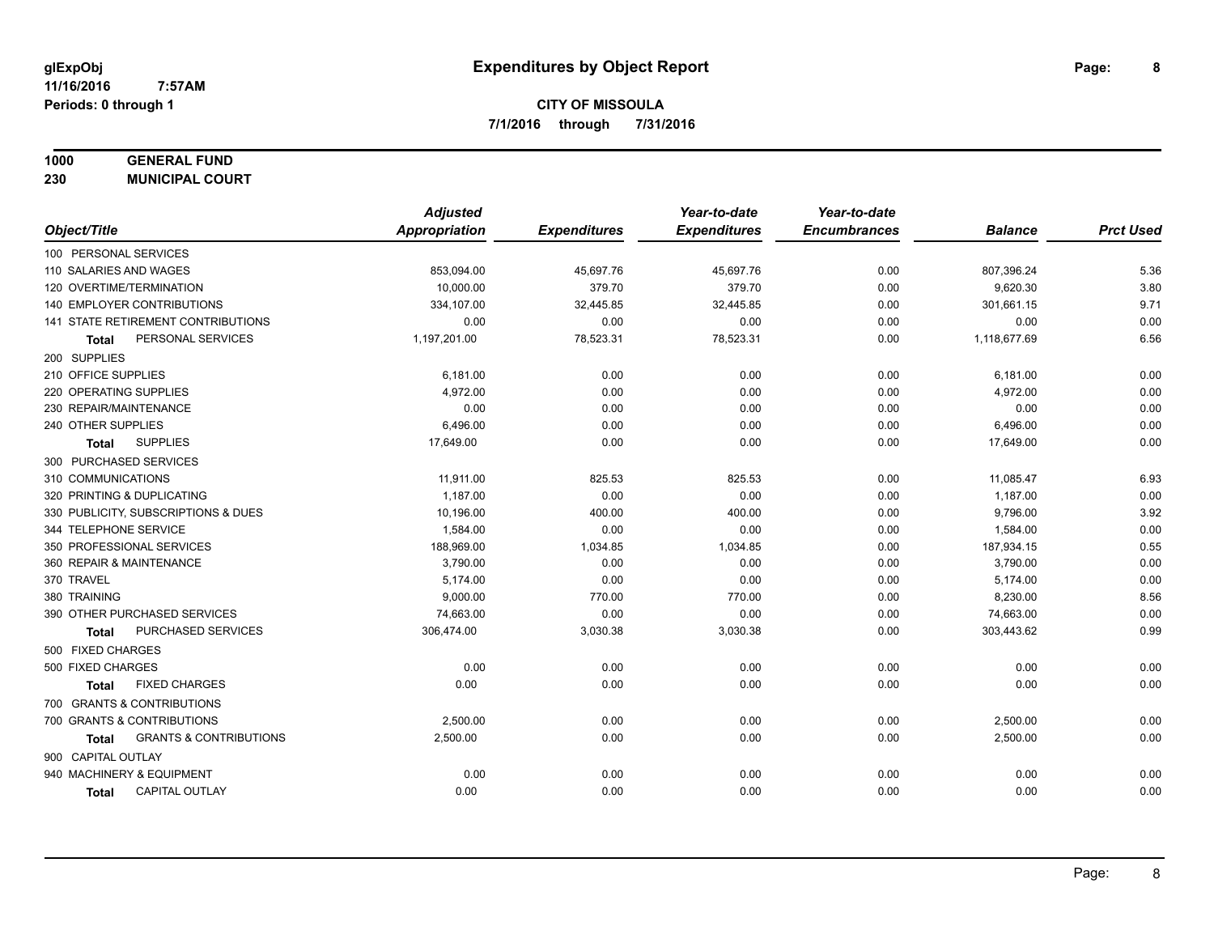**glExpObj** **Expenditures by Object Report**
**11/16/2016 7:57AM**
**Periods: 0 through 1**

**CITY OF MISSOULA**
**7/1/2016 through 7/31/2016**

**1000 GENERAL FUND**
**230 MUNICIPAL COURT**

| Object/Title | Adjusted Appropriation | Expenditures | Year-to-date Expenditures | Year-to-date Encumbrances | Balance | Prct Used |
|---|---|---|---|---|---|---|
| 100 PERSONAL SERVICES | | | | | | |
| 110 SALARIES AND WAGES | 853,094.00 | 45,697.76 | 45,697.76 | 0.00 | 807,396.24 | 5.36 |
| 120 OVERTIME/TERMINATION | 10,000.00 | 379.70 | 379.70 | 0.00 | 9,620.30 | 3.80 |
| 140 EMPLOYER CONTRIBUTIONS | 334,107.00 | 32,445.85 | 32,445.85 | 0.00 | 301,661.15 | 9.71 |
| 141 STATE RETIREMENT CONTRIBUTIONS | 0.00 | 0.00 | 0.00 | 0.00 | 0.00 | 0.00 |
| **Total** PERSONAL SERVICES | 1,197,201.00 | 78,523.31 | 78,523.31 | 0.00 | 1,118,677.69 | 6.56 |
| 200 SUPPLIES | | | | | | |
| 210 OFFICE SUPPLIES | 6,181.00 | 0.00 | 0.00 | 0.00 | 6,181.00 | 0.00 |
| 220 OPERATING SUPPLIES | 4,972.00 | 0.00 | 0.00 | 0.00 | 4,972.00 | 0.00 |
| 230 REPAIR/MAINTENANCE | 0.00 | 0.00 | 0.00 | 0.00 | 0.00 | 0.00 |
| 240 OTHER SUPPLIES | 6,496.00 | 0.00 | 0.00 | 0.00 | 6,496.00 | 0.00 |
| **Total** SUPPLIES | 17,649.00 | 0.00 | 0.00 | 0.00 | 17,649.00 | 0.00 |
| 300 PURCHASED SERVICES | | | | | | |
| 310 COMMUNICATIONS | 11,911.00 | 825.53 | 825.53 | 0.00 | 11,085.47 | 6.93 |
| 320 PRINTING & DUPLICATING | 1,187.00 | 0.00 | 0.00 | 0.00 | 1,187.00 | 0.00 |
| 330 PUBLICITY, SUBSCRIPTIONS & DUES | 10,196.00 | 400.00 | 400.00 | 0.00 | 9,796.00 | 3.92 |
| 344 TELEPHONE SERVICE | 1,584.00 | 0.00 | 0.00 | 0.00 | 1,584.00 | 0.00 |
| 350 PROFESSIONAL SERVICES | 188,969.00 | 1,034.85 | 1,034.85 | 0.00 | 187,934.15 | 0.55 |
| 360 REPAIR & MAINTENANCE | 3,790.00 | 0.00 | 0.00 | 0.00 | 3,790.00 | 0.00 |
| 370 TRAVEL | 5,174.00 | 0.00 | 0.00 | 0.00 | 5,174.00 | 0.00 |
| 380 TRAINING | 9,000.00 | 770.00 | 770.00 | 0.00 | 8,230.00 | 8.56 |
| 390 OTHER PURCHASED SERVICES | 74,663.00 | 0.00 | 0.00 | 0.00 | 74,663.00 | 0.00 |
| **Total** PURCHASED SERVICES | 306,474.00 | 3,030.38 | 3,030.38 | 0.00 | 303,443.62 | 0.99 |
| 500 FIXED CHARGES | | | | | | |
| 500 FIXED CHARGES | 0.00 | 0.00 | 0.00 | 0.00 | 0.00 | 0.00 |
| **Total** FIXED CHARGES | 0.00 | 0.00 | 0.00 | 0.00 | 0.00 | 0.00 |
| 700 GRANTS & CONTRIBUTIONS | | | | | | |
| 700 GRANTS & CONTRIBUTIONS | 2,500.00 | 0.00 | 0.00 | 0.00 | 2,500.00 | 0.00 |
| **Total** GRANTS & CONTRIBUTIONS | 2,500.00 | 0.00 | 0.00 | 0.00 | 2,500.00 | 0.00 |
| 900 CAPITAL OUTLAY | | | | | | |
| 940 MACHINERY & EQUIPMENT | 0.00 | 0.00 | 0.00 | 0.00 | 0.00 | 0.00 |
| **Total** CAPITAL OUTLAY | 0.00 | 0.00 | 0.00 | 0.00 | 0.00 | 0.00 |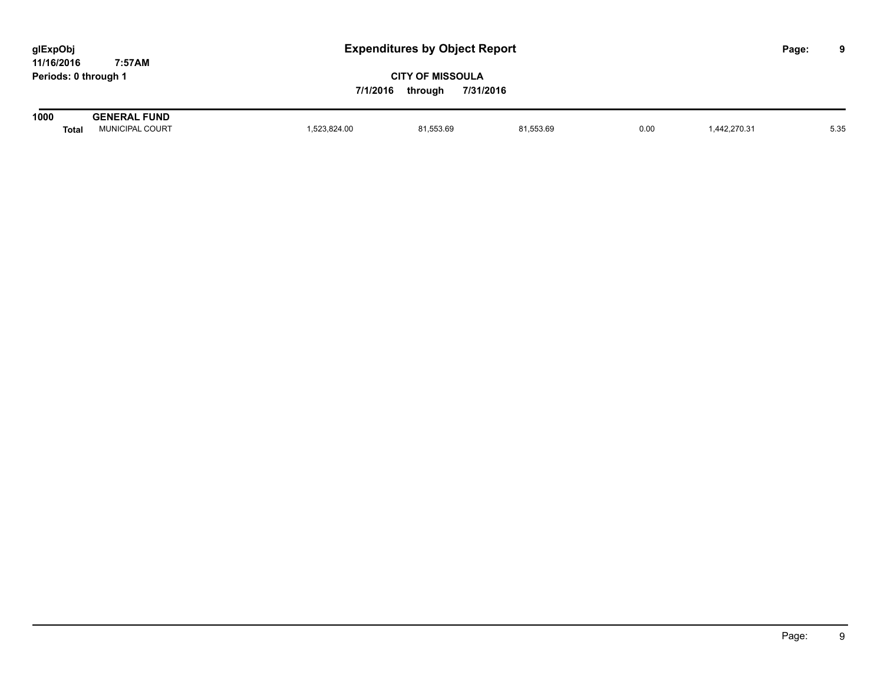# Expenditures by Object Report

glExpObj
11/16/2016 7:57AM
Periods: 0 through 1

**CITY OF MISSOULA**

**7/1/2016 through 7/31/2016**

| | | | | | | | |
|---|---|---|---|---|---|---|---|
| **1000** | **GENERAL FUND** | | | | | | |
| **Total** | MUNICIPAL COURT | 1,523,824.00 | 81,553.69 | 81,553.69 | 0.00 | 1,442,270.31 | 5.35 |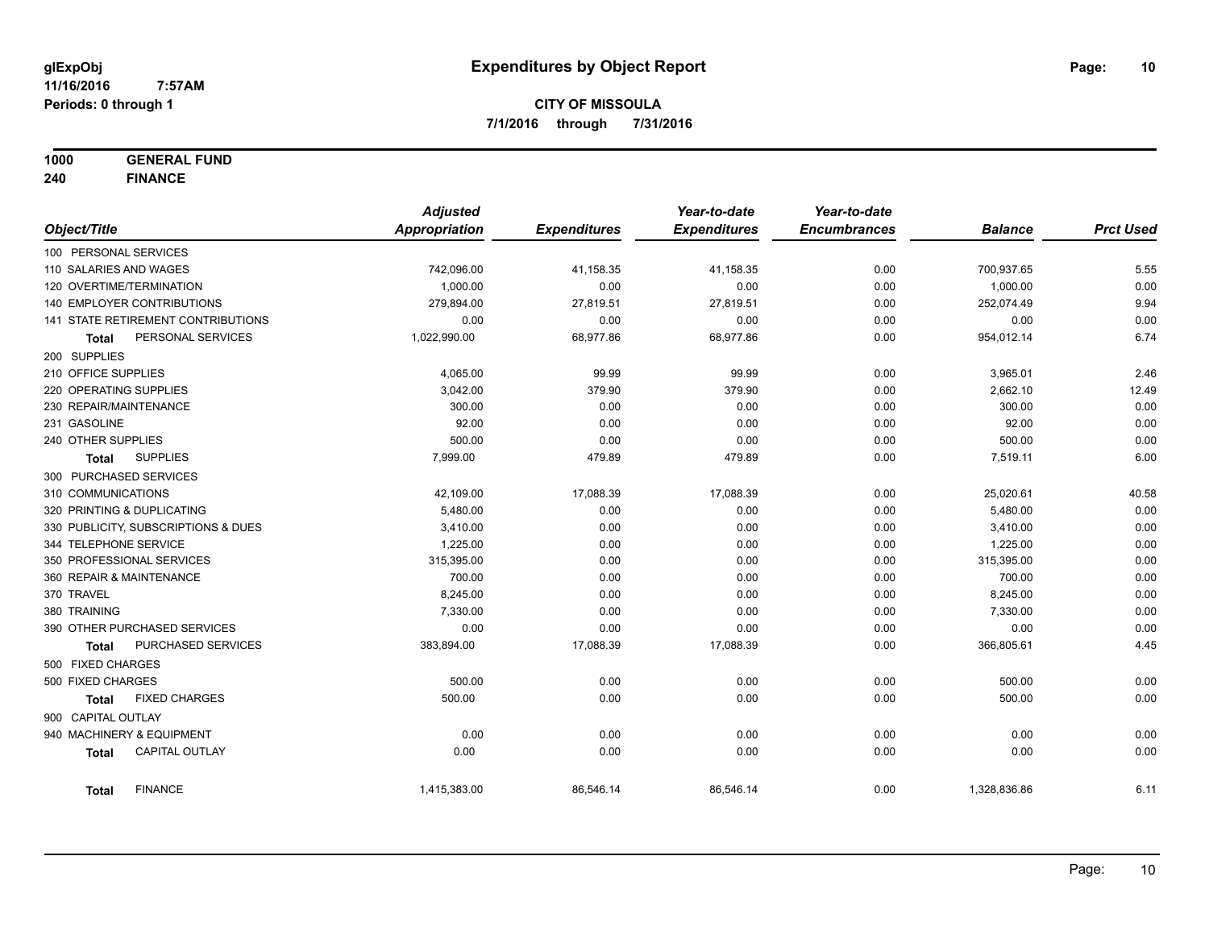glExpObj
11/16/2016 7:57AM
Periods: 0 through 1

# Expenditures by Object Report

**CITY OF MISSOULA**
**7/1/2016 through 7/31/2016**

**1000 GENERAL FUND**
**240 FINANCE**

| Object/Title | Adjusted Appropriation | Expenditures | Year-to-date Expenditures | Year-to-date Encumbrances | Balance | Prct Used |
|---|---|---|---|---|---|---|
| 100 PERSONAL SERVICES | | | | | | |
| 110 SALARIES AND WAGES | 742,096.00 | 41,158.35 | 41,158.35 | 0.00 | 700,937.65 | 5.55 |
| 120 OVERTIME/TERMINATION | 1,000.00 | 0.00 | 0.00 | 0.00 | 1,000.00 | 0.00 |
| 140 EMPLOYER CONTRIBUTIONS | 279,894.00 | 27,819.51 | 27,819.51 | 0.00 | 252,074.49 | 9.94 |
| 141 STATE RETIREMENT CONTRIBUTIONS | 0.00 | 0.00 | 0.00 | 0.00 | 0.00 | 0.00 |
| **Total** PERSONAL SERVICES | 1,022,990.00 | 68,977.86 | 68,977.86 | 0.00 | 954,012.14 | 6.74 |
| 200 SUPPLIES | | | | | | |
| 210 OFFICE SUPPLIES | 4,065.00 | 99.99 | 99.99 | 0.00 | 3,965.01 | 2.46 |
| 220 OPERATING SUPPLIES | 3,042.00 | 379.90 | 379.90 | 0.00 | 2,662.10 | 12.49 |
| 230 REPAIR/MAINTENANCE | 300.00 | 0.00 | 0.00 | 0.00 | 300.00 | 0.00 |
| 231 GASOLINE | 92.00 | 0.00 | 0.00 | 0.00 | 92.00 | 0.00 |
| 240 OTHER SUPPLIES | 500.00 | 0.00 | 0.00 | 0.00 | 500.00 | 0.00 |
| **Total** SUPPLIES | 7,999.00 | 479.89 | 479.89 | 0.00 | 7,519.11 | 6.00 |
| 300 PURCHASED SERVICES | | | | | | |
| 310 COMMUNICATIONS | 42,109.00 | 17,088.39 | 17,088.39 | 0.00 | 25,020.61 | 40.58 |
| 320 PRINTING & DUPLICATING | 5,480.00 | 0.00 | 0.00 | 0.00 | 5,480.00 | 0.00 |
| 330 PUBLICITY, SUBSCRIPTIONS & DUES | 3,410.00 | 0.00 | 0.00 | 0.00 | 3,410.00 | 0.00 |
| 344 TELEPHONE SERVICE | 1,225.00 | 0.00 | 0.00 | 0.00 | 1,225.00 | 0.00 |
| 350 PROFESSIONAL SERVICES | 315,395.00 | 0.00 | 0.00 | 0.00 | 315,395.00 | 0.00 |
| 360 REPAIR & MAINTENANCE | 700.00 | 0.00 | 0.00 | 0.00 | 700.00 | 0.00 |
| 370 TRAVEL | 8,245.00 | 0.00 | 0.00 | 0.00 | 8,245.00 | 0.00 |
| 380 TRAINING | 7,330.00 | 0.00 | 0.00 | 0.00 | 7,330.00 | 0.00 |
| 390 OTHER PURCHASED SERVICES | 0.00 | 0.00 | 0.00 | 0.00 | 0.00 | 0.00 |
| **Total** PURCHASED SERVICES | 383,894.00 | 17,088.39 | 17,088.39 | 0.00 | 366,805.61 | 4.45 |
| 500 FIXED CHARGES | | | | | | |
| 500 FIXED CHARGES | 500.00 | 0.00 | 0.00 | 0.00 | 500.00 | 0.00 |
| **Total** FIXED CHARGES | 500.00 | 0.00 | 0.00 | 0.00 | 500.00 | 0.00 |
| 900 CAPITAL OUTLAY | | | | | | |
| 940 MACHINERY & EQUIPMENT | 0.00 | 0.00 | 0.00 | 0.00 | 0.00 | 0.00 |
| **Total** CAPITAL OUTLAY | 0.00 | 0.00 | 0.00 | 0.00 | 0.00 | 0.00 |
| **Total** FINANCE | 1,415,383.00 | 86,546.14 | 86,546.14 | 0.00 | 1,328,836.86 | 6.11 |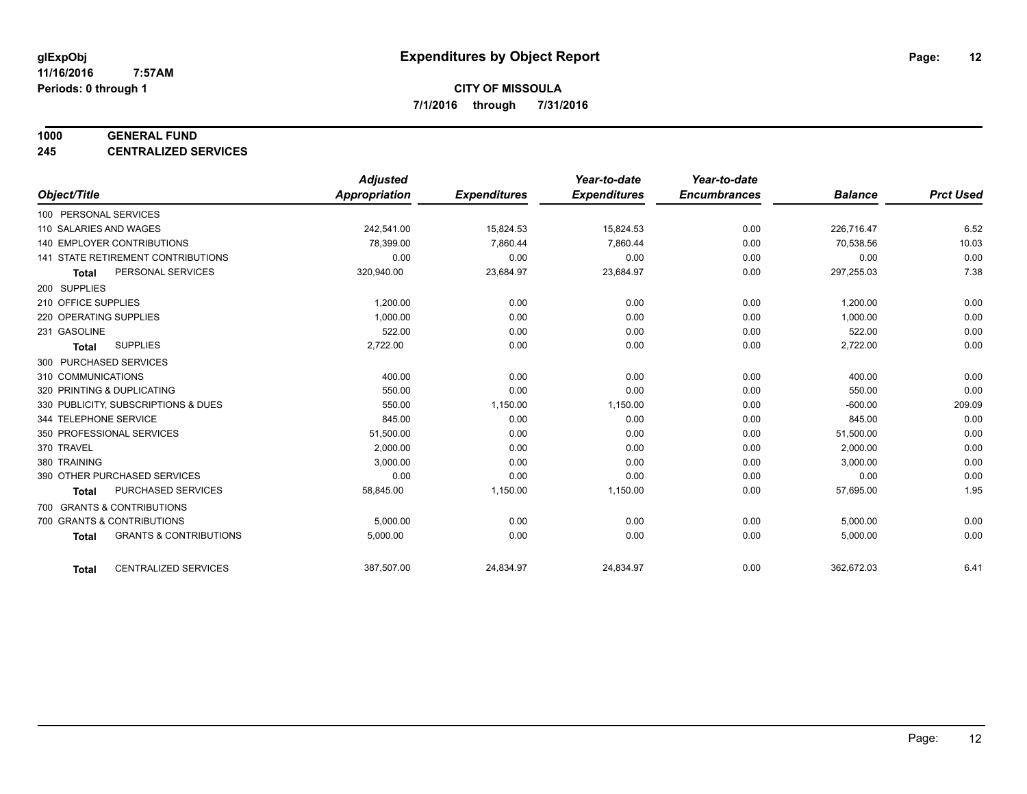# Expenditures by Object Report

glExpObj
11/16/2016 7:57AM
Periods: 0 through 1

**CITY OF MISSOULA**
**7/1/2016 through 7/31/2016**

**1000 GENERAL FUND**
**245 CENTRALIZED SERVICES**

| Object/Title | Adjusted Appropriation | Expenditures | Year-to-date Expenditures | Year-to-date Encumbrances | Balance | Prct Used |
|---|---|---|---|---|---|---|
| 100 PERSONAL SERVICES | | | | | | |
| 110 SALARIES AND WAGES | 242,541.00 | 15,824.53 | 15,824.53 | 0.00 | 226,716.47 | 6.52 |
| 140 EMPLOYER CONTRIBUTIONS | 78,399.00 | 7,860.44 | 7,860.44 | 0.00 | 70,538.56 | 10.03 |
| 141 STATE RETIREMENT CONTRIBUTIONS | 0.00 | 0.00 | 0.00 | 0.00 | 0.00 | 0.00 |
| **Total** PERSONAL SERVICES | 320,940.00 | 23,684.97 | 23,684.97 | 0.00 | 297,255.03 | 7.38 |
| 200 SUPPLIES | | | | | | |
| 210 OFFICE SUPPLIES | 1,200.00 | 0.00 | 0.00 | 0.00 | 1,200.00 | 0.00 |
| 220 OPERATING SUPPLIES | 1,000.00 | 0.00 | 0.00 | 0.00 | 1,000.00 | 0.00 |
| 231 GASOLINE | 522.00 | 0.00 | 0.00 | 0.00 | 522.00 | 0.00 |
| **Total** SUPPLIES | 2,722.00 | 0.00 | 0.00 | 0.00 | 2,722.00 | 0.00 |
| 300 PURCHASED SERVICES | | | | | | |
| 310 COMMUNICATIONS | 400.00 | 0.00 | 0.00 | 0.00 | 400.00 | 0.00 |
| 320 PRINTING & DUPLICATING | 550.00 | 0.00 | 0.00 | 0.00 | 550.00 | 0.00 |
| 330 PUBLICITY, SUBSCRIPTIONS & DUES | 550.00 | 1,150.00 | 1,150.00 | 0.00 | -600.00 | 209.09 |
| 344 TELEPHONE SERVICE | 845.00 | 0.00 | 0.00 | 0.00 | 845.00 | 0.00 |
| 350 PROFESSIONAL SERVICES | 51,500.00 | 0.00 | 0.00 | 0.00 | 51,500.00 | 0.00 |
| 370 TRAVEL | 2,000.00 | 0.00 | 0.00 | 0.00 | 2,000.00 | 0.00 |
| 380 TRAINING | 3,000.00 | 0.00 | 0.00 | 0.00 | 3,000.00 | 0.00 |
| 390 OTHER PURCHASED SERVICES | 0.00 | 0.00 | 0.00 | 0.00 | 0.00 | 0.00 |
| **Total** PURCHASED SERVICES | 58,845.00 | 1,150.00 | 1,150.00 | 0.00 | 57,695.00 | 1.95 |
| 700 GRANTS & CONTRIBUTIONS | | | | | | |
| 700 GRANTS & CONTRIBUTIONS | 5,000.00 | 0.00 | 0.00 | 0.00 | 5,000.00 | 0.00 |
| **Total** GRANTS & CONTRIBUTIONS | 5,000.00 | 0.00 | 0.00 | 0.00 | 5,000.00 | 0.00 |
| **Total** CENTRALIZED SERVICES | 387,507.00 | 24,834.97 | 24,834.97 | 0.00 | 362,672.03 | 6.41 |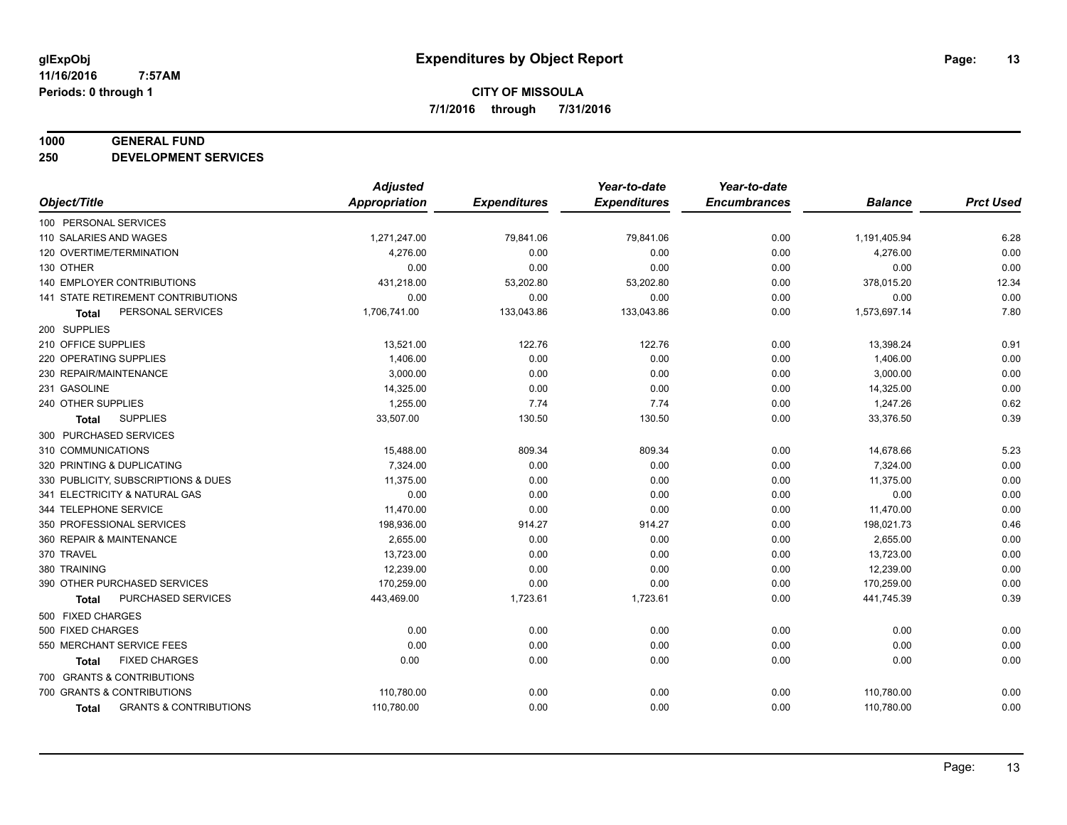**glExpObj**
**11/16/2016 7:57AM**
**Periods: 0 through 1**

# Expenditures by Object Report

**CITY OF MISSOULA**
**7/1/2016 through 7/31/2016**

**1000 GENERAL FUND**
**250 DEVELOPMENT SERVICES**

| Object/Title | Adjusted Appropriation | Expenditures | Year-to-date Expenditures | Year-to-date Encumbrances | Balance | Prct Used |
|---|---|---|---|---|---|---|
| 100 PERSONAL SERVICES | | | | | | |
| 110 SALARIES AND WAGES | 1,271,247.00 | 79,841.06 | 79,841.06 | 0.00 | 1,191,405.94 | 6.28 |
| 120 OVERTIME/TERMINATION | 4,276.00 | 0.00 | 0.00 | 0.00 | 4,276.00 | 0.00 |
| 130 OTHER | 0.00 | 0.00 | 0.00 | 0.00 | 0.00 | 0.00 |
| 140 EMPLOYER CONTRIBUTIONS | 431,218.00 | 53,202.80 | 53,202.80 | 0.00 | 378,015.20 | 12.34 |
| 141 STATE RETIREMENT CONTRIBUTIONS | 0.00 | 0.00 | 0.00 | 0.00 | 0.00 | 0.00 |
| **Total** PERSONAL SERVICES | 1,706,741.00 | 133,043.86 | 133,043.86 | 0.00 | 1,573,697.14 | 7.80 |
| 200 SUPPLIES | | | | | | |
| 210 OFFICE SUPPLIES | 13,521.00 | 122.76 | 122.76 | 0.00 | 13,398.24 | 0.91 |
| 220 OPERATING SUPPLIES | 1,406.00 | 0.00 | 0.00 | 0.00 | 1,406.00 | 0.00 |
| 230 REPAIR/MAINTENANCE | 3,000.00 | 0.00 | 0.00 | 0.00 | 3,000.00 | 0.00 |
| 231 GASOLINE | 14,325.00 | 0.00 | 0.00 | 0.00 | 14,325.00 | 0.00 |
| 240 OTHER SUPPLIES | 1,255.00 | 7.74 | 7.74 | 0.00 | 1,247.26 | 0.62 |
| **Total** SUPPLIES | 33,507.00 | 130.50 | 130.50 | 0.00 | 33,376.50 | 0.39 |
| 300 PURCHASED SERVICES | | | | | | |
| 310 COMMUNICATIONS | 15,488.00 | 809.34 | 809.34 | 0.00 | 14,678.66 | 5.23 |
| 320 PRINTING & DUPLICATING | 7,324.00 | 0.00 | 0.00 | 0.00 | 7,324.00 | 0.00 |
| 330 PUBLICITY, SUBSCRIPTIONS & DUES | 11,375.00 | 0.00 | 0.00 | 0.00 | 11,375.00 | 0.00 |
| 341 ELECTRICITY & NATURAL GAS | 0.00 | 0.00 | 0.00 | 0.00 | 0.00 | 0.00 |
| 344 TELEPHONE SERVICE | 11,470.00 | 0.00 | 0.00 | 0.00 | 11,470.00 | 0.00 |
| 350 PROFESSIONAL SERVICES | 198,936.00 | 914.27 | 914.27 | 0.00 | 198,021.73 | 0.46 |
| 360 REPAIR & MAINTENANCE | 2,655.00 | 0.00 | 0.00 | 0.00 | 2,655.00 | 0.00 |
| 370 TRAVEL | 13,723.00 | 0.00 | 0.00 | 0.00 | 13,723.00 | 0.00 |
| 380 TRAINING | 12,239.00 | 0.00 | 0.00 | 0.00 | 12,239.00 | 0.00 |
| 390 OTHER PURCHASED SERVICES | 170,259.00 | 0.00 | 0.00 | 0.00 | 170,259.00 | 0.00 |
| **Total** PURCHASED SERVICES | 443,469.00 | 1,723.61 | 1,723.61 | 0.00 | 441,745.39 | 0.39 |
| 500 FIXED CHARGES | | | | | | |
| 500 FIXED CHARGES | 0.00 | 0.00 | 0.00 | 0.00 | 0.00 | 0.00 |
| 550 MERCHANT SERVICE FEES | 0.00 | 0.00 | 0.00 | 0.00 | 0.00 | 0.00 |
| **Total** FIXED CHARGES | 0.00 | 0.00 | 0.00 | 0.00 | 0.00 | 0.00 |
| 700 GRANTS & CONTRIBUTIONS | | | | | | |
| 700 GRANTS & CONTRIBUTIONS | 110,780.00 | 0.00 | 0.00 | 0.00 | 110,780.00 | 0.00 |
| **Total** GRANTS & CONTRIBUTIONS | 110,780.00 | 0.00 | 0.00 | 0.00 | 110,780.00 | 0.00 |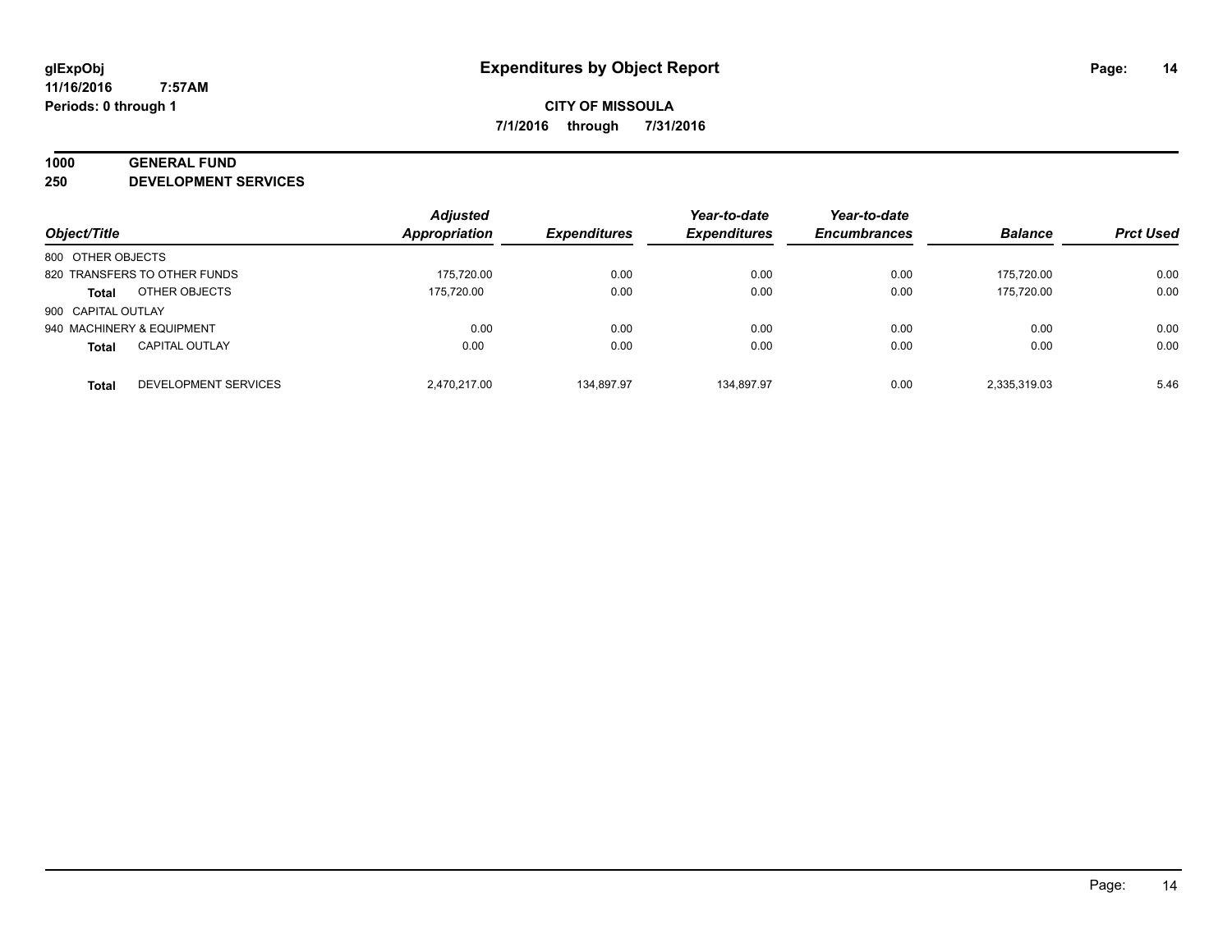glExpObj
11/16/2016 7:57AM
Periods: 0 through 1

# Expenditures by Object Report

**CITY OF MISSOULA**
**7/1/2016 through 7/31/2016**

## 1000 GENERAL FUND
## 250 DEVELOPMENT SERVICES

| Object/Title | | Adjusted Appropriation | Expenditures | Year-to-date Expenditures | Year-to-date Encumbrances | Balance | Prct Used |
|---|---|---|---|---|---|---|---|
| 800 OTHER OBJECTS | | | | | | | |
| 820 TRANSFERS TO OTHER FUNDS | | 175,720.00 | 0.00 | 0.00 | 0.00 | 175,720.00 | 0.00 |
| **Total** | OTHER OBJECTS | 175,720.00 | 0.00 | 0.00 | 0.00 | 175,720.00 | 0.00 |
| 900 CAPITAL OUTLAY | | | | | | | |
| 940 MACHINERY & EQUIPMENT | | 0.00 | 0.00 | 0.00 | 0.00 | 0.00 | 0.00 |
| **Total** | CAPITAL OUTLAY | 0.00 | 0.00 | 0.00 | 0.00 | 0.00 | 0.00 |
| **Total** | DEVELOPMENT SERVICES | 2,470,217.00 | 134,897.97 | 134,897.97 | 0.00 | 2,335,319.03 | 5.46 |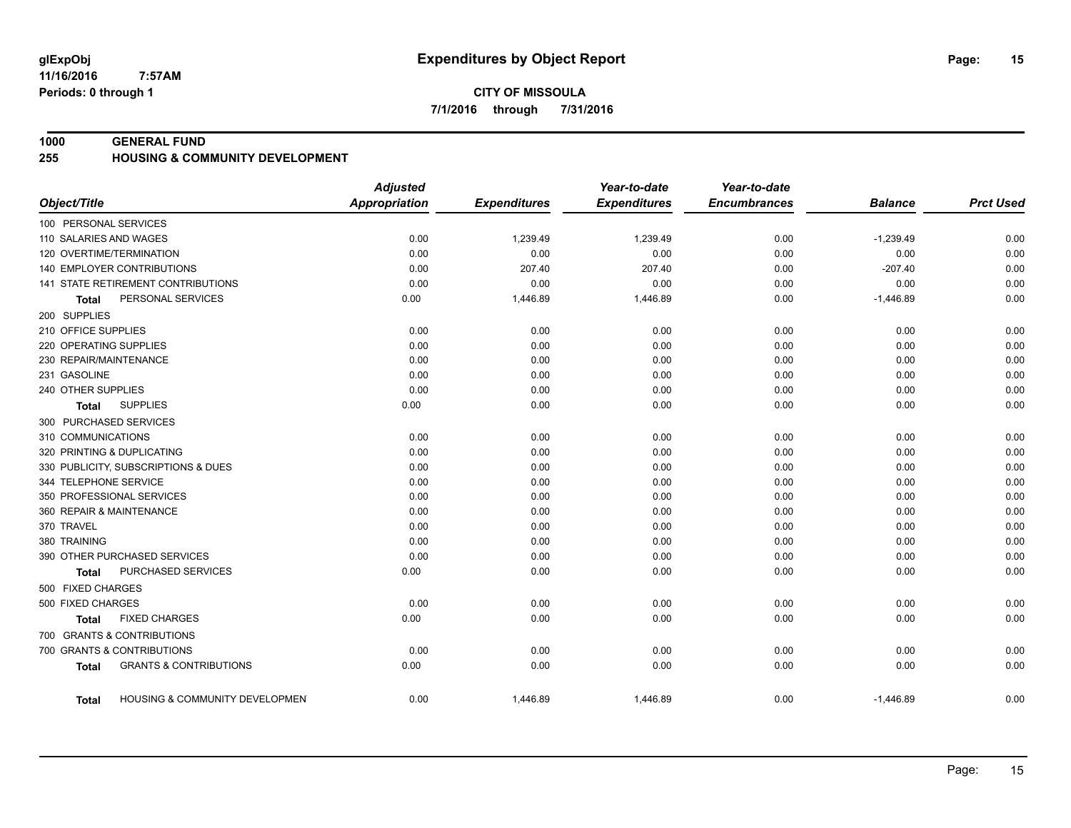**glExpObj**
**11/16/2016 7:57AM**
**Periods: 0 through 1**

# Expenditures by Object Report

**CITY OF MISSOULA**
**7/1/2016 through 7/31/2016**

**1000 GENERAL FUND**
**255 HOUSING & COMMUNITY DEVELOPMENT**

| Object/Title | Adjusted Appropriation | Expenditures | Year-to-date Expenditures | Year-to-date Encumbrances | Balance | Prct Used |
|---|---|---|---|---|---|---|
| 100 PERSONAL SERVICES | | | | | | |
| 110 SALARIES AND WAGES | 0.00 | 1,239.49 | 1,239.49 | 0.00 | -1,239.49 | 0.00 |
| 120 OVERTIME/TERMINATION | 0.00 | 0.00 | 0.00 | 0.00 | 0.00 | 0.00 |
| 140 EMPLOYER CONTRIBUTIONS | 0.00 | 207.40 | 207.40 | 0.00 | -207.40 | 0.00 |
| 141 STATE RETIREMENT CONTRIBUTIONS | 0.00 | 0.00 | 0.00 | 0.00 | 0.00 | 0.00 |
| **Total** PERSONAL SERVICES | 0.00 | 1,446.89 | 1,446.89 | 0.00 | -1,446.89 | 0.00 |
| 200 SUPPLIES | | | | | | |
| 210 OFFICE SUPPLIES | 0.00 | 0.00 | 0.00 | 0.00 | 0.00 | 0.00 |
| 220 OPERATING SUPPLIES | 0.00 | 0.00 | 0.00 | 0.00 | 0.00 | 0.00 |
| 230 REPAIR/MAINTENANCE | 0.00 | 0.00 | 0.00 | 0.00 | 0.00 | 0.00 |
| 231 GASOLINE | 0.00 | 0.00 | 0.00 | 0.00 | 0.00 | 0.00 |
| 240 OTHER SUPPLIES | 0.00 | 0.00 | 0.00 | 0.00 | 0.00 | 0.00 |
| **Total** SUPPLIES | 0.00 | 0.00 | 0.00 | 0.00 | 0.00 | 0.00 |
| 300 PURCHASED SERVICES | | | | | | |
| 310 COMMUNICATIONS | 0.00 | 0.00 | 0.00 | 0.00 | 0.00 | 0.00 |
| 320 PRINTING & DUPLICATING | 0.00 | 0.00 | 0.00 | 0.00 | 0.00 | 0.00 |
| 330 PUBLICITY, SUBSCRIPTIONS & DUES | 0.00 | 0.00 | 0.00 | 0.00 | 0.00 | 0.00 |
| 344 TELEPHONE SERVICE | 0.00 | 0.00 | 0.00 | 0.00 | 0.00 | 0.00 |
| 350 PROFESSIONAL SERVICES | 0.00 | 0.00 | 0.00 | 0.00 | 0.00 | 0.00 |
| 360 REPAIR & MAINTENANCE | 0.00 | 0.00 | 0.00 | 0.00 | 0.00 | 0.00 |
| 370 TRAVEL | 0.00 | 0.00 | 0.00 | 0.00 | 0.00 | 0.00 |
| 380 TRAINING | 0.00 | 0.00 | 0.00 | 0.00 | 0.00 | 0.00 |
| 390 OTHER PURCHASED SERVICES | 0.00 | 0.00 | 0.00 | 0.00 | 0.00 | 0.00 |
| **Total** PURCHASED SERVICES | 0.00 | 0.00 | 0.00 | 0.00 | 0.00 | 0.00 |
| 500 FIXED CHARGES | | | | | | |
| 500 FIXED CHARGES | 0.00 | 0.00 | 0.00 | 0.00 | 0.00 | 0.00 |
| **Total** FIXED CHARGES | 0.00 | 0.00 | 0.00 | 0.00 | 0.00 | 0.00 |
| 700 GRANTS & CONTRIBUTIONS | | | | | | |
| 700 GRANTS & CONTRIBUTIONS | 0.00 | 0.00 | 0.00 | 0.00 | 0.00 | 0.00 |
| **Total** GRANTS & CONTRIBUTIONS | 0.00 | 0.00 | 0.00 | 0.00 | 0.00 | 0.00 |
| **Total** HOUSING & COMMUNITY DEVELOPMEN | 0.00 | 1,446.89 | 1,446.89 | 0.00 | -1,446.89 | 0.00 |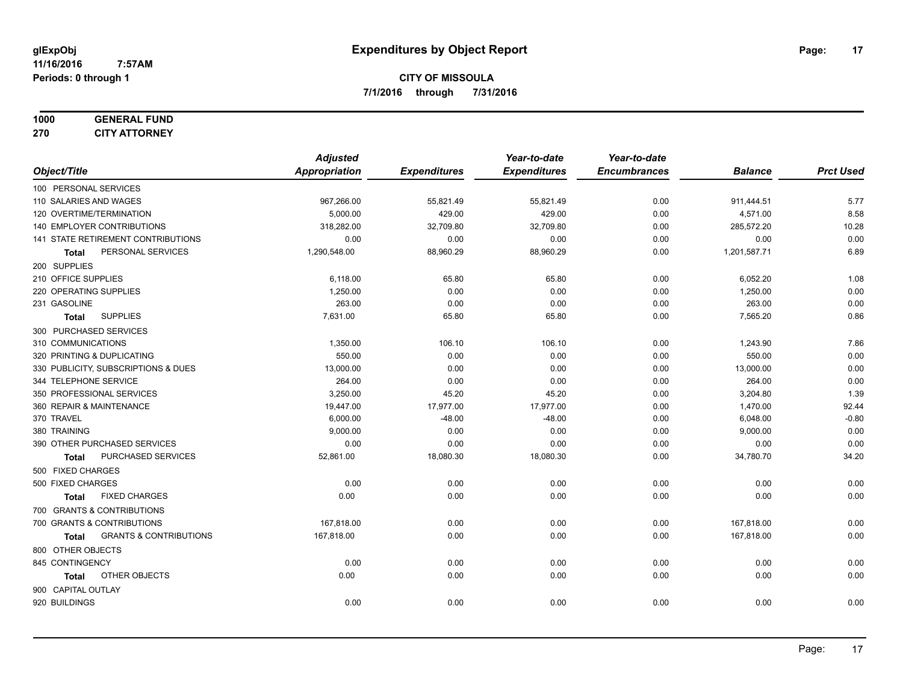glExpObj
11/16/2016 7:57AM
Periods: 0 through 1

# Expenditures by Object Report

**CITY OF MISSOULA**
**7/1/2016 through 7/31/2016**

**1000 GENERAL FUND**
**270 CITY ATTORNEY**

| Object/Title | Adjusted Appropriation | Expenditures | Year-to-date Expenditures | Year-to-date Encumbrances | Balance | Prct Used |
|---|---|---|---|---|---|---|
| 100 PERSONAL SERVICES | | | | | | |
| 110 SALARIES AND WAGES | 967,266.00 | 55,821.49 | 55,821.49 | 0.00 | 911,444.51 | 5.77 |
| 120 OVERTIME/TERMINATION | 5,000.00 | 429.00 | 429.00 | 0.00 | 4,571.00 | 8.58 |
| 140 EMPLOYER CONTRIBUTIONS | 318,282.00 | 32,709.80 | 32,709.80 | 0.00 | 285,572.20 | 10.28 |
| 141 STATE RETIREMENT CONTRIBUTIONS | 0.00 | 0.00 | 0.00 | 0.00 | 0.00 | 0.00 |
| **Total** PERSONAL SERVICES | 1,290,548.00 | 88,960.29 | 88,960.29 | 0.00 | 1,201,587.71 | 6.89 |
| 200 SUPPLIES | | | | | | |
| 210 OFFICE SUPPLIES | 6,118.00 | 65.80 | 65.80 | 0.00 | 6,052.20 | 1.08 |
| 220 OPERATING SUPPLIES | 1,250.00 | 0.00 | 0.00 | 0.00 | 1,250.00 | 0.00 |
| 231 GASOLINE | 263.00 | 0.00 | 0.00 | 0.00 | 263.00 | 0.00 |
| **Total** SUPPLIES | 7,631.00 | 65.80 | 65.80 | 0.00 | 7,565.20 | 0.86 |
| 300 PURCHASED SERVICES | | | | | | |
| 310 COMMUNICATIONS | 1,350.00 | 106.10 | 106.10 | 0.00 | 1,243.90 | 7.86 |
| 320 PRINTING & DUPLICATING | 550.00 | 0.00 | 0.00 | 0.00 | 550.00 | 0.00 |
| 330 PUBLICITY, SUBSCRIPTIONS & DUES | 13,000.00 | 0.00 | 0.00 | 0.00 | 13,000.00 | 0.00 |
| 344 TELEPHONE SERVICE | 264.00 | 0.00 | 0.00 | 0.00 | 264.00 | 0.00 |
| 350 PROFESSIONAL SERVICES | 3,250.00 | 45.20 | 45.20 | 0.00 | 3,204.80 | 1.39 |
| 360 REPAIR & MAINTENANCE | 19,447.00 | 17,977.00 | 17,977.00 | 0.00 | 1,470.00 | 92.44 |
| 370 TRAVEL | 6,000.00 | -48.00 | -48.00 | 0.00 | 6,048.00 | -0.80 |
| 380 TRAINING | 9,000.00 | 0.00 | 0.00 | 0.00 | 9,000.00 | 0.00 |
| 390 OTHER PURCHASED SERVICES | 0.00 | 0.00 | 0.00 | 0.00 | 0.00 | 0.00 |
| **Total** PURCHASED SERVICES | 52,861.00 | 18,080.30 | 18,080.30 | 0.00 | 34,780.70 | 34.20 |
| 500 FIXED CHARGES | | | | | | |
| 500 FIXED CHARGES | 0.00 | 0.00 | 0.00 | 0.00 | 0.00 | 0.00 |
| **Total** FIXED CHARGES | 0.00 | 0.00 | 0.00 | 0.00 | 0.00 | 0.00 |
| 700 GRANTS & CONTRIBUTIONS | | | | | | |
| 700 GRANTS & CONTRIBUTIONS | 167,818.00 | 0.00 | 0.00 | 0.00 | 167,818.00 | 0.00 |
| **Total** GRANTS & CONTRIBUTIONS | 167,818.00 | 0.00 | 0.00 | 0.00 | 167,818.00 | 0.00 |
| 800 OTHER OBJECTS | | | | | | |
| 845 CONTINGENCY | 0.00 | 0.00 | 0.00 | 0.00 | 0.00 | 0.00 |
| **Total** OTHER OBJECTS | 0.00 | 0.00 | 0.00 | 0.00 | 0.00 | 0.00 |
| 900 CAPITAL OUTLAY | | | | | | |
| 920 BUILDINGS | 0.00 | 0.00 | 0.00 | 0.00 | 0.00 | 0.00 |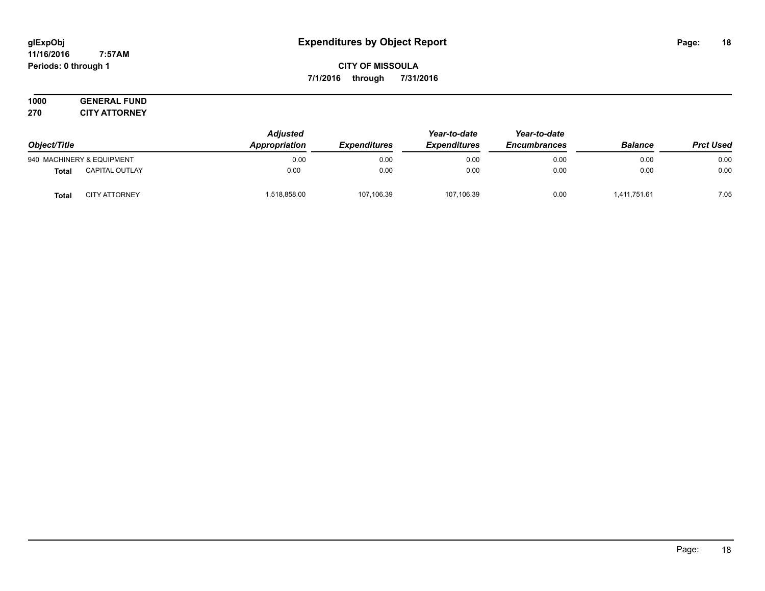# Expenditures by Object Report

glExpObj
11/16/2016 7:57AM
Periods: 0 through 1

**CITY OF MISSOULA**
**7/1/2016 through 7/31/2016**

**1000 GENERAL FUND**
**270 CITY ATTORNEY**

| Object/Title | | Adjusted Appropriation | Expenditures | Year-to-date Expenditures | Year-to-date Encumbrances | Balance | Prct Used |
|---|---|---|---|---|---|---|---|
| 940 MACHINERY & EQUIPMENT | | 0.00 | 0.00 | 0.00 | 0.00 | 0.00 | 0.00 |
| **Total** | CAPITAL OUTLAY | 0.00 | 0.00 | 0.00 | 0.00 | 0.00 | 0.00 |
| **Total** | CITY ATTORNEY | 1,518,858.00 | 107,106.39 | 107,106.39 | 0.00 | 1,411,751.61 | 7.05 |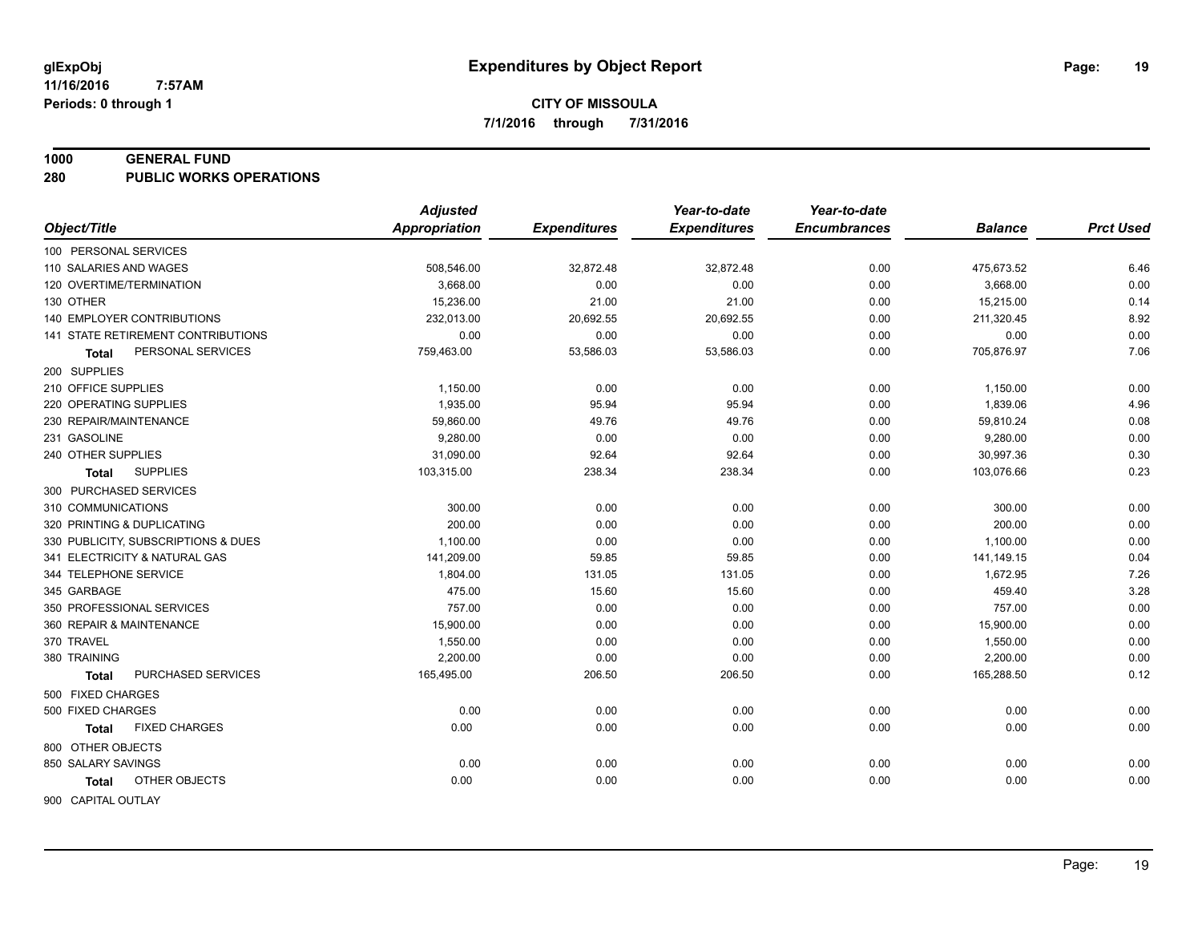# Expenditures by Object Report

glExpObj
11/16/2016 7:57AM
Periods: 0 through 1

**CITY OF MISSOULA**
**7/1/2016 through 7/31/2016**

**1000 GENERAL FUND**
**280 PUBLIC WORKS OPERATIONS**

| Object/Title | Adjusted Appropriation | Expenditures | Year-to-date Expenditures | Year-to-date Encumbrances | Balance | Prct Used |
|---|---|---|---|---|---|---|
| 100 PERSONAL SERVICES | | | | | | |
| 110 SALARIES AND WAGES | 508,546.00 | 32,872.48 | 32,872.48 | 0.00 | 475,673.52 | 6.46 |
| 120 OVERTIME/TERMINATION | 3,668.00 | 0.00 | 0.00 | 0.00 | 3,668.00 | 0.00 |
| 130 OTHER | 15,236.00 | 21.00 | 21.00 | 0.00 | 15,215.00 | 0.14 |
| 140 EMPLOYER CONTRIBUTIONS | 232,013.00 | 20,692.55 | 20,692.55 | 0.00 | 211,320.45 | 8.92 |
| 141 STATE RETIREMENT CONTRIBUTIONS | 0.00 | 0.00 | 0.00 | 0.00 | 0.00 | 0.00 |
| **Total** PERSONAL SERVICES | 759,463.00 | 53,586.03 | 53,586.03 | 0.00 | 705,876.97 | 7.06 |
| 200 SUPPLIES | | | | | | |
| 210 OFFICE SUPPLIES | 1,150.00 | 0.00 | 0.00 | 0.00 | 1,150.00 | 0.00 |
| 220 OPERATING SUPPLIES | 1,935.00 | 95.94 | 95.94 | 0.00 | 1,839.06 | 4.96 |
| 230 REPAIR/MAINTENANCE | 59,860.00 | 49.76 | 49.76 | 0.00 | 59,810.24 | 0.08 |
| 231 GASOLINE | 9,280.00 | 0.00 | 0.00 | 0.00 | 9,280.00 | 0.00 |
| 240 OTHER SUPPLIES | 31,090.00 | 92.64 | 92.64 | 0.00 | 30,997.36 | 0.30 |
| **Total** SUPPLIES | 103,315.00 | 238.34 | 238.34 | 0.00 | 103,076.66 | 0.23 |
| 300 PURCHASED SERVICES | | | | | | |
| 310 COMMUNICATIONS | 300.00 | 0.00 | 0.00 | 0.00 | 300.00 | 0.00 |
| 320 PRINTING & DUPLICATING | 200.00 | 0.00 | 0.00 | 0.00 | 200.00 | 0.00 |
| 330 PUBLICITY, SUBSCRIPTIONS & DUES | 1,100.00 | 0.00 | 0.00 | 0.00 | 1,100.00 | 0.00 |
| 341 ELECTRICITY & NATURAL GAS | 141,209.00 | 59.85 | 59.85 | 0.00 | 141,149.15 | 0.04 |
| 344 TELEPHONE SERVICE | 1,804.00 | 131.05 | 131.05 | 0.00 | 1,672.95 | 7.26 |
| 345 GARBAGE | 475.00 | 15.60 | 15.60 | 0.00 | 459.40 | 3.28 |
| 350 PROFESSIONAL SERVICES | 757.00 | 0.00 | 0.00 | 0.00 | 757.00 | 0.00 |
| 360 REPAIR & MAINTENANCE | 15,900.00 | 0.00 | 0.00 | 0.00 | 15,900.00 | 0.00 |
| 370 TRAVEL | 1,550.00 | 0.00 | 0.00 | 0.00 | 1,550.00 | 0.00 |
| 380 TRAINING | 2,200.00 | 0.00 | 0.00 | 0.00 | 2,200.00 | 0.00 |
| **Total** PURCHASED SERVICES | 165,495.00 | 206.50 | 206.50 | 0.00 | 165,288.50 | 0.12 |
| 500 FIXED CHARGES | | | | | | |
| 500 FIXED CHARGES | 0.00 | 0.00 | 0.00 | 0.00 | 0.00 | 0.00 |
| **Total** FIXED CHARGES | 0.00 | 0.00 | 0.00 | 0.00 | 0.00 | 0.00 |
| 800 OTHER OBJECTS | | | | | | |
| 850 SALARY SAVINGS | 0.00 | 0.00 | 0.00 | 0.00 | 0.00 | 0.00 |
| **Total** OTHER OBJECTS | 0.00 | 0.00 | 0.00 | 0.00 | 0.00 | 0.00 |
| 900 CAPITAL OUTLAY | | | | | | |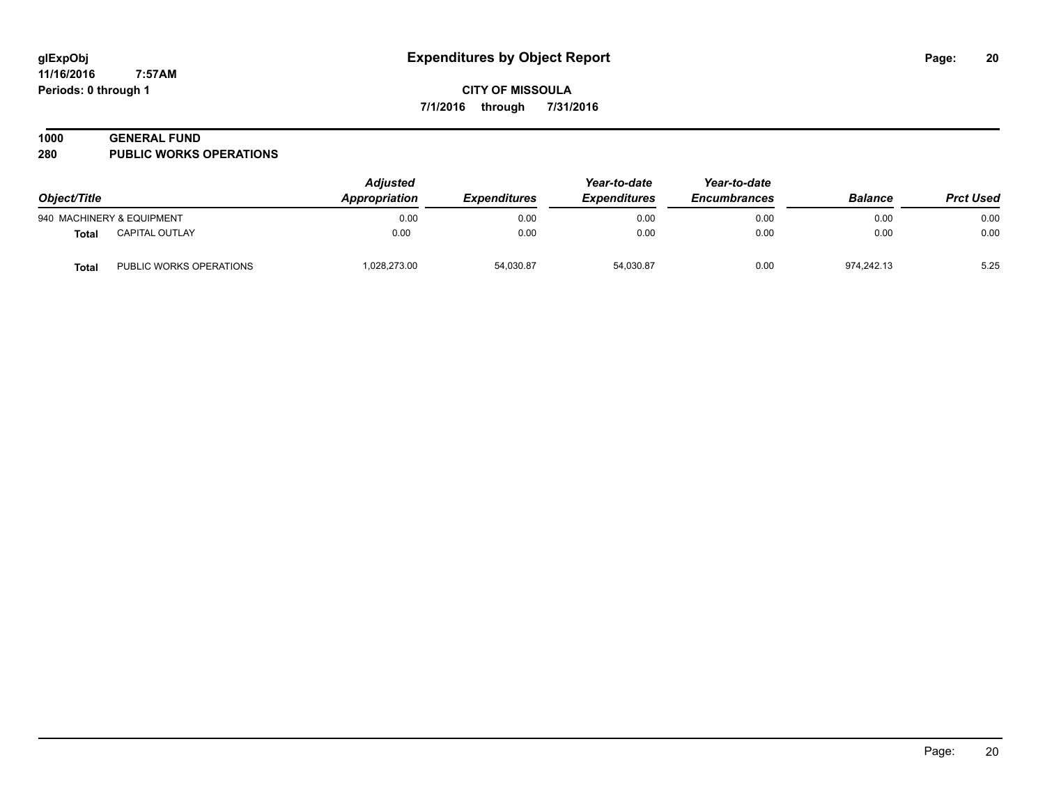**glExpObj**
**11/16/2016 7:57AM**
**Periods: 0 through 1**

# Expenditures by Object Report

**CITY OF MISSOULA**

**7/1/2016 through 7/31/2016**

## 1000 GENERAL FUND
## 280 PUBLIC WORKS OPERATIONS

| Object/Title | | Adjusted Appropriation | Expenditures | Year-to-date Expenditures | Year-to-date Encumbrances | Balance | Prct Used |
|---|---|---|---|---|---|---|---|
| 940 MACHINERY & EQUIPMENT | | 0.00 | 0.00 | 0.00 | 0.00 | 0.00 | 0.00 |
| **Total** | CAPITAL OUTLAY | 0.00 | 0.00 | 0.00 | 0.00 | 0.00 | 0.00 |
| **Total** | PUBLIC WORKS OPERATIONS | 1,028,273.00 | 54,030.87 | 54,030.87 | 0.00 | 974,242.13 | 5.25 |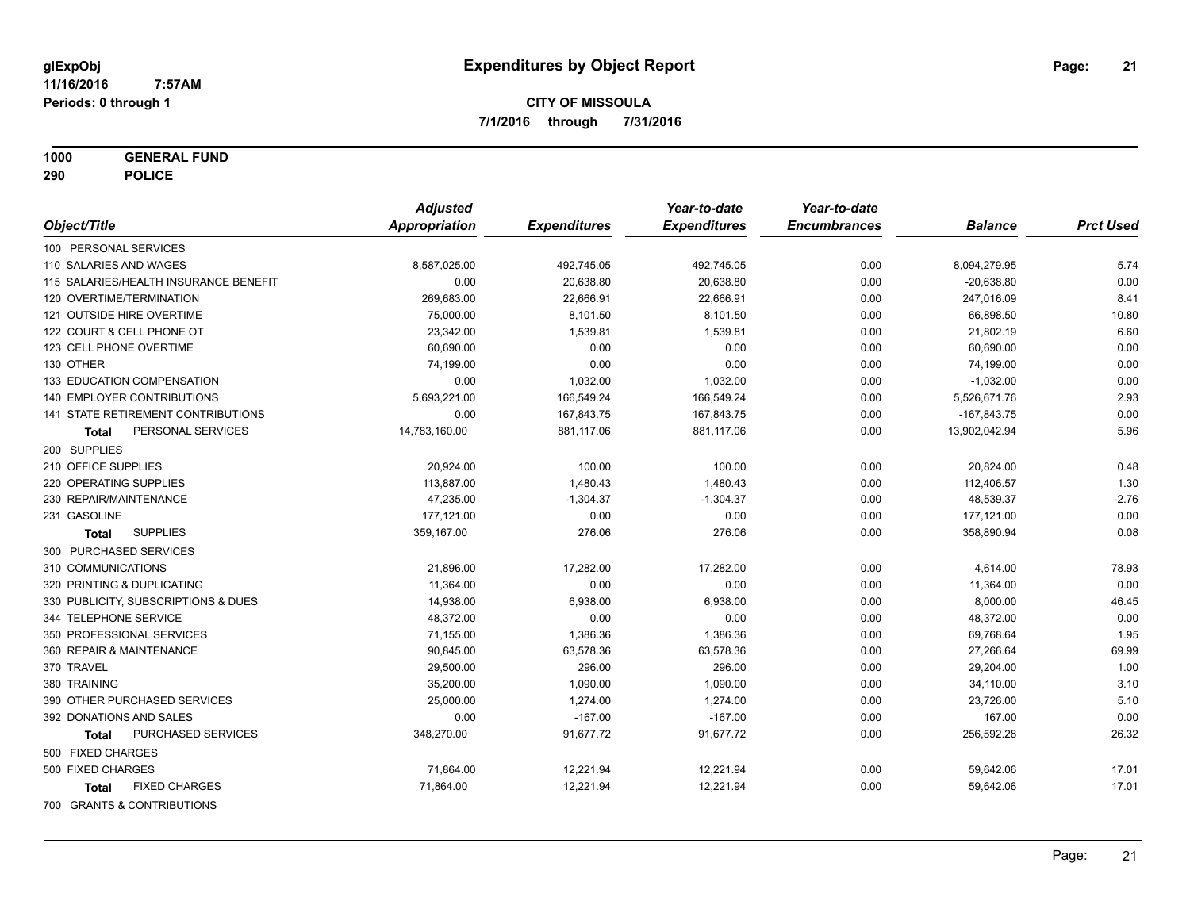glExpObj
11/16/2016 7:57AM
Periods: 0 through 1

# Expenditures by Object Report

**CITY OF MISSOULA**
**7/1/2016 through 7/31/2016**

**1000 GENERAL FUND**
**290 POLICE**

| Object/Title | Adjusted Appropriation | Expenditures | Year-to-date Expenditures | Year-to-date Encumbrances | Balance | Prct Used |
|---|---|---|---|---|---|---|
| 100 PERSONAL SERVICES | | | | | | |
| 110 SALARIES AND WAGES | 8,587,025.00 | 492,745.05 | 492,745.05 | 0.00 | 8,094,279.95 | 5.74 |
| 115 SALARIES/HEALTH INSURANCE BENEFIT | 0.00 | 20,638.80 | 20,638.80 | 0.00 | -20,638.80 | 0.00 |
| 120 OVERTIME/TERMINATION | 269,683.00 | 22,666.91 | 22,666.91 | 0.00 | 247,016.09 | 8.41 |
| 121 OUTSIDE HIRE OVERTIME | 75,000.00 | 8,101.50 | 8,101.50 | 0.00 | 66,898.50 | 10.80 |
| 122 COURT & CELL PHONE OT | 23,342.00 | 1,539.81 | 1,539.81 | 0.00 | 21,802.19 | 6.60 |
| 123 CELL PHONE OVERTIME | 60,690.00 | 0.00 | 0.00 | 0.00 | 60,690.00 | 0.00 |
| 130 OTHER | 74,199.00 | 0.00 | 0.00 | 0.00 | 74,199.00 | 0.00 |
| 133 EDUCATION COMPENSATION | 0.00 | 1,032.00 | 1,032.00 | 0.00 | -1,032.00 | 0.00 |
| 140 EMPLOYER CONTRIBUTIONS | 5,693,221.00 | 166,549.24 | 166,549.24 | 0.00 | 5,526,671.76 | 2.93 |
| 141 STATE RETIREMENT CONTRIBUTIONS | 0.00 | 167,843.75 | 167,843.75 | 0.00 | -167,843.75 | 0.00 |
| **Total** PERSONAL SERVICES | 14,783,160.00 | 881,117.06 | 881,117.06 | 0.00 | 13,902,042.94 | 5.96 |
| 200 SUPPLIES | | | | | | |
| 210 OFFICE SUPPLIES | 20,924.00 | 100.00 | 100.00 | 0.00 | 20,824.00 | 0.48 |
| 220 OPERATING SUPPLIES | 113,887.00 | 1,480.43 | 1,480.43 | 0.00 | 112,406.57 | 1.30 |
| 230 REPAIR/MAINTENANCE | 47,235.00 | -1,304.37 | -1,304.37 | 0.00 | 48,539.37 | -2.76 |
| 231 GASOLINE | 177,121.00 | 0.00 | 0.00 | 0.00 | 177,121.00 | 0.00 |
| **Total** SUPPLIES | 359,167.00 | 276.06 | 276.06 | 0.00 | 358,890.94 | 0.08 |
| 300 PURCHASED SERVICES | | | | | | |
| 310 COMMUNICATIONS | 21,896.00 | 17,282.00 | 17,282.00 | 0.00 | 4,614.00 | 78.93 |
| 320 PRINTING & DUPLICATING | 11,364.00 | 0.00 | 0.00 | 0.00 | 11,364.00 | 0.00 |
| 330 PUBLICITY, SUBSCRIPTIONS & DUES | 14,938.00 | 6,938.00 | 6,938.00 | 0.00 | 8,000.00 | 46.45 |
| 344 TELEPHONE SERVICE | 48,372.00 | 0.00 | 0.00 | 0.00 | 48,372.00 | 0.00 |
| 350 PROFESSIONAL SERVICES | 71,155.00 | 1,386.36 | 1,386.36 | 0.00 | 69,768.64 | 1.95 |
| 360 REPAIR & MAINTENANCE | 90,845.00 | 63,578.36 | 63,578.36 | 0.00 | 27,266.64 | 69.99 |
| 370 TRAVEL | 29,500.00 | 296.00 | 296.00 | 0.00 | 29,204.00 | 1.00 |
| 380 TRAINING | 35,200.00 | 1,090.00 | 1,090.00 | 0.00 | 34,110.00 | 3.10 |
| 390 OTHER PURCHASED SERVICES | 25,000.00 | 1,274.00 | 1,274.00 | 0.00 | 23,726.00 | 5.10 |
| 392 DONATIONS AND SALES | 0.00 | -167.00 | -167.00 | 0.00 | 167.00 | 0.00 |
| **Total** PURCHASED SERVICES | 348,270.00 | 91,677.72 | 91,677.72 | 0.00 | 256,592.28 | 26.32 |
| 500 FIXED CHARGES | | | | | | |
| 500 FIXED CHARGES | 71,864.00 | 12,221.94 | 12,221.94 | 0.00 | 59,642.06 | 17.01 |
| **Total** FIXED CHARGES | 71,864.00 | 12,221.94 | 12,221.94 | 0.00 | 59,642.06 | 17.01 |
| 700 GRANTS & CONTRIBUTIONS | | | | | | |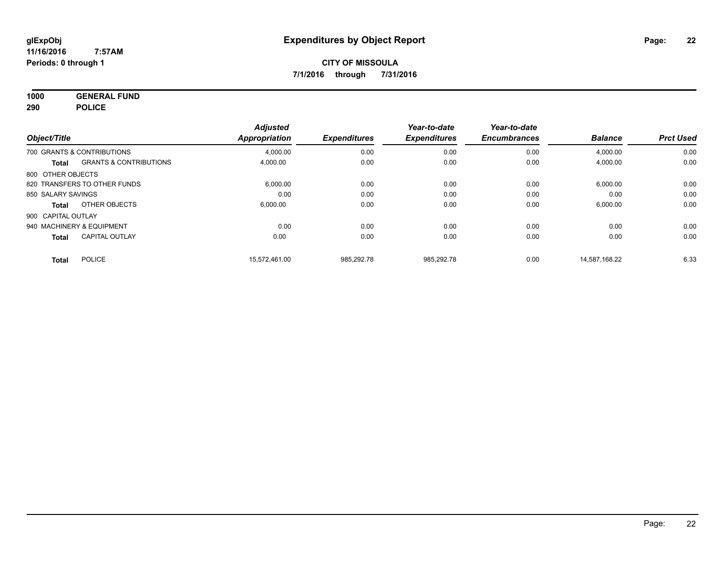# Expenditures by Object Report

glExpObj
11/16/2016 7:57AM
Periods: 0 through 1

**CITY OF MISSOULA**
**7/1/2016 through 7/31/2016**

**1000 GENERAL FUND**
**290 POLICE**

| Object/Title | | Adjusted Appropriation | Expenditures | Year-to-date Expenditures | Year-to-date Encumbrances | Balance | Prct Used |
|---|---|---|---|---|---|---|---|
| 700 GRANTS & CONTRIBUTIONS | | 4,000.00 | 0.00 | 0.00 | 0.00 | 4,000.00 | 0.00 |
| **Total** | GRANTS & CONTRIBUTIONS | 4,000.00 | 0.00 | 0.00 | 0.00 | 4,000.00 | 0.00 |
| 800 OTHER OBJECTS | | | | | | | |
| 820 TRANSFERS TO OTHER FUNDS | | 6,000.00 | 0.00 | 0.00 | 0.00 | 6,000.00 | 0.00 |
| 850 SALARY SAVINGS | | 0.00 | 0.00 | 0.00 | 0.00 | 0.00 | 0.00 |
| **Total** | OTHER OBJECTS | 6,000.00 | 0.00 | 0.00 | 0.00 | 6,000.00 | 0.00 |
| 900 CAPITAL OUTLAY | | | | | | | |
| 940 MACHINERY & EQUIPMENT | | 0.00 | 0.00 | 0.00 | 0.00 | 0.00 | 0.00 |
| **Total** | CAPITAL OUTLAY | 0.00 | 0.00 | 0.00 | 0.00 | 0.00 | 0.00 |
| **Total** | POLICE | 15,572,461.00 | 985,292.78 | 985,292.78 | 0.00 | 14,587,168.22 | 6.33 |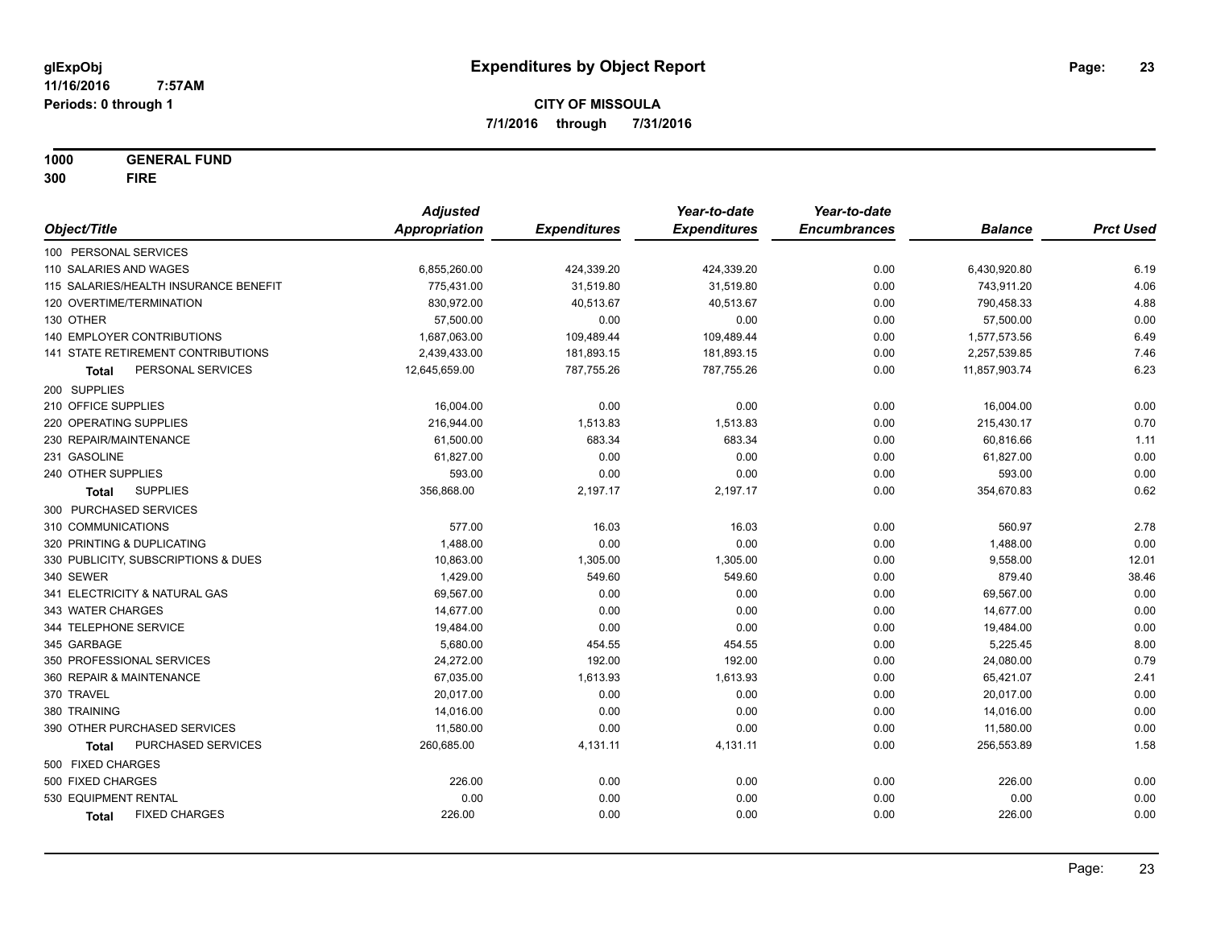glExpObj
11/16/2016 7:57AM
Periods: 0 through 1

# Expenditures by Object Report

**CITY OF MISSOULA**
**7/1/2016 through 7/31/2016**

**1000 GENERAL FUND**
**300 FIRE**

| Object/Title | Adjusted Appropriation | Expenditures | Year-to-date Expenditures | Year-to-date Encumbrances | Balance | Prct Used |
|---|---|---|---|---|---|---|
| 100 PERSONAL SERVICES | | | | | | |
| 110 SALARIES AND WAGES | 6,855,260.00 | 424,339.20 | 424,339.20 | 0.00 | 6,430,920.80 | 6.19 |
| 115 SALARIES/HEALTH INSURANCE BENEFIT | 775,431.00 | 31,519.80 | 31,519.80 | 0.00 | 743,911.20 | 4.06 |
| 120 OVERTIME/TERMINATION | 830,972.00 | 40,513.67 | 40,513.67 | 0.00 | 790,458.33 | 4.88 |
| 130 OTHER | 57,500.00 | 0.00 | 0.00 | 0.00 | 57,500.00 | 0.00 |
| 140 EMPLOYER CONTRIBUTIONS | 1,687,063.00 | 109,489.44 | 109,489.44 | 0.00 | 1,577,573.56 | 6.49 |
| 141 STATE RETIREMENT CONTRIBUTIONS | 2,439,433.00 | 181,893.15 | 181,893.15 | 0.00 | 2,257,539.85 | 7.46 |
| **Total** PERSONAL SERVICES | 12,645,659.00 | 787,755.26 | 787,755.26 | 0.00 | 11,857,903.74 | 6.23 |
| 200 SUPPLIES | | | | | | |
| 210 OFFICE SUPPLIES | 16,004.00 | 0.00 | 0.00 | 0.00 | 16,004.00 | 0.00 |
| 220 OPERATING SUPPLIES | 216,944.00 | 1,513.83 | 1,513.83 | 0.00 | 215,430.17 | 0.70 |
| 230 REPAIR/MAINTENANCE | 61,500.00 | 683.34 | 683.34 | 0.00 | 60,816.66 | 1.11 |
| 231 GASOLINE | 61,827.00 | 0.00 | 0.00 | 0.00 | 61,827.00 | 0.00 |
| 240 OTHER SUPPLIES | 593.00 | 0.00 | 0.00 | 0.00 | 593.00 | 0.00 |
| **Total** SUPPLIES | 356,868.00 | 2,197.17 | 2,197.17 | 0.00 | 354,670.83 | 0.62 |
| 300 PURCHASED SERVICES | | | | | | |
| 310 COMMUNICATIONS | 577.00 | 16.03 | 16.03 | 0.00 | 560.97 | 2.78 |
| 320 PRINTING & DUPLICATING | 1,488.00 | 0.00 | 0.00 | 0.00 | 1,488.00 | 0.00 |
| 330 PUBLICITY, SUBSCRIPTIONS & DUES | 10,863.00 | 1,305.00 | 1,305.00 | 0.00 | 9,558.00 | 12.01 |
| 340 SEWER | 1,429.00 | 549.60 | 549.60 | 0.00 | 879.40 | 38.46 |
| 341 ELECTRICITY & NATURAL GAS | 69,567.00 | 0.00 | 0.00 | 0.00 | 69,567.00 | 0.00 |
| 343 WATER CHARGES | 14,677.00 | 0.00 | 0.00 | 0.00 | 14,677.00 | 0.00 |
| 344 TELEPHONE SERVICE | 19,484.00 | 0.00 | 0.00 | 0.00 | 19,484.00 | 0.00 |
| 345 GARBAGE | 5,680.00 | 454.55 | 454.55 | 0.00 | 5,225.45 | 8.00 |
| 350 PROFESSIONAL SERVICES | 24,272.00 | 192.00 | 192.00 | 0.00 | 24,080.00 | 0.79 |
| 360 REPAIR & MAINTENANCE | 67,035.00 | 1,613.93 | 1,613.93 | 0.00 | 65,421.07 | 2.41 |
| 370 TRAVEL | 20,017.00 | 0.00 | 0.00 | 0.00 | 20,017.00 | 0.00 |
| 380 TRAINING | 14,016.00 | 0.00 | 0.00 | 0.00 | 14,016.00 | 0.00 |
| 390 OTHER PURCHASED SERVICES | 11,580.00 | 0.00 | 0.00 | 0.00 | 11,580.00 | 0.00 |
| **Total** PURCHASED SERVICES | 260,685.00 | 4,131.11 | 4,131.11 | 0.00 | 256,553.89 | 1.58 |
| 500 FIXED CHARGES | | | | | | |
| 500 FIXED CHARGES | 226.00 | 0.00 | 0.00 | 0.00 | 226.00 | 0.00 |
| 530 EQUIPMENT RENTAL | 0.00 | 0.00 | 0.00 | 0.00 | 0.00 | 0.00 |
| **Total** FIXED CHARGES | 226.00 | 0.00 | 0.00 | 0.00 | 226.00 | 0.00 |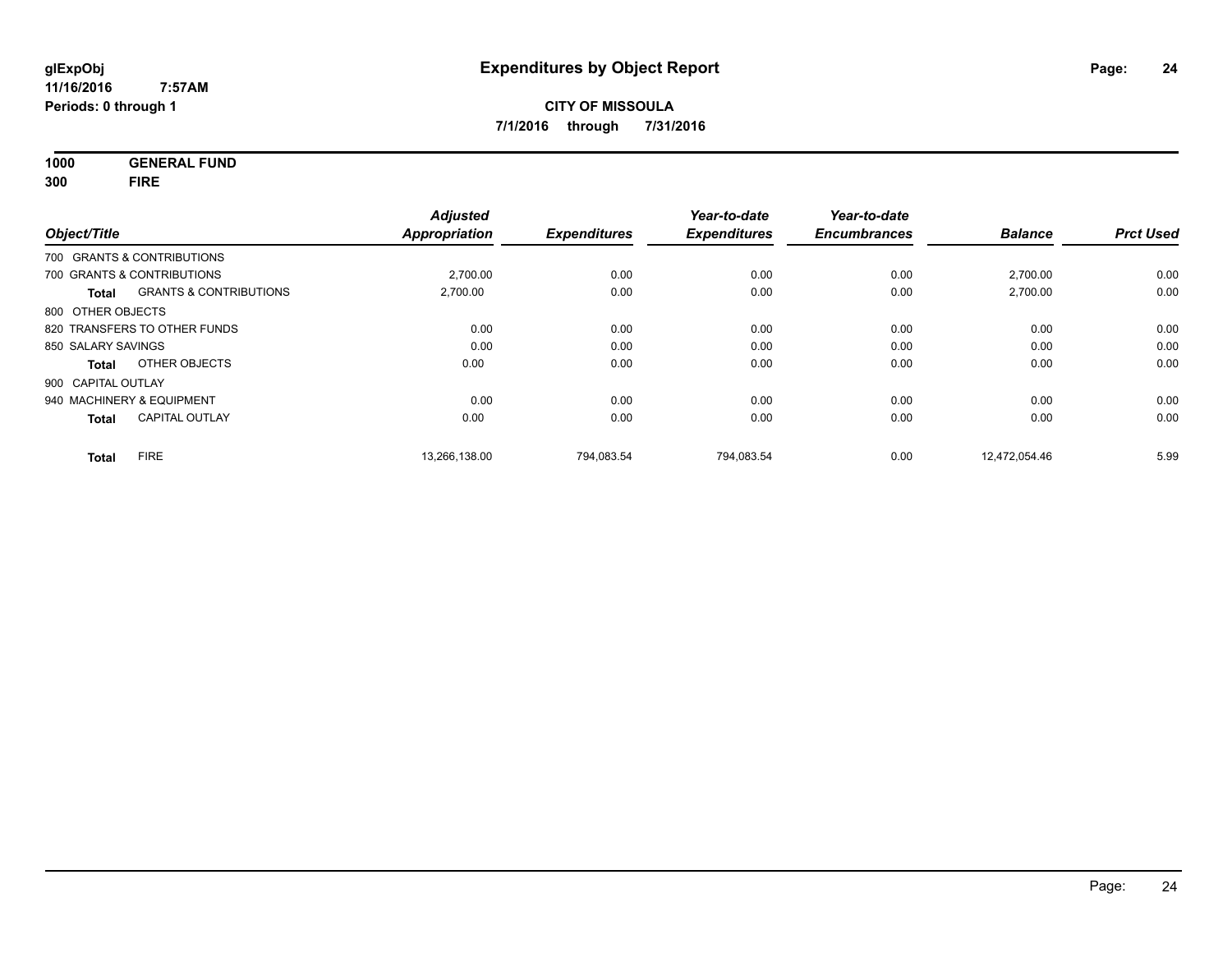# Expenditures by Object Report

glExpObj
11/16/2016 7:57AM
Periods: 0 through 1

**CITY OF MISSOULA**
**7/1/2016 through 7/31/2016**

**1000 GENERAL FUND**
**300 FIRE**

| Object/Title | | Adjusted Appropriation | Expenditures | Year-to-date Expenditures | Year-to-date Encumbrances | Balance | Prct Used |
|---|---|---|---|---|---|---|---|
| 700 GRANTS & CONTRIBUTIONS | | | | | | | |
| 700 GRANTS & CONTRIBUTIONS | | 2,700.00 | 0.00 | 0.00 | 0.00 | 2,700.00 | 0.00 |
| **Total** | GRANTS & CONTRIBUTIONS | 2,700.00 | 0.00 | 0.00 | 0.00 | 2,700.00 | 0.00 |
| 800 OTHER OBJECTS | | | | | | | |
| 820 TRANSFERS TO OTHER FUNDS | | 0.00 | 0.00 | 0.00 | 0.00 | 0.00 | 0.00 |
| 850 SALARY SAVINGS | | 0.00 | 0.00 | 0.00 | 0.00 | 0.00 | 0.00 |
| **Total** | OTHER OBJECTS | 0.00 | 0.00 | 0.00 | 0.00 | 0.00 | 0.00 |
| 900 CAPITAL OUTLAY | | | | | | | |
| 940 MACHINERY & EQUIPMENT | | 0.00 | 0.00 | 0.00 | 0.00 | 0.00 | 0.00 |
| **Total** | CAPITAL OUTLAY | 0.00 | 0.00 | 0.00 | 0.00 | 0.00 | 0.00 |
| **Total** | FIRE | 13,266,138.00 | 794,083.54 | 794,083.54 | 0.00 | 12,472,054.46 | 5.99 |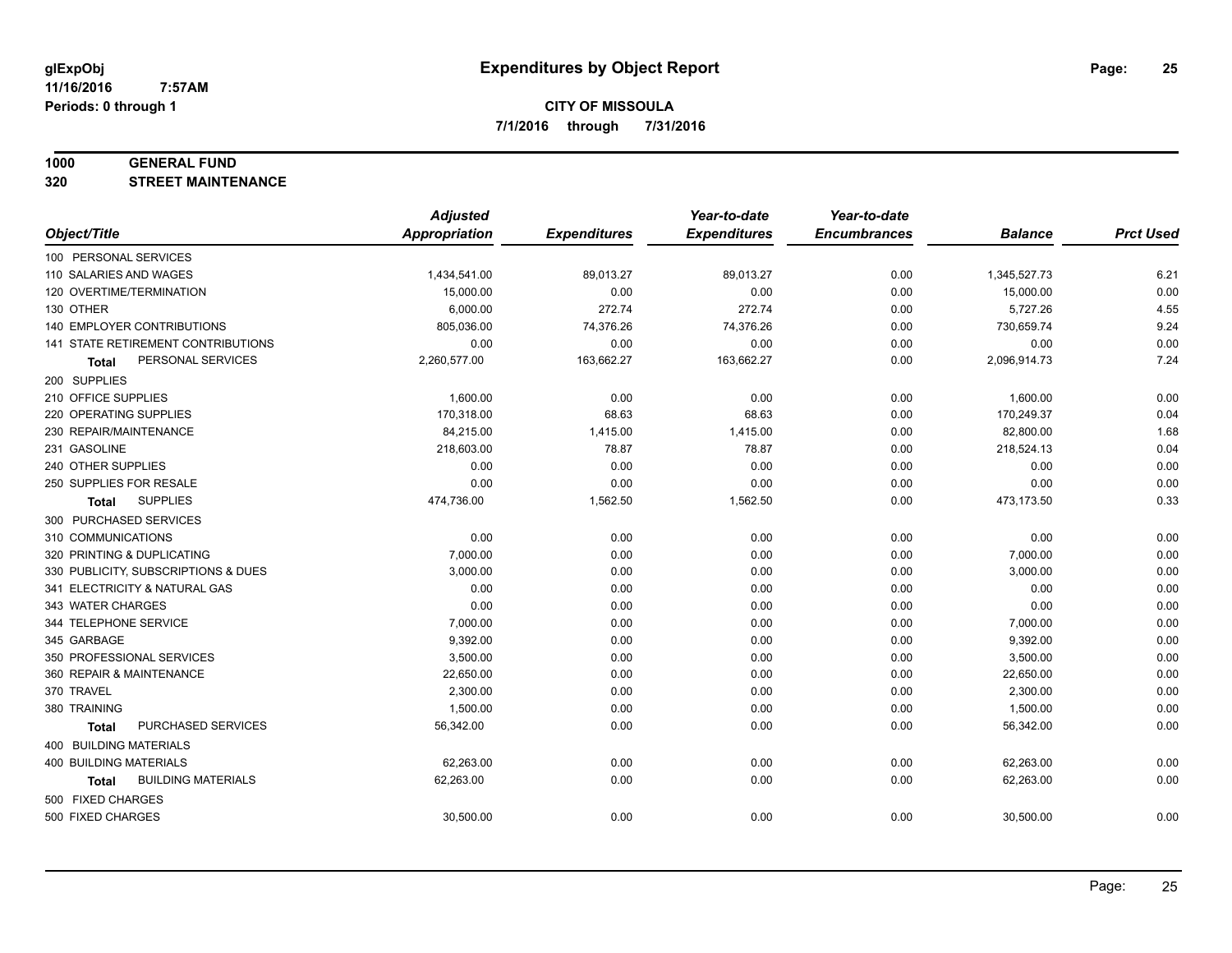# Expenditures by Object Report

glExpObj
11/16/2016 7:57AM
Periods: 0 through 1

**CITY OF MISSOULA**
**7/1/2016 through 7/31/2016**

**1000 GENERAL FUND**
**320 STREET MAINTENANCE**

| Object/Title | Adjusted Appropriation | Expenditures | Year-to-date Expenditures | Year-to-date Encumbrances | Balance | Prct Used |
|---|---|---|---|---|---|---|
| 100 PERSONAL SERVICES | | | | | | |
| 110 SALARIES AND WAGES | 1,434,541.00 | 89,013.27 | 89,013.27 | 0.00 | 1,345,527.73 | 6.21 |
| 120 OVERTIME/TERMINATION | 15,000.00 | 0.00 | 0.00 | 0.00 | 15,000.00 | 0.00 |
| 130 OTHER | 6,000.00 | 272.74 | 272.74 | 0.00 | 5,727.26 | 4.55 |
| 140 EMPLOYER CONTRIBUTIONS | 805,036.00 | 74,376.26 | 74,376.26 | 0.00 | 730,659.74 | 9.24 |
| 141 STATE RETIREMENT CONTRIBUTIONS | 0.00 | 0.00 | 0.00 | 0.00 | 0.00 | 0.00 |
| **Total** PERSONAL SERVICES | 2,260,577.00 | 163,662.27 | 163,662.27 | 0.00 | 2,096,914.73 | 7.24 |
| 200 SUPPLIES | | | | | | |
| 210 OFFICE SUPPLIES | 1,600.00 | 0.00 | 0.00 | 0.00 | 1,600.00 | 0.00 |
| 220 OPERATING SUPPLIES | 170,318.00 | 68.63 | 68.63 | 0.00 | 170,249.37 | 0.04 |
| 230 REPAIR/MAINTENANCE | 84,215.00 | 1,415.00 | 1,415.00 | 0.00 | 82,800.00 | 1.68 |
| 231 GASOLINE | 218,603.00 | 78.87 | 78.87 | 0.00 | 218,524.13 | 0.04 |
| 240 OTHER SUPPLIES | 0.00 | 0.00 | 0.00 | 0.00 | 0.00 | 0.00 |
| 250 SUPPLIES FOR RESALE | 0.00 | 0.00 | 0.00 | 0.00 | 0.00 | 0.00 |
| **Total** SUPPLIES | 474,736.00 | 1,562.50 | 1,562.50 | 0.00 | 473,173.50 | 0.33 |
| 300 PURCHASED SERVICES | | | | | | |
| 310 COMMUNICATIONS | 0.00 | 0.00 | 0.00 | 0.00 | 0.00 | 0.00 |
| 320 PRINTING & DUPLICATING | 7,000.00 | 0.00 | 0.00 | 0.00 | 7,000.00 | 0.00 |
| 330 PUBLICITY, SUBSCRIPTIONS & DUES | 3,000.00 | 0.00 | 0.00 | 0.00 | 3,000.00 | 0.00 |
| 341 ELECTRICITY & NATURAL GAS | 0.00 | 0.00 | 0.00 | 0.00 | 0.00 | 0.00 |
| 343 WATER CHARGES | 0.00 | 0.00 | 0.00 | 0.00 | 0.00 | 0.00 |
| 344 TELEPHONE SERVICE | 7,000.00 | 0.00 | 0.00 | 0.00 | 7,000.00 | 0.00 |
| 345 GARBAGE | 9,392.00 | 0.00 | 0.00 | 0.00 | 9,392.00 | 0.00 |
| 350 PROFESSIONAL SERVICES | 3,500.00 | 0.00 | 0.00 | 0.00 | 3,500.00 | 0.00 |
| 360 REPAIR & MAINTENANCE | 22,650.00 | 0.00 | 0.00 | 0.00 | 22,650.00 | 0.00 |
| 370 TRAVEL | 2,300.00 | 0.00 | 0.00 | 0.00 | 2,300.00 | 0.00 |
| 380 TRAINING | 1,500.00 | 0.00 | 0.00 | 0.00 | 1,500.00 | 0.00 |
| **Total** PURCHASED SERVICES | 56,342.00 | 0.00 | 0.00 | 0.00 | 56,342.00 | 0.00 |
| 400 BUILDING MATERIALS | | | | | | |
| 400 BUILDING MATERIALS | 62,263.00 | 0.00 | 0.00 | 0.00 | 62,263.00 | 0.00 |
| **Total** BUILDING MATERIALS | 62,263.00 | 0.00 | 0.00 | 0.00 | 62,263.00 | 0.00 |
| 500 FIXED CHARGES | | | | | | |
| 500 FIXED CHARGES | 30,500.00 | 0.00 | 0.00 | 0.00 | 30,500.00 | 0.00 |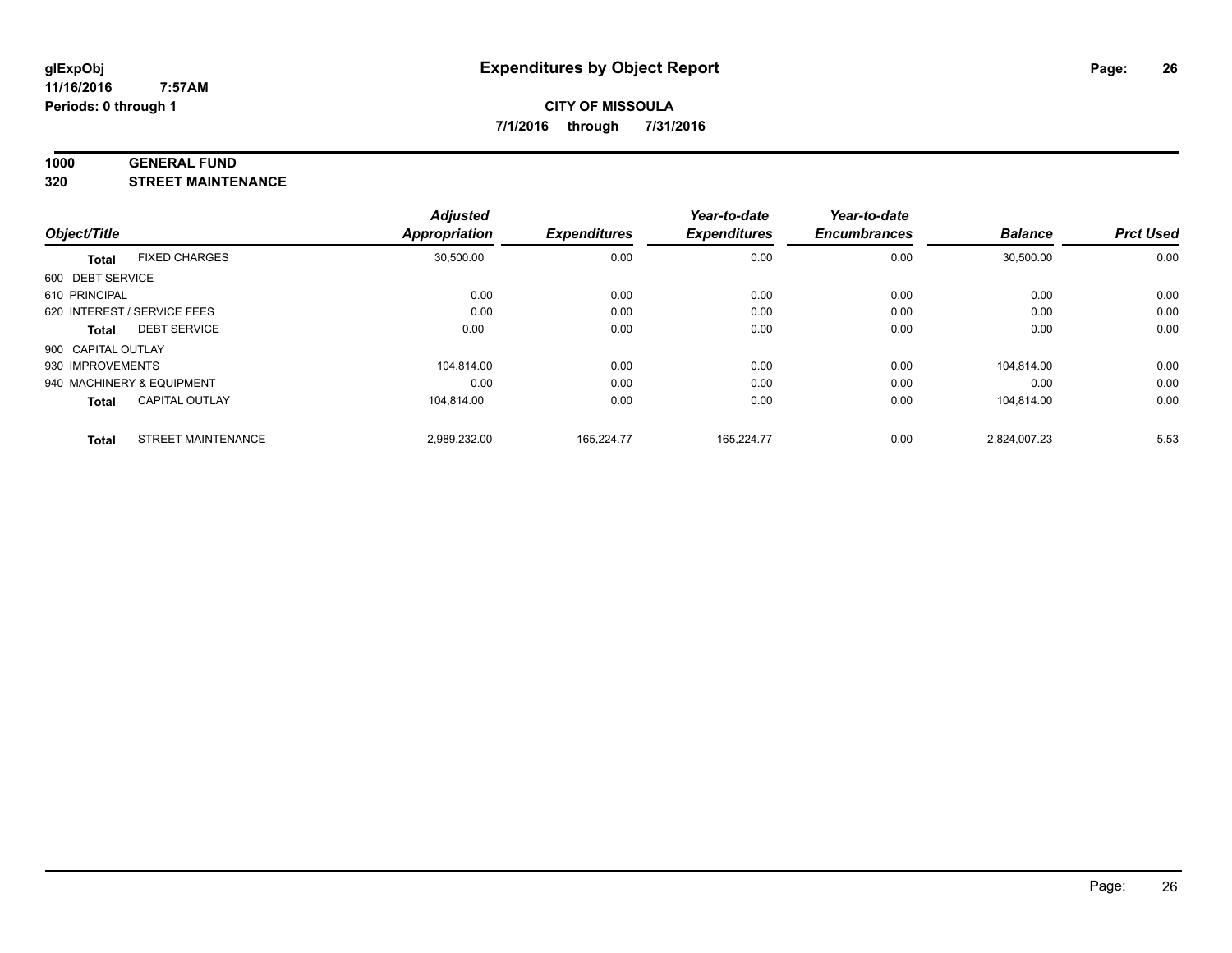**glExpObj**
**11/16/2016 7:57AM**
**Periods: 0 through 1**

# Expenditures by Object Report

**CITY OF MISSOULA**
**7/1/2016 through 7/31/2016**

**1000 GENERAL FUND**
**320 STREET MAINTENANCE**

| Object/Title | | Adjusted Appropriation | Expenditures | Year-to-date Expenditures | Year-to-date Encumbrances | Balance | Prct Used |
|---|---|---|---|---|---|---|---|
| **Total** | FIXED CHARGES | 30,500.00 | 0.00 | 0.00 | 0.00 | 30,500.00 | 0.00 |
| 600 DEBT SERVICE | | | | | | | |
| 610 PRINCIPAL | | 0.00 | 0.00 | 0.00 | 0.00 | 0.00 | 0.00 |
| 620 INTEREST / SERVICE FEES | | 0.00 | 0.00 | 0.00 | 0.00 | 0.00 | 0.00 |
| **Total** | DEBT SERVICE | 0.00 | 0.00 | 0.00 | 0.00 | 0.00 | 0.00 |
| 900 CAPITAL OUTLAY | | | | | | | |
| 930 IMPROVEMENTS | | 104,814.00 | 0.00 | 0.00 | 0.00 | 104,814.00 | 0.00 |
| 940 MACHINERY & EQUIPMENT | | 0.00 | 0.00 | 0.00 | 0.00 | 0.00 | 0.00 |
| **Total** | CAPITAL OUTLAY | 104,814.00 | 0.00 | 0.00 | 0.00 | 104,814.00 | 0.00 |
| **Total** | STREET MAINTENANCE | 2,989,232.00 | 165,224.77 | 165,224.77 | 0.00 | 2,824,007.23 | 5.53 |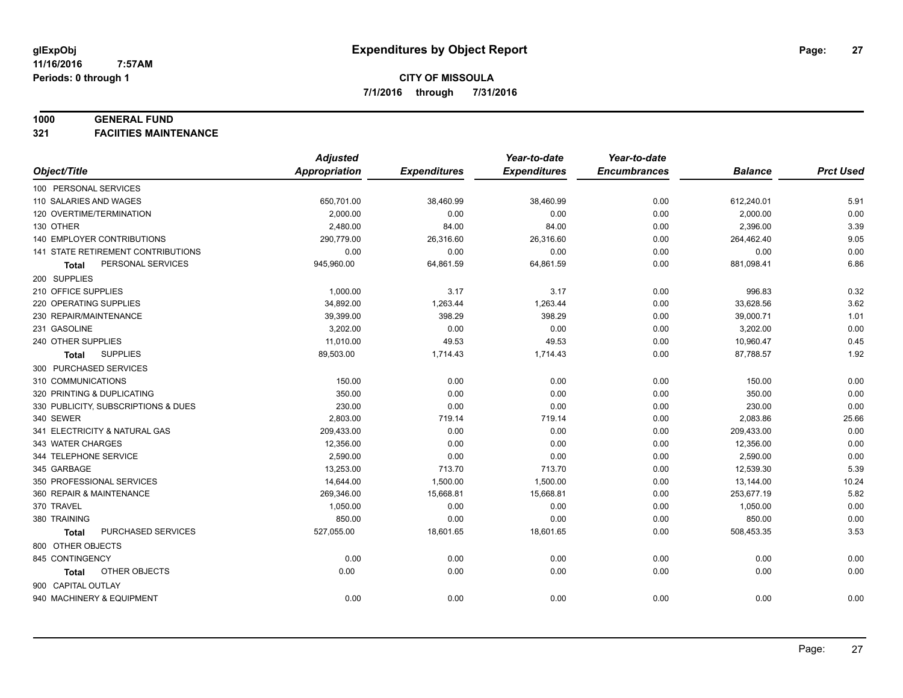# Expenditures by Object Report

glExpObj
11/16/2016 7:57AM
Periods: 0 through 1

**CITY OF MISSOULA**
**7/1/2016 through 7/31/2016**

**1000 GENERAL FUND**
**321 FACIITIES MAINTENANCE**

| Object/Title | Adjusted Appropriation | Expenditures | Year-to-date Expenditures | Year-to-date Encumbrances | Balance | Prct Used |
|---|---|---|---|---|---|---|
| 100 PERSONAL SERVICES | | | | | | |
| 110 SALARIES AND WAGES | 650,701.00 | 38,460.99 | 38,460.99 | 0.00 | 612,240.01 | 5.91 |
| 120 OVERTIME/TERMINATION | 2,000.00 | 0.00 | 0.00 | 0.00 | 2,000.00 | 0.00 |
| 130 OTHER | 2,480.00 | 84.00 | 84.00 | 0.00 | 2,396.00 | 3.39 |
| 140 EMPLOYER CONTRIBUTIONS | 290,779.00 | 26,316.60 | 26,316.60 | 0.00 | 264,462.40 | 9.05 |
| 141 STATE RETIREMENT CONTRIBUTIONS | 0.00 | 0.00 | 0.00 | 0.00 | 0.00 | 0.00 |
| **Total** PERSONAL SERVICES | 945,960.00 | 64,861.59 | 64,861.59 | 0.00 | 881,098.41 | 6.86 |
| 200 SUPPLIES | | | | | | |
| 210 OFFICE SUPPLIES | 1,000.00 | 3.17 | 3.17 | 0.00 | 996.83 | 0.32 |
| 220 OPERATING SUPPLIES | 34,892.00 | 1,263.44 | 1,263.44 | 0.00 | 33,628.56 | 3.62 |
| 230 REPAIR/MAINTENANCE | 39,399.00 | 398.29 | 398.29 | 0.00 | 39,000.71 | 1.01 |
| 231 GASOLINE | 3,202.00 | 0.00 | 0.00 | 0.00 | 3,202.00 | 0.00 |
| 240 OTHER SUPPLIES | 11,010.00 | 49.53 | 49.53 | 0.00 | 10,960.47 | 0.45 |
| **Total** SUPPLIES | 89,503.00 | 1,714.43 | 1,714.43 | 0.00 | 87,788.57 | 1.92 |
| 300 PURCHASED SERVICES | | | | | | |
| 310 COMMUNICATIONS | 150.00 | 0.00 | 0.00 | 0.00 | 150.00 | 0.00 |
| 320 PRINTING & DUPLICATING | 350.00 | 0.00 | 0.00 | 0.00 | 350.00 | 0.00 |
| 330 PUBLICITY, SUBSCRIPTIONS & DUES | 230.00 | 0.00 | 0.00 | 0.00 | 230.00 | 0.00 |
| 340 SEWER | 2,803.00 | 719.14 | 719.14 | 0.00 | 2,083.86 | 25.66 |
| 341 ELECTRICITY & NATURAL GAS | 209,433.00 | 0.00 | 0.00 | 0.00 | 209,433.00 | 0.00 |
| 343 WATER CHARGES | 12,356.00 | 0.00 | 0.00 | 0.00 | 12,356.00 | 0.00 |
| 344 TELEPHONE SERVICE | 2,590.00 | 0.00 | 0.00 | 0.00 | 2,590.00 | 0.00 |
| 345 GARBAGE | 13,253.00 | 713.70 | 713.70 | 0.00 | 12,539.30 | 5.39 |
| 350 PROFESSIONAL SERVICES | 14,644.00 | 1,500.00 | 1,500.00 | 0.00 | 13,144.00 | 10.24 |
| 360 REPAIR & MAINTENANCE | 269,346.00 | 15,668.81 | 15,668.81 | 0.00 | 253,677.19 | 5.82 |
| 370 TRAVEL | 1,050.00 | 0.00 | 0.00 | 0.00 | 1,050.00 | 0.00 |
| 380 TRAINING | 850.00 | 0.00 | 0.00 | 0.00 | 850.00 | 0.00 |
| **Total** PURCHASED SERVICES | 527,055.00 | 18,601.65 | 18,601.65 | 0.00 | 508,453.35 | 3.53 |
| 800 OTHER OBJECTS | | | | | | |
| 845 CONTINGENCY | 0.00 | 0.00 | 0.00 | 0.00 | 0.00 | 0.00 |
| **Total** OTHER OBJECTS | 0.00 | 0.00 | 0.00 | 0.00 | 0.00 | 0.00 |
| 900 CAPITAL OUTLAY | | | | | | |
| 940 MACHINERY & EQUIPMENT | 0.00 | 0.00 | 0.00 | 0.00 | 0.00 | 0.00 |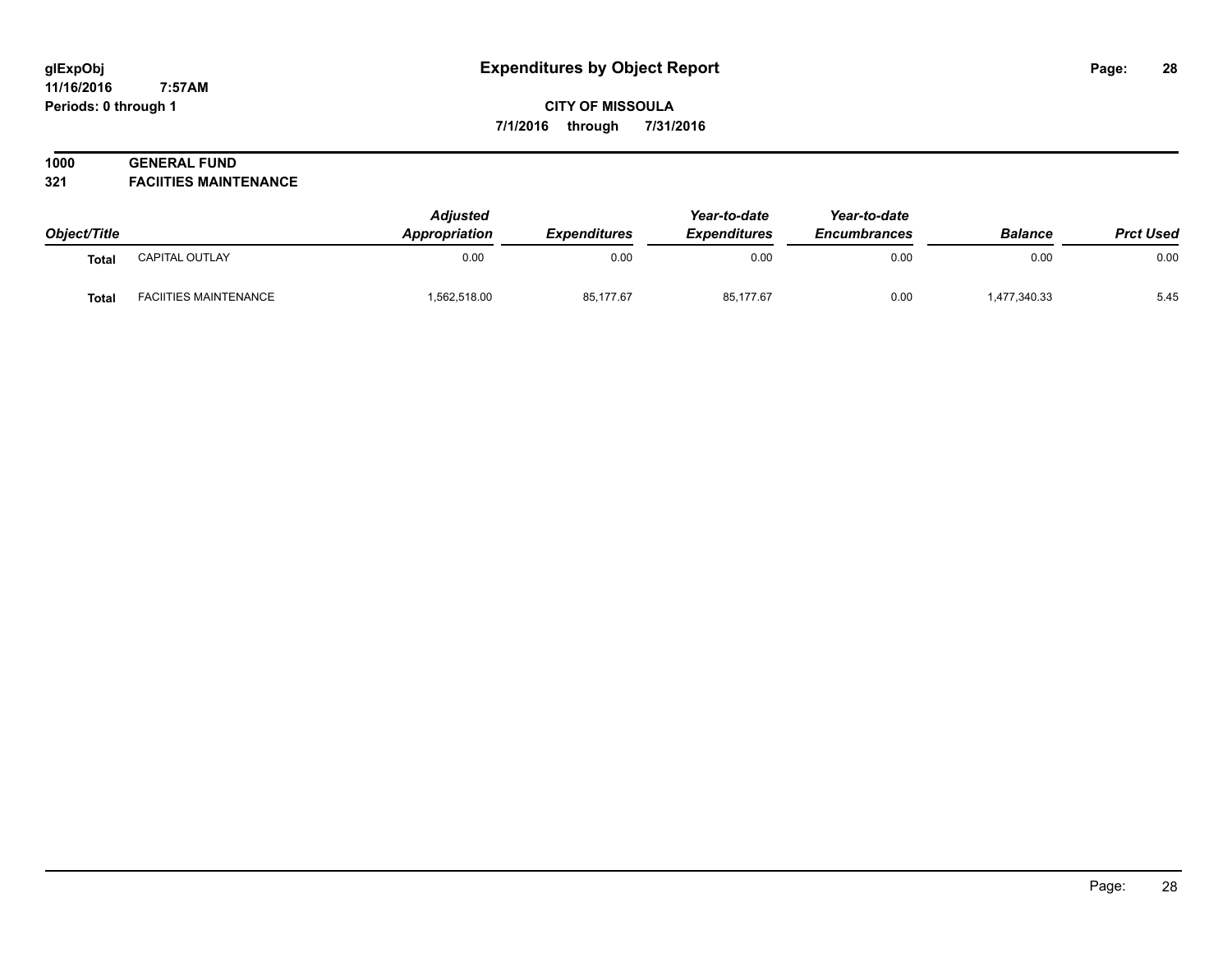# Expenditures by Object Report

**CITY OF MISSOULA**

**7/1/2016 through 7/31/2016**

glExpObj
11/16/2016 7:57AM
Periods: 0 through 1

**1000 GENERAL FUND**
**321 FACIITIES MAINTENANCE**

| Object/Title | | *Adjusted Appropriation* | *Expenditures* | *Year-to-date Expenditures* | *Year-to-date Encumbrances* | *Balance* | *Prct Used* |
|---|---|---|---|---|---|---|---|
| **Total** | CAPITAL OUTLAY | 0.00 | 0.00 | 0.00 | 0.00 | 0.00 | 0.00 |
| **Total** | FACIITIES MAINTENANCE | 1,562,518.00 | 85,177.67 | 85,177.67 | 0.00 | 1,477,340.33 | 5.45 |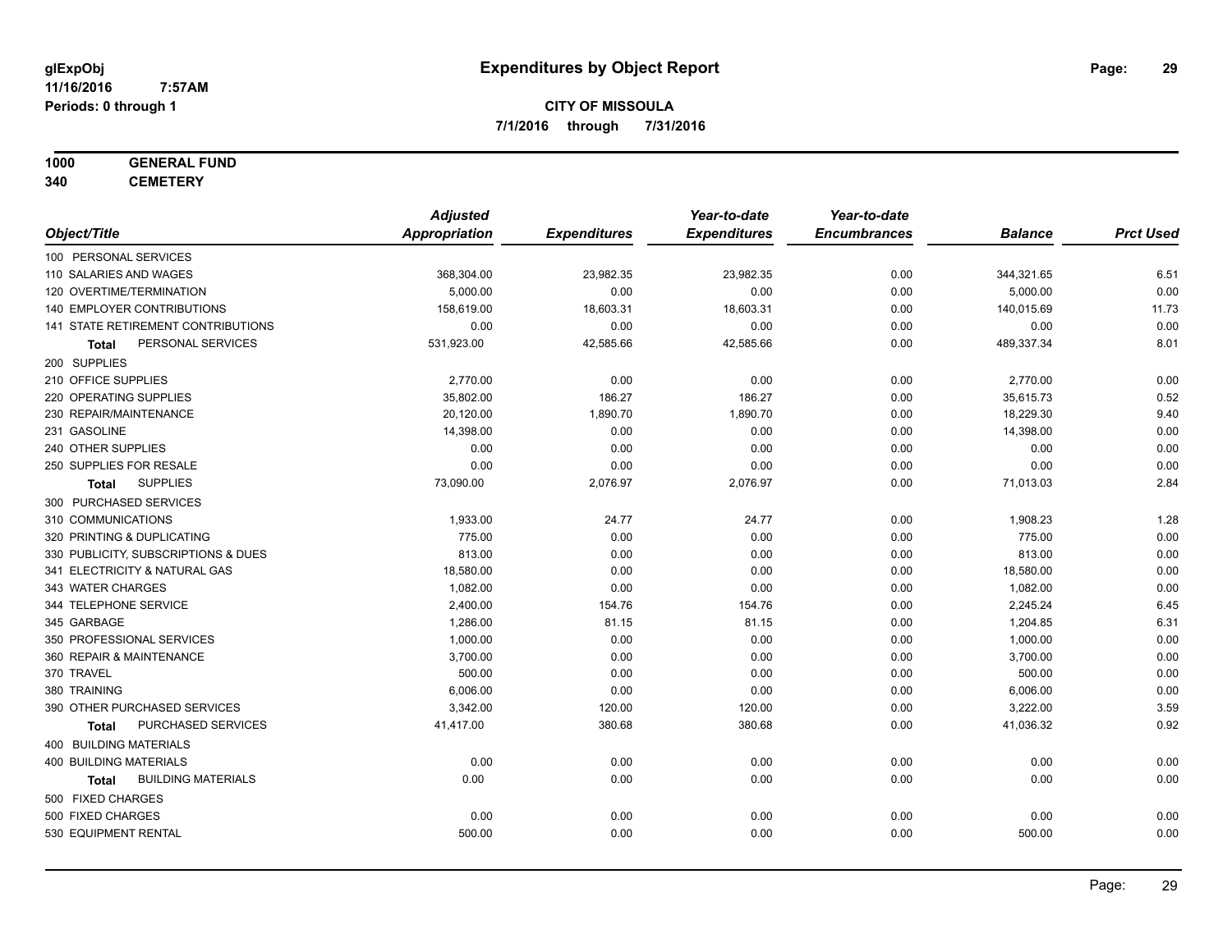# Expenditures by Object Report

glExpObj
11/16/2016 7:57AM
Periods: 0 through 1

**CITY OF MISSOULA**
**7/1/2016 through 7/31/2016**

**1000 GENERAL FUND**
**340 CEMETERY**

| Object/Title | Adjusted Appropriation | Expenditures | Year-to-date Expenditures | Year-to-date Encumbrances | Balance | Prct Used |
|---|---|---|---|---|---|---|
| 100 PERSONAL SERVICES | | | | | | |
| 110 SALARIES AND WAGES | 368,304.00 | 23,982.35 | 23,982.35 | 0.00 | 344,321.65 | 6.51 |
| 120 OVERTIME/TERMINATION | 5,000.00 | 0.00 | 0.00 | 0.00 | 5,000.00 | 0.00 |
| 140 EMPLOYER CONTRIBUTIONS | 158,619.00 | 18,603.31 | 18,603.31 | 0.00 | 140,015.69 | 11.73 |
| 141 STATE RETIREMENT CONTRIBUTIONS | 0.00 | 0.00 | 0.00 | 0.00 | 0.00 | 0.00 |
| **Total** PERSONAL SERVICES | 531,923.00 | 42,585.66 | 42,585.66 | 0.00 | 489,337.34 | 8.01 |
| 200 SUPPLIES | | | | | | |
| 210 OFFICE SUPPLIES | 2,770.00 | 0.00 | 0.00 | 0.00 | 2,770.00 | 0.00 |
| 220 OPERATING SUPPLIES | 35,802.00 | 186.27 | 186.27 | 0.00 | 35,615.73 | 0.52 |
| 230 REPAIR/MAINTENANCE | 20,120.00 | 1,890.70 | 1,890.70 | 0.00 | 18,229.30 | 9.40 |
| 231 GASOLINE | 14,398.00 | 0.00 | 0.00 | 0.00 | 14,398.00 | 0.00 |
| 240 OTHER SUPPLIES | 0.00 | 0.00 | 0.00 | 0.00 | 0.00 | 0.00 |
| 250 SUPPLIES FOR RESALE | 0.00 | 0.00 | 0.00 | 0.00 | 0.00 | 0.00 |
| **Total** SUPPLIES | 73,090.00 | 2,076.97 | 2,076.97 | 0.00 | 71,013.03 | 2.84 |
| 300 PURCHASED SERVICES | | | | | | |
| 310 COMMUNICATIONS | 1,933.00 | 24.77 | 24.77 | 0.00 | 1,908.23 | 1.28 |
| 320 PRINTING & DUPLICATING | 775.00 | 0.00 | 0.00 | 0.00 | 775.00 | 0.00 |
| 330 PUBLICITY, SUBSCRIPTIONS & DUES | 813.00 | 0.00 | 0.00 | 0.00 | 813.00 | 0.00 |
| 341 ELECTRICITY & NATURAL GAS | 18,580.00 | 0.00 | 0.00 | 0.00 | 18,580.00 | 0.00 |
| 343 WATER CHARGES | 1,082.00 | 0.00 | 0.00 | 0.00 | 1,082.00 | 0.00 |
| 344 TELEPHONE SERVICE | 2,400.00 | 154.76 | 154.76 | 0.00 | 2,245.24 | 6.45 |
| 345 GARBAGE | 1,286.00 | 81.15 | 81.15 | 0.00 | 1,204.85 | 6.31 |
| 350 PROFESSIONAL SERVICES | 1,000.00 | 0.00 | 0.00 | 0.00 | 1,000.00 | 0.00 |
| 360 REPAIR & MAINTENANCE | 3,700.00 | 0.00 | 0.00 | 0.00 | 3,700.00 | 0.00 |
| 370 TRAVEL | 500.00 | 0.00 | 0.00 | 0.00 | 500.00 | 0.00 |
| 380 TRAINING | 6,006.00 | 0.00 | 0.00 | 0.00 | 6,006.00 | 0.00 |
| 390 OTHER PURCHASED SERVICES | 3,342.00 | 120.00 | 120.00 | 0.00 | 3,222.00 | 3.59 |
| **Total** PURCHASED SERVICES | 41,417.00 | 380.68 | 380.68 | 0.00 | 41,036.32 | 0.92 |
| 400 BUILDING MATERIALS | | | | | | |
| 400 BUILDING MATERIALS | 0.00 | 0.00 | 0.00 | 0.00 | 0.00 | 0.00 |
| **Total** BUILDING MATERIALS | 0.00 | 0.00 | 0.00 | 0.00 | 0.00 | 0.00 |
| 500 FIXED CHARGES | | | | | | |
| 500 FIXED CHARGES | 0.00 | 0.00 | 0.00 | 0.00 | 0.00 | 0.00 |
| 530 EQUIPMENT RENTAL | 500.00 | 0.00 | 0.00 | 0.00 | 500.00 | 0.00 |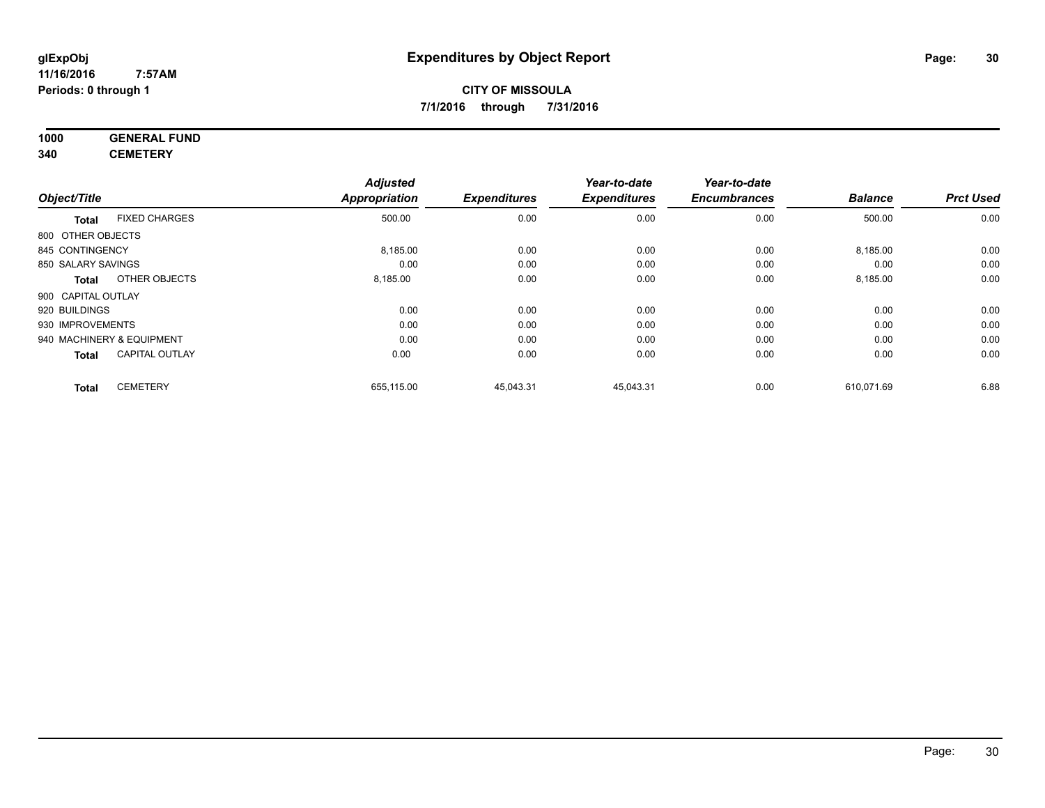**glExpObj**
**11/16/2016 7:57AM**
**Periods: 0 through 1**

# Expenditures by Object Report

**CITY OF MISSOULA**
**7/1/2016 through 7/31/2016**

**1000 GENERAL FUND**
**340 CEMETERY**

| Object/Title | | Adjusted Appropriation | Expenditures | Year-to-date Expenditures | Year-to-date Encumbrances | Balance | Prct Used |
|---|---|---|---|---|---|---|---|
| **Total** | FIXED CHARGES | 500.00 | 0.00 | 0.00 | 0.00 | 500.00 | 0.00 |
| 800 OTHER OBJECTS | | | | | | | |
| 845 CONTINGENCY | | 8,185.00 | 0.00 | 0.00 | 0.00 | 8,185.00 | 0.00 |
| 850 SALARY SAVINGS | | 0.00 | 0.00 | 0.00 | 0.00 | 0.00 | 0.00 |
| **Total** | OTHER OBJECTS | 8,185.00 | 0.00 | 0.00 | 0.00 | 8,185.00 | 0.00 |
| 900 CAPITAL OUTLAY | | | | | | | |
| 920 BUILDINGS | | 0.00 | 0.00 | 0.00 | 0.00 | 0.00 | 0.00 |
| 930 IMPROVEMENTS | | 0.00 | 0.00 | 0.00 | 0.00 | 0.00 | 0.00 |
| 940 MACHINERY & EQUIPMENT | | 0.00 | 0.00 | 0.00 | 0.00 | 0.00 | 0.00 |
| **Total** | CAPITAL OUTLAY | 0.00 | 0.00 | 0.00 | 0.00 | 0.00 | 0.00 |
| **Total** | CEMETERY | 655,115.00 | 45,043.31 | 45,043.31 | 0.00 | 610,071.69 | 6.88 |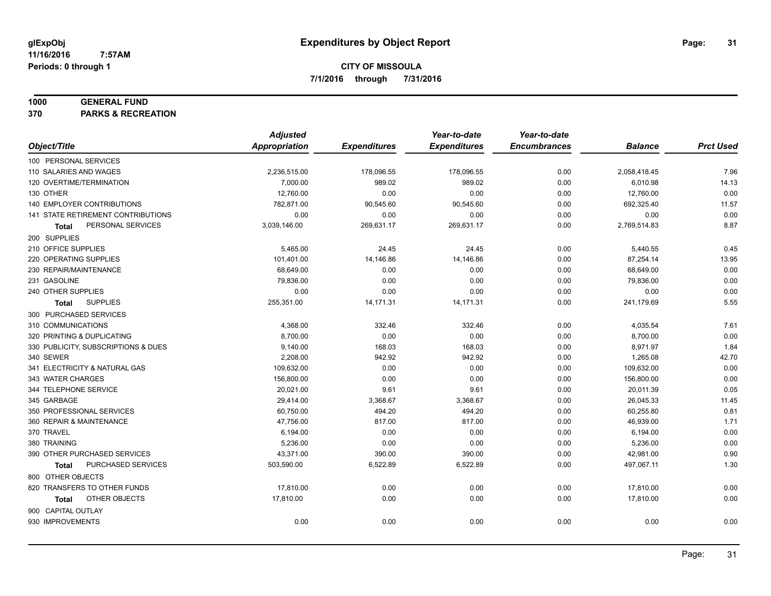glExpObj
11/16/2016 7:57AM
Periods: 0 through 1

# Expenditures by Object Report

**CITY OF MISSOULA**

**7/1/2016 through 7/31/2016**

**1000 GENERAL FUND**

**370 PARKS & RECREATION**

| Object/Title | Adjusted Appropriation | Expenditures | Year-to-date Expenditures | Year-to-date Encumbrances | Balance | Prct Used |
|---|---|---|---|---|---|---|
| 100 PERSONAL SERVICES | | | | | | |
| 110 SALARIES AND WAGES | 2,236,515.00 | 178,096.55 | 178,096.55 | 0.00 | 2,058,418.45 | 7.96 |
| 120 OVERTIME/TERMINATION | 7,000.00 | 989.02 | 989.02 | 0.00 | 6,010.98 | 14.13 |
| 130 OTHER | 12,760.00 | 0.00 | 0.00 | 0.00 | 12,760.00 | 0.00 |
| 140 EMPLOYER CONTRIBUTIONS | 782,871.00 | 90,545.60 | 90,545.60 | 0.00 | 692,325.40 | 11.57 |
| 141 STATE RETIREMENT CONTRIBUTIONS | 0.00 | 0.00 | 0.00 | 0.00 | 0.00 | 0.00 |
| **Total** PERSONAL SERVICES | 3,039,146.00 | 269,631.17 | 269,631.17 | 0.00 | 2,769,514.83 | 8.87 |
| 200 SUPPLIES | | | | | | |
| 210 OFFICE SUPPLIES | 5,465.00 | 24.45 | 24.45 | 0.00 | 5,440.55 | 0.45 |
| 220 OPERATING SUPPLIES | 101,401.00 | 14,146.86 | 14,146.86 | 0.00 | 87,254.14 | 13.95 |
| 230 REPAIR/MAINTENANCE | 68,649.00 | 0.00 | 0.00 | 0.00 | 68,649.00 | 0.00 |
| 231 GASOLINE | 79,836.00 | 0.00 | 0.00 | 0.00 | 79,836.00 | 0.00 |
| 240 OTHER SUPPLIES | 0.00 | 0.00 | 0.00 | 0.00 | 0.00 | 0.00 |
| **Total** SUPPLIES | 255,351.00 | 14,171.31 | 14,171.31 | 0.00 | 241,179.69 | 5.55 |
| 300 PURCHASED SERVICES | | | | | | |
| 310 COMMUNICATIONS | 4,368.00 | 332.46 | 332.46 | 0.00 | 4,035.54 | 7.61 |
| 320 PRINTING & DUPLICATING | 8,700.00 | 0.00 | 0.00 | 0.00 | 8,700.00 | 0.00 |
| 330 PUBLICITY, SUBSCRIPTIONS & DUES | 9,140.00 | 168.03 | 168.03 | 0.00 | 8,971.97 | 1.84 |
| 340 SEWER | 2,208.00 | 942.92 | 942.92 | 0.00 | 1,265.08 | 42.70 |
| 341 ELECTRICITY & NATURAL GAS | 109,632.00 | 0.00 | 0.00 | 0.00 | 109,632.00 | 0.00 |
| 343 WATER CHARGES | 156,800.00 | 0.00 | 0.00 | 0.00 | 156,800.00 | 0.00 |
| 344 TELEPHONE SERVICE | 20,021.00 | 9.61 | 9.61 | 0.00 | 20,011.39 | 0.05 |
| 345 GARBAGE | 29,414.00 | 3,368.67 | 3,368.67 | 0.00 | 26,045.33 | 11.45 |
| 350 PROFESSIONAL SERVICES | 60,750.00 | 494.20 | 494.20 | 0.00 | 60,255.80 | 0.81 |
| 360 REPAIR & MAINTENANCE | 47,756.00 | 817.00 | 817.00 | 0.00 | 46,939.00 | 1.71 |
| 370 TRAVEL | 6,194.00 | 0.00 | 0.00 | 0.00 | 6,194.00 | 0.00 |
| 380 TRAINING | 5,236.00 | 0.00 | 0.00 | 0.00 | 5,236.00 | 0.00 |
| 390 OTHER PURCHASED SERVICES | 43,371.00 | 390.00 | 390.00 | 0.00 | 42,981.00 | 0.90 |
| **Total** PURCHASED SERVICES | 503,590.00 | 6,522.89 | 6,522.89 | 0.00 | 497,067.11 | 1.30 |
| 800 OTHER OBJECTS | | | | | | |
| 820 TRANSFERS TO OTHER FUNDS | 17,810.00 | 0.00 | 0.00 | 0.00 | 17,810.00 | 0.00 |
| **Total** OTHER OBJECTS | 17,810.00 | 0.00 | 0.00 | 0.00 | 17,810.00 | 0.00 |
| 900 CAPITAL OUTLAY | | | | | | |
| 930 IMPROVEMENTS | 0.00 | 0.00 | 0.00 | 0.00 | 0.00 | 0.00 |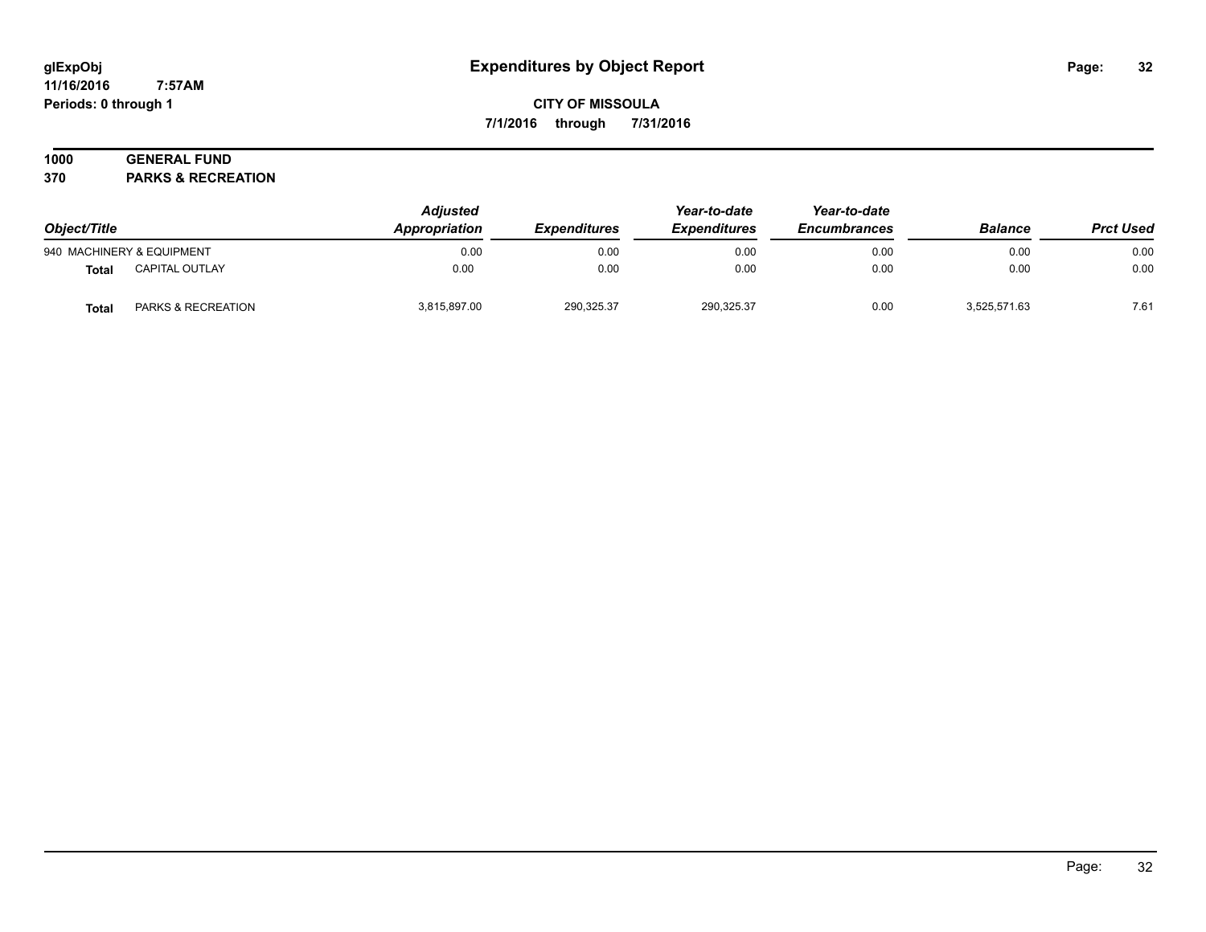# Expenditures by Object Report

glExpObj
11/16/2016 7:57AM
Periods: 0 through 1

**CITY OF MISSOULA**

**7/1/2016 through 7/31/2016**

**1000 GENERAL FUND**
**370 PARKS & RECREATION**

| Object/Title | | Adjusted Appropriation | Expenditures | Year-to-date Expenditures | Year-to-date Encumbrances | Balance | Prct Used |
|---|---|---|---|---|---|---|---|
| 940 MACHINERY & EQUIPMENT | | 0.00 | 0.00 | 0.00 | 0.00 | 0.00 | 0.00 |
| **Total** | CAPITAL OUTLAY | 0.00 | 0.00 | 0.00 | 0.00 | 0.00 | 0.00 |
| **Total** | PARKS & RECREATION | 3,815,897.00 | 290,325.37 | 290,325.37 | 0.00 | 3,525,571.63 | 7.61 |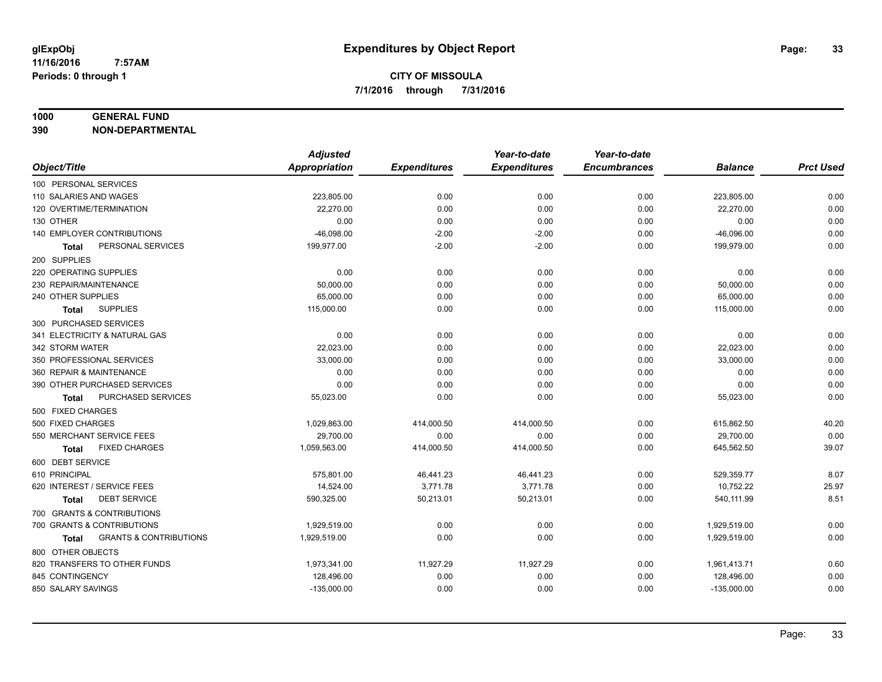**glExpObj** 
**11/16/2016 7:57AM** 
**Periods: 0 through 1**

# Expenditures by Object Report

**CITY OF MISSOULA** 
**7/1/2016 through 7/31/2016**

**1000 GENERAL FUND** 
**390 NON-DEPARTMENTAL**

| Object/Title | Adjusted Appropriation | Expenditures | Year-to-date Expenditures | Year-to-date Encumbrances | Balance | Prct Used |
|---|---|---|---|---|---|---|
| 100 PERSONAL SERVICES | | | | | | |
| 110 SALARIES AND WAGES | 223,805.00 | 0.00 | 0.00 | 0.00 | 223,805.00 | 0.00 |
| 120 OVERTIME/TERMINATION | 22,270.00 | 0.00 | 0.00 | 0.00 | 22,270.00 | 0.00 |
| 130 OTHER | 0.00 | 0.00 | 0.00 | 0.00 | 0.00 | 0.00 |
| 140 EMPLOYER CONTRIBUTIONS | -46,098.00 | -2.00 | -2.00 | 0.00 | -46,096.00 | 0.00 |
| **Total** PERSONAL SERVICES | 199,977.00 | -2.00 | -2.00 | 0.00 | 199,979.00 | 0.00 |
| 200 SUPPLIES | | | | | | |
| 220 OPERATING SUPPLIES | 0.00 | 0.00 | 0.00 | 0.00 | 0.00 | 0.00 |
| 230 REPAIR/MAINTENANCE | 50,000.00 | 0.00 | 0.00 | 0.00 | 50,000.00 | 0.00 |
| 240 OTHER SUPPLIES | 65,000.00 | 0.00 | 0.00 | 0.00 | 65,000.00 | 0.00 |
| **Total** SUPPLIES | 115,000.00 | 0.00 | 0.00 | 0.00 | 115,000.00 | 0.00 |
| 300 PURCHASED SERVICES | | | | | | |
| 341 ELECTRICITY & NATURAL GAS | 0.00 | 0.00 | 0.00 | 0.00 | 0.00 | 0.00 |
| 342 STORM WATER | 22,023.00 | 0.00 | 0.00 | 0.00 | 22,023.00 | 0.00 |
| 350 PROFESSIONAL SERVICES | 33,000.00 | 0.00 | 0.00 | 0.00 | 33,000.00 | 0.00 |
| 360 REPAIR & MAINTENANCE | 0.00 | 0.00 | 0.00 | 0.00 | 0.00 | 0.00 |
| 390 OTHER PURCHASED SERVICES | 0.00 | 0.00 | 0.00 | 0.00 | 0.00 | 0.00 |
| **Total** PURCHASED SERVICES | 55,023.00 | 0.00 | 0.00 | 0.00 | 55,023.00 | 0.00 |
| 500 FIXED CHARGES | | | | | | |
| 500 FIXED CHARGES | 1,029,863.00 | 414,000.50 | 414,000.50 | 0.00 | 615,862.50 | 40.20 |
| 550 MERCHANT SERVICE FEES | 29,700.00 | 0.00 | 0.00 | 0.00 | 29,700.00 | 0.00 |
| **Total** FIXED CHARGES | 1,059,563.00 | 414,000.50 | 414,000.50 | 0.00 | 645,562.50 | 39.07 |
| 600 DEBT SERVICE | | | | | | |
| 610 PRINCIPAL | 575,801.00 | 46,441.23 | 46,441.23 | 0.00 | 529,359.77 | 8.07 |
| 620 INTEREST / SERVICE FEES | 14,524.00 | 3,771.78 | 3,771.78 | 0.00 | 10,752.22 | 25.97 |
| **Total** DEBT SERVICE | 590,325.00 | 50,213.01 | 50,213.01 | 0.00 | 540,111.99 | 8.51 |
| 700 GRANTS & CONTRIBUTIONS | | | | | | |
| 700 GRANTS & CONTRIBUTIONS | 1,929,519.00 | 0.00 | 0.00 | 0.00 | 1,929,519.00 | 0.00 |
| **Total** GRANTS & CONTRIBUTIONS | 1,929,519.00 | 0.00 | 0.00 | 0.00 | 1,929,519.00 | 0.00 |
| 800 OTHER OBJECTS | | | | | | |
| 820 TRANSFERS TO OTHER FUNDS | 1,973,341.00 | 11,927.29 | 11,927.29 | 0.00 | 1,961,413.71 | 0.60 |
| 845 CONTINGENCY | 128,496.00 | 0.00 | 0.00 | 0.00 | 128,496.00 | 0.00 |
| 850 SALARY SAVINGS | -135,000.00 | 0.00 | 0.00 | 0.00 | -135,000.00 | 0.00 |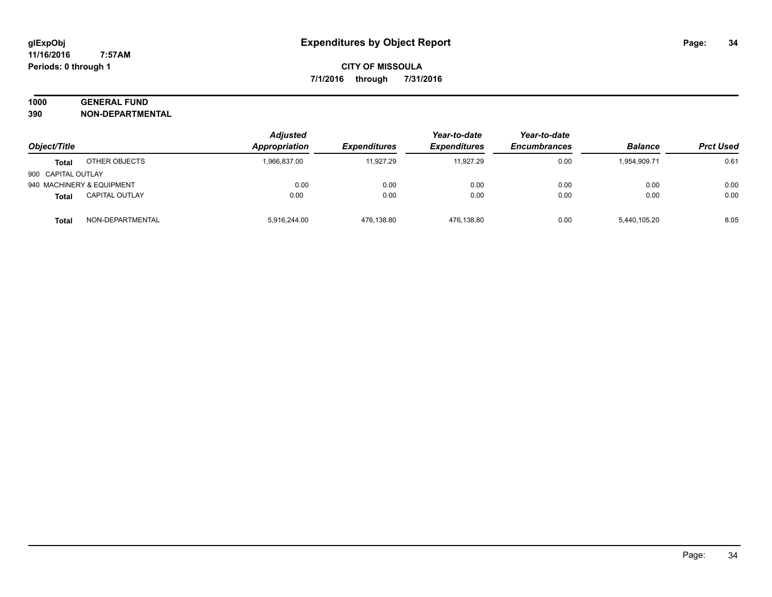# Expenditures by Object Report

glExpObj
11/16/2016 7:57AM
Periods: 0 through 1

**CITY OF MISSOULA**
**7/1/2016 through 7/31/2016**

**1000 GENERAL FUND**
**390 NON-DEPARTMENTAL**

| Object/Title | | Adjusted Appropriation | Expenditures | Year-to-date Expenditures | Year-to-date Encumbrances | Balance | Prct Used |
|---|---|---|---|---|---|---|---|
| **Total** | OTHER OBJECTS | 1,966,837.00 | 11,927.29 | 11,927.29 | 0.00 | 1,954,909.71 | 0.61 |
| 900 CAPITAL OUTLAY | | | | | | | |
| 940 MACHINERY & EQUIPMENT | | 0.00 | 0.00 | 0.00 | 0.00 | 0.00 | 0.00 |
| **Total** | CAPITAL OUTLAY | 0.00 | 0.00 | 0.00 | 0.00 | 0.00 | 0.00 |
| **Total** | NON-DEPARTMENTAL | 5,916,244.00 | 476,138.80 | 476,138.80 | 0.00 | 5,440,105.20 | 8.05 |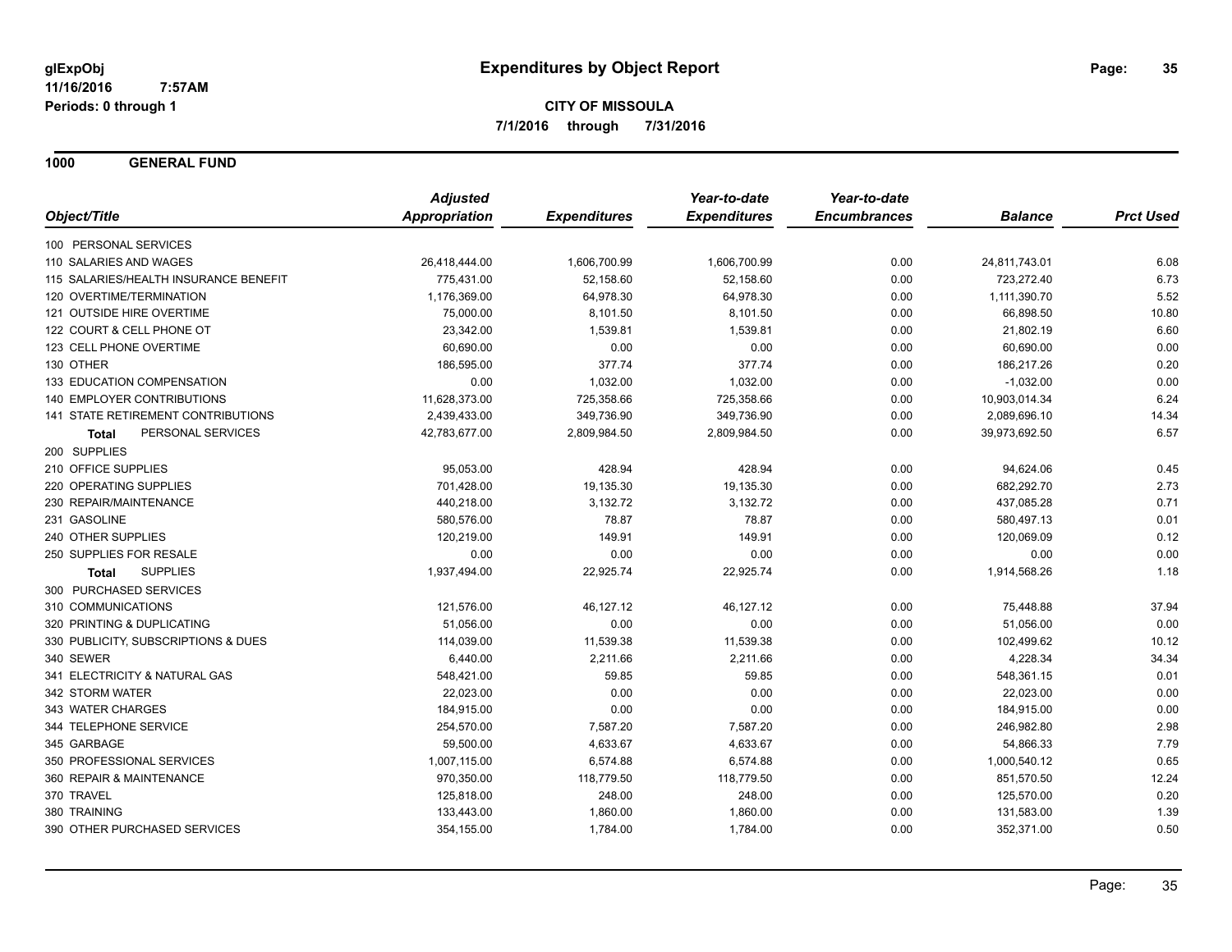**glExpObj**
**11/16/2016 7:57AM**
**Periods: 0 through 1**

# Expenditures by Object Report

**CITY OF MISSOULA**
**7/1/2016 through 7/31/2016**

## 1000 GENERAL FUND

| Object/Title | Adjusted Appropriation | Expenditures | Year-to-date Expenditures | Year-to-date Encumbrances | Balance | Prct Used |
|---|---|---|---|---|---|---|
| 100 PERSONAL SERVICES | | | | | | |
| 110 SALARIES AND WAGES | 26,418,444.00 | 1,606,700.99 | 1,606,700.99 | 0.00 | 24,811,743.01 | 6.08 |
| 115 SALARIES/HEALTH INSURANCE BENEFIT | 775,431.00 | 52,158.60 | 52,158.60 | 0.00 | 723,272.40 | 6.73 |
| 120 OVERTIME/TERMINATION | 1,176,369.00 | 64,978.30 | 64,978.30 | 0.00 | 1,111,390.70 | 5.52 |
| 121 OUTSIDE HIRE OVERTIME | 75,000.00 | 8,101.50 | 8,101.50 | 0.00 | 66,898.50 | 10.80 |
| 122 COURT & CELL PHONE OT | 23,342.00 | 1,539.81 | 1,539.81 | 0.00 | 21,802.19 | 6.60 |
| 123 CELL PHONE OVERTIME | 60,690.00 | 0.00 | 0.00 | 0.00 | 60,690.00 | 0.00 |
| 130 OTHER | 186,595.00 | 377.74 | 377.74 | 0.00 | 186,217.26 | 0.20 |
| 133 EDUCATION COMPENSATION | 0.00 | 1,032.00 | 1,032.00 | 0.00 | -1,032.00 | 0.00 |
| 140 EMPLOYER CONTRIBUTIONS | 11,628,373.00 | 725,358.66 | 725,358.66 | 0.00 | 10,903,014.34 | 6.24 |
| 141 STATE RETIREMENT CONTRIBUTIONS | 2,439,433.00 | 349,736.90 | 349,736.90 | 0.00 | 2,089,696.10 | 14.34 |
| **Total** PERSONAL SERVICES | 42,783,677.00 | 2,809,984.50 | 2,809,984.50 | 0.00 | 39,973,692.50 | 6.57 |
| 200 SUPPLIES | | | | | | |
| 210 OFFICE SUPPLIES | 95,053.00 | 428.94 | 428.94 | 0.00 | 94,624.06 | 0.45 |
| 220 OPERATING SUPPLIES | 701,428.00 | 19,135.30 | 19,135.30 | 0.00 | 682,292.70 | 2.73 |
| 230 REPAIR/MAINTENANCE | 440,218.00 | 3,132.72 | 3,132.72 | 0.00 | 437,085.28 | 0.71 |
| 231 GASOLINE | 580,576.00 | 78.87 | 78.87 | 0.00 | 580,497.13 | 0.01 |
| 240 OTHER SUPPLIES | 120,219.00 | 149.91 | 149.91 | 0.00 | 120,069.09 | 0.12 |
| 250 SUPPLIES FOR RESALE | 0.00 | 0.00 | 0.00 | 0.00 | 0.00 | 0.00 |
| **Total** SUPPLIES | 1,937,494.00 | 22,925.74 | 22,925.74 | 0.00 | 1,914,568.26 | 1.18 |
| 300 PURCHASED SERVICES | | | | | | |
| 310 COMMUNICATIONS | 121,576.00 | 46,127.12 | 46,127.12 | 0.00 | 75,448.88 | 37.94 |
| 320 PRINTING & DUPLICATING | 51,056.00 | 0.00 | 0.00 | 0.00 | 51,056.00 | 0.00 |
| 330 PUBLICITY, SUBSCRIPTIONS & DUES | 114,039.00 | 11,539.38 | 11,539.38 | 0.00 | 102,499.62 | 10.12 |
| 340 SEWER | 6,440.00 | 2,211.66 | 2,211.66 | 0.00 | 4,228.34 | 34.34 |
| 341 ELECTRICITY & NATURAL GAS | 548,421.00 | 59.85 | 59.85 | 0.00 | 548,361.15 | 0.01 |
| 342 STORM WATER | 22,023.00 | 0.00 | 0.00 | 0.00 | 22,023.00 | 0.00 |
| 343 WATER CHARGES | 184,915.00 | 0.00 | 0.00 | 0.00 | 184,915.00 | 0.00 |
| 344 TELEPHONE SERVICE | 254,570.00 | 7,587.20 | 7,587.20 | 0.00 | 246,982.80 | 2.98 |
| 345 GARBAGE | 59,500.00 | 4,633.67 | 4,633.67 | 0.00 | 54,866.33 | 7.79 |
| 350 PROFESSIONAL SERVICES | 1,007,115.00 | 6,574.88 | 6,574.88 | 0.00 | 1,000,540.12 | 0.65 |
| 360 REPAIR & MAINTENANCE | 970,350.00 | 118,779.50 | 118,779.50 | 0.00 | 851,570.50 | 12.24 |
| 370 TRAVEL | 125,818.00 | 248.00 | 248.00 | 0.00 | 125,570.00 | 0.20 |
| 380 TRAINING | 133,443.00 | 1,860.00 | 1,860.00 | 0.00 | 131,583.00 | 1.39 |
| 390 OTHER PURCHASED SERVICES | 354,155.00 | 1,784.00 | 1,784.00 | 0.00 | 352,371.00 | 0.50 |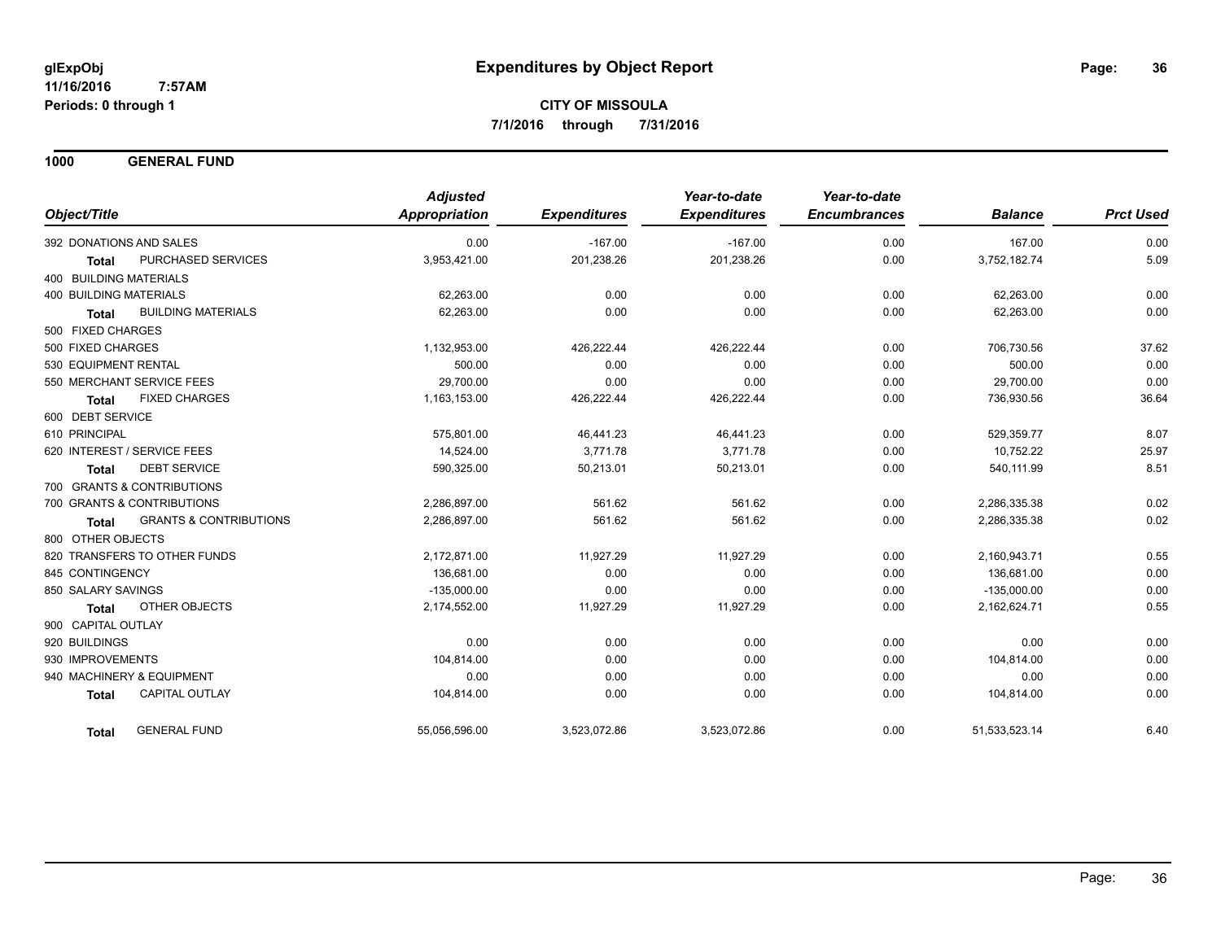# Expenditures by Object Report

glExpObj
11/16/2016 7:57AM
Periods: 0 through 1

**CITY OF MISSOULA**
**7/1/2016 through 7/31/2016**

## 1000 GENERAL FUND

| Object/Title | | Adjusted Appropriation | Expenditures | Year-to-date Expenditures | Year-to-date Encumbrances | Balance | Prct Used |
|---|---|---|---|---|---|---|---|
| 392 DONATIONS AND SALES | | 0.00 | -167.00 | -167.00 | 0.00 | 167.00 | 0.00 |
| **Total** | PURCHASED SERVICES | 3,953,421.00 | 201,238.26 | 201,238.26 | 0.00 | 3,752,182.74 | 5.09 |
| 400 BUILDING MATERIALS | | | | | | | |
| 400 BUILDING MATERIALS | | 62,263.00 | 0.00 | 0.00 | 0.00 | 62,263.00 | 0.00 |
| **Total** | BUILDING MATERIALS | 62,263.00 | 0.00 | 0.00 | 0.00 | 62,263.00 | 0.00 |
| 500 FIXED CHARGES | | | | | | | |
| 500 FIXED CHARGES | | 1,132,953.00 | 426,222.44 | 426,222.44 | 0.00 | 706,730.56 | 37.62 |
| 530 EQUIPMENT RENTAL | | 500.00 | 0.00 | 0.00 | 0.00 | 500.00 | 0.00 |
| 550 MERCHANT SERVICE FEES | | 29,700.00 | 0.00 | 0.00 | 0.00 | 29,700.00 | 0.00 |
| **Total** | FIXED CHARGES | 1,163,153.00 | 426,222.44 | 426,222.44 | 0.00 | 736,930.56 | 36.64 |
| 600 DEBT SERVICE | | | | | | | |
| 610 PRINCIPAL | | 575,801.00 | 46,441.23 | 46,441.23 | 0.00 | 529,359.77 | 8.07 |
| 620 INTEREST / SERVICE FEES | | 14,524.00 | 3,771.78 | 3,771.78 | 0.00 | 10,752.22 | 25.97 |
| **Total** | DEBT SERVICE | 590,325.00 | 50,213.01 | 50,213.01 | 0.00 | 540,111.99 | 8.51 |
| 700 GRANTS & CONTRIBUTIONS | | | | | | | |
| 700 GRANTS & CONTRIBUTIONS | | 2,286,897.00 | 561.62 | 561.62 | 0.00 | 2,286,335.38 | 0.02 |
| **Total** | GRANTS & CONTRIBUTIONS | 2,286,897.00 | 561.62 | 561.62 | 0.00 | 2,286,335.38 | 0.02 |
| 800 OTHER OBJECTS | | | | | | | |
| 820 TRANSFERS TO OTHER FUNDS | | 2,172,871.00 | 11,927.29 | 11,927.29 | 0.00 | 2,160,943.71 | 0.55 |
| 845 CONTINGENCY | | 136,681.00 | 0.00 | 0.00 | 0.00 | 136,681.00 | 0.00 |
| 850 SALARY SAVINGS | | -135,000.00 | 0.00 | 0.00 | 0.00 | -135,000.00 | 0.00 |
| **Total** | OTHER OBJECTS | 2,174,552.00 | 11,927.29 | 11,927.29 | 0.00 | 2,162,624.71 | 0.55 |
| 900 CAPITAL OUTLAY | | | | | | | |
| 920 BUILDINGS | | 0.00 | 0.00 | 0.00 | 0.00 | 0.00 | 0.00 |
| 930 IMPROVEMENTS | | 104,814.00 | 0.00 | 0.00 | 0.00 | 104,814.00 | 0.00 |
| 940 MACHINERY & EQUIPMENT | | 0.00 | 0.00 | 0.00 | 0.00 | 0.00 | 0.00 |
| **Total** | CAPITAL OUTLAY | 104,814.00 | 0.00 | 0.00 | 0.00 | 104,814.00 | 0.00 |
| **Total** | GENERAL FUND | 55,056,596.00 | 3,523,072.86 | 3,523,072.86 | 0.00 | 51,533,523.14 | 6.40 |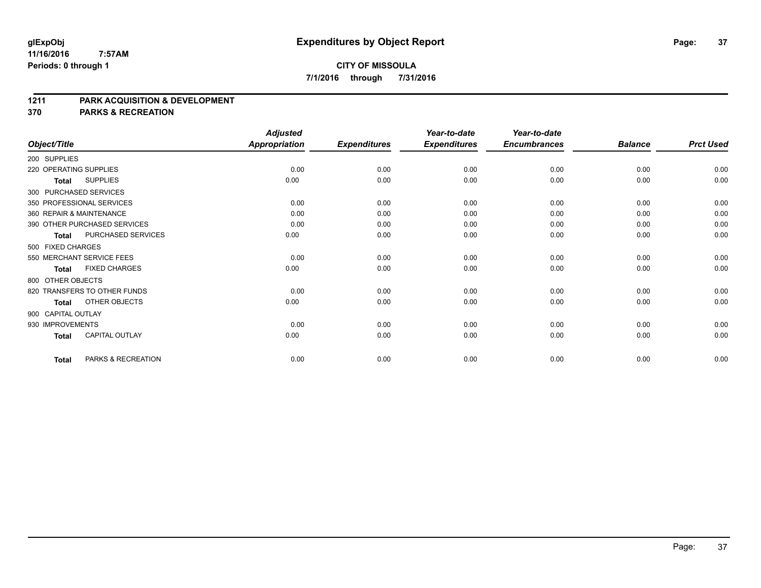# Expenditures by Object Report

glExpObj
11/16/2016 7:57AM
Periods: 0 through 1

**CITY OF MISSOULA**
**7/1/2016 through 7/31/2016**

## 1211 PARK ACQUISITION & DEVELOPMENT
## 370 PARKS & RECREATION

| Object/Title | Adjusted Appropriation | Expenditures | Year-to-date Expenditures | Year-to-date Encumbrances | Balance | Prct Used |
|---|---|---|---|---|---|---|
| 200 SUPPLIES | | | | | | |
| 220 OPERATING SUPPLIES | 0.00 | 0.00 | 0.00 | 0.00 | 0.00 | 0.00 |
| **Total** SUPPLIES | 0.00 | 0.00 | 0.00 | 0.00 | 0.00 | 0.00 |
| 300 PURCHASED SERVICES | | | | | | |
| 350 PROFESSIONAL SERVICES | 0.00 | 0.00 | 0.00 | 0.00 | 0.00 | 0.00 |
| 360 REPAIR & MAINTENANCE | 0.00 | 0.00 | 0.00 | 0.00 | 0.00 | 0.00 |
| 390 OTHER PURCHASED SERVICES | 0.00 | 0.00 | 0.00 | 0.00 | 0.00 | 0.00 |
| **Total** PURCHASED SERVICES | 0.00 | 0.00 | 0.00 | 0.00 | 0.00 | 0.00 |
| 500 FIXED CHARGES | | | | | | |
| 550 MERCHANT SERVICE FEES | 0.00 | 0.00 | 0.00 | 0.00 | 0.00 | 0.00 |
| **Total** FIXED CHARGES | 0.00 | 0.00 | 0.00 | 0.00 | 0.00 | 0.00 |
| 800 OTHER OBJECTS | | | | | | |
| 820 TRANSFERS TO OTHER FUNDS | 0.00 | 0.00 | 0.00 | 0.00 | 0.00 | 0.00 |
| **Total** OTHER OBJECTS | 0.00 | 0.00 | 0.00 | 0.00 | 0.00 | 0.00 |
| 900 CAPITAL OUTLAY | | | | | | |
| 930 IMPROVEMENTS | 0.00 | 0.00 | 0.00 | 0.00 | 0.00 | 0.00 |
| **Total** CAPITAL OUTLAY | 0.00 | 0.00 | 0.00 | 0.00 | 0.00 | 0.00 |
| **Total** PARKS & RECREATION | 0.00 | 0.00 | 0.00 | 0.00 | 0.00 | 0.00 |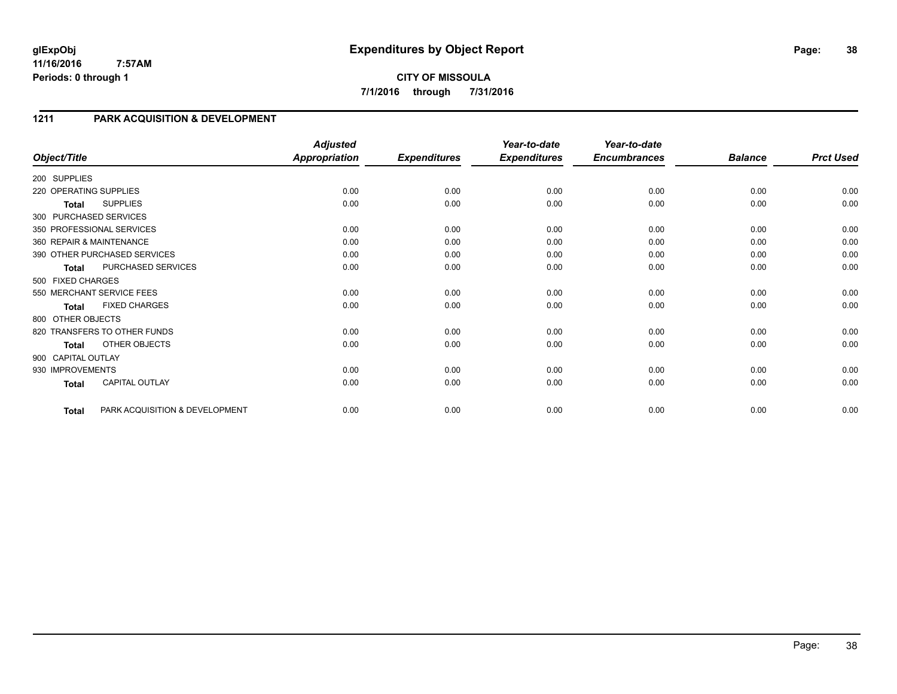# Expenditures by Object Report

glExpObj
11/16/2016 7:57AM
Periods: 0 through 1

**CITY OF MISSOULA**
**7/1/2016 through 7/31/2016**

## 1211 PARK ACQUISITION & DEVELOPMENT

| Object/Title | Adjusted Appropriation | Expenditures | Year-to-date Expenditures | Year-to-date Encumbrances | Balance | Prct Used |
|---|---|---|---|---|---|---|
| 200 SUPPLIES | | | | | | |
| 220 OPERATING SUPPLIES | 0.00 | 0.00 | 0.00 | 0.00 | 0.00 | 0.00 |
| **Total** SUPPLIES | 0.00 | 0.00 | 0.00 | 0.00 | 0.00 | 0.00 |
| 300 PURCHASED SERVICES | | | | | | |
| 350 PROFESSIONAL SERVICES | 0.00 | 0.00 | 0.00 | 0.00 | 0.00 | 0.00 |
| 360 REPAIR & MAINTENANCE | 0.00 | 0.00 | 0.00 | 0.00 | 0.00 | 0.00 |
| 390 OTHER PURCHASED SERVICES | 0.00 | 0.00 | 0.00 | 0.00 | 0.00 | 0.00 |
| **Total** PURCHASED SERVICES | 0.00 | 0.00 | 0.00 | 0.00 | 0.00 | 0.00 |
| 500 FIXED CHARGES | | | | | | |
| 550 MERCHANT SERVICE FEES | 0.00 | 0.00 | 0.00 | 0.00 | 0.00 | 0.00 |
| **Total** FIXED CHARGES | 0.00 | 0.00 | 0.00 | 0.00 | 0.00 | 0.00 |
| 800 OTHER OBJECTS | | | | | | |
| 820 TRANSFERS TO OTHER FUNDS | 0.00 | 0.00 | 0.00 | 0.00 | 0.00 | 0.00 |
| **Total** OTHER OBJECTS | 0.00 | 0.00 | 0.00 | 0.00 | 0.00 | 0.00 |
| 900 CAPITAL OUTLAY | | | | | | |
| 930 IMPROVEMENTS | 0.00 | 0.00 | 0.00 | 0.00 | 0.00 | 0.00 |
| **Total** CAPITAL OUTLAY | 0.00 | 0.00 | 0.00 | 0.00 | 0.00 | 0.00 |
| **Total** PARK ACQUISITION & DEVELOPMENT | 0.00 | 0.00 | 0.00 | 0.00 | 0.00 | 0.00 |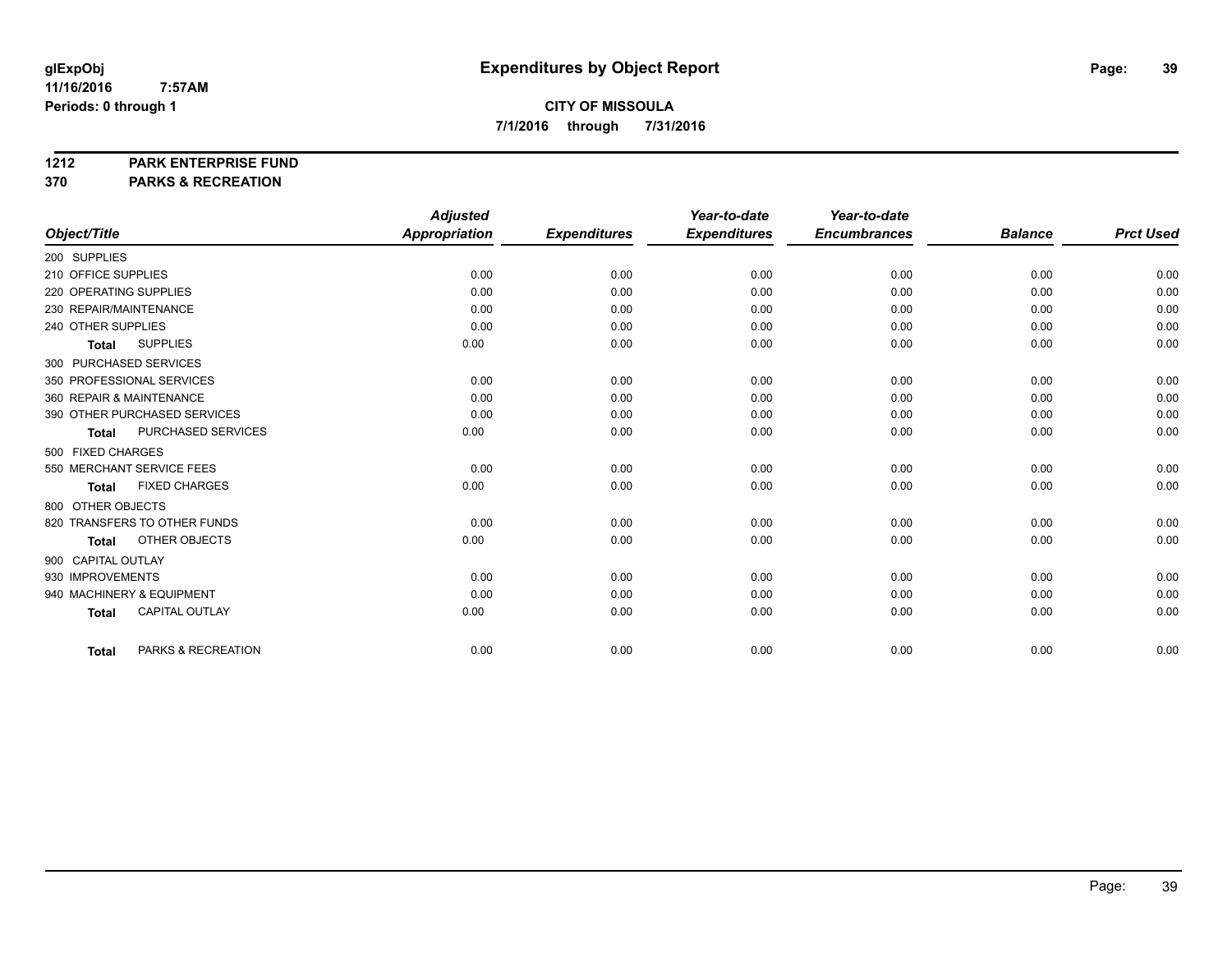glExpObj
11/16/2016 7:57AM
Periods: 0 through 1

# Expenditures by Object Report

**CITY OF MISSOULA**
**7/1/2016 through 7/31/2016**

**1212 PARK ENTERPRISE FUND**
**370 PARKS & RECREATION**

| Object/Title | Adjusted Appropriation | Expenditures | Year-to-date Expenditures | Year-to-date Encumbrances | Balance | Prct Used |
|---|---|---|---|---|---|---|
| 200 SUPPLIES | | | | | | |
| 210 OFFICE SUPPLIES | 0.00 | 0.00 | 0.00 | 0.00 | 0.00 | 0.00 |
| 220 OPERATING SUPPLIES | 0.00 | 0.00 | 0.00 | 0.00 | 0.00 | 0.00 |
| 230 REPAIR/MAINTENANCE | 0.00 | 0.00 | 0.00 | 0.00 | 0.00 | 0.00 |
| 240 OTHER SUPPLIES | 0.00 | 0.00 | 0.00 | 0.00 | 0.00 | 0.00 |
| **Total** SUPPLIES | 0.00 | 0.00 | 0.00 | 0.00 | 0.00 | 0.00 |
| 300 PURCHASED SERVICES | | | | | | |
| 350 PROFESSIONAL SERVICES | 0.00 | 0.00 | 0.00 | 0.00 | 0.00 | 0.00 |
| 360 REPAIR & MAINTENANCE | 0.00 | 0.00 | 0.00 | 0.00 | 0.00 | 0.00 |
| 390 OTHER PURCHASED SERVICES | 0.00 | 0.00 | 0.00 | 0.00 | 0.00 | 0.00 |
| **Total** PURCHASED SERVICES | 0.00 | 0.00 | 0.00 | 0.00 | 0.00 | 0.00 |
| 500 FIXED CHARGES | | | | | | |
| 550 MERCHANT SERVICE FEES | 0.00 | 0.00 | 0.00 | 0.00 | 0.00 | 0.00 |
| **Total** FIXED CHARGES | 0.00 | 0.00 | 0.00 | 0.00 | 0.00 | 0.00 |
| 800 OTHER OBJECTS | | | | | | |
| 820 TRANSFERS TO OTHER FUNDS | 0.00 | 0.00 | 0.00 | 0.00 | 0.00 | 0.00 |
| **Total** OTHER OBJECTS | 0.00 | 0.00 | 0.00 | 0.00 | 0.00 | 0.00 |
| 900 CAPITAL OUTLAY | | | | | | |
| 930 IMPROVEMENTS | 0.00 | 0.00 | 0.00 | 0.00 | 0.00 | 0.00 |
| 940 MACHINERY & EQUIPMENT | 0.00 | 0.00 | 0.00 | 0.00 | 0.00 | 0.00 |
| **Total** CAPITAL OUTLAY | 0.00 | 0.00 | 0.00 | 0.00 | 0.00 | 0.00 |
| **Total** PARKS & RECREATION | 0.00 | 0.00 | 0.00 | 0.00 | 0.00 | 0.00 |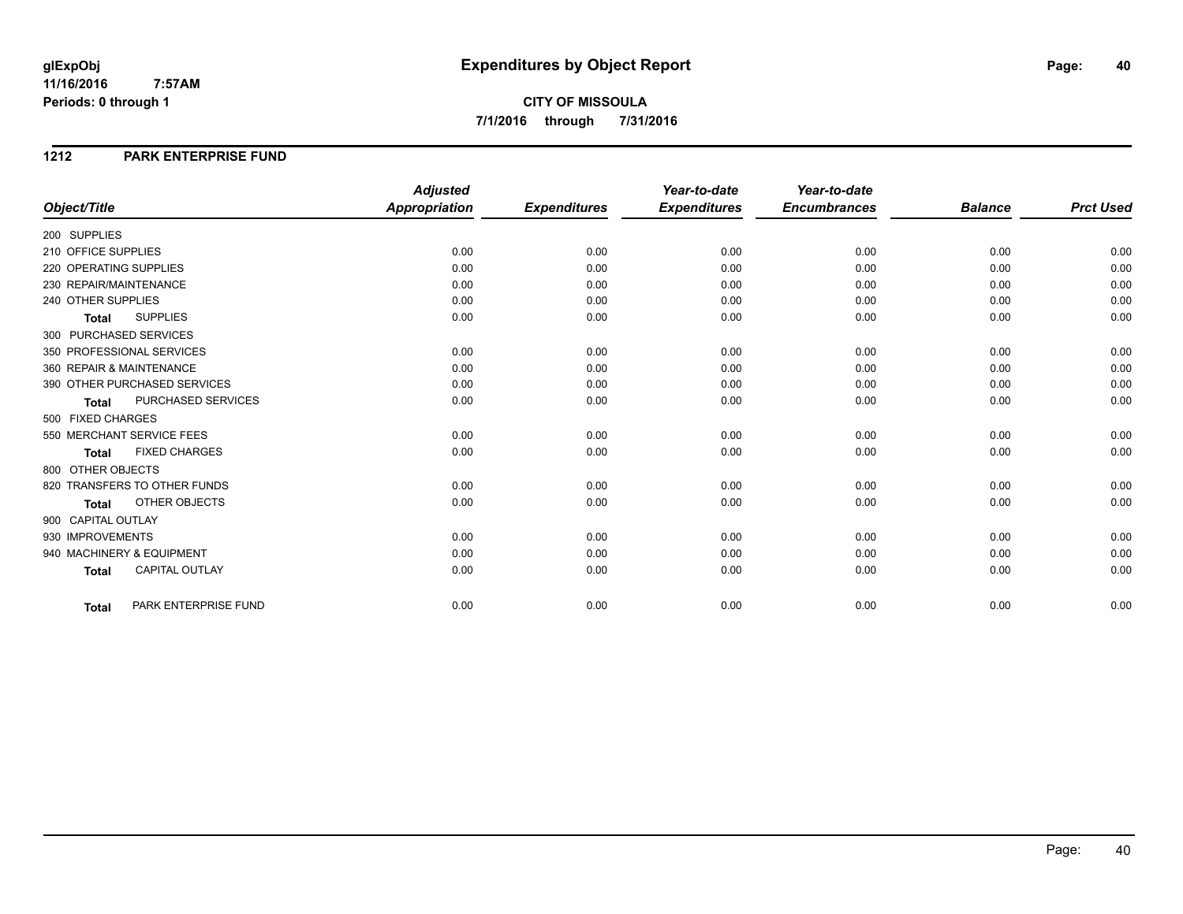# Expenditures by Object Report

glExpObj
11/16/2016 7:57AM
Periods: 0 through 1

**CITY OF MISSOULA**
**7/1/2016 through 7/31/2016**

## 1212 PARK ENTERPRISE FUND

| Object/Title | Adjusted Appropriation | Expenditures | Year-to-date Expenditures | Year-to-date Encumbrances | Balance | Prct Used |
|---|---|---|---|---|---|---|
| 200 SUPPLIES | | | | | | |
| 210 OFFICE SUPPLIES | 0.00 | 0.00 | 0.00 | 0.00 | 0.00 | 0.00 |
| 220 OPERATING SUPPLIES | 0.00 | 0.00 | 0.00 | 0.00 | 0.00 | 0.00 |
| 230 REPAIR/MAINTENANCE | 0.00 | 0.00 | 0.00 | 0.00 | 0.00 | 0.00 |
| 240 OTHER SUPPLIES | 0.00 | 0.00 | 0.00 | 0.00 | 0.00 | 0.00 |
| **Total** SUPPLIES | 0.00 | 0.00 | 0.00 | 0.00 | 0.00 | 0.00 |
| 300 PURCHASED SERVICES | | | | | | |
| 350 PROFESSIONAL SERVICES | 0.00 | 0.00 | 0.00 | 0.00 | 0.00 | 0.00 |
| 360 REPAIR & MAINTENANCE | 0.00 | 0.00 | 0.00 | 0.00 | 0.00 | 0.00 |
| 390 OTHER PURCHASED SERVICES | 0.00 | 0.00 | 0.00 | 0.00 | 0.00 | 0.00 |
| **Total** PURCHASED SERVICES | 0.00 | 0.00 | 0.00 | 0.00 | 0.00 | 0.00 |
| 500 FIXED CHARGES | | | | | | |
| 550 MERCHANT SERVICE FEES | 0.00 | 0.00 | 0.00 | 0.00 | 0.00 | 0.00 |
| **Total** FIXED CHARGES | 0.00 | 0.00 | 0.00 | 0.00 | 0.00 | 0.00 |
| 800 OTHER OBJECTS | | | | | | |
| 820 TRANSFERS TO OTHER FUNDS | 0.00 | 0.00 | 0.00 | 0.00 | 0.00 | 0.00 |
| **Total** OTHER OBJECTS | 0.00 | 0.00 | 0.00 | 0.00 | 0.00 | 0.00 |
| 900 CAPITAL OUTLAY | | | | | | |
| 930 IMPROVEMENTS | 0.00 | 0.00 | 0.00 | 0.00 | 0.00 | 0.00 |
| 940 MACHINERY & EQUIPMENT | 0.00 | 0.00 | 0.00 | 0.00 | 0.00 | 0.00 |
| **Total** CAPITAL OUTLAY | 0.00 | 0.00 | 0.00 | 0.00 | 0.00 | 0.00 |
| **Total** PARK ENTERPRISE FUND | 0.00 | 0.00 | 0.00 | 0.00 | 0.00 | 0.00 |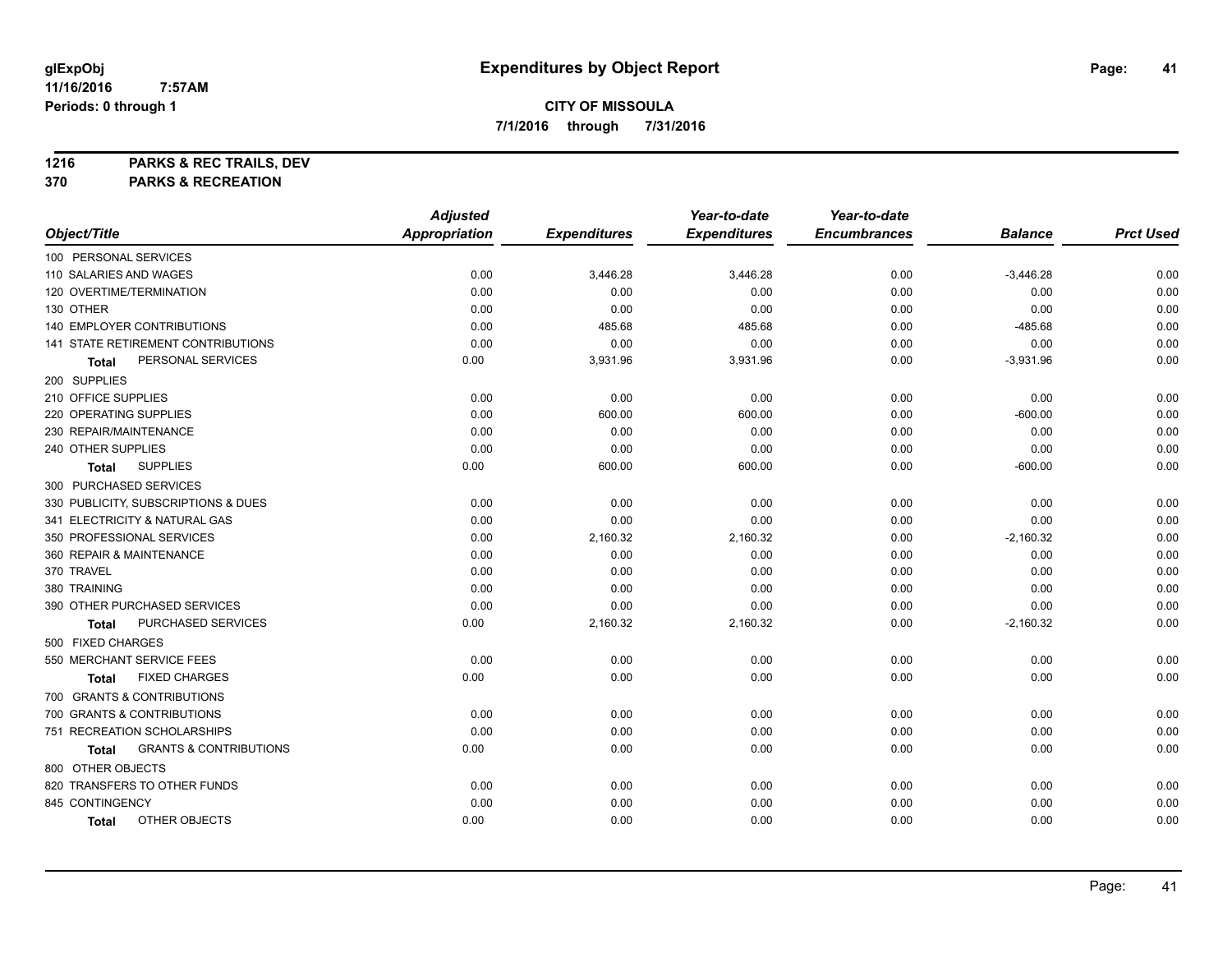**glExpObj**
**11/16/2016 7:57AM**
**Periods: 0 through 1**

# Expenditures by Object Report

**CITY OF MISSOULA**
**7/1/2016 through 7/31/2016**

**1216 PARKS & REC TRAILS, DEV**
**370 PARKS & RECREATION**

| Object/Title | Adjusted Appropriation | Expenditures | Year-to-date Expenditures | Year-to-date Encumbrances | Balance | Prct Used |
|---|---|---|---|---|---|---|
| 100 PERSONAL SERVICES | | | | | | |
| 110 SALARIES AND WAGES | 0.00 | 3,446.28 | 3,446.28 | 0.00 | -3,446.28 | 0.00 |
| 120 OVERTIME/TERMINATION | 0.00 | 0.00 | 0.00 | 0.00 | 0.00 | 0.00 |
| 130 OTHER | 0.00 | 0.00 | 0.00 | 0.00 | 0.00 | 0.00 |
| 140 EMPLOYER CONTRIBUTIONS | 0.00 | 485.68 | 485.68 | 0.00 | -485.68 | 0.00 |
| 141 STATE RETIREMENT CONTRIBUTIONS | 0.00 | 0.00 | 0.00 | 0.00 | 0.00 | 0.00 |
| **Total** PERSONAL SERVICES | 0.00 | 3,931.96 | 3,931.96 | 0.00 | -3,931.96 | 0.00 |
| 200 SUPPLIES | | | | | | |
| 210 OFFICE SUPPLIES | 0.00 | 0.00 | 0.00 | 0.00 | 0.00 | 0.00 |
| 220 OPERATING SUPPLIES | 0.00 | 600.00 | 600.00 | 0.00 | -600.00 | 0.00 |
| 230 REPAIR/MAINTENANCE | 0.00 | 0.00 | 0.00 | 0.00 | 0.00 | 0.00 |
| 240 OTHER SUPPLIES | 0.00 | 0.00 | 0.00 | 0.00 | 0.00 | 0.00 |
| **Total** SUPPLIES | 0.00 | 600.00 | 600.00 | 0.00 | -600.00 | 0.00 |
| 300 PURCHASED SERVICES | | | | | | |
| 330 PUBLICITY, SUBSCRIPTIONS & DUES | 0.00 | 0.00 | 0.00 | 0.00 | 0.00 | 0.00 |
| 341 ELECTRICITY & NATURAL GAS | 0.00 | 0.00 | 0.00 | 0.00 | 0.00 | 0.00 |
| 350 PROFESSIONAL SERVICES | 0.00 | 2,160.32 | 2,160.32 | 0.00 | -2,160.32 | 0.00 |
| 360 REPAIR & MAINTENANCE | 0.00 | 0.00 | 0.00 | 0.00 | 0.00 | 0.00 |
| 370 TRAVEL | 0.00 | 0.00 | 0.00 | 0.00 | 0.00 | 0.00 |
| 380 TRAINING | 0.00 | 0.00 | 0.00 | 0.00 | 0.00 | 0.00 |
| 390 OTHER PURCHASED SERVICES | 0.00 | 0.00 | 0.00 | 0.00 | 0.00 | 0.00 |
| **Total** PURCHASED SERVICES | 0.00 | 2,160.32 | 2,160.32 | 0.00 | -2,160.32 | 0.00 |
| 500 FIXED CHARGES | | | | | | |
| 550 MERCHANT SERVICE FEES | 0.00 | 0.00 | 0.00 | 0.00 | 0.00 | 0.00 |
| **Total** FIXED CHARGES | 0.00 | 0.00 | 0.00 | 0.00 | 0.00 | 0.00 |
| 700 GRANTS & CONTRIBUTIONS | | | | | | |
| 700 GRANTS & CONTRIBUTIONS | 0.00 | 0.00 | 0.00 | 0.00 | 0.00 | 0.00 |
| 751 RECREATION SCHOLARSHIPS | 0.00 | 0.00 | 0.00 | 0.00 | 0.00 | 0.00 |
| **Total** GRANTS & CONTRIBUTIONS | 0.00 | 0.00 | 0.00 | 0.00 | 0.00 | 0.00 |
| 800 OTHER OBJECTS | | | | | | |
| 820 TRANSFERS TO OTHER FUNDS | 0.00 | 0.00 | 0.00 | 0.00 | 0.00 | 0.00 |
| 845 CONTINGENCY | 0.00 | 0.00 | 0.00 | 0.00 | 0.00 | 0.00 |
| **Total** OTHER OBJECTS | 0.00 | 0.00 | 0.00 | 0.00 | 0.00 | 0.00 |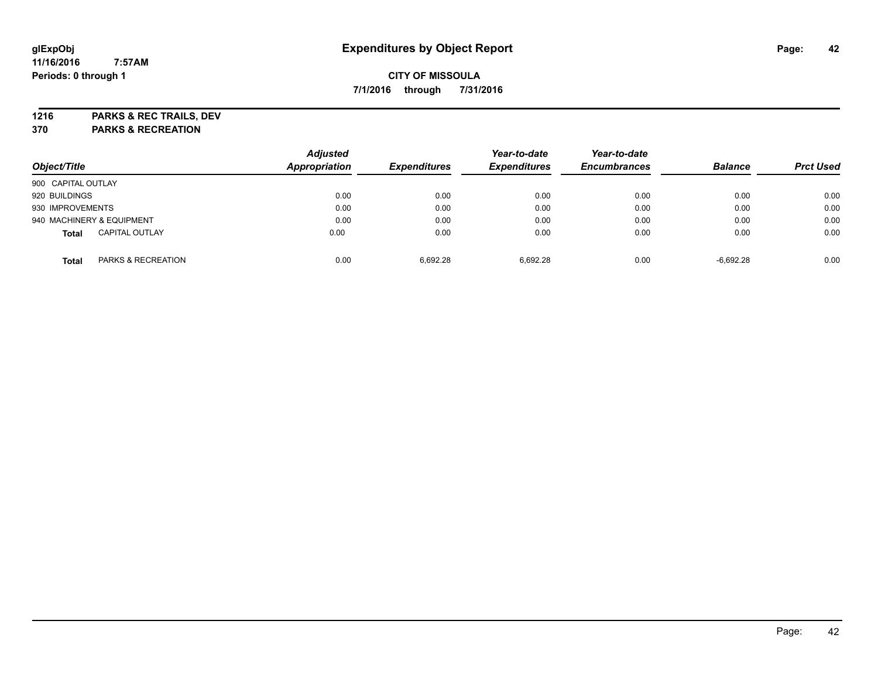glExpObj
11/16/2016 7:57AM
Periods: 0 through 1

# Expenditures by Object Report

**CITY OF MISSOULA**
**7/1/2016 through 7/31/2016**

**1216 PARKS & REC TRAILS, DEV**
**370 PARKS & RECREATION**

| Object/Title | Adjusted Appropriation | Expenditures | Year-to-date Expenditures | Year-to-date Encumbrances | Balance | Prct Used |
|---|---|---|---|---|---|---|
| 900 CAPITAL OUTLAY | | | | | | |
| 920 BUILDINGS | 0.00 | 0.00 | 0.00 | 0.00 | 0.00 | 0.00 |
| 930 IMPROVEMENTS | 0.00 | 0.00 | 0.00 | 0.00 | 0.00 | 0.00 |
| 940 MACHINERY & EQUIPMENT | 0.00 | 0.00 | 0.00 | 0.00 | 0.00 | 0.00 |
| **Total** CAPITAL OUTLAY | 0.00 | 0.00 | 0.00 | 0.00 | 0.00 | 0.00 |
| **Total** PARKS & RECREATION | 0.00 | 6,692.28 | 6,692.28 | 0.00 | -6,692.28 | 0.00 |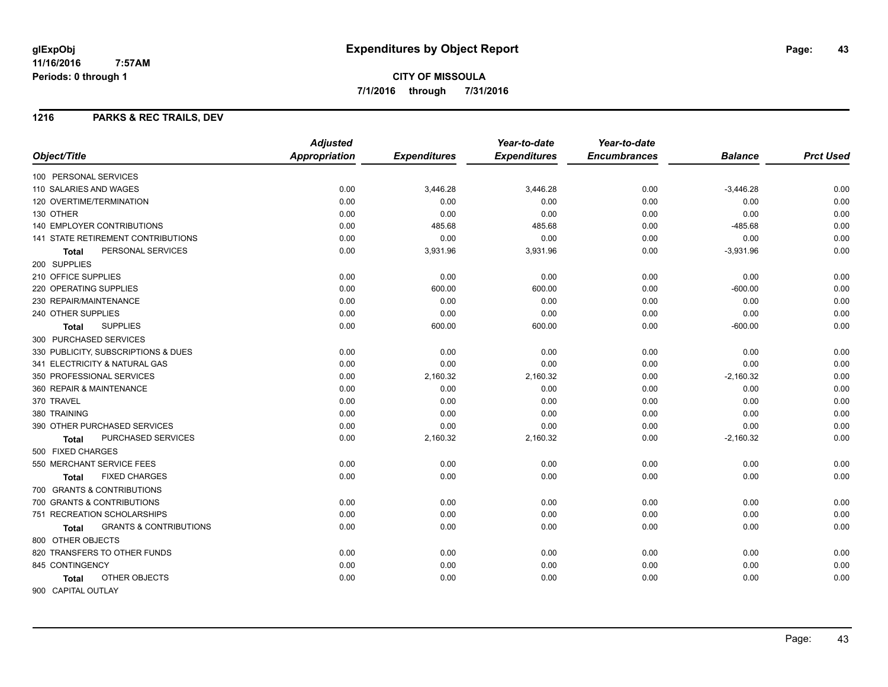# Expenditures by Object Report

**CITY OF MISSOULA**

**7/1/2016 through 7/31/2016**

glExpObj
11/16/2016 7:57AM
Periods: 0 through 1

## 1216 PARKS & REC TRAILS, DEV

| Object/Title | Adjusted Appropriation | Expenditures | Year-to-date Expenditures | Year-to-date Encumbrances | Balance | Prct Used |
|---|---|---|---|---|---|---|
| 100 PERSONAL SERVICES | | | | | | |
| 110 SALARIES AND WAGES | 0.00 | 3,446.28 | 3,446.28 | 0.00 | -3,446.28 | 0.00 |
| 120 OVERTIME/TERMINATION | 0.00 | 0.00 | 0.00 | 0.00 | 0.00 | 0.00 |
| 130 OTHER | 0.00 | 0.00 | 0.00 | 0.00 | 0.00 | 0.00 |
| 140 EMPLOYER CONTRIBUTIONS | 0.00 | 485.68 | 485.68 | 0.00 | -485.68 | 0.00 |
| 141 STATE RETIREMENT CONTRIBUTIONS | 0.00 | 0.00 | 0.00 | 0.00 | 0.00 | 0.00 |
| **Total** PERSONAL SERVICES | 0.00 | 3,931.96 | 3,931.96 | 0.00 | -3,931.96 | 0.00 |
| 200 SUPPLIES | | | | | | |
| 210 OFFICE SUPPLIES | 0.00 | 0.00 | 0.00 | 0.00 | 0.00 | 0.00 |
| 220 OPERATING SUPPLIES | 0.00 | 600.00 | 600.00 | 0.00 | -600.00 | 0.00 |
| 230 REPAIR/MAINTENANCE | 0.00 | 0.00 | 0.00 | 0.00 | 0.00 | 0.00 |
| 240 OTHER SUPPLIES | 0.00 | 0.00 | 0.00 | 0.00 | 0.00 | 0.00 |
| **Total** SUPPLIES | 0.00 | 600.00 | 600.00 | 0.00 | -600.00 | 0.00 |
| 300 PURCHASED SERVICES | | | | | | |
| 330 PUBLICITY, SUBSCRIPTIONS & DUES | 0.00 | 0.00 | 0.00 | 0.00 | 0.00 | 0.00 |
| 341 ELECTRICITY & NATURAL GAS | 0.00 | 0.00 | 0.00 | 0.00 | 0.00 | 0.00 |
| 350 PROFESSIONAL SERVICES | 0.00 | 2,160.32 | 2,160.32 | 0.00 | -2,160.32 | 0.00 |
| 360 REPAIR & MAINTENANCE | 0.00 | 0.00 | 0.00 | 0.00 | 0.00 | 0.00 |
| 370 TRAVEL | 0.00 | 0.00 | 0.00 | 0.00 | 0.00 | 0.00 |
| 380 TRAINING | 0.00 | 0.00 | 0.00 | 0.00 | 0.00 | 0.00 |
| 390 OTHER PURCHASED SERVICES | 0.00 | 0.00 | 0.00 | 0.00 | 0.00 | 0.00 |
| **Total** PURCHASED SERVICES | 0.00 | 2,160.32 | 2,160.32 | 0.00 | -2,160.32 | 0.00 |
| 500 FIXED CHARGES | | | | | | |
| 550 MERCHANT SERVICE FEES | 0.00 | 0.00 | 0.00 | 0.00 | 0.00 | 0.00 |
| **Total** FIXED CHARGES | 0.00 | 0.00 | 0.00 | 0.00 | 0.00 | 0.00 |
| 700 GRANTS & CONTRIBUTIONS | | | | | | |
| 700 GRANTS & CONTRIBUTIONS | 0.00 | 0.00 | 0.00 | 0.00 | 0.00 | 0.00 |
| 751 RECREATION SCHOLARSHIPS | 0.00 | 0.00 | 0.00 | 0.00 | 0.00 | 0.00 |
| **Total** GRANTS & CONTRIBUTIONS | 0.00 | 0.00 | 0.00 | 0.00 | 0.00 | 0.00 |
| 800 OTHER OBJECTS | | | | | | |
| 820 TRANSFERS TO OTHER FUNDS | 0.00 | 0.00 | 0.00 | 0.00 | 0.00 | 0.00 |
| 845 CONTINGENCY | 0.00 | 0.00 | 0.00 | 0.00 | 0.00 | 0.00 |
| **Total** OTHER OBJECTS | 0.00 | 0.00 | 0.00 | 0.00 | 0.00 | 0.00 |
| 900 CAPITAL OUTLAY | | | | | | |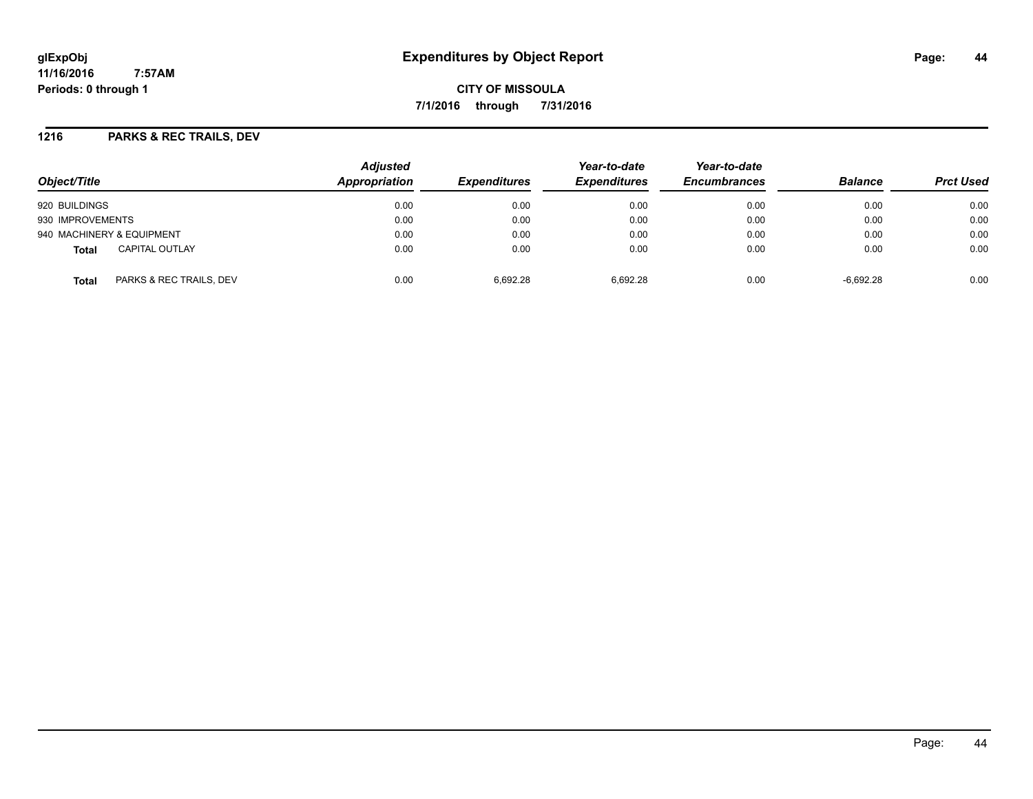**glExpObj** **Expenditures by Object Report**

**11/16/2016 7:57AM**

**Periods: 0 through 1**

**CITY OF MISSOULA**

**7/1/2016 through 7/31/2016**

## 1216 PARKS & REC TRAILS, DEV

| Object/Title | | Adjusted Appropriation | Expenditures | Year-to-date Expenditures | Year-to-date Encumbrances | Balance | Prct Used |
|---|---|---|---|---|---|---|---|
| 920 BUILDINGS | | 0.00 | 0.00 | 0.00 | 0.00 | 0.00 | 0.00 |
| 930 IMPROVEMENTS | | 0.00 | 0.00 | 0.00 | 0.00 | 0.00 | 0.00 |
| 940 MACHINERY & EQUIPMENT | | 0.00 | 0.00 | 0.00 | 0.00 | 0.00 | 0.00 |
| **Total** | CAPITAL OUTLAY | 0.00 | 0.00 | 0.00 | 0.00 | 0.00 | 0.00 |
| **Total** | PARKS & REC TRAILS, DEV | 0.00 | 6,692.28 | 6,692.28 | 0.00 | -6,692.28 | 0.00 |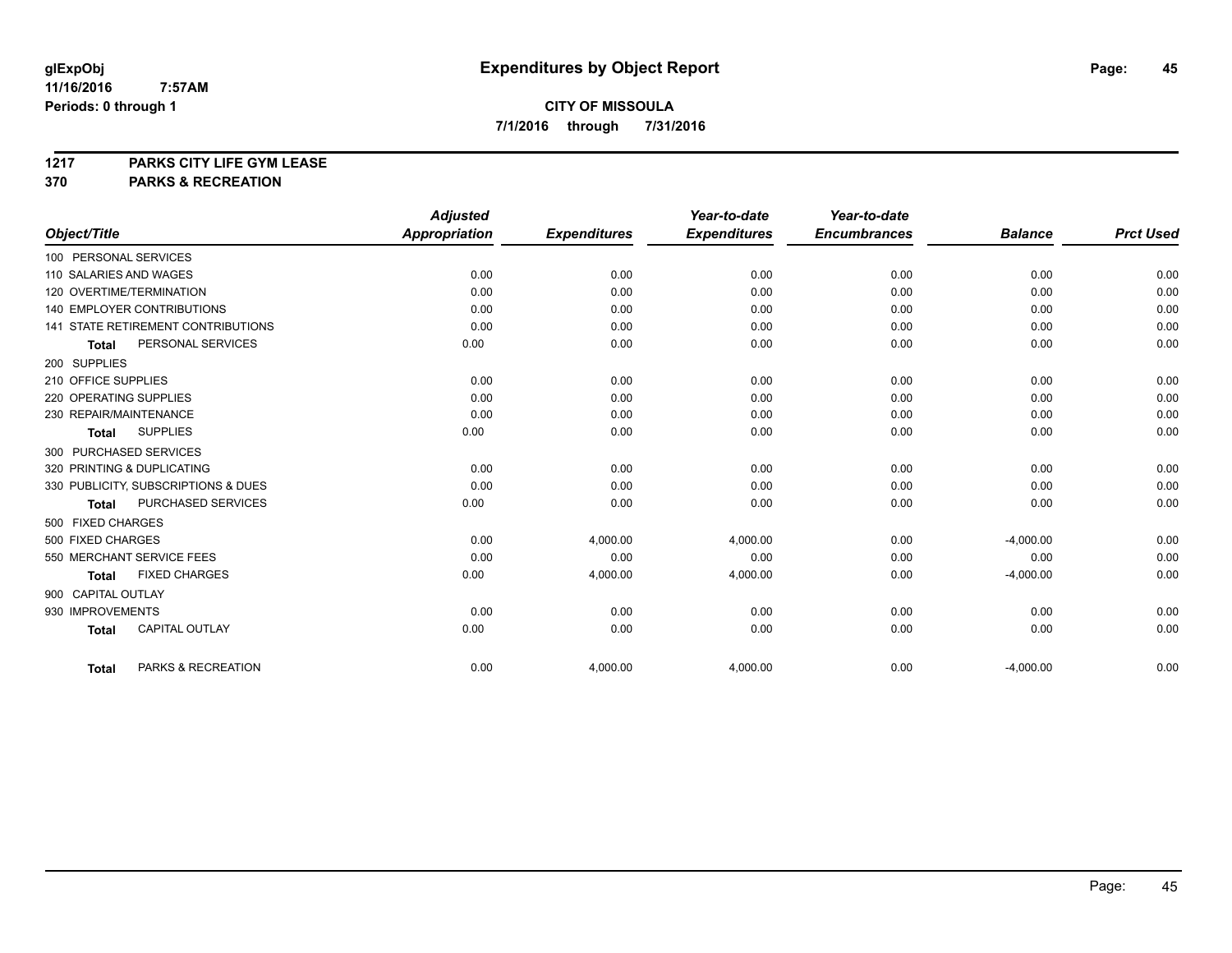**glExpObj**
**11/16/2016 7:57AM**
**Periods: 0 through 1**

# Expenditures by Object Report

**CITY OF MISSOULA**
**7/1/2016 through 7/31/2016**

## 1217 PARKS CITY LIFE GYM LEASE
## 370 PARKS & RECREATION

| Object/Title | Adjusted Appropriation | Expenditures | Year-to-date Expenditures | Year-to-date Encumbrances | Balance | Prct Used |
|---|---|---|---|---|---|---|
| 100 PERSONAL SERVICES | | | | | | |
| 110 SALARIES AND WAGES | 0.00 | 0.00 | 0.00 | 0.00 | 0.00 | 0.00 |
| 120 OVERTIME/TERMINATION | 0.00 | 0.00 | 0.00 | 0.00 | 0.00 | 0.00 |
| 140 EMPLOYER CONTRIBUTIONS | 0.00 | 0.00 | 0.00 | 0.00 | 0.00 | 0.00 |
| 141 STATE RETIREMENT CONTRIBUTIONS | 0.00 | 0.00 | 0.00 | 0.00 | 0.00 | 0.00 |
| **Total** PERSONAL SERVICES | 0.00 | 0.00 | 0.00 | 0.00 | 0.00 | 0.00 |
| 200 SUPPLIES | | | | | | |
| 210 OFFICE SUPPLIES | 0.00 | 0.00 | 0.00 | 0.00 | 0.00 | 0.00 |
| 220 OPERATING SUPPLIES | 0.00 | 0.00 | 0.00 | 0.00 | 0.00 | 0.00 |
| 230 REPAIR/MAINTENANCE | 0.00 | 0.00 | 0.00 | 0.00 | 0.00 | 0.00 |
| **Total** SUPPLIES | 0.00 | 0.00 | 0.00 | 0.00 | 0.00 | 0.00 |
| 300 PURCHASED SERVICES | | | | | | |
| 320 PRINTING & DUPLICATING | 0.00 | 0.00 | 0.00 | 0.00 | 0.00 | 0.00 |
| 330 PUBLICITY, SUBSCRIPTIONS & DUES | 0.00 | 0.00 | 0.00 | 0.00 | 0.00 | 0.00 |
| **Total** PURCHASED SERVICES | 0.00 | 0.00 | 0.00 | 0.00 | 0.00 | 0.00 |
| 500 FIXED CHARGES | | | | | | |
| 500 FIXED CHARGES | 0.00 | 4,000.00 | 4,000.00 | 0.00 | -4,000.00 | 0.00 |
| 550 MERCHANT SERVICE FEES | 0.00 | 0.00 | 0.00 | 0.00 | 0.00 | 0.00 |
| **Total** FIXED CHARGES | 0.00 | 4,000.00 | 4,000.00 | 0.00 | -4,000.00 | 0.00 |
| 900 CAPITAL OUTLAY | | | | | | |
| 930 IMPROVEMENTS | 0.00 | 0.00 | 0.00 | 0.00 | 0.00 | 0.00 |
| **Total** CAPITAL OUTLAY | 0.00 | 0.00 | 0.00 | 0.00 | 0.00 | 0.00 |
| **Total** PARKS & RECREATION | 0.00 | 4,000.00 | 4,000.00 | 0.00 | -4,000.00 | 0.00 |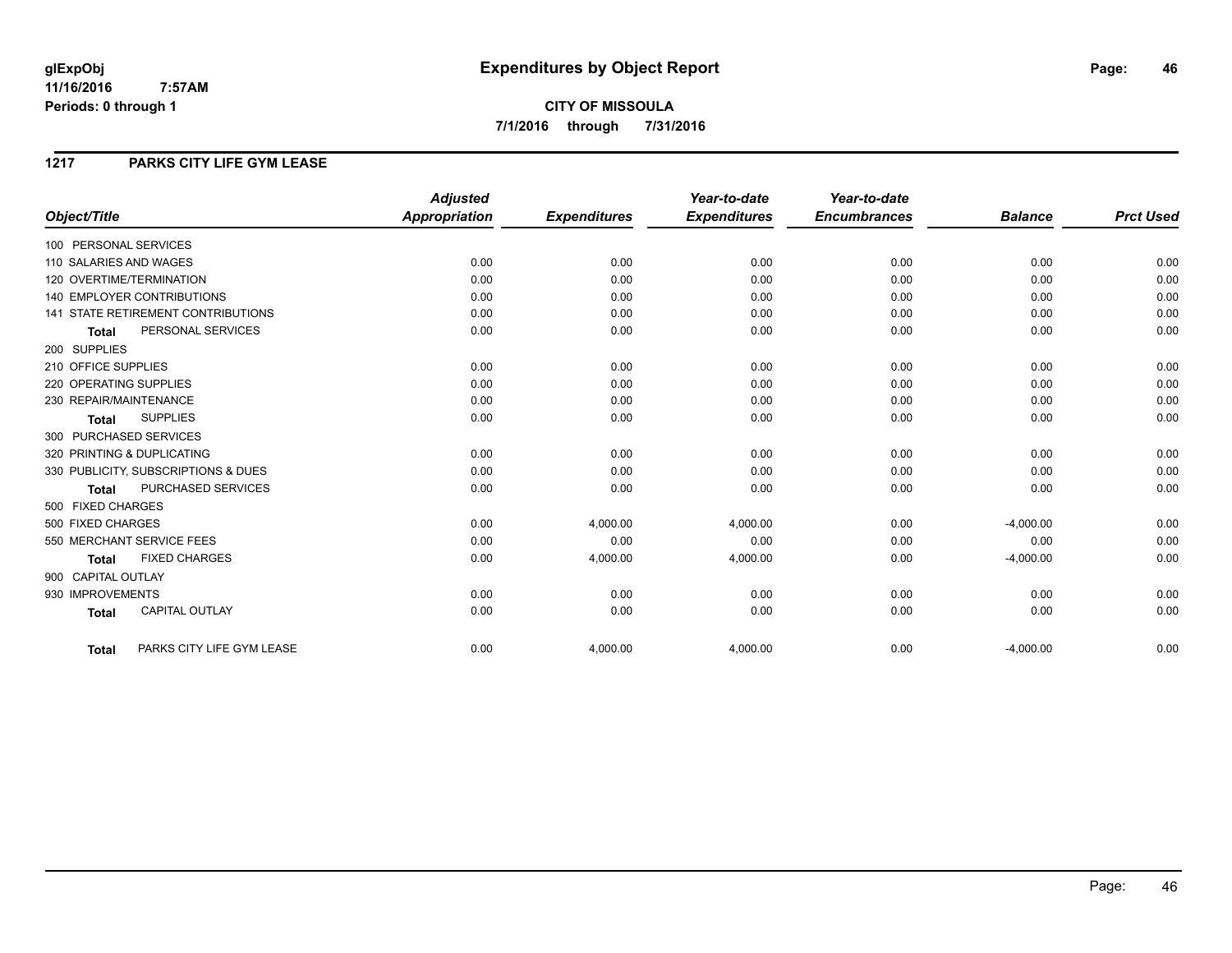# Expenditures by Object Report

glExpObj
11/16/2016 7:57AM
Periods: 0 through 1

**CITY OF MISSOULA**
**7/1/2016 through 7/31/2016**

## 1217 PARKS CITY LIFE GYM LEASE

| Object/Title | Adjusted Appropriation | Expenditures | Year-to-date Expenditures | Year-to-date Encumbrances | Balance | Prct Used |
|---|---|---|---|---|---|---|
| 100 PERSONAL SERVICES | | | | | | |
| 110 SALARIES AND WAGES | 0.00 | 0.00 | 0.00 | 0.00 | 0.00 | 0.00 |
| 120 OVERTIME/TERMINATION | 0.00 | 0.00 | 0.00 | 0.00 | 0.00 | 0.00 |
| 140 EMPLOYER CONTRIBUTIONS | 0.00 | 0.00 | 0.00 | 0.00 | 0.00 | 0.00 |
| 141 STATE RETIREMENT CONTRIBUTIONS | 0.00 | 0.00 | 0.00 | 0.00 | 0.00 | 0.00 |
| **Total** PERSONAL SERVICES | 0.00 | 0.00 | 0.00 | 0.00 | 0.00 | 0.00 |
| 200 SUPPLIES | | | | | | |
| 210 OFFICE SUPPLIES | 0.00 | 0.00 | 0.00 | 0.00 | 0.00 | 0.00 |
| 220 OPERATING SUPPLIES | 0.00 | 0.00 | 0.00 | 0.00 | 0.00 | 0.00 |
| 230 REPAIR/MAINTENANCE | 0.00 | 0.00 | 0.00 | 0.00 | 0.00 | 0.00 |
| **Total** SUPPLIES | 0.00 | 0.00 | 0.00 | 0.00 | 0.00 | 0.00 |
| 300 PURCHASED SERVICES | | | | | | |
| 320 PRINTING & DUPLICATING | 0.00 | 0.00 | 0.00 | 0.00 | 0.00 | 0.00 |
| 330 PUBLICITY, SUBSCRIPTIONS & DUES | 0.00 | 0.00 | 0.00 | 0.00 | 0.00 | 0.00 |
| **Total** PURCHASED SERVICES | 0.00 | 0.00 | 0.00 | 0.00 | 0.00 | 0.00 |
| 500 FIXED CHARGES | | | | | | |
| 500 FIXED CHARGES | 0.00 | 4,000.00 | 4,000.00 | 0.00 | -4,000.00 | 0.00 |
| 550 MERCHANT SERVICE FEES | 0.00 | 0.00 | 0.00 | 0.00 | 0.00 | 0.00 |
| **Total** FIXED CHARGES | 0.00 | 4,000.00 | 4,000.00 | 0.00 | -4,000.00 | 0.00 |
| 900 CAPITAL OUTLAY | | | | | | |
| 930 IMPROVEMENTS | 0.00 | 0.00 | 0.00 | 0.00 | 0.00 | 0.00 |
| **Total** CAPITAL OUTLAY | 0.00 | 0.00 | 0.00 | 0.00 | 0.00 | 0.00 |
| **Total** PARKS CITY LIFE GYM LEASE | 0.00 | 4,000.00 | 4,000.00 | 0.00 | -4,000.00 | 0.00 |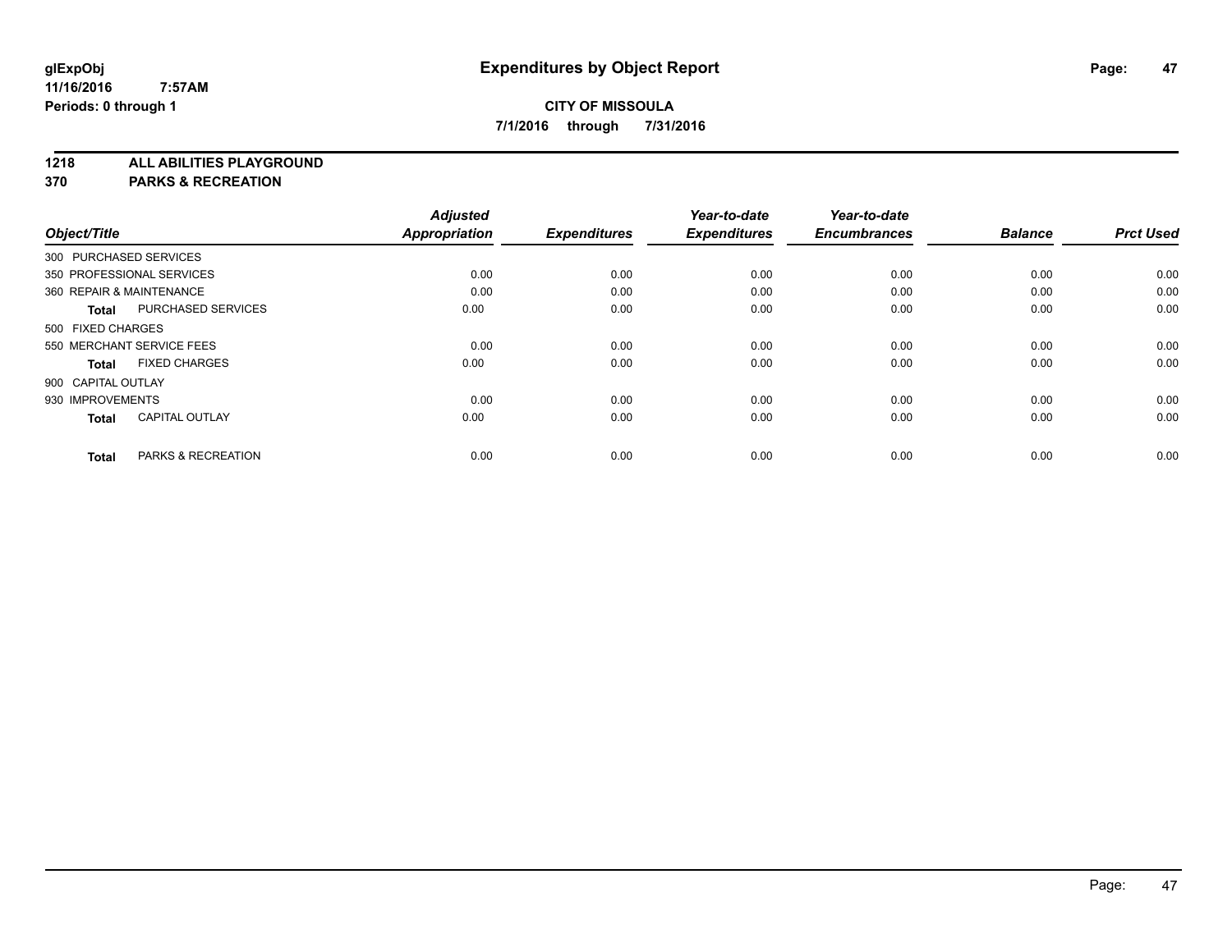# Expenditures by Object Report

**glExpObj**
**11/16/2016 7:57AM**
**Periods: 0 through 1**

**CITY OF MISSOULA**
**7/1/2016 through 7/31/2016**

**1218 ALL ABILITIES PLAYGROUND**
**370 PARKS & RECREATION**

| Object/Title | | Adjusted Appropriation | Expenditures | Year-to-date Expenditures | Year-to-date Encumbrances | Balance | Prct Used |
|---|---|---|---|---|---|---|---|
| 300 PURCHASED SERVICES | | | | | | | |
| 350 PROFESSIONAL SERVICES | | 0.00 | 0.00 | 0.00 | 0.00 | 0.00 | 0.00 |
| 360 REPAIR & MAINTENANCE | | 0.00 | 0.00 | 0.00 | 0.00 | 0.00 | 0.00 |
| **Total** | PURCHASED SERVICES | 0.00 | 0.00 | 0.00 | 0.00 | 0.00 | 0.00 |
| 500 FIXED CHARGES | | | | | | | |
| 550 MERCHANT SERVICE FEES | | 0.00 | 0.00 | 0.00 | 0.00 | 0.00 | 0.00 |
| **Total** | FIXED CHARGES | 0.00 | 0.00 | 0.00 | 0.00 | 0.00 | 0.00 |
| 900 CAPITAL OUTLAY | | | | | | | |
| 930 IMPROVEMENTS | | 0.00 | 0.00 | 0.00 | 0.00 | 0.00 | 0.00 |
| **Total** | CAPITAL OUTLAY | 0.00 | 0.00 | 0.00 | 0.00 | 0.00 | 0.00 |
| **Total** | PARKS & RECREATION | 0.00 | 0.00 | 0.00 | 0.00 | 0.00 | 0.00 |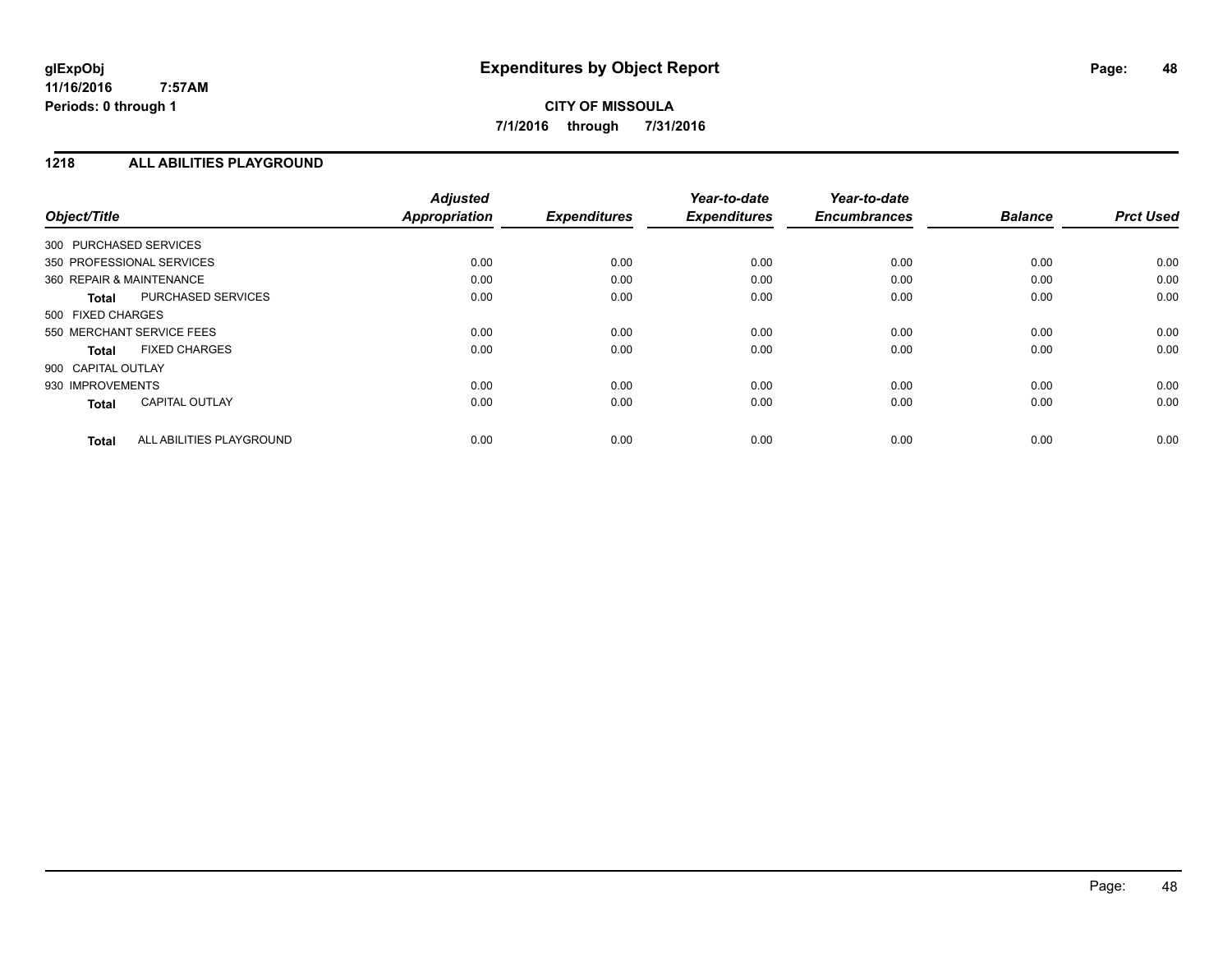**CITY OF MISSOULA**

**7/1/2016 through 7/31/2016**

## 1218 ALL ABILITIES PLAYGROUND

| Object/Title | | Adjusted Appropriation | Expenditures | Year-to-date Expenditures | Year-to-date Encumbrances | Balance | Prct Used |
|---|---|---|---|---|---|---|---|
| 300 PURCHASED SERVICES | | | | | | | |
| 350 PROFESSIONAL SERVICES | | 0.00 | 0.00 | 0.00 | 0.00 | 0.00 | 0.00 |
| 360 REPAIR & MAINTENANCE | | 0.00 | 0.00 | 0.00 | 0.00 | 0.00 | 0.00 |
| **Total** | PURCHASED SERVICES | 0.00 | 0.00 | 0.00 | 0.00 | 0.00 | 0.00 |
| 500 FIXED CHARGES | | | | | | | |
| 550 MERCHANT SERVICE FEES | | 0.00 | 0.00 | 0.00 | 0.00 | 0.00 | 0.00 |
| **Total** | FIXED CHARGES | 0.00 | 0.00 | 0.00 | 0.00 | 0.00 | 0.00 |
| 900 CAPITAL OUTLAY | | | | | | | |
| 930 IMPROVEMENTS | | 0.00 | 0.00 | 0.00 | 0.00 | 0.00 | 0.00 |
| **Total** | CAPITAL OUTLAY | 0.00 | 0.00 | 0.00 | 0.00 | 0.00 | 0.00 |
| **Total** | ALL ABILITIES PLAYGROUND | 0.00 | 0.00 | 0.00 | 0.00 | 0.00 | 0.00 |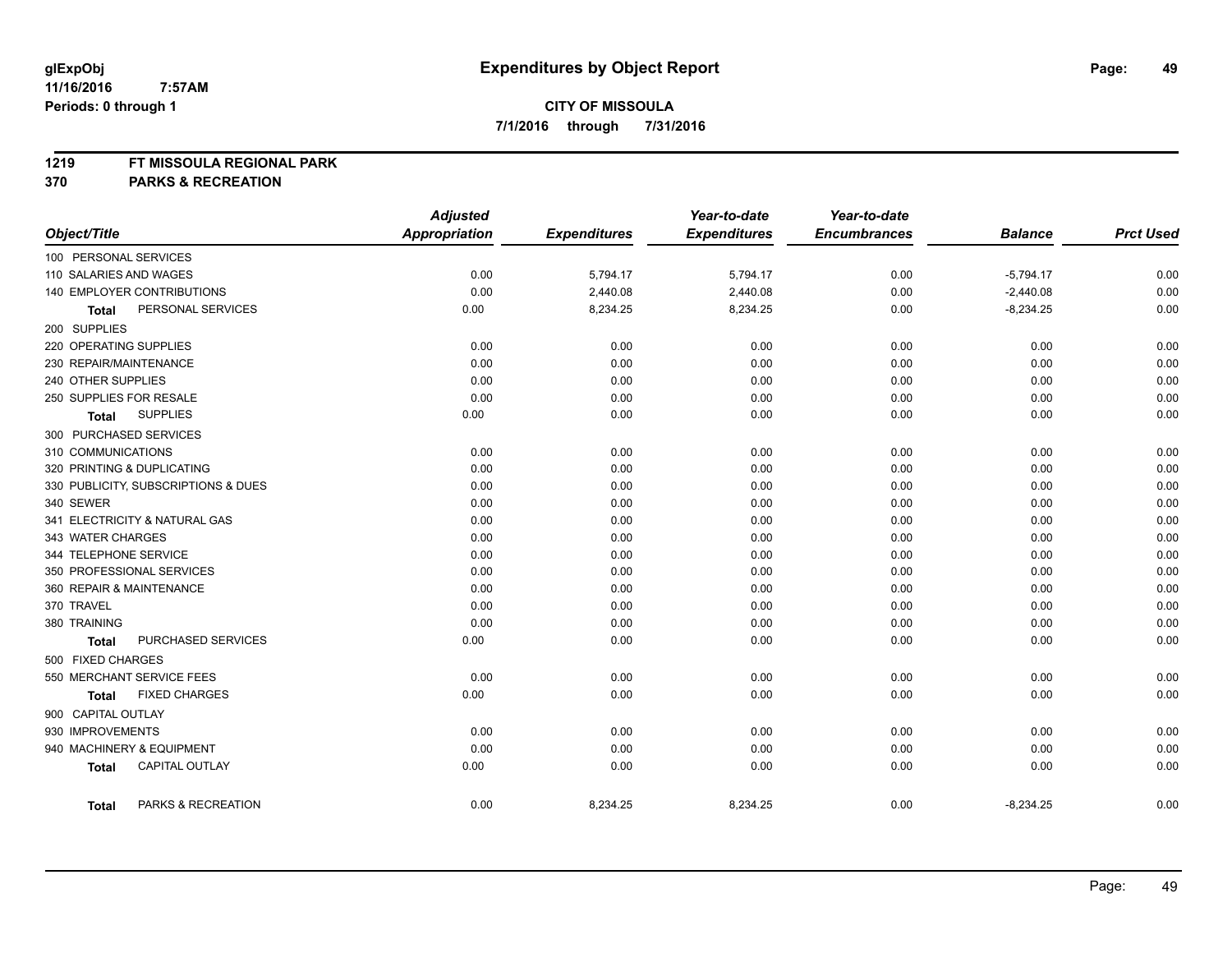**glExpObj**
**11/16/2016 7:57AM**
**Periods: 0 through 1**

# Expenditures by Object Report

**CITY OF MISSOULA**
**7/1/2016 through 7/31/2016**

**1219 FT MISSOULA REGIONAL PARK**
**370 PARKS & RECREATION**

| Object/Title | *Adjusted Appropriation* | *Expenditures* | *Year-to-date Expenditures* | *Year-to-date Encumbrances* | *Balance* | *Prct Used* |
|---|---|---|---|---|---|---|
| 100 PERSONAL SERVICES | | | | | | |
| 110 SALARIES AND WAGES | 0.00 | 5,794.17 | 5,794.17 | 0.00 | -5,794.17 | 0.00 |
| 140 EMPLOYER CONTRIBUTIONS | 0.00 | 2,440.08 | 2,440.08 | 0.00 | -2,440.08 | 0.00 |
| **Total** PERSONAL SERVICES | 0.00 | 8,234.25 | 8,234.25 | 0.00 | -8,234.25 | 0.00 |
| 200 SUPPLIES | | | | | | |
| 220 OPERATING SUPPLIES | 0.00 | 0.00 | 0.00 | 0.00 | 0.00 | 0.00 |
| 230 REPAIR/MAINTENANCE | 0.00 | 0.00 | 0.00 | 0.00 | 0.00 | 0.00 |
| 240 OTHER SUPPLIES | 0.00 | 0.00 | 0.00 | 0.00 | 0.00 | 0.00 |
| 250 SUPPLIES FOR RESALE | 0.00 | 0.00 | 0.00 | 0.00 | 0.00 | 0.00 |
| **Total** SUPPLIES | 0.00 | 0.00 | 0.00 | 0.00 | 0.00 | 0.00 |
| 300 PURCHASED SERVICES | | | | | | |
| 310 COMMUNICATIONS | 0.00 | 0.00 | 0.00 | 0.00 | 0.00 | 0.00 |
| 320 PRINTING & DUPLICATING | 0.00 | 0.00 | 0.00 | 0.00 | 0.00 | 0.00 |
| 330 PUBLICITY, SUBSCRIPTIONS & DUES | 0.00 | 0.00 | 0.00 | 0.00 | 0.00 | 0.00 |
| 340 SEWER | 0.00 | 0.00 | 0.00 | 0.00 | 0.00 | 0.00 |
| 341 ELECTRICITY & NATURAL GAS | 0.00 | 0.00 | 0.00 | 0.00 | 0.00 | 0.00 |
| 343 WATER CHARGES | 0.00 | 0.00 | 0.00 | 0.00 | 0.00 | 0.00 |
| 344 TELEPHONE SERVICE | 0.00 | 0.00 | 0.00 | 0.00 | 0.00 | 0.00 |
| 350 PROFESSIONAL SERVICES | 0.00 | 0.00 | 0.00 | 0.00 | 0.00 | 0.00 |
| 360 REPAIR & MAINTENANCE | 0.00 | 0.00 | 0.00 | 0.00 | 0.00 | 0.00 |
| 370 TRAVEL | 0.00 | 0.00 | 0.00 | 0.00 | 0.00 | 0.00 |
| 380 TRAINING | 0.00 | 0.00 | 0.00 | 0.00 | 0.00 | 0.00 |
| **Total** PURCHASED SERVICES | 0.00 | 0.00 | 0.00 | 0.00 | 0.00 | 0.00 |
| 500 FIXED CHARGES | | | | | | |
| 550 MERCHANT SERVICE FEES | 0.00 | 0.00 | 0.00 | 0.00 | 0.00 | 0.00 |
| **Total** FIXED CHARGES | 0.00 | 0.00 | 0.00 | 0.00 | 0.00 | 0.00 |
| 900 CAPITAL OUTLAY | | | | | | |
| 930 IMPROVEMENTS | 0.00 | 0.00 | 0.00 | 0.00 | 0.00 | 0.00 |
| 940 MACHINERY & EQUIPMENT | 0.00 | 0.00 | 0.00 | 0.00 | 0.00 | 0.00 |
| **Total** CAPITAL OUTLAY | 0.00 | 0.00 | 0.00 | 0.00 | 0.00 | 0.00 |
| **Total** PARKS & RECREATION | 0.00 | 8,234.25 | 8,234.25 | 0.00 | -8,234.25 | 0.00 |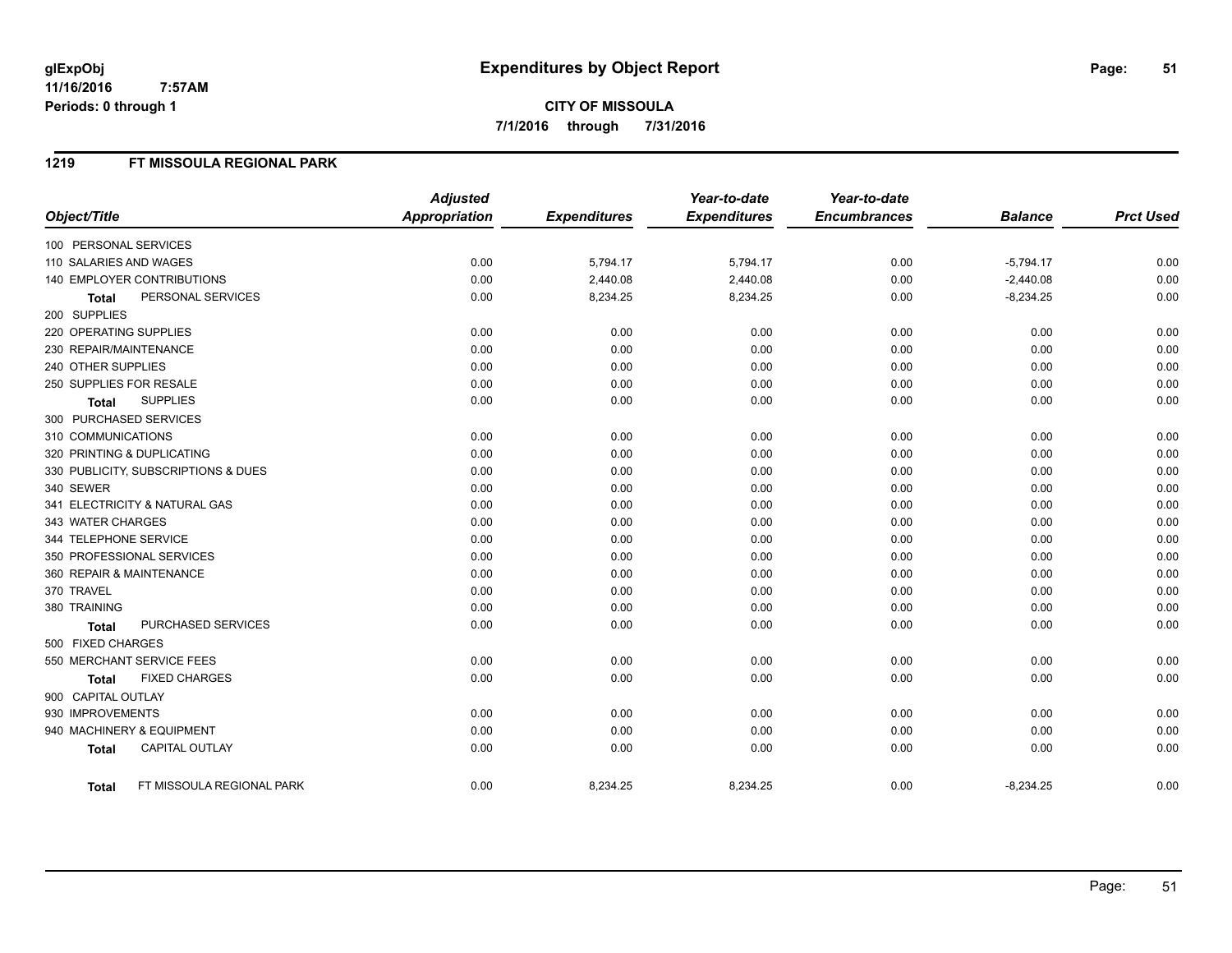**glExpObj** **Expenditures by Object Report**
**11/16/2016 7:57AM**
**Periods: 0 through 1**

**CITY OF MISSOULA**
**7/1/2016 through 7/31/2016**

## 1219 FT MISSOULA REGIONAL PARK

| Object/Title | Adjusted Appropriation | Expenditures | Year-to-date Expenditures | Year-to-date Encumbrances | Balance | Prct Used |
|---|---|---|---|---|---|---|
| 100 PERSONAL SERVICES | | | | | | |
| 110 SALARIES AND WAGES | 0.00 | 5,794.17 | 5,794.17 | 0.00 | -5,794.17 | 0.00 |
| 140 EMPLOYER CONTRIBUTIONS | 0.00 | 2,440.08 | 2,440.08 | 0.00 | -2,440.08 | 0.00 |
| **Total** PERSONAL SERVICES | 0.00 | 8,234.25 | 8,234.25 | 0.00 | -8,234.25 | 0.00 |
| 200 SUPPLIES | | | | | | |
| 220 OPERATING SUPPLIES | 0.00 | 0.00 | 0.00 | 0.00 | 0.00 | 0.00 |
| 230 REPAIR/MAINTENANCE | 0.00 | 0.00 | 0.00 | 0.00 | 0.00 | 0.00 |
| 240 OTHER SUPPLIES | 0.00 | 0.00 | 0.00 | 0.00 | 0.00 | 0.00 |
| 250 SUPPLIES FOR RESALE | 0.00 | 0.00 | 0.00 | 0.00 | 0.00 | 0.00 |
| **Total** SUPPLIES | 0.00 | 0.00 | 0.00 | 0.00 | 0.00 | 0.00 |
| 300 PURCHASED SERVICES | | | | | | |
| 310 COMMUNICATIONS | 0.00 | 0.00 | 0.00 | 0.00 | 0.00 | 0.00 |
| 320 PRINTING & DUPLICATING | 0.00 | 0.00 | 0.00 | 0.00 | 0.00 | 0.00 |
| 330 PUBLICITY, SUBSCRIPTIONS & DUES | 0.00 | 0.00 | 0.00 | 0.00 | 0.00 | 0.00 |
| 340 SEWER | 0.00 | 0.00 | 0.00 | 0.00 | 0.00 | 0.00 |
| 341 ELECTRICITY & NATURAL GAS | 0.00 | 0.00 | 0.00 | 0.00 | 0.00 | 0.00 |
| 343 WATER CHARGES | 0.00 | 0.00 | 0.00 | 0.00 | 0.00 | 0.00 |
| 344 TELEPHONE SERVICE | 0.00 | 0.00 | 0.00 | 0.00 | 0.00 | 0.00 |
| 350 PROFESSIONAL SERVICES | 0.00 | 0.00 | 0.00 | 0.00 | 0.00 | 0.00 |
| 360 REPAIR & MAINTENANCE | 0.00 | 0.00 | 0.00 | 0.00 | 0.00 | 0.00 |
| 370 TRAVEL | 0.00 | 0.00 | 0.00 | 0.00 | 0.00 | 0.00 |
| 380 TRAINING | 0.00 | 0.00 | 0.00 | 0.00 | 0.00 | 0.00 |
| **Total** PURCHASED SERVICES | 0.00 | 0.00 | 0.00 | 0.00 | 0.00 | 0.00 |
| 500 FIXED CHARGES | | | | | | |
| 550 MERCHANT SERVICE FEES | 0.00 | 0.00 | 0.00 | 0.00 | 0.00 | 0.00 |
| **Total** FIXED CHARGES | 0.00 | 0.00 | 0.00 | 0.00 | 0.00 | 0.00 |
| 900 CAPITAL OUTLAY | | | | | | |
| 930 IMPROVEMENTS | 0.00 | 0.00 | 0.00 | 0.00 | 0.00 | 0.00 |
| 940 MACHINERY & EQUIPMENT | 0.00 | 0.00 | 0.00 | 0.00 | 0.00 | 0.00 |
| **Total** CAPITAL OUTLAY | 0.00 | 0.00 | 0.00 | 0.00 | 0.00 | 0.00 |
| **Total** FT MISSOULA REGIONAL PARK | 0.00 | 8,234.25 | 8,234.25 | 0.00 | -8,234.25 | 0.00 |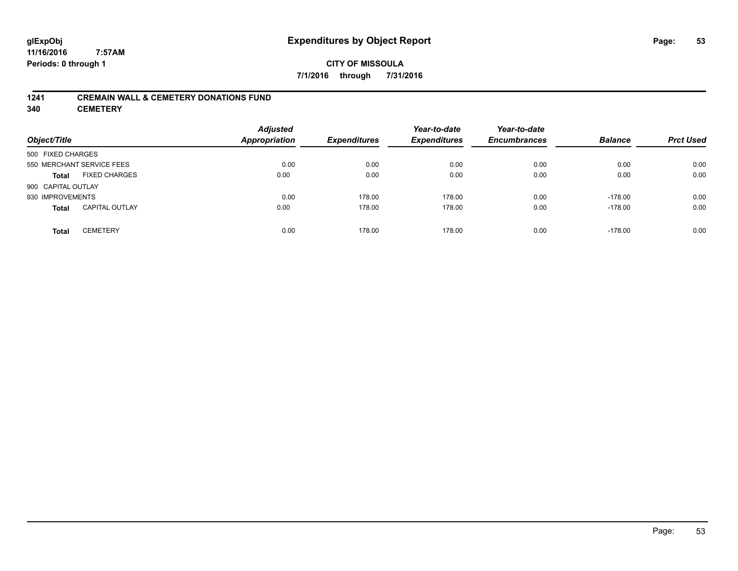# Expenditures by Object Report

glExpObj
11/16/2016 7:57AM
Periods: 0 through 1

**CITY OF MISSOULA**

**7/1/2016 through 7/31/2016**

## 1241 CREMAIN WALL & CEMETERY DONATIONS FUND
## 340 CEMETERY

| Object/Title | | Adjusted Appropriation | Expenditures | Year-to-date Expenditures | Year-to-date Encumbrances | Balance | Prct Used |
|---|---|---|---|---|---|---|---|
| 500 FIXED CHARGES | | | | | | | |
| 550 MERCHANT SERVICE FEES | | 0.00 | 0.00 | 0.00 | 0.00 | 0.00 | 0.00 |
| **Total** | FIXED CHARGES | 0.00 | 0.00 | 0.00 | 0.00 | 0.00 | 0.00 |
| 900 CAPITAL OUTLAY | | | | | | | |
| 930 IMPROVEMENTS | | 0.00 | 178.00 | 178.00 | 0.00 | -178.00 | 0.00 |
| **Total** | CAPITAL OUTLAY | 0.00 | 178.00 | 178.00 | 0.00 | -178.00 | 0.00 |
| **Total** | CEMETERY | 0.00 | 178.00 | 178.00 | 0.00 | -178.00 | 0.00 |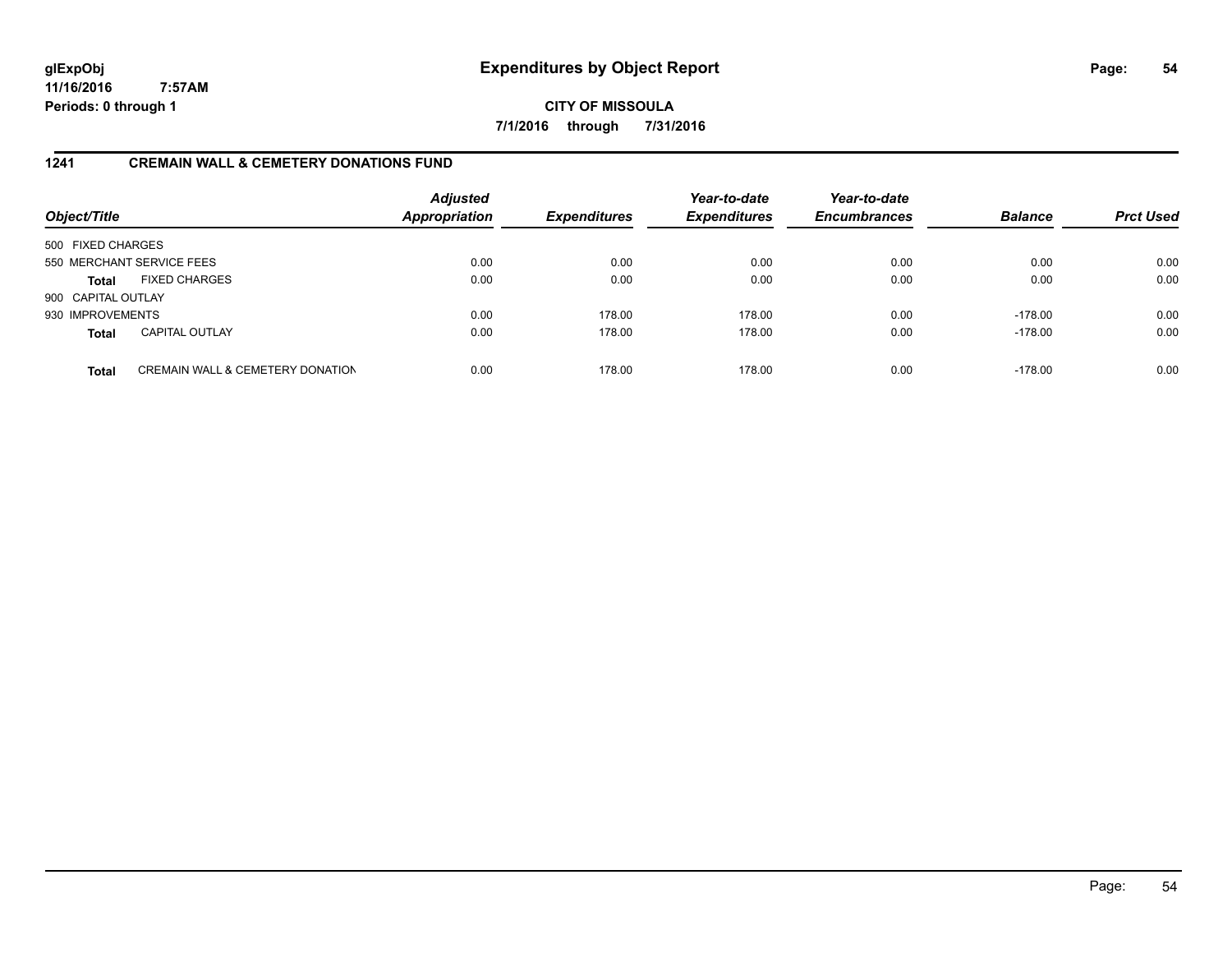**glExpObj**
**11/16/2016 7:57AM**
**Periods: 0 through 1**

# Expenditures by Object Report

**CITY OF MISSOULA**

**7/1/2016 through 7/31/2016**

## 1241 CREMAIN WALL & CEMETERY DONATIONS FUND

| Object/Title | | Adjusted Appropriation | Expenditures | Year-to-date Expenditures | Year-to-date Encumbrances | Balance | Prct Used |
|---|---|---|---|---|---|---|---|
| 500 FIXED CHARGES | | | | | | | |
| 550 MERCHANT SERVICE FEES | | 0.00 | 0.00 | 0.00 | 0.00 | 0.00 | 0.00 |
| **Total** | FIXED CHARGES | 0.00 | 0.00 | 0.00 | 0.00 | 0.00 | 0.00 |
| 900 CAPITAL OUTLAY | | | | | | | |
| 930 IMPROVEMENTS | | 0.00 | 178.00 | 178.00 | 0.00 | -178.00 | 0.00 |
| **Total** | CAPITAL OUTLAY | 0.00 | 178.00 | 178.00 | 0.00 | -178.00 | 0.00 |
| **Total** | CREMAIN WALL & CEMETERY DONATION | 0.00 | 178.00 | 178.00 | 0.00 | -178.00 | 0.00 |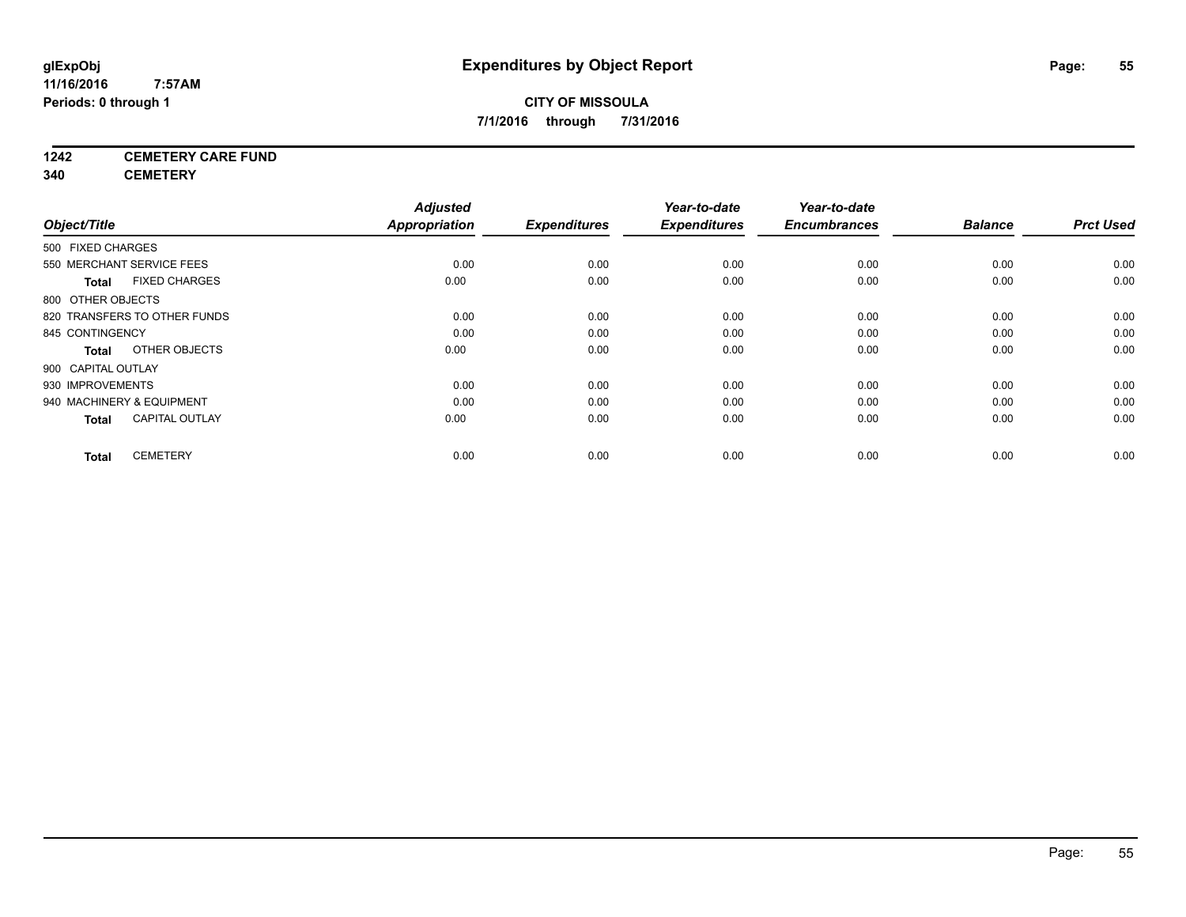**CITY OF MISSOULA**

**7/1/2016 through 7/31/2016**

**1242 CEMETERY CARE FUND**

**340 CEMETERY**

| Object/Title | Adjusted Appropriation | Expenditures | Year-to-date Expenditures | Year-to-date Encumbrances | Balance | Prct Used |
|---|---|---|---|---|---|---|
| 500 FIXED CHARGES | | | | | | |
| 550 MERCHANT SERVICE FEES | 0.00 | 0.00 | 0.00 | 0.00 | 0.00 | 0.00 |
| **Total** FIXED CHARGES | 0.00 | 0.00 | 0.00 | 0.00 | 0.00 | 0.00 |
| 800 OTHER OBJECTS | | | | | | |
| 820 TRANSFERS TO OTHER FUNDS | 0.00 | 0.00 | 0.00 | 0.00 | 0.00 | 0.00 |
| 845 CONTINGENCY | 0.00 | 0.00 | 0.00 | 0.00 | 0.00 | 0.00 |
| **Total** OTHER OBJECTS | 0.00 | 0.00 | 0.00 | 0.00 | 0.00 | 0.00 |
| 900 CAPITAL OUTLAY | | | | | | |
| 930 IMPROVEMENTS | 0.00 | 0.00 | 0.00 | 0.00 | 0.00 | 0.00 |
| 940 MACHINERY & EQUIPMENT | 0.00 | 0.00 | 0.00 | 0.00 | 0.00 | 0.00 |
| **Total** CAPITAL OUTLAY | 0.00 | 0.00 | 0.00 | 0.00 | 0.00 | 0.00 |
| **Total** CEMETERY | 0.00 | 0.00 | 0.00 | 0.00 | 0.00 | 0.00 |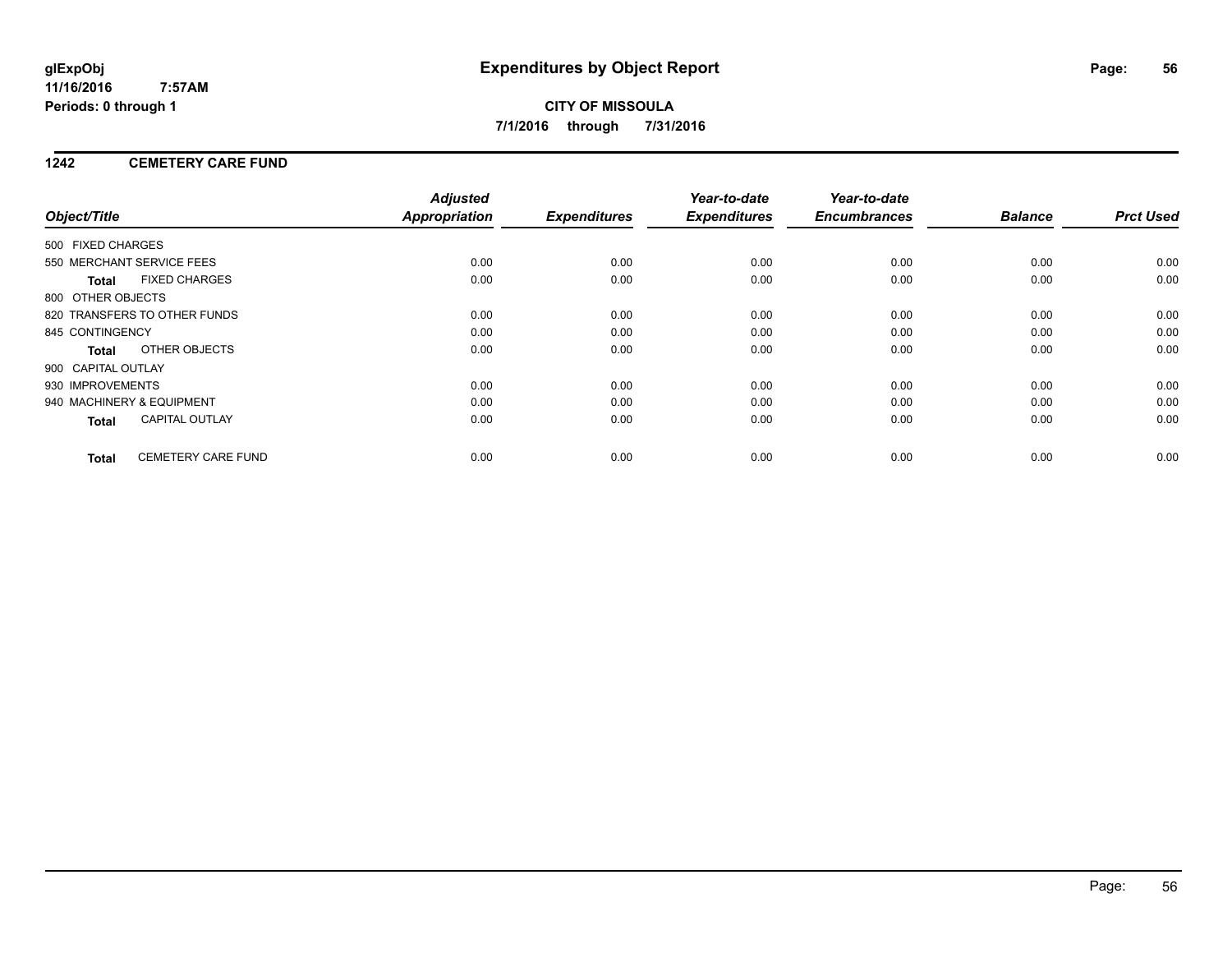**glExpObj**
**11/16/2016 7:57AM**
**Periods: 0 through 1**

# Expenditures by Object Report

**CITY OF MISSOULA**
**7/1/2016 through 7/31/2016**

## 1242 CEMETERY CARE FUND

| Object/Title | | Adjusted Appropriation | Expenditures | Year-to-date Expenditures | Year-to-date Encumbrances | Balance | Prct Used |
|---|---|---|---|---|---|---|---|
| 500 FIXED CHARGES | | | | | | | |
| 550 MERCHANT SERVICE FEES | | 0.00 | 0.00 | 0.00 | 0.00 | 0.00 | 0.00 |
| **Total** | FIXED CHARGES | 0.00 | 0.00 | 0.00 | 0.00 | 0.00 | 0.00 |
| 800 OTHER OBJECTS | | | | | | | |
| 820 TRANSFERS TO OTHER FUNDS | | 0.00 | 0.00 | 0.00 | 0.00 | 0.00 | 0.00 |
| 845 CONTINGENCY | | 0.00 | 0.00 | 0.00 | 0.00 | 0.00 | 0.00 |
| **Total** | OTHER OBJECTS | 0.00 | 0.00 | 0.00 | 0.00 | 0.00 | 0.00 |
| 900 CAPITAL OUTLAY | | | | | | | |
| 930 IMPROVEMENTS | | 0.00 | 0.00 | 0.00 | 0.00 | 0.00 | 0.00 |
| 940 MACHINERY & EQUIPMENT | | 0.00 | 0.00 | 0.00 | 0.00 | 0.00 | 0.00 |
| **Total** | CAPITAL OUTLAY | 0.00 | 0.00 | 0.00 | 0.00 | 0.00 | 0.00 |
| **Total** | CEMETERY CARE FUND | 0.00 | 0.00 | 0.00 | 0.00 | 0.00 | 0.00 |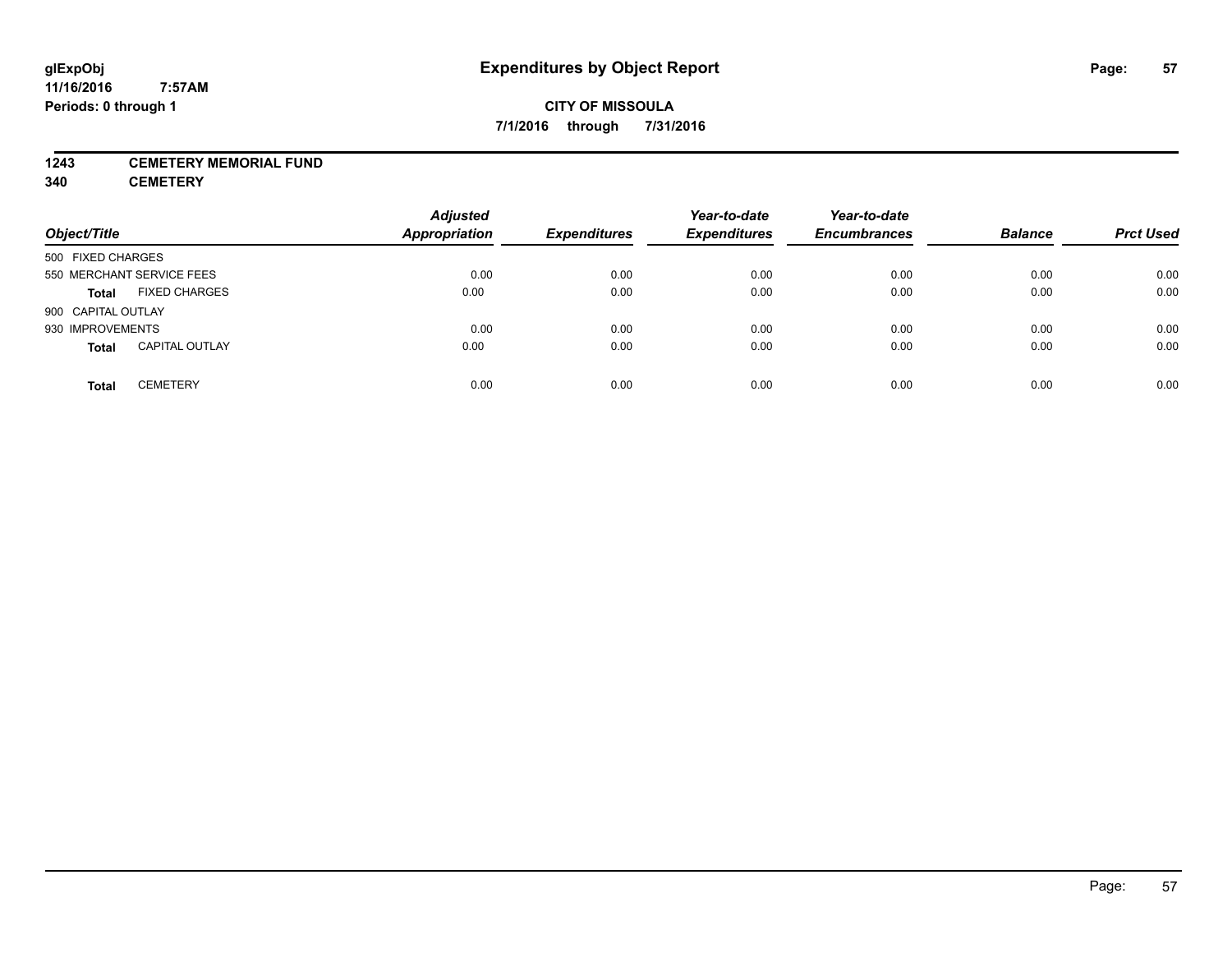# Expenditures by Object Report

**glExpObj**
**11/16/2016 7:57AM**
**Periods: 0 through 1**

**CITY OF MISSOULA**
**7/1/2016 through 7/31/2016**

**1243 CEMETERY MEMORIAL FUND**
**340 CEMETERY**

| Object/Title | | *Adjusted Appropriation* | *Expenditures* | *Year-to-date Expenditures* | *Year-to-date Encumbrances* | *Balance* | *Prct Used* |
|---|---|---|---|---|---|---|---|
| 500 FIXED CHARGES | | | | | | | |
| 550 MERCHANT SERVICE FEES | | 0.00 | 0.00 | 0.00 | 0.00 | 0.00 | 0.00 |
| **Total** | FIXED CHARGES | 0.00 | 0.00 | 0.00 | 0.00 | 0.00 | 0.00 |
| 900 CAPITAL OUTLAY | | | | | | | |
| 930 IMPROVEMENTS | | 0.00 | 0.00 | 0.00 | 0.00 | 0.00 | 0.00 |
| **Total** | CAPITAL OUTLAY | 0.00 | 0.00 | 0.00 | 0.00 | 0.00 | 0.00 |
| **Total** | CEMETERY | 0.00 | 0.00 | 0.00 | 0.00 | 0.00 | 0.00 |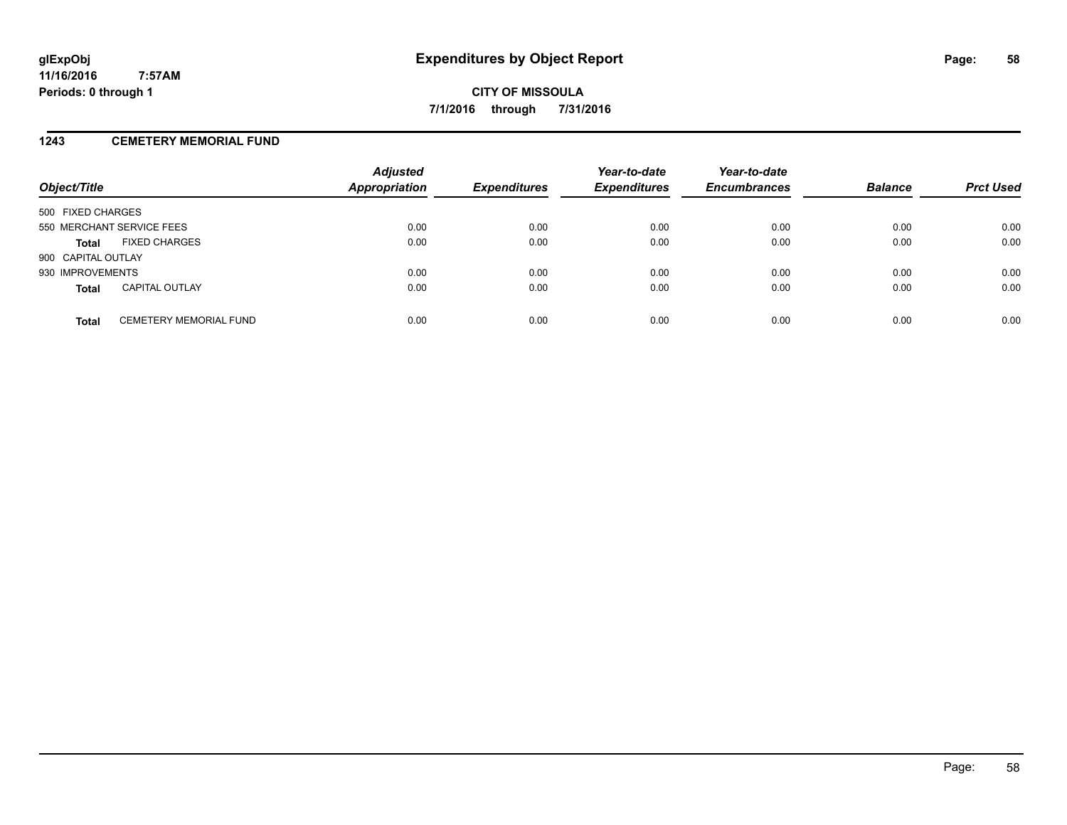# Expenditures by Object Report

**glExpObj**
**11/16/2016 7:57AM**
**Periods: 0 through 1**

**CITY OF MISSOULA**
**7/1/2016 through 7/31/2016**

## 1243 CEMETERY MEMORIAL FUND

| Object/Title | Adjusted Appropriation | Expenditures | Year-to-date Expenditures | Year-to-date Encumbrances | Balance | Prct Used |
|---|---|---|---|---|---|---|
| 500 FIXED CHARGES | | | | | | |
| 550 MERCHANT SERVICE FEES | 0.00 | 0.00 | 0.00 | 0.00 | 0.00 | 0.00 |
| **Total** FIXED CHARGES | 0.00 | 0.00 | 0.00 | 0.00 | 0.00 | 0.00 |
| 900 CAPITAL OUTLAY | | | | | | |
| 930 IMPROVEMENTS | 0.00 | 0.00 | 0.00 | 0.00 | 0.00 | 0.00 |
| **Total** CAPITAL OUTLAY | 0.00 | 0.00 | 0.00 | 0.00 | 0.00 | 0.00 |
| **Total** CEMETERY MEMORIAL FUND | 0.00 | 0.00 | 0.00 | 0.00 | 0.00 | 0.00 |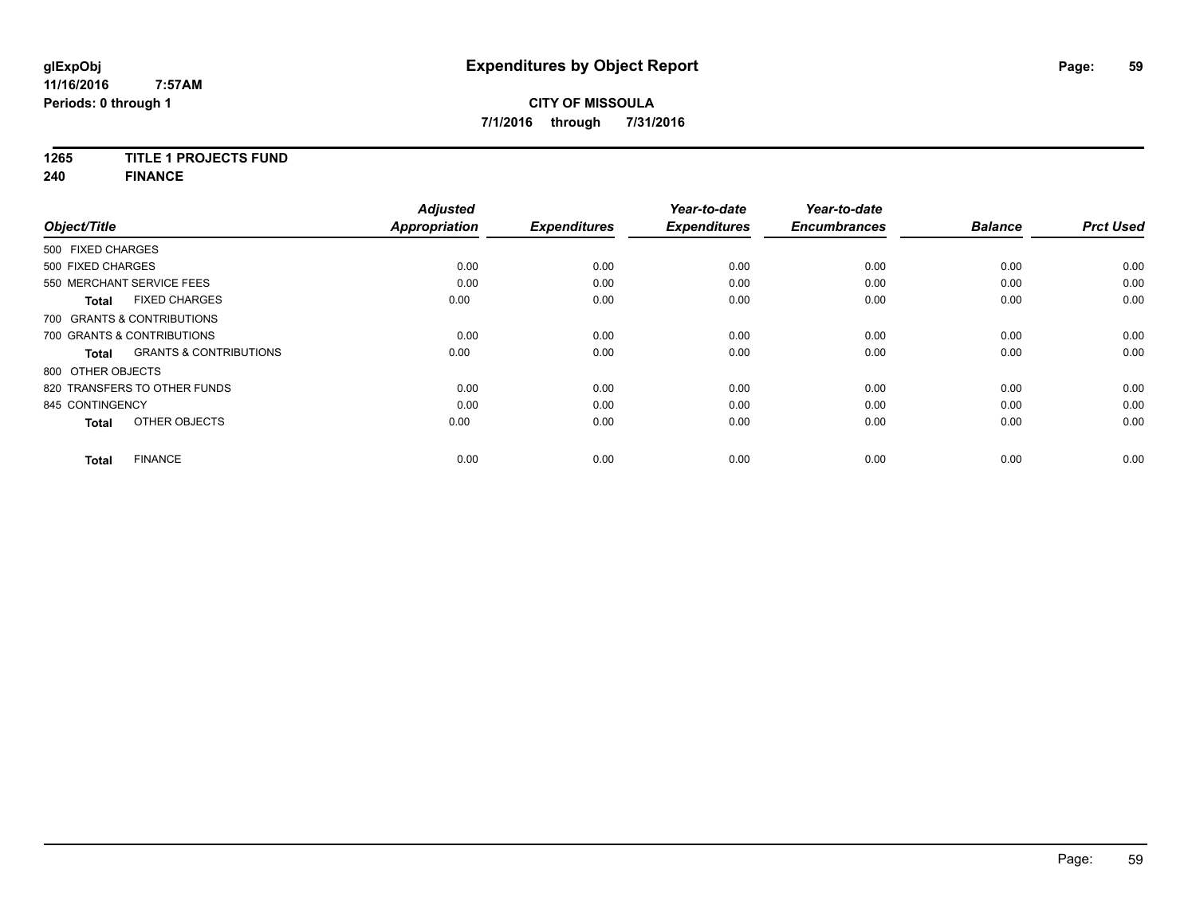glExpObj
11/16/2016 7:57AM
Periods: 0 through 1

# Expenditures by Object Report

**CITY OF MISSOULA**
**7/1/2016 through 7/31/2016**

**1265 TITLE 1 PROJECTS FUND**
**240 FINANCE**

| Object/Title | Adjusted Appropriation | Expenditures | Year-to-date Expenditures | Year-to-date Encumbrances | Balance | Prct Used |
|---|---|---|---|---|---|---|
| 500 FIXED CHARGES | | | | | | |
| 500 FIXED CHARGES | 0.00 | 0.00 | 0.00 | 0.00 | 0.00 | 0.00 |
| 550 MERCHANT SERVICE FEES | 0.00 | 0.00 | 0.00 | 0.00 | 0.00 | 0.00 |
| **Total** FIXED CHARGES | 0.00 | 0.00 | 0.00 | 0.00 | 0.00 | 0.00 |
| 700 GRANTS & CONTRIBUTIONS | | | | | | |
| 700 GRANTS & CONTRIBUTIONS | 0.00 | 0.00 | 0.00 | 0.00 | 0.00 | 0.00 |
| **Total** GRANTS & CONTRIBUTIONS | 0.00 | 0.00 | 0.00 | 0.00 | 0.00 | 0.00 |
| 800 OTHER OBJECTS | | | | | | |
| 820 TRANSFERS TO OTHER FUNDS | 0.00 | 0.00 | 0.00 | 0.00 | 0.00 | 0.00 |
| 845 CONTINGENCY | 0.00 | 0.00 | 0.00 | 0.00 | 0.00 | 0.00 |
| **Total** OTHER OBJECTS | 0.00 | 0.00 | 0.00 | 0.00 | 0.00 | 0.00 |
| **Total** FINANCE | 0.00 | 0.00 | 0.00 | 0.00 | 0.00 | 0.00 |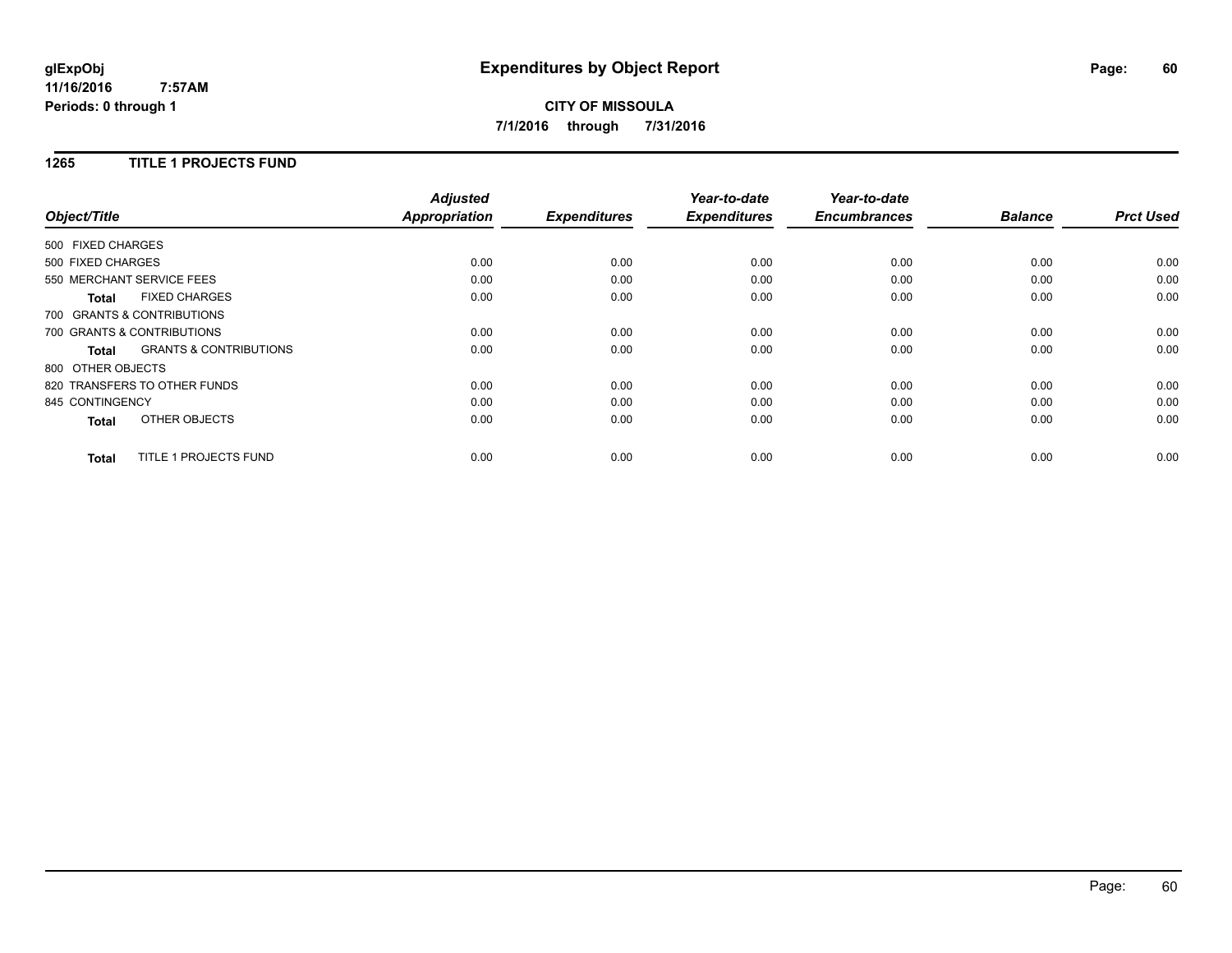**glExpObj**
**11/16/2016 7:57AM**
**Periods: 0 through 1**

# Expenditures by Object Report

**CITY OF MISSOULA**
**7/1/2016 through 7/31/2016**

## 1265 TITLE 1 PROJECTS FUND

| Object/Title | Adjusted Appropriation | Expenditures | Year-to-date Expenditures | Year-to-date Encumbrances | Balance | Prct Used |
|---|---|---|---|---|---|---|
| 500 FIXED CHARGES | | | | | | |
| 500 FIXED CHARGES | 0.00 | 0.00 | 0.00 | 0.00 | 0.00 | 0.00 |
| 550 MERCHANT SERVICE FEES | 0.00 | 0.00 | 0.00 | 0.00 | 0.00 | 0.00 |
| **Total** FIXED CHARGES | 0.00 | 0.00 | 0.00 | 0.00 | 0.00 | 0.00 |
| 700 GRANTS & CONTRIBUTIONS | | | | | | |
| 700 GRANTS & CONTRIBUTIONS | 0.00 | 0.00 | 0.00 | 0.00 | 0.00 | 0.00 |
| **Total** GRANTS & CONTRIBUTIONS | 0.00 | 0.00 | 0.00 | 0.00 | 0.00 | 0.00 |
| 800 OTHER OBJECTS | | | | | | |
| 820 TRANSFERS TO OTHER FUNDS | 0.00 | 0.00 | 0.00 | 0.00 | 0.00 | 0.00 |
| 845 CONTINGENCY | 0.00 | 0.00 | 0.00 | 0.00 | 0.00 | 0.00 |
| **Total** OTHER OBJECTS | 0.00 | 0.00 | 0.00 | 0.00 | 0.00 | 0.00 |
| **Total** TITLE 1 PROJECTS FUND | 0.00 | 0.00 | 0.00 | 0.00 | 0.00 | 0.00 |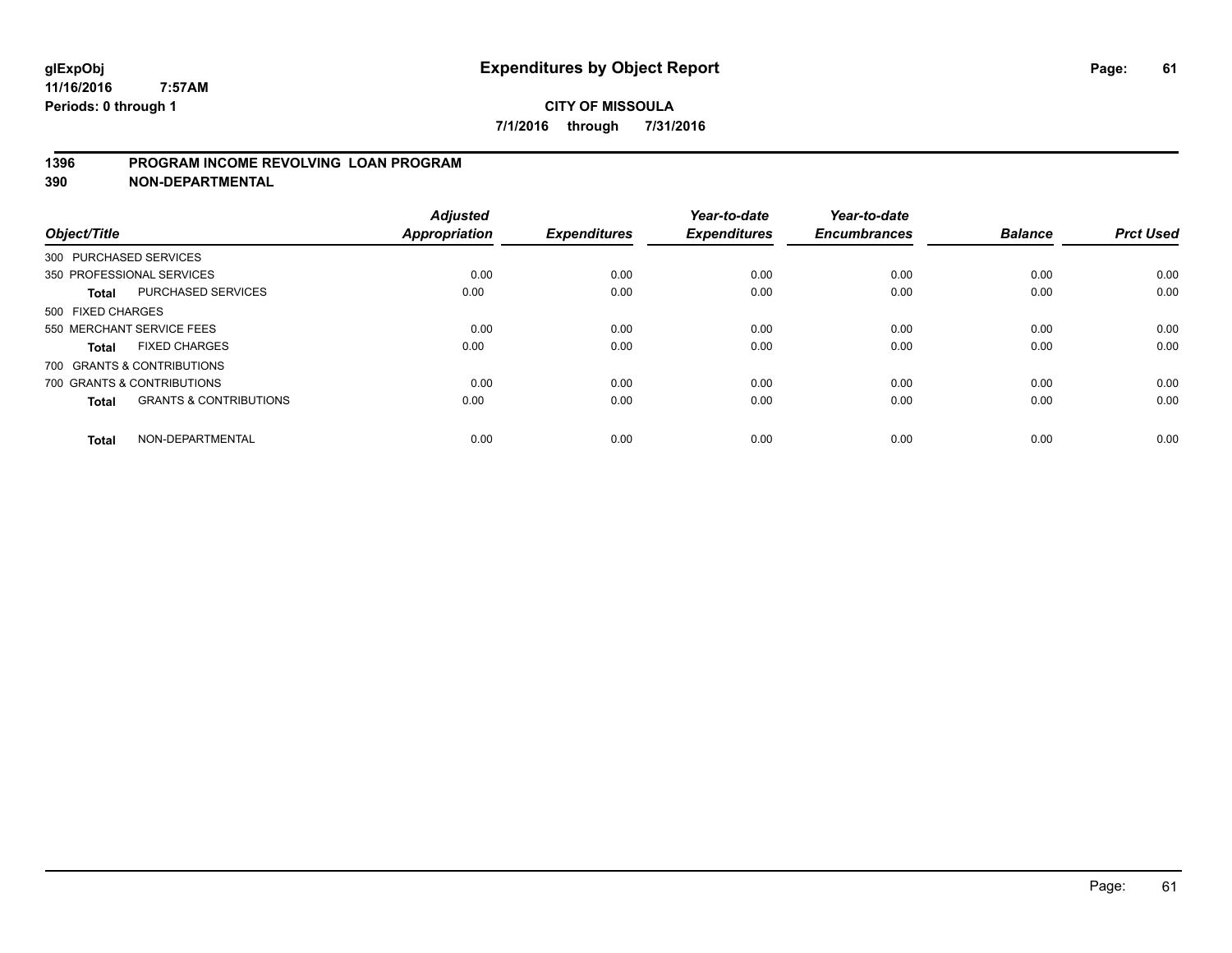# Expenditures by Object Report

glExpObj
11/16/2016 7:57AM
Periods: 0 through 1

**CITY OF MISSOULA**

**7/1/2016 through 7/31/2016**

## 1396 PROGRAM INCOME REVOLVING LOAN PROGRAM
## 390 NON-DEPARTMENTAL

| Object/Title | | Adjusted Appropriation | Expenditures | Year-to-date Expenditures | Year-to-date Encumbrances | Balance | Prct Used |
|---|---|---|---|---|---|---|---|
| 300 PURCHASED SERVICES | | | | | | | |
| 350 PROFESSIONAL SERVICES | | 0.00 | 0.00 | 0.00 | 0.00 | 0.00 | 0.00 |
| **Total** | PURCHASED SERVICES | 0.00 | 0.00 | 0.00 | 0.00 | 0.00 | 0.00 |
| 500 FIXED CHARGES | | | | | | | |
| 550 MERCHANT SERVICE FEES | | 0.00 | 0.00 | 0.00 | 0.00 | 0.00 | 0.00 |
| **Total** | FIXED CHARGES | 0.00 | 0.00 | 0.00 | 0.00 | 0.00 | 0.00 |
| 700 GRANTS & CONTRIBUTIONS | | | | | | | |
| 700 GRANTS & CONTRIBUTIONS | | 0.00 | 0.00 | 0.00 | 0.00 | 0.00 | 0.00 |
| **Total** | GRANTS & CONTRIBUTIONS | 0.00 | 0.00 | 0.00 | 0.00 | 0.00 | 0.00 |
| **Total** | NON-DEPARTMENTAL | 0.00 | 0.00 | 0.00 | 0.00 | 0.00 | 0.00 |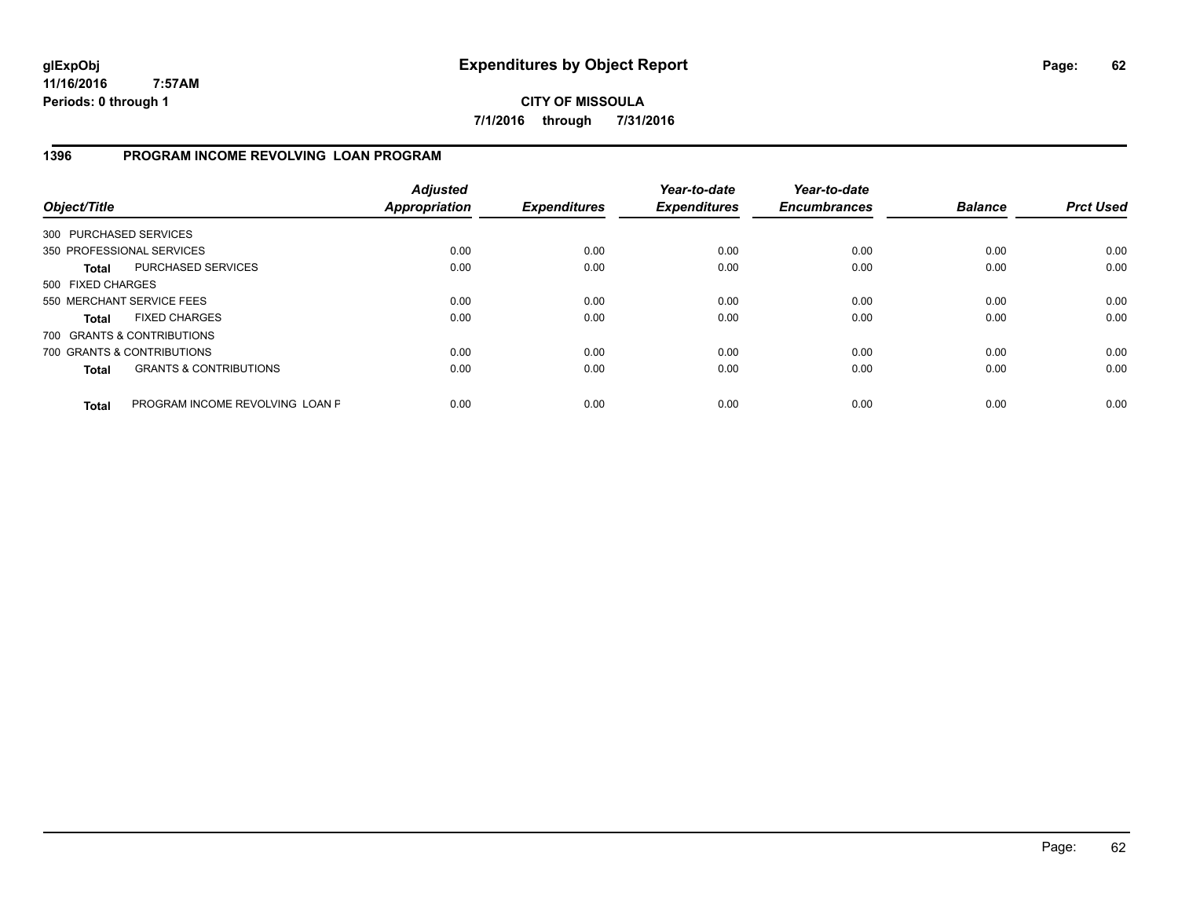# Expenditures by Object Report

glExpObj
11/16/2016 7:57AM
Periods: 0 through 1

**CITY OF MISSOULA**
**7/1/2016 through 7/31/2016**

## 1396 PROGRAM INCOME REVOLVING LOAN PROGRAM

| Object/Title | | Adjusted Appropriation | Expenditures | Year-to-date Expenditures | Year-to-date Encumbrances | Balance | Prct Used |
|---|---|---|---|---|---|---|---|
| 300 PURCHASED SERVICES | | | | | | | |
| 350 PROFESSIONAL SERVICES | | 0.00 | 0.00 | 0.00 | 0.00 | 0.00 | 0.00 |
| **Total** | PURCHASED SERVICES | 0.00 | 0.00 | 0.00 | 0.00 | 0.00 | 0.00 |
| 500 FIXED CHARGES | | | | | | | |
| 550 MERCHANT SERVICE FEES | | 0.00 | 0.00 | 0.00 | 0.00 | 0.00 | 0.00 |
| **Total** | FIXED CHARGES | 0.00 | 0.00 | 0.00 | 0.00 | 0.00 | 0.00 |
| 700 GRANTS & CONTRIBUTIONS | | | | | | | |
| 700 GRANTS & CONTRIBUTIONS | | 0.00 | 0.00 | 0.00 | 0.00 | 0.00 | 0.00 |
| **Total** | GRANTS & CONTRIBUTIONS | 0.00 | 0.00 | 0.00 | 0.00 | 0.00 | 0.00 |
| **Total** | PROGRAM INCOME REVOLVING LOAN F | 0.00 | 0.00 | 0.00 | 0.00 | 0.00 | 0.00 |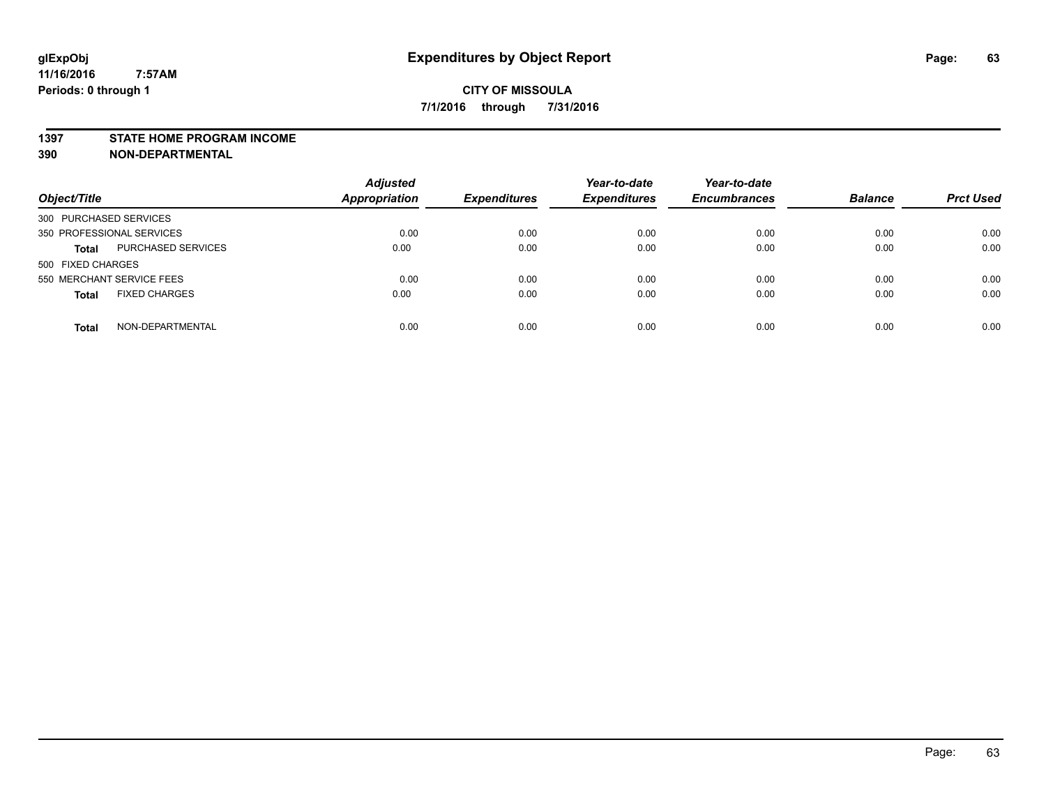# Expenditures by Object Report

**CITY OF MISSOULA**

**7/1/2016 through 7/31/2016**

glExpObj
11/16/2016 7:57AM
Periods: 0 through 1

## 1397 STATE HOME PROGRAM INCOME
## 390 NON-DEPARTMENTAL

| Object/Title | | Adjusted Appropriation | Expenditures | Year-to-date Expenditures | Year-to-date Encumbrances | Balance | Prct Used |
|---|---|---|---|---|---|---|---|
| 300 PURCHASED SERVICES | | | | | | | |
| 350 PROFESSIONAL SERVICES | | 0.00 | 0.00 | 0.00 | 0.00 | 0.00 | 0.00 |
| **Total** | PURCHASED SERVICES | 0.00 | 0.00 | 0.00 | 0.00 | 0.00 | 0.00 |
| 500 FIXED CHARGES | | | | | | | |
| 550 MERCHANT SERVICE FEES | | 0.00 | 0.00 | 0.00 | 0.00 | 0.00 | 0.00 |
| **Total** | FIXED CHARGES | 0.00 | 0.00 | 0.00 | 0.00 | 0.00 | 0.00 |
| **Total** | NON-DEPARTMENTAL | 0.00 | 0.00 | 0.00 | 0.00 | 0.00 | 0.00 |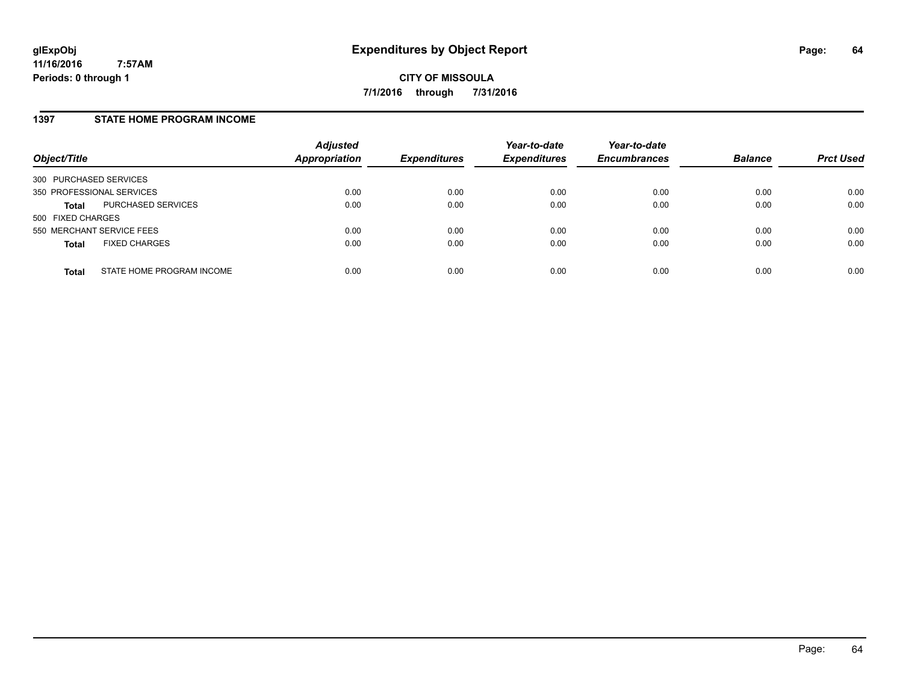glExpObj
11/16/2016 7:57AM
Periods: 0 through 1

# Expenditures by Object Report

**CITY OF MISSOULA**
**7/1/2016 through 7/31/2016**

## 1397 STATE HOME PROGRAM INCOME

| Object/Title | | *Adjusted Appropriation* | *Expenditures* | *Year-to-date Expenditures* | *Year-to-date Encumbrances* | *Balance* | *Prct Used* |
|---|---|---|---|---|---|---|---|
| 300 PURCHASED SERVICES | | | | | | | |
| 350 PROFESSIONAL SERVICES | | 0.00 | 0.00 | 0.00 | 0.00 | 0.00 | 0.00 |
| **Total** | PURCHASED SERVICES | 0.00 | 0.00 | 0.00 | 0.00 | 0.00 | 0.00 |
| 500 FIXED CHARGES | | | | | | | |
| 550 MERCHANT SERVICE FEES | | 0.00 | 0.00 | 0.00 | 0.00 | 0.00 | 0.00 |
| **Total** | FIXED CHARGES | 0.00 | 0.00 | 0.00 | 0.00 | 0.00 | 0.00 |
| **Total** | STATE HOME PROGRAM INCOME | 0.00 | 0.00 | 0.00 | 0.00 | 0.00 | 0.00 |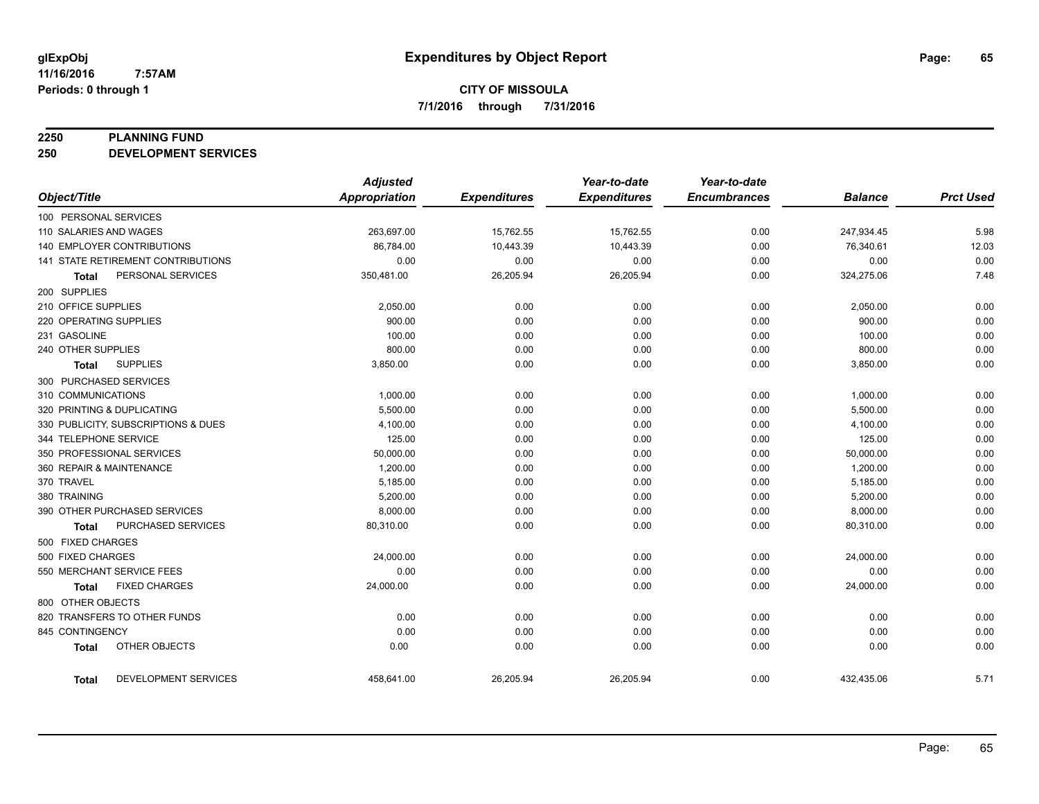**glExpObj**
**11/16/2016 7:57AM**
**Periods: 0 through 1**

# Expenditures by Object Report

**CITY OF MISSOULA**
**7/1/2016 through 7/31/2016**

## 2250 PLANNING FUND
## 250 DEVELOPMENT SERVICES

| Object/Title | Adjusted Appropriation | Expenditures | Year-to-date Expenditures | Year-to-date Encumbrances | Balance | Prct Used |
|---|---|---|---|---|---|---|
| 100 PERSONAL SERVICES | | | | | | |
| 110 SALARIES AND WAGES | 263,697.00 | 15,762.55 | 15,762.55 | 0.00 | 247,934.45 | 5.98 |
| 140 EMPLOYER CONTRIBUTIONS | 86,784.00 | 10,443.39 | 10,443.39 | 0.00 | 76,340.61 | 12.03 |
| 141 STATE RETIREMENT CONTRIBUTIONS | 0.00 | 0.00 | 0.00 | 0.00 | 0.00 | 0.00 |
| **Total** PERSONAL SERVICES | 350,481.00 | 26,205.94 | 26,205.94 | 0.00 | 324,275.06 | 7.48 |
| 200 SUPPLIES | | | | | | |
| 210 OFFICE SUPPLIES | 2,050.00 | 0.00 | 0.00 | 0.00 | 2,050.00 | 0.00 |
| 220 OPERATING SUPPLIES | 900.00 | 0.00 | 0.00 | 0.00 | 900.00 | 0.00 |
| 231 GASOLINE | 100.00 | 0.00 | 0.00 | 0.00 | 100.00 | 0.00 |
| 240 OTHER SUPPLIES | 800.00 | 0.00 | 0.00 | 0.00 | 800.00 | 0.00 |
| **Total** SUPPLIES | 3,850.00 | 0.00 | 0.00 | 0.00 | 3,850.00 | 0.00 |
| 300 PURCHASED SERVICES | | | | | | |
| 310 COMMUNICATIONS | 1,000.00 | 0.00 | 0.00 | 0.00 | 1,000.00 | 0.00 |
| 320 PRINTING & DUPLICATING | 5,500.00 | 0.00 | 0.00 | 0.00 | 5,500.00 | 0.00 |
| 330 PUBLICITY, SUBSCRIPTIONS & DUES | 4,100.00 | 0.00 | 0.00 | 0.00 | 4,100.00 | 0.00 |
| 344 TELEPHONE SERVICE | 125.00 | 0.00 | 0.00 | 0.00 | 125.00 | 0.00 |
| 350 PROFESSIONAL SERVICES | 50,000.00 | 0.00 | 0.00 | 0.00 | 50,000.00 | 0.00 |
| 360 REPAIR & MAINTENANCE | 1,200.00 | 0.00 | 0.00 | 0.00 | 1,200.00 | 0.00 |
| 370 TRAVEL | 5,185.00 | 0.00 | 0.00 | 0.00 | 5,185.00 | 0.00 |
| 380 TRAINING | 5,200.00 | 0.00 | 0.00 | 0.00 | 5,200.00 | 0.00 |
| 390 OTHER PURCHASED SERVICES | 8,000.00 | 0.00 | 0.00 | 0.00 | 8,000.00 | 0.00 |
| **Total** PURCHASED SERVICES | 80,310.00 | 0.00 | 0.00 | 0.00 | 80,310.00 | 0.00 |
| 500 FIXED CHARGES | | | | | | |
| 500 FIXED CHARGES | 24,000.00 | 0.00 | 0.00 | 0.00 | 24,000.00 | 0.00 |
| 550 MERCHANT SERVICE FEES | 0.00 | 0.00 | 0.00 | 0.00 | 0.00 | 0.00 |
| **Total** FIXED CHARGES | 24,000.00 | 0.00 | 0.00 | 0.00 | 24,000.00 | 0.00 |
| 800 OTHER OBJECTS | | | | | | |
| 820 TRANSFERS TO OTHER FUNDS | 0.00 | 0.00 | 0.00 | 0.00 | 0.00 | 0.00 |
| 845 CONTINGENCY | 0.00 | 0.00 | 0.00 | 0.00 | 0.00 | 0.00 |
| **Total** OTHER OBJECTS | 0.00 | 0.00 | 0.00 | 0.00 | 0.00 | 0.00 |
| **Total** DEVELOPMENT SERVICES | 458,641.00 | 26,205.94 | 26,205.94 | 0.00 | 432,435.06 | 5.71 |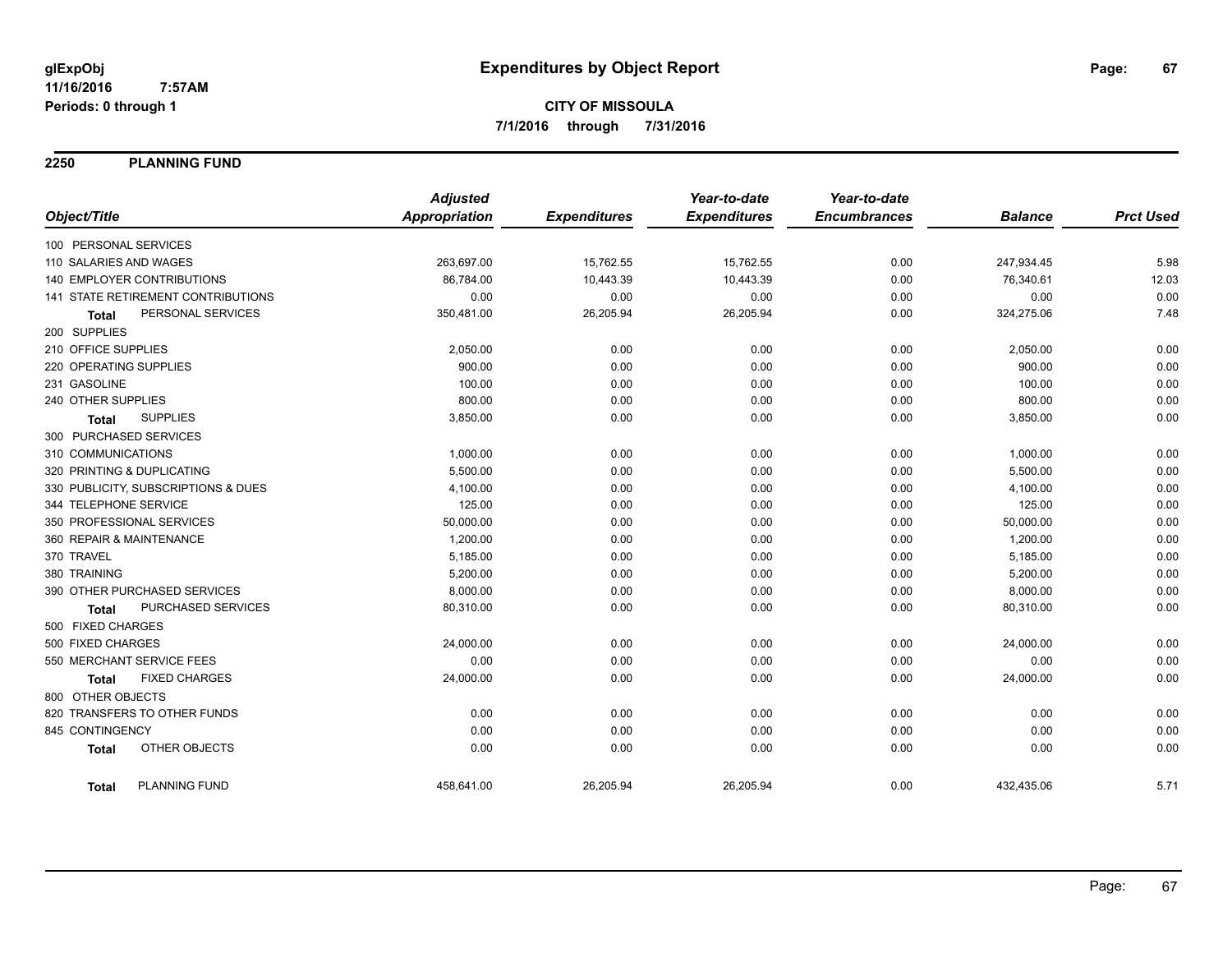**glExpObj**
**11/16/2016 7:57AM**
**Periods: 0 through 1**

# Expenditures by Object Report

**CITY OF MISSOULA**
**7/1/2016 through 7/31/2016**

## 2250 PLANNING FUND

| Object/Title | Adjusted Appropriation | Expenditures | Year-to-date Expenditures | Year-to-date Encumbrances | Balance | Prct Used |
|---|---|---|---|---|---|---|
| 100 PERSONAL SERVICES | | | | | | |
| 110 SALARIES AND WAGES | 263,697.00 | 15,762.55 | 15,762.55 | 0.00 | 247,934.45 | 5.98 |
| 140 EMPLOYER CONTRIBUTIONS | 86,784.00 | 10,443.39 | 10,443.39 | 0.00 | 76,340.61 | 12.03 |
| 141 STATE RETIREMENT CONTRIBUTIONS | 0.00 | 0.00 | 0.00 | 0.00 | 0.00 | 0.00 |
| **Total** PERSONAL SERVICES | 350,481.00 | 26,205.94 | 26,205.94 | 0.00 | 324,275.06 | 7.48 |
| 200 SUPPLIES | | | | | | |
| 210 OFFICE SUPPLIES | 2,050.00 | 0.00 | 0.00 | 0.00 | 2,050.00 | 0.00 |
| 220 OPERATING SUPPLIES | 900.00 | 0.00 | 0.00 | 0.00 | 900.00 | 0.00 |
| 231 GASOLINE | 100.00 | 0.00 | 0.00 | 0.00 | 100.00 | 0.00 |
| 240 OTHER SUPPLIES | 800.00 | 0.00 | 0.00 | 0.00 | 800.00 | 0.00 |
| **Total** SUPPLIES | 3,850.00 | 0.00 | 0.00 | 0.00 | 3,850.00 | 0.00 |
| 300 PURCHASED SERVICES | | | | | | |
| 310 COMMUNICATIONS | 1,000.00 | 0.00 | 0.00 | 0.00 | 1,000.00 | 0.00 |
| 320 PRINTING & DUPLICATING | 5,500.00 | 0.00 | 0.00 | 0.00 | 5,500.00 | 0.00 |
| 330 PUBLICITY, SUBSCRIPTIONS & DUES | 4,100.00 | 0.00 | 0.00 | 0.00 | 4,100.00 | 0.00 |
| 344 TELEPHONE SERVICE | 125.00 | 0.00 | 0.00 | 0.00 | 125.00 | 0.00 |
| 350 PROFESSIONAL SERVICES | 50,000.00 | 0.00 | 0.00 | 0.00 | 50,000.00 | 0.00 |
| 360 REPAIR & MAINTENANCE | 1,200.00 | 0.00 | 0.00 | 0.00 | 1,200.00 | 0.00 |
| 370 TRAVEL | 5,185.00 | 0.00 | 0.00 | 0.00 | 5,185.00 | 0.00 |
| 380 TRAINING | 5,200.00 | 0.00 | 0.00 | 0.00 | 5,200.00 | 0.00 |
| 390 OTHER PURCHASED SERVICES | 8,000.00 | 0.00 | 0.00 | 0.00 | 8,000.00 | 0.00 |
| **Total** PURCHASED SERVICES | 80,310.00 | 0.00 | 0.00 | 0.00 | 80,310.00 | 0.00 |
| 500 FIXED CHARGES | | | | | | |
| 500 FIXED CHARGES | 24,000.00 | 0.00 | 0.00 | 0.00 | 24,000.00 | 0.00 |
| 550 MERCHANT SERVICE FEES | 0.00 | 0.00 | 0.00 | 0.00 | 0.00 | 0.00 |
| **Total** FIXED CHARGES | 24,000.00 | 0.00 | 0.00 | 0.00 | 24,000.00 | 0.00 |
| 800 OTHER OBJECTS | | | | | | |
| 820 TRANSFERS TO OTHER FUNDS | 0.00 | 0.00 | 0.00 | 0.00 | 0.00 | 0.00 |
| 845 CONTINGENCY | 0.00 | 0.00 | 0.00 | 0.00 | 0.00 | 0.00 |
| **Total** OTHER OBJECTS | 0.00 | 0.00 | 0.00 | 0.00 | 0.00 | 0.00 |
| **Total** PLANNING FUND | 458,641.00 | 26,205.94 | 26,205.94 | 0.00 | 432,435.06 | 5.71 |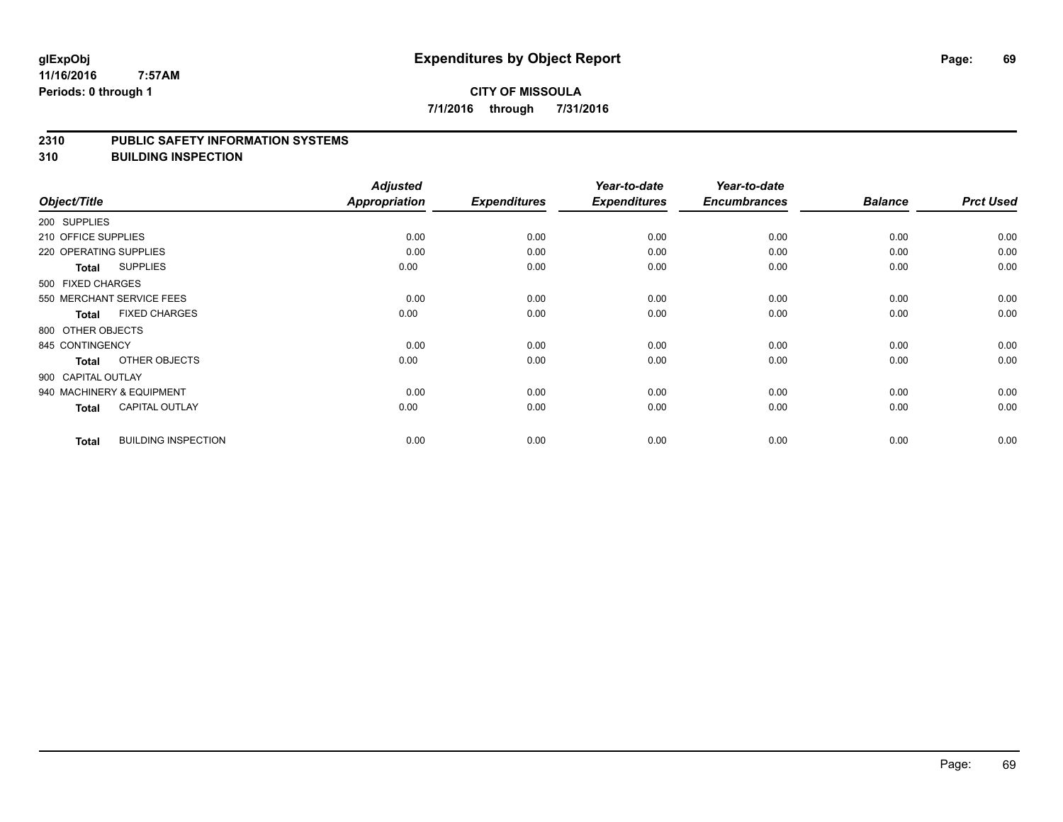# Expenditures by Object Report

glExpObj
11/16/2016 7:57AM
Periods: 0 through 1

**CITY OF MISSOULA**
**7/1/2016 through 7/31/2016**

## 2310 PUBLIC SAFETY INFORMATION SYSTEMS
## 310 BUILDING INSPECTION

| Object/Title | Adjusted Appropriation | Expenditures | Year-to-date Expenditures | Year-to-date Encumbrances | Balance | Prct Used |
|---|---|---|---|---|---|---|
| 200 SUPPLIES | | | | | | |
| 210 OFFICE SUPPLIES | 0.00 | 0.00 | 0.00 | 0.00 | 0.00 | 0.00 |
| 220 OPERATING SUPPLIES | 0.00 | 0.00 | 0.00 | 0.00 | 0.00 | 0.00 |
| **Total** SUPPLIES | 0.00 | 0.00 | 0.00 | 0.00 | 0.00 | 0.00 |
| 500 FIXED CHARGES | | | | | | |
| 550 MERCHANT SERVICE FEES | 0.00 | 0.00 | 0.00 | 0.00 | 0.00 | 0.00 |
| **Total** FIXED CHARGES | 0.00 | 0.00 | 0.00 | 0.00 | 0.00 | 0.00 |
| 800 OTHER OBJECTS | | | | | | |
| 845 CONTINGENCY | 0.00 | 0.00 | 0.00 | 0.00 | 0.00 | 0.00 |
| **Total** OTHER OBJECTS | 0.00 | 0.00 | 0.00 | 0.00 | 0.00 | 0.00 |
| 900 CAPITAL OUTLAY | | | | | | |
| 940 MACHINERY & EQUIPMENT | 0.00 | 0.00 | 0.00 | 0.00 | 0.00 | 0.00 |
| **Total** CAPITAL OUTLAY | 0.00 | 0.00 | 0.00 | 0.00 | 0.00 | 0.00 |
| **Total** BUILDING INSPECTION | 0.00 | 0.00 | 0.00 | 0.00 | 0.00 | 0.00 |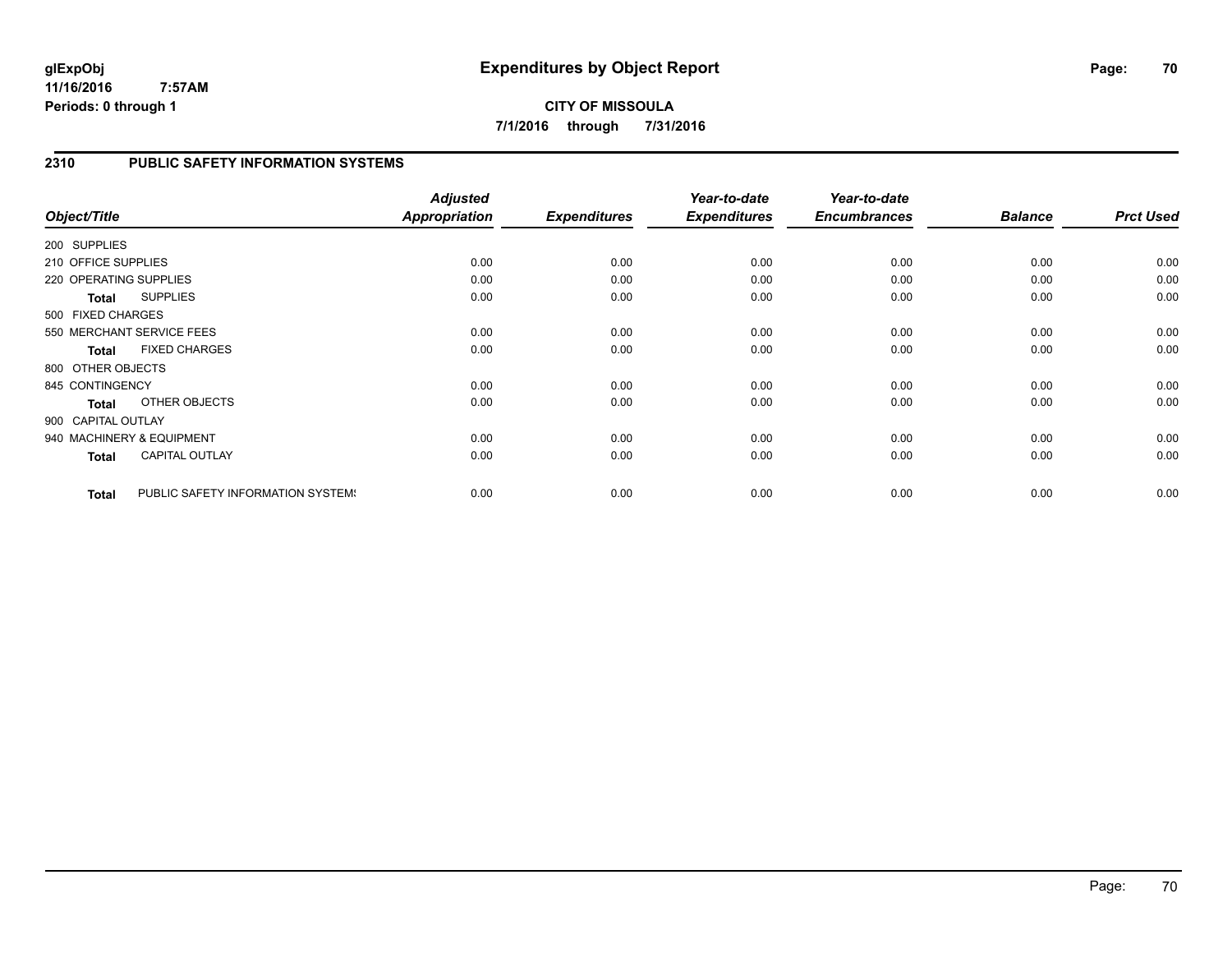# Expenditures by Object Report

glExpObj
11/16/2016 7:57AM
Periods: 0 through 1

**CITY OF MISSOULA**
**7/1/2016 through 7/31/2016**

## 2310 PUBLIC SAFETY INFORMATION SYSTEMS

| Object/Title | Adjusted Appropriation | Expenditures | Year-to-date Expenditures | Year-to-date Encumbrances | Balance | Prct Used |
|---|---|---|---|---|---|---|
| 200 SUPPLIES | | | | | | |
| 210 OFFICE SUPPLIES | 0.00 | 0.00 | 0.00 | 0.00 | 0.00 | 0.00 |
| 220 OPERATING SUPPLIES | 0.00 | 0.00 | 0.00 | 0.00 | 0.00 | 0.00 |
| **Total** SUPPLIES | 0.00 | 0.00 | 0.00 | 0.00 | 0.00 | 0.00 |
| 500 FIXED CHARGES | | | | | | |
| 550 MERCHANT SERVICE FEES | 0.00 | 0.00 | 0.00 | 0.00 | 0.00 | 0.00 |
| **Total** FIXED CHARGES | 0.00 | 0.00 | 0.00 | 0.00 | 0.00 | 0.00 |
| 800 OTHER OBJECTS | | | | | | |
| 845 CONTINGENCY | 0.00 | 0.00 | 0.00 | 0.00 | 0.00 | 0.00 |
| **Total** OTHER OBJECTS | 0.00 | 0.00 | 0.00 | 0.00 | 0.00 | 0.00 |
| 900 CAPITAL OUTLAY | | | | | | |
| 940 MACHINERY & EQUIPMENT | 0.00 | 0.00 | 0.00 | 0.00 | 0.00 | 0.00 |
| **Total** CAPITAL OUTLAY | 0.00 | 0.00 | 0.00 | 0.00 | 0.00 | 0.00 |
| **Total** PUBLIC SAFETY INFORMATION SYSTEMS | 0.00 | 0.00 | 0.00 | 0.00 | 0.00 | 0.00 |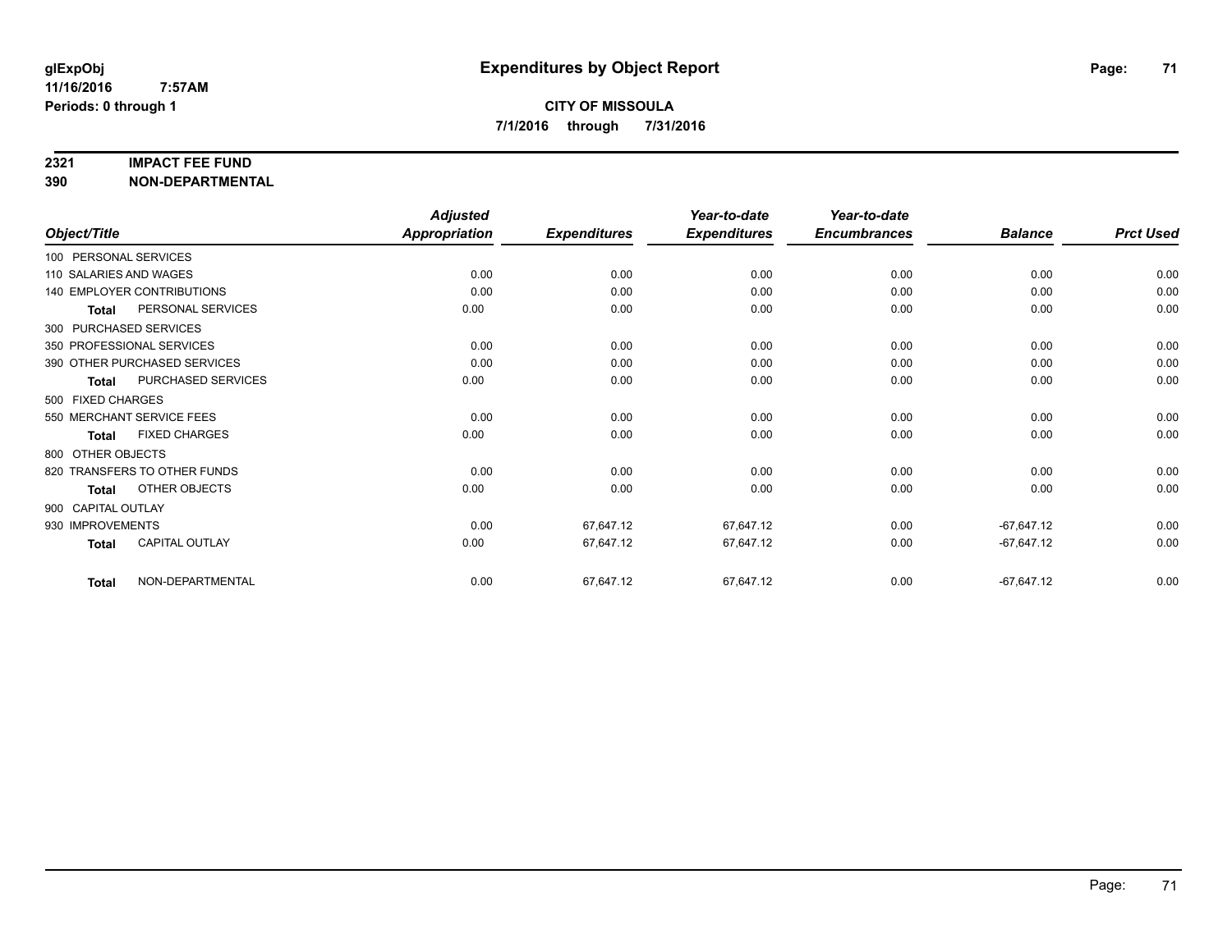**glExpObj**
**11/16/2016 7:57AM**
**Periods: 0 through 1**

# Expenditures by Object Report

**CITY OF MISSOULA**
**7/1/2016 through 7/31/2016**

**2321 IMPACT FEE FUND**
**390 NON-DEPARTMENTAL**

| Object/Title | | Adjusted Appropriation | Expenditures | Year-to-date Expenditures | Year-to-date Encumbrances | Balance | Prct Used |
|---|---|---|---|---|---|---|---|
| 100 PERSONAL SERVICES | | | | | | | |
| 110 SALARIES AND WAGES | | 0.00 | 0.00 | 0.00 | 0.00 | 0.00 | 0.00 |
| 140 EMPLOYER CONTRIBUTIONS | | 0.00 | 0.00 | 0.00 | 0.00 | 0.00 | 0.00 |
| **Total** | PERSONAL SERVICES | 0.00 | 0.00 | 0.00 | 0.00 | 0.00 | 0.00 |
| 300 PURCHASED SERVICES | | | | | | | |
| 350 PROFESSIONAL SERVICES | | 0.00 | 0.00 | 0.00 | 0.00 | 0.00 | 0.00 |
| 390 OTHER PURCHASED SERVICES | | 0.00 | 0.00 | 0.00 | 0.00 | 0.00 | 0.00 |
| **Total** | PURCHASED SERVICES | 0.00 | 0.00 | 0.00 | 0.00 | 0.00 | 0.00 |
| 500 FIXED CHARGES | | | | | | | |
| 550 MERCHANT SERVICE FEES | | 0.00 | 0.00 | 0.00 | 0.00 | 0.00 | 0.00 |
| **Total** | FIXED CHARGES | 0.00 | 0.00 | 0.00 | 0.00 | 0.00 | 0.00 |
| 800 OTHER OBJECTS | | | | | | | |
| 820 TRANSFERS TO OTHER FUNDS | | 0.00 | 0.00 | 0.00 | 0.00 | 0.00 | 0.00 |
| **Total** | OTHER OBJECTS | 0.00 | 0.00 | 0.00 | 0.00 | 0.00 | 0.00 |
| 900 CAPITAL OUTLAY | | | | | | | |
| 930 IMPROVEMENTS | | 0.00 | 67,647.12 | 67,647.12 | 0.00 | -67,647.12 | 0.00 |
| **Total** | CAPITAL OUTLAY | 0.00 | 67,647.12 | 67,647.12 | 0.00 | -67,647.12 | 0.00 |
| **Total** | NON-DEPARTMENTAL | 0.00 | 67,647.12 | 67,647.12 | 0.00 | -67,647.12 | 0.00 |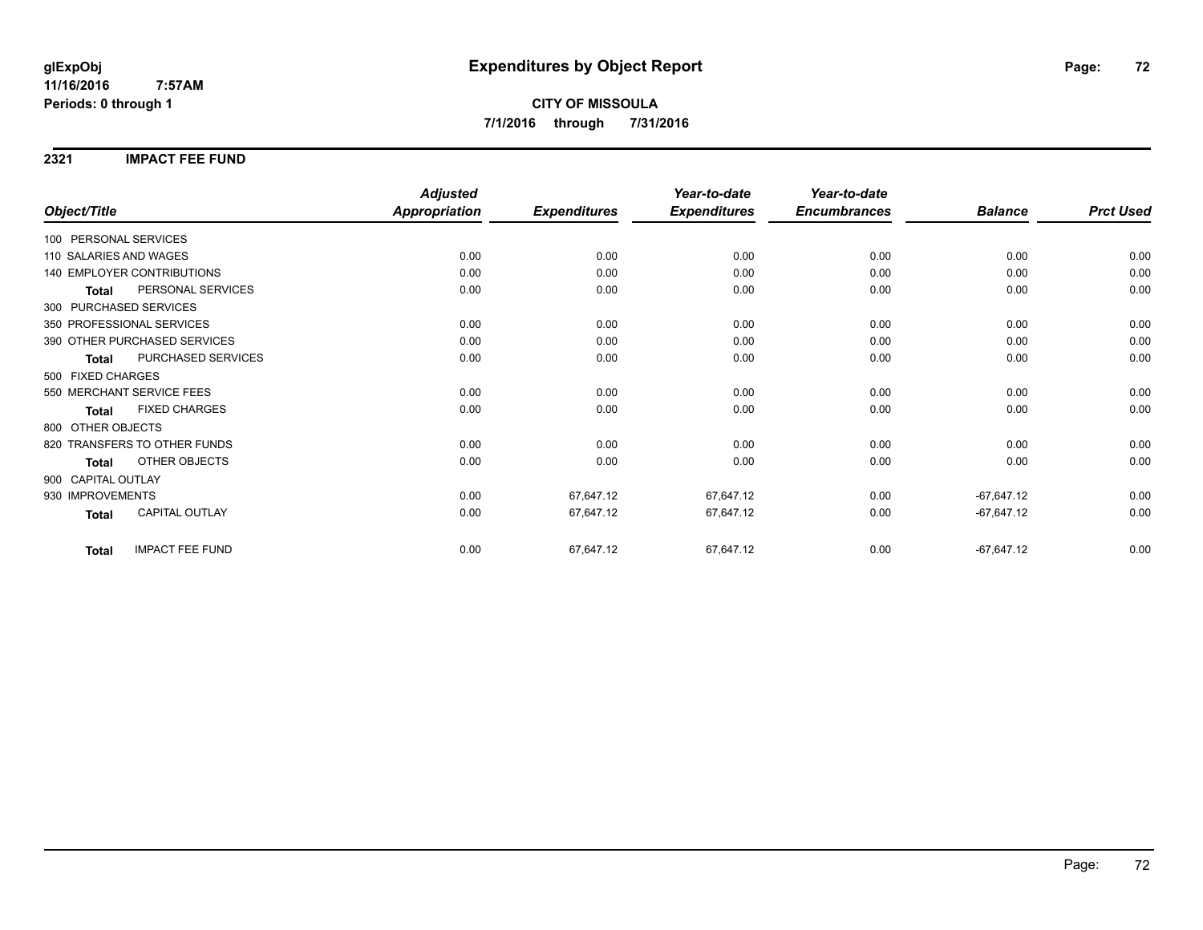# Expenditures by Object Report

glExpObj
11/16/2016 7:57AM
Periods: 0 through 1

**CITY OF MISSOULA**
**7/1/2016 through 7/31/2016**

## 2321 IMPACT FEE FUND

| Object/Title | | Adjusted Appropriation | Expenditures | Year-to-date Expenditures | Year-to-date Encumbrances | Balance | Prct Used |
|---|---|---|---|---|---|---|---|
| 100 PERSONAL SERVICES | | | | | | | |
| 110 SALARIES AND WAGES | | 0.00 | 0.00 | 0.00 | 0.00 | 0.00 | 0.00 |
| 140 EMPLOYER CONTRIBUTIONS | | 0.00 | 0.00 | 0.00 | 0.00 | 0.00 | 0.00 |
| **Total** | PERSONAL SERVICES | 0.00 | 0.00 | 0.00 | 0.00 | 0.00 | 0.00 |
| 300 PURCHASED SERVICES | | | | | | | |
| 350 PROFESSIONAL SERVICES | | 0.00 | 0.00 | 0.00 | 0.00 | 0.00 | 0.00 |
| 390 OTHER PURCHASED SERVICES | | 0.00 | 0.00 | 0.00 | 0.00 | 0.00 | 0.00 |
| **Total** | PURCHASED SERVICES | 0.00 | 0.00 | 0.00 | 0.00 | 0.00 | 0.00 |
| 500 FIXED CHARGES | | | | | | | |
| 550 MERCHANT SERVICE FEES | | 0.00 | 0.00 | 0.00 | 0.00 | 0.00 | 0.00 |
| **Total** | FIXED CHARGES | 0.00 | 0.00 | 0.00 | 0.00 | 0.00 | 0.00 |
| 800 OTHER OBJECTS | | | | | | | |
| 820 TRANSFERS TO OTHER FUNDS | | 0.00 | 0.00 | 0.00 | 0.00 | 0.00 | 0.00 |
| **Total** | OTHER OBJECTS | 0.00 | 0.00 | 0.00 | 0.00 | 0.00 | 0.00 |
| 900 CAPITAL OUTLAY | | | | | | | |
| 930 IMPROVEMENTS | | 0.00 | 67,647.12 | 67,647.12 | 0.00 | -67,647.12 | 0.00 |
| **Total** | CAPITAL OUTLAY | 0.00 | 67,647.12 | 67,647.12 | 0.00 | -67,647.12 | 0.00 |
| **Total** | IMPACT FEE FUND | 0.00 | 67,647.12 | 67,647.12 | 0.00 | -67,647.12 | 0.00 |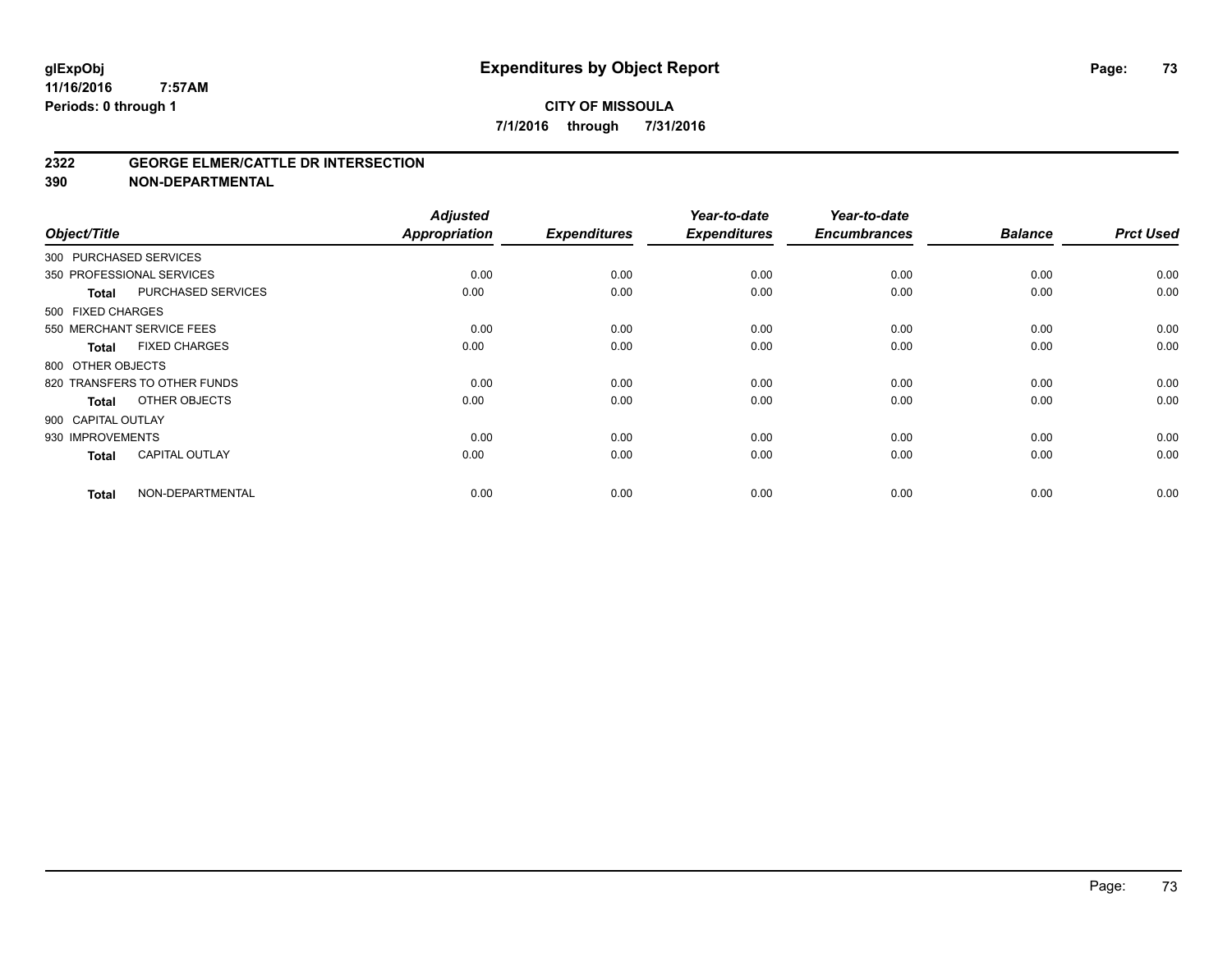# Expenditures by Object Report

glExpObj
11/16/2016 7:57AM
Periods: 0 through 1

**CITY OF MISSOULA**
**7/1/2016 through 7/31/2016**

## 2322 GEORGE ELMER/CATTLE DR INTERSECTION
## 390 NON-DEPARTMENTAL

| Object/Title | Adjusted Appropriation | Expenditures | Year-to-date Expenditures | Year-to-date Encumbrances | Balance | Prct Used |
|---|---|---|---|---|---|---|
| 300 PURCHASED SERVICES | | | | | | |
| 350 PROFESSIONAL SERVICES | 0.00 | 0.00 | 0.00 | 0.00 | 0.00 | 0.00 |
| **Total** PURCHASED SERVICES | 0.00 | 0.00 | 0.00 | 0.00 | 0.00 | 0.00 |
| 500 FIXED CHARGES | | | | | | |
| 550 MERCHANT SERVICE FEES | 0.00 | 0.00 | 0.00 | 0.00 | 0.00 | 0.00 |
| **Total** FIXED CHARGES | 0.00 | 0.00 | 0.00 | 0.00 | 0.00 | 0.00 |
| 800 OTHER OBJECTS | | | | | | |
| 820 TRANSFERS TO OTHER FUNDS | 0.00 | 0.00 | 0.00 | 0.00 | 0.00 | 0.00 |
| **Total** OTHER OBJECTS | 0.00 | 0.00 | 0.00 | 0.00 | 0.00 | 0.00 |
| 900 CAPITAL OUTLAY | | | | | | |
| 930 IMPROVEMENTS | 0.00 | 0.00 | 0.00 | 0.00 | 0.00 | 0.00 |
| **Total** CAPITAL OUTLAY | 0.00 | 0.00 | 0.00 | 0.00 | 0.00 | 0.00 |
| **Total** NON-DEPARTMENTAL | 0.00 | 0.00 | 0.00 | 0.00 | 0.00 | 0.00 |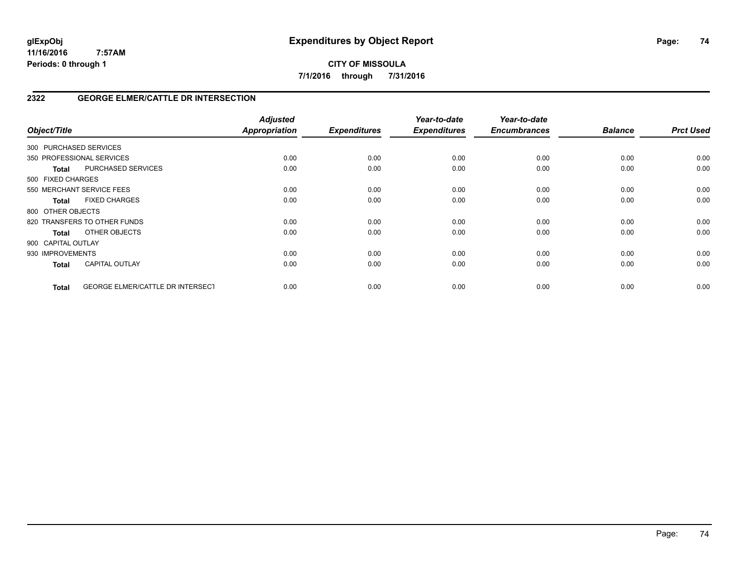**glExpObj** **Expenditures by Object Report**
**11/16/2016 7:57AM**
**Periods: 0 through 1**

**CITY OF MISSOULA**
**7/1/2016 through 7/31/2016**

## 2322 GEORGE ELMER/CATTLE DR INTERSECTION

| Object/Title | | Adjusted Appropriation | Expenditures | Year-to-date Expenditures | Year-to-date Encumbrances | Balance | Prct Used |
|---|---|---|---|---|---|---|---|
| 300 PURCHASED SERVICES | | | | | | | |
| 350 PROFESSIONAL SERVICES | | 0.00 | 0.00 | 0.00 | 0.00 | 0.00 | 0.00 |
| **Total** | PURCHASED SERVICES | 0.00 | 0.00 | 0.00 | 0.00 | 0.00 | 0.00 |
| 500 FIXED CHARGES | | | | | | | |
| 550 MERCHANT SERVICE FEES | | 0.00 | 0.00 | 0.00 | 0.00 | 0.00 | 0.00 |
| **Total** | FIXED CHARGES | 0.00 | 0.00 | 0.00 | 0.00 | 0.00 | 0.00 |
| 800 OTHER OBJECTS | | | | | | | |
| 820 TRANSFERS TO OTHER FUNDS | | 0.00 | 0.00 | 0.00 | 0.00 | 0.00 | 0.00 |
| **Total** | OTHER OBJECTS | 0.00 | 0.00 | 0.00 | 0.00 | 0.00 | 0.00 |
| 900 CAPITAL OUTLAY | | | | | | | |
| 930 IMPROVEMENTS | | 0.00 | 0.00 | 0.00 | 0.00 | 0.00 | 0.00 |
| **Total** | CAPITAL OUTLAY | 0.00 | 0.00 | 0.00 | 0.00 | 0.00 | 0.00 |
| **Total** | GEORGE ELMER/CATTLE DR INTERSECT | 0.00 | 0.00 | 0.00 | 0.00 | 0.00 | 0.00 |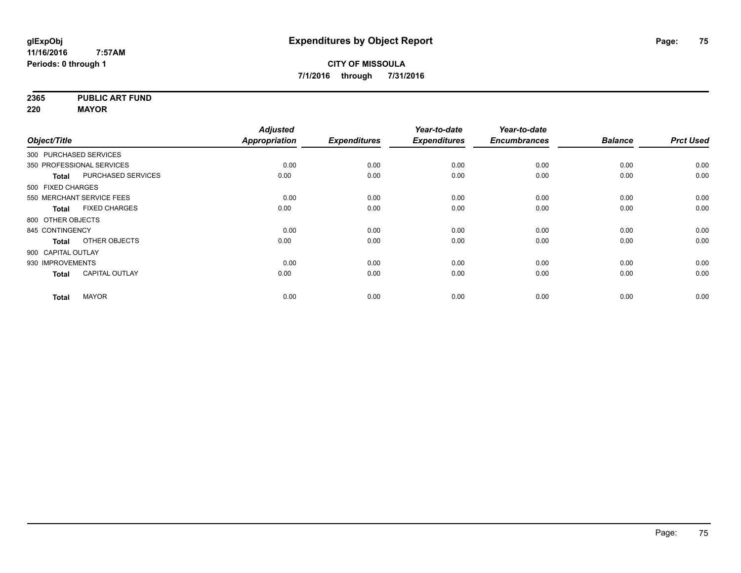glExpObj
11/16/2016 7:57AM
Periods: 0 through 1

# Expenditures by Object Report

**CITY OF MISSOULA**
**7/1/2016 through 7/31/2016**

**2365 PUBLIC ART FUND**
**220 MAYOR**

| Object/Title | | Adjusted Appropriation | Expenditures | Year-to-date Expenditures | Year-to-date Encumbrances | Balance | Prct Used |
|---|---|---|---|---|---|---|---|
| 300 PURCHASED SERVICES | | | | | | | |
| 350 PROFESSIONAL SERVICES | | 0.00 | 0.00 | 0.00 | 0.00 | 0.00 | 0.00 |
| Total | PURCHASED SERVICES | 0.00 | 0.00 | 0.00 | 0.00 | 0.00 | 0.00 |
| 500 FIXED CHARGES | | | | | | | |
| 550 MERCHANT SERVICE FEES | | 0.00 | 0.00 | 0.00 | 0.00 | 0.00 | 0.00 |
| Total | FIXED CHARGES | 0.00 | 0.00 | 0.00 | 0.00 | 0.00 | 0.00 |
| 800 OTHER OBJECTS | | | | | | | |
| 845 CONTINGENCY | | 0.00 | 0.00 | 0.00 | 0.00 | 0.00 | 0.00 |
| Total | OTHER OBJECTS | 0.00 | 0.00 | 0.00 | 0.00 | 0.00 | 0.00 |
| 900 CAPITAL OUTLAY | | | | | | | |
| 930 IMPROVEMENTS | | 0.00 | 0.00 | 0.00 | 0.00 | 0.00 | 0.00 |
| Total | CAPITAL OUTLAY | 0.00 | 0.00 | 0.00 | 0.00 | 0.00 | 0.00 |
| Total | MAYOR | 0.00 | 0.00 | 0.00 | 0.00 | 0.00 | 0.00 |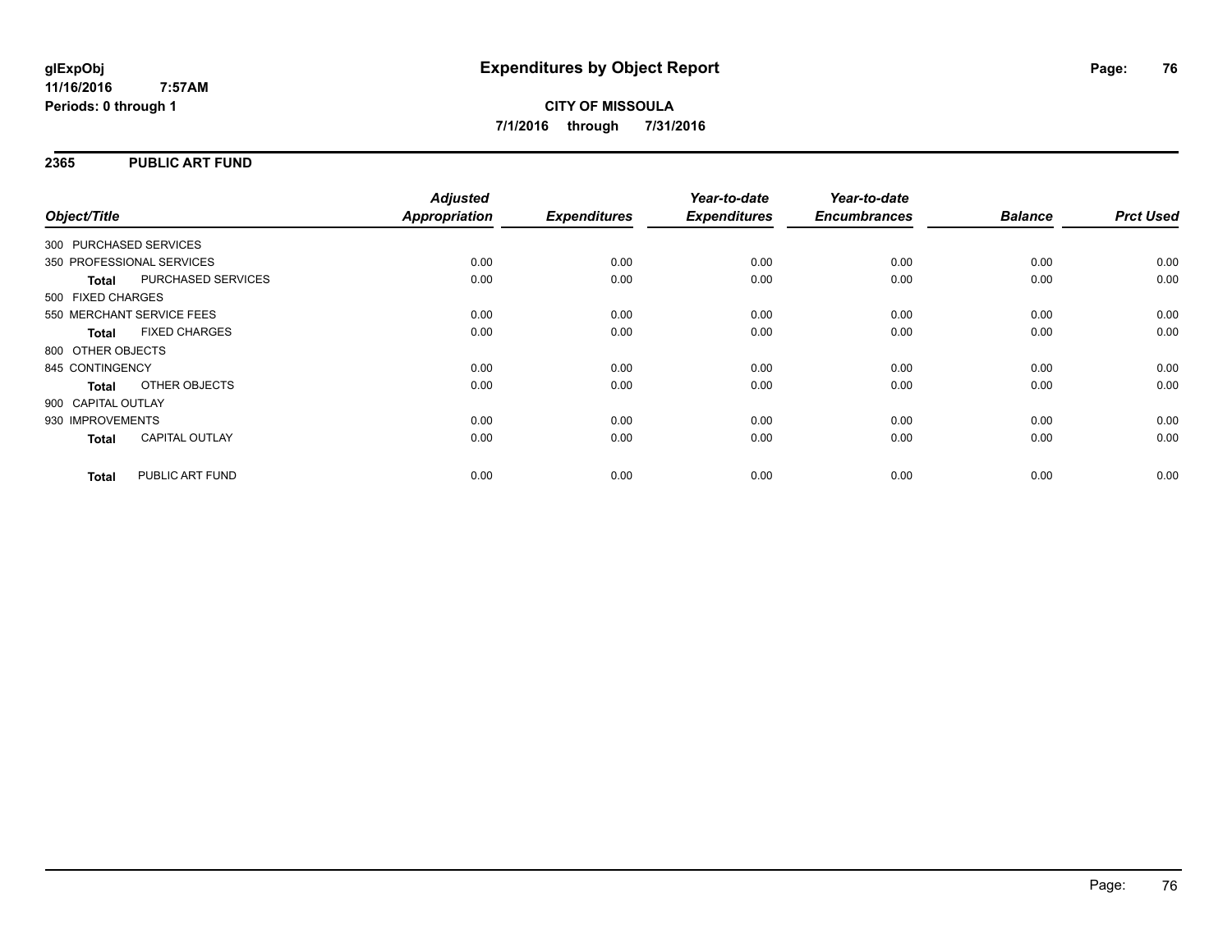**glExpObj**
**11/16/2016 7:57AM**
**Periods: 0 through 1**

# Expenditures by Object Report

**CITY OF MISSOULA**
**7/1/2016 through 7/31/2016**

## 2365 PUBLIC ART FUND

| Object/Title | | Adjusted Appropriation | Expenditures | Year-to-date Expenditures | Year-to-date Encumbrances | Balance | Prct Used |
|---|---|---|---|---|---|---|---|
| 300 PURCHASED SERVICES | | | | | | | |
| 350 PROFESSIONAL SERVICES | | 0.00 | 0.00 | 0.00 | 0.00 | 0.00 | 0.00 |
| **Total** | PURCHASED SERVICES | 0.00 | 0.00 | 0.00 | 0.00 | 0.00 | 0.00 |
| 500 FIXED CHARGES | | | | | | | |
| 550 MERCHANT SERVICE FEES | | 0.00 | 0.00 | 0.00 | 0.00 | 0.00 | 0.00 |
| **Total** | FIXED CHARGES | 0.00 | 0.00 | 0.00 | 0.00 | 0.00 | 0.00 |
| 800 OTHER OBJECTS | | | | | | | |
| 845 CONTINGENCY | | 0.00 | 0.00 | 0.00 | 0.00 | 0.00 | 0.00 |
| **Total** | OTHER OBJECTS | 0.00 | 0.00 | 0.00 | 0.00 | 0.00 | 0.00 |
| 900 CAPITAL OUTLAY | | | | | | | |
| 930 IMPROVEMENTS | | 0.00 | 0.00 | 0.00 | 0.00 | 0.00 | 0.00 |
| **Total** | CAPITAL OUTLAY | 0.00 | 0.00 | 0.00 | 0.00 | 0.00 | 0.00 |
| **Total** | PUBLIC ART FUND | 0.00 | 0.00 | 0.00 | 0.00 | 0.00 | 0.00 |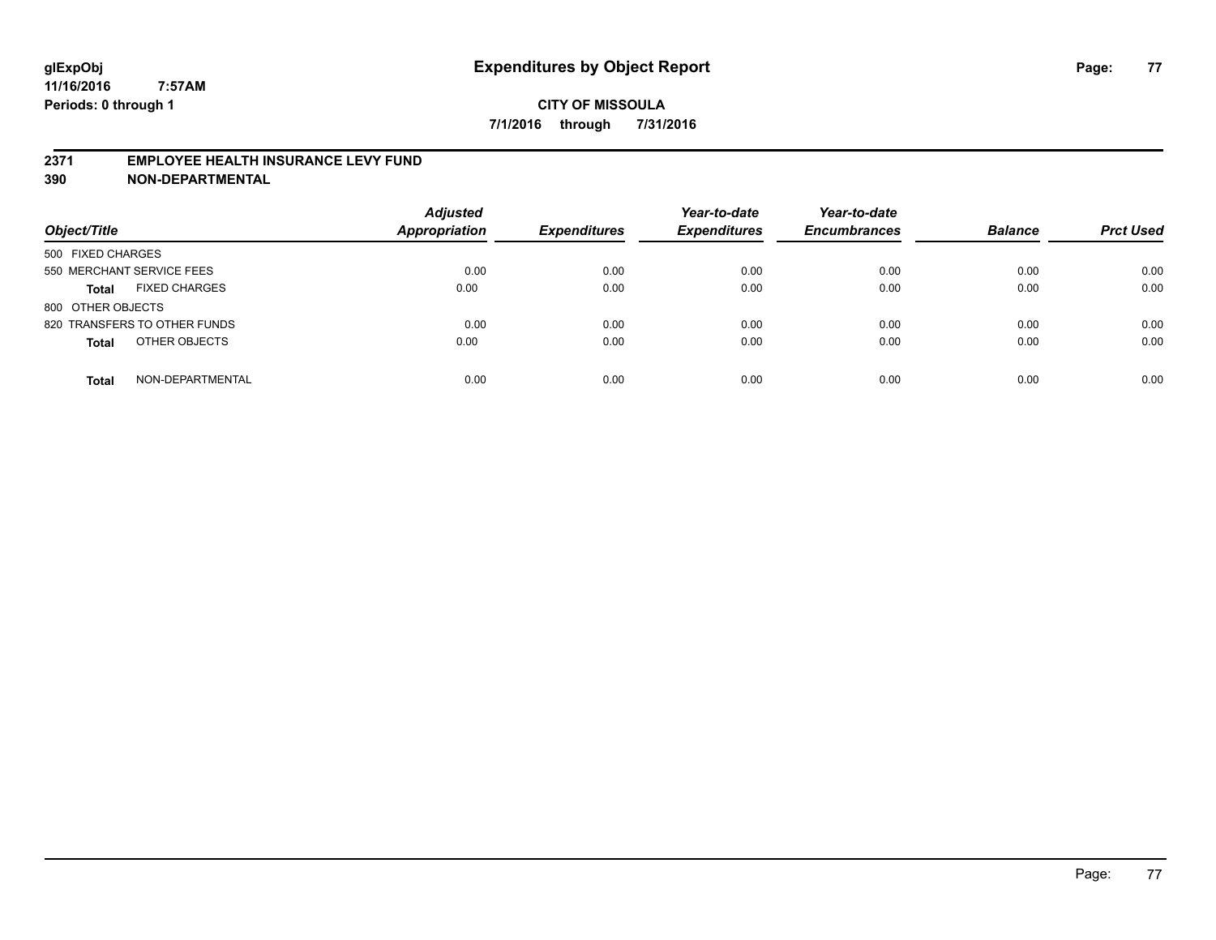# Expenditures by Object Report

glExpObj
11/16/2016 7:57AM
Periods: 0 through 1

**CITY OF MISSOULA**
**7/1/2016 through 7/31/2016**

## 2371 EMPLOYEE HEALTH INSURANCE LEVY FUND
## 390 NON-DEPARTMENTAL

| Object/Title | Adjusted Appropriation | Expenditures | Year-to-date Expenditures | Year-to-date Encumbrances | Balance | Prct Used |
|---|---|---|---|---|---|---|
| 500 FIXED CHARGES | | | | | | |
| 550 MERCHANT SERVICE FEES | 0.00 | 0.00 | 0.00 | 0.00 | 0.00 | 0.00 |
| **Total** FIXED CHARGES | 0.00 | 0.00 | 0.00 | 0.00 | 0.00 | 0.00 |
| 800 OTHER OBJECTS | | | | | | |
| 820 TRANSFERS TO OTHER FUNDS | 0.00 | 0.00 | 0.00 | 0.00 | 0.00 | 0.00 |
| **Total** OTHER OBJECTS | 0.00 | 0.00 | 0.00 | 0.00 | 0.00 | 0.00 |
| **Total** NON-DEPARTMENTAL | 0.00 | 0.00 | 0.00 | 0.00 | 0.00 | 0.00 |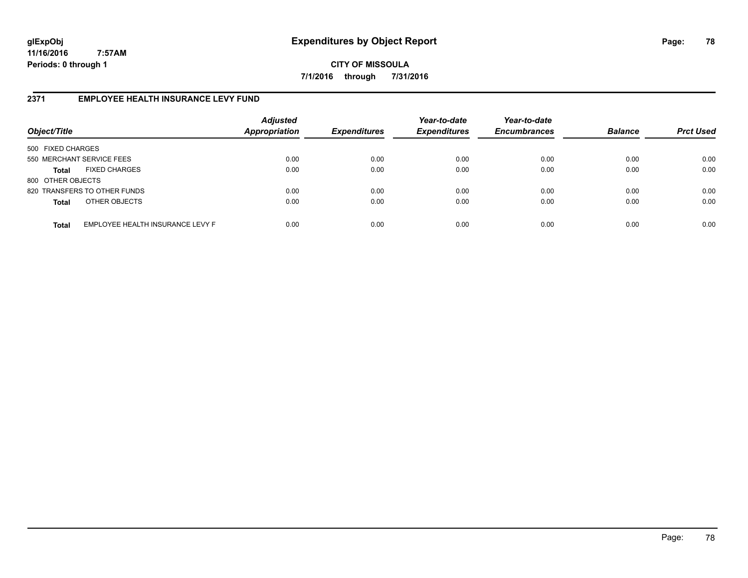# Expenditures by Object Report

glExpObj
11/16/2016 7:57AM
Periods: 0 through 1

**CITY OF MISSOULA**
**7/1/2016 through 7/31/2016**

## 2371 EMPLOYEE HEALTH INSURANCE LEVY FUND

| Object/Title | | Adjusted Appropriation | Expenditures | Year-to-date Expenditures | Year-to-date Encumbrances | Balance | Prct Used |
|---|---|---|---|---|---|---|---|
| 500 FIXED CHARGES | | | | | | | |
| 550 MERCHANT SERVICE FEES | | 0.00 | 0.00 | 0.00 | 0.00 | 0.00 | 0.00 |
| **Total** | FIXED CHARGES | 0.00 | 0.00 | 0.00 | 0.00 | 0.00 | 0.00 |
| 800 OTHER OBJECTS | | | | | | | |
| 820 TRANSFERS TO OTHER FUNDS | | 0.00 | 0.00 | 0.00 | 0.00 | 0.00 | 0.00 |
| **Total** | OTHER OBJECTS | 0.00 | 0.00 | 0.00 | 0.00 | 0.00 | 0.00 |
| **Total** | EMPLOYEE HEALTH INSURANCE LEVY F | 0.00 | 0.00 | 0.00 | 0.00 | 0.00 | 0.00 |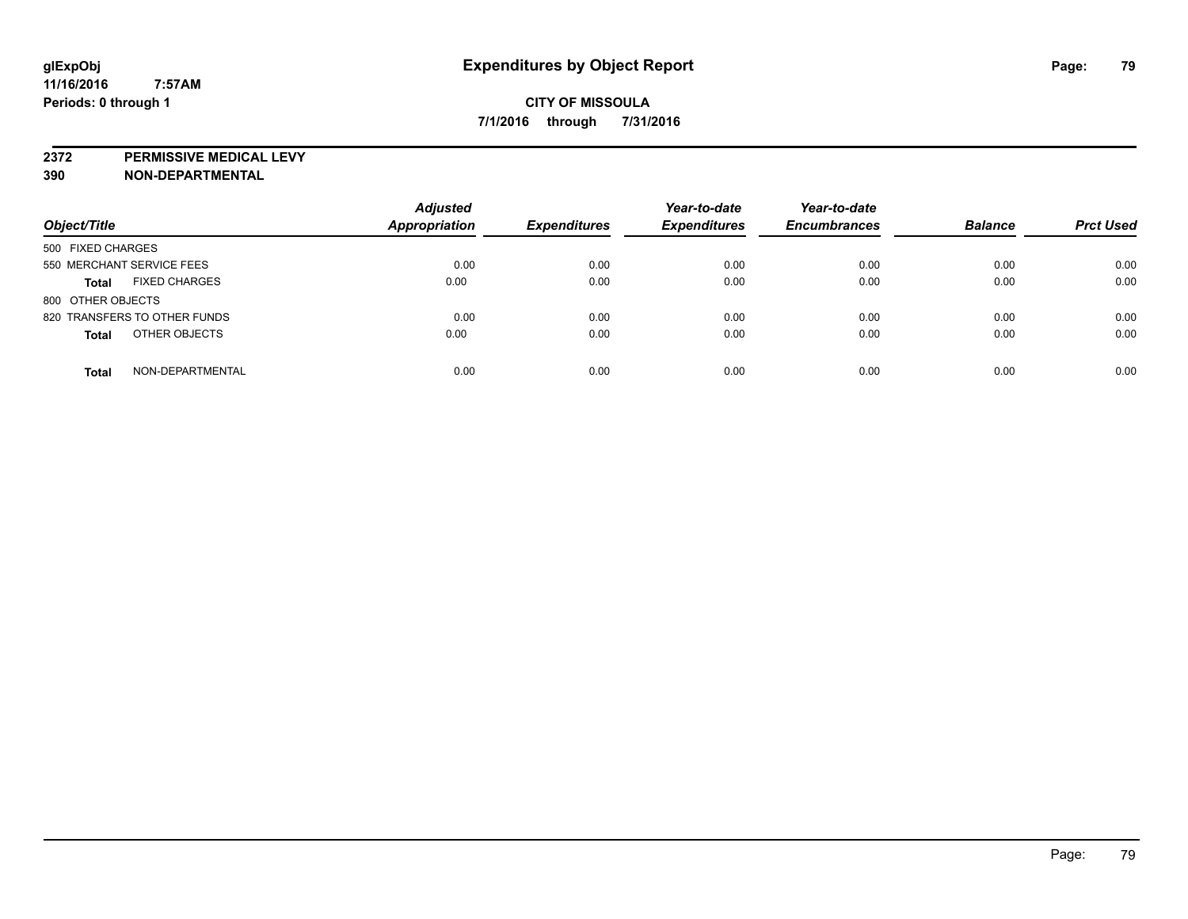# Expenditures by Object Report

glExpObj
11/16/2016 7:57AM
Periods: 0 through 1

**CITY OF MISSOULA**
**7/1/2016 through 7/31/2016**

**2372 PERMISSIVE MEDICAL LEVY**
**390 NON-DEPARTMENTAL**

| Object/Title | Adjusted Appropriation | Expenditures | Year-to-date Expenditures | Year-to-date Encumbrances | Balance | Prct Used |
|---|---|---|---|---|---|---|
| 500 FIXED CHARGES | | | | | | |
| 550 MERCHANT SERVICE FEES | 0.00 | 0.00 | 0.00 | 0.00 | 0.00 | 0.00 |
| **Total** FIXED CHARGES | 0.00 | 0.00 | 0.00 | 0.00 | 0.00 | 0.00 |
| 800 OTHER OBJECTS | | | | | | |
| 820 TRANSFERS TO OTHER FUNDS | 0.00 | 0.00 | 0.00 | 0.00 | 0.00 | 0.00 |
| **Total** OTHER OBJECTS | 0.00 | 0.00 | 0.00 | 0.00 | 0.00 | 0.00 |
| **Total** NON-DEPARTMENTAL | 0.00 | 0.00 | 0.00 | 0.00 | 0.00 | 0.00 |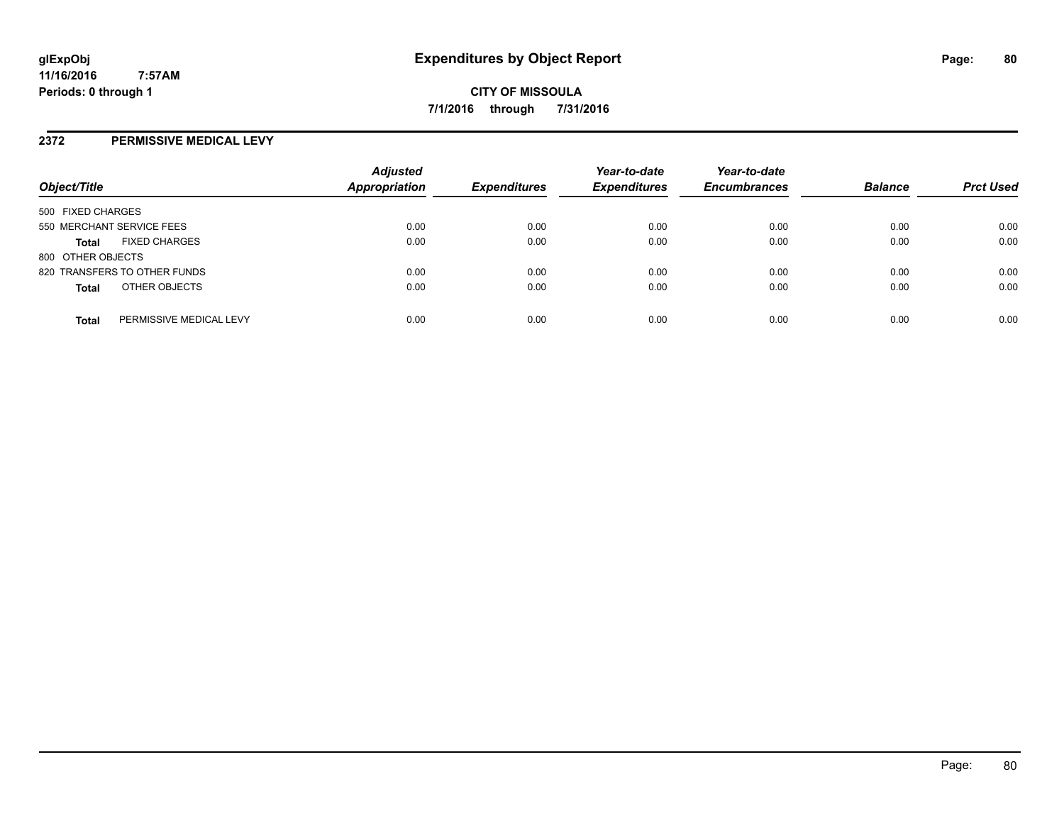# Expenditures by Object Report

**CITY OF MISSOULA**

**7/1/2016 through 7/31/2016**

glExpObj
11/16/2016 7:57AM
Periods: 0 through 1

## 2372 PERMISSIVE MEDICAL LEVY

| Object/Title | Adjusted Appropriation | Expenditures | Year-to-date Expenditures | Year-to-date Encumbrances | Balance | Prct Used |
|---|---|---|---|---|---|---|
| 500 FIXED CHARGES | | | | | | |
| 550 MERCHANT SERVICE FEES | 0.00 | 0.00 | 0.00 | 0.00 | 0.00 | 0.00 |
| **Total** FIXED CHARGES | 0.00 | 0.00 | 0.00 | 0.00 | 0.00 | 0.00 |
| 800 OTHER OBJECTS | | | | | | |
| 820 TRANSFERS TO OTHER FUNDS | 0.00 | 0.00 | 0.00 | 0.00 | 0.00 | 0.00 |
| **Total** OTHER OBJECTS | 0.00 | 0.00 | 0.00 | 0.00 | 0.00 | 0.00 |
| **Total** PERMISSIVE MEDICAL LEVY | 0.00 | 0.00 | 0.00 | 0.00 | 0.00 | 0.00 |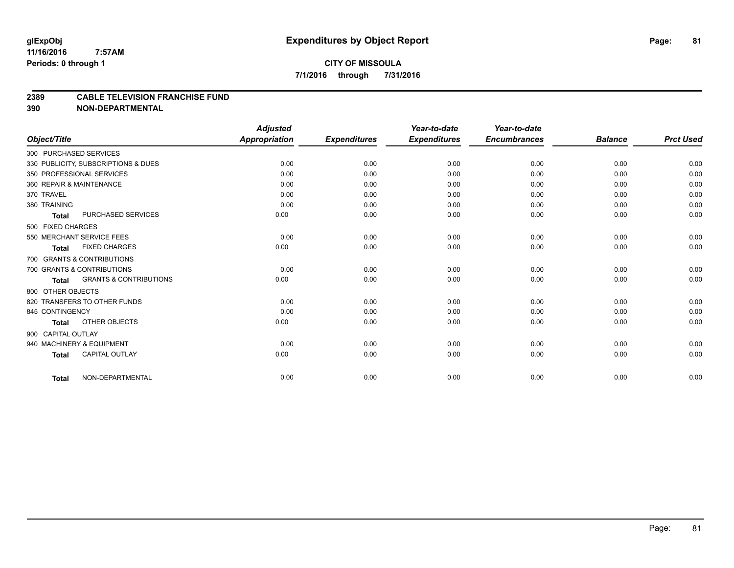# Expenditures by Object Report

**glExpObj**
**11/16/2016 7:57AM**
**Periods: 0 through 1**

**CITY OF MISSOULA**
**7/1/2016 through 7/31/2016**

## 2389 CABLE TELEVISION FRANCHISE FUND
## 390 NON-DEPARTMENTAL

| Object/Title | Adjusted Appropriation | Expenditures | Year-to-date Expenditures | Year-to-date Encumbrances | Balance | Prct Used |
|---|---|---|---|---|---|---|
| 300 PURCHASED SERVICES | | | | | | |
| 330 PUBLICITY, SUBSCRIPTIONS & DUES | 0.00 | 0.00 | 0.00 | 0.00 | 0.00 | 0.00 |
| 350 PROFESSIONAL SERVICES | 0.00 | 0.00 | 0.00 | 0.00 | 0.00 | 0.00 |
| 360 REPAIR & MAINTENANCE | 0.00 | 0.00 | 0.00 | 0.00 | 0.00 | 0.00 |
| 370 TRAVEL | 0.00 | 0.00 | 0.00 | 0.00 | 0.00 | 0.00 |
| 380 TRAINING | 0.00 | 0.00 | 0.00 | 0.00 | 0.00 | 0.00 |
| **Total** PURCHASED SERVICES | 0.00 | 0.00 | 0.00 | 0.00 | 0.00 | 0.00 |
| 500 FIXED CHARGES | | | | | | |
| 550 MERCHANT SERVICE FEES | 0.00 | 0.00 | 0.00 | 0.00 | 0.00 | 0.00 |
| **Total** FIXED CHARGES | 0.00 | 0.00 | 0.00 | 0.00 | 0.00 | 0.00 |
| 700 GRANTS & CONTRIBUTIONS | | | | | | |
| 700 GRANTS & CONTRIBUTIONS | 0.00 | 0.00 | 0.00 | 0.00 | 0.00 | 0.00 |
| **Total** GRANTS & CONTRIBUTIONS | 0.00 | 0.00 | 0.00 | 0.00 | 0.00 | 0.00 |
| 800 OTHER OBJECTS | | | | | | |
| 820 TRANSFERS TO OTHER FUNDS | 0.00 | 0.00 | 0.00 | 0.00 | 0.00 | 0.00 |
| 845 CONTINGENCY | 0.00 | 0.00 | 0.00 | 0.00 | 0.00 | 0.00 |
| **Total** OTHER OBJECTS | 0.00 | 0.00 | 0.00 | 0.00 | 0.00 | 0.00 |
| 900 CAPITAL OUTLAY | | | | | | |
| 940 MACHINERY & EQUIPMENT | 0.00 | 0.00 | 0.00 | 0.00 | 0.00 | 0.00 |
| **Total** CAPITAL OUTLAY | 0.00 | 0.00 | 0.00 | 0.00 | 0.00 | 0.00 |
| **Total** NON-DEPARTMENTAL | 0.00 | 0.00 | 0.00 | 0.00 | 0.00 | 0.00 |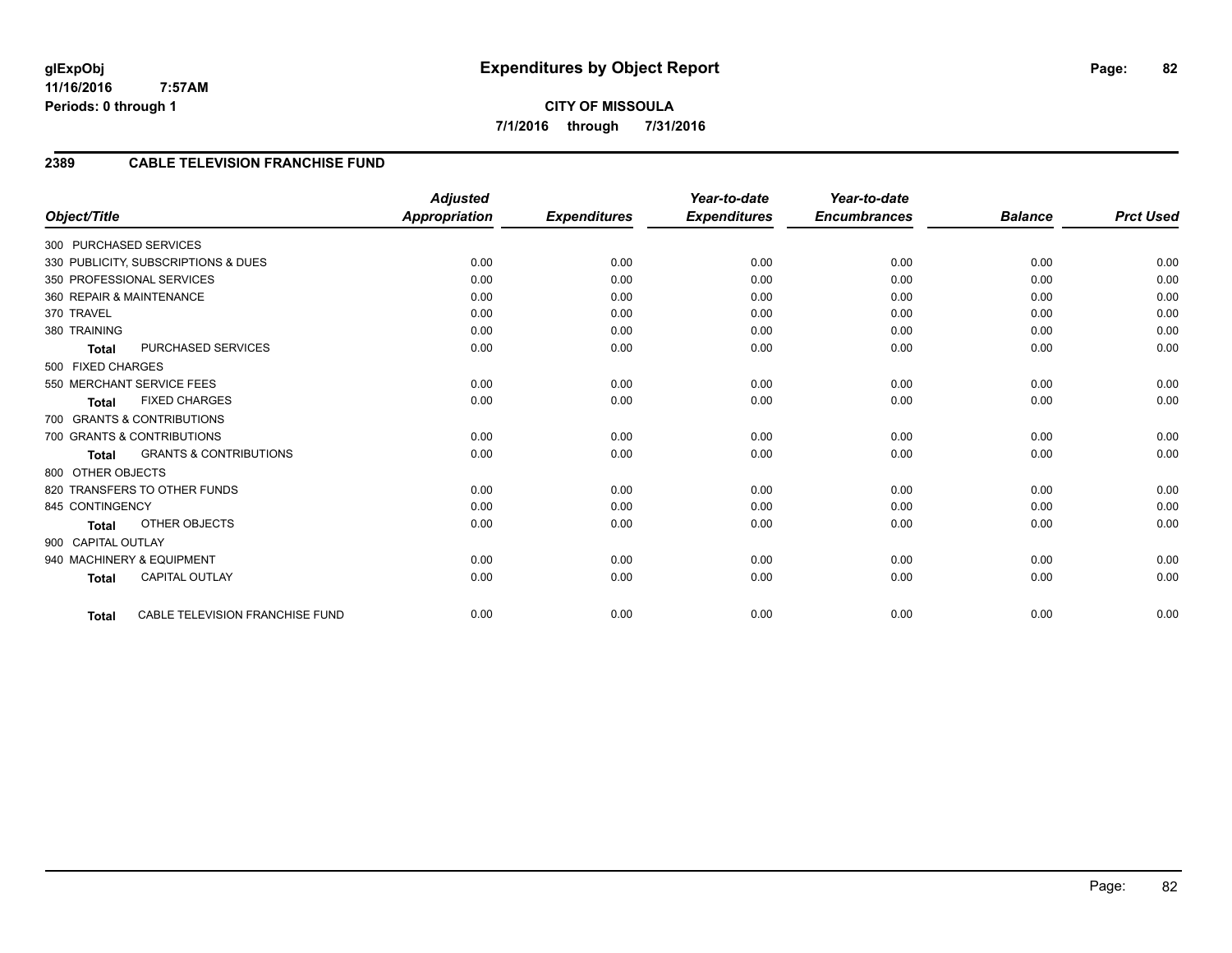**glExpObj**
**11/16/2016 7:57AM**
**Periods: 0 through 1**

# Expenditures by Object Report

**CITY OF MISSOULA**
**7/1/2016 through 7/31/2016**

## 2389 CABLE TELEVISION FRANCHISE FUND

| Object/Title | | Adjusted Appropriation | Expenditures | Year-to-date Expenditures | Year-to-date Encumbrances | Balance | Prct Used |
|---|---|---|---|---|---|---|---|
| 300 PURCHASED SERVICES | | | | | | | |
| 330 PUBLICITY, SUBSCRIPTIONS & DUES | | 0.00 | 0.00 | 0.00 | 0.00 | 0.00 | 0.00 |
| 350 PROFESSIONAL SERVICES | | 0.00 | 0.00 | 0.00 | 0.00 | 0.00 | 0.00 |
| 360 REPAIR & MAINTENANCE | | 0.00 | 0.00 | 0.00 | 0.00 | 0.00 | 0.00 |
| 370 TRAVEL | | 0.00 | 0.00 | 0.00 | 0.00 | 0.00 | 0.00 |
| 380 TRAINING | | 0.00 | 0.00 | 0.00 | 0.00 | 0.00 | 0.00 |
| **Total** | PURCHASED SERVICES | 0.00 | 0.00 | 0.00 | 0.00 | 0.00 | 0.00 |
| 500 FIXED CHARGES | | | | | | | |
| 550 MERCHANT SERVICE FEES | | 0.00 | 0.00 | 0.00 | 0.00 | 0.00 | 0.00 |
| **Total** | FIXED CHARGES | 0.00 | 0.00 | 0.00 | 0.00 | 0.00 | 0.00 |
| 700 GRANTS & CONTRIBUTIONS | | | | | | | |
| 700 GRANTS & CONTRIBUTIONS | | 0.00 | 0.00 | 0.00 | 0.00 | 0.00 | 0.00 |
| **Total** | GRANTS & CONTRIBUTIONS | 0.00 | 0.00 | 0.00 | 0.00 | 0.00 | 0.00 |
| 800 OTHER OBJECTS | | | | | | | |
| 820 TRANSFERS TO OTHER FUNDS | | 0.00 | 0.00 | 0.00 | 0.00 | 0.00 | 0.00 |
| 845 CONTINGENCY | | 0.00 | 0.00 | 0.00 | 0.00 | 0.00 | 0.00 |
| **Total** | OTHER OBJECTS | 0.00 | 0.00 | 0.00 | 0.00 | 0.00 | 0.00 |
| 900 CAPITAL OUTLAY | | | | | | | |
| 940 MACHINERY & EQUIPMENT | | 0.00 | 0.00 | 0.00 | 0.00 | 0.00 | 0.00 |
| **Total** | CAPITAL OUTLAY | 0.00 | 0.00 | 0.00 | 0.00 | 0.00 | 0.00 |
| **Total** | CABLE TELEVISION FRANCHISE FUND | 0.00 | 0.00 | 0.00 | 0.00 | 0.00 | 0.00 |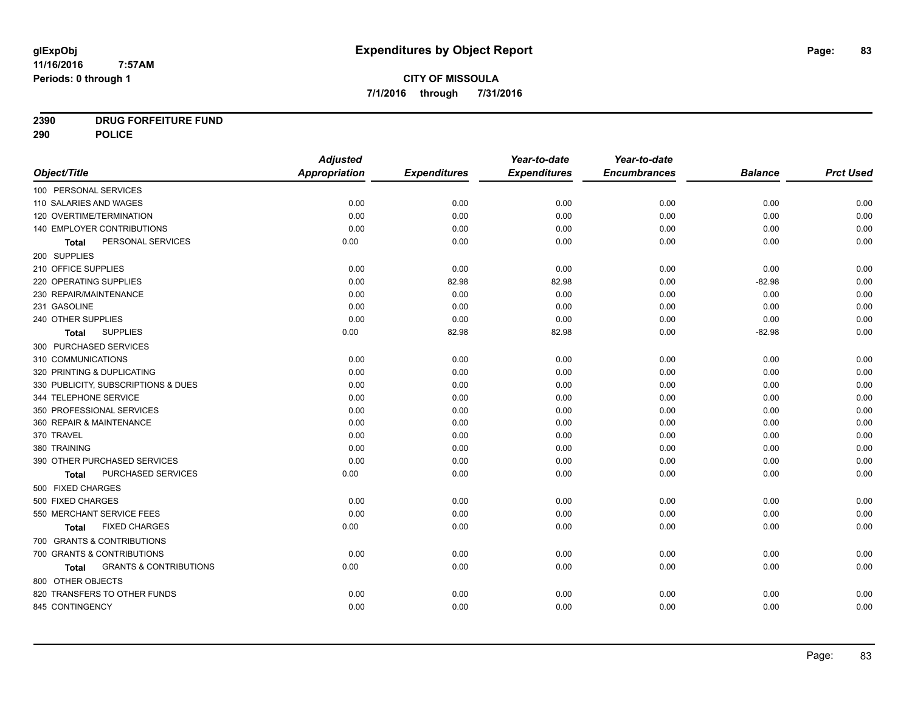# Expenditures by Object Report

glExpObj
11/16/2016 7:57AM
Periods: 0 through 1

**CITY OF MISSOULA**
**7/1/2016 through 7/31/2016**

**2390 DRUG FORFEITURE FUND**
**290 POLICE**

| Object/Title | Adjusted Appropriation | Expenditures | Year-to-date Expenditures | Year-to-date Encumbrances | Balance | Prct Used |
|---|---|---|---|---|---|---|
| 100 PERSONAL SERVICES | | | | | | |
| 110 SALARIES AND WAGES | 0.00 | 0.00 | 0.00 | 0.00 | 0.00 | 0.00 |
| 120 OVERTIME/TERMINATION | 0.00 | 0.00 | 0.00 | 0.00 | 0.00 | 0.00 |
| 140 EMPLOYER CONTRIBUTIONS | 0.00 | 0.00 | 0.00 | 0.00 | 0.00 | 0.00 |
| **Total** PERSONAL SERVICES | 0.00 | 0.00 | 0.00 | 0.00 | 0.00 | 0.00 |
| 200 SUPPLIES | | | | | | |
| 210 OFFICE SUPPLIES | 0.00 | 0.00 | 0.00 | 0.00 | 0.00 | 0.00 |
| 220 OPERATING SUPPLIES | 0.00 | 82.98 | 82.98 | 0.00 | -82.98 | 0.00 |
| 230 REPAIR/MAINTENANCE | 0.00 | 0.00 | 0.00 | 0.00 | 0.00 | 0.00 |
| 231 GASOLINE | 0.00 | 0.00 | 0.00 | 0.00 | 0.00 | 0.00 |
| 240 OTHER SUPPLIES | 0.00 | 0.00 | 0.00 | 0.00 | 0.00 | 0.00 |
| **Total** SUPPLIES | 0.00 | 82.98 | 82.98 | 0.00 | -82.98 | 0.00 |
| 300 PURCHASED SERVICES | | | | | | |
| 310 COMMUNICATIONS | 0.00 | 0.00 | 0.00 | 0.00 | 0.00 | 0.00 |
| 320 PRINTING & DUPLICATING | 0.00 | 0.00 | 0.00 | 0.00 | 0.00 | 0.00 |
| 330 PUBLICITY, SUBSCRIPTIONS & DUES | 0.00 | 0.00 | 0.00 | 0.00 | 0.00 | 0.00 |
| 344 TELEPHONE SERVICE | 0.00 | 0.00 | 0.00 | 0.00 | 0.00 | 0.00 |
| 350 PROFESSIONAL SERVICES | 0.00 | 0.00 | 0.00 | 0.00 | 0.00 | 0.00 |
| 360 REPAIR & MAINTENANCE | 0.00 | 0.00 | 0.00 | 0.00 | 0.00 | 0.00 |
| 370 TRAVEL | 0.00 | 0.00 | 0.00 | 0.00 | 0.00 | 0.00 |
| 380 TRAINING | 0.00 | 0.00 | 0.00 | 0.00 | 0.00 | 0.00 |
| 390 OTHER PURCHASED SERVICES | 0.00 | 0.00 | 0.00 | 0.00 | 0.00 | 0.00 |
| **Total** PURCHASED SERVICES | 0.00 | 0.00 | 0.00 | 0.00 | 0.00 | 0.00 |
| 500 FIXED CHARGES | | | | | | |
| 500 FIXED CHARGES | 0.00 | 0.00 | 0.00 | 0.00 | 0.00 | 0.00 |
| 550 MERCHANT SERVICE FEES | 0.00 | 0.00 | 0.00 | 0.00 | 0.00 | 0.00 |
| **Total** FIXED CHARGES | 0.00 | 0.00 | 0.00 | 0.00 | 0.00 | 0.00 |
| 700 GRANTS & CONTRIBUTIONS | | | | | | |
| 700 GRANTS & CONTRIBUTIONS | 0.00 | 0.00 | 0.00 | 0.00 | 0.00 | 0.00 |
| **Total** GRANTS & CONTRIBUTIONS | 0.00 | 0.00 | 0.00 | 0.00 | 0.00 | 0.00 |
| 800 OTHER OBJECTS | | | | | | |
| 820 TRANSFERS TO OTHER FUNDS | 0.00 | 0.00 | 0.00 | 0.00 | 0.00 | 0.00 |
| 845 CONTINGENCY | 0.00 | 0.00 | 0.00 | 0.00 | 0.00 | 0.00 |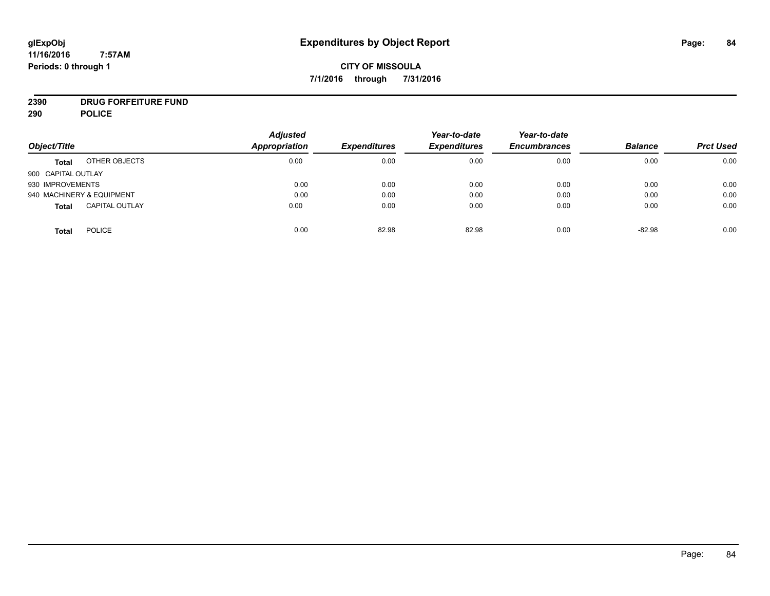# Expenditures by Object Report

glExpObj
11/16/2016 7:57AM
Periods: 0 through 1

**CITY OF MISSOULA**

**7/1/2016 through 7/31/2016**

**2390 DRUG FORFEITURE FUND**
**290 POLICE**

| Object/Title | | Adjusted Appropriation | Expenditures | Year-to-date Expenditures | Year-to-date Encumbrances | Balance | Prct Used |
|---|---|---|---|---|---|---|---|
| **Total** | OTHER OBJECTS | 0.00 | 0.00 | 0.00 | 0.00 | 0.00 | 0.00 |
| 900 CAPITAL OUTLAY | | | | | | | |
| 930 IMPROVEMENTS | | 0.00 | 0.00 | 0.00 | 0.00 | 0.00 | 0.00 |
| 940 MACHINERY & EQUIPMENT | | 0.00 | 0.00 | 0.00 | 0.00 | 0.00 | 0.00 |
| **Total** | CAPITAL OUTLAY | 0.00 | 0.00 | 0.00 | 0.00 | 0.00 | 0.00 |
| **Total** | POLICE | 0.00 | 82.98 | 82.98 | 0.00 | -82.98 | 0.00 |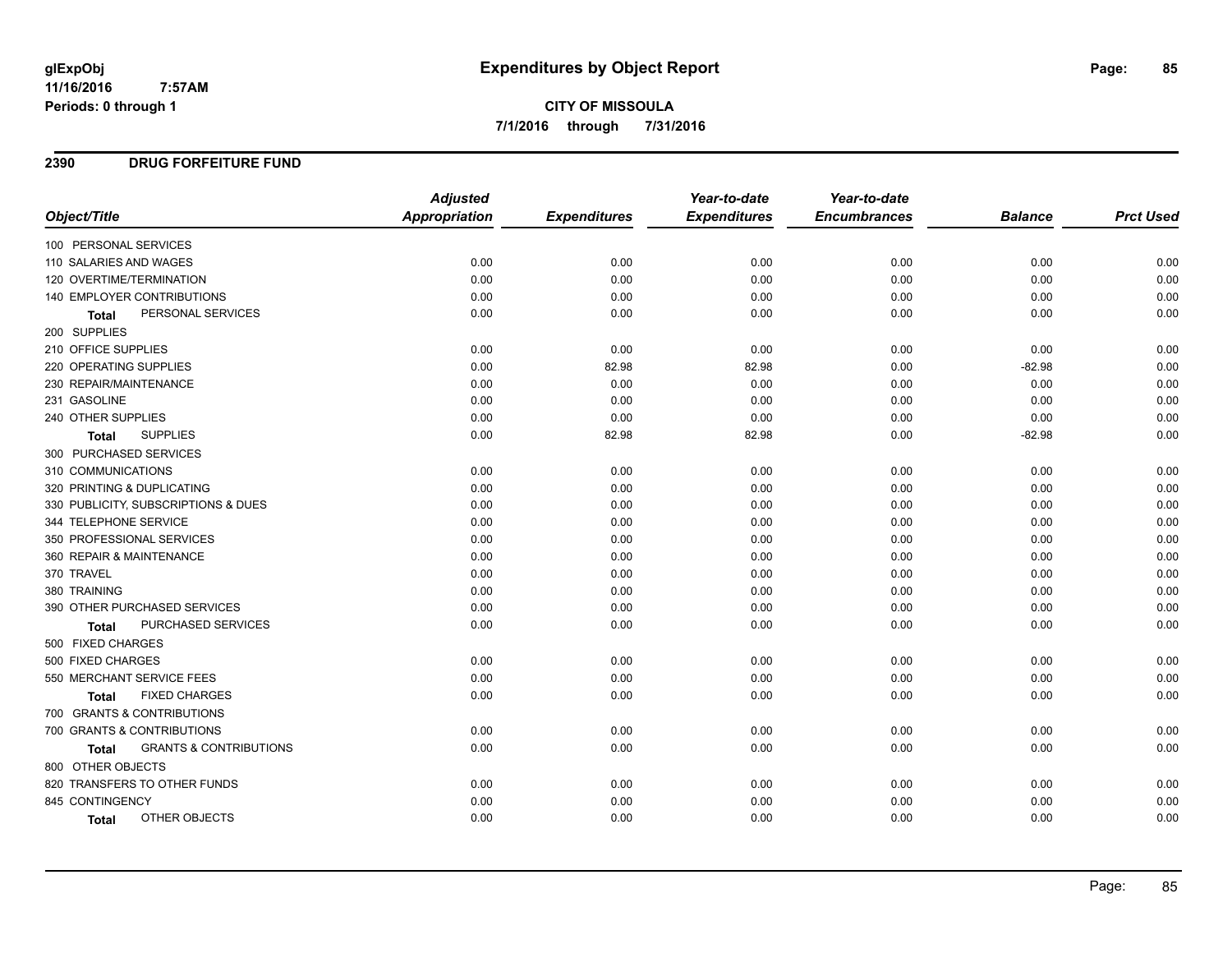glExpObj
11/16/2016 7:57AM
Periods: 0 through 1

# Expenditures by Object Report

**CITY OF MISSOULA**
**7/1/2016 through 7/31/2016**

## 2390 DRUG FORFEITURE FUND

| Object/Title | Adjusted Appropriation | Expenditures | Year-to-date Expenditures | Year-to-date Encumbrances | Balance | Prct Used |
|---|---|---|---|---|---|---|
| 100 PERSONAL SERVICES | | | | | | |
| 110 SALARIES AND WAGES | 0.00 | 0.00 | 0.00 | 0.00 | 0.00 | 0.00 |
| 120 OVERTIME/TERMINATION | 0.00 | 0.00 | 0.00 | 0.00 | 0.00 | 0.00 |
| 140 EMPLOYER CONTRIBUTIONS | 0.00 | 0.00 | 0.00 | 0.00 | 0.00 | 0.00 |
| **Total** PERSONAL SERVICES | 0.00 | 0.00 | 0.00 | 0.00 | 0.00 | 0.00 |
| 200 SUPPLIES | | | | | | |
| 210 OFFICE SUPPLIES | 0.00 | 0.00 | 0.00 | 0.00 | 0.00 | 0.00 |
| 220 OPERATING SUPPLIES | 0.00 | 82.98 | 82.98 | 0.00 | -82.98 | 0.00 |
| 230 REPAIR/MAINTENANCE | 0.00 | 0.00 | 0.00 | 0.00 | 0.00 | 0.00 |
| 231 GASOLINE | 0.00 | 0.00 | 0.00 | 0.00 | 0.00 | 0.00 |
| 240 OTHER SUPPLIES | 0.00 | 0.00 | 0.00 | 0.00 | 0.00 | 0.00 |
| **Total** SUPPLIES | 0.00 | 82.98 | 82.98 | 0.00 | -82.98 | 0.00 |
| 300 PURCHASED SERVICES | | | | | | |
| 310 COMMUNICATIONS | 0.00 | 0.00 | 0.00 | 0.00 | 0.00 | 0.00 |
| 320 PRINTING & DUPLICATING | 0.00 | 0.00 | 0.00 | 0.00 | 0.00 | 0.00 |
| 330 PUBLICITY, SUBSCRIPTIONS & DUES | 0.00 | 0.00 | 0.00 | 0.00 | 0.00 | 0.00 |
| 344 TELEPHONE SERVICE | 0.00 | 0.00 | 0.00 | 0.00 | 0.00 | 0.00 |
| 350 PROFESSIONAL SERVICES | 0.00 | 0.00 | 0.00 | 0.00 | 0.00 | 0.00 |
| 360 REPAIR & MAINTENANCE | 0.00 | 0.00 | 0.00 | 0.00 | 0.00 | 0.00 |
| 370 TRAVEL | 0.00 | 0.00 | 0.00 | 0.00 | 0.00 | 0.00 |
| 380 TRAINING | 0.00 | 0.00 | 0.00 | 0.00 | 0.00 | 0.00 |
| 390 OTHER PURCHASED SERVICES | 0.00 | 0.00 | 0.00 | 0.00 | 0.00 | 0.00 |
| **Total** PURCHASED SERVICES | 0.00 | 0.00 | 0.00 | 0.00 | 0.00 | 0.00 |
| 500 FIXED CHARGES | | | | | | |
| 500 FIXED CHARGES | 0.00 | 0.00 | 0.00 | 0.00 | 0.00 | 0.00 |
| 550 MERCHANT SERVICE FEES | 0.00 | 0.00 | 0.00 | 0.00 | 0.00 | 0.00 |
| **Total** FIXED CHARGES | 0.00 | 0.00 | 0.00 | 0.00 | 0.00 | 0.00 |
| 700 GRANTS & CONTRIBUTIONS | | | | | | |
| 700 GRANTS & CONTRIBUTIONS | 0.00 | 0.00 | 0.00 | 0.00 | 0.00 | 0.00 |
| **Total** GRANTS & CONTRIBUTIONS | 0.00 | 0.00 | 0.00 | 0.00 | 0.00 | 0.00 |
| 800 OTHER OBJECTS | | | | | | |
| 820 TRANSFERS TO OTHER FUNDS | 0.00 | 0.00 | 0.00 | 0.00 | 0.00 | 0.00 |
| 845 CONTINGENCY | 0.00 | 0.00 | 0.00 | 0.00 | 0.00 | 0.00 |
| **Total** OTHER OBJECTS | 0.00 | 0.00 | 0.00 | 0.00 | 0.00 | 0.00 |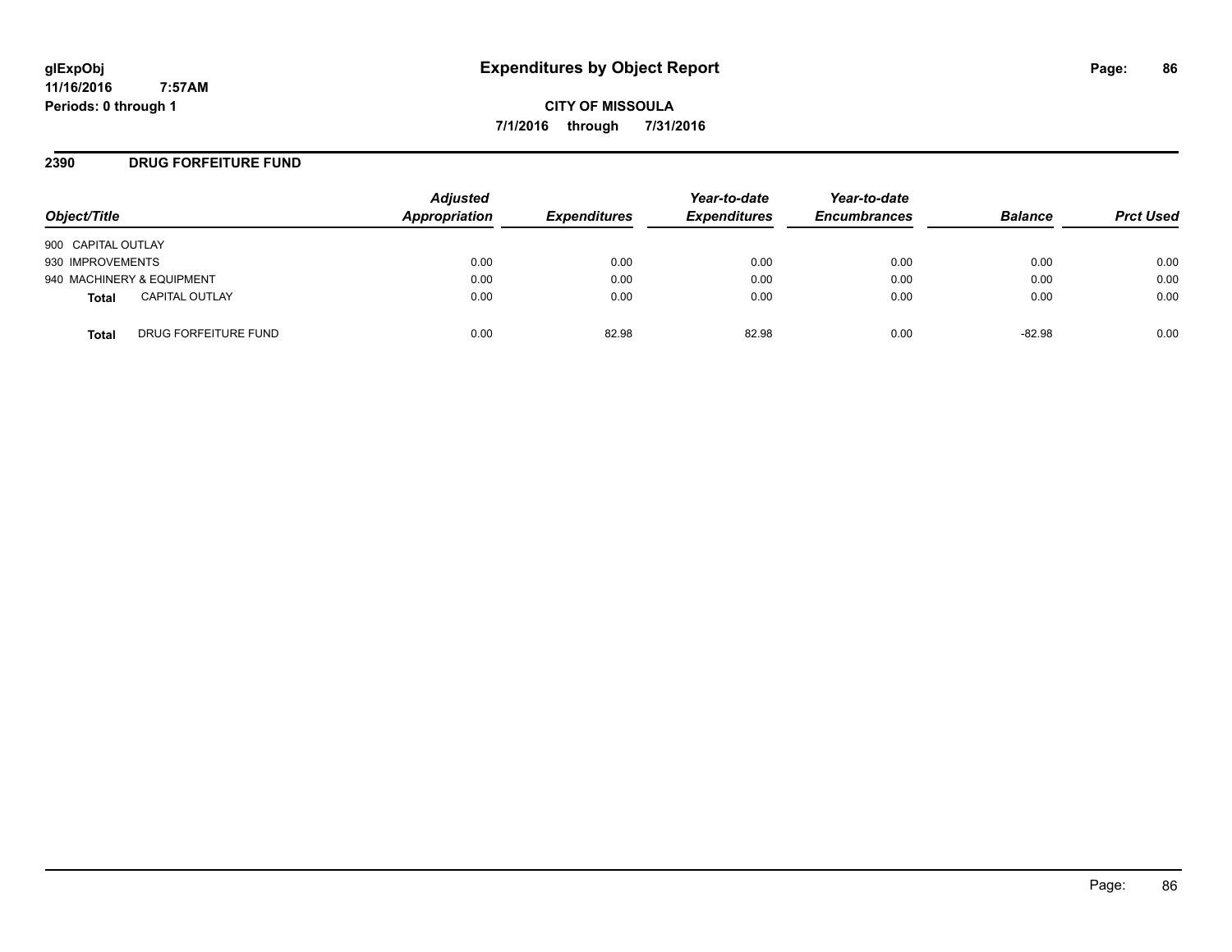**glExpObj**
**11/16/2016 7:57AM**
**Periods: 0 through 1**

# Expenditures by Object Report

**CITY OF MISSOULA**
**7/1/2016 through 7/31/2016**

## 2390 DRUG FORFEITURE FUND

| Object/Title | Adjusted Appropriation | Expenditures | Year-to-date Expenditures | Year-to-date Encumbrances | Balance | Prct Used |
|---|---|---|---|---|---|---|
| 900 CAPITAL OUTLAY | | | | | | |
| 930 IMPROVEMENTS | 0.00 | 0.00 | 0.00 | 0.00 | 0.00 | 0.00 |
| 940 MACHINERY & EQUIPMENT | 0.00 | 0.00 | 0.00 | 0.00 | 0.00 | 0.00 |
| **Total** CAPITAL OUTLAY | 0.00 | 0.00 | 0.00 | 0.00 | 0.00 | 0.00 |
| **Total** DRUG FORFEITURE FUND | 0.00 | 82.98 | 82.98 | 0.00 | -82.98 | 0.00 |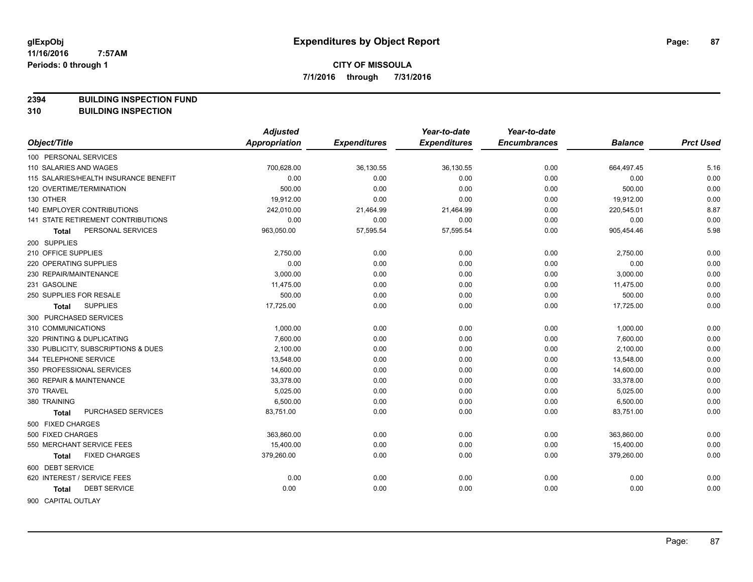# Expenditures by Object Report

**CITY OF MISSOULA**

**7/1/2016 through 7/31/2016**

glExpObj
11/16/2016 7:57AM
Periods: 0 through 1

**2394 BUILDING INSPECTION FUND**
**310 BUILDING INSPECTION**

| Object/Title | Adjusted Appropriation | Expenditures | Year-to-date Expenditures | Year-to-date Encumbrances | Balance | Prct Used |
|---|---|---|---|---|---|---|
| 100 PERSONAL SERVICES | | | | | | |
| 110 SALARIES AND WAGES | 700,628.00 | 36,130.55 | 36,130.55 | 0.00 | 664,497.45 | 5.16 |
| 115 SALARIES/HEALTH INSURANCE BENEFIT | 0.00 | 0.00 | 0.00 | 0.00 | 0.00 | 0.00 |
| 120 OVERTIME/TERMINATION | 500.00 | 0.00 | 0.00 | 0.00 | 500.00 | 0.00 |
| 130 OTHER | 19,912.00 | 0.00 | 0.00 | 0.00 | 19,912.00 | 0.00 |
| 140 EMPLOYER CONTRIBUTIONS | 242,010.00 | 21,464.99 | 21,464.99 | 0.00 | 220,545.01 | 8.87 |
| 141 STATE RETIREMENT CONTRIBUTIONS | 0.00 | 0.00 | 0.00 | 0.00 | 0.00 | 0.00 |
| **Total** PERSONAL SERVICES | 963,050.00 | 57,595.54 | 57,595.54 | 0.00 | 905,454.46 | 5.98 |
| 200 SUPPLIES | | | | | | |
| 210 OFFICE SUPPLIES | 2,750.00 | 0.00 | 0.00 | 0.00 | 2,750.00 | 0.00 |
| 220 OPERATING SUPPLIES | 0.00 | 0.00 | 0.00 | 0.00 | 0.00 | 0.00 |
| 230 REPAIR/MAINTENANCE | 3,000.00 | 0.00 | 0.00 | 0.00 | 3,000.00 | 0.00 |
| 231 GASOLINE | 11,475.00 | 0.00 | 0.00 | 0.00 | 11,475.00 | 0.00 |
| 250 SUPPLIES FOR RESALE | 500.00 | 0.00 | 0.00 | 0.00 | 500.00 | 0.00 |
| **Total** SUPPLIES | 17,725.00 | 0.00 | 0.00 | 0.00 | 17,725.00 | 0.00 |
| 300 PURCHASED SERVICES | | | | | | |
| 310 COMMUNICATIONS | 1,000.00 | 0.00 | 0.00 | 0.00 | 1,000.00 | 0.00 |
| 320 PRINTING & DUPLICATING | 7,600.00 | 0.00 | 0.00 | 0.00 | 7,600.00 | 0.00 |
| 330 PUBLICITY, SUBSCRIPTIONS & DUES | 2,100.00 | 0.00 | 0.00 | 0.00 | 2,100.00 | 0.00 |
| 344 TELEPHONE SERVICE | 13,548.00 | 0.00 | 0.00 | 0.00 | 13,548.00 | 0.00 |
| 350 PROFESSIONAL SERVICES | 14,600.00 | 0.00 | 0.00 | 0.00 | 14,600.00 | 0.00 |
| 360 REPAIR & MAINTENANCE | 33,378.00 | 0.00 | 0.00 | 0.00 | 33,378.00 | 0.00 |
| 370 TRAVEL | 5,025.00 | 0.00 | 0.00 | 0.00 | 5,025.00 | 0.00 |
| 380 TRAINING | 6,500.00 | 0.00 | 0.00 | 0.00 | 6,500.00 | 0.00 |
| **Total** PURCHASED SERVICES | 83,751.00 | 0.00 | 0.00 | 0.00 | 83,751.00 | 0.00 |
| 500 FIXED CHARGES | | | | | | |
| 500 FIXED CHARGES | 363,860.00 | 0.00 | 0.00 | 0.00 | 363,860.00 | 0.00 |
| 550 MERCHANT SERVICE FEES | 15,400.00 | 0.00 | 0.00 | 0.00 | 15,400.00 | 0.00 |
| **Total** FIXED CHARGES | 379,260.00 | 0.00 | 0.00 | 0.00 | 379,260.00 | 0.00 |
| 600 DEBT SERVICE | | | | | | |
| 620 INTEREST / SERVICE FEES | 0.00 | 0.00 | 0.00 | 0.00 | 0.00 | 0.00 |
| **Total** DEBT SERVICE | 0.00 | 0.00 | 0.00 | 0.00 | 0.00 | 0.00 |
| 900 CAPITAL OUTLAY | | | | | | |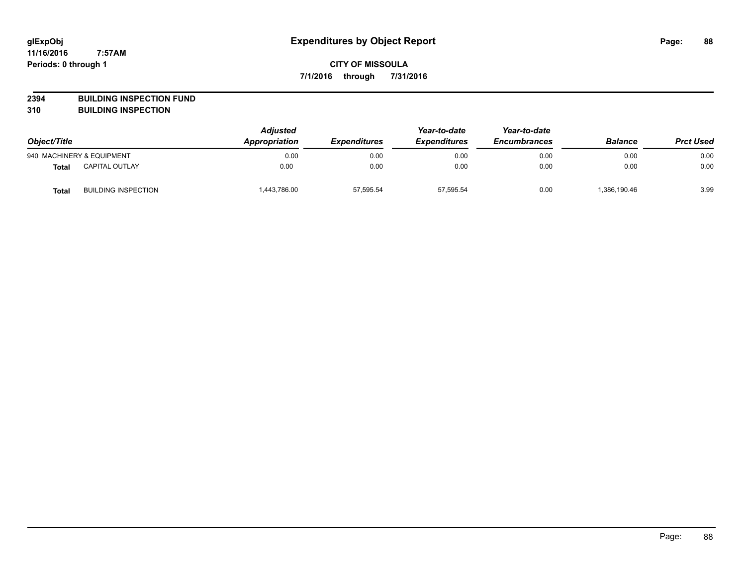# Expenditures by Object Report

glExpObj
11/16/2016 7:57AM
Periods: 0 through 1

**CITY OF MISSOULA**

**7/1/2016 through 7/31/2016**

**2394 BUILDING INSPECTION FUND**
**310 BUILDING INSPECTION**

| Object/Title | | Adjusted Appropriation | Expenditures | Year-to-date Expenditures | Year-to-date Encumbrances | Balance | Prct Used |
|---|---|---|---|---|---|---|---|
| 940 MACHINERY & EQUIPMENT | | 0.00 | 0.00 | 0.00 | 0.00 | 0.00 | 0.00 |
| **Total** | CAPITAL OUTLAY | 0.00 | 0.00 | 0.00 | 0.00 | 0.00 | 0.00 |
| **Total** | BUILDING INSPECTION | 1,443,786.00 | 57,595.54 | 57,595.54 | 0.00 | 1,386,190.46 | 3.99 |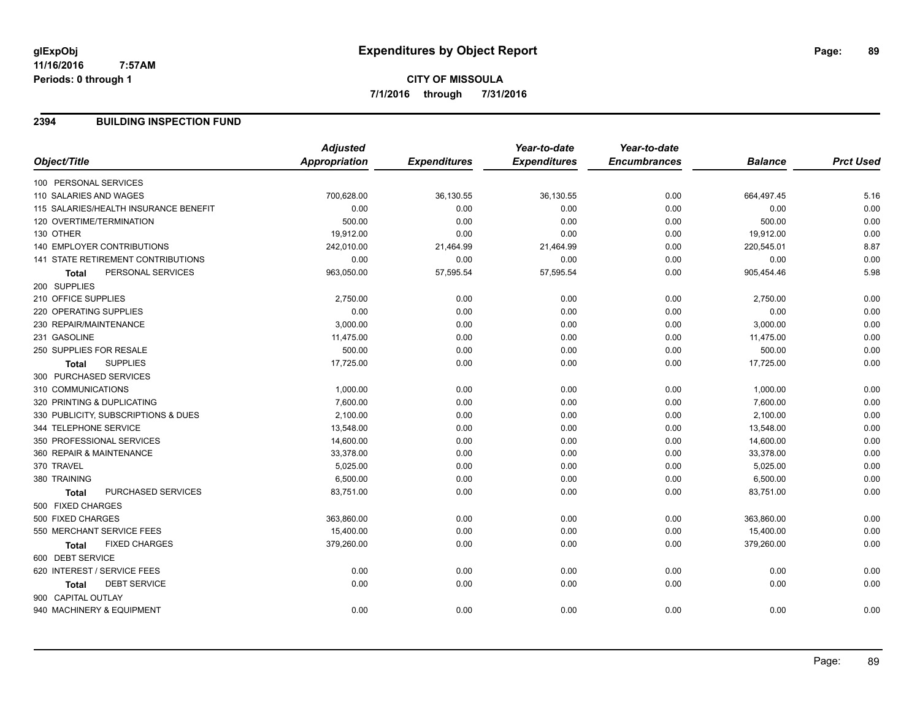glExpObj
11/16/2016 7:57AM
Periods: 0 through 1

# Expenditures by Object Report

**CITY OF MISSOULA**
**7/1/2016 through 7/31/2016**

## 2394 BUILDING INSPECTION FUND

| Object/Title | Adjusted Appropriation | Expenditures | Year-to-date Expenditures | Year-to-date Encumbrances | Balance | Prct Used |
|---|---|---|---|---|---|---|
| 100 PERSONAL SERVICES | | | | | | |
| 110 SALARIES AND WAGES | 700,628.00 | 36,130.55 | 36,130.55 | 0.00 | 664,497.45 | 5.16 |
| 115 SALARIES/HEALTH INSURANCE BENEFIT | 0.00 | 0.00 | 0.00 | 0.00 | 0.00 | 0.00 |
| 120 OVERTIME/TERMINATION | 500.00 | 0.00 | 0.00 | 0.00 | 500.00 | 0.00 |
| 130 OTHER | 19,912.00 | 0.00 | 0.00 | 0.00 | 19,912.00 | 0.00 |
| 140 EMPLOYER CONTRIBUTIONS | 242,010.00 | 21,464.99 | 21,464.99 | 0.00 | 220,545.01 | 8.87 |
| 141 STATE RETIREMENT CONTRIBUTIONS | 0.00 | 0.00 | 0.00 | 0.00 | 0.00 | 0.00 |
| **Total** PERSONAL SERVICES | 963,050.00 | 57,595.54 | 57,595.54 | 0.00 | 905,454.46 | 5.98 |
| 200 SUPPLIES | | | | | | |
| 210 OFFICE SUPPLIES | 2,750.00 | 0.00 | 0.00 | 0.00 | 2,750.00 | 0.00 |
| 220 OPERATING SUPPLIES | 0.00 | 0.00 | 0.00 | 0.00 | 0.00 | 0.00 |
| 230 REPAIR/MAINTENANCE | 3,000.00 | 0.00 | 0.00 | 0.00 | 3,000.00 | 0.00 |
| 231 GASOLINE | 11,475.00 | 0.00 | 0.00 | 0.00 | 11,475.00 | 0.00 |
| 250 SUPPLIES FOR RESALE | 500.00 | 0.00 | 0.00 | 0.00 | 500.00 | 0.00 |
| **Total** SUPPLIES | 17,725.00 | 0.00 | 0.00 | 0.00 | 17,725.00 | 0.00 |
| 300 PURCHASED SERVICES | | | | | | |
| 310 COMMUNICATIONS | 1,000.00 | 0.00 | 0.00 | 0.00 | 1,000.00 | 0.00 |
| 320 PRINTING & DUPLICATING | 7,600.00 | 0.00 | 0.00 | 0.00 | 7,600.00 | 0.00 |
| 330 PUBLICITY, SUBSCRIPTIONS & DUES | 2,100.00 | 0.00 | 0.00 | 0.00 | 2,100.00 | 0.00 |
| 344 TELEPHONE SERVICE | 13,548.00 | 0.00 | 0.00 | 0.00 | 13,548.00 | 0.00 |
| 350 PROFESSIONAL SERVICES | 14,600.00 | 0.00 | 0.00 | 0.00 | 14,600.00 | 0.00 |
| 360 REPAIR & MAINTENANCE | 33,378.00 | 0.00 | 0.00 | 0.00 | 33,378.00 | 0.00 |
| 370 TRAVEL | 5,025.00 | 0.00 | 0.00 | 0.00 | 5,025.00 | 0.00 |
| 380 TRAINING | 6,500.00 | 0.00 | 0.00 | 0.00 | 6,500.00 | 0.00 |
| **Total** PURCHASED SERVICES | 83,751.00 | 0.00 | 0.00 | 0.00 | 83,751.00 | 0.00 |
| 500 FIXED CHARGES | | | | | | |
| 500 FIXED CHARGES | 363,860.00 | 0.00 | 0.00 | 0.00 | 363,860.00 | 0.00 |
| 550 MERCHANT SERVICE FEES | 15,400.00 | 0.00 | 0.00 | 0.00 | 15,400.00 | 0.00 |
| **Total** FIXED CHARGES | 379,260.00 | 0.00 | 0.00 | 0.00 | 379,260.00 | 0.00 |
| 600 DEBT SERVICE | | | | | | |
| 620 INTEREST / SERVICE FEES | 0.00 | 0.00 | 0.00 | 0.00 | 0.00 | 0.00 |
| **Total** DEBT SERVICE | 0.00 | 0.00 | 0.00 | 0.00 | 0.00 | 0.00 |
| 900 CAPITAL OUTLAY | | | | | | |
| 940 MACHINERY & EQUIPMENT | 0.00 | 0.00 | 0.00 | 0.00 | 0.00 | 0.00 |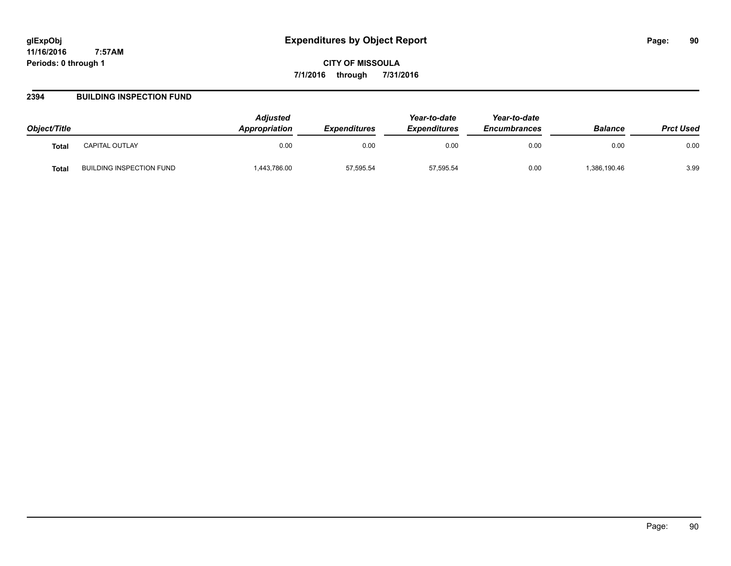# Expenditures by Object Report

glExpObj
11/16/2016 7:57AM
Periods: 0 through 1

**CITY OF MISSOULA**
**7/1/2016 through 7/31/2016**

## 2394 BUILDING INSPECTION FUND

| Object/Title | | *Adjusted Appropriation* | *Expenditures* | *Year-to-date Expenditures* | *Year-to-date Encumbrances* | *Balance* | *Prct Used* |
|---|---|---|---|---|---|---|---|
| **Total** | CAPITAL OUTLAY | 0.00 | 0.00 | 0.00 | 0.00 | 0.00 | 0.00 |
| **Total** | BUILDING INSPECTION FUND | 1,443,786.00 | 57,595.54 | 57,595.54 | 0.00 | 1,386,190.46 | 3.99 |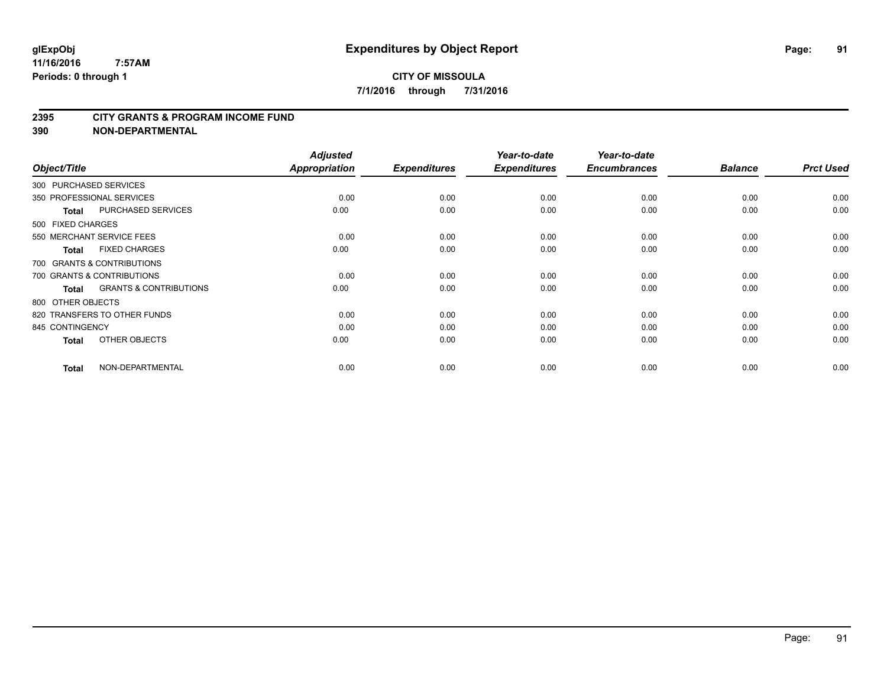# Expenditures by Object Report

glExpObj
11/16/2016 7:57AM
Periods: 0 through 1

**CITY OF MISSOULA**
**7/1/2016 through 7/31/2016**

## 2395 CITY GRANTS & PROGRAM INCOME FUND
## 390 NON-DEPARTMENTAL

| Object/Title | | Adjusted Appropriation | Expenditures | Year-to-date Expenditures | Year-to-date Encumbrances | Balance | Prct Used |
|---|---|---|---|---|---|---|---|
| 300 PURCHASED SERVICES | | | | | | | |
| 350 PROFESSIONAL SERVICES | | 0.00 | 0.00 | 0.00 | 0.00 | 0.00 | 0.00 |
| **Total** | PURCHASED SERVICES | 0.00 | 0.00 | 0.00 | 0.00 | 0.00 | 0.00 |
| 500 FIXED CHARGES | | | | | | | |
| 550 MERCHANT SERVICE FEES | | 0.00 | 0.00 | 0.00 | 0.00 | 0.00 | 0.00 |
| **Total** | FIXED CHARGES | 0.00 | 0.00 | 0.00 | 0.00 | 0.00 | 0.00 |
| 700 GRANTS & CONTRIBUTIONS | | | | | | | |
| 700 GRANTS & CONTRIBUTIONS | | 0.00 | 0.00 | 0.00 | 0.00 | 0.00 | 0.00 |
| **Total** | GRANTS & CONTRIBUTIONS | 0.00 | 0.00 | 0.00 | 0.00 | 0.00 | 0.00 |
| 800 OTHER OBJECTS | | | | | | | |
| 820 TRANSFERS TO OTHER FUNDS | | 0.00 | 0.00 | 0.00 | 0.00 | 0.00 | 0.00 |
| 845 CONTINGENCY | | 0.00 | 0.00 | 0.00 | 0.00 | 0.00 | 0.00 |
| **Total** | OTHER OBJECTS | 0.00 | 0.00 | 0.00 | 0.00 | 0.00 | 0.00 |
| **Total** | NON-DEPARTMENTAL | 0.00 | 0.00 | 0.00 | 0.00 | 0.00 | 0.00 |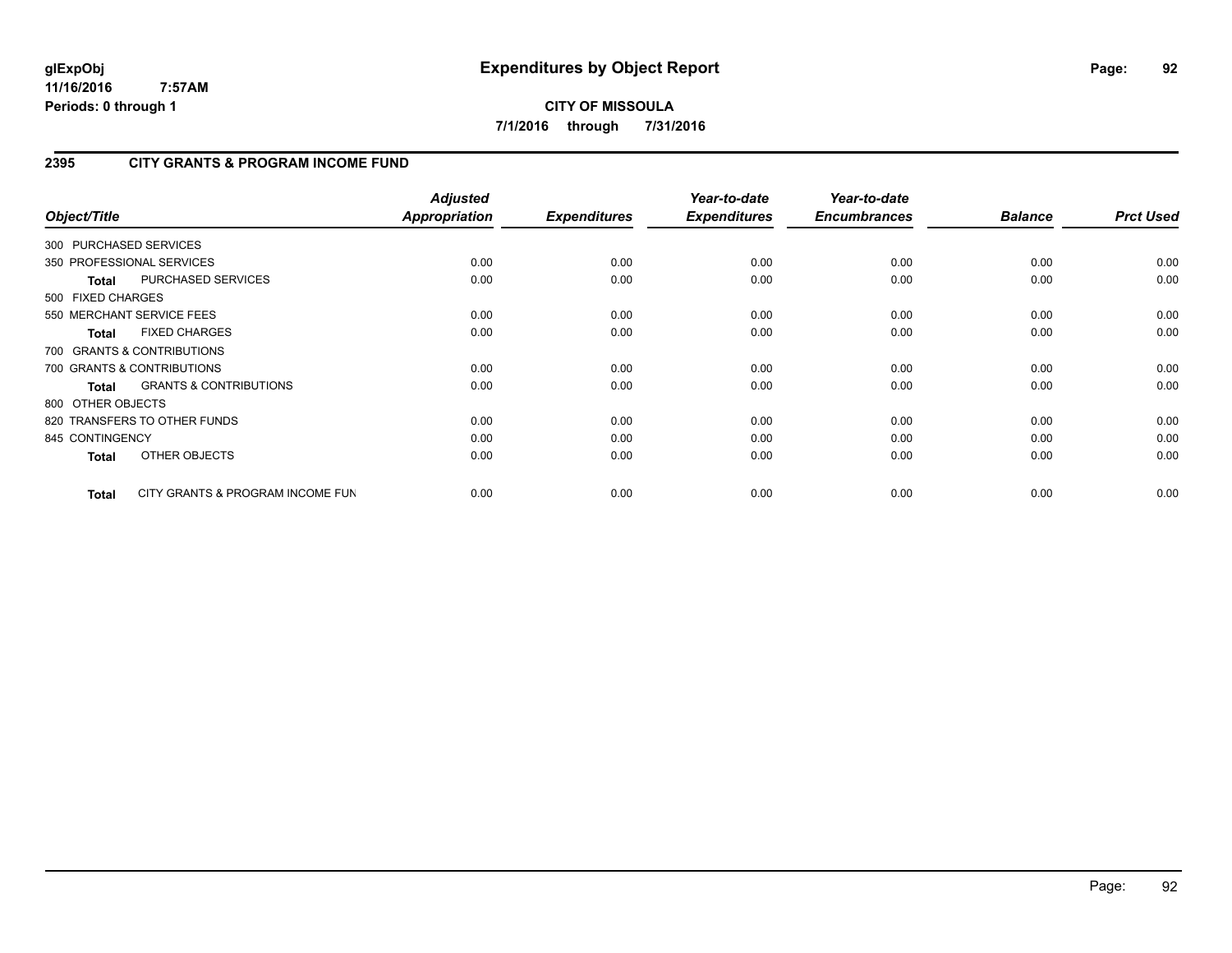# Expenditures by Object Report

glExpObj
11/16/2016 7:57AM
Periods: 0 through 1

**CITY OF MISSOULA**
**7/1/2016 through 7/31/2016**

## 2395 CITY GRANTS & PROGRAM INCOME FUND

| Object/Title | Adjusted Appropriation | Expenditures | Year-to-date Expenditures | Year-to-date Encumbrances | Balance | Prct Used |
|---|---|---|---|---|---|---|
| 300 PURCHASED SERVICES | | | | | | |
| 350 PROFESSIONAL SERVICES | 0.00 | 0.00 | 0.00 | 0.00 | 0.00 | 0.00 |
| **Total** PURCHASED SERVICES | 0.00 | 0.00 | 0.00 | 0.00 | 0.00 | 0.00 |
| 500 FIXED CHARGES | | | | | | |
| 550 MERCHANT SERVICE FEES | 0.00 | 0.00 | 0.00 | 0.00 | 0.00 | 0.00 |
| **Total** FIXED CHARGES | 0.00 | 0.00 | 0.00 | 0.00 | 0.00 | 0.00 |
| 700 GRANTS & CONTRIBUTIONS | | | | | | |
| 700 GRANTS & CONTRIBUTIONS | 0.00 | 0.00 | 0.00 | 0.00 | 0.00 | 0.00 |
| **Total** GRANTS & CONTRIBUTIONS | 0.00 | 0.00 | 0.00 | 0.00 | 0.00 | 0.00 |
| 800 OTHER OBJECTS | | | | | | |
| 820 TRANSFERS TO OTHER FUNDS | 0.00 | 0.00 | 0.00 | 0.00 | 0.00 | 0.00 |
| 845 CONTINGENCY | 0.00 | 0.00 | 0.00 | 0.00 | 0.00 | 0.00 |
| **Total** OTHER OBJECTS | 0.00 | 0.00 | 0.00 | 0.00 | 0.00 | 0.00 |
| **Total** CITY GRANTS & PROGRAM INCOME FUN | 0.00 | 0.00 | 0.00 | 0.00 | 0.00 | 0.00 |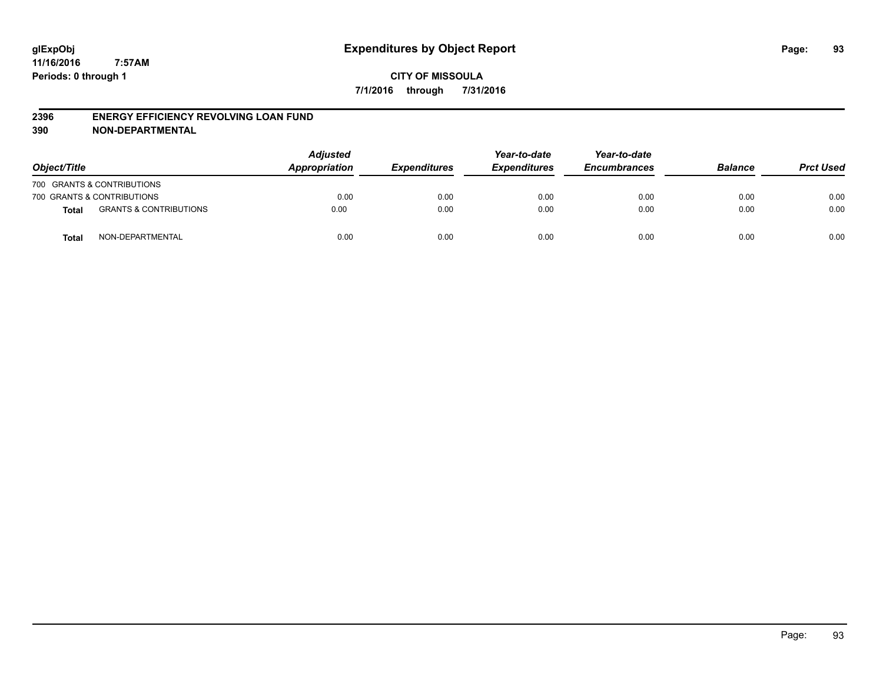glExpObj
11/16/2016 7:57AM
Periods: 0 through 1

# Expenditures by Object Report

**CITY OF MISSOULA**

**7/1/2016 through 7/31/2016**

**2396 ENERGY EFFICIENCY REVOLVING LOAN FUND**
**390 NON-DEPARTMENTAL**

| Object/Title | | Adjusted Appropriation | Expenditures | Year-to-date Expenditures | Year-to-date Encumbrances | Balance | Prct Used |
|---|---|---|---|---|---|---|---|
| 700 GRANTS & CONTRIBUTIONS | | | | | | | |
| 700 GRANTS & CONTRIBUTIONS | | 0.00 | 0.00 | 0.00 | 0.00 | 0.00 | 0.00 |
| **Total** | GRANTS & CONTRIBUTIONS | 0.00 | 0.00 | 0.00 | 0.00 | 0.00 | 0.00 |
| **Total** | NON-DEPARTMENTAL | 0.00 | 0.00 | 0.00 | 0.00 | 0.00 | 0.00 |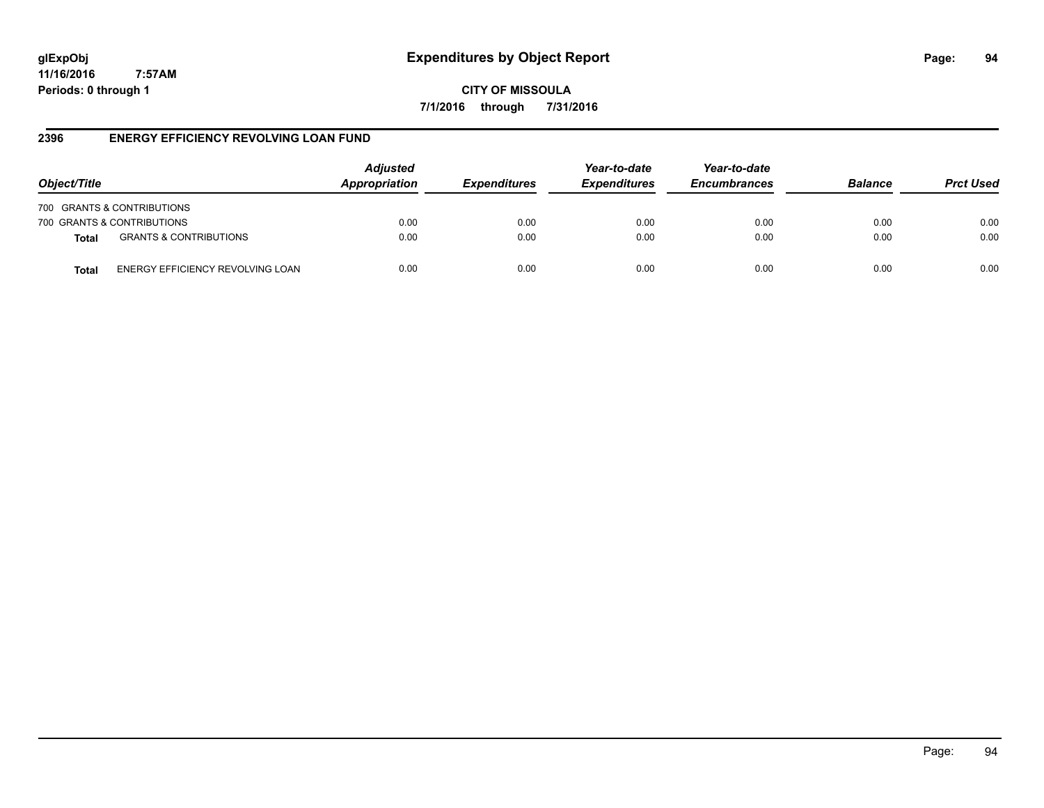# Expenditures by Object Report

glExpObj
11/16/2016 7:57AM
Periods: 0 through 1

CITY OF MISSOULA
7/1/2016 through 7/31/2016

## 2396 ENERGY EFFICIENCY REVOLVING LOAN FUND

| Object/Title | | *Adjusted Appropriation* | *Expenditures* | *Year-to-date Expenditures* | *Year-to-date Encumbrances* | *Balance* | *Prct Used* |
|---|---|---|---|---|---|---|---|
| 700 GRANTS & CONTRIBUTIONS | | | | | | | |
| 700 GRANTS & CONTRIBUTIONS | | 0.00 | 0.00 | 0.00 | 0.00 | 0.00 | 0.00 |
| **Total** | GRANTS & CONTRIBUTIONS | 0.00 | 0.00 | 0.00 | 0.00 | 0.00 | 0.00 |
| **Total** | ENERGY EFFICIENCY REVOLVING LOAN | 0.00 | 0.00 | 0.00 | 0.00 | 0.00 | 0.00 |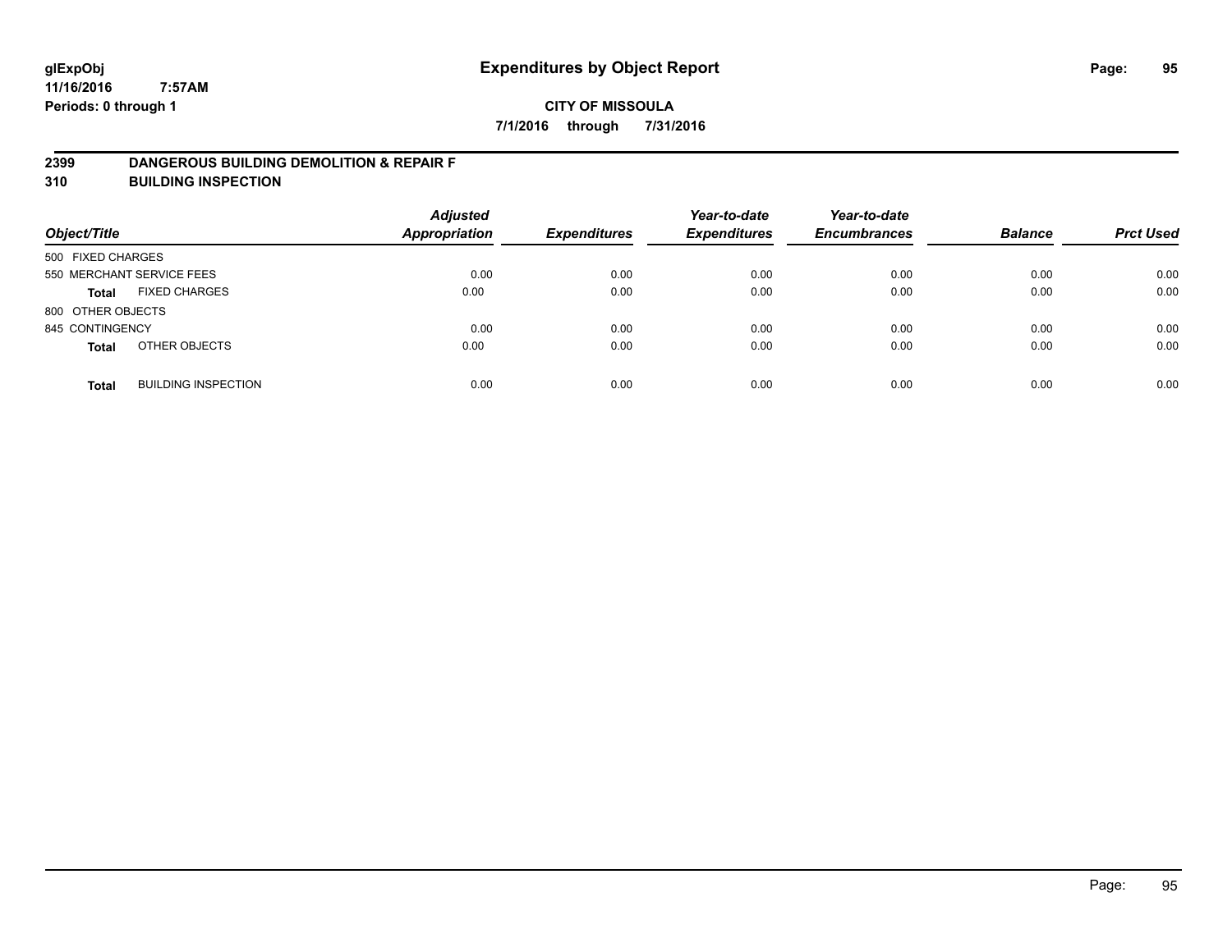glExpObj
11/16/2016 7:57AM
Periods: 0 through 1

# Expenditures by Object Report

**CITY OF MISSOULA**

**7/1/2016 through 7/31/2016**

## 2399 DANGEROUS BUILDING DEMOLITION & REPAIR F
## 310 BUILDING INSPECTION

| Object/Title | | Adjusted Appropriation | Expenditures | Year-to-date Expenditures | Year-to-date Encumbrances | Balance | Prct Used |
|---|---|---|---|---|---|---|---|
| 500 FIXED CHARGES | | | | | | | |
| 550 MERCHANT SERVICE FEES | | 0.00 | 0.00 | 0.00 | 0.00 | 0.00 | 0.00 |
| **Total** | FIXED CHARGES | 0.00 | 0.00 | 0.00 | 0.00 | 0.00 | 0.00 |
| 800 OTHER OBJECTS | | | | | | | |
| 845 CONTINGENCY | | 0.00 | 0.00 | 0.00 | 0.00 | 0.00 | 0.00 |
| **Total** | OTHER OBJECTS | 0.00 | 0.00 | 0.00 | 0.00 | 0.00 | 0.00 |
| **Total** | BUILDING INSPECTION | 0.00 | 0.00 | 0.00 | 0.00 | 0.00 | 0.00 |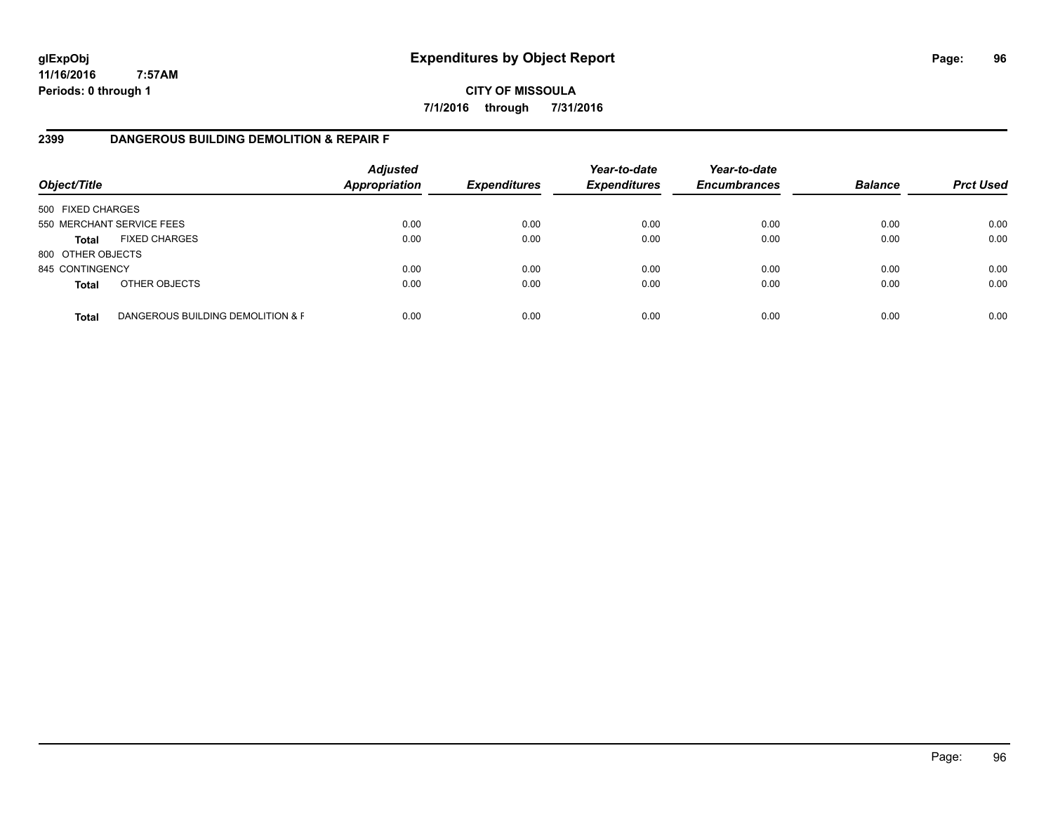# Expenditures by Object Report

glExpObj
11/16/2016 7:57AM
Periods: 0 through 1

**CITY OF MISSOULA**

**7/1/2016 through 7/31/2016**

## 2399 DANGEROUS BUILDING DEMOLITION & REPAIR F

| Object/Title | | Adjusted Appropriation | Expenditures | Year-to-date Expenditures | Year-to-date Encumbrances | Balance | Prct Used |
|---|---|---|---|---|---|---|---|
| 500 FIXED CHARGES | | | | | | | |
| 550 MERCHANT SERVICE FEES | | 0.00 | 0.00 | 0.00 | 0.00 | 0.00 | 0.00 |
| **Total** | FIXED CHARGES | 0.00 | 0.00 | 0.00 | 0.00 | 0.00 | 0.00 |
| 800 OTHER OBJECTS | | | | | | | |
| 845 CONTINGENCY | | 0.00 | 0.00 | 0.00 | 0.00 | 0.00 | 0.00 |
| **Total** | OTHER OBJECTS | 0.00 | 0.00 | 0.00 | 0.00 | 0.00 | 0.00 |
| **Total** | DANGEROUS BUILDING DEMOLITION & F | 0.00 | 0.00 | 0.00 | 0.00 | 0.00 | 0.00 |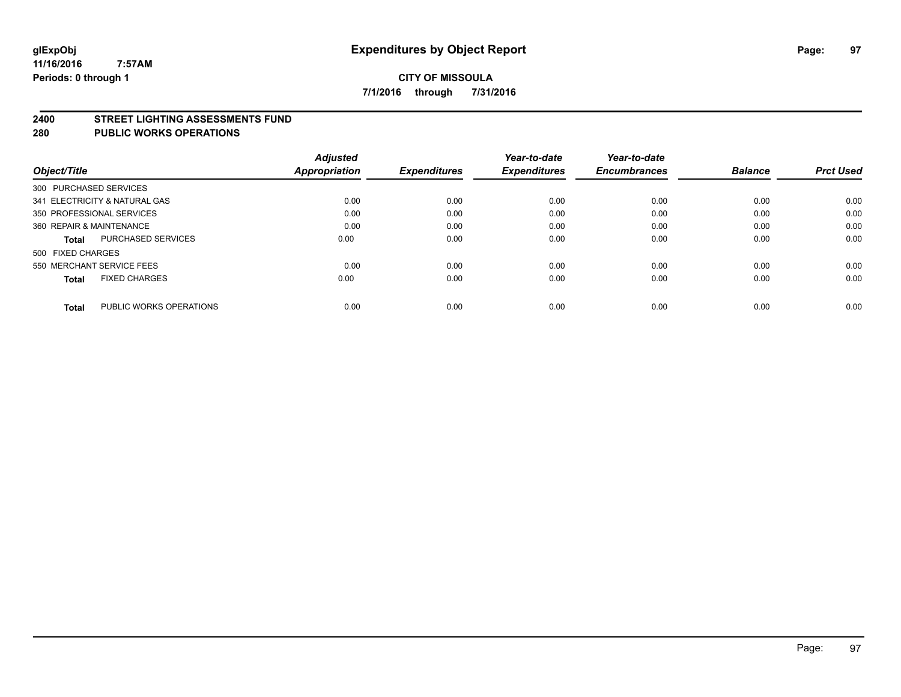**glExpObj**
**11/16/2016 7:57AM**
**Periods: 0 through 1**

# Expenditures by Object Report

**CITY OF MISSOULA**
**7/1/2016 through 7/31/2016**

## 2400 STREET LIGHTING ASSESSMENTS FUND
## 280 PUBLIC WORKS OPERATIONS

| Object/Title | | Adjusted Appropriation | Expenditures | Year-to-date Expenditures | Year-to-date Encumbrances | Balance | Prct Used |
|---|---|---|---|---|---|---|---|
| 300 PURCHASED SERVICES | | | | | | | |
| 341 ELECTRICITY & NATURAL GAS | | 0.00 | 0.00 | 0.00 | 0.00 | 0.00 | 0.00 |
| 350 PROFESSIONAL SERVICES | | 0.00 | 0.00 | 0.00 | 0.00 | 0.00 | 0.00 |
| 360 REPAIR & MAINTENANCE | | 0.00 | 0.00 | 0.00 | 0.00 | 0.00 | 0.00 |
| **Total** | PURCHASED SERVICES | 0.00 | 0.00 | 0.00 | 0.00 | 0.00 | 0.00 |
| 500 FIXED CHARGES | | | | | | | |
| 550 MERCHANT SERVICE FEES | | 0.00 | 0.00 | 0.00 | 0.00 | 0.00 | 0.00 |
| **Total** | FIXED CHARGES | 0.00 | 0.00 | 0.00 | 0.00 | 0.00 | 0.00 |
| **Total** | PUBLIC WORKS OPERATIONS | 0.00 | 0.00 | 0.00 | 0.00 | 0.00 | 0.00 |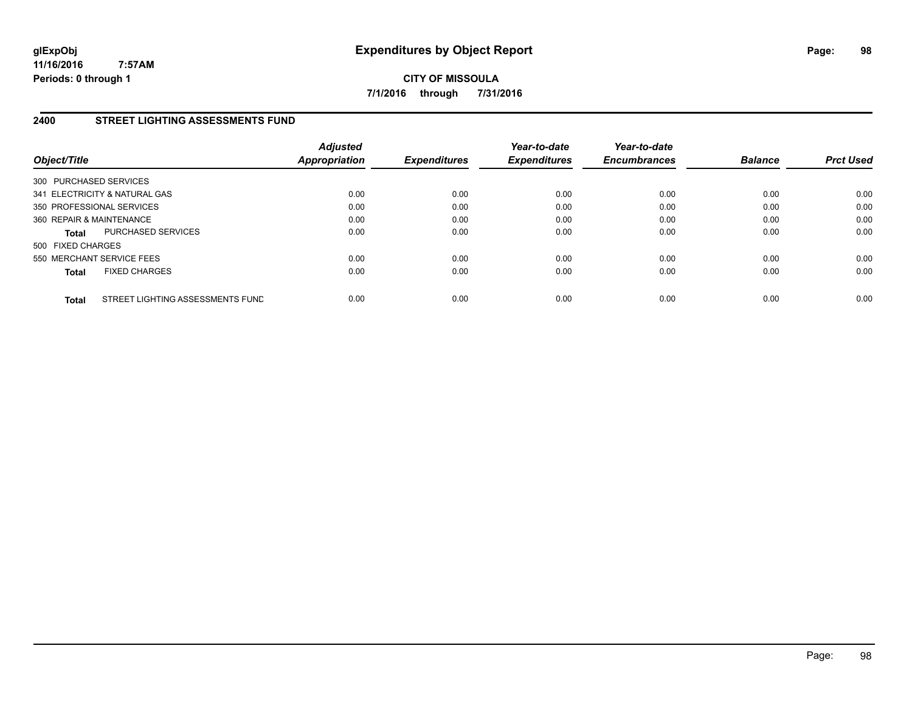# Expenditures by Object Report

glExpObj
11/16/2016 7:57AM
Periods: 0 through 1

**CITY OF MISSOULA**

**7/1/2016 through 7/31/2016**

## 2400 STREET LIGHTING ASSESSMENTS FUND

| Object/Title | | *Adjusted Appropriation* | *Expenditures* | *Year-to-date Expenditures* | *Year-to-date Encumbrances* | *Balance* | *Prct Used* |
|---|---|---|---|---|---|---|---|
| 300 PURCHASED SERVICES | | | | | | | |
| 341 ELECTRICITY & NATURAL GAS | | 0.00 | 0.00 | 0.00 | 0.00 | 0.00 | 0.00 |
| 350 PROFESSIONAL SERVICES | | 0.00 | 0.00 | 0.00 | 0.00 | 0.00 | 0.00 |
| 360 REPAIR & MAINTENANCE | | 0.00 | 0.00 | 0.00 | 0.00 | 0.00 | 0.00 |
| **Total** | PURCHASED SERVICES | 0.00 | 0.00 | 0.00 | 0.00 | 0.00 | 0.00 |
| 500 FIXED CHARGES | | | | | | | |
| 550 MERCHANT SERVICE FEES | | 0.00 | 0.00 | 0.00 | 0.00 | 0.00 | 0.00 |
| **Total** | FIXED CHARGES | 0.00 | 0.00 | 0.00 | 0.00 | 0.00 | 0.00 |
| **Total** | STREET LIGHTING ASSESSMENTS FUND | 0.00 | 0.00 | 0.00 | 0.00 | 0.00 | 0.00 |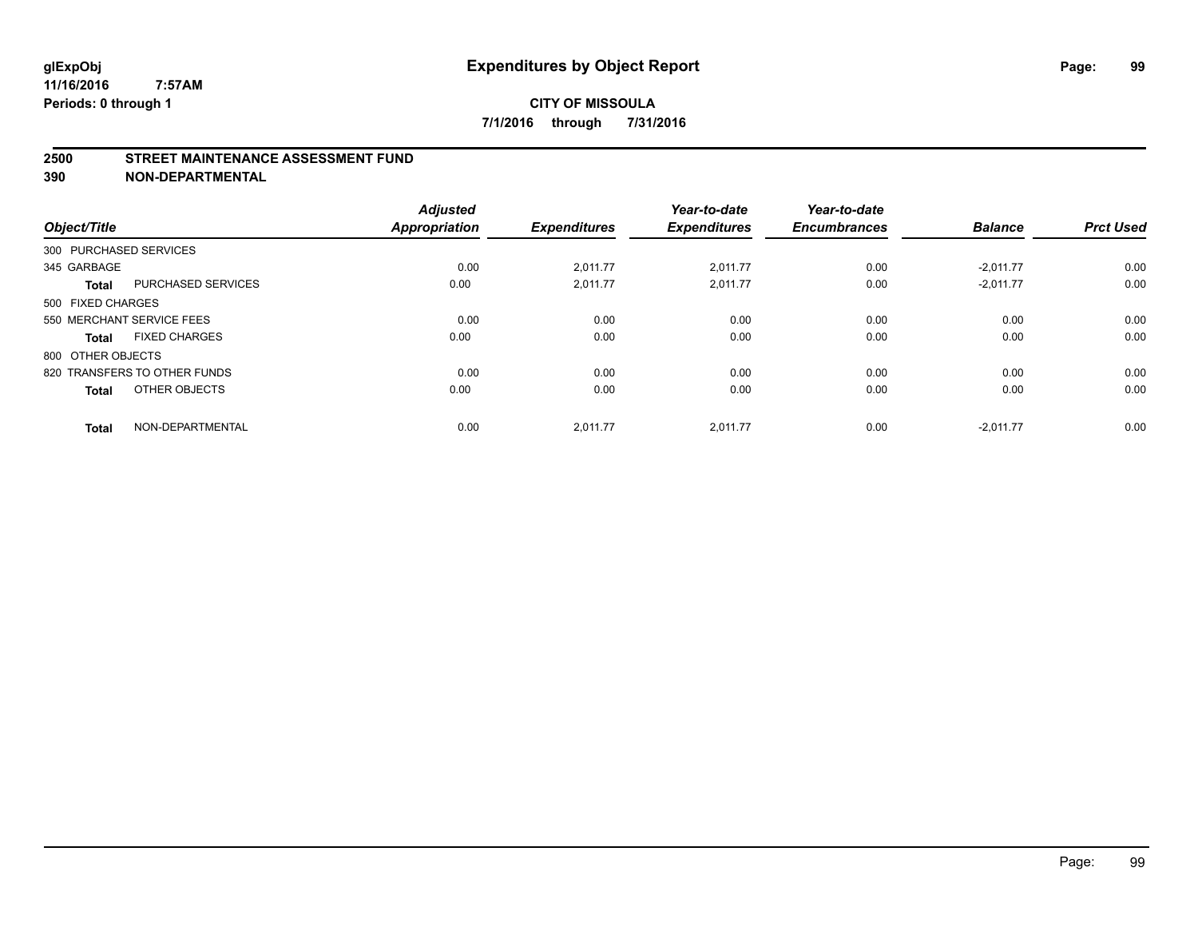# Expenditures by Object Report

glExpObj
11/16/2016 7:57AM
Periods: 0 through 1

**CITY OF MISSOULA**
**7/1/2016 through 7/31/2016**

## 2500 STREET MAINTENANCE ASSESSMENT FUND
## 390 NON-DEPARTMENTAL

| Object/Title | | Adjusted Appropriation | Expenditures | Year-to-date Expenditures | Year-to-date Encumbrances | Balance | Prct Used |
|---|---|---|---|---|---|---|---|
| 300 PURCHASED SERVICES | | | | | | | |
| 345 GARBAGE | | 0.00 | 2,011.77 | 2,011.77 | 0.00 | -2,011.77 | 0.00 |
| **Total** | PURCHASED SERVICES | 0.00 | 2,011.77 | 2,011.77 | 0.00 | -2,011.77 | 0.00 |
| 500 FIXED CHARGES | | | | | | | |
| 550 MERCHANT SERVICE FEES | | 0.00 | 0.00 | 0.00 | 0.00 | 0.00 | 0.00 |
| **Total** | FIXED CHARGES | 0.00 | 0.00 | 0.00 | 0.00 | 0.00 | 0.00 |
| 800 OTHER OBJECTS | | | | | | | |
| 820 TRANSFERS TO OTHER FUNDS | | 0.00 | 0.00 | 0.00 | 0.00 | 0.00 | 0.00 |
| **Total** | OTHER OBJECTS | 0.00 | 0.00 | 0.00 | 0.00 | 0.00 | 0.00 |
| **Total** | NON-DEPARTMENTAL | 0.00 | 2,011.77 | 2,011.77 | 0.00 | -2,011.77 | 0.00 |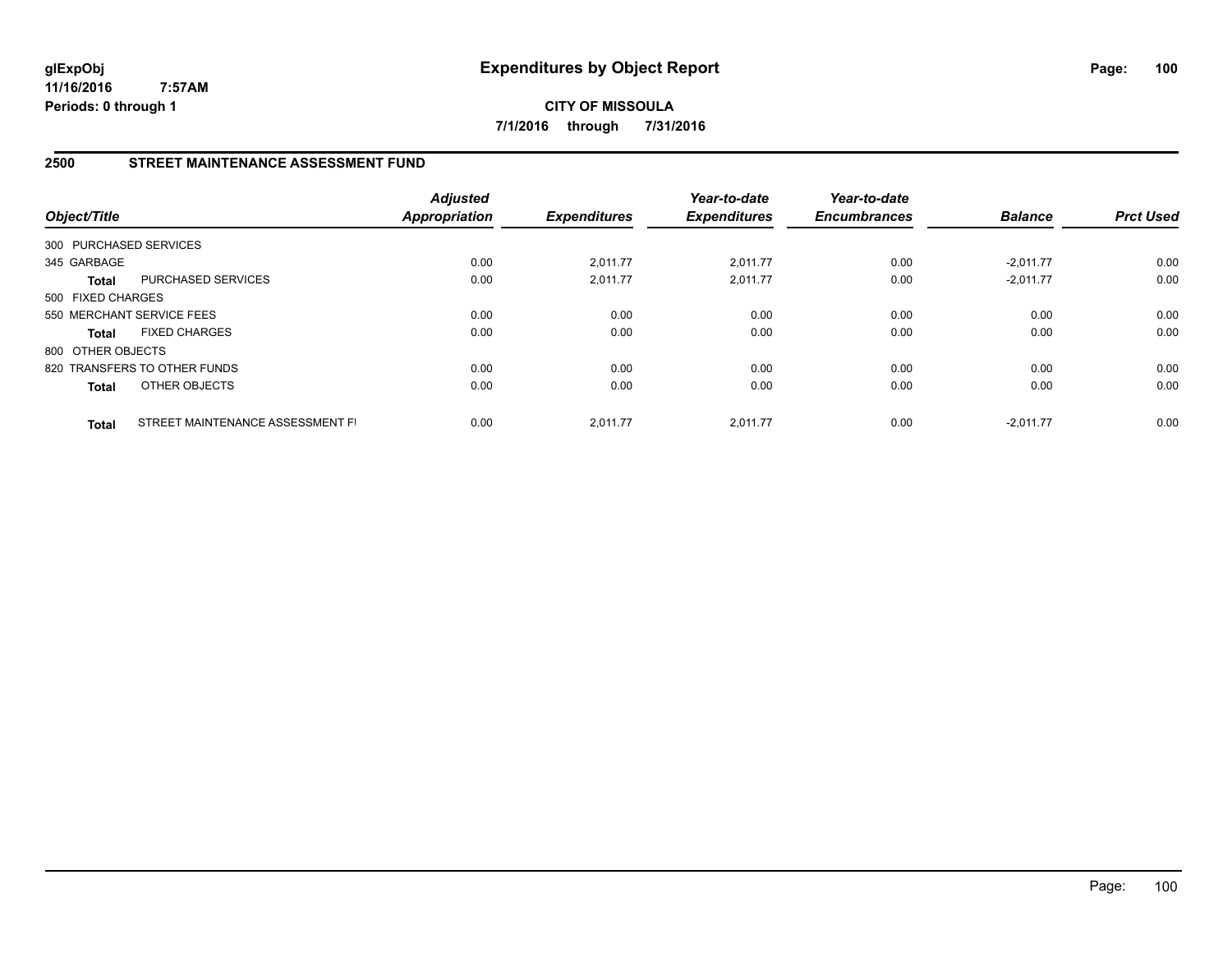# Expenditures by Object Report

glExpObj
11/16/2016 7:57AM
Periods: 0 through 1

**CITY OF MISSOULA**
**7/1/2016 through 7/31/2016**

## 2500 STREET MAINTENANCE ASSESSMENT FUND

| Object/Title | | Adjusted Appropriation | Expenditures | Year-to-date Expenditures | Year-to-date Encumbrances | Balance | Prct Used |
|---|---|---|---|---|---|---|---|
| 300 PURCHASED SERVICES | | | | | | | |
| 345 GARBAGE | | 0.00 | 2,011.77 | 2,011.77 | 0.00 | -2,011.77 | 0.00 |
| **Total** | PURCHASED SERVICES | 0.00 | 2,011.77 | 2,011.77 | 0.00 | -2,011.77 | 0.00 |
| 500 FIXED CHARGES | | | | | | | |
| 550 MERCHANT SERVICE FEES | | 0.00 | 0.00 | 0.00 | 0.00 | 0.00 | 0.00 |
| **Total** | FIXED CHARGES | 0.00 | 0.00 | 0.00 | 0.00 | 0.00 | 0.00 |
| 800 OTHER OBJECTS | | | | | | | |
| 820 TRANSFERS TO OTHER FUNDS | | 0.00 | 0.00 | 0.00 | 0.00 | 0.00 | 0.00 |
| **Total** | OTHER OBJECTS | 0.00 | 0.00 | 0.00 | 0.00 | 0.00 | 0.00 |
| **Total** | STREET MAINTENANCE ASSESSMENT FI | 0.00 | 2,011.77 | 2,011.77 | 0.00 | -2,011.77 | 0.00 |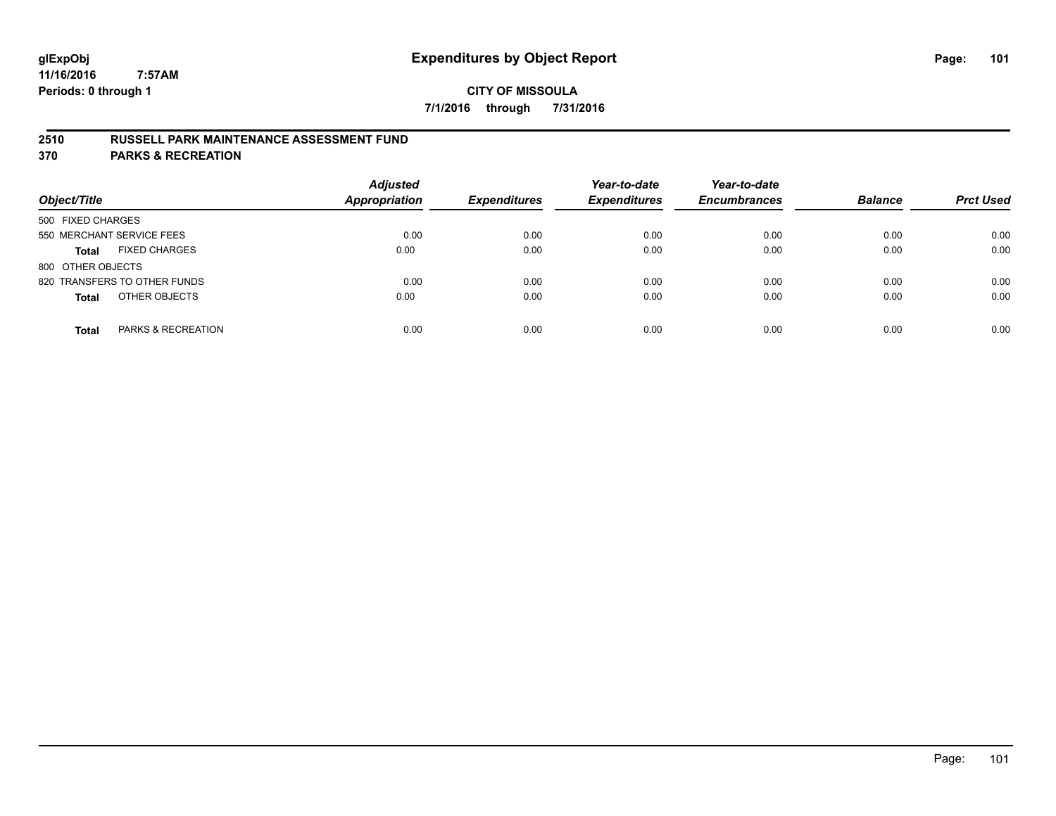**glExpObj**
**11/16/2016 7:57AM**
**Periods: 0 through 1**

# Expenditures by Object Report

**CITY OF MISSOULA**
**7/1/2016 through 7/31/2016**

## 2510 RUSSELL PARK MAINTENANCE ASSESSMENT FUND
## 370 PARKS & RECREATION

| Object/Title | | Adjusted Appropriation | Expenditures | Year-to-date Expenditures | Year-to-date Encumbrances | Balance | Prct Used |
|---|---|---|---|---|---|---|---|
| 500 FIXED CHARGES | | | | | | | |
| 550 MERCHANT SERVICE FEES | | 0.00 | 0.00 | 0.00 | 0.00 | 0.00 | 0.00 |
| **Total** | FIXED CHARGES | 0.00 | 0.00 | 0.00 | 0.00 | 0.00 | 0.00 |
| 800 OTHER OBJECTS | | | | | | | |
| 820 TRANSFERS TO OTHER FUNDS | | 0.00 | 0.00 | 0.00 | 0.00 | 0.00 | 0.00 |
| **Total** | OTHER OBJECTS | 0.00 | 0.00 | 0.00 | 0.00 | 0.00 | 0.00 |
| **Total** | PARKS & RECREATION | 0.00 | 0.00 | 0.00 | 0.00 | 0.00 | 0.00 |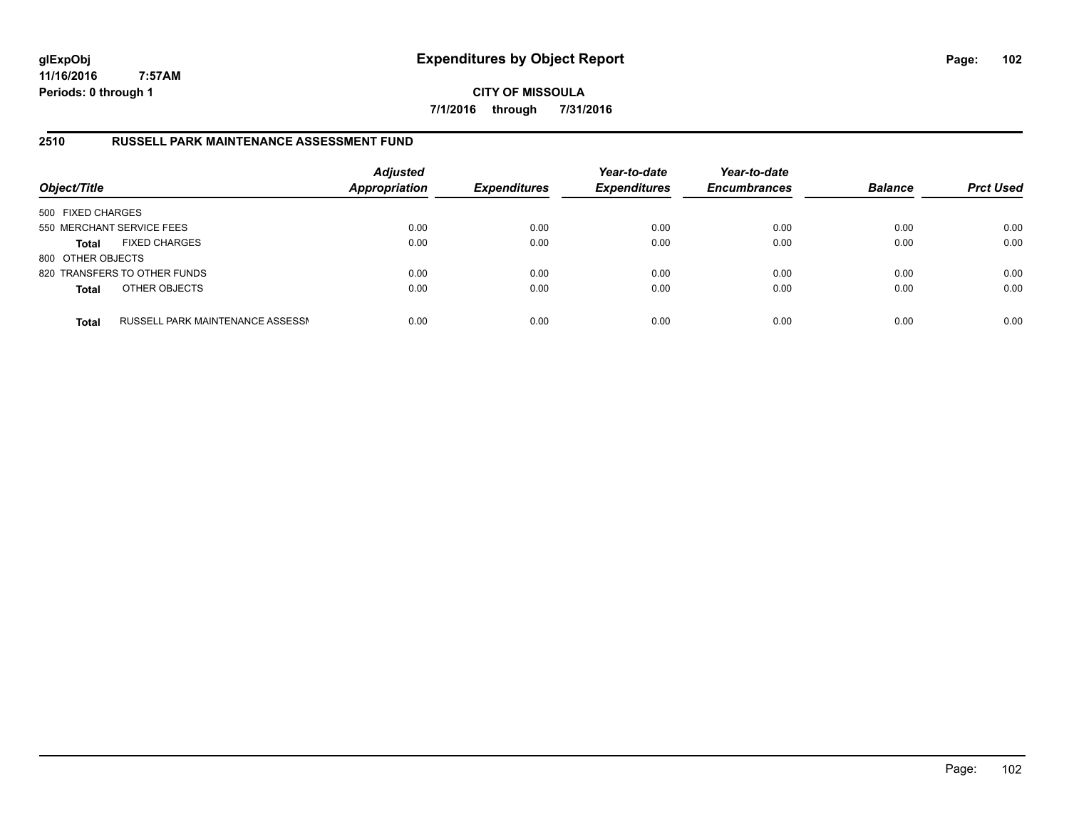glExpObj
11/16/2016 7:57AM
Periods: 0 through 1

# Expenditures by Object Report

**CITY OF MISSOULA**

**7/1/2016 through 7/31/2016**

## 2510 RUSSELL PARK MAINTENANCE ASSESSMENT FUND

| Object/Title | | Adjusted Appropriation | Expenditures | Year-to-date Expenditures | Year-to-date Encumbrances | Balance | Prct Used |
|---|---|---|---|---|---|---|---|
| 500 FIXED CHARGES | | | | | | | |
| 550 MERCHANT SERVICE FEES | | 0.00 | 0.00 | 0.00 | 0.00 | 0.00 | 0.00 |
| **Total** | FIXED CHARGES | 0.00 | 0.00 | 0.00 | 0.00 | 0.00 | 0.00 |
| 800 OTHER OBJECTS | | | | | | | |
| 820 TRANSFERS TO OTHER FUNDS | | 0.00 | 0.00 | 0.00 | 0.00 | 0.00 | 0.00 |
| **Total** | OTHER OBJECTS | 0.00 | 0.00 | 0.00 | 0.00 | 0.00 | 0.00 |
| **Total** | RUSSELL PARK MAINTENANCE ASSESSI | 0.00 | 0.00 | 0.00 | 0.00 | 0.00 | 0.00 |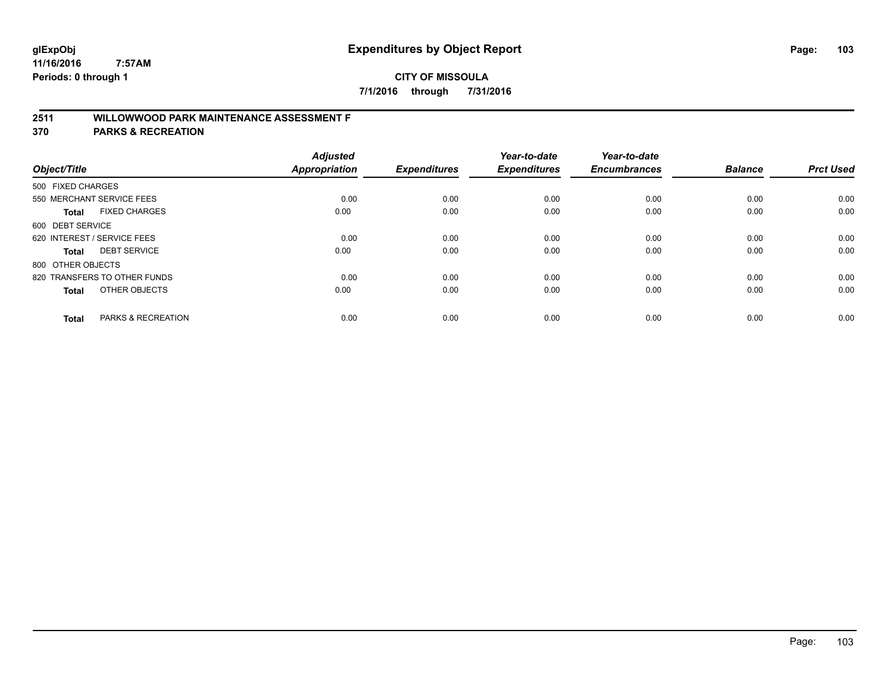# Expenditures by Object Report

glExpObj
11/16/2016 7:57AM
Periods: 0 through 1

**CITY OF MISSOULA**

**7/1/2016 through 7/31/2016**

**2511 WILLOWWOOD PARK MAINTENANCE ASSESSMENT F**

**370 PARKS & RECREATION**

| Object/Title | Adjusted Appropriation | Expenditures | Year-to-date Expenditures | Year-to-date Encumbrances | Balance | Prct Used |
|---|---|---|---|---|---|---|
| 500 FIXED CHARGES | | | | | | |
| 550 MERCHANT SERVICE FEES | 0.00 | 0.00 | 0.00 | 0.00 | 0.00 | 0.00 |
| **Total** FIXED CHARGES | 0.00 | 0.00 | 0.00 | 0.00 | 0.00 | 0.00 |
| 600 DEBT SERVICE | | | | | | |
| 620 INTEREST / SERVICE FEES | 0.00 | 0.00 | 0.00 | 0.00 | 0.00 | 0.00 |
| **Total** DEBT SERVICE | 0.00 | 0.00 | 0.00 | 0.00 | 0.00 | 0.00 |
| 800 OTHER OBJECTS | | | | | | |
| 820 TRANSFERS TO OTHER FUNDS | 0.00 | 0.00 | 0.00 | 0.00 | 0.00 | 0.00 |
| **Total** OTHER OBJECTS | 0.00 | 0.00 | 0.00 | 0.00 | 0.00 | 0.00 |
| **Total** PARKS & RECREATION | 0.00 | 0.00 | 0.00 | 0.00 | 0.00 | 0.00 |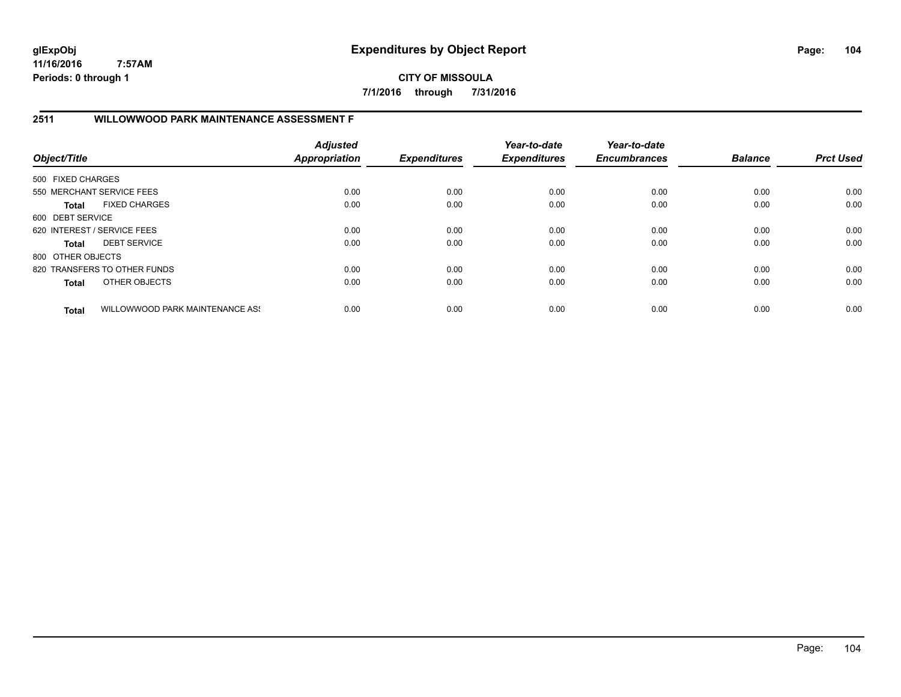# Expenditures by Object Report

glExpObj
11/16/2016 7:57AM
Periods: 0 through 1

**CITY OF MISSOULA**

**7/1/2016 through 7/31/2016**

## 2511 WILLOWWOOD PARK MAINTENANCE ASSESSMENT F

| Object/Title | Adjusted Appropriation | Expenditures | Year-to-date Expenditures | Year-to-date Encumbrances | Balance | Prct Used |
|---|---|---|---|---|---|---|
| 500 FIXED CHARGES | | | | | | |
| 550 MERCHANT SERVICE FEES | 0.00 | 0.00 | 0.00 | 0.00 | 0.00 | 0.00 |
| **Total** FIXED CHARGES | 0.00 | 0.00 | 0.00 | 0.00 | 0.00 | 0.00 |
| 600 DEBT SERVICE | | | | | | |
| 620 INTEREST / SERVICE FEES | 0.00 | 0.00 | 0.00 | 0.00 | 0.00 | 0.00 |
| **Total** DEBT SERVICE | 0.00 | 0.00 | 0.00 | 0.00 | 0.00 | 0.00 |
| 800 OTHER OBJECTS | | | | | | |
| 820 TRANSFERS TO OTHER FUNDS | 0.00 | 0.00 | 0.00 | 0.00 | 0.00 | 0.00 |
| **Total** OTHER OBJECTS | 0.00 | 0.00 | 0.00 | 0.00 | 0.00 | 0.00 |
| **Total** WILLOWWOOD PARK MAINTENANCE AS! | 0.00 | 0.00 | 0.00 | 0.00 | 0.00 | 0.00 |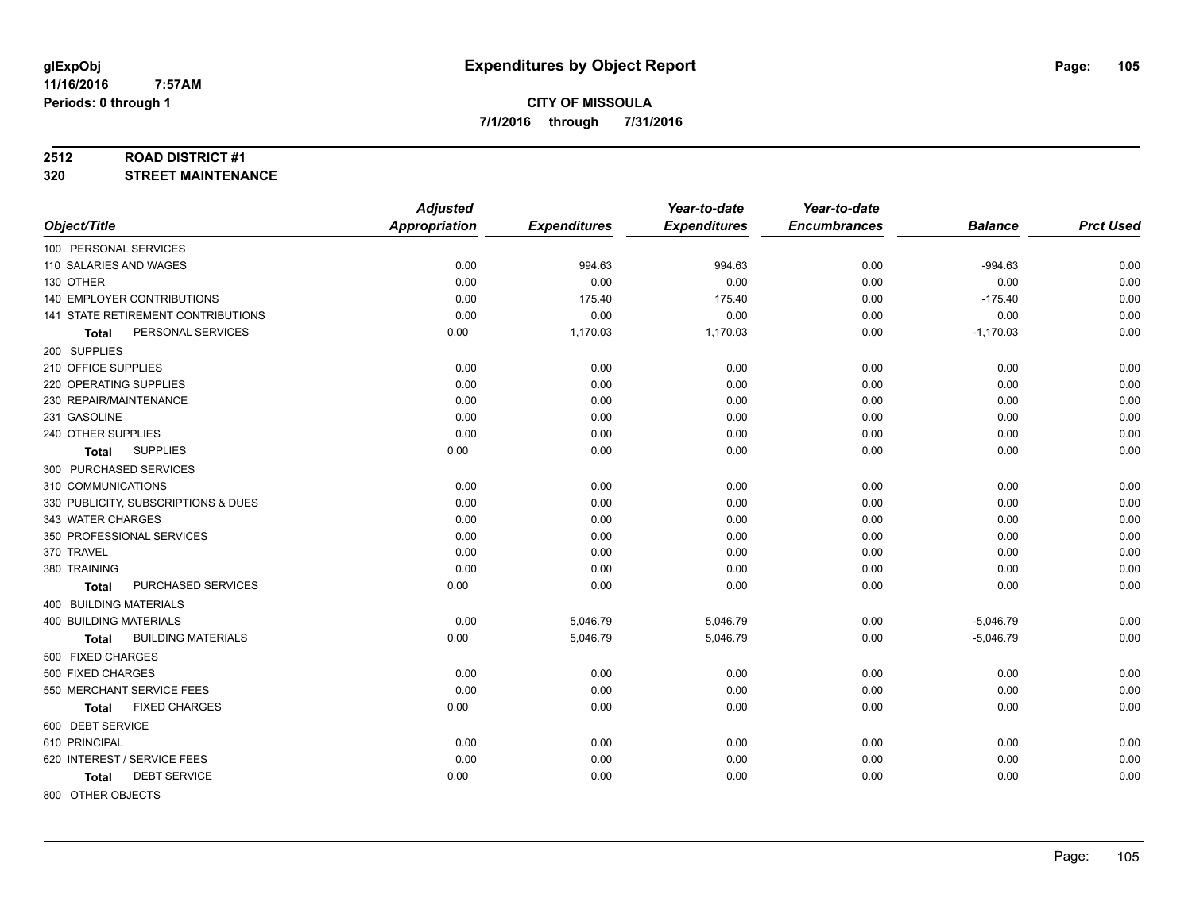**glExpObj**
**11/16/2016 7:57AM**
**Periods: 0 through 1**

# Expenditures by Object Report

**CITY OF MISSOULA**
**7/1/2016 through 7/31/2016**

**2512 ROAD DISTRICT #1**
**320 STREET MAINTENANCE**

| Object/Title | Adjusted Appropriation | Expenditures | Year-to-date Expenditures | Year-to-date Encumbrances | Balance | Prct Used |
|---|---|---|---|---|---|---|
| 100 PERSONAL SERVICES | | | | | | |
| 110 SALARIES AND WAGES | 0.00 | 994.63 | 994.63 | 0.00 | -994.63 | 0.00 |
| 130 OTHER | 0.00 | 0.00 | 0.00 | 0.00 | 0.00 | 0.00 |
| 140 EMPLOYER CONTRIBUTIONS | 0.00 | 175.40 | 175.40 | 0.00 | -175.40 | 0.00 |
| 141 STATE RETIREMENT CONTRIBUTIONS | 0.00 | 0.00 | 0.00 | 0.00 | 0.00 | 0.00 |
| **Total** PERSONAL SERVICES | 0.00 | 1,170.03 | 1,170.03 | 0.00 | -1,170.03 | 0.00 |
| 200 SUPPLIES | | | | | | |
| 210 OFFICE SUPPLIES | 0.00 | 0.00 | 0.00 | 0.00 | 0.00 | 0.00 |
| 220 OPERATING SUPPLIES | 0.00 | 0.00 | 0.00 | 0.00 | 0.00 | 0.00 |
| 230 REPAIR/MAINTENANCE | 0.00 | 0.00 | 0.00 | 0.00 | 0.00 | 0.00 |
| 231 GASOLINE | 0.00 | 0.00 | 0.00 | 0.00 | 0.00 | 0.00 |
| 240 OTHER SUPPLIES | 0.00 | 0.00 | 0.00 | 0.00 | 0.00 | 0.00 |
| **Total** SUPPLIES | 0.00 | 0.00 | 0.00 | 0.00 | 0.00 | 0.00 |
| 300 PURCHASED SERVICES | | | | | | |
| 310 COMMUNICATIONS | 0.00 | 0.00 | 0.00 | 0.00 | 0.00 | 0.00 |
| 330 PUBLICITY, SUBSCRIPTIONS & DUES | 0.00 | 0.00 | 0.00 | 0.00 | 0.00 | 0.00 |
| 343 WATER CHARGES | 0.00 | 0.00 | 0.00 | 0.00 | 0.00 | 0.00 |
| 350 PROFESSIONAL SERVICES | 0.00 | 0.00 | 0.00 | 0.00 | 0.00 | 0.00 |
| 370 TRAVEL | 0.00 | 0.00 | 0.00 | 0.00 | 0.00 | 0.00 |
| 380 TRAINING | 0.00 | 0.00 | 0.00 | 0.00 | 0.00 | 0.00 |
| **Total** PURCHASED SERVICES | 0.00 | 0.00 | 0.00 | 0.00 | 0.00 | 0.00 |
| 400 BUILDING MATERIALS | | | | | | |
| 400 BUILDING MATERIALS | 0.00 | 5,046.79 | 5,046.79 | 0.00 | -5,046.79 | 0.00 |
| **Total** BUILDING MATERIALS | 0.00 | 5,046.79 | 5,046.79 | 0.00 | -5,046.79 | 0.00 |
| 500 FIXED CHARGES | | | | | | |
| 500 FIXED CHARGES | 0.00 | 0.00 | 0.00 | 0.00 | 0.00 | 0.00 |
| 550 MERCHANT SERVICE FEES | 0.00 | 0.00 | 0.00 | 0.00 | 0.00 | 0.00 |
| **Total** FIXED CHARGES | 0.00 | 0.00 | 0.00 | 0.00 | 0.00 | 0.00 |
| 600 DEBT SERVICE | | | | | | |
| 610 PRINCIPAL | 0.00 | 0.00 | 0.00 | 0.00 | 0.00 | 0.00 |
| 620 INTEREST / SERVICE FEES | 0.00 | 0.00 | 0.00 | 0.00 | 0.00 | 0.00 |
| **Total** DEBT SERVICE | 0.00 | 0.00 | 0.00 | 0.00 | 0.00 | 0.00 |
| 800 OTHER OBJECTS | | | | | | |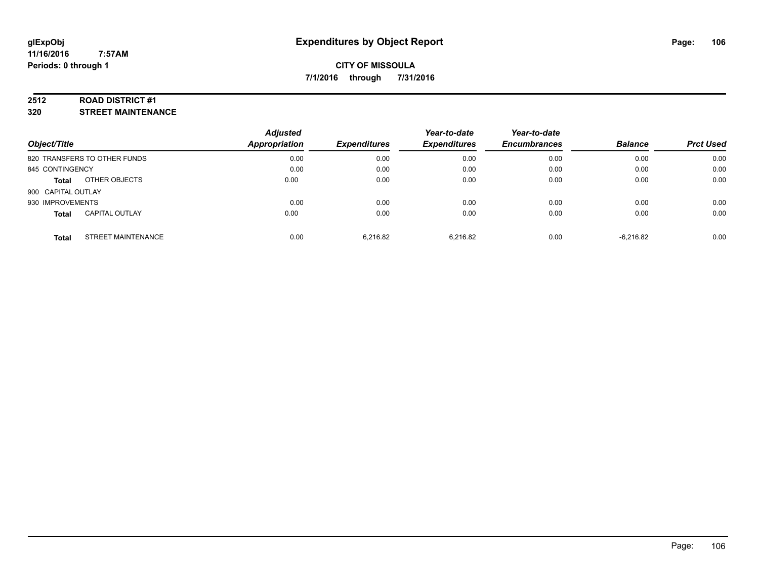# Expenditures by Object Report

**CITY OF MISSOULA**

**7/1/2016 through 7/31/2016**

glExpObj
11/16/2016 7:57AM
Periods: 0 through 1

## 2512 ROAD DISTRICT #1
## 320 STREET MAINTENANCE

| Object/Title | | Adjusted Appropriation | Expenditures | Year-to-date Expenditures | Year-to-date Encumbrances | Balance | Prct Used |
|---|---|---|---|---|---|---|---|
| 820 TRANSFERS TO OTHER FUNDS | | 0.00 | 0.00 | 0.00 | 0.00 | 0.00 | 0.00 |
| 845 CONTINGENCY | | 0.00 | 0.00 | 0.00 | 0.00 | 0.00 | 0.00 |
| **Total** | OTHER OBJECTS | 0.00 | 0.00 | 0.00 | 0.00 | 0.00 | 0.00 |
| 900 CAPITAL OUTLAY | | | | | | | |
| 930 IMPROVEMENTS | | 0.00 | 0.00 | 0.00 | 0.00 | 0.00 | 0.00 |
| **Total** | CAPITAL OUTLAY | 0.00 | 0.00 | 0.00 | 0.00 | 0.00 | 0.00 |
| **Total** | STREET MAINTENANCE | 0.00 | 6,216.82 | 6,216.82 | 0.00 | -6,216.82 | 0.00 |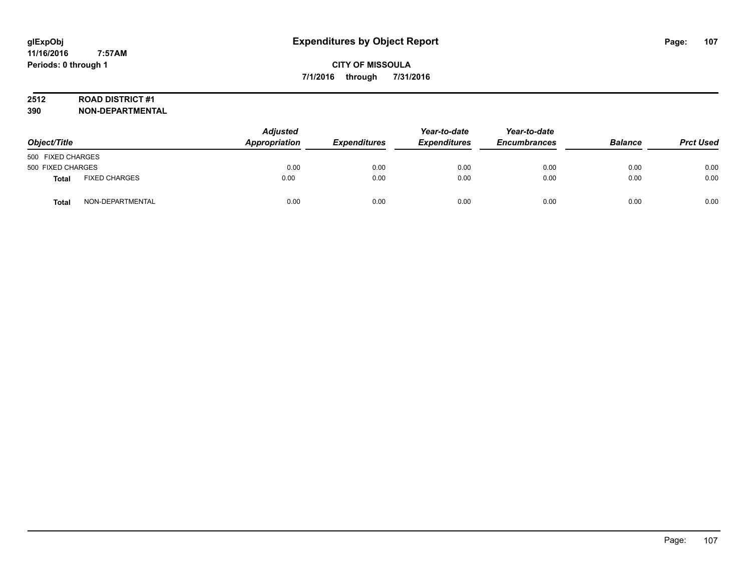# Expenditures by Object Report

glExpObj
11/16/2016 7:57AM
Periods: 0 through 1

**CITY OF MISSOULA**
**7/1/2016 through 7/31/2016**

**2512 ROAD DISTRICT #1**
**390 NON-DEPARTMENTAL**

| Object/Title | | Adjusted Appropriation | Expenditures | Year-to-date Expenditures | Year-to-date Encumbrances | Balance | Prct Used |
|---|---|---|---|---|---|---|---|
| 500 FIXED CHARGES | | | | | | | |
| 500 FIXED CHARGES | | 0.00 | 0.00 | 0.00 | 0.00 | 0.00 | 0.00 |
| **Total** | FIXED CHARGES | 0.00 | 0.00 | 0.00 | 0.00 | 0.00 | 0.00 |
| **Total** | NON-DEPARTMENTAL | 0.00 | 0.00 | 0.00 | 0.00 | 0.00 | 0.00 |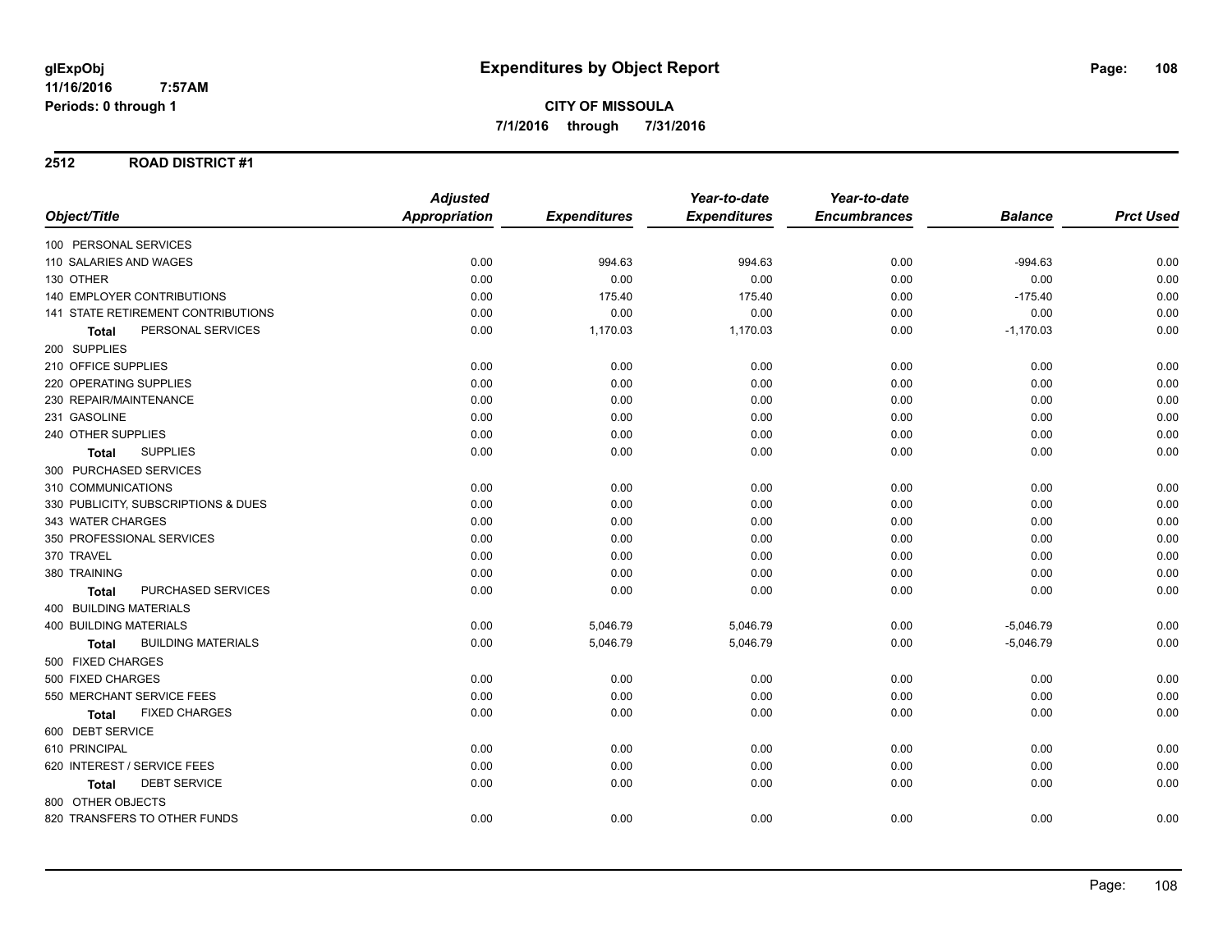**glExpObj**
**11/16/2016 7:57AM**
**Periods: 0 through 1**

# Expenditures by Object Report

**CITY OF MISSOULA**
**7/1/2016 through 7/31/2016**

## 2512 ROAD DISTRICT #1

| Object/Title | Adjusted Appropriation | Expenditures | Year-to-date Expenditures | Year-to-date Encumbrances | Balance | Prct Used |
|---|---|---|---|---|---|---|
| 100 PERSONAL SERVICES | | | | | | |
| 110 SALARIES AND WAGES | 0.00 | 994.63 | 994.63 | 0.00 | -994.63 | 0.00 |
| 130 OTHER | 0.00 | 0.00 | 0.00 | 0.00 | 0.00 | 0.00 |
| 140 EMPLOYER CONTRIBUTIONS | 0.00 | 175.40 | 175.40 | 0.00 | -175.40 | 0.00 |
| 141 STATE RETIREMENT CONTRIBUTIONS | 0.00 | 0.00 | 0.00 | 0.00 | 0.00 | 0.00 |
| **Total** PERSONAL SERVICES | 0.00 | 1,170.03 | 1,170.03 | 0.00 | -1,170.03 | 0.00 |
| 200 SUPPLIES | | | | | | |
| 210 OFFICE SUPPLIES | 0.00 | 0.00 | 0.00 | 0.00 | 0.00 | 0.00 |
| 220 OPERATING SUPPLIES | 0.00 | 0.00 | 0.00 | 0.00 | 0.00 | 0.00 |
| 230 REPAIR/MAINTENANCE | 0.00 | 0.00 | 0.00 | 0.00 | 0.00 | 0.00 |
| 231 GASOLINE | 0.00 | 0.00 | 0.00 | 0.00 | 0.00 | 0.00 |
| 240 OTHER SUPPLIES | 0.00 | 0.00 | 0.00 | 0.00 | 0.00 | 0.00 |
| **Total** SUPPLIES | 0.00 | 0.00 | 0.00 | 0.00 | 0.00 | 0.00 |
| 300 PURCHASED SERVICES | | | | | | |
| 310 COMMUNICATIONS | 0.00 | 0.00 | 0.00 | 0.00 | 0.00 | 0.00 |
| 330 PUBLICITY, SUBSCRIPTIONS & DUES | 0.00 | 0.00 | 0.00 | 0.00 | 0.00 | 0.00 |
| 343 WATER CHARGES | 0.00 | 0.00 | 0.00 | 0.00 | 0.00 | 0.00 |
| 350 PROFESSIONAL SERVICES | 0.00 | 0.00 | 0.00 | 0.00 | 0.00 | 0.00 |
| 370 TRAVEL | 0.00 | 0.00 | 0.00 | 0.00 | 0.00 | 0.00 |
| 380 TRAINING | 0.00 | 0.00 | 0.00 | 0.00 | 0.00 | 0.00 |
| **Total** PURCHASED SERVICES | 0.00 | 0.00 | 0.00 | 0.00 | 0.00 | 0.00 |
| 400 BUILDING MATERIALS | | | | | | |
| 400 BUILDING MATERIALS | 0.00 | 5,046.79 | 5,046.79 | 0.00 | -5,046.79 | 0.00 |
| **Total** BUILDING MATERIALS | 0.00 | 5,046.79 | 5,046.79 | 0.00 | -5,046.79 | 0.00 |
| 500 FIXED CHARGES | | | | | | |
| 500 FIXED CHARGES | 0.00 | 0.00 | 0.00 | 0.00 | 0.00 | 0.00 |
| 550 MERCHANT SERVICE FEES | 0.00 | 0.00 | 0.00 | 0.00 | 0.00 | 0.00 |
| **Total** FIXED CHARGES | 0.00 | 0.00 | 0.00 | 0.00 | 0.00 | 0.00 |
| 600 DEBT SERVICE | | | | | | |
| 610 PRINCIPAL | 0.00 | 0.00 | 0.00 | 0.00 | 0.00 | 0.00 |
| 620 INTEREST / SERVICE FEES | 0.00 | 0.00 | 0.00 | 0.00 | 0.00 | 0.00 |
| **Total** DEBT SERVICE | 0.00 | 0.00 | 0.00 | 0.00 | 0.00 | 0.00 |
| 800 OTHER OBJECTS | | | | | | |
| 820 TRANSFERS TO OTHER FUNDS | 0.00 | 0.00 | 0.00 | 0.00 | 0.00 | 0.00 |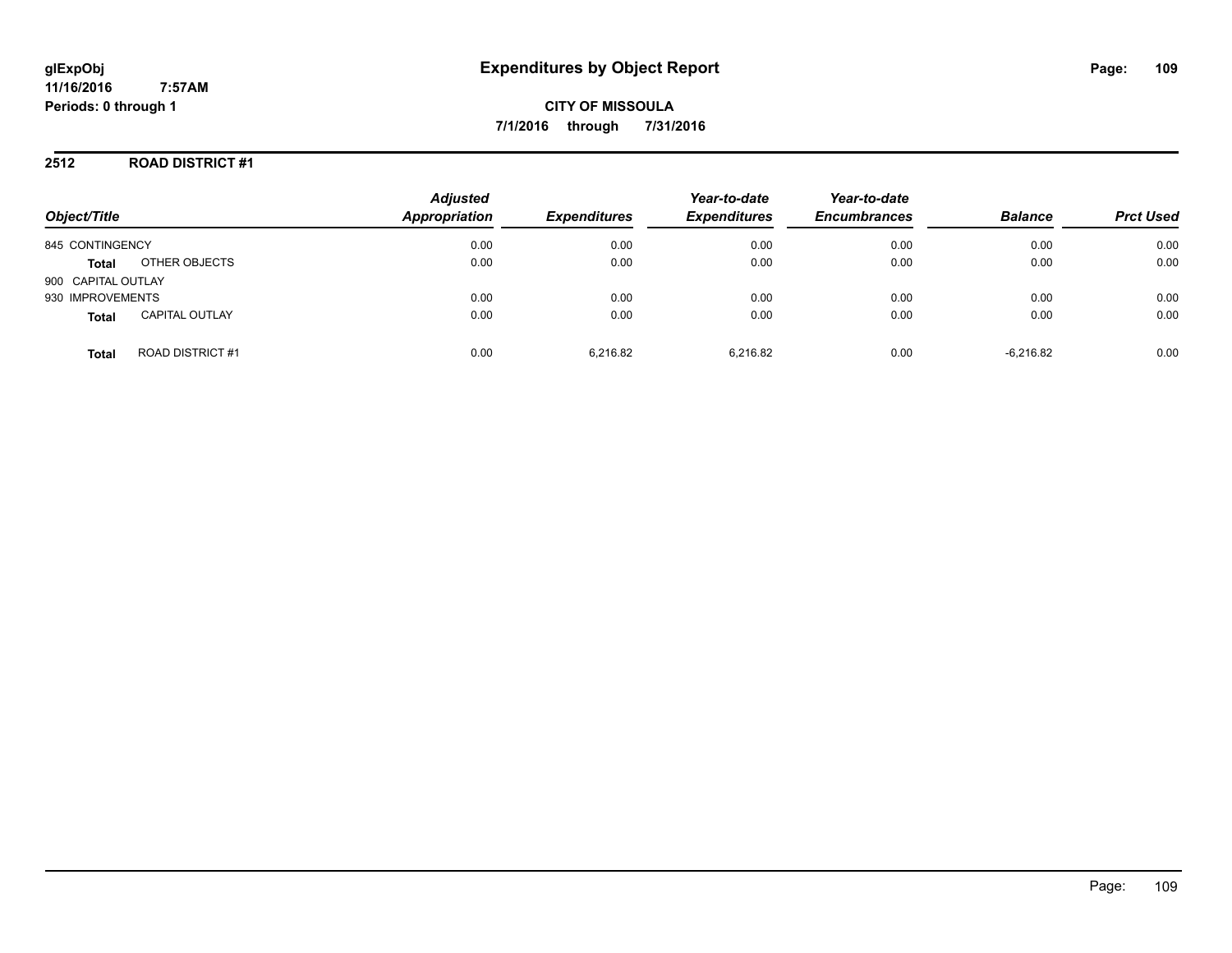**glExpObj**
**11/16/2016 7:57AM**
**Periods: 0 through 1**

# Expenditures by Object Report

**CITY OF MISSOULA**
**7/1/2016 through 7/31/2016**

## 2512 ROAD DISTRICT #1

| Object/Title | | Adjusted Appropriation | Expenditures | Year-to-date Expenditures | Year-to-date Encumbrances | Balance | Prct Used |
|---|---|---|---|---|---|---|---|
| 845 CONTINGENCY | | 0.00 | 0.00 | 0.00 | 0.00 | 0.00 | 0.00 |
| **Total** | OTHER OBJECTS | 0.00 | 0.00 | 0.00 | 0.00 | 0.00 | 0.00 |
| 900 CAPITAL OUTLAY | | | | | | | |
| 930 IMPROVEMENTS | | 0.00 | 0.00 | 0.00 | 0.00 | 0.00 | 0.00 |
| **Total** | CAPITAL OUTLAY | 0.00 | 0.00 | 0.00 | 0.00 | 0.00 | 0.00 |
| **Total** | ROAD DISTRICT #1 | 0.00 | 6,216.82 | 6,216.82 | 0.00 | -6,216.82 | 0.00 |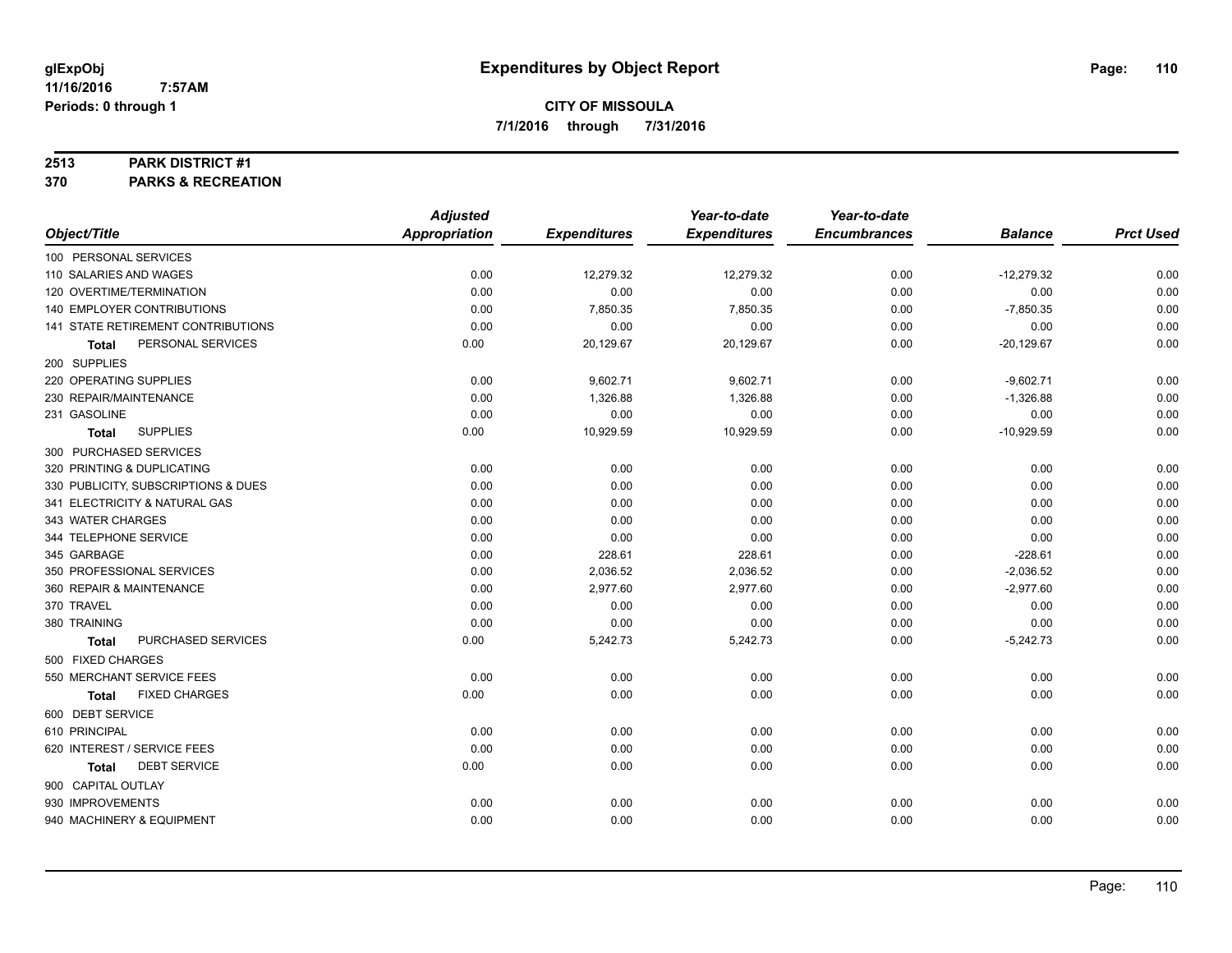# Expenditures by Object Report

glExpObj
11/16/2016 7:57AM
Periods: 0 through 1

**CITY OF MISSOULA**
**7/1/2016 through 7/31/2016**

**2513 PARK DISTRICT #1**
**370 PARKS & RECREATION**

| Object/Title | Adjusted Appropriation | Expenditures | Year-to-date Expenditures | Year-to-date Encumbrances | Balance | Prct Used |
|---|---|---|---|---|---|---|
| 100 PERSONAL SERVICES | | | | | | |
| 110 SALARIES AND WAGES | 0.00 | 12,279.32 | 12,279.32 | 0.00 | -12,279.32 | 0.00 |
| 120 OVERTIME/TERMINATION | 0.00 | 0.00 | 0.00 | 0.00 | 0.00 | 0.00 |
| 140 EMPLOYER CONTRIBUTIONS | 0.00 | 7,850.35 | 7,850.35 | 0.00 | -7,850.35 | 0.00 |
| 141 STATE RETIREMENT CONTRIBUTIONS | 0.00 | 0.00 | 0.00 | 0.00 | 0.00 | 0.00 |
| **Total** PERSONAL SERVICES | 0.00 | 20,129.67 | 20,129.67 | 0.00 | -20,129.67 | 0.00 |
| 200 SUPPLIES | | | | | | |
| 220 OPERATING SUPPLIES | 0.00 | 9,602.71 | 9,602.71 | 0.00 | -9,602.71 | 0.00 |
| 230 REPAIR/MAINTENANCE | 0.00 | 1,326.88 | 1,326.88 | 0.00 | -1,326.88 | 0.00 |
| 231 GASOLINE | 0.00 | 0.00 | 0.00 | 0.00 | 0.00 | 0.00 |
| **Total** SUPPLIES | 0.00 | 10,929.59 | 10,929.59 | 0.00 | -10,929.59 | 0.00 |
| 300 PURCHASED SERVICES | | | | | | |
| 320 PRINTING & DUPLICATING | 0.00 | 0.00 | 0.00 | 0.00 | 0.00 | 0.00 |
| 330 PUBLICITY, SUBSCRIPTIONS & DUES | 0.00 | 0.00 | 0.00 | 0.00 | 0.00 | 0.00 |
| 341 ELECTRICITY & NATURAL GAS | 0.00 | 0.00 | 0.00 | 0.00 | 0.00 | 0.00 |
| 343 WATER CHARGES | 0.00 | 0.00 | 0.00 | 0.00 | 0.00 | 0.00 |
| 344 TELEPHONE SERVICE | 0.00 | 0.00 | 0.00 | 0.00 | 0.00 | 0.00 |
| 345 GARBAGE | 0.00 | 228.61 | 228.61 | 0.00 | -228.61 | 0.00 |
| 350 PROFESSIONAL SERVICES | 0.00 | 2,036.52 | 2,036.52 | 0.00 | -2,036.52 | 0.00 |
| 360 REPAIR & MAINTENANCE | 0.00 | 2,977.60 | 2,977.60 | 0.00 | -2,977.60 | 0.00 |
| 370 TRAVEL | 0.00 | 0.00 | 0.00 | 0.00 | 0.00 | 0.00 |
| 380 TRAINING | 0.00 | 0.00 | 0.00 | 0.00 | 0.00 | 0.00 |
| **Total** PURCHASED SERVICES | 0.00 | 5,242.73 | 5,242.73 | 0.00 | -5,242.73 | 0.00 |
| 500 FIXED CHARGES | | | | | | |
| 550 MERCHANT SERVICE FEES | 0.00 | 0.00 | 0.00 | 0.00 | 0.00 | 0.00 |
| **Total** FIXED CHARGES | 0.00 | 0.00 | 0.00 | 0.00 | 0.00 | 0.00 |
| 600 DEBT SERVICE | | | | | | |
| 610 PRINCIPAL | 0.00 | 0.00 | 0.00 | 0.00 | 0.00 | 0.00 |
| 620 INTEREST / SERVICE FEES | 0.00 | 0.00 | 0.00 | 0.00 | 0.00 | 0.00 |
| **Total** DEBT SERVICE | 0.00 | 0.00 | 0.00 | 0.00 | 0.00 | 0.00 |
| 900 CAPITAL OUTLAY | | | | | | |
| 930 IMPROVEMENTS | 0.00 | 0.00 | 0.00 | 0.00 | 0.00 | 0.00 |
| 940 MACHINERY & EQUIPMENT | 0.00 | 0.00 | 0.00 | 0.00 | 0.00 | 0.00 |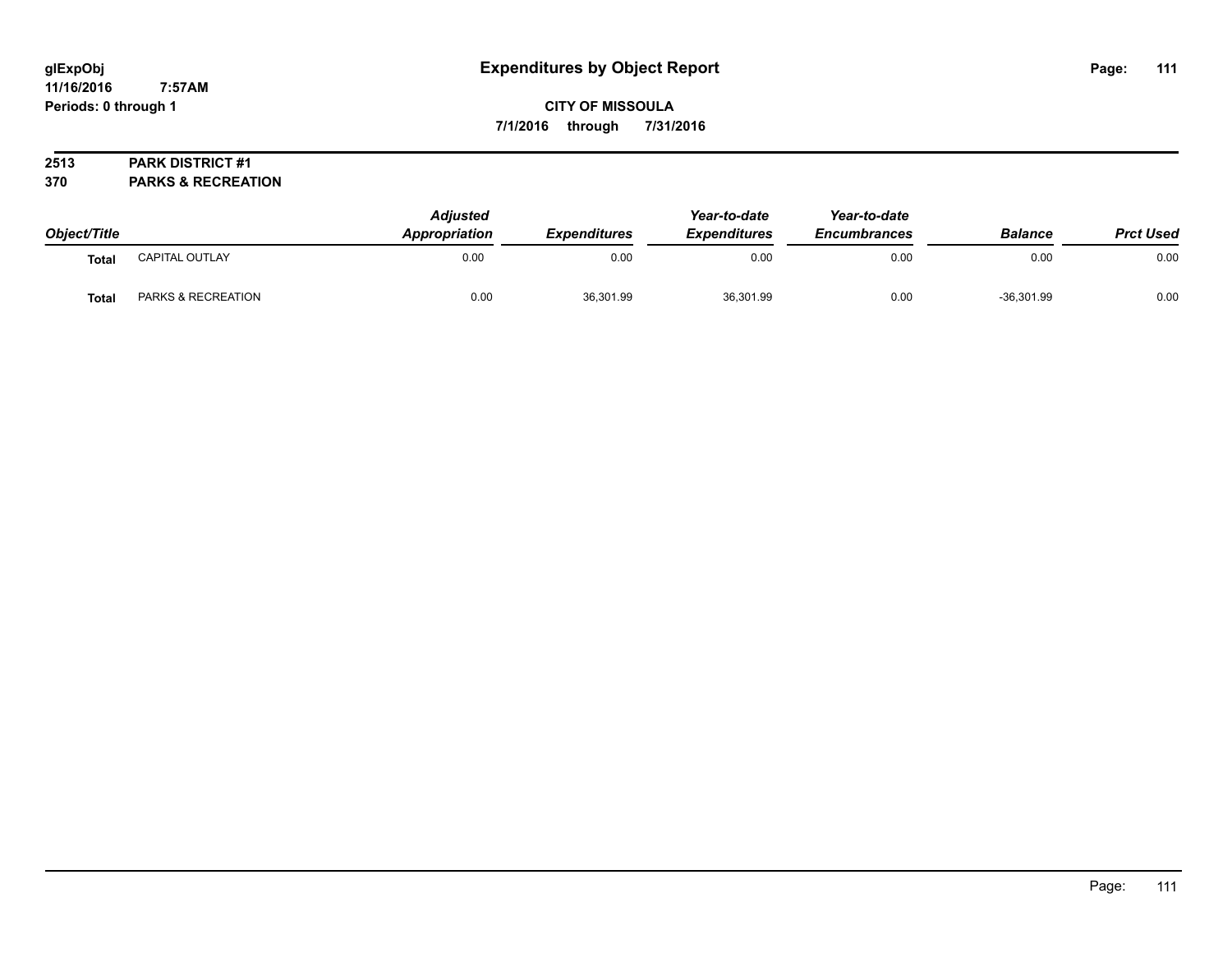# Expenditures by Object Report

glExpObj
11/16/2016 7:57AM
Periods: 0 through 1

**CITY OF MISSOULA**
**7/1/2016 through 7/31/2016**

**2513 PARK DISTRICT #1**
**370 PARKS & RECREATION**

| Object/Title | | Adjusted Appropriation | Expenditures | Year-to-date Expenditures | Year-to-date Encumbrances | Balance | Prct Used |
|---|---|---|---|---|---|---|---|
| Total | CAPITAL OUTLAY | 0.00 | 0.00 | 0.00 | 0.00 | 0.00 | 0.00 |
| Total | PARKS & RECREATION | 0.00 | 36,301.99 | 36,301.99 | 0.00 | -36,301.99 | 0.00 |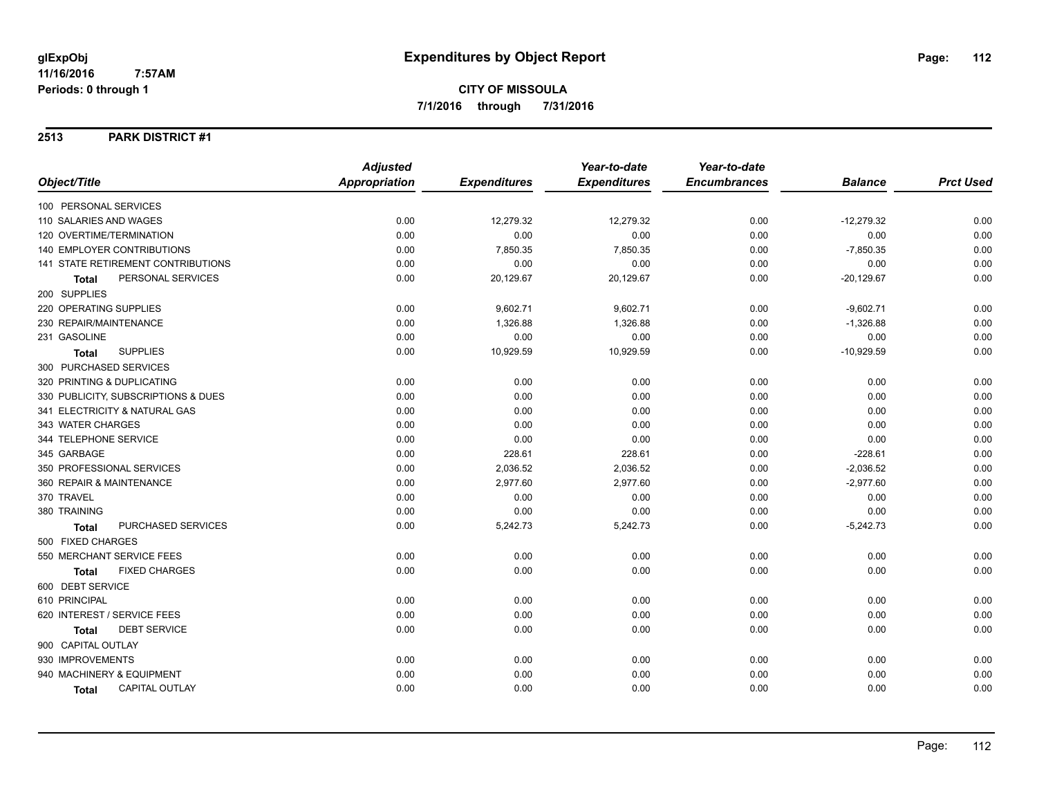glExpObj
11/16/2016 7:57AM
Periods: 0 through 1

# Expenditures by Object Report

**CITY OF MISSOULA**
**7/1/2016 through 7/31/2016**

## 2513 PARK DISTRICT #1

| Object/Title | Adjusted Appropriation | Expenditures | Year-to-date Expenditures | Year-to-date Encumbrances | Balance | Prct Used |
|---|---|---|---|---|---|---|
| 100 PERSONAL SERVICES | | | | | | |
| 110 SALARIES AND WAGES | 0.00 | 12,279.32 | 12,279.32 | 0.00 | -12,279.32 | 0.00 |
| 120 OVERTIME/TERMINATION | 0.00 | 0.00 | 0.00 | 0.00 | 0.00 | 0.00 |
| 140 EMPLOYER CONTRIBUTIONS | 0.00 | 7,850.35 | 7,850.35 | 0.00 | -7,850.35 | 0.00 |
| 141 STATE RETIREMENT CONTRIBUTIONS | 0.00 | 0.00 | 0.00 | 0.00 | 0.00 | 0.00 |
| **Total** PERSONAL SERVICES | 0.00 | 20,129.67 | 20,129.67 | 0.00 | -20,129.67 | 0.00 |
| 200 SUPPLIES | | | | | | |
| 220 OPERATING SUPPLIES | 0.00 | 9,602.71 | 9,602.71 | 0.00 | -9,602.71 | 0.00 |
| 230 REPAIR/MAINTENANCE | 0.00 | 1,326.88 | 1,326.88 | 0.00 | -1,326.88 | 0.00 |
| 231 GASOLINE | 0.00 | 0.00 | 0.00 | 0.00 | 0.00 | 0.00 |
| **Total** SUPPLIES | 0.00 | 10,929.59 | 10,929.59 | 0.00 | -10,929.59 | 0.00 |
| 300 PURCHASED SERVICES | | | | | | |
| 320 PRINTING & DUPLICATING | 0.00 | 0.00 | 0.00 | 0.00 | 0.00 | 0.00 |
| 330 PUBLICITY, SUBSCRIPTIONS & DUES | 0.00 | 0.00 | 0.00 | 0.00 | 0.00 | 0.00 |
| 341 ELECTRICITY & NATURAL GAS | 0.00 | 0.00 | 0.00 | 0.00 | 0.00 | 0.00 |
| 343 WATER CHARGES | 0.00 | 0.00 | 0.00 | 0.00 | 0.00 | 0.00 |
| 344 TELEPHONE SERVICE | 0.00 | 0.00 | 0.00 | 0.00 | 0.00 | 0.00 |
| 345 GARBAGE | 0.00 | 228.61 | 228.61 | 0.00 | -228.61 | 0.00 |
| 350 PROFESSIONAL SERVICES | 0.00 | 2,036.52 | 2,036.52 | 0.00 | -2,036.52 | 0.00 |
| 360 REPAIR & MAINTENANCE | 0.00 | 2,977.60 | 2,977.60 | 0.00 | -2,977.60 | 0.00 |
| 370 TRAVEL | 0.00 | 0.00 | 0.00 | 0.00 | 0.00 | 0.00 |
| 380 TRAINING | 0.00 | 0.00 | 0.00 | 0.00 | 0.00 | 0.00 |
| **Total** PURCHASED SERVICES | 0.00 | 5,242.73 | 5,242.73 | 0.00 | -5,242.73 | 0.00 |
| 500 FIXED CHARGES | | | | | | |
| 550 MERCHANT SERVICE FEES | 0.00 | 0.00 | 0.00 | 0.00 | 0.00 | 0.00 |
| **Total** FIXED CHARGES | 0.00 | 0.00 | 0.00 | 0.00 | 0.00 | 0.00 |
| 600 DEBT SERVICE | | | | | | |
| 610 PRINCIPAL | 0.00 | 0.00 | 0.00 | 0.00 | 0.00 | 0.00 |
| 620 INTEREST / SERVICE FEES | 0.00 | 0.00 | 0.00 | 0.00 | 0.00 | 0.00 |
| **Total** DEBT SERVICE | 0.00 | 0.00 | 0.00 | 0.00 | 0.00 | 0.00 |
| 900 CAPITAL OUTLAY | | | | | | |
| 930 IMPROVEMENTS | 0.00 | 0.00 | 0.00 | 0.00 | 0.00 | 0.00 |
| 940 MACHINERY & EQUIPMENT | 0.00 | 0.00 | 0.00 | 0.00 | 0.00 | 0.00 |
| **Total** CAPITAL OUTLAY | 0.00 | 0.00 | 0.00 | 0.00 | 0.00 | 0.00 |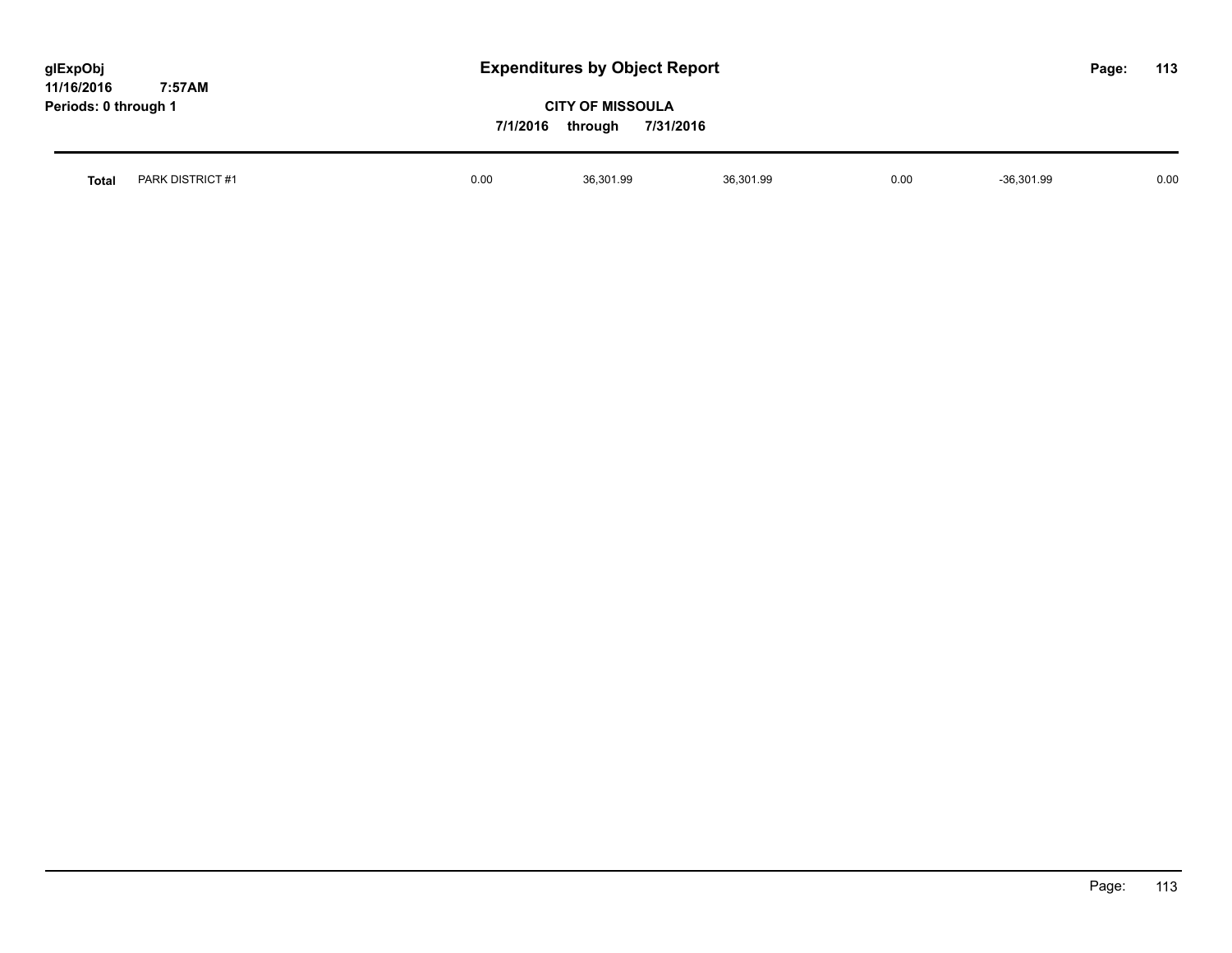# Expenditures by Object Report

glExpObj
11/16/2016 7:57AM
Periods: 0 through 1

**CITY OF MISSOULA**

**7/1/2016 through 7/31/2016**

| | | | | | | | |
|---|---|---|---|---|---|---|---|
| **Total** | PARK DISTRICT #1 | 0.00 | 36,301.99 | 36,301.99 | 0.00 | -36,301.99 | 0.00 |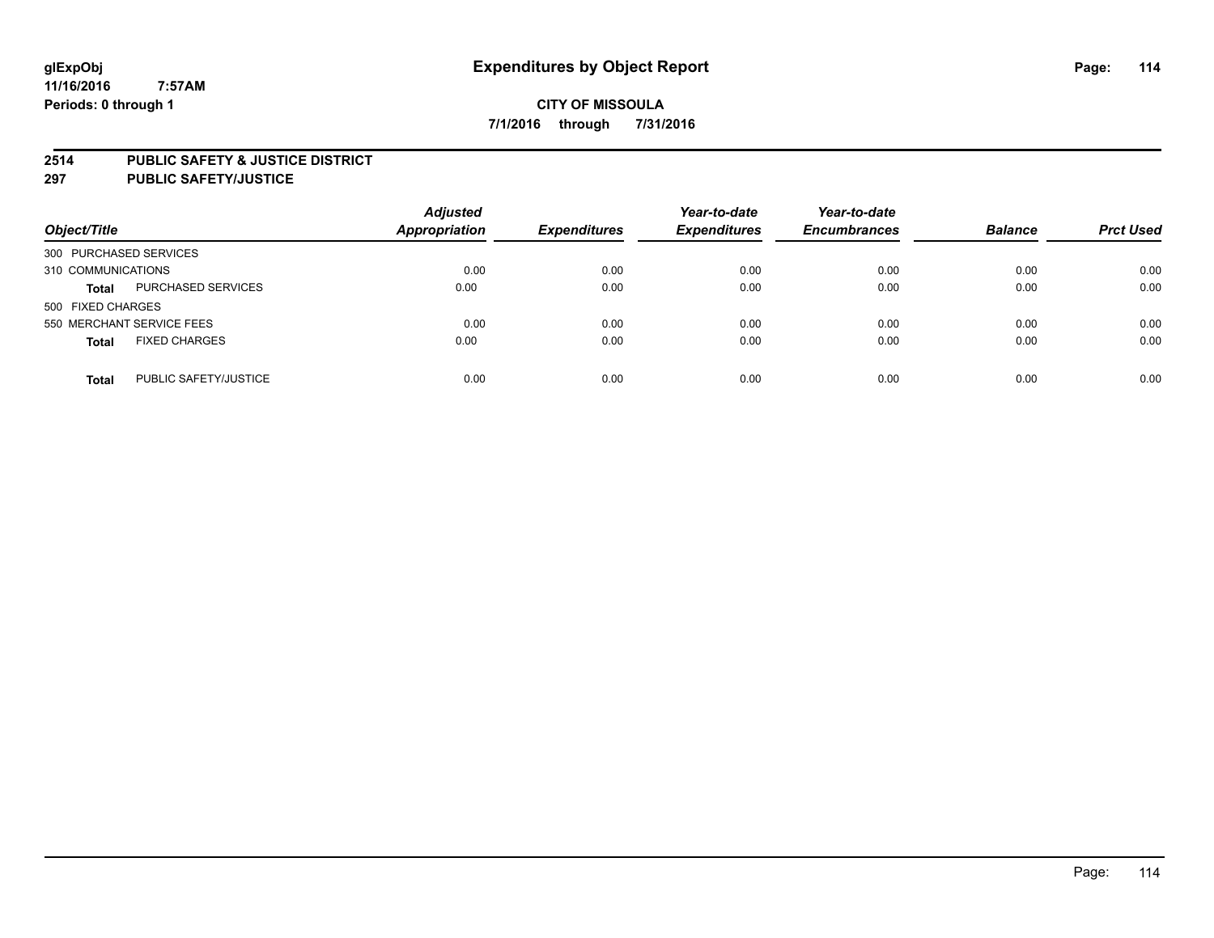**glExpObj**
**11/16/2016 7:57AM**
**Periods: 0 through 1**

# Expenditures by Object Report

**CITY OF MISSOULA**
**7/1/2016 through 7/31/2016**

**2514 PUBLIC SAFETY & JUSTICE DISTRICT**
**297 PUBLIC SAFETY/JUSTICE**

| Object/Title | | Adjusted Appropriation | Expenditures | Year-to-date Expenditures | Year-to-date Encumbrances | Balance | Prct Used |
|---|---|---|---|---|---|---|---|
| 300 PURCHASED SERVICES | | | | | | | |
| 310 COMMUNICATIONS | | 0.00 | 0.00 | 0.00 | 0.00 | 0.00 | 0.00 |
| **Total** | PURCHASED SERVICES | 0.00 | 0.00 | 0.00 | 0.00 | 0.00 | 0.00 |
| 500 FIXED CHARGES | | | | | | | |
| 550 MERCHANT SERVICE FEES | | 0.00 | 0.00 | 0.00 | 0.00 | 0.00 | 0.00 |
| **Total** | FIXED CHARGES | 0.00 | 0.00 | 0.00 | 0.00 | 0.00 | 0.00 |
| **Total** | PUBLIC SAFETY/JUSTICE | 0.00 | 0.00 | 0.00 | 0.00 | 0.00 | 0.00 |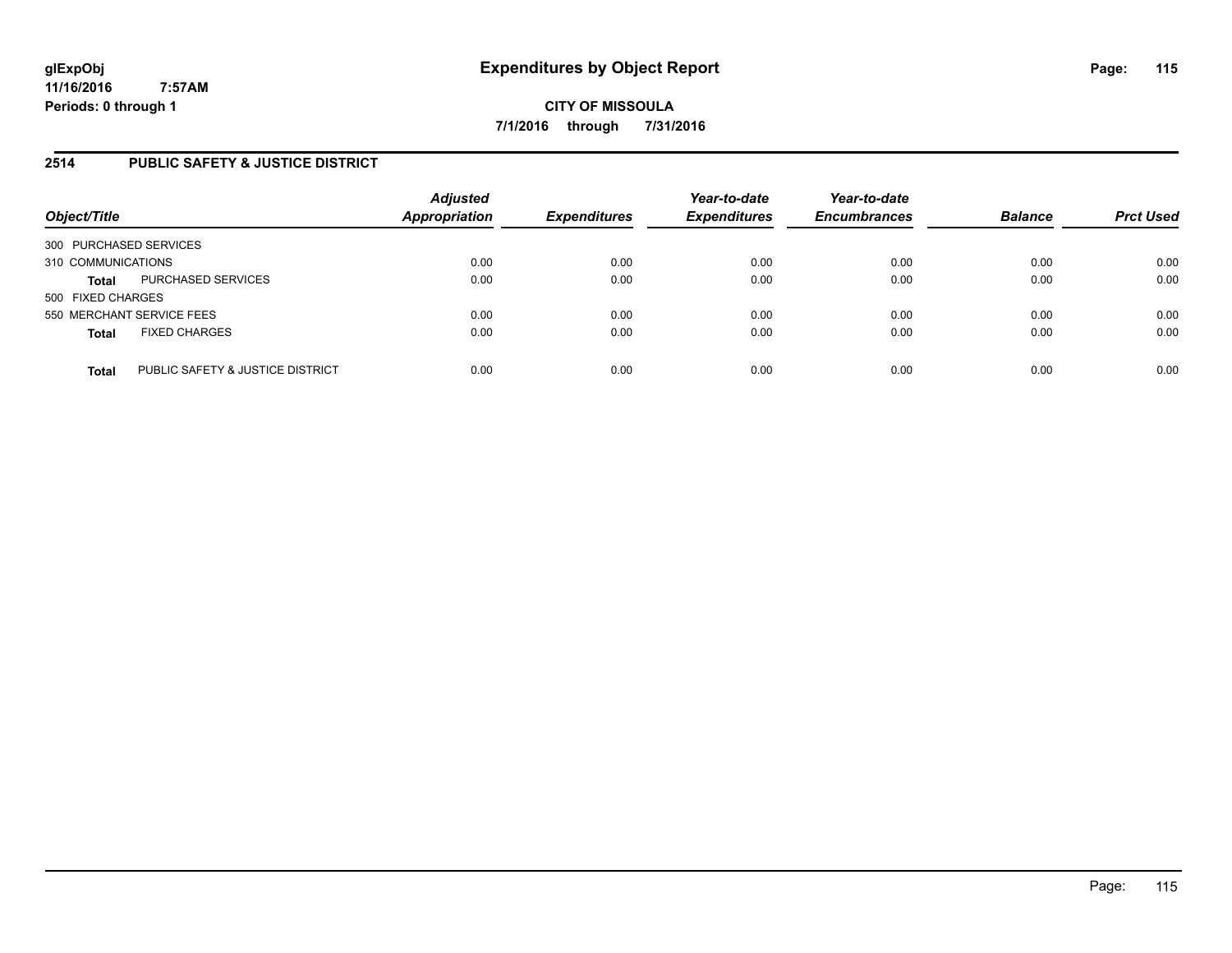# Expenditures by Object Report

**CITY OF MISSOULA**

**7/1/2016 through 7/31/2016**

glExpObj
11/16/2016 7:57AM
Periods: 0 through 1

## 2514 PUBLIC SAFETY & JUSTICE DISTRICT

| Object/Title | | Adjusted Appropriation | Expenditures | Year-to-date Expenditures | Year-to-date Encumbrances | Balance | Prct Used |
|---|---|---|---|---|---|---|---|
| 300 PURCHASED SERVICES | | | | | | | |
| 310 COMMUNICATIONS | | 0.00 | 0.00 | 0.00 | 0.00 | 0.00 | 0.00 |
| **Total** | PURCHASED SERVICES | 0.00 | 0.00 | 0.00 | 0.00 | 0.00 | 0.00 |
| 500 FIXED CHARGES | | | | | | | |
| 550 MERCHANT SERVICE FEES | | 0.00 | 0.00 | 0.00 | 0.00 | 0.00 | 0.00 |
| **Total** | FIXED CHARGES | 0.00 | 0.00 | 0.00 | 0.00 | 0.00 | 0.00 |
| **Total** | PUBLIC SAFETY & JUSTICE DISTRICT | 0.00 | 0.00 | 0.00 | 0.00 | 0.00 | 0.00 |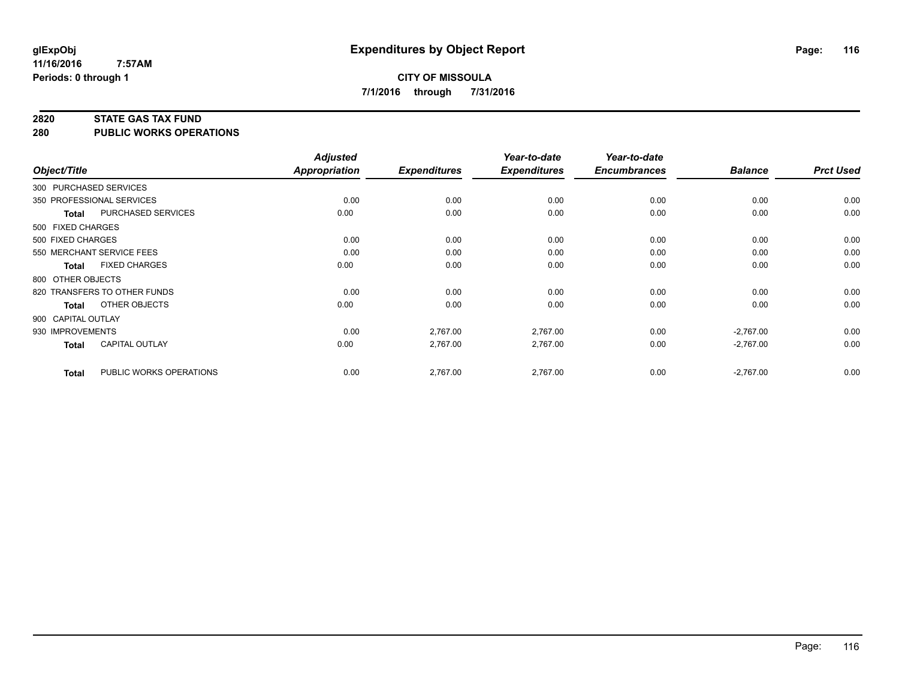# Expenditures by Object Report

glExpObj
11/16/2016 7:57AM
Periods: 0 through 1

**CITY OF MISSOULA**
**7/1/2016 through 7/31/2016**

## 2820 STATE GAS TAX FUND
## 280 PUBLIC WORKS OPERATIONS

| Object/Title | Adjusted Appropriation | Expenditures | Year-to-date Expenditures | Year-to-date Encumbrances | Balance | Prct Used |
|---|---|---|---|---|---|---|
| 300 PURCHASED SERVICES | | | | | | |
| 350 PROFESSIONAL SERVICES | 0.00 | 0.00 | 0.00 | 0.00 | 0.00 | 0.00 |
| **Total** PURCHASED SERVICES | 0.00 | 0.00 | 0.00 | 0.00 | 0.00 | 0.00 |
| 500 FIXED CHARGES | | | | | | |
| 500 FIXED CHARGES | 0.00 | 0.00 | 0.00 | 0.00 | 0.00 | 0.00 |
| 550 MERCHANT SERVICE FEES | 0.00 | 0.00 | 0.00 | 0.00 | 0.00 | 0.00 |
| **Total** FIXED CHARGES | 0.00 | 0.00 | 0.00 | 0.00 | 0.00 | 0.00 |
| 800 OTHER OBJECTS | | | | | | |
| 820 TRANSFERS TO OTHER FUNDS | 0.00 | 0.00 | 0.00 | 0.00 | 0.00 | 0.00 |
| **Total** OTHER OBJECTS | 0.00 | 0.00 | 0.00 | 0.00 | 0.00 | 0.00 |
| 900 CAPITAL OUTLAY | | | | | | |
| 930 IMPROVEMENTS | 0.00 | 2,767.00 | 2,767.00 | 0.00 | -2,767.00 | 0.00 |
| **Total** CAPITAL OUTLAY | 0.00 | 2,767.00 | 2,767.00 | 0.00 | -2,767.00 | 0.00 |
| **Total** PUBLIC WORKS OPERATIONS | 0.00 | 2,767.00 | 2,767.00 | 0.00 | -2,767.00 | 0.00 |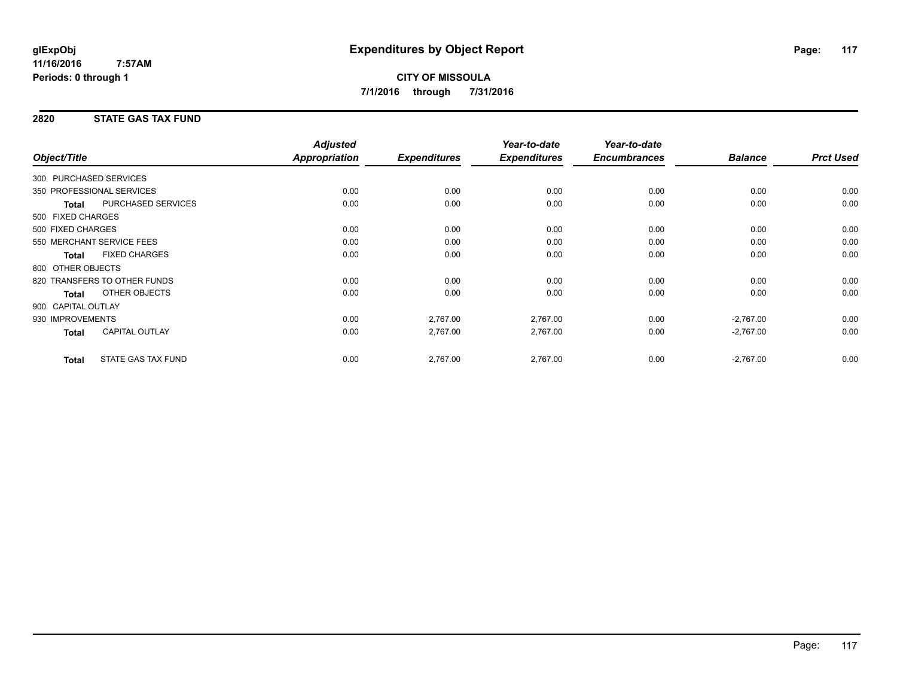# Expenditures by Object Report

glExpObj
11/16/2016 7:57AM
Periods: 0 through 1

**CITY OF MISSOULA**
**7/1/2016 through 7/31/2016**

## 2820 STATE GAS TAX FUND

| Object/Title | Adjusted Appropriation | Expenditures | Year-to-date Expenditures | Year-to-date Encumbrances | Balance | Prct Used |
|---|---|---|---|---|---|---|
| 300 PURCHASED SERVICES | | | | | | |
| 350 PROFESSIONAL SERVICES | 0.00 | 0.00 | 0.00 | 0.00 | 0.00 | 0.00 |
| **Total** PURCHASED SERVICES | 0.00 | 0.00 | 0.00 | 0.00 | 0.00 | 0.00 |
| 500 FIXED CHARGES | | | | | | |
| 500 FIXED CHARGES | 0.00 | 0.00 | 0.00 | 0.00 | 0.00 | 0.00 |
| 550 MERCHANT SERVICE FEES | 0.00 | 0.00 | 0.00 | 0.00 | 0.00 | 0.00 |
| **Total** FIXED CHARGES | 0.00 | 0.00 | 0.00 | 0.00 | 0.00 | 0.00 |
| 800 OTHER OBJECTS | | | | | | |
| 820 TRANSFERS TO OTHER FUNDS | 0.00 | 0.00 | 0.00 | 0.00 | 0.00 | 0.00 |
| **Total** OTHER OBJECTS | 0.00 | 0.00 | 0.00 | 0.00 | 0.00 | 0.00 |
| 900 CAPITAL OUTLAY | | | | | | |
| 930 IMPROVEMENTS | 0.00 | 2,767.00 | 2,767.00 | 0.00 | -2,767.00 | 0.00 |
| **Total** CAPITAL OUTLAY | 0.00 | 2,767.00 | 2,767.00 | 0.00 | -2,767.00 | 0.00 |
| **Total** STATE GAS TAX FUND | 0.00 | 2,767.00 | 2,767.00 | 0.00 | -2,767.00 | 0.00 |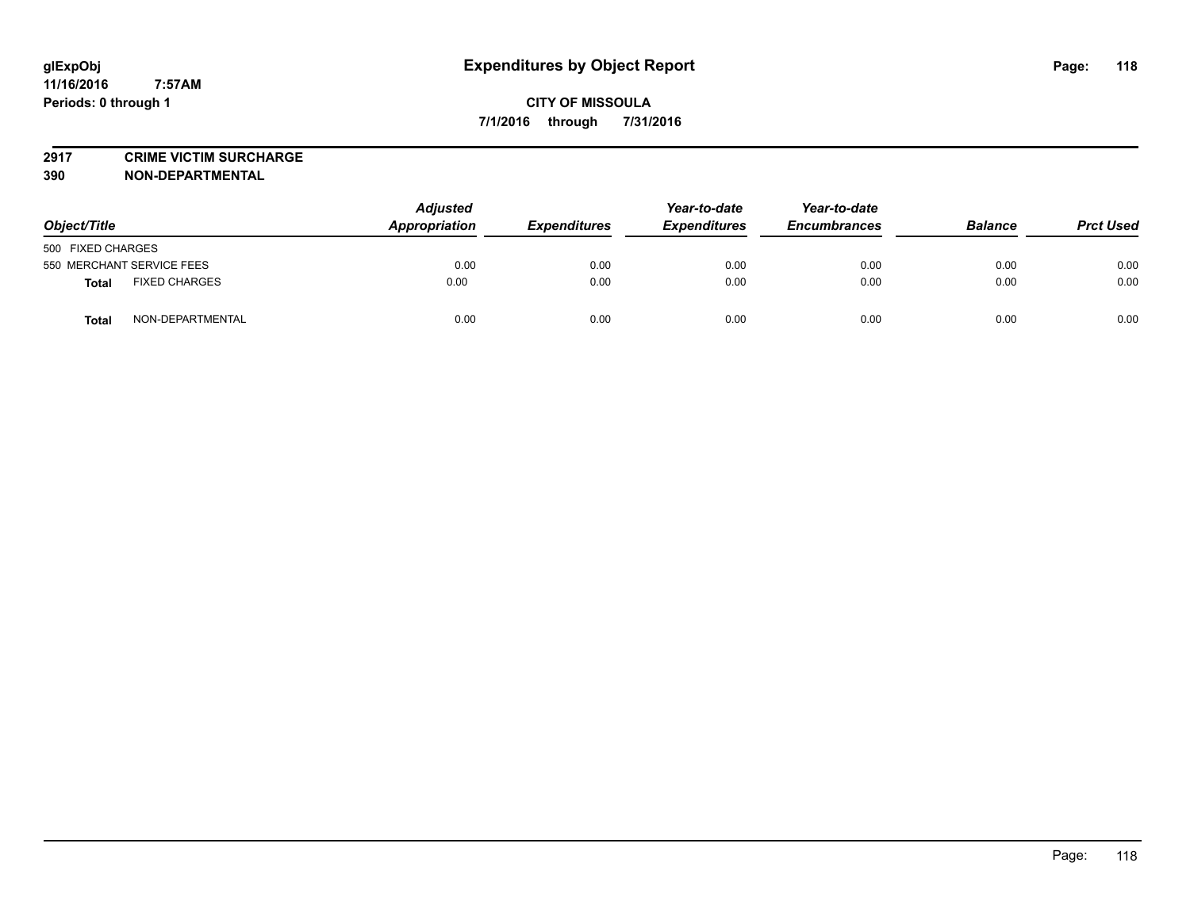**Expenditures by Object Report**

glExpObj
11/16/2016 7:57AM
Periods: 0 through 1

**CITY OF MISSOULA**
**7/1/2016 through 7/31/2016**

**2917 CRIME VICTIM SURCHARGE**
**390 NON-DEPARTMENTAL**

| Object/Title | Adjusted Appropriation | Expenditures | Year-to-date Expenditures | Year-to-date Encumbrances | Balance | Prct Used |
|---|---|---|---|---|---|---|
| 500 FIXED CHARGES | | | | | | |
| 550 MERCHANT SERVICE FEES | 0.00 | 0.00 | 0.00 | 0.00 | 0.00 | 0.00 |
| **Total** FIXED CHARGES | 0.00 | 0.00 | 0.00 | 0.00 | 0.00 | 0.00 |
| **Total** NON-DEPARTMENTAL | 0.00 | 0.00 | 0.00 | 0.00 | 0.00 | 0.00 |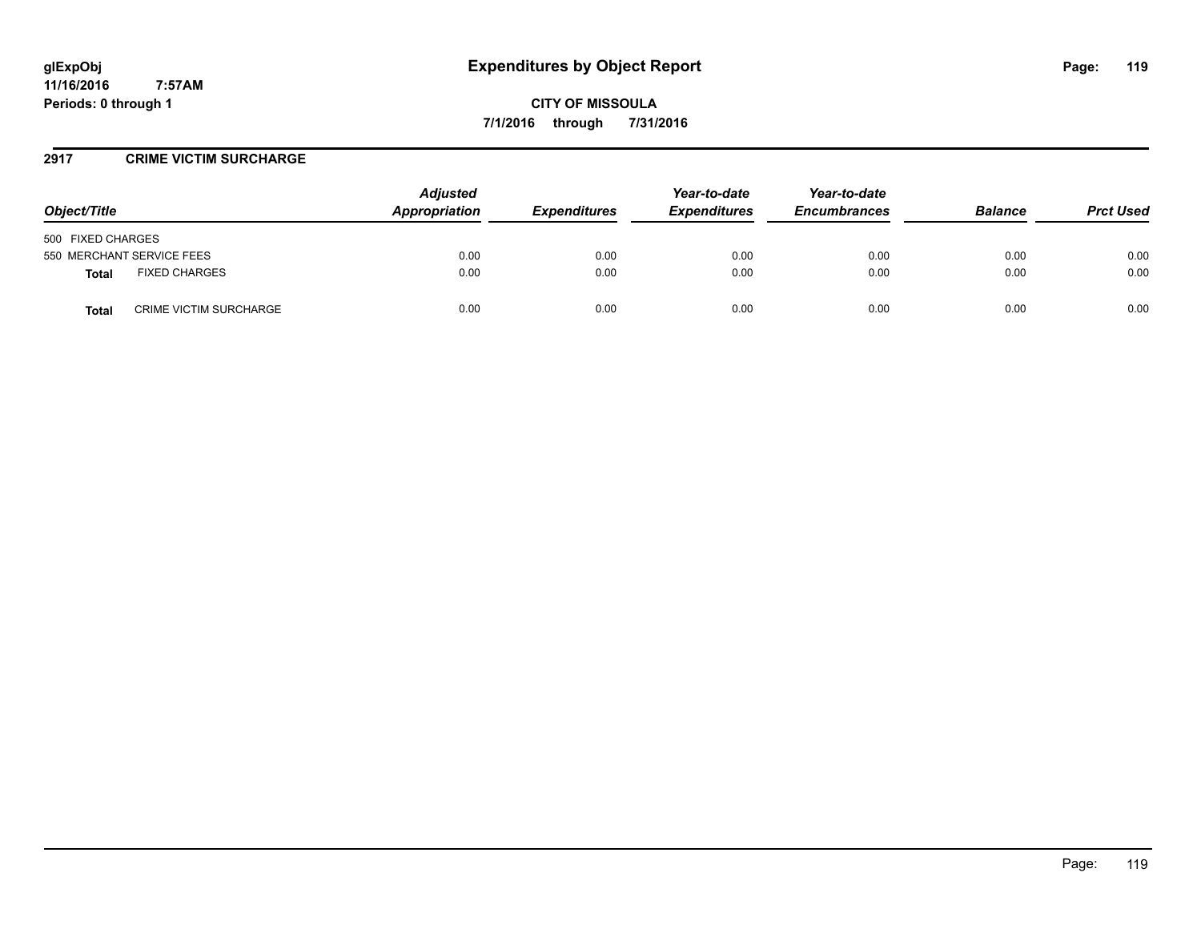# Expenditures by Object Report

glExpObj
11/16/2016 7:57AM
Periods: 0 through 1

**CITY OF MISSOULA**

**7/1/2016 through 7/31/2016**

## 2917 CRIME VICTIM SURCHARGE

| Object/Title | | Adjusted Appropriation | Expenditures | Year-to-date Expenditures | Year-to-date Encumbrances | Balance | Prct Used |
|---|---|---|---|---|---|---|---|
| 500 FIXED CHARGES | | | | | | | |
| 550 MERCHANT SERVICE FEES | | 0.00 | 0.00 | 0.00 | 0.00 | 0.00 | 0.00 |
| **Total** | FIXED CHARGES | 0.00 | 0.00 | 0.00 | 0.00 | 0.00 | 0.00 |
| **Total** | CRIME VICTIM SURCHARGE | 0.00 | 0.00 | 0.00 | 0.00 | 0.00 | 0.00 |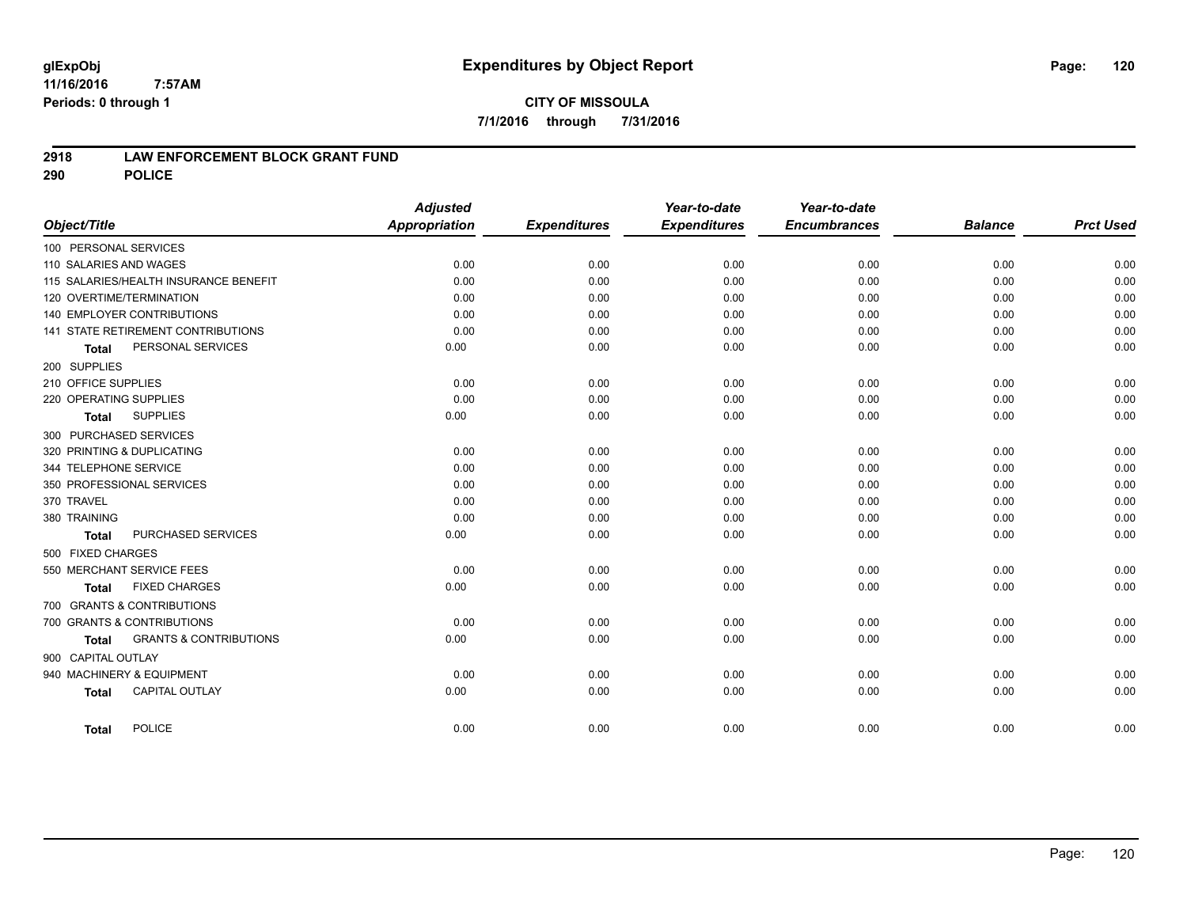glExpObj
11/16/2016 7:57AM
Periods: 0 through 1

# Expenditures by Object Report

**CITY OF MISSOULA**
**7/1/2016 through 7/31/2016**

## 2918 LAW ENFORCEMENT BLOCK GRANT FUND
## 290 POLICE

| Object/Title | Adjusted Appropriation | Expenditures | Year-to-date Expenditures | Year-to-date Encumbrances | Balance | Prct Used |
|---|---|---|---|---|---|---|
| 100 PERSONAL SERVICES | | | | | | |
| 110 SALARIES AND WAGES | 0.00 | 0.00 | 0.00 | 0.00 | 0.00 | 0.00 |
| 115 SALARIES/HEALTH INSURANCE BENEFIT | 0.00 | 0.00 | 0.00 | 0.00 | 0.00 | 0.00 |
| 120 OVERTIME/TERMINATION | 0.00 | 0.00 | 0.00 | 0.00 | 0.00 | 0.00 |
| 140 EMPLOYER CONTRIBUTIONS | 0.00 | 0.00 | 0.00 | 0.00 | 0.00 | 0.00 |
| 141 STATE RETIREMENT CONTRIBUTIONS | 0.00 | 0.00 | 0.00 | 0.00 | 0.00 | 0.00 |
| **Total** PERSONAL SERVICES | 0.00 | 0.00 | 0.00 | 0.00 | 0.00 | 0.00 |
| 200 SUPPLIES | | | | | | |
| 210 OFFICE SUPPLIES | 0.00 | 0.00 | 0.00 | 0.00 | 0.00 | 0.00 |
| 220 OPERATING SUPPLIES | 0.00 | 0.00 | 0.00 | 0.00 | 0.00 | 0.00 |
| **Total** SUPPLIES | 0.00 | 0.00 | 0.00 | 0.00 | 0.00 | 0.00 |
| 300 PURCHASED SERVICES | | | | | | |
| 320 PRINTING & DUPLICATING | 0.00 | 0.00 | 0.00 | 0.00 | 0.00 | 0.00 |
| 344 TELEPHONE SERVICE | 0.00 | 0.00 | 0.00 | 0.00 | 0.00 | 0.00 |
| 350 PROFESSIONAL SERVICES | 0.00 | 0.00 | 0.00 | 0.00 | 0.00 | 0.00 |
| 370 TRAVEL | 0.00 | 0.00 | 0.00 | 0.00 | 0.00 | 0.00 |
| 380 TRAINING | 0.00 | 0.00 | 0.00 | 0.00 | 0.00 | 0.00 |
| **Total** PURCHASED SERVICES | 0.00 | 0.00 | 0.00 | 0.00 | 0.00 | 0.00 |
| 500 FIXED CHARGES | | | | | | |
| 550 MERCHANT SERVICE FEES | 0.00 | 0.00 | 0.00 | 0.00 | 0.00 | 0.00 |
| **Total** FIXED CHARGES | 0.00 | 0.00 | 0.00 | 0.00 | 0.00 | 0.00 |
| 700 GRANTS & CONTRIBUTIONS | | | | | | |
| 700 GRANTS & CONTRIBUTIONS | 0.00 | 0.00 | 0.00 | 0.00 | 0.00 | 0.00 |
| **Total** GRANTS & CONTRIBUTIONS | 0.00 | 0.00 | 0.00 | 0.00 | 0.00 | 0.00 |
| 900 CAPITAL OUTLAY | | | | | | |
| 940 MACHINERY & EQUIPMENT | 0.00 | 0.00 | 0.00 | 0.00 | 0.00 | 0.00 |
| **Total** CAPITAL OUTLAY | 0.00 | 0.00 | 0.00 | 0.00 | 0.00 | 0.00 |
| **Total** POLICE | 0.00 | 0.00 | 0.00 | 0.00 | 0.00 | 0.00 |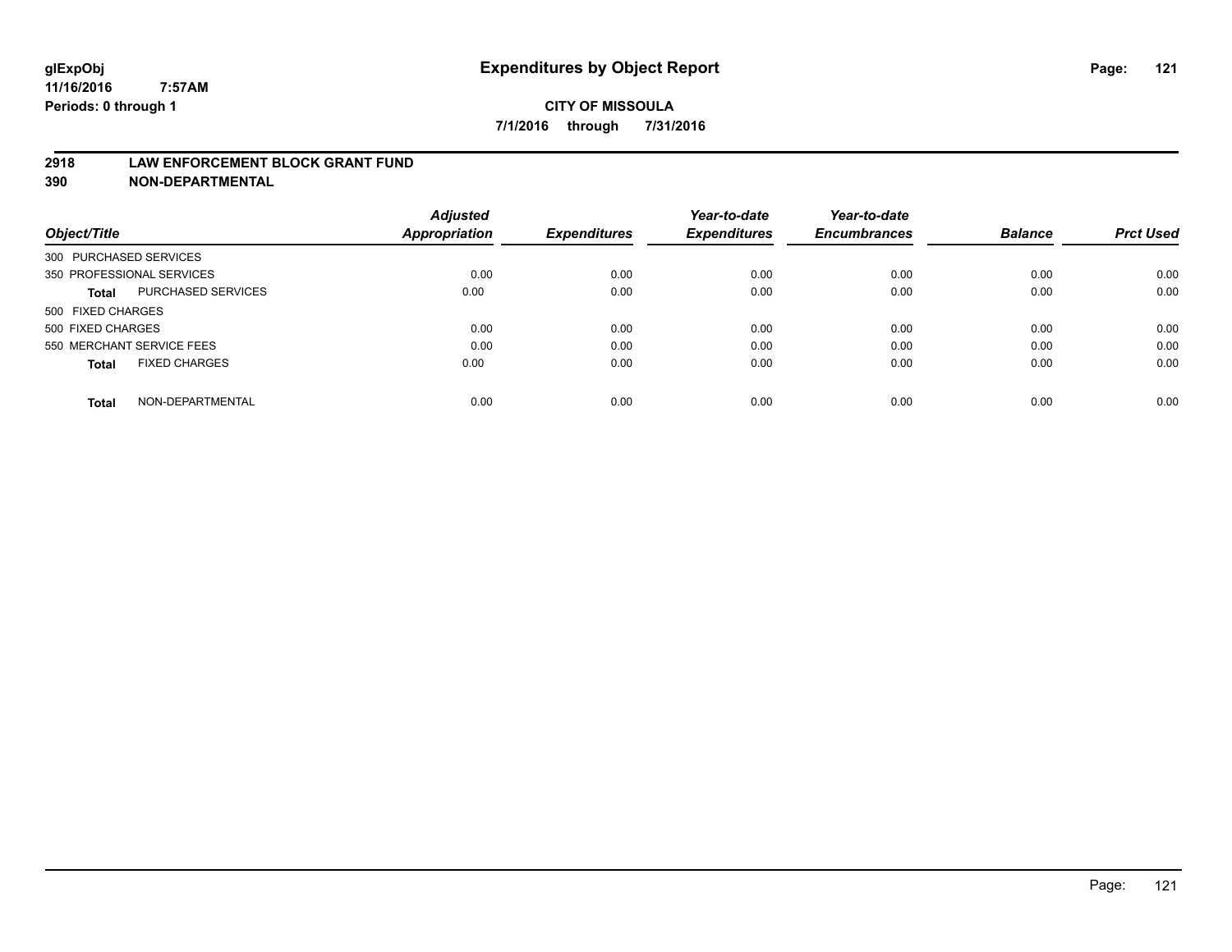# Expenditures by Object Report

glExpObj
11/16/2016 7:57AM
Periods: 0 through 1

**CITY OF MISSOULA**
**7/1/2016 through 7/31/2016**

## 2918 LAW ENFORCEMENT BLOCK GRANT FUND
## 390 NON-DEPARTMENTAL

| Object/Title | | Adjusted Appropriation | Expenditures | Year-to-date Expenditures | Year-to-date Encumbrances | Balance | Prct Used |
|---|---|---|---|---|---|---|---|
| 300 PURCHASED SERVICES | | | | | | | |
| 350 PROFESSIONAL SERVICES | | 0.00 | 0.00 | 0.00 | 0.00 | 0.00 | 0.00 |
| **Total** | PURCHASED SERVICES | 0.00 | 0.00 | 0.00 | 0.00 | 0.00 | 0.00 |
| 500 FIXED CHARGES | | | | | | | |
| 500 FIXED CHARGES | | 0.00 | 0.00 | 0.00 | 0.00 | 0.00 | 0.00 |
| 550 MERCHANT SERVICE FEES | | 0.00 | 0.00 | 0.00 | 0.00 | 0.00 | 0.00 |
| **Total** | FIXED CHARGES | 0.00 | 0.00 | 0.00 | 0.00 | 0.00 | 0.00 |
| **Total** | NON-DEPARTMENTAL | 0.00 | 0.00 | 0.00 | 0.00 | 0.00 | 0.00 |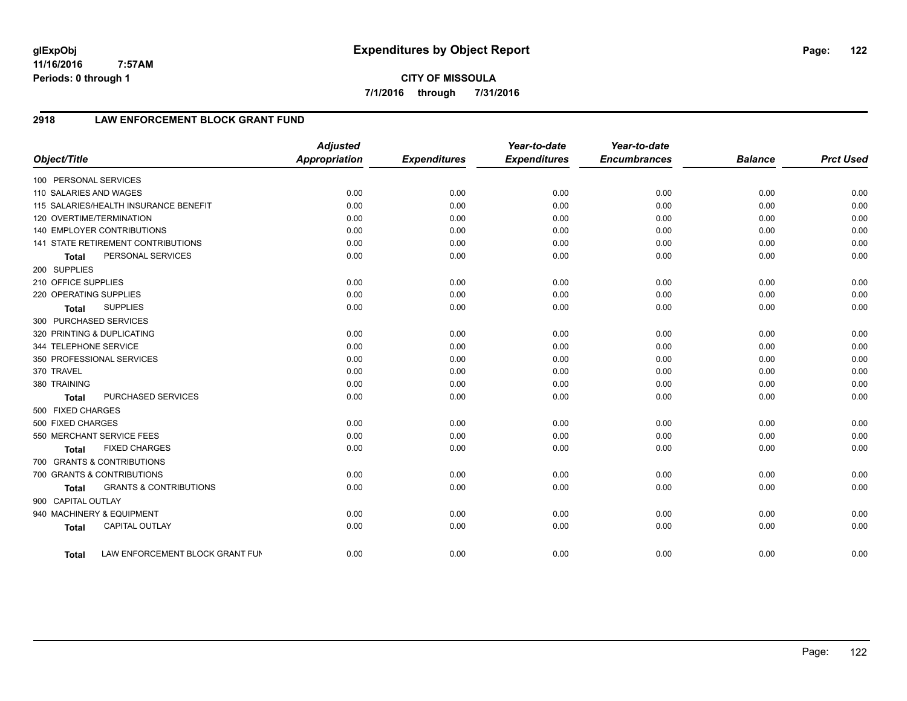glExpObj
11/16/2016 7:57AM
Periods: 0 through 1

# Expenditures by Object Report

**CITY OF MISSOULA**
**7/1/2016 through 7/31/2016**

## 2918 LAW ENFORCEMENT BLOCK GRANT FUND

| Object/Title | Adjusted Appropriation | Expenditures | Year-to-date Expenditures | Year-to-date Encumbrances | Balance | Prct Used |
|---|---|---|---|---|---|---|
| 100 PERSONAL SERVICES | | | | | | |
| 110 SALARIES AND WAGES | 0.00 | 0.00 | 0.00 | 0.00 | 0.00 | 0.00 |
| 115 SALARIES/HEALTH INSURANCE BENEFIT | 0.00 | 0.00 | 0.00 | 0.00 | 0.00 | 0.00 |
| 120 OVERTIME/TERMINATION | 0.00 | 0.00 | 0.00 | 0.00 | 0.00 | 0.00 |
| 140 EMPLOYER CONTRIBUTIONS | 0.00 | 0.00 | 0.00 | 0.00 | 0.00 | 0.00 |
| 141 STATE RETIREMENT CONTRIBUTIONS | 0.00 | 0.00 | 0.00 | 0.00 | 0.00 | 0.00 |
| **Total** PERSONAL SERVICES | 0.00 | 0.00 | 0.00 | 0.00 | 0.00 | 0.00 |
| 200 SUPPLIES | | | | | | |
| 210 OFFICE SUPPLIES | 0.00 | 0.00 | 0.00 | 0.00 | 0.00 | 0.00 |
| 220 OPERATING SUPPLIES | 0.00 | 0.00 | 0.00 | 0.00 | 0.00 | 0.00 |
| **Total** SUPPLIES | 0.00 | 0.00 | 0.00 | 0.00 | 0.00 | 0.00 |
| 300 PURCHASED SERVICES | | | | | | |
| 320 PRINTING & DUPLICATING | 0.00 | 0.00 | 0.00 | 0.00 | 0.00 | 0.00 |
| 344 TELEPHONE SERVICE | 0.00 | 0.00 | 0.00 | 0.00 | 0.00 | 0.00 |
| 350 PROFESSIONAL SERVICES | 0.00 | 0.00 | 0.00 | 0.00 | 0.00 | 0.00 |
| 370 TRAVEL | 0.00 | 0.00 | 0.00 | 0.00 | 0.00 | 0.00 |
| 380 TRAINING | 0.00 | 0.00 | 0.00 | 0.00 | 0.00 | 0.00 |
| **Total** PURCHASED SERVICES | 0.00 | 0.00 | 0.00 | 0.00 | 0.00 | 0.00 |
| 500 FIXED CHARGES | | | | | | |
| 500 FIXED CHARGES | 0.00 | 0.00 | 0.00 | 0.00 | 0.00 | 0.00 |
| 550 MERCHANT SERVICE FEES | 0.00 | 0.00 | 0.00 | 0.00 | 0.00 | 0.00 |
| **Total** FIXED CHARGES | 0.00 | 0.00 | 0.00 | 0.00 | 0.00 | 0.00 |
| 700 GRANTS & CONTRIBUTIONS | | | | | | |
| 700 GRANTS & CONTRIBUTIONS | 0.00 | 0.00 | 0.00 | 0.00 | 0.00 | 0.00 |
| **Total** GRANTS & CONTRIBUTIONS | 0.00 | 0.00 | 0.00 | 0.00 | 0.00 | 0.00 |
| 900 CAPITAL OUTLAY | | | | | | |
| 940 MACHINERY & EQUIPMENT | 0.00 | 0.00 | 0.00 | 0.00 | 0.00 | 0.00 |
| **Total** CAPITAL OUTLAY | 0.00 | 0.00 | 0.00 | 0.00 | 0.00 | 0.00 |
| **Total** LAW ENFORCEMENT BLOCK GRANT FUN | 0.00 | 0.00 | 0.00 | 0.00 | 0.00 | 0.00 |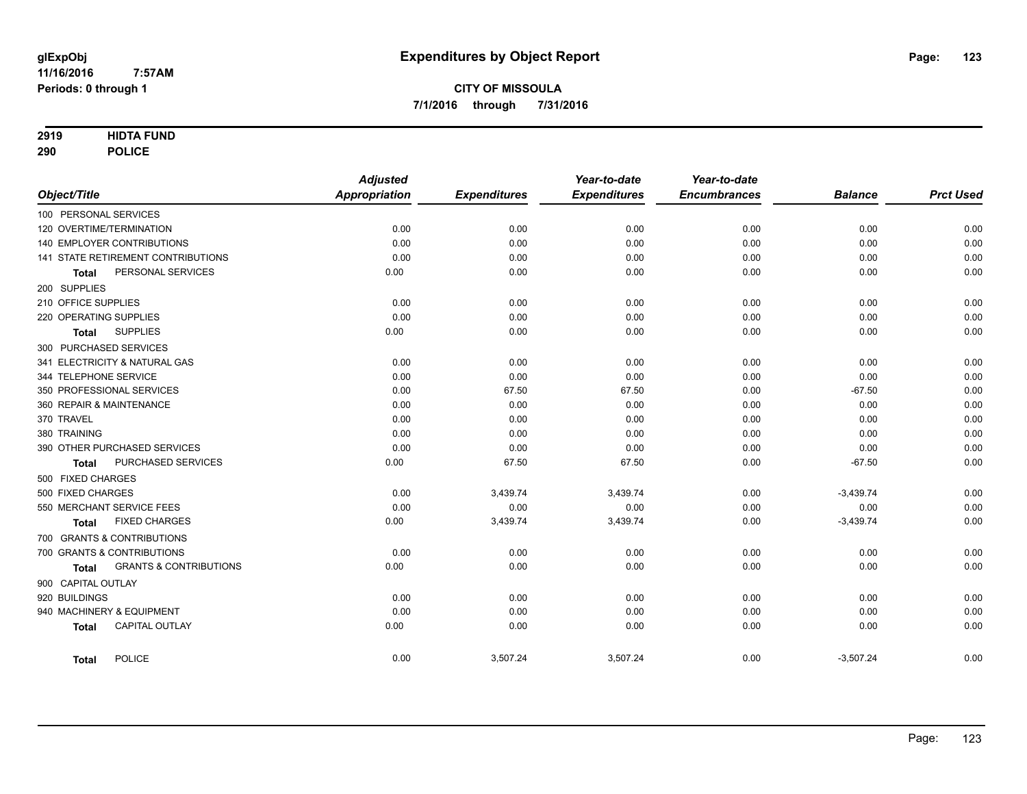# Expenditures by Object Report

glExpObj
11/16/2016 7:57AM
Periods: 0 through 1

**CITY OF MISSOULA**
**7/1/2016 through 7/31/2016**

**2919 HIDTA FUND**
**290 POLICE**

| Object/Title | Adjusted Appropriation | Expenditures | Year-to-date Expenditures | Year-to-date Encumbrances | Balance | Prct Used |
|---|---|---|---|---|---|---|
| 100 PERSONAL SERVICES | | | | | | |
| 120 OVERTIME/TERMINATION | 0.00 | 0.00 | 0.00 | 0.00 | 0.00 | 0.00 |
| 140 EMPLOYER CONTRIBUTIONS | 0.00 | 0.00 | 0.00 | 0.00 | 0.00 | 0.00 |
| 141 STATE RETIREMENT CONTRIBUTIONS | 0.00 | 0.00 | 0.00 | 0.00 | 0.00 | 0.00 |
| **Total** PERSONAL SERVICES | 0.00 | 0.00 | 0.00 | 0.00 | 0.00 | 0.00 |
| 200 SUPPLIES | | | | | | |
| 210 OFFICE SUPPLIES | 0.00 | 0.00 | 0.00 | 0.00 | 0.00 | 0.00 |
| 220 OPERATING SUPPLIES | 0.00 | 0.00 | 0.00 | 0.00 | 0.00 | 0.00 |
| **Total** SUPPLIES | 0.00 | 0.00 | 0.00 | 0.00 | 0.00 | 0.00 |
| 300 PURCHASED SERVICES | | | | | | |
| 341 ELECTRICITY & NATURAL GAS | 0.00 | 0.00 | 0.00 | 0.00 | 0.00 | 0.00 |
| 344 TELEPHONE SERVICE | 0.00 | 0.00 | 0.00 | 0.00 | 0.00 | 0.00 |
| 350 PROFESSIONAL SERVICES | 0.00 | 67.50 | 67.50 | 0.00 | -67.50 | 0.00 |
| 360 REPAIR & MAINTENANCE | 0.00 | 0.00 | 0.00 | 0.00 | 0.00 | 0.00 |
| 370 TRAVEL | 0.00 | 0.00 | 0.00 | 0.00 | 0.00 | 0.00 |
| 380 TRAINING | 0.00 | 0.00 | 0.00 | 0.00 | 0.00 | 0.00 |
| 390 OTHER PURCHASED SERVICES | 0.00 | 0.00 | 0.00 | 0.00 | 0.00 | 0.00 |
| **Total** PURCHASED SERVICES | 0.00 | 67.50 | 67.50 | 0.00 | -67.50 | 0.00 |
| 500 FIXED CHARGES | | | | | | |
| 500 FIXED CHARGES | 0.00 | 3,439.74 | 3,439.74 | 0.00 | -3,439.74 | 0.00 |
| 550 MERCHANT SERVICE FEES | 0.00 | 0.00 | 0.00 | 0.00 | 0.00 | 0.00 |
| **Total** FIXED CHARGES | 0.00 | 3,439.74 | 3,439.74 | 0.00 | -3,439.74 | 0.00 |
| 700 GRANTS & CONTRIBUTIONS | | | | | | |
| 700 GRANTS & CONTRIBUTIONS | 0.00 | 0.00 | 0.00 | 0.00 | 0.00 | 0.00 |
| **Total** GRANTS & CONTRIBUTIONS | 0.00 | 0.00 | 0.00 | 0.00 | 0.00 | 0.00 |
| 900 CAPITAL OUTLAY | | | | | | |
| 920 BUILDINGS | 0.00 | 0.00 | 0.00 | 0.00 | 0.00 | 0.00 |
| 940 MACHINERY & EQUIPMENT | 0.00 | 0.00 | 0.00 | 0.00 | 0.00 | 0.00 |
| **Total** CAPITAL OUTLAY | 0.00 | 0.00 | 0.00 | 0.00 | 0.00 | 0.00 |
| **Total** POLICE | 0.00 | 3,507.24 | 3,507.24 | 0.00 | -3,507.24 | 0.00 |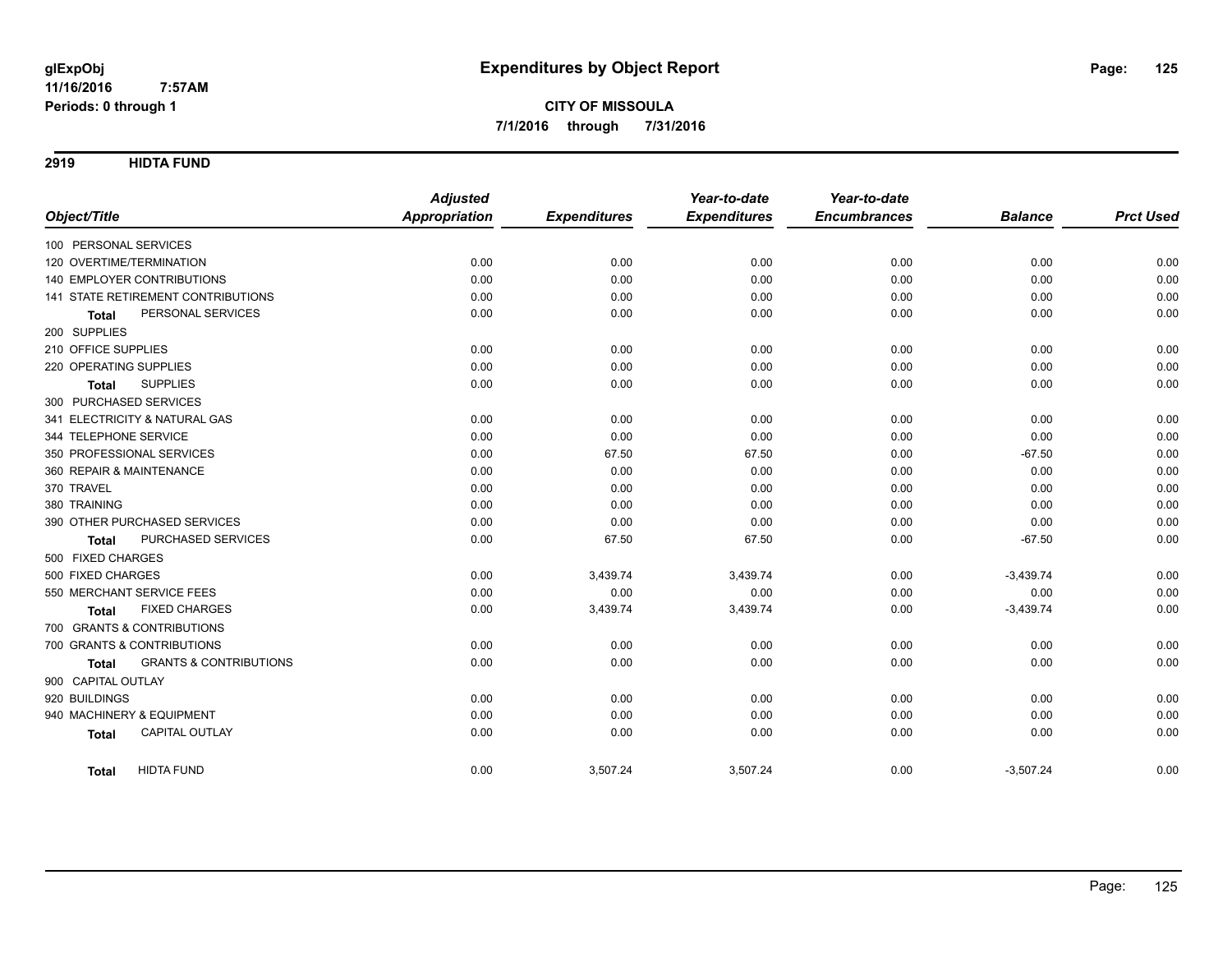**glExpObj**
**11/16/2016 7:57AM**
**Periods: 0 through 1**

# Expenditures by Object Report

**CITY OF MISSOULA**
**7/1/2016 through 7/31/2016**

## 2919 HIDTA FUND

| Object/Title | Adjusted Appropriation | Expenditures | Year-to-date Expenditures | Year-to-date Encumbrances | Balance | Prct Used |
|---|---|---|---|---|---|---|
| 100 PERSONAL SERVICES | | | | | | |
| 120 OVERTIME/TERMINATION | 0.00 | 0.00 | 0.00 | 0.00 | 0.00 | 0.00 |
| 140 EMPLOYER CONTRIBUTIONS | 0.00 | 0.00 | 0.00 | 0.00 | 0.00 | 0.00 |
| 141 STATE RETIREMENT CONTRIBUTIONS | 0.00 | 0.00 | 0.00 | 0.00 | 0.00 | 0.00 |
| **Total** PERSONAL SERVICES | 0.00 | 0.00 | 0.00 | 0.00 | 0.00 | 0.00 |
| 200 SUPPLIES | | | | | | |
| 210 OFFICE SUPPLIES | 0.00 | 0.00 | 0.00 | 0.00 | 0.00 | 0.00 |
| 220 OPERATING SUPPLIES | 0.00 | 0.00 | 0.00 | 0.00 | 0.00 | 0.00 |
| **Total** SUPPLIES | 0.00 | 0.00 | 0.00 | 0.00 | 0.00 | 0.00 |
| 300 PURCHASED SERVICES | | | | | | |
| 341 ELECTRICITY & NATURAL GAS | 0.00 | 0.00 | 0.00 | 0.00 | 0.00 | 0.00 |
| 344 TELEPHONE SERVICE | 0.00 | 0.00 | 0.00 | 0.00 | 0.00 | 0.00 |
| 350 PROFESSIONAL SERVICES | 0.00 | 67.50 | 67.50 | 0.00 | -67.50 | 0.00 |
| 360 REPAIR & MAINTENANCE | 0.00 | 0.00 | 0.00 | 0.00 | 0.00 | 0.00 |
| 370 TRAVEL | 0.00 | 0.00 | 0.00 | 0.00 | 0.00 | 0.00 |
| 380 TRAINING | 0.00 | 0.00 | 0.00 | 0.00 | 0.00 | 0.00 |
| 390 OTHER PURCHASED SERVICES | 0.00 | 0.00 | 0.00 | 0.00 | 0.00 | 0.00 |
| **Total** PURCHASED SERVICES | 0.00 | 67.50 | 67.50 | 0.00 | -67.50 | 0.00 |
| 500 FIXED CHARGES | | | | | | |
| 500 FIXED CHARGES | 0.00 | 3,439.74 | 3,439.74 | 0.00 | -3,439.74 | 0.00 |
| 550 MERCHANT SERVICE FEES | 0.00 | 0.00 | 0.00 | 0.00 | 0.00 | 0.00 |
| **Total** FIXED CHARGES | 0.00 | 3,439.74 | 3,439.74 | 0.00 | -3,439.74 | 0.00 |
| 700 GRANTS & CONTRIBUTIONS | | | | | | |
| 700 GRANTS & CONTRIBUTIONS | 0.00 | 0.00 | 0.00 | 0.00 | 0.00 | 0.00 |
| **Total** GRANTS & CONTRIBUTIONS | 0.00 | 0.00 | 0.00 | 0.00 | 0.00 | 0.00 |
| 900 CAPITAL OUTLAY | | | | | | |
| 920 BUILDINGS | 0.00 | 0.00 | 0.00 | 0.00 | 0.00 | 0.00 |
| 940 MACHINERY & EQUIPMENT | 0.00 | 0.00 | 0.00 | 0.00 | 0.00 | 0.00 |
| **Total** CAPITAL OUTLAY | 0.00 | 0.00 | 0.00 | 0.00 | 0.00 | 0.00 |
| **Total** HIDTA FUND | 0.00 | 3,507.24 | 3,507.24 | 0.00 | -3,507.24 | 0.00 |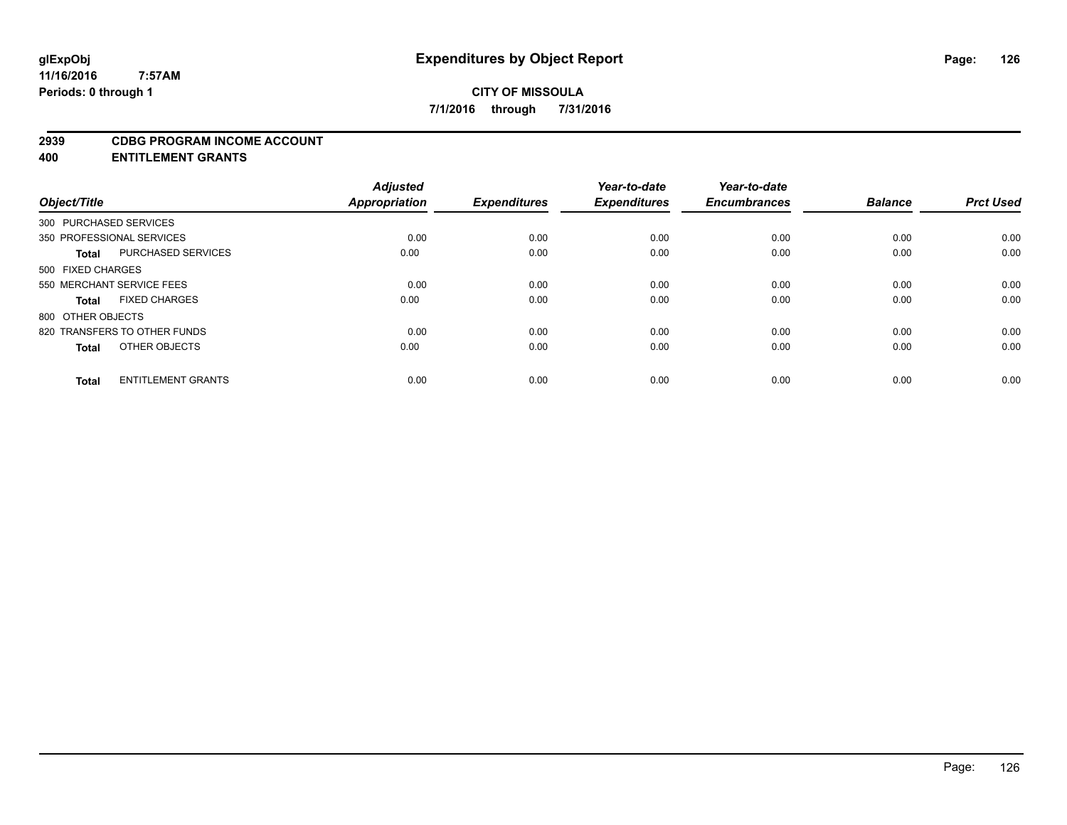glExpObj
11/16/2016 7:57AM
Periods: 0 through 1

# Expenditures by Object Report

**CITY OF MISSOULA**
**7/1/2016 through 7/31/2016**

**2939 CDBG PROGRAM INCOME ACCOUNT**
**400 ENTITLEMENT GRANTS**

| Object/Title | | Adjusted Appropriation | Expenditures | Year-to-date Expenditures | Year-to-date Encumbrances | Balance | Prct Used |
|---|---|---|---|---|---|---|---|
| 300 PURCHASED SERVICES | | | | | | | |
| 350 PROFESSIONAL SERVICES | | 0.00 | 0.00 | 0.00 | 0.00 | 0.00 | 0.00 |
| **Total** | PURCHASED SERVICES | 0.00 | 0.00 | 0.00 | 0.00 | 0.00 | 0.00 |
| 500 FIXED CHARGES | | | | | | | |
| 550 MERCHANT SERVICE FEES | | 0.00 | 0.00 | 0.00 | 0.00 | 0.00 | 0.00 |
| **Total** | FIXED CHARGES | 0.00 | 0.00 | 0.00 | 0.00 | 0.00 | 0.00 |
| 800 OTHER OBJECTS | | | | | | | |
| 820 TRANSFERS TO OTHER FUNDS | | 0.00 | 0.00 | 0.00 | 0.00 | 0.00 | 0.00 |
| **Total** | OTHER OBJECTS | 0.00 | 0.00 | 0.00 | 0.00 | 0.00 | 0.00 |
| **Total** | ENTITLEMENT GRANTS | 0.00 | 0.00 | 0.00 | 0.00 | 0.00 | 0.00 |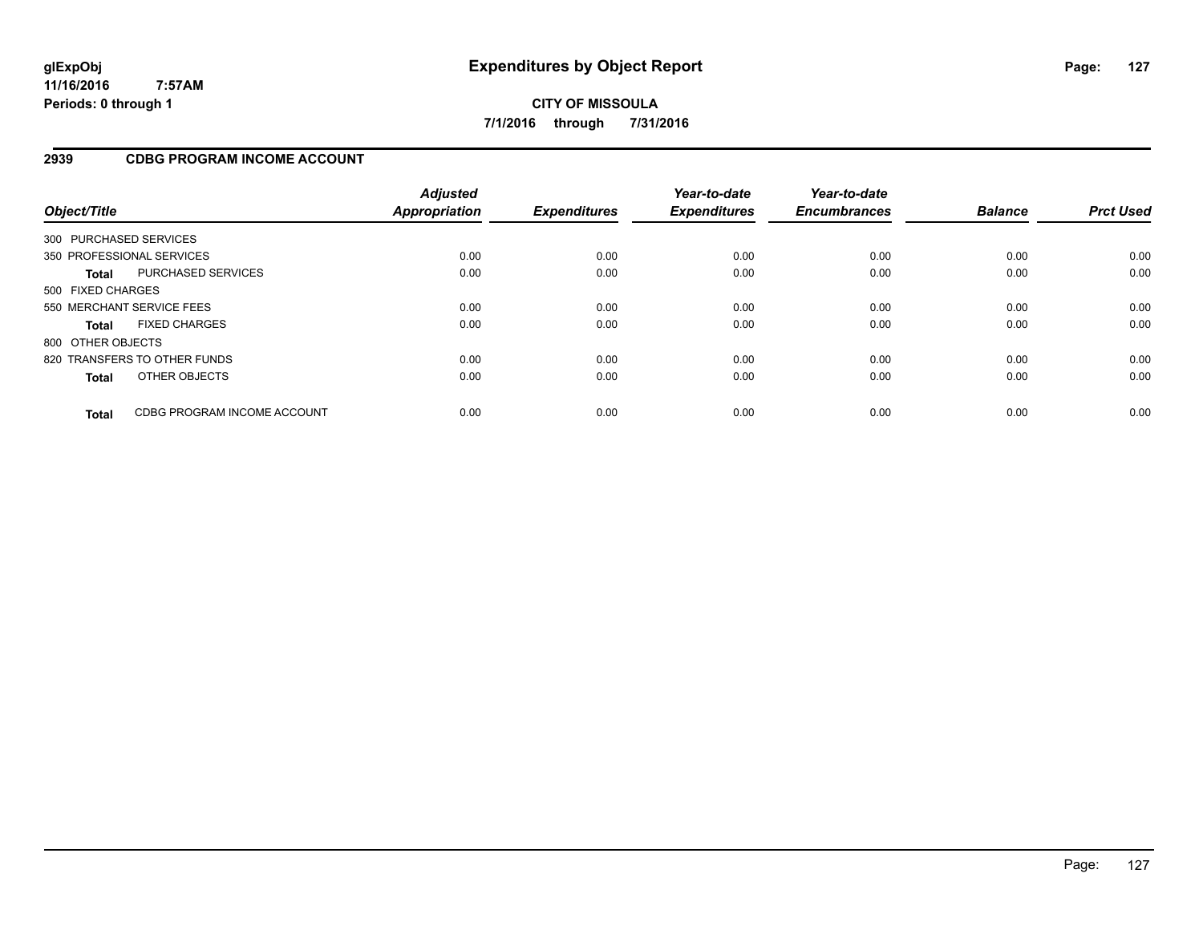# Expenditures by Object Report

glExpObj
11/16/2016 7:57AM
Periods: 0 through 1

**CITY OF MISSOULA**
**7/1/2016 through 7/31/2016**

## 2939 CDBG PROGRAM INCOME ACCOUNT

| Object/Title | | Adjusted Appropriation | Expenditures | Year-to-date Expenditures | Year-to-date Encumbrances | Balance | Prct Used |
|---|---|---|---|---|---|---|---|
| 300 PURCHASED SERVICES | | | | | | | |
| 350 PROFESSIONAL SERVICES | | 0.00 | 0.00 | 0.00 | 0.00 | 0.00 | 0.00 |
| **Total** | PURCHASED SERVICES | 0.00 | 0.00 | 0.00 | 0.00 | 0.00 | 0.00 |
| 500 FIXED CHARGES | | | | | | | |
| 550 MERCHANT SERVICE FEES | | 0.00 | 0.00 | 0.00 | 0.00 | 0.00 | 0.00 |
| **Total** | FIXED CHARGES | 0.00 | 0.00 | 0.00 | 0.00 | 0.00 | 0.00 |
| 800 OTHER OBJECTS | | | | | | | |
| 820 TRANSFERS TO OTHER FUNDS | | 0.00 | 0.00 | 0.00 | 0.00 | 0.00 | 0.00 |
| **Total** | OTHER OBJECTS | 0.00 | 0.00 | 0.00 | 0.00 | 0.00 | 0.00 |
| **Total** | CDBG PROGRAM INCOME ACCOUNT | 0.00 | 0.00 | 0.00 | 0.00 | 0.00 | 0.00 |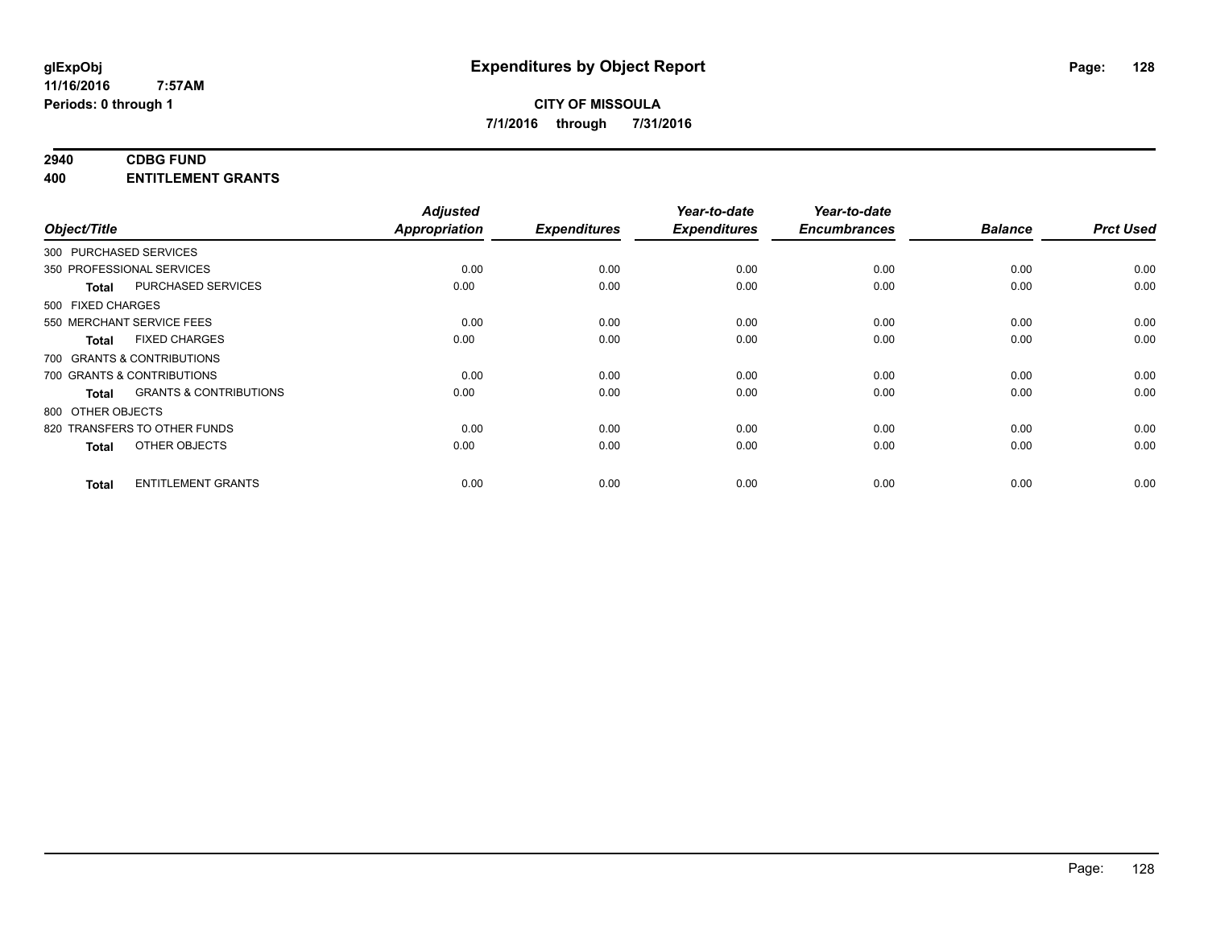# Expenditures by Object Report

glExpObj
11/16/2016 7:57AM
Periods: 0 through 1

**CITY OF MISSOULA**
**7/1/2016 through 7/31/2016**

**2940 CDBG FUND**
**400 ENTITLEMENT GRANTS**

| Object/Title | | Adjusted Appropriation | Expenditures | Year-to-date Expenditures | Year-to-date Encumbrances | Balance | Prct Used |
|---|---|---|---|---|---|---|---|
| 300 PURCHASED SERVICES | | | | | | | |
| 350 PROFESSIONAL SERVICES | | 0.00 | 0.00 | 0.00 | 0.00 | 0.00 | 0.00 |
| **Total** | PURCHASED SERVICES | 0.00 | 0.00 | 0.00 | 0.00 | 0.00 | 0.00 |
| 500 FIXED CHARGES | | | | | | | |
| 550 MERCHANT SERVICE FEES | | 0.00 | 0.00 | 0.00 | 0.00 | 0.00 | 0.00 |
| **Total** | FIXED CHARGES | 0.00 | 0.00 | 0.00 | 0.00 | 0.00 | 0.00 |
| 700 GRANTS & CONTRIBUTIONS | | | | | | | |
| 700 GRANTS & CONTRIBUTIONS | | 0.00 | 0.00 | 0.00 | 0.00 | 0.00 | 0.00 |
| **Total** | GRANTS & CONTRIBUTIONS | 0.00 | 0.00 | 0.00 | 0.00 | 0.00 | 0.00 |
| 800 OTHER OBJECTS | | | | | | | |
| 820 TRANSFERS TO OTHER FUNDS | | 0.00 | 0.00 | 0.00 | 0.00 | 0.00 | 0.00 |
| **Total** | OTHER OBJECTS | 0.00 | 0.00 | 0.00 | 0.00 | 0.00 | 0.00 |
| **Total** | ENTITLEMENT GRANTS | 0.00 | 0.00 | 0.00 | 0.00 | 0.00 | 0.00 |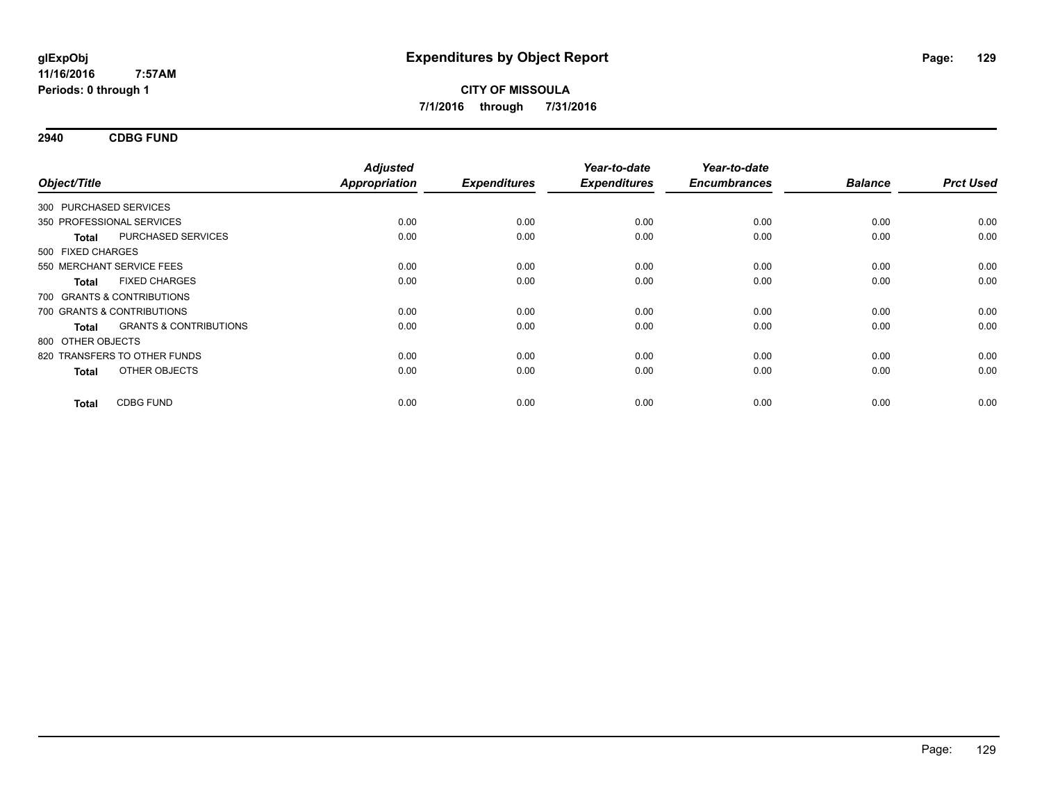# Expenditures by Object Report

glExpObj
11/16/2016 7:57AM
Periods: 0 through 1

**CITY OF MISSOULA**
**7/1/2016 through 7/31/2016**

## 2940 CDBG FUND

| Object/Title | | Adjusted Appropriation | Expenditures | Year-to-date Expenditures | Year-to-date Encumbrances | Balance | Prct Used |
|---|---|---|---|---|---|---|---|
| 300 PURCHASED SERVICES | | | | | | | |
| 350 PROFESSIONAL SERVICES | | 0.00 | 0.00 | 0.00 | 0.00 | 0.00 | 0.00 |
| **Total** | PURCHASED SERVICES | 0.00 | 0.00 | 0.00 | 0.00 | 0.00 | 0.00 |
| 500 FIXED CHARGES | | | | | | | |
| 550 MERCHANT SERVICE FEES | | 0.00 | 0.00 | 0.00 | 0.00 | 0.00 | 0.00 |
| **Total** | FIXED CHARGES | 0.00 | 0.00 | 0.00 | 0.00 | 0.00 | 0.00 |
| 700 GRANTS & CONTRIBUTIONS | | | | | | | |
| 700 GRANTS & CONTRIBUTIONS | | 0.00 | 0.00 | 0.00 | 0.00 | 0.00 | 0.00 |
| **Total** | GRANTS & CONTRIBUTIONS | 0.00 | 0.00 | 0.00 | 0.00 | 0.00 | 0.00 |
| 800 OTHER OBJECTS | | | | | | | |
| 820 TRANSFERS TO OTHER FUNDS | | 0.00 | 0.00 | 0.00 | 0.00 | 0.00 | 0.00 |
| **Total** | OTHER OBJECTS | 0.00 | 0.00 | 0.00 | 0.00 | 0.00 | 0.00 |
| **Total** | CDBG FUND | 0.00 | 0.00 | 0.00 | 0.00 | 0.00 | 0.00 |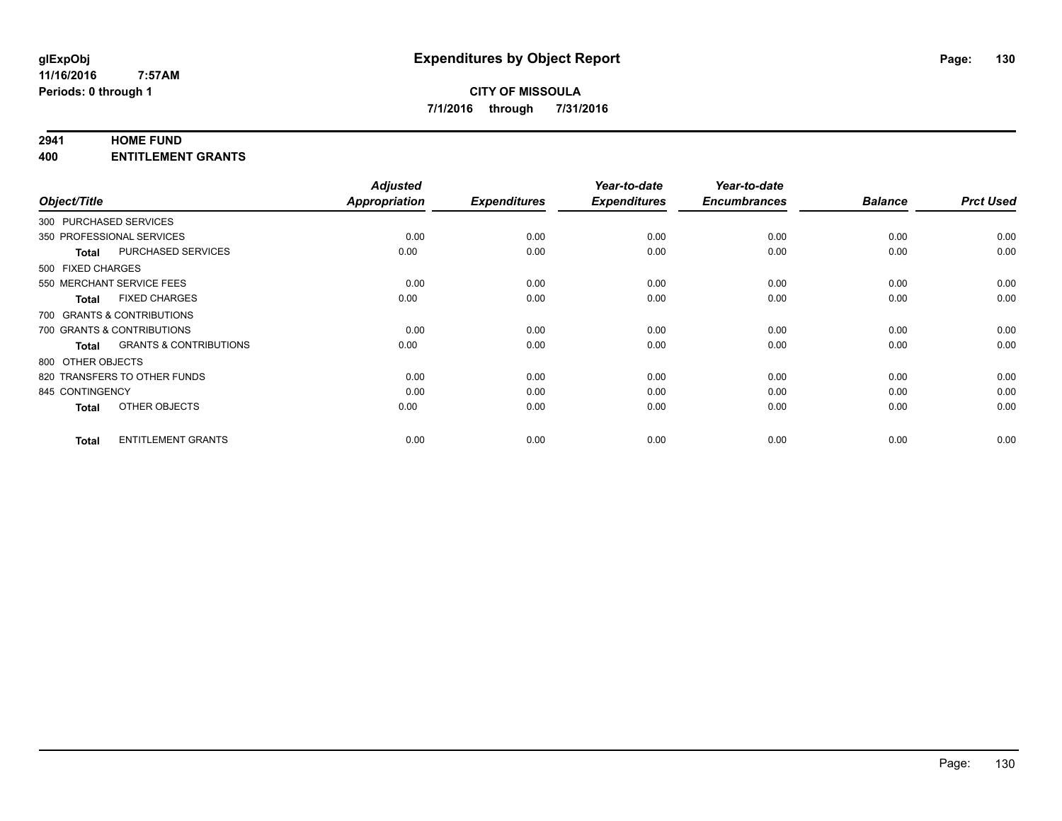**glExpObj**
**11/16/2016 7:57AM**
**Periods: 0 through 1**

# Expenditures by Object Report

**CITY OF MISSOULA**
**7/1/2016 through 7/31/2016**

## 2941 HOME FUND
## 400 ENTITLEMENT GRANTS

| Object/Title | | Adjusted Appropriation | Expenditures | Year-to-date Expenditures | Year-to-date Encumbrances | Balance | Prct Used |
|---|---|---|---|---|---|---|---|
| 300 PURCHASED SERVICES | | | | | | | |
| 350 PROFESSIONAL SERVICES | | 0.00 | 0.00 | 0.00 | 0.00 | 0.00 | 0.00 |
| **Total** | PURCHASED SERVICES | 0.00 | 0.00 | 0.00 | 0.00 | 0.00 | 0.00 |
| 500 FIXED CHARGES | | | | | | | |
| 550 MERCHANT SERVICE FEES | | 0.00 | 0.00 | 0.00 | 0.00 | 0.00 | 0.00 |
| **Total** | FIXED CHARGES | 0.00 | 0.00 | 0.00 | 0.00 | 0.00 | 0.00 |
| 700 GRANTS & CONTRIBUTIONS | | | | | | | |
| 700 GRANTS & CONTRIBUTIONS | | 0.00 | 0.00 | 0.00 | 0.00 | 0.00 | 0.00 |
| **Total** | GRANTS & CONTRIBUTIONS | 0.00 | 0.00 | 0.00 | 0.00 | 0.00 | 0.00 |
| 800 OTHER OBJECTS | | | | | | | |
| 820 TRANSFERS TO OTHER FUNDS | | 0.00 | 0.00 | 0.00 | 0.00 | 0.00 | 0.00 |
| 845 CONTINGENCY | | 0.00 | 0.00 | 0.00 | 0.00 | 0.00 | 0.00 |
| **Total** | OTHER OBJECTS | 0.00 | 0.00 | 0.00 | 0.00 | 0.00 | 0.00 |
| **Total** | ENTITLEMENT GRANTS | 0.00 | 0.00 | 0.00 | 0.00 | 0.00 | 0.00 |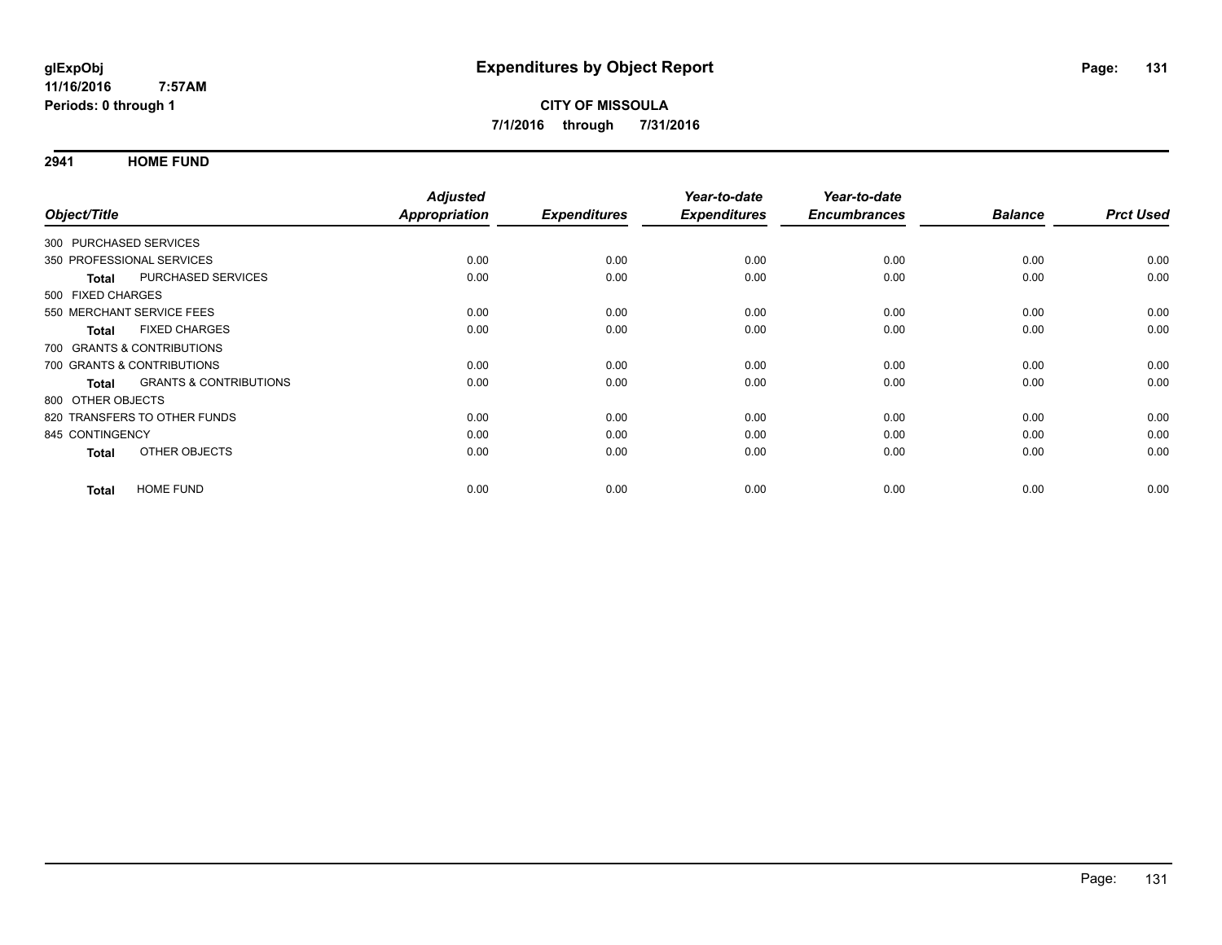**glExpObj**
**11/16/2016 7:57AM**
**Periods: 0 through 1**

# Expenditures by Object Report

**CITY OF MISSOULA**
**7/1/2016 through 7/31/2016**

## 2941 HOME FUND

| Object/Title | Adjusted Appropriation | Expenditures | Year-to-date Expenditures | Year-to-date Encumbrances | Balance | Prct Used |
|---|---|---|---|---|---|---|
| 300 PURCHASED SERVICES | | | | | | |
| 350 PROFESSIONAL SERVICES | 0.00 | 0.00 | 0.00 | 0.00 | 0.00 | 0.00 |
| **Total** PURCHASED SERVICES | 0.00 | 0.00 | 0.00 | 0.00 | 0.00 | 0.00 |
| 500 FIXED CHARGES | | | | | | |
| 550 MERCHANT SERVICE FEES | 0.00 | 0.00 | 0.00 | 0.00 | 0.00 | 0.00 |
| **Total** FIXED CHARGES | 0.00 | 0.00 | 0.00 | 0.00 | 0.00 | 0.00 |
| 700 GRANTS & CONTRIBUTIONS | | | | | | |
| 700 GRANTS & CONTRIBUTIONS | 0.00 | 0.00 | 0.00 | 0.00 | 0.00 | 0.00 |
| **Total** GRANTS & CONTRIBUTIONS | 0.00 | 0.00 | 0.00 | 0.00 | 0.00 | 0.00 |
| 800 OTHER OBJECTS | | | | | | |
| 820 TRANSFERS TO OTHER FUNDS | 0.00 | 0.00 | 0.00 | 0.00 | 0.00 | 0.00 |
| 845 CONTINGENCY | 0.00 | 0.00 | 0.00 | 0.00 | 0.00 | 0.00 |
| **Total** OTHER OBJECTS | 0.00 | 0.00 | 0.00 | 0.00 | 0.00 | 0.00 |
| **Total** HOME FUND | 0.00 | 0.00 | 0.00 | 0.00 | 0.00 | 0.00 |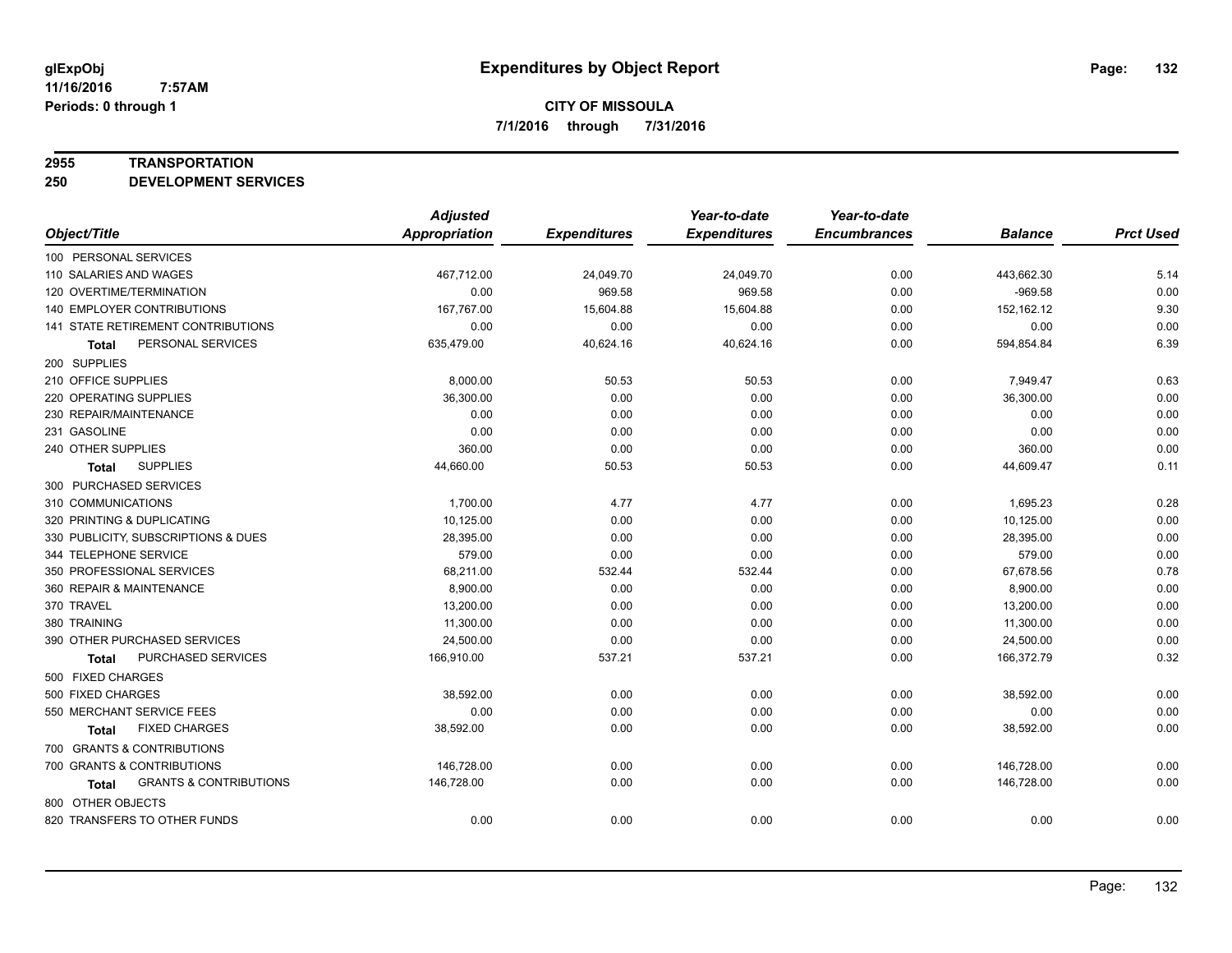glExpObj
11/16/2016 7:57AM
Periods: 0 through 1

# Expenditures by Object Report

**CITY OF MISSOULA**
**7/1/2016 through 7/31/2016**

**2955 TRANSPORTATION**
**250 DEVELOPMENT SERVICES**

| Object/Title | Adjusted Appropriation | Expenditures | Year-to-date Expenditures | Year-to-date Encumbrances | Balance | Prct Used |
|---|---|---|---|---|---|---|
| 100 PERSONAL SERVICES | | | | | | |
| 110 SALARIES AND WAGES | 467,712.00 | 24,049.70 | 24,049.70 | 0.00 | 443,662.30 | 5.14 |
| 120 OVERTIME/TERMINATION | 0.00 | 969.58 | 969.58 | 0.00 | -969.58 | 0.00 |
| 140 EMPLOYER CONTRIBUTIONS | 167,767.00 | 15,604.88 | 15,604.88 | 0.00 | 152,162.12 | 9.30 |
| 141 STATE RETIREMENT CONTRIBUTIONS | 0.00 | 0.00 | 0.00 | 0.00 | 0.00 | 0.00 |
| **Total** PERSONAL SERVICES | 635,479.00 | 40,624.16 | 40,624.16 | 0.00 | 594,854.84 | 6.39 |
| 200 SUPPLIES | | | | | | |
| 210 OFFICE SUPPLIES | 8,000.00 | 50.53 | 50.53 | 0.00 | 7,949.47 | 0.63 |
| 220 OPERATING SUPPLIES | 36,300.00 | 0.00 | 0.00 | 0.00 | 36,300.00 | 0.00 |
| 230 REPAIR/MAINTENANCE | 0.00 | 0.00 | 0.00 | 0.00 | 0.00 | 0.00 |
| 231 GASOLINE | 0.00 | 0.00 | 0.00 | 0.00 | 0.00 | 0.00 |
| 240 OTHER SUPPLIES | 360.00 | 0.00 | 0.00 | 0.00 | 360.00 | 0.00 |
| **Total** SUPPLIES | 44,660.00 | 50.53 | 50.53 | 0.00 | 44,609.47 | 0.11 |
| 300 PURCHASED SERVICES | | | | | | |
| 310 COMMUNICATIONS | 1,700.00 | 4.77 | 4.77 | 0.00 | 1,695.23 | 0.28 |
| 320 PRINTING & DUPLICATING | 10,125.00 | 0.00 | 0.00 | 0.00 | 10,125.00 | 0.00 |
| 330 PUBLICITY, SUBSCRIPTIONS & DUES | 28,395.00 | 0.00 | 0.00 | 0.00 | 28,395.00 | 0.00 |
| 344 TELEPHONE SERVICE | 579.00 | 0.00 | 0.00 | 0.00 | 579.00 | 0.00 |
| 350 PROFESSIONAL SERVICES | 68,211.00 | 532.44 | 532.44 | 0.00 | 67,678.56 | 0.78 |
| 360 REPAIR & MAINTENANCE | 8,900.00 | 0.00 | 0.00 | 0.00 | 8,900.00 | 0.00 |
| 370 TRAVEL | 13,200.00 | 0.00 | 0.00 | 0.00 | 13,200.00 | 0.00 |
| 380 TRAINING | 11,300.00 | 0.00 | 0.00 | 0.00 | 11,300.00 | 0.00 |
| 390 OTHER PURCHASED SERVICES | 24,500.00 | 0.00 | 0.00 | 0.00 | 24,500.00 | 0.00 |
| **Total** PURCHASED SERVICES | 166,910.00 | 537.21 | 537.21 | 0.00 | 166,372.79 | 0.32 |
| 500 FIXED CHARGES | | | | | | |
| 500 FIXED CHARGES | 38,592.00 | 0.00 | 0.00 | 0.00 | 38,592.00 | 0.00 |
| 550 MERCHANT SERVICE FEES | 0.00 | 0.00 | 0.00 | 0.00 | 0.00 | 0.00 |
| **Total** FIXED CHARGES | 38,592.00 | 0.00 | 0.00 | 0.00 | 38,592.00 | 0.00 |
| 700 GRANTS & CONTRIBUTIONS | | | | | | |
| 700 GRANTS & CONTRIBUTIONS | 146,728.00 | 0.00 | 0.00 | 0.00 | 146,728.00 | 0.00 |
| **Total** GRANTS & CONTRIBUTIONS | 146,728.00 | 0.00 | 0.00 | 0.00 | 146,728.00 | 0.00 |
| 800 OTHER OBJECTS | | | | | | |
| 820 TRANSFERS TO OTHER FUNDS | 0.00 | 0.00 | 0.00 | 0.00 | 0.00 | 0.00 |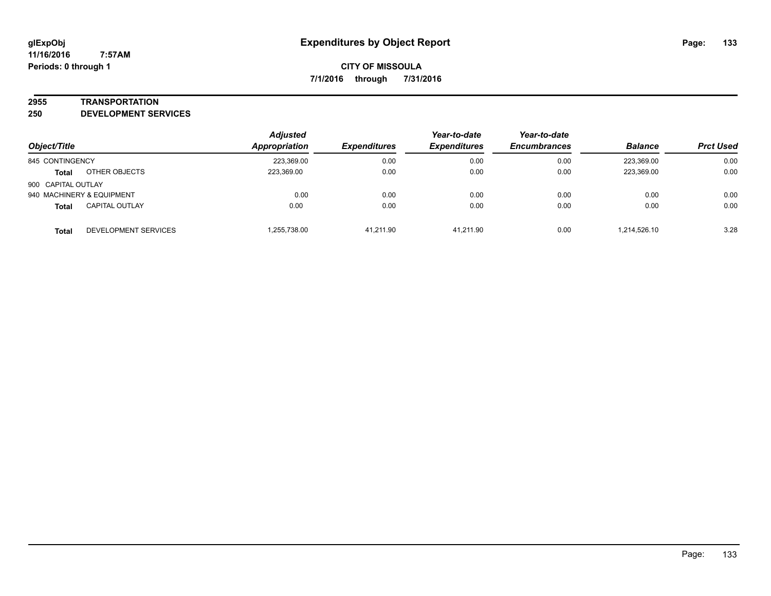# Expenditures by Object Report

glExpObj
11/16/2016 7:57AM
Periods: 0 through 1

**CITY OF MISSOULA**
**7/1/2016 through 7/31/2016**

## 2955 TRANSPORTATION
## 250 DEVELOPMENT SERVICES

| Object/Title | | Adjusted Appropriation | Expenditures | Year-to-date Expenditures | Year-to-date Encumbrances | Balance | Prct Used |
|---|---|---|---|---|---|---|---|
| 845 CONTINGENCY | | 223,369.00 | 0.00 | 0.00 | 0.00 | 223,369.00 | 0.00 |
| **Total** | OTHER OBJECTS | 223,369.00 | 0.00 | 0.00 | 0.00 | 223,369.00 | 0.00 |
| 900 CAPITAL OUTLAY | | | | | | | |
| 940 MACHINERY & EQUIPMENT | | 0.00 | 0.00 | 0.00 | 0.00 | 0.00 | 0.00 |
| **Total** | CAPITAL OUTLAY | 0.00 | 0.00 | 0.00 | 0.00 | 0.00 | 0.00 |
| **Total** | DEVELOPMENT SERVICES | 1,255,738.00 | 41,211.90 | 41,211.90 | 0.00 | 1,214,526.10 | 3.28 |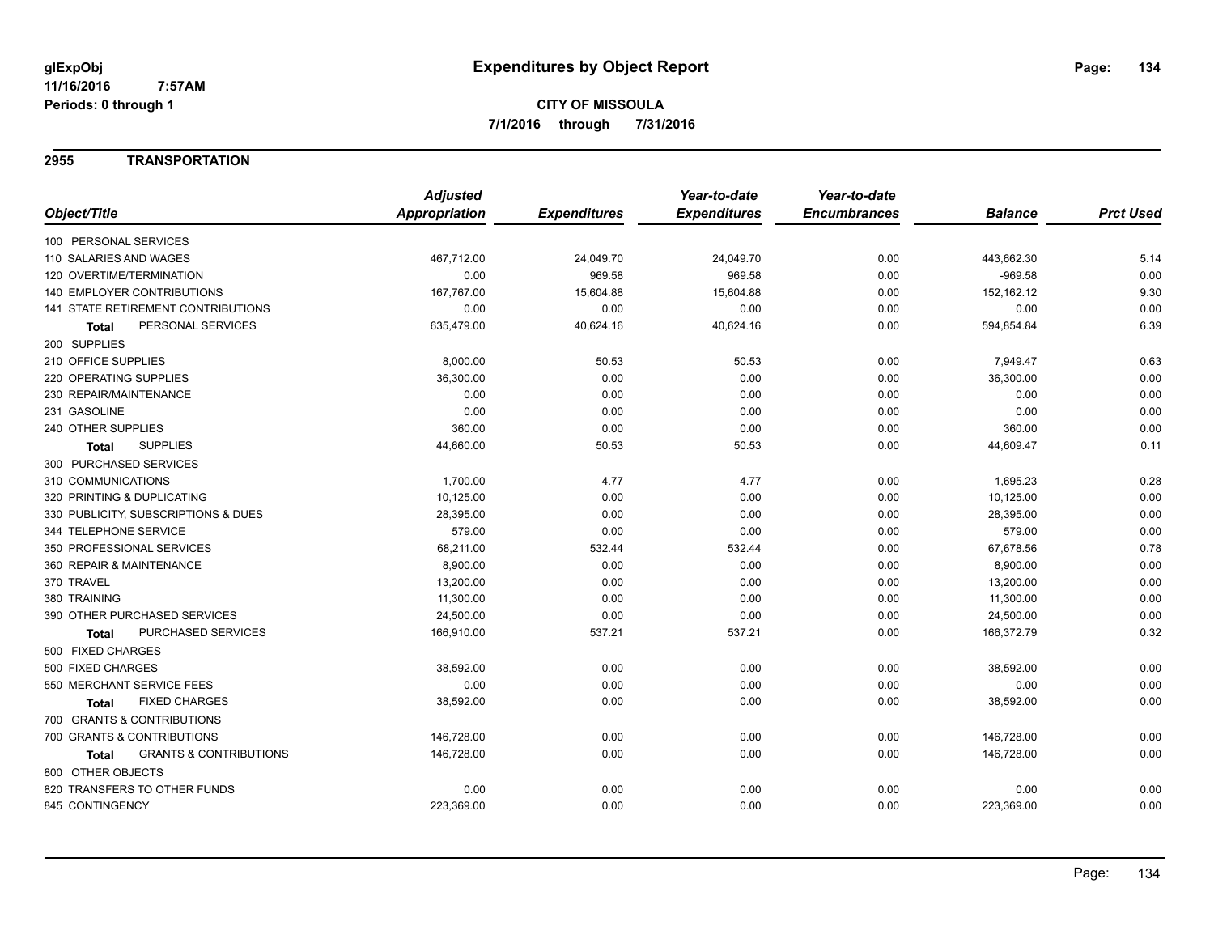# Expenditures by Object Report

glExpObj
11/16/2016 7:57AM
Periods: 0 through 1

**CITY OF MISSOULA**
**7/1/2016 through 7/31/2016**

## 2955 TRANSPORTATION

| Object/Title | Adjusted Appropriation | Expenditures | Year-to-date Expenditures | Year-to-date Encumbrances | Balance | Prct Used |
|---|---|---|---|---|---|---|
| 100 PERSONAL SERVICES | | | | | | |
| 110 SALARIES AND WAGES | 467,712.00 | 24,049.70 | 24,049.70 | 0.00 | 443,662.30 | 5.14 |
| 120 OVERTIME/TERMINATION | 0.00 | 969.58 | 969.58 | 0.00 | -969.58 | 0.00 |
| 140 EMPLOYER CONTRIBUTIONS | 167,767.00 | 15,604.88 | 15,604.88 | 0.00 | 152,162.12 | 9.30 |
| 141 STATE RETIREMENT CONTRIBUTIONS | 0.00 | 0.00 | 0.00 | 0.00 | 0.00 | 0.00 |
| **Total** PERSONAL SERVICES | 635,479.00 | 40,624.16 | 40,624.16 | 0.00 | 594,854.84 | 6.39 |
| 200 SUPPLIES | | | | | | |
| 210 OFFICE SUPPLIES | 8,000.00 | 50.53 | 50.53 | 0.00 | 7,949.47 | 0.63 |
| 220 OPERATING SUPPLIES | 36,300.00 | 0.00 | 0.00 | 0.00 | 36,300.00 | 0.00 |
| 230 REPAIR/MAINTENANCE | 0.00 | 0.00 | 0.00 | 0.00 | 0.00 | 0.00 |
| 231 GASOLINE | 0.00 | 0.00 | 0.00 | 0.00 | 0.00 | 0.00 |
| 240 OTHER SUPPLIES | 360.00 | 0.00 | 0.00 | 0.00 | 360.00 | 0.00 |
| **Total** SUPPLIES | 44,660.00 | 50.53 | 50.53 | 0.00 | 44,609.47 | 0.11 |
| 300 PURCHASED SERVICES | | | | | | |
| 310 COMMUNICATIONS | 1,700.00 | 4.77 | 4.77 | 0.00 | 1,695.23 | 0.28 |
| 320 PRINTING & DUPLICATING | 10,125.00 | 0.00 | 0.00 | 0.00 | 10,125.00 | 0.00 |
| 330 PUBLICITY, SUBSCRIPTIONS & DUES | 28,395.00 | 0.00 | 0.00 | 0.00 | 28,395.00 | 0.00 |
| 344 TELEPHONE SERVICE | 579.00 | 0.00 | 0.00 | 0.00 | 579.00 | 0.00 |
| 350 PROFESSIONAL SERVICES | 68,211.00 | 532.44 | 532.44 | 0.00 | 67,678.56 | 0.78 |
| 360 REPAIR & MAINTENANCE | 8,900.00 | 0.00 | 0.00 | 0.00 | 8,900.00 | 0.00 |
| 370 TRAVEL | 13,200.00 | 0.00 | 0.00 | 0.00 | 13,200.00 | 0.00 |
| 380 TRAINING | 11,300.00 | 0.00 | 0.00 | 0.00 | 11,300.00 | 0.00 |
| 390 OTHER PURCHASED SERVICES | 24,500.00 | 0.00 | 0.00 | 0.00 | 24,500.00 | 0.00 |
| **Total** PURCHASED SERVICES | 166,910.00 | 537.21 | 537.21 | 0.00 | 166,372.79 | 0.32 |
| 500 FIXED CHARGES | | | | | | |
| 500 FIXED CHARGES | 38,592.00 | 0.00 | 0.00 | 0.00 | 38,592.00 | 0.00 |
| 550 MERCHANT SERVICE FEES | 0.00 | 0.00 | 0.00 | 0.00 | 0.00 | 0.00 |
| **Total** FIXED CHARGES | 38,592.00 | 0.00 | 0.00 | 0.00 | 38,592.00 | 0.00 |
| 700 GRANTS & CONTRIBUTIONS | | | | | | |
| 700 GRANTS & CONTRIBUTIONS | 146,728.00 | 0.00 | 0.00 | 0.00 | 146,728.00 | 0.00 |
| **Total** GRANTS & CONTRIBUTIONS | 146,728.00 | 0.00 | 0.00 | 0.00 | 146,728.00 | 0.00 |
| 800 OTHER OBJECTS | | | | | | |
| 820 TRANSFERS TO OTHER FUNDS | 0.00 | 0.00 | 0.00 | 0.00 | 0.00 | 0.00 |
| 845 CONTINGENCY | 223,369.00 | 0.00 | 0.00 | 0.00 | 223,369.00 | 0.00 |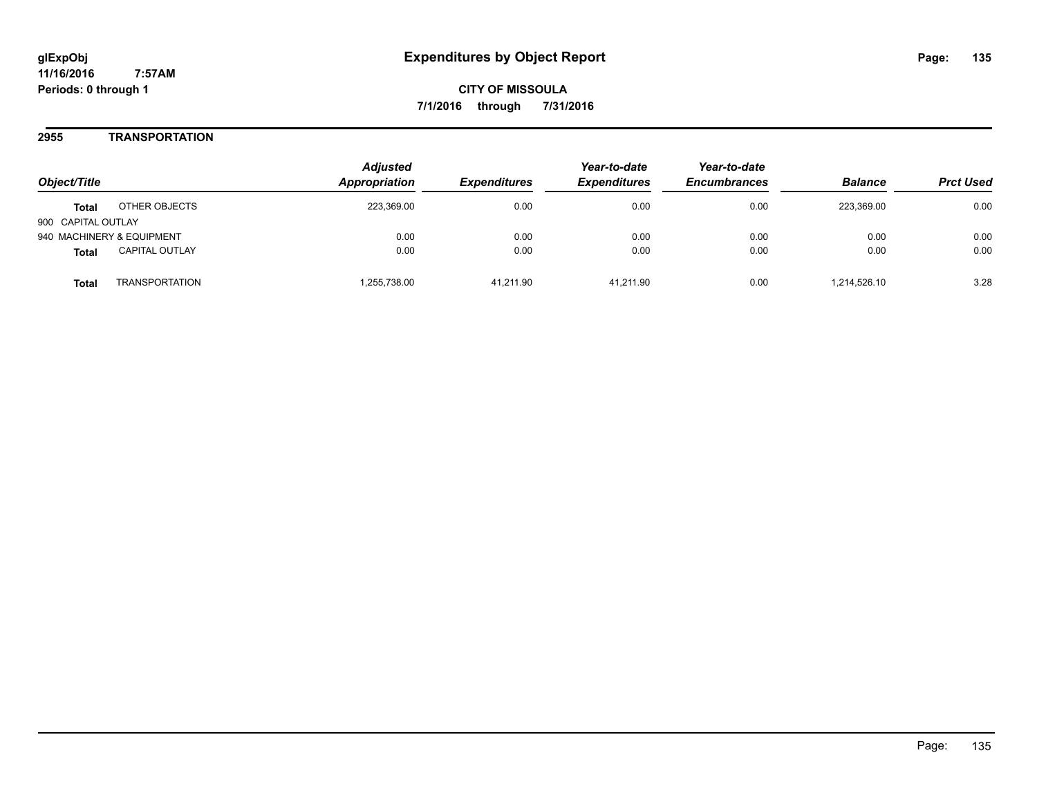# Expenditures by Object Report

glExpObj
11/16/2016 7:57AM
Periods: 0 through 1

**CITY OF MISSOULA**
**7/1/2016 through 7/31/2016**

## 2955 TRANSPORTATION

| Object/Title | | Adjusted Appropriation | Expenditures | Year-to-date Expenditures | Year-to-date Encumbrances | Balance | Prct Used |
|---|---|---|---|---|---|---|---|
| **Total** | OTHER OBJECTS | 223,369.00 | 0.00 | 0.00 | 0.00 | 223,369.00 | 0.00 |
| 900 CAPITAL OUTLAY | | | | | | | |
| 940 MACHINERY & EQUIPMENT | | 0.00 | 0.00 | 0.00 | 0.00 | 0.00 | 0.00 |
| **Total** | CAPITAL OUTLAY | 0.00 | 0.00 | 0.00 | 0.00 | 0.00 | 0.00 |
| **Total** | TRANSPORTATION | 1,255,738.00 | 41,211.90 | 41,211.90 | 0.00 | 1,214,526.10 | 3.28 |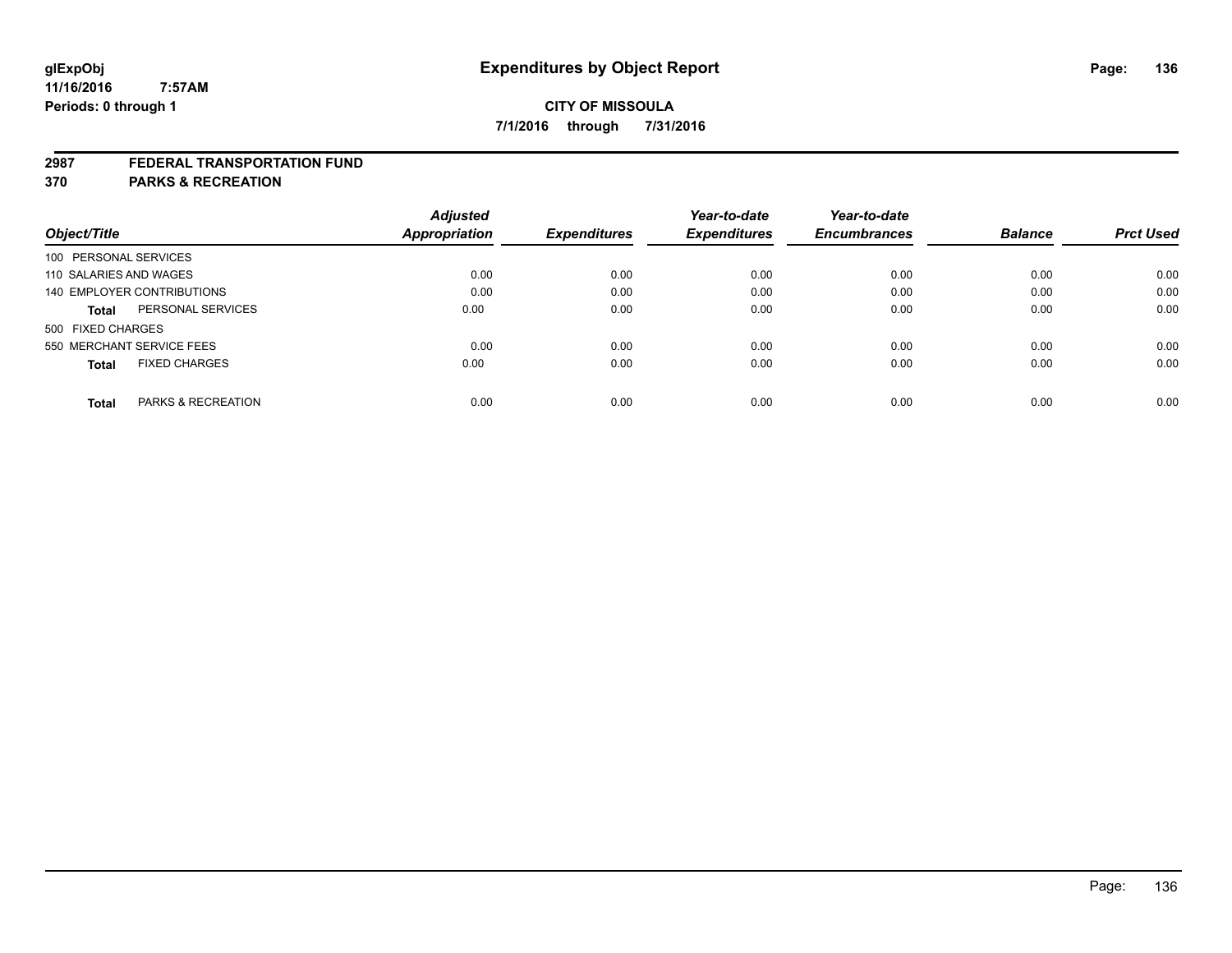# Expenditures by Object Report

glExpObj
11/16/2016 7:57AM
Periods: 0 through 1

**CITY OF MISSOULA**
**7/1/2016 through 7/31/2016**

## 2987 FEDERAL TRANSPORTATION FUND
## 370 PARKS & RECREATION

| Object/Title | Adjusted Appropriation | Expenditures | Year-to-date Expenditures | Year-to-date Encumbrances | Balance | Prct Used |
|---|---|---|---|---|---|---|
| 100 PERSONAL SERVICES | | | | | | |
| 110 SALARIES AND WAGES | 0.00 | 0.00 | 0.00 | 0.00 | 0.00 | 0.00 |
| 140 EMPLOYER CONTRIBUTIONS | 0.00 | 0.00 | 0.00 | 0.00 | 0.00 | 0.00 |
| **Total** PERSONAL SERVICES | 0.00 | 0.00 | 0.00 | 0.00 | 0.00 | 0.00 |
| 500 FIXED CHARGES | | | | | | |
| 550 MERCHANT SERVICE FEES | 0.00 | 0.00 | 0.00 | 0.00 | 0.00 | 0.00 |
| **Total** FIXED CHARGES | 0.00 | 0.00 | 0.00 | 0.00 | 0.00 | 0.00 |
| **Total** PARKS & RECREATION | 0.00 | 0.00 | 0.00 | 0.00 | 0.00 | 0.00 |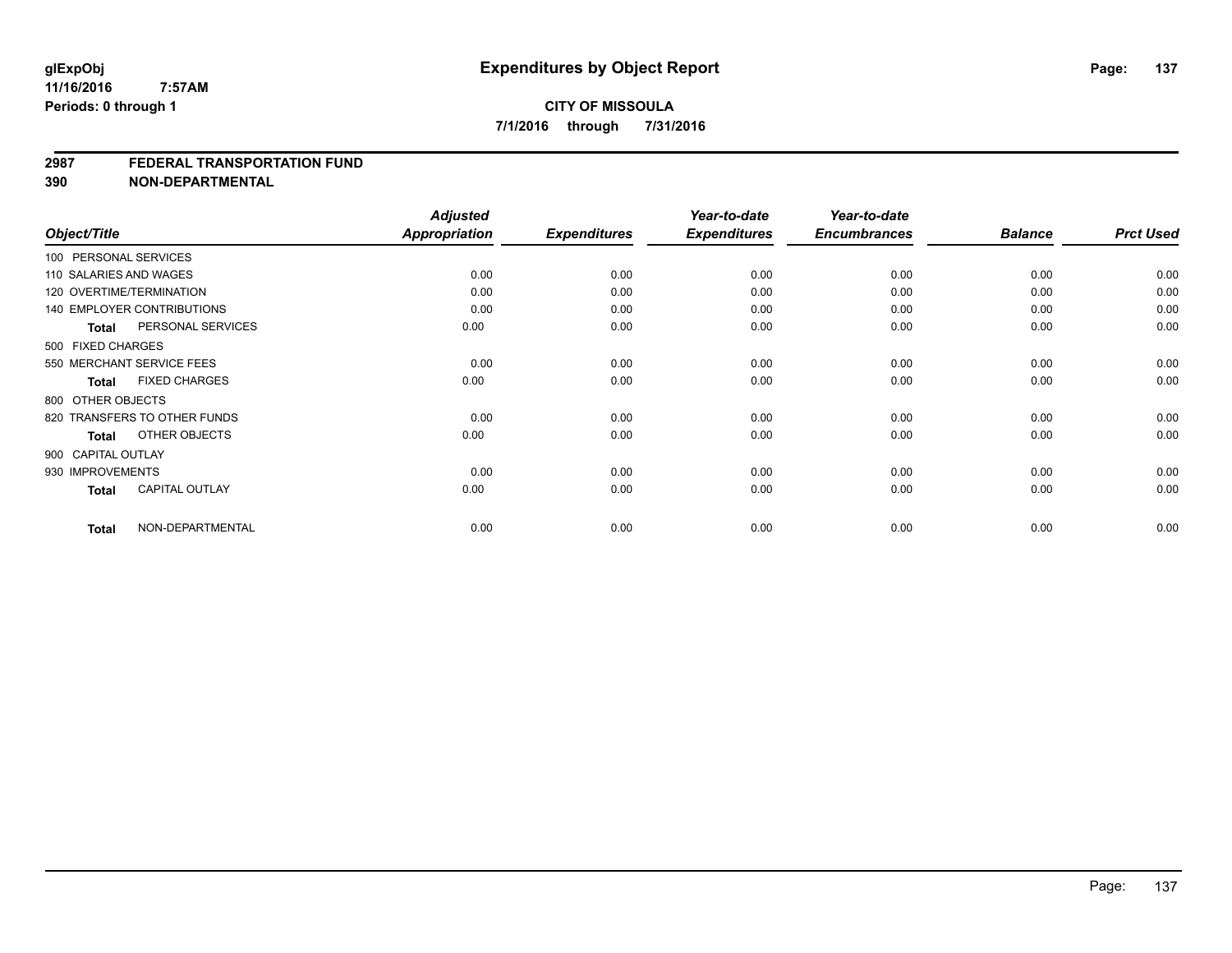**glExpObj** 
**11/16/2016 7:57AM** 
**Periods: 0 through 1**

# Expenditures by Object Report

**CITY OF MISSOULA**
**7/1/2016 through 7/31/2016**

## 2987 FEDERAL TRANSPORTATION FUND
## 390 NON-DEPARTMENTAL

| Object/Title | Adjusted Appropriation | Expenditures | Year-to-date Expenditures | Year-to-date Encumbrances | Balance | Prct Used |
|---|---|---|---|---|---|---|
| 100 PERSONAL SERVICES | | | | | | |
| 110 SALARIES AND WAGES | 0.00 | 0.00 | 0.00 | 0.00 | 0.00 | 0.00 |
| 120 OVERTIME/TERMINATION | 0.00 | 0.00 | 0.00 | 0.00 | 0.00 | 0.00 |
| 140 EMPLOYER CONTRIBUTIONS | 0.00 | 0.00 | 0.00 | 0.00 | 0.00 | 0.00 |
| **Total** PERSONAL SERVICES | 0.00 | 0.00 | 0.00 | 0.00 | 0.00 | 0.00 |
| 500 FIXED CHARGES | | | | | | |
| 550 MERCHANT SERVICE FEES | 0.00 | 0.00 | 0.00 | 0.00 | 0.00 | 0.00 |
| **Total** FIXED CHARGES | 0.00 | 0.00 | 0.00 | 0.00 | 0.00 | 0.00 |
| 800 OTHER OBJECTS | | | | | | |
| 820 TRANSFERS TO OTHER FUNDS | 0.00 | 0.00 | 0.00 | 0.00 | 0.00 | 0.00 |
| **Total** OTHER OBJECTS | 0.00 | 0.00 | 0.00 | 0.00 | 0.00 | 0.00 |
| 900 CAPITAL OUTLAY | | | | | | |
| 930 IMPROVEMENTS | 0.00 | 0.00 | 0.00 | 0.00 | 0.00 | 0.00 |
| **Total** CAPITAL OUTLAY | 0.00 | 0.00 | 0.00 | 0.00 | 0.00 | 0.00 |
| **Total** NON-DEPARTMENTAL | 0.00 | 0.00 | 0.00 | 0.00 | 0.00 | 0.00 |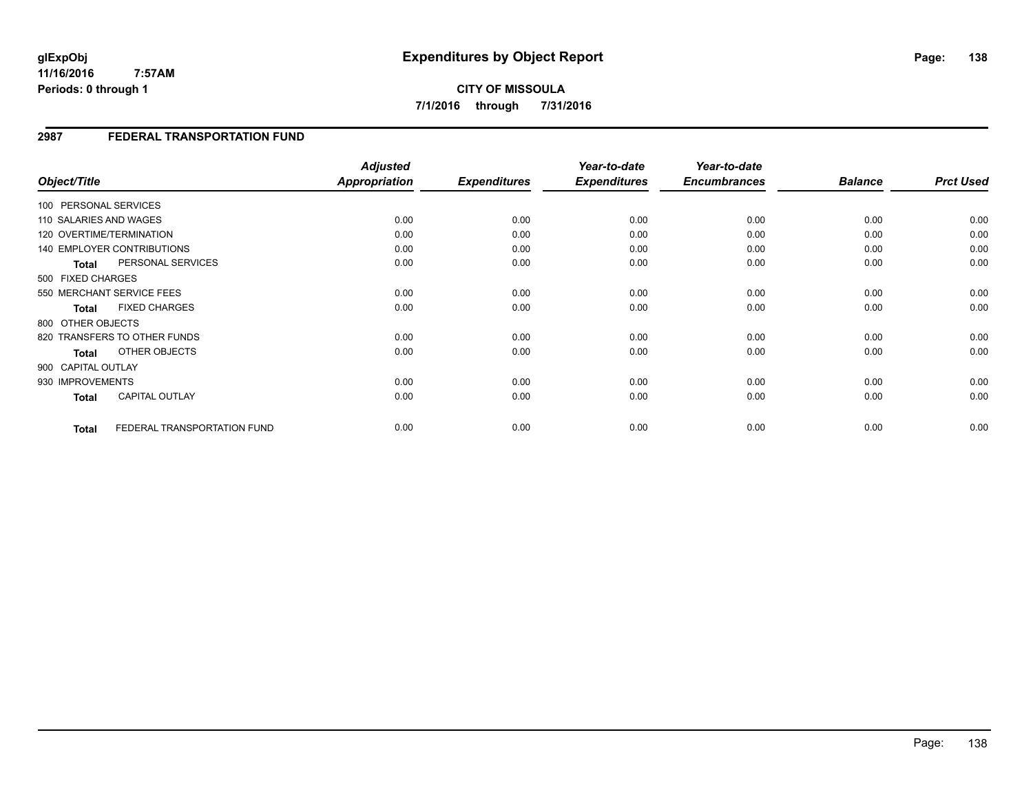# Expenditures by Object Report

glExpObj
11/16/2016 7:57AM
Periods: 0 through 1

**CITY OF MISSOULA**
**7/1/2016 through 7/31/2016**

## 2987 FEDERAL TRANSPORTATION FUND

| Object/Title | Adjusted Appropriation | Expenditures | Year-to-date Expenditures | Year-to-date Encumbrances | Balance | Prct Used |
|---|---|---|---|---|---|---|
| 100 PERSONAL SERVICES | | | | | | |
| 110 SALARIES AND WAGES | 0.00 | 0.00 | 0.00 | 0.00 | 0.00 | 0.00 |
| 120 OVERTIME/TERMINATION | 0.00 | 0.00 | 0.00 | 0.00 | 0.00 | 0.00 |
| 140 EMPLOYER CONTRIBUTIONS | 0.00 | 0.00 | 0.00 | 0.00 | 0.00 | 0.00 |
| **Total** PERSONAL SERVICES | 0.00 | 0.00 | 0.00 | 0.00 | 0.00 | 0.00 |
| 500 FIXED CHARGES | | | | | | |
| 550 MERCHANT SERVICE FEES | 0.00 | 0.00 | 0.00 | 0.00 | 0.00 | 0.00 |
| **Total** FIXED CHARGES | 0.00 | 0.00 | 0.00 | 0.00 | 0.00 | 0.00 |
| 800 OTHER OBJECTS | | | | | | |
| 820 TRANSFERS TO OTHER FUNDS | 0.00 | 0.00 | 0.00 | 0.00 | 0.00 | 0.00 |
| **Total** OTHER OBJECTS | 0.00 | 0.00 | 0.00 | 0.00 | 0.00 | 0.00 |
| 900 CAPITAL OUTLAY | | | | | | |
| 930 IMPROVEMENTS | 0.00 | 0.00 | 0.00 | 0.00 | 0.00 | 0.00 |
| **Total** CAPITAL OUTLAY | 0.00 | 0.00 | 0.00 | 0.00 | 0.00 | 0.00 |
| **Total** FEDERAL TRANSPORTATION FUND | 0.00 | 0.00 | 0.00 | 0.00 | 0.00 | 0.00 |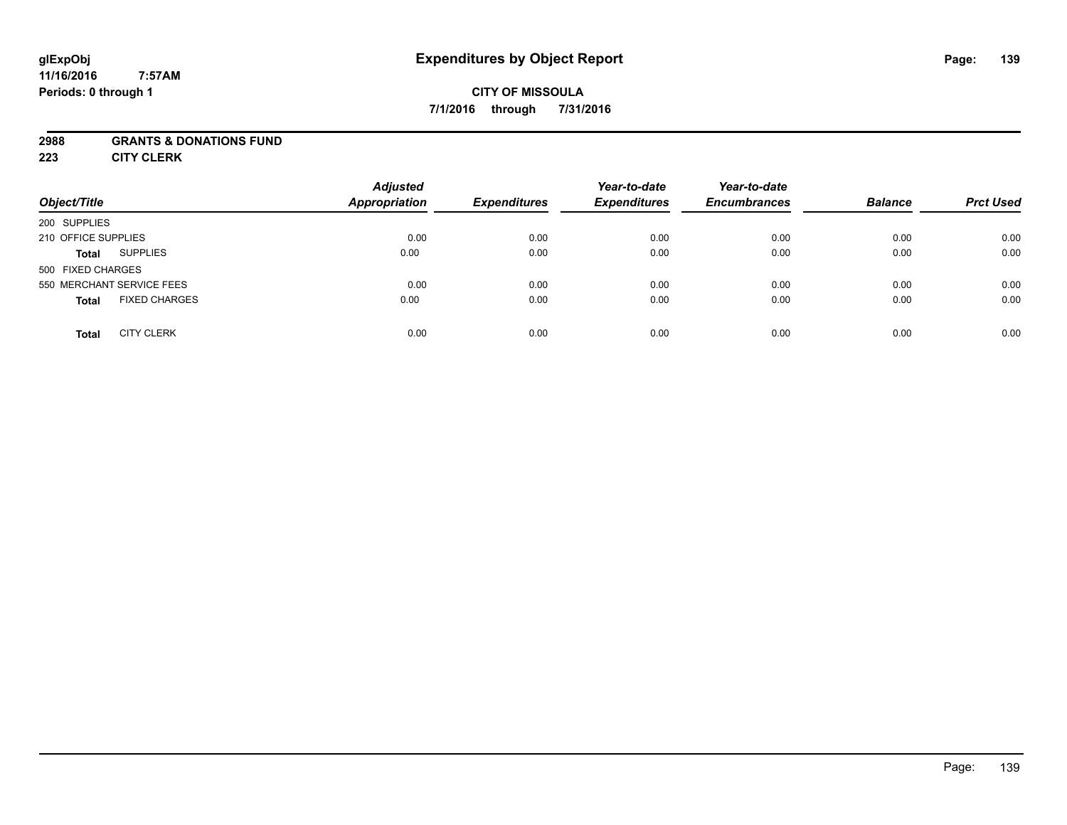**glExpObj**
**11/16/2016 7:57AM**
**Periods: 0 through 1**

# Expenditures by Object Report

**CITY OF MISSOULA**
**7/1/2016 through 7/31/2016**

**2988 GRANTS & DONATIONS FUND**
**223 CITY CLERK**

| Object/Title | | Adjusted Appropriation | Expenditures | Year-to-date Expenditures | Year-to-date Encumbrances | Balance | Prct Used |
|---|---|---|---|---|---|---|---|
| 200 SUPPLIES | | | | | | | |
| 210 OFFICE SUPPLIES | | 0.00 | 0.00 | 0.00 | 0.00 | 0.00 | 0.00 |
| **Total** | SUPPLIES | 0.00 | 0.00 | 0.00 | 0.00 | 0.00 | 0.00 |
| 500 FIXED CHARGES | | | | | | | |
| 550 MERCHANT SERVICE FEES | | 0.00 | 0.00 | 0.00 | 0.00 | 0.00 | 0.00 |
| **Total** | FIXED CHARGES | 0.00 | 0.00 | 0.00 | 0.00 | 0.00 | 0.00 |
| **Total** | CITY CLERK | 0.00 | 0.00 | 0.00 | 0.00 | 0.00 | 0.00 |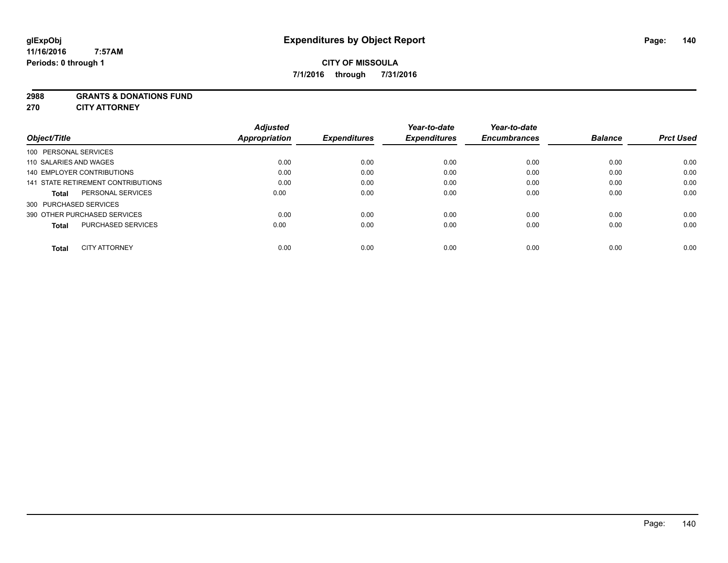# Expenditures by Object Report

glExpObj
11/16/2016 7:57AM
Periods: 0 through 1

**CITY OF MISSOULA**
**7/1/2016 through 7/31/2016**

**2988 GRANTS & DONATIONS FUND**
**270 CITY ATTORNEY**

| Object/Title | | Adjusted Appropriation | Expenditures | Year-to-date Expenditures | Year-to-date Encumbrances | Balance | Prct Used |
|---|---|---|---|---|---|---|---|
| 100 PERSONAL SERVICES | | | | | | | |
| 110 SALARIES AND WAGES | | 0.00 | 0.00 | 0.00 | 0.00 | 0.00 | 0.00 |
| 140 EMPLOYER CONTRIBUTIONS | | 0.00 | 0.00 | 0.00 | 0.00 | 0.00 | 0.00 |
| 141 STATE RETIREMENT CONTRIBUTIONS | | 0.00 | 0.00 | 0.00 | 0.00 | 0.00 | 0.00 |
| **Total** | PERSONAL SERVICES | 0.00 | 0.00 | 0.00 | 0.00 | 0.00 | 0.00 |
| 300 PURCHASED SERVICES | | | | | | | |
| 390 OTHER PURCHASED SERVICES | | 0.00 | 0.00 | 0.00 | 0.00 | 0.00 | 0.00 |
| **Total** | PURCHASED SERVICES | 0.00 | 0.00 | 0.00 | 0.00 | 0.00 | 0.00 |
| **Total** | CITY ATTORNEY | 0.00 | 0.00 | 0.00 | 0.00 | 0.00 | 0.00 |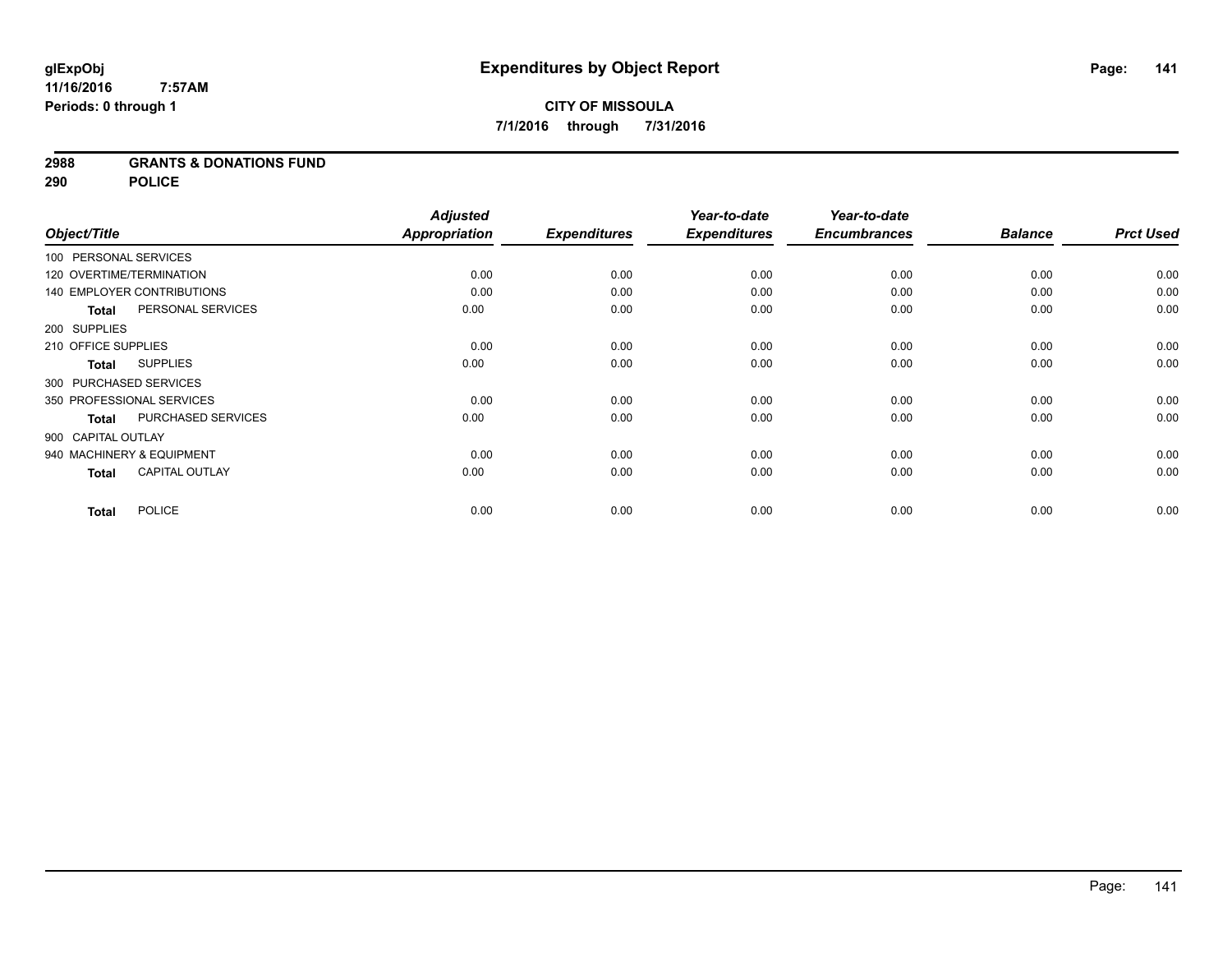# Expenditures by Object Report

glExpObj
11/16/2016 7:57AM
Periods: 0 through 1

**CITY OF MISSOULA**
**7/1/2016 through 7/31/2016**

**2988 GRANTS & DONATIONS FUND**
**290 POLICE**

| Object/Title | Adjusted Appropriation | Expenditures | Year-to-date Expenditures | Year-to-date Encumbrances | Balance | Prct Used |
|---|---|---|---|---|---|---|
| 100 PERSONAL SERVICES | | | | | | |
| 120 OVERTIME/TERMINATION | 0.00 | 0.00 | 0.00 | 0.00 | 0.00 | 0.00 |
| 140 EMPLOYER CONTRIBUTIONS | 0.00 | 0.00 | 0.00 | 0.00 | 0.00 | 0.00 |
| **Total** PERSONAL SERVICES | 0.00 | 0.00 | 0.00 | 0.00 | 0.00 | 0.00 |
| 200 SUPPLIES | | | | | | |
| 210 OFFICE SUPPLIES | 0.00 | 0.00 | 0.00 | 0.00 | 0.00 | 0.00 |
| **Total** SUPPLIES | 0.00 | 0.00 | 0.00 | 0.00 | 0.00 | 0.00 |
| 300 PURCHASED SERVICES | | | | | | |
| 350 PROFESSIONAL SERVICES | 0.00 | 0.00 | 0.00 | 0.00 | 0.00 | 0.00 |
| **Total** PURCHASED SERVICES | 0.00 | 0.00 | 0.00 | 0.00 | 0.00 | 0.00 |
| 900 CAPITAL OUTLAY | | | | | | |
| 940 MACHINERY & EQUIPMENT | 0.00 | 0.00 | 0.00 | 0.00 | 0.00 | 0.00 |
| **Total** CAPITAL OUTLAY | 0.00 | 0.00 | 0.00 | 0.00 | 0.00 | 0.00 |
| **Total** POLICE | 0.00 | 0.00 | 0.00 | 0.00 | 0.00 | 0.00 |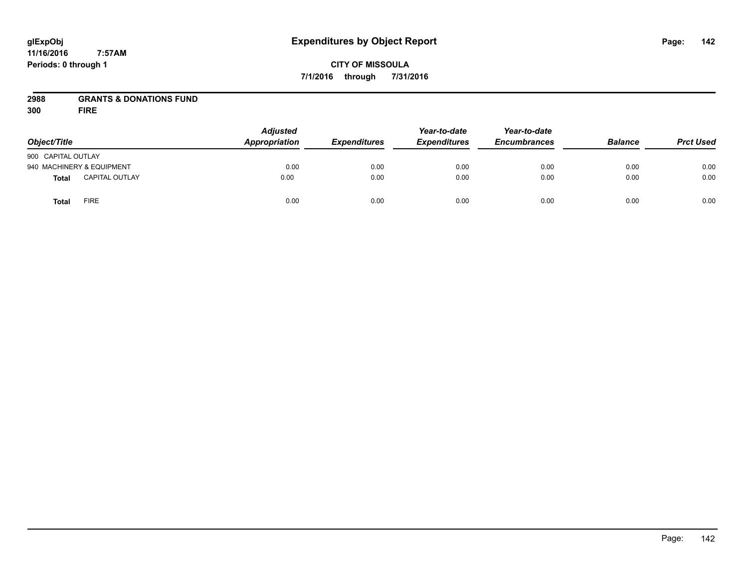# Expenditures by Object Report

glExpObj
11/16/2016 7:57AM
Periods: 0 through 1

**CITY OF MISSOULA**
**7/1/2016 through 7/31/2016**

**2988 GRANTS & DONATIONS FUND**
**300 FIRE**

| Object/Title | Adjusted Appropriation | Expenditures | Year-to-date Expenditures | Year-to-date Encumbrances | Balance | Prct Used |
|---|---|---|---|---|---|---|
| 900 CAPITAL OUTLAY | | | | | | |
| 940 MACHINERY & EQUIPMENT | 0.00 | 0.00 | 0.00 | 0.00 | 0.00 | 0.00 |
| **Total** CAPITAL OUTLAY | 0.00 | 0.00 | 0.00 | 0.00 | 0.00 | 0.00 |
| **Total** FIRE | 0.00 | 0.00 | 0.00 | 0.00 | 0.00 | 0.00 |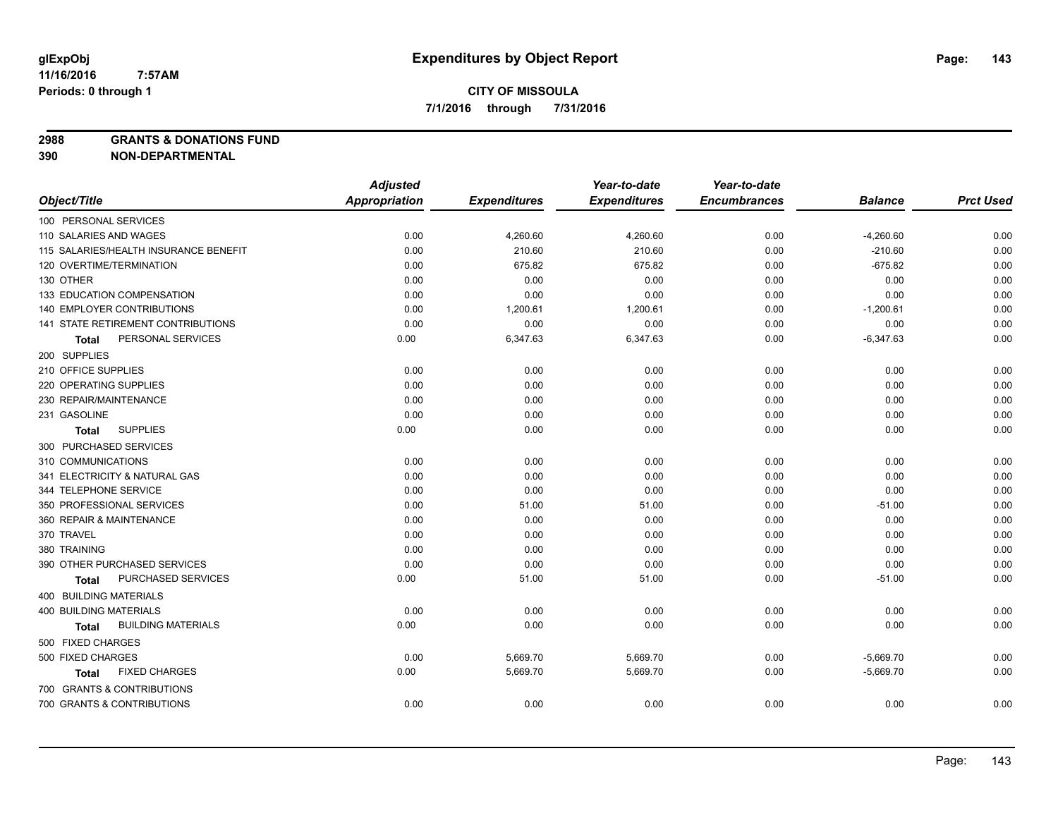# Expenditures by Object Report

**CITY OF MISSOULA**

**7/1/2016 through 7/31/2016**

glExpObj
11/16/2016 7:57AM
Periods: 0 through 1

**2988 GRANTS & DONATIONS FUND**
**390 NON-DEPARTMENTAL**

| Object/Title | Adjusted Appropriation | Expenditures | Year-to-date Expenditures | Year-to-date Encumbrances | Balance | Prct Used |
|---|---|---|---|---|---|---|
| 100 PERSONAL SERVICES | | | | | | |
| 110 SALARIES AND WAGES | 0.00 | 4,260.60 | 4,260.60 | 0.00 | -4,260.60 | 0.00 |
| 115 SALARIES/HEALTH INSURANCE BENEFIT | 0.00 | 210.60 | 210.60 | 0.00 | -210.60 | 0.00 |
| 120 OVERTIME/TERMINATION | 0.00 | 675.82 | 675.82 | 0.00 | -675.82 | 0.00 |
| 130 OTHER | 0.00 | 0.00 | 0.00 | 0.00 | 0.00 | 0.00 |
| 133 EDUCATION COMPENSATION | 0.00 | 0.00 | 0.00 | 0.00 | 0.00 | 0.00 |
| 140 EMPLOYER CONTRIBUTIONS | 0.00 | 1,200.61 | 1,200.61 | 0.00 | -1,200.61 | 0.00 |
| 141 STATE RETIREMENT CONTRIBUTIONS | 0.00 | 0.00 | 0.00 | 0.00 | 0.00 | 0.00 |
| **Total** PERSONAL SERVICES | 0.00 | 6,347.63 | 6,347.63 | 0.00 | -6,347.63 | 0.00 |
| 200 SUPPLIES | | | | | | |
| 210 OFFICE SUPPLIES | 0.00 | 0.00 | 0.00 | 0.00 | 0.00 | 0.00 |
| 220 OPERATING SUPPLIES | 0.00 | 0.00 | 0.00 | 0.00 | 0.00 | 0.00 |
| 230 REPAIR/MAINTENANCE | 0.00 | 0.00 | 0.00 | 0.00 | 0.00 | 0.00 |
| 231 GASOLINE | 0.00 | 0.00 | 0.00 | 0.00 | 0.00 | 0.00 |
| **Total** SUPPLIES | 0.00 | 0.00 | 0.00 | 0.00 | 0.00 | 0.00 |
| 300 PURCHASED SERVICES | | | | | | |
| 310 COMMUNICATIONS | 0.00 | 0.00 | 0.00 | 0.00 | 0.00 | 0.00 |
| 341 ELECTRICITY & NATURAL GAS | 0.00 | 0.00 | 0.00 | 0.00 | 0.00 | 0.00 |
| 344 TELEPHONE SERVICE | 0.00 | 0.00 | 0.00 | 0.00 | 0.00 | 0.00 |
| 350 PROFESSIONAL SERVICES | 0.00 | 51.00 | 51.00 | 0.00 | -51.00 | 0.00 |
| 360 REPAIR & MAINTENANCE | 0.00 | 0.00 | 0.00 | 0.00 | 0.00 | 0.00 |
| 370 TRAVEL | 0.00 | 0.00 | 0.00 | 0.00 | 0.00 | 0.00 |
| 380 TRAINING | 0.00 | 0.00 | 0.00 | 0.00 | 0.00 | 0.00 |
| 390 OTHER PURCHASED SERVICES | 0.00 | 0.00 | 0.00 | 0.00 | 0.00 | 0.00 |
| **Total** PURCHASED SERVICES | 0.00 | 51.00 | 51.00 | 0.00 | -51.00 | 0.00 |
| 400 BUILDING MATERIALS | | | | | | |
| 400 BUILDING MATERIALS | 0.00 | 0.00 | 0.00 | 0.00 | 0.00 | 0.00 |
| **Total** BUILDING MATERIALS | 0.00 | 0.00 | 0.00 | 0.00 | 0.00 | 0.00 |
| 500 FIXED CHARGES | | | | | | |
| 500 FIXED CHARGES | 0.00 | 5,669.70 | 5,669.70 | 0.00 | -5,669.70 | 0.00 |
| **Total** FIXED CHARGES | 0.00 | 5,669.70 | 5,669.70 | 0.00 | -5,669.70 | 0.00 |
| 700 GRANTS & CONTRIBUTIONS | | | | | | |
| 700 GRANTS & CONTRIBUTIONS | 0.00 | 0.00 | 0.00 | 0.00 | 0.00 | 0.00 |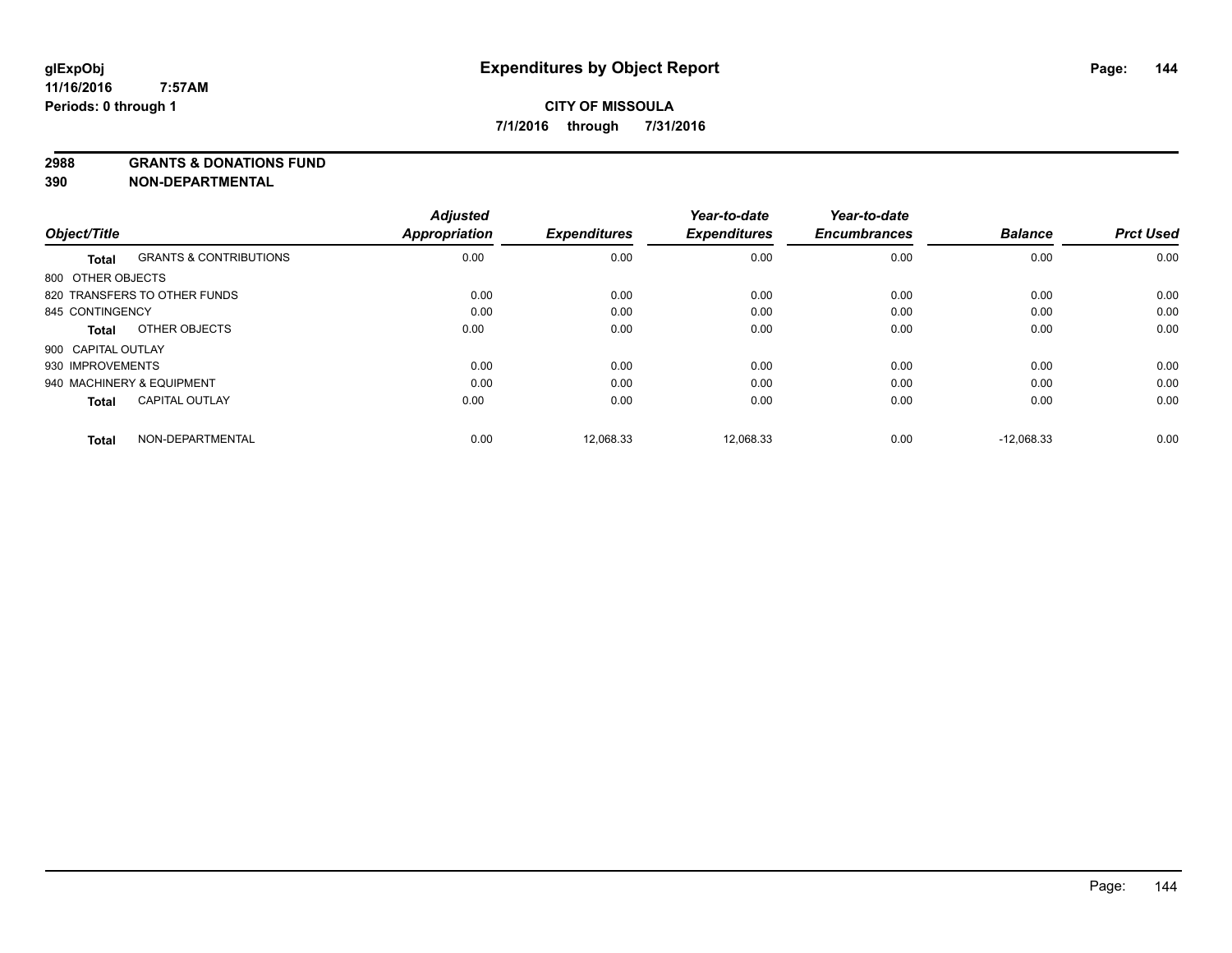**glExpObj** **Expenditures by Object Report**
**11/16/2016 7:57AM**
**Periods: 0 through 1**

**CITY OF MISSOULA**
**7/1/2016 through 7/31/2016**

**2988 GRANTS & DONATIONS FUND**
**390 NON-DEPARTMENTAL**

| Object/Title | | Adjusted Appropriation | Expenditures | Year-to-date Expenditures | Year-to-date Encumbrances | Balance | Prct Used |
|---|---|---|---|---|---|---|---|
| **Total** | GRANTS & CONTRIBUTIONS | 0.00 | 0.00 | 0.00 | 0.00 | 0.00 | 0.00 |
| 800 OTHER OBJECTS | | | | | | | |
| 820 TRANSFERS TO OTHER FUNDS | | 0.00 | 0.00 | 0.00 | 0.00 | 0.00 | 0.00 |
| 845 CONTINGENCY | | 0.00 | 0.00 | 0.00 | 0.00 | 0.00 | 0.00 |
| **Total** | OTHER OBJECTS | 0.00 | 0.00 | 0.00 | 0.00 | 0.00 | 0.00 |
| 900 CAPITAL OUTLAY | | | | | | | |
| 930 IMPROVEMENTS | | 0.00 | 0.00 | 0.00 | 0.00 | 0.00 | 0.00 |
| 940 MACHINERY & EQUIPMENT | | 0.00 | 0.00 | 0.00 | 0.00 | 0.00 | 0.00 |
| **Total** | CAPITAL OUTLAY | 0.00 | 0.00 | 0.00 | 0.00 | 0.00 | 0.00 |
| **Total** | NON-DEPARTMENTAL | 0.00 | 12,068.33 | 12,068.33 | 0.00 | -12,068.33 | 0.00 |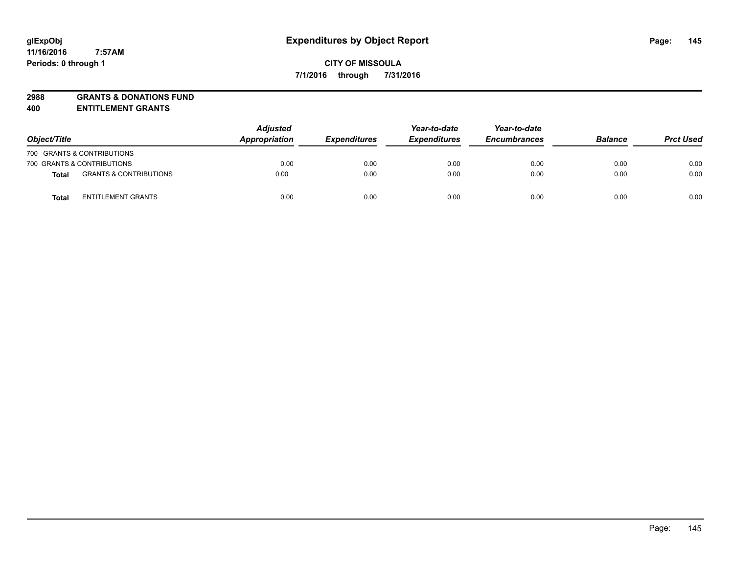# Expenditures by Object Report

**CITY OF MISSOULA**

**7/1/2016 through 7/31/2016**

glExpObj
11/16/2016 7:57AM
Periods: 0 through 1

**2988 GRANTS & DONATIONS FUND**
**400 ENTITLEMENT GRANTS**

| Object/Title | | Adjusted Appropriation | Expenditures | Year-to-date Expenditures | Year-to-date Encumbrances | Balance | Prct Used |
|---|---|---|---|---|---|---|---|
| 700 GRANTS & CONTRIBUTIONS | | | | | | | |
| 700 GRANTS & CONTRIBUTIONS | | 0.00 | 0.00 | 0.00 | 0.00 | 0.00 | 0.00 |
| **Total** | GRANTS & CONTRIBUTIONS | 0.00 | 0.00 | 0.00 | 0.00 | 0.00 | 0.00 |
| **Total** | ENTITLEMENT GRANTS | 0.00 | 0.00 | 0.00 | 0.00 | 0.00 | 0.00 |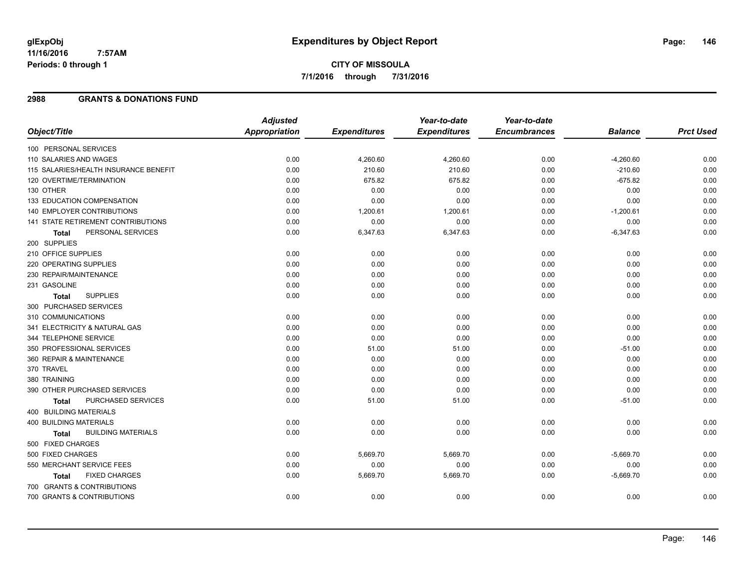**glExpObj**
**11/16/2016 7:57AM**
**Periods: 0 through 1**

# Expenditures by Object Report

**CITY OF MISSOULA**
**7/1/2016 through 7/31/2016**

## 2988 GRANTS & DONATIONS FUND

| Object/Title | Adjusted Appropriation | Expenditures | Year-to-date Expenditures | Year-to-date Encumbrances | Balance | Prct Used |
|---|---|---|---|---|---|---|
| 100 PERSONAL SERVICES | | | | | | |
| 110 SALARIES AND WAGES | 0.00 | 4,260.60 | 4,260.60 | 0.00 | -4,260.60 | 0.00 |
| 115 SALARIES/HEALTH INSURANCE BENEFIT | 0.00 | 210.60 | 210.60 | 0.00 | -210.60 | 0.00 |
| 120 OVERTIME/TERMINATION | 0.00 | 675.82 | 675.82 | 0.00 | -675.82 | 0.00 |
| 130 OTHER | 0.00 | 0.00 | 0.00 | 0.00 | 0.00 | 0.00 |
| 133 EDUCATION COMPENSATION | 0.00 | 0.00 | 0.00 | 0.00 | 0.00 | 0.00 |
| 140 EMPLOYER CONTRIBUTIONS | 0.00 | 1,200.61 | 1,200.61 | 0.00 | -1,200.61 | 0.00 |
| 141 STATE RETIREMENT CONTRIBUTIONS | 0.00 | 0.00 | 0.00 | 0.00 | 0.00 | 0.00 |
| **Total** PERSONAL SERVICES | 0.00 | 6,347.63 | 6,347.63 | 0.00 | -6,347.63 | 0.00 |
| 200 SUPPLIES | | | | | | |
| 210 OFFICE SUPPLIES | 0.00 | 0.00 | 0.00 | 0.00 | 0.00 | 0.00 |
| 220 OPERATING SUPPLIES | 0.00 | 0.00 | 0.00 | 0.00 | 0.00 | 0.00 |
| 230 REPAIR/MAINTENANCE | 0.00 | 0.00 | 0.00 | 0.00 | 0.00 | 0.00 |
| 231 GASOLINE | 0.00 | 0.00 | 0.00 | 0.00 | 0.00 | 0.00 |
| **Total** SUPPLIES | 0.00 | 0.00 | 0.00 | 0.00 | 0.00 | 0.00 |
| 300 PURCHASED SERVICES | | | | | | |
| 310 COMMUNICATIONS | 0.00 | 0.00 | 0.00 | 0.00 | 0.00 | 0.00 |
| 341 ELECTRICITY & NATURAL GAS | 0.00 | 0.00 | 0.00 | 0.00 | 0.00 | 0.00 |
| 344 TELEPHONE SERVICE | 0.00 | 0.00 | 0.00 | 0.00 | 0.00 | 0.00 |
| 350 PROFESSIONAL SERVICES | 0.00 | 51.00 | 51.00 | 0.00 | -51.00 | 0.00 |
| 360 REPAIR & MAINTENANCE | 0.00 | 0.00 | 0.00 | 0.00 | 0.00 | 0.00 |
| 370 TRAVEL | 0.00 | 0.00 | 0.00 | 0.00 | 0.00 | 0.00 |
| 380 TRAINING | 0.00 | 0.00 | 0.00 | 0.00 | 0.00 | 0.00 |
| 390 OTHER PURCHASED SERVICES | 0.00 | 0.00 | 0.00 | 0.00 | 0.00 | 0.00 |
| **Total** PURCHASED SERVICES | 0.00 | 51.00 | 51.00 | 0.00 | -51.00 | 0.00 |
| 400 BUILDING MATERIALS | | | | | | |
| 400 BUILDING MATERIALS | 0.00 | 0.00 | 0.00 | 0.00 | 0.00 | 0.00 |
| **Total** BUILDING MATERIALS | 0.00 | 0.00 | 0.00 | 0.00 | 0.00 | 0.00 |
| 500 FIXED CHARGES | | | | | | |
| 500 FIXED CHARGES | 0.00 | 5,669.70 | 5,669.70 | 0.00 | -5,669.70 | 0.00 |
| 550 MERCHANT SERVICE FEES | 0.00 | 0.00 | 0.00 | 0.00 | 0.00 | 0.00 |
| **Total** FIXED CHARGES | 0.00 | 5,669.70 | 5,669.70 | 0.00 | -5,669.70 | 0.00 |
| 700 GRANTS & CONTRIBUTIONS | | | | | | |
| 700 GRANTS & CONTRIBUTIONS | 0.00 | 0.00 | 0.00 | 0.00 | 0.00 | 0.00 |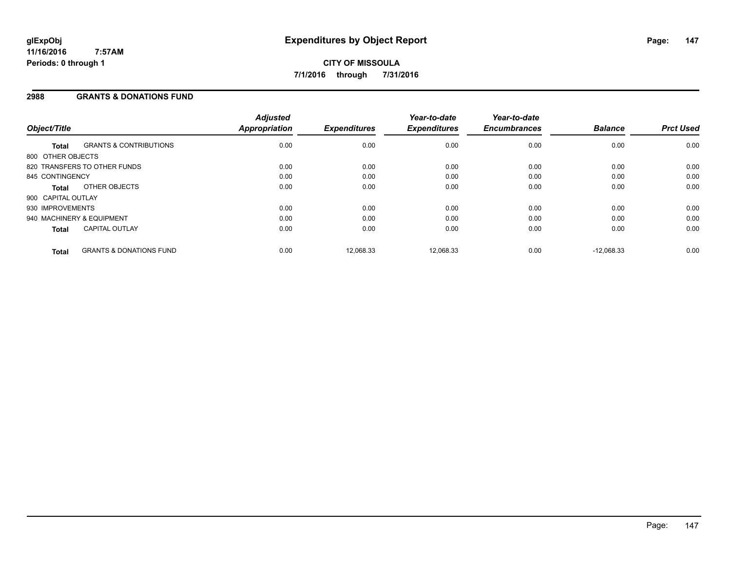**CITY OF MISSOULA**

**7/1/2016 through 7/31/2016**

**glExpObj**
**11/16/2016 7:57AM**
**Periods: 0 through 1**

# Expenditures by Object Report

## 2988 GRANTS & DONATIONS FUND

| Object/Title | | Adjusted Appropriation | Expenditures | Year-to-date Expenditures | Year-to-date Encumbrances | Balance | Prct Used |
|---|---|---|---|---|---|---|---|
| **Total** | GRANTS & CONTRIBUTIONS | 0.00 | 0.00 | 0.00 | 0.00 | 0.00 | 0.00 |
| 800 OTHER OBJECTS | | | | | | | |
| 820 TRANSFERS TO OTHER FUNDS | | 0.00 | 0.00 | 0.00 | 0.00 | 0.00 | 0.00 |
| 845 CONTINGENCY | | 0.00 | 0.00 | 0.00 | 0.00 | 0.00 | 0.00 |
| **Total** | OTHER OBJECTS | 0.00 | 0.00 | 0.00 | 0.00 | 0.00 | 0.00 |
| 900 CAPITAL OUTLAY | | | | | | | |
| 930 IMPROVEMENTS | | 0.00 | 0.00 | 0.00 | 0.00 | 0.00 | 0.00 |
| 940 MACHINERY & EQUIPMENT | | 0.00 | 0.00 | 0.00 | 0.00 | 0.00 | 0.00 |
| **Total** | CAPITAL OUTLAY | 0.00 | 0.00 | 0.00 | 0.00 | 0.00 | 0.00 |
| **Total** | GRANTS & DONATIONS FUND | 0.00 | 12,068.33 | 12,068.33 | 0.00 | -12,068.33 | 0.00 |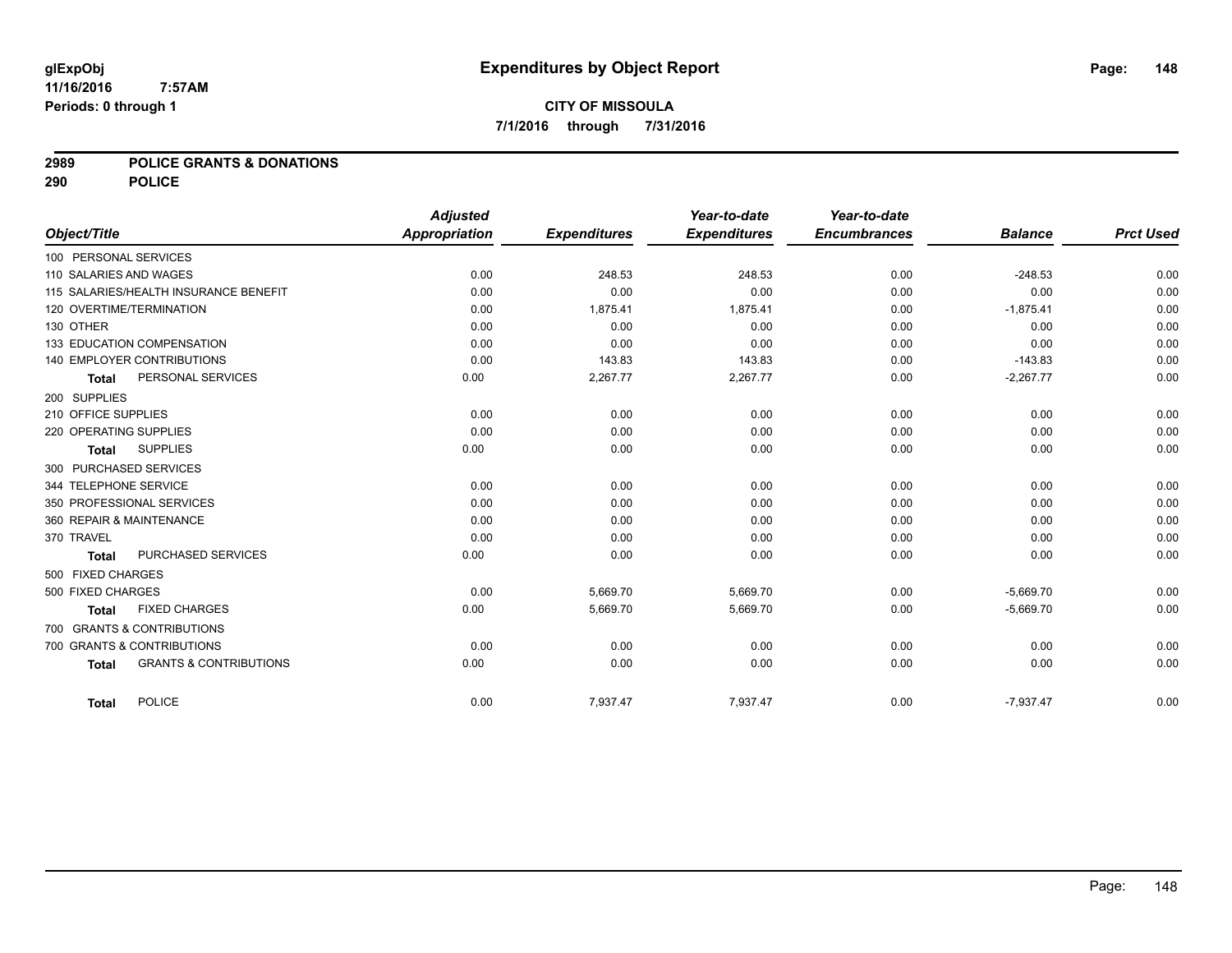# Expenditures by Object Report

glExpObj
11/16/2016 7:57AM
Periods: 0 through 1

**CITY OF MISSOULA**
**7/1/2016 through 7/31/2016**

**2989 POLICE GRANTS & DONATIONS**
**290 POLICE**

| Object/Title | Adjusted Appropriation | Expenditures | Year-to-date Expenditures | Year-to-date Encumbrances | Balance | Prct Used |
|---|---|---|---|---|---|---|
| 100 PERSONAL SERVICES | | | | | | |
| 110 SALARIES AND WAGES | 0.00 | 248.53 | 248.53 | 0.00 | -248.53 | 0.00 |
| 115 SALARIES/HEALTH INSURANCE BENEFIT | 0.00 | 0.00 | 0.00 | 0.00 | 0.00 | 0.00 |
| 120 OVERTIME/TERMINATION | 0.00 | 1,875.41 | 1,875.41 | 0.00 | -1,875.41 | 0.00 |
| 130 OTHER | 0.00 | 0.00 | 0.00 | 0.00 | 0.00 | 0.00 |
| 133 EDUCATION COMPENSATION | 0.00 | 0.00 | 0.00 | 0.00 | 0.00 | 0.00 |
| 140 EMPLOYER CONTRIBUTIONS | 0.00 | 143.83 | 143.83 | 0.00 | -143.83 | 0.00 |
| **Total** PERSONAL SERVICES | 0.00 | 2,267.77 | 2,267.77 | 0.00 | -2,267.77 | 0.00 |
| 200 SUPPLIES | | | | | | |
| 210 OFFICE SUPPLIES | 0.00 | 0.00 | 0.00 | 0.00 | 0.00 | 0.00 |
| 220 OPERATING SUPPLIES | 0.00 | 0.00 | 0.00 | 0.00 | 0.00 | 0.00 |
| **Total** SUPPLIES | 0.00 | 0.00 | 0.00 | 0.00 | 0.00 | 0.00 |
| 300 PURCHASED SERVICES | | | | | | |
| 344 TELEPHONE SERVICE | 0.00 | 0.00 | 0.00 | 0.00 | 0.00 | 0.00 |
| 350 PROFESSIONAL SERVICES | 0.00 | 0.00 | 0.00 | 0.00 | 0.00 | 0.00 |
| 360 REPAIR & MAINTENANCE | 0.00 | 0.00 | 0.00 | 0.00 | 0.00 | 0.00 |
| 370 TRAVEL | 0.00 | 0.00 | 0.00 | 0.00 | 0.00 | 0.00 |
| **Total** PURCHASED SERVICES | 0.00 | 0.00 | 0.00 | 0.00 | 0.00 | 0.00 |
| 500 FIXED CHARGES | | | | | | |
| 500 FIXED CHARGES | 0.00 | 5,669.70 | 5,669.70 | 0.00 | -5,669.70 | 0.00 |
| **Total** FIXED CHARGES | 0.00 | 5,669.70 | 5,669.70 | 0.00 | -5,669.70 | 0.00 |
| 700 GRANTS & CONTRIBUTIONS | | | | | | |
| 700 GRANTS & CONTRIBUTIONS | 0.00 | 0.00 | 0.00 | 0.00 | 0.00 | 0.00 |
| **Total** GRANTS & CONTRIBUTIONS | 0.00 | 0.00 | 0.00 | 0.00 | 0.00 | 0.00 |
| **Total** POLICE | 0.00 | 7,937.47 | 7,937.47 | 0.00 | -7,937.47 | 0.00 |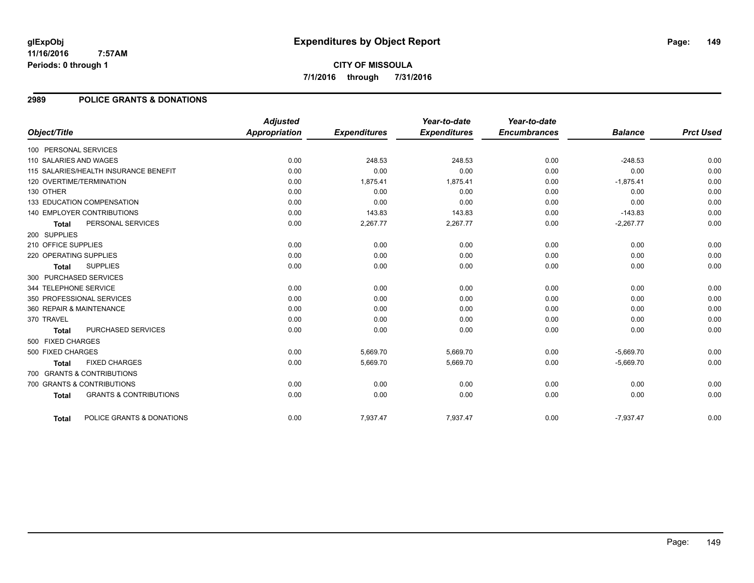# Expenditures by Object Report

glExpObj
11/16/2016 7:57AM
Periods: 0 through 1

**CITY OF MISSOULA**
**7/1/2016 through 7/31/2016**

## 2989 POLICE GRANTS & DONATIONS

| Object/Title | Adjusted Appropriation | Expenditures | Year-to-date Expenditures | Year-to-date Encumbrances | Balance | Prct Used |
|---|---|---|---|---|---|---|
| 100 PERSONAL SERVICES | | | | | | |
| 110 SALARIES AND WAGES | 0.00 | 248.53 | 248.53 | 0.00 | -248.53 | 0.00 |
| 115 SALARIES/HEALTH INSURANCE BENEFIT | 0.00 | 0.00 | 0.00 | 0.00 | 0.00 | 0.00 |
| 120 OVERTIME/TERMINATION | 0.00 | 1,875.41 | 1,875.41 | 0.00 | -1,875.41 | 0.00 |
| 130 OTHER | 0.00 | 0.00 | 0.00 | 0.00 | 0.00 | 0.00 |
| 133 EDUCATION COMPENSATION | 0.00 | 0.00 | 0.00 | 0.00 | 0.00 | 0.00 |
| 140 EMPLOYER CONTRIBUTIONS | 0.00 | 143.83 | 143.83 | 0.00 | -143.83 | 0.00 |
| **Total** PERSONAL SERVICES | 0.00 | 2,267.77 | 2,267.77 | 0.00 | -2,267.77 | 0.00 |
| 200 SUPPLIES | | | | | | |
| 210 OFFICE SUPPLIES | 0.00 | 0.00 | 0.00 | 0.00 | 0.00 | 0.00 |
| 220 OPERATING SUPPLIES | 0.00 | 0.00 | 0.00 | 0.00 | 0.00 | 0.00 |
| **Total** SUPPLIES | 0.00 | 0.00 | 0.00 | 0.00 | 0.00 | 0.00 |
| 300 PURCHASED SERVICES | | | | | | |
| 344 TELEPHONE SERVICE | 0.00 | 0.00 | 0.00 | 0.00 | 0.00 | 0.00 |
| 350 PROFESSIONAL SERVICES | 0.00 | 0.00 | 0.00 | 0.00 | 0.00 | 0.00 |
| 360 REPAIR & MAINTENANCE | 0.00 | 0.00 | 0.00 | 0.00 | 0.00 | 0.00 |
| 370 TRAVEL | 0.00 | 0.00 | 0.00 | 0.00 | 0.00 | 0.00 |
| **Total** PURCHASED SERVICES | 0.00 | 0.00 | 0.00 | 0.00 | 0.00 | 0.00 |
| 500 FIXED CHARGES | | | | | | |
| 500 FIXED CHARGES | 0.00 | 5,669.70 | 5,669.70 | 0.00 | -5,669.70 | 0.00 |
| **Total** FIXED CHARGES | 0.00 | 5,669.70 | 5,669.70 | 0.00 | -5,669.70 | 0.00 |
| 700 GRANTS & CONTRIBUTIONS | | | | | | |
| 700 GRANTS & CONTRIBUTIONS | 0.00 | 0.00 | 0.00 | 0.00 | 0.00 | 0.00 |
| **Total** GRANTS & CONTRIBUTIONS | 0.00 | 0.00 | 0.00 | 0.00 | 0.00 | 0.00 |
| **Total** POLICE GRANTS & DONATIONS | 0.00 | 7,937.47 | 7,937.47 | 0.00 | -7,937.47 | 0.00 |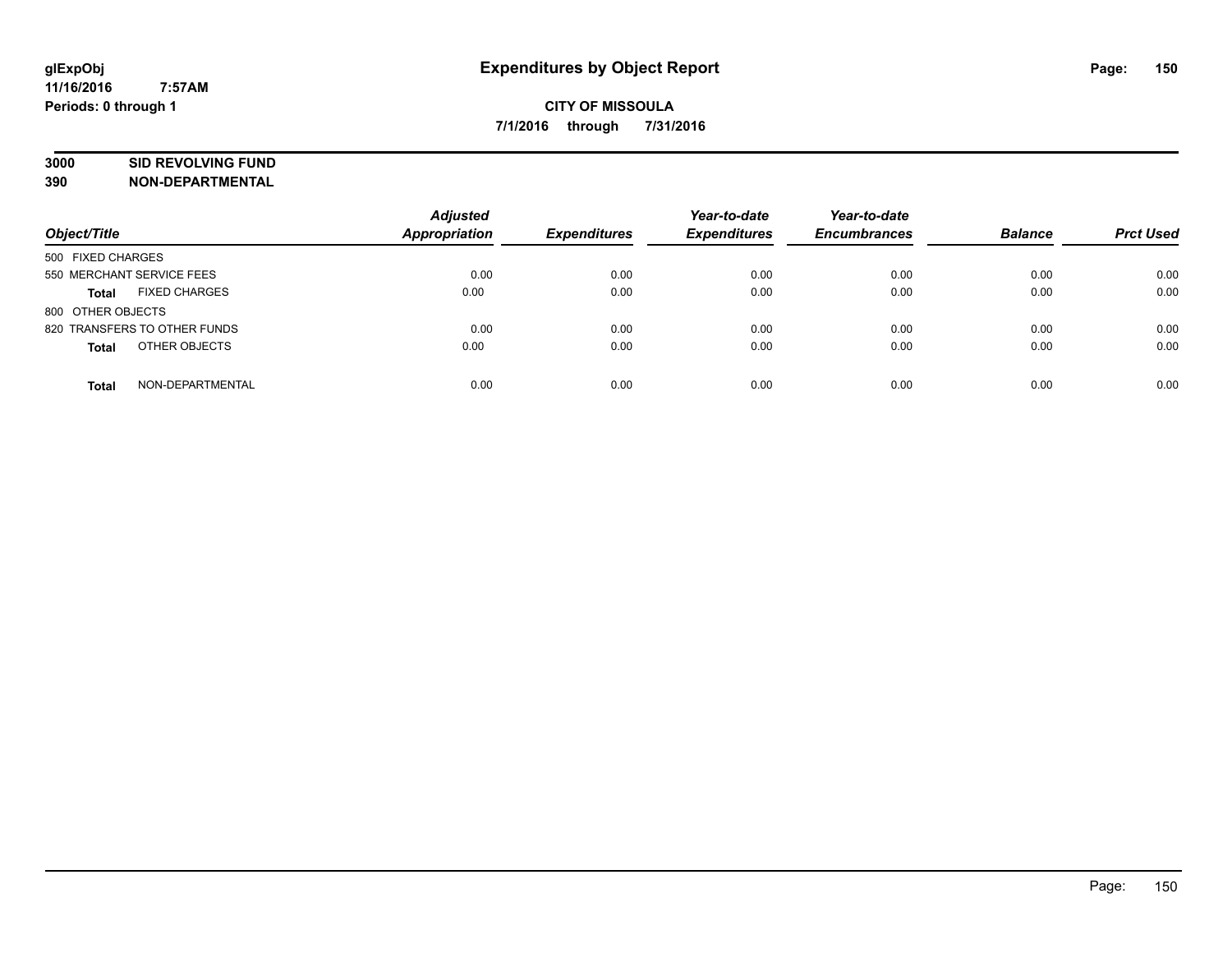glExpObj
11/16/2016 7:57AM
Periods: 0 through 1

# Expenditures by Object Report

**CITY OF MISSOULA**
**7/1/2016 through 7/31/2016**

**3000 SID REVOLVING FUND**
**390 NON-DEPARTMENTAL**

| Object/Title | | Adjusted Appropriation | Expenditures | Year-to-date Expenditures | Year-to-date Encumbrances | Balance | Prct Used |
|---|---|---|---|---|---|---|---|
| 500 FIXED CHARGES | | | | | | | |
| 550 MERCHANT SERVICE FEES | | 0.00 | 0.00 | 0.00 | 0.00 | 0.00 | 0.00 |
| **Total** | FIXED CHARGES | 0.00 | 0.00 | 0.00 | 0.00 | 0.00 | 0.00 |
| 800 OTHER OBJECTS | | | | | | | |
| 820 TRANSFERS TO OTHER FUNDS | | 0.00 | 0.00 | 0.00 | 0.00 | 0.00 | 0.00 |
| **Total** | OTHER OBJECTS | 0.00 | 0.00 | 0.00 | 0.00 | 0.00 | 0.00 |
| **Total** | NON-DEPARTMENTAL | 0.00 | 0.00 | 0.00 | 0.00 | 0.00 | 0.00 |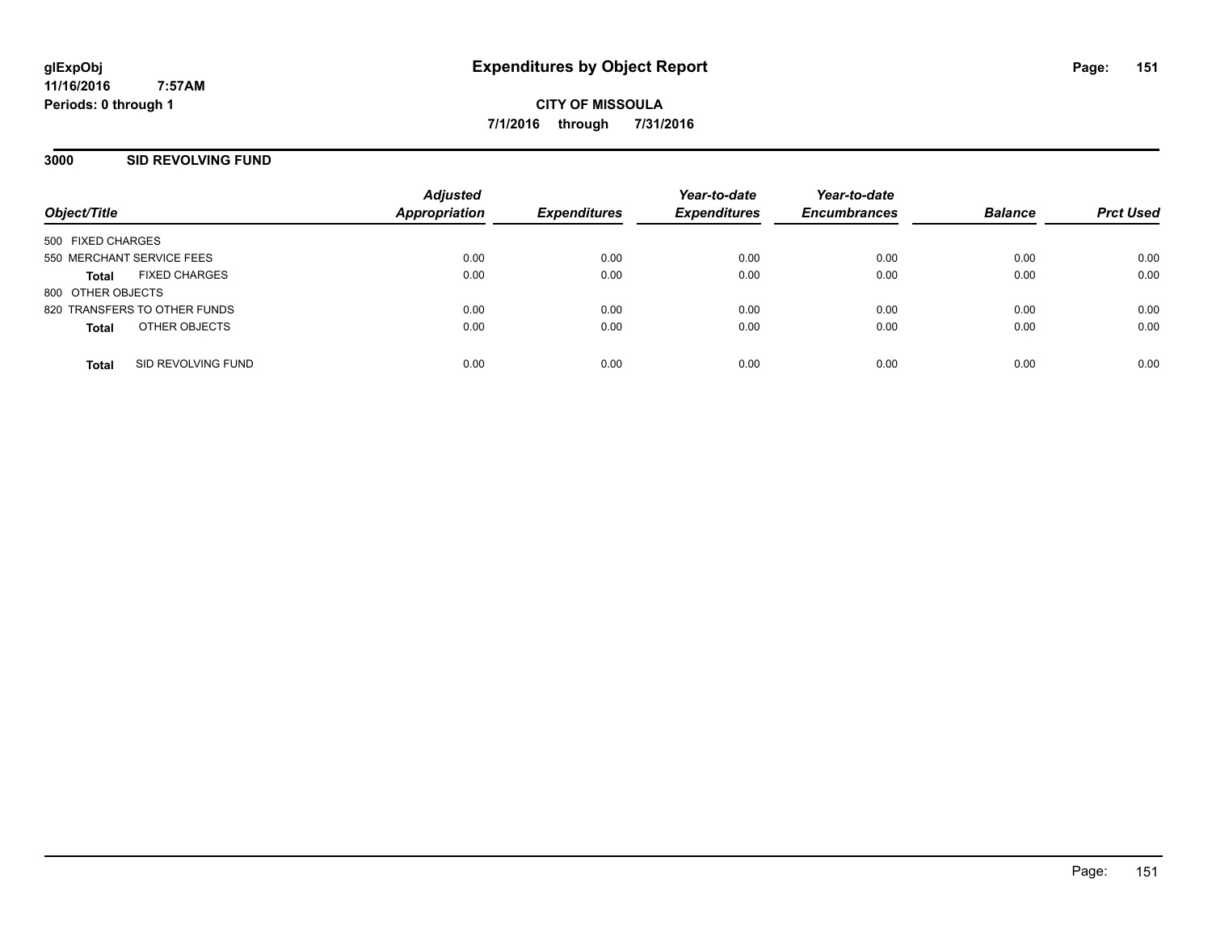# Expenditures by Object Report

glExpObj
11/16/2016 7:57AM
Periods: 0 through 1

**CITY OF MISSOULA**
**7/1/2016 through 7/31/2016**

## 3000 SID REVOLVING FUND

| Object/Title | Adjusted Appropriation | Expenditures | Year-to-date Expenditures | Year-to-date Encumbrances | Balance | Prct Used |
|---|---|---|---|---|---|---|
| 500 FIXED CHARGES | | | | | | |
| 550 MERCHANT SERVICE FEES | 0.00 | 0.00 | 0.00 | 0.00 | 0.00 | 0.00 |
| **Total** FIXED CHARGES | 0.00 | 0.00 | 0.00 | 0.00 | 0.00 | 0.00 |
| 800 OTHER OBJECTS | | | | | | |
| 820 TRANSFERS TO OTHER FUNDS | 0.00 | 0.00 | 0.00 | 0.00 | 0.00 | 0.00 |
| **Total** OTHER OBJECTS | 0.00 | 0.00 | 0.00 | 0.00 | 0.00 | 0.00 |
| **Total** SID REVOLVING FUND | 0.00 | 0.00 | 0.00 | 0.00 | 0.00 | 0.00 |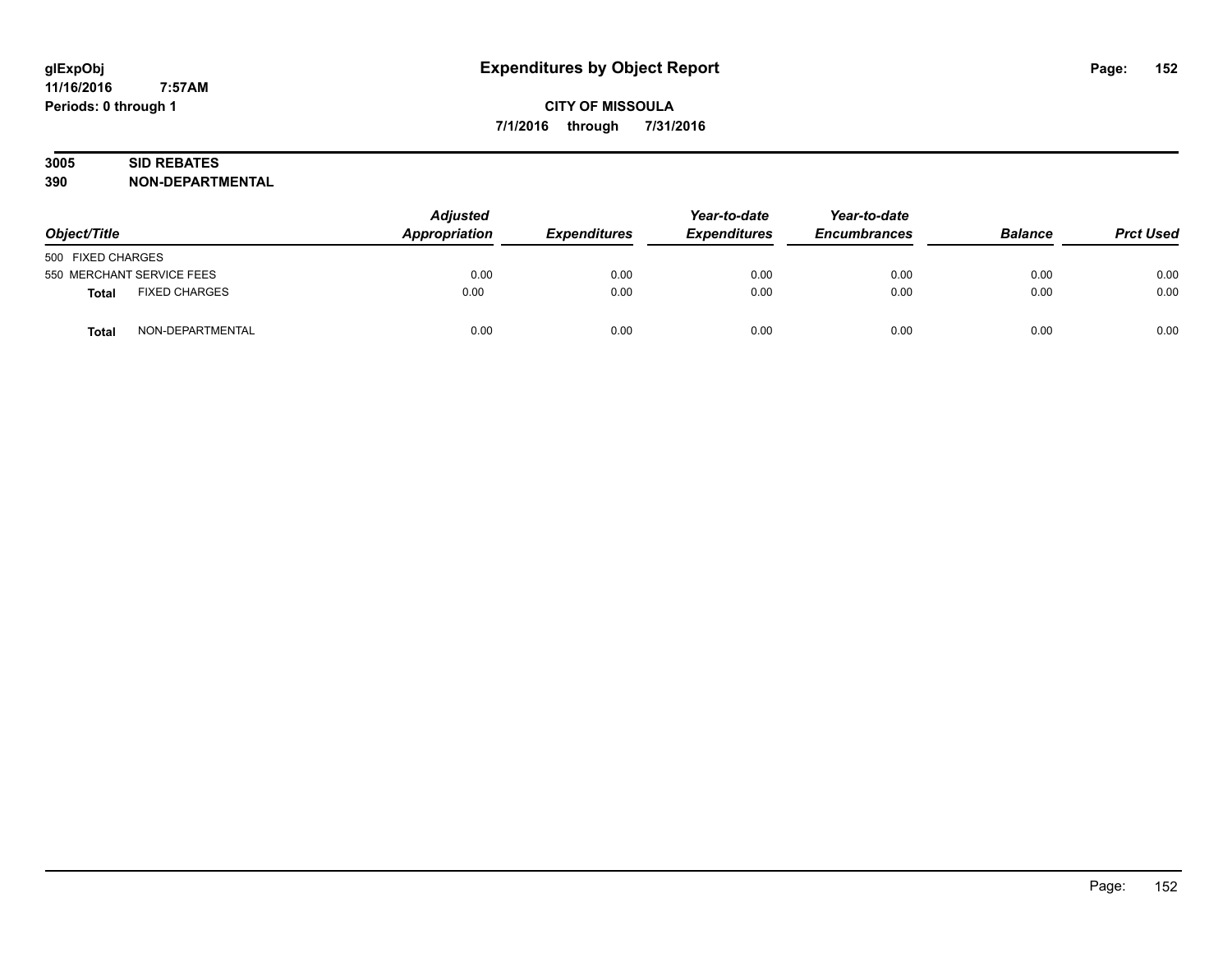# Expenditures by Object Report

glExpObj
11/16/2016 7:57AM
Periods: 0 through 1

**CITY OF MISSOULA**
**7/1/2016 through 7/31/2016**

**3005 SID REBATES**
**390 NON-DEPARTMENTAL**

| Object/Title | Adjusted Appropriation | Expenditures | Year-to-date Expenditures | Year-to-date Encumbrances | Balance | Prct Used |
|---|---|---|---|---|---|---|
| 500 FIXED CHARGES | | | | | | |
| 550 MERCHANT SERVICE FEES | 0.00 | 0.00 | 0.00 | 0.00 | 0.00 | 0.00 |
| **Total** FIXED CHARGES | 0.00 | 0.00 | 0.00 | 0.00 | 0.00 | 0.00 |
| **Total** NON-DEPARTMENTAL | 0.00 | 0.00 | 0.00 | 0.00 | 0.00 | 0.00 |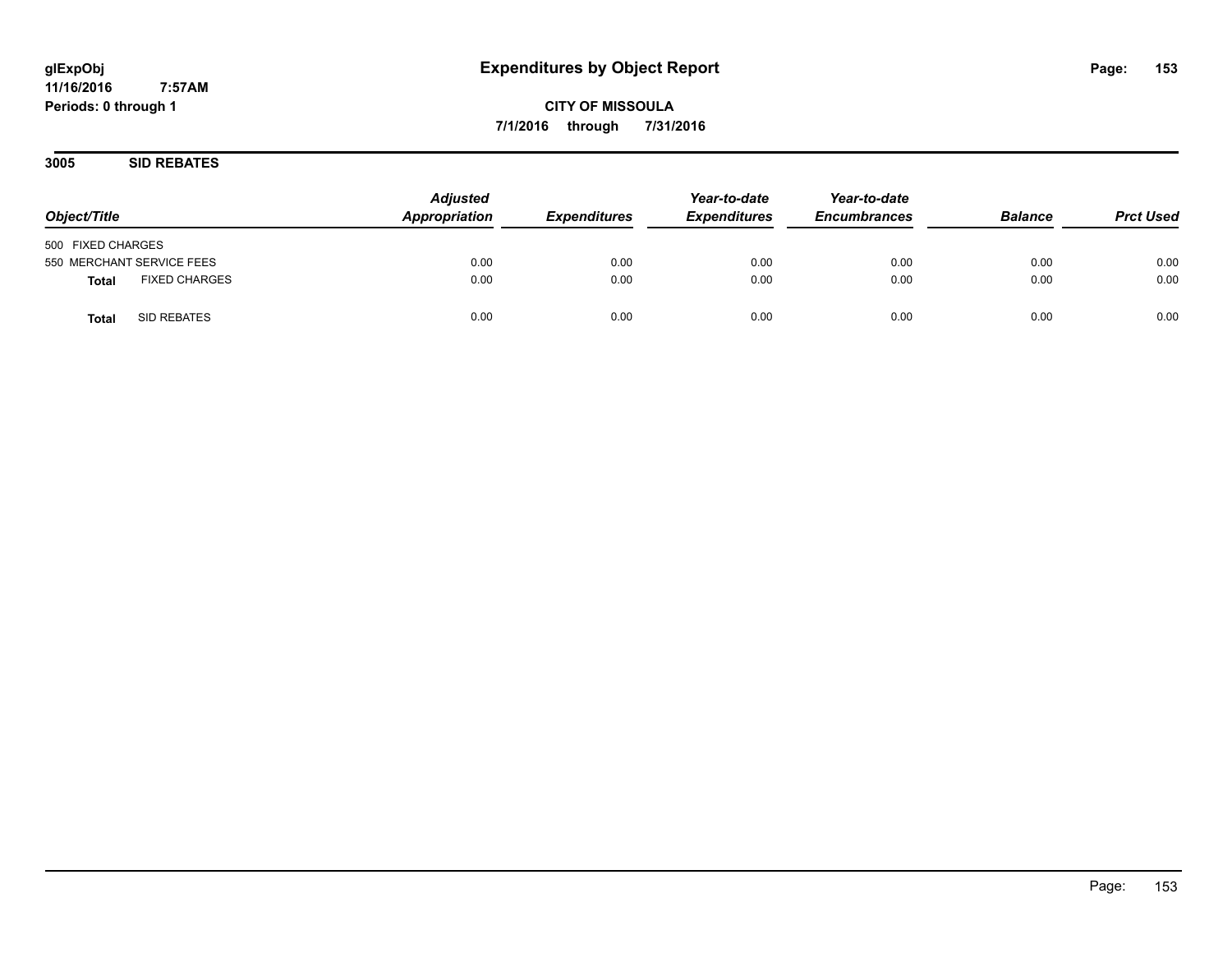# Expenditures by Object Report

glExpObj
11/16/2016 7:57AM
Periods: 0 through 1

**CITY OF MISSOULA**
**7/1/2016 through 7/31/2016**

## 3005 SID REBATES

| Object/Title | Adjusted Appropriation | Expenditures | Year-to-date Expenditures | Year-to-date Encumbrances | Balance | Prct Used |
|---|---|---|---|---|---|---|
| 500 FIXED CHARGES | | | | | | |
| 550 MERCHANT SERVICE FEES | 0.00 | 0.00 | 0.00 | 0.00 | 0.00 | 0.00 |
| **Total** FIXED CHARGES | 0.00 | 0.00 | 0.00 | 0.00 | 0.00 | 0.00 |
| **Total** SID REBATES | 0.00 | 0.00 | 0.00 | 0.00 | 0.00 | 0.00 |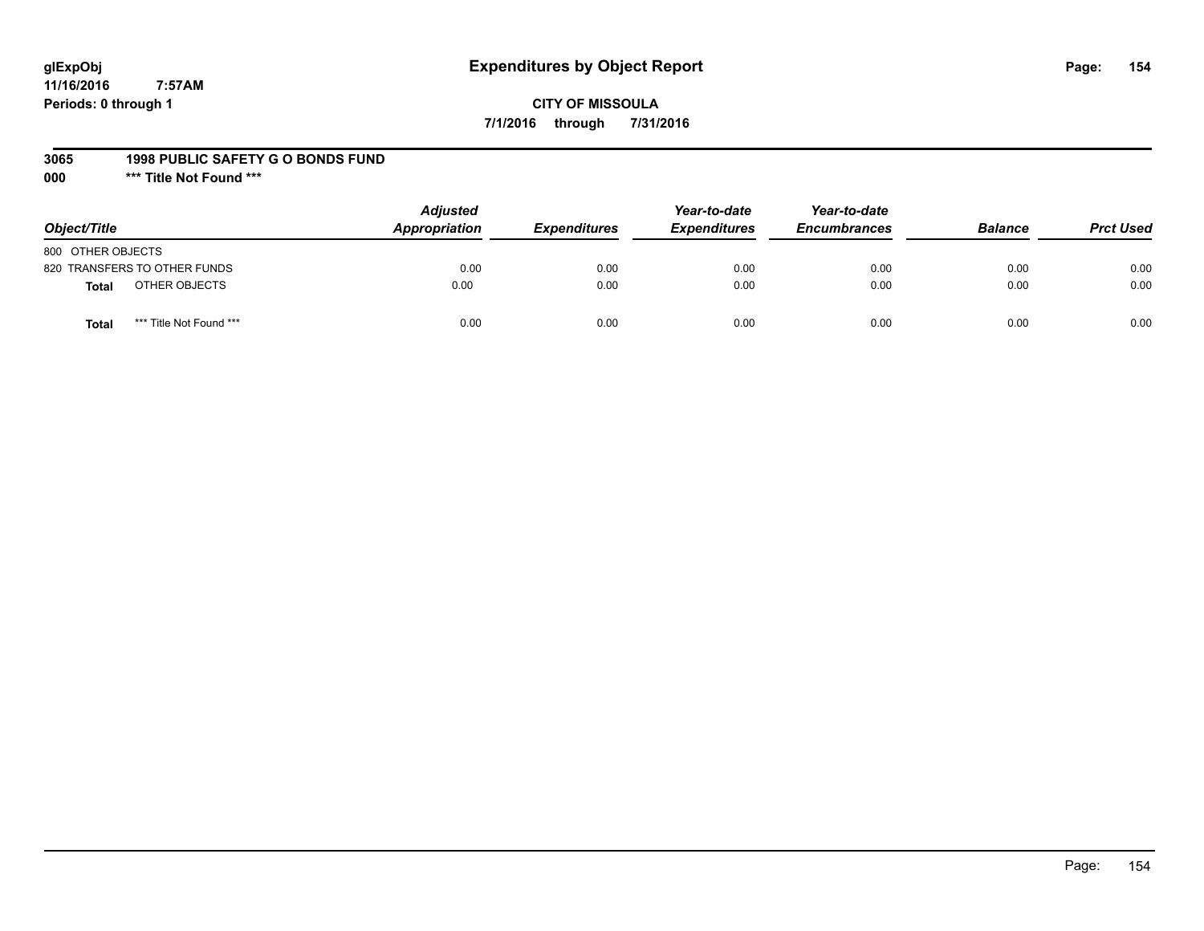glExpObj
11/16/2016 7:57AM
Periods: 0 through 1

# Expenditures by Object Report

**CITY OF MISSOULA**

**7/1/2016 through 7/31/2016**

**3065 1998 PUBLIC SAFETY G O BONDS FUND**

**000 *** Title Not Found *****

| Object/Title | Adjusted Appropriation | Expenditures | Year-to-date Expenditures | Year-to-date Encumbrances | Balance | Prct Used |
|---|---|---|---|---|---|---|
| 800 OTHER OBJECTS | | | | | | |
| 820 TRANSFERS TO OTHER FUNDS | 0.00 | 0.00 | 0.00 | 0.00 | 0.00 | 0.00 |
| **Total** OTHER OBJECTS | 0.00 | 0.00 | 0.00 | 0.00 | 0.00 | 0.00 |
| **Total** *** Title Not Found *** | 0.00 | 0.00 | 0.00 | 0.00 | 0.00 | 0.00 |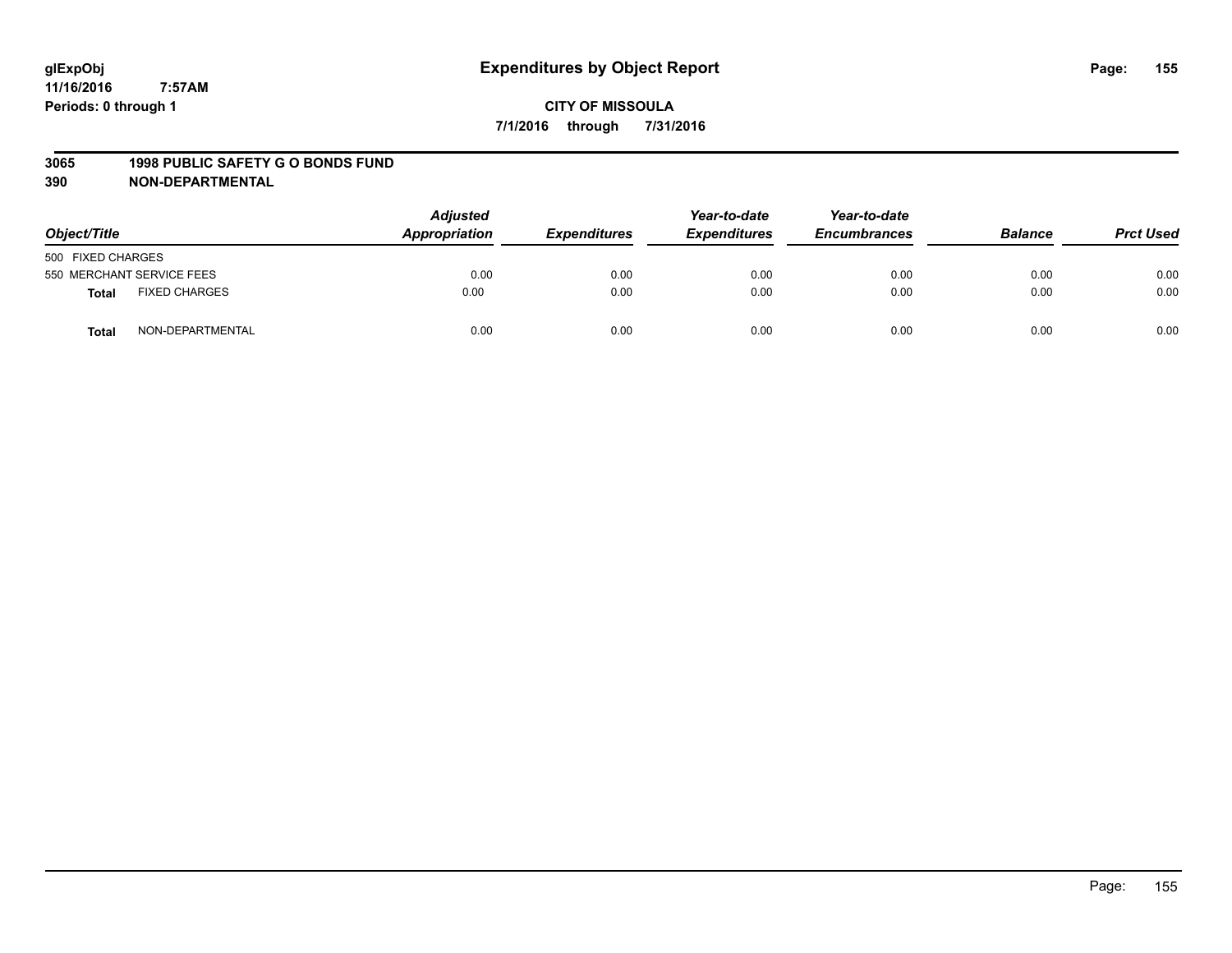# Expenditures by Object Report

glExpObj
11/16/2016 7:57AM
Periods: 0 through 1

**CITY OF MISSOULA**
**7/1/2016 through 7/31/2016**

**3065 1998 PUBLIC SAFETY G O BONDS FUND**
**390 NON-DEPARTMENTAL**

| Object/Title | | Adjusted Appropriation | Expenditures | Year-to-date Expenditures | Year-to-date Encumbrances | Balance | Prct Used |
|---|---|---|---|---|---|---|---|
| 500 FIXED CHARGES | | | | | | | |
| 550 MERCHANT SERVICE FEES | | 0.00 | 0.00 | 0.00 | 0.00 | 0.00 | 0.00 |
| **Total** | FIXED CHARGES | 0.00 | 0.00 | 0.00 | 0.00 | 0.00 | 0.00 |
| **Total** | NON-DEPARTMENTAL | 0.00 | 0.00 | 0.00 | 0.00 | 0.00 | 0.00 |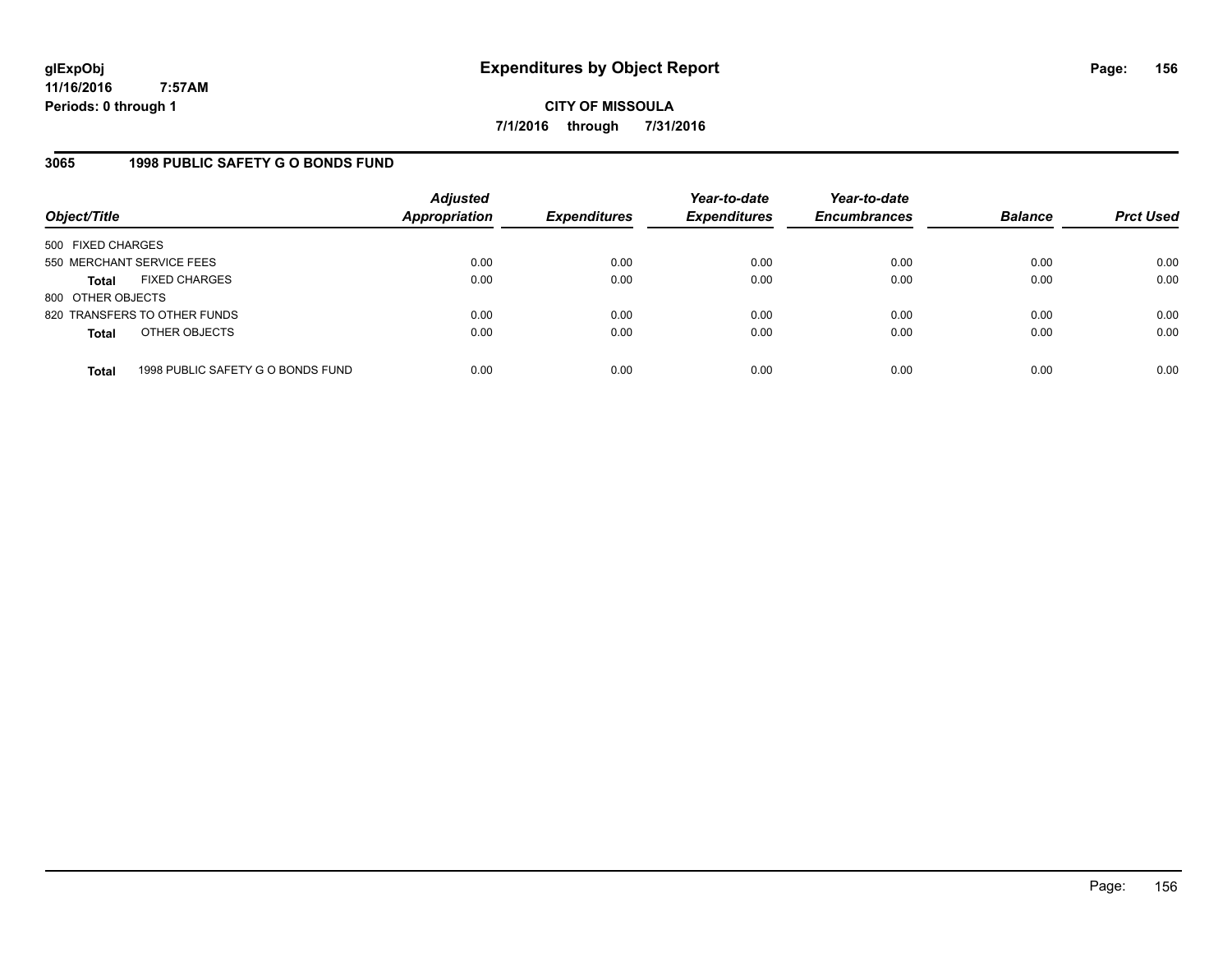# Expenditures by Object Report

glExpObj
11/16/2016 7:57AM
Periods: 0 through 1

**CITY OF MISSOULA**

**7/1/2016 through 7/31/2016**

## 3065 1998 PUBLIC SAFETY G O BONDS FUND

| Object/Title | Adjusted Appropriation | Expenditures | Year-to-date Expenditures | Year-to-date Encumbrances | Balance | Prct Used |
|---|---|---|---|---|---|---|
| 500 FIXED CHARGES | | | | | | |
| 550 MERCHANT SERVICE FEES | 0.00 | 0.00 | 0.00 | 0.00 | 0.00 | 0.00 |
| **Total** FIXED CHARGES | 0.00 | 0.00 | 0.00 | 0.00 | 0.00 | 0.00 |
| 800 OTHER OBJECTS | | | | | | |
| 820 TRANSFERS TO OTHER FUNDS | 0.00 | 0.00 | 0.00 | 0.00 | 0.00 | 0.00 |
| **Total** OTHER OBJECTS | 0.00 | 0.00 | 0.00 | 0.00 | 0.00 | 0.00 |
| **Total** 1998 PUBLIC SAFETY G O BONDS FUND | 0.00 | 0.00 | 0.00 | 0.00 | 0.00 | 0.00 |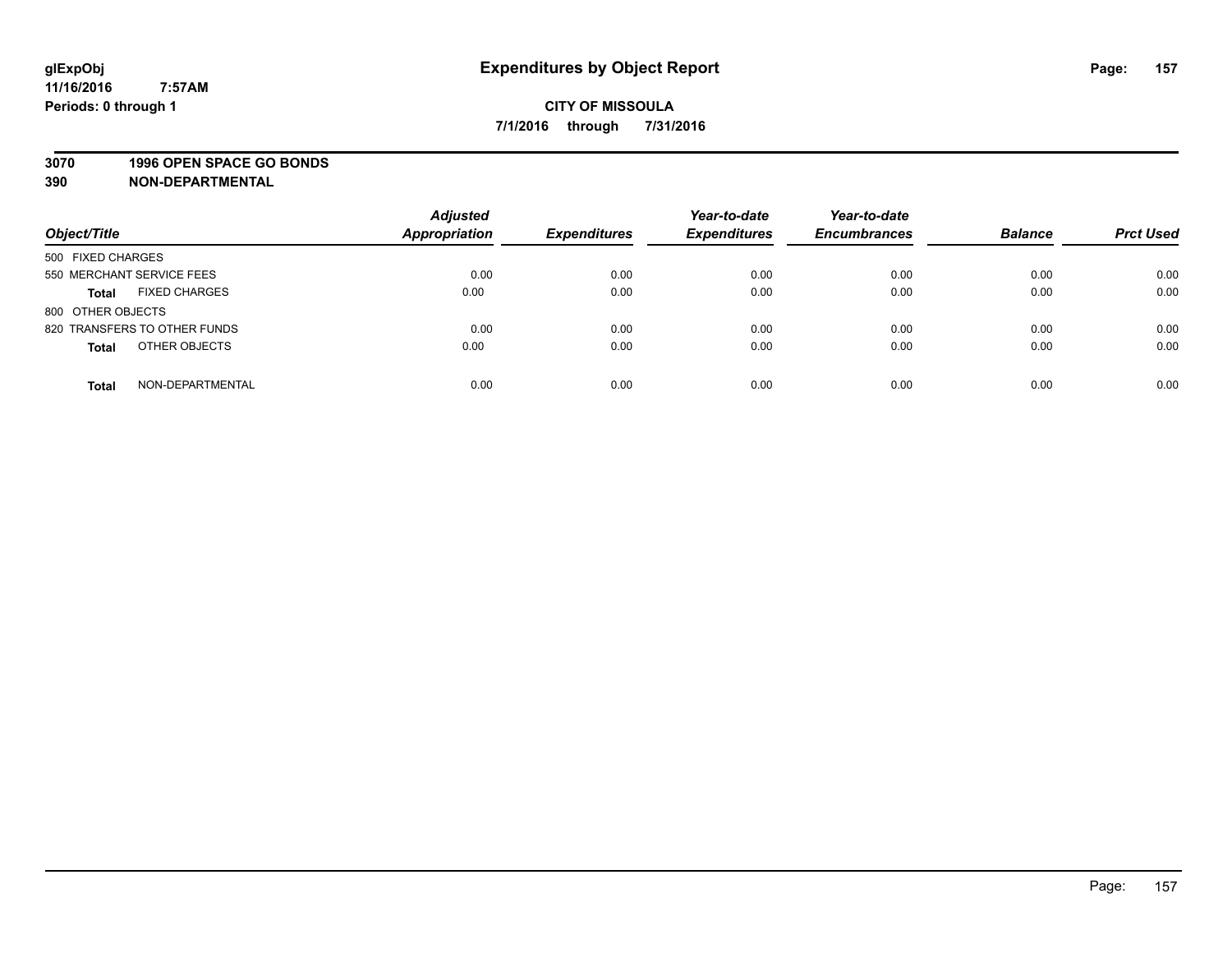glExpObj
11/16/2016 7:57AM
Periods: 0 through 1

# Expenditures by Object Report

**CITY OF MISSOULA**

**7/1/2016 through 7/31/2016**

**3070 1996 OPEN SPACE GO BONDS**

**390 NON-DEPARTMENTAL**

| Object/Title | | Adjusted Appropriation | Expenditures | Year-to-date Expenditures | Year-to-date Encumbrances | Balance | Prct Used |
|---|---|---|---|---|---|---|---|
| 500 FIXED CHARGES | | | | | | | |
| 550 MERCHANT SERVICE FEES | | 0.00 | 0.00 | 0.00 | 0.00 | 0.00 | 0.00 |
| **Total** | FIXED CHARGES | 0.00 | 0.00 | 0.00 | 0.00 | 0.00 | 0.00 |
| 800 OTHER OBJECTS | | | | | | | |
| 820 TRANSFERS TO OTHER FUNDS | | 0.00 | 0.00 | 0.00 | 0.00 | 0.00 | 0.00 |
| **Total** | OTHER OBJECTS | 0.00 | 0.00 | 0.00 | 0.00 | 0.00 | 0.00 |
| **Total** | NON-DEPARTMENTAL | 0.00 | 0.00 | 0.00 | 0.00 | 0.00 | 0.00 |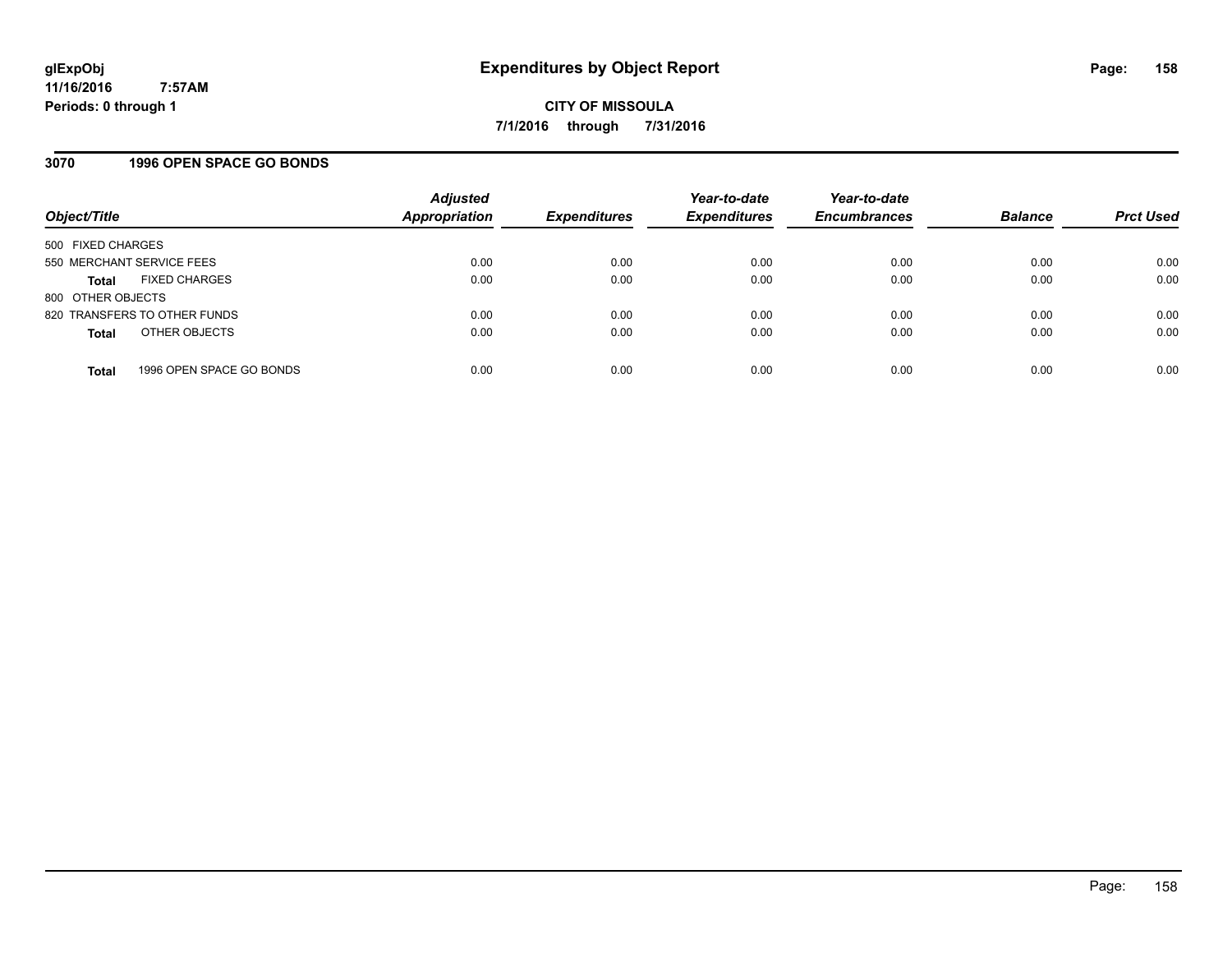# Expenditures by Object Report

glExpObj
11/16/2016 7:57AM
Periods: 0 through 1

**CITY OF MISSOULA**
**7/1/2016 through 7/31/2016**

## 3070 1996 OPEN SPACE GO BONDS

| Object/Title | | Adjusted Appropriation | Expenditures | Year-to-date Expenditures | Year-to-date Encumbrances | Balance | Prct Used |
|---|---|---|---|---|---|---|---|
| 500 FIXED CHARGES | | | | | | | |
| 550 MERCHANT SERVICE FEES | | 0.00 | 0.00 | 0.00 | 0.00 | 0.00 | 0.00 |
| **Total** | FIXED CHARGES | 0.00 | 0.00 | 0.00 | 0.00 | 0.00 | 0.00 |
| 800 OTHER OBJECTS | | | | | | | |
| 820 TRANSFERS TO OTHER FUNDS | | 0.00 | 0.00 | 0.00 | 0.00 | 0.00 | 0.00 |
| **Total** | OTHER OBJECTS | 0.00 | 0.00 | 0.00 | 0.00 | 0.00 | 0.00 |
| **Total** | 1996 OPEN SPACE GO BONDS | 0.00 | 0.00 | 0.00 | 0.00 | 0.00 | 0.00 |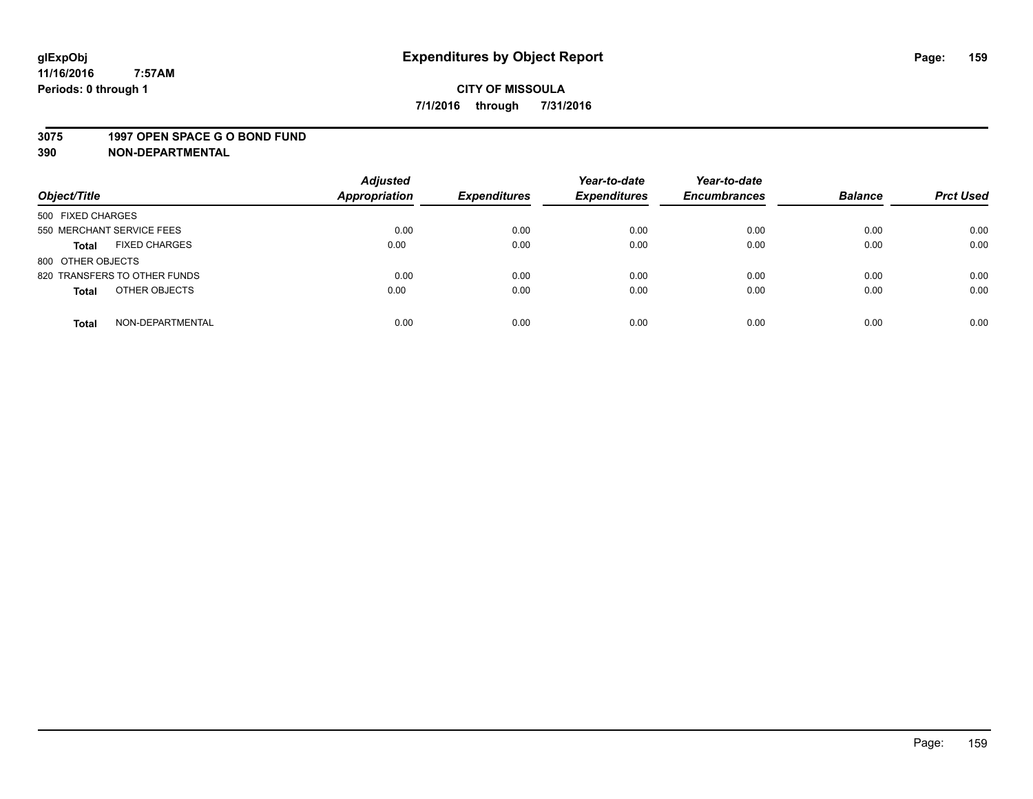# Expenditures by Object Report

**CITY OF MISSOULA**

**7/1/2016 through 7/31/2016**

glExpObj
11/16/2016 7:57AM
Periods: 0 through 1

**3075 1997 OPEN SPACE G O BOND FUND**
**390 NON-DEPARTMENTAL**

| Object/Title | | Adjusted Appropriation | Expenditures | Year-to-date Expenditures | Year-to-date Encumbrances | Balance | Prct Used |
|---|---|---|---|---|---|---|---|
| 500 FIXED CHARGES | | | | | | | |
| 550 MERCHANT SERVICE FEES | | 0.00 | 0.00 | 0.00 | 0.00 | 0.00 | 0.00 |
| **Total** | FIXED CHARGES | 0.00 | 0.00 | 0.00 | 0.00 | 0.00 | 0.00 |
| 800 OTHER OBJECTS | | | | | | | |
| 820 TRANSFERS TO OTHER FUNDS | | 0.00 | 0.00 | 0.00 | 0.00 | 0.00 | 0.00 |
| **Total** | OTHER OBJECTS | 0.00 | 0.00 | 0.00 | 0.00 | 0.00 | 0.00 |
| **Total** | NON-DEPARTMENTAL | 0.00 | 0.00 | 0.00 | 0.00 | 0.00 | 0.00 |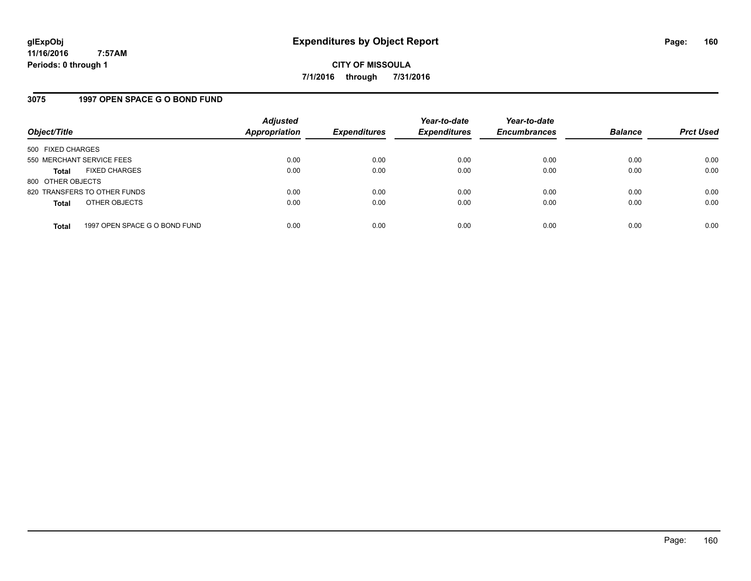**glExpObj**
**11/16/2016 7:57AM**
**Periods: 0 through 1**

# Expenditures by Object Report

**CITY OF MISSOULA**
**7/1/2016 through 7/31/2016**

## 3075 1997 OPEN SPACE G O BOND FUND

| Object/Title | Adjusted Appropriation | Expenditures | Year-to-date Expenditures | Year-to-date Encumbrances | Balance | Prct Used |
|---|---|---|---|---|---|---|
| 500 FIXED CHARGES | | | | | | |
| 550 MERCHANT SERVICE FEES | 0.00 | 0.00 | 0.00 | 0.00 | 0.00 | 0.00 |
| **Total** FIXED CHARGES | 0.00 | 0.00 | 0.00 | 0.00 | 0.00 | 0.00 |
| 800 OTHER OBJECTS | | | | | | |
| 820 TRANSFERS TO OTHER FUNDS | 0.00 | 0.00 | 0.00 | 0.00 | 0.00 | 0.00 |
| **Total** OTHER OBJECTS | 0.00 | 0.00 | 0.00 | 0.00 | 0.00 | 0.00 |
| **Total** 1997 OPEN SPACE G O BOND FUND | 0.00 | 0.00 | 0.00 | 0.00 | 0.00 | 0.00 |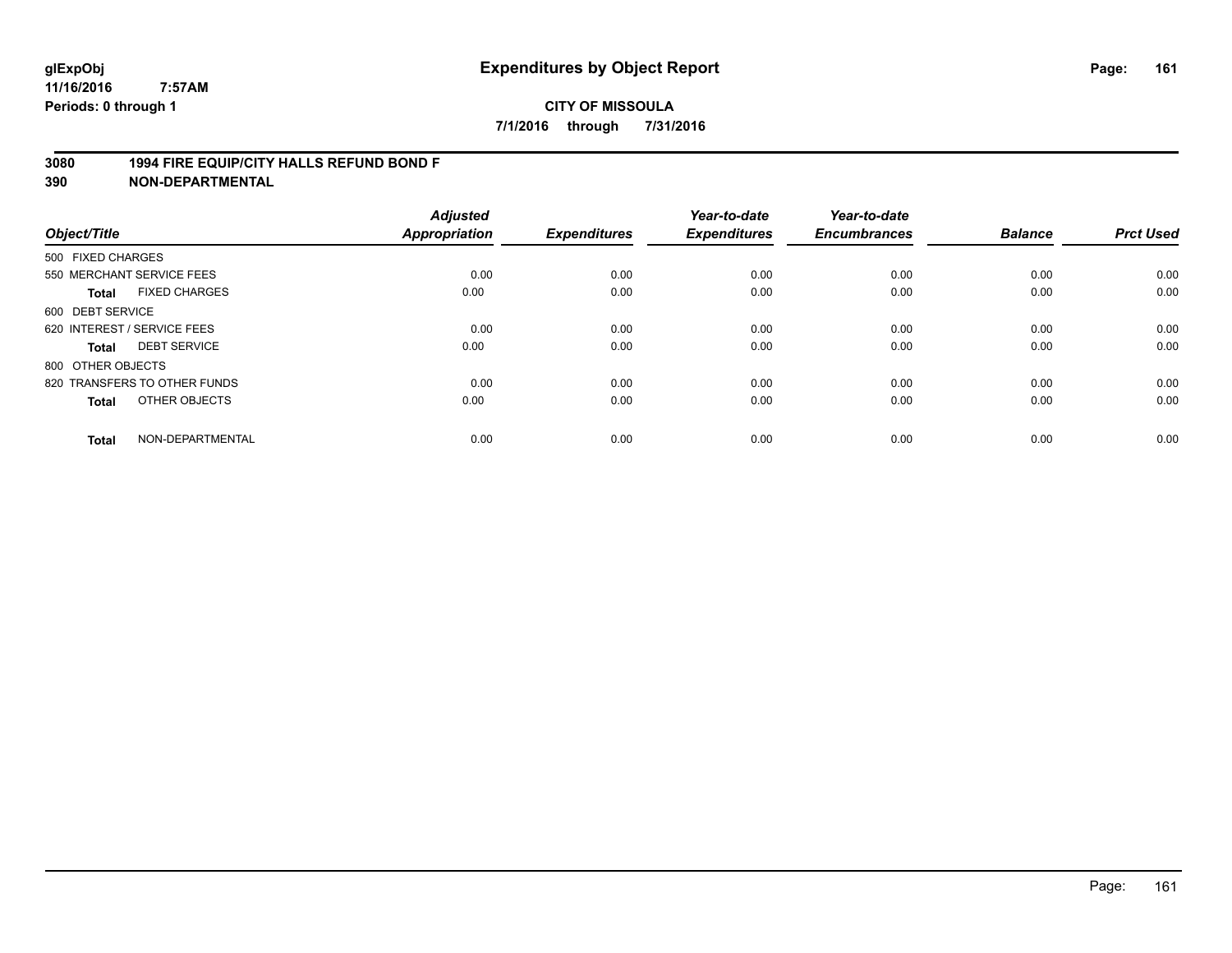glExpObj
11/16/2016 7:57AM
Periods: 0 through 1

# Expenditures by Object Report

**CITY OF MISSOULA**
**7/1/2016 through 7/31/2016**

**3080 1994 FIRE EQUIP/CITY HALLS REFUND BOND F**
**390 NON-DEPARTMENTAL**

| Object/Title | Adjusted Appropriation | Expenditures | Year-to-date Expenditures | Year-to-date Encumbrances | Balance | Prct Used |
|---|---|---|---|---|---|---|
| 500 FIXED CHARGES | | | | | | |
| 550 MERCHANT SERVICE FEES | 0.00 | 0.00 | 0.00 | 0.00 | 0.00 | 0.00 |
| **Total** FIXED CHARGES | 0.00 | 0.00 | 0.00 | 0.00 | 0.00 | 0.00 |
| 600 DEBT SERVICE | | | | | | |
| 620 INTEREST / SERVICE FEES | 0.00 | 0.00 | 0.00 | 0.00 | 0.00 | 0.00 |
| **Total** DEBT SERVICE | 0.00 | 0.00 | 0.00 | 0.00 | 0.00 | 0.00 |
| 800 OTHER OBJECTS | | | | | | |
| 820 TRANSFERS TO OTHER FUNDS | 0.00 | 0.00 | 0.00 | 0.00 | 0.00 | 0.00 |
| **Total** OTHER OBJECTS | 0.00 | 0.00 | 0.00 | 0.00 | 0.00 | 0.00 |
| **Total** NON-DEPARTMENTAL | 0.00 | 0.00 | 0.00 | 0.00 | 0.00 | 0.00 |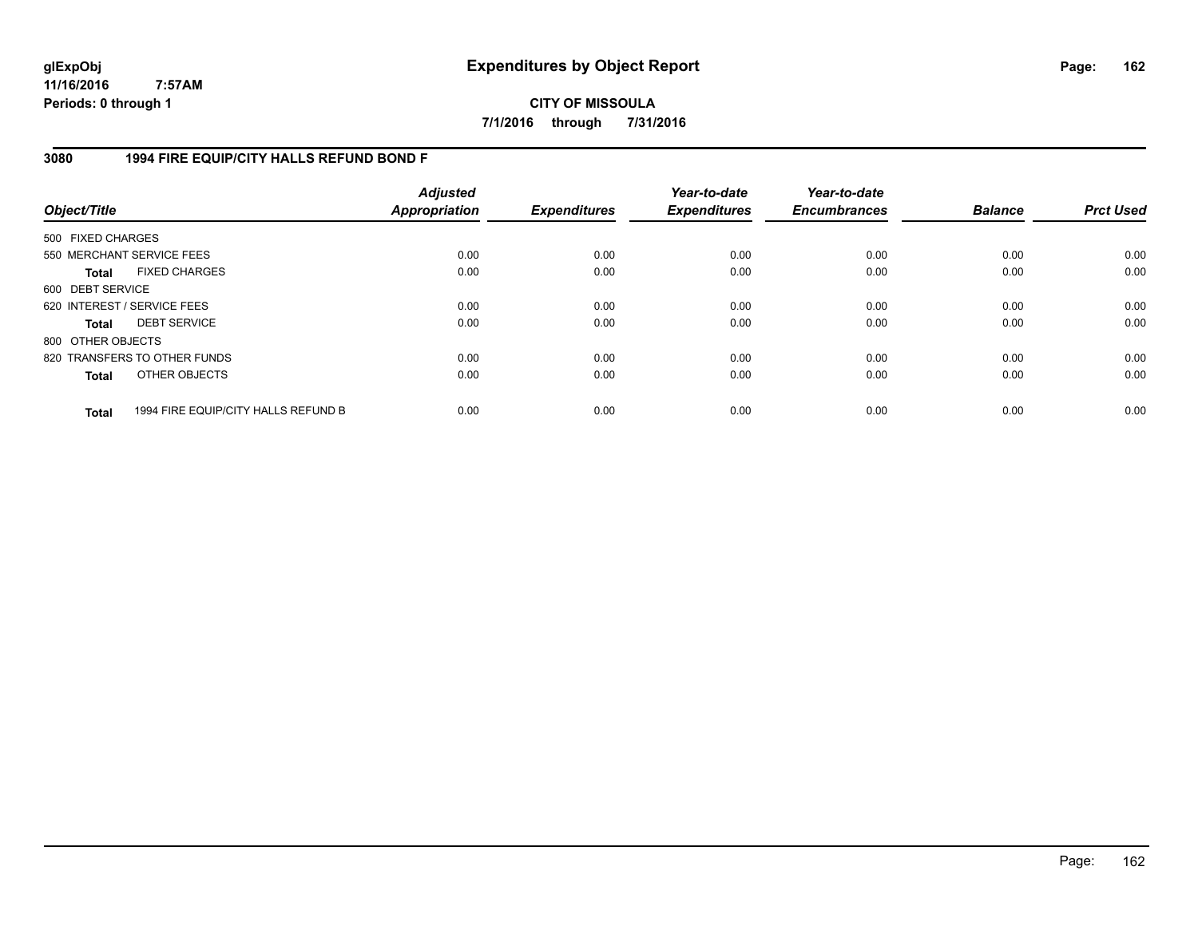**glExpObj**
**11/16/2016 7:57AM**
**Periods: 0 through 1**

# Expenditures by Object Report

**CITY OF MISSOULA**
**7/1/2016 through 7/31/2016**

## 3080 1994 FIRE EQUIP/CITY HALLS REFUND BOND F

| Object/Title | | *Adjusted Appropriation* | *Expenditures* | *Year-to-date Expenditures* | *Year-to-date Encumbrances* | *Balance* | *Prct Used* |
|---|---|---|---|---|---|---|---|
| 500 FIXED CHARGES | | | | | | | |
| 550 MERCHANT SERVICE FEES | | 0.00 | 0.00 | 0.00 | 0.00 | 0.00 | 0.00 |
| **Total** | FIXED CHARGES | 0.00 | 0.00 | 0.00 | 0.00 | 0.00 | 0.00 |
| 600 DEBT SERVICE | | | | | | | |
| 620 INTEREST / SERVICE FEES | | 0.00 | 0.00 | 0.00 | 0.00 | 0.00 | 0.00 |
| **Total** | DEBT SERVICE | 0.00 | 0.00 | 0.00 | 0.00 | 0.00 | 0.00 |
| 800 OTHER OBJECTS | | | | | | | |
| 820 TRANSFERS TO OTHER FUNDS | | 0.00 | 0.00 | 0.00 | 0.00 | 0.00 | 0.00 |
| **Total** | OTHER OBJECTS | 0.00 | 0.00 | 0.00 | 0.00 | 0.00 | 0.00 |
| **Total** | 1994 FIRE EQUIP/CITY HALLS REFUND B | 0.00 | 0.00 | 0.00 | 0.00 | 0.00 | 0.00 |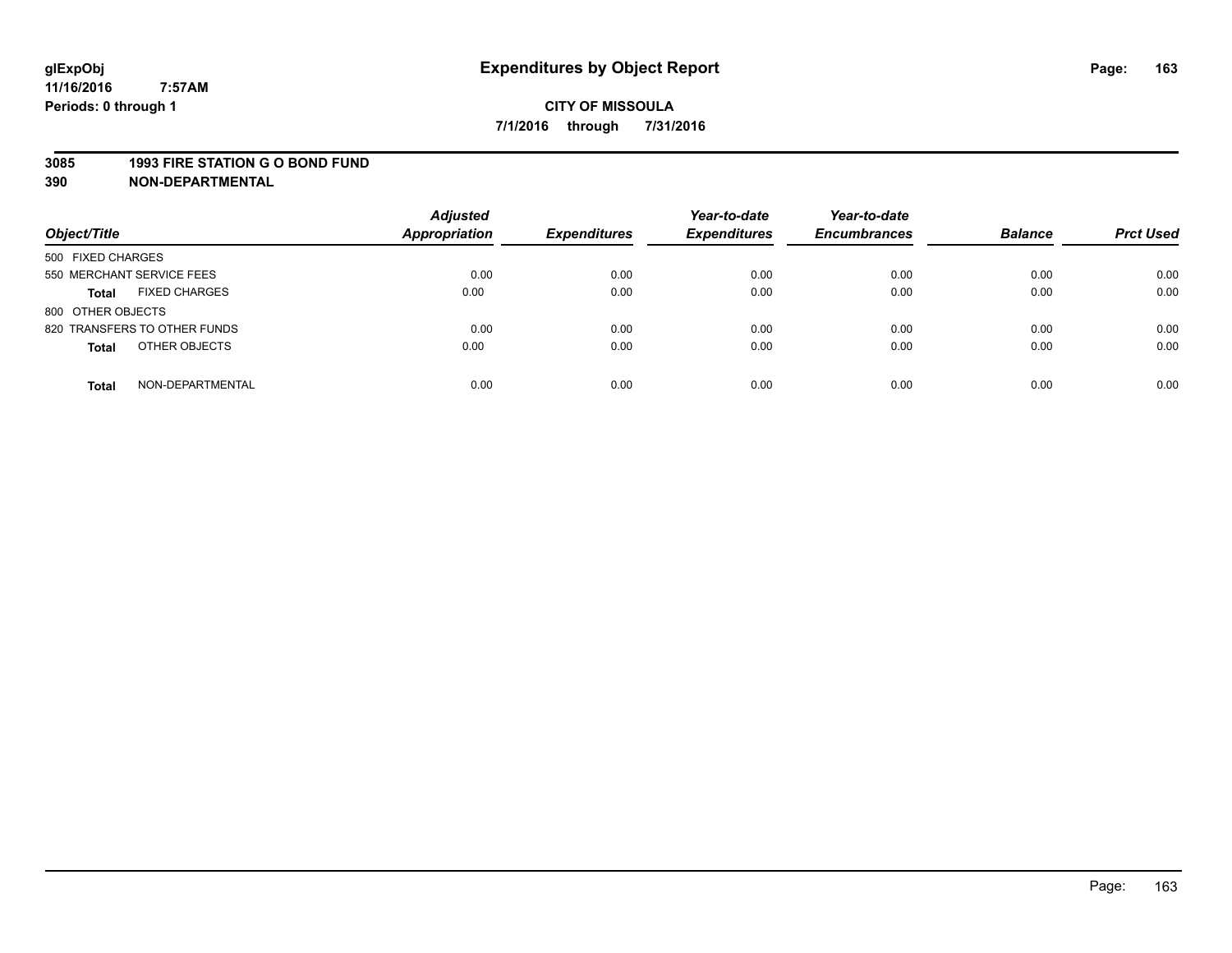glExpObj
11/16/2016 7:57AM
Periods: 0 through 1

# Expenditures by Object Report

**CITY OF MISSOULA**

**7/1/2016 through 7/31/2016**

**3085 1993 FIRE STATION G O BOND FUND**

**390 NON-DEPARTMENTAL**

| Object/Title | Adjusted Appropriation | Expenditures | Year-to-date Expenditures | Year-to-date Encumbrances | Balance | Prct Used |
|---|---|---|---|---|---|---|
| 500 FIXED CHARGES | | | | | | |
| 550 MERCHANT SERVICE FEES | 0.00 | 0.00 | 0.00 | 0.00 | 0.00 | 0.00 |
| **Total** FIXED CHARGES | 0.00 | 0.00 | 0.00 | 0.00 | 0.00 | 0.00 |
| 800 OTHER OBJECTS | | | | | | |
| 820 TRANSFERS TO OTHER FUNDS | 0.00 | 0.00 | 0.00 | 0.00 | 0.00 | 0.00 |
| **Total** OTHER OBJECTS | 0.00 | 0.00 | 0.00 | 0.00 | 0.00 | 0.00 |
| **Total** NON-DEPARTMENTAL | 0.00 | 0.00 | 0.00 | 0.00 | 0.00 | 0.00 |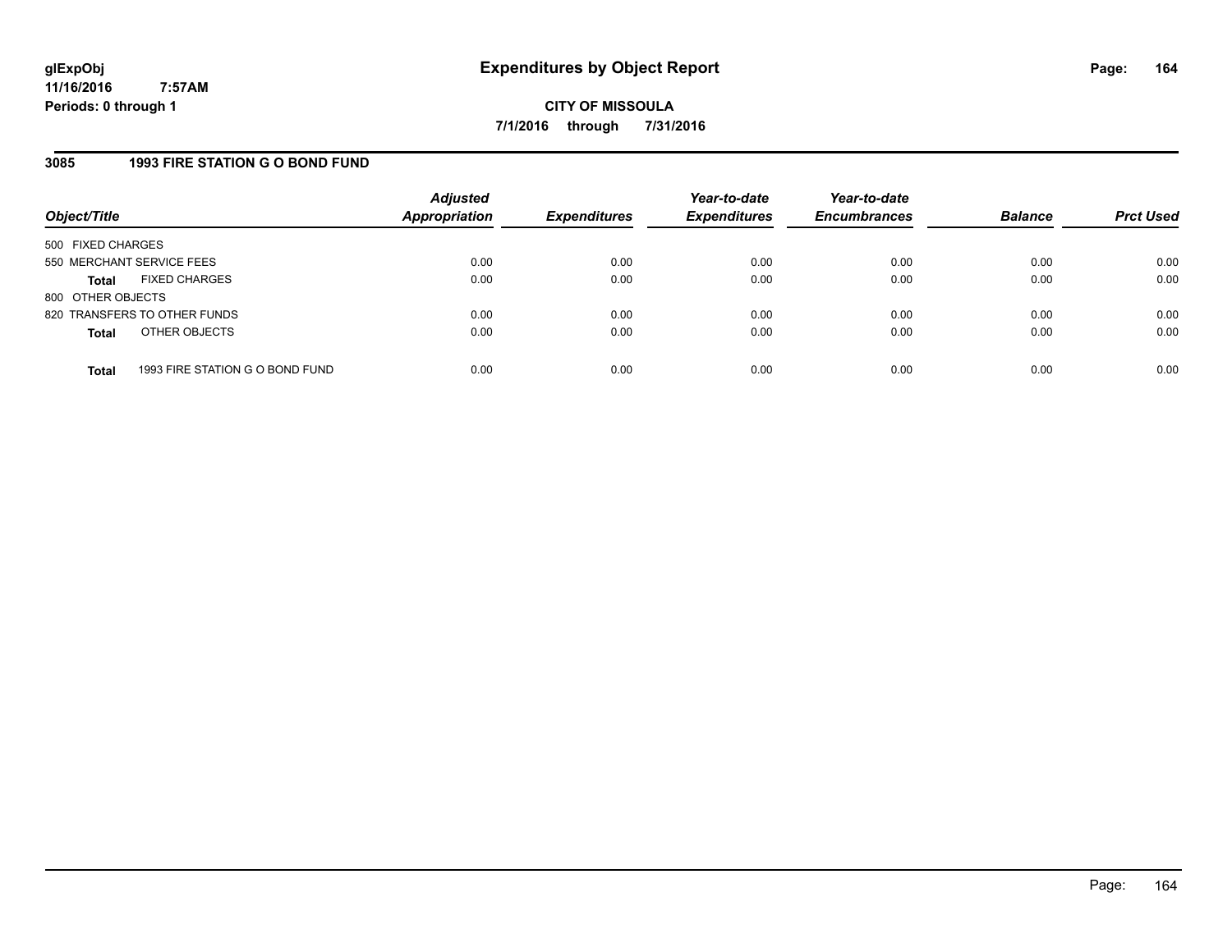# Expenditures by Object Report

glExpObj
11/16/2016 7:57AM
Periods: 0 through 1

**CITY OF MISSOULA**
**7/1/2016 through 7/31/2016**

## 3085 1993 FIRE STATION G O BOND FUND

| Object/Title | | Adjusted Appropriation | Expenditures | Year-to-date Expenditures | Year-to-date Encumbrances | Balance | Prct Used |
|---|---|---|---|---|---|---|---|
| 500 FIXED CHARGES | | | | | | | |
| 550 MERCHANT SERVICE FEES | | 0.00 | 0.00 | 0.00 | 0.00 | 0.00 | 0.00 |
| **Total** | FIXED CHARGES | 0.00 | 0.00 | 0.00 | 0.00 | 0.00 | 0.00 |
| 800 OTHER OBJECTS | | | | | | | |
| 820 TRANSFERS TO OTHER FUNDS | | 0.00 | 0.00 | 0.00 | 0.00 | 0.00 | 0.00 |
| **Total** | OTHER OBJECTS | 0.00 | 0.00 | 0.00 | 0.00 | 0.00 | 0.00 |
| **Total** | 1993 FIRE STATION G O BOND FUND | 0.00 | 0.00 | 0.00 | 0.00 | 0.00 | 0.00 |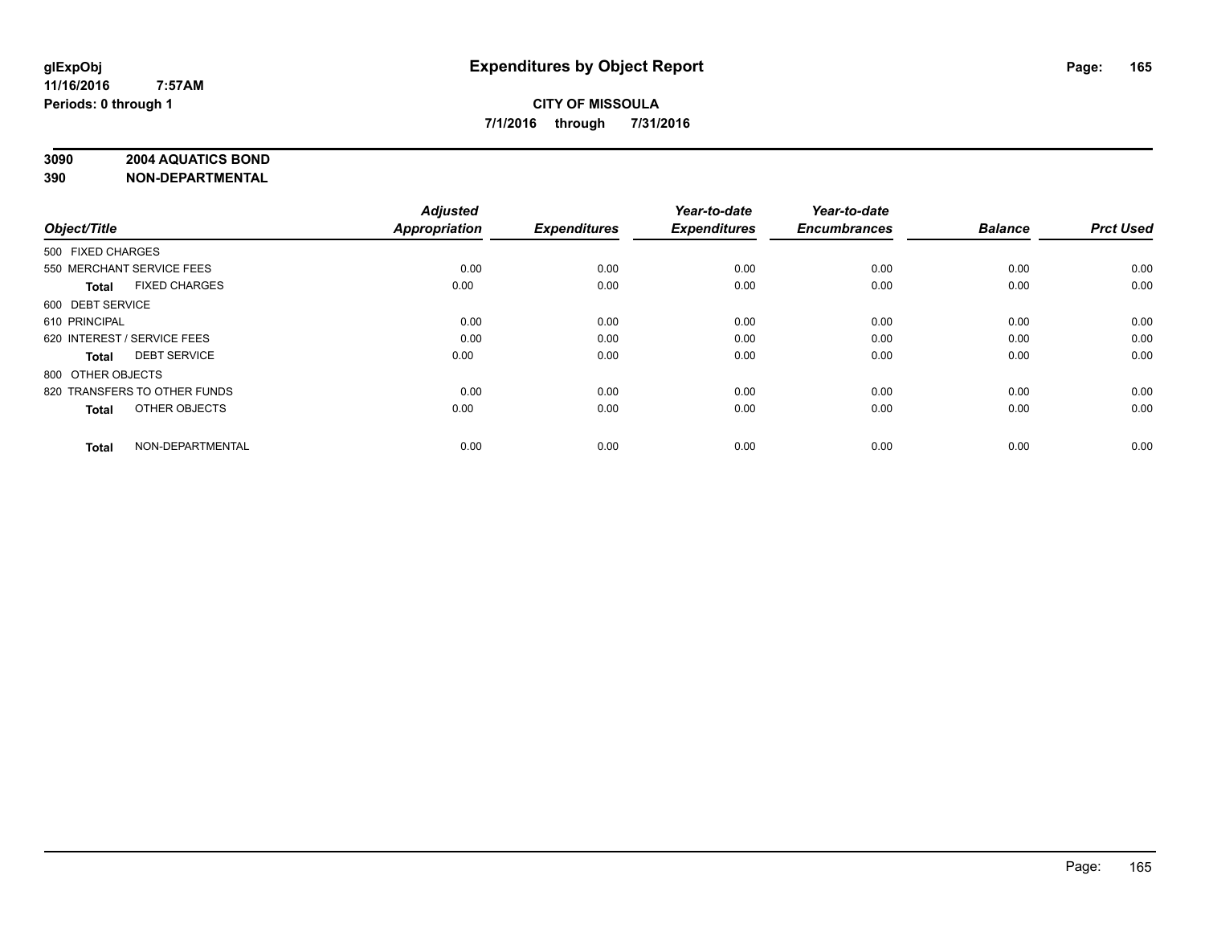**glExpObj** **Expenditures by Object Report**

**11/16/2016 7:57AM**

**Periods: 0 through 1**

**CITY OF MISSOULA**

**7/1/2016 through 7/31/2016**

**3090 2004 AQUATICS BOND**

**390 NON-DEPARTMENTAL**

| Object/Title | | Adjusted Appropriation | Expenditures | Year-to-date Expenditures | Year-to-date Encumbrances | Balance | Prct Used |
|---|---|---|---|---|---|---|---|
| 500 FIXED CHARGES | | | | | | | |
| 550 MERCHANT SERVICE FEES | | 0.00 | 0.00 | 0.00 | 0.00 | 0.00 | 0.00 |
| **Total** | FIXED CHARGES | 0.00 | 0.00 | 0.00 | 0.00 | 0.00 | 0.00 |
| 600 DEBT SERVICE | | | | | | | |
| 610 PRINCIPAL | | 0.00 | 0.00 | 0.00 | 0.00 | 0.00 | 0.00 |
| 620 INTEREST / SERVICE FEES | | 0.00 | 0.00 | 0.00 | 0.00 | 0.00 | 0.00 |
| **Total** | DEBT SERVICE | 0.00 | 0.00 | 0.00 | 0.00 | 0.00 | 0.00 |
| 800 OTHER OBJECTS | | | | | | | |
| 820 TRANSFERS TO OTHER FUNDS | | 0.00 | 0.00 | 0.00 | 0.00 | 0.00 | 0.00 |
| **Total** | OTHER OBJECTS | 0.00 | 0.00 | 0.00 | 0.00 | 0.00 | 0.00 |
| **Total** | NON-DEPARTMENTAL | 0.00 | 0.00 | 0.00 | 0.00 | 0.00 | 0.00 |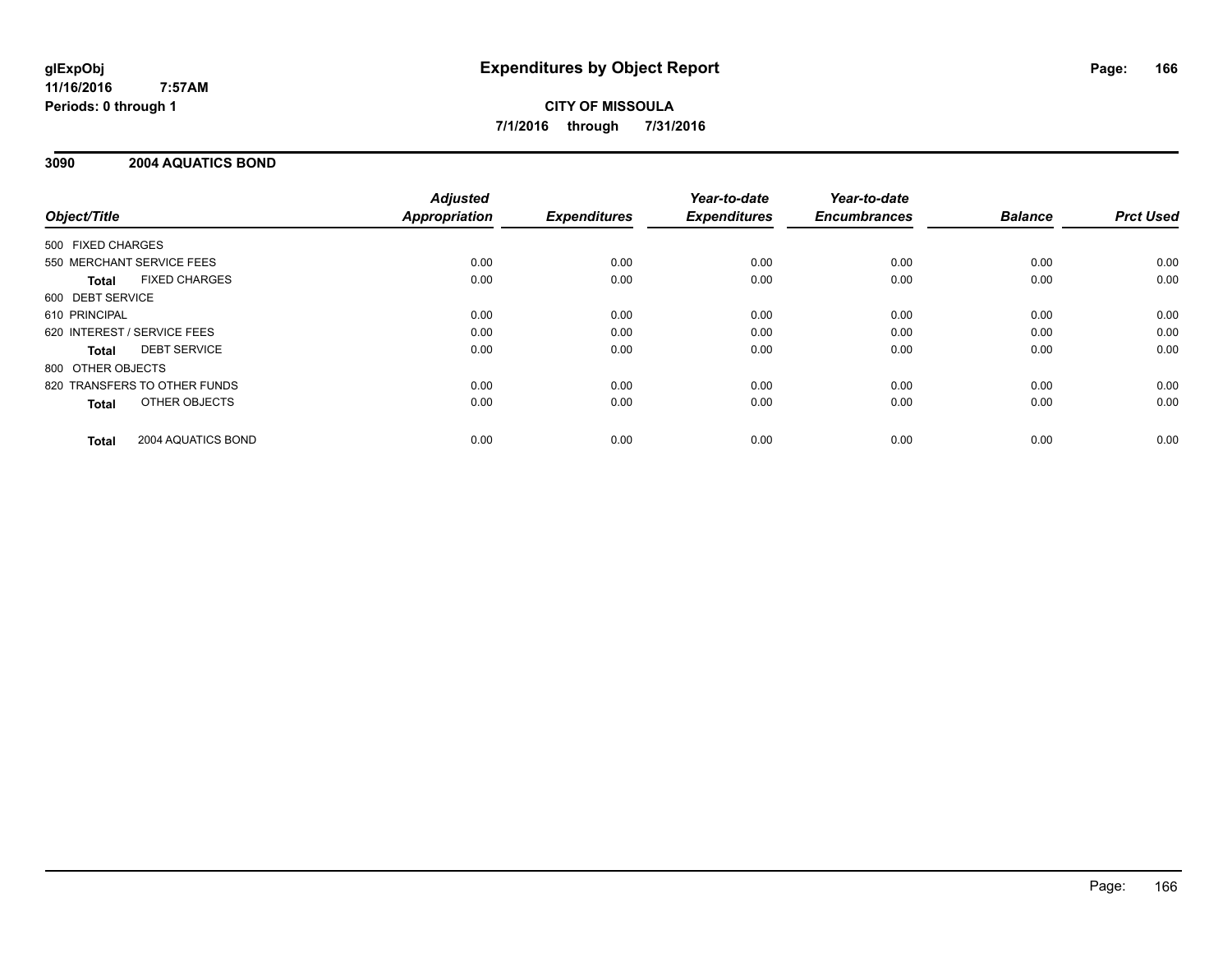**glExpObj**
**11/16/2016 7:57AM**
**Periods: 0 through 1**

# Expenditures by Object Report

**CITY OF MISSOULA**
**7/1/2016 through 7/31/2016**

## 3090 2004 AQUATICS BOND

| Object/Title | Adjusted Appropriation | Expenditures | Year-to-date Expenditures | Year-to-date Encumbrances | Balance | Prct Used |
|---|---|---|---|---|---|---|
| 500 FIXED CHARGES | | | | | | |
| 550 MERCHANT SERVICE FEES | 0.00 | 0.00 | 0.00 | 0.00 | 0.00 | 0.00 |
| **Total** FIXED CHARGES | 0.00 | 0.00 | 0.00 | 0.00 | 0.00 | 0.00 |
| 600 DEBT SERVICE | | | | | | |
| 610 PRINCIPAL | 0.00 | 0.00 | 0.00 | 0.00 | 0.00 | 0.00 |
| 620 INTEREST / SERVICE FEES | 0.00 | 0.00 | 0.00 | 0.00 | 0.00 | 0.00 |
| **Total** DEBT SERVICE | 0.00 | 0.00 | 0.00 | 0.00 | 0.00 | 0.00 |
| 800 OTHER OBJECTS | | | | | | |
| 820 TRANSFERS TO OTHER FUNDS | 0.00 | 0.00 | 0.00 | 0.00 | 0.00 | 0.00 |
| **Total** OTHER OBJECTS | 0.00 | 0.00 | 0.00 | 0.00 | 0.00 | 0.00 |
| **Total** 2004 AQUATICS BOND | 0.00 | 0.00 | 0.00 | 0.00 | 0.00 | 0.00 |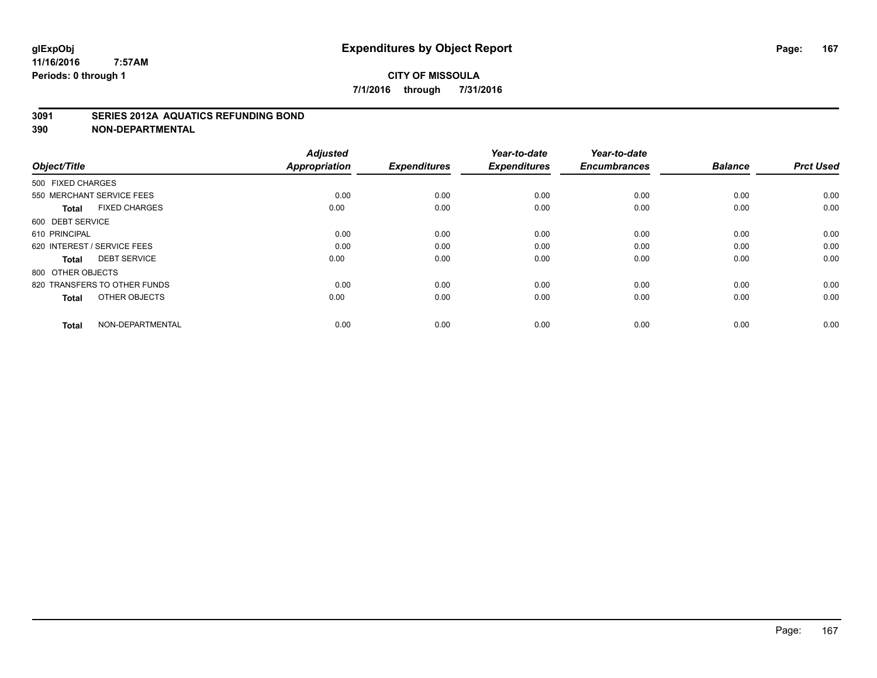# Expenditures by Object Report

glExpObj
11/16/2016 7:57AM
Periods: 0 through 1

**CITY OF MISSOULA**
**7/1/2016 through 7/31/2016**

## 3091 SERIES 2012A AQUATICS REFUNDING BOND
## 390 NON-DEPARTMENTAL

| Object/Title | Adjusted Appropriation | Expenditures | Year-to-date Expenditures | Year-to-date Encumbrances | Balance | Prct Used |
|---|---|---|---|---|---|---|
| 500 FIXED CHARGES | | | | | | |
| 550 MERCHANT SERVICE FEES | 0.00 | 0.00 | 0.00 | 0.00 | 0.00 | 0.00 |
| **Total** FIXED CHARGES | 0.00 | 0.00 | 0.00 | 0.00 | 0.00 | 0.00 |
| 600 DEBT SERVICE | | | | | | |
| 610 PRINCIPAL | 0.00 | 0.00 | 0.00 | 0.00 | 0.00 | 0.00 |
| 620 INTEREST / SERVICE FEES | 0.00 | 0.00 | 0.00 | 0.00 | 0.00 | 0.00 |
| **Total** DEBT SERVICE | 0.00 | 0.00 | 0.00 | 0.00 | 0.00 | 0.00 |
| 800 OTHER OBJECTS | | | | | | |
| 820 TRANSFERS TO OTHER FUNDS | 0.00 | 0.00 | 0.00 | 0.00 | 0.00 | 0.00 |
| **Total** OTHER OBJECTS | 0.00 | 0.00 | 0.00 | 0.00 | 0.00 | 0.00 |
| **Total** NON-DEPARTMENTAL | 0.00 | 0.00 | 0.00 | 0.00 | 0.00 | 0.00 |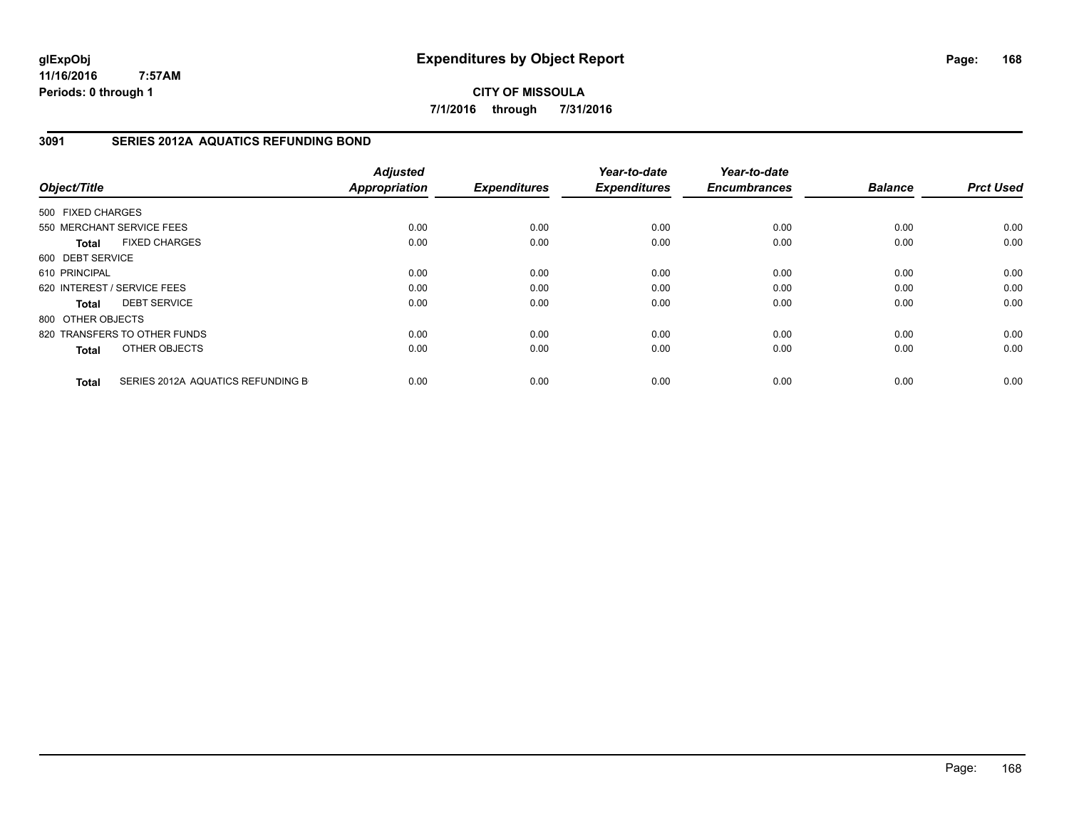**glExpObj**
**11/16/2016 7:57AM**
**Periods: 0 through 1**

# Expenditures by Object Report

**CITY OF MISSOULA**
**7/1/2016 through 7/31/2016**

## 3091 SERIES 2012A AQUATICS REFUNDING BOND

| Object/Title | Adjusted Appropriation | Expenditures | Year-to-date Expenditures | Year-to-date Encumbrances | Balance | Prct Used |
|---|---|---|---|---|---|---|
| 500 FIXED CHARGES | | | | | | |
| 550 MERCHANT SERVICE FEES | 0.00 | 0.00 | 0.00 | 0.00 | 0.00 | 0.00 |
| **Total** FIXED CHARGES | 0.00 | 0.00 | 0.00 | 0.00 | 0.00 | 0.00 |
| 600 DEBT SERVICE | | | | | | |
| 610 PRINCIPAL | 0.00 | 0.00 | 0.00 | 0.00 | 0.00 | 0.00 |
| 620 INTEREST / SERVICE FEES | 0.00 | 0.00 | 0.00 | 0.00 | 0.00 | 0.00 |
| **Total** DEBT SERVICE | 0.00 | 0.00 | 0.00 | 0.00 | 0.00 | 0.00 |
| 800 OTHER OBJECTS | | | | | | |
| 820 TRANSFERS TO OTHER FUNDS | 0.00 | 0.00 | 0.00 | 0.00 | 0.00 | 0.00 |
| **Total** OTHER OBJECTS | 0.00 | 0.00 | 0.00 | 0.00 | 0.00 | 0.00 |
| **Total** SERIES 2012A AQUATICS REFUNDING B | 0.00 | 0.00 | 0.00 | 0.00 | 0.00 | 0.00 |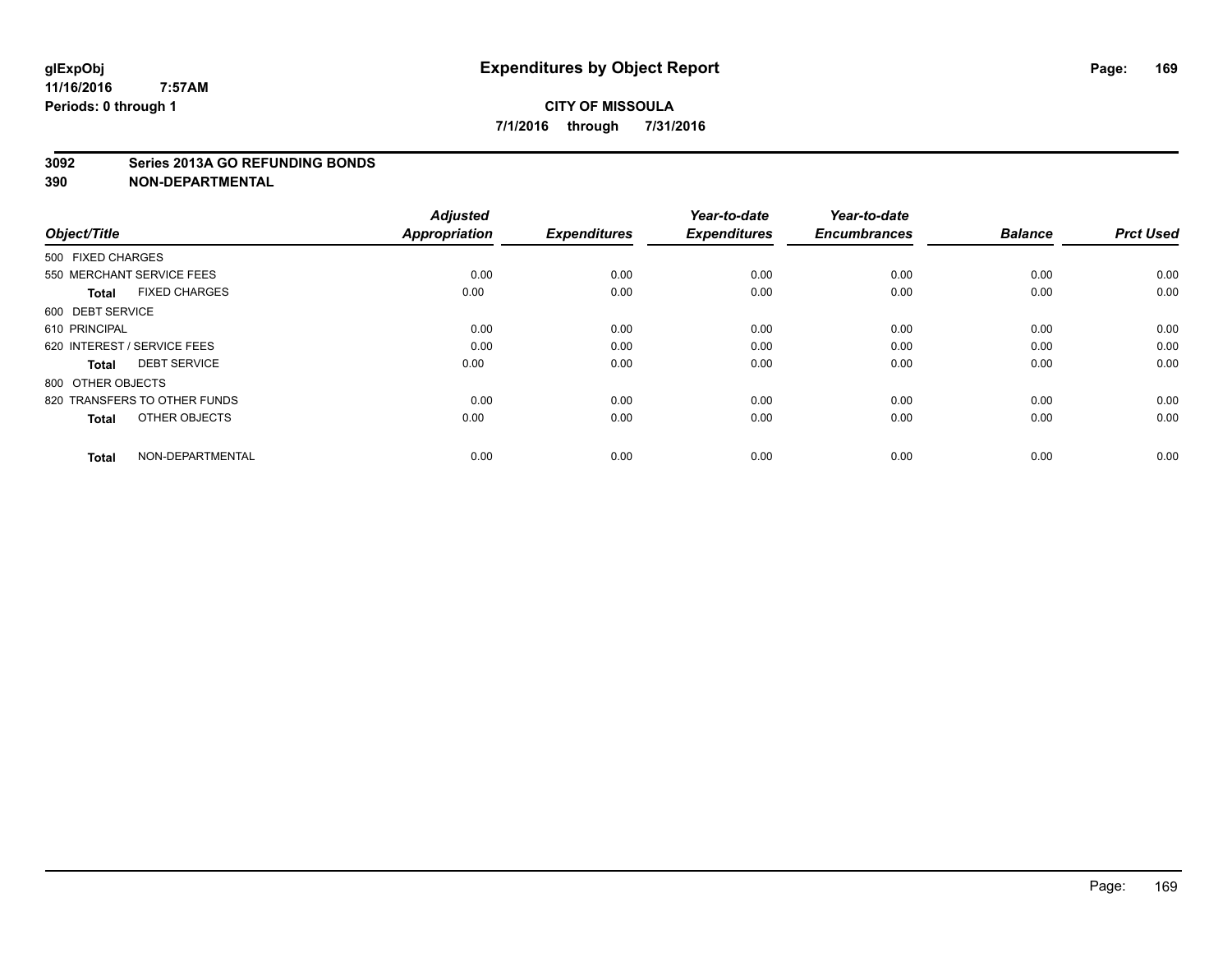# Expenditures by Object Report

**CITY OF MISSOULA**

**7/1/2016 through 7/31/2016**

glExpObj
11/16/2016 7:57AM
Periods: 0 through 1

**3092 Series 2013A GO REFUNDING BONDS**
**390 NON-DEPARTMENTAL**

| Object/Title | Adjusted Appropriation | Expenditures | Year-to-date Expenditures | Year-to-date Encumbrances | Balance | Prct Used |
|---|---|---|---|---|---|---|
| 500 FIXED CHARGES | | | | | | |
| 550 MERCHANT SERVICE FEES | 0.00 | 0.00 | 0.00 | 0.00 | 0.00 | 0.00 |
| **Total** FIXED CHARGES | 0.00 | 0.00 | 0.00 | 0.00 | 0.00 | 0.00 |
| 600 DEBT SERVICE | | | | | | |
| 610 PRINCIPAL | 0.00 | 0.00 | 0.00 | 0.00 | 0.00 | 0.00 |
| 620 INTEREST / SERVICE FEES | 0.00 | 0.00 | 0.00 | 0.00 | 0.00 | 0.00 |
| **Total** DEBT SERVICE | 0.00 | 0.00 | 0.00 | 0.00 | 0.00 | 0.00 |
| 800 OTHER OBJECTS | | | | | | |
| 820 TRANSFERS TO OTHER FUNDS | 0.00 | 0.00 | 0.00 | 0.00 | 0.00 | 0.00 |
| **Total** OTHER OBJECTS | 0.00 | 0.00 | 0.00 | 0.00 | 0.00 | 0.00 |
| **Total** NON-DEPARTMENTAL | 0.00 | 0.00 | 0.00 | 0.00 | 0.00 | 0.00 |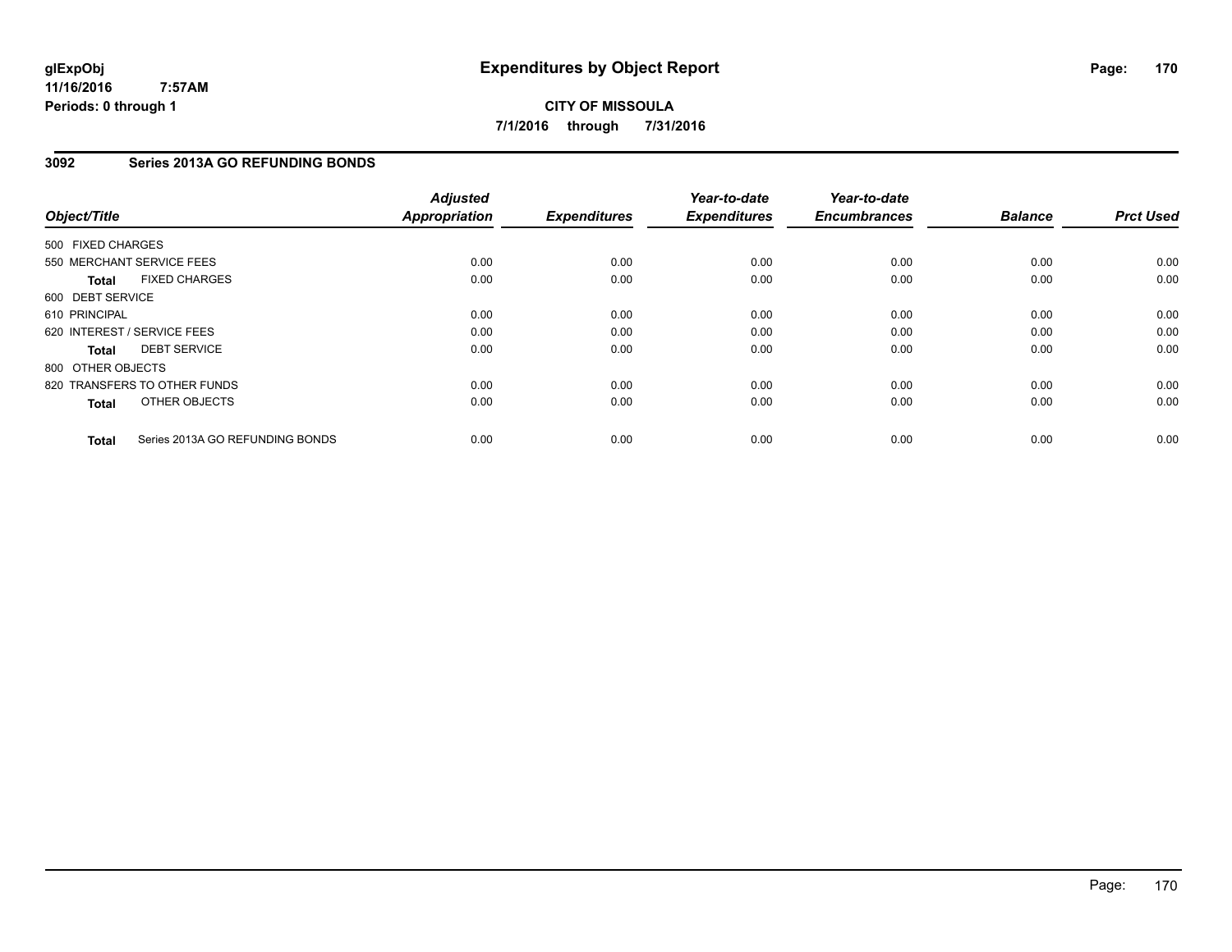**glExpObj**
**11/16/2016 7:57AM**
**Periods: 0 through 1**

# Expenditures by Object Report

**CITY OF MISSOULA**
**7/1/2016 through 7/31/2016**

## 3092 Series 2013A GO REFUNDING BONDS

| Object/Title | Adjusted Appropriation | Expenditures | Year-to-date Expenditures | Year-to-date Encumbrances | Balance | Prct Used |
|---|---|---|---|---|---|---|
| 500 FIXED CHARGES | | | | | | |
| 550 MERCHANT SERVICE FEES | 0.00 | 0.00 | 0.00 | 0.00 | 0.00 | 0.00 |
| **Total** FIXED CHARGES | 0.00 | 0.00 | 0.00 | 0.00 | 0.00 | 0.00 |
| 600 DEBT SERVICE | | | | | | |
| 610 PRINCIPAL | 0.00 | 0.00 | 0.00 | 0.00 | 0.00 | 0.00 |
| 620 INTEREST / SERVICE FEES | 0.00 | 0.00 | 0.00 | 0.00 | 0.00 | 0.00 |
| **Total** DEBT SERVICE | 0.00 | 0.00 | 0.00 | 0.00 | 0.00 | 0.00 |
| 800 OTHER OBJECTS | | | | | | |
| 820 TRANSFERS TO OTHER FUNDS | 0.00 | 0.00 | 0.00 | 0.00 | 0.00 | 0.00 |
| **Total** OTHER OBJECTS | 0.00 | 0.00 | 0.00 | 0.00 | 0.00 | 0.00 |
| **Total** Series 2013A GO REFUNDING BONDS | 0.00 | 0.00 | 0.00 | 0.00 | 0.00 | 0.00 |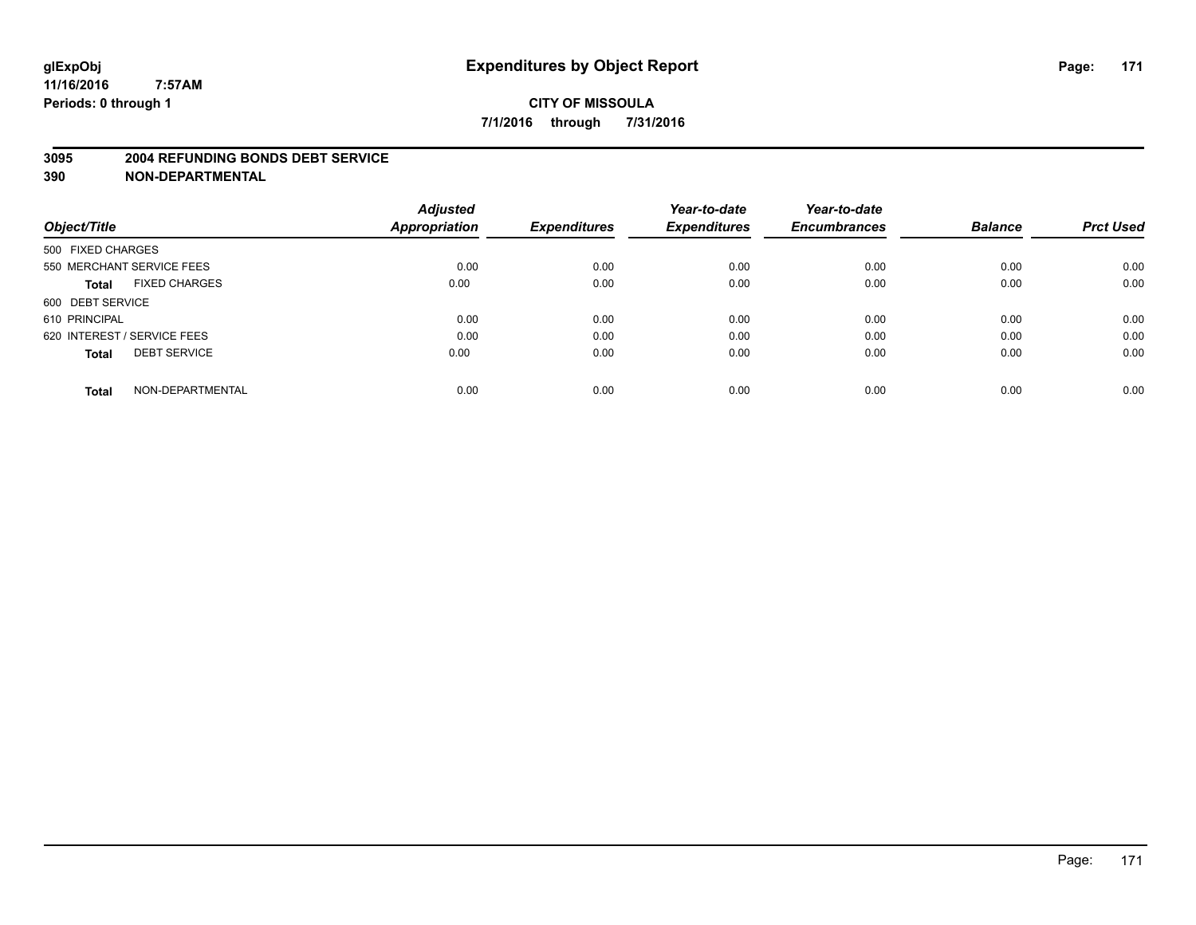**glExpObj** **Expenditures by Object Report**
**11/16/2016 7:57AM**
**Periods: 0 through 1**

**CITY OF MISSOULA**
**7/1/2016 through 7/31/2016**

**3095 2004 REFUNDING BONDS DEBT SERVICE**
**390 NON-DEPARTMENTAL**

| Object/Title | | Adjusted Appropriation | Expenditures | Year-to-date Expenditures | Year-to-date Encumbrances | Balance | Prct Used |
|---|---|---|---|---|---|---|---|
| 500 FIXED CHARGES | | | | | | | |
| 550 MERCHANT SERVICE FEES | | 0.00 | 0.00 | 0.00 | 0.00 | 0.00 | 0.00 |
| **Total** | FIXED CHARGES | 0.00 | 0.00 | 0.00 | 0.00 | 0.00 | 0.00 |
| 600 DEBT SERVICE | | | | | | | |
| 610 PRINCIPAL | | 0.00 | 0.00 | 0.00 | 0.00 | 0.00 | 0.00 |
| 620 INTEREST / SERVICE FEES | | 0.00 | 0.00 | 0.00 | 0.00 | 0.00 | 0.00 |
| **Total** | DEBT SERVICE | 0.00 | 0.00 | 0.00 | 0.00 | 0.00 | 0.00 |
| **Total** | NON-DEPARTMENTAL | 0.00 | 0.00 | 0.00 | 0.00 | 0.00 | 0.00 |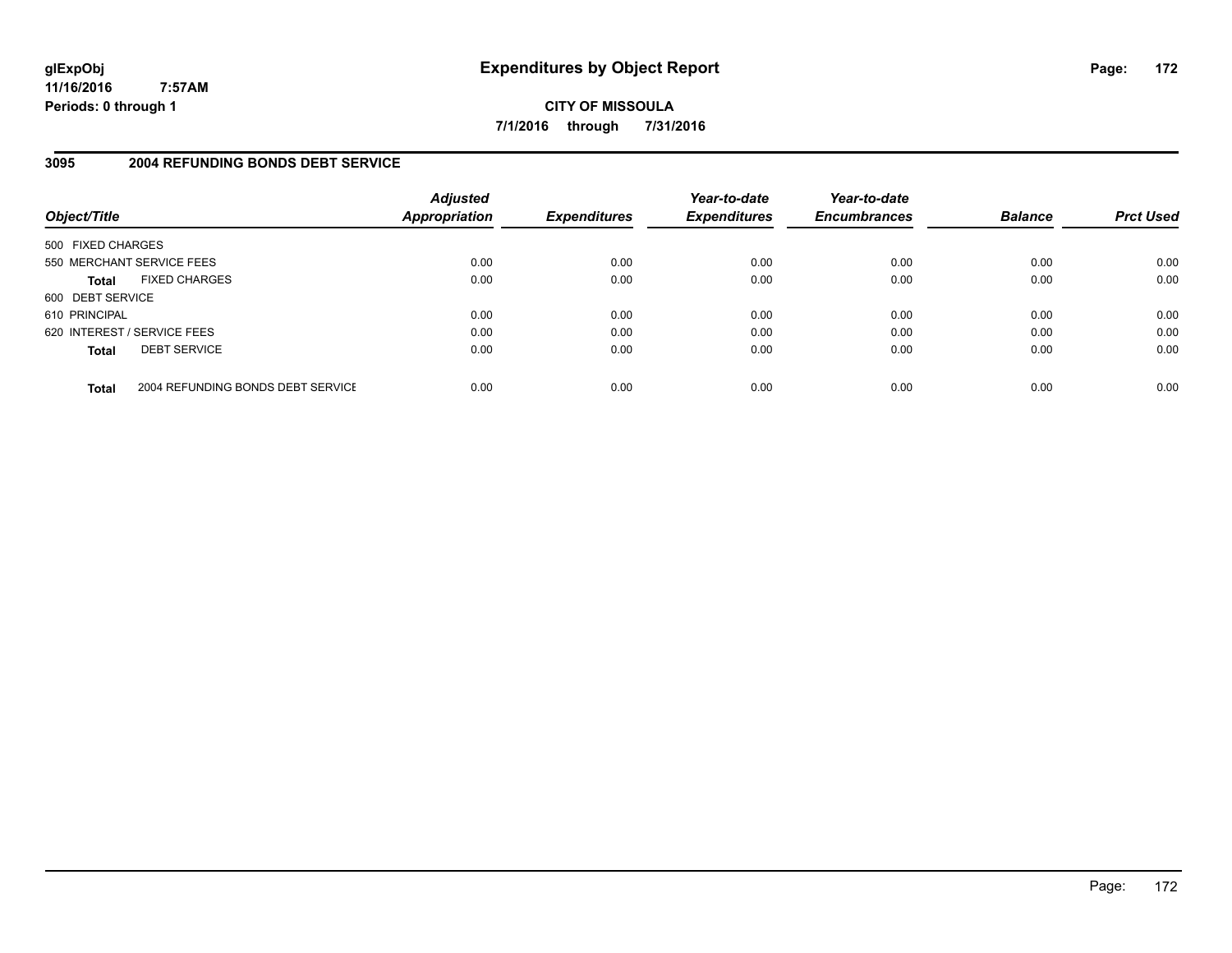glExpObj
11/16/2016 7:57AM
Periods: 0 through 1

# Expenditures by Object Report

**CITY OF MISSOULA**

**7/1/2016 through 7/31/2016**

## 3095 2004 REFUNDING BONDS DEBT SERVICE

| Object/Title | | Adjusted Appropriation | Expenditures | Year-to-date Expenditures | Year-to-date Encumbrances | Balance | Prct Used |
|---|---|---|---|---|---|---|---|
| 500 FIXED CHARGES | | | | | | | |
| 550 MERCHANT SERVICE FEES | | 0.00 | 0.00 | 0.00 | 0.00 | 0.00 | 0.00 |
| **Total** | FIXED CHARGES | 0.00 | 0.00 | 0.00 | 0.00 | 0.00 | 0.00 |
| 600 DEBT SERVICE | | | | | | | |
| 610 PRINCIPAL | | 0.00 | 0.00 | 0.00 | 0.00 | 0.00 | 0.00 |
| 620 INTEREST / SERVICE FEES | | 0.00 | 0.00 | 0.00 | 0.00 | 0.00 | 0.00 |
| **Total** | DEBT SERVICE | 0.00 | 0.00 | 0.00 | 0.00 | 0.00 | 0.00 |
| **Total** | 2004 REFUNDING BONDS DEBT SERVICE | 0.00 | 0.00 | 0.00 | 0.00 | 0.00 | 0.00 |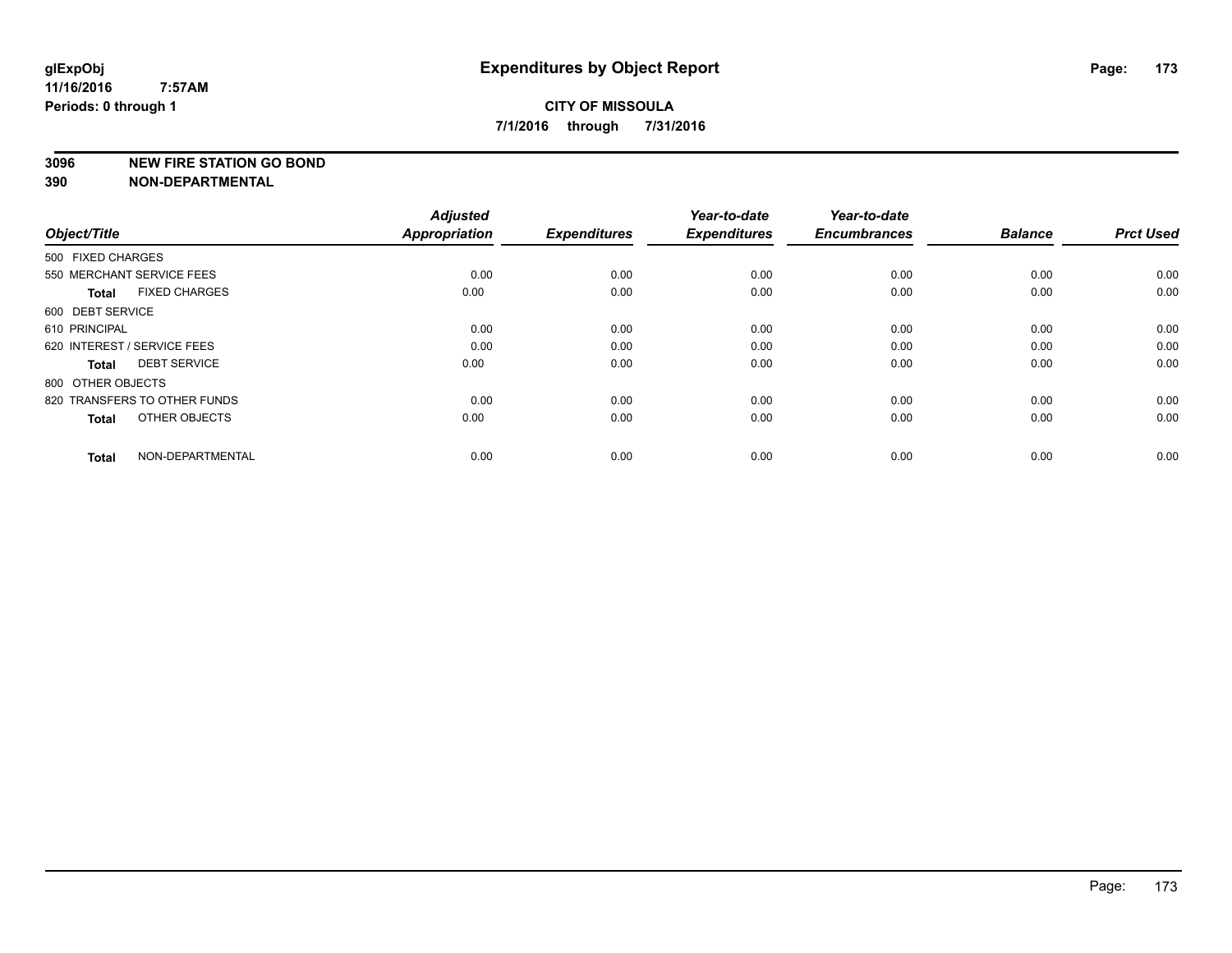**glExpObj**
**11/16/2016 7:57AM**
**Periods: 0 through 1**

# Expenditures by Object Report

**CITY OF MISSOULA**
**7/1/2016 through 7/31/2016**

**3096 NEW FIRE STATION GO BOND**
**390 NON-DEPARTMENTAL**

| Object/Title | Adjusted Appropriation | Expenditures | Year-to-date Expenditures | Year-to-date Encumbrances | Balance | Prct Used |
|---|---|---|---|---|---|---|
| 500 FIXED CHARGES | | | | | | |
| 550 MERCHANT SERVICE FEES | 0.00 | 0.00 | 0.00 | 0.00 | 0.00 | 0.00 |
| **Total** FIXED CHARGES | 0.00 | 0.00 | 0.00 | 0.00 | 0.00 | 0.00 |
| 600 DEBT SERVICE | | | | | | |
| 610 PRINCIPAL | 0.00 | 0.00 | 0.00 | 0.00 | 0.00 | 0.00 |
| 620 INTEREST / SERVICE FEES | 0.00 | 0.00 | 0.00 | 0.00 | 0.00 | 0.00 |
| **Total** DEBT SERVICE | 0.00 | 0.00 | 0.00 | 0.00 | 0.00 | 0.00 |
| 800 OTHER OBJECTS | | | | | | |
| 820 TRANSFERS TO OTHER FUNDS | 0.00 | 0.00 | 0.00 | 0.00 | 0.00 | 0.00 |
| **Total** OTHER OBJECTS | 0.00 | 0.00 | 0.00 | 0.00 | 0.00 | 0.00 |
| **Total** NON-DEPARTMENTAL | 0.00 | 0.00 | 0.00 | 0.00 | 0.00 | 0.00 |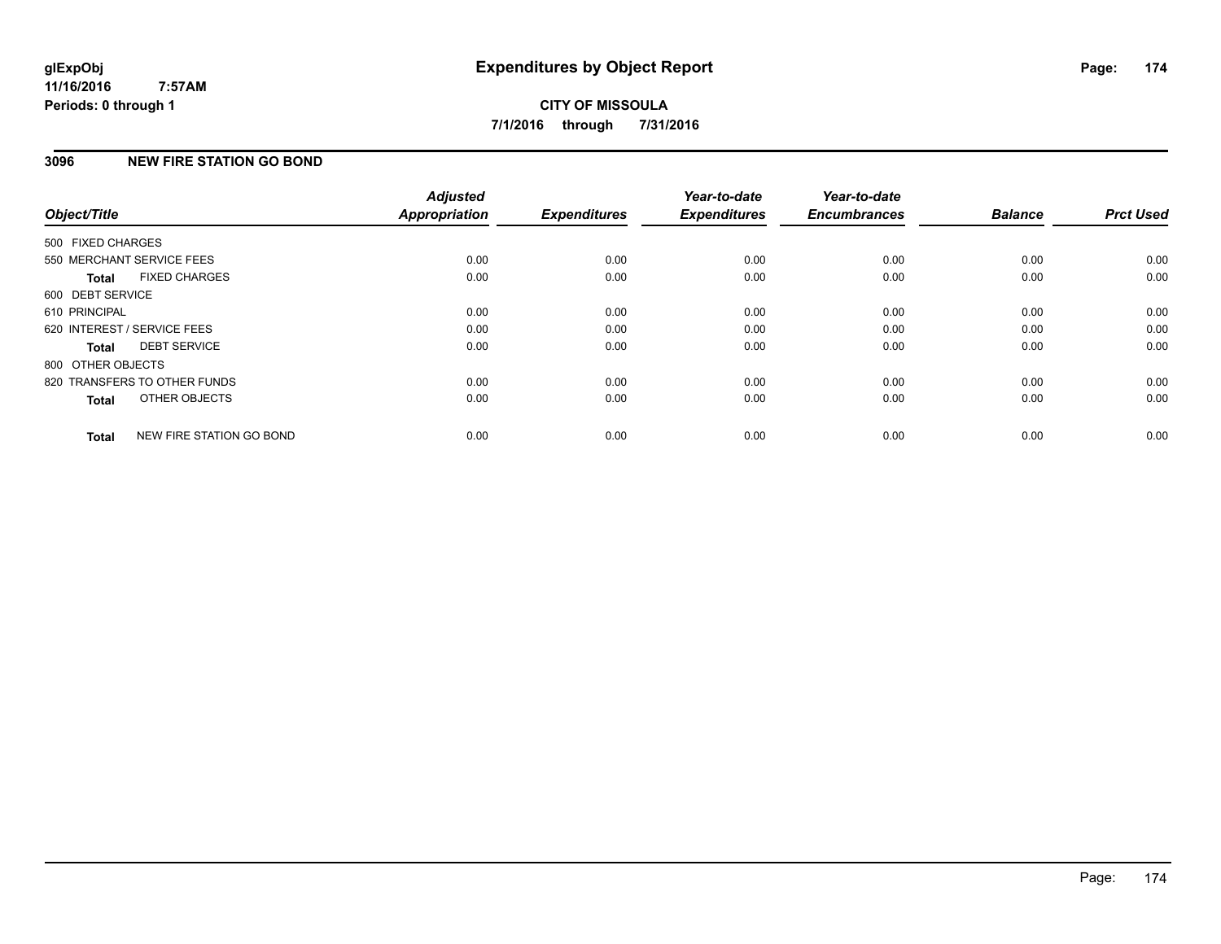**glExpObj**
**11/16/2016 7:57AM**
**Periods: 0 through 1**

# Expenditures by Object Report

**CITY OF MISSOULA**
**7/1/2016 through 7/31/2016**

## 3096 NEW FIRE STATION GO BOND

| Object/Title | Adjusted Appropriation | Expenditures | Year-to-date Expenditures | Year-to-date Encumbrances | Balance | Prct Used |
|---|---|---|---|---|---|---|
| 500 FIXED CHARGES | | | | | | |
| 550 MERCHANT SERVICE FEES | 0.00 | 0.00 | 0.00 | 0.00 | 0.00 | 0.00 |
| **Total** FIXED CHARGES | 0.00 | 0.00 | 0.00 | 0.00 | 0.00 | 0.00 |
| 600 DEBT SERVICE | | | | | | |
| 610 PRINCIPAL | 0.00 | 0.00 | 0.00 | 0.00 | 0.00 | 0.00 |
| 620 INTEREST / SERVICE FEES | 0.00 | 0.00 | 0.00 | 0.00 | 0.00 | 0.00 |
| **Total** DEBT SERVICE | 0.00 | 0.00 | 0.00 | 0.00 | 0.00 | 0.00 |
| 800 OTHER OBJECTS | | | | | | |
| 820 TRANSFERS TO OTHER FUNDS | 0.00 | 0.00 | 0.00 | 0.00 | 0.00 | 0.00 |
| **Total** OTHER OBJECTS | 0.00 | 0.00 | 0.00 | 0.00 | 0.00 | 0.00 |
| **Total** NEW FIRE STATION GO BOND | 0.00 | 0.00 | 0.00 | 0.00 | 0.00 | 0.00 |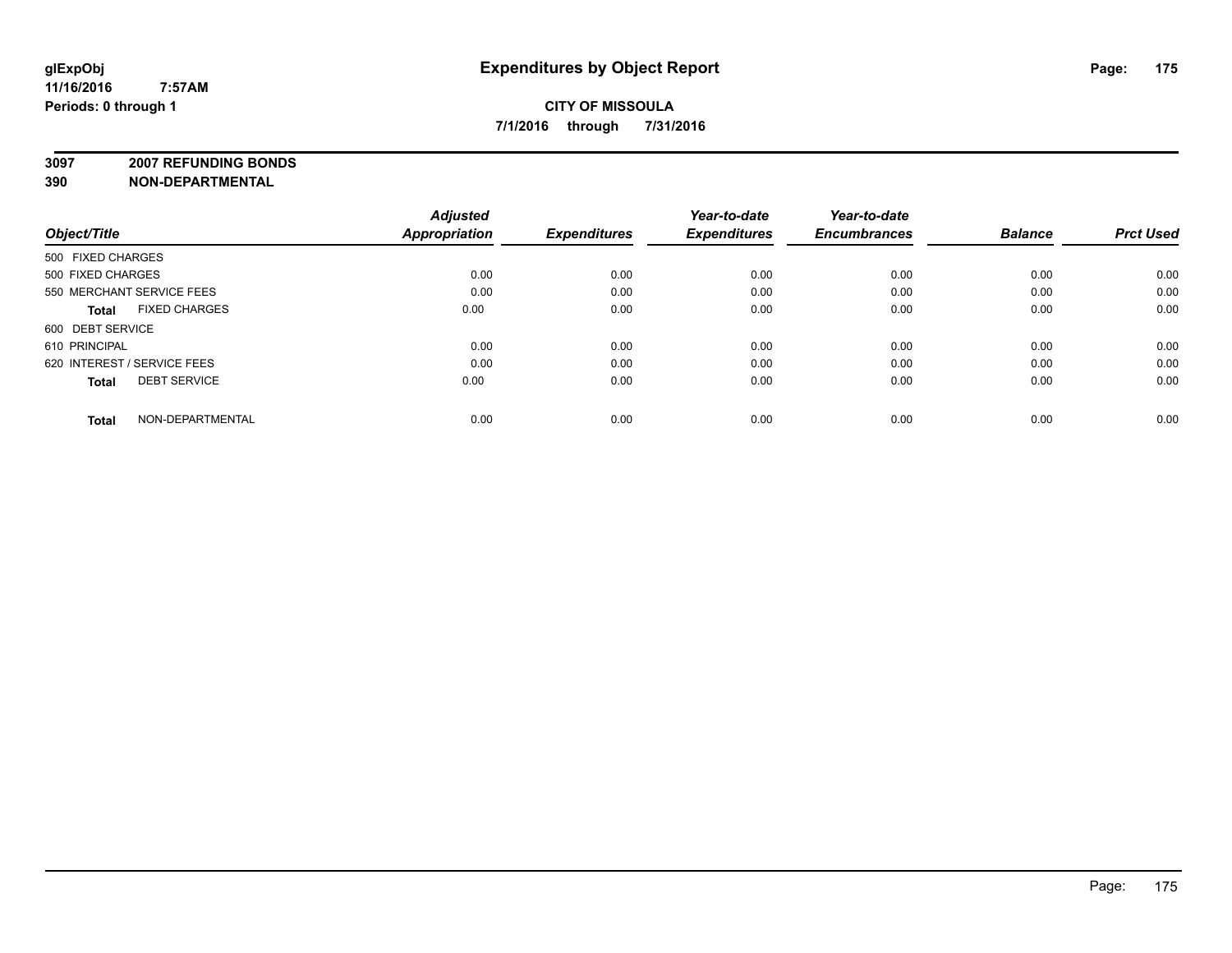# Expenditures by Object Report

**CITY OF MISSOULA**
**7/1/2016 through 7/31/2016**

glExpObj
11/16/2016 7:57AM
Periods: 0 through 1

**3097 2007 REFUNDING BONDS**
**390 NON-DEPARTMENTAL**

| Object/Title | Adjusted Appropriation | Expenditures | Year-to-date Expenditures | Year-to-date Encumbrances | Balance | Prct Used |
|---|---|---|---|---|---|---|
| 500 FIXED CHARGES | | | | | | |
| 500 FIXED CHARGES | 0.00 | 0.00 | 0.00 | 0.00 | 0.00 | 0.00 |
| 550 MERCHANT SERVICE FEES | 0.00 | 0.00 | 0.00 | 0.00 | 0.00 | 0.00 |
| **Total** FIXED CHARGES | 0.00 | 0.00 | 0.00 | 0.00 | 0.00 | 0.00 |
| 600 DEBT SERVICE | | | | | | |
| 610 PRINCIPAL | 0.00 | 0.00 | 0.00 | 0.00 | 0.00 | 0.00 |
| 620 INTEREST / SERVICE FEES | 0.00 | 0.00 | 0.00 | 0.00 | 0.00 | 0.00 |
| **Total** DEBT SERVICE | 0.00 | 0.00 | 0.00 | 0.00 | 0.00 | 0.00 |
| **Total** NON-DEPARTMENTAL | 0.00 | 0.00 | 0.00 | 0.00 | 0.00 | 0.00 |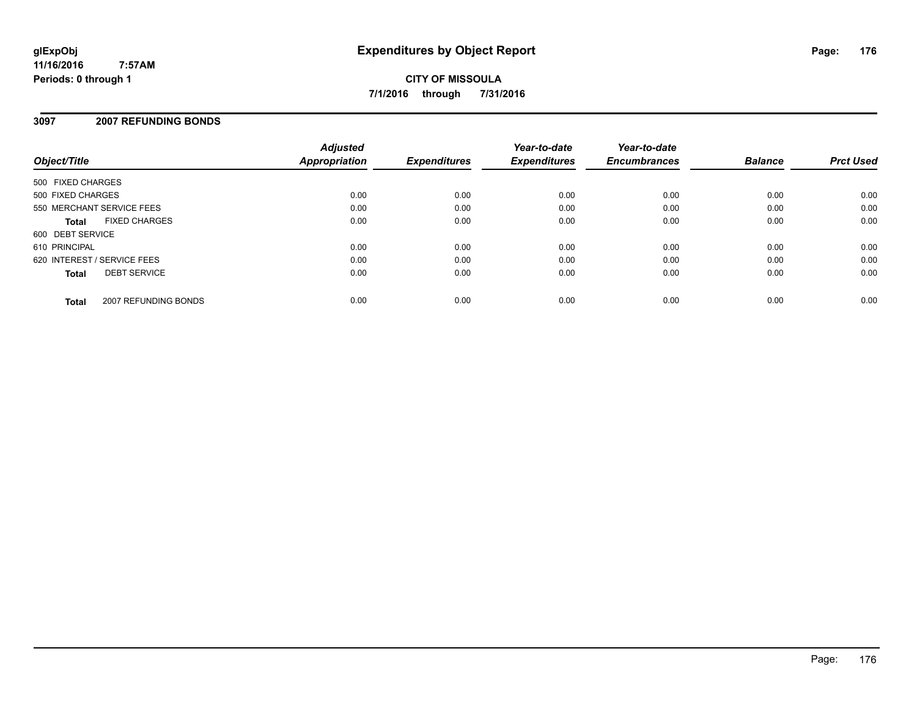glExpObj
11/16/2016 7:57AM
Periods: 0 through 1

# Expenditures by Object Report

**CITY OF MISSOULA**
**7/1/2016 through 7/31/2016**

## 3097 2007 REFUNDING BONDS

| Object/Title | Adjusted Appropriation | Expenditures | Year-to-date Expenditures | Year-to-date Encumbrances | Balance | Prct Used |
|---|---|---|---|---|---|---|
| 500 FIXED CHARGES | | | | | | |
| 500 FIXED CHARGES | 0.00 | 0.00 | 0.00 | 0.00 | 0.00 | 0.00 |
| 550 MERCHANT SERVICE FEES | 0.00 | 0.00 | 0.00 | 0.00 | 0.00 | 0.00 |
| **Total** FIXED CHARGES | 0.00 | 0.00 | 0.00 | 0.00 | 0.00 | 0.00 |
| 600 DEBT SERVICE | | | | | | |
| 610 PRINCIPAL | 0.00 | 0.00 | 0.00 | 0.00 | 0.00 | 0.00 |
| 620 INTEREST / SERVICE FEES | 0.00 | 0.00 | 0.00 | 0.00 | 0.00 | 0.00 |
| **Total** DEBT SERVICE | 0.00 | 0.00 | 0.00 | 0.00 | 0.00 | 0.00 |
| **Total** 2007 REFUNDING BONDS | 0.00 | 0.00 | 0.00 | 0.00 | 0.00 | 0.00 |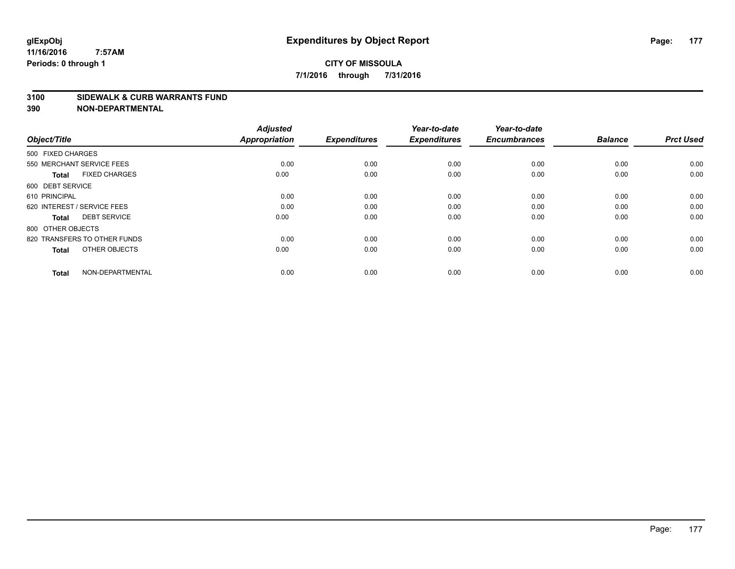**glExpObj**
**11/16/2016 7:57AM**
**Periods: 0 through 1**

# Expenditures by Object Report

**CITY OF MISSOULA**
**7/1/2016 through 7/31/2016**

**3100 SIDEWALK & CURB WARRANTS FUND**
**390 NON-DEPARTMENTAL**

| Object/Title | Adjusted Appropriation | Expenditures | Year-to-date Expenditures | Year-to-date Encumbrances | Balance | Prct Used |
|---|---|---|---|---|---|---|
| 500 FIXED CHARGES | | | | | | |
| 550 MERCHANT SERVICE FEES | 0.00 | 0.00 | 0.00 | 0.00 | 0.00 | 0.00 |
| **Total** FIXED CHARGES | 0.00 | 0.00 | 0.00 | 0.00 | 0.00 | 0.00 |
| 600 DEBT SERVICE | | | | | | |
| 610 PRINCIPAL | 0.00 | 0.00 | 0.00 | 0.00 | 0.00 | 0.00 |
| 620 INTEREST / SERVICE FEES | 0.00 | 0.00 | 0.00 | 0.00 | 0.00 | 0.00 |
| **Total** DEBT SERVICE | 0.00 | 0.00 | 0.00 | 0.00 | 0.00 | 0.00 |
| 800 OTHER OBJECTS | | | | | | |
| 820 TRANSFERS TO OTHER FUNDS | 0.00 | 0.00 | 0.00 | 0.00 | 0.00 | 0.00 |
| **Total** OTHER OBJECTS | 0.00 | 0.00 | 0.00 | 0.00 | 0.00 | 0.00 |
| **Total** NON-DEPARTMENTAL | 0.00 | 0.00 | 0.00 | 0.00 | 0.00 | 0.00 |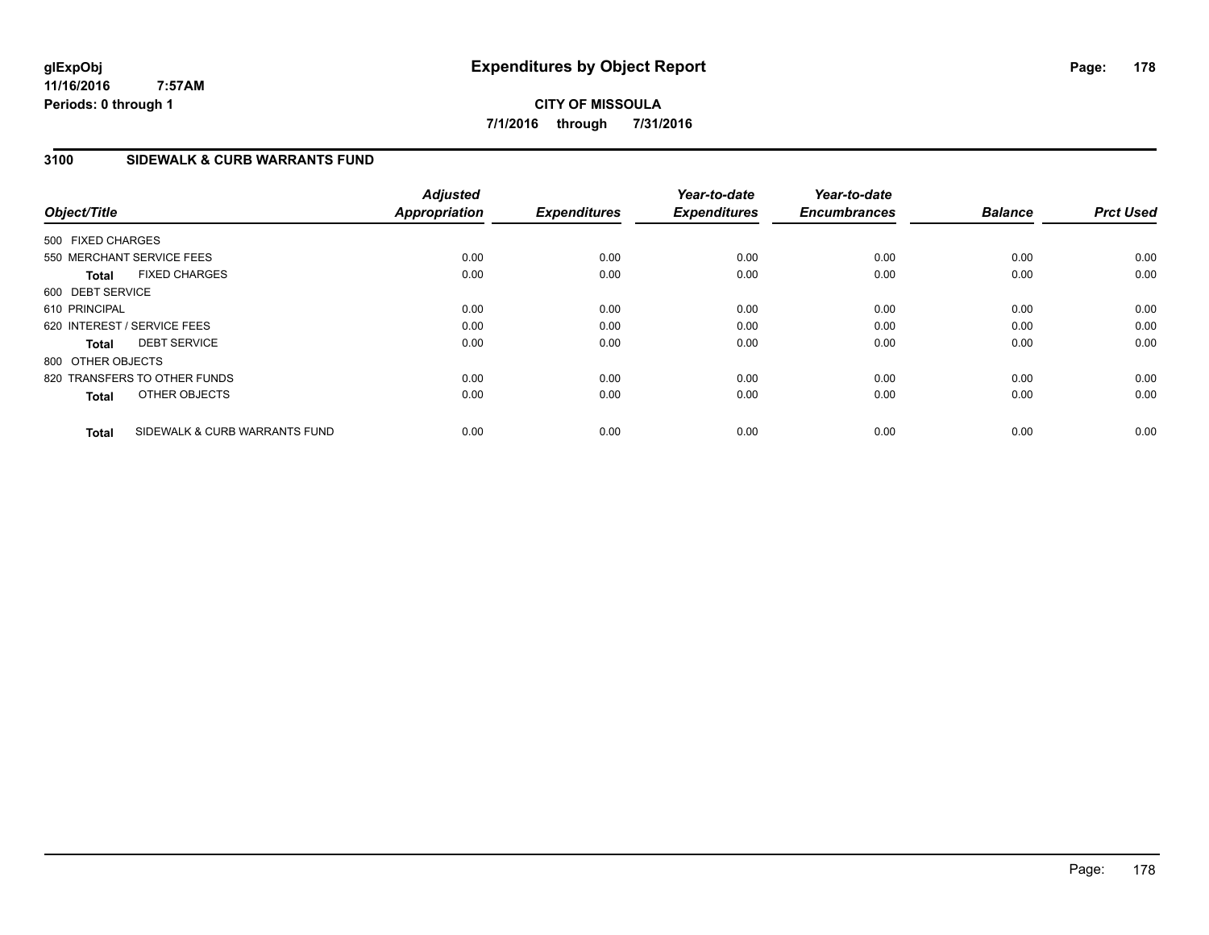# Expenditures by Object Report

glExpObj
11/16/2016 7:57AM
Periods: 0 through 1

**CITY OF MISSOULA**
**7/1/2016 through 7/31/2016**

## 3100 SIDEWALK & CURB WARRANTS FUND

| Object/Title | | Adjusted Appropriation | Expenditures | Year-to-date Expenditures | Year-to-date Encumbrances | Balance | Prct Used |
|---|---|---|---|---|---|---|---|
| 500 FIXED CHARGES | | | | | | | |
| 550 MERCHANT SERVICE FEES | | 0.00 | 0.00 | 0.00 | 0.00 | 0.00 | 0.00 |
| **Total** | FIXED CHARGES | 0.00 | 0.00 | 0.00 | 0.00 | 0.00 | 0.00 |
| 600 DEBT SERVICE | | | | | | | |
| 610 PRINCIPAL | | 0.00 | 0.00 | 0.00 | 0.00 | 0.00 | 0.00 |
| 620 INTEREST / SERVICE FEES | | 0.00 | 0.00 | 0.00 | 0.00 | 0.00 | 0.00 |
| **Total** | DEBT SERVICE | 0.00 | 0.00 | 0.00 | 0.00 | 0.00 | 0.00 |
| 800 OTHER OBJECTS | | | | | | | |
| 820 TRANSFERS TO OTHER FUNDS | | 0.00 | 0.00 | 0.00 | 0.00 | 0.00 | 0.00 |
| **Total** | OTHER OBJECTS | 0.00 | 0.00 | 0.00 | 0.00 | 0.00 | 0.00 |
| **Total** | SIDEWALK & CURB WARRANTS FUND | 0.00 | 0.00 | 0.00 | 0.00 | 0.00 | 0.00 |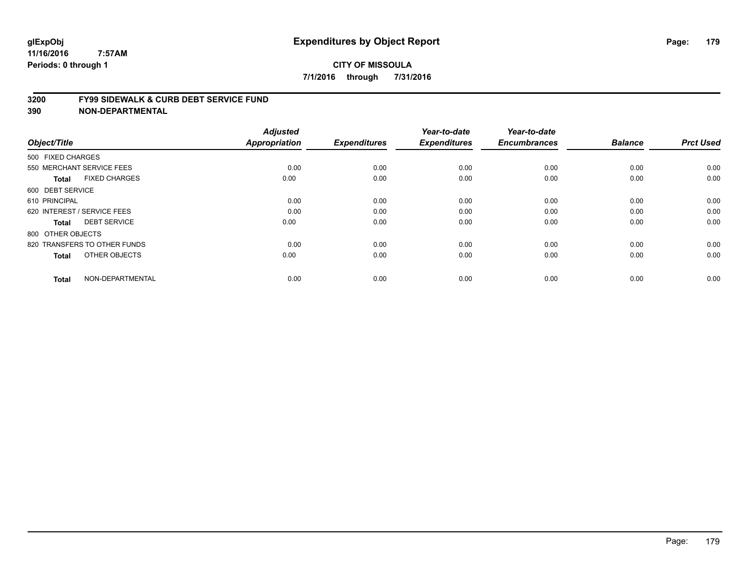# Expenditures by Object Report

glExpObj
11/16/2016 7:57AM
Periods: 0 through 1

**CITY OF MISSOULA**

**7/1/2016 through 7/31/2016**

## 3200 FY99 SIDEWALK & CURB DEBT SERVICE FUND
## 390 NON-DEPARTMENTAL

| Object/Title | Adjusted Appropriation | Expenditures | Year-to-date Expenditures | Year-to-date Encumbrances | Balance | Prct Used |
|---|---|---|---|---|---|---|
| 500 FIXED CHARGES | | | | | | |
| 550 MERCHANT SERVICE FEES | 0.00 | 0.00 | 0.00 | 0.00 | 0.00 | 0.00 |
| **Total** FIXED CHARGES | 0.00 | 0.00 | 0.00 | 0.00 | 0.00 | 0.00 |
| 600 DEBT SERVICE | | | | | | |
| 610 PRINCIPAL | 0.00 | 0.00 | 0.00 | 0.00 | 0.00 | 0.00 |
| 620 INTEREST / SERVICE FEES | 0.00 | 0.00 | 0.00 | 0.00 | 0.00 | 0.00 |
| **Total** DEBT SERVICE | 0.00 | 0.00 | 0.00 | 0.00 | 0.00 | 0.00 |
| 800 OTHER OBJECTS | | | | | | |
| 820 TRANSFERS TO OTHER FUNDS | 0.00 | 0.00 | 0.00 | 0.00 | 0.00 | 0.00 |
| **Total** OTHER OBJECTS | 0.00 | 0.00 | 0.00 | 0.00 | 0.00 | 0.00 |
| **Total** NON-DEPARTMENTAL | 0.00 | 0.00 | 0.00 | 0.00 | 0.00 | 0.00 |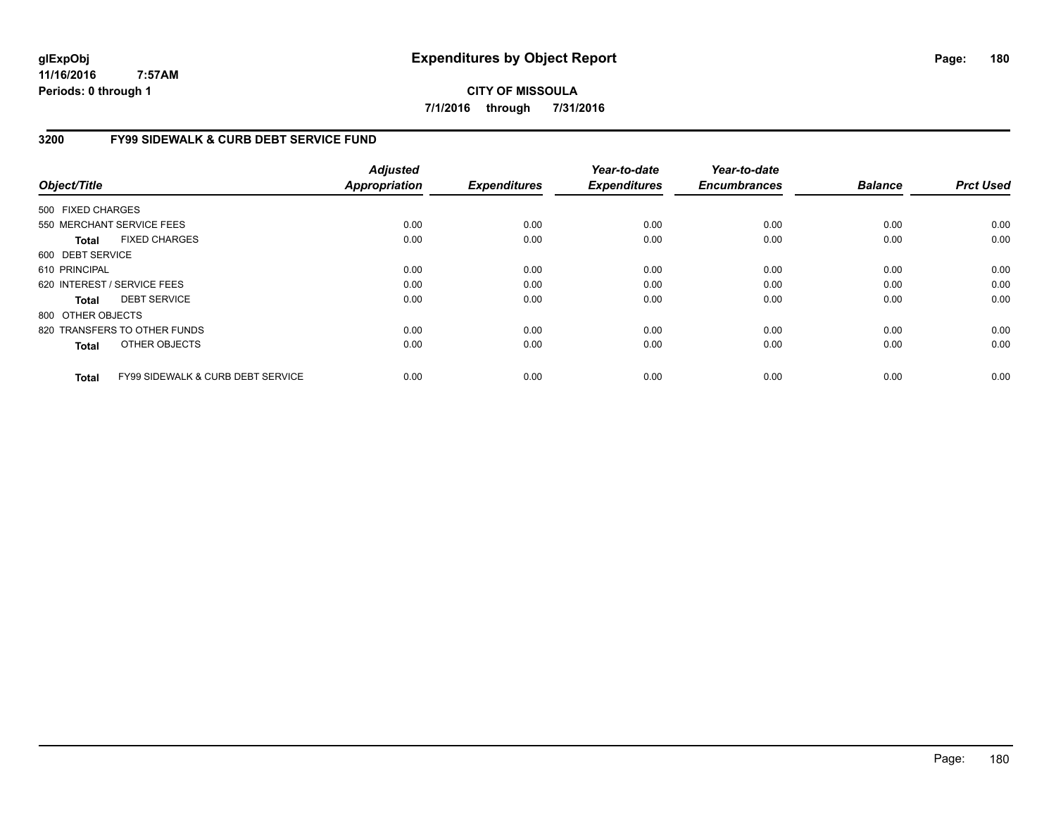# Expenditures by Object Report

glExpObj
11/16/2016 7:57AM
Periods: 0 through 1

**CITY OF MISSOULA**
**7/1/2016 through 7/31/2016**

## 3200 FY99 SIDEWALK & CURB DEBT SERVICE FUND

| Object/Title | Adjusted Appropriation | Expenditures | Year-to-date Expenditures | Year-to-date Encumbrances | Balance | Prct Used |
|---|---|---|---|---|---|---|
| 500 FIXED CHARGES | | | | | | |
| 550 MERCHANT SERVICE FEES | 0.00 | 0.00 | 0.00 | 0.00 | 0.00 | 0.00 |
| **Total** FIXED CHARGES | 0.00 | 0.00 | 0.00 | 0.00 | 0.00 | 0.00 |
| 600 DEBT SERVICE | | | | | | |
| 610 PRINCIPAL | 0.00 | 0.00 | 0.00 | 0.00 | 0.00 | 0.00 |
| 620 INTEREST / SERVICE FEES | 0.00 | 0.00 | 0.00 | 0.00 | 0.00 | 0.00 |
| **Total** DEBT SERVICE | 0.00 | 0.00 | 0.00 | 0.00 | 0.00 | 0.00 |
| 800 OTHER OBJECTS | | | | | | |
| 820 TRANSFERS TO OTHER FUNDS | 0.00 | 0.00 | 0.00 | 0.00 | 0.00 | 0.00 |
| **Total** OTHER OBJECTS | 0.00 | 0.00 | 0.00 | 0.00 | 0.00 | 0.00 |
| **Total** FY99 SIDEWALK & CURB DEBT SERVICE | 0.00 | 0.00 | 0.00 | 0.00 | 0.00 | 0.00 |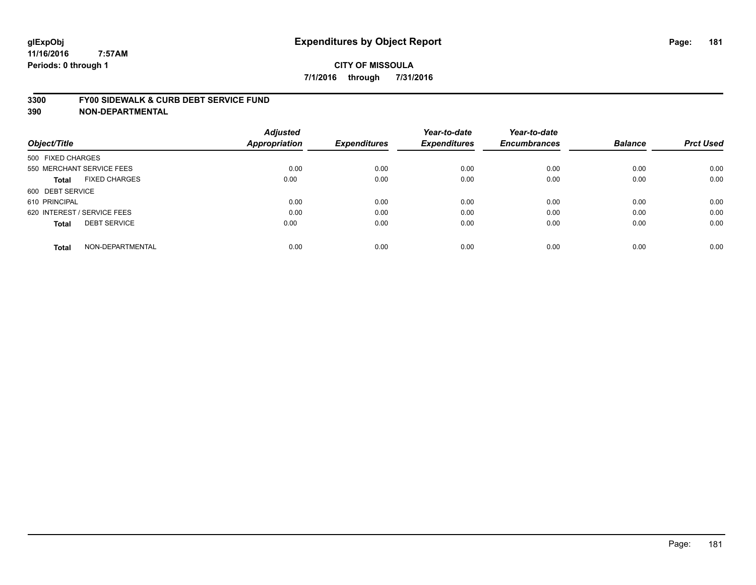glExpObj
11/16/2016 7:57AM
Periods: 0 through 1

# Expenditures by Object Report

**CITY OF MISSOULA**
**7/1/2016 through 7/31/2016**

**3300 FY00 SIDEWALK & CURB DEBT SERVICE FUND**
**390 NON-DEPARTMENTAL**

| Object/Title | Adjusted Appropriation | Expenditures | Year-to-date Expenditures | Year-to-date Encumbrances | Balance | Prct Used |
|---|---|---|---|---|---|---|
| 500 FIXED CHARGES | | | | | | |
| 550 MERCHANT SERVICE FEES | 0.00 | 0.00 | 0.00 | 0.00 | 0.00 | 0.00 |
| **Total** FIXED CHARGES | 0.00 | 0.00 | 0.00 | 0.00 | 0.00 | 0.00 |
| 600 DEBT SERVICE | | | | | | |
| 610 PRINCIPAL | 0.00 | 0.00 | 0.00 | 0.00 | 0.00 | 0.00 |
| 620 INTEREST / SERVICE FEES | 0.00 | 0.00 | 0.00 | 0.00 | 0.00 | 0.00 |
| **Total** DEBT SERVICE | 0.00 | 0.00 | 0.00 | 0.00 | 0.00 | 0.00 |
| **Total** NON-DEPARTMENTAL | 0.00 | 0.00 | 0.00 | 0.00 | 0.00 | 0.00 |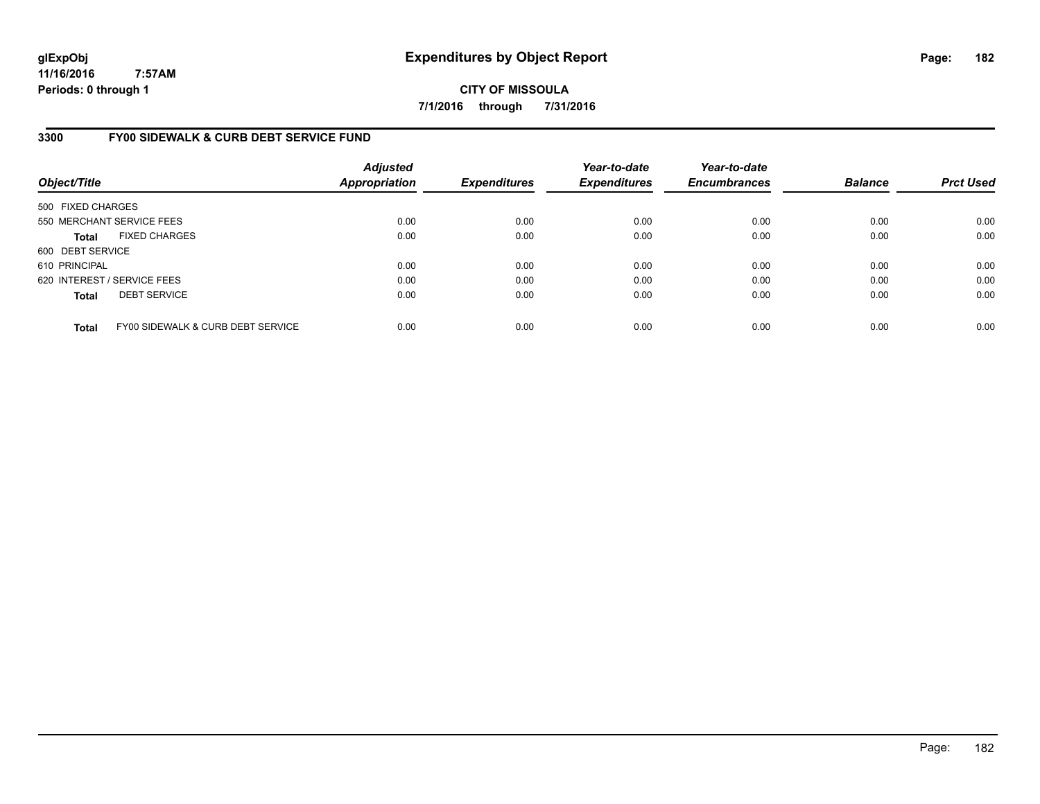glExpObj
11/16/2016 7:57AM
Periods: 0 through 1

# Expenditures by Object Report

**CITY OF MISSOULA**

**7/1/2016 through 7/31/2016**

## 3300 FY00 SIDEWALK & CURB DEBT SERVICE FUND

| Object/Title | Adjusted Appropriation | Expenditures | Year-to-date Expenditures | Year-to-date Encumbrances | Balance | Prct Used |
|---|---|---|---|---|---|---|
| 500 FIXED CHARGES | | | | | | |
| 550 MERCHANT SERVICE FEES | 0.00 | 0.00 | 0.00 | 0.00 | 0.00 | 0.00 |
| **Total** FIXED CHARGES | 0.00 | 0.00 | 0.00 | 0.00 | 0.00 | 0.00 |
| 600 DEBT SERVICE | | | | | | |
| 610 PRINCIPAL | 0.00 | 0.00 | 0.00 | 0.00 | 0.00 | 0.00 |
| 620 INTEREST / SERVICE FEES | 0.00 | 0.00 | 0.00 | 0.00 | 0.00 | 0.00 |
| **Total** DEBT SERVICE | 0.00 | 0.00 | 0.00 | 0.00 | 0.00 | 0.00 |
| **Total** FY00 SIDEWALK & CURB DEBT SERVICE | 0.00 | 0.00 | 0.00 | 0.00 | 0.00 | 0.00 |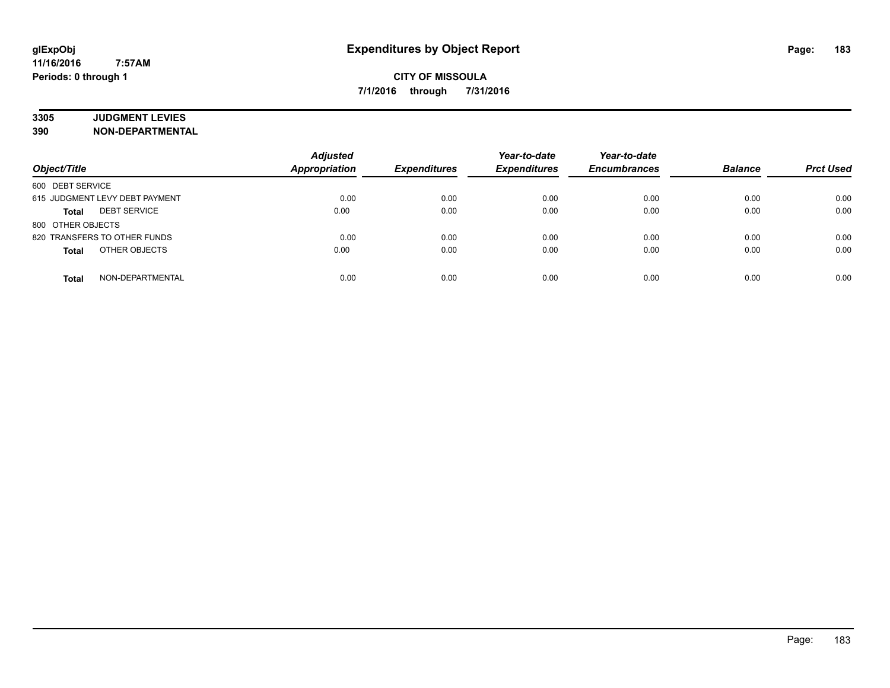**glExpObj**
**11/16/2016 7:57AM**
**Periods: 0 through 1**

# Expenditures by Object Report

**CITY OF MISSOULA**
**7/1/2016 through 7/31/2016**

**3305 JUDGMENT LEVIES**
**390 NON-DEPARTMENTAL**

| Object/Title | Adjusted Appropriation | Expenditures | Year-to-date Expenditures | Year-to-date Encumbrances | Balance | Prct Used |
|---|---|---|---|---|---|---|
| 600 DEBT SERVICE | | | | | | |
| 615 JUDGMENT LEVY DEBT PAYMENT | 0.00 | 0.00 | 0.00 | 0.00 | 0.00 | 0.00 |
| **Total** DEBT SERVICE | 0.00 | 0.00 | 0.00 | 0.00 | 0.00 | 0.00 |
| 800 OTHER OBJECTS | | | | | | |
| 820 TRANSFERS TO OTHER FUNDS | 0.00 | 0.00 | 0.00 | 0.00 | 0.00 | 0.00 |
| **Total** OTHER OBJECTS | 0.00 | 0.00 | 0.00 | 0.00 | 0.00 | 0.00 |
| **Total** NON-DEPARTMENTAL | 0.00 | 0.00 | 0.00 | 0.00 | 0.00 | 0.00 |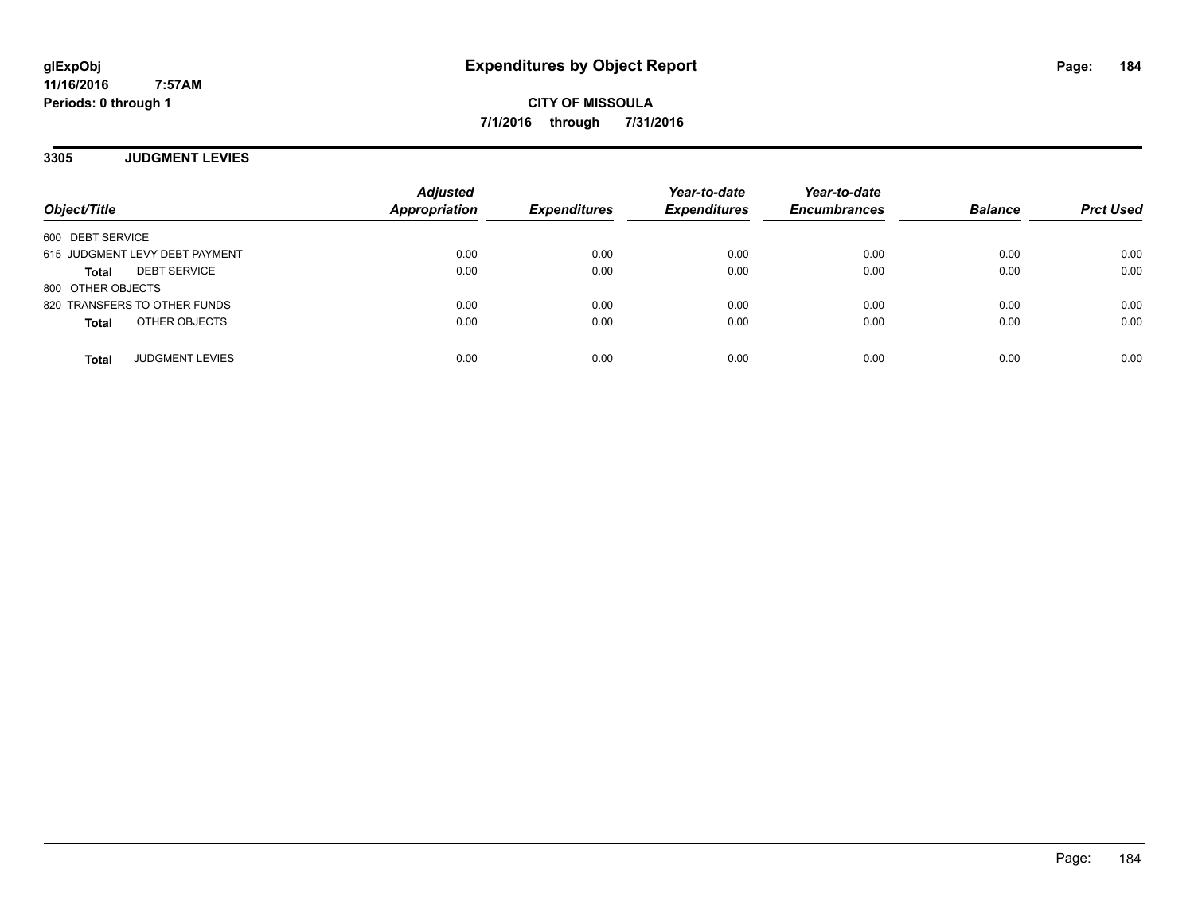glExpObj
11/16/2016 7:57AM
Periods: 0 through 1

# Expenditures by Object Report

**CITY OF MISSOULA**
**7/1/2016 through 7/31/2016**

## 3305 JUDGMENT LEVIES

| Object/Title | Adjusted Appropriation | Expenditures | Year-to-date Expenditures | Year-to-date Encumbrances | Balance | Prct Used |
|---|---|---|---|---|---|---|
| 600 DEBT SERVICE | | | | | | |
| 615 JUDGMENT LEVY DEBT PAYMENT | 0.00 | 0.00 | 0.00 | 0.00 | 0.00 | 0.00 |
| **Total** DEBT SERVICE | 0.00 | 0.00 | 0.00 | 0.00 | 0.00 | 0.00 |
| 800 OTHER OBJECTS | | | | | | |
| 820 TRANSFERS TO OTHER FUNDS | 0.00 | 0.00 | 0.00 | 0.00 | 0.00 | 0.00 |
| **Total** OTHER OBJECTS | 0.00 | 0.00 | 0.00 | 0.00 | 0.00 | 0.00 |
| **Total** JUDGMENT LEVIES | 0.00 | 0.00 | 0.00 | 0.00 | 0.00 | 0.00 |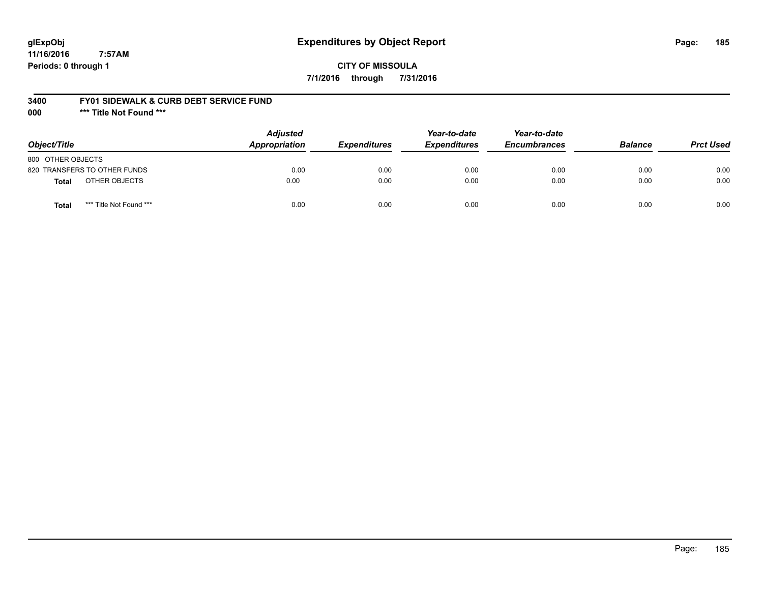glExpObj
11/16/2016 7:57AM
Periods: 0 through 1

# Expenditures by Object Report

**CITY OF MISSOULA**
**7/1/2016 through 7/31/2016**

**3400 FY01 SIDEWALK & CURB DEBT SERVICE FUND**
**000 *** Title Not Found *****

| Object/Title | Adjusted Appropriation | Expenditures | Year-to-date Expenditures | Year-to-date Encumbrances | Balance | Prct Used |
|---|---|---|---|---|---|---|
| 800 OTHER OBJECTS | | | | | | |
| 820 TRANSFERS TO OTHER FUNDS | 0.00 | 0.00 | 0.00 | 0.00 | 0.00 | 0.00 |
| **Total** OTHER OBJECTS | 0.00 | 0.00 | 0.00 | 0.00 | 0.00 | 0.00 |
| **Total** *** Title Not Found *** | 0.00 | 0.00 | 0.00 | 0.00 | 0.00 | 0.00 |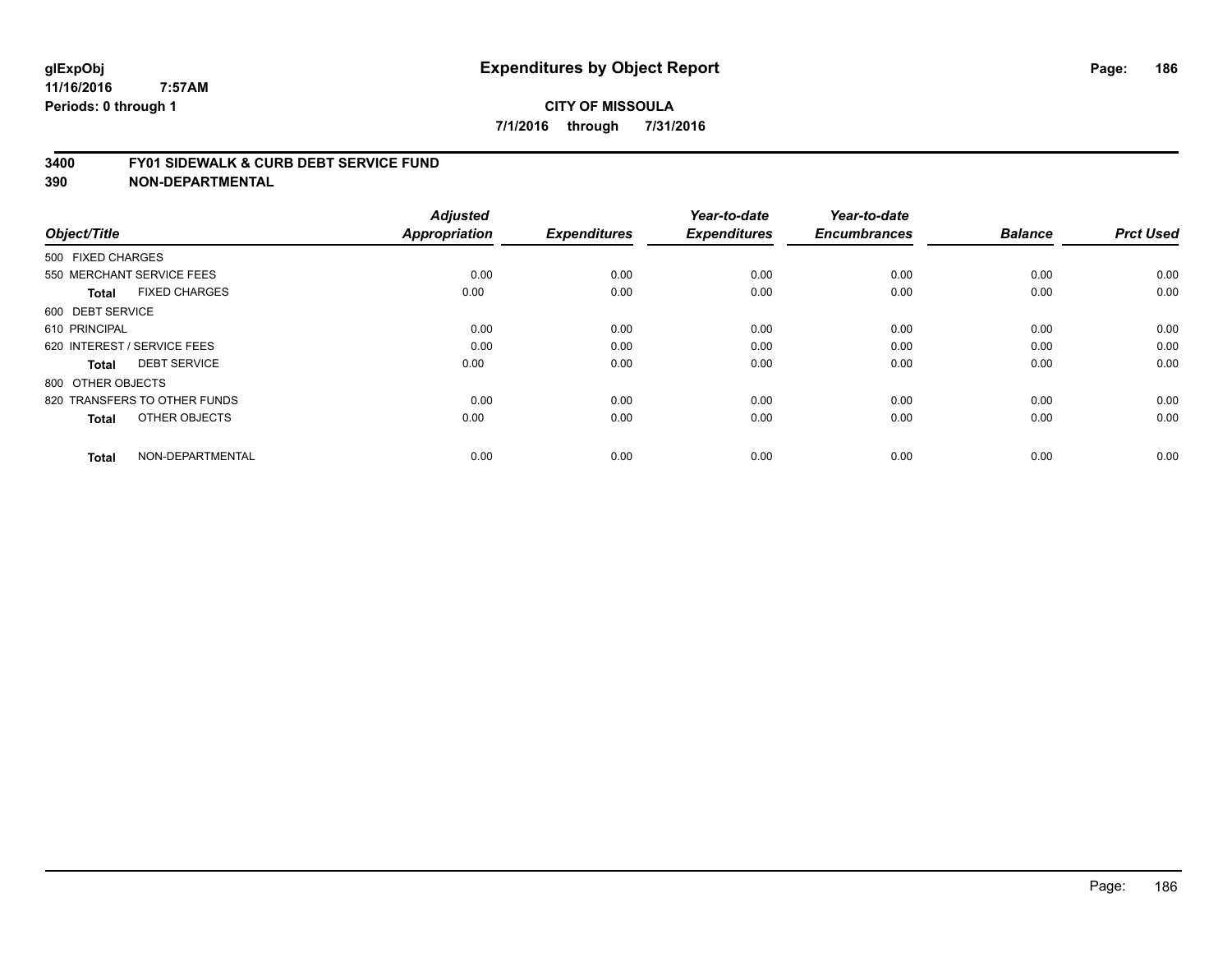# Expenditures by Object Report

glExpObj
11/16/2016 7:57AM
Periods: 0 through 1

**CITY OF MISSOULA**
**7/1/2016 through 7/31/2016**

## 3400 FY01 SIDEWALK & CURB DEBT SERVICE FUND
## 390 NON-DEPARTMENTAL

| Object/Title | Adjusted Appropriation | Expenditures | Year-to-date Expenditures | Year-to-date Encumbrances | Balance | Prct Used |
|---|---|---|---|---|---|---|
| 500 FIXED CHARGES | | | | | | |
| 550 MERCHANT SERVICE FEES | 0.00 | 0.00 | 0.00 | 0.00 | 0.00 | 0.00 |
| **Total** FIXED CHARGES | 0.00 | 0.00 | 0.00 | 0.00 | 0.00 | 0.00 |
| 600 DEBT SERVICE | | | | | | |
| 610 PRINCIPAL | 0.00 | 0.00 | 0.00 | 0.00 | 0.00 | 0.00 |
| 620 INTEREST / SERVICE FEES | 0.00 | 0.00 | 0.00 | 0.00 | 0.00 | 0.00 |
| **Total** DEBT SERVICE | 0.00 | 0.00 | 0.00 | 0.00 | 0.00 | 0.00 |
| 800 OTHER OBJECTS | | | | | | |
| 820 TRANSFERS TO OTHER FUNDS | 0.00 | 0.00 | 0.00 | 0.00 | 0.00 | 0.00 |
| **Total** OTHER OBJECTS | 0.00 | 0.00 | 0.00 | 0.00 | 0.00 | 0.00 |
| **Total** NON-DEPARTMENTAL | 0.00 | 0.00 | 0.00 | 0.00 | 0.00 | 0.00 |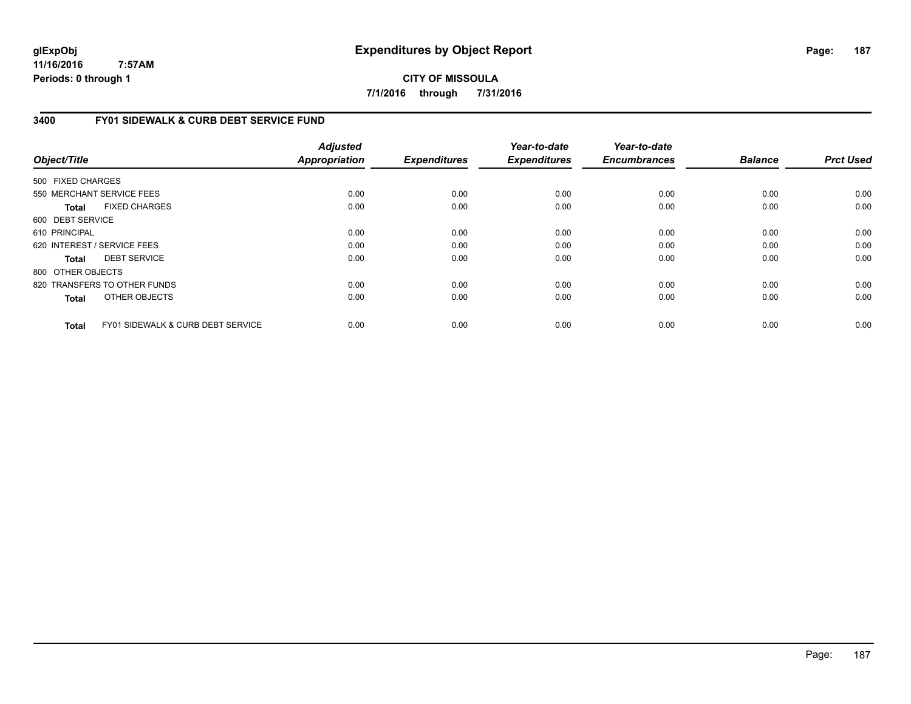# Expenditures by Object Report

glExpObj
11/16/2016 7:57AM
Periods: 0 through 1

**CITY OF MISSOULA**
**7/1/2016 through 7/31/2016**

## 3400 FY01 SIDEWALK & CURB DEBT SERVICE FUND

| Object/Title | Adjusted Appropriation | Expenditures | Year-to-date Expenditures | Year-to-date Encumbrances | Balance | Prct Used |
|---|---|---|---|---|---|---|
| 500 FIXED CHARGES | | | | | | |
| 550 MERCHANT SERVICE FEES | 0.00 | 0.00 | 0.00 | 0.00 | 0.00 | 0.00 |
| **Total** FIXED CHARGES | 0.00 | 0.00 | 0.00 | 0.00 | 0.00 | 0.00 |
| 600 DEBT SERVICE | | | | | | |
| 610 PRINCIPAL | 0.00 | 0.00 | 0.00 | 0.00 | 0.00 | 0.00 |
| 620 INTEREST / SERVICE FEES | 0.00 | 0.00 | 0.00 | 0.00 | 0.00 | 0.00 |
| **Total** DEBT SERVICE | 0.00 | 0.00 | 0.00 | 0.00 | 0.00 | 0.00 |
| 800 OTHER OBJECTS | | | | | | |
| 820 TRANSFERS TO OTHER FUNDS | 0.00 | 0.00 | 0.00 | 0.00 | 0.00 | 0.00 |
| **Total** OTHER OBJECTS | 0.00 | 0.00 | 0.00 | 0.00 | 0.00 | 0.00 |
| **Total** FY01 SIDEWALK & CURB DEBT SERVICE | 0.00 | 0.00 | 0.00 | 0.00 | 0.00 | 0.00 |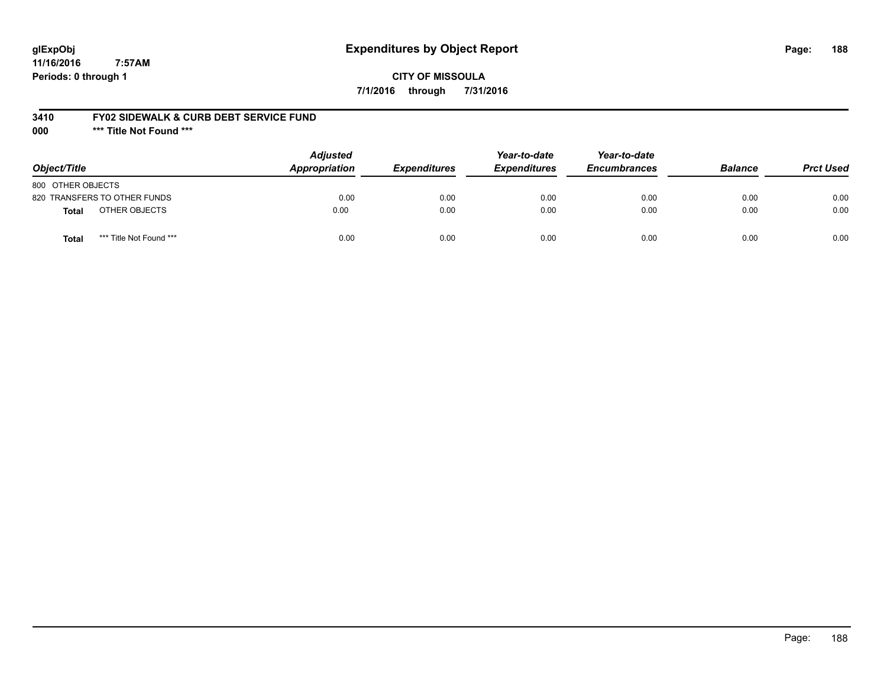glExpObj
11/16/2016 7:57AM
Periods: 0 through 1

# Expenditures by Object Report

**CITY OF MISSOULA**

**7/1/2016 through 7/31/2016**

**3410 FY02 SIDEWALK & CURB DEBT SERVICE FUND**

**000 \*\*\* Title Not Found \*\*\***

| Object/Title | | Adjusted Appropriation | Expenditures | Year-to-date Expenditures | Year-to-date Encumbrances | Balance | Prct Used |
|---|---|---|---|---|---|---|---|
| 800 OTHER OBJECTS | | | | | | | |
| 820 TRANSFERS TO OTHER FUNDS | | 0.00 | 0.00 | 0.00 | 0.00 | 0.00 | 0.00 |
| **Total** | OTHER OBJECTS | 0.00 | 0.00 | 0.00 | 0.00 | 0.00 | 0.00 |
| **Total** | \*\*\* Title Not Found \*\*\* | 0.00 | 0.00 | 0.00 | 0.00 | 0.00 | 0.00 |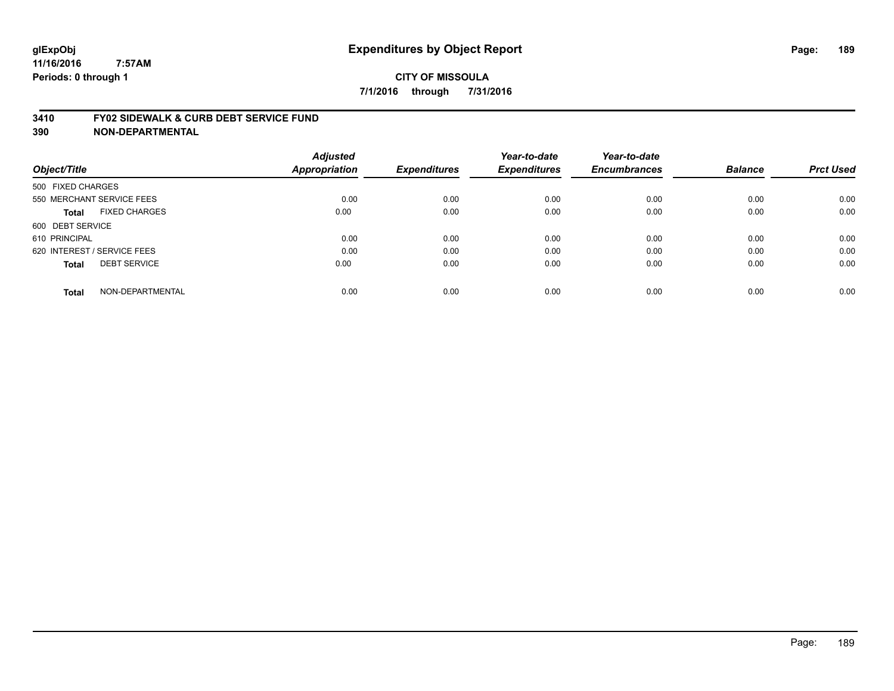glExpObj
11/16/2016 7:57AM
Periods: 0 through 1

# Expenditures by Object Report

**CITY OF MISSOULA**

**7/1/2016 through 7/31/2016**

## 3410 FY02 SIDEWALK & CURB DEBT SERVICE FUND
## 390 NON-DEPARTMENTAL

| Object/Title | Adjusted Appropriation | Expenditures | Year-to-date Expenditures | Year-to-date Encumbrances | Balance | Prct Used |
|---|---|---|---|---|---|---|
| 500 FIXED CHARGES | | | | | | |
| 550 MERCHANT SERVICE FEES | 0.00 | 0.00 | 0.00 | 0.00 | 0.00 | 0.00 |
| **Total** FIXED CHARGES | 0.00 | 0.00 | 0.00 | 0.00 | 0.00 | 0.00 |
| 600 DEBT SERVICE | | | | | | |
| 610 PRINCIPAL | 0.00 | 0.00 | 0.00 | 0.00 | 0.00 | 0.00 |
| 620 INTEREST / SERVICE FEES | 0.00 | 0.00 | 0.00 | 0.00 | 0.00 | 0.00 |
| **Total** DEBT SERVICE | 0.00 | 0.00 | 0.00 | 0.00 | 0.00 | 0.00 |
| **Total** NON-DEPARTMENTAL | 0.00 | 0.00 | 0.00 | 0.00 | 0.00 | 0.00 |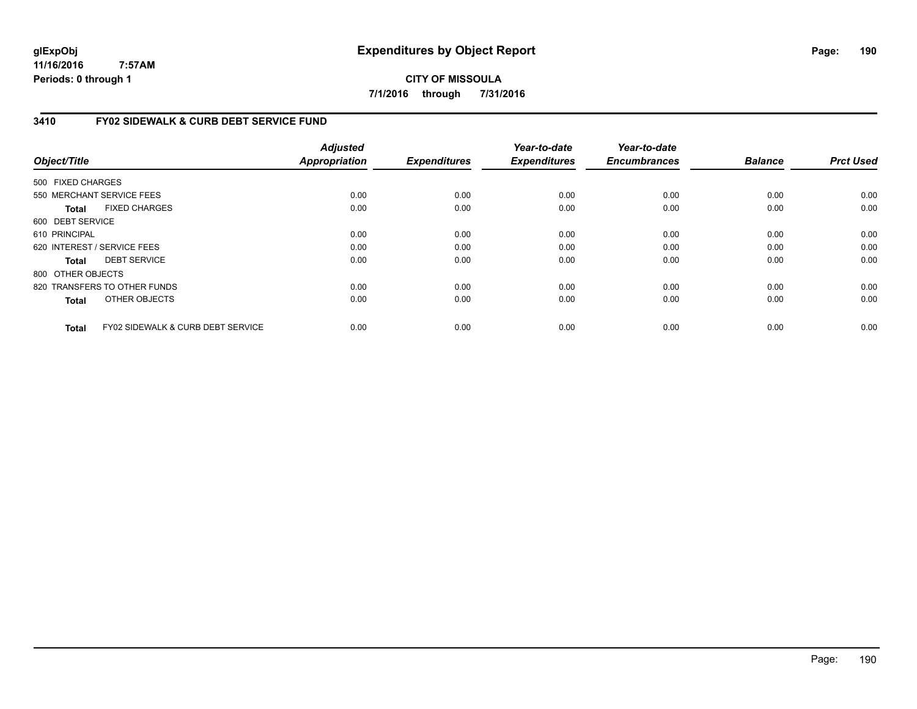glExpObj
11/16/2016 7:57AM
Periods: 0 through 1

# Expenditures by Object Report

**CITY OF MISSOULA**

**7/1/2016 through 7/31/2016**

## 3410 FY02 SIDEWALK & CURB DEBT SERVICE FUND

| Object/Title | | Adjusted Appropriation | Expenditures | Year-to-date Expenditures | Year-to-date Encumbrances | Balance | Prct Used |
|---|---|---|---|---|---|---|---|
| 500 FIXED CHARGES | | | | | | | |
| 550 MERCHANT SERVICE FEES | | 0.00 | 0.00 | 0.00 | 0.00 | 0.00 | 0.00 |
| **Total** | FIXED CHARGES | 0.00 | 0.00 | 0.00 | 0.00 | 0.00 | 0.00 |
| 600 DEBT SERVICE | | | | | | | |
| 610 PRINCIPAL | | 0.00 | 0.00 | 0.00 | 0.00 | 0.00 | 0.00 |
| 620 INTEREST / SERVICE FEES | | 0.00 | 0.00 | 0.00 | 0.00 | 0.00 | 0.00 |
| **Total** | DEBT SERVICE | 0.00 | 0.00 | 0.00 | 0.00 | 0.00 | 0.00 |
| 800 OTHER OBJECTS | | | | | | | |
| 820 TRANSFERS TO OTHER FUNDS | | 0.00 | 0.00 | 0.00 | 0.00 | 0.00 | 0.00 |
| **Total** | OTHER OBJECTS | 0.00 | 0.00 | 0.00 | 0.00 | 0.00 | 0.00 |
| **Total** | FY02 SIDEWALK & CURB DEBT SERVICE | 0.00 | 0.00 | 0.00 | 0.00 | 0.00 | 0.00 |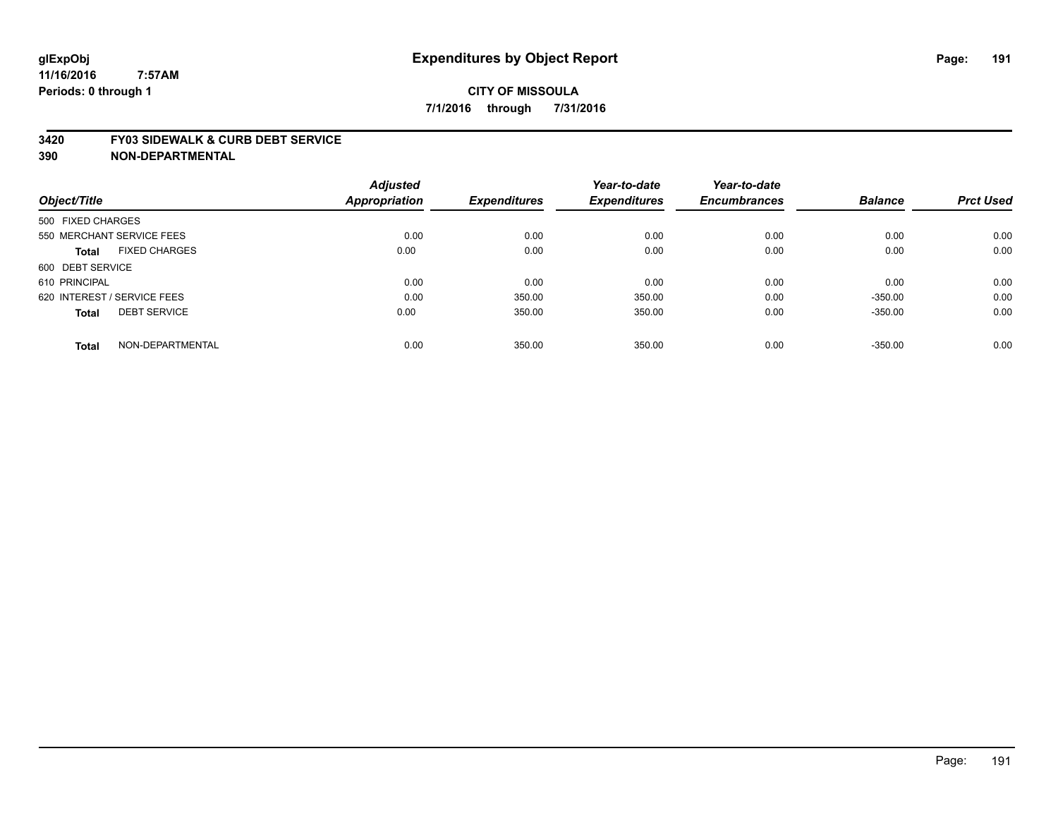glExpObj
11/16/2016 7:57AM
Periods: 0 through 1

# Expenditures by Object Report

**CITY OF MISSOULA**
**7/1/2016 through 7/31/2016**

**3420 FY03 SIDEWALK & CURB DEBT SERVICE**
**390 NON-DEPARTMENTAL**

| Object/Title | Adjusted Appropriation | Expenditures | Year-to-date Expenditures | Year-to-date Encumbrances | Balance | Prct Used |
|---|---|---|---|---|---|---|
| 500 FIXED CHARGES | | | | | | |
| 550 MERCHANT SERVICE FEES | 0.00 | 0.00 | 0.00 | 0.00 | 0.00 | 0.00 |
| **Total** FIXED CHARGES | 0.00 | 0.00 | 0.00 | 0.00 | 0.00 | 0.00 |
| 600 DEBT SERVICE | | | | | | |
| 610 PRINCIPAL | 0.00 | 0.00 | 0.00 | 0.00 | 0.00 | 0.00 |
| 620 INTEREST / SERVICE FEES | 0.00 | 350.00 | 350.00 | 0.00 | -350.00 | 0.00 |
| **Total** DEBT SERVICE | 0.00 | 350.00 | 350.00 | 0.00 | -350.00 | 0.00 |
| **Total** NON-DEPARTMENTAL | 0.00 | 350.00 | 350.00 | 0.00 | -350.00 | 0.00 |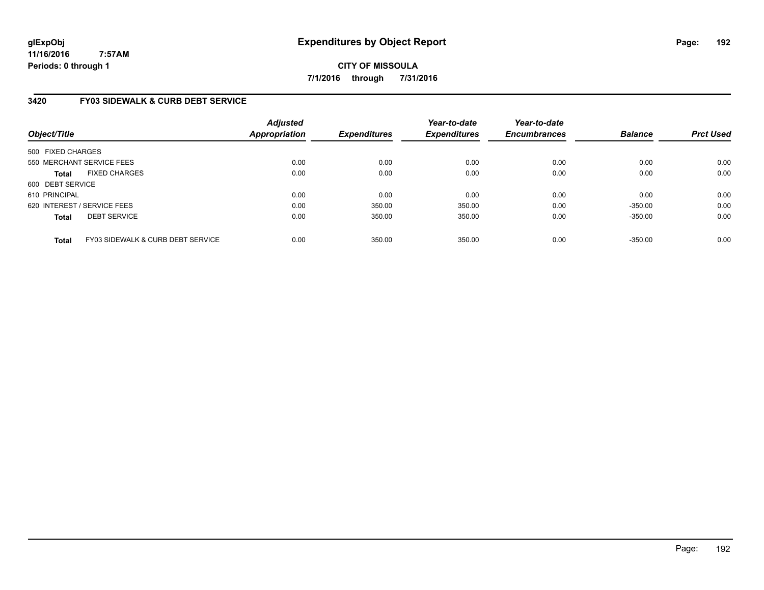**glExpObj**
**11/16/2016 7:57AM**
**Periods: 0 through 1**

# Expenditures by Object Report

**CITY OF MISSOULA**
**7/1/2016 through 7/31/2016**

## 3420 FY03 SIDEWALK & CURB DEBT SERVICE

| Object/Title | Adjusted Appropriation | Expenditures | Year-to-date Expenditures | Year-to-date Encumbrances | Balance | Prct Used |
|---|---|---|---|---|---|---|
| 500 FIXED CHARGES | | | | | | |
| 550 MERCHANT SERVICE FEES | 0.00 | 0.00 | 0.00 | 0.00 | 0.00 | 0.00 |
| **Total** FIXED CHARGES | 0.00 | 0.00 | 0.00 | 0.00 | 0.00 | 0.00 |
| 600 DEBT SERVICE | | | | | | |
| 610 PRINCIPAL | 0.00 | 0.00 | 0.00 | 0.00 | 0.00 | 0.00 |
| 620 INTEREST / SERVICE FEES | 0.00 | 350.00 | 350.00 | 0.00 | -350.00 | 0.00 |
| **Total** DEBT SERVICE | 0.00 | 350.00 | 350.00 | 0.00 | -350.00 | 0.00 |
| **Total** FY03 SIDEWALK & CURB DEBT SERVICE | 0.00 | 350.00 | 350.00 | 0.00 | -350.00 | 0.00 |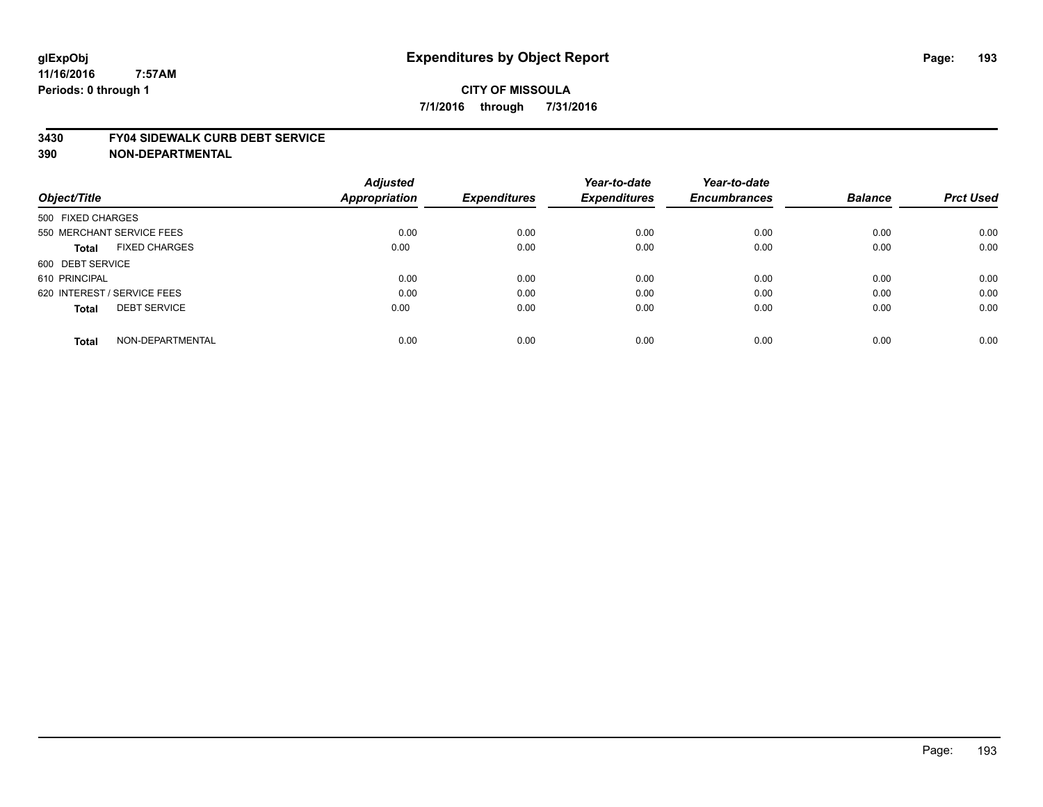# Expenditures by Object Report

glExpObj
11/16/2016 7:57AM
Periods: 0 through 1

**CITY OF MISSOULA**

**7/1/2016 through 7/31/2016**

**3430 FY04 SIDEWALK CURB DEBT SERVICE**

**390 NON-DEPARTMENTAL**

| Object/Title | Adjusted Appropriation | Expenditures | Year-to-date Expenditures | Year-to-date Encumbrances | Balance | Prct Used |
|---|---|---|---|---|---|---|
| 500 FIXED CHARGES | | | | | | |
| 550 MERCHANT SERVICE FEES | 0.00 | 0.00 | 0.00 | 0.00 | 0.00 | 0.00 |
| **Total** FIXED CHARGES | 0.00 | 0.00 | 0.00 | 0.00 | 0.00 | 0.00 |
| 600 DEBT SERVICE | | | | | | |
| 610 PRINCIPAL | 0.00 | 0.00 | 0.00 | 0.00 | 0.00 | 0.00 |
| 620 INTEREST / SERVICE FEES | 0.00 | 0.00 | 0.00 | 0.00 | 0.00 | 0.00 |
| **Total** DEBT SERVICE | 0.00 | 0.00 | 0.00 | 0.00 | 0.00 | 0.00 |
| **Total** NON-DEPARTMENTAL | 0.00 | 0.00 | 0.00 | 0.00 | 0.00 | 0.00 |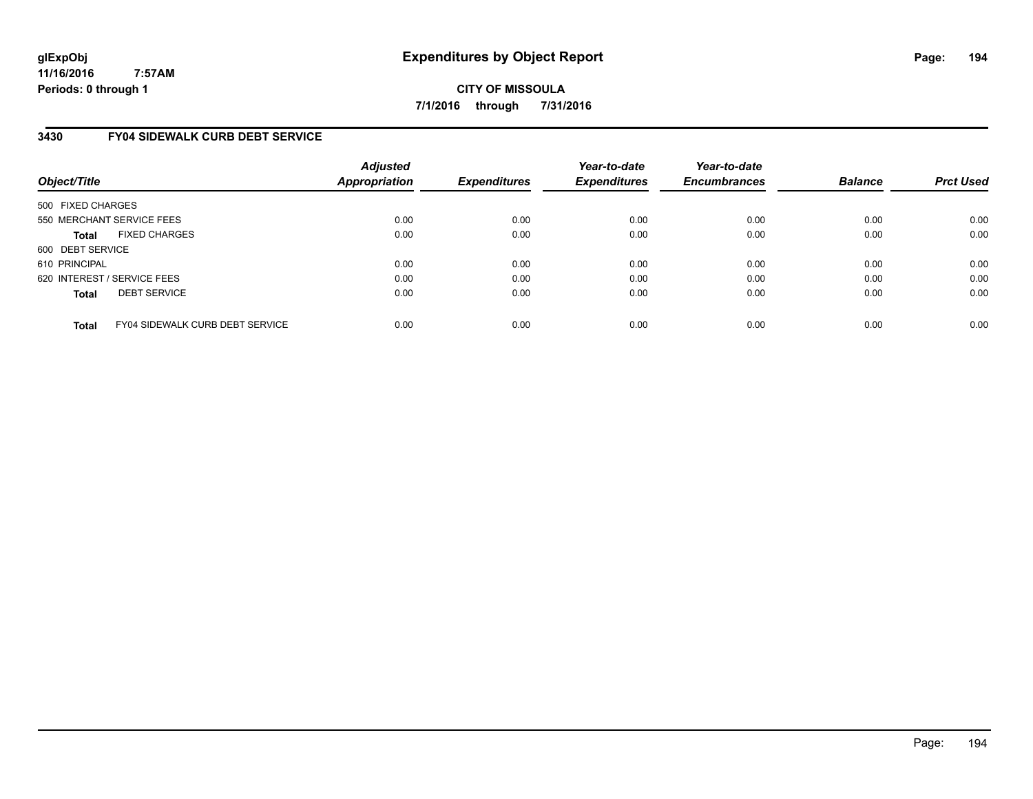**glExpObj** **Expenditures by Object Report**

**11/16/2016 7:57AM**

**Periods: 0 through 1**

**CITY OF MISSOULA**

**7/1/2016 through 7/31/2016**

## 3430 FY04 SIDEWALK CURB DEBT SERVICE

| Object/Title | Adjusted Appropriation | Expenditures | Year-to-date Expenditures | Year-to-date Encumbrances | Balance | Prct Used |
|---|---|---|---|---|---|---|
| 500 FIXED CHARGES | | | | | | |
| 550 MERCHANT SERVICE FEES | 0.00 | 0.00 | 0.00 | 0.00 | 0.00 | 0.00 |
| **Total** FIXED CHARGES | 0.00 | 0.00 | 0.00 | 0.00 | 0.00 | 0.00 |
| 600 DEBT SERVICE | | | | | | |
| 610 PRINCIPAL | 0.00 | 0.00 | 0.00 | 0.00 | 0.00 | 0.00 |
| 620 INTEREST / SERVICE FEES | 0.00 | 0.00 | 0.00 | 0.00 | 0.00 | 0.00 |
| **Total** DEBT SERVICE | 0.00 | 0.00 | 0.00 | 0.00 | 0.00 | 0.00 |
| **Total** FY04 SIDEWALK CURB DEBT SERVICE | 0.00 | 0.00 | 0.00 | 0.00 | 0.00 | 0.00 |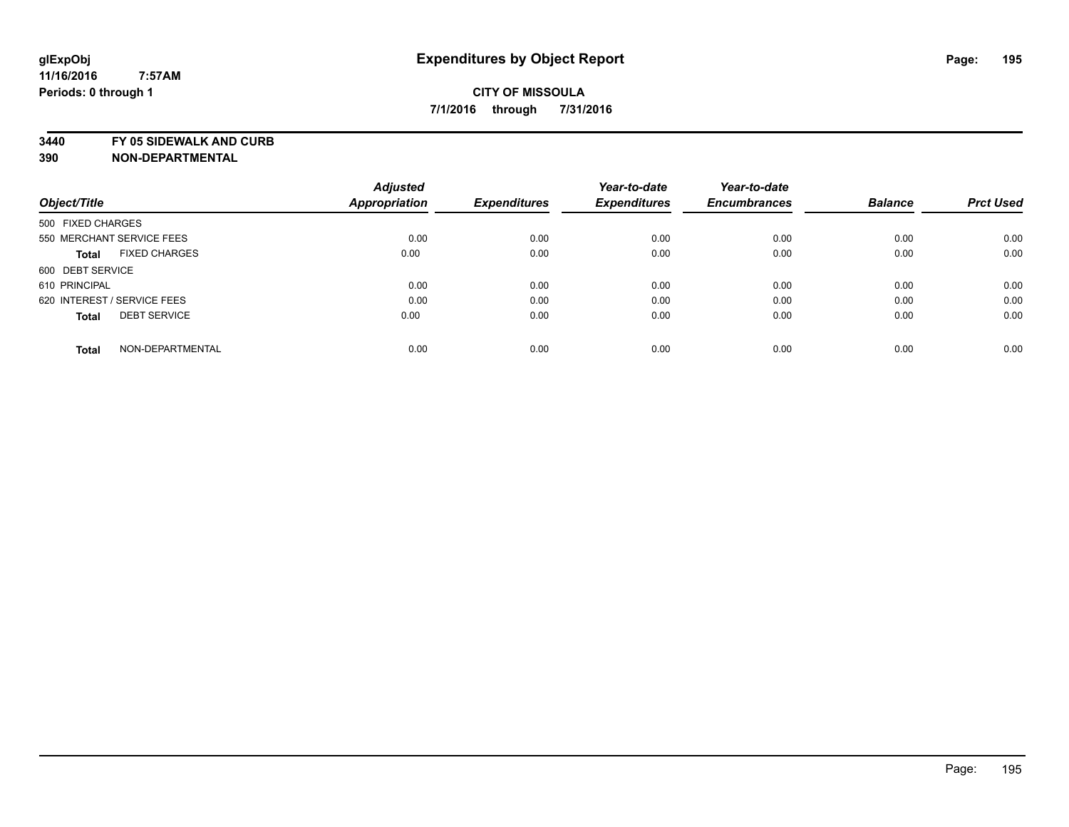glExpObj
11/16/2016 7:57AM
Periods: 0 through 1

# Expenditures by Object Report

**CITY OF MISSOULA**
**7/1/2016 through 7/31/2016**

**3440 FY 05 SIDEWALK AND CURB**
**390 NON-DEPARTMENTAL**

| Object/Title | | Adjusted Appropriation | Expenditures | Year-to-date Expenditures | Year-to-date Encumbrances | Balance | Prct Used |
|---|---|---|---|---|---|---|---|
| 500 FIXED CHARGES | | | | | | | |
| 550 MERCHANT SERVICE FEES | | 0.00 | 0.00 | 0.00 | 0.00 | 0.00 | 0.00 |
| **Total** | FIXED CHARGES | 0.00 | 0.00 | 0.00 | 0.00 | 0.00 | 0.00 |
| 600 DEBT SERVICE | | | | | | | |
| 610 PRINCIPAL | | 0.00 | 0.00 | 0.00 | 0.00 | 0.00 | 0.00 |
| 620 INTEREST / SERVICE FEES | | 0.00 | 0.00 | 0.00 | 0.00 | 0.00 | 0.00 |
| **Total** | DEBT SERVICE | 0.00 | 0.00 | 0.00 | 0.00 | 0.00 | 0.00 |
| **Total** | NON-DEPARTMENTAL | 0.00 | 0.00 | 0.00 | 0.00 | 0.00 | 0.00 |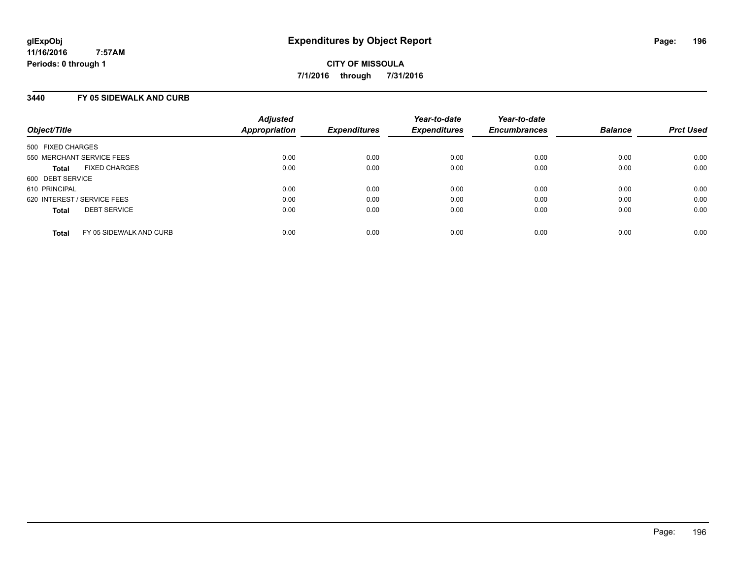glExpObj
11/16/2016 7:57AM
Periods: 0 through 1

# Expenditures by Object Report

CITY OF MISSOULA

7/1/2016 through 7/31/2016

## 3440 FY 05 SIDEWALK AND CURB

| Object/Title | Adjusted Appropriation | Expenditures | Year-to-date Expenditures | Year-to-date Encumbrances | Balance | Prct Used |
|---|---|---|---|---|---|---|
| 500 FIXED CHARGES | | | | | | |
| 550 MERCHANT SERVICE FEES | 0.00 | 0.00 | 0.00 | 0.00 | 0.00 | 0.00 |
| **Total** FIXED CHARGES | 0.00 | 0.00 | 0.00 | 0.00 | 0.00 | 0.00 |
| 600 DEBT SERVICE | | | | | | |
| 610 PRINCIPAL | 0.00 | 0.00 | 0.00 | 0.00 | 0.00 | 0.00 |
| 620 INTEREST / SERVICE FEES | 0.00 | 0.00 | 0.00 | 0.00 | 0.00 | 0.00 |
| **Total** DEBT SERVICE | 0.00 | 0.00 | 0.00 | 0.00 | 0.00 | 0.00 |
| **Total** FY 05 SIDEWALK AND CURB | 0.00 | 0.00 | 0.00 | 0.00 | 0.00 | 0.00 |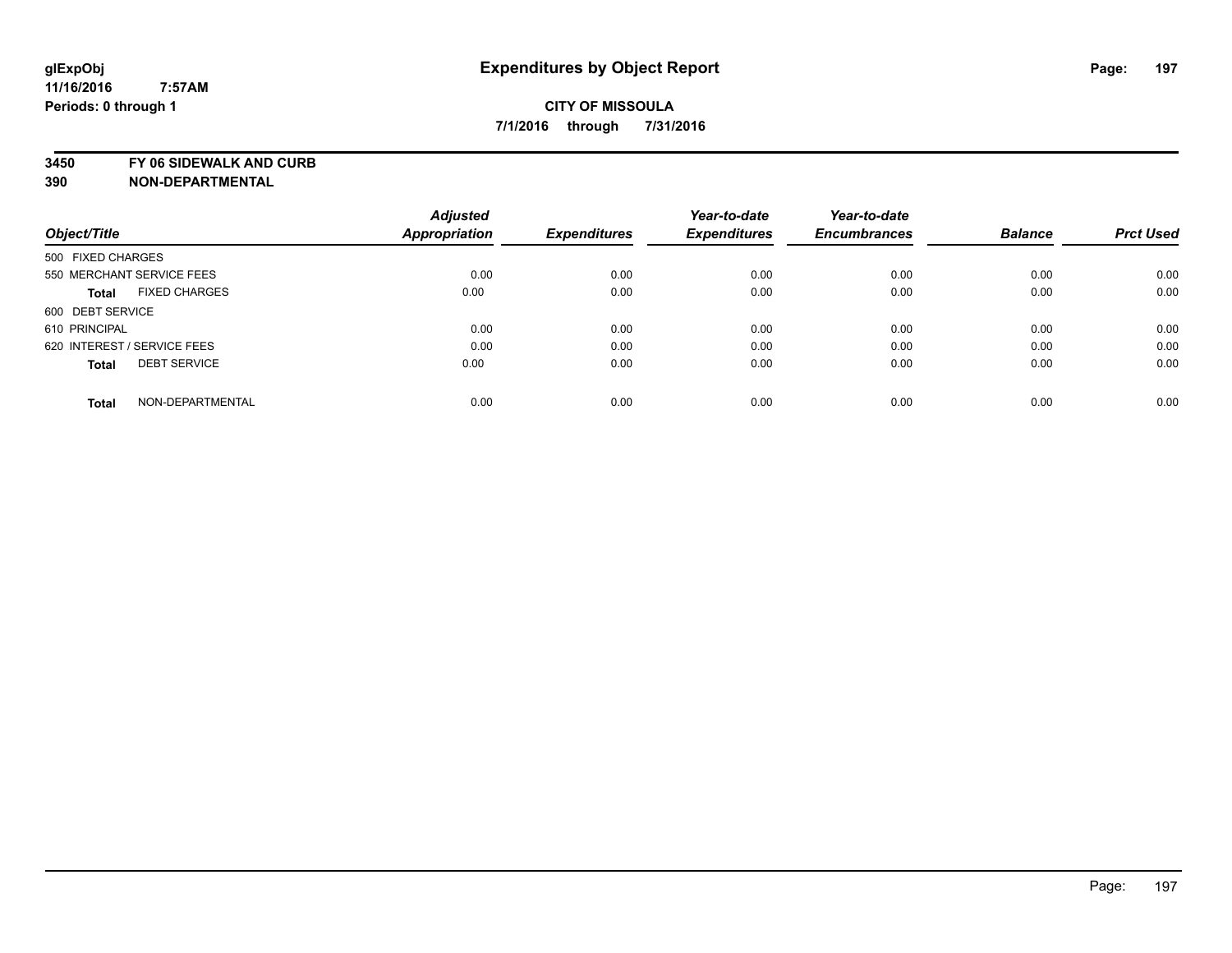**glExpObj**
**11/16/2016 7:57AM**
**Periods: 0 through 1**

# Expenditures by Object Report

**CITY OF MISSOULA**
**7/1/2016 through 7/31/2016**

**3450 FY 06 SIDEWALK AND CURB**
**390 NON-DEPARTMENTAL**

| Object/Title | Adjusted Appropriation | Expenditures | Year-to-date Expenditures | Year-to-date Encumbrances | Balance | Prct Used |
|---|---|---|---|---|---|---|
| 500 FIXED CHARGES | | | | | | |
| 550 MERCHANT SERVICE FEES | 0.00 | 0.00 | 0.00 | 0.00 | 0.00 | 0.00 |
| **Total** FIXED CHARGES | 0.00 | 0.00 | 0.00 | 0.00 | 0.00 | 0.00 |
| 600 DEBT SERVICE | | | | | | |
| 610 PRINCIPAL | 0.00 | 0.00 | 0.00 | 0.00 | 0.00 | 0.00 |
| 620 INTEREST / SERVICE FEES | 0.00 | 0.00 | 0.00 | 0.00 | 0.00 | 0.00 |
| **Total** DEBT SERVICE | 0.00 | 0.00 | 0.00 | 0.00 | 0.00 | 0.00 |
| **Total** NON-DEPARTMENTAL | 0.00 | 0.00 | 0.00 | 0.00 | 0.00 | 0.00 |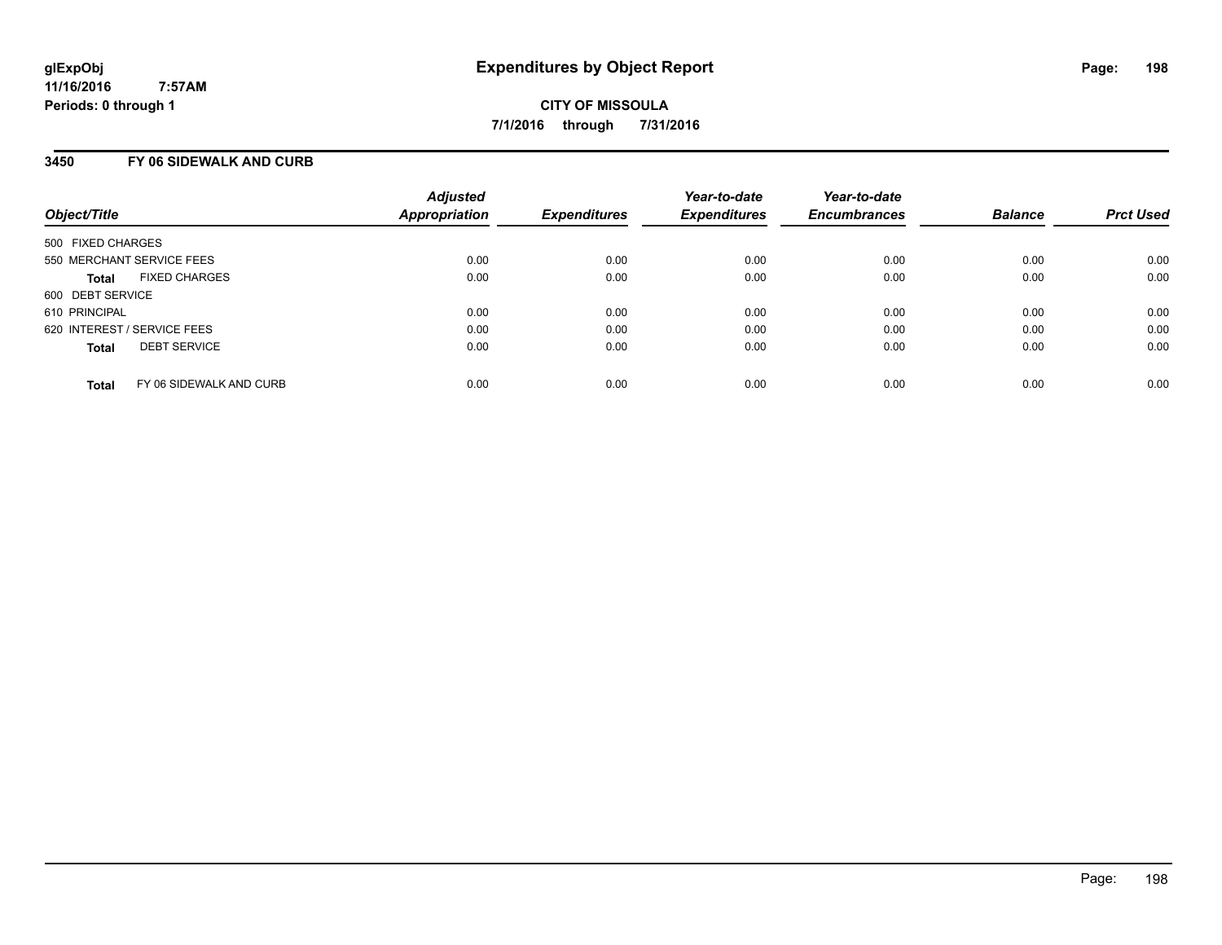**glExpObj**
**11/16/2016 7:57AM**
**Periods: 0 through 1**

# Expenditures by Object Report

**CITY OF MISSOULA**
**7/1/2016 through 7/31/2016**

## 3450 FY 06 SIDEWALK AND CURB

| Object/Title | Adjusted Appropriation | Expenditures | Year-to-date Expenditures | Year-to-date Encumbrances | Balance | Prct Used |
|---|---|---|---|---|---|---|
| 500 FIXED CHARGES | | | | | | |
| 550 MERCHANT SERVICE FEES | 0.00 | 0.00 | 0.00 | 0.00 | 0.00 | 0.00 |
| **Total** FIXED CHARGES | 0.00 | 0.00 | 0.00 | 0.00 | 0.00 | 0.00 |
| 600 DEBT SERVICE | | | | | | |
| 610 PRINCIPAL | 0.00 | 0.00 | 0.00 | 0.00 | 0.00 | 0.00 |
| 620 INTEREST / SERVICE FEES | 0.00 | 0.00 | 0.00 | 0.00 | 0.00 | 0.00 |
| **Total** DEBT SERVICE | 0.00 | 0.00 | 0.00 | 0.00 | 0.00 | 0.00 |
| **Total** FY 06 SIDEWALK AND CURB | 0.00 | 0.00 | 0.00 | 0.00 | 0.00 | 0.00 |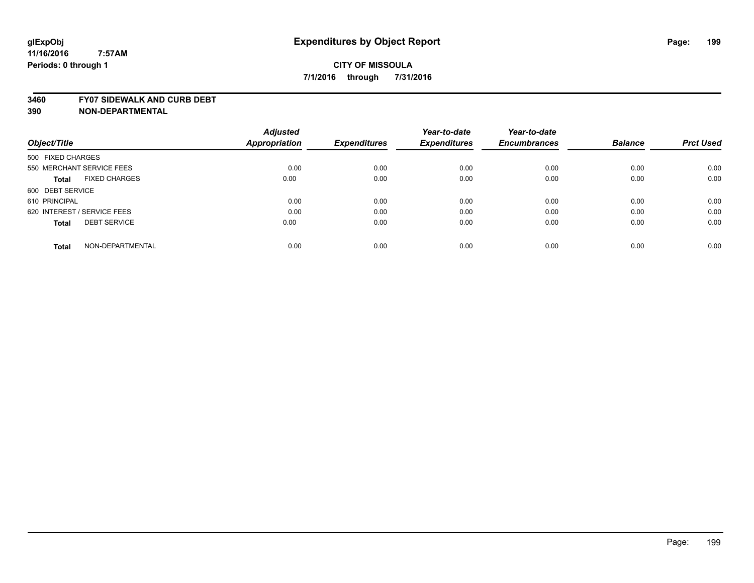glExpObj
11/16/2016 7:57AM
Periods: 0 through 1

# Expenditures by Object Report

**CITY OF MISSOULA**

**7/1/2016 through 7/31/2016**

**3460 FY07 SIDEWALK AND CURB DEBT**
**390 NON-DEPARTMENTAL**

| Object/Title | Adjusted Appropriation | Expenditures | Year-to-date Expenditures | Year-to-date Encumbrances | Balance | Prct Used |
|---|---|---|---|---|---|---|
| 500 FIXED CHARGES | | | | | | |
| 550 MERCHANT SERVICE FEES | 0.00 | 0.00 | 0.00 | 0.00 | 0.00 | 0.00 |
| **Total** FIXED CHARGES | 0.00 | 0.00 | 0.00 | 0.00 | 0.00 | 0.00 |
| 600 DEBT SERVICE | | | | | | |
| 610 PRINCIPAL | 0.00 | 0.00 | 0.00 | 0.00 | 0.00 | 0.00 |
| 620 INTEREST / SERVICE FEES | 0.00 | 0.00 | 0.00 | 0.00 | 0.00 | 0.00 |
| **Total** DEBT SERVICE | 0.00 | 0.00 | 0.00 | 0.00 | 0.00 | 0.00 |
| **Total** NON-DEPARTMENTAL | 0.00 | 0.00 | 0.00 | 0.00 | 0.00 | 0.00 |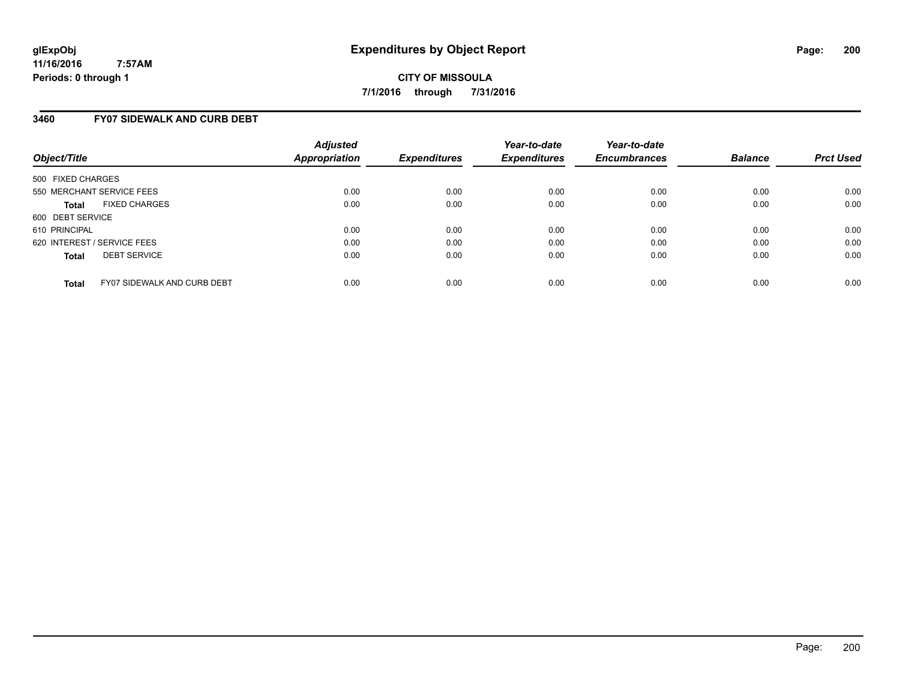# Expenditures by Object Report

**glExpObj**
**11/16/2016 7:57AM**
**Periods: 0 through 1**

**CITY OF MISSOULA**
**7/1/2016 through 7/31/2016**

## 3460 FY07 SIDEWALK AND CURB DEBT

| Object/Title | | Adjusted Appropriation | Expenditures | Year-to-date Expenditures | Year-to-date Encumbrances | Balance | Prct Used |
|---|---|---|---|---|---|---|---|
| 500 FIXED CHARGES | | | | | | | |
| 550 MERCHANT SERVICE FEES | | 0.00 | 0.00 | 0.00 | 0.00 | 0.00 | 0.00 |
| **Total** | FIXED CHARGES | 0.00 | 0.00 | 0.00 | 0.00 | 0.00 | 0.00 |
| 600 DEBT SERVICE | | | | | | | |
| 610 PRINCIPAL | | 0.00 | 0.00 | 0.00 | 0.00 | 0.00 | 0.00 |
| 620 INTEREST / SERVICE FEES | | 0.00 | 0.00 | 0.00 | 0.00 | 0.00 | 0.00 |
| **Total** | DEBT SERVICE | 0.00 | 0.00 | 0.00 | 0.00 | 0.00 | 0.00 |
| **Total** | FY07 SIDEWALK AND CURB DEBT | 0.00 | 0.00 | 0.00 | 0.00 | 0.00 | 0.00 |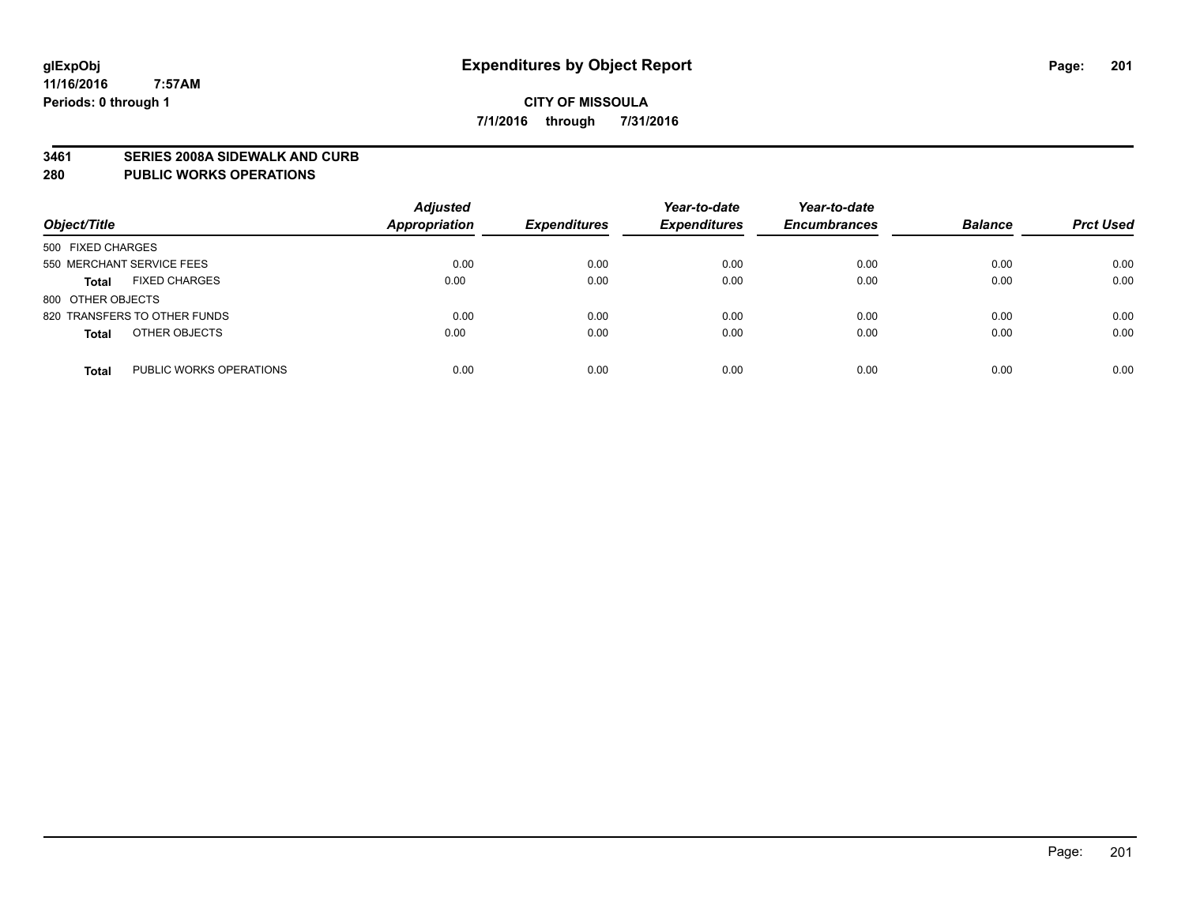glExpObj
11/16/2016 7:57AM
Periods: 0 through 1

# Expenditures by Object Report

**CITY OF MISSOULA**

**7/1/2016 through 7/31/2016**

**3461 SERIES 2008A SIDEWALK AND CURB**
**280 PUBLIC WORKS OPERATIONS**

| Object/Title | Adjusted Appropriation | Expenditures | Year-to-date Expenditures | Year-to-date Encumbrances | Balance | Prct Used |
|---|---|---|---|---|---|---|
| 500 FIXED CHARGES | | | | | | |
| 550 MERCHANT SERVICE FEES | 0.00 | 0.00 | 0.00 | 0.00 | 0.00 | 0.00 |
| **Total** FIXED CHARGES | 0.00 | 0.00 | 0.00 | 0.00 | 0.00 | 0.00 |
| 800 OTHER OBJECTS | | | | | | |
| 820 TRANSFERS TO OTHER FUNDS | 0.00 | 0.00 | 0.00 | 0.00 | 0.00 | 0.00 |
| **Total** OTHER OBJECTS | 0.00 | 0.00 | 0.00 | 0.00 | 0.00 | 0.00 |
| **Total** PUBLIC WORKS OPERATIONS | 0.00 | 0.00 | 0.00 | 0.00 | 0.00 | 0.00 |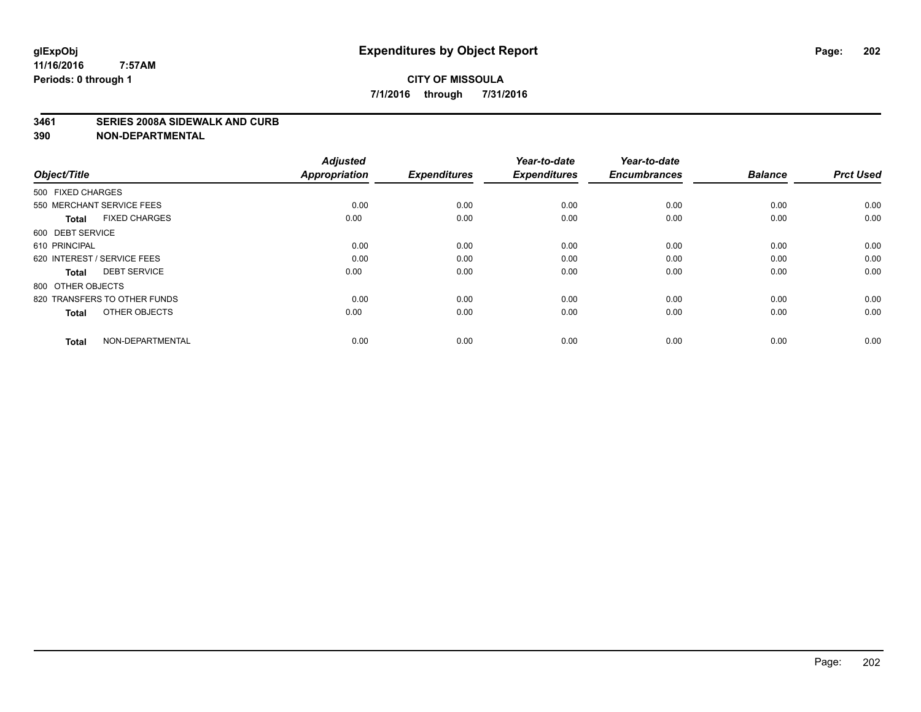glExpObj
11/16/2016 7:57AM
Periods: 0 through 1

# Expenditures by Object Report

**CITY OF MISSOULA**

**7/1/2016 through 7/31/2016**

**3461 SERIES 2008A SIDEWALK AND CURB**

**390 NON-DEPARTMENTAL**

| Object/Title | Adjusted Appropriation | Expenditures | Year-to-date Expenditures | Year-to-date Encumbrances | Balance | Prct Used |
|---|---|---|---|---|---|---|
| 500 FIXED CHARGES | | | | | | |
| 550 MERCHANT SERVICE FEES | 0.00 | 0.00 | 0.00 | 0.00 | 0.00 | 0.00 |
| **Total** FIXED CHARGES | 0.00 | 0.00 | 0.00 | 0.00 | 0.00 | 0.00 |
| 600 DEBT SERVICE | | | | | | |
| 610 PRINCIPAL | 0.00 | 0.00 | 0.00 | 0.00 | 0.00 | 0.00 |
| 620 INTEREST / SERVICE FEES | 0.00 | 0.00 | 0.00 | 0.00 | 0.00 | 0.00 |
| **Total** DEBT SERVICE | 0.00 | 0.00 | 0.00 | 0.00 | 0.00 | 0.00 |
| 800 OTHER OBJECTS | | | | | | |
| 820 TRANSFERS TO OTHER FUNDS | 0.00 | 0.00 | 0.00 | 0.00 | 0.00 | 0.00 |
| **Total** OTHER OBJECTS | 0.00 | 0.00 | 0.00 | 0.00 | 0.00 | 0.00 |
| **Total** NON-DEPARTMENTAL | 0.00 | 0.00 | 0.00 | 0.00 | 0.00 | 0.00 |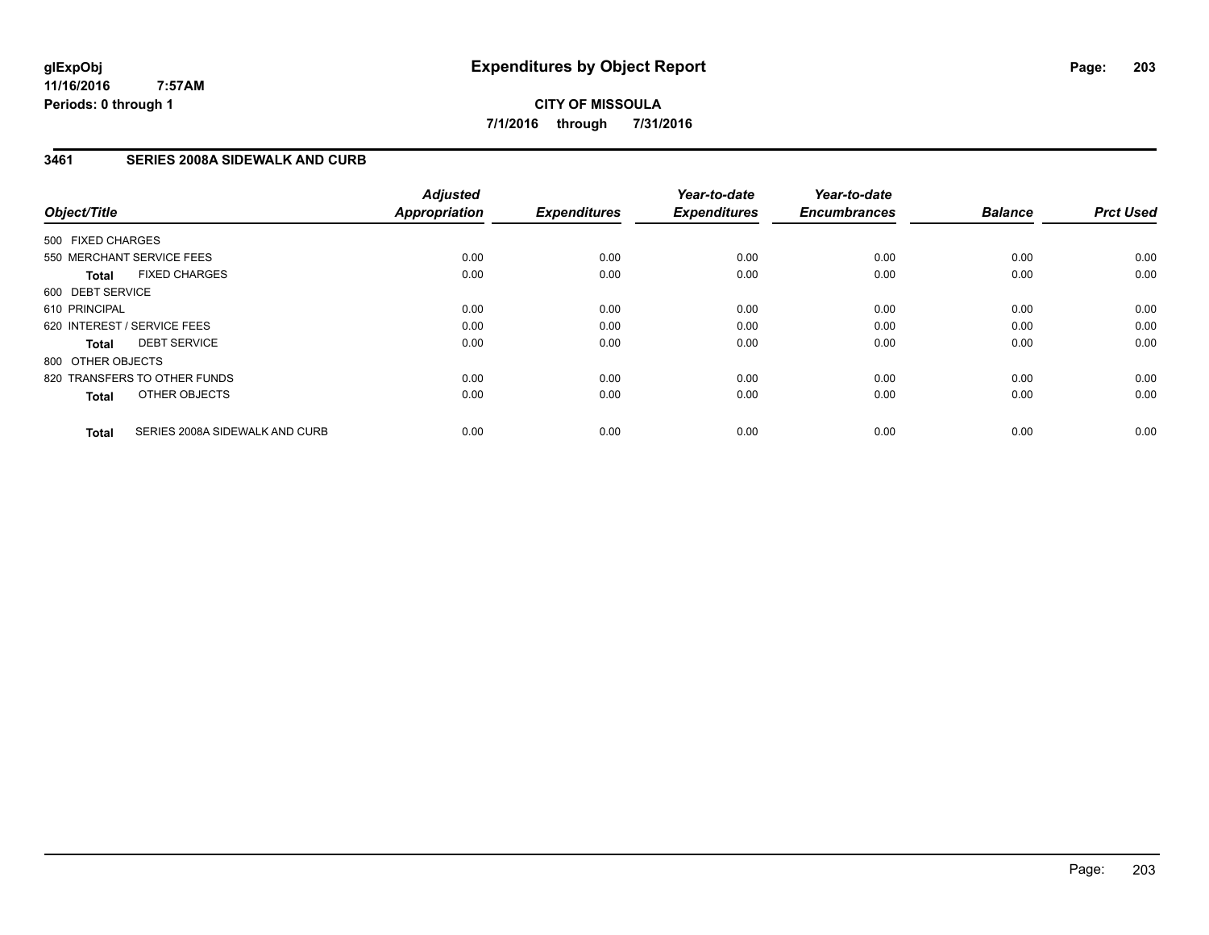# Expenditures by Object Report

glExpObj
11/16/2016 7:57AM
Periods: 0 through 1

**CITY OF MISSOULA**

**7/1/2016 through 7/31/2016**

## 3461 SERIES 2008A SIDEWALK AND CURB

| Object/Title | Adjusted Appropriation | Expenditures | Year-to-date Expenditures | Year-to-date Encumbrances | Balance | Prct Used |
|---|---|---|---|---|---|---|
| 500 FIXED CHARGES | | | | | | |
| 550 MERCHANT SERVICE FEES | 0.00 | 0.00 | 0.00 | 0.00 | 0.00 | 0.00 |
| **Total** FIXED CHARGES | 0.00 | 0.00 | 0.00 | 0.00 | 0.00 | 0.00 |
| 600 DEBT SERVICE | | | | | | |
| 610 PRINCIPAL | 0.00 | 0.00 | 0.00 | 0.00 | 0.00 | 0.00 |
| 620 INTEREST / SERVICE FEES | 0.00 | 0.00 | 0.00 | 0.00 | 0.00 | 0.00 |
| **Total** DEBT SERVICE | 0.00 | 0.00 | 0.00 | 0.00 | 0.00 | 0.00 |
| 800 OTHER OBJECTS | | | | | | |
| 820 TRANSFERS TO OTHER FUNDS | 0.00 | 0.00 | 0.00 | 0.00 | 0.00 | 0.00 |
| **Total** OTHER OBJECTS | 0.00 | 0.00 | 0.00 | 0.00 | 0.00 | 0.00 |
| **Total** SERIES 2008A SIDEWALK AND CURB | 0.00 | 0.00 | 0.00 | 0.00 | 0.00 | 0.00 |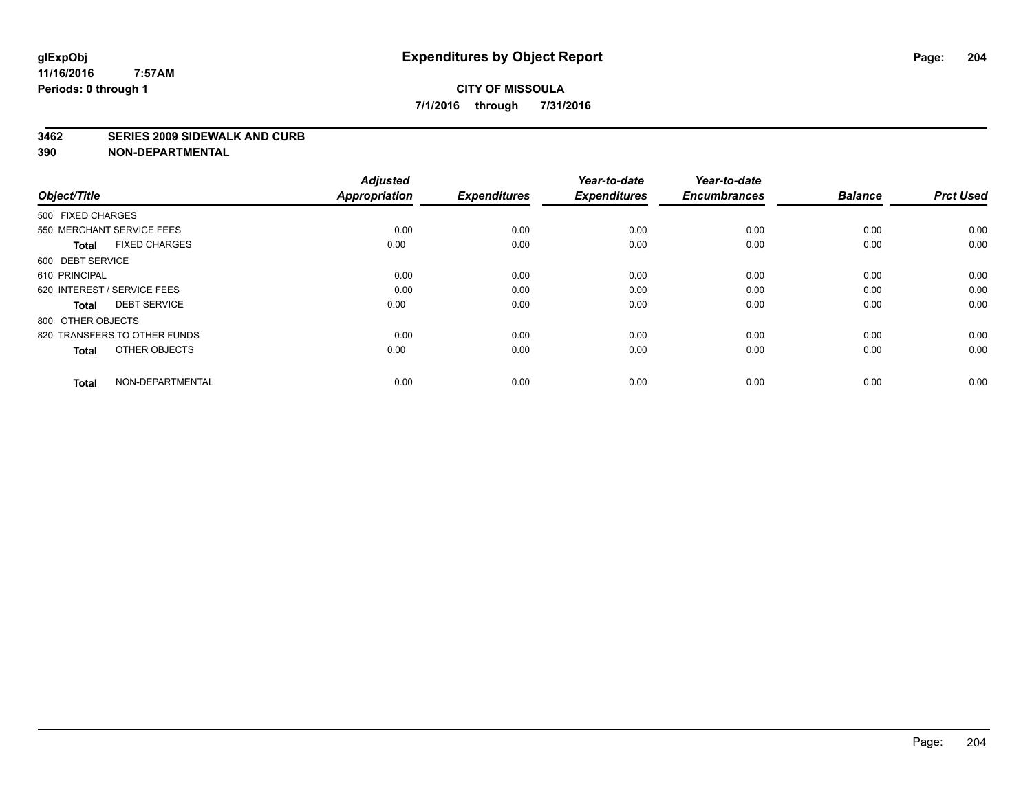# Expenditures by Object Report

glExpObj
11/16/2016 7:57AM
Periods: 0 through 1

**CITY OF MISSOULA**
**7/1/2016 through 7/31/2016**

**3462 SERIES 2009 SIDEWALK AND CURB**
**390 NON-DEPARTMENTAL**

| Object/Title | Adjusted Appropriation | Expenditures | Year-to-date Expenditures | Year-to-date Encumbrances | Balance | Prct Used |
|---|---|---|---|---|---|---|
| 500 FIXED CHARGES | | | | | | |
| 550 MERCHANT SERVICE FEES | 0.00 | 0.00 | 0.00 | 0.00 | 0.00 | 0.00 |
| **Total** FIXED CHARGES | 0.00 | 0.00 | 0.00 | 0.00 | 0.00 | 0.00 |
| 600 DEBT SERVICE | | | | | | |
| 610 PRINCIPAL | 0.00 | 0.00 | 0.00 | 0.00 | 0.00 | 0.00 |
| 620 INTEREST / SERVICE FEES | 0.00 | 0.00 | 0.00 | 0.00 | 0.00 | 0.00 |
| **Total** DEBT SERVICE | 0.00 | 0.00 | 0.00 | 0.00 | 0.00 | 0.00 |
| 800 OTHER OBJECTS | | | | | | |
| 820 TRANSFERS TO OTHER FUNDS | 0.00 | 0.00 | 0.00 | 0.00 | 0.00 | 0.00 |
| **Total** OTHER OBJECTS | 0.00 | 0.00 | 0.00 | 0.00 | 0.00 | 0.00 |
| **Total** NON-DEPARTMENTAL | 0.00 | 0.00 | 0.00 | 0.00 | 0.00 | 0.00 |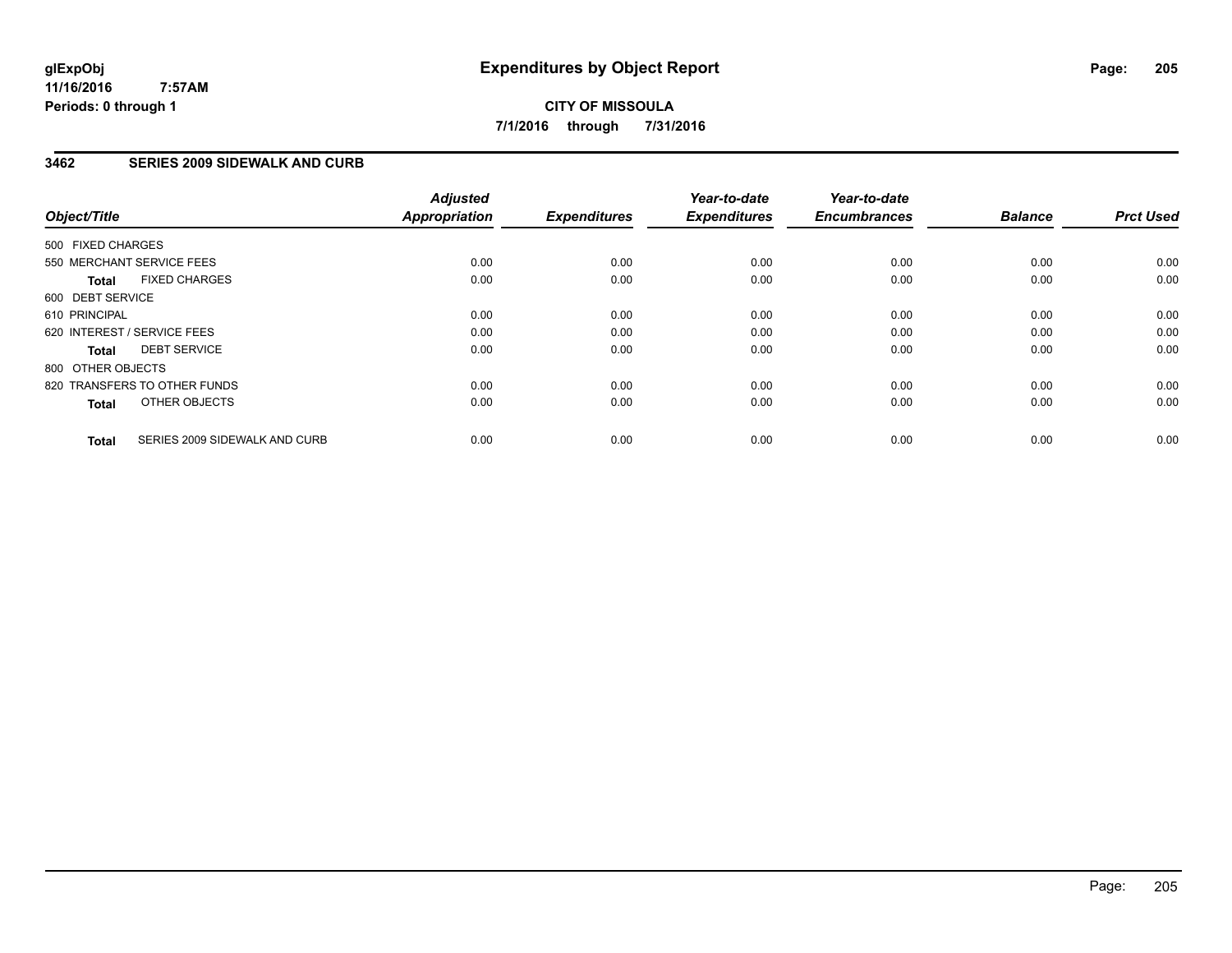# Expenditures by Object Report

glExpObj
11/16/2016 7:57AM
Periods: 0 through 1

**CITY OF MISSOULA**
**7/1/2016 through 7/31/2016**

## 3462 SERIES 2009 SIDEWALK AND CURB

| Object/Title | | Adjusted Appropriation | Expenditures | Year-to-date Expenditures | Year-to-date Encumbrances | Balance | Prct Used |
|---|---|---|---|---|---|---|---|
| 500 FIXED CHARGES | | | | | | | |
| 550 MERCHANT SERVICE FEES | | 0.00 | 0.00 | 0.00 | 0.00 | 0.00 | 0.00 |
| **Total** | FIXED CHARGES | 0.00 | 0.00 | 0.00 | 0.00 | 0.00 | 0.00 |
| 600 DEBT SERVICE | | | | | | | |
| 610 PRINCIPAL | | 0.00 | 0.00 | 0.00 | 0.00 | 0.00 | 0.00 |
| 620 INTEREST / SERVICE FEES | | 0.00 | 0.00 | 0.00 | 0.00 | 0.00 | 0.00 |
| **Total** | DEBT SERVICE | 0.00 | 0.00 | 0.00 | 0.00 | 0.00 | 0.00 |
| 800 OTHER OBJECTS | | | | | | | |
| 820 TRANSFERS TO OTHER FUNDS | | 0.00 | 0.00 | 0.00 | 0.00 | 0.00 | 0.00 |
| **Total** | OTHER OBJECTS | 0.00 | 0.00 | 0.00 | 0.00 | 0.00 | 0.00 |
| **Total** | SERIES 2009 SIDEWALK AND CURB | 0.00 | 0.00 | 0.00 | 0.00 | 0.00 | 0.00 |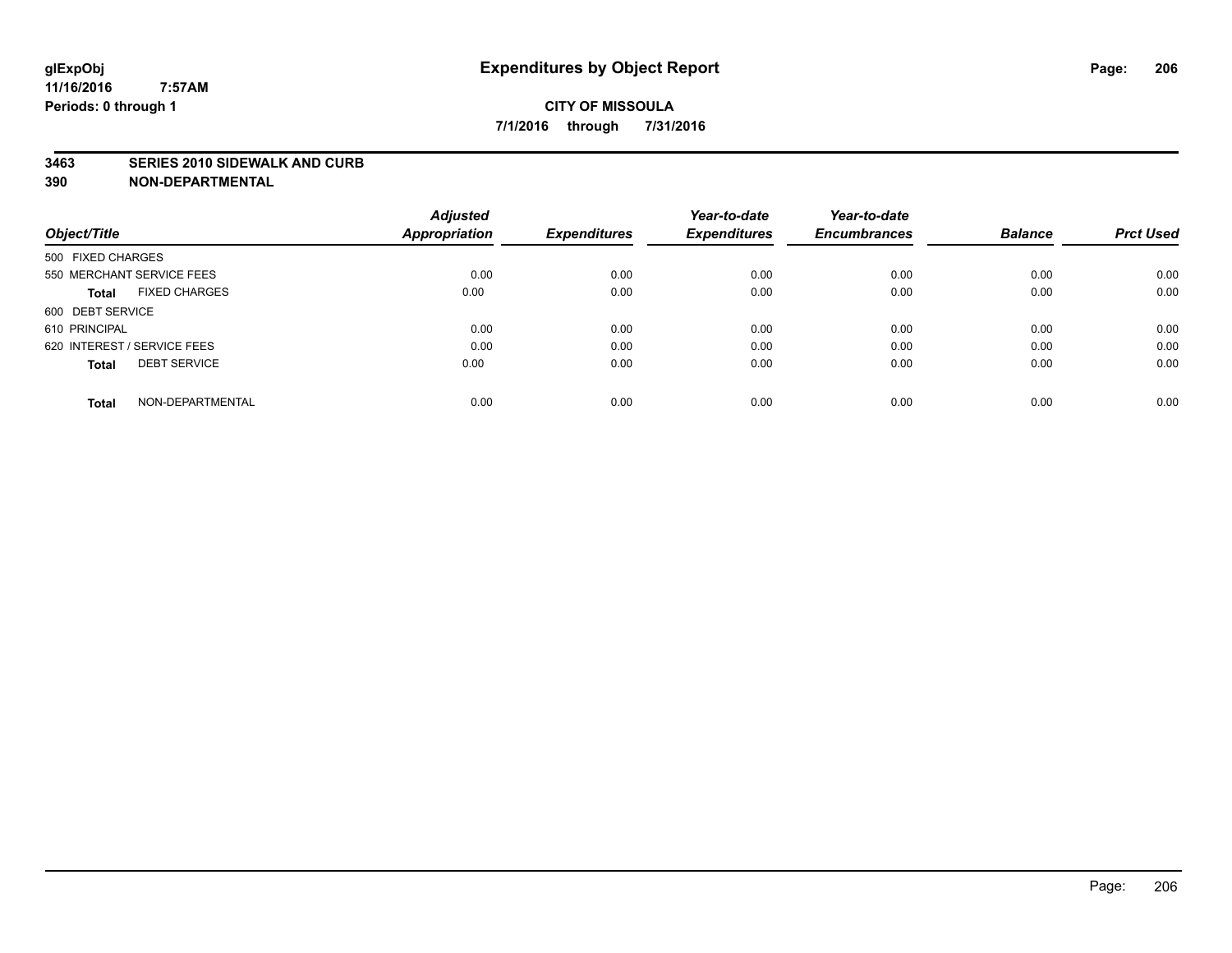**glExpObj**
**11/16/2016 7:57AM**
**Periods: 0 through 1**

# Expenditures by Object Report

**CITY OF MISSOULA**
**7/1/2016 through 7/31/2016**

## 3463 SERIES 2010 SIDEWALK AND CURB
## 390 NON-DEPARTMENTAL

| Object/Title | Adjusted Appropriation | Expenditures | Year-to-date Expenditures | Year-to-date Encumbrances | Balance | Prct Used |
|---|---|---|---|---|---|---|
| 500 FIXED CHARGES | | | | | | |
| 550 MERCHANT SERVICE FEES | 0.00 | 0.00 | 0.00 | 0.00 | 0.00 | 0.00 |
| **Total** FIXED CHARGES | 0.00 | 0.00 | 0.00 | 0.00 | 0.00 | 0.00 |
| 600 DEBT SERVICE | | | | | | |
| 610 PRINCIPAL | 0.00 | 0.00 | 0.00 | 0.00 | 0.00 | 0.00 |
| 620 INTEREST / SERVICE FEES | 0.00 | 0.00 | 0.00 | 0.00 | 0.00 | 0.00 |
| **Total** DEBT SERVICE | 0.00 | 0.00 | 0.00 | 0.00 | 0.00 | 0.00 |
| **Total** NON-DEPARTMENTAL | 0.00 | 0.00 | 0.00 | 0.00 | 0.00 | 0.00 |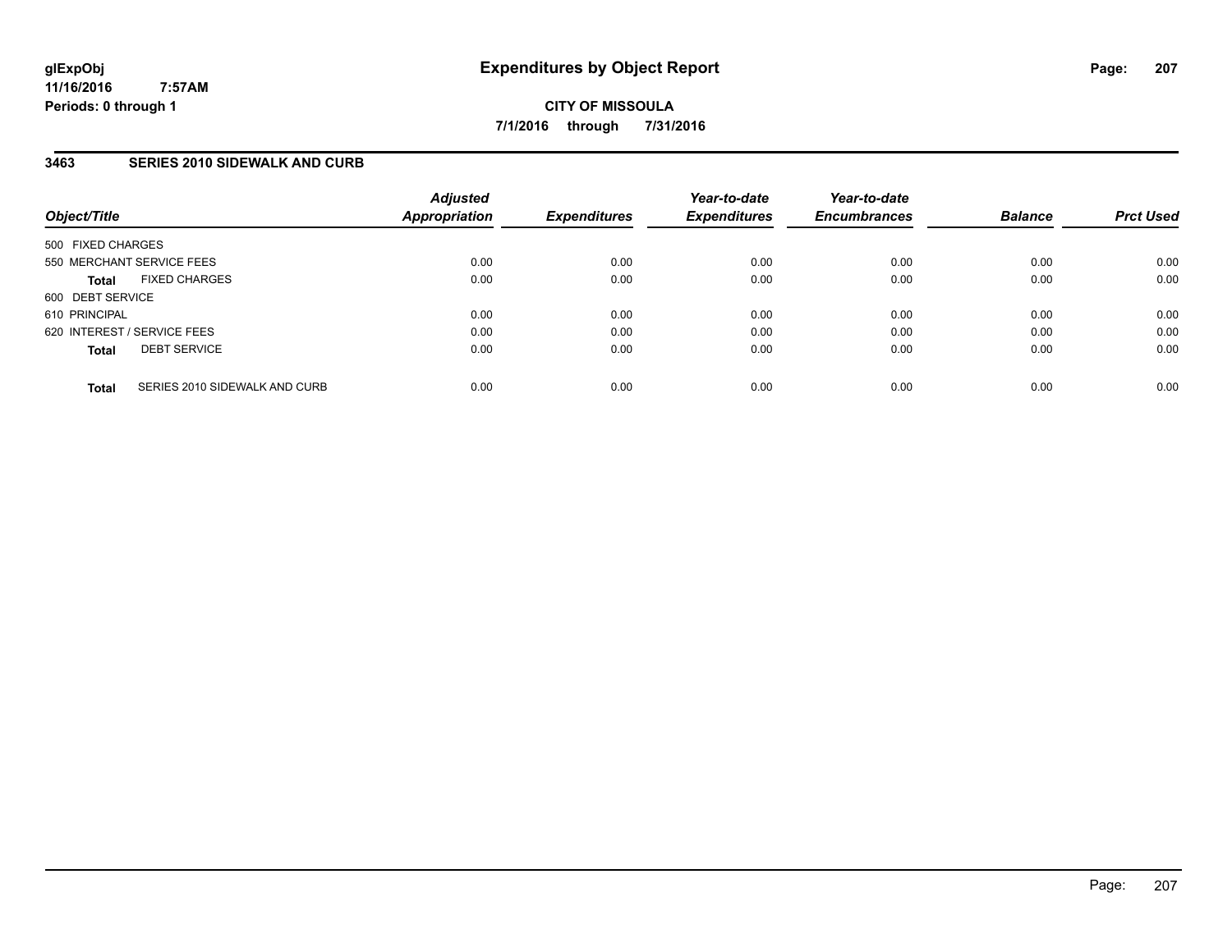**glExpObj**
**11/16/2016 7:57AM**
**Periods: 0 through 1**

# Expenditures by Object Report

**CITY OF MISSOULA**
**7/1/2016 through 7/31/2016**

## 3463 SERIES 2010 SIDEWALK AND CURB

| Object/Title | Adjusted Appropriation | Expenditures | Year-to-date Expenditures | Year-to-date Encumbrances | Balance | Prct Used |
|---|---|---|---|---|---|---|
| 500 FIXED CHARGES | | | | | | |
| 550 MERCHANT SERVICE FEES | 0.00 | 0.00 | 0.00 | 0.00 | 0.00 | 0.00 |
| **Total** FIXED CHARGES | 0.00 | 0.00 | 0.00 | 0.00 | 0.00 | 0.00 |
| 600 DEBT SERVICE | | | | | | |
| 610 PRINCIPAL | 0.00 | 0.00 | 0.00 | 0.00 | 0.00 | 0.00 |
| 620 INTEREST / SERVICE FEES | 0.00 | 0.00 | 0.00 | 0.00 | 0.00 | 0.00 |
| **Total** DEBT SERVICE | 0.00 | 0.00 | 0.00 | 0.00 | 0.00 | 0.00 |
| **Total** SERIES 2010 SIDEWALK AND CURB | 0.00 | 0.00 | 0.00 | 0.00 | 0.00 | 0.00 |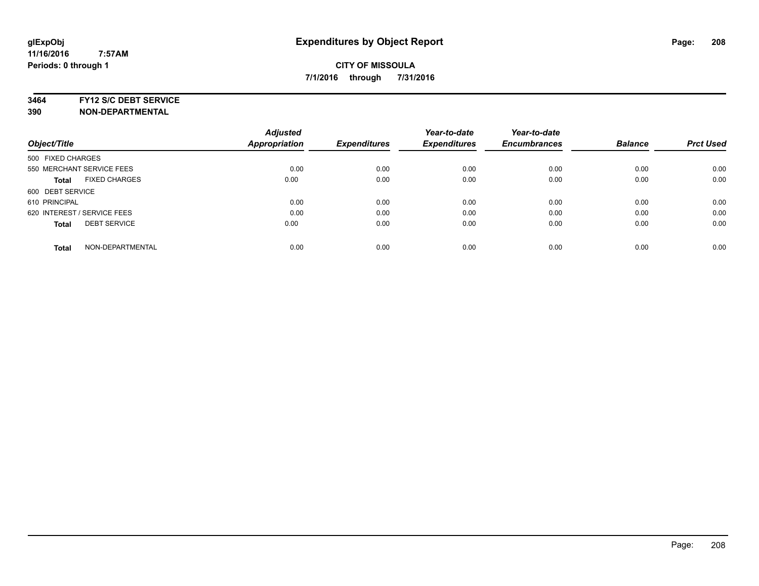# Expenditures by Object Report

glExpObj
11/16/2016 7:57AM
Periods: 0 through 1

**CITY OF MISSOULA**
**7/1/2016 through 7/31/2016**

**3464 FY12 S/C DEBT SERVICE**
**390 NON-DEPARTMENTAL**

| Object/Title | Adjusted Appropriation | Expenditures | Year-to-date Expenditures | Year-to-date Encumbrances | Balance | Prct Used |
|---|---|---|---|---|---|---|
| 500 FIXED CHARGES | | | | | | |
| 550 MERCHANT SERVICE FEES | 0.00 | 0.00 | 0.00 | 0.00 | 0.00 | 0.00 |
| **Total** FIXED CHARGES | 0.00 | 0.00 | 0.00 | 0.00 | 0.00 | 0.00 |
| 600 DEBT SERVICE | | | | | | |
| 610 PRINCIPAL | 0.00 | 0.00 | 0.00 | 0.00 | 0.00 | 0.00 |
| 620 INTEREST / SERVICE FEES | 0.00 | 0.00 | 0.00 | 0.00 | 0.00 | 0.00 |
| **Total** DEBT SERVICE | 0.00 | 0.00 | 0.00 | 0.00 | 0.00 | 0.00 |
| **Total** NON-DEPARTMENTAL | 0.00 | 0.00 | 0.00 | 0.00 | 0.00 | 0.00 |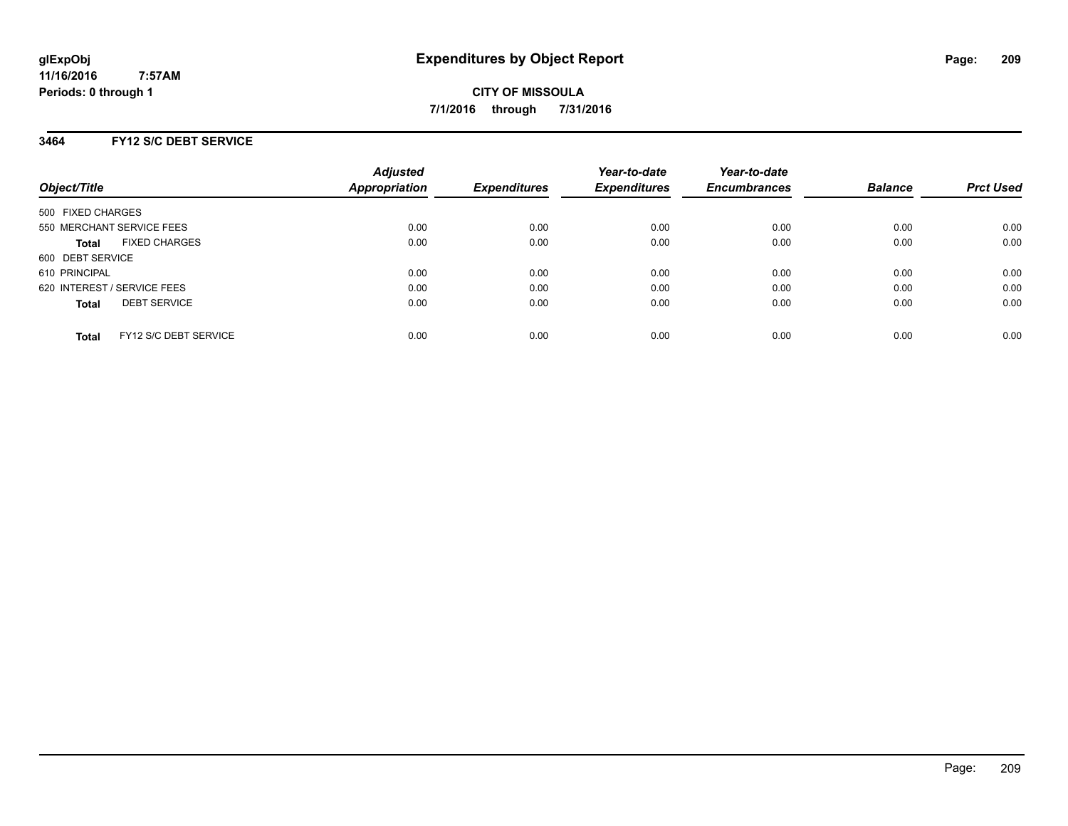# Expenditures by Object Report

**CITY OF MISSOULA**

**7/1/2016 through 7/31/2016**

glExpObj
11/16/2016 7:57AM
Periods: 0 through 1

## 3464 FY12 S/C DEBT SERVICE

| Object/Title | Adjusted Appropriation | Expenditures | Year-to-date Expenditures | Year-to-date Encumbrances | Balance | Prct Used |
|---|---|---|---|---|---|---|
| 500 FIXED CHARGES | | | | | | |
| 550 MERCHANT SERVICE FEES | 0.00 | 0.00 | 0.00 | 0.00 | 0.00 | 0.00 |
| **Total** FIXED CHARGES | 0.00 | 0.00 | 0.00 | 0.00 | 0.00 | 0.00 |
| 600 DEBT SERVICE | | | | | | |
| 610 PRINCIPAL | 0.00 | 0.00 | 0.00 | 0.00 | 0.00 | 0.00 |
| 620 INTEREST / SERVICE FEES | 0.00 | 0.00 | 0.00 | 0.00 | 0.00 | 0.00 |
| **Total** DEBT SERVICE | 0.00 | 0.00 | 0.00 | 0.00 | 0.00 | 0.00 |
| **Total** FY12 S/C DEBT SERVICE | 0.00 | 0.00 | 0.00 | 0.00 | 0.00 | 0.00 |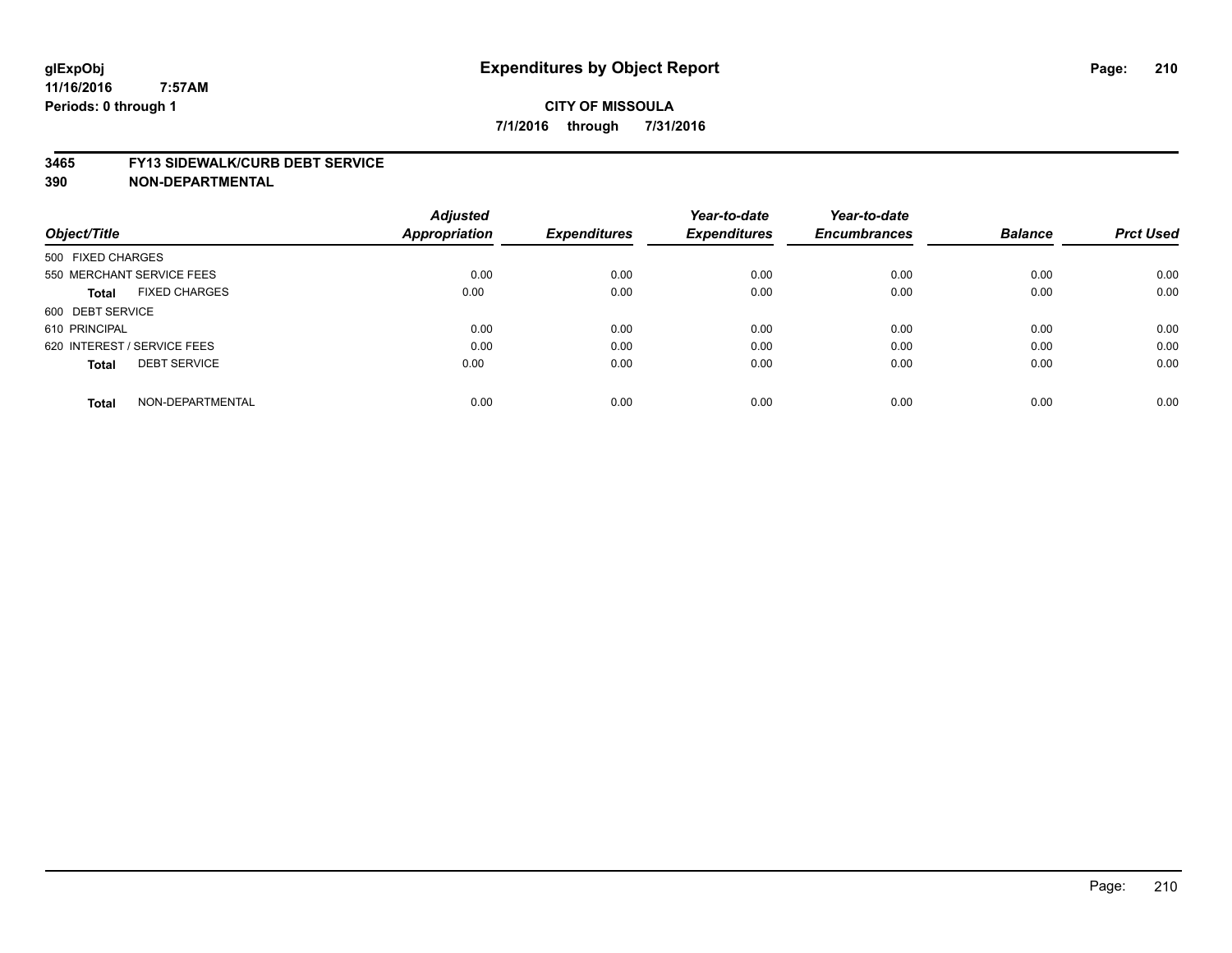# Expenditures by Object Report

glExpObj
11/16/2016 7:57AM
Periods: 0 through 1

**CITY OF MISSOULA**

**7/1/2016 through 7/31/2016**

**3465 FY13 SIDEWALK/CURB DEBT SERVICE**
**390 NON-DEPARTMENTAL**

| Object/Title | Adjusted Appropriation | Expenditures | Year-to-date Expenditures | Year-to-date Encumbrances | Balance | Prct Used |
|---|---|---|---|---|---|---|
| 500 FIXED CHARGES | | | | | | |
| 550 MERCHANT SERVICE FEES | 0.00 | 0.00 | 0.00 | 0.00 | 0.00 | 0.00 |
| **Total** FIXED CHARGES | 0.00 | 0.00 | 0.00 | 0.00 | 0.00 | 0.00 |
| 600 DEBT SERVICE | | | | | | |
| 610 PRINCIPAL | 0.00 | 0.00 | 0.00 | 0.00 | 0.00 | 0.00 |
| 620 INTEREST / SERVICE FEES | 0.00 | 0.00 | 0.00 | 0.00 | 0.00 | 0.00 |
| **Total** DEBT SERVICE | 0.00 | 0.00 | 0.00 | 0.00 | 0.00 | 0.00 |
| **Total** NON-DEPARTMENTAL | 0.00 | 0.00 | 0.00 | 0.00 | 0.00 | 0.00 |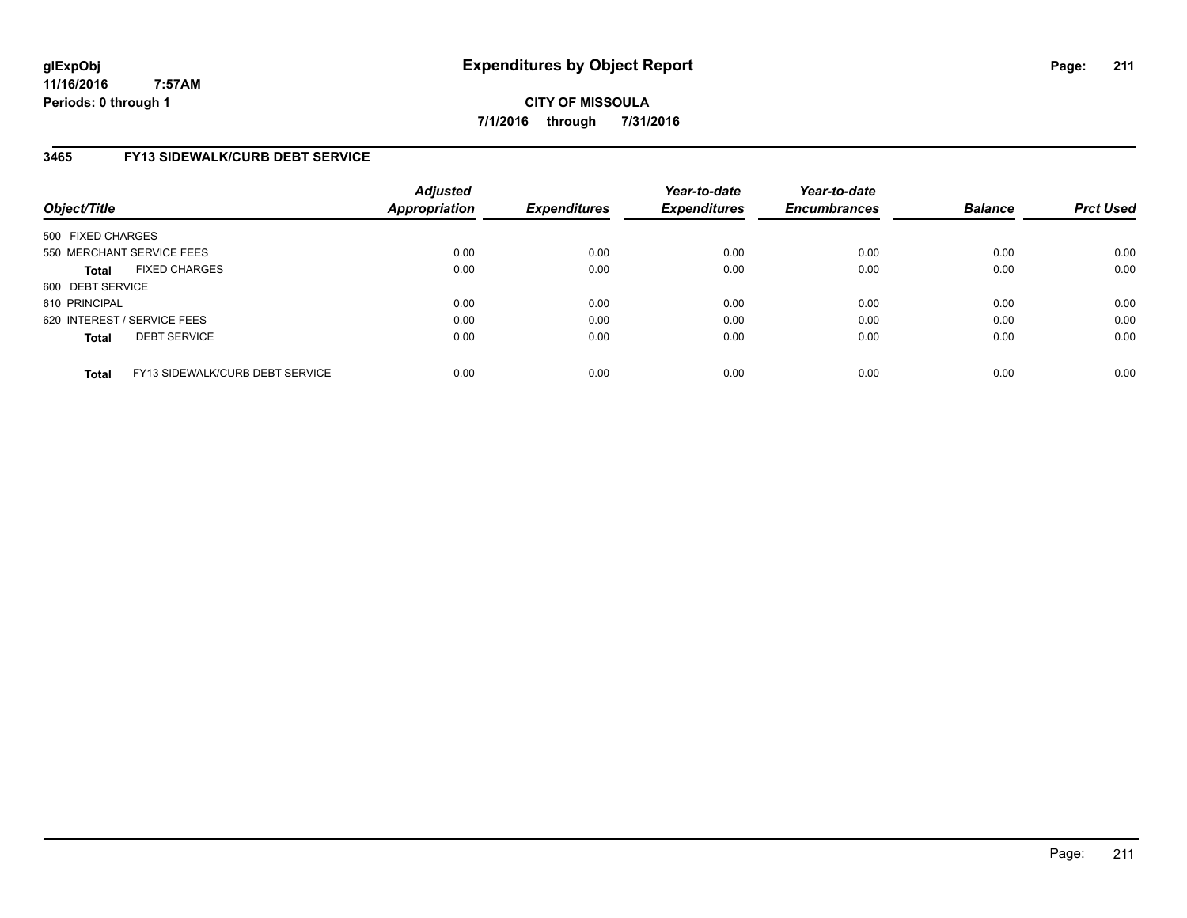glExpObj
11/16/2016 7:57AM
Periods: 0 through 1

# Expenditures by Object Report

**CITY OF MISSOULA**

**7/1/2016 through 7/31/2016**

## 3465 FY13 SIDEWALK/CURB DEBT SERVICE

| Object/Title | | Adjusted Appropriation | Expenditures | Year-to-date Expenditures | Year-to-date Encumbrances | Balance | Prct Used |
|---|---|---|---|---|---|---|---|
| 500 FIXED CHARGES | | | | | | | |
| 550 MERCHANT SERVICE FEES | | 0.00 | 0.00 | 0.00 | 0.00 | 0.00 | 0.00 |
| **Total** | FIXED CHARGES | 0.00 | 0.00 | 0.00 | 0.00 | 0.00 | 0.00 |
| 600 DEBT SERVICE | | | | | | | |
| 610 PRINCIPAL | | 0.00 | 0.00 | 0.00 | 0.00 | 0.00 | 0.00 |
| 620 INTEREST / SERVICE FEES | | 0.00 | 0.00 | 0.00 | 0.00 | 0.00 | 0.00 |
| **Total** | DEBT SERVICE | 0.00 | 0.00 | 0.00 | 0.00 | 0.00 | 0.00 |
| **Total** | FY13 SIDEWALK/CURB DEBT SERVICE | 0.00 | 0.00 | 0.00 | 0.00 | 0.00 | 0.00 |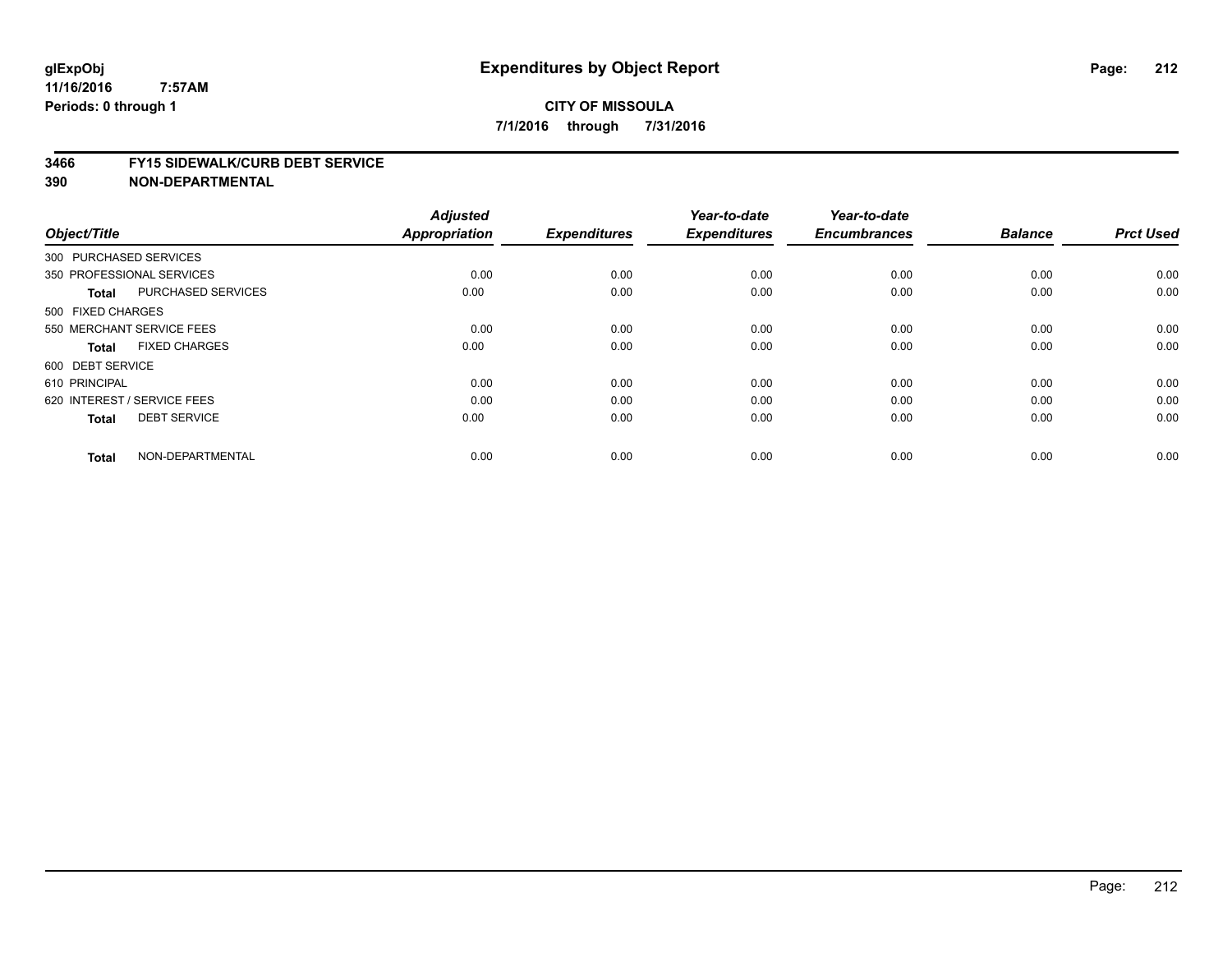# Expenditures by Object Report

glExpObj
11/16/2016 7:57AM
Periods: 0 through 1

**CITY OF MISSOULA**
**7/1/2016 through 7/31/2016**

**3466 FY15 SIDEWALK/CURB DEBT SERVICE**
**390 NON-DEPARTMENTAL**

| Object/Title | | Adjusted Appropriation | Expenditures | Year-to-date Expenditures | Year-to-date Encumbrances | Balance | Prct Used |
|---|---|---|---|---|---|---|---|
| 300 PURCHASED SERVICES | | | | | | | |
| 350 PROFESSIONAL SERVICES | | 0.00 | 0.00 | 0.00 | 0.00 | 0.00 | 0.00 |
| **Total** | PURCHASED SERVICES | 0.00 | 0.00 | 0.00 | 0.00 | 0.00 | 0.00 |
| 500 FIXED CHARGES | | | | | | | |
| 550 MERCHANT SERVICE FEES | | 0.00 | 0.00 | 0.00 | 0.00 | 0.00 | 0.00 |
| **Total** | FIXED CHARGES | 0.00 | 0.00 | 0.00 | 0.00 | 0.00 | 0.00 |
| 600 DEBT SERVICE | | | | | | | |
| 610 PRINCIPAL | | 0.00 | 0.00 | 0.00 | 0.00 | 0.00 | 0.00 |
| 620 INTEREST / SERVICE FEES | | 0.00 | 0.00 | 0.00 | 0.00 | 0.00 | 0.00 |
| **Total** | DEBT SERVICE | 0.00 | 0.00 | 0.00 | 0.00 | 0.00 | 0.00 |
| **Total** | NON-DEPARTMENTAL | 0.00 | 0.00 | 0.00 | 0.00 | 0.00 | 0.00 |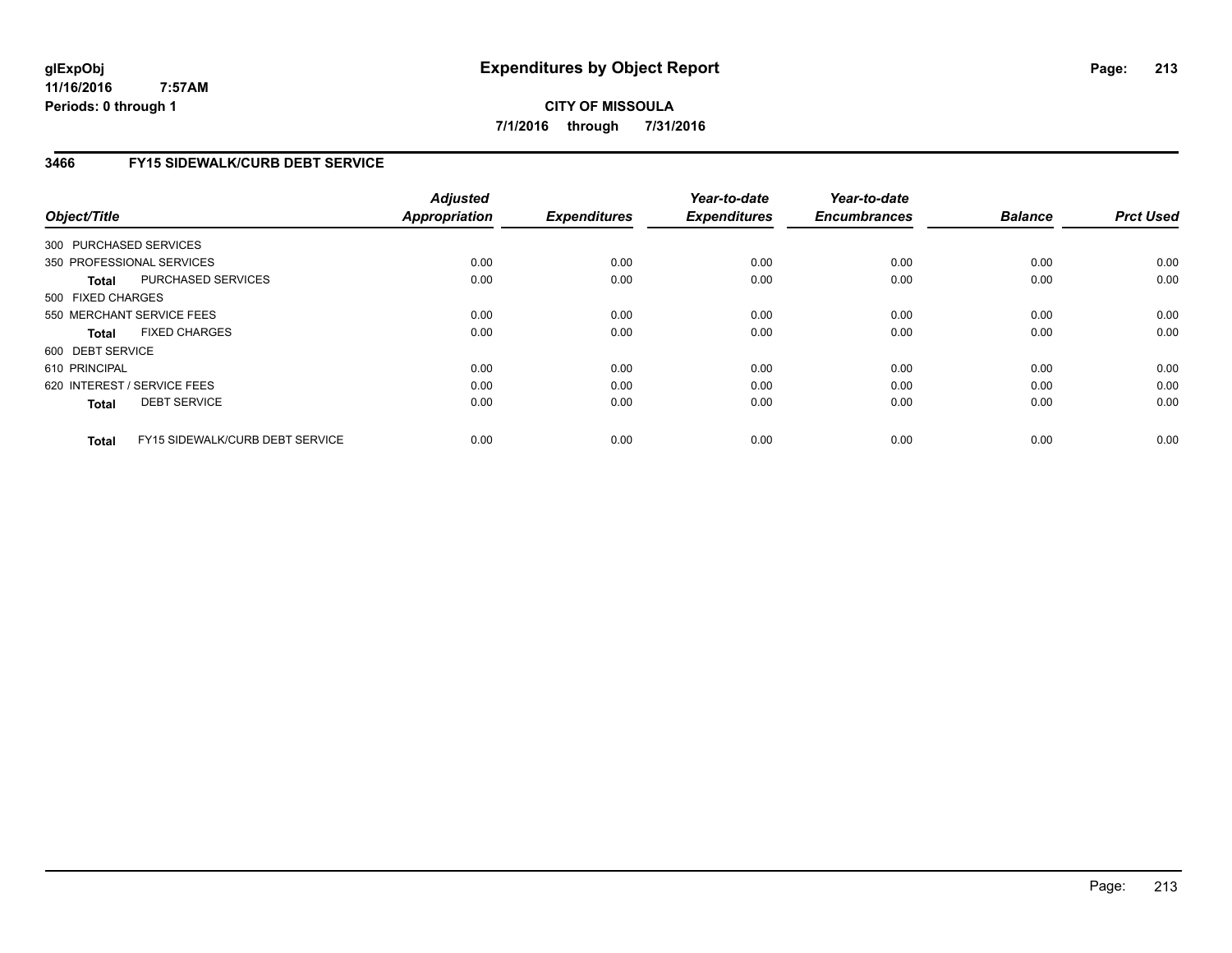# Expenditures by Object Report

glExpObj
11/16/2016 7:57AM
Periods: 0 through 1

**CITY OF MISSOULA**

**7/1/2016 through 7/31/2016**

## 3466 FY15 SIDEWALK/CURB DEBT SERVICE

| Object/Title | | Adjusted Appropriation | Expenditures | Year-to-date Expenditures | Year-to-date Encumbrances | Balance | Prct Used |
|---|---|---|---|---|---|---|---|
| 300 PURCHASED SERVICES | | | | | | | |
| 350 PROFESSIONAL SERVICES | | 0.00 | 0.00 | 0.00 | 0.00 | 0.00 | 0.00 |
| **Total** | PURCHASED SERVICES | 0.00 | 0.00 | 0.00 | 0.00 | 0.00 | 0.00 |
| 500 FIXED CHARGES | | | | | | | |
| 550 MERCHANT SERVICE FEES | | 0.00 | 0.00 | 0.00 | 0.00 | 0.00 | 0.00 |
| **Total** | FIXED CHARGES | 0.00 | 0.00 | 0.00 | 0.00 | 0.00 | 0.00 |
| 600 DEBT SERVICE | | | | | | | |
| 610 PRINCIPAL | | 0.00 | 0.00 | 0.00 | 0.00 | 0.00 | 0.00 |
| 620 INTEREST / SERVICE FEES | | 0.00 | 0.00 | 0.00 | 0.00 | 0.00 | 0.00 |
| **Total** | DEBT SERVICE | 0.00 | 0.00 | 0.00 | 0.00 | 0.00 | 0.00 |
| **Total** | FY15 SIDEWALK/CURB DEBT SERVICE | 0.00 | 0.00 | 0.00 | 0.00 | 0.00 | 0.00 |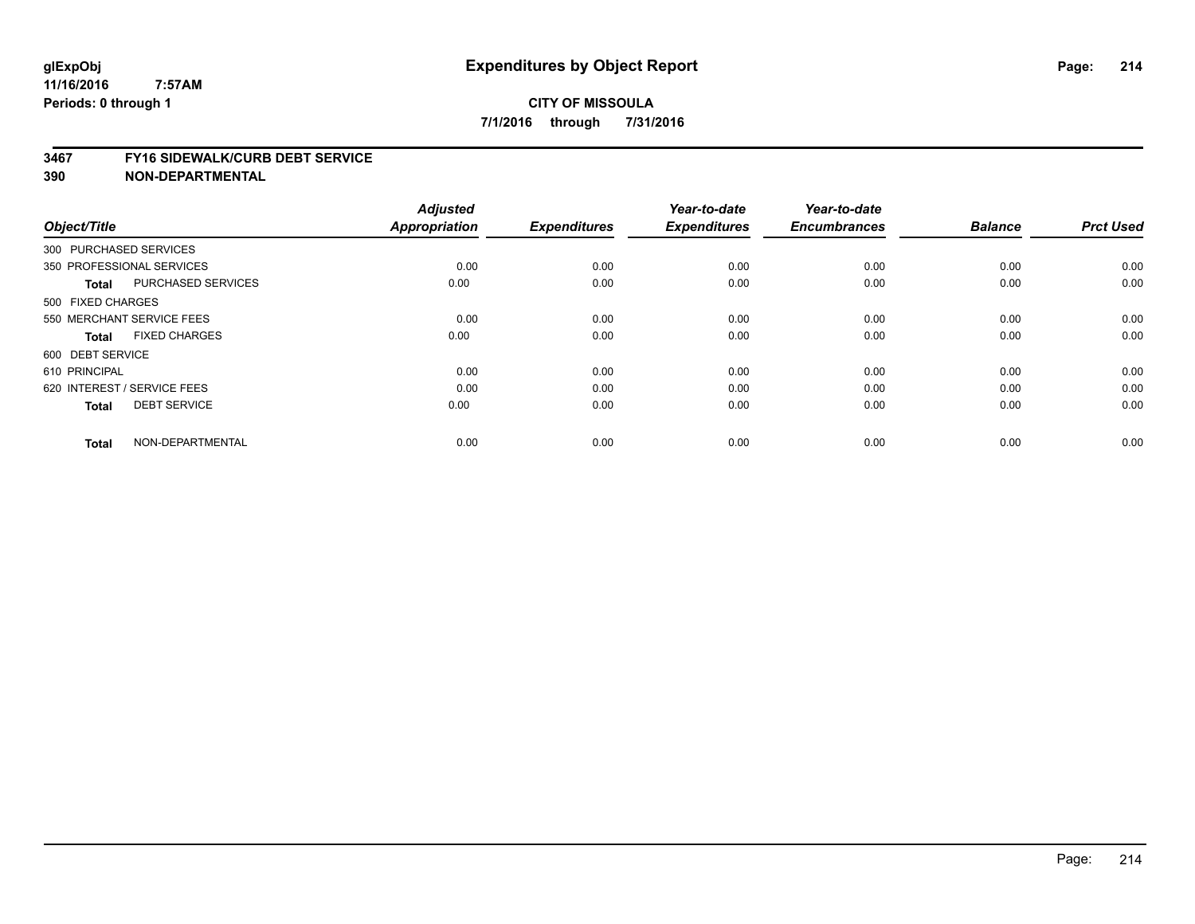**glExpObj** **Expenditures by Object Report**
**11/16/2016 7:57AM**
**Periods: 0 through 1**

**CITY OF MISSOULA**
**7/1/2016 through 7/31/2016**

**3467 FY16 SIDEWALK/CURB DEBT SERVICE**
**390 NON-DEPARTMENTAL**

| Object/Title | | Adjusted Appropriation | Expenditures | Year-to-date Expenditures | Year-to-date Encumbrances | Balance | Prct Used |
|---|---|---|---|---|---|---|---|
| 300 PURCHASED SERVICES | | | | | | | |
| 350 PROFESSIONAL SERVICES | | 0.00 | 0.00 | 0.00 | 0.00 | 0.00 | 0.00 |
| **Total** | PURCHASED SERVICES | 0.00 | 0.00 | 0.00 | 0.00 | 0.00 | 0.00 |
| 500 FIXED CHARGES | | | | | | | |
| 550 MERCHANT SERVICE FEES | | 0.00 | 0.00 | 0.00 | 0.00 | 0.00 | 0.00 |
| **Total** | FIXED CHARGES | 0.00 | 0.00 | 0.00 | 0.00 | 0.00 | 0.00 |
| 600 DEBT SERVICE | | | | | | | |
| 610 PRINCIPAL | | 0.00 | 0.00 | 0.00 | 0.00 | 0.00 | 0.00 |
| 620 INTEREST / SERVICE FEES | | 0.00 | 0.00 | 0.00 | 0.00 | 0.00 | 0.00 |
| **Total** | DEBT SERVICE | 0.00 | 0.00 | 0.00 | 0.00 | 0.00 | 0.00 |
| **Total** | NON-DEPARTMENTAL | 0.00 | 0.00 | 0.00 | 0.00 | 0.00 | 0.00 |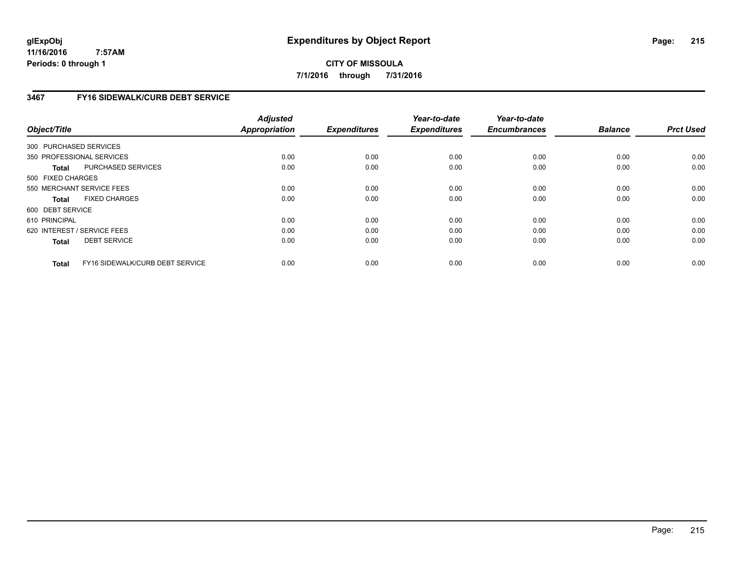**glExpObj** **Expenditures by Object Report**

**11/16/2016 7:57AM**

**Periods: 0 through 1**

**CITY OF MISSOULA**

**7/1/2016 through 7/31/2016**

### 3467 FY16 SIDEWALK/CURB DEBT SERVICE

| Object/Title | | Adjusted Appropriation | Expenditures | Year-to-date Expenditures | Year-to-date Encumbrances | Balance | Prct Used |
|---|---|---|---|---|---|---|---|
| 300 PURCHASED SERVICES | | | | | | | |
| 350 PROFESSIONAL SERVICES | | 0.00 | 0.00 | 0.00 | 0.00 | 0.00 | 0.00 |
| **Total** | PURCHASED SERVICES | 0.00 | 0.00 | 0.00 | 0.00 | 0.00 | 0.00 |
| 500 FIXED CHARGES | | | | | | | |
| 550 MERCHANT SERVICE FEES | | 0.00 | 0.00 | 0.00 | 0.00 | 0.00 | 0.00 |
| **Total** | FIXED CHARGES | 0.00 | 0.00 | 0.00 | 0.00 | 0.00 | 0.00 |
| 600 DEBT SERVICE | | | | | | | |
| 610 PRINCIPAL | | 0.00 | 0.00 | 0.00 | 0.00 | 0.00 | 0.00 |
| 620 INTEREST / SERVICE FEES | | 0.00 | 0.00 | 0.00 | 0.00 | 0.00 | 0.00 |
| **Total** | DEBT SERVICE | 0.00 | 0.00 | 0.00 | 0.00 | 0.00 | 0.00 |
| **Total** | FY16 SIDEWALK/CURB DEBT SERVICE | 0.00 | 0.00 | 0.00 | 0.00 | 0.00 | 0.00 |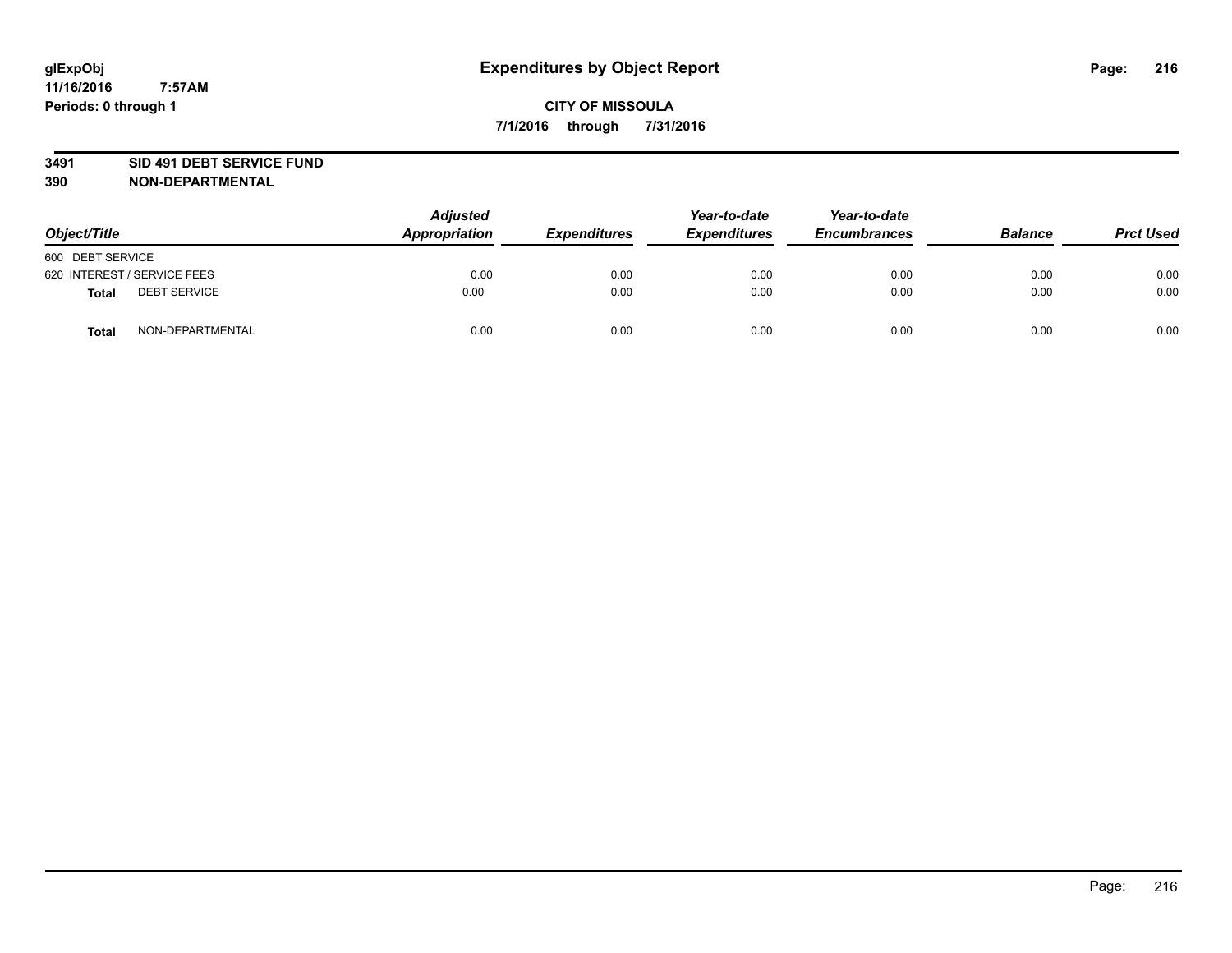**glExpObj**
**11/16/2016 7:57AM**
**Periods: 0 through 1**

# Expenditures by Object Report

**CITY OF MISSOULA**
**7/1/2016 through 7/31/2016**

**3491 SID 491 DEBT SERVICE FUND**
**390 NON-DEPARTMENTAL**

| Object/Title | | Adjusted Appropriation | Expenditures | Year-to-date Expenditures | Year-to-date Encumbrances | Balance | Prct Used |
|---|---|---|---|---|---|---|---|
| 600 DEBT SERVICE | | | | | | | |
| 620 INTEREST / SERVICE FEES | | 0.00 | 0.00 | 0.00 | 0.00 | 0.00 | 0.00 |
| **Total** | DEBT SERVICE | 0.00 | 0.00 | 0.00 | 0.00 | 0.00 | 0.00 |
| **Total** | NON-DEPARTMENTAL | 0.00 | 0.00 | 0.00 | 0.00 | 0.00 | 0.00 |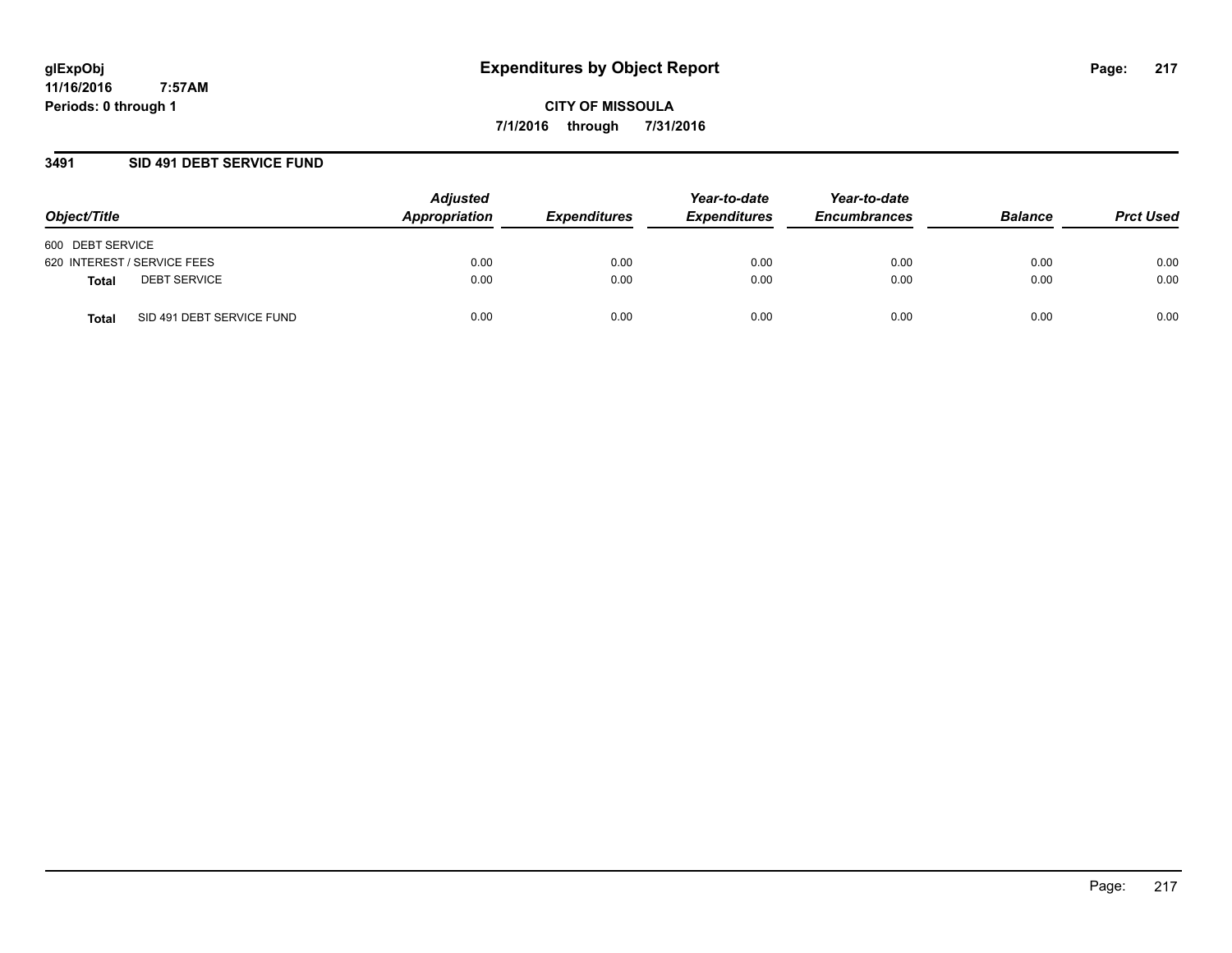glExpObj
11/16/2016 7:57AM
Periods: 0 through 1

# Expenditures by Object Report

**CITY OF MISSOULA**

**7/1/2016 through 7/31/2016**

## 3491 SID 491 DEBT SERVICE FUND

| Object/Title | | Adjusted Appropriation | Expenditures | Year-to-date Expenditures | Year-to-date Encumbrances | Balance | Prct Used |
|---|---|---|---|---|---|---|---|
| 600 DEBT SERVICE | | | | | | | |
| 620 INTEREST / SERVICE FEES | | 0.00 | 0.00 | 0.00 | 0.00 | 0.00 | 0.00 |
| **Total** | DEBT SERVICE | 0.00 | 0.00 | 0.00 | 0.00 | 0.00 | 0.00 |
| **Total** | SID 491 DEBT SERVICE FUND | 0.00 | 0.00 | 0.00 | 0.00 | 0.00 | 0.00 |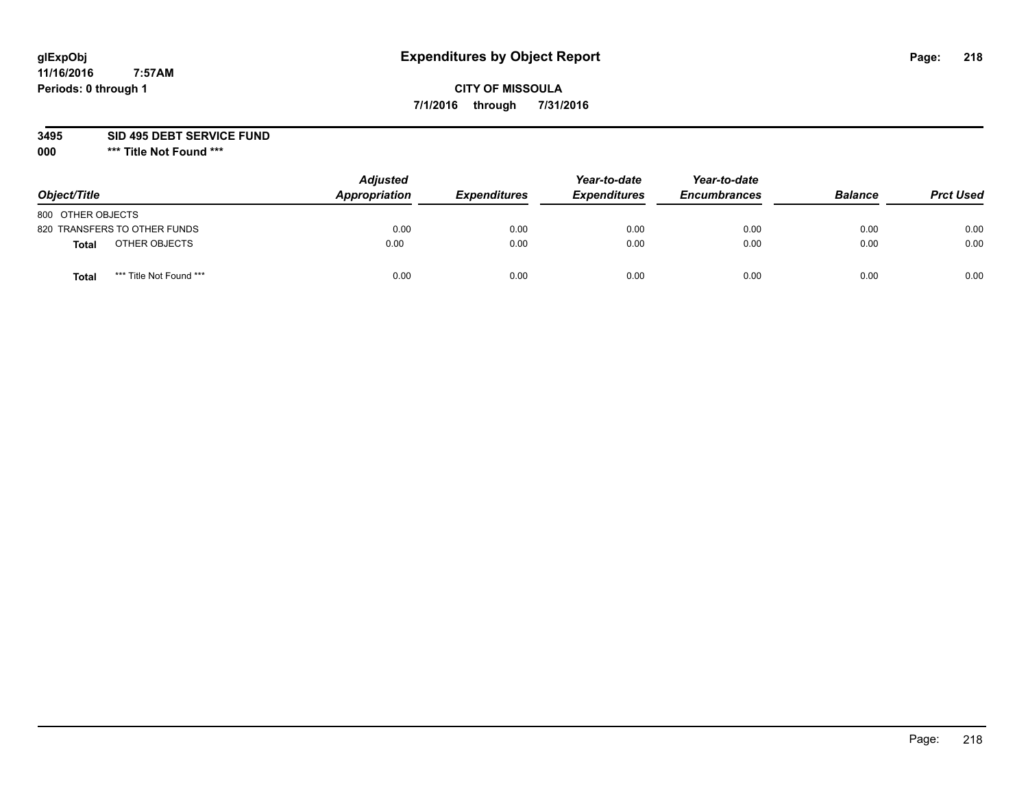# Expenditures by Object Report

glExpObj
11/16/2016 7:57AM
Periods: 0 through 1

**CITY OF MISSOULA**
**7/1/2016 through 7/31/2016**

**3495 SID 495 DEBT SERVICE FUND**
**000 *** Title Not Found *****

| Object/Title | | Adjusted Appropriation | Expenditures | Year-to-date Expenditures | Year-to-date Encumbrances | Balance | Prct Used |
|---|---|---|---|---|---|---|---|
| 800 OTHER OBJECTS | | | | | | | |
| 820 TRANSFERS TO OTHER FUNDS | | 0.00 | 0.00 | 0.00 | 0.00 | 0.00 | 0.00 |
| **Total** | OTHER OBJECTS | 0.00 | 0.00 | 0.00 | 0.00 | 0.00 | 0.00 |
| **Total** | *** Title Not Found *** | 0.00 | 0.00 | 0.00 | 0.00 | 0.00 | 0.00 |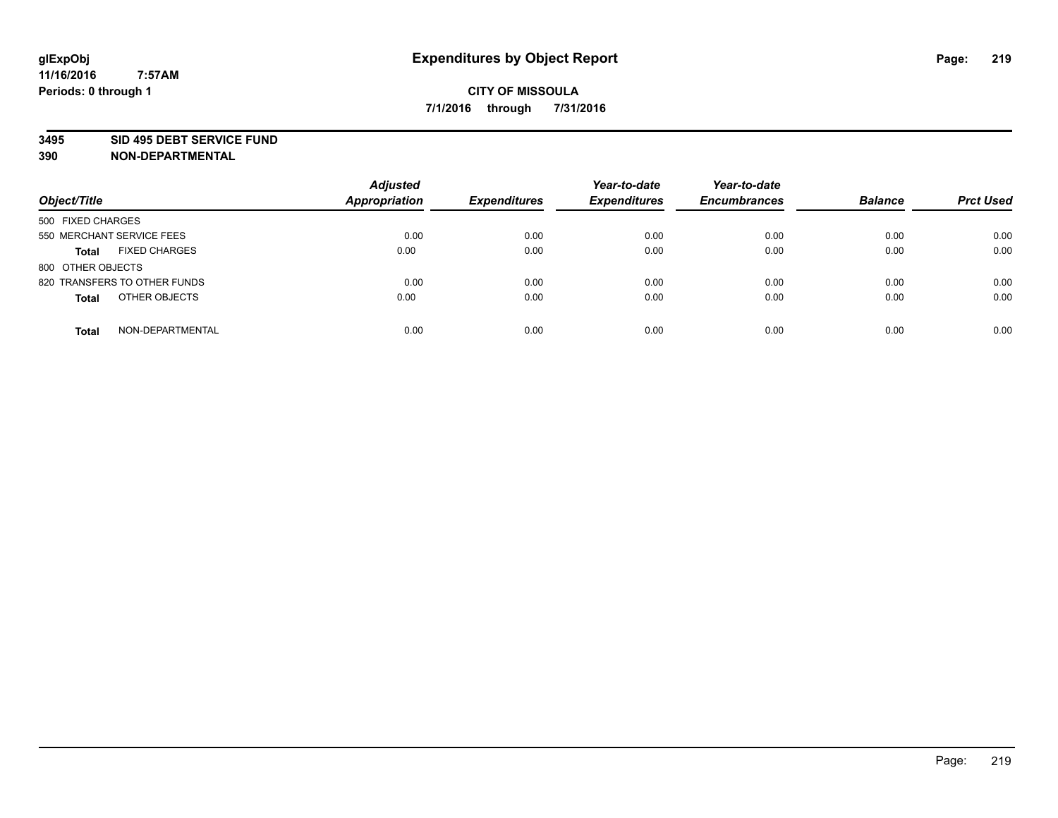**glExpObj** **Expenditures by Object Report**

**11/16/2016 7:57AM**

**Periods: 0 through 1**

**CITY OF MISSOULA**

**7/1/2016 through 7/31/2016**

**3495 SID 495 DEBT SERVICE FUND**

**390 NON-DEPARTMENTAL**

| Object/Title | | Adjusted Appropriation | Expenditures | Year-to-date Expenditures | Year-to-date Encumbrances | Balance | Prct Used |
|---|---|---|---|---|---|---|---|
| 500 FIXED CHARGES | | | | | | | |
| 550 MERCHANT SERVICE FEES | | 0.00 | 0.00 | 0.00 | 0.00 | 0.00 | 0.00 |
| **Total** | FIXED CHARGES | 0.00 | 0.00 | 0.00 | 0.00 | 0.00 | 0.00 |
| 800 OTHER OBJECTS | | | | | | | |
| 820 TRANSFERS TO OTHER FUNDS | | 0.00 | 0.00 | 0.00 | 0.00 | 0.00 | 0.00 |
| **Total** | OTHER OBJECTS | 0.00 | 0.00 | 0.00 | 0.00 | 0.00 | 0.00 |
| **Total** | NON-DEPARTMENTAL | 0.00 | 0.00 | 0.00 | 0.00 | 0.00 | 0.00 |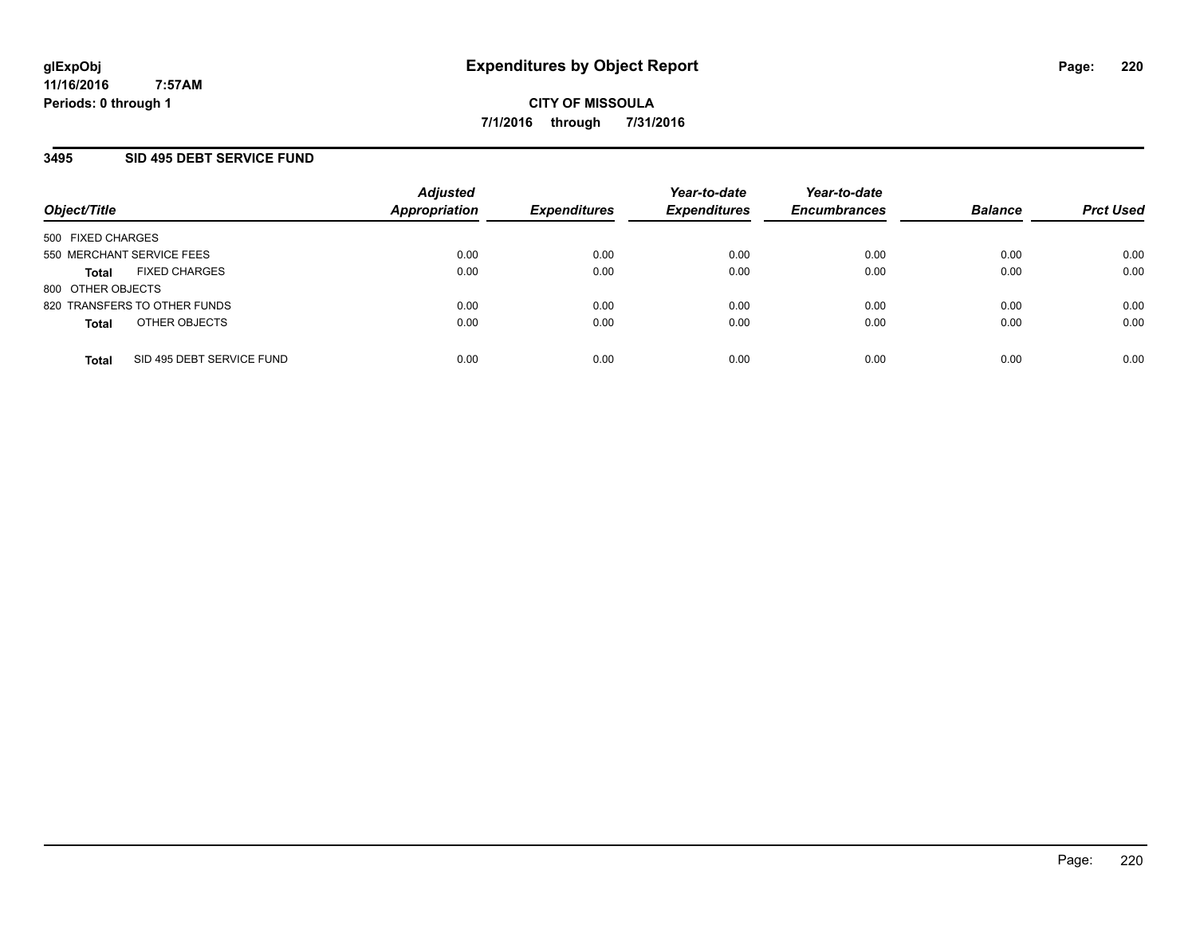# Expenditures by Object Report

glExpObj
11/16/2016 7:57AM
Periods: 0 through 1

**CITY OF MISSOULA**
**7/1/2016 through 7/31/2016**

## 3495 SID 495 DEBT SERVICE FUND

| Object/Title | Adjusted Appropriation | Expenditures | Year-to-date Expenditures | Year-to-date Encumbrances | Balance | Prct Used |
|---|---|---|---|---|---|---|
| 500 FIXED CHARGES | | | | | | |
| 550 MERCHANT SERVICE FEES | 0.00 | 0.00 | 0.00 | 0.00 | 0.00 | 0.00 |
| **Total** FIXED CHARGES | 0.00 | 0.00 | 0.00 | 0.00 | 0.00 | 0.00 |
| 800 OTHER OBJECTS | | | | | | |
| 820 TRANSFERS TO OTHER FUNDS | 0.00 | 0.00 | 0.00 | 0.00 | 0.00 | 0.00 |
| **Total** OTHER OBJECTS | 0.00 | 0.00 | 0.00 | 0.00 | 0.00 | 0.00 |
| **Total** SID 495 DEBT SERVICE FUND | 0.00 | 0.00 | 0.00 | 0.00 | 0.00 | 0.00 |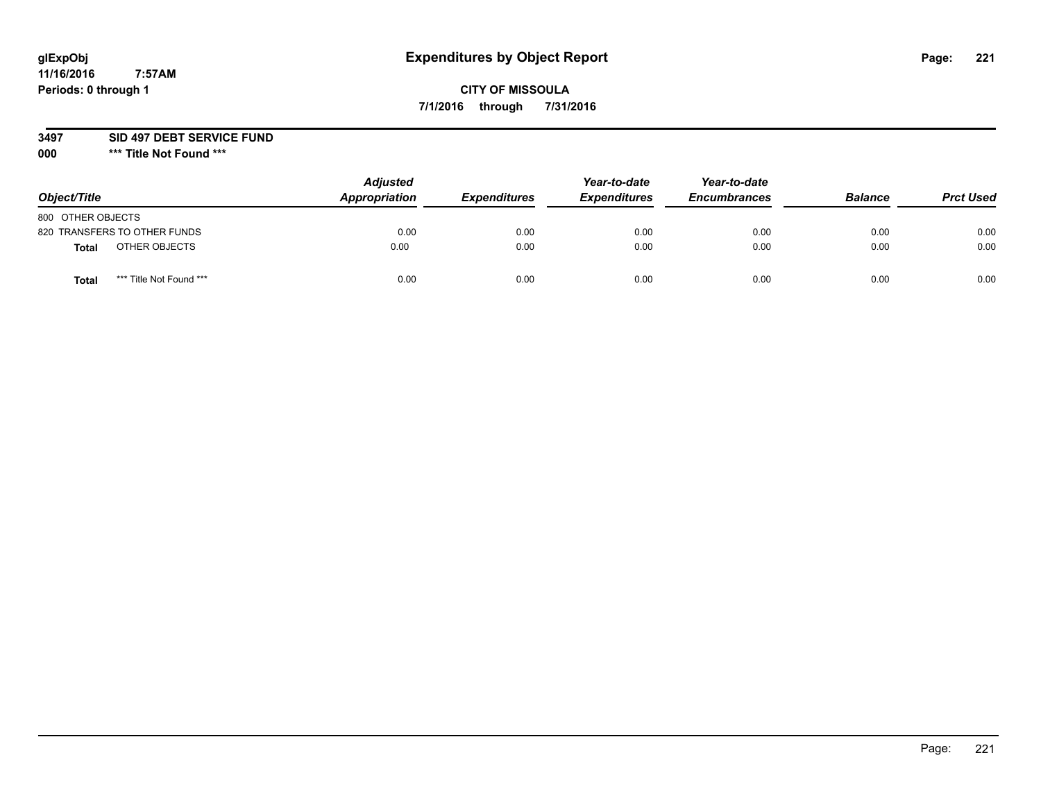# Expenditures by Object Report

glExpObj
11/16/2016 7:57AM
Periods: 0 through 1

**CITY OF MISSOULA**
**7/1/2016 through 7/31/2016**

**3497 SID 497 DEBT SERVICE FUND**
**000 \*\*\* Title Not Found \*\*\***

| Object/Title | | Adjusted Appropriation | Expenditures | Year-to-date Expenditures | Year-to-date Encumbrances | Balance | Prct Used |
|---|---|---|---|---|---|---|---|
| 800 OTHER OBJECTS | | | | | | | |
| 820 TRANSFERS TO OTHER FUNDS | | 0.00 | 0.00 | 0.00 | 0.00 | 0.00 | 0.00 |
| **Total** | OTHER OBJECTS | 0.00 | 0.00 | 0.00 | 0.00 | 0.00 | 0.00 |
| **Total** | *** Title Not Found *** | 0.00 | 0.00 | 0.00 | 0.00 | 0.00 | 0.00 |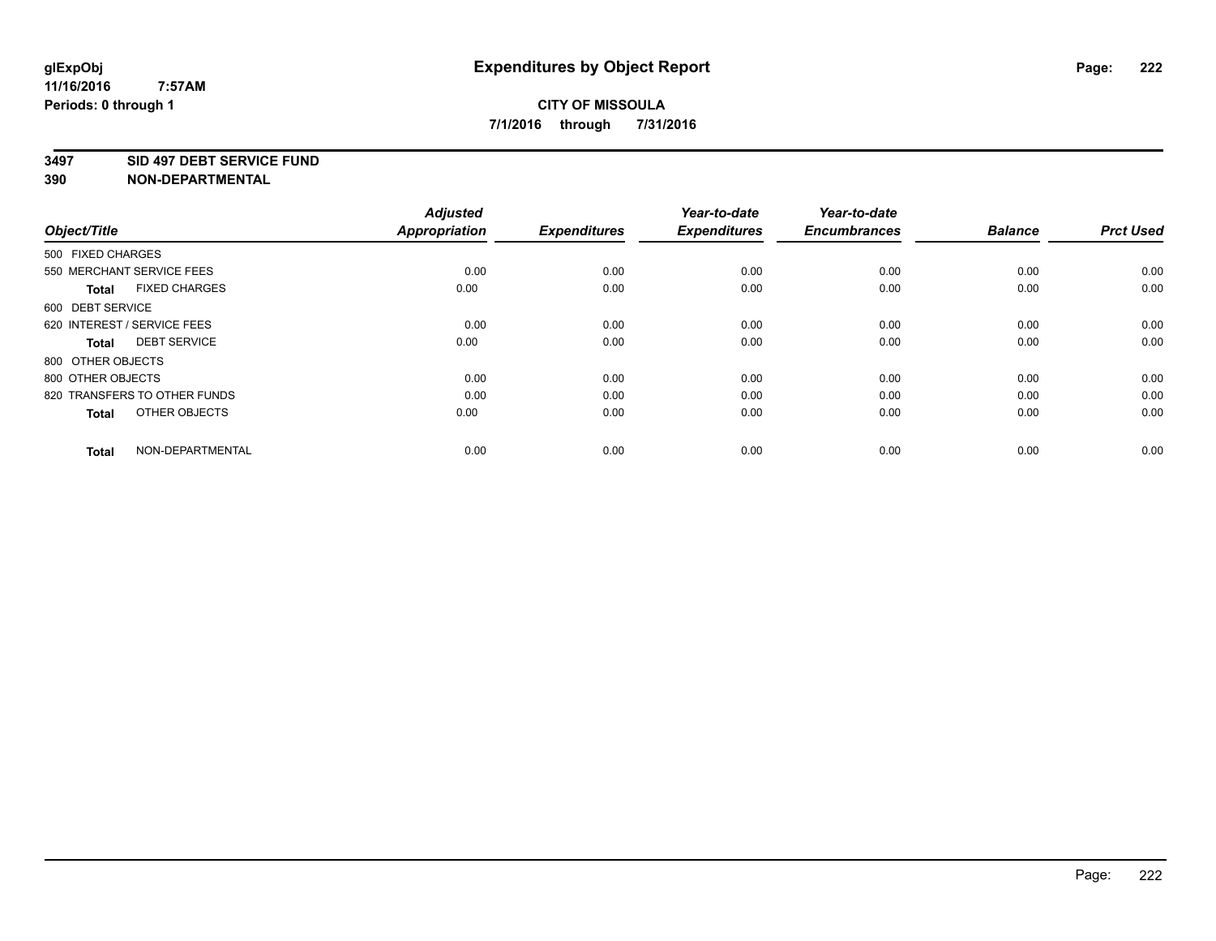# Expenditures by Object Report

glExpObj
11/16/2016 7:57AM
Periods: 0 through 1

**CITY OF MISSOULA**
**7/1/2016 through 7/31/2016**

**3497 SID 497 DEBT SERVICE FUND**
**390 NON-DEPARTMENTAL**

| Object/Title | Adjusted Appropriation | Expenditures | Year-to-date Expenditures | Year-to-date Encumbrances | Balance | Prct Used |
|---|---|---|---|---|---|---|
| 500 FIXED CHARGES | | | | | | |
| 550 MERCHANT SERVICE FEES | 0.00 | 0.00 | 0.00 | 0.00 | 0.00 | 0.00 |
| **Total** FIXED CHARGES | 0.00 | 0.00 | 0.00 | 0.00 | 0.00 | 0.00 |
| 600 DEBT SERVICE | | | | | | |
| 620 INTEREST / SERVICE FEES | 0.00 | 0.00 | 0.00 | 0.00 | 0.00 | 0.00 |
| **Total** DEBT SERVICE | 0.00 | 0.00 | 0.00 | 0.00 | 0.00 | 0.00 |
| 800 OTHER OBJECTS | | | | | | |
| 800 OTHER OBJECTS | 0.00 | 0.00 | 0.00 | 0.00 | 0.00 | 0.00 |
| 820 TRANSFERS TO OTHER FUNDS | 0.00 | 0.00 | 0.00 | 0.00 | 0.00 | 0.00 |
| **Total** OTHER OBJECTS | 0.00 | 0.00 | 0.00 | 0.00 | 0.00 | 0.00 |
| **Total** NON-DEPARTMENTAL | 0.00 | 0.00 | 0.00 | 0.00 | 0.00 | 0.00 |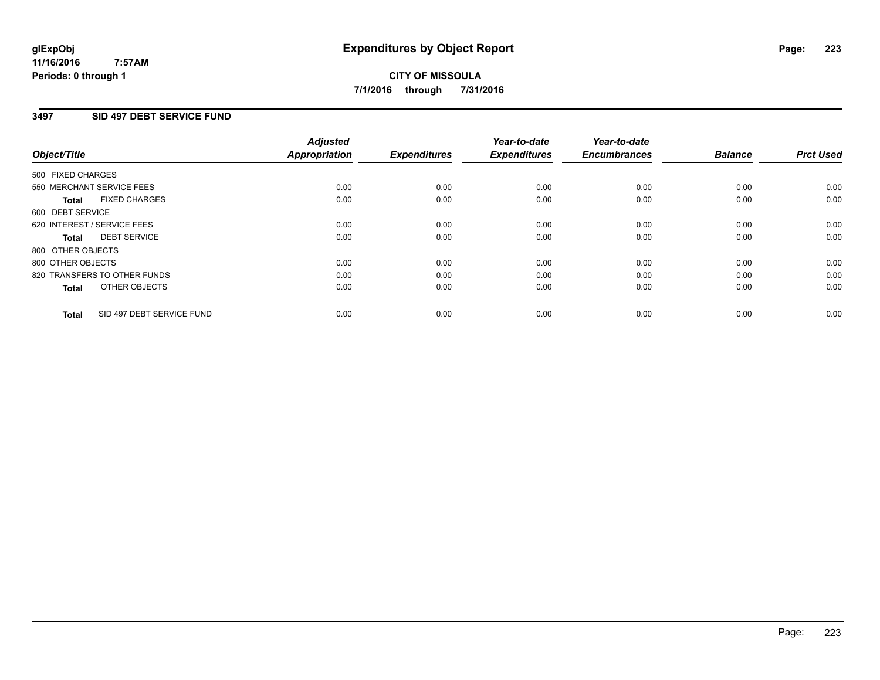glExpObj
11/16/2016 7:57AM
Periods: 0 through 1

# Expenditures by Object Report

**CITY OF MISSOULA**
**7/1/2016 through 7/31/2016**

## 3497 SID 497 DEBT SERVICE FUND

| Object/Title | Adjusted Appropriation | Expenditures | Year-to-date Expenditures | Year-to-date Encumbrances | Balance | Prct Used |
|---|---|---|---|---|---|---|
| 500 FIXED CHARGES | | | | | | |
| 550 MERCHANT SERVICE FEES | 0.00 | 0.00 | 0.00 | 0.00 | 0.00 | 0.00 |
| **Total** FIXED CHARGES | 0.00 | 0.00 | 0.00 | 0.00 | 0.00 | 0.00 |
| 600 DEBT SERVICE | | | | | | |
| 620 INTEREST / SERVICE FEES | 0.00 | 0.00 | 0.00 | 0.00 | 0.00 | 0.00 |
| **Total** DEBT SERVICE | 0.00 | 0.00 | 0.00 | 0.00 | 0.00 | 0.00 |
| 800 OTHER OBJECTS | | | | | | |
| 800 OTHER OBJECTS | 0.00 | 0.00 | 0.00 | 0.00 | 0.00 | 0.00 |
| 820 TRANSFERS TO OTHER FUNDS | 0.00 | 0.00 | 0.00 | 0.00 | 0.00 | 0.00 |
| **Total** OTHER OBJECTS | 0.00 | 0.00 | 0.00 | 0.00 | 0.00 | 0.00 |
| **Total** SID 497 DEBT SERVICE FUND | 0.00 | 0.00 | 0.00 | 0.00 | 0.00 | 0.00 |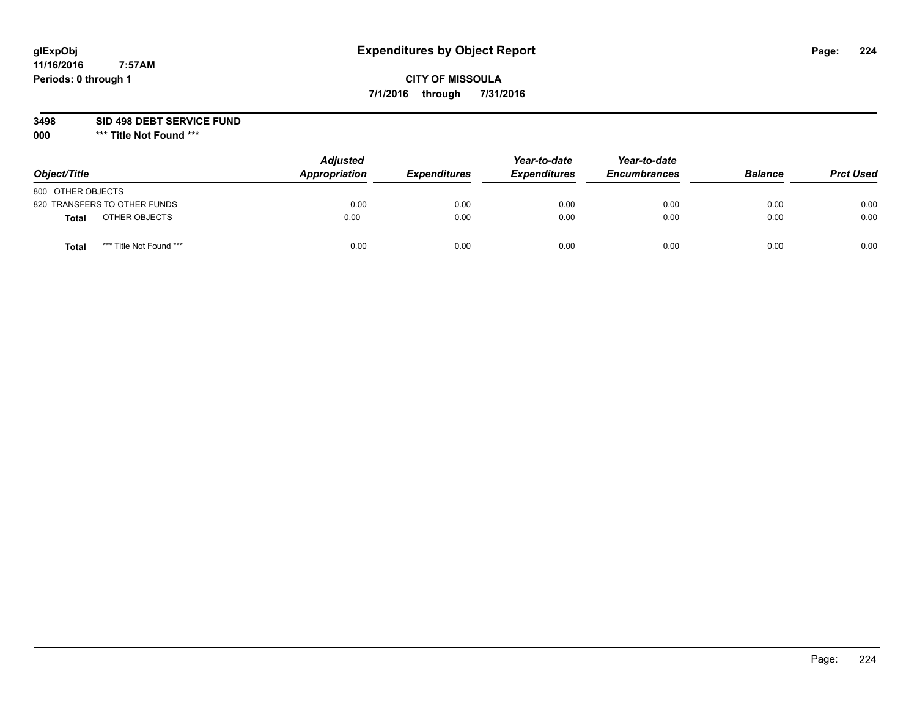**glExpObj** **Expenditures by Object Report**

**11/16/2016 7:57AM**

**Periods: 0 through 1**

**CITY OF MISSOULA**

**7/1/2016 through 7/31/2016**

**3498 SID 498 DEBT SERVICE FUND**

**000 *** Title Not Found *****

| Object/Title | Adjusted Appropriation | Expenditures | Year-to-date Expenditures | Year-to-date Encumbrances | Balance | Prct Used |
|---|---|---|---|---|---|---|
| 800 OTHER OBJECTS | | | | | | |
| 820 TRANSFERS TO OTHER FUNDS | 0.00 | 0.00 | 0.00 | 0.00 | 0.00 | 0.00 |
| **Total** OTHER OBJECTS | 0.00 | 0.00 | 0.00 | 0.00 | 0.00 | 0.00 |
| **Total** *** Title Not Found *** | 0.00 | 0.00 | 0.00 | 0.00 | 0.00 | 0.00 |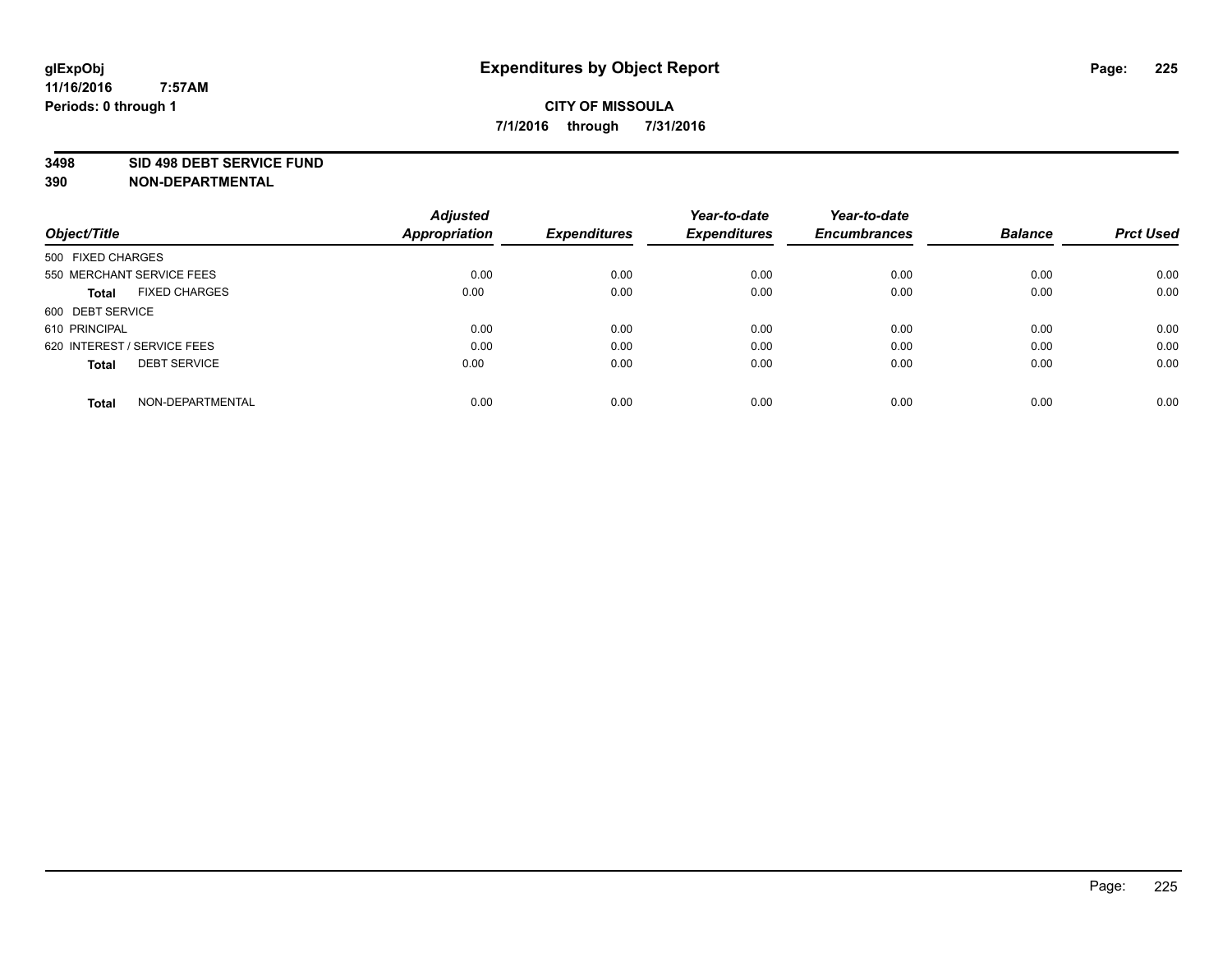# Expenditures by Object Report

**glExpObj**
**11/16/2016 7:57AM**
**Periods: 0 through 1**

**CITY OF MISSOULA**
**7/1/2016 through 7/31/2016**

**3498 SID 498 DEBT SERVICE FUND**
**390 NON-DEPARTMENTAL**

| Object/Title | Adjusted Appropriation | Expenditures | Year-to-date Expenditures | Year-to-date Encumbrances | Balance | Prct Used |
|---|---|---|---|---|---|---|
| 500 FIXED CHARGES | | | | | | |
| 550 MERCHANT SERVICE FEES | 0.00 | 0.00 | 0.00 | 0.00 | 0.00 | 0.00 |
| **Total** FIXED CHARGES | 0.00 | 0.00 | 0.00 | 0.00 | 0.00 | 0.00 |
| 600 DEBT SERVICE | | | | | | |
| 610 PRINCIPAL | 0.00 | 0.00 | 0.00 | 0.00 | 0.00 | 0.00 |
| 620 INTEREST / SERVICE FEES | 0.00 | 0.00 | 0.00 | 0.00 | 0.00 | 0.00 |
| **Total** DEBT SERVICE | 0.00 | 0.00 | 0.00 | 0.00 | 0.00 | 0.00 |
| **Total** NON-DEPARTMENTAL | 0.00 | 0.00 | 0.00 | 0.00 | 0.00 | 0.00 |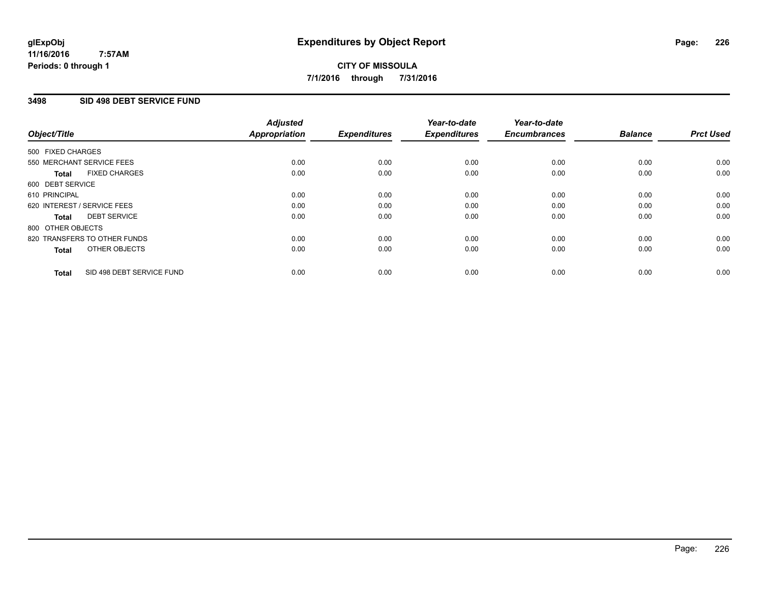glExpObj
11/16/2016 7:57AM
Periods: 0 through 1

# Expenditures by Object Report

**CITY OF MISSOULA**
**7/1/2016 through 7/31/2016**

## 3498 SID 498 DEBT SERVICE FUND

| Object/Title | | Adjusted Appropriation | Expenditures | Year-to-date Expenditures | Year-to-date Encumbrances | Balance | Prct Used |
|---|---|---|---|---|---|---|---|
| 500 FIXED CHARGES | | | | | | | |
| 550 MERCHANT SERVICE FEES | | 0.00 | 0.00 | 0.00 | 0.00 | 0.00 | 0.00 |
| **Total** | FIXED CHARGES | 0.00 | 0.00 | 0.00 | 0.00 | 0.00 | 0.00 |
| 600 DEBT SERVICE | | | | | | | |
| 610 PRINCIPAL | | 0.00 | 0.00 | 0.00 | 0.00 | 0.00 | 0.00 |
| 620 INTEREST / SERVICE FEES | | 0.00 | 0.00 | 0.00 | 0.00 | 0.00 | 0.00 |
| **Total** | DEBT SERVICE | 0.00 | 0.00 | 0.00 | 0.00 | 0.00 | 0.00 |
| 800 OTHER OBJECTS | | | | | | | |
| 820 TRANSFERS TO OTHER FUNDS | | 0.00 | 0.00 | 0.00 | 0.00 | 0.00 | 0.00 |
| **Total** | OTHER OBJECTS | 0.00 | 0.00 | 0.00 | 0.00 | 0.00 | 0.00 |
| **Total** | SID 498 DEBT SERVICE FUND | 0.00 | 0.00 | 0.00 | 0.00 | 0.00 | 0.00 |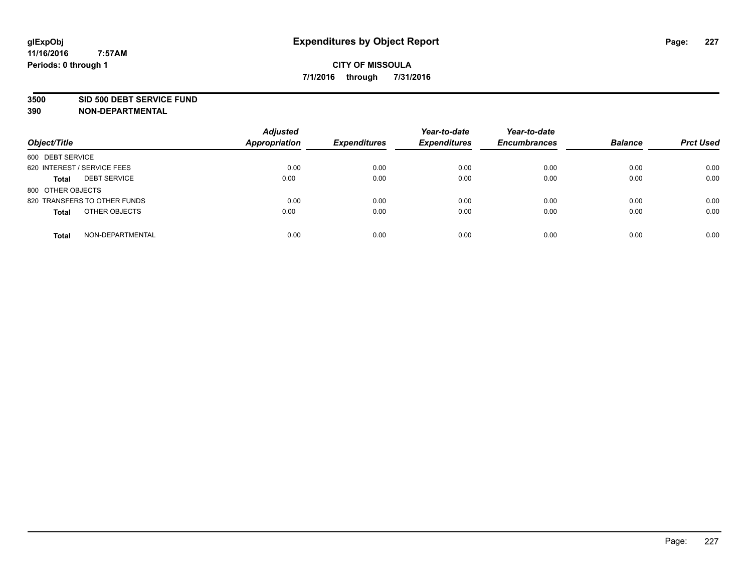glExpObj
11/16/2016 7:57AM
Periods: 0 through 1

# Expenditures by Object Report

**CITY OF MISSOULA**

**7/1/2016 through 7/31/2016**

**3500 SID 500 DEBT SERVICE FUND**

**390 NON-DEPARTMENTAL**

| Object/Title | Adjusted Appropriation | Expenditures | Year-to-date Expenditures | Year-to-date Encumbrances | Balance | Prct Used |
|---|---|---|---|---|---|---|
| 600 DEBT SERVICE | | | | | | |
| 620 INTEREST / SERVICE FEES | 0.00 | 0.00 | 0.00 | 0.00 | 0.00 | 0.00 |
| **Total** DEBT SERVICE | 0.00 | 0.00 | 0.00 | 0.00 | 0.00 | 0.00 |
| 800 OTHER OBJECTS | | | | | | |
| 820 TRANSFERS TO OTHER FUNDS | 0.00 | 0.00 | 0.00 | 0.00 | 0.00 | 0.00 |
| **Total** OTHER OBJECTS | 0.00 | 0.00 | 0.00 | 0.00 | 0.00 | 0.00 |
| **Total** NON-DEPARTMENTAL | 0.00 | 0.00 | 0.00 | 0.00 | 0.00 | 0.00 |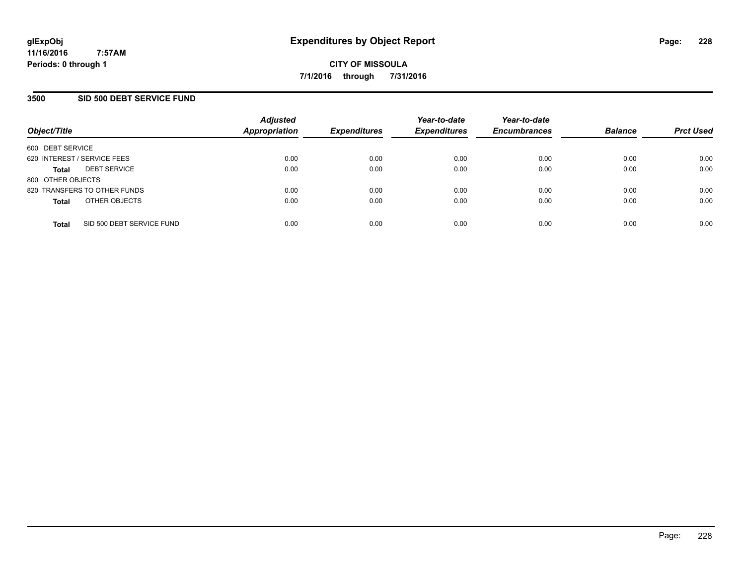# Expenditures by Object Report

glExpObj
11/16/2016 7:57AM
Periods: 0 through 1

**CITY OF MISSOULA**

**7/1/2016 through 7/31/2016**

## 3500 SID 500 DEBT SERVICE FUND

| Object/Title | Adjusted Appropriation | Expenditures | Year-to-date Expenditures | Year-to-date Encumbrances | Balance | Prct Used |
|---|---|---|---|---|---|---|
| 600 DEBT SERVICE | | | | | | |
| 620 INTEREST / SERVICE FEES | 0.00 | 0.00 | 0.00 | 0.00 | 0.00 | 0.00 |
| **Total** DEBT SERVICE | 0.00 | 0.00 | 0.00 | 0.00 | 0.00 | 0.00 |
| 800 OTHER OBJECTS | | | | | | |
| 820 TRANSFERS TO OTHER FUNDS | 0.00 | 0.00 | 0.00 | 0.00 | 0.00 | 0.00 |
| **Total** OTHER OBJECTS | 0.00 | 0.00 | 0.00 | 0.00 | 0.00 | 0.00 |
| **Total** SID 500 DEBT SERVICE FUND | 0.00 | 0.00 | 0.00 | 0.00 | 0.00 | 0.00 |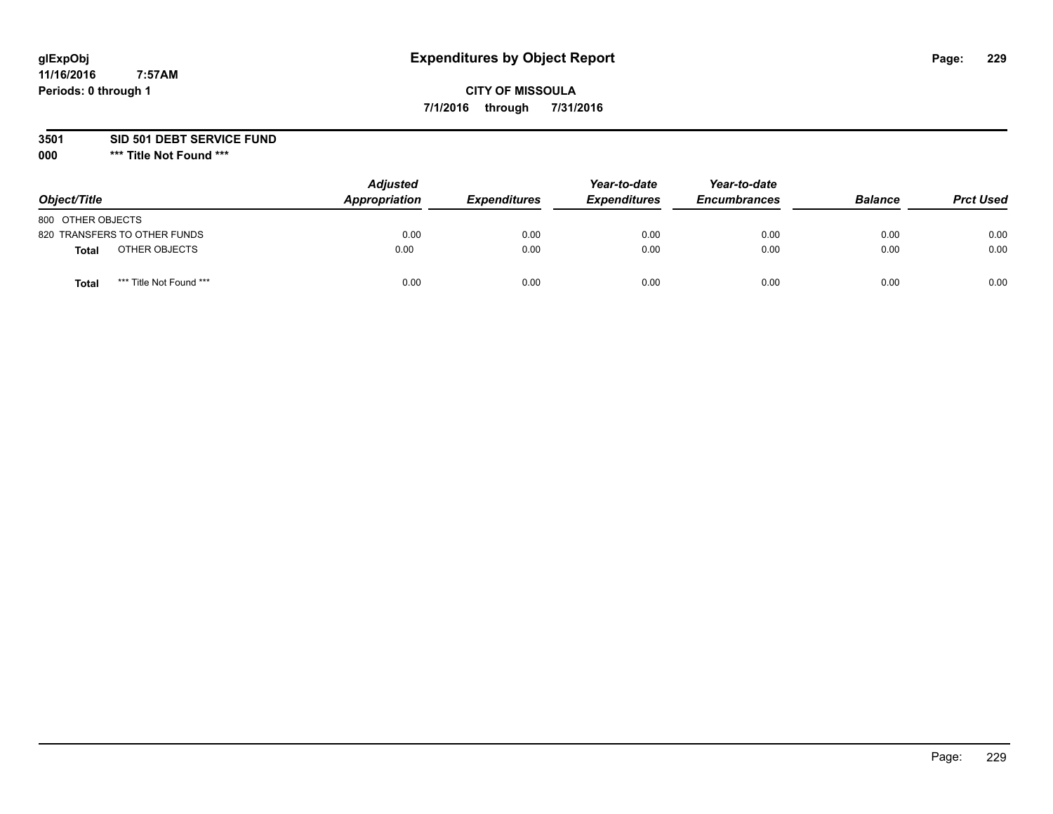glExpObj
11/16/2016 7:57AM
Periods: 0 through 1

# Expenditures by Object Report

**CITY OF MISSOULA**

**7/1/2016 through 7/31/2016**

**3501 SID 501 DEBT SERVICE FUND**

**000 \*\*\* Title Not Found \*\*\***

| Object/Title | Adjusted Appropriation | Expenditures | Year-to-date Expenditures | Year-to-date Encumbrances | Balance | Prct Used |
|---|---|---|---|---|---|---|
| 800 OTHER OBJECTS | | | | | | |
| 820 TRANSFERS TO OTHER FUNDS | 0.00 | 0.00 | 0.00 | 0.00 | 0.00 | 0.00 |
| **Total** OTHER OBJECTS | 0.00 | 0.00 | 0.00 | 0.00 | 0.00 | 0.00 |
| **Total** *** Title Not Found *** | 0.00 | 0.00 | 0.00 | 0.00 | 0.00 | 0.00 |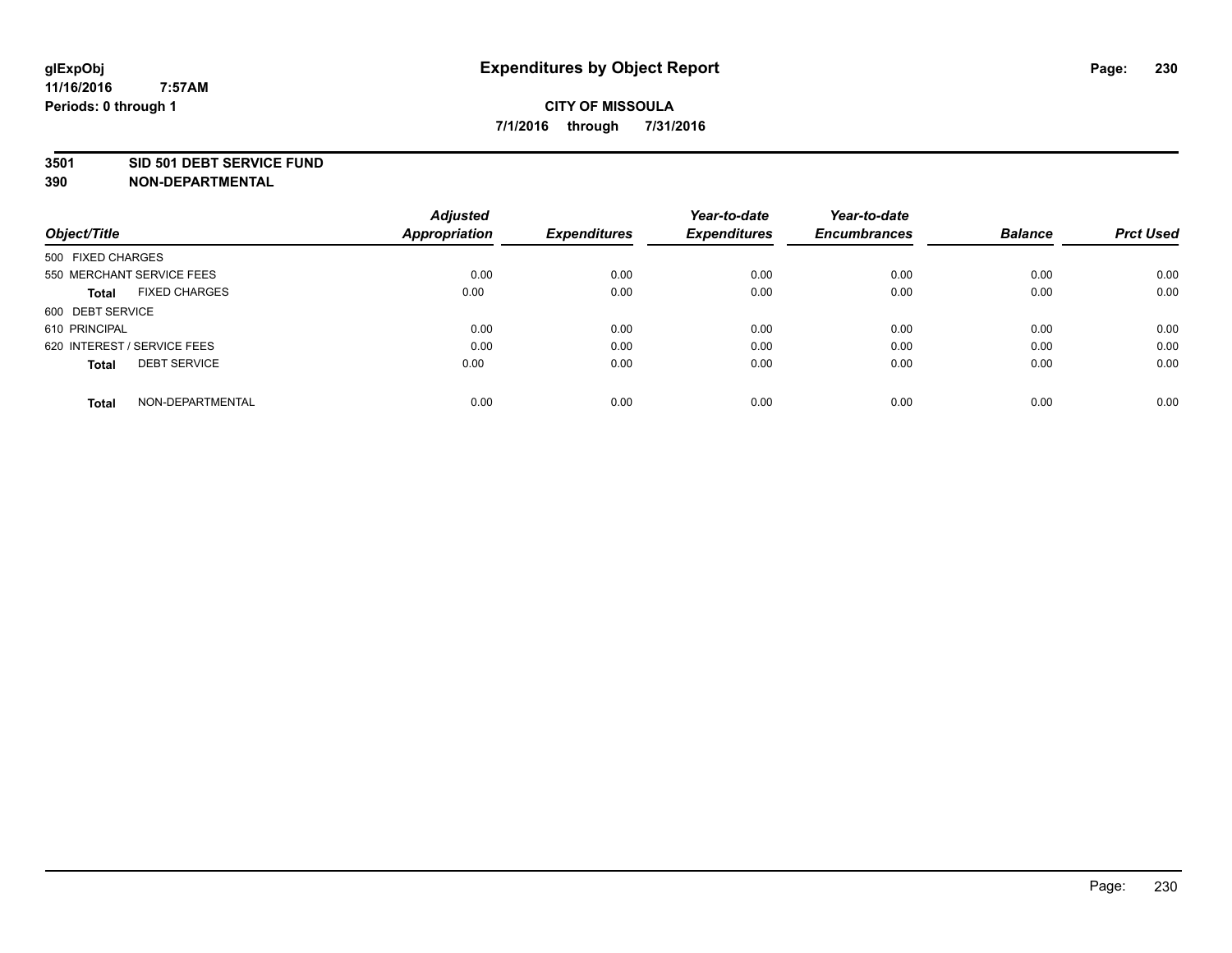# Expenditures by Object Report

glExpObj
11/16/2016 7:57AM
Periods: 0 through 1

**CITY OF MISSOULA**
**7/1/2016 through 7/31/2016**

**3501 SID 501 DEBT SERVICE FUND**
**390 NON-DEPARTMENTAL**

| Object/Title | Adjusted Appropriation | Expenditures | Year-to-date Expenditures | Year-to-date Encumbrances | Balance | Prct Used |
|---|---|---|---|---|---|---|
| 500 FIXED CHARGES | | | | | | |
| 550 MERCHANT SERVICE FEES | 0.00 | 0.00 | 0.00 | 0.00 | 0.00 | 0.00 |
| **Total** FIXED CHARGES | 0.00 | 0.00 | 0.00 | 0.00 | 0.00 | 0.00 |
| 600 DEBT SERVICE | | | | | | |
| 610 PRINCIPAL | 0.00 | 0.00 | 0.00 | 0.00 | 0.00 | 0.00 |
| 620 INTEREST / SERVICE FEES | 0.00 | 0.00 | 0.00 | 0.00 | 0.00 | 0.00 |
| **Total** DEBT SERVICE | 0.00 | 0.00 | 0.00 | 0.00 | 0.00 | 0.00 |
| **Total** NON-DEPARTMENTAL | 0.00 | 0.00 | 0.00 | 0.00 | 0.00 | 0.00 |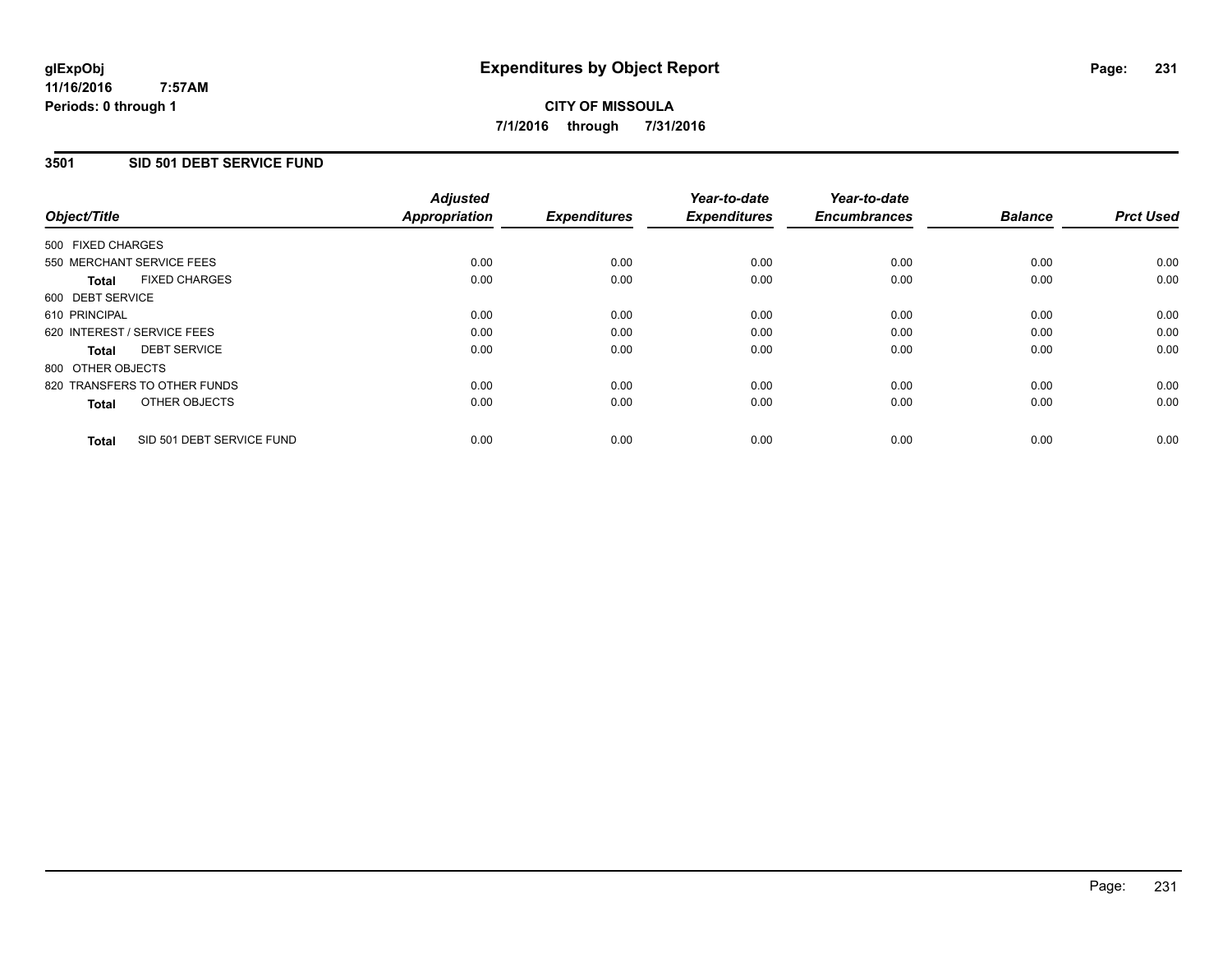# Expenditures by Object Report

glExpObj
11/16/2016 7:57AM
Periods: 0 through 1

**CITY OF MISSOULA**
**7/1/2016 through 7/31/2016**

## 3501 SID 501 DEBT SERVICE FUND

| Object/Title | Adjusted Appropriation | Expenditures | Year-to-date Expenditures | Year-to-date Encumbrances | Balance | Prct Used |
|---|---|---|---|---|---|---|
| 500 FIXED CHARGES | | | | | | |
| 550 MERCHANT SERVICE FEES | 0.00 | 0.00 | 0.00 | 0.00 | 0.00 | 0.00 |
| **Total** FIXED CHARGES | 0.00 | 0.00 | 0.00 | 0.00 | 0.00 | 0.00 |
| 600 DEBT SERVICE | | | | | | |
| 610 PRINCIPAL | 0.00 | 0.00 | 0.00 | 0.00 | 0.00 | 0.00 |
| 620 INTEREST / SERVICE FEES | 0.00 | 0.00 | 0.00 | 0.00 | 0.00 | 0.00 |
| **Total** DEBT SERVICE | 0.00 | 0.00 | 0.00 | 0.00 | 0.00 | 0.00 |
| 800 OTHER OBJECTS | | | | | | |
| 820 TRANSFERS TO OTHER FUNDS | 0.00 | 0.00 | 0.00 | 0.00 | 0.00 | 0.00 |
| **Total** OTHER OBJECTS | 0.00 | 0.00 | 0.00 | 0.00 | 0.00 | 0.00 |
| **Total** SID 501 DEBT SERVICE FUND | 0.00 | 0.00 | 0.00 | 0.00 | 0.00 | 0.00 |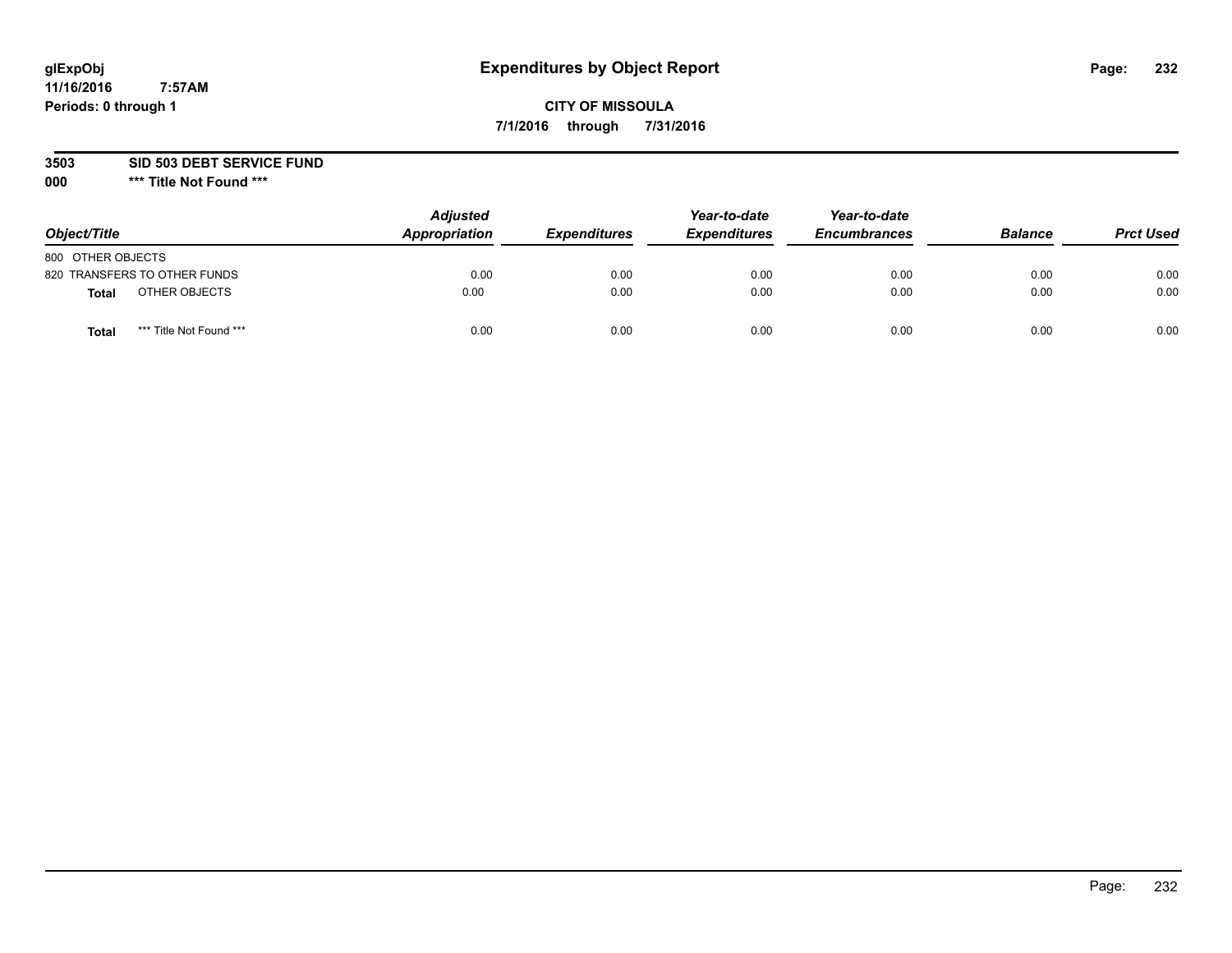glExpObj
11/16/2016 7:57AM
Periods: 0 through 1

# Expenditures by Object Report

**CITY OF MISSOULA**

**7/1/2016 through 7/31/2016**

**3503 SID 503 DEBT SERVICE FUND**

**000 \*\*\* Title Not Found \*\*\***

| Object/Title | Adjusted Appropriation | Expenditures | Year-to-date Expenditures | Year-to-date Encumbrances | Balance | Prct Used |
|---|---|---|---|---|---|---|
| 800 OTHER OBJECTS | | | | | | |
| 820 TRANSFERS TO OTHER FUNDS | 0.00 | 0.00 | 0.00 | 0.00 | 0.00 | 0.00 |
| **Total** OTHER OBJECTS | 0.00 | 0.00 | 0.00 | 0.00 | 0.00 | 0.00 |
| **Total** *** Title Not Found *** | 0.00 | 0.00 | 0.00 | 0.00 | 0.00 | 0.00 |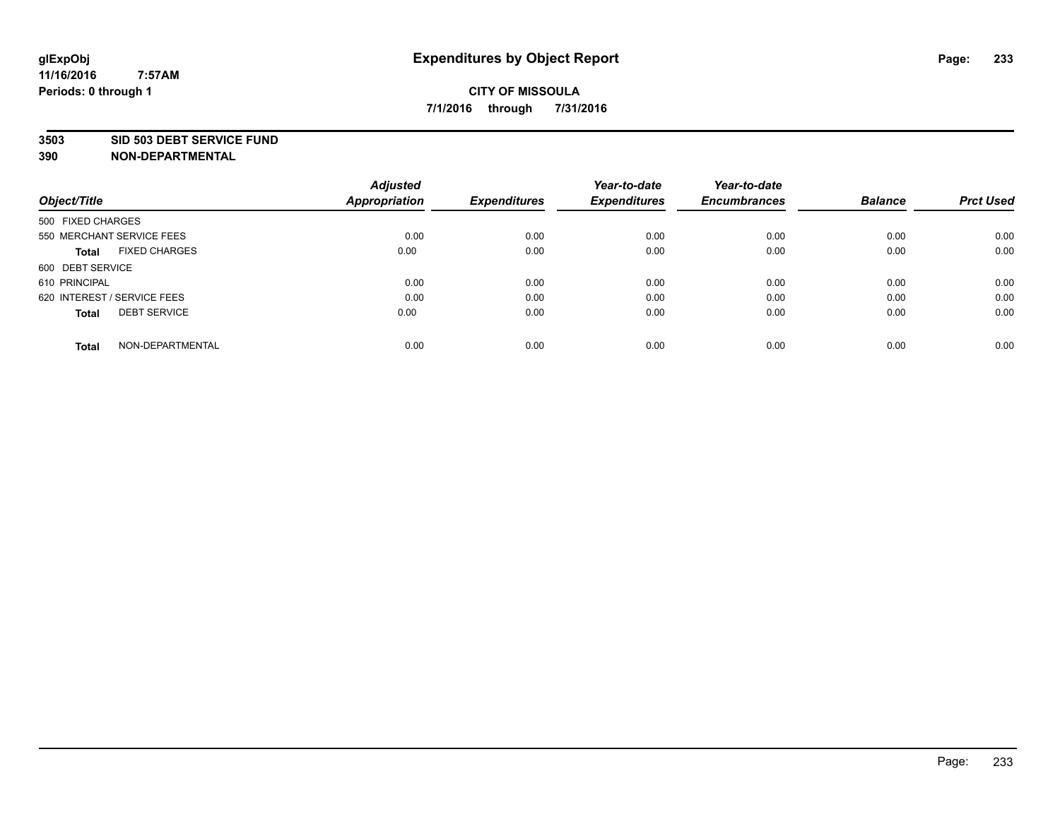# Expenditures by Object Report

**CITY OF MISSOULA**

**7/1/2016 through 7/31/2016**

glExpObj
11/16/2016 7:57AM
Periods: 0 through 1

**3503 SID 503 DEBT SERVICE FUND**
**390 NON-DEPARTMENTAL**

| Object/Title | Adjusted Appropriation | Expenditures | Year-to-date Expenditures | Year-to-date Encumbrances | Balance | Prct Used |
|---|---|---|---|---|---|---|
| 500 FIXED CHARGES | | | | | | |
| 550 MERCHANT SERVICE FEES | 0.00 | 0.00 | 0.00 | 0.00 | 0.00 | 0.00 |
| **Total** FIXED CHARGES | 0.00 | 0.00 | 0.00 | 0.00 | 0.00 | 0.00 |
| 600 DEBT SERVICE | | | | | | |
| 610 PRINCIPAL | 0.00 | 0.00 | 0.00 | 0.00 | 0.00 | 0.00 |
| 620 INTEREST / SERVICE FEES | 0.00 | 0.00 | 0.00 | 0.00 | 0.00 | 0.00 |
| **Total** DEBT SERVICE | 0.00 | 0.00 | 0.00 | 0.00 | 0.00 | 0.00 |
| **Total** NON-DEPARTMENTAL | 0.00 | 0.00 | 0.00 | 0.00 | 0.00 | 0.00 |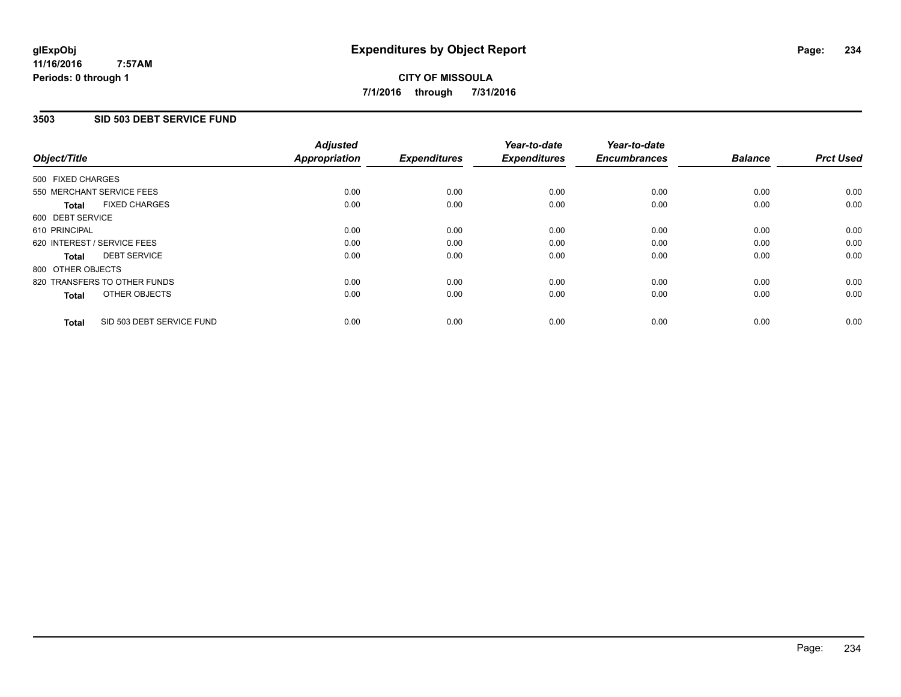# Expenditures by Object Report

glExpObj
11/16/2016 7:57AM
Periods: 0 through 1

**CITY OF MISSOULA**
**7/1/2016 through 7/31/2016**

## 3503 SID 503 DEBT SERVICE FUND

| Object/Title | Adjusted Appropriation | Expenditures | Year-to-date Expenditures | Year-to-date Encumbrances | Balance | Prct Used |
|---|---|---|---|---|---|---|
| 500 FIXED CHARGES | | | | | | |
| 550 MERCHANT SERVICE FEES | 0.00 | 0.00 | 0.00 | 0.00 | 0.00 | 0.00 |
| **Total** FIXED CHARGES | 0.00 | 0.00 | 0.00 | 0.00 | 0.00 | 0.00 |
| 600 DEBT SERVICE | | | | | | |
| 610 PRINCIPAL | 0.00 | 0.00 | 0.00 | 0.00 | 0.00 | 0.00 |
| 620 INTEREST / SERVICE FEES | 0.00 | 0.00 | 0.00 | 0.00 | 0.00 | 0.00 |
| **Total** DEBT SERVICE | 0.00 | 0.00 | 0.00 | 0.00 | 0.00 | 0.00 |
| 800 OTHER OBJECTS | | | | | | |
| 820 TRANSFERS TO OTHER FUNDS | 0.00 | 0.00 | 0.00 | 0.00 | 0.00 | 0.00 |
| **Total** OTHER OBJECTS | 0.00 | 0.00 | 0.00 | 0.00 | 0.00 | 0.00 |
| **Total** SID 503 DEBT SERVICE FUND | 0.00 | 0.00 | 0.00 | 0.00 | 0.00 | 0.00 |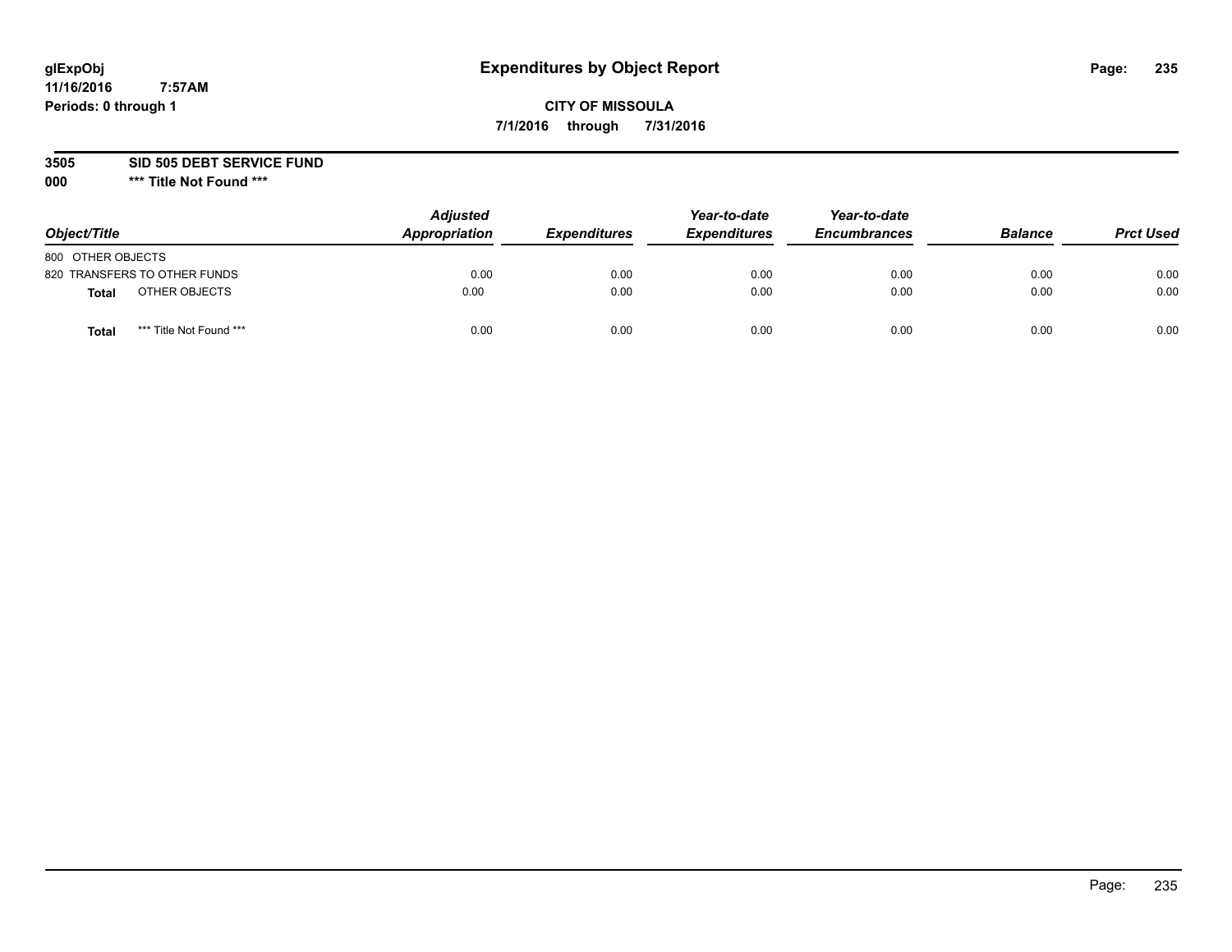glExpObj
11/16/2016 7:57AM
Periods: 0 through 1

# Expenditures by Object Report

**CITY OF MISSOULA**

**7/1/2016 through 7/31/2016**

**3505 SID 505 DEBT SERVICE FUND**

**000 \*\*\* Title Not Found \*\*\***

| Object/Title | Adjusted Appropriation | Expenditures | Year-to-date Expenditures | Year-to-date Encumbrances | Balance | Prct Used |
|---|---|---|---|---|---|---|
| 800 OTHER OBJECTS | | | | | | |
| 820 TRANSFERS TO OTHER FUNDS | 0.00 | 0.00 | 0.00 | 0.00 | 0.00 | 0.00 |
| **Total** OTHER OBJECTS | 0.00 | 0.00 | 0.00 | 0.00 | 0.00 | 0.00 |
| **Total** *** Title Not Found *** | 0.00 | 0.00 | 0.00 | 0.00 | 0.00 | 0.00 |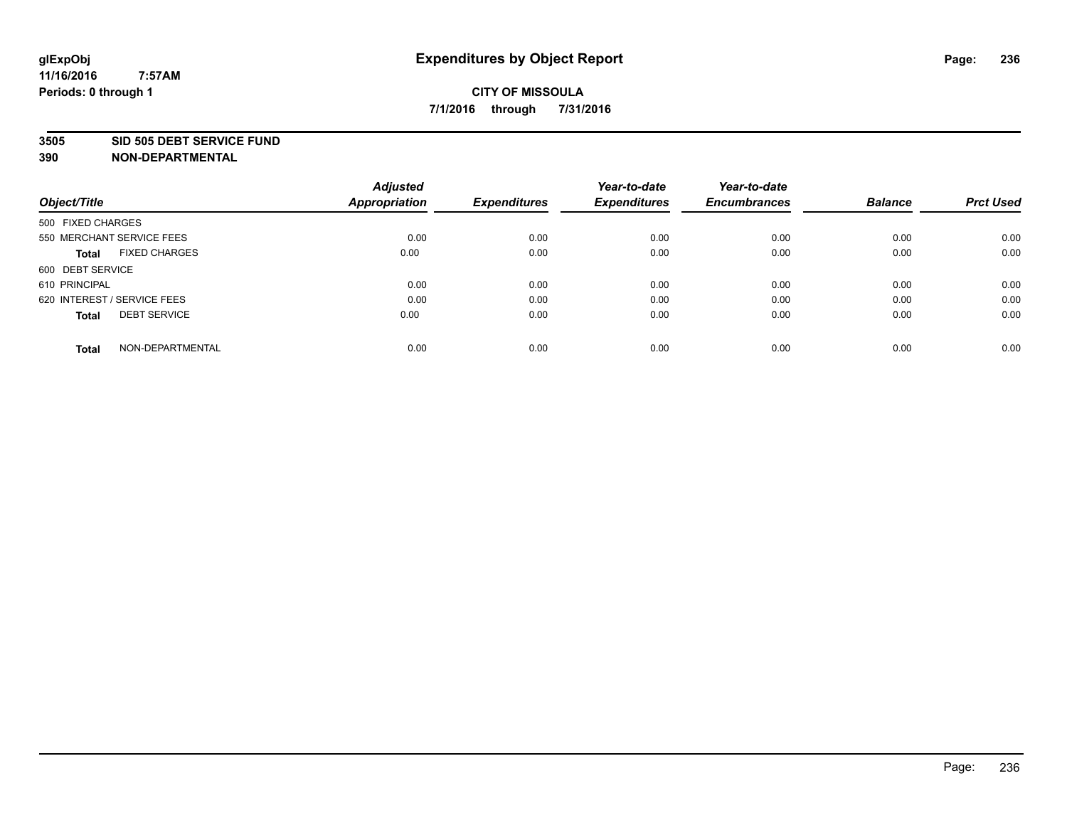# Expenditures by Object Report

glExpObj
11/16/2016 7:57AM
Periods: 0 through 1

**CITY OF MISSOULA**
**7/1/2016 through 7/31/2016**

**3505 SID 505 DEBT SERVICE FUND**
**390 NON-DEPARTMENTAL**

| Object/Title | Adjusted Appropriation | Expenditures | Year-to-date Expenditures | Year-to-date Encumbrances | Balance | Prct Used |
|---|---|---|---|---|---|---|
| 500 FIXED CHARGES | | | | | | |
| 550 MERCHANT SERVICE FEES | 0.00 | 0.00 | 0.00 | 0.00 | 0.00 | 0.00 |
| **Total** FIXED CHARGES | 0.00 | 0.00 | 0.00 | 0.00 | 0.00 | 0.00 |
| 600 DEBT SERVICE | | | | | | |
| 610 PRINCIPAL | 0.00 | 0.00 | 0.00 | 0.00 | 0.00 | 0.00 |
| 620 INTEREST / SERVICE FEES | 0.00 | 0.00 | 0.00 | 0.00 | 0.00 | 0.00 |
| **Total** DEBT SERVICE | 0.00 | 0.00 | 0.00 | 0.00 | 0.00 | 0.00 |
| **Total** NON-DEPARTMENTAL | 0.00 | 0.00 | 0.00 | 0.00 | 0.00 | 0.00 |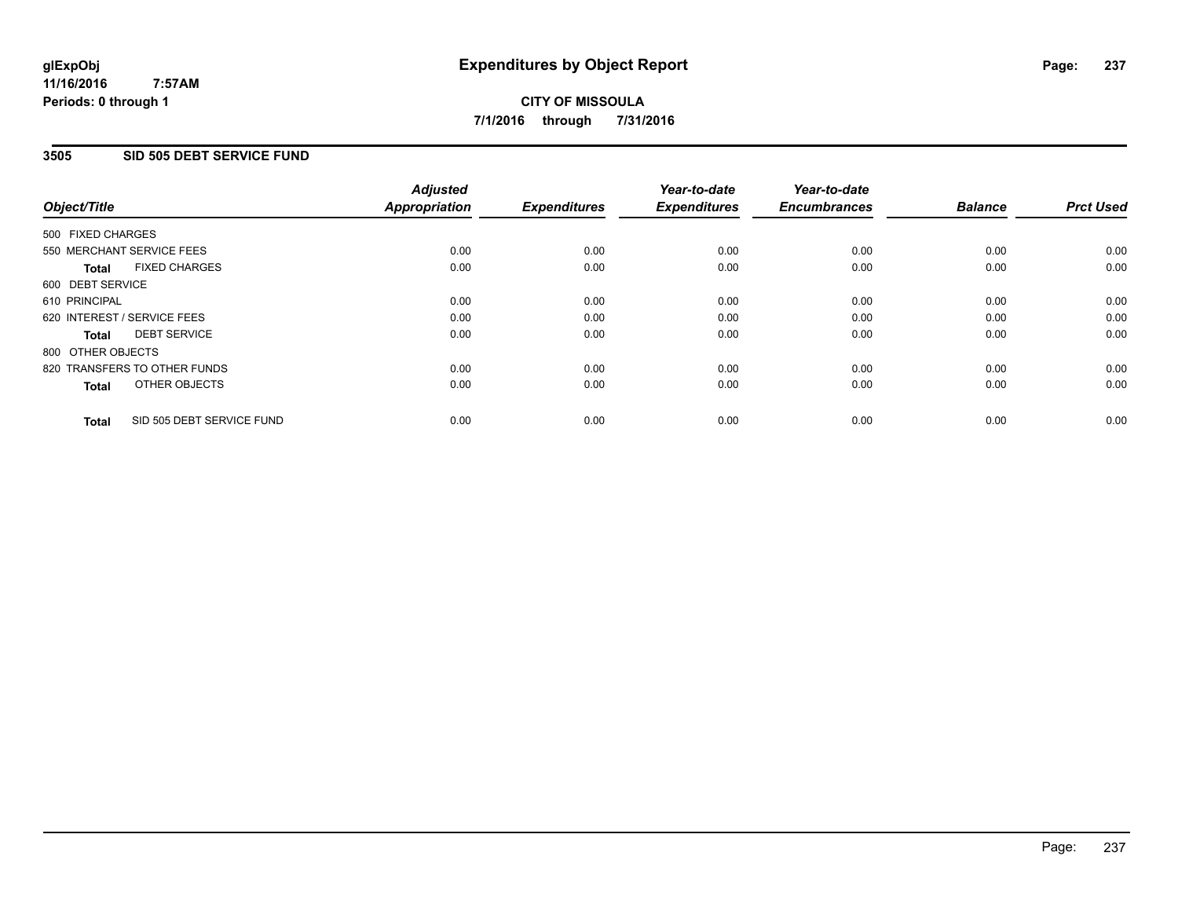glExpObj
11/16/2016 7:57AM
Periods: 0 through 1

# Expenditures by Object Report

**CITY OF MISSOULA**

**7/1/2016 through 7/31/2016**

## 3505 SID 505 DEBT SERVICE FUND

| Object/Title | | Adjusted Appropriation | Expenditures | Year-to-date Expenditures | Year-to-date Encumbrances | Balance | Prct Used |
|---|---|---|---|---|---|---|---|
| 500 FIXED CHARGES | | | | | | | |
| 550 MERCHANT SERVICE FEES | | 0.00 | 0.00 | 0.00 | 0.00 | 0.00 | 0.00 |
| **Total** | FIXED CHARGES | 0.00 | 0.00 | 0.00 | 0.00 | 0.00 | 0.00 |
| 600 DEBT SERVICE | | | | | | | |
| 610 PRINCIPAL | | 0.00 | 0.00 | 0.00 | 0.00 | 0.00 | 0.00 |
| 620 INTEREST / SERVICE FEES | | 0.00 | 0.00 | 0.00 | 0.00 | 0.00 | 0.00 |
| **Total** | DEBT SERVICE | 0.00 | 0.00 | 0.00 | 0.00 | 0.00 | 0.00 |
| 800 OTHER OBJECTS | | | | | | | |
| 820 TRANSFERS TO OTHER FUNDS | | 0.00 | 0.00 | 0.00 | 0.00 | 0.00 | 0.00 |
| **Total** | OTHER OBJECTS | 0.00 | 0.00 | 0.00 | 0.00 | 0.00 | 0.00 |
| **Total** | SID 505 DEBT SERVICE FUND | 0.00 | 0.00 | 0.00 | 0.00 | 0.00 | 0.00 |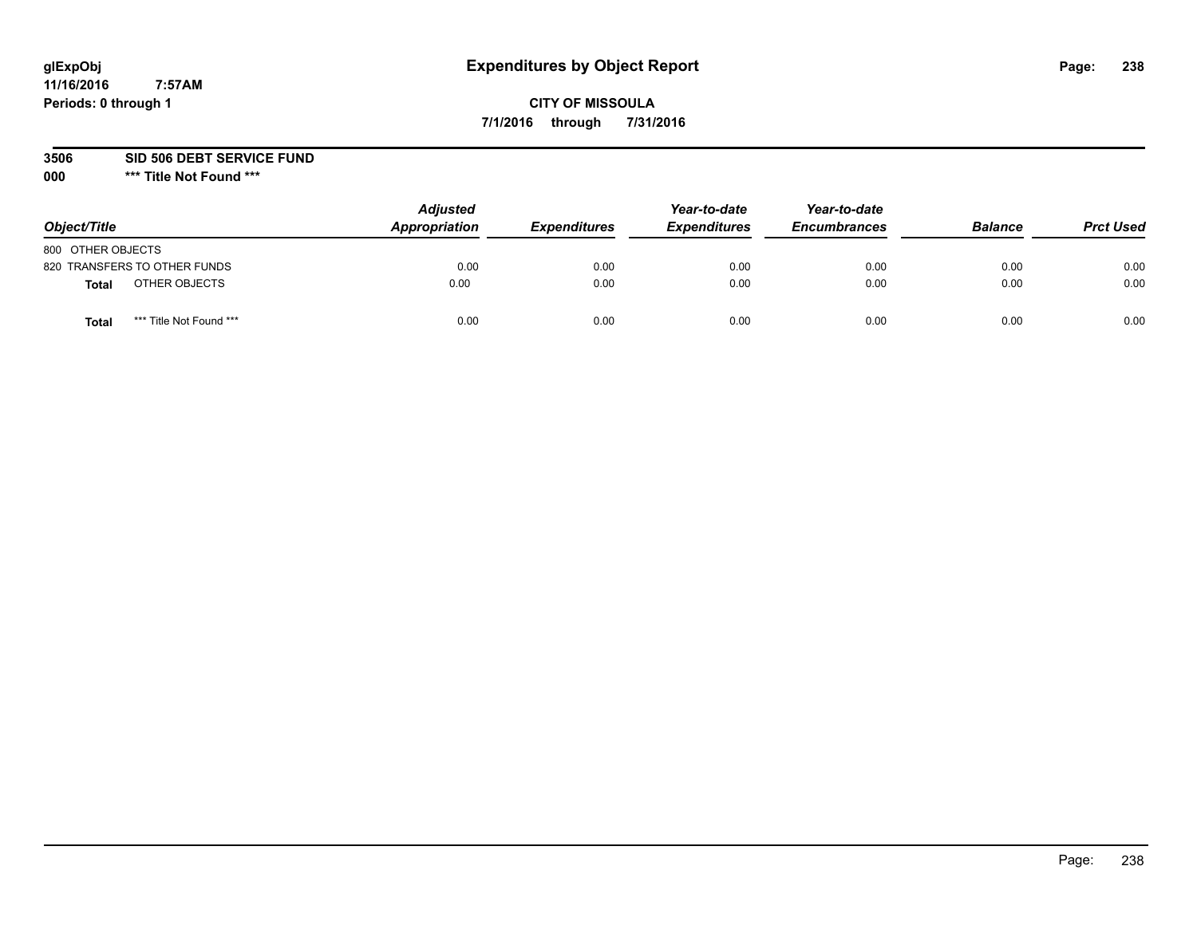**glExpObj**
**11/16/2016 7:57AM**
**Periods: 0 through 1**

# Expenditures by Object Report

**CITY OF MISSOULA**
**7/1/2016 through 7/31/2016**

**3506 SID 506 DEBT SERVICE FUND**
**000 \*\*\* Title Not Found \*\*\***

| Object/Title | Adjusted Appropriation | Expenditures | Year-to-date Expenditures | Year-to-date Encumbrances | Balance | Prct Used |
|---|---|---|---|---|---|---|
| 800 OTHER OBJECTS | | | | | | |
| 820 TRANSFERS TO OTHER FUNDS | 0.00 | 0.00 | 0.00 | 0.00 | 0.00 | 0.00 |
| **Total** OTHER OBJECTS | 0.00 | 0.00 | 0.00 | 0.00 | 0.00 | 0.00 |
| **Total** *** Title Not Found *** | 0.00 | 0.00 | 0.00 | 0.00 | 0.00 | 0.00 |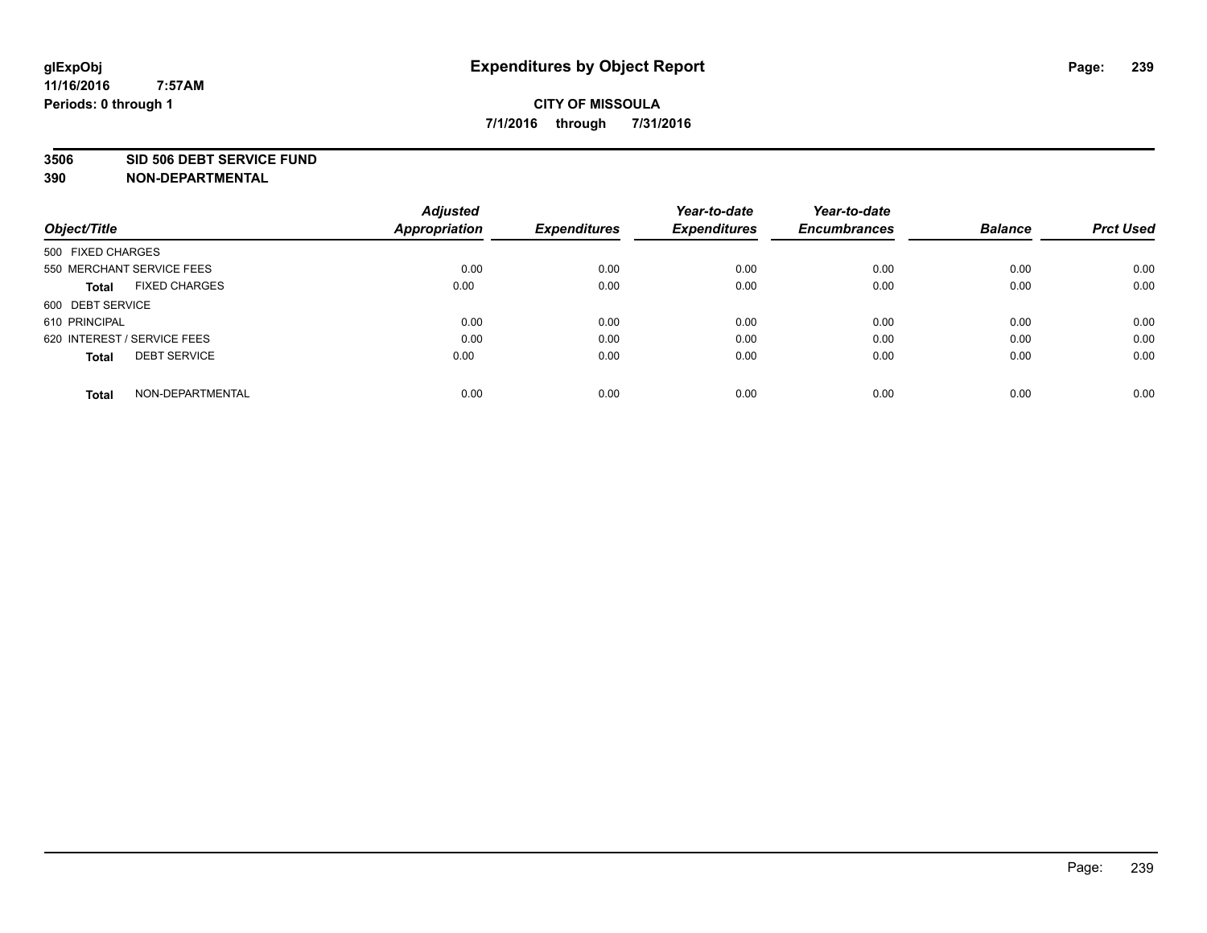# Expenditures by Object Report

glExpObj
11/16/2016 7:57AM
Periods: 0 through 1

**CITY OF MISSOULA**
**7/1/2016 through 7/31/2016**

**3506 SID 506 DEBT SERVICE FUND**
**390 NON-DEPARTMENTAL**

| Object/Title | Adjusted Appropriation | Expenditures | Year-to-date Expenditures | Year-to-date Encumbrances | Balance | Prct Used |
|---|---|---|---|---|---|---|
| 500 FIXED CHARGES | | | | | | |
| 550 MERCHANT SERVICE FEES | 0.00 | 0.00 | 0.00 | 0.00 | 0.00 | 0.00 |
| **Total** FIXED CHARGES | 0.00 | 0.00 | 0.00 | 0.00 | 0.00 | 0.00 |
| 600 DEBT SERVICE | | | | | | |
| 610 PRINCIPAL | 0.00 | 0.00 | 0.00 | 0.00 | 0.00 | 0.00 |
| 620 INTEREST / SERVICE FEES | 0.00 | 0.00 | 0.00 | 0.00 | 0.00 | 0.00 |
| **Total** DEBT SERVICE | 0.00 | 0.00 | 0.00 | 0.00 | 0.00 | 0.00 |
| **Total** NON-DEPARTMENTAL | 0.00 | 0.00 | 0.00 | 0.00 | 0.00 | 0.00 |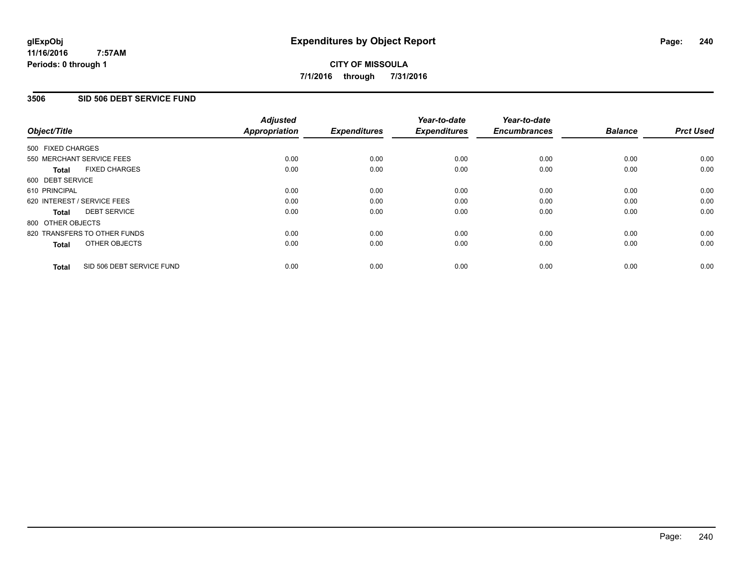# Expenditures by Object Report

glExpObj
11/16/2016 7:57AM
Periods: 0 through 1

**CITY OF MISSOULA**
**7/1/2016 through 7/31/2016**

## 3506 SID 506 DEBT SERVICE FUND

| Object/Title | Adjusted Appropriation | Expenditures | Year-to-date Expenditures | Year-to-date Encumbrances | Balance | Prct Used |
|---|---|---|---|---|---|---|
| 500 FIXED CHARGES | | | | | | |
| 550 MERCHANT SERVICE FEES | 0.00 | 0.00 | 0.00 | 0.00 | 0.00 | 0.00 |
| **Total** FIXED CHARGES | 0.00 | 0.00 | 0.00 | 0.00 | 0.00 | 0.00 |
| 600 DEBT SERVICE | | | | | | |
| 610 PRINCIPAL | 0.00 | 0.00 | 0.00 | 0.00 | 0.00 | 0.00 |
| 620 INTEREST / SERVICE FEES | 0.00 | 0.00 | 0.00 | 0.00 | 0.00 | 0.00 |
| **Total** DEBT SERVICE | 0.00 | 0.00 | 0.00 | 0.00 | 0.00 | 0.00 |
| 800 OTHER OBJECTS | | | | | | |
| 820 TRANSFERS TO OTHER FUNDS | 0.00 | 0.00 | 0.00 | 0.00 | 0.00 | 0.00 |
| **Total** OTHER OBJECTS | 0.00 | 0.00 | 0.00 | 0.00 | 0.00 | 0.00 |
| **Total** SID 506 DEBT SERVICE FUND | 0.00 | 0.00 | 0.00 | 0.00 | 0.00 | 0.00 |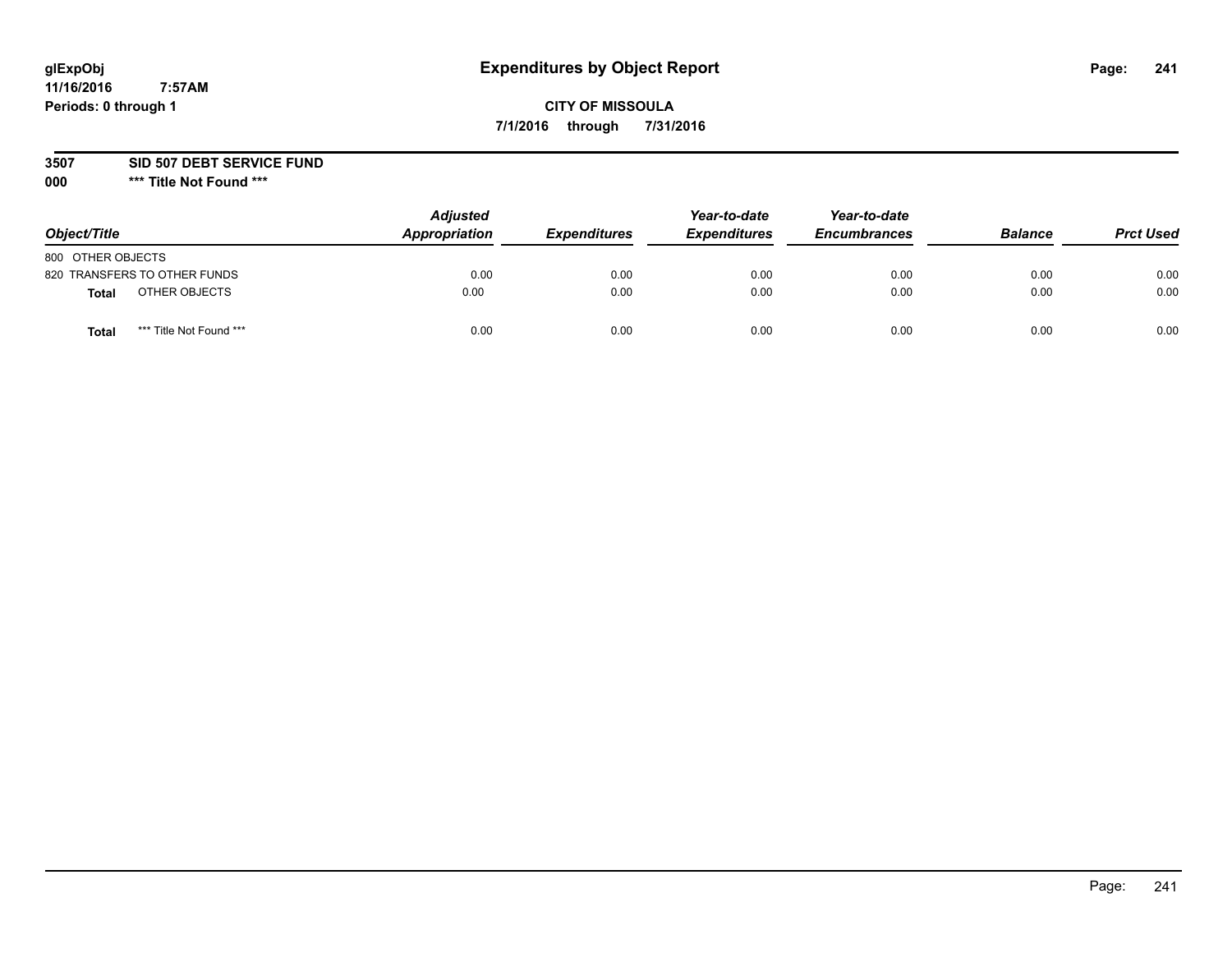# Expenditures by Object Report

glExpObj
11/16/2016 7:57AM
Periods: 0 through 1

**CITY OF MISSOULA**
**7/1/2016 through 7/31/2016**

**3507 SID 507 DEBT SERVICE FUND**
**000 \*\*\* Title Not Found \*\*\***

| Object/Title | | Adjusted Appropriation | Expenditures | Year-to-date Expenditures | Year-to-date Encumbrances | Balance | Prct Used |
|---|---|---|---|---|---|---|---|
| 800 OTHER OBJECTS | | | | | | | |
| 820 TRANSFERS TO OTHER FUNDS | | 0.00 | 0.00 | 0.00 | 0.00 | 0.00 | 0.00 |
| **Total** | OTHER OBJECTS | 0.00 | 0.00 | 0.00 | 0.00 | 0.00 | 0.00 |
| **Total** | *** Title Not Found *** | 0.00 | 0.00 | 0.00 | 0.00 | 0.00 | 0.00 |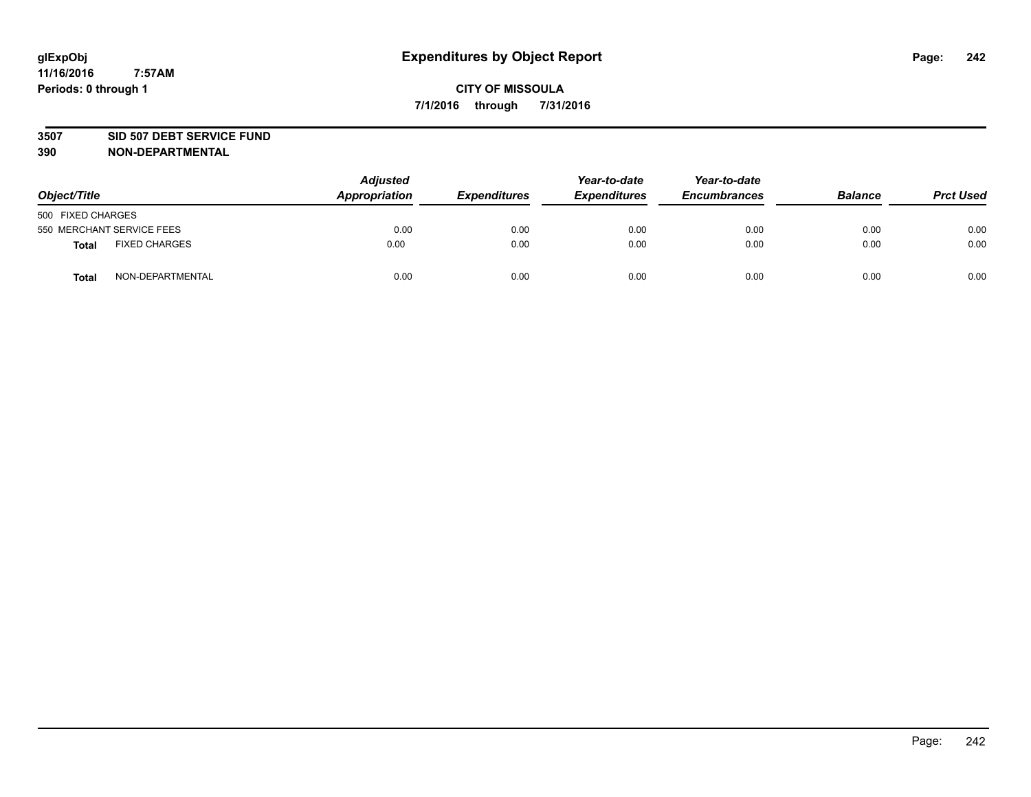# Expenditures by Object Report

glExpObj
11/16/2016 7:57AM
Periods: 0 through 1

**CITY OF MISSOULA**
**7/1/2016 through 7/31/2016**

**3507 SID 507 DEBT SERVICE FUND**
**390 NON-DEPARTMENTAL**

| Object/Title | Adjusted Appropriation | Expenditures | Year-to-date Expenditures | Year-to-date Encumbrances | Balance | Prct Used |
|---|---|---|---|---|---|---|
| 500 FIXED CHARGES | | | | | | |
| 550 MERCHANT SERVICE FEES | 0.00 | 0.00 | 0.00 | 0.00 | 0.00 | 0.00 |
| **Total** FIXED CHARGES | 0.00 | 0.00 | 0.00 | 0.00 | 0.00 | 0.00 |
| **Total** NON-DEPARTMENTAL | 0.00 | 0.00 | 0.00 | 0.00 | 0.00 | 0.00 |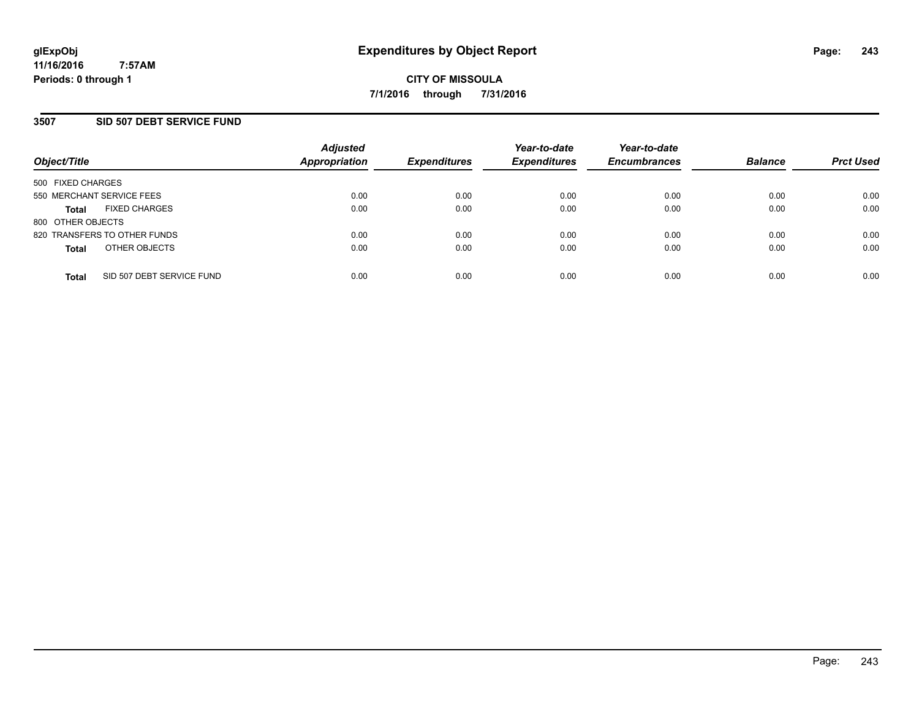glExpObj
11/16/2016 7:57AM
Periods: 0 through 1

# Expenditures by Object Report

**CITY OF MISSOULA**
**7/1/2016 through 7/31/2016**

## 3507 SID 507 DEBT SERVICE FUND

| Object/Title | Adjusted Appropriation | Expenditures | Year-to-date Expenditures | Year-to-date Encumbrances | Balance | Prct Used |
|---|---|---|---|---|---|---|
| 500 FIXED CHARGES | | | | | | |
| 550 MERCHANT SERVICE FEES | 0.00 | 0.00 | 0.00 | 0.00 | 0.00 | 0.00 |
| **Total** FIXED CHARGES | 0.00 | 0.00 | 0.00 | 0.00 | 0.00 | 0.00 |
| 800 OTHER OBJECTS | | | | | | |
| 820 TRANSFERS TO OTHER FUNDS | 0.00 | 0.00 | 0.00 | 0.00 | 0.00 | 0.00 |
| **Total** OTHER OBJECTS | 0.00 | 0.00 | 0.00 | 0.00 | 0.00 | 0.00 |
| **Total** SID 507 DEBT SERVICE FUND | 0.00 | 0.00 | 0.00 | 0.00 | 0.00 | 0.00 |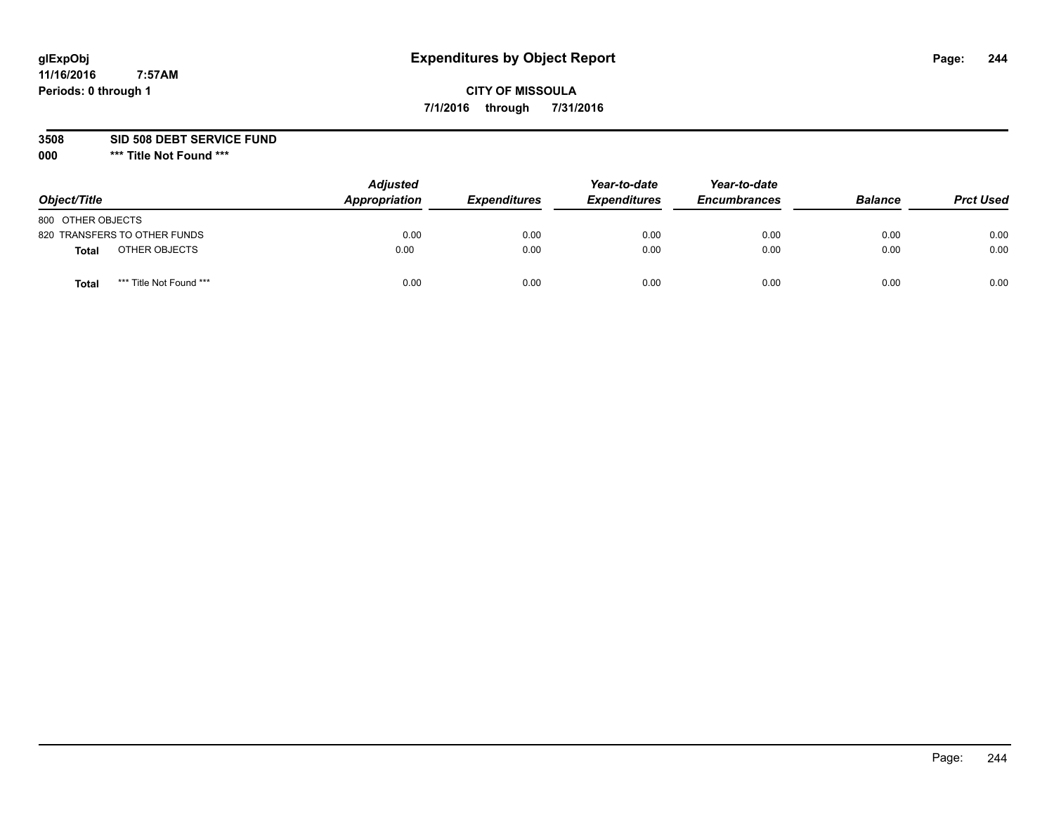glExpObj
11/16/2016 7:57AM
Periods: 0 through 1

# Expenditures by Object Report

**CITY OF MISSOULA**

**7/1/2016 through 7/31/2016**

**3508 SID 508 DEBT SERVICE FUND**

**000 \*\*\* Title Not Found \*\*\***

| Object/Title | | Adjusted Appropriation | Expenditures | Year-to-date Expenditures | Year-to-date Encumbrances | Balance | Prct Used |
|---|---|---|---|---|---|---|---|
| 800 OTHER OBJECTS | | | | | | | |
| 820 TRANSFERS TO OTHER FUNDS | | 0.00 | 0.00 | 0.00 | 0.00 | 0.00 | 0.00 |
| **Total** | OTHER OBJECTS | 0.00 | 0.00 | 0.00 | 0.00 | 0.00 | 0.00 |
| **Total** | \*\*\* Title Not Found \*\*\* | 0.00 | 0.00 | 0.00 | 0.00 | 0.00 | 0.00 |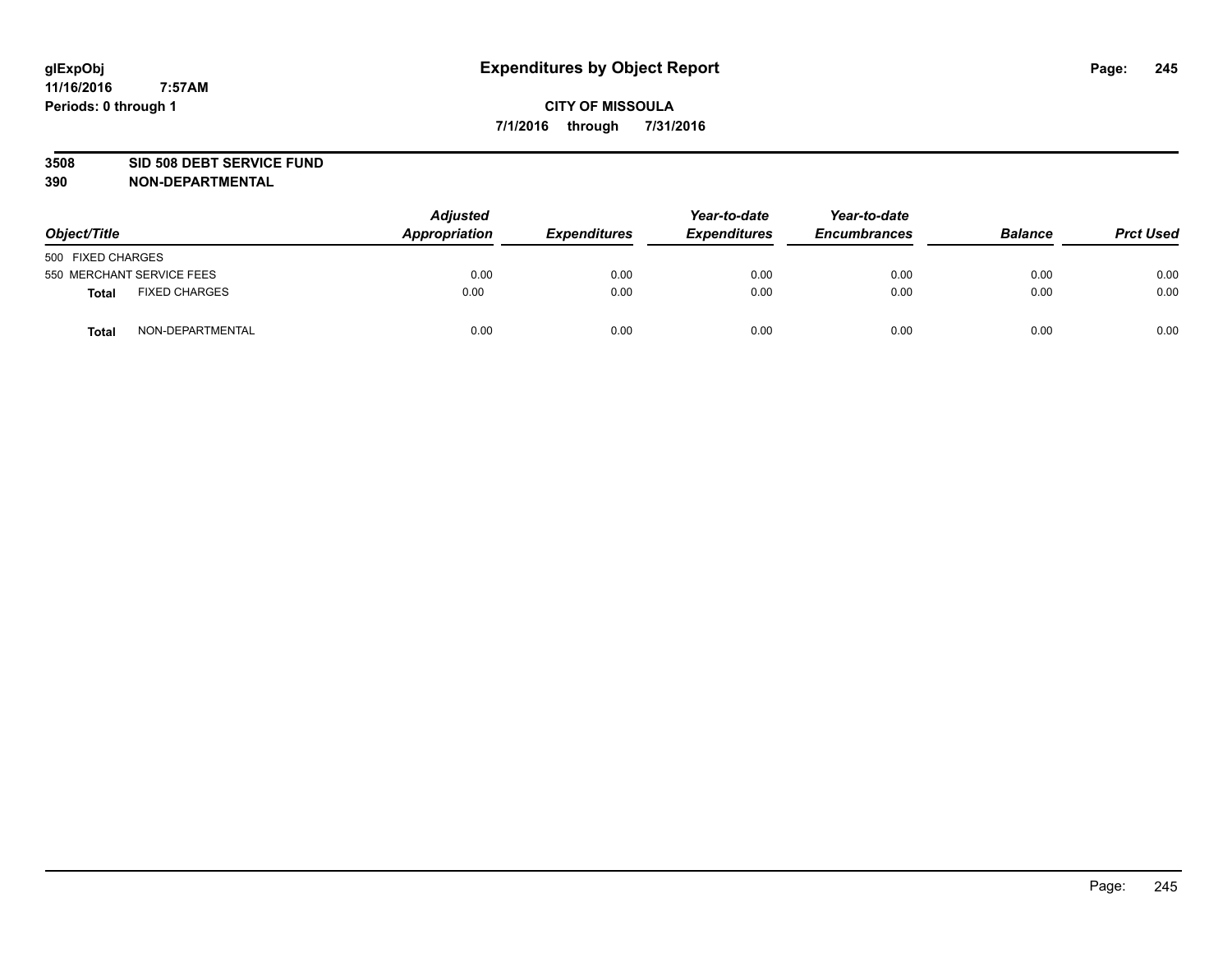# Expenditures by Object Report

glExpObj
11/16/2016 7:57AM
Periods: 0 through 1

**CITY OF MISSOULA**
**7/1/2016 through 7/31/2016**

**3508 SID 508 DEBT SERVICE FUND**
**390 NON-DEPARTMENTAL**

| Object/Title | | Adjusted Appropriation | Expenditures | Year-to-date Expenditures | Year-to-date Encumbrances | Balance | Prct Used |
|---|---|---|---|---|---|---|---|
| 500 FIXED CHARGES | | | | | | | |
| 550 MERCHANT SERVICE FEES | | 0.00 | 0.00 | 0.00 | 0.00 | 0.00 | 0.00 |
| **Total** | FIXED CHARGES | 0.00 | 0.00 | 0.00 | 0.00 | 0.00 | 0.00 |
| **Total** | NON-DEPARTMENTAL | 0.00 | 0.00 | 0.00 | 0.00 | 0.00 | 0.00 |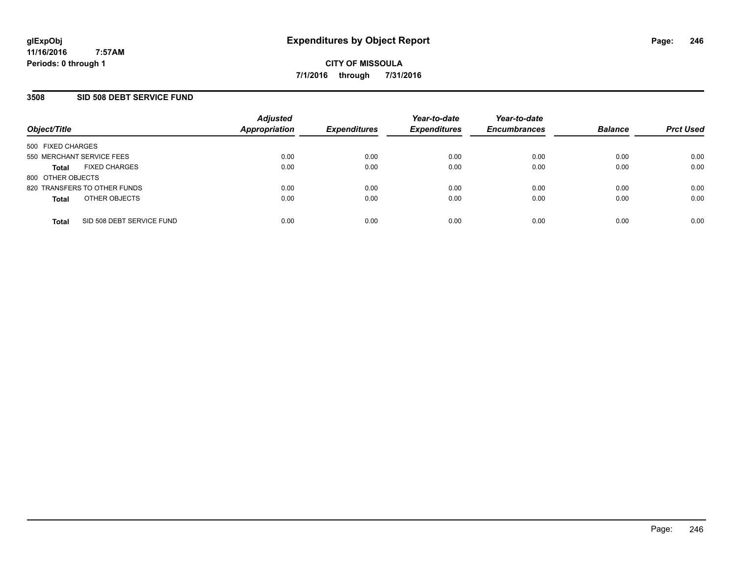# Expenditures by Object Report

glExpObj
11/16/2016 7:57AM
Periods: 0 through 1

**CITY OF MISSOULA**
**7/1/2016 through 7/31/2016**

## 3508 SID 508 DEBT SERVICE FUND

| Object/Title | Adjusted Appropriation | Expenditures | Year-to-date Expenditures | Year-to-date Encumbrances | Balance | Prct Used |
|---|---|---|---|---|---|---|
| 500 FIXED CHARGES | | | | | | |
| 550 MERCHANT SERVICE FEES | 0.00 | 0.00 | 0.00 | 0.00 | 0.00 | 0.00 |
| **Total** FIXED CHARGES | 0.00 | 0.00 | 0.00 | 0.00 | 0.00 | 0.00 |
| 800 OTHER OBJECTS | | | | | | |
| 820 TRANSFERS TO OTHER FUNDS | 0.00 | 0.00 | 0.00 | 0.00 | 0.00 | 0.00 |
| **Total** OTHER OBJECTS | 0.00 | 0.00 | 0.00 | 0.00 | 0.00 | 0.00 |
| **Total** SID 508 DEBT SERVICE FUND | 0.00 | 0.00 | 0.00 | 0.00 | 0.00 | 0.00 |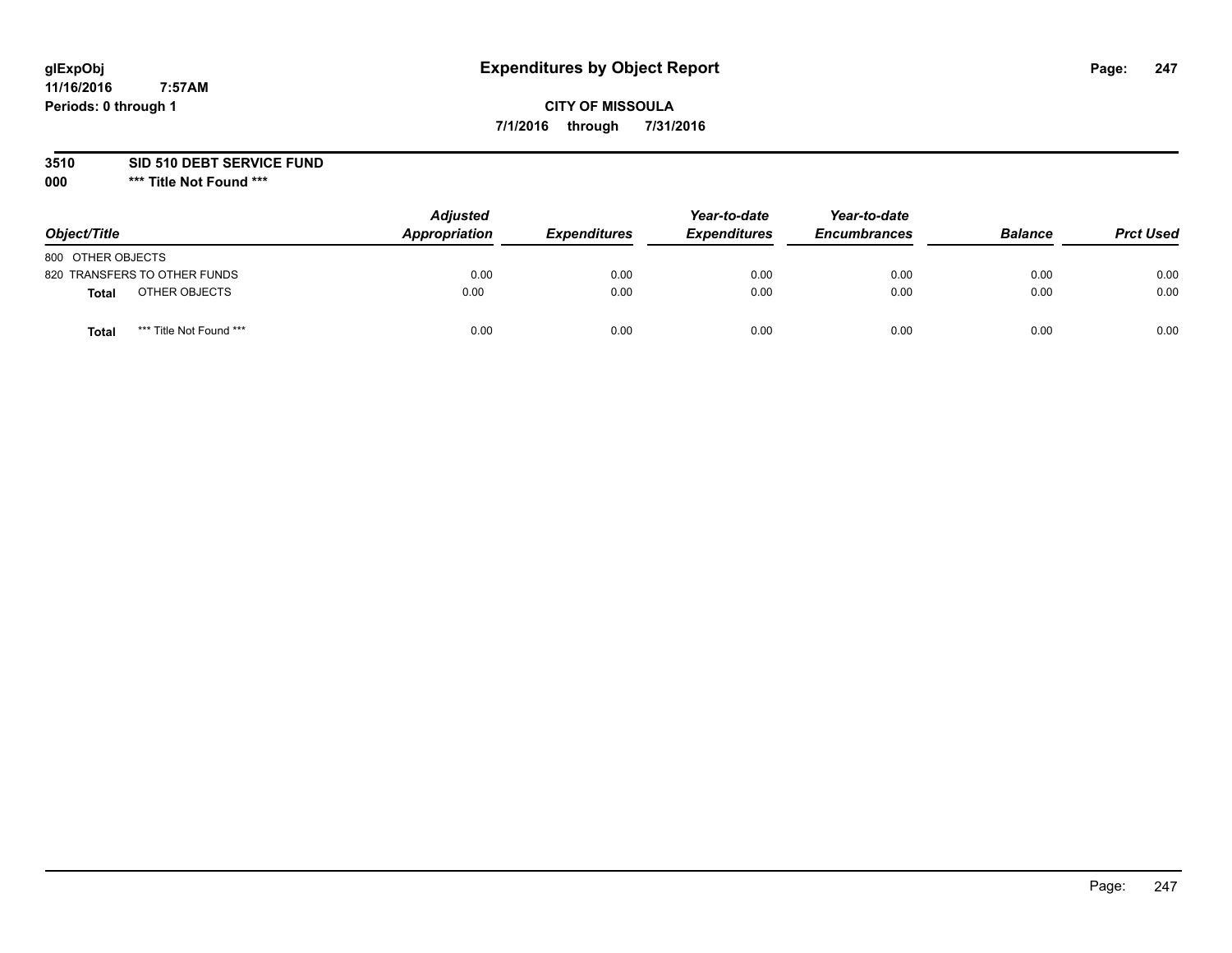**glExpObj**
**11/16/2016 7:57AM**
**Periods: 0 through 1**

# Expenditures by Object Report

**CITY OF MISSOULA**

**7/1/2016 through 7/31/2016**

**3510 SID 510 DEBT SERVICE FUND**

**000 \*\*\* Title Not Found \*\*\***

| Object/Title | | Adjusted Appropriation | Expenditures | Year-to-date Expenditures | Year-to-date Encumbrances | Balance | Prct Used |
|---|---|---|---|---|---|---|---|
| 800 OTHER OBJECTS | | | | | | | |
| 820 TRANSFERS TO OTHER FUNDS | | 0.00 | 0.00 | 0.00 | 0.00 | 0.00 | 0.00 |
| **Total** | OTHER OBJECTS | 0.00 | 0.00 | 0.00 | 0.00 | 0.00 | 0.00 |
| **Total** | *** Title Not Found *** | 0.00 | 0.00 | 0.00 | 0.00 | 0.00 | 0.00 |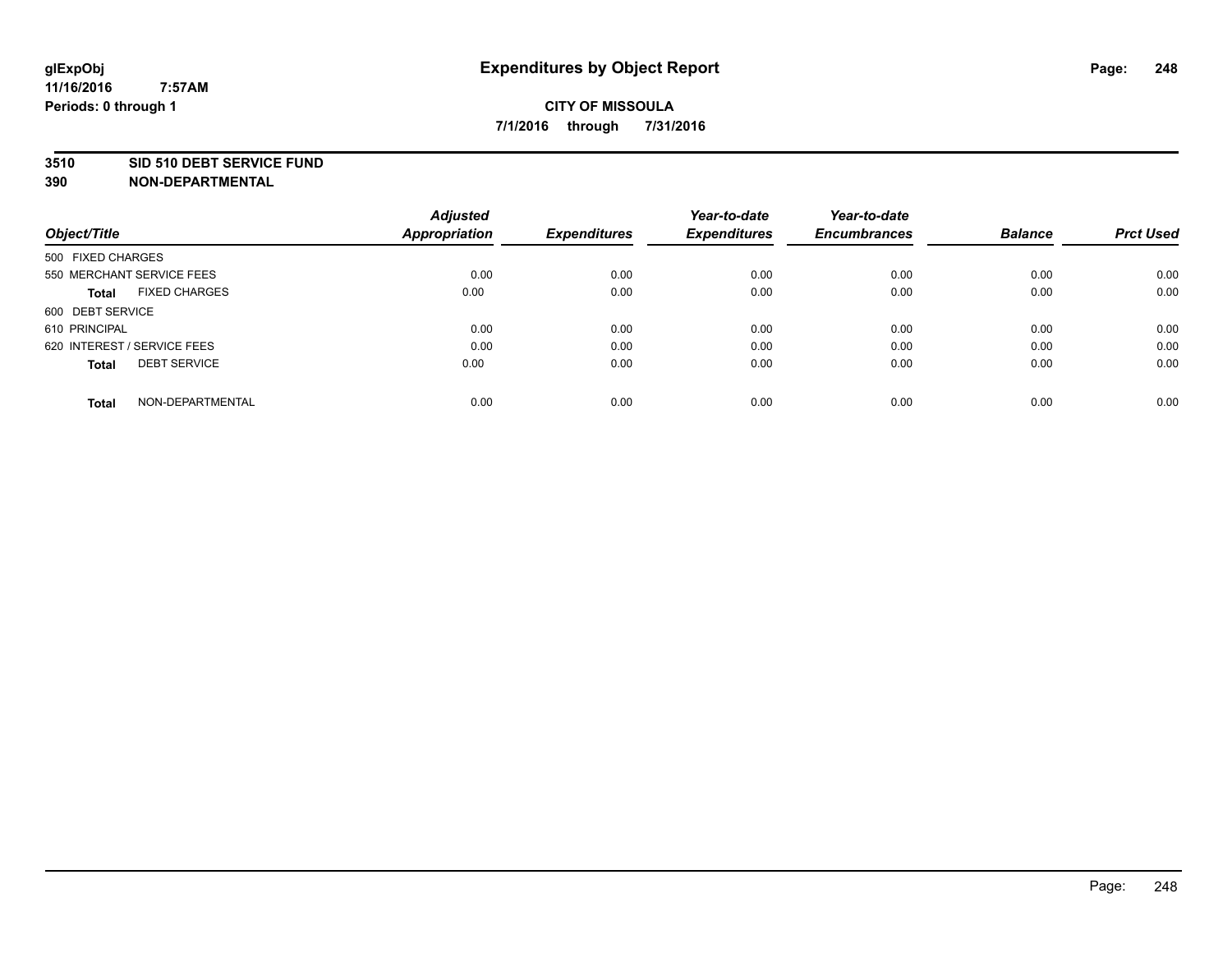**glExpObj** **Expenditures by Object Report**

**11/16/2016 7:57AM**

**Periods: 0 through 1**

**CITY OF MISSOULA**

**7/1/2016 through 7/31/2016**

## 3510 SID 510 DEBT SERVICE FUND
## 390 NON-DEPARTMENTAL

| Object/Title | Adjusted Appropriation | Expenditures | Year-to-date Expenditures | Year-to-date Encumbrances | Balance | Prct Used |
|---|---|---|---|---|---|---|
| 500 FIXED CHARGES | | | | | | |
| 550 MERCHANT SERVICE FEES | 0.00 | 0.00 | 0.00 | 0.00 | 0.00 | 0.00 |
| **Total** FIXED CHARGES | 0.00 | 0.00 | 0.00 | 0.00 | 0.00 | 0.00 |
| 600 DEBT SERVICE | | | | | | |
| 610 PRINCIPAL | 0.00 | 0.00 | 0.00 | 0.00 | 0.00 | 0.00 |
| 620 INTEREST / SERVICE FEES | 0.00 | 0.00 | 0.00 | 0.00 | 0.00 | 0.00 |
| **Total** DEBT SERVICE | 0.00 | 0.00 | 0.00 | 0.00 | 0.00 | 0.00 |
| **Total** NON-DEPARTMENTAL | 0.00 | 0.00 | 0.00 | 0.00 | 0.00 | 0.00 |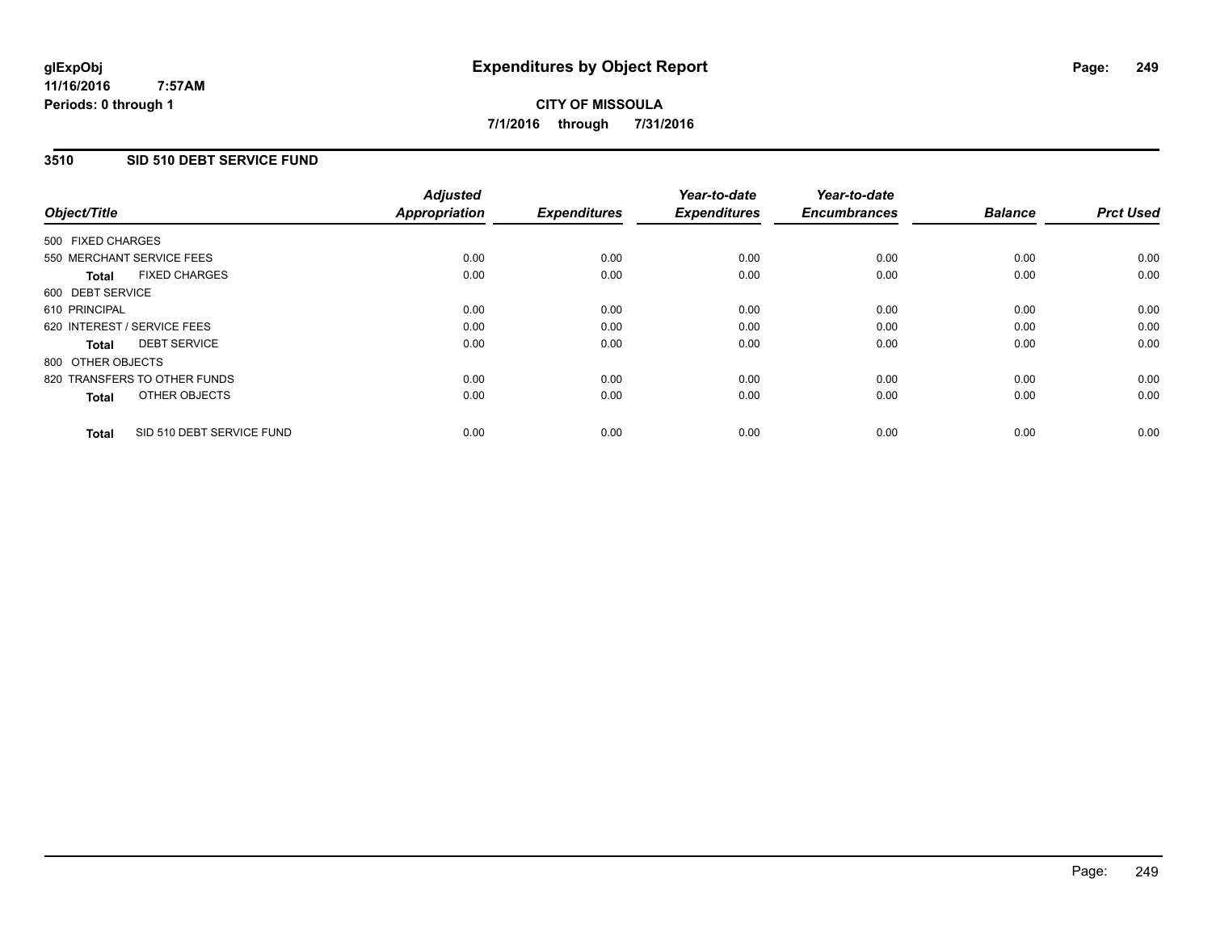**glExpObj**
**11/16/2016 7:57AM**
**Periods: 0 through 1**

# Expenditures by Object Report

**CITY OF MISSOULA**
**7/1/2016 through 7/31/2016**

## 3510 SID 510 DEBT SERVICE FUND

| Object/Title | Adjusted Appropriation | Expenditures | Year-to-date Expenditures | Year-to-date Encumbrances | Balance | Prct Used |
|---|---|---|---|---|---|---|
| 500 FIXED CHARGES | | | | | | |
| 550 MERCHANT SERVICE FEES | 0.00 | 0.00 | 0.00 | 0.00 | 0.00 | 0.00 |
| **Total** FIXED CHARGES | 0.00 | 0.00 | 0.00 | 0.00 | 0.00 | 0.00 |
| 600 DEBT SERVICE | | | | | | |
| 610 PRINCIPAL | 0.00 | 0.00 | 0.00 | 0.00 | 0.00 | 0.00 |
| 620 INTEREST / SERVICE FEES | 0.00 | 0.00 | 0.00 | 0.00 | 0.00 | 0.00 |
| **Total** DEBT SERVICE | 0.00 | 0.00 | 0.00 | 0.00 | 0.00 | 0.00 |
| 800 OTHER OBJECTS | | | | | | |
| 820 TRANSFERS TO OTHER FUNDS | 0.00 | 0.00 | 0.00 | 0.00 | 0.00 | 0.00 |
| **Total** OTHER OBJECTS | 0.00 | 0.00 | 0.00 | 0.00 | 0.00 | 0.00 |
| **Total** SID 510 DEBT SERVICE FUND | 0.00 | 0.00 | 0.00 | 0.00 | 0.00 | 0.00 |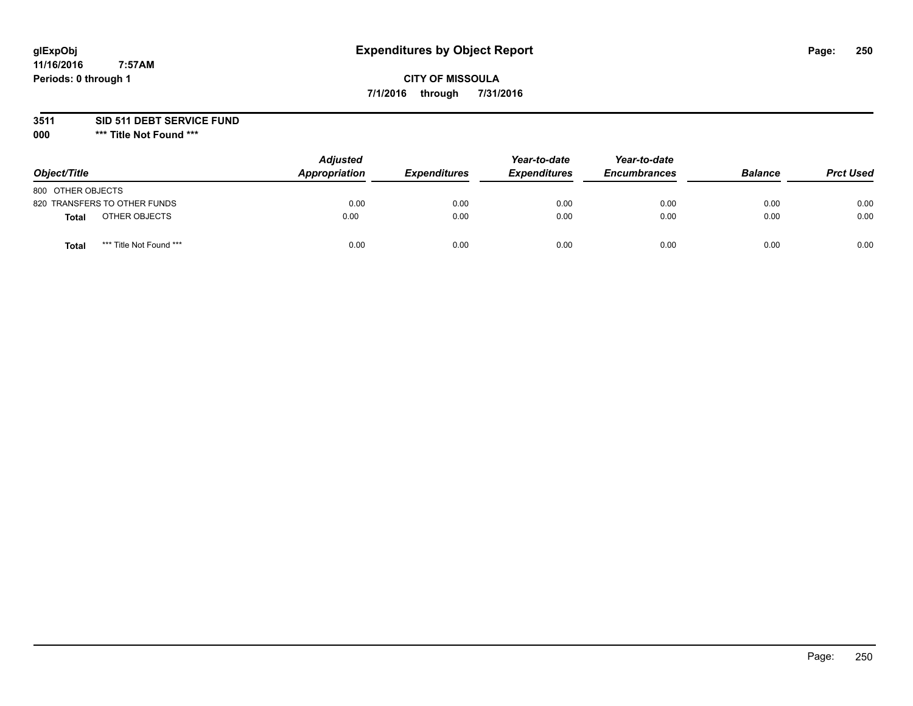glExpObj
11/16/2016 7:57AM
Periods: 0 through 1

# Expenditures by Object Report

**CITY OF MISSOULA**
**7/1/2016 through 7/31/2016**

**3511 SID 511 DEBT SERVICE FUND**
**000 \*\*\* Title Not Found \*\*\***

| Object/Title | Adjusted Appropriation | Expenditures | Year-to-date Expenditures | Year-to-date Encumbrances | Balance | Prct Used |
|---|---|---|---|---|---|---|
| 800 OTHER OBJECTS | | | | | | |
| 820 TRANSFERS TO OTHER FUNDS | 0.00 | 0.00 | 0.00 | 0.00 | 0.00 | 0.00 |
| **Total** OTHER OBJECTS | 0.00 | 0.00 | 0.00 | 0.00 | 0.00 | 0.00 |
| **Total** *** Title Not Found *** | 0.00 | 0.00 | 0.00 | 0.00 | 0.00 | 0.00 |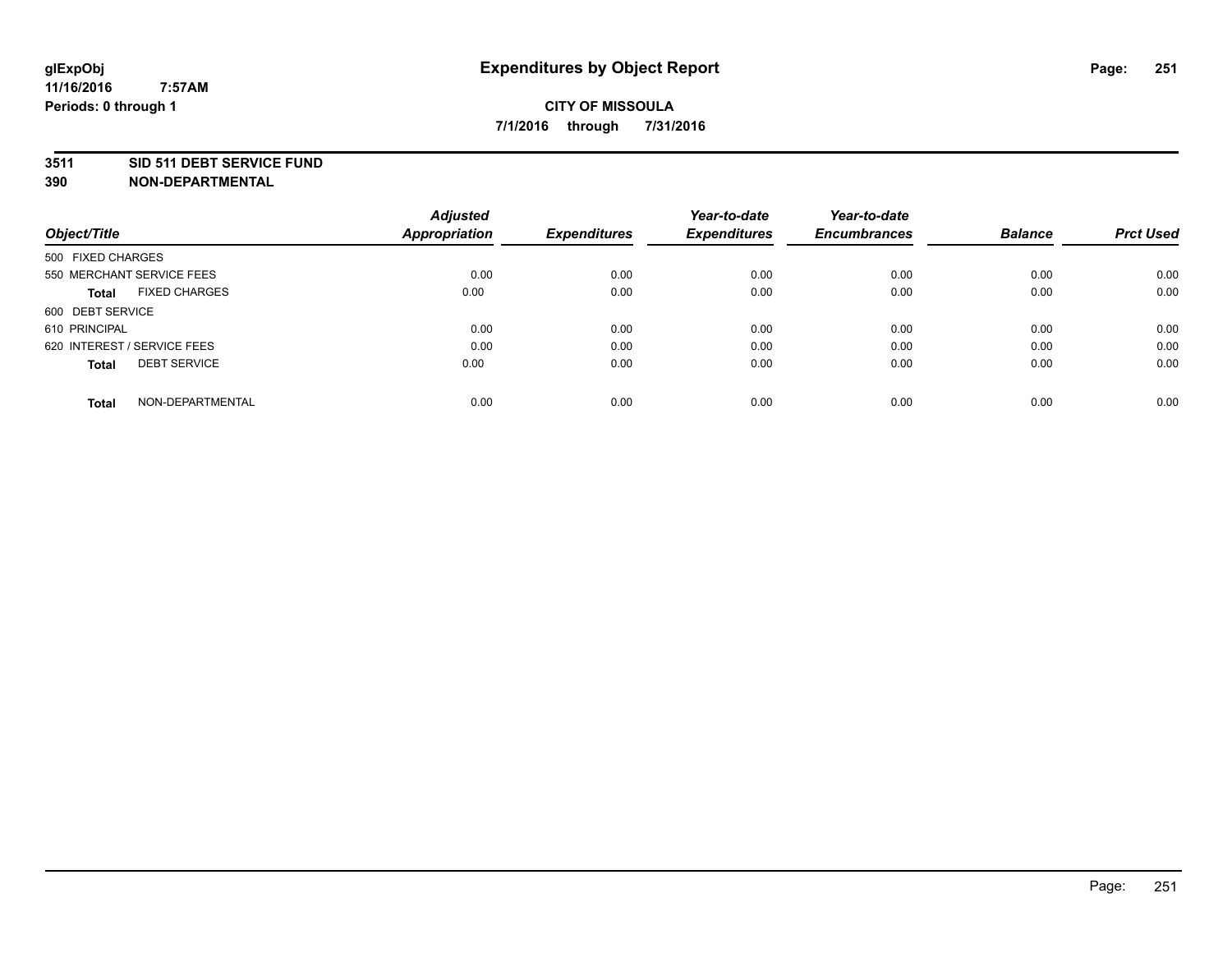glExpObj
11/16/2016 7:57AM
Periods: 0 through 1

# Expenditures by Object Report

**CITY OF MISSOULA**
**7/1/2016 through 7/31/2016**

**3511 SID 511 DEBT SERVICE FUND**
**390 NON-DEPARTMENTAL**

| Object/Title | Adjusted Appropriation | Expenditures | Year-to-date Expenditures | Year-to-date Encumbrances | Balance | Prct Used |
|---|---|---|---|---|---|---|
| 500 FIXED CHARGES | | | | | | |
| 550 MERCHANT SERVICE FEES | 0.00 | 0.00 | 0.00 | 0.00 | 0.00 | 0.00 |
| **Total** FIXED CHARGES | 0.00 | 0.00 | 0.00 | 0.00 | 0.00 | 0.00 |
| 600 DEBT SERVICE | | | | | | |
| 610 PRINCIPAL | 0.00 | 0.00 | 0.00 | 0.00 | 0.00 | 0.00 |
| 620 INTEREST / SERVICE FEES | 0.00 | 0.00 | 0.00 | 0.00 | 0.00 | 0.00 |
| **Total** DEBT SERVICE | 0.00 | 0.00 | 0.00 | 0.00 | 0.00 | 0.00 |
| **Total** NON-DEPARTMENTAL | 0.00 | 0.00 | 0.00 | 0.00 | 0.00 | 0.00 |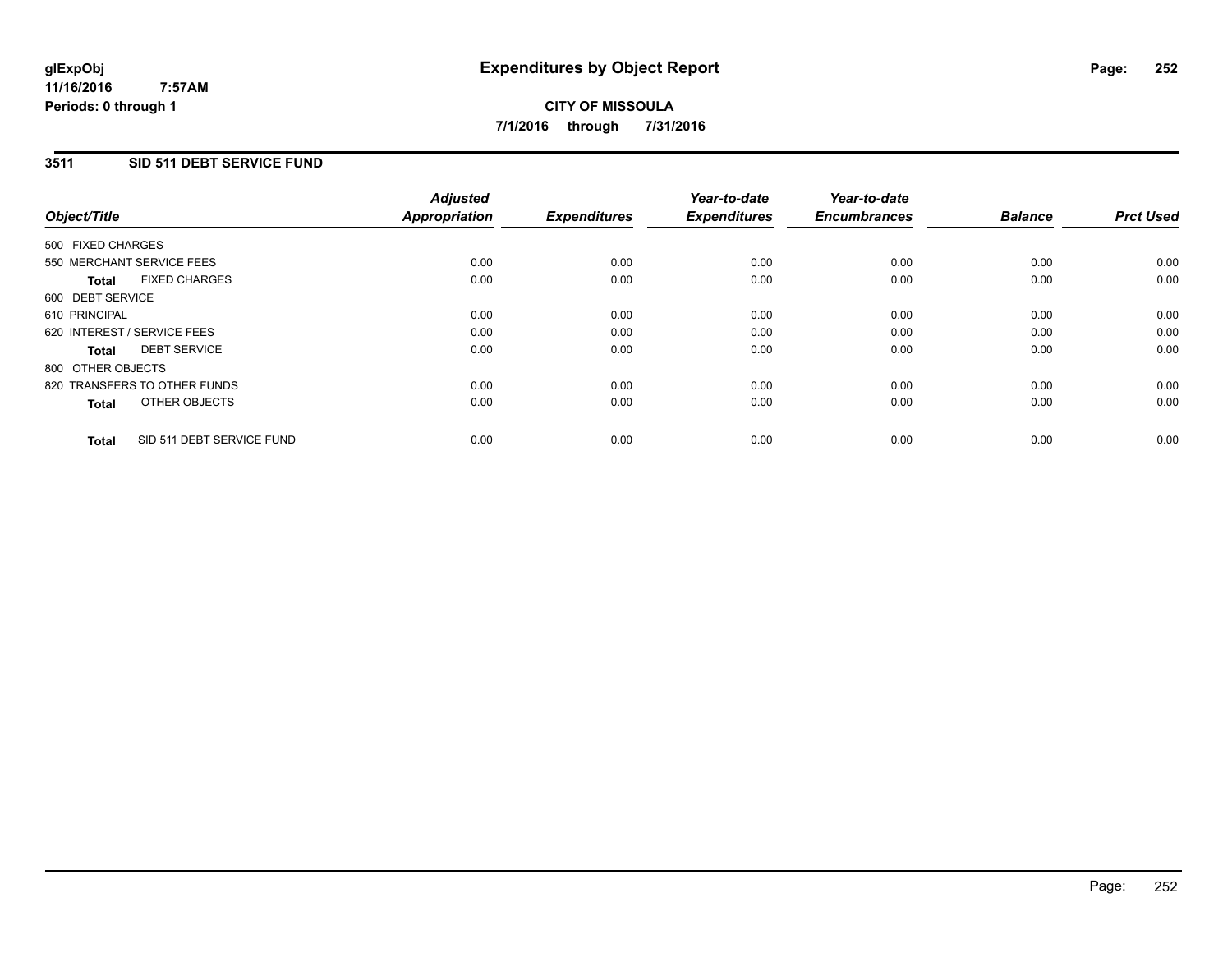**glExpObj**
**11/16/2016 7:57AM**
**Periods: 0 through 1**

# Expenditures by Object Report

**CITY OF MISSOULA**
**7/1/2016 through 7/31/2016**

## 3511 SID 511 DEBT SERVICE FUND

| Object/Title | Adjusted Appropriation | Expenditures | Year-to-date Expenditures | Year-to-date Encumbrances | Balance | Prct Used |
|---|---|---|---|---|---|---|
| 500 FIXED CHARGES | | | | | | |
| 550 MERCHANT SERVICE FEES | 0.00 | 0.00 | 0.00 | 0.00 | 0.00 | 0.00 |
| **Total** FIXED CHARGES | 0.00 | 0.00 | 0.00 | 0.00 | 0.00 | 0.00 |
| 600 DEBT SERVICE | | | | | | |
| 610 PRINCIPAL | 0.00 | 0.00 | 0.00 | 0.00 | 0.00 | 0.00 |
| 620 INTEREST / SERVICE FEES | 0.00 | 0.00 | 0.00 | 0.00 | 0.00 | 0.00 |
| **Total** DEBT SERVICE | 0.00 | 0.00 | 0.00 | 0.00 | 0.00 | 0.00 |
| 800 OTHER OBJECTS | | | | | | |
| 820 TRANSFERS TO OTHER FUNDS | 0.00 | 0.00 | 0.00 | 0.00 | 0.00 | 0.00 |
| **Total** OTHER OBJECTS | 0.00 | 0.00 | 0.00 | 0.00 | 0.00 | 0.00 |
| **Total** SID 511 DEBT SERVICE FUND | 0.00 | 0.00 | 0.00 | 0.00 | 0.00 | 0.00 |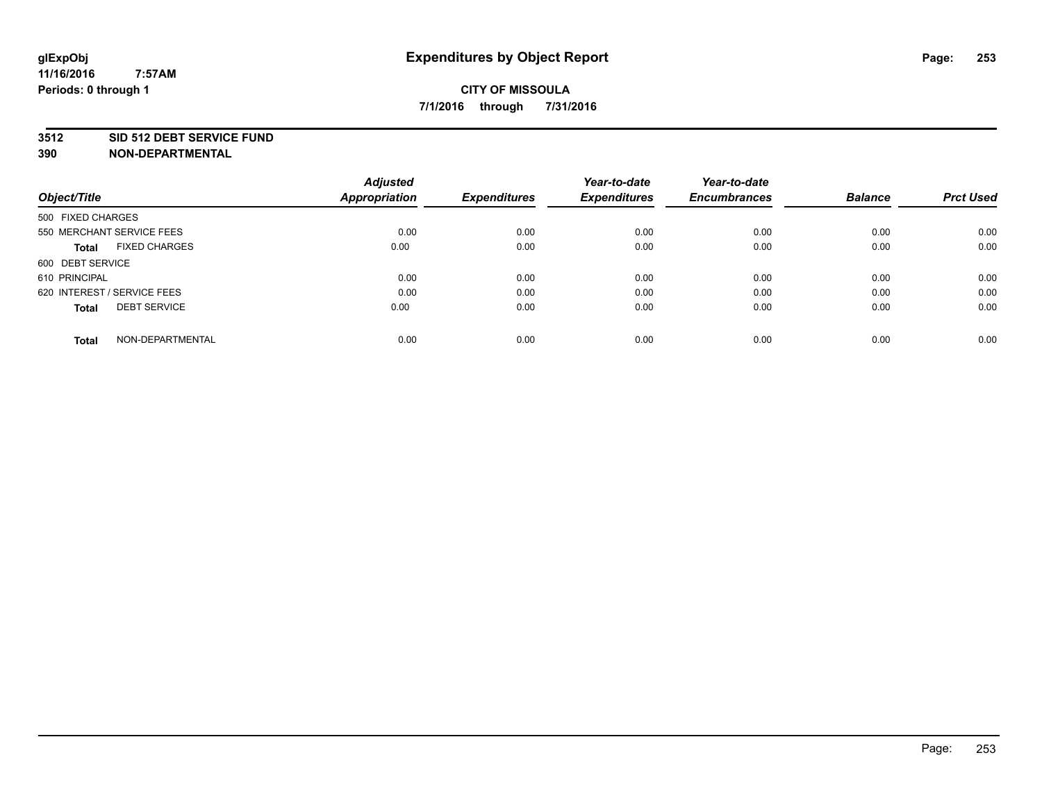**glExpObj** **Expenditures by Object Report**

**11/16/2016 7:57AM**

**Periods: 0 through 1**

**CITY OF MISSOULA**

**7/1/2016 through 7/31/2016**

**3512 SID 512 DEBT SERVICE FUND**

**390 NON-DEPARTMENTAL**

| Object/Title | Adjusted Appropriation | Expenditures | Year-to-date Expenditures | Year-to-date Encumbrances | Balance | Prct Used |
|---|---|---|---|---|---|---|
| 500 FIXED CHARGES | | | | | | |
| 550 MERCHANT SERVICE FEES | 0.00 | 0.00 | 0.00 | 0.00 | 0.00 | 0.00 |
| **Total** FIXED CHARGES | 0.00 | 0.00 | 0.00 | 0.00 | 0.00 | 0.00 |
| 600 DEBT SERVICE | | | | | | |
| 610 PRINCIPAL | 0.00 | 0.00 | 0.00 | 0.00 | 0.00 | 0.00 |
| 620 INTEREST / SERVICE FEES | 0.00 | 0.00 | 0.00 | 0.00 | 0.00 | 0.00 |
| **Total** DEBT SERVICE | 0.00 | 0.00 | 0.00 | 0.00 | 0.00 | 0.00 |
| **Total** NON-DEPARTMENTAL | 0.00 | 0.00 | 0.00 | 0.00 | 0.00 | 0.00 |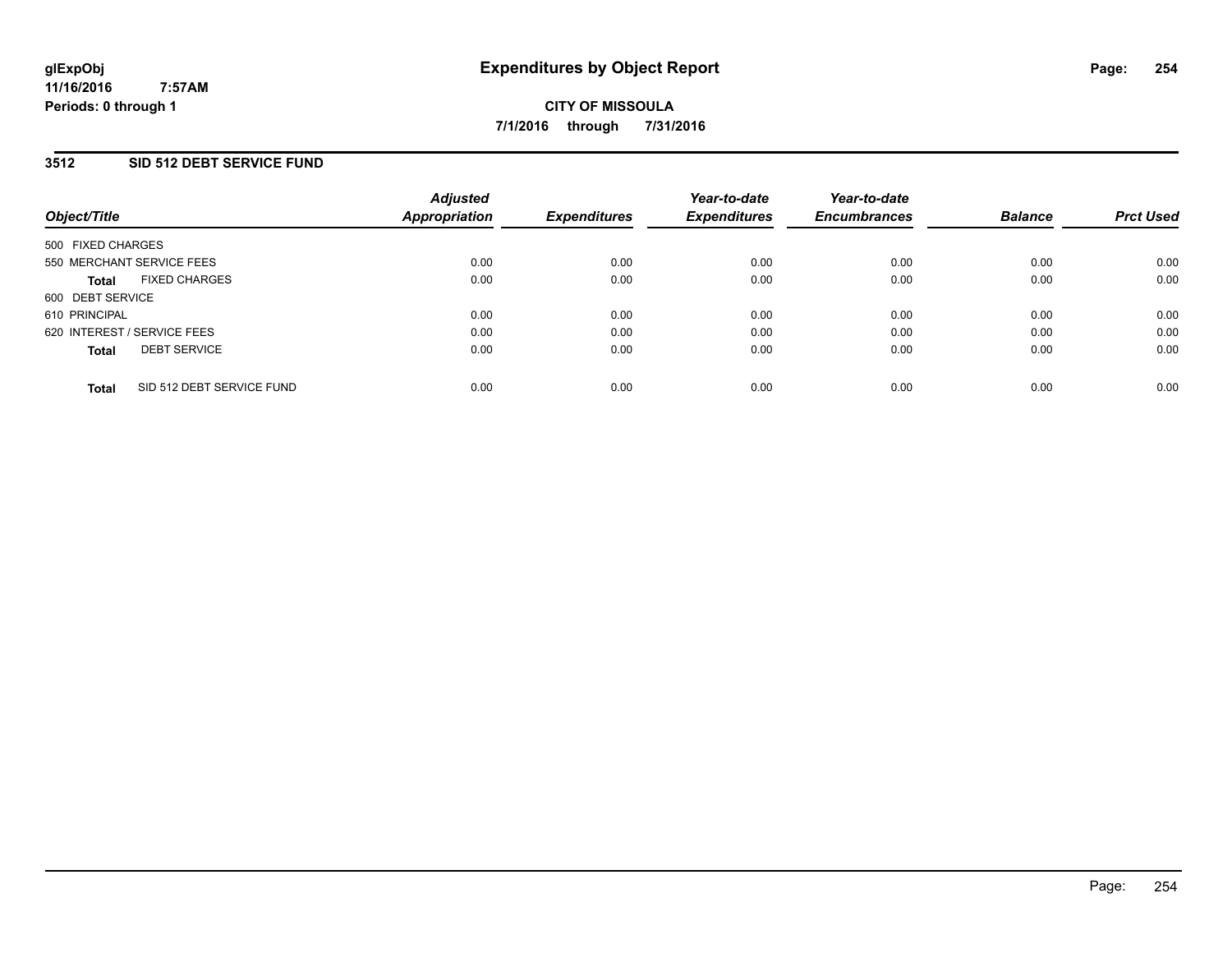# Expenditures by Object Report

glExpObj
11/16/2016 7:57AM
Periods: 0 through 1

**CITY OF MISSOULA**
**7/1/2016 through 7/31/2016**

## 3512 SID 512 DEBT SERVICE FUND

| Object/Title | Adjusted Appropriation | Expenditures | Year-to-date Expenditures | Year-to-date Encumbrances | Balance | Prct Used |
|---|---|---|---|---|---|---|
| 500 FIXED CHARGES | | | | | | |
| 550 MERCHANT SERVICE FEES | 0.00 | 0.00 | 0.00 | 0.00 | 0.00 | 0.00 |
| **Total** FIXED CHARGES | 0.00 | 0.00 | 0.00 | 0.00 | 0.00 | 0.00 |
| 600 DEBT SERVICE | | | | | | |
| 610 PRINCIPAL | 0.00 | 0.00 | 0.00 | 0.00 | 0.00 | 0.00 |
| 620 INTEREST / SERVICE FEES | 0.00 | 0.00 | 0.00 | 0.00 | 0.00 | 0.00 |
| **Total** DEBT SERVICE | 0.00 | 0.00 | 0.00 | 0.00 | 0.00 | 0.00 |
| **Total** SID 512 DEBT SERVICE FUND | 0.00 | 0.00 | 0.00 | 0.00 | 0.00 | 0.00 |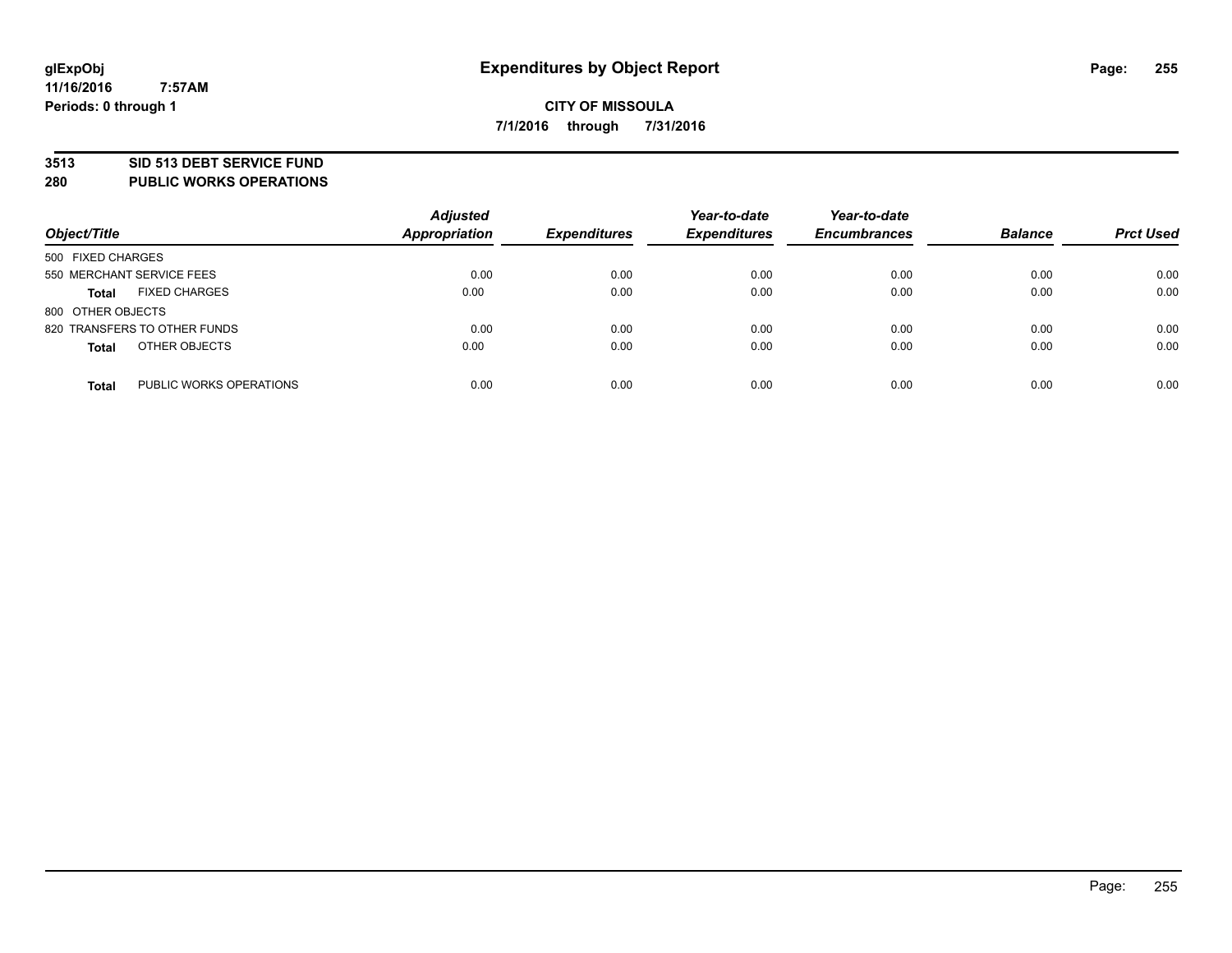glExpObj
11/16/2016 7:57AM
Periods: 0 through 1

# Expenditures by Object Report

**CITY OF MISSOULA**
**7/1/2016 through 7/31/2016**

**3513 SID 513 DEBT SERVICE FUND**
**280 PUBLIC WORKS OPERATIONS**

| Object/Title | | Adjusted Appropriation | Expenditures | Year-to-date Expenditures | Year-to-date Encumbrances | Balance | Prct Used |
|---|---|---|---|---|---|---|---|
| 500 FIXED CHARGES | | | | | | | |
| 550 MERCHANT SERVICE FEES | | 0.00 | 0.00 | 0.00 | 0.00 | 0.00 | 0.00 |
| **Total** | FIXED CHARGES | 0.00 | 0.00 | 0.00 | 0.00 | 0.00 | 0.00 |
| 800 OTHER OBJECTS | | | | | | | |
| 820 TRANSFERS TO OTHER FUNDS | | 0.00 | 0.00 | 0.00 | 0.00 | 0.00 | 0.00 |
| **Total** | OTHER OBJECTS | 0.00 | 0.00 | 0.00 | 0.00 | 0.00 | 0.00 |
| **Total** | PUBLIC WORKS OPERATIONS | 0.00 | 0.00 | 0.00 | 0.00 | 0.00 | 0.00 |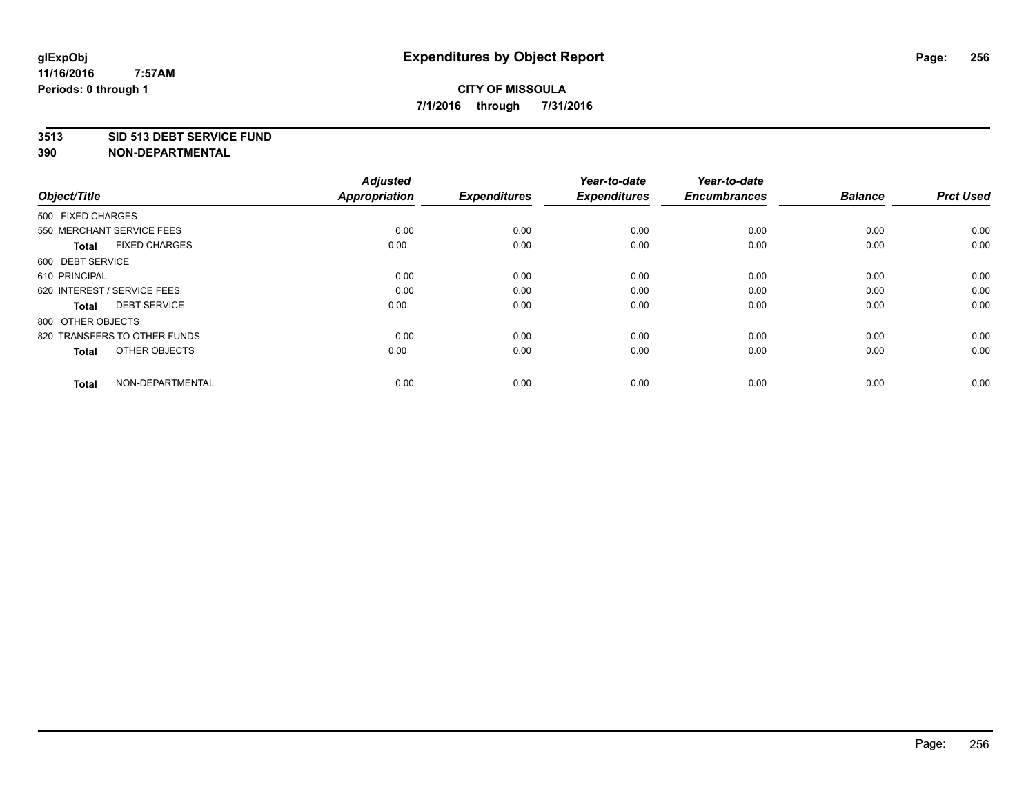glExpObj
11/16/2016 7:57AM
Periods: 0 through 1

# Expenditures by Object Report

**CITY OF MISSOULA**
**7/1/2016 through 7/31/2016**

**3513 SID 513 DEBT SERVICE FUND**
**390 NON-DEPARTMENTAL**

| Object/Title | Adjusted Appropriation | Expenditures | Year-to-date Expenditures | Year-to-date Encumbrances | Balance | Prct Used |
|---|---|---|---|---|---|---|
| 500 FIXED CHARGES | | | | | | |
| 550 MERCHANT SERVICE FEES | 0.00 | 0.00 | 0.00 | 0.00 | 0.00 | 0.00 |
| **Total** FIXED CHARGES | 0.00 | 0.00 | 0.00 | 0.00 | 0.00 | 0.00 |
| 600 DEBT SERVICE | | | | | | |
| 610 PRINCIPAL | 0.00 | 0.00 | 0.00 | 0.00 | 0.00 | 0.00 |
| 620 INTEREST / SERVICE FEES | 0.00 | 0.00 | 0.00 | 0.00 | 0.00 | 0.00 |
| **Total** DEBT SERVICE | 0.00 | 0.00 | 0.00 | 0.00 | 0.00 | 0.00 |
| 800 OTHER OBJECTS | | | | | | |
| 820 TRANSFERS TO OTHER FUNDS | 0.00 | 0.00 | 0.00 | 0.00 | 0.00 | 0.00 |
| **Total** OTHER OBJECTS | 0.00 | 0.00 | 0.00 | 0.00 | 0.00 | 0.00 |
| **Total** NON-DEPARTMENTAL | 0.00 | 0.00 | 0.00 | 0.00 | 0.00 | 0.00 |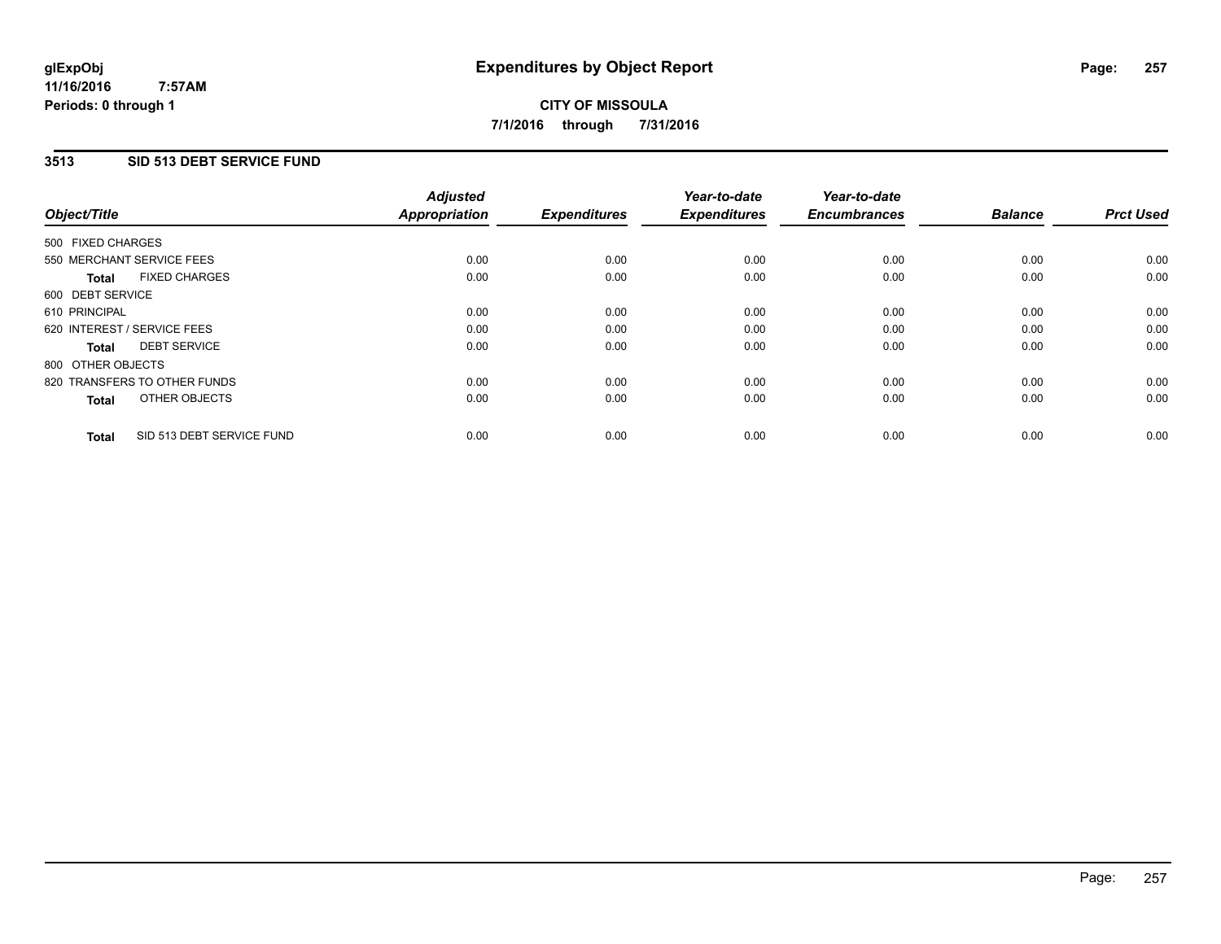**glExpObj**
**11/16/2016 7:57AM**
**Periods: 0 through 1**

# Expenditures by Object Report

**CITY OF MISSOULA**
**7/1/2016 through 7/31/2016**

## 3513 SID 513 DEBT SERVICE FUND

| Object/Title | Adjusted Appropriation | Expenditures | Year-to-date Expenditures | Year-to-date Encumbrances | Balance | Prct Used |
|---|---|---|---|---|---|---|
| 500 FIXED CHARGES | | | | | | |
| 550 MERCHANT SERVICE FEES | 0.00 | 0.00 | 0.00 | 0.00 | 0.00 | 0.00 |
| **Total** FIXED CHARGES | 0.00 | 0.00 | 0.00 | 0.00 | 0.00 | 0.00 |
| 600 DEBT SERVICE | | | | | | |
| 610 PRINCIPAL | 0.00 | 0.00 | 0.00 | 0.00 | 0.00 | 0.00 |
| 620 INTEREST / SERVICE FEES | 0.00 | 0.00 | 0.00 | 0.00 | 0.00 | 0.00 |
| **Total** DEBT SERVICE | 0.00 | 0.00 | 0.00 | 0.00 | 0.00 | 0.00 |
| 800 OTHER OBJECTS | | | | | | |
| 820 TRANSFERS TO OTHER FUNDS | 0.00 | 0.00 | 0.00 | 0.00 | 0.00 | 0.00 |
| **Total** OTHER OBJECTS | 0.00 | 0.00 | 0.00 | 0.00 | 0.00 | 0.00 |
| **Total** SID 513 DEBT SERVICE FUND | 0.00 | 0.00 | 0.00 | 0.00 | 0.00 | 0.00 |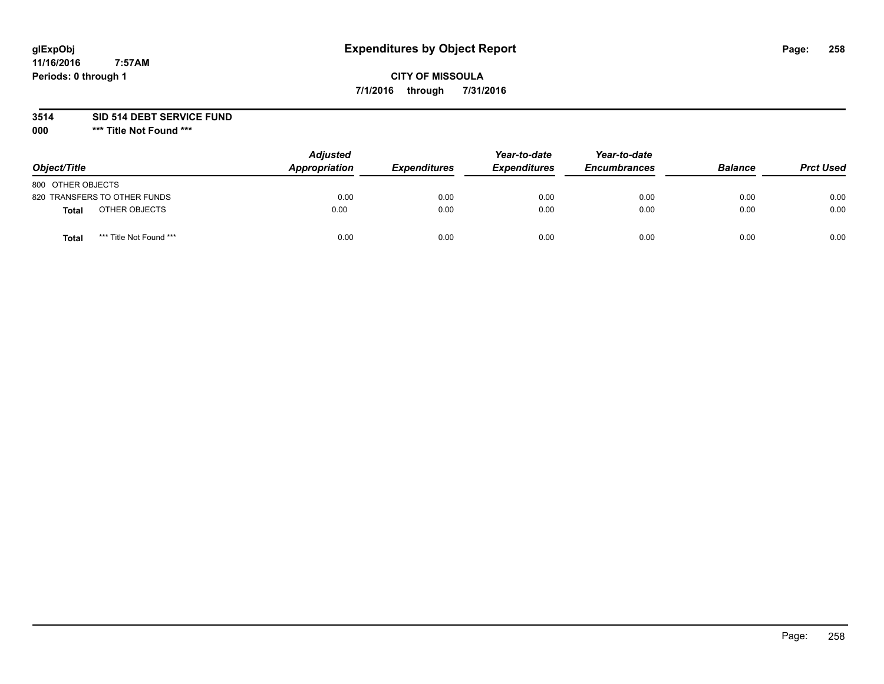# Expenditures by Object Report

glExpObj
11/16/2016 7:57AM
Periods: 0 through 1

**CITY OF MISSOULA**
**7/1/2016 through 7/31/2016**

**3514 SID 514 DEBT SERVICE FUND**
**000 *** Title Not Found *****

| Object/Title | Adjusted Appropriation | Expenditures | Year-to-date Expenditures | Year-to-date Encumbrances | Balance | Prct Used |
|---|---|---|---|---|---|---|
| 800 OTHER OBJECTS | | | | | | |
| 820 TRANSFERS TO OTHER FUNDS | 0.00 | 0.00 | 0.00 | 0.00 | 0.00 | 0.00 |
| **Total** OTHER OBJECTS | 0.00 | 0.00 | 0.00 | 0.00 | 0.00 | 0.00 |
| **Total** *** Title Not Found *** | 0.00 | 0.00 | 0.00 | 0.00 | 0.00 | 0.00 |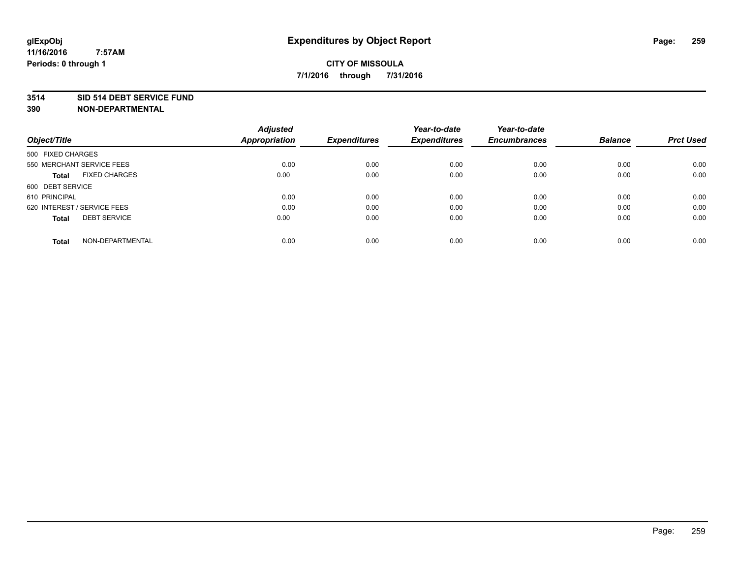# Expenditures by Object Report

**CITY OF MISSOULA**

**7/1/2016 through 7/31/2016**

glExpObj
11/16/2016 7:57AM
Periods: 0 through 1

**3514 SID 514 DEBT SERVICE FUND**
**390 NON-DEPARTMENTAL**

| Object/Title | Adjusted Appropriation | Expenditures | Year-to-date Expenditures | Year-to-date Encumbrances | Balance | Prct Used |
|---|---|---|---|---|---|---|
| 500 FIXED CHARGES | | | | | | |
| 550 MERCHANT SERVICE FEES | 0.00 | 0.00 | 0.00 | 0.00 | 0.00 | 0.00 |
| **Total** FIXED CHARGES | 0.00 | 0.00 | 0.00 | 0.00 | 0.00 | 0.00 |
| 600 DEBT SERVICE | | | | | | |
| 610 PRINCIPAL | 0.00 | 0.00 | 0.00 | 0.00 | 0.00 | 0.00 |
| 620 INTEREST / SERVICE FEES | 0.00 | 0.00 | 0.00 | 0.00 | 0.00 | 0.00 |
| **Total** DEBT SERVICE | 0.00 | 0.00 | 0.00 | 0.00 | 0.00 | 0.00 |
| **Total** NON-DEPARTMENTAL | 0.00 | 0.00 | 0.00 | 0.00 | 0.00 | 0.00 |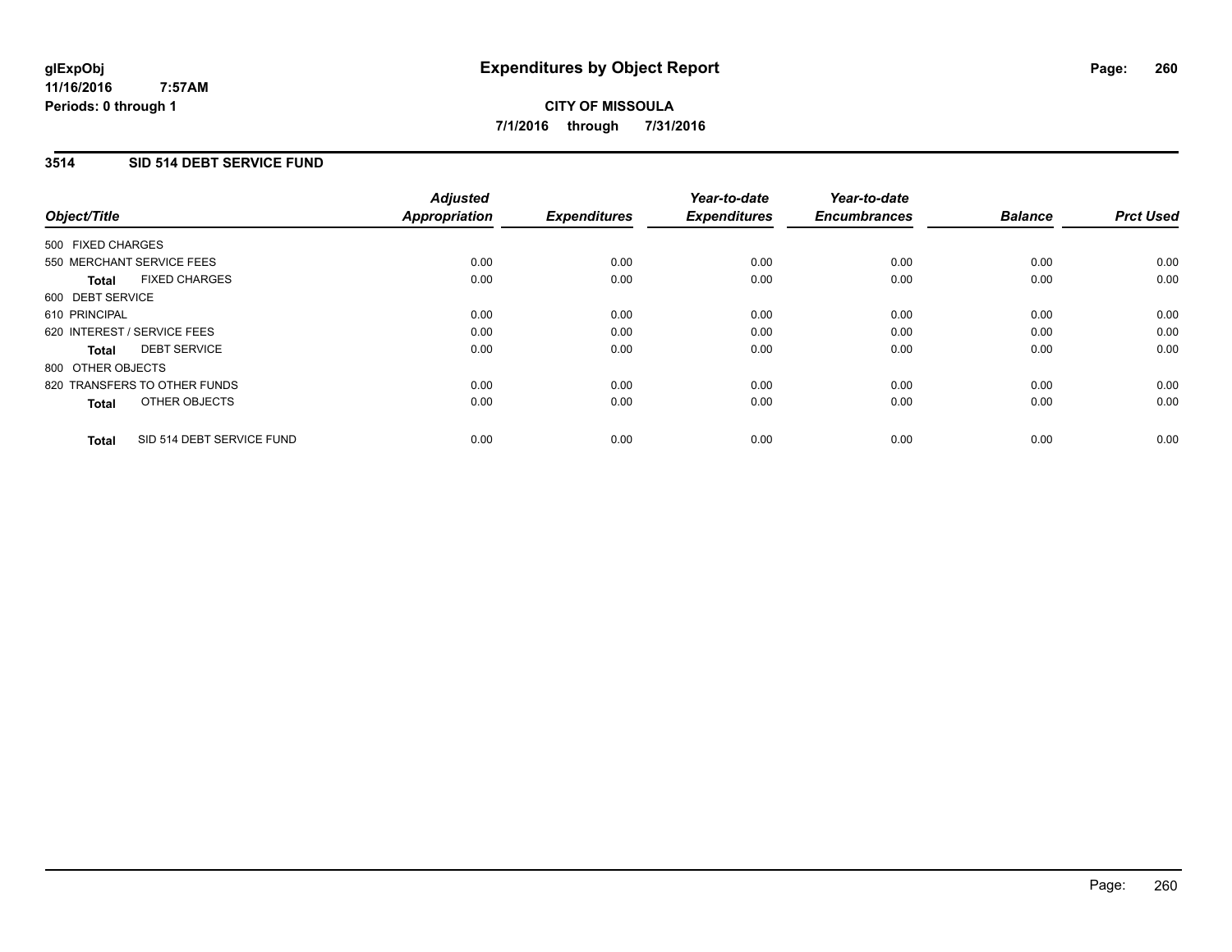**glExpObj** **Expenditures by Object Report**

**11/16/2016 7:57AM**

**Periods: 0 through 1**

**CITY OF MISSOULA**

**7/1/2016 through 7/31/2016**

## 3514 SID 514 DEBT SERVICE FUND

| Object/Title | | Adjusted Appropriation | Expenditures | Year-to-date Expenditures | Year-to-date Encumbrances | Balance | Prct Used |
|---|---|---|---|---|---|---|---|
| 500 FIXED CHARGES | | | | | | | |
| 550 MERCHANT SERVICE FEES | | 0.00 | 0.00 | 0.00 | 0.00 | 0.00 | 0.00 |
| **Total** | FIXED CHARGES | 0.00 | 0.00 | 0.00 | 0.00 | 0.00 | 0.00 |
| 600 DEBT SERVICE | | | | | | | |
| 610 PRINCIPAL | | 0.00 | 0.00 | 0.00 | 0.00 | 0.00 | 0.00 |
| 620 INTEREST / SERVICE FEES | | 0.00 | 0.00 | 0.00 | 0.00 | 0.00 | 0.00 |
| **Total** | DEBT SERVICE | 0.00 | 0.00 | 0.00 | 0.00 | 0.00 | 0.00 |
| 800 OTHER OBJECTS | | | | | | | |
| 820 TRANSFERS TO OTHER FUNDS | | 0.00 | 0.00 | 0.00 | 0.00 | 0.00 | 0.00 |
| **Total** | OTHER OBJECTS | 0.00 | 0.00 | 0.00 | 0.00 | 0.00 | 0.00 |
| **Total** | SID 514 DEBT SERVICE FUND | 0.00 | 0.00 | 0.00 | 0.00 | 0.00 | 0.00 |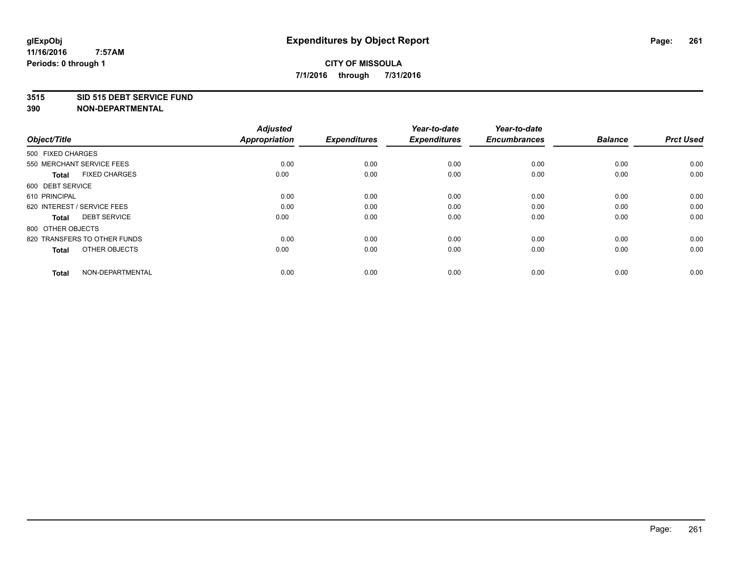**glExpObj**
**11/16/2016 7:57AM**
**Periods: 0 through 1**

# Expenditures by Object Report

**CITY OF MISSOULA**
**7/1/2016 through 7/31/2016**

**3515 SID 515 DEBT SERVICE FUND**
**390 NON-DEPARTMENTAL**

| Object/Title | Adjusted Appropriation | Expenditures | Year-to-date Expenditures | Year-to-date Encumbrances | Balance | Prct Used |
|---|---|---|---|---|---|---|
| 500 FIXED CHARGES | | | | | | |
| 550 MERCHANT SERVICE FEES | 0.00 | 0.00 | 0.00 | 0.00 | 0.00 | 0.00 |
| **Total** FIXED CHARGES | 0.00 | 0.00 | 0.00 | 0.00 | 0.00 | 0.00 |
| 600 DEBT SERVICE | | | | | | |
| 610 PRINCIPAL | 0.00 | 0.00 | 0.00 | 0.00 | 0.00 | 0.00 |
| 620 INTEREST / SERVICE FEES | 0.00 | 0.00 | 0.00 | 0.00 | 0.00 | 0.00 |
| **Total** DEBT SERVICE | 0.00 | 0.00 | 0.00 | 0.00 | 0.00 | 0.00 |
| 800 OTHER OBJECTS | | | | | | |
| 820 TRANSFERS TO OTHER FUNDS | 0.00 | 0.00 | 0.00 | 0.00 | 0.00 | 0.00 |
| **Total** OTHER OBJECTS | 0.00 | 0.00 | 0.00 | 0.00 | 0.00 | 0.00 |
| **Total** NON-DEPARTMENTAL | 0.00 | 0.00 | 0.00 | 0.00 | 0.00 | 0.00 |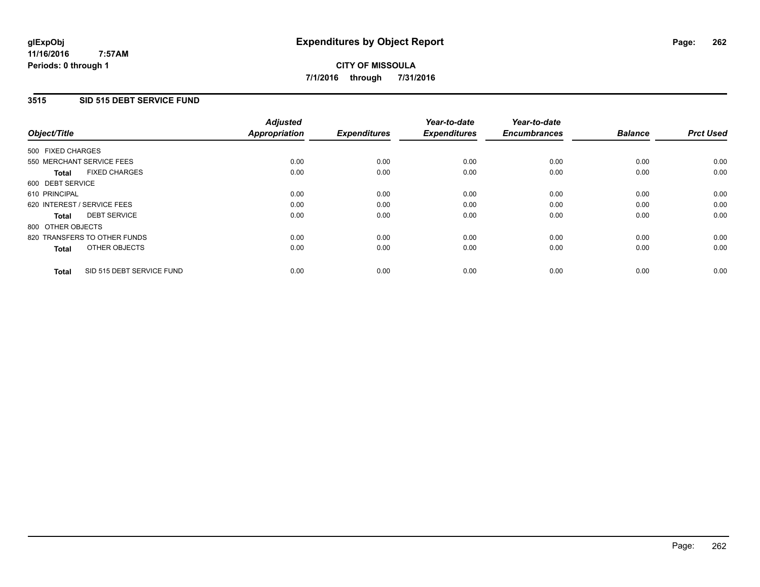**glExpObj**
**11/16/2016 7:57AM**
**Periods: 0 through 1**

# Expenditures by Object Report

**CITY OF MISSOULA**
**7/1/2016 through 7/31/2016**

## 3515 SID 515 DEBT SERVICE FUND

| Object/Title | | Adjusted Appropriation | Expenditures | Year-to-date Expenditures | Year-to-date Encumbrances | Balance | Prct Used |
|---|---|---|---|---|---|---|---|
| 500 FIXED CHARGES | | | | | | | |
| 550 MERCHANT SERVICE FEES | | 0.00 | 0.00 | 0.00 | 0.00 | 0.00 | 0.00 |
| **Total** | FIXED CHARGES | 0.00 | 0.00 | 0.00 | 0.00 | 0.00 | 0.00 |
| 600 DEBT SERVICE | | | | | | | |
| 610 PRINCIPAL | | 0.00 | 0.00 | 0.00 | 0.00 | 0.00 | 0.00 |
| 620 INTEREST / SERVICE FEES | | 0.00 | 0.00 | 0.00 | 0.00 | 0.00 | 0.00 |
| **Total** | DEBT SERVICE | 0.00 | 0.00 | 0.00 | 0.00 | 0.00 | 0.00 |
| 800 OTHER OBJECTS | | | | | | | |
| 820 TRANSFERS TO OTHER FUNDS | | 0.00 | 0.00 | 0.00 | 0.00 | 0.00 | 0.00 |
| **Total** | OTHER OBJECTS | 0.00 | 0.00 | 0.00 | 0.00 | 0.00 | 0.00 |
| **Total** | SID 515 DEBT SERVICE FUND | 0.00 | 0.00 | 0.00 | 0.00 | 0.00 | 0.00 |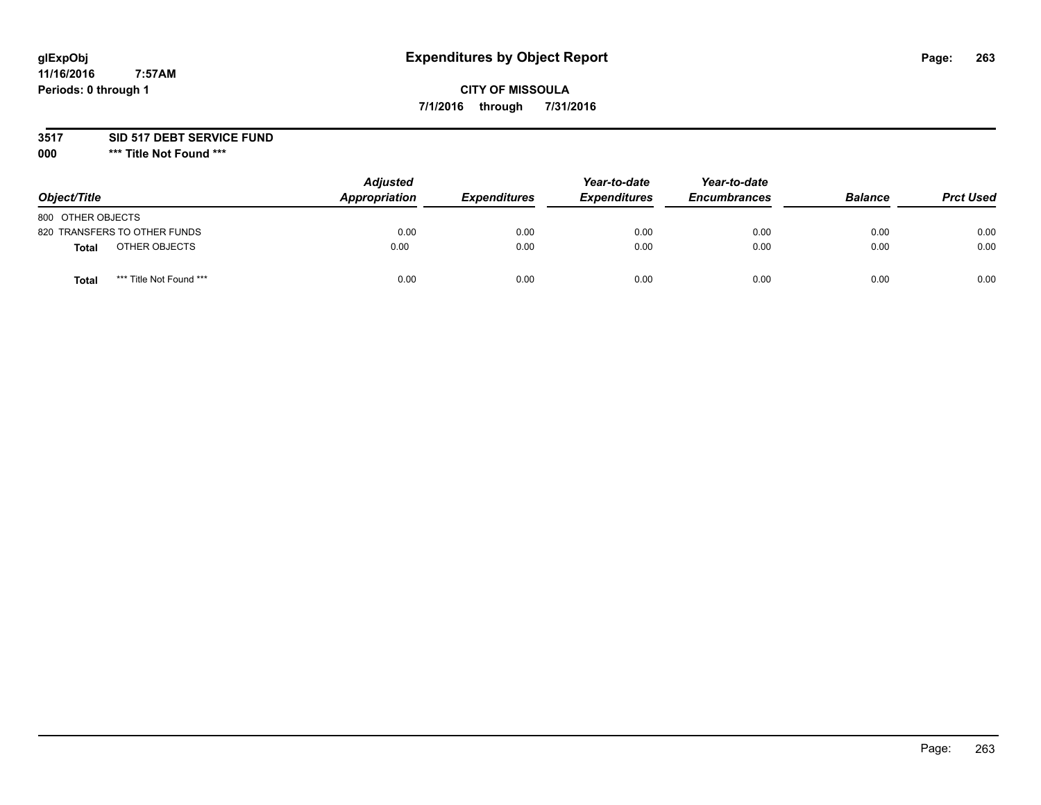glExpObj
11/16/2016 7:57AM
Periods: 0 through 1

# Expenditures by Object Report

**CITY OF MISSOULA**

**7/1/2016 through 7/31/2016**

**3517 SID 517 DEBT SERVICE FUND**

**000 \*\*\* Title Not Found \*\*\***

| Object/Title | | Adjusted Appropriation | Expenditures | Year-to-date Expenditures | Year-to-date Encumbrances | Balance | Prct Used |
|---|---|---|---|---|---|---|---|
| 800 OTHER OBJECTS | | | | | | | |
| 820 TRANSFERS TO OTHER FUNDS | | 0.00 | 0.00 | 0.00 | 0.00 | 0.00 | 0.00 |
| **Total** | OTHER OBJECTS | 0.00 | 0.00 | 0.00 | 0.00 | 0.00 | 0.00 |
| **Total** | \*\*\* Title Not Found \*\*\* | 0.00 | 0.00 | 0.00 | 0.00 | 0.00 | 0.00 |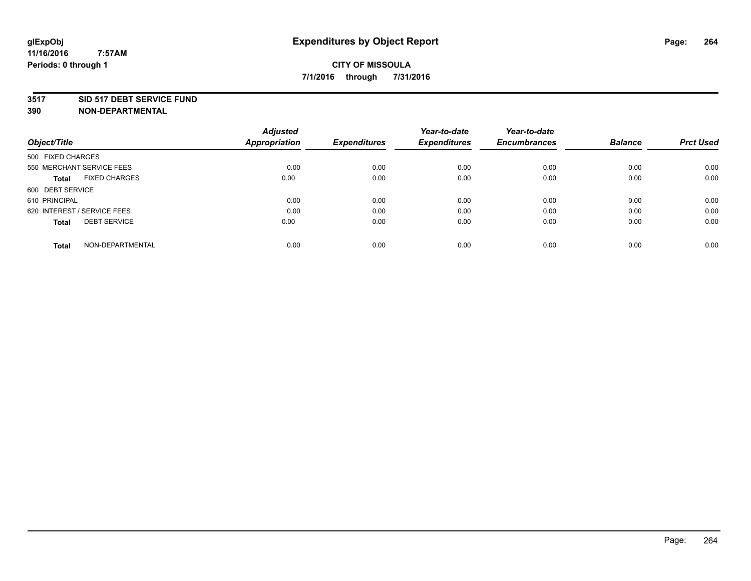glExpObj
11/16/2016 7:57AM
Periods: 0 through 1

# Expenditures by Object Report

**CITY OF MISSOULA**
**7/1/2016 through 7/31/2016**

**3517 SID 517 DEBT SERVICE FUND**
**390 NON-DEPARTMENTAL**

| Object/Title | | Adjusted Appropriation | Expenditures | Year-to-date Expenditures | Year-to-date Encumbrances | Balance | Prct Used |
|---|---|---|---|---|---|---|---|
| 500 FIXED CHARGES | | | | | | | |
| 550 MERCHANT SERVICE FEES | | 0.00 | 0.00 | 0.00 | 0.00 | 0.00 | 0.00 |
| **Total** | FIXED CHARGES | 0.00 | 0.00 | 0.00 | 0.00 | 0.00 | 0.00 |
| 600 DEBT SERVICE | | | | | | | |
| 610 PRINCIPAL | | 0.00 | 0.00 | 0.00 | 0.00 | 0.00 | 0.00 |
| 620 INTEREST / SERVICE FEES | | 0.00 | 0.00 | 0.00 | 0.00 | 0.00 | 0.00 |
| **Total** | DEBT SERVICE | 0.00 | 0.00 | 0.00 | 0.00 | 0.00 | 0.00 |
| **Total** | NON-DEPARTMENTAL | 0.00 | 0.00 | 0.00 | 0.00 | 0.00 | 0.00 |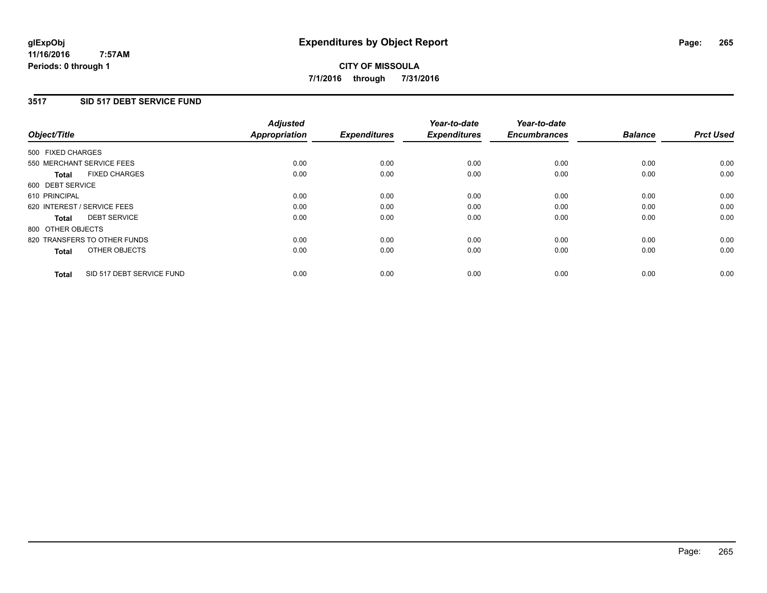**glExpObj**
**11/16/2016 7:57AM**
**Periods: 0 through 1**

# Expenditures by Object Report

**CITY OF MISSOULA**
**7/1/2016 through 7/31/2016**

## 3517 SID 517 DEBT SERVICE FUND

| Object/Title | Adjusted Appropriation | Expenditures | Year-to-date Expenditures | Year-to-date Encumbrances | Balance | Prct Used |
|---|---|---|---|---|---|---|
| 500 FIXED CHARGES | | | | | | |
| 550 MERCHANT SERVICE FEES | 0.00 | 0.00 | 0.00 | 0.00 | 0.00 | 0.00 |
| **Total** FIXED CHARGES | 0.00 | 0.00 | 0.00 | 0.00 | 0.00 | 0.00 |
| 600 DEBT SERVICE | | | | | | |
| 610 PRINCIPAL | 0.00 | 0.00 | 0.00 | 0.00 | 0.00 | 0.00 |
| 620 INTEREST / SERVICE FEES | 0.00 | 0.00 | 0.00 | 0.00 | 0.00 | 0.00 |
| **Total** DEBT SERVICE | 0.00 | 0.00 | 0.00 | 0.00 | 0.00 | 0.00 |
| 800 OTHER OBJECTS | | | | | | |
| 820 TRANSFERS TO OTHER FUNDS | 0.00 | 0.00 | 0.00 | 0.00 | 0.00 | 0.00 |
| **Total** OTHER OBJECTS | 0.00 | 0.00 | 0.00 | 0.00 | 0.00 | 0.00 |
| **Total** SID 517 DEBT SERVICE FUND | 0.00 | 0.00 | 0.00 | 0.00 | 0.00 | 0.00 |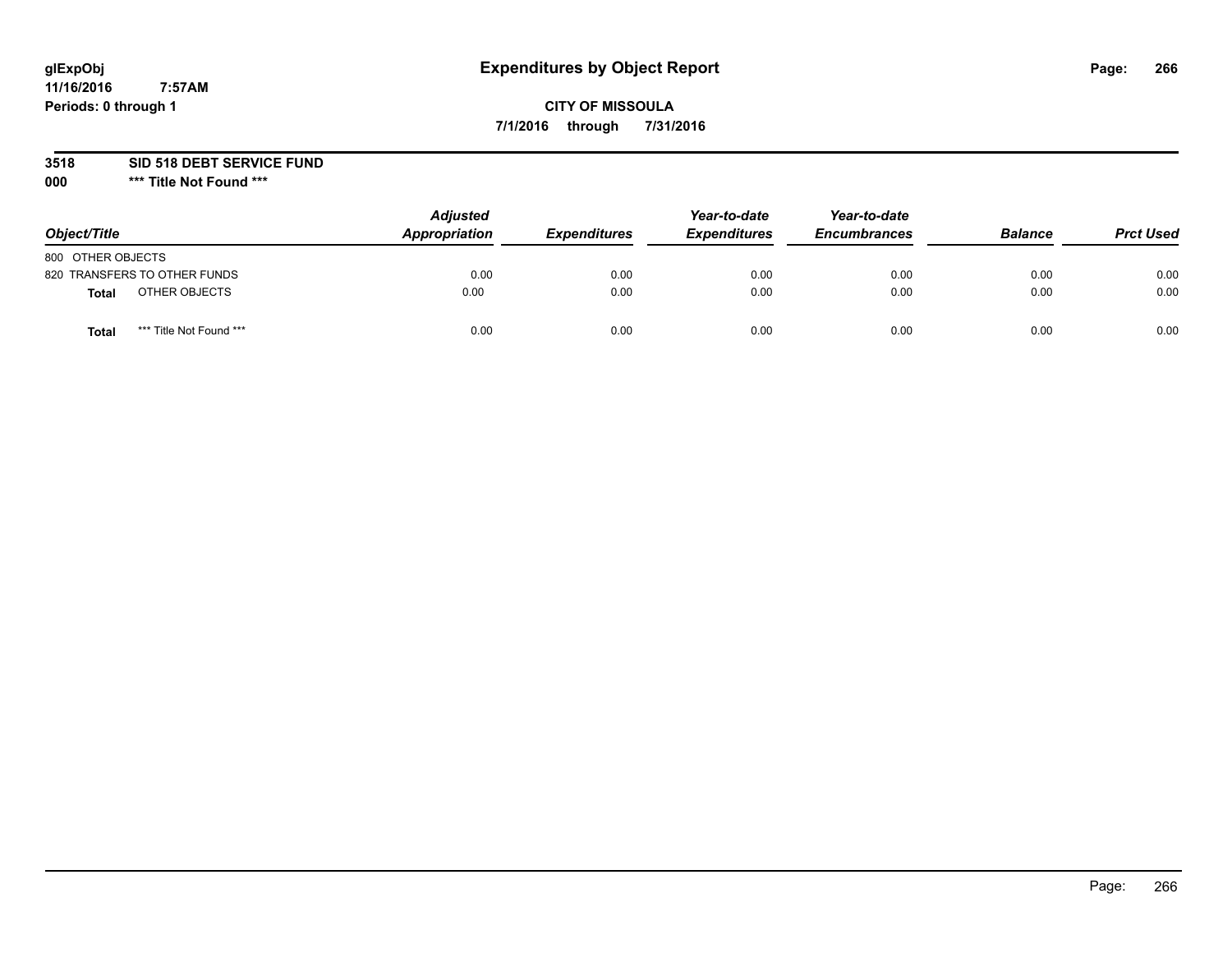glExpObj
11/16/2016 7:57AM
Periods: 0 through 1

# Expenditures by Object Report

**CITY OF MISSOULA**

**7/1/2016 through 7/31/2016**

**3518 SID 518 DEBT SERVICE FUND**

**000 \*\*\* Title Not Found \*\*\***

| Object/Title | Adjusted Appropriation | Expenditures | Year-to-date Expenditures | Year-to-date Encumbrances | Balance | Prct Used |
|---|---|---|---|---|---|---|
| 800 OTHER OBJECTS | | | | | | |
| 820 TRANSFERS TO OTHER FUNDS | 0.00 | 0.00 | 0.00 | 0.00 | 0.00 | 0.00 |
| **Total** OTHER OBJECTS | 0.00 | 0.00 | 0.00 | 0.00 | 0.00 | 0.00 |
| **Total** \*\*\* Title Not Found \*\*\* | 0.00 | 0.00 | 0.00 | 0.00 | 0.00 | 0.00 |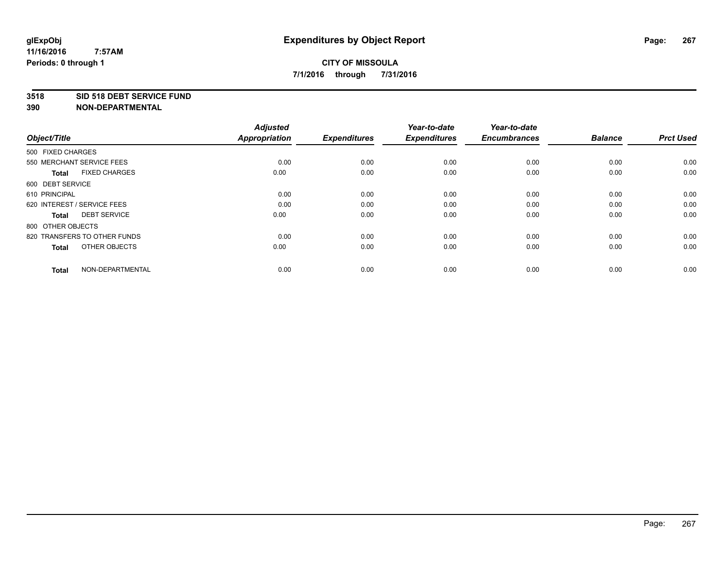# Expenditures by Object Report

glExpObj
11/16/2016 7:57AM
Periods: 0 through 1

**CITY OF MISSOULA**
**7/1/2016 through 7/31/2016**

**3518 SID 518 DEBT SERVICE FUND**
**390 NON-DEPARTMENTAL**

| Object/Title | Adjusted Appropriation | Expenditures | Year-to-date Expenditures | Year-to-date Encumbrances | Balance | Prct Used |
|---|---|---|---|---|---|---|
| 500 FIXED CHARGES | | | | | | |
| 550 MERCHANT SERVICE FEES | 0.00 | 0.00 | 0.00 | 0.00 | 0.00 | 0.00 |
| **Total** FIXED CHARGES | 0.00 | 0.00 | 0.00 | 0.00 | 0.00 | 0.00 |
| 600 DEBT SERVICE | | | | | | |
| 610 PRINCIPAL | 0.00 | 0.00 | 0.00 | 0.00 | 0.00 | 0.00 |
| 620 INTEREST / SERVICE FEES | 0.00 | 0.00 | 0.00 | 0.00 | 0.00 | 0.00 |
| **Total** DEBT SERVICE | 0.00 | 0.00 | 0.00 | 0.00 | 0.00 | 0.00 |
| 800 OTHER OBJECTS | | | | | | |
| 820 TRANSFERS TO OTHER FUNDS | 0.00 | 0.00 | 0.00 | 0.00 | 0.00 | 0.00 |
| **Total** OTHER OBJECTS | 0.00 | 0.00 | 0.00 | 0.00 | 0.00 | 0.00 |
| **Total** NON-DEPARTMENTAL | 0.00 | 0.00 | 0.00 | 0.00 | 0.00 | 0.00 |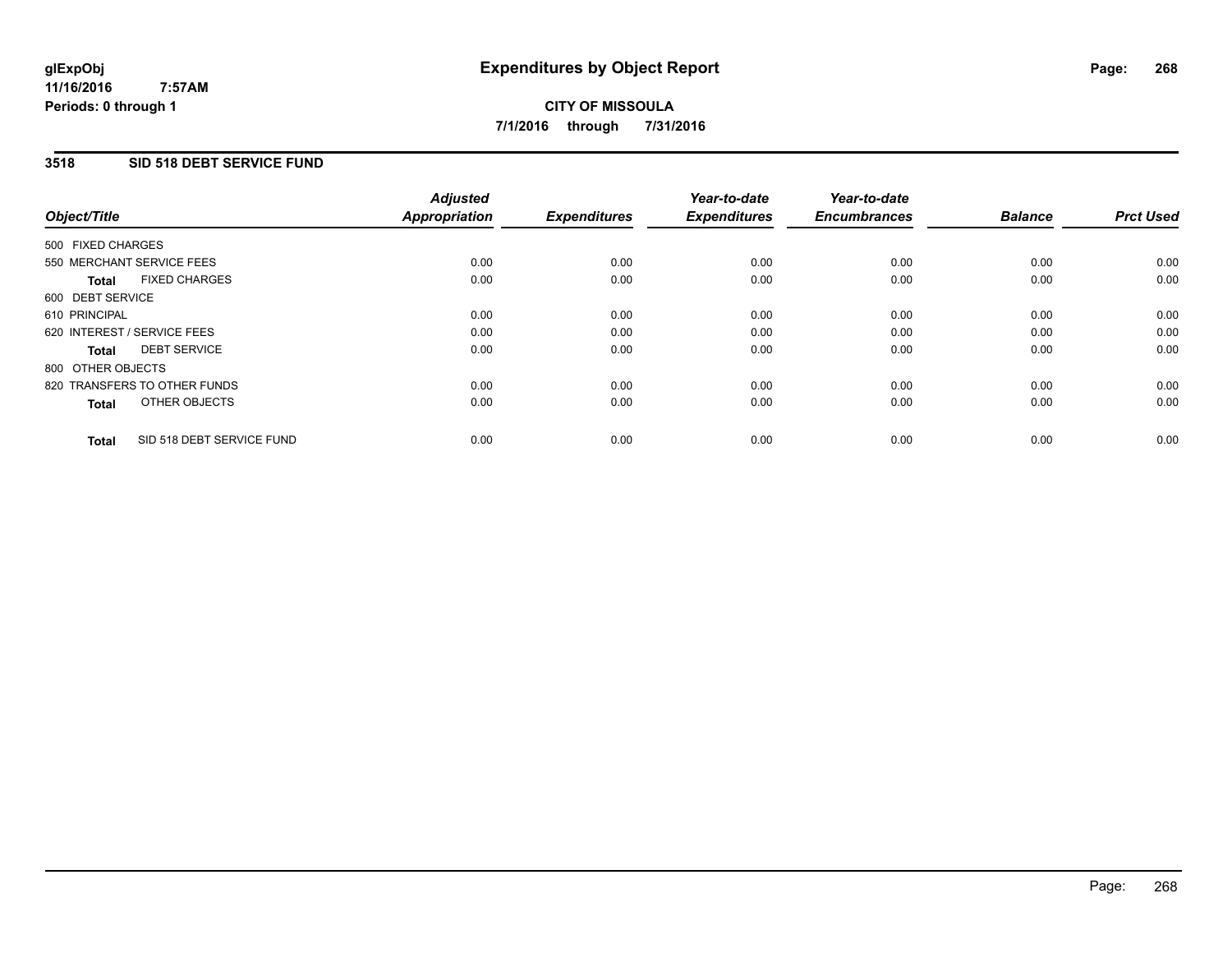# Expenditures by Object Report

glExpObj
11/16/2016 7:57AM
Periods: 0 through 1

**CITY OF MISSOULA**
**7/1/2016 through 7/31/2016**

## 3518 SID 518 DEBT SERVICE FUND

| Object/Title | Adjusted Appropriation | Expenditures | Year-to-date Expenditures | Year-to-date Encumbrances | Balance | Prct Used |
|---|---|---|---|---|---|---|
| 500 FIXED CHARGES | | | | | | |
| 550 MERCHANT SERVICE FEES | 0.00 | 0.00 | 0.00 | 0.00 | 0.00 | 0.00 |
| **Total** FIXED CHARGES | 0.00 | 0.00 | 0.00 | 0.00 | 0.00 | 0.00 |
| 600 DEBT SERVICE | | | | | | |
| 610 PRINCIPAL | 0.00 | 0.00 | 0.00 | 0.00 | 0.00 | 0.00 |
| 620 INTEREST / SERVICE FEES | 0.00 | 0.00 | 0.00 | 0.00 | 0.00 | 0.00 |
| **Total** DEBT SERVICE | 0.00 | 0.00 | 0.00 | 0.00 | 0.00 | 0.00 |
| 800 OTHER OBJECTS | | | | | | |
| 820 TRANSFERS TO OTHER FUNDS | 0.00 | 0.00 | 0.00 | 0.00 | 0.00 | 0.00 |
| **Total** OTHER OBJECTS | 0.00 | 0.00 | 0.00 | 0.00 | 0.00 | 0.00 |
| **Total** SID 518 DEBT SERVICE FUND | 0.00 | 0.00 | 0.00 | 0.00 | 0.00 | 0.00 |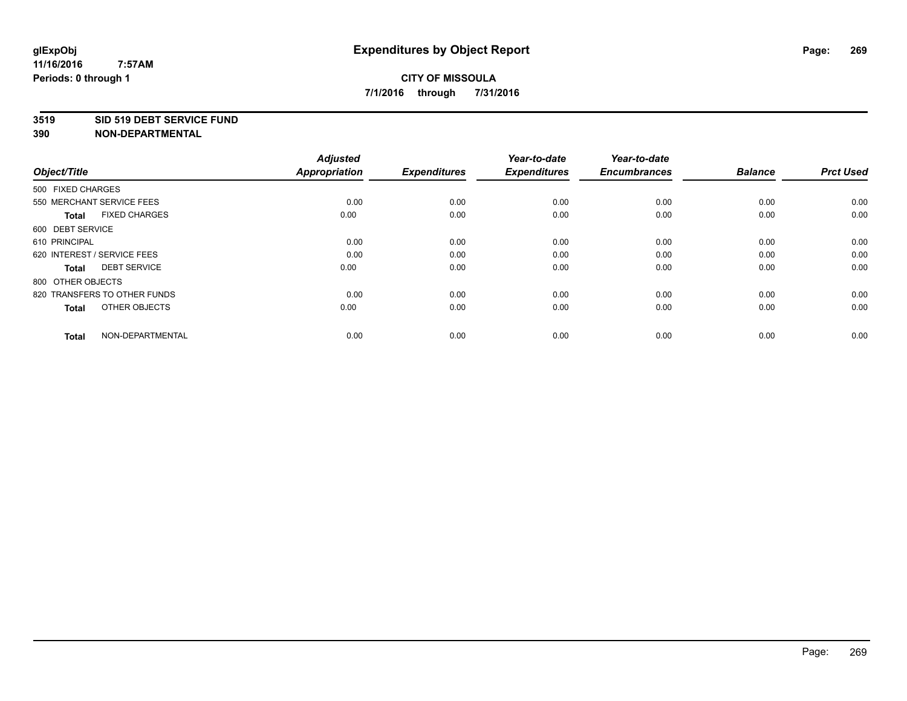glExpObj
11/16/2016 7:57AM
Periods: 0 through 1

# Expenditures by Object Report

**CITY OF MISSOULA**
**7/1/2016 through 7/31/2016**

**3519 SID 519 DEBT SERVICE FUND**
**390 NON-DEPARTMENTAL**

| Object/Title | Adjusted Appropriation | Expenditures | Year-to-date Expenditures | Year-to-date Encumbrances | Balance | Prct Used |
|---|---|---|---|---|---|---|
| 500 FIXED CHARGES | | | | | | |
| 550 MERCHANT SERVICE FEES | 0.00 | 0.00 | 0.00 | 0.00 | 0.00 | 0.00 |
| **Total** FIXED CHARGES | 0.00 | 0.00 | 0.00 | 0.00 | 0.00 | 0.00 |
| 600 DEBT SERVICE | | | | | | |
| 610 PRINCIPAL | 0.00 | 0.00 | 0.00 | 0.00 | 0.00 | 0.00 |
| 620 INTEREST / SERVICE FEES | 0.00 | 0.00 | 0.00 | 0.00 | 0.00 | 0.00 |
| **Total** DEBT SERVICE | 0.00 | 0.00 | 0.00 | 0.00 | 0.00 | 0.00 |
| 800 OTHER OBJECTS | | | | | | |
| 820 TRANSFERS TO OTHER FUNDS | 0.00 | 0.00 | 0.00 | 0.00 | 0.00 | 0.00 |
| **Total** OTHER OBJECTS | 0.00 | 0.00 | 0.00 | 0.00 | 0.00 | 0.00 |
| **Total** NON-DEPARTMENTAL | 0.00 | 0.00 | 0.00 | 0.00 | 0.00 | 0.00 |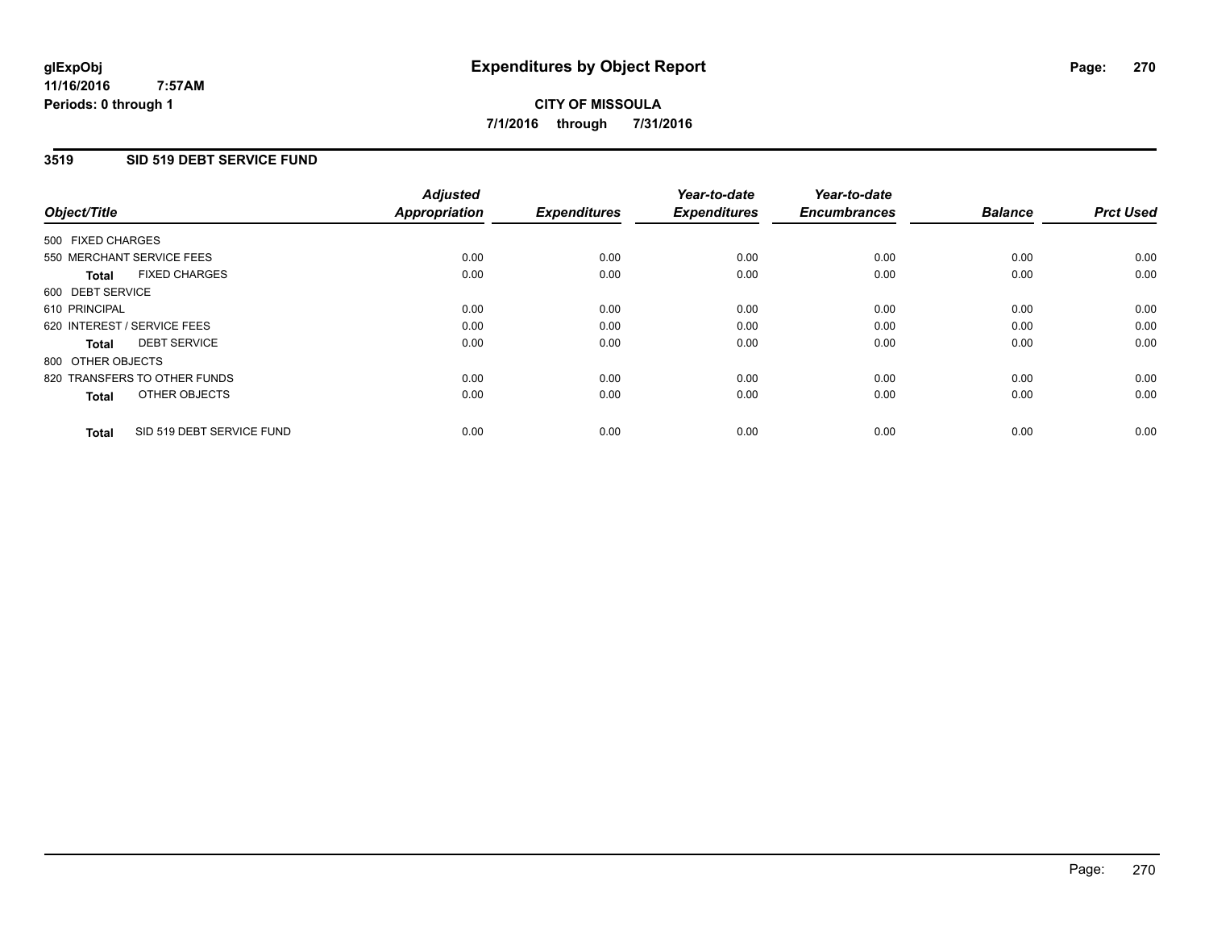glExpObj
11/16/2016 7:57AM
Periods: 0 through 1

# Expenditures by Object Report

**CITY OF MISSOULA**

**7/1/2016 through 7/31/2016**

## 3519 SID 519 DEBT SERVICE FUND

| Object/Title | | Adjusted Appropriation | Expenditures | Year-to-date Expenditures | Year-to-date Encumbrances | Balance | Prct Used |
|---|---|---|---|---|---|---|---|
| 500 FIXED CHARGES | | | | | | | |
| 550 MERCHANT SERVICE FEES | | 0.00 | 0.00 | 0.00 | 0.00 | 0.00 | 0.00 |
| **Total** | FIXED CHARGES | 0.00 | 0.00 | 0.00 | 0.00 | 0.00 | 0.00 |
| 600 DEBT SERVICE | | | | | | | |
| 610 PRINCIPAL | | 0.00 | 0.00 | 0.00 | 0.00 | 0.00 | 0.00 |
| 620 INTEREST / SERVICE FEES | | 0.00 | 0.00 | 0.00 | 0.00 | 0.00 | 0.00 |
| **Total** | DEBT SERVICE | 0.00 | 0.00 | 0.00 | 0.00 | 0.00 | 0.00 |
| 800 OTHER OBJECTS | | | | | | | |
| 820 TRANSFERS TO OTHER FUNDS | | 0.00 | 0.00 | 0.00 | 0.00 | 0.00 | 0.00 |
| **Total** | OTHER OBJECTS | 0.00 | 0.00 | 0.00 | 0.00 | 0.00 | 0.00 |
| **Total** | SID 519 DEBT SERVICE FUND | 0.00 | 0.00 | 0.00 | 0.00 | 0.00 | 0.00 |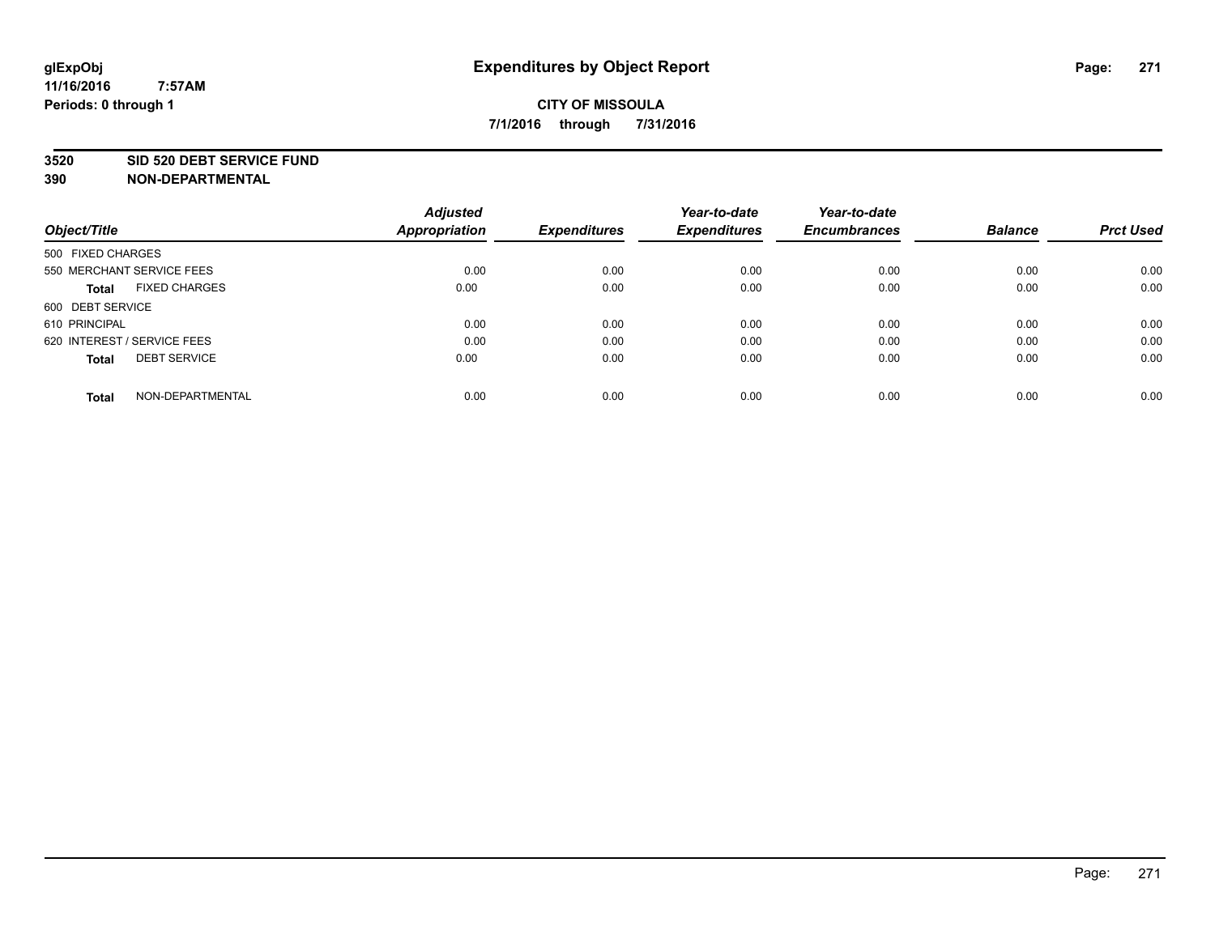# Expenditures by Object Report

glExpObj
11/16/2016 7:57AM
Periods: 0 through 1

**CITY OF MISSOULA**
**7/1/2016 through 7/31/2016**

**3520 SID 520 DEBT SERVICE FUND**
**390 NON-DEPARTMENTAL**

| Object/Title | Adjusted Appropriation | Expenditures | Year-to-date Expenditures | Year-to-date Encumbrances | Balance | Prct Used |
|---|---|---|---|---|---|---|
| 500 FIXED CHARGES | | | | | | |
| 550 MERCHANT SERVICE FEES | 0.00 | 0.00 | 0.00 | 0.00 | 0.00 | 0.00 |
| **Total** FIXED CHARGES | 0.00 | 0.00 | 0.00 | 0.00 | 0.00 | 0.00 |
| 600 DEBT SERVICE | | | | | | |
| 610 PRINCIPAL | 0.00 | 0.00 | 0.00 | 0.00 | 0.00 | 0.00 |
| 620 INTEREST / SERVICE FEES | 0.00 | 0.00 | 0.00 | 0.00 | 0.00 | 0.00 |
| **Total** DEBT SERVICE | 0.00 | 0.00 | 0.00 | 0.00 | 0.00 | 0.00 |
| **Total** NON-DEPARTMENTAL | 0.00 | 0.00 | 0.00 | 0.00 | 0.00 | 0.00 |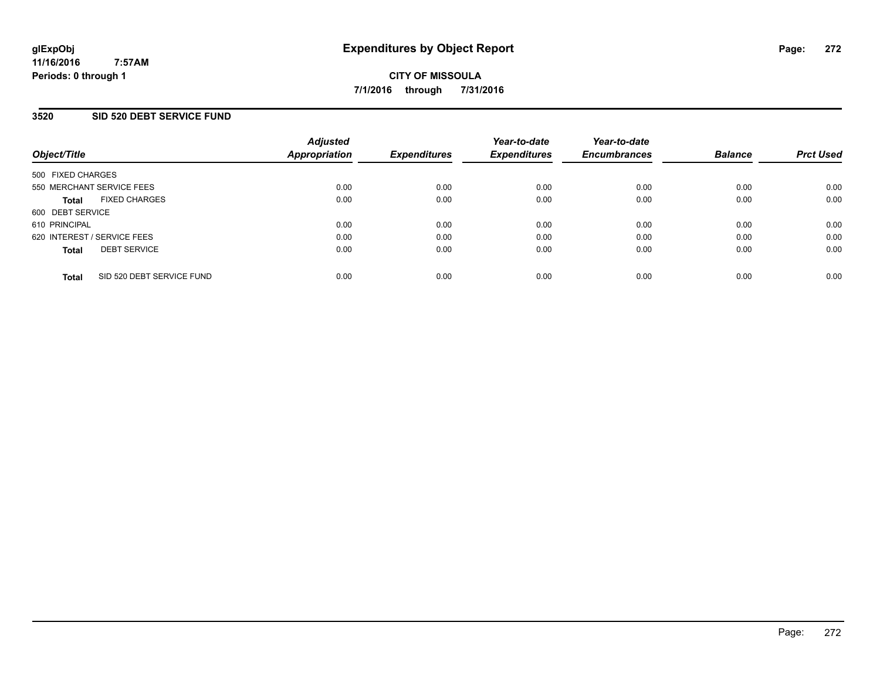# Expenditures by Object Report

glExpObj
11/16/2016 7:57AM
Periods: 0 through 1

**CITY OF MISSOULA**
**7/1/2016 through 7/31/2016**

## 3520 SID 520 DEBT SERVICE FUND

| Object/Title | Adjusted Appropriation | Expenditures | Year-to-date Expenditures | Year-to-date Encumbrances | Balance | Prct Used |
|---|---|---|---|---|---|---|
| 500 FIXED CHARGES | | | | | | |
| 550 MERCHANT SERVICE FEES | 0.00 | 0.00 | 0.00 | 0.00 | 0.00 | 0.00 |
| **Total** FIXED CHARGES | 0.00 | 0.00 | 0.00 | 0.00 | 0.00 | 0.00 |
| 600 DEBT SERVICE | | | | | | |
| 610 PRINCIPAL | 0.00 | 0.00 | 0.00 | 0.00 | 0.00 | 0.00 |
| 620 INTEREST / SERVICE FEES | 0.00 | 0.00 | 0.00 | 0.00 | 0.00 | 0.00 |
| **Total** DEBT SERVICE | 0.00 | 0.00 | 0.00 | 0.00 | 0.00 | 0.00 |
| **Total** SID 520 DEBT SERVICE FUND | 0.00 | 0.00 | 0.00 | 0.00 | 0.00 | 0.00 |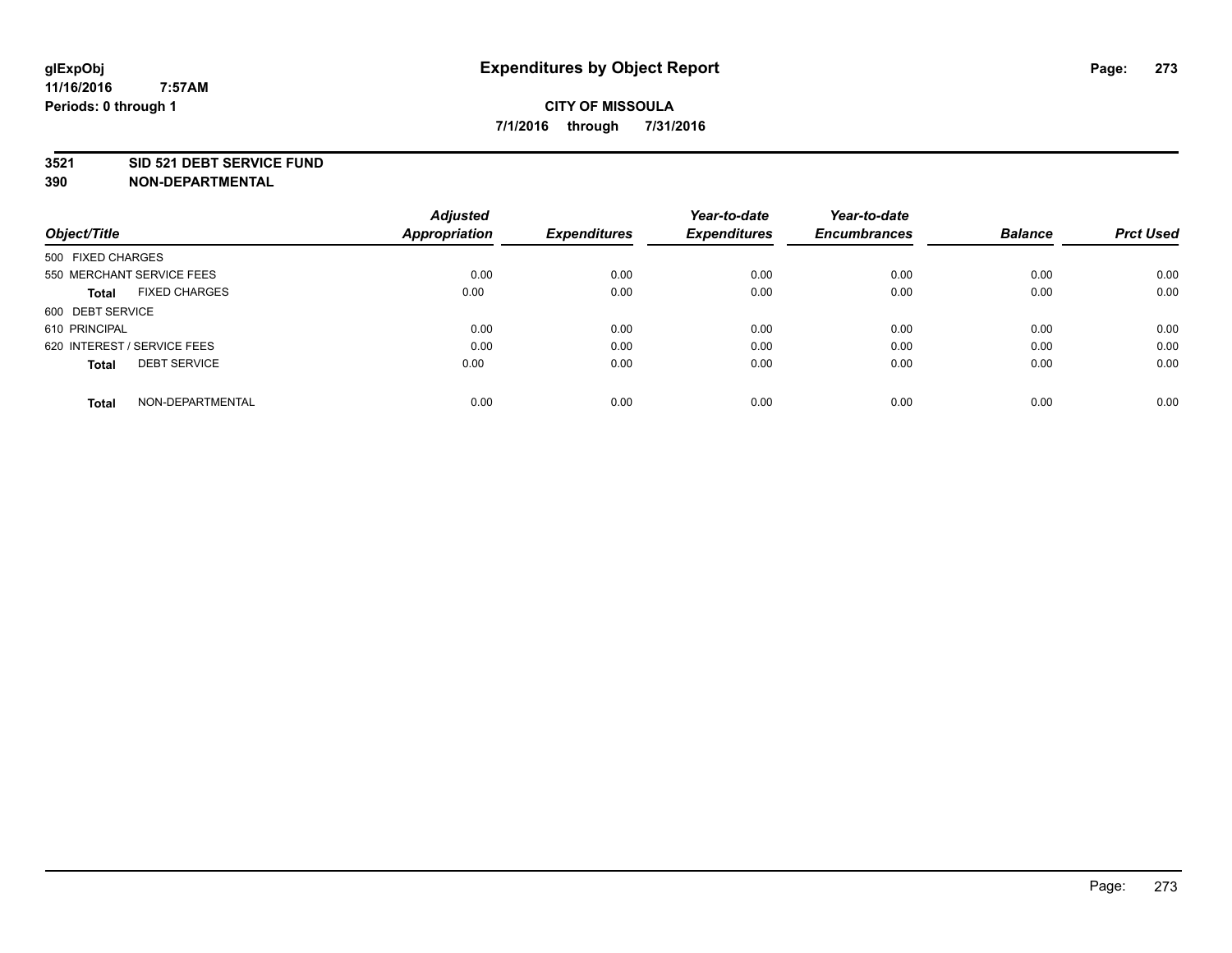# Expenditures by Object Report

glExpObj
11/16/2016 7:57AM
Periods: 0 through 1

**CITY OF MISSOULA**
**7/1/2016 through 7/31/2016**

**3521 SID 521 DEBT SERVICE FUND**
**390 NON-DEPARTMENTAL**

| Object/Title | Adjusted Appropriation | Expenditures | Year-to-date Expenditures | Year-to-date Encumbrances | Balance | Prct Used |
|---|---|---|---|---|---|---|
| 500 FIXED CHARGES | | | | | | |
| 550 MERCHANT SERVICE FEES | 0.00 | 0.00 | 0.00 | 0.00 | 0.00 | 0.00 |
| **Total** FIXED CHARGES | 0.00 | 0.00 | 0.00 | 0.00 | 0.00 | 0.00 |
| 600 DEBT SERVICE | | | | | | |
| 610 PRINCIPAL | 0.00 | 0.00 | 0.00 | 0.00 | 0.00 | 0.00 |
| 620 INTEREST / SERVICE FEES | 0.00 | 0.00 | 0.00 | 0.00 | 0.00 | 0.00 |
| **Total** DEBT SERVICE | 0.00 | 0.00 | 0.00 | 0.00 | 0.00 | 0.00 |
| **Total** NON-DEPARTMENTAL | 0.00 | 0.00 | 0.00 | 0.00 | 0.00 | 0.00 |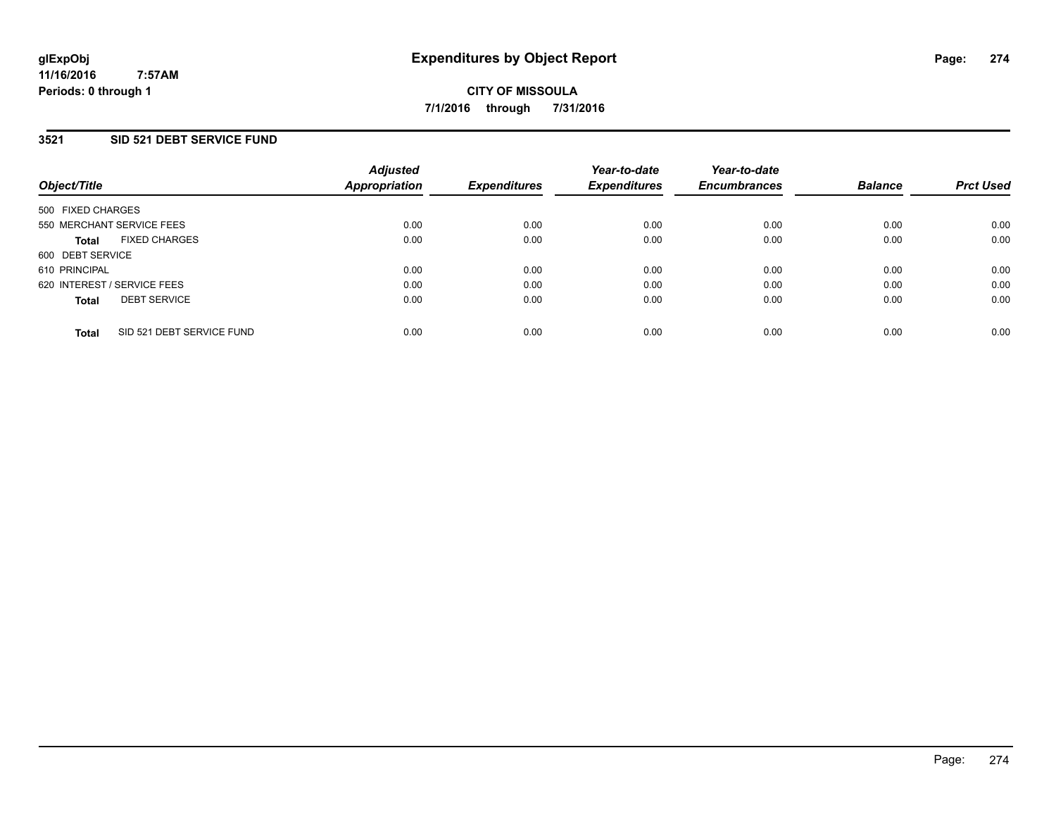glExpObj
11/16/2016 7:57AM
Periods: 0 through 1

# Expenditures by Object Report

**CITY OF MISSOULA**
**7/1/2016 through 7/31/2016**

## 3521 SID 521 DEBT SERVICE FUND

| Object/Title | Adjusted Appropriation | Expenditures | Year-to-date Expenditures | Year-to-date Encumbrances | Balance | Prct Used |
|---|---|---|---|---|---|---|
| 500 FIXED CHARGES | | | | | | |
| 550 MERCHANT SERVICE FEES | 0.00 | 0.00 | 0.00 | 0.00 | 0.00 | 0.00 |
| **Total** FIXED CHARGES | 0.00 | 0.00 | 0.00 | 0.00 | 0.00 | 0.00 |
| 600 DEBT SERVICE | | | | | | |
| 610 PRINCIPAL | 0.00 | 0.00 | 0.00 | 0.00 | 0.00 | 0.00 |
| 620 INTEREST / SERVICE FEES | 0.00 | 0.00 | 0.00 | 0.00 | 0.00 | 0.00 |
| **Total** DEBT SERVICE | 0.00 | 0.00 | 0.00 | 0.00 | 0.00 | 0.00 |
| **Total** SID 521 DEBT SERVICE FUND | 0.00 | 0.00 | 0.00 | 0.00 | 0.00 | 0.00 |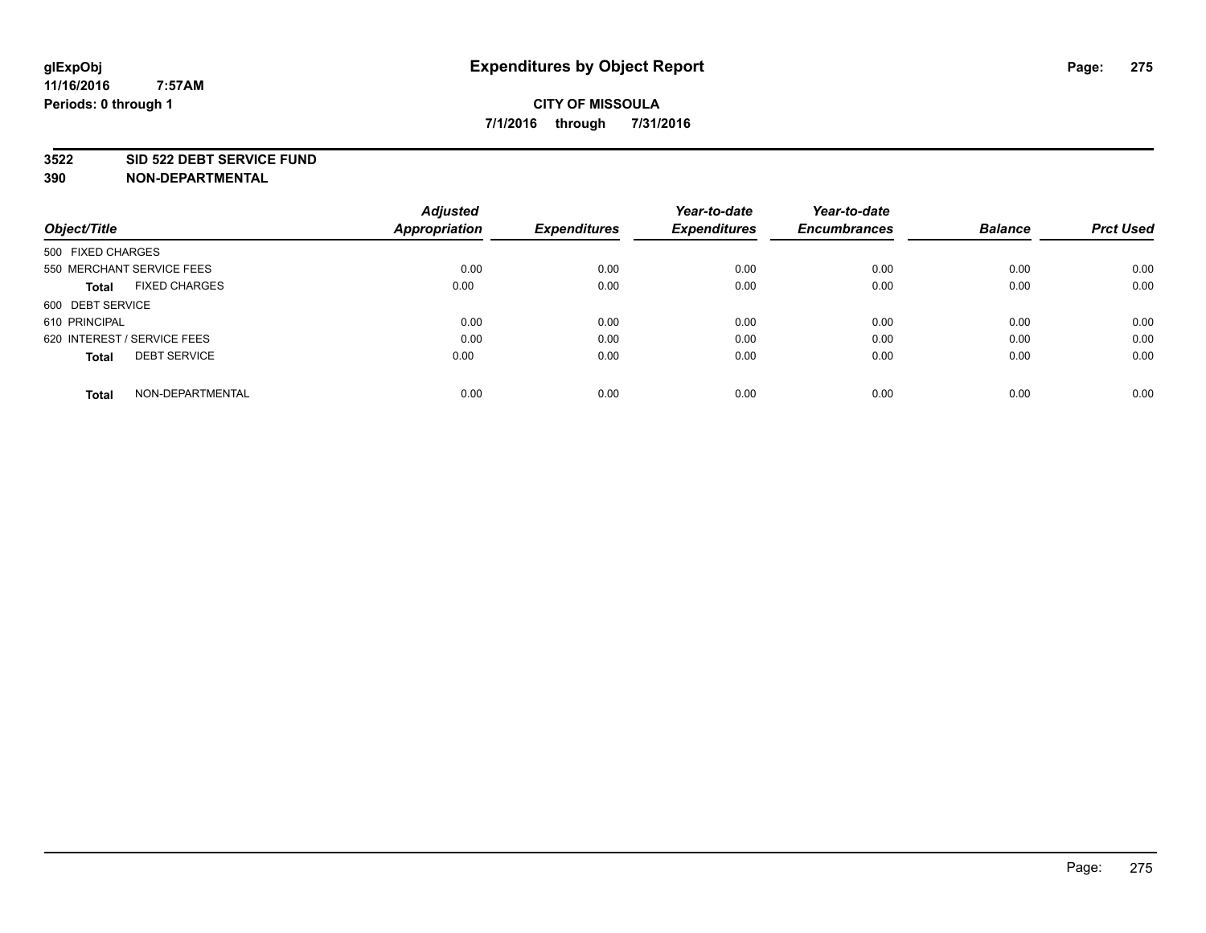# Expenditures by Object Report

glExpObj
11/16/2016 7:57AM
Periods: 0 through 1

**CITY OF MISSOULA**
**7/1/2016 through 7/31/2016**

**3522 SID 522 DEBT SERVICE FUND**
**390 NON-DEPARTMENTAL**

| Object/Title | Adjusted Appropriation | Expenditures | Year-to-date Expenditures | Year-to-date Encumbrances | Balance | Prct Used |
|---|---|---|---|---|---|---|
| 500 FIXED CHARGES | | | | | | |
| 550 MERCHANT SERVICE FEES | 0.00 | 0.00 | 0.00 | 0.00 | 0.00 | 0.00 |
| **Total** FIXED CHARGES | 0.00 | 0.00 | 0.00 | 0.00 | 0.00 | 0.00 |
| 600 DEBT SERVICE | | | | | | |
| 610 PRINCIPAL | 0.00 | 0.00 | 0.00 | 0.00 | 0.00 | 0.00 |
| 620 INTEREST / SERVICE FEES | 0.00 | 0.00 | 0.00 | 0.00 | 0.00 | 0.00 |
| **Total** DEBT SERVICE | 0.00 | 0.00 | 0.00 | 0.00 | 0.00 | 0.00 |
| **Total** NON-DEPARTMENTAL | 0.00 | 0.00 | 0.00 | 0.00 | 0.00 | 0.00 |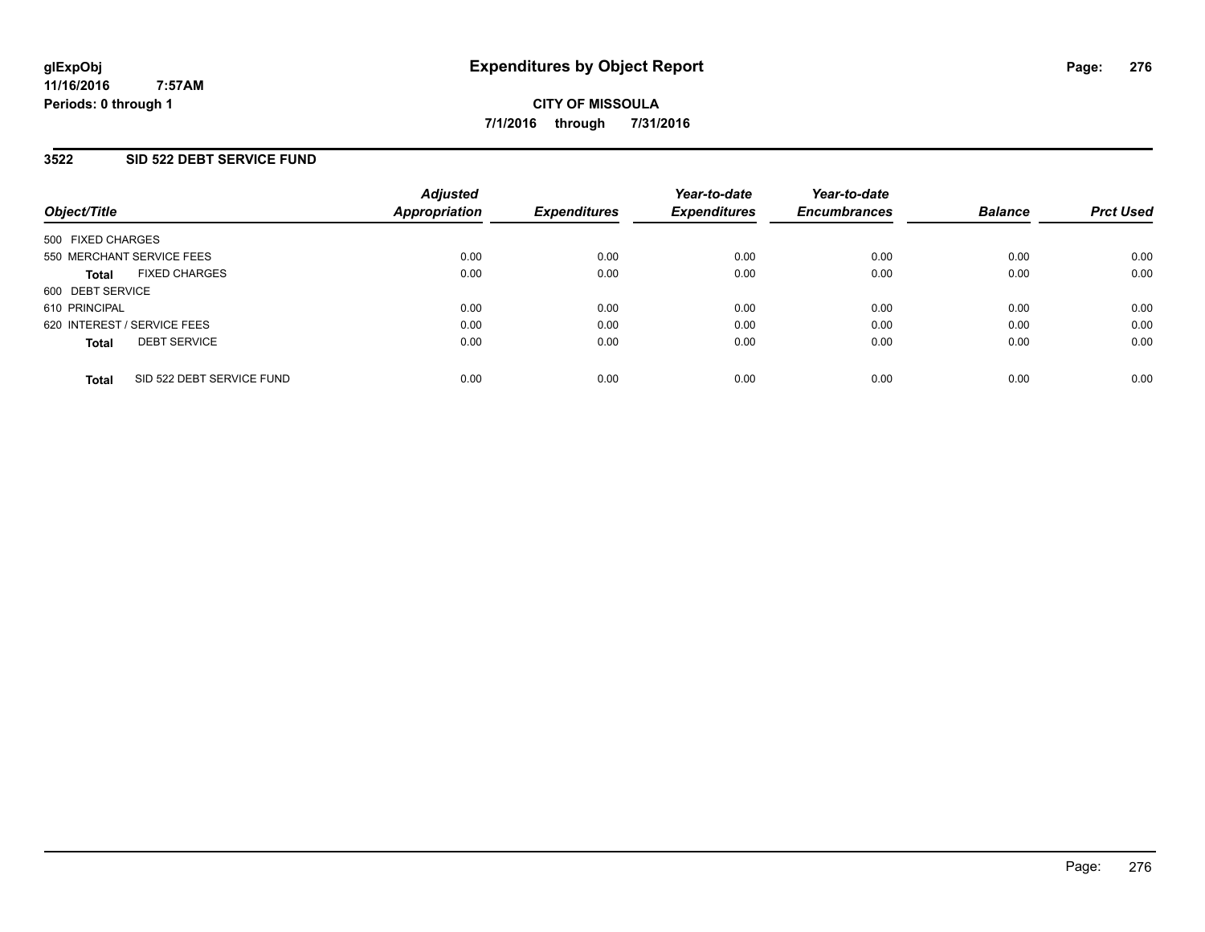# Expenditures by Object Report

**CITY OF MISSOULA**

**7/1/2016 through 7/31/2016**

glExpObj
11/16/2016 7:57AM
Periods: 0 through 1

## 3522 SID 522 DEBT SERVICE FUND

| Object/Title | Adjusted Appropriation | Expenditures | Year-to-date Expenditures | Year-to-date Encumbrances | Balance | Prct Used |
|---|---|---|---|---|---|---|
| 500 FIXED CHARGES | | | | | | |
| 550 MERCHANT SERVICE FEES | 0.00 | 0.00 | 0.00 | 0.00 | 0.00 | 0.00 |
| **Total** FIXED CHARGES | 0.00 | 0.00 | 0.00 | 0.00 | 0.00 | 0.00 |
| 600 DEBT SERVICE | | | | | | |
| 610 PRINCIPAL | 0.00 | 0.00 | 0.00 | 0.00 | 0.00 | 0.00 |
| 620 INTEREST / SERVICE FEES | 0.00 | 0.00 | 0.00 | 0.00 | 0.00 | 0.00 |
| **Total** DEBT SERVICE | 0.00 | 0.00 | 0.00 | 0.00 | 0.00 | 0.00 |
| **Total** SID 522 DEBT SERVICE FUND | 0.00 | 0.00 | 0.00 | 0.00 | 0.00 | 0.00 |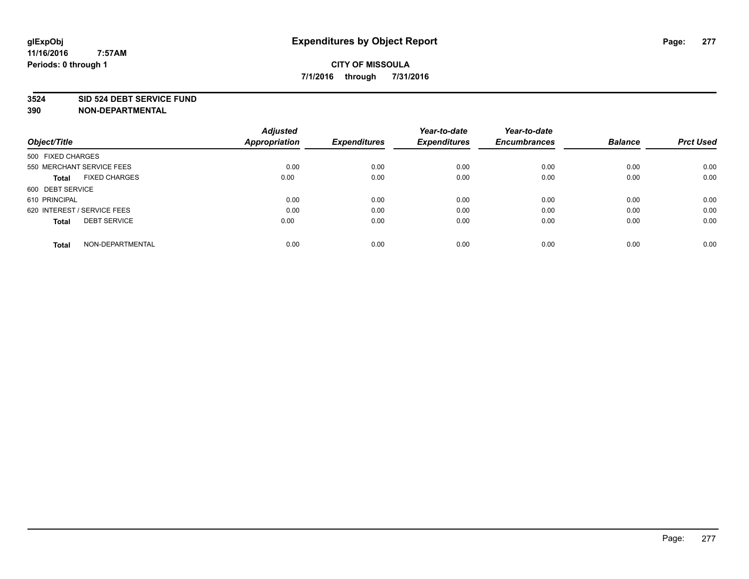glExpObj
11/16/2016 7:57AM
Periods: 0 through 1

# Expenditures by Object Report

**CITY OF MISSOULA**
**7/1/2016 through 7/31/2016**

**3524 SID 524 DEBT SERVICE FUND**
**390 NON-DEPARTMENTAL**

| Object/Title | Adjusted Appropriation | Expenditures | Year-to-date Expenditures | Year-to-date Encumbrances | Balance | Prct Used |
|---|---|---|---|---|---|---|
| 500 FIXED CHARGES | | | | | | |
| 550 MERCHANT SERVICE FEES | 0.00 | 0.00 | 0.00 | 0.00 | 0.00 | 0.00 |
| **Total** FIXED CHARGES | 0.00 | 0.00 | 0.00 | 0.00 | 0.00 | 0.00 |
| 600 DEBT SERVICE | | | | | | |
| 610 PRINCIPAL | 0.00 | 0.00 | 0.00 | 0.00 | 0.00 | 0.00 |
| 620 INTEREST / SERVICE FEES | 0.00 | 0.00 | 0.00 | 0.00 | 0.00 | 0.00 |
| **Total** DEBT SERVICE | 0.00 | 0.00 | 0.00 | 0.00 | 0.00 | 0.00 |
| **Total** NON-DEPARTMENTAL | 0.00 | 0.00 | 0.00 | 0.00 | 0.00 | 0.00 |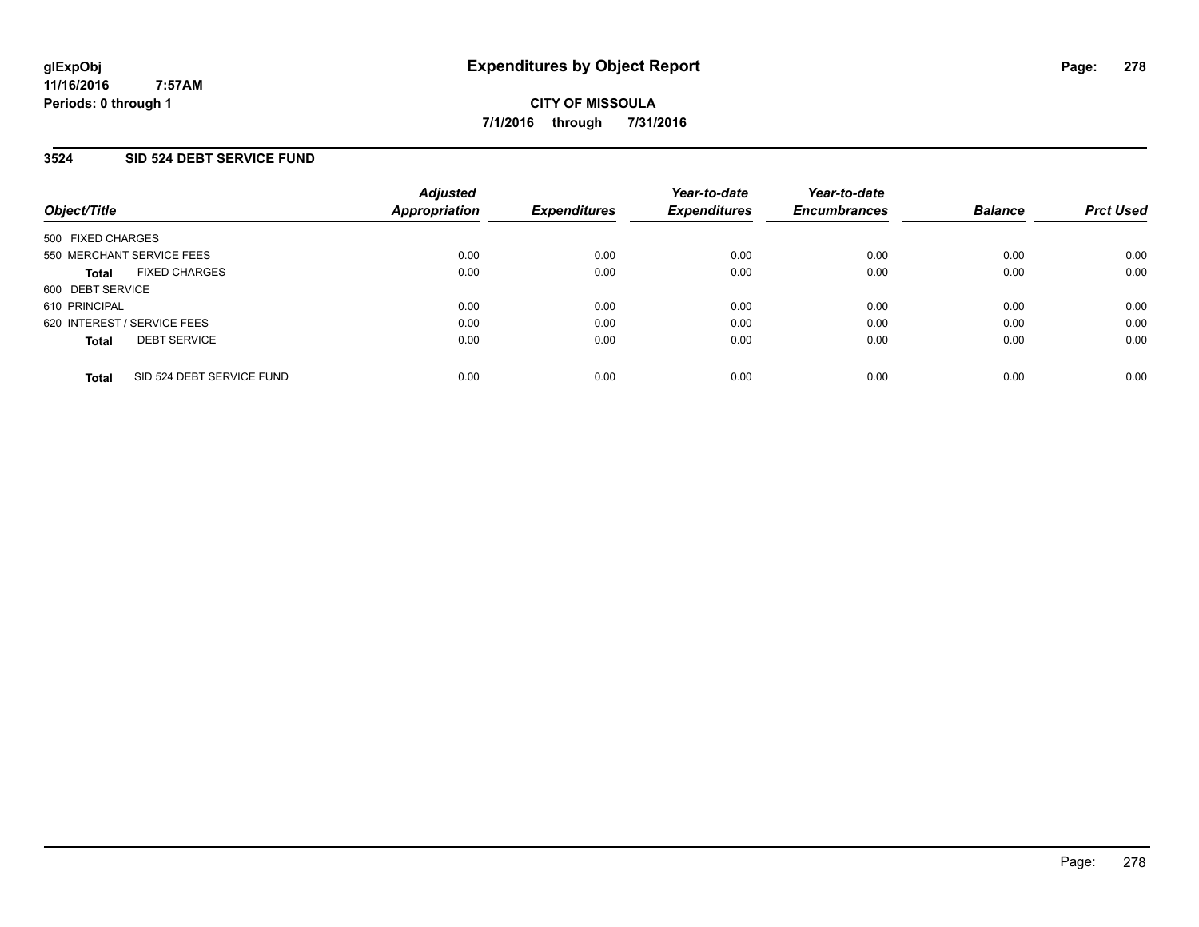# Expenditures by Object Report

glExpObj
11/16/2016 7:57AM
Periods: 0 through 1

**CITY OF MISSOULA**

**7/1/2016 through 7/31/2016**

## 3524 SID 524 DEBT SERVICE FUND

| Object/Title | Adjusted Appropriation | Expenditures | Year-to-date Expenditures | Year-to-date Encumbrances | Balance | Prct Used |
|---|---|---|---|---|---|---|
| 500 FIXED CHARGES | | | | | | |
| 550 MERCHANT SERVICE FEES | 0.00 | 0.00 | 0.00 | 0.00 | 0.00 | 0.00 |
| **Total** FIXED CHARGES | 0.00 | 0.00 | 0.00 | 0.00 | 0.00 | 0.00 |
| 600 DEBT SERVICE | | | | | | |
| 610 PRINCIPAL | 0.00 | 0.00 | 0.00 | 0.00 | 0.00 | 0.00 |
| 620 INTEREST / SERVICE FEES | 0.00 | 0.00 | 0.00 | 0.00 | 0.00 | 0.00 |
| **Total** DEBT SERVICE | 0.00 | 0.00 | 0.00 | 0.00 | 0.00 | 0.00 |
| **Total** SID 524 DEBT SERVICE FUND | 0.00 | 0.00 | 0.00 | 0.00 | 0.00 | 0.00 |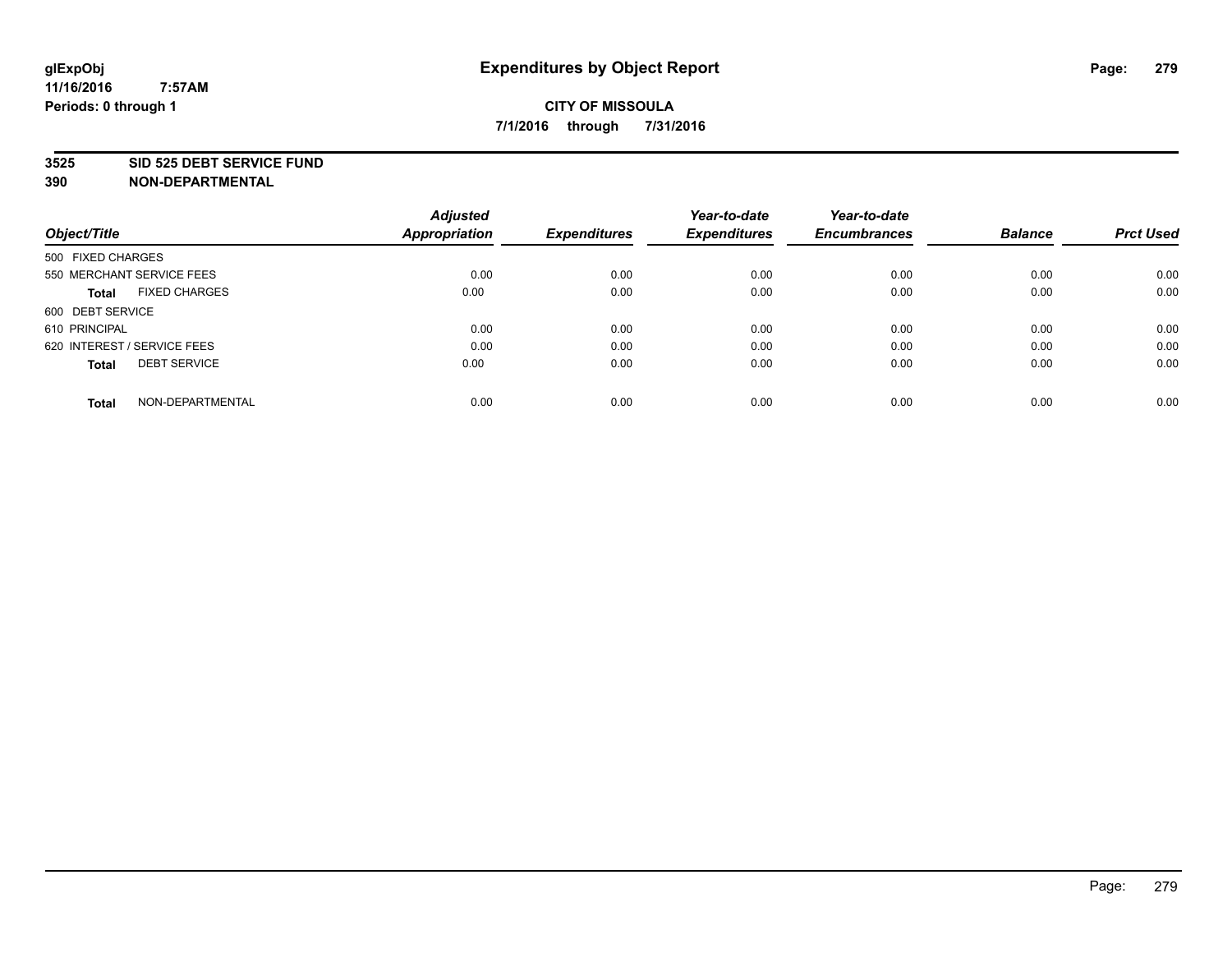glExpObj
11/16/2016 7:57AM
Periods: 0 through 1

# Expenditures by Object Report

**CITY OF MISSOULA**
**7/1/2016 through 7/31/2016**

**3525 SID 525 DEBT SERVICE FUND**
**390 NON-DEPARTMENTAL**

| Object/Title | Adjusted Appropriation | Expenditures | Year-to-date Expenditures | Year-to-date Encumbrances | Balance | Prct Used |
|---|---|---|---|---|---|---|
| 500 FIXED CHARGES | | | | | | |
| 550 MERCHANT SERVICE FEES | 0.00 | 0.00 | 0.00 | 0.00 | 0.00 | 0.00 |
| **Total** FIXED CHARGES | 0.00 | 0.00 | 0.00 | 0.00 | 0.00 | 0.00 |
| 600 DEBT SERVICE | | | | | | |
| 610 PRINCIPAL | 0.00 | 0.00 | 0.00 | 0.00 | 0.00 | 0.00 |
| 620 INTEREST / SERVICE FEES | 0.00 | 0.00 | 0.00 | 0.00 | 0.00 | 0.00 |
| **Total** DEBT SERVICE | 0.00 | 0.00 | 0.00 | 0.00 | 0.00 | 0.00 |
| **Total** NON-DEPARTMENTAL | 0.00 | 0.00 | 0.00 | 0.00 | 0.00 | 0.00 |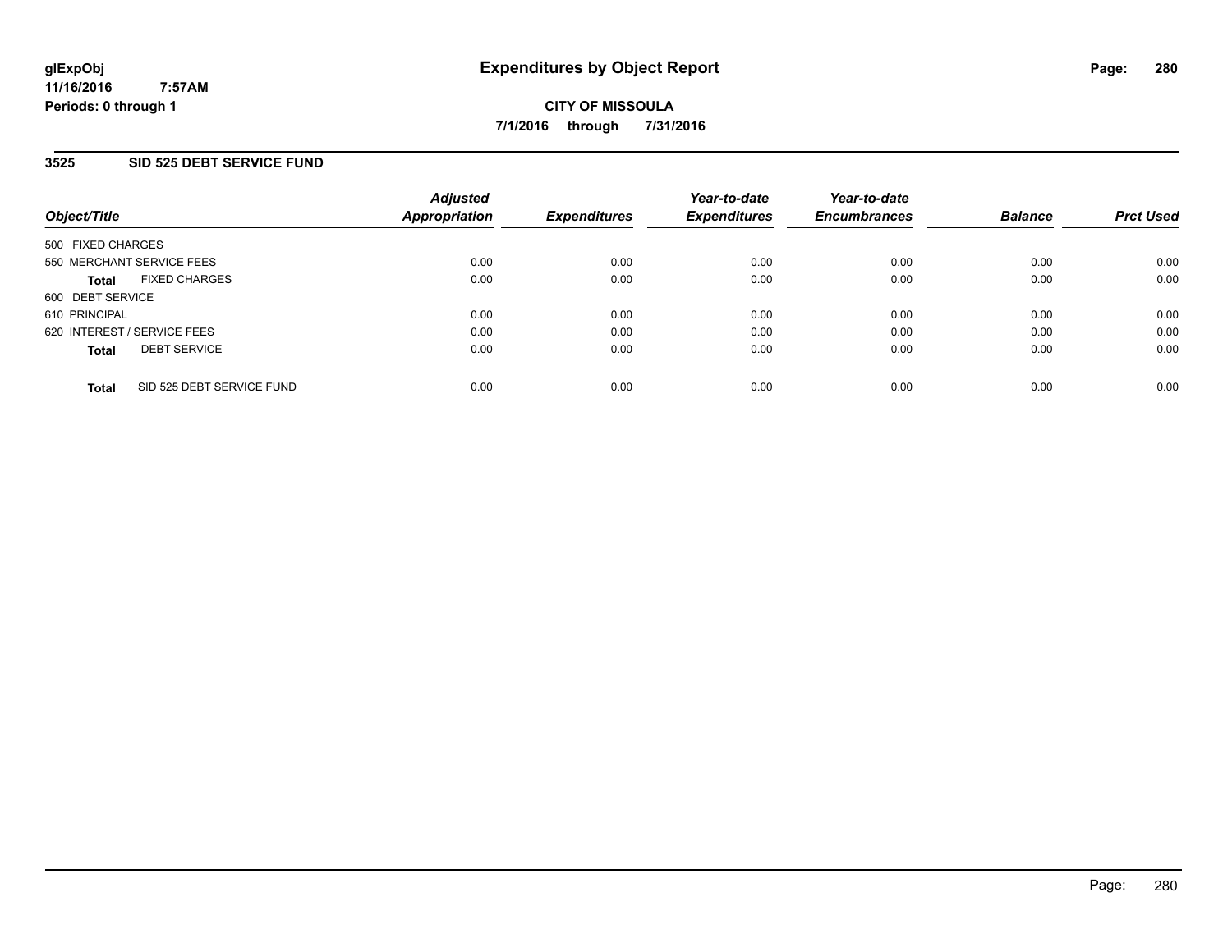**glExpObj** **Expenditures by Object Report**
**11/16/2016 7:57AM**
**Periods: 0 through 1**

**CITY OF MISSOULA**
**7/1/2016 through 7/31/2016**

## 3525 SID 525 DEBT SERVICE FUND

| Object/Title | Adjusted Appropriation | Expenditures | Year-to-date Expenditures | Year-to-date Encumbrances | Balance | Prct Used |
|---|---|---|---|---|---|---|
| 500 FIXED CHARGES | | | | | | |
| 550 MERCHANT SERVICE FEES | 0.00 | 0.00 | 0.00 | 0.00 | 0.00 | 0.00 |
| **Total** FIXED CHARGES | 0.00 | 0.00 | 0.00 | 0.00 | 0.00 | 0.00 |
| 600 DEBT SERVICE | | | | | | |
| 610 PRINCIPAL | 0.00 | 0.00 | 0.00 | 0.00 | 0.00 | 0.00 |
| 620 INTEREST / SERVICE FEES | 0.00 | 0.00 | 0.00 | 0.00 | 0.00 | 0.00 |
| **Total** DEBT SERVICE | 0.00 | 0.00 | 0.00 | 0.00 | 0.00 | 0.00 |
| **Total** SID 525 DEBT SERVICE FUND | 0.00 | 0.00 | 0.00 | 0.00 | 0.00 | 0.00 |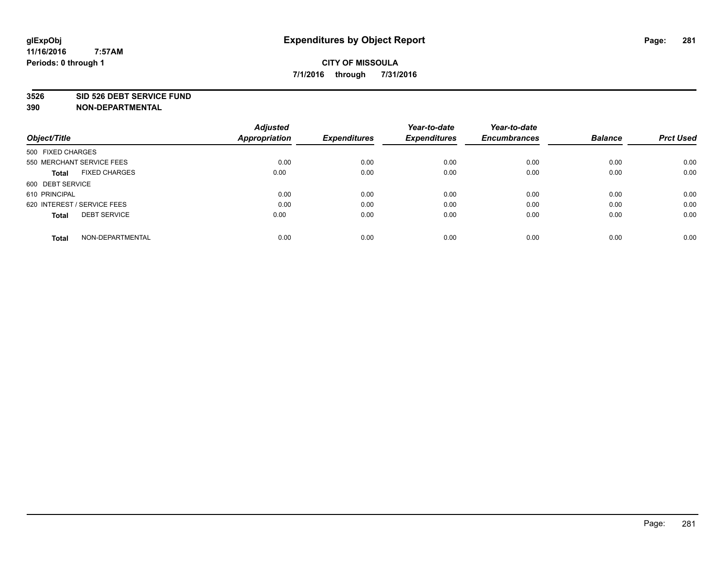# Expenditures by Object Report

glExpObj
11/16/2016 7:57AM
Periods: 0 through 1

**CITY OF MISSOULA**
**7/1/2016 through 7/31/2016**

**3526 SID 526 DEBT SERVICE FUND**
**390 NON-DEPARTMENTAL**

| Object/Title | Adjusted Appropriation | Expenditures | Year-to-date Expenditures | Year-to-date Encumbrances | Balance | Prct Used |
|---|---|---|---|---|---|---|
| 500 FIXED CHARGES | | | | | | |
| 550 MERCHANT SERVICE FEES | 0.00 | 0.00 | 0.00 | 0.00 | 0.00 | 0.00 |
| **Total** FIXED CHARGES | 0.00 | 0.00 | 0.00 | 0.00 | 0.00 | 0.00 |
| 600 DEBT SERVICE | | | | | | |
| 610 PRINCIPAL | 0.00 | 0.00 | 0.00 | 0.00 | 0.00 | 0.00 |
| 620 INTEREST / SERVICE FEES | 0.00 | 0.00 | 0.00 | 0.00 | 0.00 | 0.00 |
| **Total** DEBT SERVICE | 0.00 | 0.00 | 0.00 | 0.00 | 0.00 | 0.00 |
| **Total** NON-DEPARTMENTAL | 0.00 | 0.00 | 0.00 | 0.00 | 0.00 | 0.00 |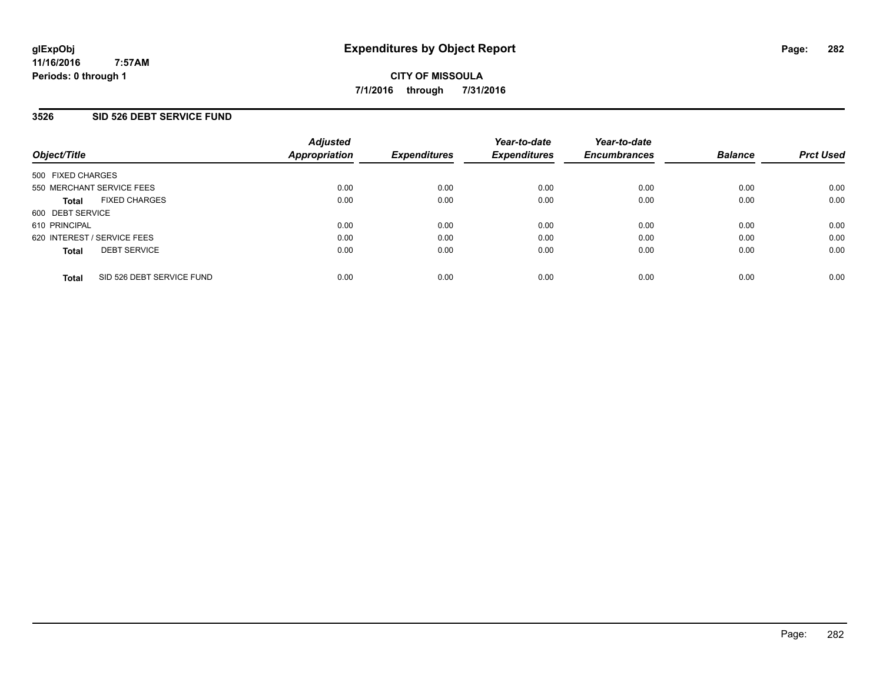glExpObj
11/16/2016 7:57AM
Periods: 0 through 1

# Expenditures by Object Report

**CITY OF MISSOULA**

**7/1/2016 through 7/31/2016**

## 3526 SID 526 DEBT SERVICE FUND

| Object/Title | Adjusted Appropriation | Expenditures | Year-to-date Expenditures | Year-to-date Encumbrances | Balance | Prct Used |
|---|---|---|---|---|---|---|
| 500 FIXED CHARGES | | | | | | |
| 550 MERCHANT SERVICE FEES | 0.00 | 0.00 | 0.00 | 0.00 | 0.00 | 0.00 |
| **Total** FIXED CHARGES | 0.00 | 0.00 | 0.00 | 0.00 | 0.00 | 0.00 |
| 600 DEBT SERVICE | | | | | | |
| 610 PRINCIPAL | 0.00 | 0.00 | 0.00 | 0.00 | 0.00 | 0.00 |
| 620 INTEREST / SERVICE FEES | 0.00 | 0.00 | 0.00 | 0.00 | 0.00 | 0.00 |
| **Total** DEBT SERVICE | 0.00 | 0.00 | 0.00 | 0.00 | 0.00 | 0.00 |
| **Total** SID 526 DEBT SERVICE FUND | 0.00 | 0.00 | 0.00 | 0.00 | 0.00 | 0.00 |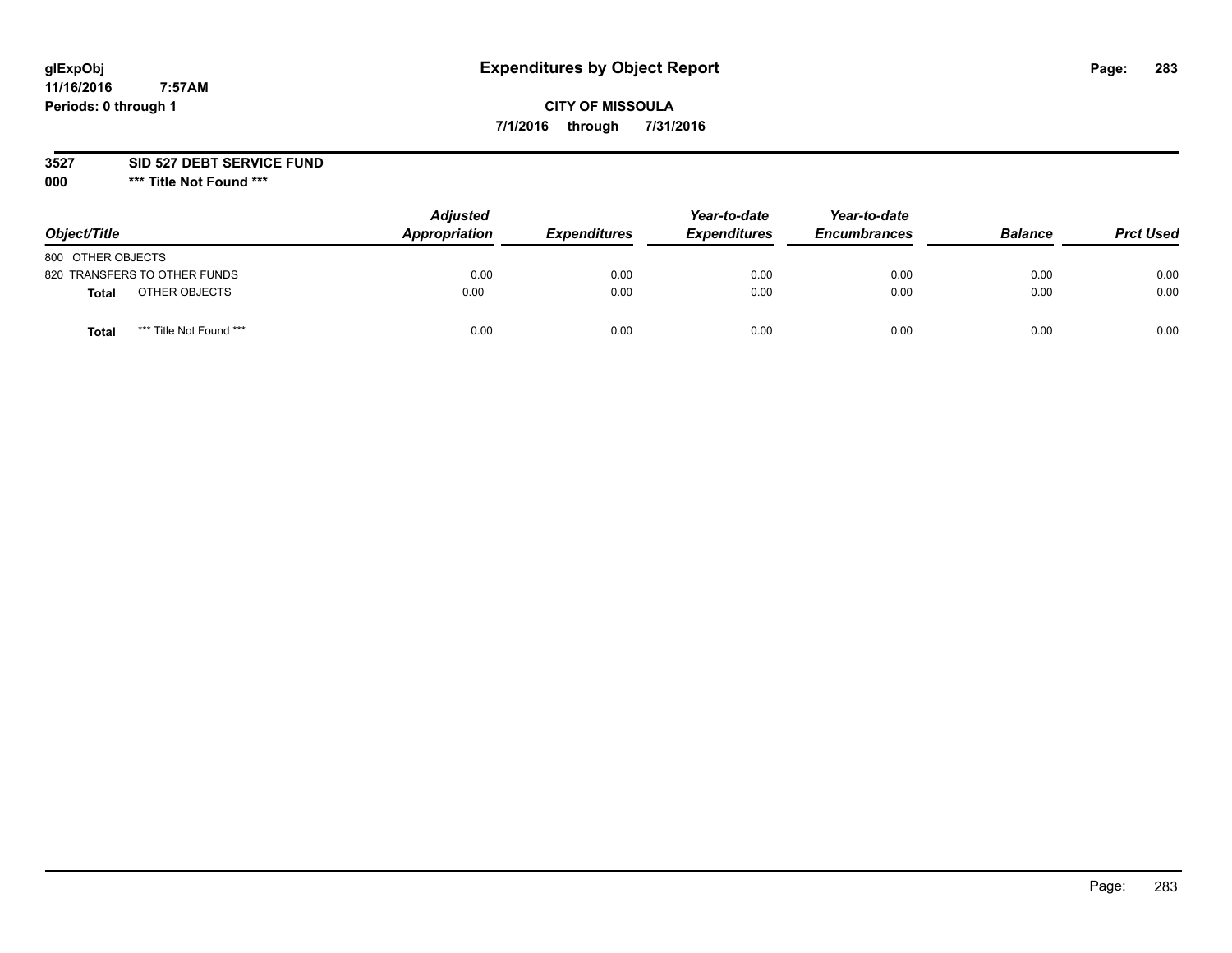**glExpObj**
**11/16/2016 7:57AM**
**Periods: 0 through 1**

# Expenditures by Object Report

**CITY OF MISSOULA**
**7/1/2016 through 7/31/2016**

**3527 SID 527 DEBT SERVICE FUND**
**000 \*\*\* Title Not Found \*\*\***

| Object/Title | Adjusted Appropriation | Expenditures | Year-to-date Expenditures | Year-to-date Encumbrances | Balance | Prct Used |
|---|---|---|---|---|---|---|
| 800 OTHER OBJECTS | | | | | | |
| 820 TRANSFERS TO OTHER FUNDS | 0.00 | 0.00 | 0.00 | 0.00 | 0.00 | 0.00 |
| **Total** OTHER OBJECTS | 0.00 | 0.00 | 0.00 | 0.00 | 0.00 | 0.00 |
| **Total** \*\*\* Title Not Found \*\*\* | 0.00 | 0.00 | 0.00 | 0.00 | 0.00 | 0.00 |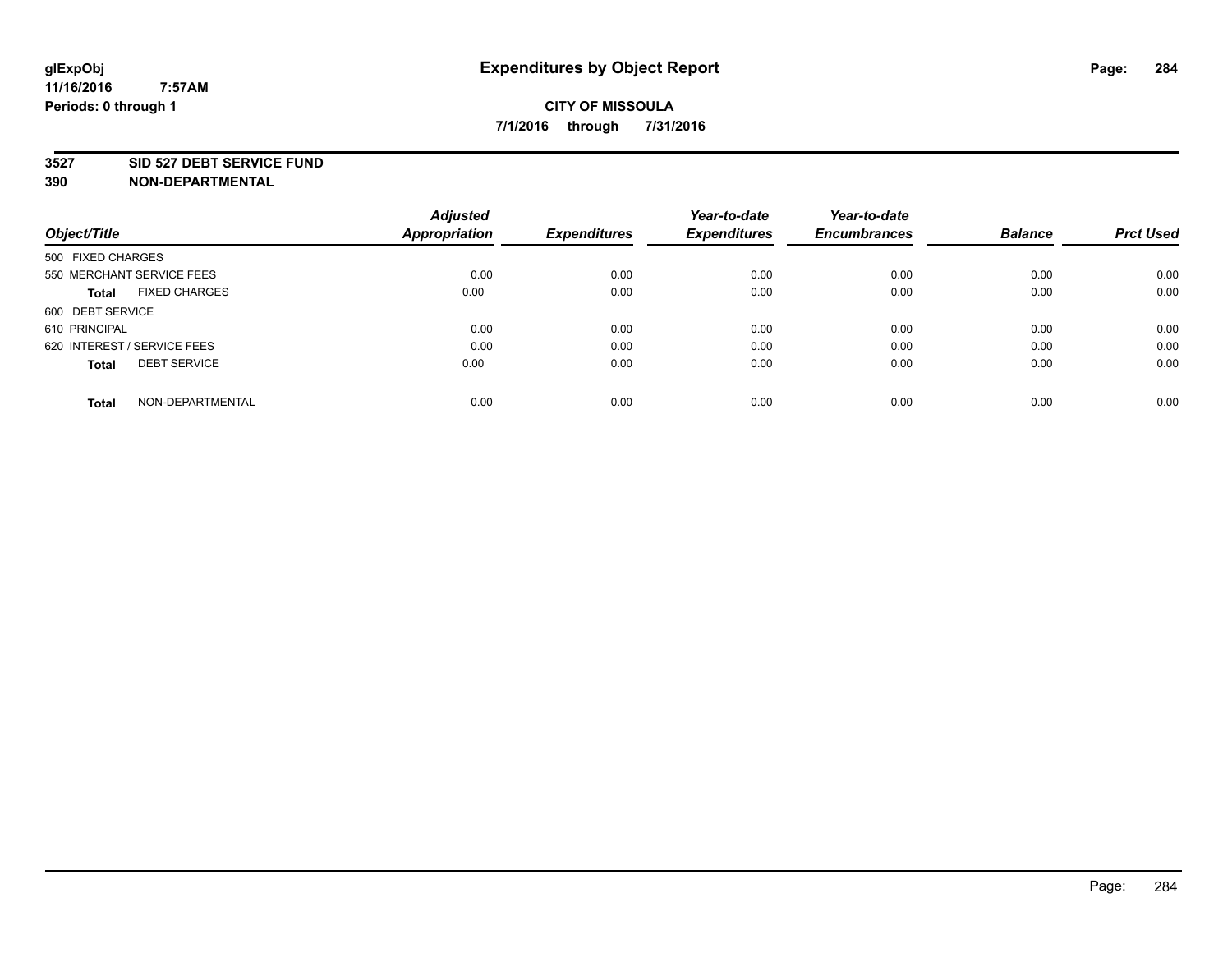glExpObj
11/16/2016 7:57AM
Periods: 0 through 1

# Expenditures by Object Report

**CITY OF MISSOULA**
**7/1/2016 through 7/31/2016**

**3527 SID 527 DEBT SERVICE FUND**
**390 NON-DEPARTMENTAL**

| Object/Title | Adjusted Appropriation | Expenditures | Year-to-date Expenditures | Year-to-date Encumbrances | Balance | Prct Used |
|---|---|---|---|---|---|---|
| 500 FIXED CHARGES | | | | | | |
| 550 MERCHANT SERVICE FEES | 0.00 | 0.00 | 0.00 | 0.00 | 0.00 | 0.00 |
| **Total** FIXED CHARGES | 0.00 | 0.00 | 0.00 | 0.00 | 0.00 | 0.00 |
| 600 DEBT SERVICE | | | | | | |
| 610 PRINCIPAL | 0.00 | 0.00 | 0.00 | 0.00 | 0.00 | 0.00 |
| 620 INTEREST / SERVICE FEES | 0.00 | 0.00 | 0.00 | 0.00 | 0.00 | 0.00 |
| **Total** DEBT SERVICE | 0.00 | 0.00 | 0.00 | 0.00 | 0.00 | 0.00 |
| **Total** NON-DEPARTMENTAL | 0.00 | 0.00 | 0.00 | 0.00 | 0.00 | 0.00 |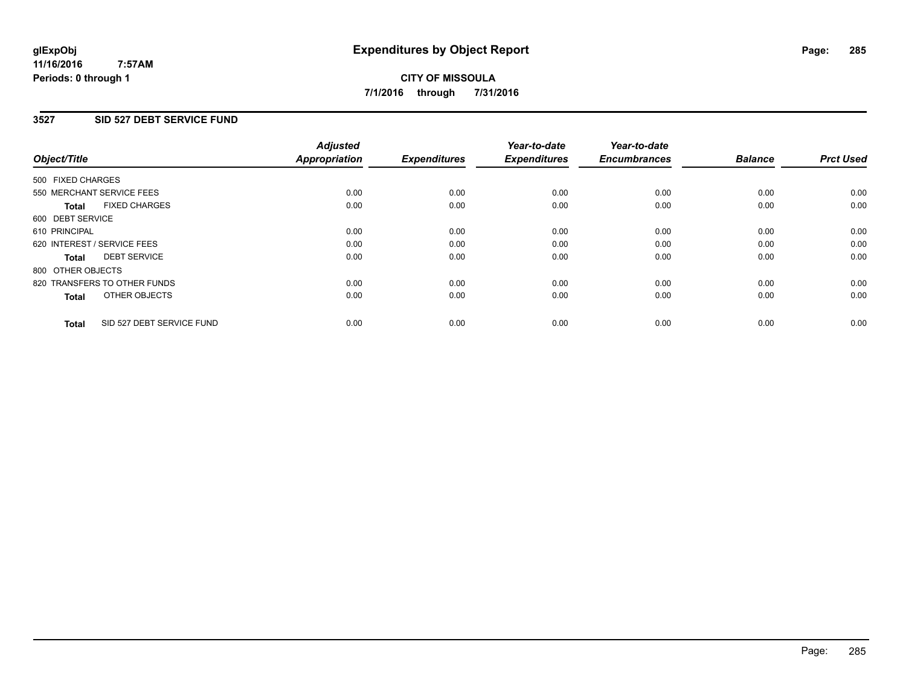**glExpObj**
**11/16/2016 7:57AM**
**Periods: 0 through 1**

# Expenditures by Object Report

**CITY OF MISSOULA**
**7/1/2016 through 7/31/2016**

## 3527 SID 527 DEBT SERVICE FUND

| Object/Title | Adjusted Appropriation | Expenditures | Year-to-date Expenditures | Year-to-date Encumbrances | Balance | Prct Used |
|---|---|---|---|---|---|---|
| 500 FIXED CHARGES | | | | | | |
| 550 MERCHANT SERVICE FEES | 0.00 | 0.00 | 0.00 | 0.00 | 0.00 | 0.00 |
| **Total** FIXED CHARGES | 0.00 | 0.00 | 0.00 | 0.00 | 0.00 | 0.00 |
| 600 DEBT SERVICE | | | | | | |
| 610 PRINCIPAL | 0.00 | 0.00 | 0.00 | 0.00 | 0.00 | 0.00 |
| 620 INTEREST / SERVICE FEES | 0.00 | 0.00 | 0.00 | 0.00 | 0.00 | 0.00 |
| **Total** DEBT SERVICE | 0.00 | 0.00 | 0.00 | 0.00 | 0.00 | 0.00 |
| 800 OTHER OBJECTS | | | | | | |
| 820 TRANSFERS TO OTHER FUNDS | 0.00 | 0.00 | 0.00 | 0.00 | 0.00 | 0.00 |
| **Total** OTHER OBJECTS | 0.00 | 0.00 | 0.00 | 0.00 | 0.00 | 0.00 |
| **Total** SID 527 DEBT SERVICE FUND | 0.00 | 0.00 | 0.00 | 0.00 | 0.00 | 0.00 |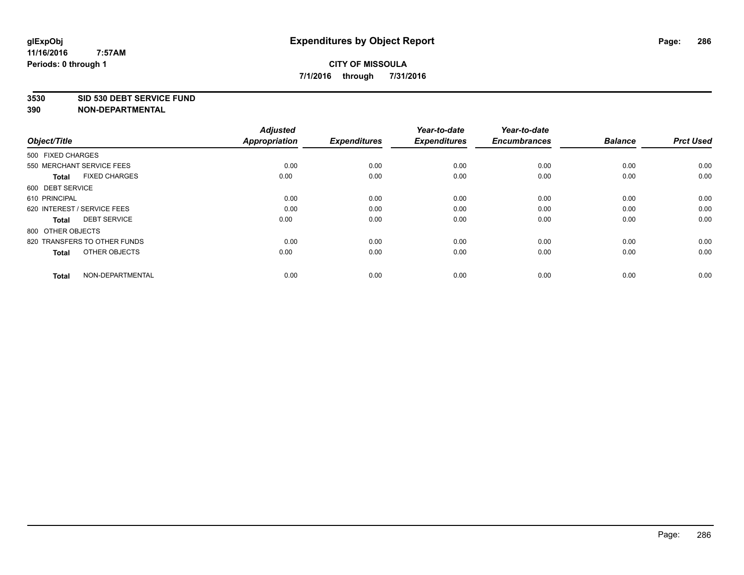# Expenditures by Object Report

glExpObj
11/16/2016 7:57AM
Periods: 0 through 1

**CITY OF MISSOULA**
**7/1/2016 through 7/31/2016**

**3530 SID 530 DEBT SERVICE FUND**
**390 NON-DEPARTMENTAL**

| Object/Title | Adjusted Appropriation | Expenditures | Year-to-date Expenditures | Year-to-date Encumbrances | Balance | Prct Used |
|---|---|---|---|---|---|---|
| 500 FIXED CHARGES | | | | | | |
| 550 MERCHANT SERVICE FEES | 0.00 | 0.00 | 0.00 | 0.00 | 0.00 | 0.00 |
| **Total** FIXED CHARGES | 0.00 | 0.00 | 0.00 | 0.00 | 0.00 | 0.00 |
| 600 DEBT SERVICE | | | | | | |
| 610 PRINCIPAL | 0.00 | 0.00 | 0.00 | 0.00 | 0.00 | 0.00 |
| 620 INTEREST / SERVICE FEES | 0.00 | 0.00 | 0.00 | 0.00 | 0.00 | 0.00 |
| **Total** DEBT SERVICE | 0.00 | 0.00 | 0.00 | 0.00 | 0.00 | 0.00 |
| 800 OTHER OBJECTS | | | | | | |
| 820 TRANSFERS TO OTHER FUNDS | 0.00 | 0.00 | 0.00 | 0.00 | 0.00 | 0.00 |
| **Total** OTHER OBJECTS | 0.00 | 0.00 | 0.00 | 0.00 | 0.00 | 0.00 |
| **Total** NON-DEPARTMENTAL | 0.00 | 0.00 | 0.00 | 0.00 | 0.00 | 0.00 |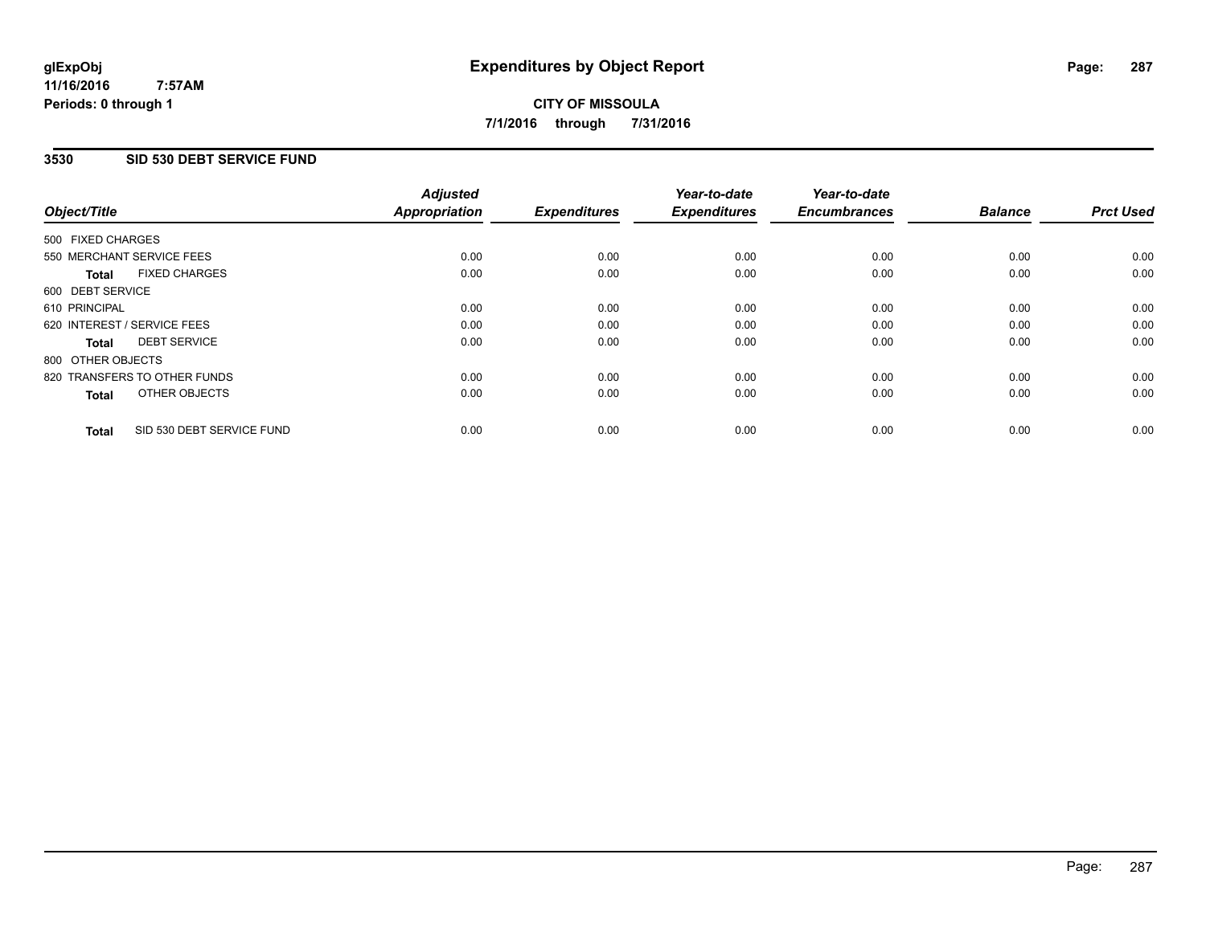# Expenditures by Object Report

**CITY OF MISSOULA**

**7/1/2016 through 7/31/2016**

glExpObj
11/16/2016 7:57AM
Periods: 0 through 1

## 3530 SID 530 DEBT SERVICE FUND

| Object/Title | Adjusted Appropriation | Expenditures | Year-to-date Expenditures | Year-to-date Encumbrances | Balance | Prct Used |
|---|---|---|---|---|---|---|
| 500 FIXED CHARGES | | | | | | |
| 550 MERCHANT SERVICE FEES | 0.00 | 0.00 | 0.00 | 0.00 | 0.00 | 0.00 |
| **Total** FIXED CHARGES | 0.00 | 0.00 | 0.00 | 0.00 | 0.00 | 0.00 |
| 600 DEBT SERVICE | | | | | | |
| 610 PRINCIPAL | 0.00 | 0.00 | 0.00 | 0.00 | 0.00 | 0.00 |
| 620 INTEREST / SERVICE FEES | 0.00 | 0.00 | 0.00 | 0.00 | 0.00 | 0.00 |
| **Total** DEBT SERVICE | 0.00 | 0.00 | 0.00 | 0.00 | 0.00 | 0.00 |
| 800 OTHER OBJECTS | | | | | | |
| 820 TRANSFERS TO OTHER FUNDS | 0.00 | 0.00 | 0.00 | 0.00 | 0.00 | 0.00 |
| **Total** OTHER OBJECTS | 0.00 | 0.00 | 0.00 | 0.00 | 0.00 | 0.00 |
| **Total** SID 530 DEBT SERVICE FUND | 0.00 | 0.00 | 0.00 | 0.00 | 0.00 | 0.00 |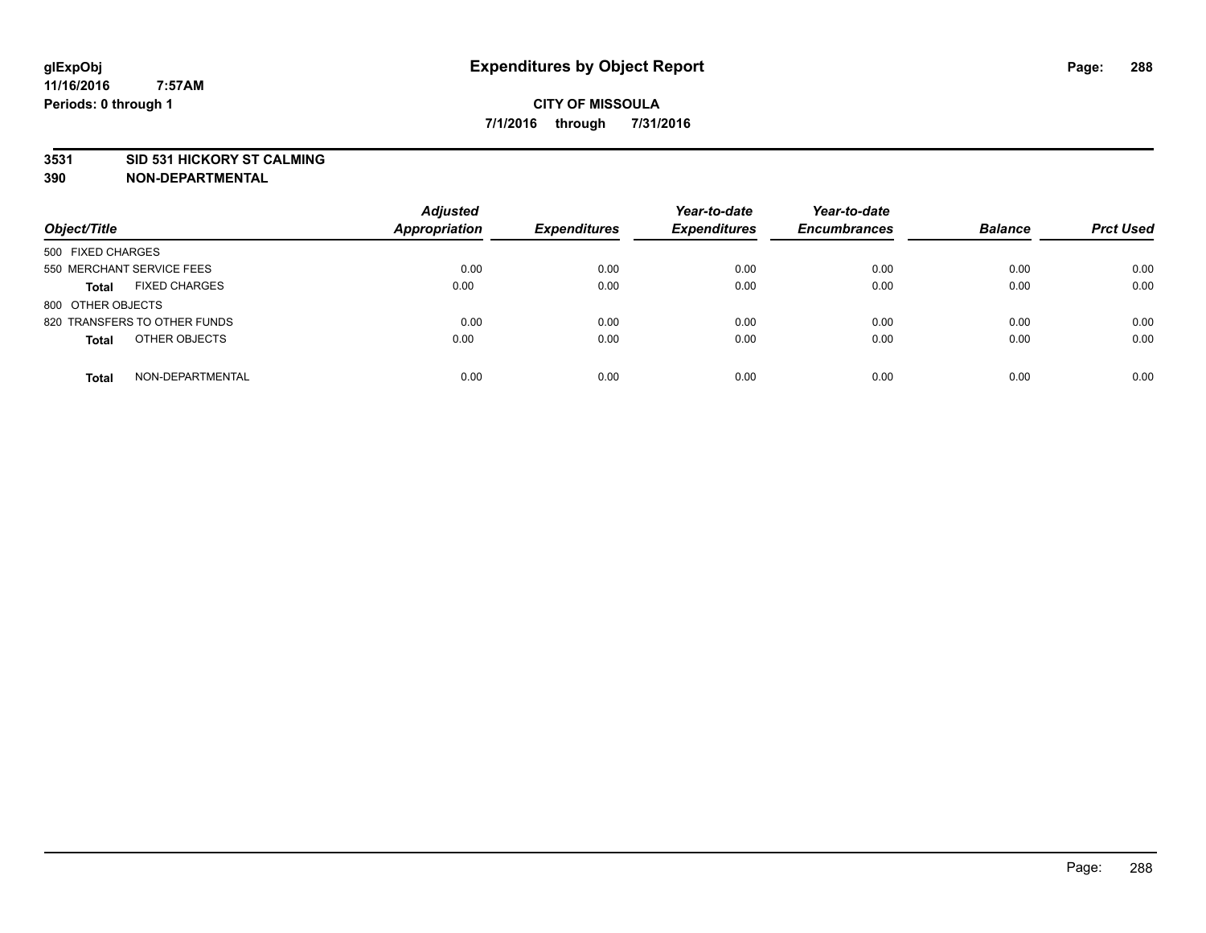**CITY OF MISSOULA**

**7/1/2016 through 7/31/2016**

**3531 SID 531 HICKORY ST CALMING**

**390 NON-DEPARTMENTAL**

| Object/Title | Adjusted Appropriation | Expenditures | Year-to-date Expenditures | Year-to-date Encumbrances | Balance | Prct Used |
|---|---|---|---|---|---|---|
| 500 FIXED CHARGES | | | | | | |
| 550 MERCHANT SERVICE FEES | 0.00 | 0.00 | 0.00 | 0.00 | 0.00 | 0.00 |
| **Total** FIXED CHARGES | 0.00 | 0.00 | 0.00 | 0.00 | 0.00 | 0.00 |
| 800 OTHER OBJECTS | | | | | | |
| 820 TRANSFERS TO OTHER FUNDS | 0.00 | 0.00 | 0.00 | 0.00 | 0.00 | 0.00 |
| **Total** OTHER OBJECTS | 0.00 | 0.00 | 0.00 | 0.00 | 0.00 | 0.00 |
| **Total** NON-DEPARTMENTAL | 0.00 | 0.00 | 0.00 | 0.00 | 0.00 | 0.00 |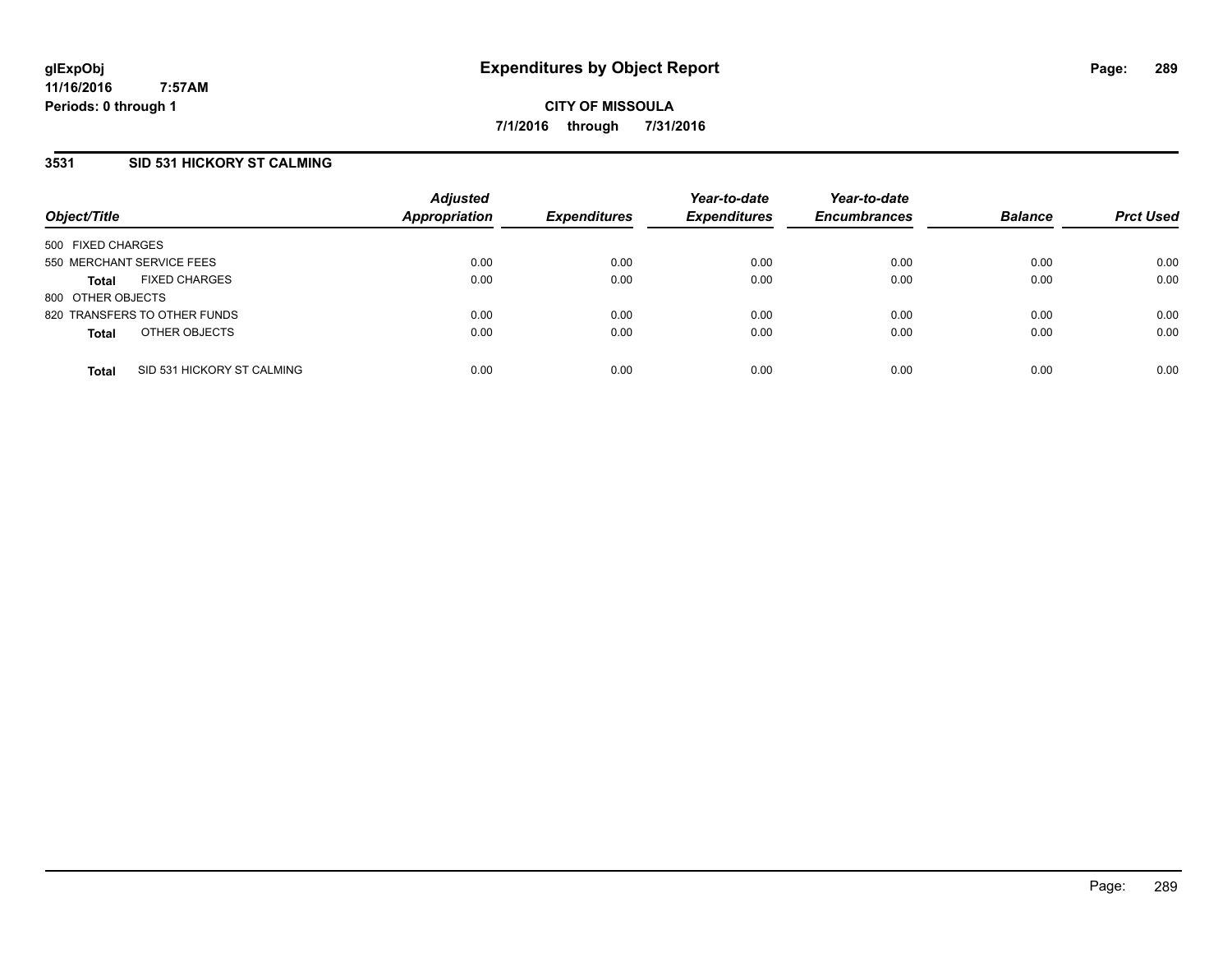# Expenditures by Object Report

**glExpObj**
**11/16/2016 7:57AM**
**Periods: 0 through 1**

**CITY OF MISSOULA**
**7/1/2016 through 7/31/2016**

## 3531 SID 531 HICKORY ST CALMING

| Object/Title | | Adjusted Appropriation | Expenditures | Year-to-date Expenditures | Year-to-date Encumbrances | Balance | Prct Used |
|---|---|---|---|---|---|---|---|
| 500 FIXED CHARGES | | | | | | | |
| 550 MERCHANT SERVICE FEES | | 0.00 | 0.00 | 0.00 | 0.00 | 0.00 | 0.00 |
| **Total** | FIXED CHARGES | 0.00 | 0.00 | 0.00 | 0.00 | 0.00 | 0.00 |
| 800 OTHER OBJECTS | | | | | | | |
| 820 TRANSFERS TO OTHER FUNDS | | 0.00 | 0.00 | 0.00 | 0.00 | 0.00 | 0.00 |
| **Total** | OTHER OBJECTS | 0.00 | 0.00 | 0.00 | 0.00 | 0.00 | 0.00 |
| **Total** | SID 531 HICKORY ST CALMING | 0.00 | 0.00 | 0.00 | 0.00 | 0.00 | 0.00 |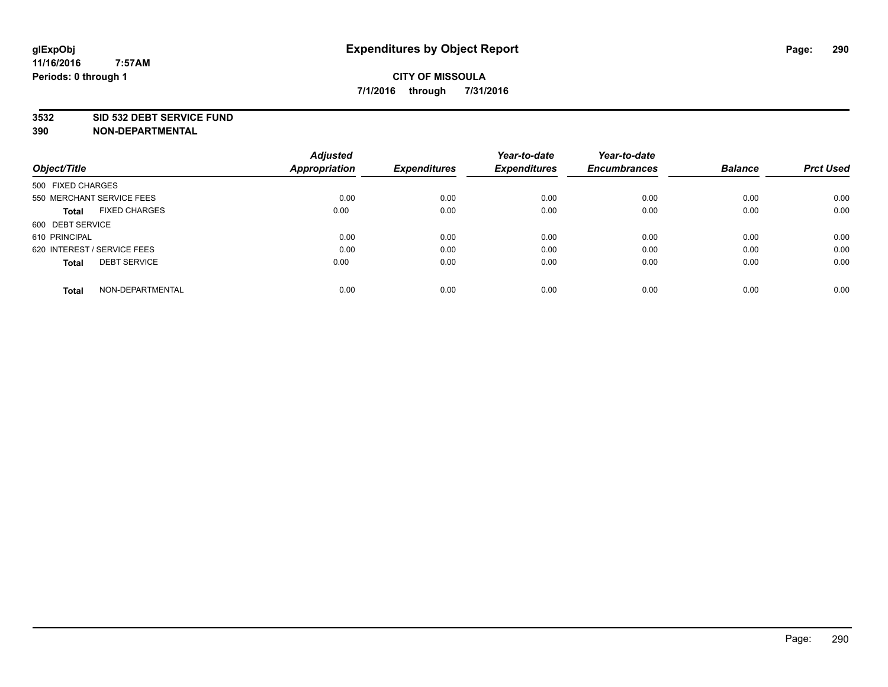# Expenditures by Object Report

**CITY OF MISSOULA**

**7/1/2016 through 7/31/2016**

glExpObj
11/16/2016 7:57AM
Periods: 0 through 1

**3532 SID 532 DEBT SERVICE FUND**

**390 NON-DEPARTMENTAL**

| Object/Title | | Adjusted Appropriation | Expenditures | Year-to-date Expenditures | Year-to-date Encumbrances | Balance | Prct Used |
|---|---|---|---|---|---|---|---|
| 500 FIXED CHARGES | | | | | | | |
| 550 MERCHANT SERVICE FEES | | 0.00 | 0.00 | 0.00 | 0.00 | 0.00 | 0.00 |
| **Total** | FIXED CHARGES | 0.00 | 0.00 | 0.00 | 0.00 | 0.00 | 0.00 |
| 600 DEBT SERVICE | | | | | | | |
| 610 PRINCIPAL | | 0.00 | 0.00 | 0.00 | 0.00 | 0.00 | 0.00 |
| 620 INTEREST / SERVICE FEES | | 0.00 | 0.00 | 0.00 | 0.00 | 0.00 | 0.00 |
| **Total** | DEBT SERVICE | 0.00 | 0.00 | 0.00 | 0.00 | 0.00 | 0.00 |
| **Total** | NON-DEPARTMENTAL | 0.00 | 0.00 | 0.00 | 0.00 | 0.00 | 0.00 |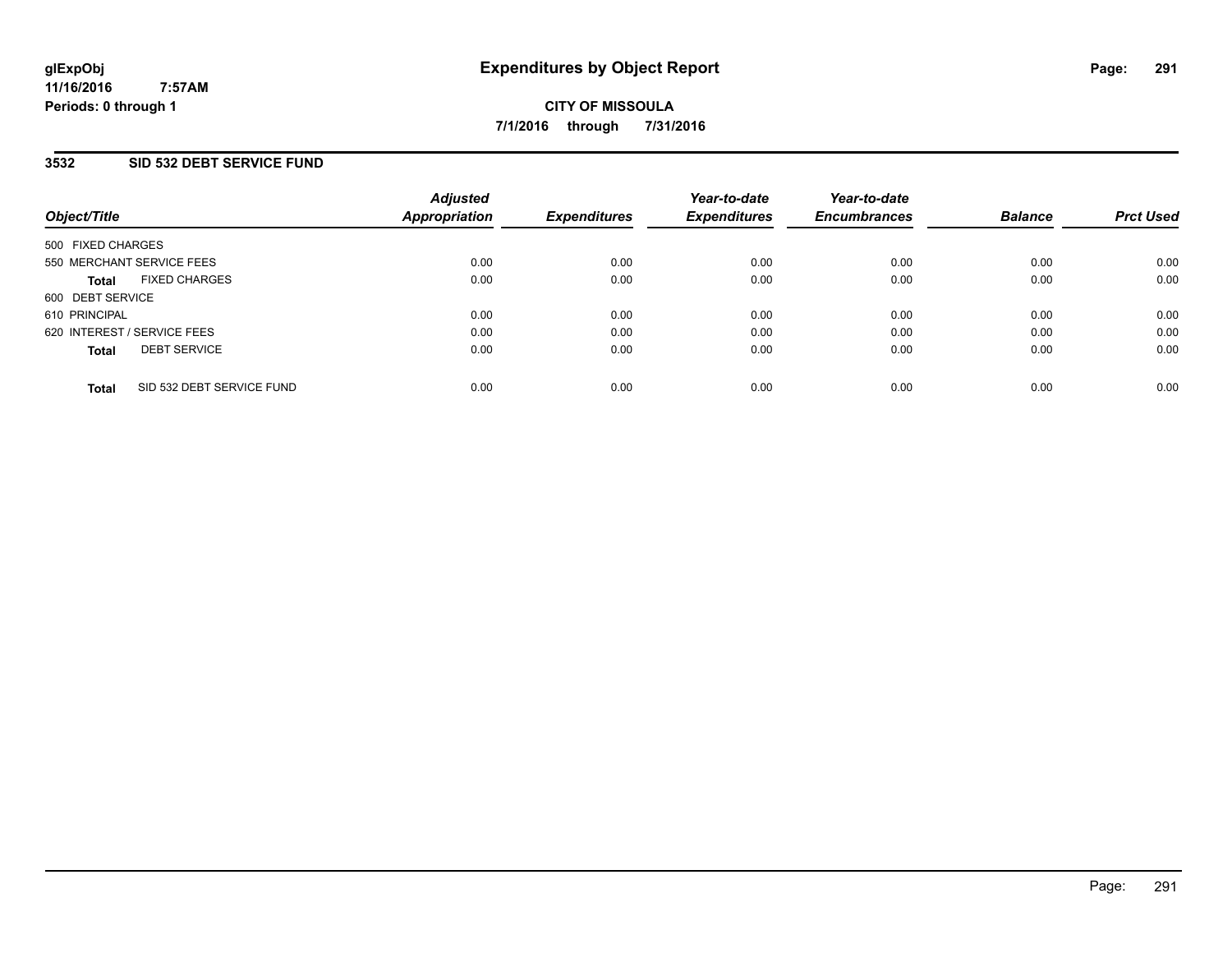glExpObj
11/16/2016 7:57AM
Periods: 0 through 1

# Expenditures by Object Report

CITY OF MISSOULA

7/1/2016 through 7/31/2016

## 3532 SID 532 DEBT SERVICE FUND

| Object/Title | Adjusted Appropriation | Expenditures | Year-to-date Expenditures | Year-to-date Encumbrances | Balance | Prct Used |
|---|---|---|---|---|---|---|
| 500 FIXED CHARGES | | | | | | |
| 550 MERCHANT SERVICE FEES | 0.00 | 0.00 | 0.00 | 0.00 | 0.00 | 0.00 |
| **Total** FIXED CHARGES | 0.00 | 0.00 | 0.00 | 0.00 | 0.00 | 0.00 |
| 600 DEBT SERVICE | | | | | | |
| 610 PRINCIPAL | 0.00 | 0.00 | 0.00 | 0.00 | 0.00 | 0.00 |
| 620 INTEREST / SERVICE FEES | 0.00 | 0.00 | 0.00 | 0.00 | 0.00 | 0.00 |
| **Total** DEBT SERVICE | 0.00 | 0.00 | 0.00 | 0.00 | 0.00 | 0.00 |
| **Total** SID 532 DEBT SERVICE FUND | 0.00 | 0.00 | 0.00 | 0.00 | 0.00 | 0.00 |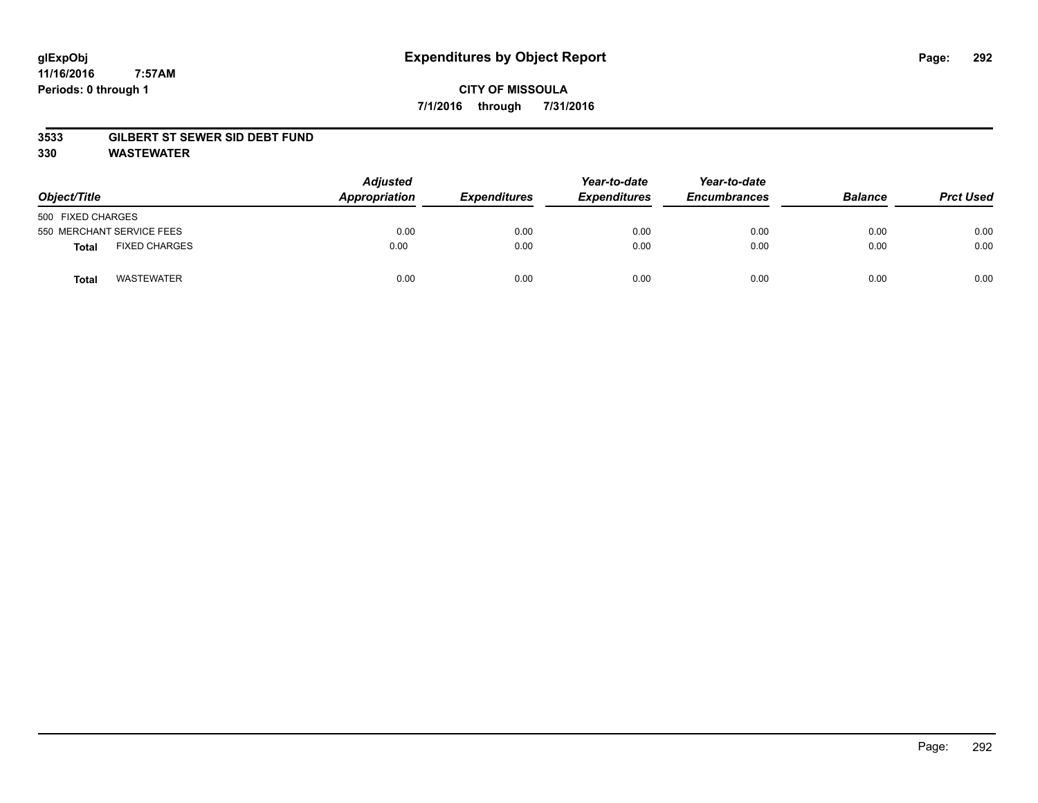**glExpObj** **Expenditures by Object Report**

**11/16/2016 7:57AM**

**Periods: 0 through 1**

**CITY OF MISSOULA**

**7/1/2016 through 7/31/2016**

**3533 GILBERT ST SEWER SID DEBT FUND**

**330 WASTEWATER**

| Object/Title | | Adjusted Appropriation | Expenditures | Year-to-date Expenditures | Year-to-date Encumbrances | Balance | Prct Used |
|---|---|---|---|---|---|---|---|
| 500 FIXED CHARGES | | | | | | | |
| 550 MERCHANT SERVICE FEES | | 0.00 | 0.00 | 0.00 | 0.00 | 0.00 | 0.00 |
| **Total** | FIXED CHARGES | 0.00 | 0.00 | 0.00 | 0.00 | 0.00 | 0.00 |
| **Total** | WASTEWATER | 0.00 | 0.00 | 0.00 | 0.00 | 0.00 | 0.00 |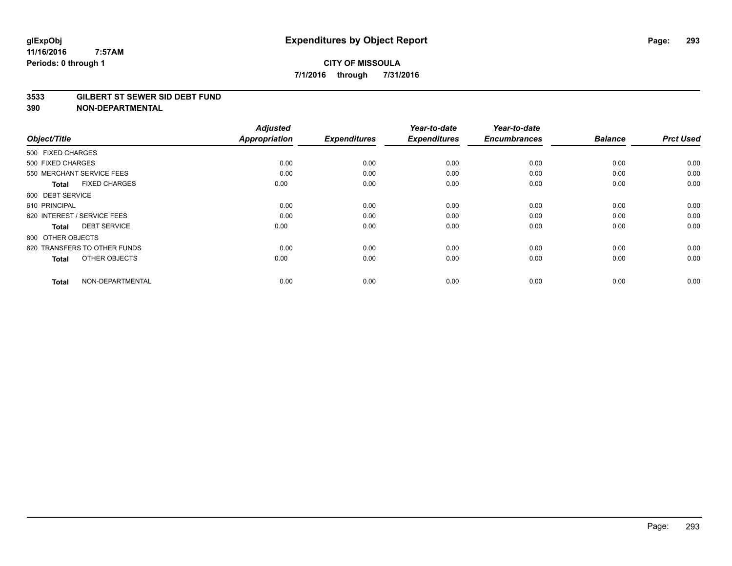# Expenditures by Object Report

**glExpObj**
**11/16/2016 7:57AM**
**Periods: 0 through 1**

**CITY OF MISSOULA**
**7/1/2016 through 7/31/2016**

**3533 GILBERT ST SEWER SID DEBT FUND**
**390 NON-DEPARTMENTAL**

| Object/Title | Adjusted Appropriation | Expenditures | Year-to-date Expenditures | Year-to-date Encumbrances | Balance | Prct Used |
|---|---|---|---|---|---|---|
| 500 FIXED CHARGES | | | | | | |
| 500 FIXED CHARGES | 0.00 | 0.00 | 0.00 | 0.00 | 0.00 | 0.00 |
| 550 MERCHANT SERVICE FEES | 0.00 | 0.00 | 0.00 | 0.00 | 0.00 | 0.00 |
| **Total** FIXED CHARGES | 0.00 | 0.00 | 0.00 | 0.00 | 0.00 | 0.00 |
| 600 DEBT SERVICE | | | | | | |
| 610 PRINCIPAL | 0.00 | 0.00 | 0.00 | 0.00 | 0.00 | 0.00 |
| 620 INTEREST / SERVICE FEES | 0.00 | 0.00 | 0.00 | 0.00 | 0.00 | 0.00 |
| **Total** DEBT SERVICE | 0.00 | 0.00 | 0.00 | 0.00 | 0.00 | 0.00 |
| 800 OTHER OBJECTS | | | | | | |
| 820 TRANSFERS TO OTHER FUNDS | 0.00 | 0.00 | 0.00 | 0.00 | 0.00 | 0.00 |
| **Total** OTHER OBJECTS | 0.00 | 0.00 | 0.00 | 0.00 | 0.00 | 0.00 |
| **Total** NON-DEPARTMENTAL | 0.00 | 0.00 | 0.00 | 0.00 | 0.00 | 0.00 |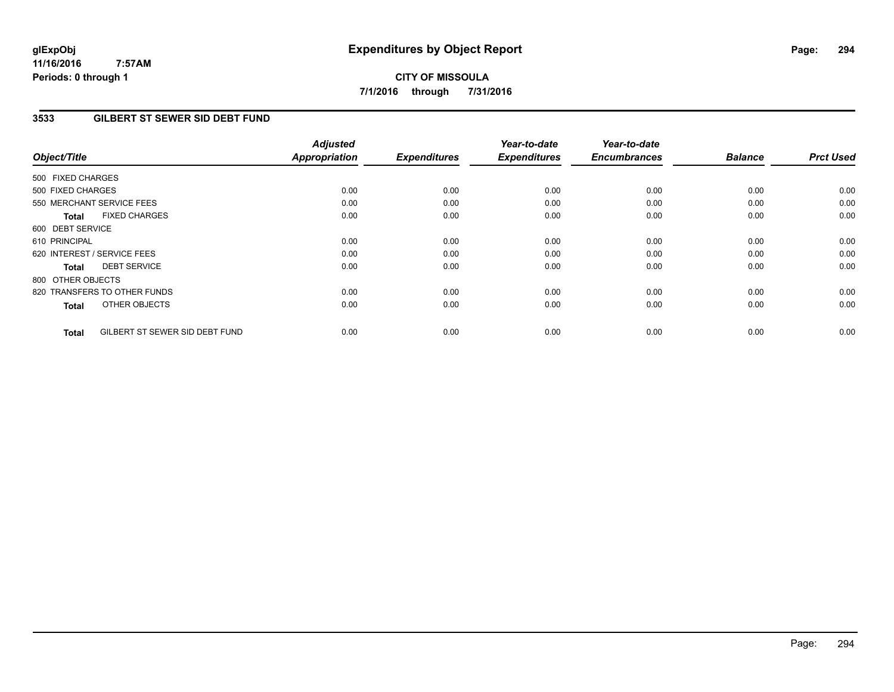# Expenditures by Object Report

glExpObj
11/16/2016 7:57AM
Periods: 0 through 1

**CITY OF MISSOULA**
**7/1/2016 through 7/31/2016**

## 3533 GILBERT ST SEWER SID DEBT FUND

| Object/Title | Adjusted Appropriation | Expenditures | Year-to-date Expenditures | Year-to-date Encumbrances | Balance | Prct Used |
|---|---|---|---|---|---|---|
| 500 FIXED CHARGES | | | | | | |
| 500 FIXED CHARGES | 0.00 | 0.00 | 0.00 | 0.00 | 0.00 | 0.00 |
| 550 MERCHANT SERVICE FEES | 0.00 | 0.00 | 0.00 | 0.00 | 0.00 | 0.00 |
| **Total** FIXED CHARGES | 0.00 | 0.00 | 0.00 | 0.00 | 0.00 | 0.00 |
| 600 DEBT SERVICE | | | | | | |
| 610 PRINCIPAL | 0.00 | 0.00 | 0.00 | 0.00 | 0.00 | 0.00 |
| 620 INTEREST / SERVICE FEES | 0.00 | 0.00 | 0.00 | 0.00 | 0.00 | 0.00 |
| **Total** DEBT SERVICE | 0.00 | 0.00 | 0.00 | 0.00 | 0.00 | 0.00 |
| 800 OTHER OBJECTS | | | | | | |
| 820 TRANSFERS TO OTHER FUNDS | 0.00 | 0.00 | 0.00 | 0.00 | 0.00 | 0.00 |
| **Total** OTHER OBJECTS | 0.00 | 0.00 | 0.00 | 0.00 | 0.00 | 0.00 |
| **Total** GILBERT ST SEWER SID DEBT FUND | 0.00 | 0.00 | 0.00 | 0.00 | 0.00 | 0.00 |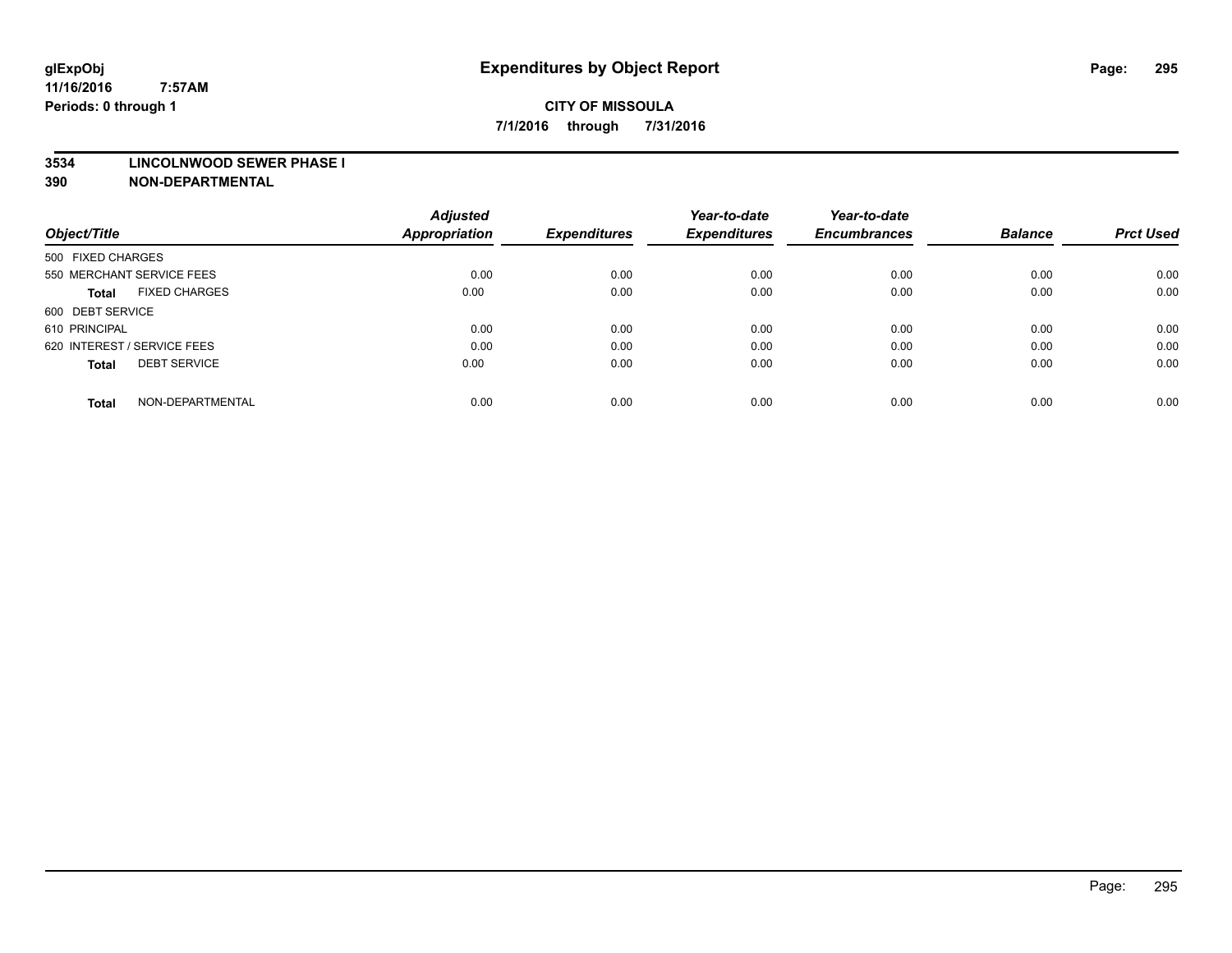# Expenditures by Object Report

glExpObj
11/16/2016 7:57AM
Periods: 0 through 1

**CITY OF MISSOULA**
**7/1/2016 through 7/31/2016**

**3534 LINCOLNWOOD SEWER PHASE I**
**390 NON-DEPARTMENTAL**

| Object/Title | Adjusted Appropriation | Expenditures | Year-to-date Expenditures | Year-to-date Encumbrances | Balance | Prct Used |
|---|---|---|---|---|---|---|
| 500 FIXED CHARGES | | | | | | |
| 550 MERCHANT SERVICE FEES | 0.00 | 0.00 | 0.00 | 0.00 | 0.00 | 0.00 |
| **Total** FIXED CHARGES | 0.00 | 0.00 | 0.00 | 0.00 | 0.00 | 0.00 |
| 600 DEBT SERVICE | | | | | | |
| 610 PRINCIPAL | 0.00 | 0.00 | 0.00 | 0.00 | 0.00 | 0.00 |
| 620 INTEREST / SERVICE FEES | 0.00 | 0.00 | 0.00 | 0.00 | 0.00 | 0.00 |
| **Total** DEBT SERVICE | 0.00 | 0.00 | 0.00 | 0.00 | 0.00 | 0.00 |
| **Total** NON-DEPARTMENTAL | 0.00 | 0.00 | 0.00 | 0.00 | 0.00 | 0.00 |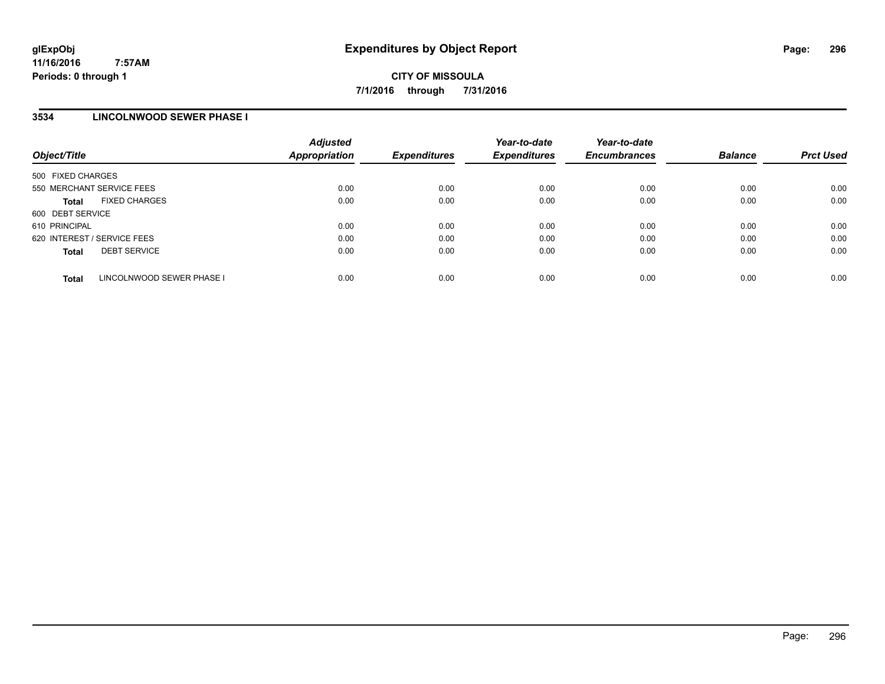**glExpObj**
**11/16/2016 7:57AM**
**Periods: 0 through 1**

# Expenditures by Object Report

**CITY OF MISSOULA**
**7/1/2016 through 7/31/2016**

## 3534 LINCOLNWOOD SEWER PHASE I

| Object/Title | Adjusted Appropriation | Expenditures | Year-to-date Expenditures | Year-to-date Encumbrances | Balance | Prct Used |
|---|---|---|---|---|---|---|
| 500 FIXED CHARGES | | | | | | |
| 550 MERCHANT SERVICE FEES | 0.00 | 0.00 | 0.00 | 0.00 | 0.00 | 0.00 |
| **Total** FIXED CHARGES | 0.00 | 0.00 | 0.00 | 0.00 | 0.00 | 0.00 |
| 600 DEBT SERVICE | | | | | | |
| 610 PRINCIPAL | 0.00 | 0.00 | 0.00 | 0.00 | 0.00 | 0.00 |
| 620 INTEREST / SERVICE FEES | 0.00 | 0.00 | 0.00 | 0.00 | 0.00 | 0.00 |
| **Total** DEBT SERVICE | 0.00 | 0.00 | 0.00 | 0.00 | 0.00 | 0.00 |
| **Total** LINCOLNWOOD SEWER PHASE I | 0.00 | 0.00 | 0.00 | 0.00 | 0.00 | 0.00 |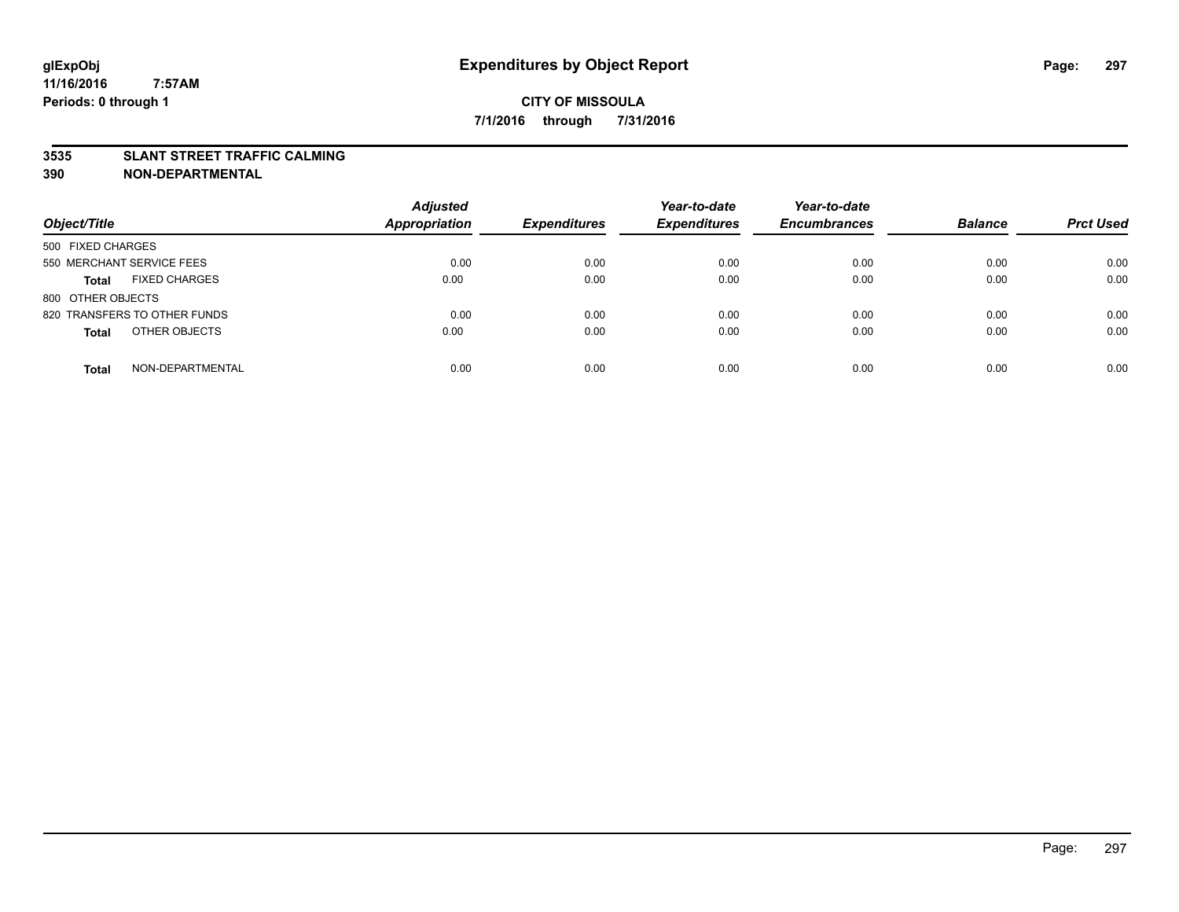glExpObj
11/16/2016 7:57AM
Periods: 0 through 1

# Expenditures by Object Report

**CITY OF MISSOULA**
**7/1/2016 through 7/31/2016**

**3535 SLANT STREET TRAFFIC CALMING**
**390 NON-DEPARTMENTAL**

| Object/Title | | Adjusted Appropriation | Expenditures | Year-to-date Expenditures | Year-to-date Encumbrances | Balance | Prct Used |
|---|---|---|---|---|---|---|---|
| 500 FIXED CHARGES | | | | | | | |
| 550 MERCHANT SERVICE FEES | | 0.00 | 0.00 | 0.00 | 0.00 | 0.00 | 0.00 |
| **Total** | FIXED CHARGES | 0.00 | 0.00 | 0.00 | 0.00 | 0.00 | 0.00 |
| 800 OTHER OBJECTS | | | | | | | |
| 820 TRANSFERS TO OTHER FUNDS | | 0.00 | 0.00 | 0.00 | 0.00 | 0.00 | 0.00 |
| **Total** | OTHER OBJECTS | 0.00 | 0.00 | 0.00 | 0.00 | 0.00 | 0.00 |
| **Total** | NON-DEPARTMENTAL | 0.00 | 0.00 | 0.00 | 0.00 | 0.00 | 0.00 |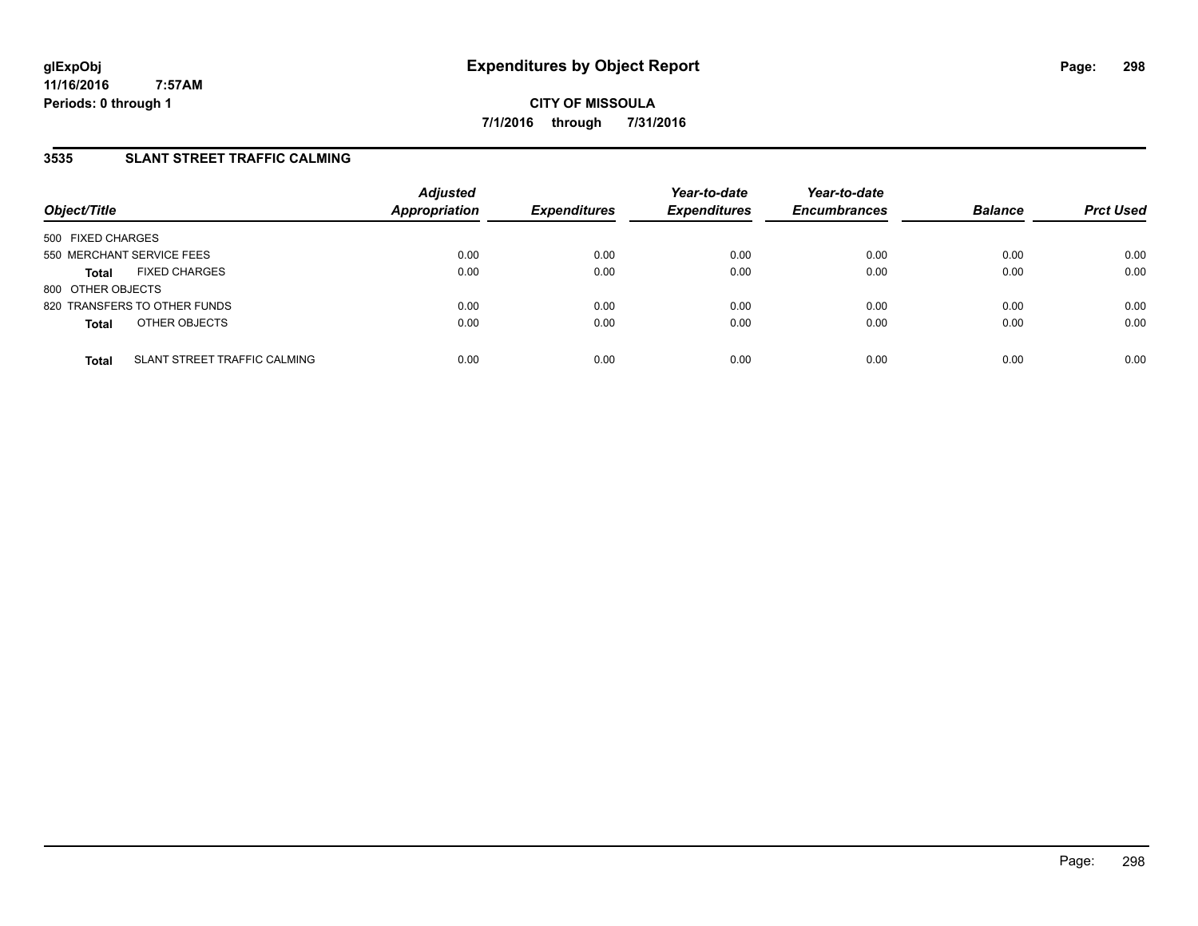# Expenditures by Object Report

glExpObj
11/16/2016 7:57AM
Periods: 0 through 1

**CITY OF MISSOULA**

**7/1/2016 through 7/31/2016**

## 3535 SLANT STREET TRAFFIC CALMING

| Object/Title | | Adjusted Appropriation | Expenditures | Year-to-date Expenditures | Year-to-date Encumbrances | Balance | Prct Used |
|---|---|---|---|---|---|---|---|
| 500 FIXED CHARGES | | | | | | | |
| 550 MERCHANT SERVICE FEES | | 0.00 | 0.00 | 0.00 | 0.00 | 0.00 | 0.00 |
| **Total** | FIXED CHARGES | 0.00 | 0.00 | 0.00 | 0.00 | 0.00 | 0.00 |
| 800 OTHER OBJECTS | | | | | | | |
| 820 TRANSFERS TO OTHER FUNDS | | 0.00 | 0.00 | 0.00 | 0.00 | 0.00 | 0.00 |
| **Total** | OTHER OBJECTS | 0.00 | 0.00 | 0.00 | 0.00 | 0.00 | 0.00 |
| **Total** | SLANT STREET TRAFFIC CALMING | 0.00 | 0.00 | 0.00 | 0.00 | 0.00 | 0.00 |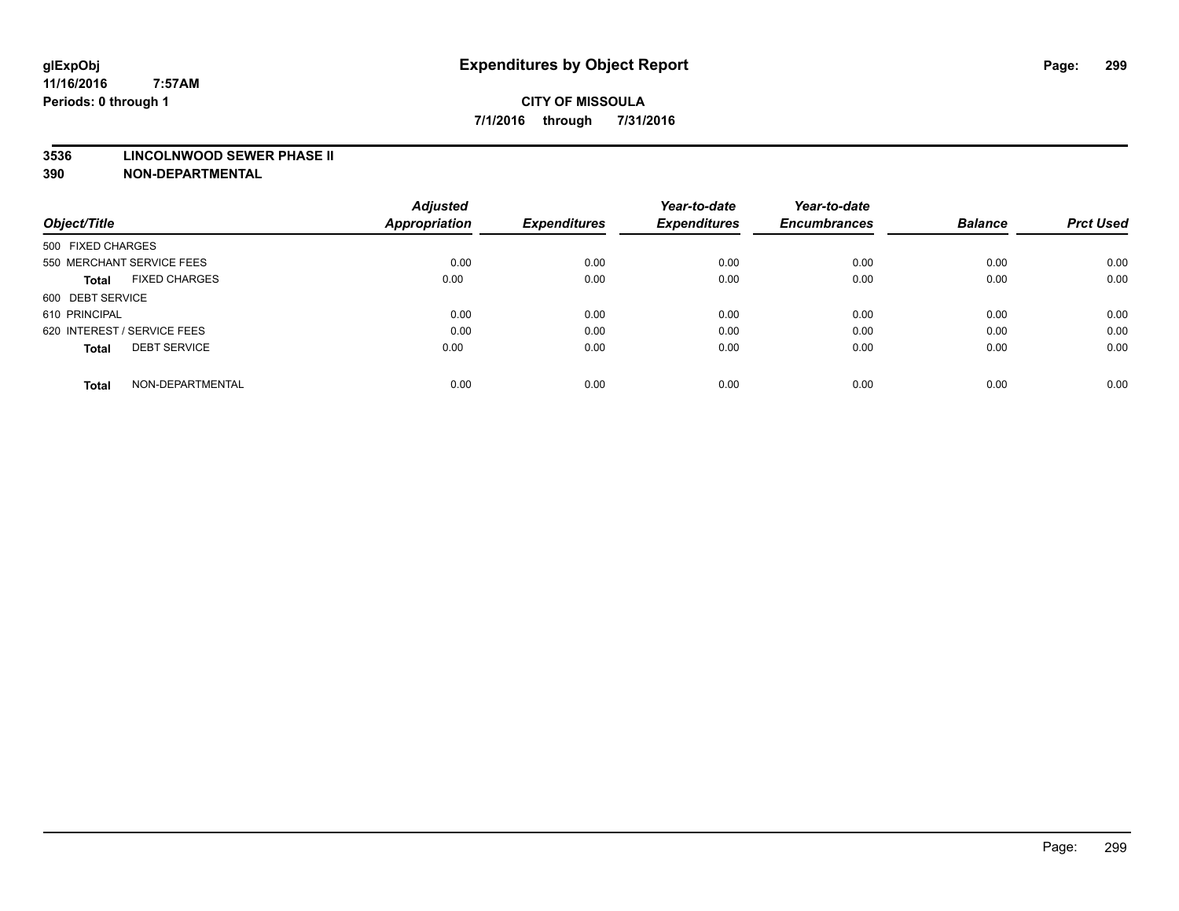# Expenditures by Object Report

glExpObj
11/16/2016 7:57AM
Periods: 0 through 1

**CITY OF MISSOULA**
**7/1/2016 through 7/31/2016**

**3536 LINCOLNWOOD SEWER PHASE II**
**390 NON-DEPARTMENTAL**

| Object/Title | Adjusted Appropriation | Expenditures | Year-to-date Expenditures | Year-to-date Encumbrances | Balance | Prct Used |
|---|---|---|---|---|---|---|
| 500 FIXED CHARGES | | | | | | |
| 550 MERCHANT SERVICE FEES | 0.00 | 0.00 | 0.00 | 0.00 | 0.00 | 0.00 |
| **Total** FIXED CHARGES | 0.00 | 0.00 | 0.00 | 0.00 | 0.00 | 0.00 |
| 600 DEBT SERVICE | | | | | | |
| 610 PRINCIPAL | 0.00 | 0.00 | 0.00 | 0.00 | 0.00 | 0.00 |
| 620 INTEREST / SERVICE FEES | 0.00 | 0.00 | 0.00 | 0.00 | 0.00 | 0.00 |
| **Total** DEBT SERVICE | 0.00 | 0.00 | 0.00 | 0.00 | 0.00 | 0.00 |
| **Total** NON-DEPARTMENTAL | 0.00 | 0.00 | 0.00 | 0.00 | 0.00 | 0.00 |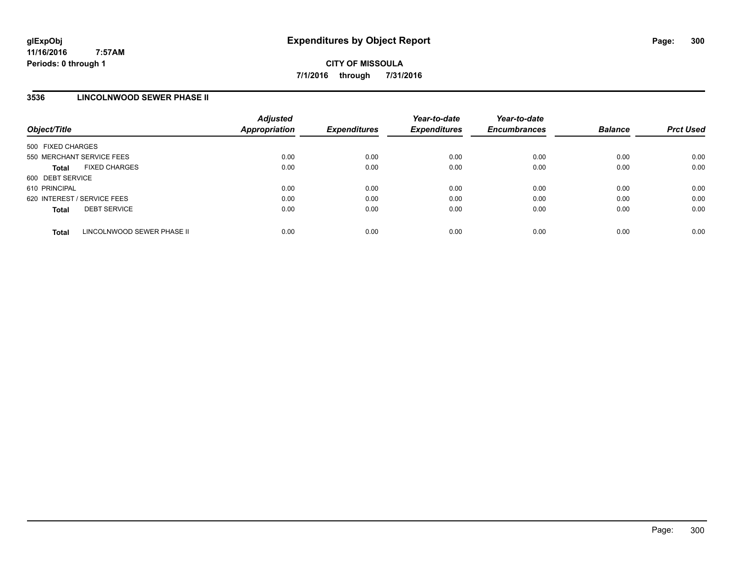# Expenditures by Object Report

**CITY OF MISSOULA**

**7/1/2016 through 7/31/2016**

glExpObj
11/16/2016 7:57AM
Periods: 0 through 1

## 3536 LINCOLNWOOD SEWER PHASE II

| Object/Title | Adjusted Appropriation | Expenditures | Year-to-date Expenditures | Year-to-date Encumbrances | Balance | Prct Used |
|---|---|---|---|---|---|---|
| 500 FIXED CHARGES | | | | | | |
| 550 MERCHANT SERVICE FEES | 0.00 | 0.00 | 0.00 | 0.00 | 0.00 | 0.00 |
| **Total** FIXED CHARGES | 0.00 | 0.00 | 0.00 | 0.00 | 0.00 | 0.00 |
| 600 DEBT SERVICE | | | | | | |
| 610 PRINCIPAL | 0.00 | 0.00 | 0.00 | 0.00 | 0.00 | 0.00 |
| 620 INTEREST / SERVICE FEES | 0.00 | 0.00 | 0.00 | 0.00 | 0.00 | 0.00 |
| **Total** DEBT SERVICE | 0.00 | 0.00 | 0.00 | 0.00 | 0.00 | 0.00 |
| **Total** LINCOLNWOOD SEWER PHASE II | 0.00 | 0.00 | 0.00 | 0.00 | 0.00 | 0.00 |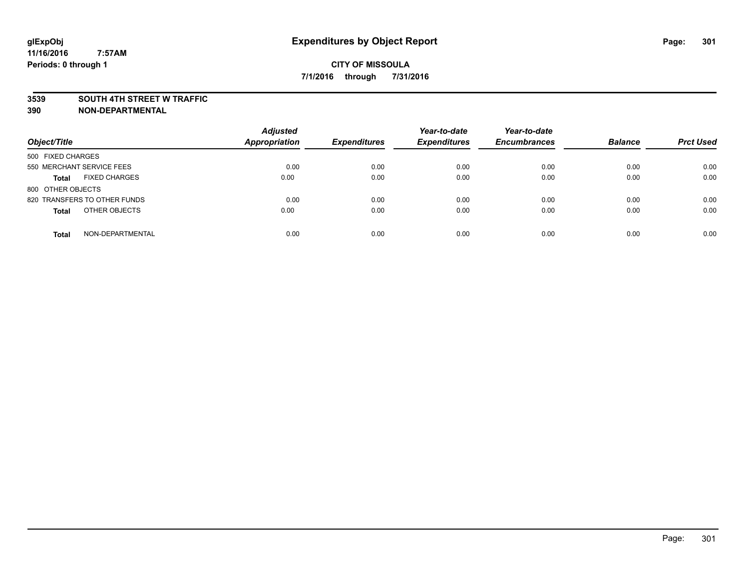**glExpObj** **Expenditures by Object Report**
**11/16/2016 7:57AM**
**Periods: 0 through 1**

**CITY OF MISSOULA**
**7/1/2016 through 7/31/2016**

**3539 SOUTH 4TH STREET W TRAFFIC**
**390 NON-DEPARTMENTAL**

| Object/Title | Adjusted Appropriation | Expenditures | Year-to-date Expenditures | Year-to-date Encumbrances | Balance | Prct Used |
|---|---|---|---|---|---|---|
| 500 FIXED CHARGES | | | | | | |
| 550 MERCHANT SERVICE FEES | 0.00 | 0.00 | 0.00 | 0.00 | 0.00 | 0.00 |
| **Total** FIXED CHARGES | 0.00 | 0.00 | 0.00 | 0.00 | 0.00 | 0.00 |
| 800 OTHER OBJECTS | | | | | | |
| 820 TRANSFERS TO OTHER FUNDS | 0.00 | 0.00 | 0.00 | 0.00 | 0.00 | 0.00 |
| **Total** OTHER OBJECTS | 0.00 | 0.00 | 0.00 | 0.00 | 0.00 | 0.00 |
| **Total** NON-DEPARTMENTAL | 0.00 | 0.00 | 0.00 | 0.00 | 0.00 | 0.00 |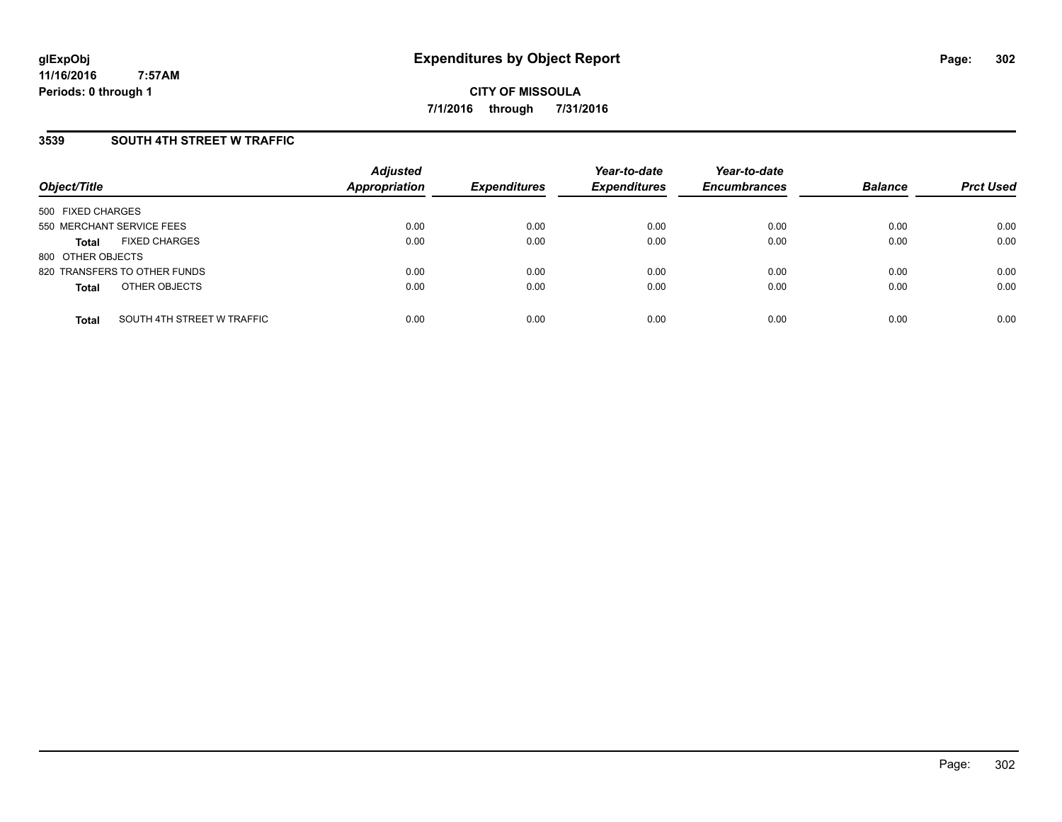**glExpObj** **Expenditures by Object Report**

**11/16/2016 7:57AM**

**Periods: 0 through 1**

**CITY OF MISSOULA**

**7/1/2016 through 7/31/2016**

## 3539 SOUTH 4TH STREET W TRAFFIC

| Object/Title | | Adjusted Appropriation | Expenditures | Year-to-date Expenditures | Year-to-date Encumbrances | Balance | Prct Used |
|---|---|---|---|---|---|---|---|
| 500 FIXED CHARGES | | | | | | | |
| 550 MERCHANT SERVICE FEES | | 0.00 | 0.00 | 0.00 | 0.00 | 0.00 | 0.00 |
| **Total** | FIXED CHARGES | 0.00 | 0.00 | 0.00 | 0.00 | 0.00 | 0.00 |
| 800 OTHER OBJECTS | | | | | | | |
| 820 TRANSFERS TO OTHER FUNDS | | 0.00 | 0.00 | 0.00 | 0.00 | 0.00 | 0.00 |
| **Total** | OTHER OBJECTS | 0.00 | 0.00 | 0.00 | 0.00 | 0.00 | 0.00 |
| **Total** | SOUTH 4TH STREET W TRAFFIC | 0.00 | 0.00 | 0.00 | 0.00 | 0.00 | 0.00 |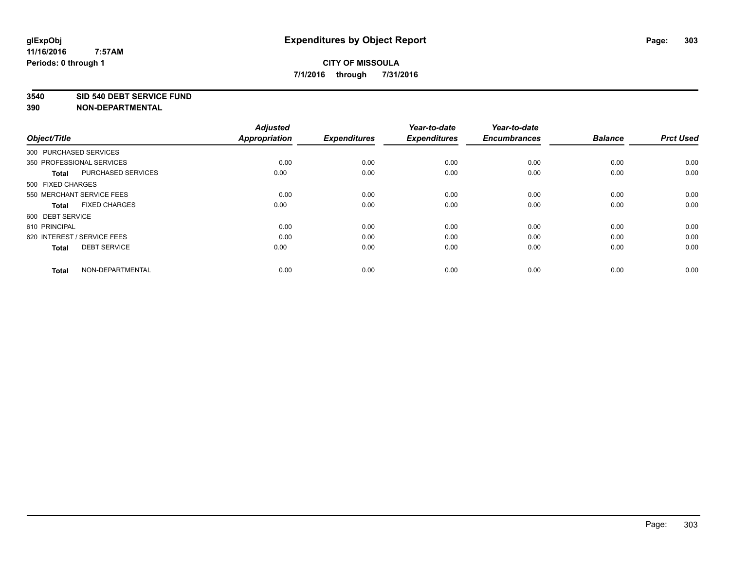# Expenditures by Object Report

**CITY OF MISSOULA**

**7/1/2016 through 7/31/2016**

glExpObj
11/16/2016 7:57AM
Periods: 0 through 1

## 3540 SID 540 DEBT SERVICE FUND
## 390 NON-DEPARTMENTAL

| Object/Title | Adjusted Appropriation | Expenditures | Year-to-date Expenditures | Year-to-date Encumbrances | Balance | Prct Used |
|---|---|---|---|---|---|---|
| 300 PURCHASED SERVICES | | | | | | |
| 350 PROFESSIONAL SERVICES | 0.00 | 0.00 | 0.00 | 0.00 | 0.00 | 0.00 |
| **Total** PURCHASED SERVICES | 0.00 | 0.00 | 0.00 | 0.00 | 0.00 | 0.00 |
| 500 FIXED CHARGES | | | | | | |
| 550 MERCHANT SERVICE FEES | 0.00 | 0.00 | 0.00 | 0.00 | 0.00 | 0.00 |
| **Total** FIXED CHARGES | 0.00 | 0.00 | 0.00 | 0.00 | 0.00 | 0.00 |
| 600 DEBT SERVICE | | | | | | |
| 610 PRINCIPAL | 0.00 | 0.00 | 0.00 | 0.00 | 0.00 | 0.00 |
| 620 INTEREST / SERVICE FEES | 0.00 | 0.00 | 0.00 | 0.00 | 0.00 | 0.00 |
| **Total** DEBT SERVICE | 0.00 | 0.00 | 0.00 | 0.00 | 0.00 | 0.00 |
| **Total** NON-DEPARTMENTAL | 0.00 | 0.00 | 0.00 | 0.00 | 0.00 | 0.00 |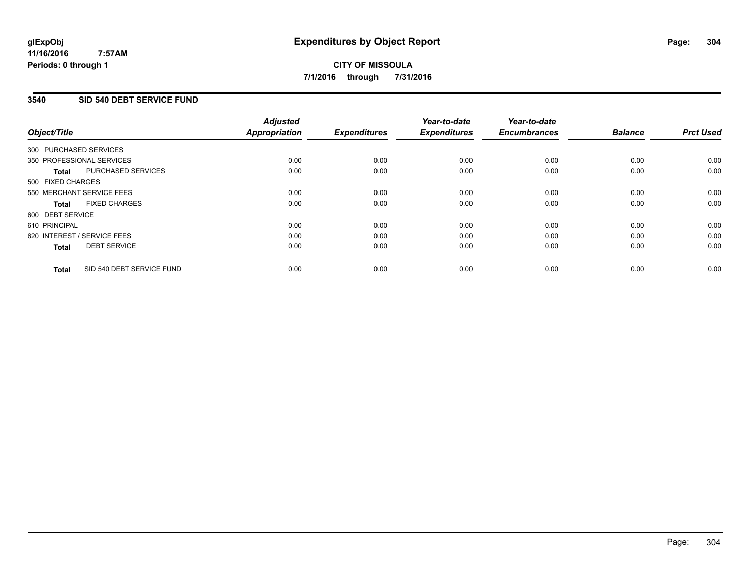# Expenditures by Object Report

glExpObj
11/16/2016 7:57AM
Periods: 0 through 1

**CITY OF MISSOULA**
**7/1/2016 through 7/31/2016**

## 3540 SID 540 DEBT SERVICE FUND

| Object/Title | Adjusted Appropriation | Expenditures | Year-to-date Expenditures | Year-to-date Encumbrances | Balance | Prct Used |
|---|---|---|---|---|---|---|
| 300 PURCHASED SERVICES | | | | | | |
| 350 PROFESSIONAL SERVICES | 0.00 | 0.00 | 0.00 | 0.00 | 0.00 | 0.00 |
| **Total** PURCHASED SERVICES | 0.00 | 0.00 | 0.00 | 0.00 | 0.00 | 0.00 |
| 500 FIXED CHARGES | | | | | | |
| 550 MERCHANT SERVICE FEES | 0.00 | 0.00 | 0.00 | 0.00 | 0.00 | 0.00 |
| **Total** FIXED CHARGES | 0.00 | 0.00 | 0.00 | 0.00 | 0.00 | 0.00 |
| 600 DEBT SERVICE | | | | | | |
| 610 PRINCIPAL | 0.00 | 0.00 | 0.00 | 0.00 | 0.00 | 0.00 |
| 620 INTEREST / SERVICE FEES | 0.00 | 0.00 | 0.00 | 0.00 | 0.00 | 0.00 |
| **Total** DEBT SERVICE | 0.00 | 0.00 | 0.00 | 0.00 | 0.00 | 0.00 |
| **Total** SID 540 DEBT SERVICE FUND | 0.00 | 0.00 | 0.00 | 0.00 | 0.00 | 0.00 |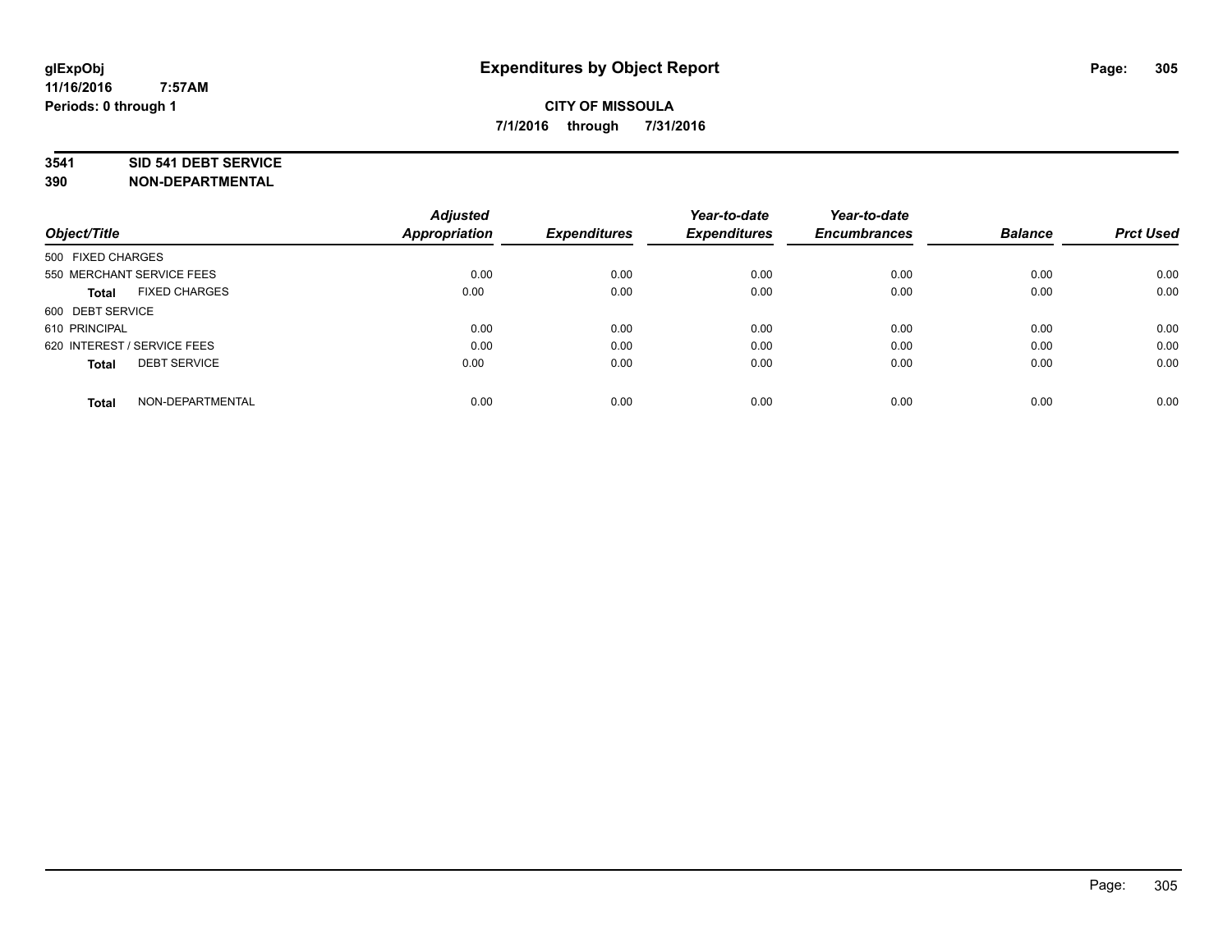glExpObj
11/16/2016 7:57AM
Periods: 0 through 1

# Expenditures by Object Report

**CITY OF MISSOULA**
**7/1/2016 through 7/31/2016**

**3541 SID 541 DEBT SERVICE**
**390 NON-DEPARTMENTAL**

| Object/Title | Adjusted Appropriation | Expenditures | Year-to-date Expenditures | Year-to-date Encumbrances | Balance | Prct Used |
|---|---|---|---|---|---|---|
| 500 FIXED CHARGES | | | | | | |
| 550 MERCHANT SERVICE FEES | 0.00 | 0.00 | 0.00 | 0.00 | 0.00 | 0.00 |
| **Total** FIXED CHARGES | 0.00 | 0.00 | 0.00 | 0.00 | 0.00 | 0.00 |
| 600 DEBT SERVICE | | | | | | |
| 610 PRINCIPAL | 0.00 | 0.00 | 0.00 | 0.00 | 0.00 | 0.00 |
| 620 INTEREST / SERVICE FEES | 0.00 | 0.00 | 0.00 | 0.00 | 0.00 | 0.00 |
| **Total** DEBT SERVICE | 0.00 | 0.00 | 0.00 | 0.00 | 0.00 | 0.00 |
| **Total** NON-DEPARTMENTAL | 0.00 | 0.00 | 0.00 | 0.00 | 0.00 | 0.00 |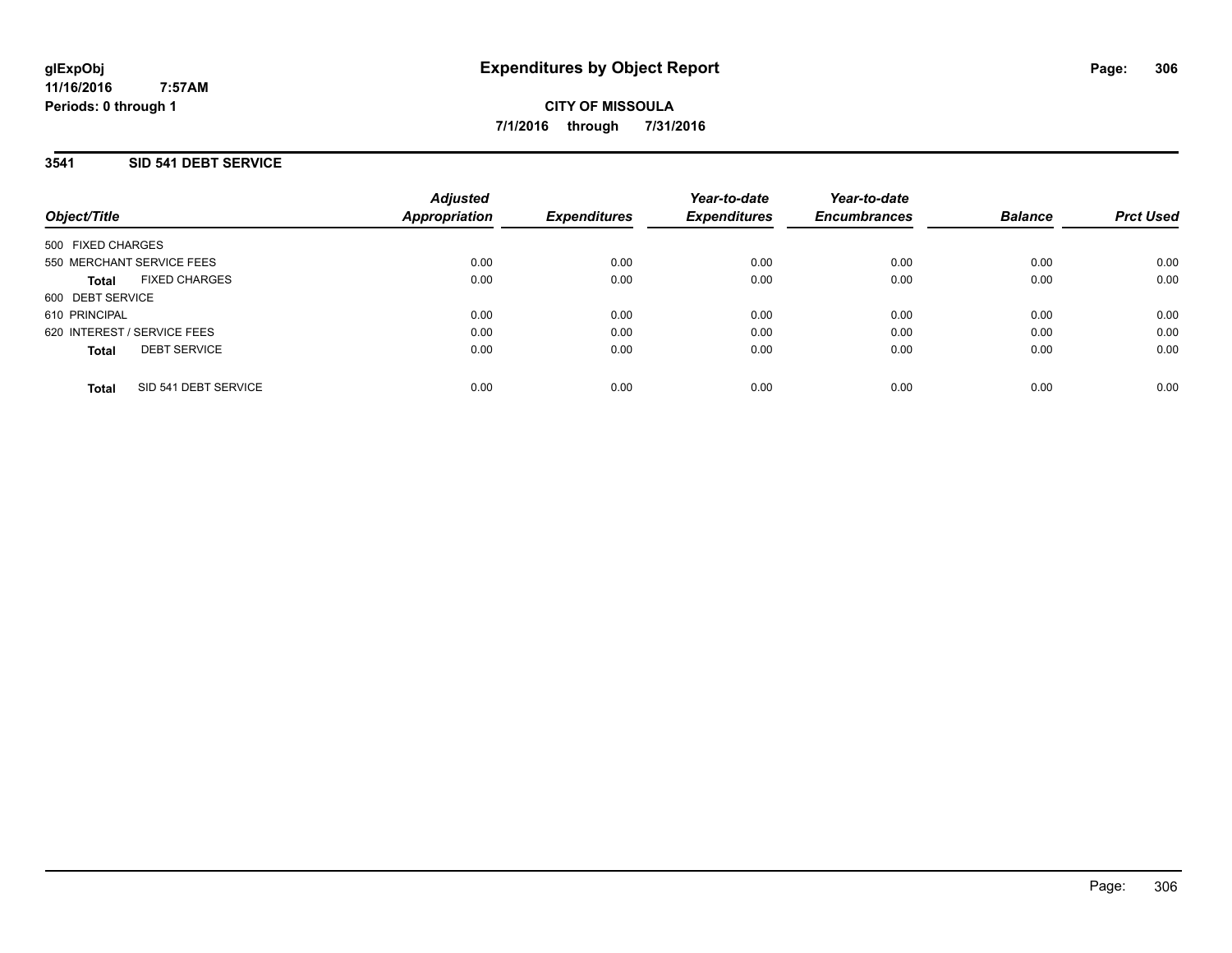**CITY OF MISSOULA**

**7/1/2016 through 7/31/2016**

**Expenditures by Object Report**

glExpObj
11/16/2016 7:57AM
Periods: 0 through 1

## 3541 SID 541 DEBT SERVICE

| Object/Title | | Adjusted Appropriation | Expenditures | Year-to-date Expenditures | Year-to-date Encumbrances | Balance | Prct Used |
|---|---|---|---|---|---|---|---|
| 500 FIXED CHARGES | | | | | | | |
| 550 MERCHANT SERVICE FEES | | 0.00 | 0.00 | 0.00 | 0.00 | 0.00 | 0.00 |
| **Total** | FIXED CHARGES | 0.00 | 0.00 | 0.00 | 0.00 | 0.00 | 0.00 |
| 600 DEBT SERVICE | | | | | | | |
| 610 PRINCIPAL | | 0.00 | 0.00 | 0.00 | 0.00 | 0.00 | 0.00 |
| 620 INTEREST / SERVICE FEES | | 0.00 | 0.00 | 0.00 | 0.00 | 0.00 | 0.00 |
| **Total** | DEBT SERVICE | 0.00 | 0.00 | 0.00 | 0.00 | 0.00 | 0.00 |
| **Total** | SID 541 DEBT SERVICE | 0.00 | 0.00 | 0.00 | 0.00 | 0.00 | 0.00 |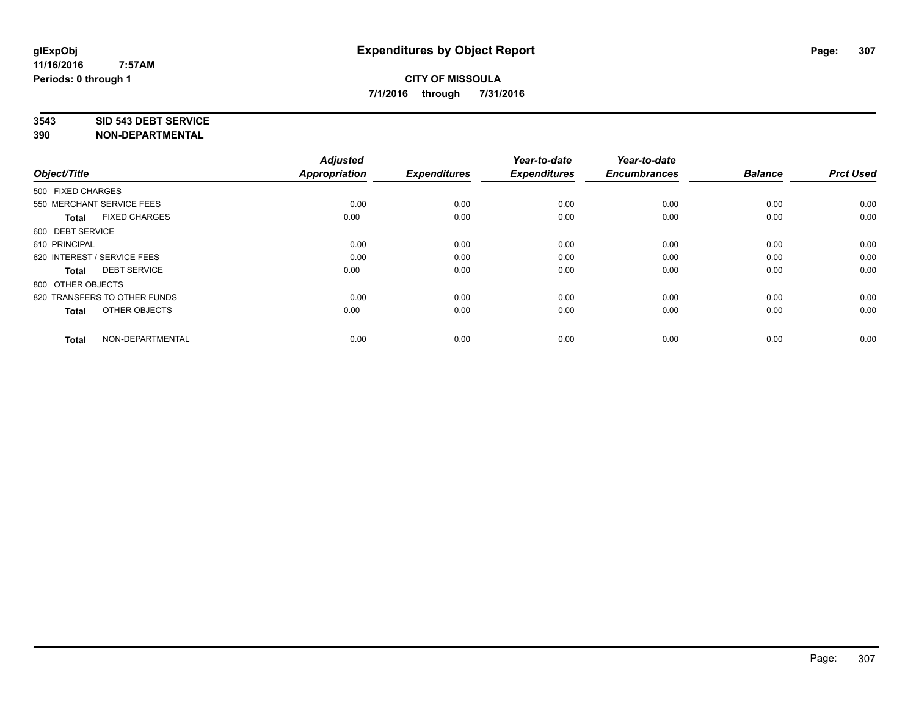glExpObj
11/16/2016 7:57AM
Periods: 0 through 1

# Expenditures by Object Report

**CITY OF MISSOULA**
**7/1/2016 through 7/31/2016**

**3543 SID 543 DEBT SERVICE**
**390 NON-DEPARTMENTAL**

| Object/Title | Adjusted Appropriation | Expenditures | Year-to-date Expenditures | Year-to-date Encumbrances | Balance | Prct Used |
|---|---|---|---|---|---|---|
| 500 FIXED CHARGES | | | | | | |
| 550 MERCHANT SERVICE FEES | 0.00 | 0.00 | 0.00 | 0.00 | 0.00 | 0.00 |
| **Total** FIXED CHARGES | 0.00 | 0.00 | 0.00 | 0.00 | 0.00 | 0.00 |
| 600 DEBT SERVICE | | | | | | |
| 610 PRINCIPAL | 0.00 | 0.00 | 0.00 | 0.00 | 0.00 | 0.00 |
| 620 INTEREST / SERVICE FEES | 0.00 | 0.00 | 0.00 | 0.00 | 0.00 | 0.00 |
| **Total** DEBT SERVICE | 0.00 | 0.00 | 0.00 | 0.00 | 0.00 | 0.00 |
| 800 OTHER OBJECTS | | | | | | |
| 820 TRANSFERS TO OTHER FUNDS | 0.00 | 0.00 | 0.00 | 0.00 | 0.00 | 0.00 |
| **Total** OTHER OBJECTS | 0.00 | 0.00 | 0.00 | 0.00 | 0.00 | 0.00 |
| **Total** NON-DEPARTMENTAL | 0.00 | 0.00 | 0.00 | 0.00 | 0.00 | 0.00 |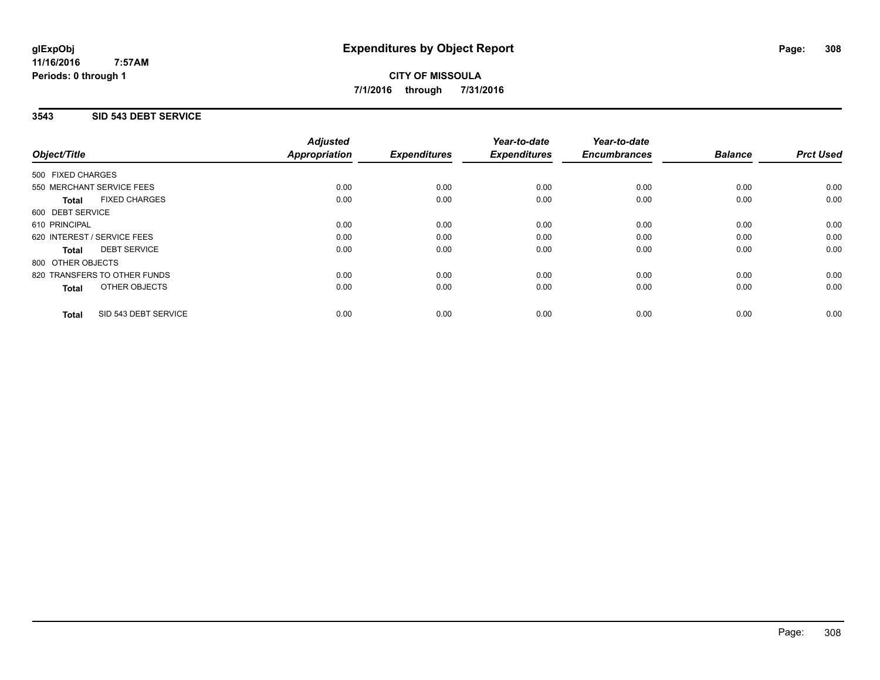**glExpObj**
**11/16/2016 7:57AM**
**Periods: 0 through 1**

# Expenditures by Object Report

**CITY OF MISSOULA**
**7/1/2016 through 7/31/2016**

## 3543 SID 543 DEBT SERVICE

| Object/Title | Adjusted Appropriation | Expenditures | Year-to-date Expenditures | Year-to-date Encumbrances | Balance | Prct Used |
|---|---|---|---|---|---|---|
| 500 FIXED CHARGES | | | | | | |
| 550 MERCHANT SERVICE FEES | 0.00 | 0.00 | 0.00 | 0.00 | 0.00 | 0.00 |
| **Total** FIXED CHARGES | 0.00 | 0.00 | 0.00 | 0.00 | 0.00 | 0.00 |
| 600 DEBT SERVICE | | | | | | |
| 610 PRINCIPAL | 0.00 | 0.00 | 0.00 | 0.00 | 0.00 | 0.00 |
| 620 INTEREST / SERVICE FEES | 0.00 | 0.00 | 0.00 | 0.00 | 0.00 | 0.00 |
| **Total** DEBT SERVICE | 0.00 | 0.00 | 0.00 | 0.00 | 0.00 | 0.00 |
| 800 OTHER OBJECTS | | | | | | |
| 820 TRANSFERS TO OTHER FUNDS | 0.00 | 0.00 | 0.00 | 0.00 | 0.00 | 0.00 |
| **Total** OTHER OBJECTS | 0.00 | 0.00 | 0.00 | 0.00 | 0.00 | 0.00 |
| **Total** SID 543 DEBT SERVICE | 0.00 | 0.00 | 0.00 | 0.00 | 0.00 | 0.00 |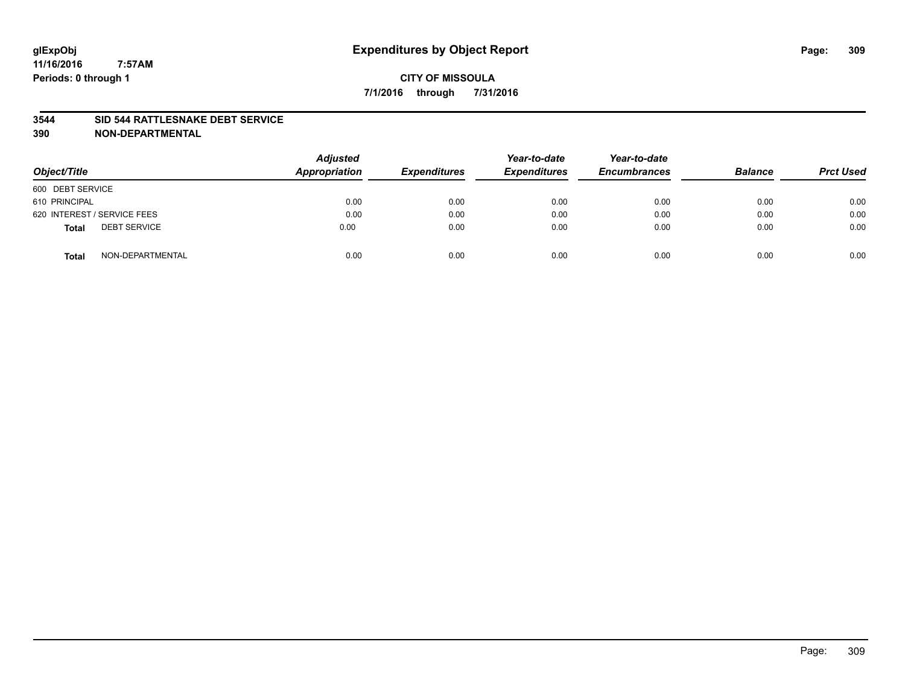# Expenditures by Object Report

**CITY OF MISSOULA**

**7/1/2016 through 7/31/2016**

glExpObj
11/16/2016 7:57AM
Periods: 0 through 1

**3544 SID 544 RATTLESNAKE DEBT SERVICE**
**390 NON-DEPARTMENTAL**

| Object/Title | Adjusted Appropriation | Expenditures | Year-to-date Expenditures | Year-to-date Encumbrances | Balance | Prct Used |
|---|---|---|---|---|---|---|
| 600 DEBT SERVICE | | | | | | |
| 610 PRINCIPAL | 0.00 | 0.00 | 0.00 | 0.00 | 0.00 | 0.00 |
| 620 INTEREST / SERVICE FEES | 0.00 | 0.00 | 0.00 | 0.00 | 0.00 | 0.00 |
| **Total** DEBT SERVICE | 0.00 | 0.00 | 0.00 | 0.00 | 0.00 | 0.00 |
| **Total** NON-DEPARTMENTAL | 0.00 | 0.00 | 0.00 | 0.00 | 0.00 | 0.00 |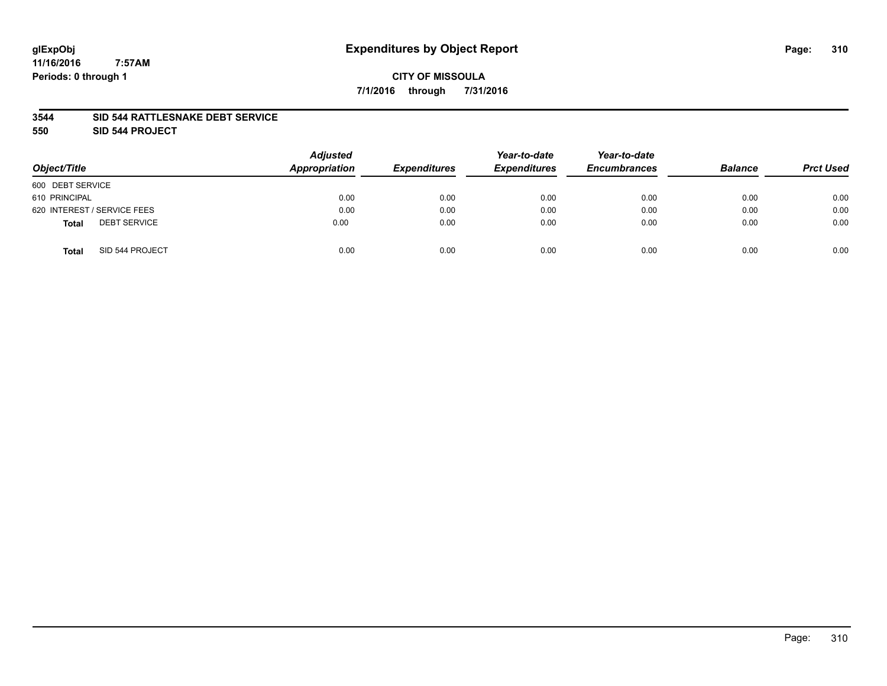**glExpObj**
**11/16/2016 7:57AM**
**Periods: 0 through 1**

# Expenditures by Object Report

**CITY OF MISSOULA**
**7/1/2016 through 7/31/2016**

**3544 SID 544 RATTLESNAKE DEBT SERVICE**
**550 SID 544 PROJECT**

| Object/Title | Adjusted Appropriation | Expenditures | Year-to-date Expenditures | Year-to-date Encumbrances | Balance | Prct Used |
|---|---|---|---|---|---|---|
| 600 DEBT SERVICE | | | | | | |
| 610 PRINCIPAL | 0.00 | 0.00 | 0.00 | 0.00 | 0.00 | 0.00 |
| 620 INTEREST / SERVICE FEES | 0.00 | 0.00 | 0.00 | 0.00 | 0.00 | 0.00 |
| **Total** DEBT SERVICE | 0.00 | 0.00 | 0.00 | 0.00 | 0.00 | 0.00 |
| **Total** SID 544 PROJECT | 0.00 | 0.00 | 0.00 | 0.00 | 0.00 | 0.00 |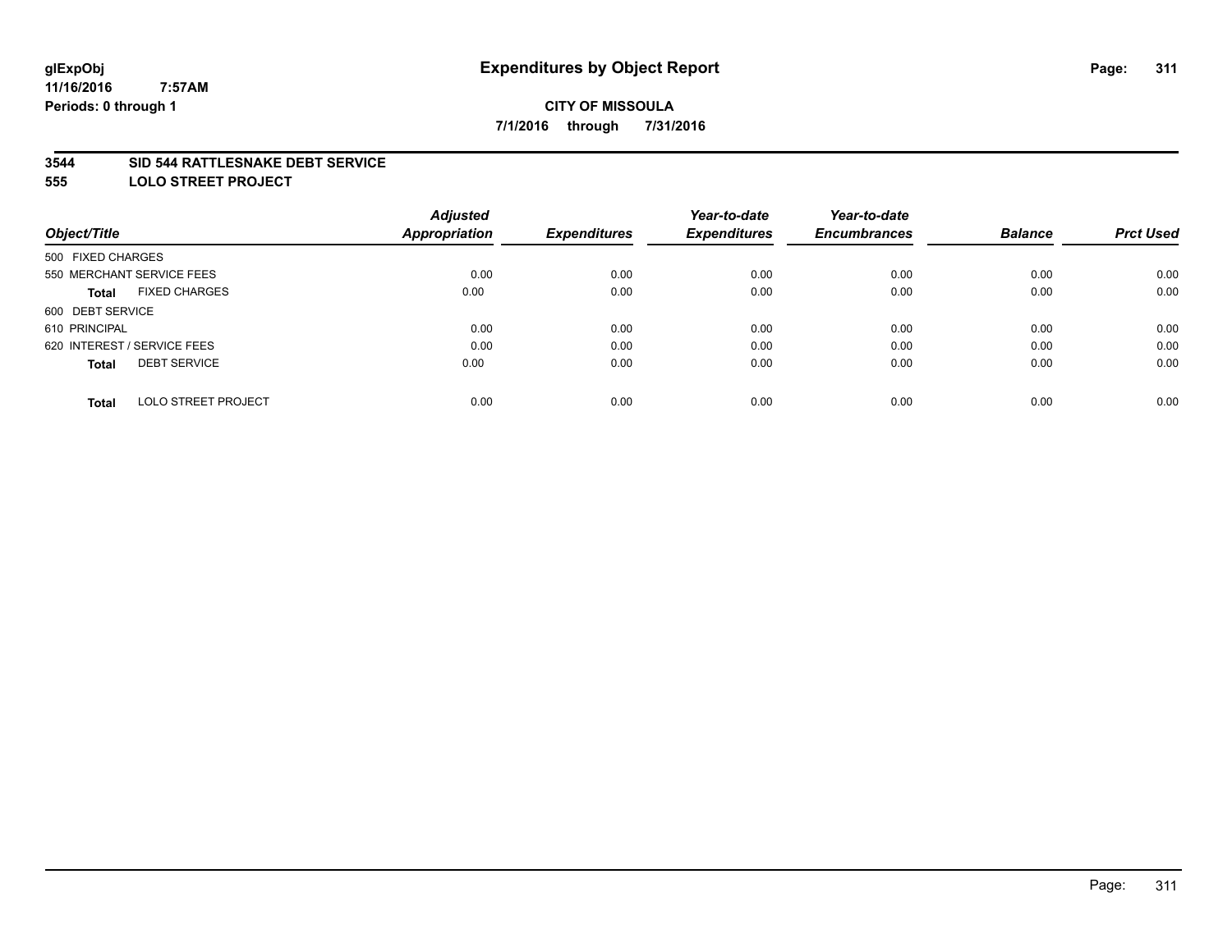# Expenditures by Object Report

**glExpObj**
**11/16/2016 7:57AM**
**Periods: 0 through 1**

**CITY OF MISSOULA**
**7/1/2016 through 7/31/2016**

## 3544 SID 544 RATTLESNAKE DEBT SERVICE
## 555 LOLO STREET PROJECT

| Object/Title | Adjusted Appropriation | Expenditures | Year-to-date Expenditures | Year-to-date Encumbrances | Balance | Prct Used |
|---|---|---|---|---|---|---|
| 500 FIXED CHARGES | | | | | | |
| 550 MERCHANT SERVICE FEES | 0.00 | 0.00 | 0.00 | 0.00 | 0.00 | 0.00 |
| **Total** FIXED CHARGES | 0.00 | 0.00 | 0.00 | 0.00 | 0.00 | 0.00 |
| 600 DEBT SERVICE | | | | | | |
| 610 PRINCIPAL | 0.00 | 0.00 | 0.00 | 0.00 | 0.00 | 0.00 |
| 620 INTEREST / SERVICE FEES | 0.00 | 0.00 | 0.00 | 0.00 | 0.00 | 0.00 |
| **Total** DEBT SERVICE | 0.00 | 0.00 | 0.00 | 0.00 | 0.00 | 0.00 |
| **Total** LOLO STREET PROJECT | 0.00 | 0.00 | 0.00 | 0.00 | 0.00 | 0.00 |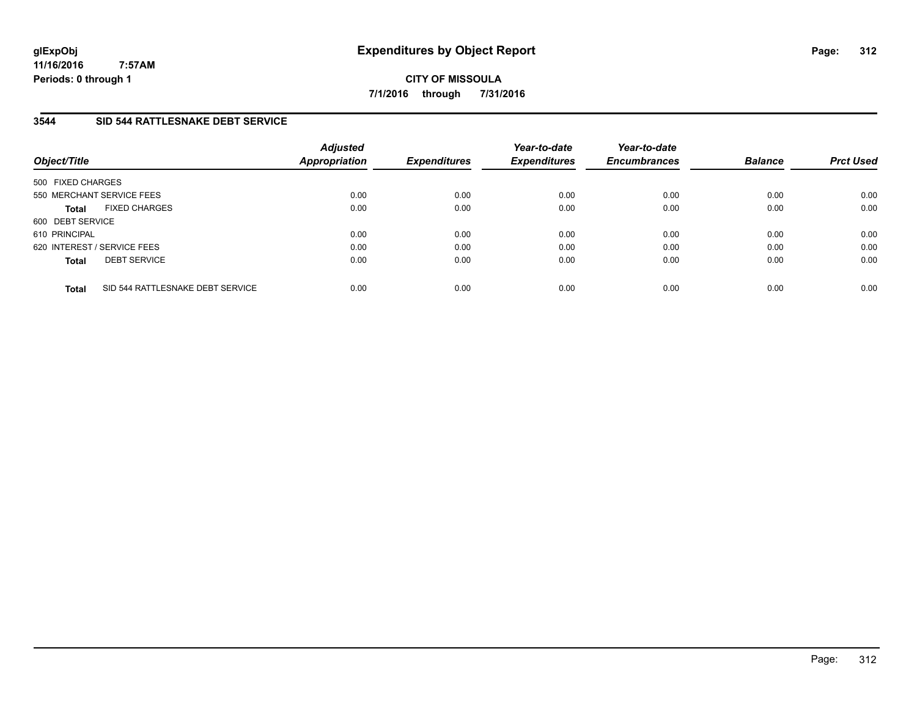glExpObj
11/16/2016 7:57AM
Periods: 0 through 1

# Expenditures by Object Report

**CITY OF MISSOULA**

**7/1/2016 through 7/31/2016**

### 3544 SID 544 RATTLESNAKE DEBT SERVICE

| Object/Title | Adjusted Appropriation | Expenditures | Year-to-date Expenditures | Year-to-date Encumbrances | Balance | Prct Used |
|---|---|---|---|---|---|---|
| 500 FIXED CHARGES | | | | | | |
| 550 MERCHANT SERVICE FEES | 0.00 | 0.00 | 0.00 | 0.00 | 0.00 | 0.00 |
| **Total** FIXED CHARGES | 0.00 | 0.00 | 0.00 | 0.00 | 0.00 | 0.00 |
| 600 DEBT SERVICE | | | | | | |
| 610 PRINCIPAL | 0.00 | 0.00 | 0.00 | 0.00 | 0.00 | 0.00 |
| 620 INTEREST / SERVICE FEES | 0.00 | 0.00 | 0.00 | 0.00 | 0.00 | 0.00 |
| **Total** DEBT SERVICE | 0.00 | 0.00 | 0.00 | 0.00 | 0.00 | 0.00 |
| **Total** SID 544 RATTLESNAKE DEBT SERVICE | 0.00 | 0.00 | 0.00 | 0.00 | 0.00 | 0.00 |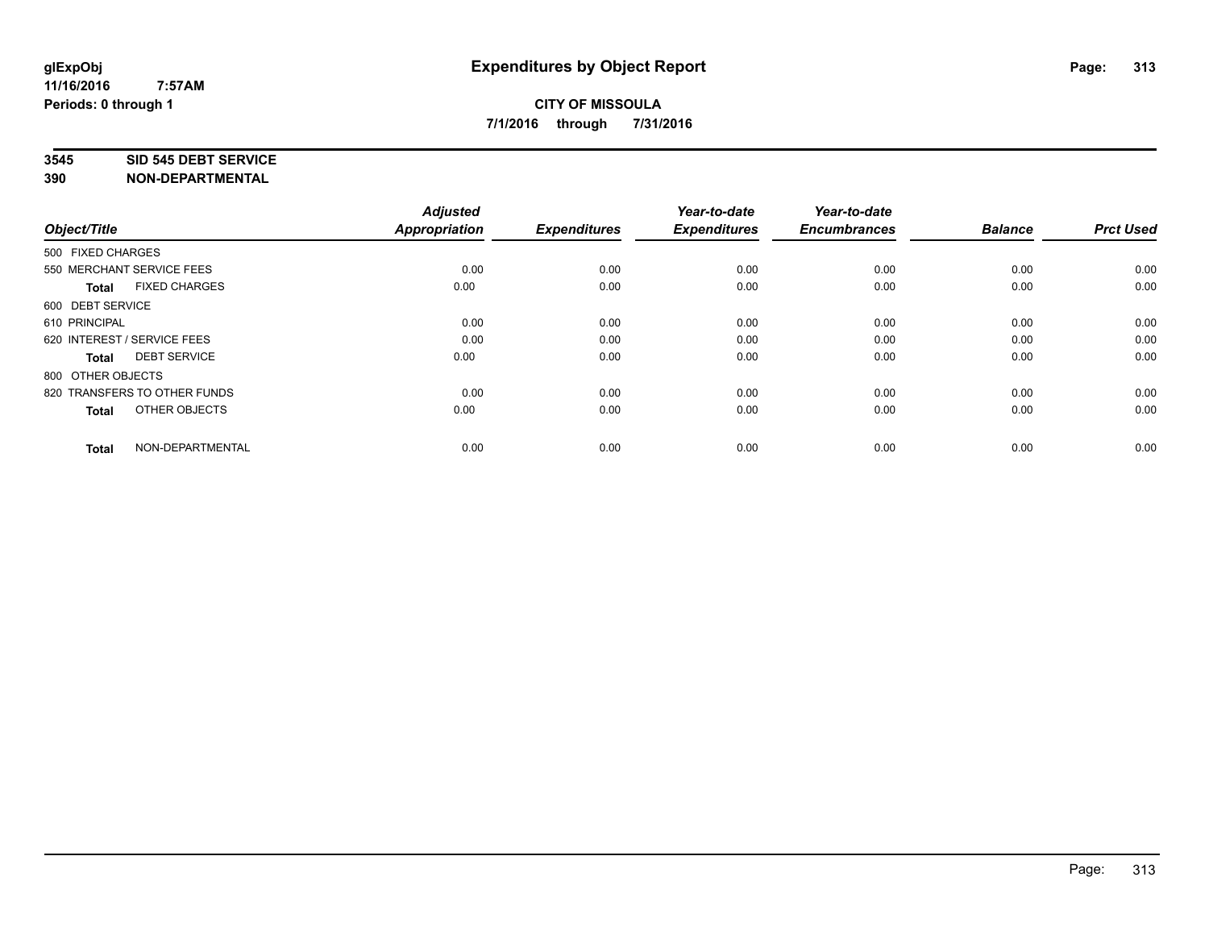**glExpObj** **Expenditures by Object Report**

**11/16/2016 7:57AM**

**Periods: 0 through 1**

**CITY OF MISSOULA**

**7/1/2016 through 7/31/2016**

**3545 SID 545 DEBT SERVICE**

**390 NON-DEPARTMENTAL**

| Object/Title | Adjusted Appropriation | Expenditures | Year-to-date Expenditures | Year-to-date Encumbrances | Balance | Prct Used |
|---|---|---|---|---|---|---|
| 500 FIXED CHARGES | | | | | | |
| 550 MERCHANT SERVICE FEES | 0.00 | 0.00 | 0.00 | 0.00 | 0.00 | 0.00 |
| **Total** FIXED CHARGES | 0.00 | 0.00 | 0.00 | 0.00 | 0.00 | 0.00 |
| 600 DEBT SERVICE | | | | | | |
| 610 PRINCIPAL | 0.00 | 0.00 | 0.00 | 0.00 | 0.00 | 0.00 |
| 620 INTEREST / SERVICE FEES | 0.00 | 0.00 | 0.00 | 0.00 | 0.00 | 0.00 |
| **Total** DEBT SERVICE | 0.00 | 0.00 | 0.00 | 0.00 | 0.00 | 0.00 |
| 800 OTHER OBJECTS | | | | | | |
| 820 TRANSFERS TO OTHER FUNDS | 0.00 | 0.00 | 0.00 | 0.00 | 0.00 | 0.00 |
| **Total** OTHER OBJECTS | 0.00 | 0.00 | 0.00 | 0.00 | 0.00 | 0.00 |
| **Total** NON-DEPARTMENTAL | 0.00 | 0.00 | 0.00 | 0.00 | 0.00 | 0.00 |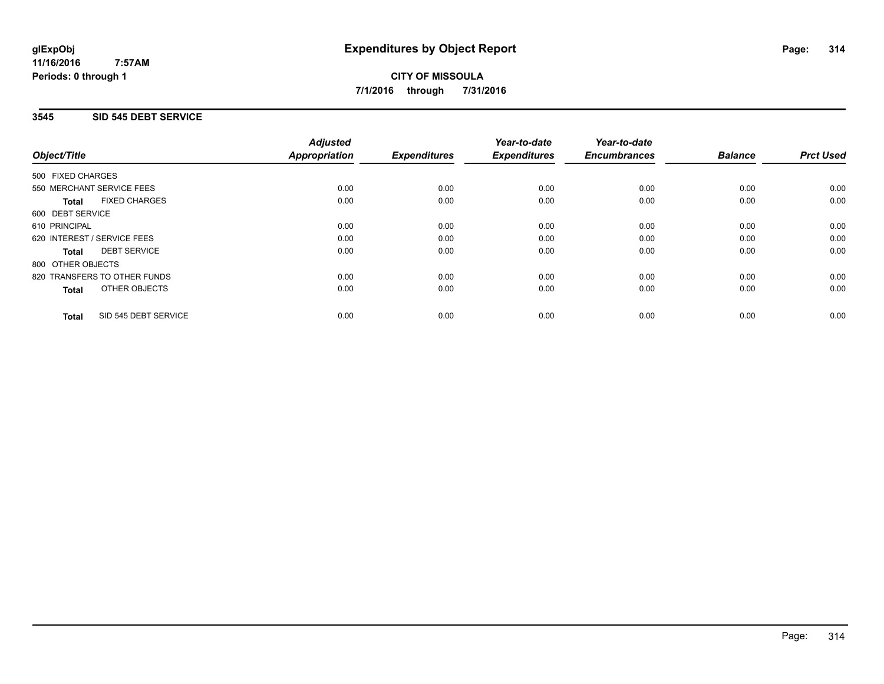# Expenditures by Object Report

glExpObj
11/16/2016 7:57AM
Periods: 0 through 1

**CITY OF MISSOULA**
**7/1/2016 through 7/31/2016**

## 3545 SID 545 DEBT SERVICE

| Object/Title | Adjusted Appropriation | Expenditures | Year-to-date Expenditures | Year-to-date Encumbrances | Balance | Prct Used |
|---|---|---|---|---|---|---|
| 500 FIXED CHARGES | | | | | | |
| 550 MERCHANT SERVICE FEES | 0.00 | 0.00 | 0.00 | 0.00 | 0.00 | 0.00 |
| **Total** FIXED CHARGES | 0.00 | 0.00 | 0.00 | 0.00 | 0.00 | 0.00 |
| 600 DEBT SERVICE | | | | | | |
| 610 PRINCIPAL | 0.00 | 0.00 | 0.00 | 0.00 | 0.00 | 0.00 |
| 620 INTEREST / SERVICE FEES | 0.00 | 0.00 | 0.00 | 0.00 | 0.00 | 0.00 |
| **Total** DEBT SERVICE | 0.00 | 0.00 | 0.00 | 0.00 | 0.00 | 0.00 |
| 800 OTHER OBJECTS | | | | | | |
| 820 TRANSFERS TO OTHER FUNDS | 0.00 | 0.00 | 0.00 | 0.00 | 0.00 | 0.00 |
| **Total** OTHER OBJECTS | 0.00 | 0.00 | 0.00 | 0.00 | 0.00 | 0.00 |
| **Total** SID 545 DEBT SERVICE | 0.00 | 0.00 | 0.00 | 0.00 | 0.00 | 0.00 |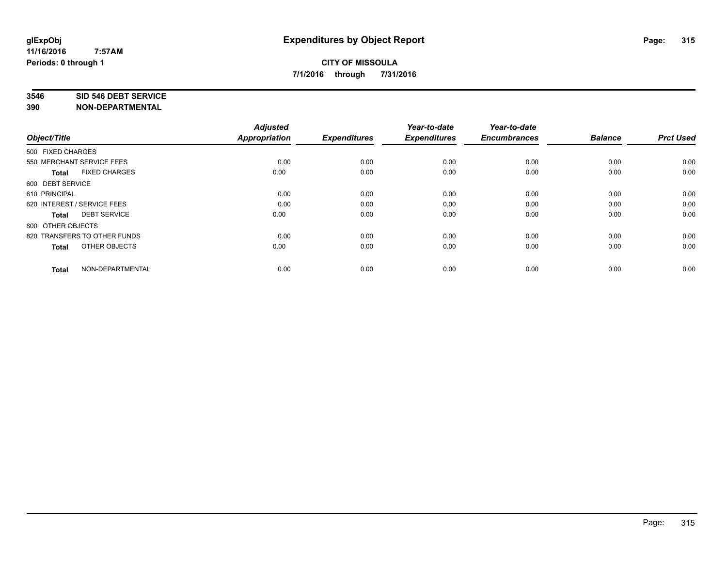# Expenditures by Object Report

**glExpObj**
**11/16/2016 7:57AM**
**Periods: 0 through 1**

**CITY OF MISSOULA**
**7/1/2016 through 7/31/2016**

**3546 SID 546 DEBT SERVICE**
**390 NON-DEPARTMENTAL**

| Object/Title | Adjusted Appropriation | Expenditures | Year-to-date Expenditures | Year-to-date Encumbrances | Balance | Prct Used |
|---|---|---|---|---|---|---|
| 500 FIXED CHARGES | | | | | | |
| 550 MERCHANT SERVICE FEES | 0.00 | 0.00 | 0.00 | 0.00 | 0.00 | 0.00 |
| **Total** FIXED CHARGES | 0.00 | 0.00 | 0.00 | 0.00 | 0.00 | 0.00 |
| 600 DEBT SERVICE | | | | | | |
| 610 PRINCIPAL | 0.00 | 0.00 | 0.00 | 0.00 | 0.00 | 0.00 |
| 620 INTEREST / SERVICE FEES | 0.00 | 0.00 | 0.00 | 0.00 | 0.00 | 0.00 |
| **Total** DEBT SERVICE | 0.00 | 0.00 | 0.00 | 0.00 | 0.00 | 0.00 |
| 800 OTHER OBJECTS | | | | | | |
| 820 TRANSFERS TO OTHER FUNDS | 0.00 | 0.00 | 0.00 | 0.00 | 0.00 | 0.00 |
| **Total** OTHER OBJECTS | 0.00 | 0.00 | 0.00 | 0.00 | 0.00 | 0.00 |
| **Total** NON-DEPARTMENTAL | 0.00 | 0.00 | 0.00 | 0.00 | 0.00 | 0.00 |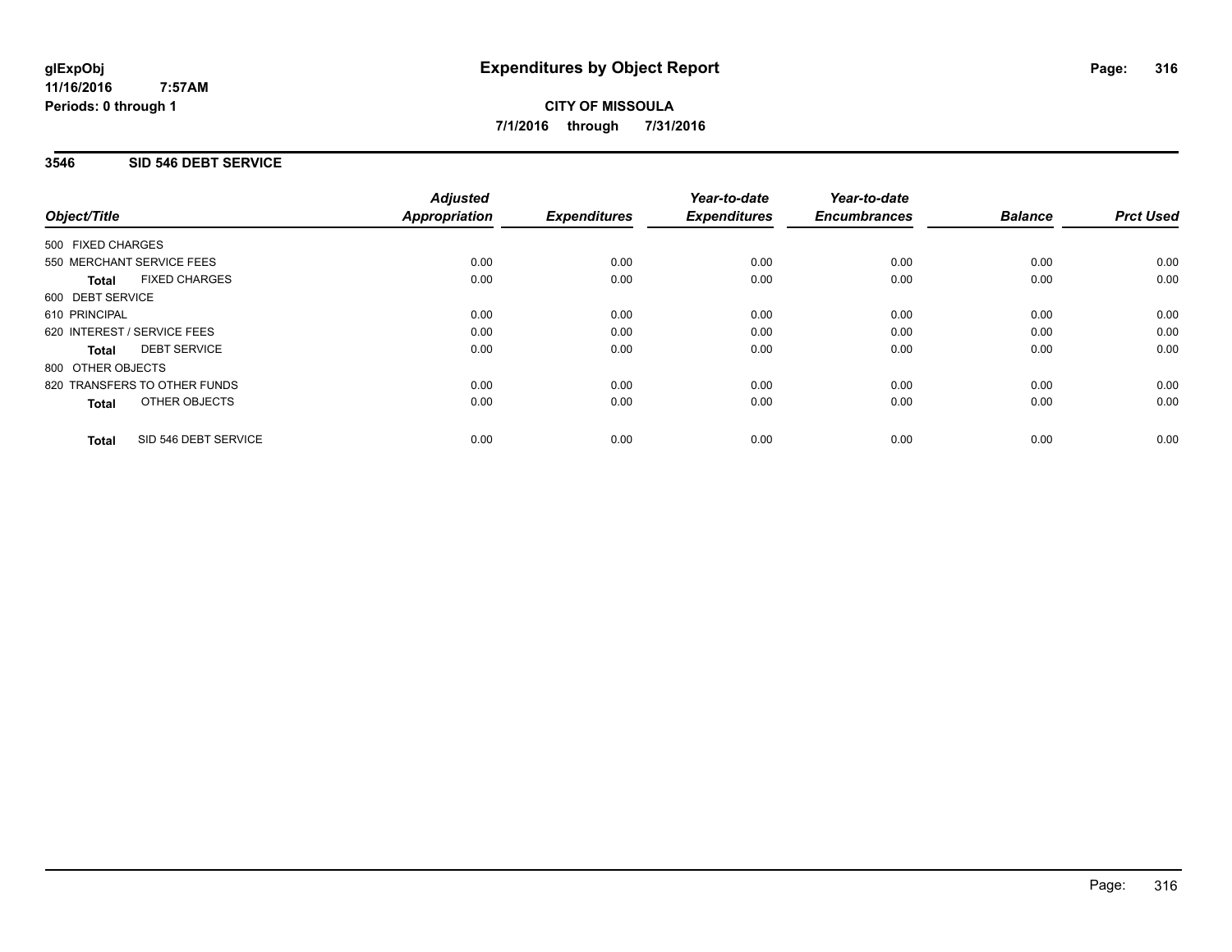# Expenditures by Object Report

glExpObj
11/16/2016 7:57AM
Periods: 0 through 1

**CITY OF MISSOULA**
**7/1/2016 through 7/31/2016**

## 3546 SID 546 DEBT SERVICE

| Object/Title | Adjusted Appropriation | Expenditures | Year-to-date Expenditures | Year-to-date Encumbrances | Balance | Prct Used |
|---|---|---|---|---|---|---|
| 500 FIXED CHARGES | | | | | | |
| 550 MERCHANT SERVICE FEES | 0.00 | 0.00 | 0.00 | 0.00 | 0.00 | 0.00 |
| **Total** FIXED CHARGES | 0.00 | 0.00 | 0.00 | 0.00 | 0.00 | 0.00 |
| 600 DEBT SERVICE | | | | | | |
| 610 PRINCIPAL | 0.00 | 0.00 | 0.00 | 0.00 | 0.00 | 0.00 |
| 620 INTEREST / SERVICE FEES | 0.00 | 0.00 | 0.00 | 0.00 | 0.00 | 0.00 |
| **Total** DEBT SERVICE | 0.00 | 0.00 | 0.00 | 0.00 | 0.00 | 0.00 |
| 800 OTHER OBJECTS | | | | | | |
| 820 TRANSFERS TO OTHER FUNDS | 0.00 | 0.00 | 0.00 | 0.00 | 0.00 | 0.00 |
| **Total** OTHER OBJECTS | 0.00 | 0.00 | 0.00 | 0.00 | 0.00 | 0.00 |
| **Total** SID 546 DEBT SERVICE | 0.00 | 0.00 | 0.00 | 0.00 | 0.00 | 0.00 |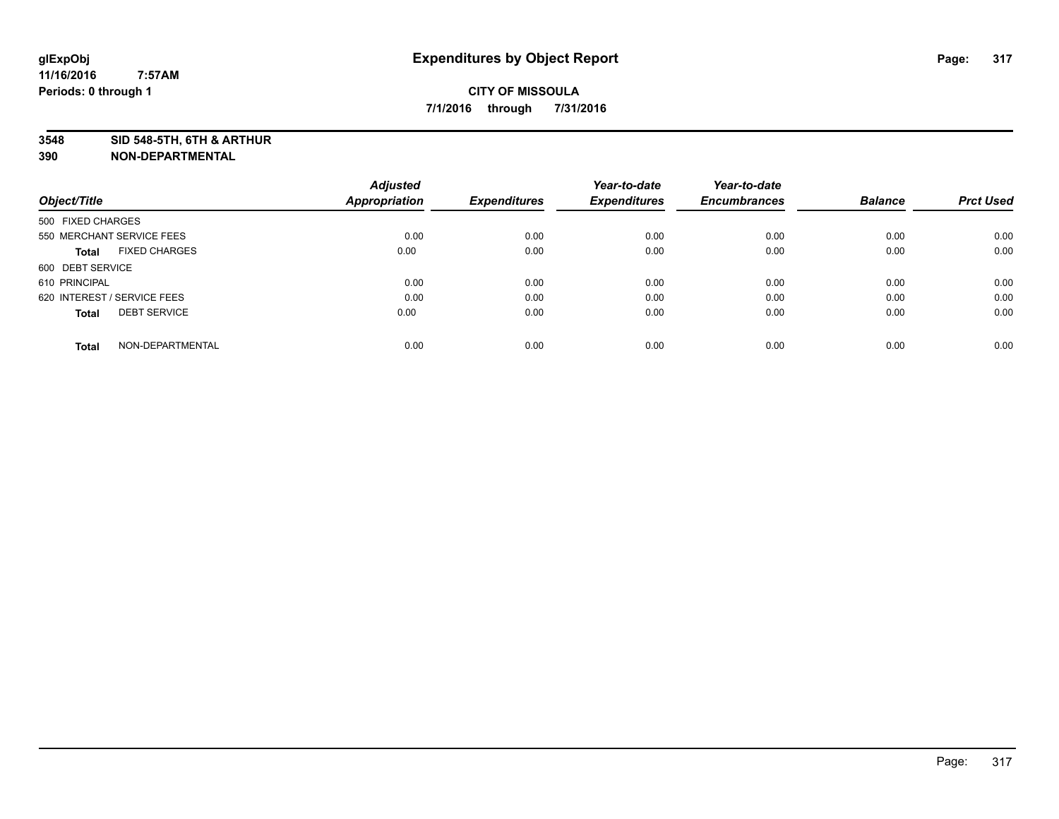**glExpObj** **Expenditures by Object Report**

**11/16/2016 7:57AM**

**Periods: 0 through 1**

**CITY OF MISSOULA**

**7/1/2016 through 7/31/2016**

**3548 SID 548-5TH, 6TH & ARTHUR**

**390 NON-DEPARTMENTAL**

| Object/Title | Adjusted Appropriation | Expenditures | Year-to-date Expenditures | Year-to-date Encumbrances | Balance | Prct Used |
|---|---|---|---|---|---|---|
| 500 FIXED CHARGES | | | | | | |
| 550 MERCHANT SERVICE FEES | 0.00 | 0.00 | 0.00 | 0.00 | 0.00 | 0.00 |
| **Total** FIXED CHARGES | 0.00 | 0.00 | 0.00 | 0.00 | 0.00 | 0.00 |
| 600 DEBT SERVICE | | | | | | |
| 610 PRINCIPAL | 0.00 | 0.00 | 0.00 | 0.00 | 0.00 | 0.00 |
| 620 INTEREST / SERVICE FEES | 0.00 | 0.00 | 0.00 | 0.00 | 0.00 | 0.00 |
| **Total** DEBT SERVICE | 0.00 | 0.00 | 0.00 | 0.00 | 0.00 | 0.00 |
| **Total** NON-DEPARTMENTAL | 0.00 | 0.00 | 0.00 | 0.00 | 0.00 | 0.00 |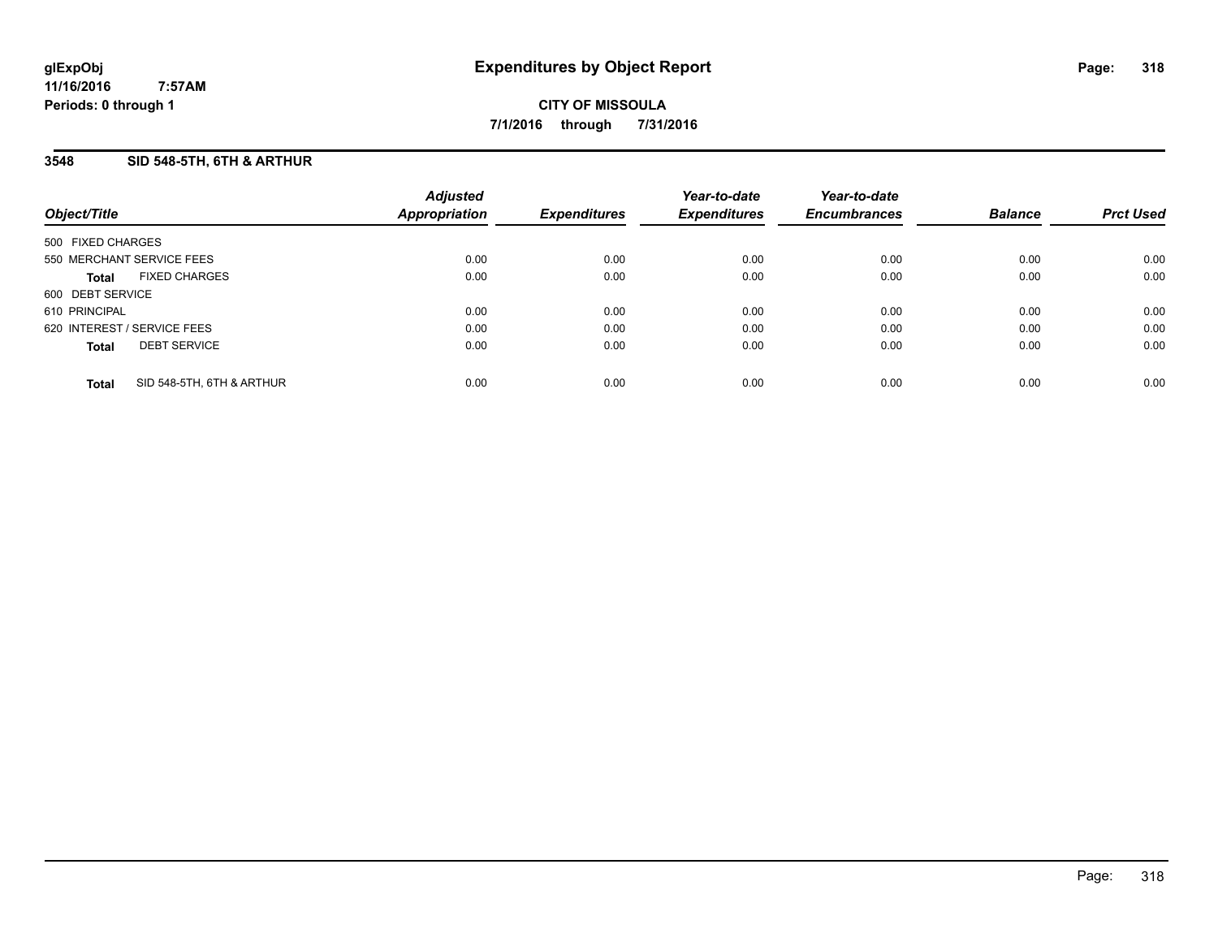# Expenditures by Object Report

**CITY OF MISSOULA**

**7/1/2016 through 7/31/2016**

glExpObj
11/16/2016 7:57AM
Periods: 0 through 1

## 3548 SID 548-5TH, 6TH & ARTHUR

| Object/Title | Adjusted Appropriation | Expenditures | Year-to-date Expenditures | Year-to-date Encumbrances | Balance | Prct Used |
|---|---|---|---|---|---|---|
| 500 FIXED CHARGES | | | | | | |
| 550 MERCHANT SERVICE FEES | 0.00 | 0.00 | 0.00 | 0.00 | 0.00 | 0.00 |
| **Total** FIXED CHARGES | 0.00 | 0.00 | 0.00 | 0.00 | 0.00 | 0.00 |
| 600 DEBT SERVICE | | | | | | |
| 610 PRINCIPAL | 0.00 | 0.00 | 0.00 | 0.00 | 0.00 | 0.00 |
| 620 INTEREST / SERVICE FEES | 0.00 | 0.00 | 0.00 | 0.00 | 0.00 | 0.00 |
| **Total** DEBT SERVICE | 0.00 | 0.00 | 0.00 | 0.00 | 0.00 | 0.00 |
| **Total** SID 548-5TH, 6TH & ARTHUR | 0.00 | 0.00 | 0.00 | 0.00 | 0.00 | 0.00 |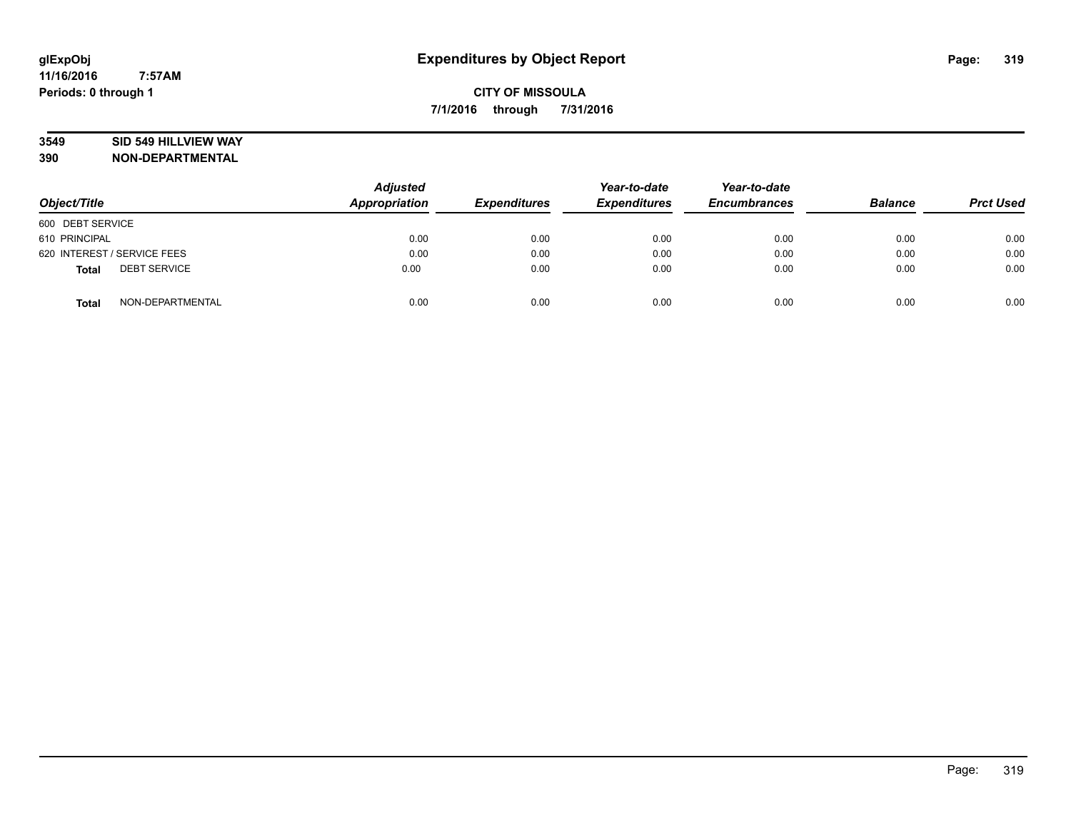glExpObj
11/16/2016 7:57AM
Periods: 0 through 1

# Expenditures by Object Report

**CITY OF MISSOULA**

**7/1/2016 through 7/31/2016**

**3549 SID 549 HILLVIEW WAY**
**390 NON-DEPARTMENTAL**

| Object/Title | Adjusted Appropriation | Expenditures | Year-to-date Expenditures | Year-to-date Encumbrances | Balance | Prct Used |
|---|---|---|---|---|---|---|
| 600 DEBT SERVICE | | | | | | |
| 610 PRINCIPAL | 0.00 | 0.00 | 0.00 | 0.00 | 0.00 | 0.00 |
| 620 INTEREST / SERVICE FEES | 0.00 | 0.00 | 0.00 | 0.00 | 0.00 | 0.00 |
| **Total** DEBT SERVICE | 0.00 | 0.00 | 0.00 | 0.00 | 0.00 | 0.00 |
| **Total** NON-DEPARTMENTAL | 0.00 | 0.00 | 0.00 | 0.00 | 0.00 | 0.00 |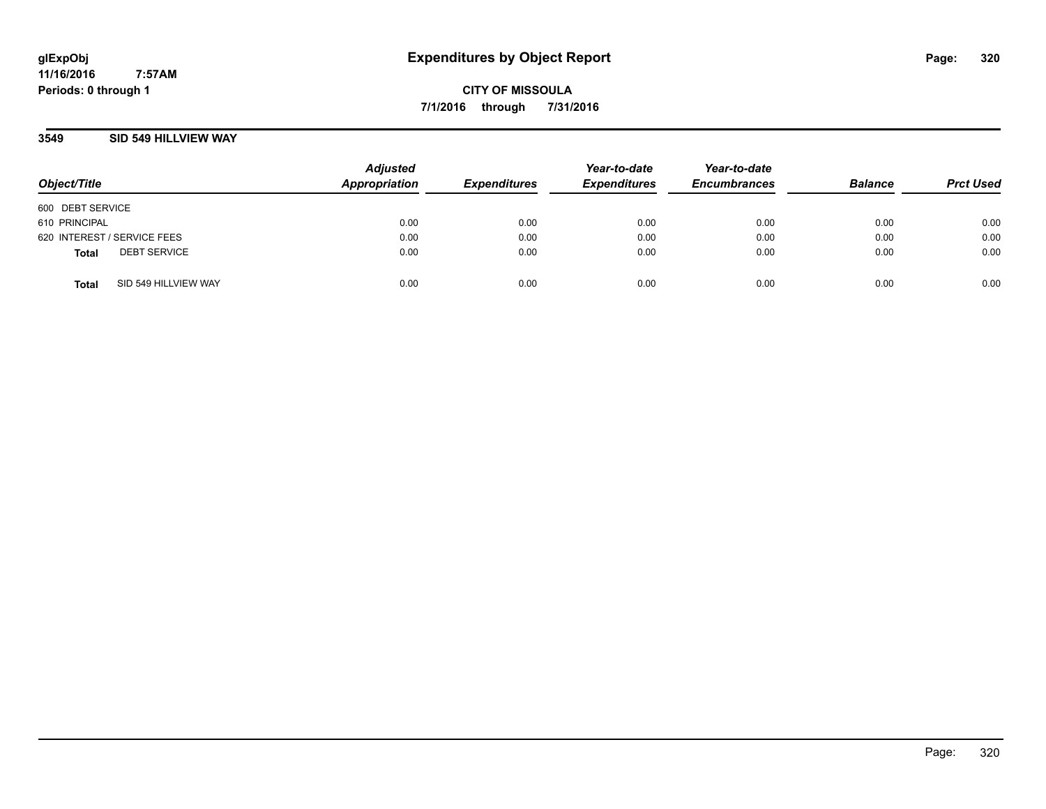**glExpObj**
**11/16/2016 7:57AM**
**Periods: 0 through 1**

# Expenditures by Object Report

**CITY OF MISSOULA**
**7/1/2016 through 7/31/2016**

## 3549 SID 549 HILLVIEW WAY

| Object/Title | Adjusted Appropriation | Expenditures | Year-to-date Expenditures | Year-to-date Encumbrances | Balance | Prct Used |
|---|---|---|---|---|---|---|
| 600 DEBT SERVICE | | | | | | |
| 610 PRINCIPAL | 0.00 | 0.00 | 0.00 | 0.00 | 0.00 | 0.00 |
| 620 INTEREST / SERVICE FEES | 0.00 | 0.00 | 0.00 | 0.00 | 0.00 | 0.00 |
| **Total** DEBT SERVICE | 0.00 | 0.00 | 0.00 | 0.00 | 0.00 | 0.00 |
| **Total** SID 549 HILLVIEW WAY | 0.00 | 0.00 | 0.00 | 0.00 | 0.00 | 0.00 |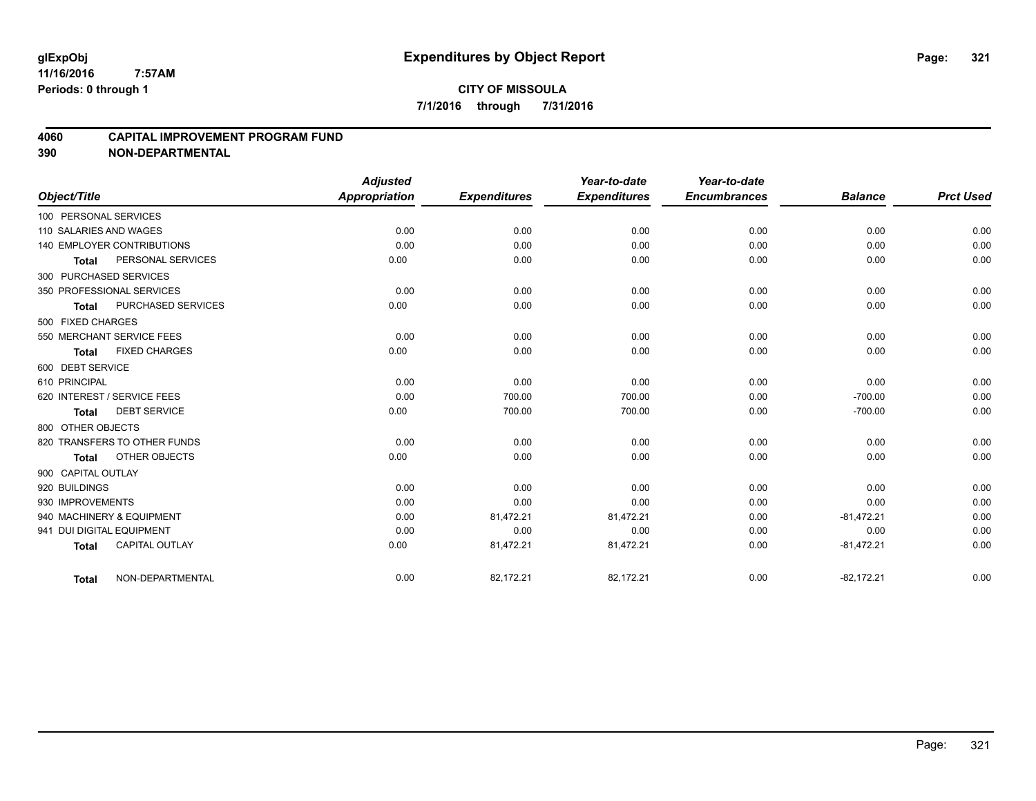**glExpObj**
**11/16/2016 7:57AM**
**Periods: 0 through 1**

# Expenditures by Object Report

**CITY OF MISSOULA**
**7/1/2016 through 7/31/2016**

## 4060 CAPITAL IMPROVEMENT PROGRAM FUND
## 390 NON-DEPARTMENTAL

| Object/Title | Adjusted Appropriation | Expenditures | Year-to-date Expenditures | Year-to-date Encumbrances | Balance | Prct Used |
|---|---|---|---|---|---|---|
| 100 PERSONAL SERVICES | | | | | | |
| 110 SALARIES AND WAGES | 0.00 | 0.00 | 0.00 | 0.00 | 0.00 | 0.00 |
| 140 EMPLOYER CONTRIBUTIONS | 0.00 | 0.00 | 0.00 | 0.00 | 0.00 | 0.00 |
| **Total** PERSONAL SERVICES | 0.00 | 0.00 | 0.00 | 0.00 | 0.00 | 0.00 |
| 300 PURCHASED SERVICES | | | | | | |
| 350 PROFESSIONAL SERVICES | 0.00 | 0.00 | 0.00 | 0.00 | 0.00 | 0.00 |
| **Total** PURCHASED SERVICES | 0.00 | 0.00 | 0.00 | 0.00 | 0.00 | 0.00 |
| 500 FIXED CHARGES | | | | | | |
| 550 MERCHANT SERVICE FEES | 0.00 | 0.00 | 0.00 | 0.00 | 0.00 | 0.00 |
| **Total** FIXED CHARGES | 0.00 | 0.00 | 0.00 | 0.00 | 0.00 | 0.00 |
| 600 DEBT SERVICE | | | | | | |
| 610 PRINCIPAL | 0.00 | 0.00 | 0.00 | 0.00 | 0.00 | 0.00 |
| 620 INTEREST / SERVICE FEES | 0.00 | 700.00 | 700.00 | 0.00 | -700.00 | 0.00 |
| **Total** DEBT SERVICE | 0.00 | 700.00 | 700.00 | 0.00 | -700.00 | 0.00 |
| 800 OTHER OBJECTS | | | | | | |
| 820 TRANSFERS TO OTHER FUNDS | 0.00 | 0.00 | 0.00 | 0.00 | 0.00 | 0.00 |
| **Total** OTHER OBJECTS | 0.00 | 0.00 | 0.00 | 0.00 | 0.00 | 0.00 |
| 900 CAPITAL OUTLAY | | | | | | |
| 920 BUILDINGS | 0.00 | 0.00 | 0.00 | 0.00 | 0.00 | 0.00 |
| 930 IMPROVEMENTS | 0.00 | 0.00 | 0.00 | 0.00 | 0.00 | 0.00 |
| 940 MACHINERY & EQUIPMENT | 0.00 | 81,472.21 | 81,472.21 | 0.00 | -81,472.21 | 0.00 |
| 941 DUI DIGITAL EQUIPMENT | 0.00 | 0.00 | 0.00 | 0.00 | 0.00 | 0.00 |
| **Total** CAPITAL OUTLAY | 0.00 | 81,472.21 | 81,472.21 | 0.00 | -81,472.21 | 0.00 |
| **Total** NON-DEPARTMENTAL | 0.00 | 82,172.21 | 82,172.21 | 0.00 | -82,172.21 | 0.00 |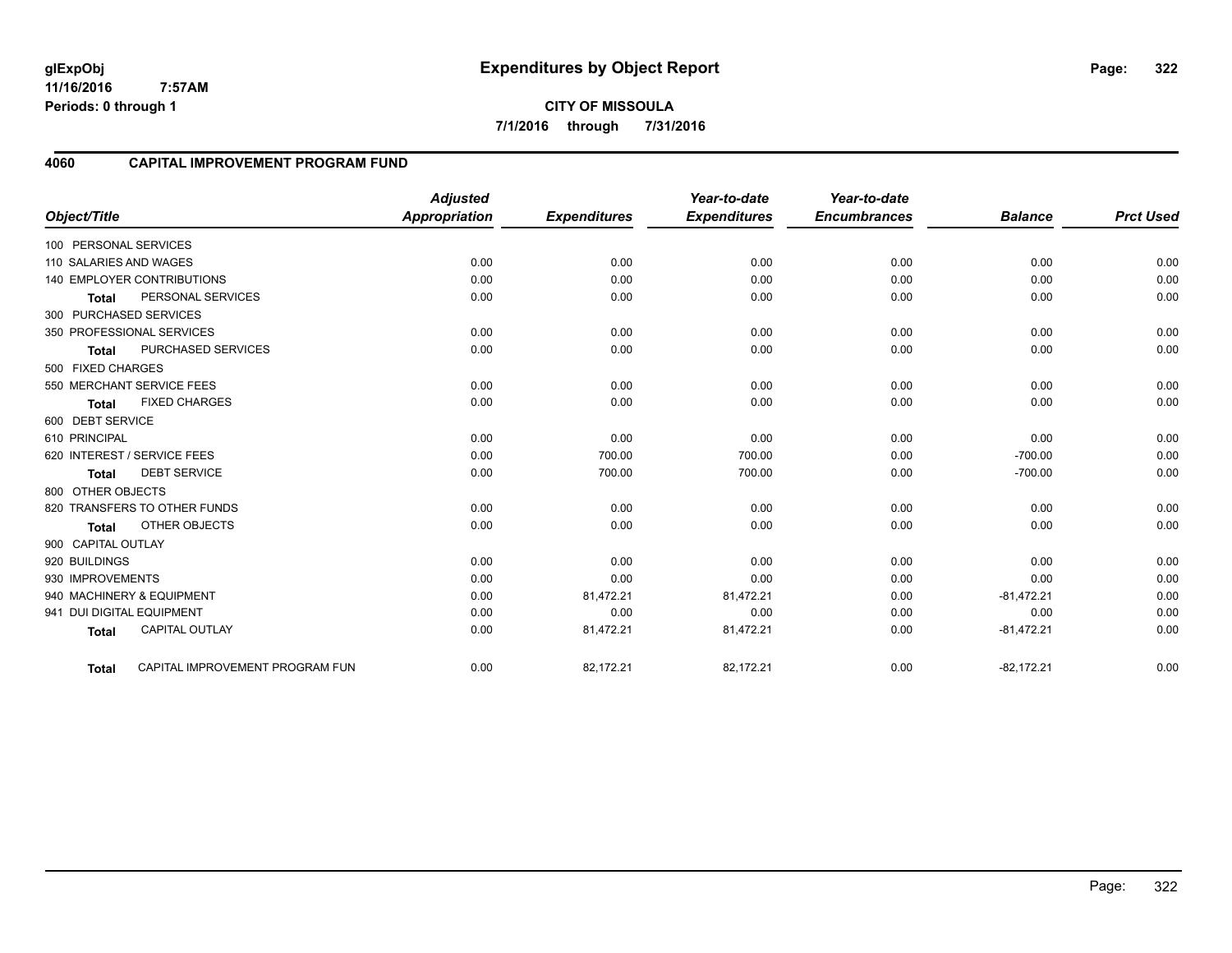# Expenditures by Object Report

glExpObj
11/16/2016 7:57AM
Periods: 0 through 1

**CITY OF MISSOULA**
**7/1/2016 through 7/31/2016**

## 4060 CAPITAL IMPROVEMENT PROGRAM FUND

| Object/Title | Adjusted Appropriation | Expenditures | Year-to-date Expenditures | Year-to-date Encumbrances | Balance | Prct Used |
|---|---|---|---|---|---|---|
| 100 PERSONAL SERVICES | | | | | | |
| 110 SALARIES AND WAGES | 0.00 | 0.00 | 0.00 | 0.00 | 0.00 | 0.00 |
| 140 EMPLOYER CONTRIBUTIONS | 0.00 | 0.00 | 0.00 | 0.00 | 0.00 | 0.00 |
| **Total** PERSONAL SERVICES | 0.00 | 0.00 | 0.00 | 0.00 | 0.00 | 0.00 |
| 300 PURCHASED SERVICES | | | | | | |
| 350 PROFESSIONAL SERVICES | 0.00 | 0.00 | 0.00 | 0.00 | 0.00 | 0.00 |
| **Total** PURCHASED SERVICES | 0.00 | 0.00 | 0.00 | 0.00 | 0.00 | 0.00 |
| 500 FIXED CHARGES | | | | | | |
| 550 MERCHANT SERVICE FEES | 0.00 | 0.00 | 0.00 | 0.00 | 0.00 | 0.00 |
| **Total** FIXED CHARGES | 0.00 | 0.00 | 0.00 | 0.00 | 0.00 | 0.00 |
| 600 DEBT SERVICE | | | | | | |
| 610 PRINCIPAL | 0.00 | 0.00 | 0.00 | 0.00 | 0.00 | 0.00 |
| 620 INTEREST / SERVICE FEES | 0.00 | 700.00 | 700.00 | 0.00 | -700.00 | 0.00 |
| **Total** DEBT SERVICE | 0.00 | 700.00 | 700.00 | 0.00 | -700.00 | 0.00 |
| 800 OTHER OBJECTS | | | | | | |
| 820 TRANSFERS TO OTHER FUNDS | 0.00 | 0.00 | 0.00 | 0.00 | 0.00 | 0.00 |
| **Total** OTHER OBJECTS | 0.00 | 0.00 | 0.00 | 0.00 | 0.00 | 0.00 |
| 900 CAPITAL OUTLAY | | | | | | |
| 920 BUILDINGS | 0.00 | 0.00 | 0.00 | 0.00 | 0.00 | 0.00 |
| 930 IMPROVEMENTS | 0.00 | 0.00 | 0.00 | 0.00 | 0.00 | 0.00 |
| 940 MACHINERY & EQUIPMENT | 0.00 | 81,472.21 | 81,472.21 | 0.00 | -81,472.21 | 0.00 |
| 941 DUI DIGITAL EQUIPMENT | 0.00 | 0.00 | 0.00 | 0.00 | 0.00 | 0.00 |
| **Total** CAPITAL OUTLAY | 0.00 | 81,472.21 | 81,472.21 | 0.00 | -81,472.21 | 0.00 |
| **Total** CAPITAL IMPROVEMENT PROGRAM FUN | 0.00 | 82,172.21 | 82,172.21 | 0.00 | -82,172.21 | 0.00 |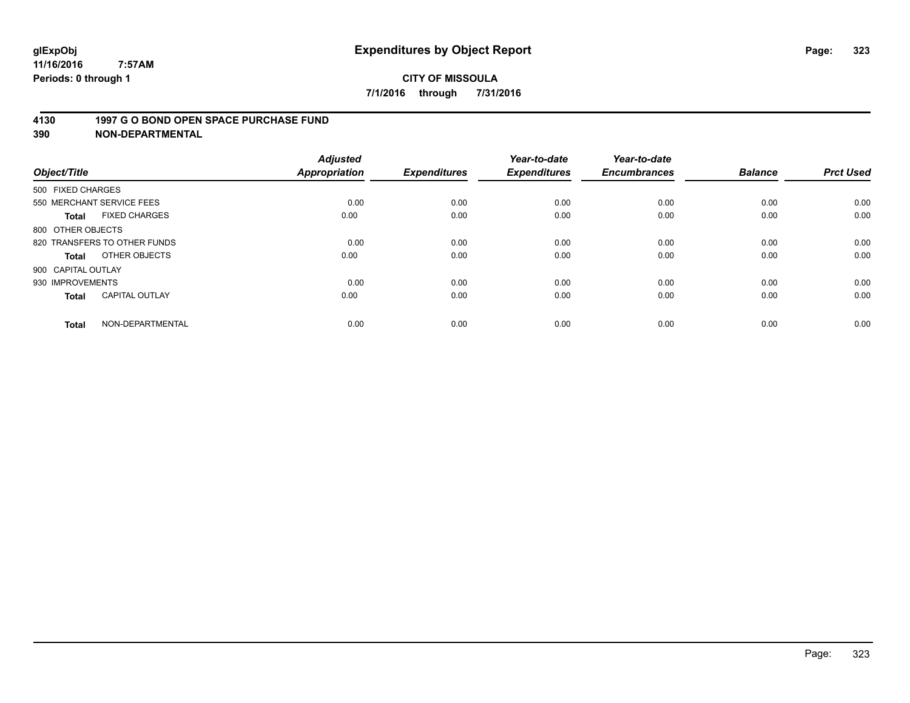# Expenditures by Object Report

glExpObj
11/16/2016 7:57AM
Periods: 0 through 1

**CITY OF MISSOULA**
**7/1/2016 through 7/31/2016**

## 4130 1997 G O BOND OPEN SPACE PURCHASE FUND
## 390 NON-DEPARTMENTAL

| Object/Title | Adjusted Appropriation | Expenditures | Year-to-date Expenditures | Year-to-date Encumbrances | Balance | Prct Used |
|---|---|---|---|---|---|---|
| 500 FIXED CHARGES | | | | | | |
| 550 MERCHANT SERVICE FEES | 0.00 | 0.00 | 0.00 | 0.00 | 0.00 | 0.00 |
| **Total** FIXED CHARGES | 0.00 | 0.00 | 0.00 | 0.00 | 0.00 | 0.00 |
| 800 OTHER OBJECTS | | | | | | |
| 820 TRANSFERS TO OTHER FUNDS | 0.00 | 0.00 | 0.00 | 0.00 | 0.00 | 0.00 |
| **Total** OTHER OBJECTS | 0.00 | 0.00 | 0.00 | 0.00 | 0.00 | 0.00 |
| 900 CAPITAL OUTLAY | | | | | | |
| 930 IMPROVEMENTS | 0.00 | 0.00 | 0.00 | 0.00 | 0.00 | 0.00 |
| **Total** CAPITAL OUTLAY | 0.00 | 0.00 | 0.00 | 0.00 | 0.00 | 0.00 |
| **Total** NON-DEPARTMENTAL | 0.00 | 0.00 | 0.00 | 0.00 | 0.00 | 0.00 |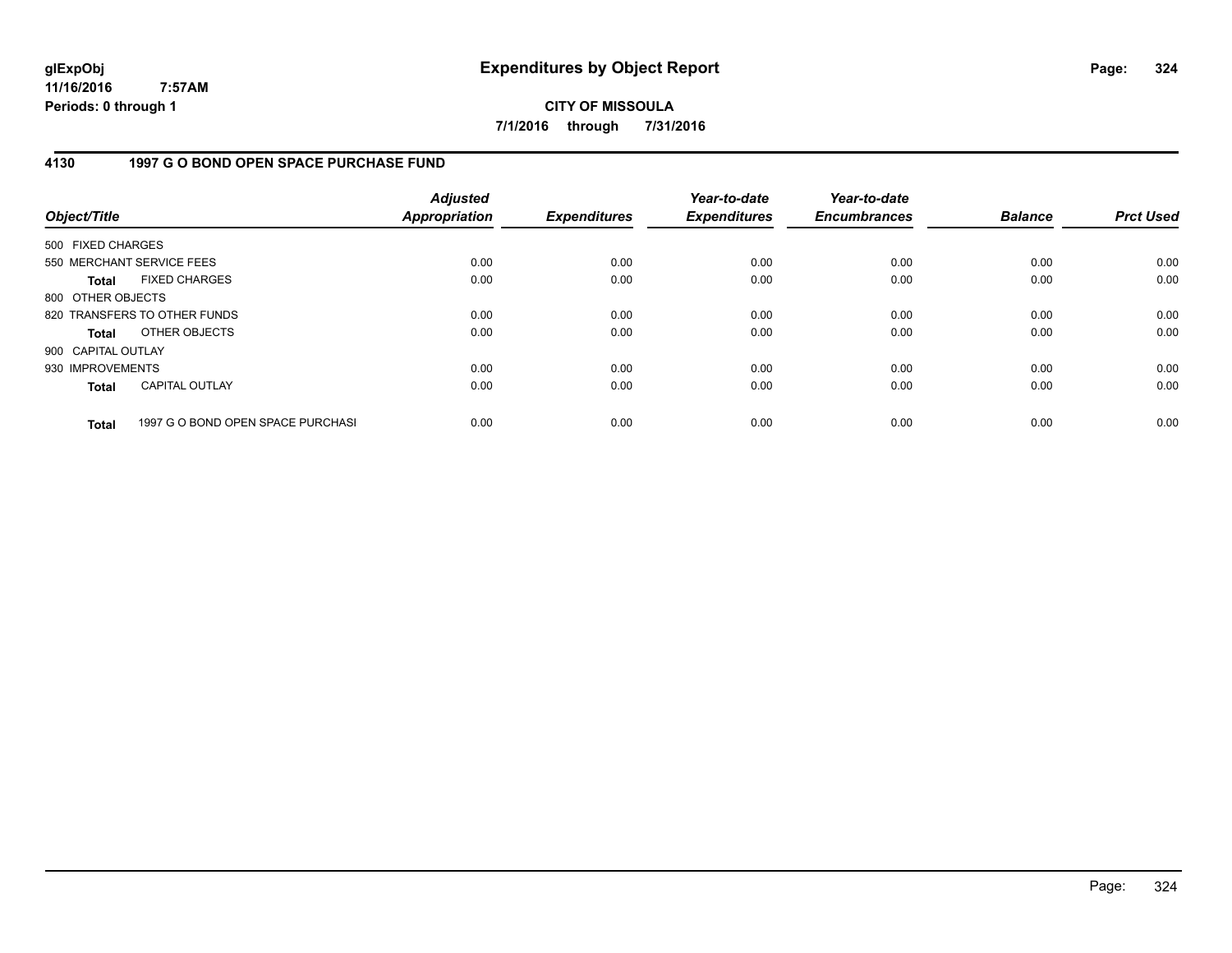**glExpObj** 
**11/16/2016 7:57AM** 
**Periods: 0 through 1**

# Expenditures by Object Report

**CITY OF MISSOULA**

**7/1/2016 through 7/31/2016**

## 4130 1997 G O BOND OPEN SPACE PURCHASE FUND

| Object/Title | Adjusted Appropriation | Expenditures | Year-to-date Expenditures | Year-to-date Encumbrances | Balance | Prct Used |
|---|---|---|---|---|---|---|
| 500 FIXED CHARGES | | | | | | |
| 550 MERCHANT SERVICE FEES | 0.00 | 0.00 | 0.00 | 0.00 | 0.00 | 0.00 |
| **Total** FIXED CHARGES | 0.00 | 0.00 | 0.00 | 0.00 | 0.00 | 0.00 |
| 800 OTHER OBJECTS | | | | | | |
| 820 TRANSFERS TO OTHER FUNDS | 0.00 | 0.00 | 0.00 | 0.00 | 0.00 | 0.00 |
| **Total** OTHER OBJECTS | 0.00 | 0.00 | 0.00 | 0.00 | 0.00 | 0.00 |
| 900 CAPITAL OUTLAY | | | | | | |
| 930 IMPROVEMENTS | 0.00 | 0.00 | 0.00 | 0.00 | 0.00 | 0.00 |
| **Total** CAPITAL OUTLAY | 0.00 | 0.00 | 0.00 | 0.00 | 0.00 | 0.00 |
| **Total** 1997 G O BOND OPEN SPACE PURCHASI | 0.00 | 0.00 | 0.00 | 0.00 | 0.00 | 0.00 |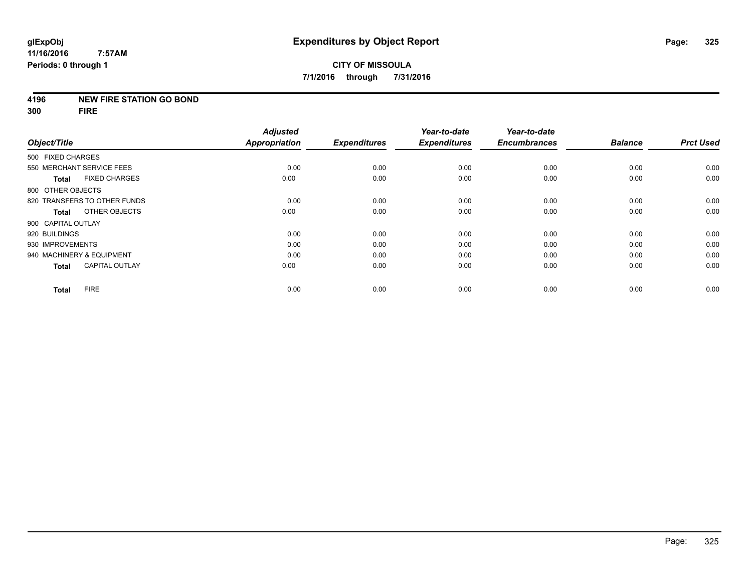# Expenditures by Object Report

glExpObj
11/16/2016 7:57AM
Periods: 0 through 1

**CITY OF MISSOULA**
**7/1/2016 through 7/31/2016**

**4196 NEW FIRE STATION GO BOND**
**300 FIRE**

| Object/Title | Adjusted Appropriation | Expenditures | Year-to-date Expenditures | Year-to-date Encumbrances | Balance | Prct Used |
|---|---|---|---|---|---|---|
| 500 FIXED CHARGES | | | | | | |
| 550 MERCHANT SERVICE FEES | 0.00 | 0.00 | 0.00 | 0.00 | 0.00 | 0.00 |
| **Total** FIXED CHARGES | 0.00 | 0.00 | 0.00 | 0.00 | 0.00 | 0.00 |
| 800 OTHER OBJECTS | | | | | | |
| 820 TRANSFERS TO OTHER FUNDS | 0.00 | 0.00 | 0.00 | 0.00 | 0.00 | 0.00 |
| **Total** OTHER OBJECTS | 0.00 | 0.00 | 0.00 | 0.00 | 0.00 | 0.00 |
| 900 CAPITAL OUTLAY | | | | | | |
| 920 BUILDINGS | 0.00 | 0.00 | 0.00 | 0.00 | 0.00 | 0.00 |
| 930 IMPROVEMENTS | 0.00 | 0.00 | 0.00 | 0.00 | 0.00 | 0.00 |
| 940 MACHINERY & EQUIPMENT | 0.00 | 0.00 | 0.00 | 0.00 | 0.00 | 0.00 |
| **Total** CAPITAL OUTLAY | 0.00 | 0.00 | 0.00 | 0.00 | 0.00 | 0.00 |
| **Total** FIRE | 0.00 | 0.00 | 0.00 | 0.00 | 0.00 | 0.00 |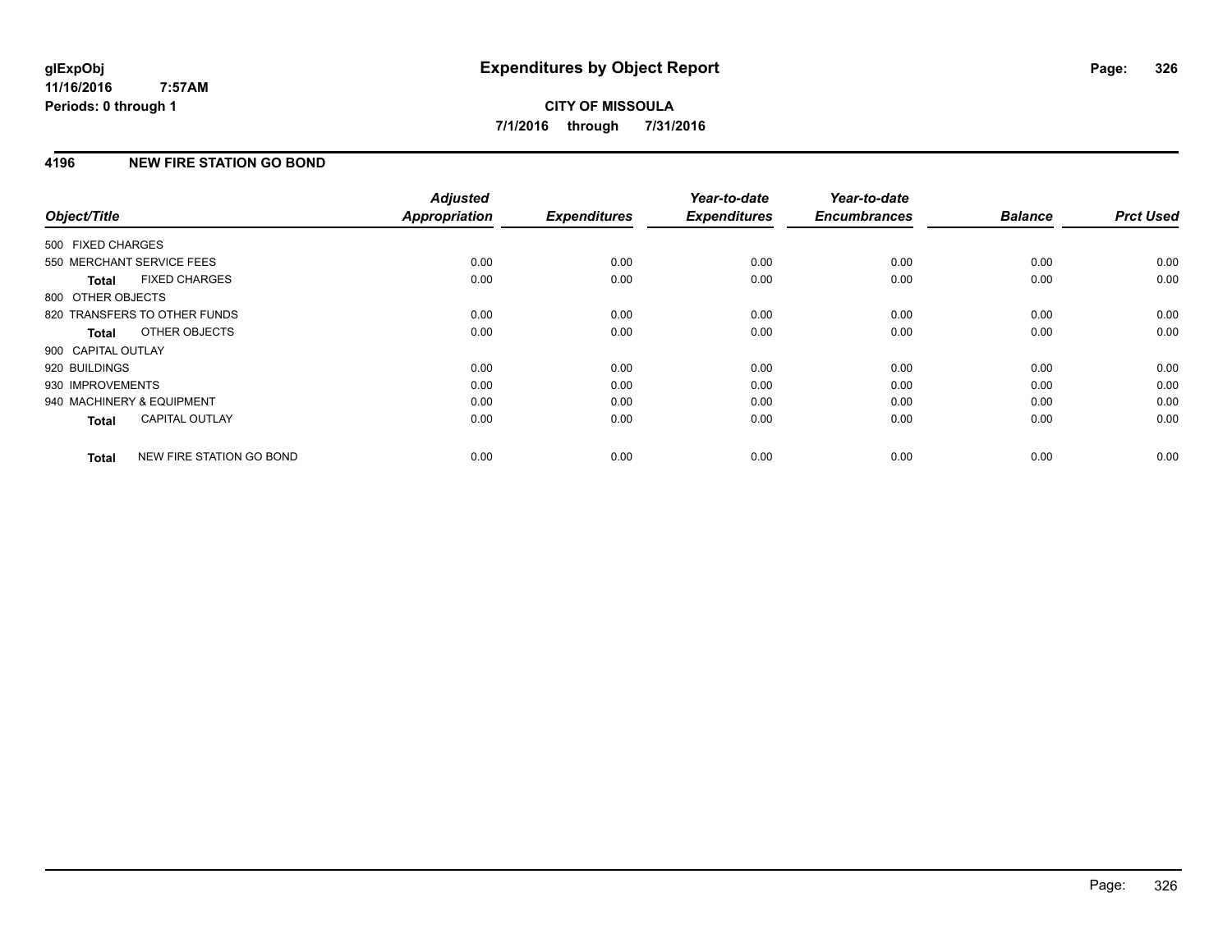# Expenditures by Object Report

**CITY OF MISSOULA**

**7/1/2016 through 7/31/2016**

glExpObj
11/16/2016 7:57AM
Periods: 0 through 1

## 4196 NEW FIRE STATION GO BOND

| Object/Title | Adjusted Appropriation | Expenditures | Year-to-date Expenditures | Year-to-date Encumbrances | Balance | Prct Used |
|---|---|---|---|---|---|---|
| 500 FIXED CHARGES | | | | | | |
| 550 MERCHANT SERVICE FEES | 0.00 | 0.00 | 0.00 | 0.00 | 0.00 | 0.00 |
| **Total** FIXED CHARGES | 0.00 | 0.00 | 0.00 | 0.00 | 0.00 | 0.00 |
| 800 OTHER OBJECTS | | | | | | |
| 820 TRANSFERS TO OTHER FUNDS | 0.00 | 0.00 | 0.00 | 0.00 | 0.00 | 0.00 |
| **Total** OTHER OBJECTS | 0.00 | 0.00 | 0.00 | 0.00 | 0.00 | 0.00 |
| 900 CAPITAL OUTLAY | | | | | | |
| 920 BUILDINGS | 0.00 | 0.00 | 0.00 | 0.00 | 0.00 | 0.00 |
| 930 IMPROVEMENTS | 0.00 | 0.00 | 0.00 | 0.00 | 0.00 | 0.00 |
| 940 MACHINERY & EQUIPMENT | 0.00 | 0.00 | 0.00 | 0.00 | 0.00 | 0.00 |
| **Total** CAPITAL OUTLAY | 0.00 | 0.00 | 0.00 | 0.00 | 0.00 | 0.00 |
| **Total** NEW FIRE STATION GO BOND | 0.00 | 0.00 | 0.00 | 0.00 | 0.00 | 0.00 |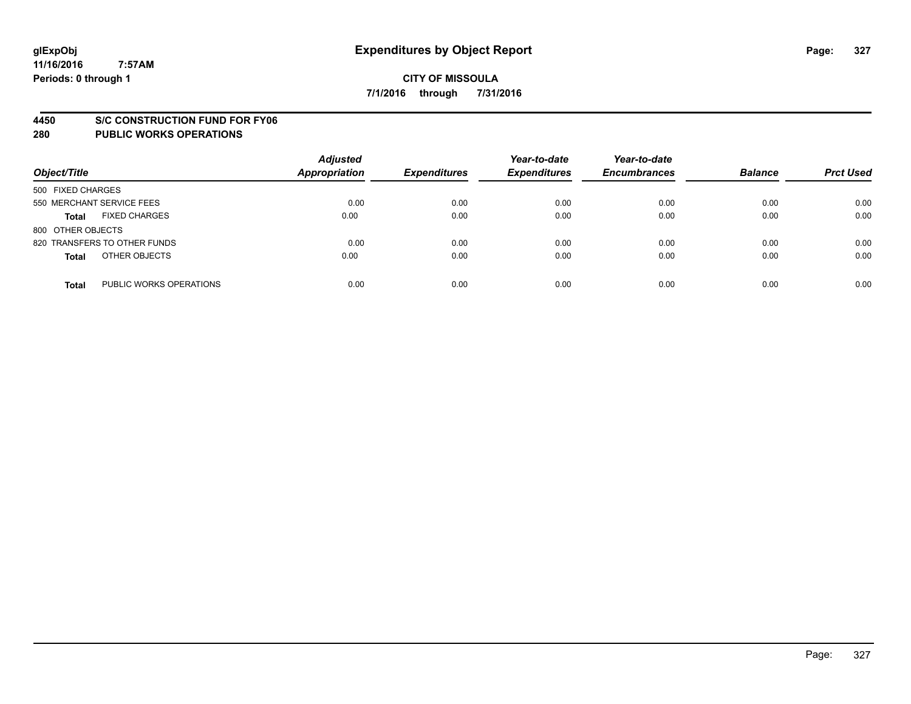**glExpObj**
**11/16/2016 7:57AM**
**Periods: 0 through 1**

# Expenditures by Object Report

**CITY OF MISSOULA**
**7/1/2016 through 7/31/2016**

## 4450 S/C CONSTRUCTION FUND FOR FY06
## 280 PUBLIC WORKS OPERATIONS

| Object/Title | Adjusted Appropriation | Expenditures | Year-to-date Expenditures | Year-to-date Encumbrances | Balance | Prct Used |
|---|---|---|---|---|---|---|
| 500 FIXED CHARGES | | | | | | |
| 550 MERCHANT SERVICE FEES | 0.00 | 0.00 | 0.00 | 0.00 | 0.00 | 0.00 |
| **Total** FIXED CHARGES | 0.00 | 0.00 | 0.00 | 0.00 | 0.00 | 0.00 |
| 800 OTHER OBJECTS | | | | | | |
| 820 TRANSFERS TO OTHER FUNDS | 0.00 | 0.00 | 0.00 | 0.00 | 0.00 | 0.00 |
| **Total** OTHER OBJECTS | 0.00 | 0.00 | 0.00 | 0.00 | 0.00 | 0.00 |
| **Total** PUBLIC WORKS OPERATIONS | 0.00 | 0.00 | 0.00 | 0.00 | 0.00 | 0.00 |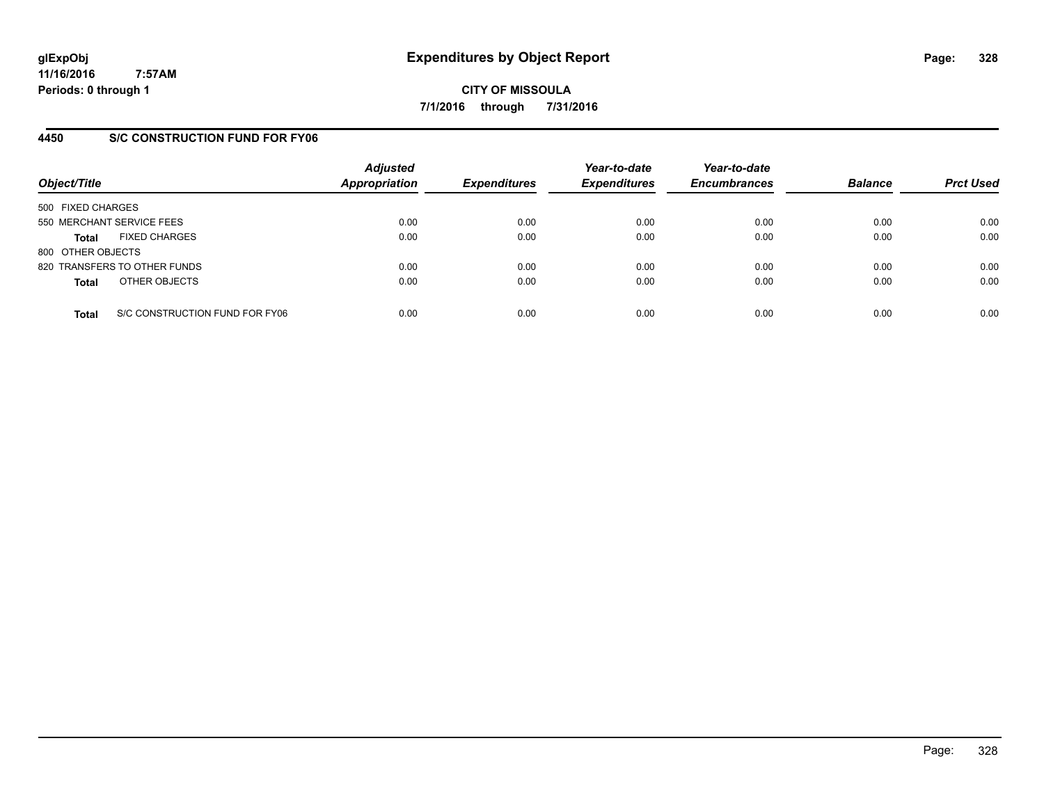# Expenditures by Object Report

glExpObj
11/16/2016 7:57AM
Periods: 0 through 1

**CITY OF MISSOULA**
**7/1/2016 through 7/31/2016**

## 4450 S/C CONSTRUCTION FUND FOR FY06

| Object/Title | Adjusted Appropriation | Expenditures | Year-to-date Expenditures | Year-to-date Encumbrances | Balance | Prct Used |
|---|---|---|---|---|---|---|
| 500 FIXED CHARGES | | | | | | |
| 550 MERCHANT SERVICE FEES | 0.00 | 0.00 | 0.00 | 0.00 | 0.00 | 0.00 |
| **Total** FIXED CHARGES | 0.00 | 0.00 | 0.00 | 0.00 | 0.00 | 0.00 |
| 800 OTHER OBJECTS | | | | | | |
| 820 TRANSFERS TO OTHER FUNDS | 0.00 | 0.00 | 0.00 | 0.00 | 0.00 | 0.00 |
| **Total** OTHER OBJECTS | 0.00 | 0.00 | 0.00 | 0.00 | 0.00 | 0.00 |
| **Total** S/C CONSTRUCTION FUND FOR FY06 | 0.00 | 0.00 | 0.00 | 0.00 | 0.00 | 0.00 |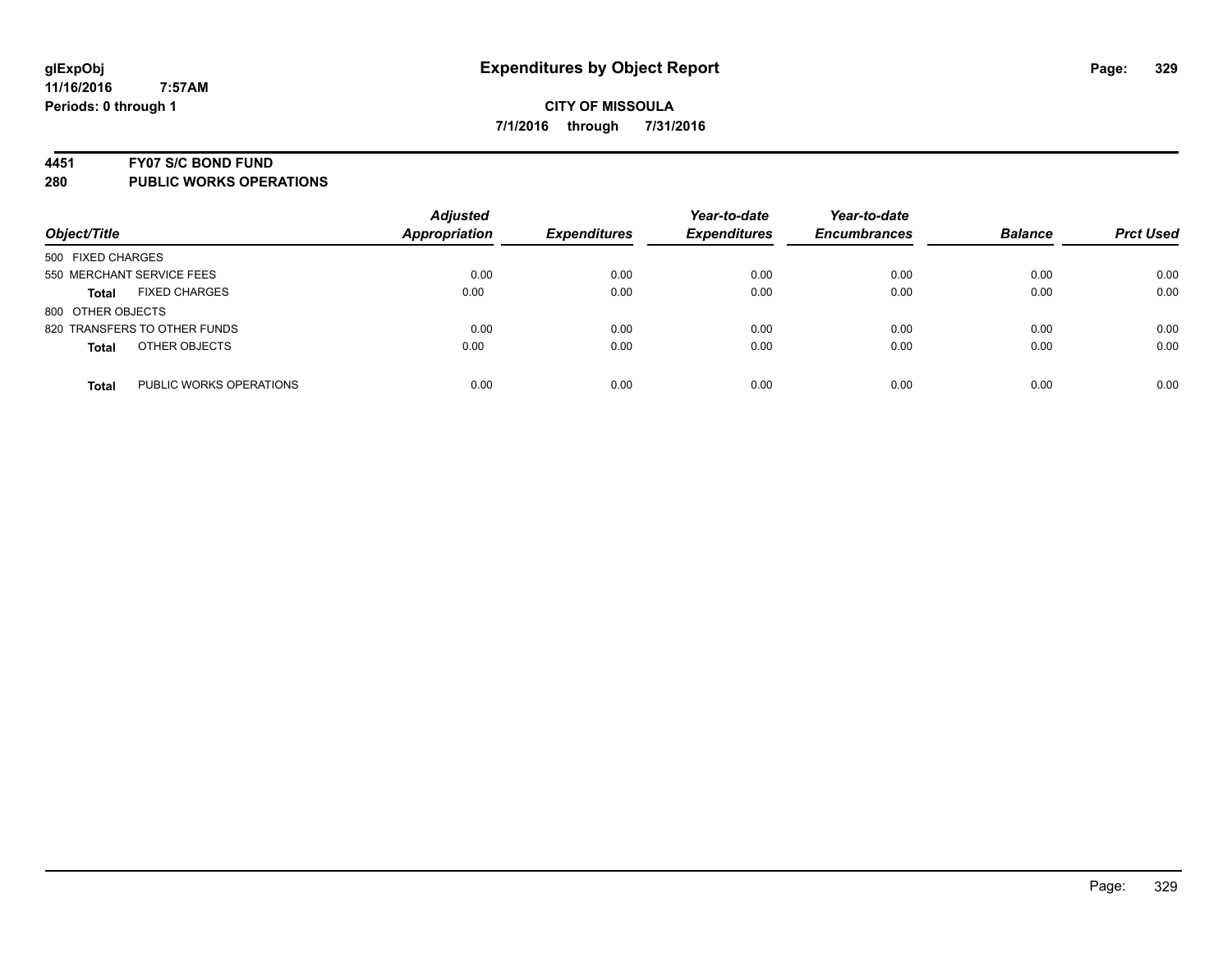# Expenditures by Object Report

glExpObj
11/16/2016 7:57AM
Periods: 0 through 1

**CITY OF MISSOULA**
**7/1/2016 through 7/31/2016**

**4451 FY07 S/C BOND FUND**
**280 PUBLIC WORKS OPERATIONS**

| Object/Title | Adjusted Appropriation | Expenditures | Year-to-date Expenditures | Year-to-date Encumbrances | Balance | Prct Used |
|---|---|---|---|---|---|---|
| 500 FIXED CHARGES | | | | | | |
| 550 MERCHANT SERVICE FEES | 0.00 | 0.00 | 0.00 | 0.00 | 0.00 | 0.00 |
| **Total** FIXED CHARGES | 0.00 | 0.00 | 0.00 | 0.00 | 0.00 | 0.00 |
| 800 OTHER OBJECTS | | | | | | |
| 820 TRANSFERS TO OTHER FUNDS | 0.00 | 0.00 | 0.00 | 0.00 | 0.00 | 0.00 |
| **Total** OTHER OBJECTS | 0.00 | 0.00 | 0.00 | 0.00 | 0.00 | 0.00 |
| **Total** PUBLIC WORKS OPERATIONS | 0.00 | 0.00 | 0.00 | 0.00 | 0.00 | 0.00 |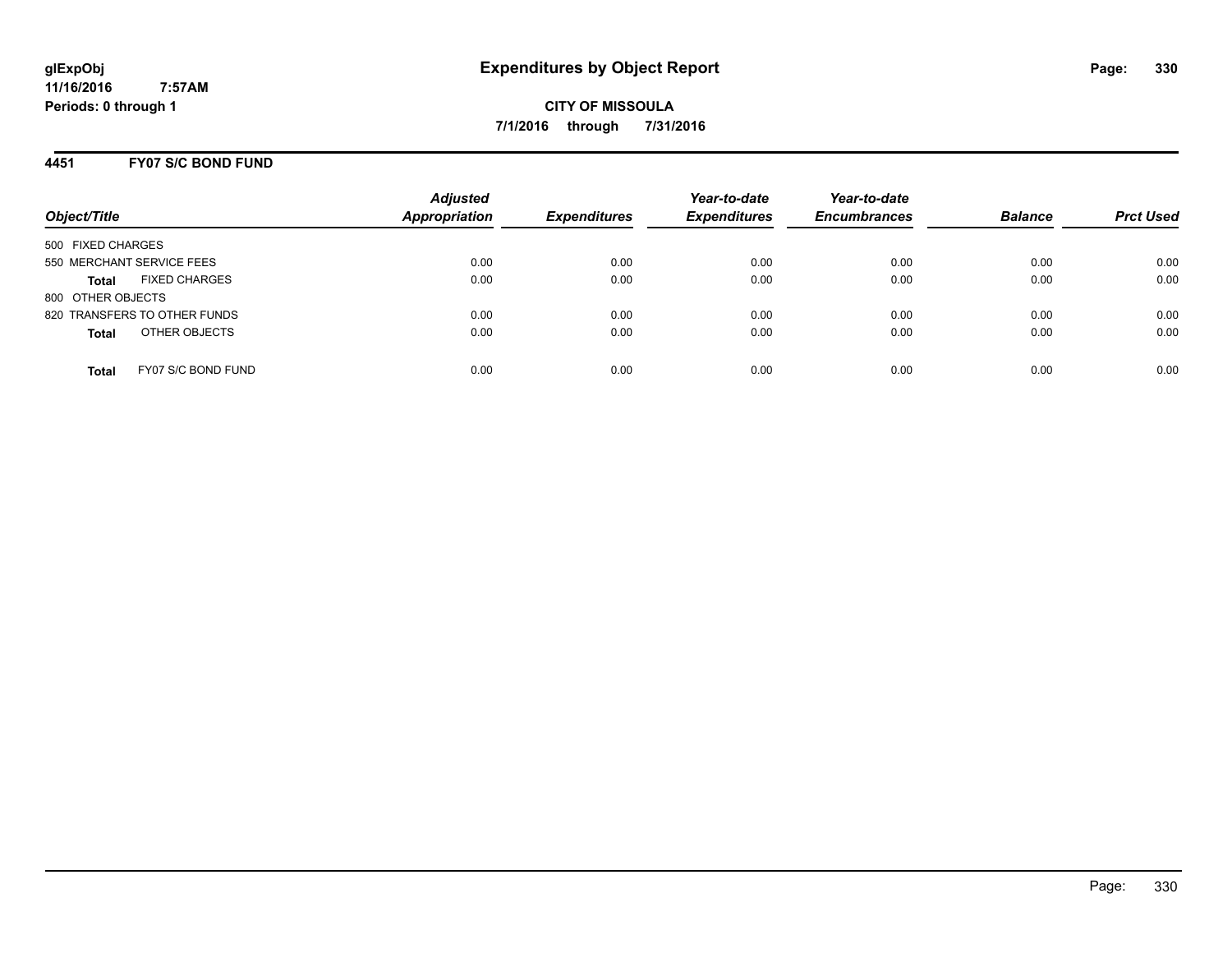glExpObj
11/16/2016 7:57AM
Periods: 0 through 1

# Expenditures by Object Report

**CITY OF MISSOULA**
**7/1/2016 through 7/31/2016**

## 4451 FY07 S/C BOND FUND

| Object/Title | Adjusted Appropriation | Expenditures | Year-to-date Expenditures | Year-to-date Encumbrances | Balance | Prct Used |
|---|---|---|---|---|---|---|
| 500 FIXED CHARGES | | | | | | |
| 550 MERCHANT SERVICE FEES | 0.00 | 0.00 | 0.00 | 0.00 | 0.00 | 0.00 |
| **Total** FIXED CHARGES | 0.00 | 0.00 | 0.00 | 0.00 | 0.00 | 0.00 |
| 800 OTHER OBJECTS | | | | | | |
| 820 TRANSFERS TO OTHER FUNDS | 0.00 | 0.00 | 0.00 | 0.00 | 0.00 | 0.00 |
| **Total** OTHER OBJECTS | 0.00 | 0.00 | 0.00 | 0.00 | 0.00 | 0.00 |
| **Total** FY07 S/C BOND FUND | 0.00 | 0.00 | 0.00 | 0.00 | 0.00 | 0.00 |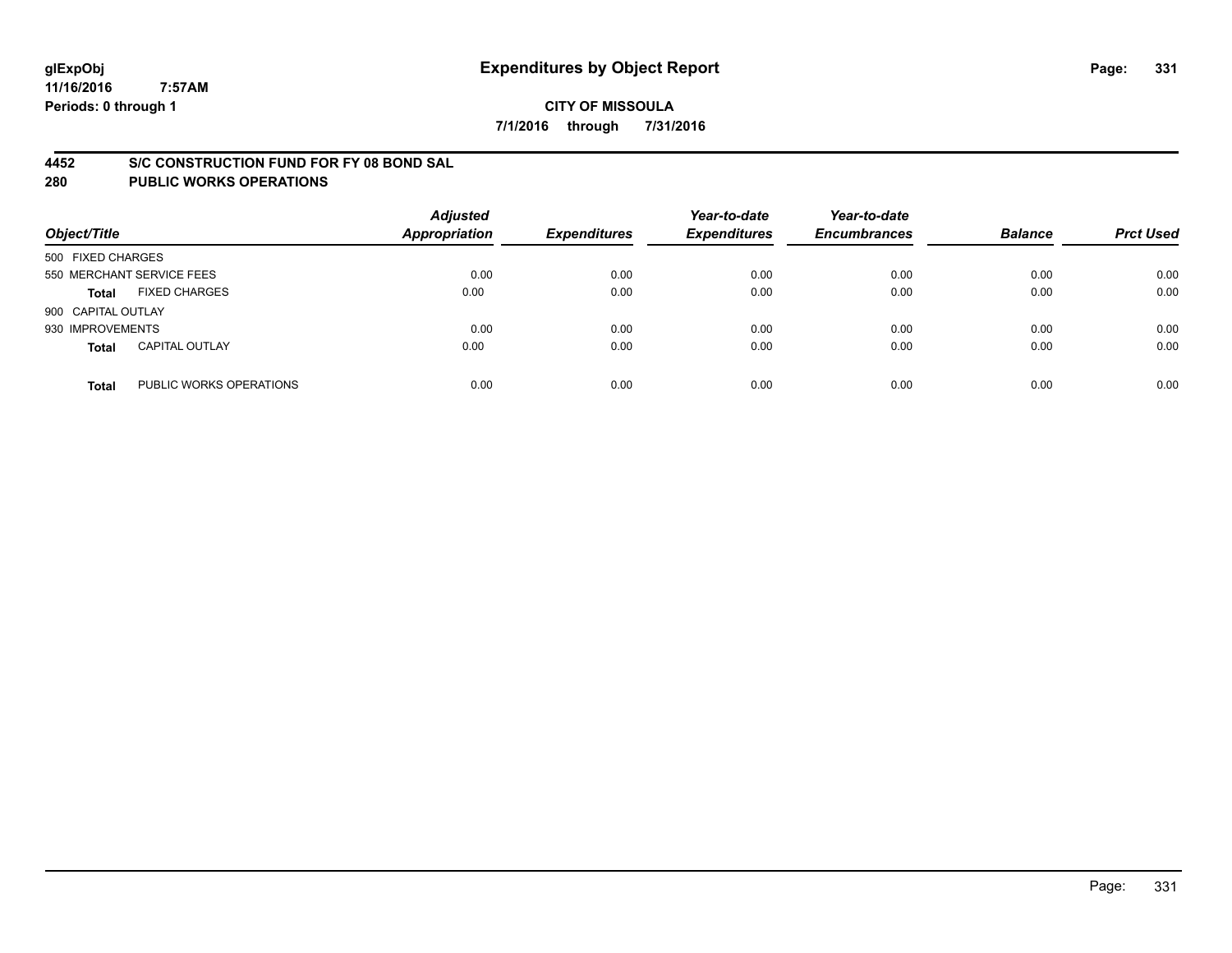**CITY OF MISSOULA**

**7/1/2016 through 7/31/2016**

## 4452 S/C CONSTRUCTION FUND FOR FY 08 BOND SAL
## 280 PUBLIC WORKS OPERATIONS

| Object/Title | | Adjusted Appropriation | Expenditures | Year-to-date Expenditures | Year-to-date Encumbrances | Balance | Prct Used |
|---|---|---|---|---|---|---|---|
| 500 FIXED CHARGES | | | | | | | |
| 550 MERCHANT SERVICE FEES | | 0.00 | 0.00 | 0.00 | 0.00 | 0.00 | 0.00 |
| **Total** | FIXED CHARGES | 0.00 | 0.00 | 0.00 | 0.00 | 0.00 | 0.00 |
| 900 CAPITAL OUTLAY | | | | | | | |
| 930 IMPROVEMENTS | | 0.00 | 0.00 | 0.00 | 0.00 | 0.00 | 0.00 |
| **Total** | CAPITAL OUTLAY | 0.00 | 0.00 | 0.00 | 0.00 | 0.00 | 0.00 |
| **Total** | PUBLIC WORKS OPERATIONS | 0.00 | 0.00 | 0.00 | 0.00 | 0.00 | 0.00 |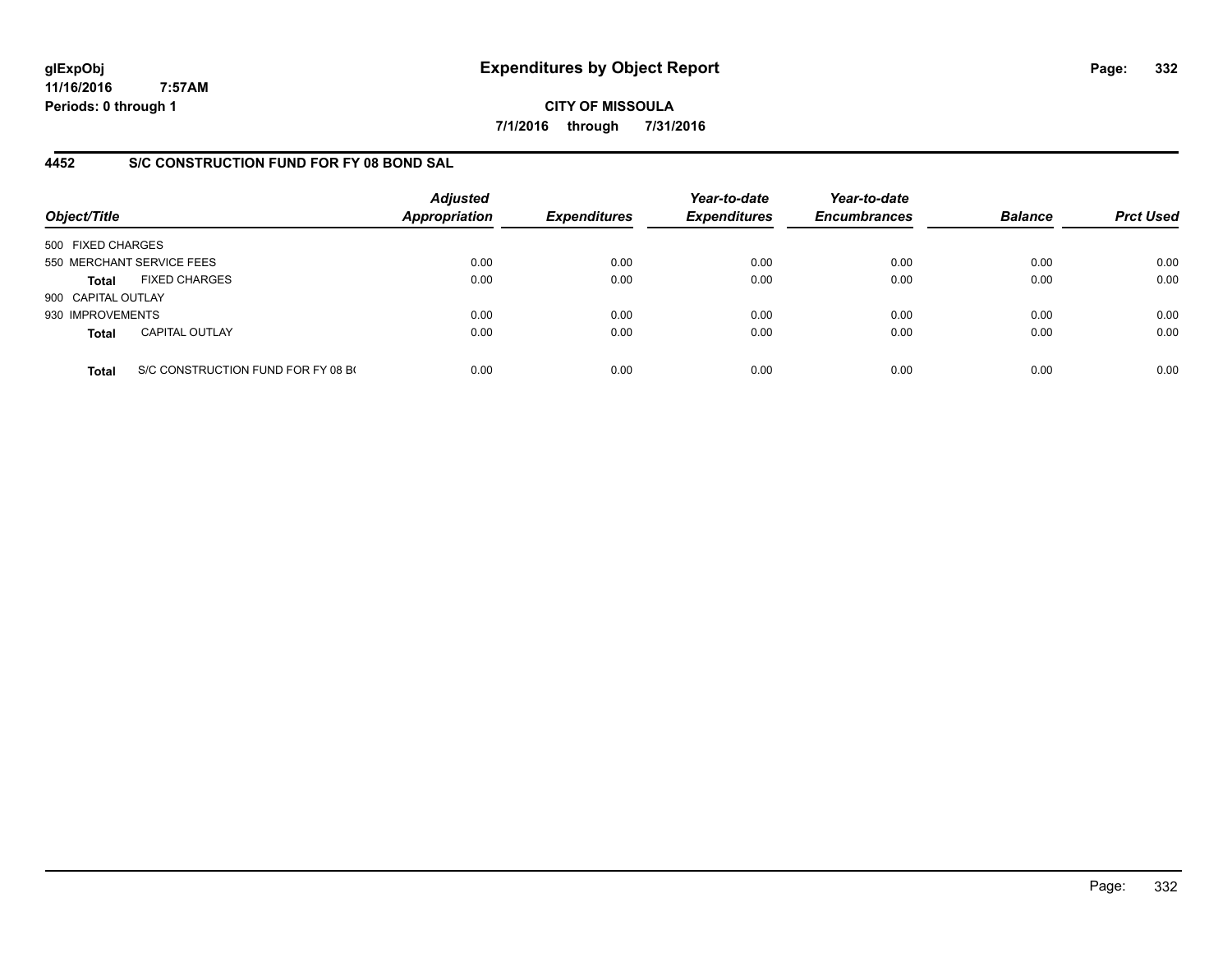**glExpObj**
**11/16/2016 7:57AM**
**Periods: 0 through 1**

# Expenditures by Object Report

**CITY OF MISSOULA**
**7/1/2016 through 7/31/2016**

## 4452 S/C CONSTRUCTION FUND FOR FY 08 BOND SAL

| Object/Title | | *Adjusted Appropriation* | *Expenditures* | *Year-to-date Expenditures* | *Year-to-date Encumbrances* | *Balance* | *Prct Used* |
|---|---|---|---|---|---|---|---|
| 500 FIXED CHARGES | | | | | | | |
| 550 MERCHANT SERVICE FEES | | 0.00 | 0.00 | 0.00 | 0.00 | 0.00 | 0.00 |
| **Total** | FIXED CHARGES | 0.00 | 0.00 | 0.00 | 0.00 | 0.00 | 0.00 |
| 900 CAPITAL OUTLAY | | | | | | | |
| 930 IMPROVEMENTS | | 0.00 | 0.00 | 0.00 | 0.00 | 0.00 | 0.00 |
| **Total** | CAPITAL OUTLAY | 0.00 | 0.00 | 0.00 | 0.00 | 0.00 | 0.00 |
| **Total** | S/C CONSTRUCTION FUND FOR FY 08 BO | 0.00 | 0.00 | 0.00 | 0.00 | 0.00 | 0.00 |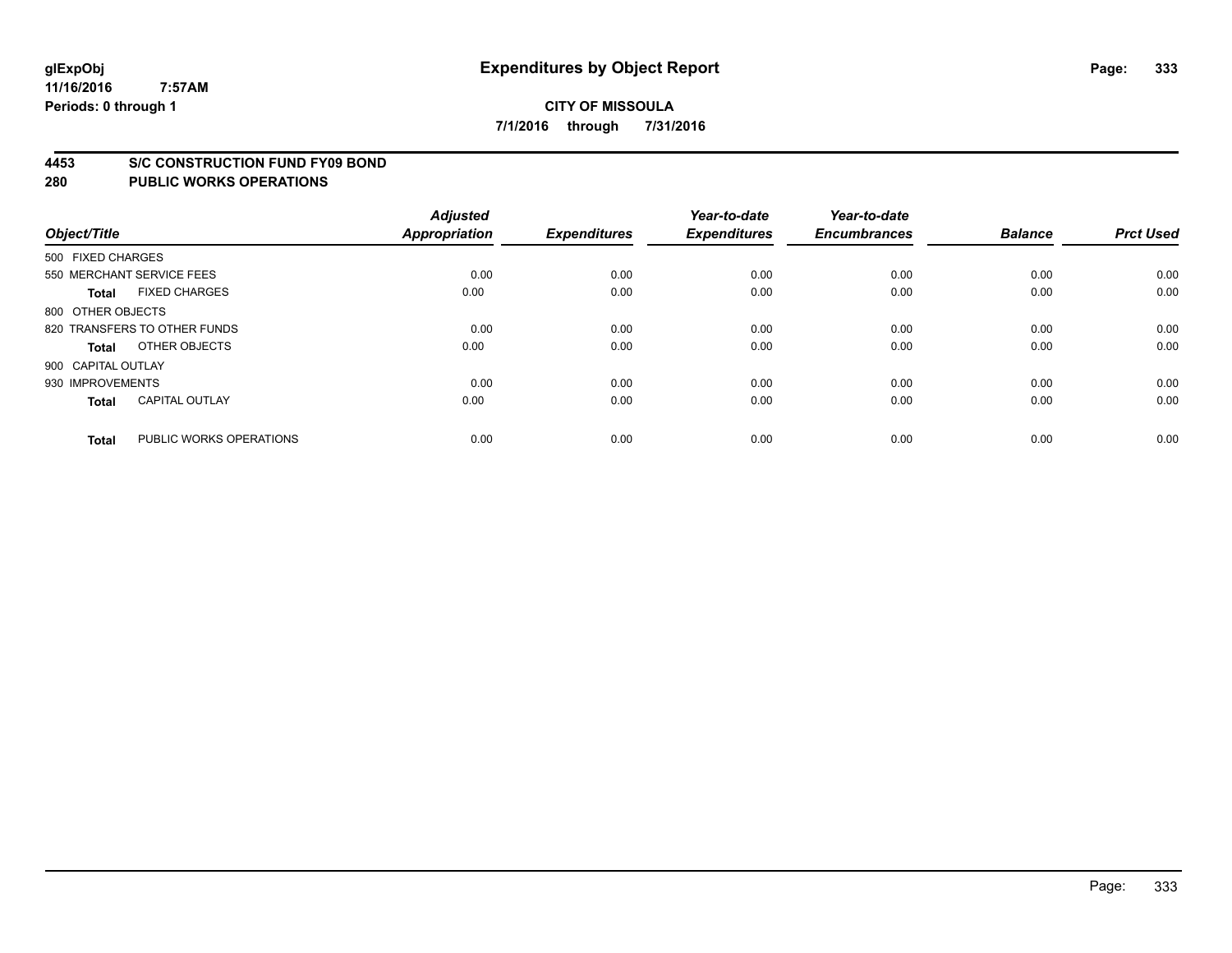**glExpObj**
**11/16/2016 7:57AM**
**Periods: 0 through 1**

# Expenditures by Object Report

**CITY OF MISSOULA**
**7/1/2016 through 7/31/2016**

**4453 S/C CONSTRUCTION FUND FY09 BOND**
**280 PUBLIC WORKS OPERATIONS**

| Object/Title | | Adjusted Appropriation | Expenditures | Year-to-date Expenditures | Year-to-date Encumbrances | Balance | Prct Used |
|---|---|---|---|---|---|---|---|
| 500 FIXED CHARGES | | | | | | | |
| 550 MERCHANT SERVICE FEES | | 0.00 | 0.00 | 0.00 | 0.00 | 0.00 | 0.00 |
| **Total** | FIXED CHARGES | 0.00 | 0.00 | 0.00 | 0.00 | 0.00 | 0.00 |
| 800 OTHER OBJECTS | | | | | | | |
| 820 TRANSFERS TO OTHER FUNDS | | 0.00 | 0.00 | 0.00 | 0.00 | 0.00 | 0.00 |
| **Total** | OTHER OBJECTS | 0.00 | 0.00 | 0.00 | 0.00 | 0.00 | 0.00 |
| 900 CAPITAL OUTLAY | | | | | | | |
| 930 IMPROVEMENTS | | 0.00 | 0.00 | 0.00 | 0.00 | 0.00 | 0.00 |
| **Total** | CAPITAL OUTLAY | 0.00 | 0.00 | 0.00 | 0.00 | 0.00 | 0.00 |
| **Total** | PUBLIC WORKS OPERATIONS | 0.00 | 0.00 | 0.00 | 0.00 | 0.00 | 0.00 |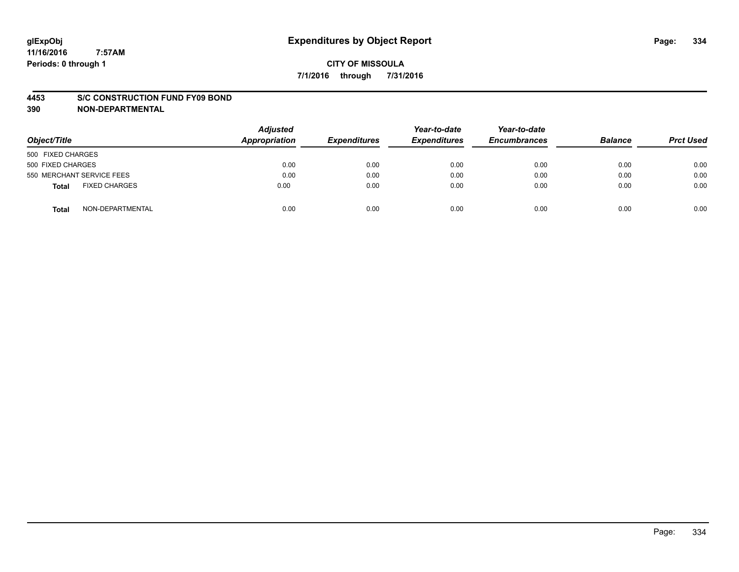# Expenditures by Object Report

glExpObj
11/16/2016 7:57AM
Periods: 0 through 1

**CITY OF MISSOULA**
**7/1/2016 through 7/31/2016**

**4453 S/C CONSTRUCTION FUND FY09 BOND**
**390 NON-DEPARTMENTAL**

| Object/Title | | Adjusted Appropriation | Expenditures | Year-to-date Expenditures | Year-to-date Encumbrances | Balance | Prct Used |
|---|---|---|---|---|---|---|---|
| 500 FIXED CHARGES | | | | | | | |
| 500 FIXED CHARGES | | 0.00 | 0.00 | 0.00 | 0.00 | 0.00 | 0.00 |
| 550 MERCHANT SERVICE FEES | | 0.00 | 0.00 | 0.00 | 0.00 | 0.00 | 0.00 |
| **Total** | FIXED CHARGES | 0.00 | 0.00 | 0.00 | 0.00 | 0.00 | 0.00 |
| **Total** | NON-DEPARTMENTAL | 0.00 | 0.00 | 0.00 | 0.00 | 0.00 | 0.00 |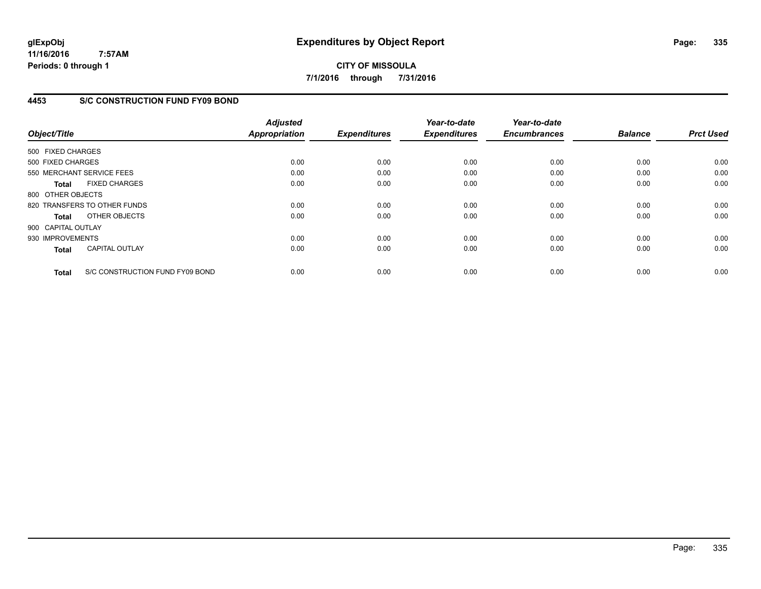# Expenditures by Object Report

glExpObj
11/16/2016 7:57AM
Periods: 0 through 1

**CITY OF MISSOULA**

**7/1/2016 through 7/31/2016**

## 4453 S/C CONSTRUCTION FUND FY09 BOND

| Object/Title | Adjusted Appropriation | Expenditures | Year-to-date Expenditures | Year-to-date Encumbrances | Balance | Prct Used |
|---|---|---|---|---|---|---|
| 500 FIXED CHARGES | | | | | | |
| 500 FIXED CHARGES | 0.00 | 0.00 | 0.00 | 0.00 | 0.00 | 0.00 |
| 550 MERCHANT SERVICE FEES | 0.00 | 0.00 | 0.00 | 0.00 | 0.00 | 0.00 |
| **Total** FIXED CHARGES | 0.00 | 0.00 | 0.00 | 0.00 | 0.00 | 0.00 |
| 800 OTHER OBJECTS | | | | | | |
| 820 TRANSFERS TO OTHER FUNDS | 0.00 | 0.00 | 0.00 | 0.00 | 0.00 | 0.00 |
| **Total** OTHER OBJECTS | 0.00 | 0.00 | 0.00 | 0.00 | 0.00 | 0.00 |
| 900 CAPITAL OUTLAY | | | | | | |
| 930 IMPROVEMENTS | 0.00 | 0.00 | 0.00 | 0.00 | 0.00 | 0.00 |
| **Total** CAPITAL OUTLAY | 0.00 | 0.00 | 0.00 | 0.00 | 0.00 | 0.00 |
| **Total** S/C CONSTRUCTION FUND FY09 BOND | 0.00 | 0.00 | 0.00 | 0.00 | 0.00 | 0.00 |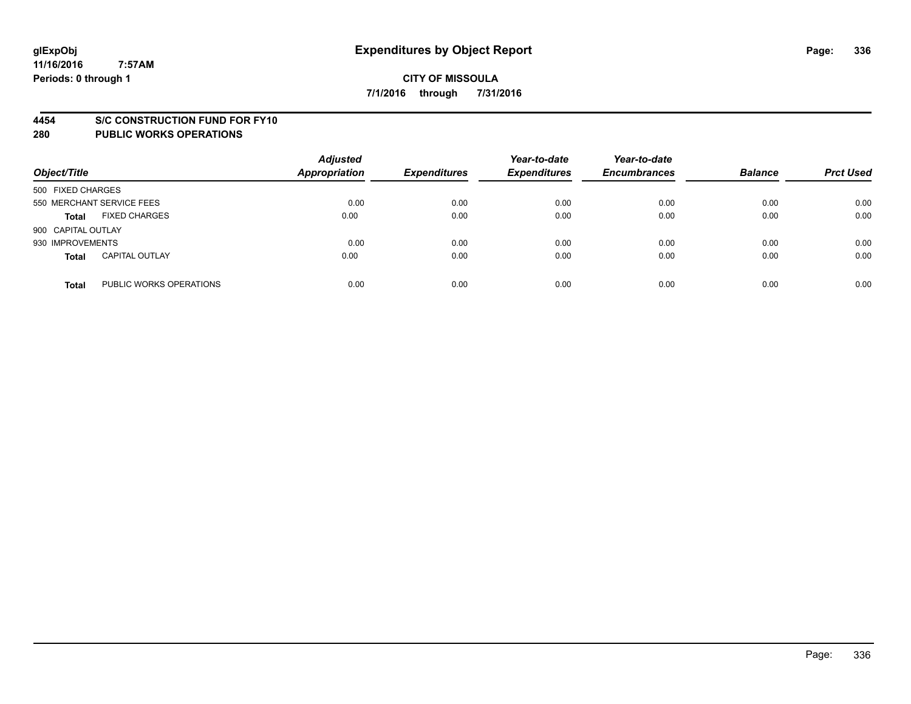**glExpObj** **Expenditures by Object Report**

**11/16/2016 7:57AM**

**Periods: 0 through 1**

**CITY OF MISSOULA**

**7/1/2016 through 7/31/2016**

**4454 S/C CONSTRUCTION FUND FOR FY10**

**280 PUBLIC WORKS OPERATIONS**

| Object/Title | | *Adjusted Appropriation* | *Expenditures* | *Year-to-date Expenditures* | *Year-to-date Encumbrances* | *Balance* | *Prct Used* |
|---|---|---|---|---|---|---|---|
| 500 FIXED CHARGES | | | | | | | |
| 550 MERCHANT SERVICE FEES | | 0.00 | 0.00 | 0.00 | 0.00 | 0.00 | 0.00 |
| **Total** | FIXED CHARGES | 0.00 | 0.00 | 0.00 | 0.00 | 0.00 | 0.00 |
| 900 CAPITAL OUTLAY | | | | | | | |
| 930 IMPROVEMENTS | | 0.00 | 0.00 | 0.00 | 0.00 | 0.00 | 0.00 |
| **Total** | CAPITAL OUTLAY | 0.00 | 0.00 | 0.00 | 0.00 | 0.00 | 0.00 |
| **Total** | PUBLIC WORKS OPERATIONS | 0.00 | 0.00 | 0.00 | 0.00 | 0.00 | 0.00 |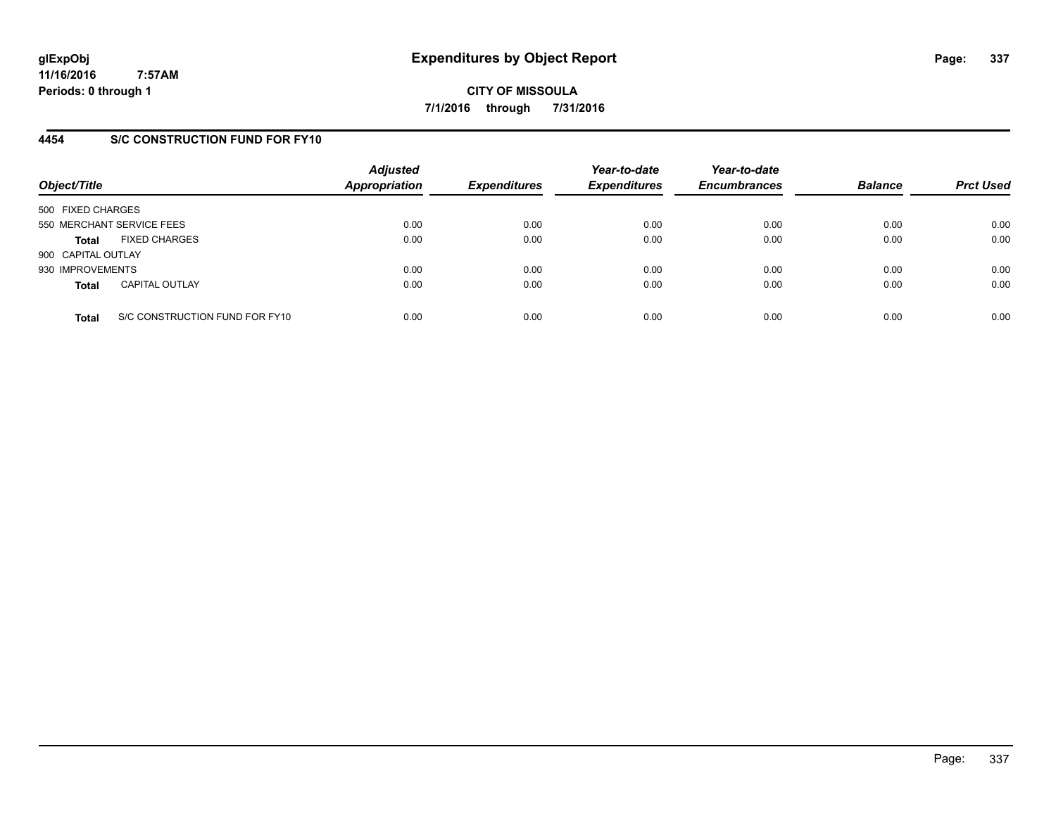# Expenditures by Object Report

glExpObj
11/16/2016 7:57AM
Periods: 0 through 1

**CITY OF MISSOULA**
**7/1/2016 through 7/31/2016**

## 4454 S/C CONSTRUCTION FUND FOR FY10

| Object/Title | | Adjusted Appropriation | Expenditures | Year-to-date Expenditures | Year-to-date Encumbrances | Balance | Prct Used |
|---|---|---|---|---|---|---|---|
| 500 FIXED CHARGES | | | | | | | |
| 550 MERCHANT SERVICE FEES | | 0.00 | 0.00 | 0.00 | 0.00 | 0.00 | 0.00 |
| **Total** | FIXED CHARGES | 0.00 | 0.00 | 0.00 | 0.00 | 0.00 | 0.00 |
| 900 CAPITAL OUTLAY | | | | | | | |
| 930 IMPROVEMENTS | | 0.00 | 0.00 | 0.00 | 0.00 | 0.00 | 0.00 |
| **Total** | CAPITAL OUTLAY | 0.00 | 0.00 | 0.00 | 0.00 | 0.00 | 0.00 |
| **Total** | S/C CONSTRUCTION FUND FOR FY10 | 0.00 | 0.00 | 0.00 | 0.00 | 0.00 | 0.00 |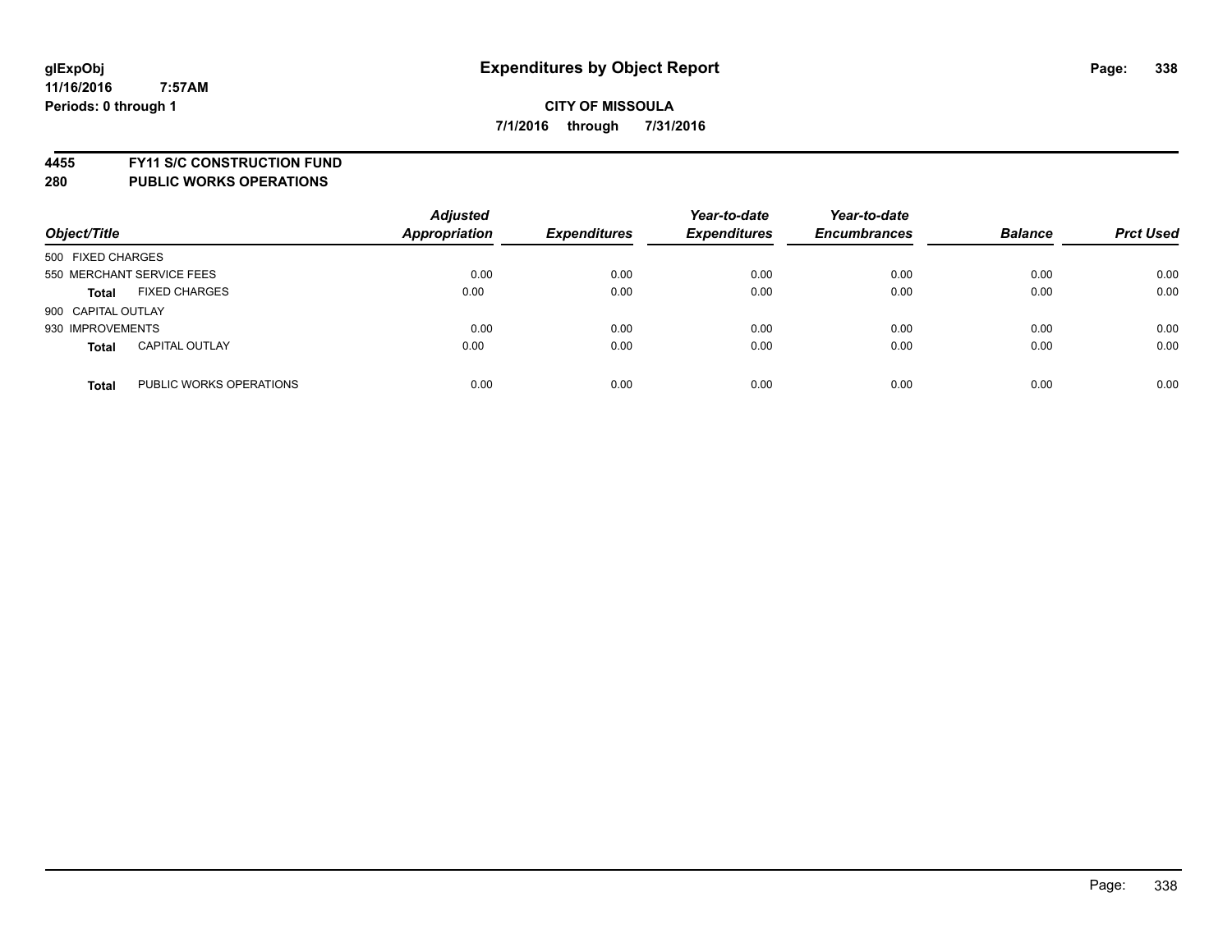# Expenditures by Object Report

**CITY OF MISSOULA**

**7/1/2016 through 7/31/2016**

glExpObj
11/16/2016 7:57AM
Periods: 0 through 1

**4455 FY11 S/C CONSTRUCTION FUND**
**280 PUBLIC WORKS OPERATIONS**

| Object/Title | | Adjusted Appropriation | Expenditures | Year-to-date Expenditures | Year-to-date Encumbrances | Balance | Prct Used |
|---|---|---|---|---|---|---|---|
| 500 FIXED CHARGES | | | | | | | |
| 550 MERCHANT SERVICE FEES | | 0.00 | 0.00 | 0.00 | 0.00 | 0.00 | 0.00 |
| **Total** | FIXED CHARGES | 0.00 | 0.00 | 0.00 | 0.00 | 0.00 | 0.00 |
| 900 CAPITAL OUTLAY | | | | | | | |
| 930 IMPROVEMENTS | | 0.00 | 0.00 | 0.00 | 0.00 | 0.00 | 0.00 |
| **Total** | CAPITAL OUTLAY | 0.00 | 0.00 | 0.00 | 0.00 | 0.00 | 0.00 |
| **Total** | PUBLIC WORKS OPERATIONS | 0.00 | 0.00 | 0.00 | 0.00 | 0.00 | 0.00 |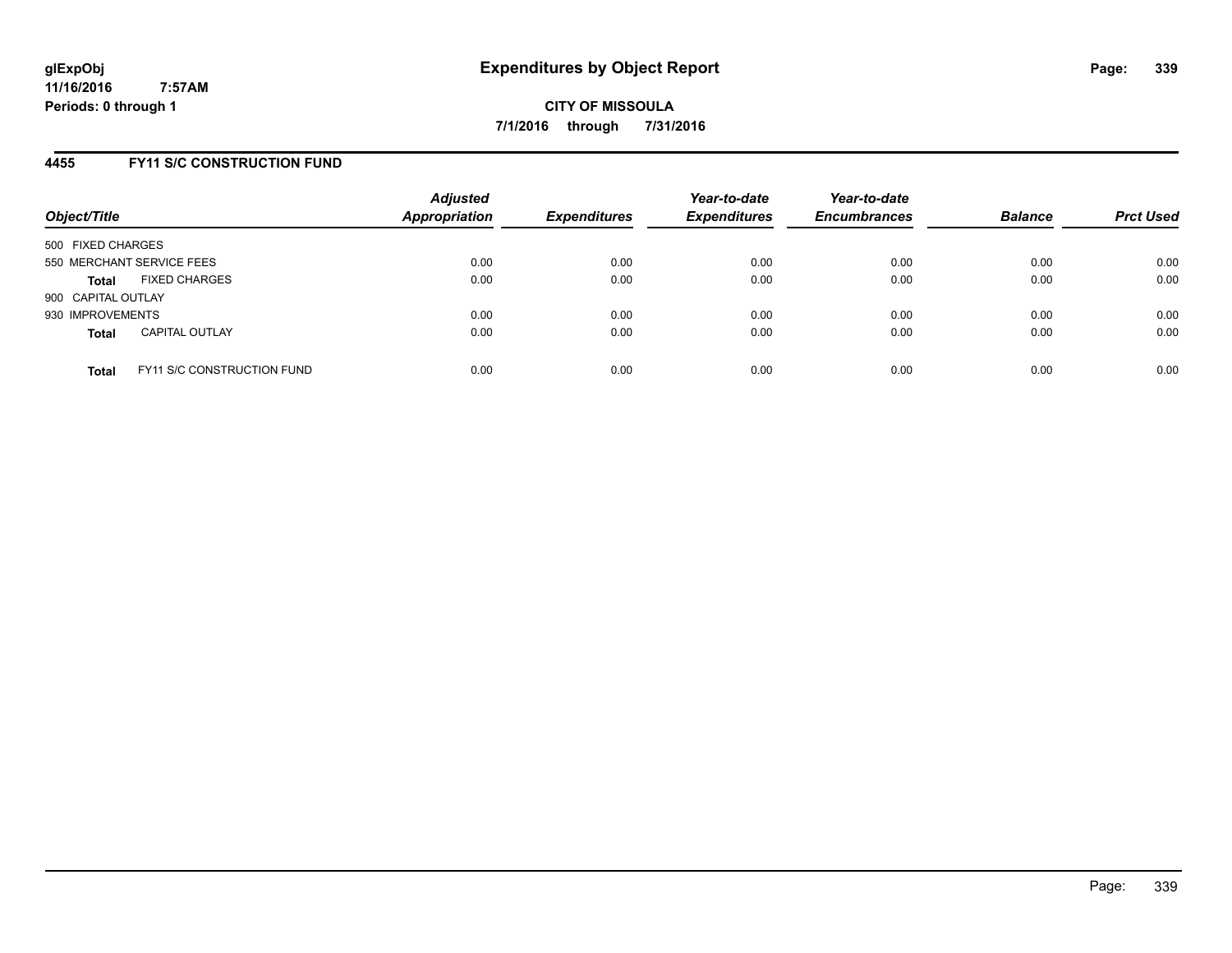# Expenditures by Object Report

**CITY OF MISSOULA**

**7/1/2016 through 7/31/2016**

glExpObj
11/16/2016 7:57AM
Periods: 0 through 1

## 4455 FY11 S/C CONSTRUCTION FUND

| Object/Title | Adjusted Appropriation | Expenditures | Year-to-date Expenditures | Year-to-date Encumbrances | Balance | Prct Used |
|---|---|---|---|---|---|---|
| 500 FIXED CHARGES | | | | | | |
| 550 MERCHANT SERVICE FEES | 0.00 | 0.00 | 0.00 | 0.00 | 0.00 | 0.00 |
| **Total** FIXED CHARGES | 0.00 | 0.00 | 0.00 | 0.00 | 0.00 | 0.00 |
| 900 CAPITAL OUTLAY | | | | | | |
| 930 IMPROVEMENTS | 0.00 | 0.00 | 0.00 | 0.00 | 0.00 | 0.00 |
| **Total** CAPITAL OUTLAY | 0.00 | 0.00 | 0.00 | 0.00 | 0.00 | 0.00 |
| **Total** FY11 S/C CONSTRUCTION FUND | 0.00 | 0.00 | 0.00 | 0.00 | 0.00 | 0.00 |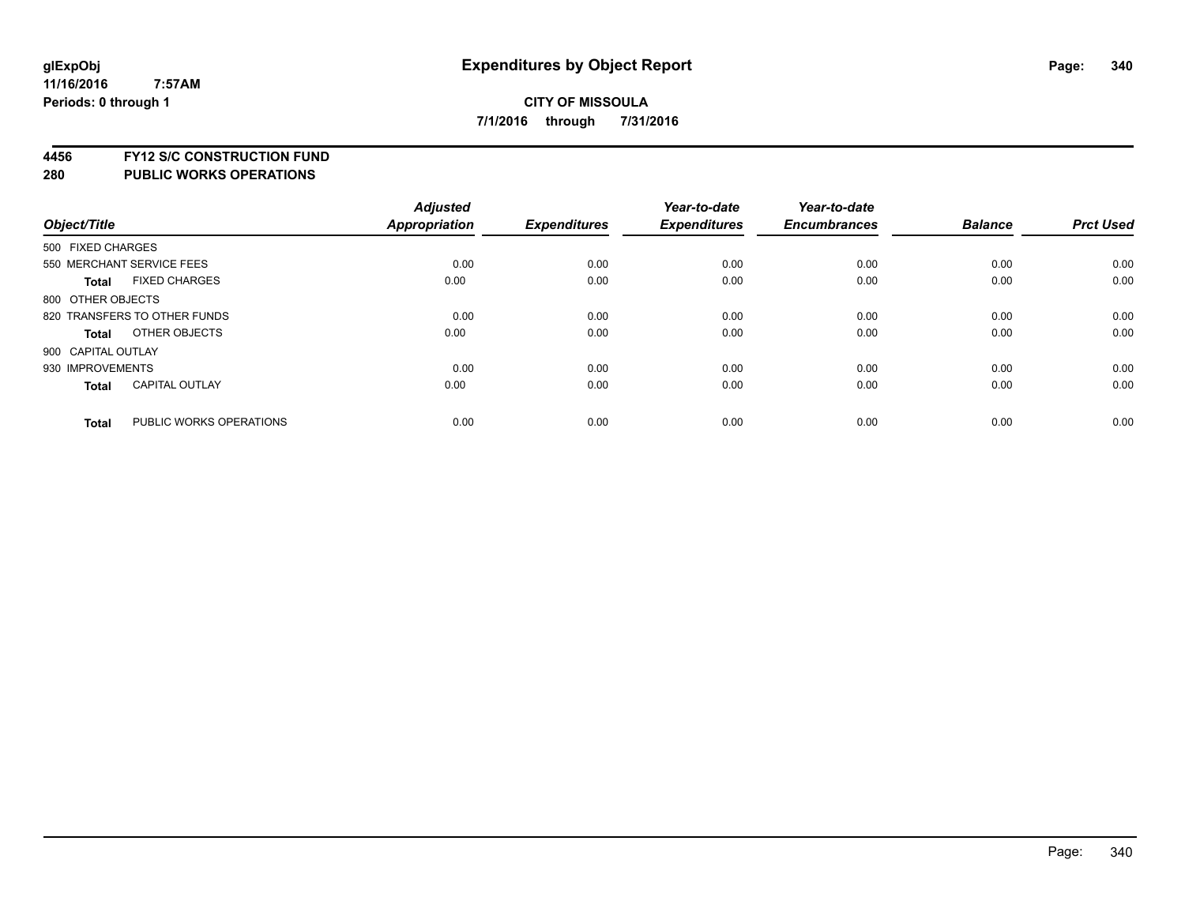**glExpObj**
**11/16/2016 7:57AM**
**Periods: 0 through 1**

# Expenditures by Object Report

**CITY OF MISSOULA**
**7/1/2016 through 7/31/2016**

**4456 FY12 S/C CONSTRUCTION FUND**
**280 PUBLIC WORKS OPERATIONS**

| Object/Title | | Adjusted Appropriation | Expenditures | Year-to-date Expenditures | Year-to-date Encumbrances | Balance | Prct Used |
|---|---|---|---|---|---|---|---|
| 500 FIXED CHARGES | | | | | | | |
| 550 MERCHANT SERVICE FEES | | 0.00 | 0.00 | 0.00 | 0.00 | 0.00 | 0.00 |
| **Total** | FIXED CHARGES | 0.00 | 0.00 | 0.00 | 0.00 | 0.00 | 0.00 |
| 800 OTHER OBJECTS | | | | | | | |
| 820 TRANSFERS TO OTHER FUNDS | | 0.00 | 0.00 | 0.00 | 0.00 | 0.00 | 0.00 |
| **Total** | OTHER OBJECTS | 0.00 | 0.00 | 0.00 | 0.00 | 0.00 | 0.00 |
| 900 CAPITAL OUTLAY | | | | | | | |
| 930 IMPROVEMENTS | | 0.00 | 0.00 | 0.00 | 0.00 | 0.00 | 0.00 |
| **Total** | CAPITAL OUTLAY | 0.00 | 0.00 | 0.00 | 0.00 | 0.00 | 0.00 |
| **Total** | PUBLIC WORKS OPERATIONS | 0.00 | 0.00 | 0.00 | 0.00 | 0.00 | 0.00 |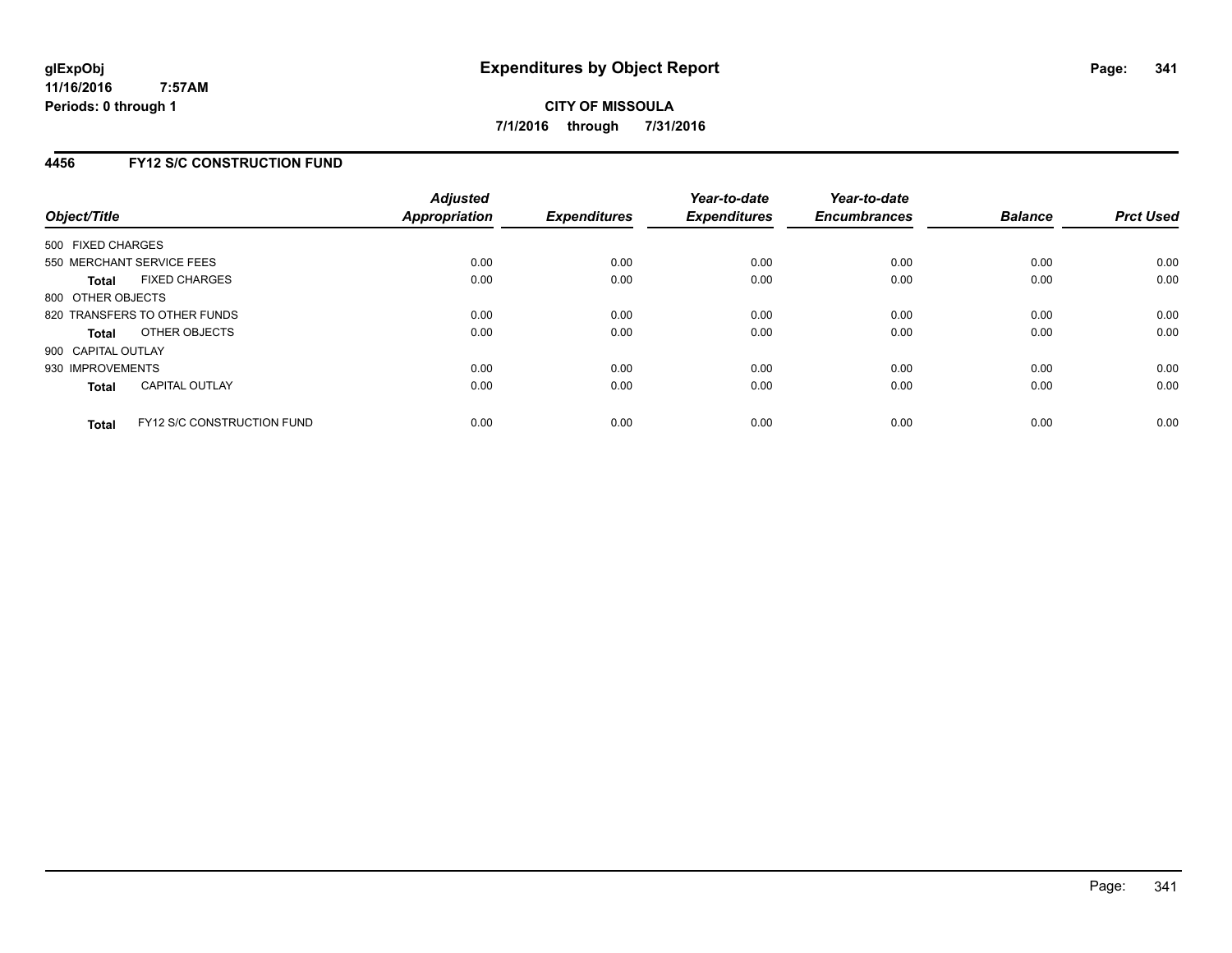**glExpObj**
**11/16/2016 7:57AM**
**Periods: 0 through 1**

# Expenditures by Object Report

**CITY OF MISSOULA**
**7/1/2016 through 7/31/2016**

## 4456 FY12 S/C CONSTRUCTION FUND

| Object/Title | Adjusted Appropriation | Expenditures | Year-to-date Expenditures | Year-to-date Encumbrances | Balance | Prct Used |
|---|---|---|---|---|---|---|
| 500 FIXED CHARGES | | | | | | |
| 550 MERCHANT SERVICE FEES | 0.00 | 0.00 | 0.00 | 0.00 | 0.00 | 0.00 |
| **Total** FIXED CHARGES | 0.00 | 0.00 | 0.00 | 0.00 | 0.00 | 0.00 |
| 800 OTHER OBJECTS | | | | | | |
| 820 TRANSFERS TO OTHER FUNDS | 0.00 | 0.00 | 0.00 | 0.00 | 0.00 | 0.00 |
| **Total** OTHER OBJECTS | 0.00 | 0.00 | 0.00 | 0.00 | 0.00 | 0.00 |
| 900 CAPITAL OUTLAY | | | | | | |
| 930 IMPROVEMENTS | 0.00 | 0.00 | 0.00 | 0.00 | 0.00 | 0.00 |
| **Total** CAPITAL OUTLAY | 0.00 | 0.00 | 0.00 | 0.00 | 0.00 | 0.00 |
| **Total** FY12 S/C CONSTRUCTION FUND | 0.00 | 0.00 | 0.00 | 0.00 | 0.00 | 0.00 |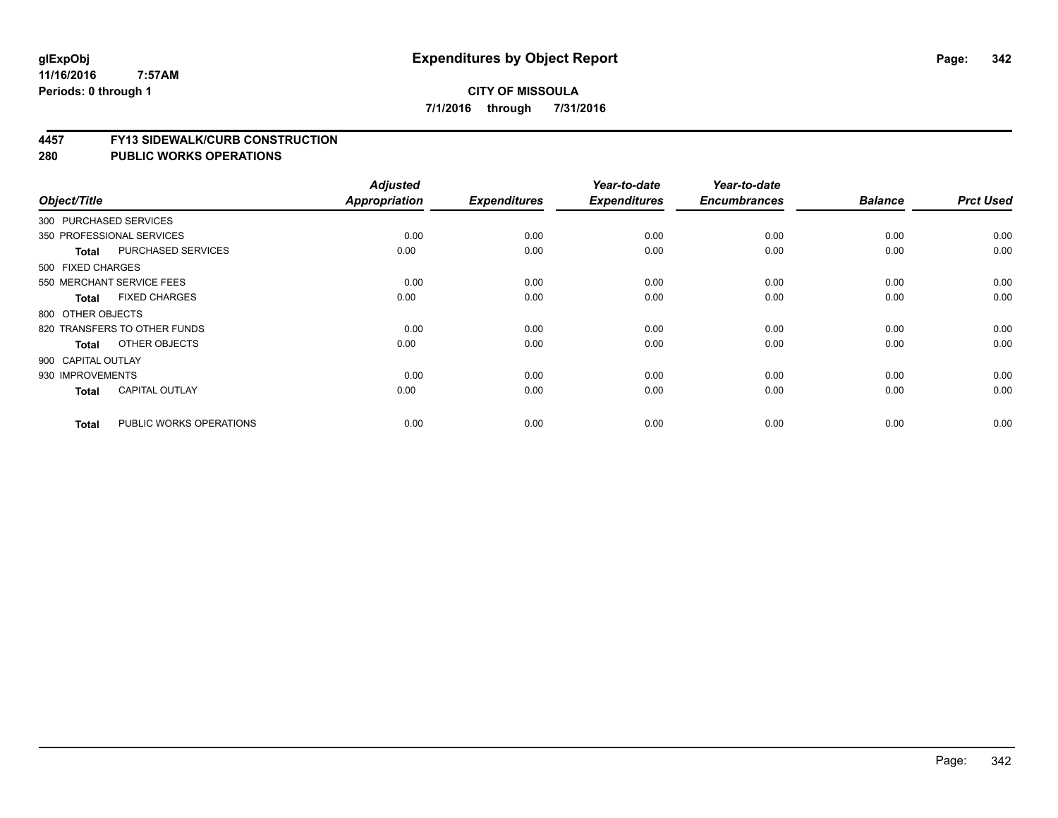# Expenditures by Object Report

glExpObj
11/16/2016 7:57AM
Periods: 0 through 1

**CITY OF MISSOULA**
**7/1/2016 through 7/31/2016**

## 4457 FY13 SIDEWALK/CURB CONSTRUCTION
## 280 PUBLIC WORKS OPERATIONS

| Object/Title | | Adjusted Appropriation | Expenditures | Year-to-date Expenditures | Year-to-date Encumbrances | Balance | Prct Used |
|---|---|---|---|---|---|---|---|
| 300 PURCHASED SERVICES | | | | | | | |
| 350 PROFESSIONAL SERVICES | | 0.00 | 0.00 | 0.00 | 0.00 | 0.00 | 0.00 |
| **Total** | PURCHASED SERVICES | 0.00 | 0.00 | 0.00 | 0.00 | 0.00 | 0.00 |
| 500 FIXED CHARGES | | | | | | | |
| 550 MERCHANT SERVICE FEES | | 0.00 | 0.00 | 0.00 | 0.00 | 0.00 | 0.00 |
| **Total** | FIXED CHARGES | 0.00 | 0.00 | 0.00 | 0.00 | 0.00 | 0.00 |
| 800 OTHER OBJECTS | | | | | | | |
| 820 TRANSFERS TO OTHER FUNDS | | 0.00 | 0.00 | 0.00 | 0.00 | 0.00 | 0.00 |
| **Total** | OTHER OBJECTS | 0.00 | 0.00 | 0.00 | 0.00 | 0.00 | 0.00 |
| 900 CAPITAL OUTLAY | | | | | | | |
| 930 IMPROVEMENTS | | 0.00 | 0.00 | 0.00 | 0.00 | 0.00 | 0.00 |
| **Total** | CAPITAL OUTLAY | 0.00 | 0.00 | 0.00 | 0.00 | 0.00 | 0.00 |
| **Total** | PUBLIC WORKS OPERATIONS | 0.00 | 0.00 | 0.00 | 0.00 | 0.00 | 0.00 |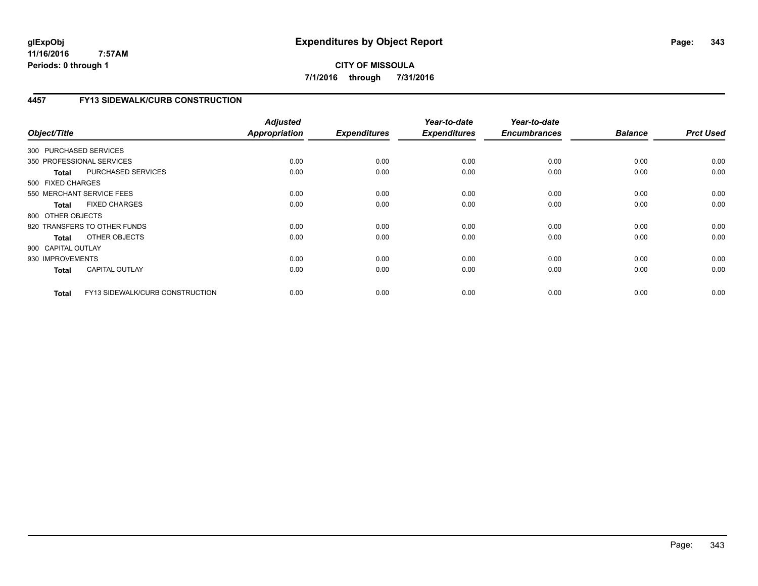# Expenditures by Object Report

**CITY OF MISSOULA**

**7/1/2016 through 7/31/2016**

glExpObj
11/16/2016 7:57AM
Periods: 0 through 1

## 4457 FY13 SIDEWALK/CURB CONSTRUCTION

| Object/Title | | Adjusted Appropriation | Expenditures | Year-to-date Expenditures | Year-to-date Encumbrances | Balance | Prct Used |
|---|---|---|---|---|---|---|---|
| 300 PURCHASED SERVICES | | | | | | | |
| 350 PROFESSIONAL SERVICES | | 0.00 | 0.00 | 0.00 | 0.00 | 0.00 | 0.00 |
| **Total** | PURCHASED SERVICES | 0.00 | 0.00 | 0.00 | 0.00 | 0.00 | 0.00 |
| 500 FIXED CHARGES | | | | | | | |
| 550 MERCHANT SERVICE FEES | | 0.00 | 0.00 | 0.00 | 0.00 | 0.00 | 0.00 |
| **Total** | FIXED CHARGES | 0.00 | 0.00 | 0.00 | 0.00 | 0.00 | 0.00 |
| 800 OTHER OBJECTS | | | | | | | |
| 820 TRANSFERS TO OTHER FUNDS | | 0.00 | 0.00 | 0.00 | 0.00 | 0.00 | 0.00 |
| **Total** | OTHER OBJECTS | 0.00 | 0.00 | 0.00 | 0.00 | 0.00 | 0.00 |
| 900 CAPITAL OUTLAY | | | | | | | |
| 930 IMPROVEMENTS | | 0.00 | 0.00 | 0.00 | 0.00 | 0.00 | 0.00 |
| **Total** | CAPITAL OUTLAY | 0.00 | 0.00 | 0.00 | 0.00 | 0.00 | 0.00 |
| **Total** | FY13 SIDEWALK/CURB CONSTRUCTION | 0.00 | 0.00 | 0.00 | 0.00 | 0.00 | 0.00 |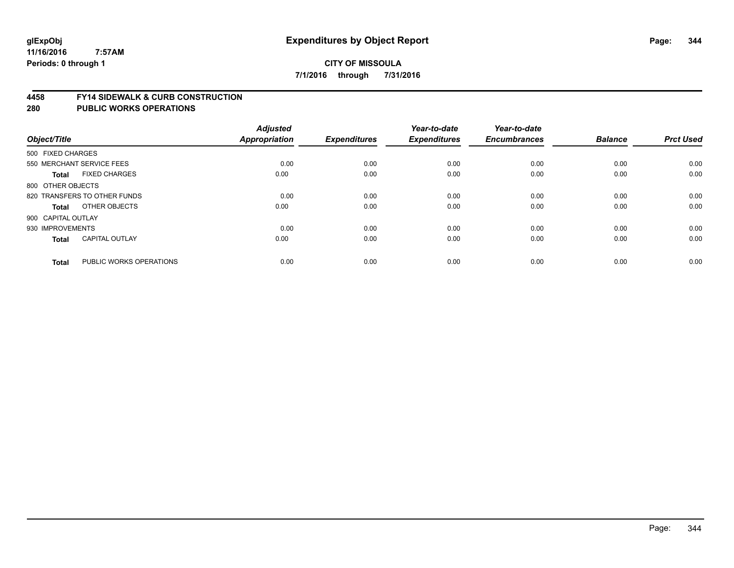# Expenditures by Object Report

glExpObj
11/16/2016 7:57AM
Periods: 0 through 1

**CITY OF MISSOULA**

**7/1/2016 through 7/31/2016**

## 4458 FY14 SIDEWALK & CURB CONSTRUCTION
## 280 PUBLIC WORKS OPERATIONS

| Object/Title | | Adjusted Appropriation | Expenditures | Year-to-date Expenditures | Year-to-date Encumbrances | Balance | Prct Used |
|---|---|---|---|---|---|---|---|
| 500 FIXED CHARGES | | | | | | | |
| 550 MERCHANT SERVICE FEES | | 0.00 | 0.00 | 0.00 | 0.00 | 0.00 | 0.00 |
| **Total** | FIXED CHARGES | 0.00 | 0.00 | 0.00 | 0.00 | 0.00 | 0.00 |
| 800 OTHER OBJECTS | | | | | | | |
| 820 TRANSFERS TO OTHER FUNDS | | 0.00 | 0.00 | 0.00 | 0.00 | 0.00 | 0.00 |
| **Total** | OTHER OBJECTS | 0.00 | 0.00 | 0.00 | 0.00 | 0.00 | 0.00 |
| 900 CAPITAL OUTLAY | | | | | | | |
| 930 IMPROVEMENTS | | 0.00 | 0.00 | 0.00 | 0.00 | 0.00 | 0.00 |
| **Total** | CAPITAL OUTLAY | 0.00 | 0.00 | 0.00 | 0.00 | 0.00 | 0.00 |
| **Total** | PUBLIC WORKS OPERATIONS | 0.00 | 0.00 | 0.00 | 0.00 | 0.00 | 0.00 |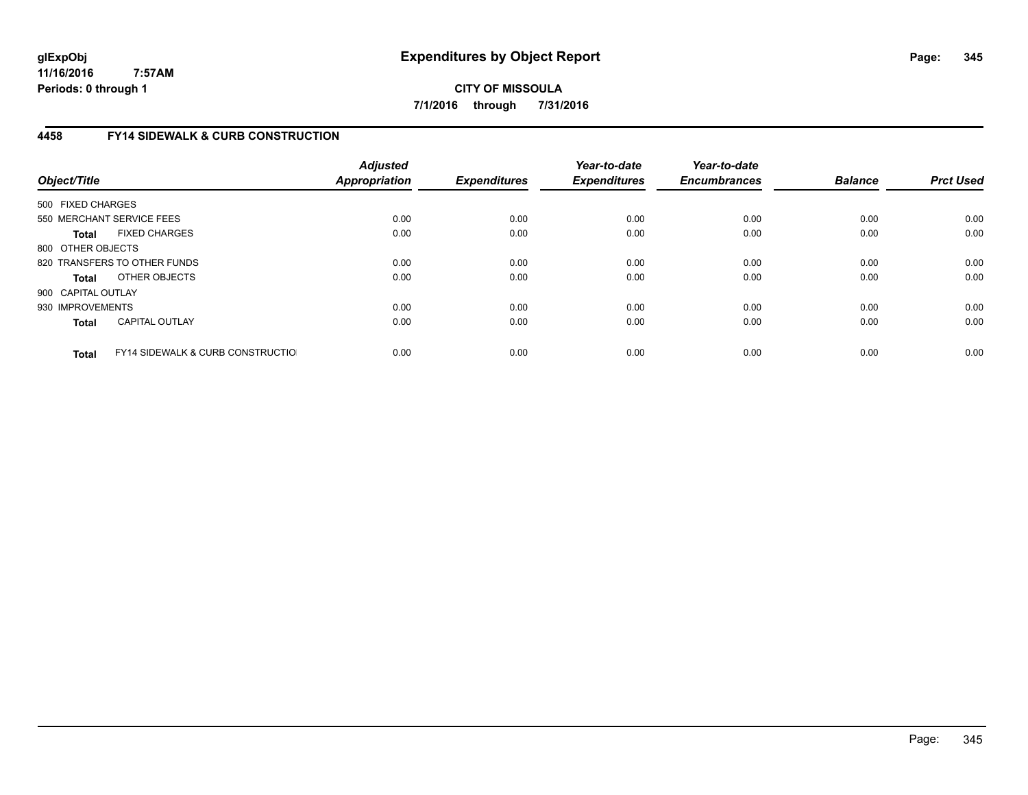# Expenditures by Object Report

glExpObj
11/16/2016 7:57AM
Periods: 0 through 1

**CITY OF MISSOULA**
**7/1/2016 through 7/31/2016**

## 4458 FY14 SIDEWALK & CURB CONSTRUCTION

| Object/Title | Adjusted Appropriation | Expenditures | Year-to-date Expenditures | Year-to-date Encumbrances | Balance | Prct Used |
|---|---|---|---|---|---|---|
| 500 FIXED CHARGES | | | | | | |
| 550 MERCHANT SERVICE FEES | 0.00 | 0.00 | 0.00 | 0.00 | 0.00 | 0.00 |
| **Total** FIXED CHARGES | 0.00 | 0.00 | 0.00 | 0.00 | 0.00 | 0.00 |
| 800 OTHER OBJECTS | | | | | | |
| 820 TRANSFERS TO OTHER FUNDS | 0.00 | 0.00 | 0.00 | 0.00 | 0.00 | 0.00 |
| **Total** OTHER OBJECTS | 0.00 | 0.00 | 0.00 | 0.00 | 0.00 | 0.00 |
| 900 CAPITAL OUTLAY | | | | | | |
| 930 IMPROVEMENTS | 0.00 | 0.00 | 0.00 | 0.00 | 0.00 | 0.00 |
| **Total** CAPITAL OUTLAY | 0.00 | 0.00 | 0.00 | 0.00 | 0.00 | 0.00 |
| **Total** FY14 SIDEWALK & CURB CONSTRUCTIO | 0.00 | 0.00 | 0.00 | 0.00 | 0.00 | 0.00 |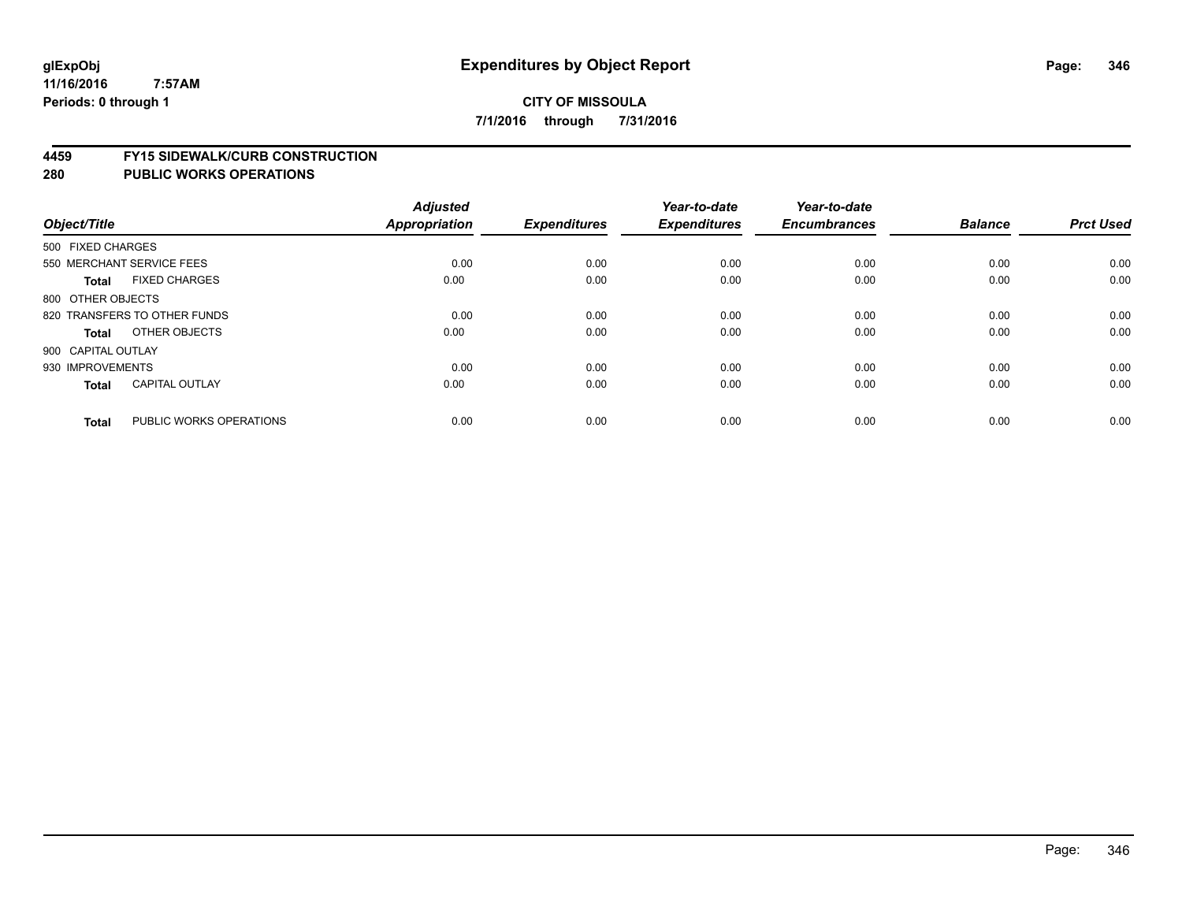glExpObj
11/16/2016 7:57AM
Periods: 0 through 1

# Expenditures by Object Report

**CITY OF MISSOULA**

**7/1/2016 through 7/31/2016**

## 4459 FY15 SIDEWALK/CURB CONSTRUCTION
## 280 PUBLIC WORKS OPERATIONS

| Object/Title | | Adjusted Appropriation | Expenditures | Year-to-date Expenditures | Year-to-date Encumbrances | Balance | Prct Used |
|---|---|---|---|---|---|---|---|
| 500 FIXED CHARGES | | | | | | | |
| 550 MERCHANT SERVICE FEES | | 0.00 | 0.00 | 0.00 | 0.00 | 0.00 | 0.00 |
| **Total** | FIXED CHARGES | 0.00 | 0.00 | 0.00 | 0.00 | 0.00 | 0.00 |
| 800 OTHER OBJECTS | | | | | | | |
| 820 TRANSFERS TO OTHER FUNDS | | 0.00 | 0.00 | 0.00 | 0.00 | 0.00 | 0.00 |
| **Total** | OTHER OBJECTS | 0.00 | 0.00 | 0.00 | 0.00 | 0.00 | 0.00 |
| 900 CAPITAL OUTLAY | | | | | | | |
| 930 IMPROVEMENTS | | 0.00 | 0.00 | 0.00 | 0.00 | 0.00 | 0.00 |
| **Total** | CAPITAL OUTLAY | 0.00 | 0.00 | 0.00 | 0.00 | 0.00 | 0.00 |
| **Total** | PUBLIC WORKS OPERATIONS | 0.00 | 0.00 | 0.00 | 0.00 | 0.00 | 0.00 |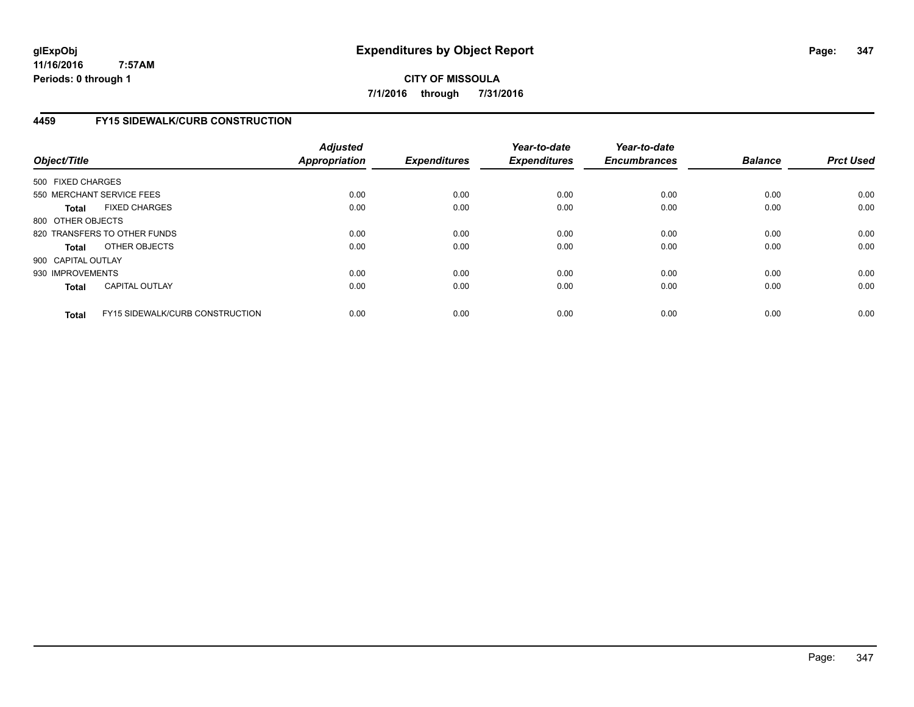**glExpObj**
**11/16/2016 7:57AM**
**Periods: 0 through 1**

# Expenditures by Object Report

**CITY OF MISSOULA**
**7/1/2016 through 7/31/2016**

## 4459 FY15 SIDEWALK/CURB CONSTRUCTION

| Object/Title | Adjusted Appropriation | Expenditures | Year-to-date Expenditures | Year-to-date Encumbrances | Balance | Prct Used |
|---|---|---|---|---|---|---|
| 500 FIXED CHARGES | | | | | | |
| 550 MERCHANT SERVICE FEES | 0.00 | 0.00 | 0.00 | 0.00 | 0.00 | 0.00 |
| **Total** FIXED CHARGES | 0.00 | 0.00 | 0.00 | 0.00 | 0.00 | 0.00 |
| 800 OTHER OBJECTS | | | | | | |
| 820 TRANSFERS TO OTHER FUNDS | 0.00 | 0.00 | 0.00 | 0.00 | 0.00 | 0.00 |
| **Total** OTHER OBJECTS | 0.00 | 0.00 | 0.00 | 0.00 | 0.00 | 0.00 |
| 900 CAPITAL OUTLAY | | | | | | |
| 930 IMPROVEMENTS | 0.00 | 0.00 | 0.00 | 0.00 | 0.00 | 0.00 |
| **Total** CAPITAL OUTLAY | 0.00 | 0.00 | 0.00 | 0.00 | 0.00 | 0.00 |
| **Total** FY15 SIDEWALK/CURB CONSTRUCTION | 0.00 | 0.00 | 0.00 | 0.00 | 0.00 | 0.00 |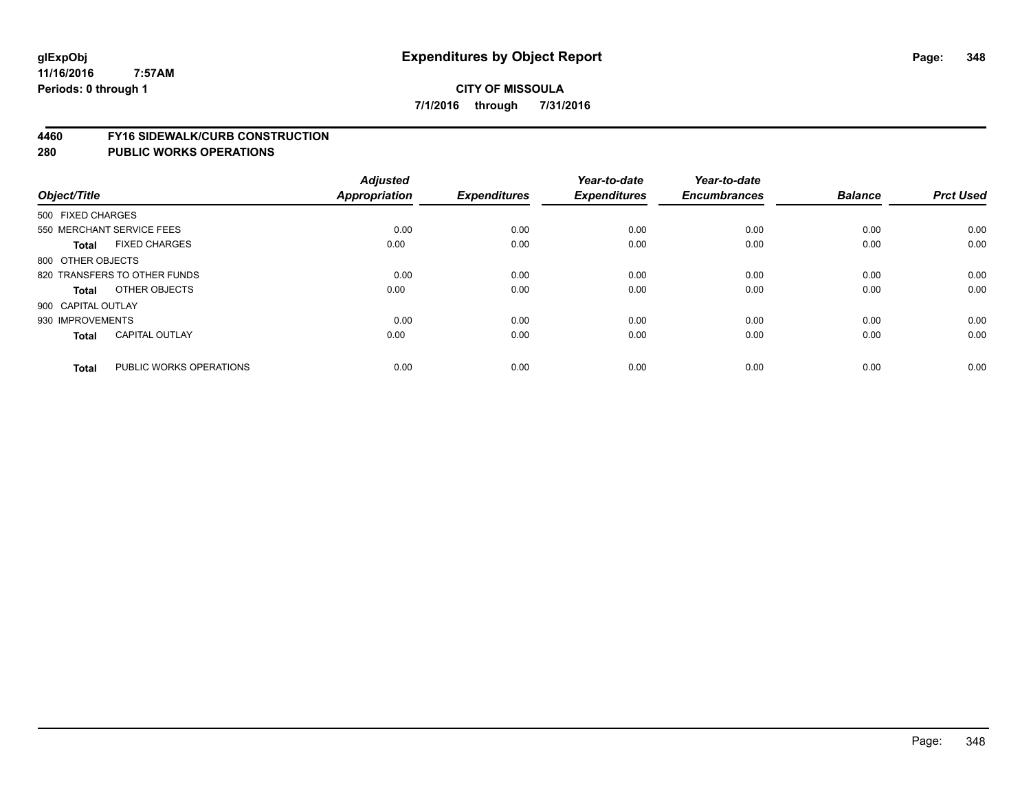**glExpObj**
**11/16/2016 7:57AM**
**Periods: 0 through 1**

# Expenditures by Object Report

**CITY OF MISSOULA**
**7/1/2016 through 7/31/2016**

## 4460 FY16 SIDEWALK/CURB CONSTRUCTION
## 280 PUBLIC WORKS OPERATIONS

| Object/Title | Adjusted Appropriation | Expenditures | Year-to-date Expenditures | Year-to-date Encumbrances | Balance | Prct Used |
|---|---|---|---|---|---|---|
| 500 FIXED CHARGES | | | | | | |
| 550 MERCHANT SERVICE FEES | 0.00 | 0.00 | 0.00 | 0.00 | 0.00 | 0.00 |
| **Total** FIXED CHARGES | 0.00 | 0.00 | 0.00 | 0.00 | 0.00 | 0.00 |
| 800 OTHER OBJECTS | | | | | | |
| 820 TRANSFERS TO OTHER FUNDS | 0.00 | 0.00 | 0.00 | 0.00 | 0.00 | 0.00 |
| **Total** OTHER OBJECTS | 0.00 | 0.00 | 0.00 | 0.00 | 0.00 | 0.00 |
| 900 CAPITAL OUTLAY | | | | | | |
| 930 IMPROVEMENTS | 0.00 | 0.00 | 0.00 | 0.00 | 0.00 | 0.00 |
| **Total** CAPITAL OUTLAY | 0.00 | 0.00 | 0.00 | 0.00 | 0.00 | 0.00 |
| **Total** PUBLIC WORKS OPERATIONS | 0.00 | 0.00 | 0.00 | 0.00 | 0.00 | 0.00 |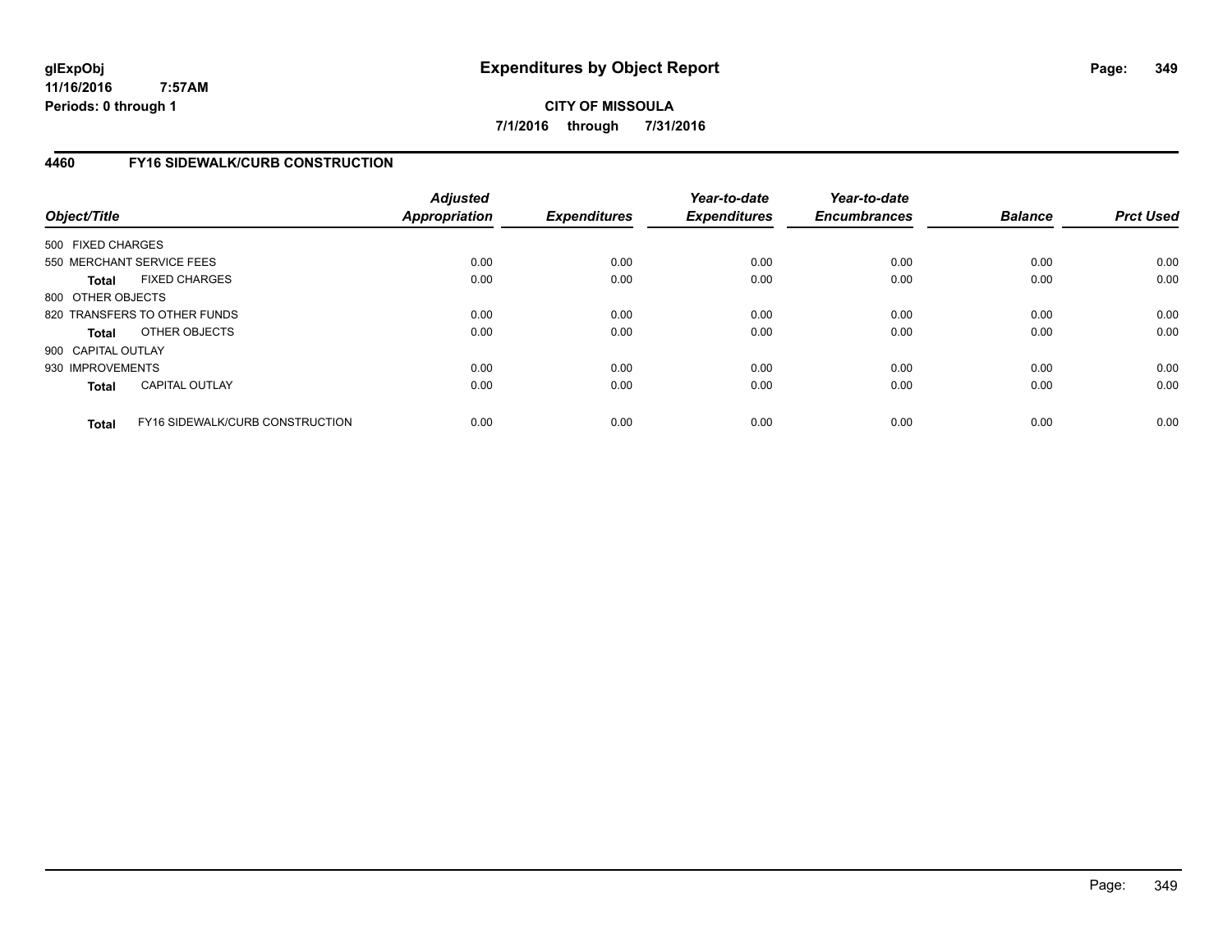**glExpObj**
**11/16/2016 7:57AM**
**Periods: 0 through 1**

# Expenditures by Object Report

**CITY OF MISSOULA**
**7/1/2016 through 7/31/2016**

## 4460 FY16 SIDEWALK/CURB CONSTRUCTION

| Object/Title | | Adjusted Appropriation | Expenditures | Year-to-date Expenditures | Year-to-date Encumbrances | Balance | Prct Used |
|---|---|---|---|---|---|---|---|
| 500 FIXED CHARGES | | | | | | | |
| 550 MERCHANT SERVICE FEES | | 0.00 | 0.00 | 0.00 | 0.00 | 0.00 | 0.00 |
| **Total** | FIXED CHARGES | 0.00 | 0.00 | 0.00 | 0.00 | 0.00 | 0.00 |
| 800 OTHER OBJECTS | | | | | | | |
| 820 TRANSFERS TO OTHER FUNDS | | 0.00 | 0.00 | 0.00 | 0.00 | 0.00 | 0.00 |
| **Total** | OTHER OBJECTS | 0.00 | 0.00 | 0.00 | 0.00 | 0.00 | 0.00 |
| 900 CAPITAL OUTLAY | | | | | | | |
| 930 IMPROVEMENTS | | 0.00 | 0.00 | 0.00 | 0.00 | 0.00 | 0.00 |
| **Total** | CAPITAL OUTLAY | 0.00 | 0.00 | 0.00 | 0.00 | 0.00 | 0.00 |
| **Total** | FY16 SIDEWALK/CURB CONSTRUCTION | 0.00 | 0.00 | 0.00 | 0.00 | 0.00 | 0.00 |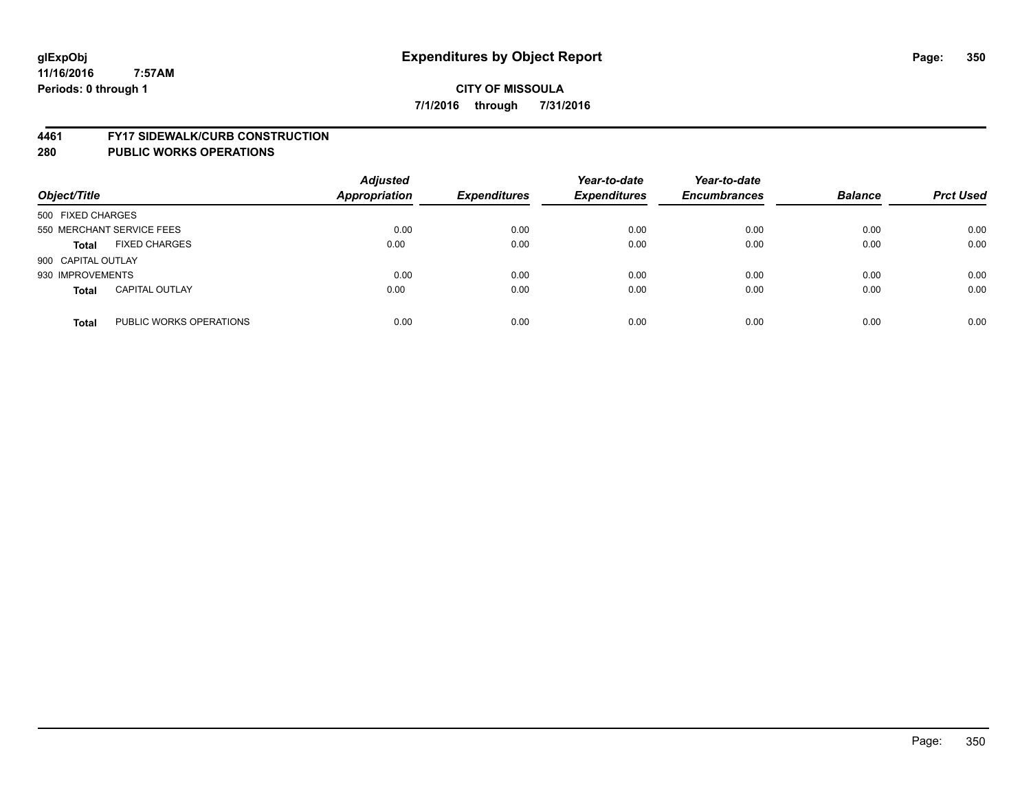**Expenditures by Object Report**

**CITY OF MISSOULA**

**7/1/2016 through 7/31/2016**

glExpObj
11/16/2016 7:57AM
Periods: 0 through 1

**4461 FY17 SIDEWALK/CURB CONSTRUCTION**

**280 PUBLIC WORKS OPERATIONS**

| Object/Title | | Adjusted Appropriation | Expenditures | Year-to-date Expenditures | Year-to-date Encumbrances | Balance | Prct Used |
|---|---|---|---|---|---|---|---|
| 500 FIXED CHARGES | | | | | | | |
| 550 MERCHANT SERVICE FEES | | 0.00 | 0.00 | 0.00 | 0.00 | 0.00 | 0.00 |
| **Total** | FIXED CHARGES | 0.00 | 0.00 | 0.00 | 0.00 | 0.00 | 0.00 |
| 900 CAPITAL OUTLAY | | | | | | | |
| 930 IMPROVEMENTS | | 0.00 | 0.00 | 0.00 | 0.00 | 0.00 | 0.00 |
| **Total** | CAPITAL OUTLAY | 0.00 | 0.00 | 0.00 | 0.00 | 0.00 | 0.00 |
| **Total** | PUBLIC WORKS OPERATIONS | 0.00 | 0.00 | 0.00 | 0.00 | 0.00 | 0.00 |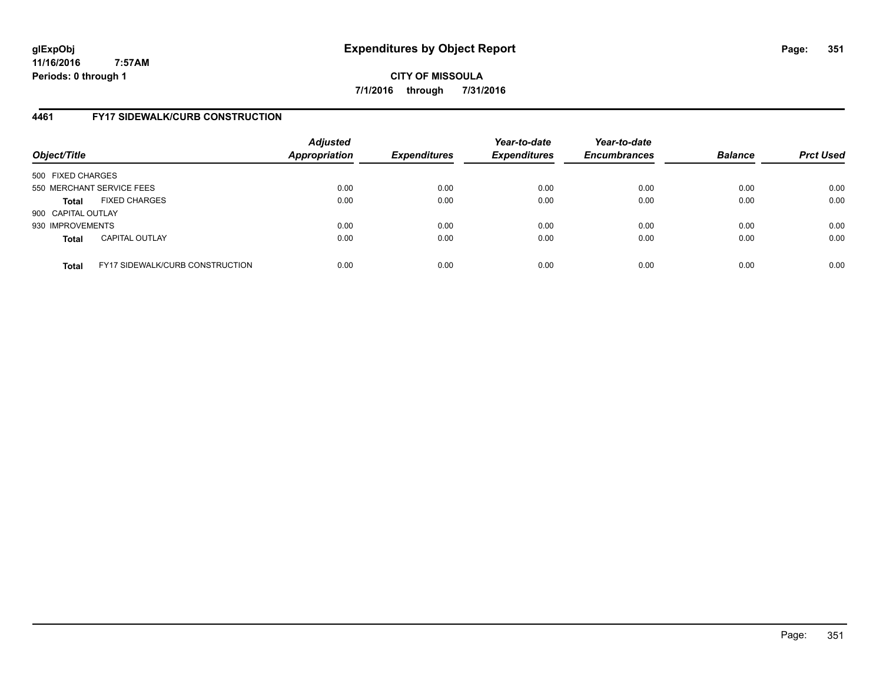# Expenditures by Object Report

glExpObj
11/16/2016 7:57AM
Periods: 0 through 1

**CITY OF MISSOULA**

**7/1/2016 through 7/31/2016**

## 4461 FY17 SIDEWALK/CURB CONSTRUCTION

| Object/Title | Adjusted Appropriation | Expenditures | Year-to-date Expenditures | Year-to-date Encumbrances | Balance | Prct Used |
|---|---|---|---|---|---|---|
| 500 FIXED CHARGES | | | | | | |
| 550 MERCHANT SERVICE FEES | 0.00 | 0.00 | 0.00 | 0.00 | 0.00 | 0.00 |
| **Total** FIXED CHARGES | 0.00 | 0.00 | 0.00 | 0.00 | 0.00 | 0.00 |
| 900 CAPITAL OUTLAY | | | | | | |
| 930 IMPROVEMENTS | 0.00 | 0.00 | 0.00 | 0.00 | 0.00 | 0.00 |
| **Total** CAPITAL OUTLAY | 0.00 | 0.00 | 0.00 | 0.00 | 0.00 | 0.00 |
| **Total** FY17 SIDEWALK/CURB CONSTRUCTION | 0.00 | 0.00 | 0.00 | 0.00 | 0.00 | 0.00 |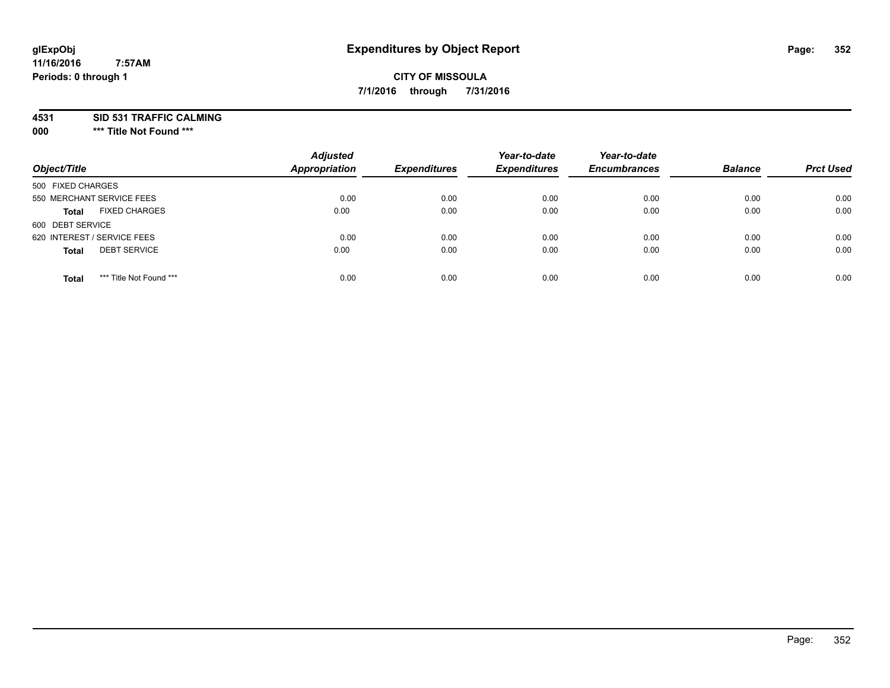# Expenditures by Object Report

**CITY OF MISSOULA**

**7/1/2016 through 7/31/2016**

glExpObj
11/16/2016 7:57AM
Periods: 0 through 1

**4531 SID 531 TRAFFIC CALMING**
**000 \*\*\* Title Not Found \*\*\***

| Object/Title | Adjusted Appropriation | Expenditures | Year-to-date Expenditures | Year-to-date Encumbrances | Balance | Prct Used |
|---|---|---|---|---|---|---|
| 500 FIXED CHARGES | | | | | | |
| 550 MERCHANT SERVICE FEES | 0.00 | 0.00 | 0.00 | 0.00 | 0.00 | 0.00 |
| **Total** FIXED CHARGES | 0.00 | 0.00 | 0.00 | 0.00 | 0.00 | 0.00 |
| 600 DEBT SERVICE | | | | | | |
| 620 INTEREST / SERVICE FEES | 0.00 | 0.00 | 0.00 | 0.00 | 0.00 | 0.00 |
| **Total** DEBT SERVICE | 0.00 | 0.00 | 0.00 | 0.00 | 0.00 | 0.00 |
| **Total** *** Title Not Found *** | 0.00 | 0.00 | 0.00 | 0.00 | 0.00 | 0.00 |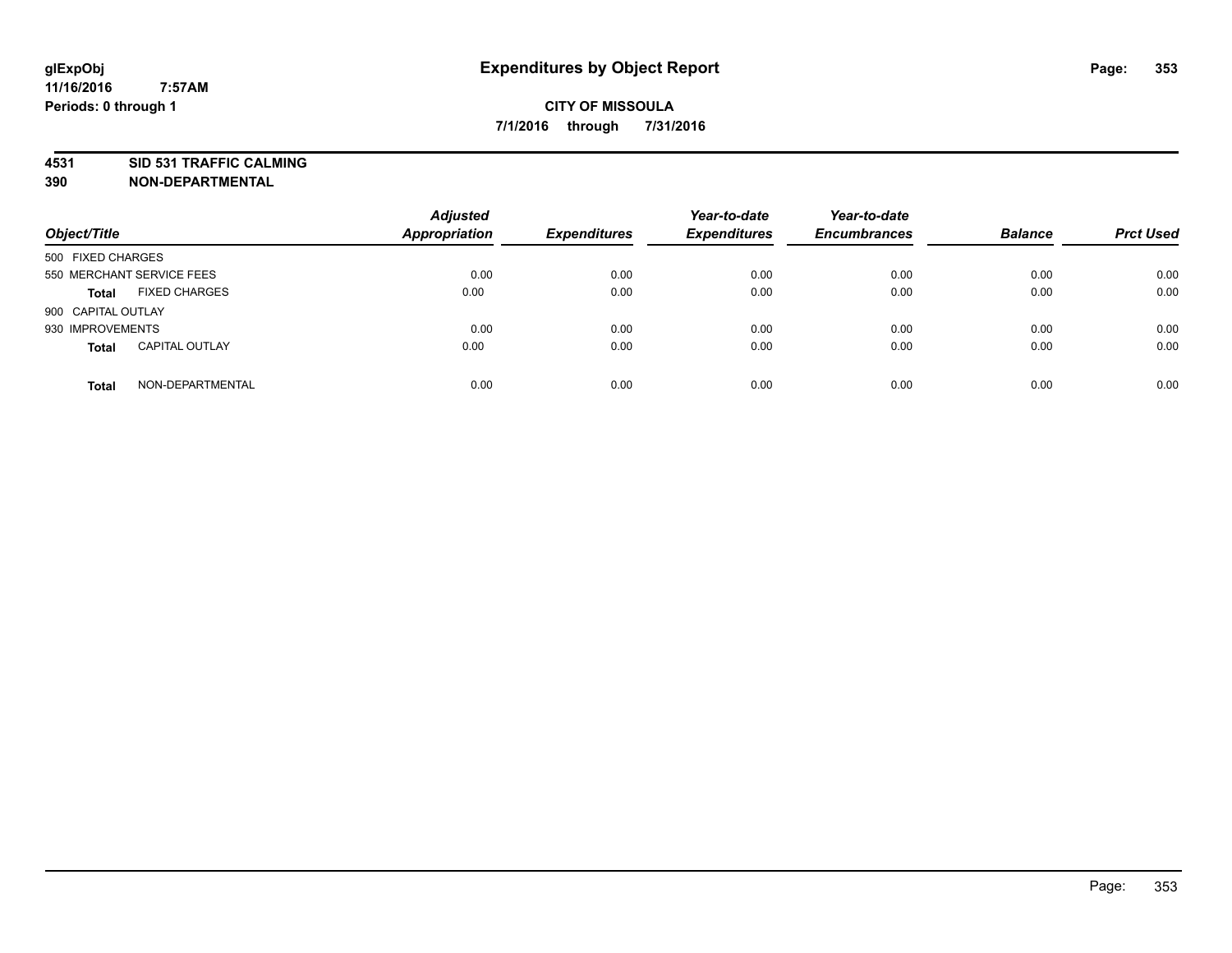glExpObj
11/16/2016 7:57AM
Periods: 0 through 1

# Expenditures by Object Report

**CITY OF MISSOULA**
**7/1/2016 through 7/31/2016**

**4531 SID 531 TRAFFIC CALMING**
**390 NON-DEPARTMENTAL**

| Object/Title | | Adjusted Appropriation | Expenditures | Year-to-date Expenditures | Year-to-date Encumbrances | Balance | Prct Used |
|---|---|---|---|---|---|---|---|
| 500 FIXED CHARGES | | | | | | | |
| 550 MERCHANT SERVICE FEES | | 0.00 | 0.00 | 0.00 | 0.00 | 0.00 | 0.00 |
| **Total** | FIXED CHARGES | 0.00 | 0.00 | 0.00 | 0.00 | 0.00 | 0.00 |
| 900 CAPITAL OUTLAY | | | | | | | |
| 930 IMPROVEMENTS | | 0.00 | 0.00 | 0.00 | 0.00 | 0.00 | 0.00 |
| **Total** | CAPITAL OUTLAY | 0.00 | 0.00 | 0.00 | 0.00 | 0.00 | 0.00 |
| **Total** | NON-DEPARTMENTAL | 0.00 | 0.00 | 0.00 | 0.00 | 0.00 | 0.00 |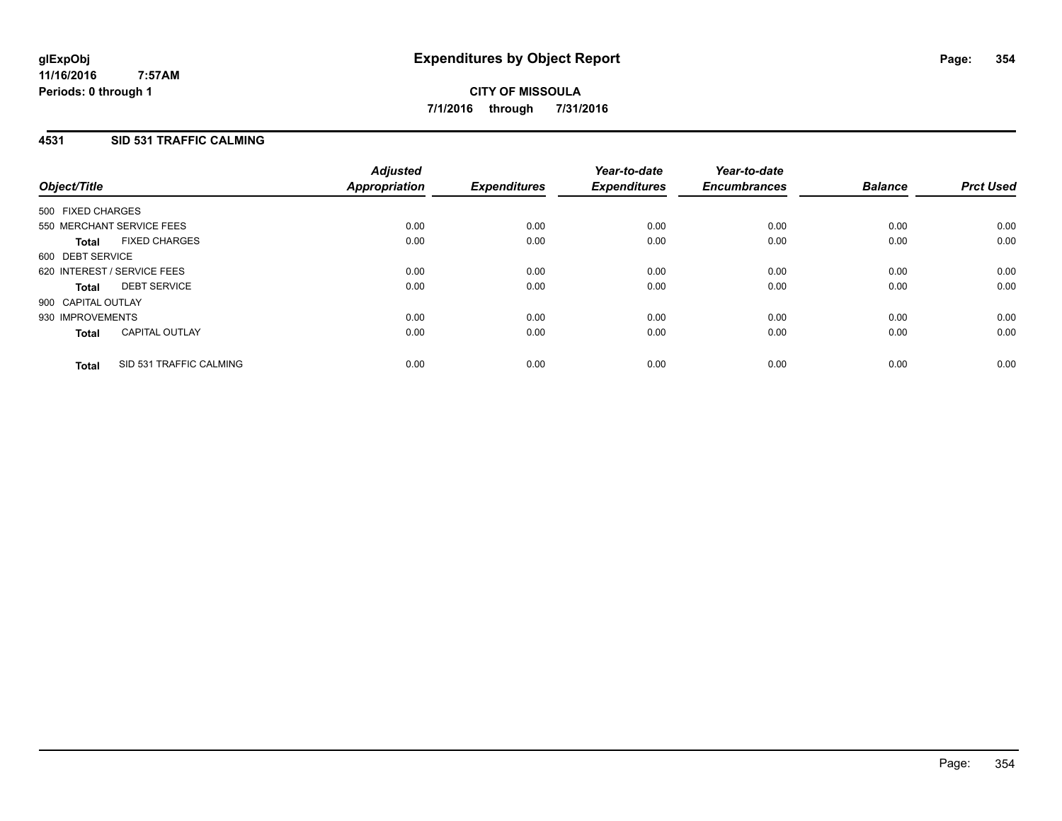**glExpObj** **Expenditures by Object Report**

**11/16/2016 7:57AM**

**Periods: 0 through 1**

**CITY OF MISSOULA**

**7/1/2016 through 7/31/2016**

## 4531 SID 531 TRAFFIC CALMING

| Object/Title | Adjusted Appropriation | Expenditures | Year-to-date Expenditures | Year-to-date Encumbrances | Balance | Prct Used |
|---|---|---|---|---|---|---|
| 500 FIXED CHARGES | | | | | | |
| 550 MERCHANT SERVICE FEES | 0.00 | 0.00 | 0.00 | 0.00 | 0.00 | 0.00 |
| **Total** FIXED CHARGES | 0.00 | 0.00 | 0.00 | 0.00 | 0.00 | 0.00 |
| 600 DEBT SERVICE | | | | | | |
| 620 INTEREST / SERVICE FEES | 0.00 | 0.00 | 0.00 | 0.00 | 0.00 | 0.00 |
| **Total** DEBT SERVICE | 0.00 | 0.00 | 0.00 | 0.00 | 0.00 | 0.00 |
| 900 CAPITAL OUTLAY | | | | | | |
| 930 IMPROVEMENTS | 0.00 | 0.00 | 0.00 | 0.00 | 0.00 | 0.00 |
| **Total** CAPITAL OUTLAY | 0.00 | 0.00 | 0.00 | 0.00 | 0.00 | 0.00 |
| **Total** SID 531 TRAFFIC CALMING | 0.00 | 0.00 | 0.00 | 0.00 | 0.00 | 0.00 |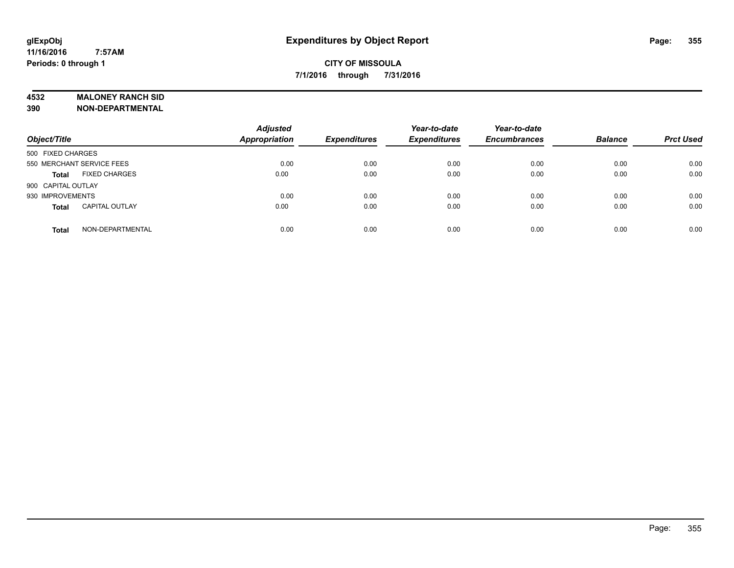**glExpObj**
**11/16/2016 7:57AM**
**Periods: 0 through 1**

# Expenditures by Object Report

**CITY OF MISSOULA**
**7/1/2016 through 7/31/2016**

**4532 MALONEY RANCH SID**
**390 NON-DEPARTMENTAL**

| Object/Title | Adjusted Appropriation | Expenditures | Year-to-date Expenditures | Year-to-date Encumbrances | Balance | Prct Used |
|---|---|---|---|---|---|---|
| 500 FIXED CHARGES | | | | | | |
| 550 MERCHANT SERVICE FEES | 0.00 | 0.00 | 0.00 | 0.00 | 0.00 | 0.00 |
| **Total** FIXED CHARGES | 0.00 | 0.00 | 0.00 | 0.00 | 0.00 | 0.00 |
| 900 CAPITAL OUTLAY | | | | | | |
| 930 IMPROVEMENTS | 0.00 | 0.00 | 0.00 | 0.00 | 0.00 | 0.00 |
| **Total** CAPITAL OUTLAY | 0.00 | 0.00 | 0.00 | 0.00 | 0.00 | 0.00 |
| **Total** NON-DEPARTMENTAL | 0.00 | 0.00 | 0.00 | 0.00 | 0.00 | 0.00 |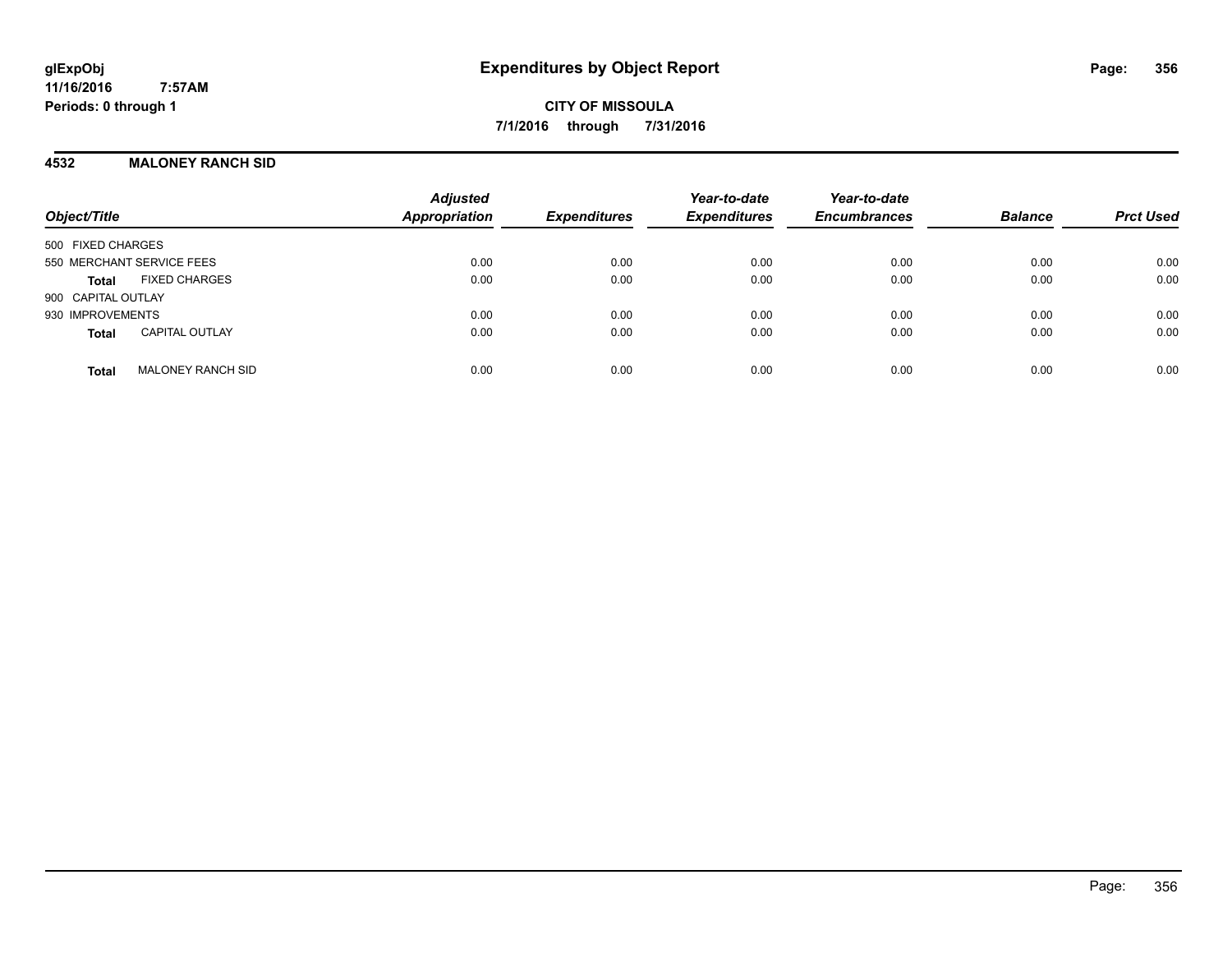# Expenditures by Object Report

glExpObj
11/16/2016 7:57AM
Periods: 0 through 1

**CITY OF MISSOULA**
**7/1/2016 through 7/31/2016**

## 4532 MALONEY RANCH SID

| Object/Title | Adjusted Appropriation | Expenditures | Year-to-date Expenditures | Year-to-date Encumbrances | Balance | Prct Used |
|---|---|---|---|---|---|---|
| 500 FIXED CHARGES | | | | | | |
| 550 MERCHANT SERVICE FEES | 0.00 | 0.00 | 0.00 | 0.00 | 0.00 | 0.00 |
| **Total** FIXED CHARGES | 0.00 | 0.00 | 0.00 | 0.00 | 0.00 | 0.00 |
| 900 CAPITAL OUTLAY | | | | | | |
| 930 IMPROVEMENTS | 0.00 | 0.00 | 0.00 | 0.00 | 0.00 | 0.00 |
| **Total** CAPITAL OUTLAY | 0.00 | 0.00 | 0.00 | 0.00 | 0.00 | 0.00 |
| **Total** MALONEY RANCH SID | 0.00 | 0.00 | 0.00 | 0.00 | 0.00 | 0.00 |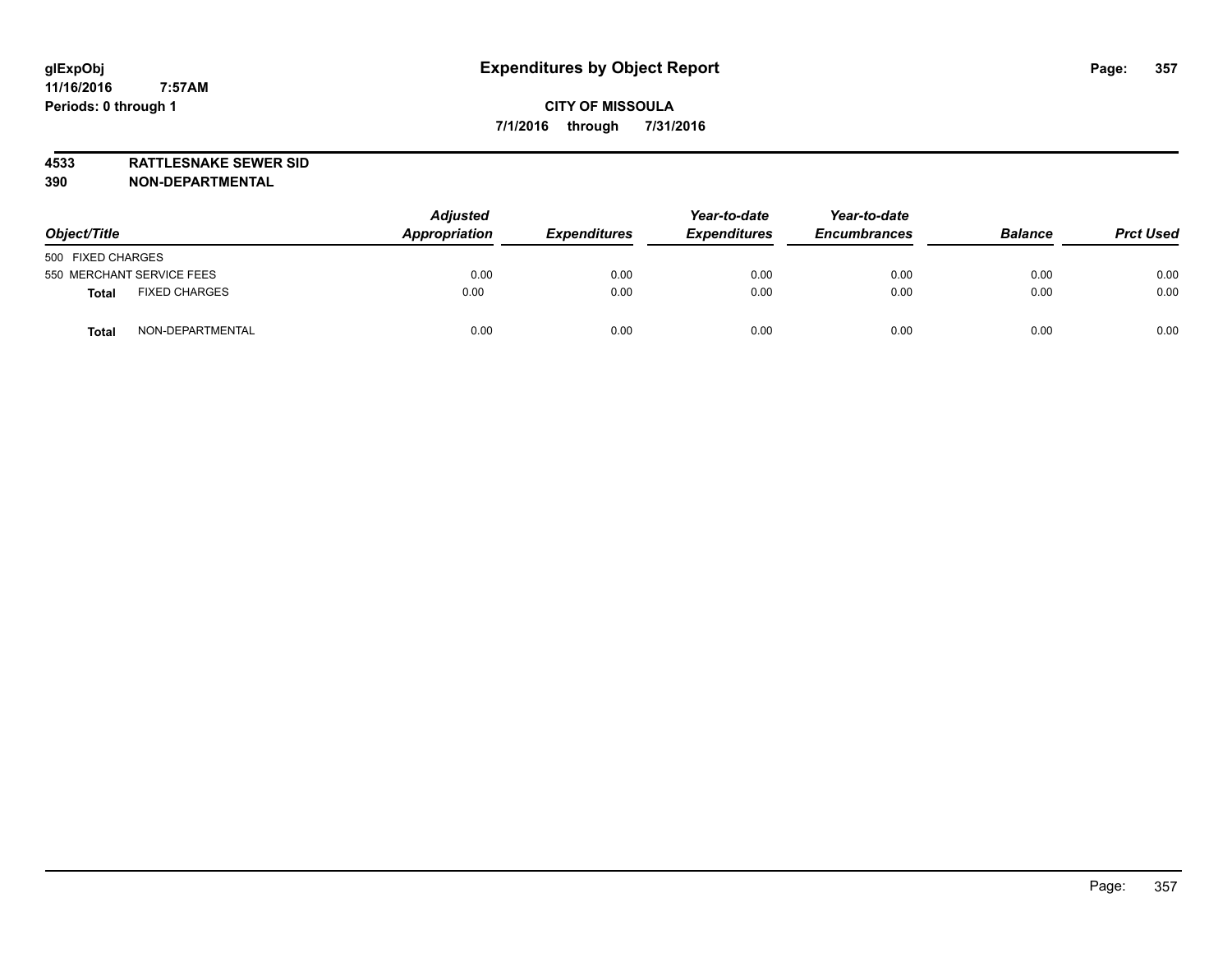glExpObj
11/16/2016 7:57AM
Periods: 0 through 1

# Expenditures by Object Report

**CITY OF MISSOULA**
**7/1/2016 through 7/31/2016**

**4533 RATTLESNAKE SEWER SID**
**390 NON-DEPARTMENTAL**

| Object/Title | Adjusted Appropriation | Expenditures | Year-to-date Expenditures | Year-to-date Encumbrances | Balance | Prct Used |
|---|---|---|---|---|---|---|
| 500 FIXED CHARGES | | | | | | |
| 550 MERCHANT SERVICE FEES | 0.00 | 0.00 | 0.00 | 0.00 | 0.00 | 0.00 |
| **Total** FIXED CHARGES | 0.00 | 0.00 | 0.00 | 0.00 | 0.00 | 0.00 |
| **Total** NON-DEPARTMENTAL | 0.00 | 0.00 | 0.00 | 0.00 | 0.00 | 0.00 |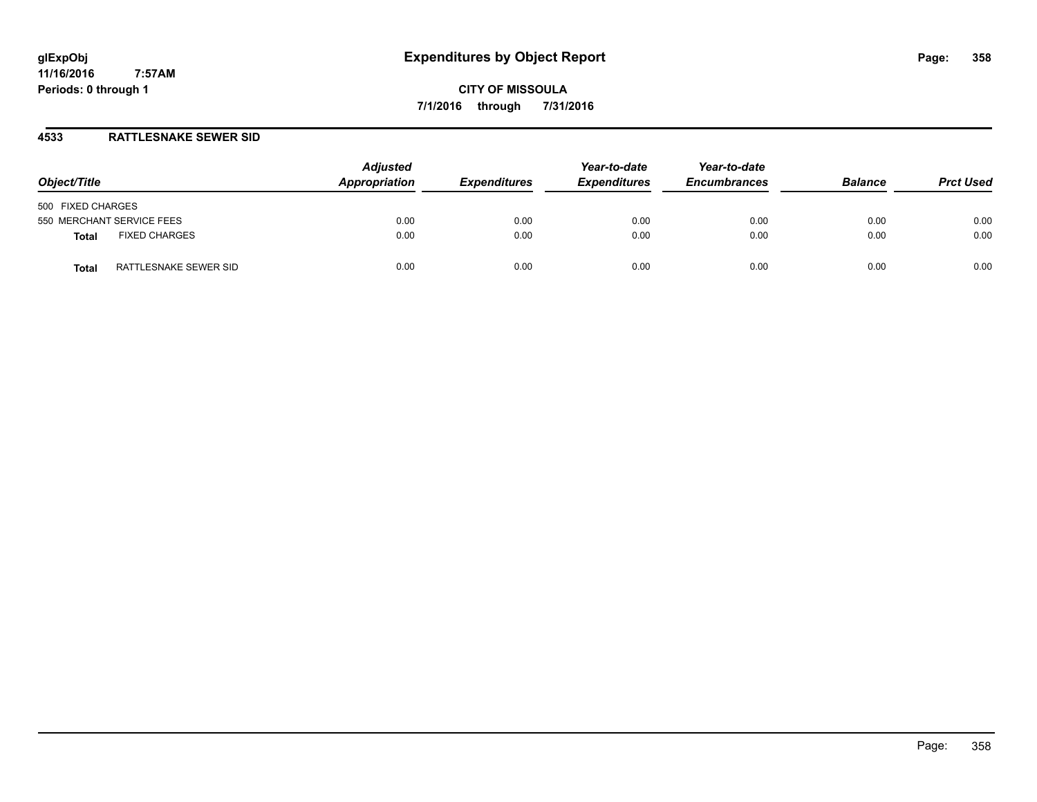# Expenditures by Object Report

glExpObj
11/16/2016 7:57AM
Periods: 0 through 1

**CITY OF MISSOULA**
**7/1/2016 through 7/31/2016**

## 4533 RATTLESNAKE SEWER SID

| Object/Title | | Adjusted Appropriation | Expenditures | Year-to-date Expenditures | Year-to-date Encumbrances | Balance | Prct Used |
|---|---|---|---|---|---|---|---|
| 500 FIXED CHARGES | | | | | | | |
| 550 MERCHANT SERVICE FEES | | 0.00 | 0.00 | 0.00 | 0.00 | 0.00 | 0.00 |
| **Total** | FIXED CHARGES | 0.00 | 0.00 | 0.00 | 0.00 | 0.00 | 0.00 |
| **Total** | RATTLESNAKE SEWER SID | 0.00 | 0.00 | 0.00 | 0.00 | 0.00 | 0.00 |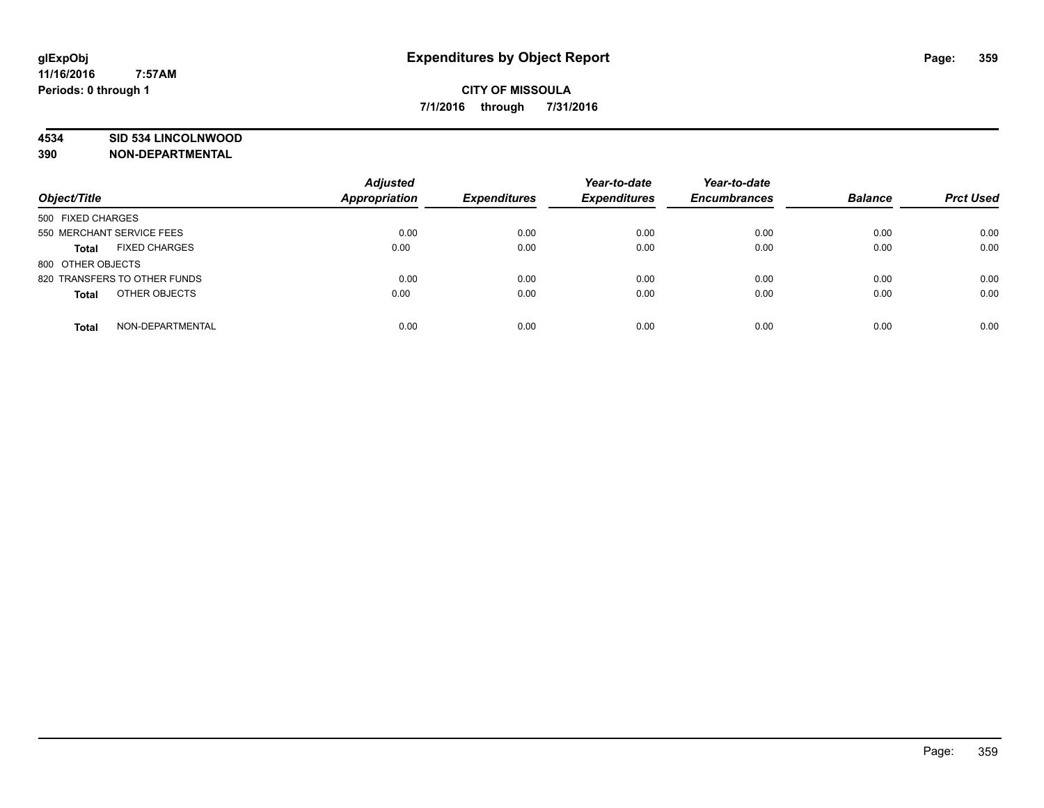# Expenditures by Object Report

glExpObj
11/16/2016 7:57AM
Periods: 0 through 1

**CITY OF MISSOULA**
**7/1/2016 through 7/31/2016**

**4534 SID 534 LINCOLNWOOD**
**390 NON-DEPARTMENTAL**

| Object/Title | Adjusted Appropriation | Expenditures | Year-to-date Expenditures | Year-to-date Encumbrances | Balance | Prct Used |
|---|---|---|---|---|---|---|
| 500 FIXED CHARGES | | | | | | |
| 550 MERCHANT SERVICE FEES | 0.00 | 0.00 | 0.00 | 0.00 | 0.00 | 0.00 |
| **Total** FIXED CHARGES | 0.00 | 0.00 | 0.00 | 0.00 | 0.00 | 0.00 |
| 800 OTHER OBJECTS | | | | | | |
| 820 TRANSFERS TO OTHER FUNDS | 0.00 | 0.00 | 0.00 | 0.00 | 0.00 | 0.00 |
| **Total** OTHER OBJECTS | 0.00 | 0.00 | 0.00 | 0.00 | 0.00 | 0.00 |
| **Total** NON-DEPARTMENTAL | 0.00 | 0.00 | 0.00 | 0.00 | 0.00 | 0.00 |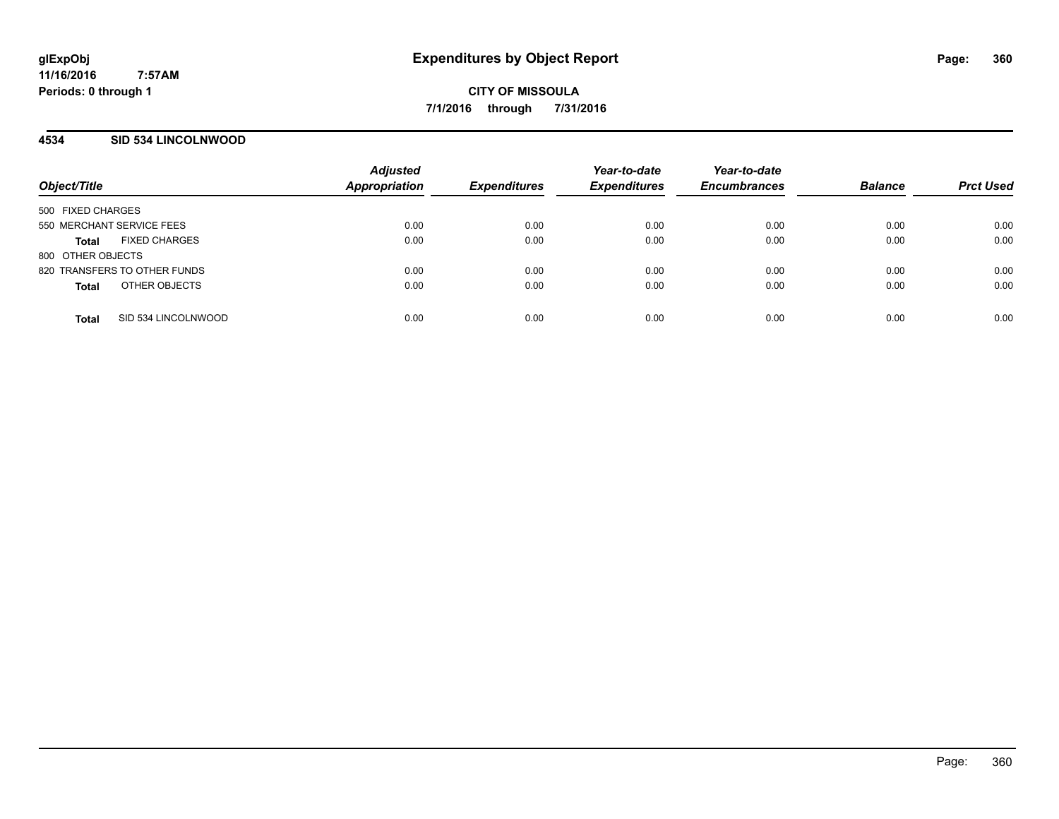# Expenditures by Object Report

**CITY OF MISSOULA**

**7/1/2016 through 7/31/2016**

glExpObj
11/16/2016 7:57AM
Periods: 0 through 1

## 4534 SID 534 LINCOLNWOOD

| Object/Title | Adjusted Appropriation | Expenditures | Year-to-date Expenditures | Year-to-date Encumbrances | Balance | Prct Used |
|---|---|---|---|---|---|---|
| 500 FIXED CHARGES | | | | | | |
| 550 MERCHANT SERVICE FEES | 0.00 | 0.00 | 0.00 | 0.00 | 0.00 | 0.00 |
| **Total** FIXED CHARGES | 0.00 | 0.00 | 0.00 | 0.00 | 0.00 | 0.00 |
| 800 OTHER OBJECTS | | | | | | |
| 820 TRANSFERS TO OTHER FUNDS | 0.00 | 0.00 | 0.00 | 0.00 | 0.00 | 0.00 |
| **Total** OTHER OBJECTS | 0.00 | 0.00 | 0.00 | 0.00 | 0.00 | 0.00 |
| **Total** SID 534 LINCOLNWOOD | 0.00 | 0.00 | 0.00 | 0.00 | 0.00 | 0.00 |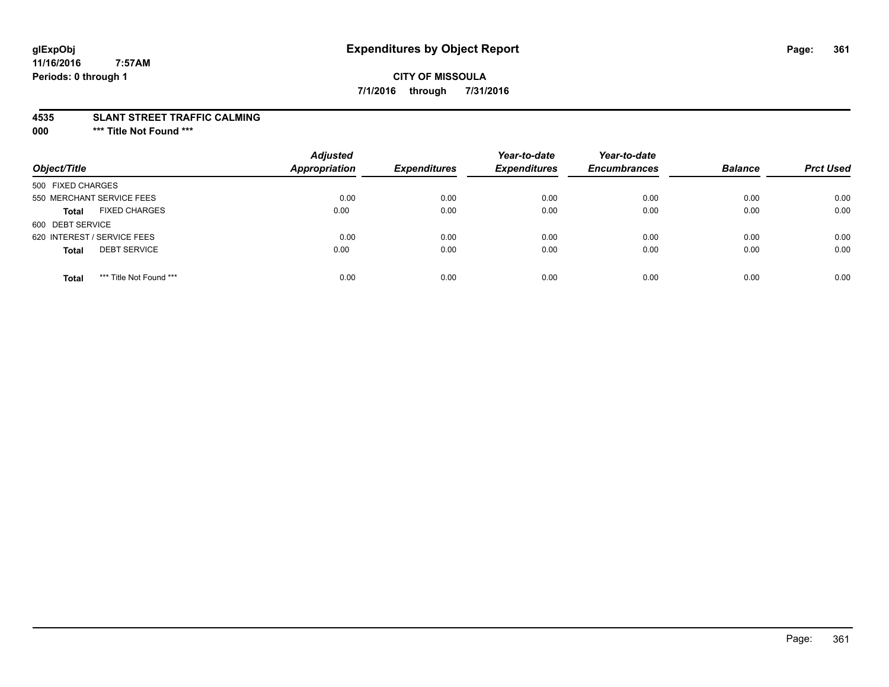# Expenditures by Object Report

glExpObj
11/16/2016 7:57AM
Periods: 0 through 1

**CITY OF MISSOULA**
**7/1/2016 through 7/31/2016**

**4535 SLANT STREET TRAFFIC CALMING**
**000 *** Title Not Found *****

| Object/Title | Adjusted Appropriation | Expenditures | Year-to-date Expenditures | Year-to-date Encumbrances | Balance | Prct Used |
|---|---|---|---|---|---|---|
| 500 FIXED CHARGES | | | | | | |
| 550 MERCHANT SERVICE FEES | 0.00 | 0.00 | 0.00 | 0.00 | 0.00 | 0.00 |
| **Total** FIXED CHARGES | 0.00 | 0.00 | 0.00 | 0.00 | 0.00 | 0.00 |
| 600 DEBT SERVICE | | | | | | |
| 620 INTEREST / SERVICE FEES | 0.00 | 0.00 | 0.00 | 0.00 | 0.00 | 0.00 |
| **Total** DEBT SERVICE | 0.00 | 0.00 | 0.00 | 0.00 | 0.00 | 0.00 |
| **Total** *** Title Not Found *** | 0.00 | 0.00 | 0.00 | 0.00 | 0.00 | 0.00 |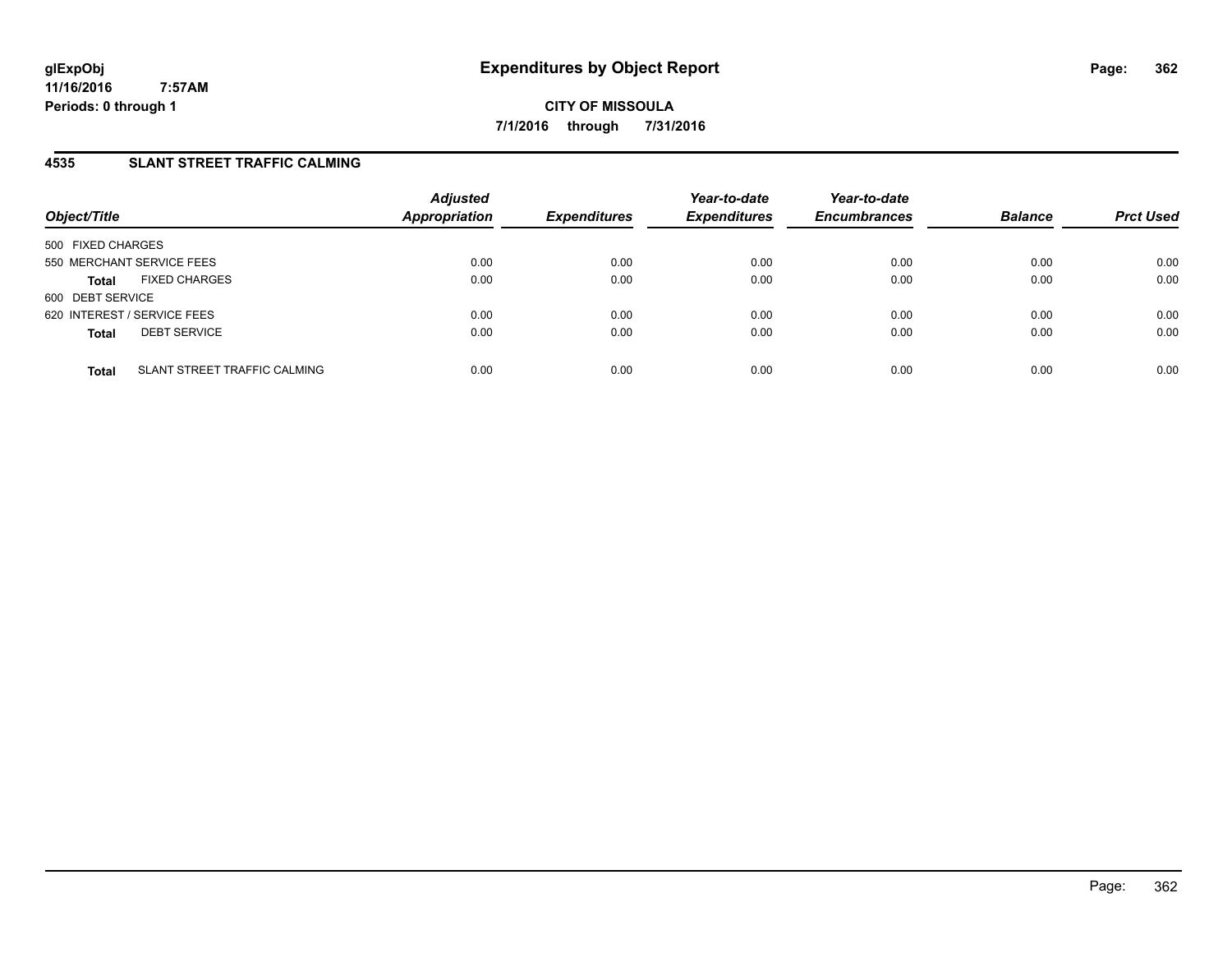# Expenditures by Object Report

glExpObj
11/16/2016 7:57AM
Periods: 0 through 1

**CITY OF MISSOULA**

**7/1/2016 through 7/31/2016**

## 4535 SLANT STREET TRAFFIC CALMING

| Object/Title | | Adjusted Appropriation | Expenditures | Year-to-date Expenditures | Year-to-date Encumbrances | Balance | Prct Used |
|---|---|---|---|---|---|---|---|
| 500 FIXED CHARGES | | | | | | | |
| 550 MERCHANT SERVICE FEES | | 0.00 | 0.00 | 0.00 | 0.00 | 0.00 | 0.00 |
| **Total** | FIXED CHARGES | 0.00 | 0.00 | 0.00 | 0.00 | 0.00 | 0.00 |
| 600 DEBT SERVICE | | | | | | | |
| 620 INTEREST / SERVICE FEES | | 0.00 | 0.00 | 0.00 | 0.00 | 0.00 | 0.00 |
| **Total** | DEBT SERVICE | 0.00 | 0.00 | 0.00 | 0.00 | 0.00 | 0.00 |
| **Total** | SLANT STREET TRAFFIC CALMING | 0.00 | 0.00 | 0.00 | 0.00 | 0.00 | 0.00 |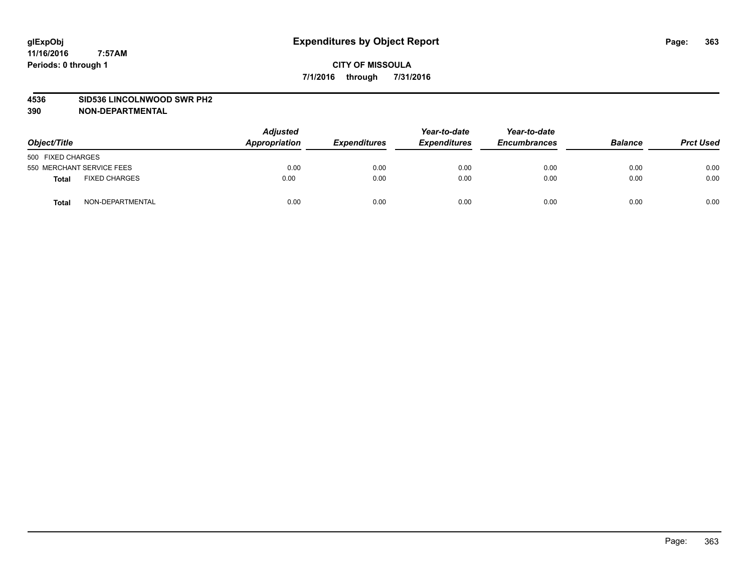# Expenditures by Object Report

glExpObj
11/16/2016 7:57AM
Periods: 0 through 1

**CITY OF MISSOULA**
**7/1/2016 through 7/31/2016**

**4536 SID536 LINCOLNWOOD SWR PH2**
**390 NON-DEPARTMENTAL**

| Object/Title | | Adjusted Appropriation | Expenditures | Year-to-date Expenditures | Year-to-date Encumbrances | Balance | Prct Used |
|---|---|---|---|---|---|---|---|
| 500 FIXED CHARGES | | | | | | | |
| 550 MERCHANT SERVICE FEES | | 0.00 | 0.00 | 0.00 | 0.00 | 0.00 | 0.00 |
| **Total** | FIXED CHARGES | 0.00 | 0.00 | 0.00 | 0.00 | 0.00 | 0.00 |
| **Total** | NON-DEPARTMENTAL | 0.00 | 0.00 | 0.00 | 0.00 | 0.00 | 0.00 |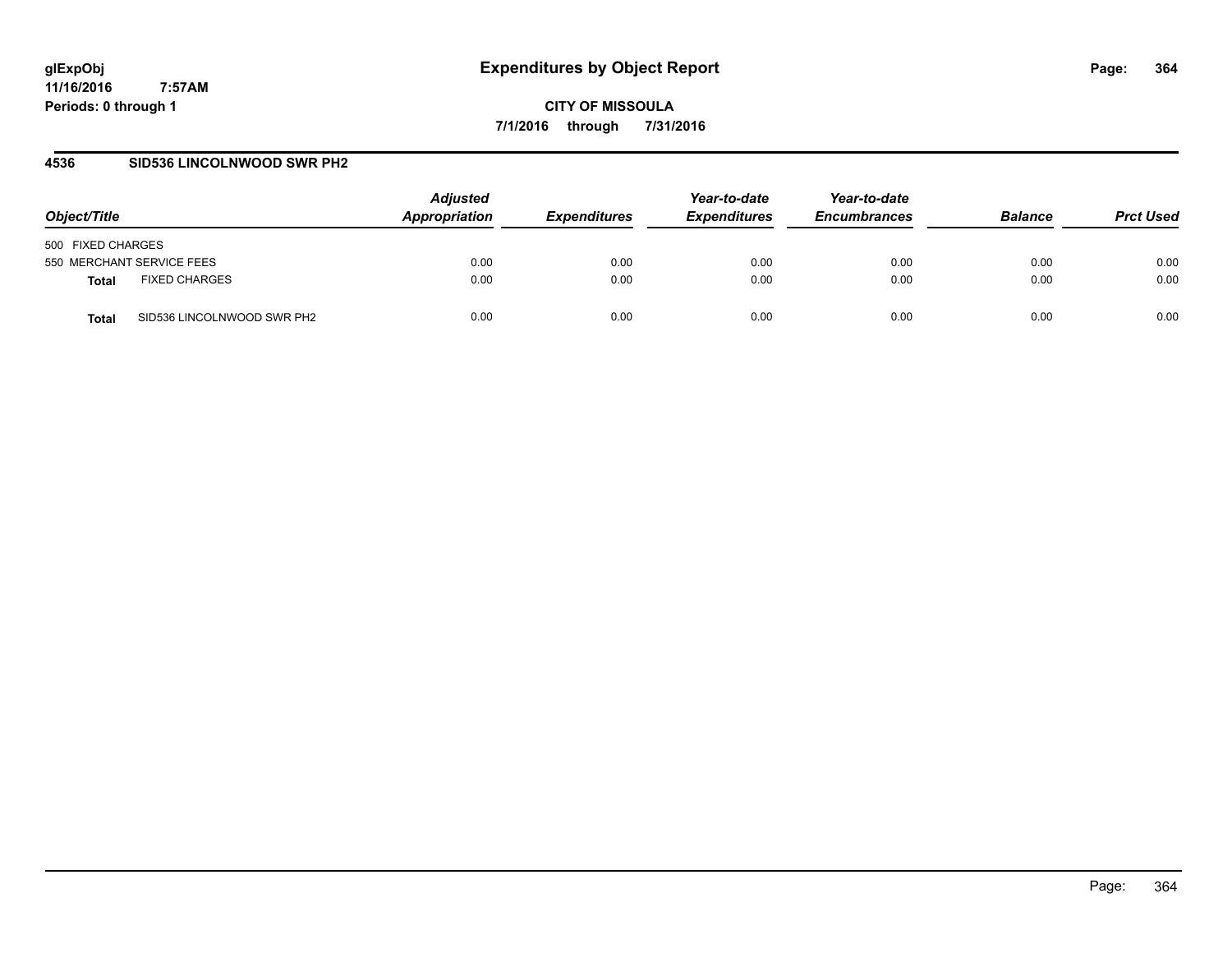**glExpObj**
**11/16/2016 7:57AM**
**Periods: 0 through 1**

# Expenditures by Object Report

**CITY OF MISSOULA**
**7/1/2016 through 7/31/2016**

## 4536 SID536 LINCOLNWOOD SWR PH2

| Object/Title | | Adjusted Appropriation | Expenditures | Year-to-date Expenditures | Year-to-date Encumbrances | Balance | Prct Used |
|---|---|---|---|---|---|---|---|
| 500 FIXED CHARGES | | | | | | | |
| 550 MERCHANT SERVICE FEES | | 0.00 | 0.00 | 0.00 | 0.00 | 0.00 | 0.00 |
| **Total** | FIXED CHARGES | 0.00 | 0.00 | 0.00 | 0.00 | 0.00 | 0.00 |
| **Total** | SID536 LINCOLNWOOD SWR PH2 | 0.00 | 0.00 | 0.00 | 0.00 | 0.00 | 0.00 |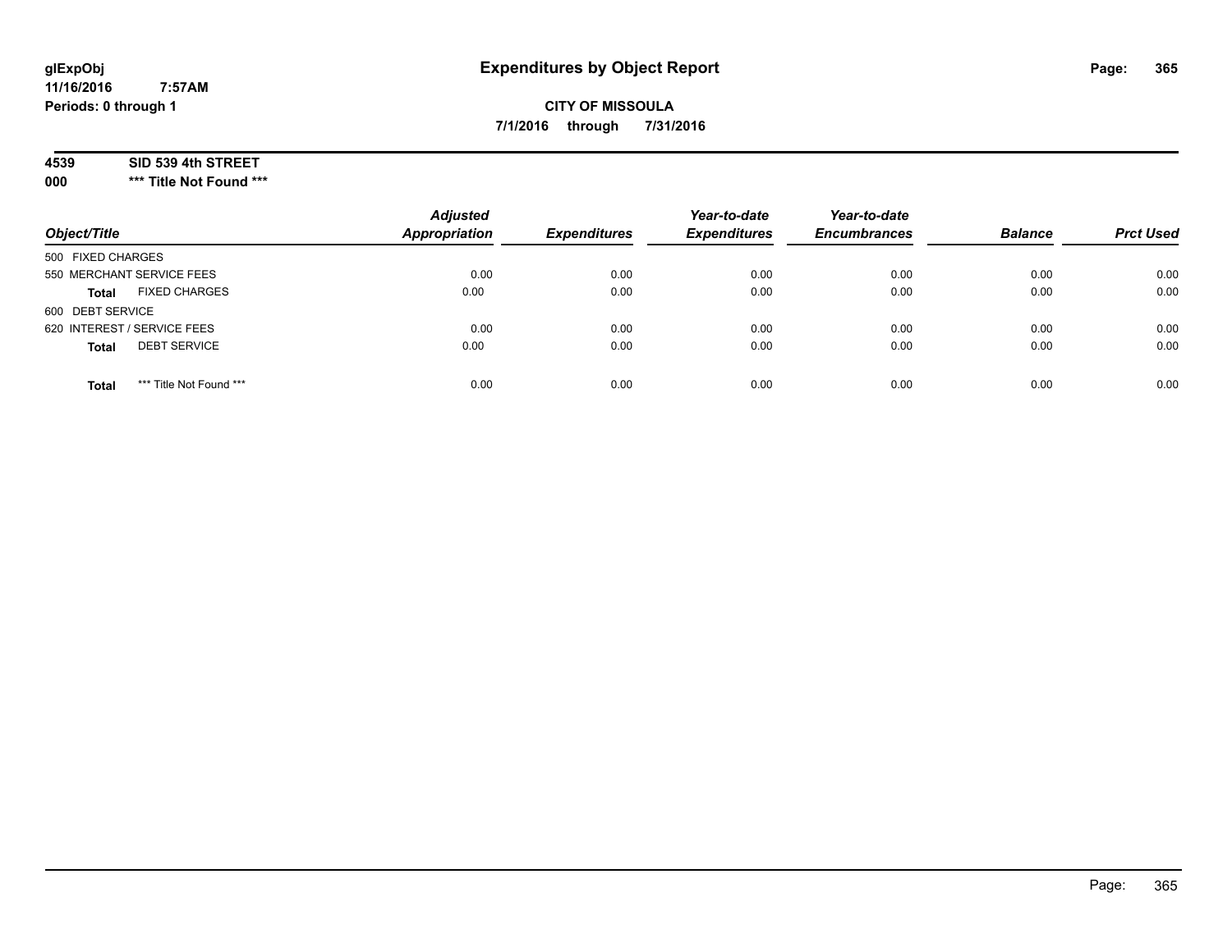**glExpObj**
**11/16/2016 7:57AM**
**Periods: 0 through 1**

# Expenditures by Object Report

**CITY OF MISSOULA**

**7/1/2016 through 7/31/2016**

**4539 SID 539 4th STREET**
**000 *** Title Not Found *****

| Object/Title | Adjusted Appropriation | Expenditures | Year-to-date Expenditures | Year-to-date Encumbrances | Balance | Prct Used |
|---|---|---|---|---|---|---|
| 500 FIXED CHARGES | | | | | | |
| 550 MERCHANT SERVICE FEES | 0.00 | 0.00 | 0.00 | 0.00 | 0.00 | 0.00 |
| **Total** FIXED CHARGES | 0.00 | 0.00 | 0.00 | 0.00 | 0.00 | 0.00 |
| 600 DEBT SERVICE | | | | | | |
| 620 INTEREST / SERVICE FEES | 0.00 | 0.00 | 0.00 | 0.00 | 0.00 | 0.00 |
| **Total** DEBT SERVICE | 0.00 | 0.00 | 0.00 | 0.00 | 0.00 | 0.00 |
| **Total** *** Title Not Found *** | 0.00 | 0.00 | 0.00 | 0.00 | 0.00 | 0.00 |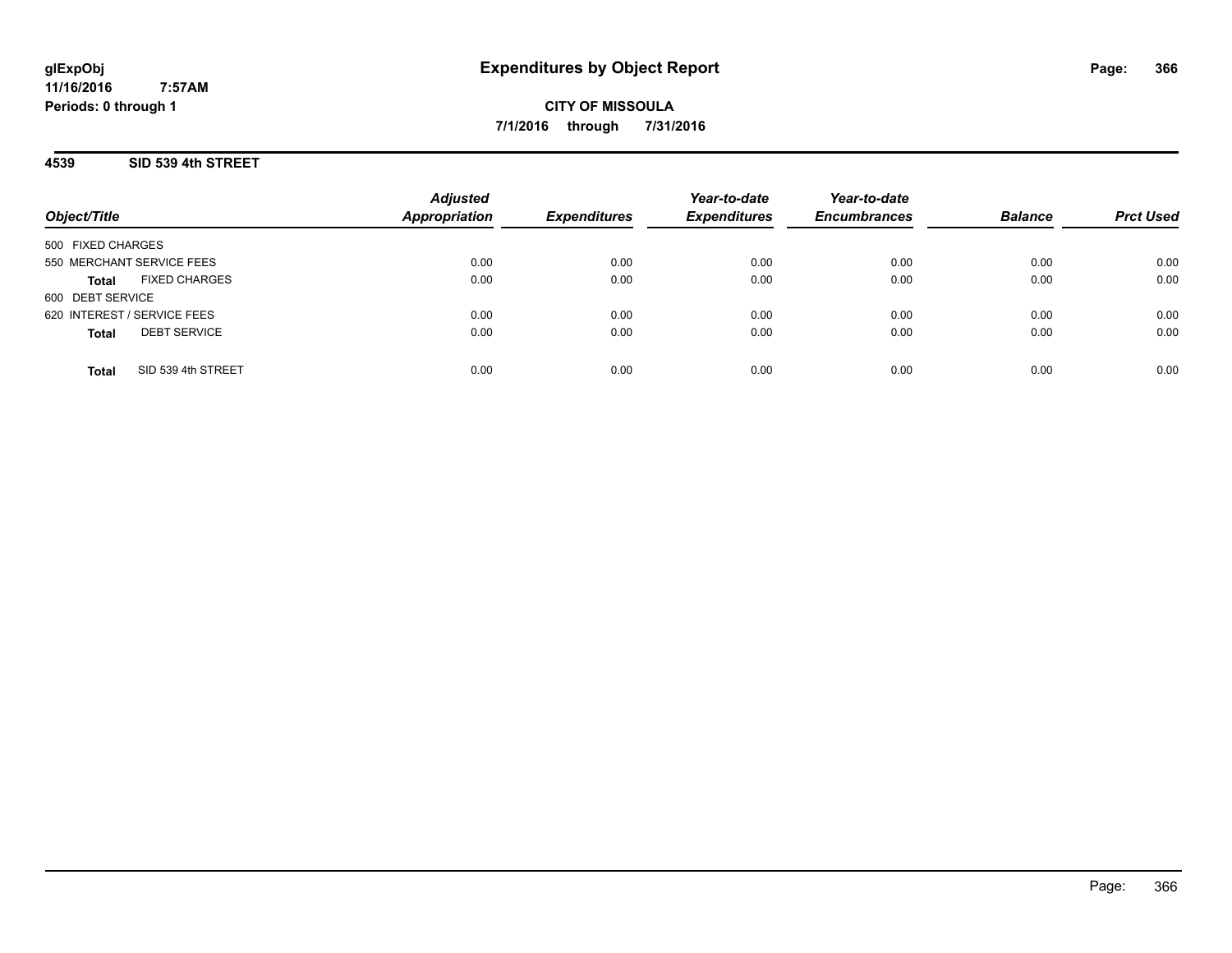# Expenditures by Object Report

**glExpObj**
**11/16/2016 7:57AM**
**Periods: 0 through 1**

**CITY OF MISSOULA**
**7/1/2016 through 7/31/2016**

## 4539 SID 539 4th STREET

| Object/Title | | Adjusted Appropriation | Expenditures | Year-to-date Expenditures | Year-to-date Encumbrances | Balance | Prct Used |
|---|---|---|---|---|---|---|---|
| 500 FIXED CHARGES | | | | | | | |
| 550 MERCHANT SERVICE FEES | | 0.00 | 0.00 | 0.00 | 0.00 | 0.00 | 0.00 |
| **Total** | FIXED CHARGES | 0.00 | 0.00 | 0.00 | 0.00 | 0.00 | 0.00 |
| 600 DEBT SERVICE | | | | | | | |
| 620 INTEREST / SERVICE FEES | | 0.00 | 0.00 | 0.00 | 0.00 | 0.00 | 0.00 |
| **Total** | DEBT SERVICE | 0.00 | 0.00 | 0.00 | 0.00 | 0.00 | 0.00 |
| **Total** | SID 539 4th STREET | 0.00 | 0.00 | 0.00 | 0.00 | 0.00 | 0.00 |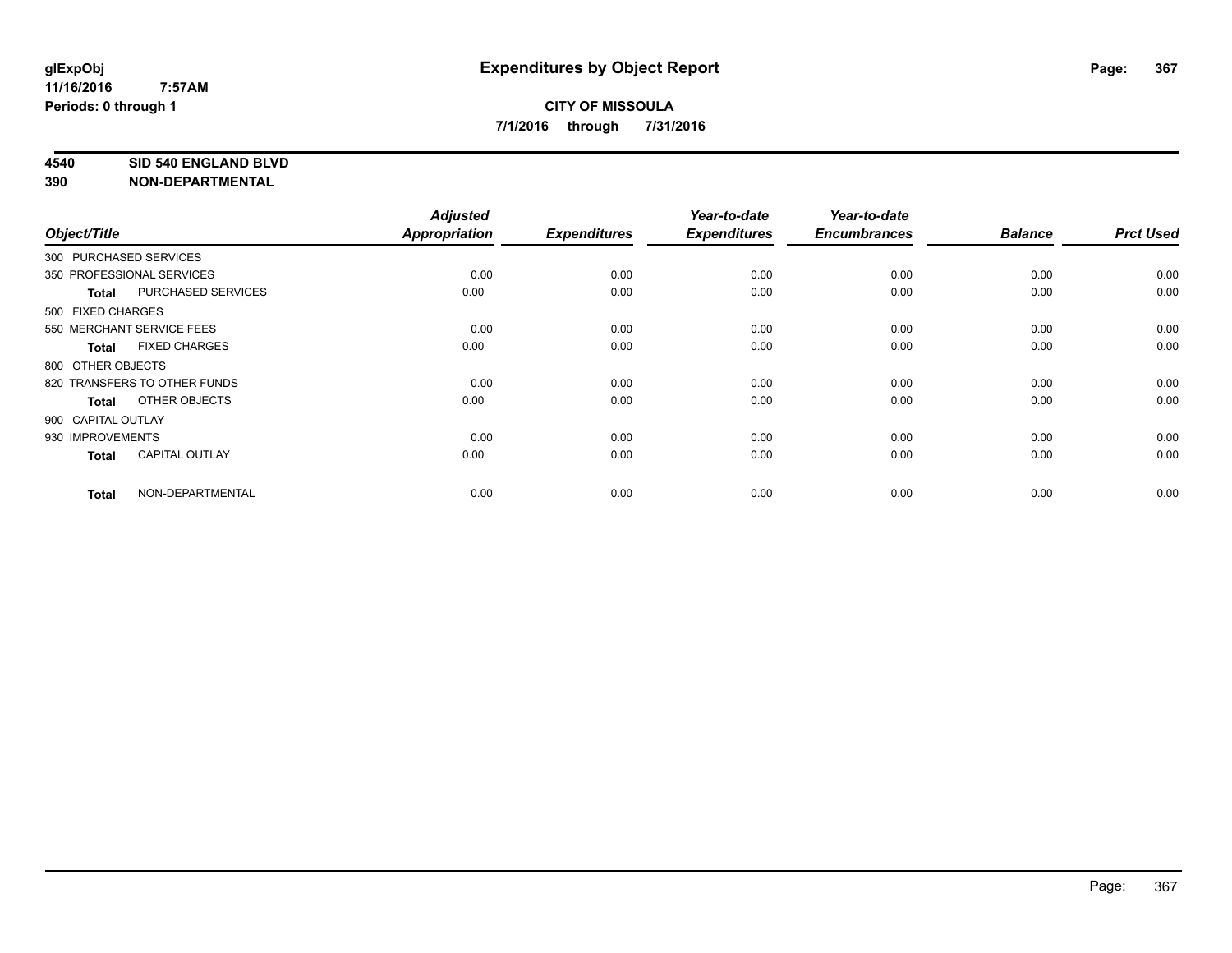**glExpObj** **Expenditures by Object Report**
**11/16/2016 7:57AM**
**Periods: 0 through 1**

**CITY OF MISSOULA**
**7/1/2016 through 7/31/2016**

**4540 SID 540 ENGLAND BLVD**
**390 NON-DEPARTMENTAL**

| Object/Title | | Adjusted Appropriation | Expenditures | Year-to-date Expenditures | Year-to-date Encumbrances | Balance | Prct Used |
|---|---|---|---|---|---|---|---|
| 300 PURCHASED SERVICES | | | | | | | |
| 350 PROFESSIONAL SERVICES | | 0.00 | 0.00 | 0.00 | 0.00 | 0.00 | 0.00 |
| **Total** | PURCHASED SERVICES | 0.00 | 0.00 | 0.00 | 0.00 | 0.00 | 0.00 |
| 500 FIXED CHARGES | | | | | | | |
| 550 MERCHANT SERVICE FEES | | 0.00 | 0.00 | 0.00 | 0.00 | 0.00 | 0.00 |
| **Total** | FIXED CHARGES | 0.00 | 0.00 | 0.00 | 0.00 | 0.00 | 0.00 |
| 800 OTHER OBJECTS | | | | | | | |
| 820 TRANSFERS TO OTHER FUNDS | | 0.00 | 0.00 | 0.00 | 0.00 | 0.00 | 0.00 |
| **Total** | OTHER OBJECTS | 0.00 | 0.00 | 0.00 | 0.00 | 0.00 | 0.00 |
| 900 CAPITAL OUTLAY | | | | | | | |
| 930 IMPROVEMENTS | | 0.00 | 0.00 | 0.00 | 0.00 | 0.00 | 0.00 |
| **Total** | CAPITAL OUTLAY | 0.00 | 0.00 | 0.00 | 0.00 | 0.00 | 0.00 |
| **Total** | NON-DEPARTMENTAL | 0.00 | 0.00 | 0.00 | 0.00 | 0.00 | 0.00 |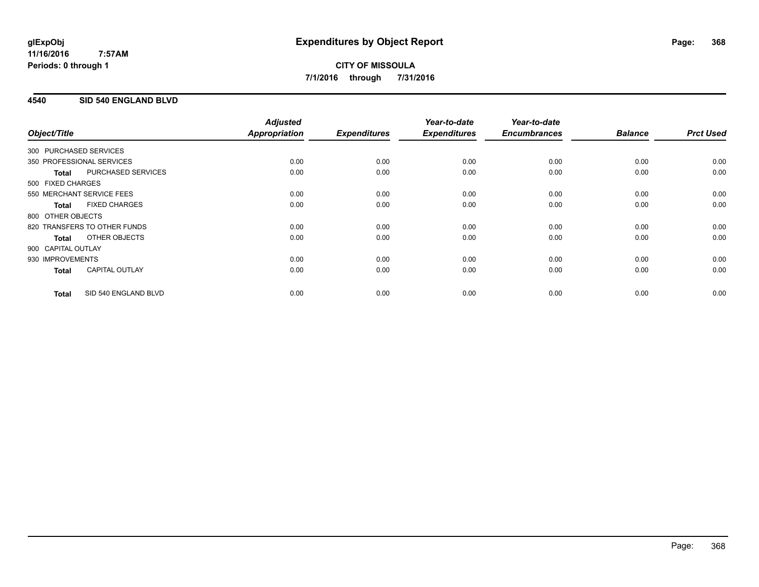# Expenditures by Object Report

glExpObj
11/16/2016 7:57AM
Periods: 0 through 1

**CITY OF MISSOULA**
**7/1/2016 through 7/31/2016**

## 4540 SID 540 ENGLAND BLVD

| Object/Title | | Adjusted Appropriation | Expenditures | Year-to-date Expenditures | Year-to-date Encumbrances | Balance | Prct Used |
|---|---|---|---|---|---|---|---|
| 300 PURCHASED SERVICES | | | | | | | |
| 350 PROFESSIONAL SERVICES | | 0.00 | 0.00 | 0.00 | 0.00 | 0.00 | 0.00 |
| **Total** | PURCHASED SERVICES | 0.00 | 0.00 | 0.00 | 0.00 | 0.00 | 0.00 |
| 500 FIXED CHARGES | | | | | | | |
| 550 MERCHANT SERVICE FEES | | 0.00 | 0.00 | 0.00 | 0.00 | 0.00 | 0.00 |
| **Total** | FIXED CHARGES | 0.00 | 0.00 | 0.00 | 0.00 | 0.00 | 0.00 |
| 800 OTHER OBJECTS | | | | | | | |
| 820 TRANSFERS TO OTHER FUNDS | | 0.00 | 0.00 | 0.00 | 0.00 | 0.00 | 0.00 |
| **Total** | OTHER OBJECTS | 0.00 | 0.00 | 0.00 | 0.00 | 0.00 | 0.00 |
| 900 CAPITAL OUTLAY | | | | | | | |
| 930 IMPROVEMENTS | | 0.00 | 0.00 | 0.00 | 0.00 | 0.00 | 0.00 |
| **Total** | CAPITAL OUTLAY | 0.00 | 0.00 | 0.00 | 0.00 | 0.00 | 0.00 |
| **Total** | SID 540 ENGLAND BLVD | 0.00 | 0.00 | 0.00 | 0.00 | 0.00 | 0.00 |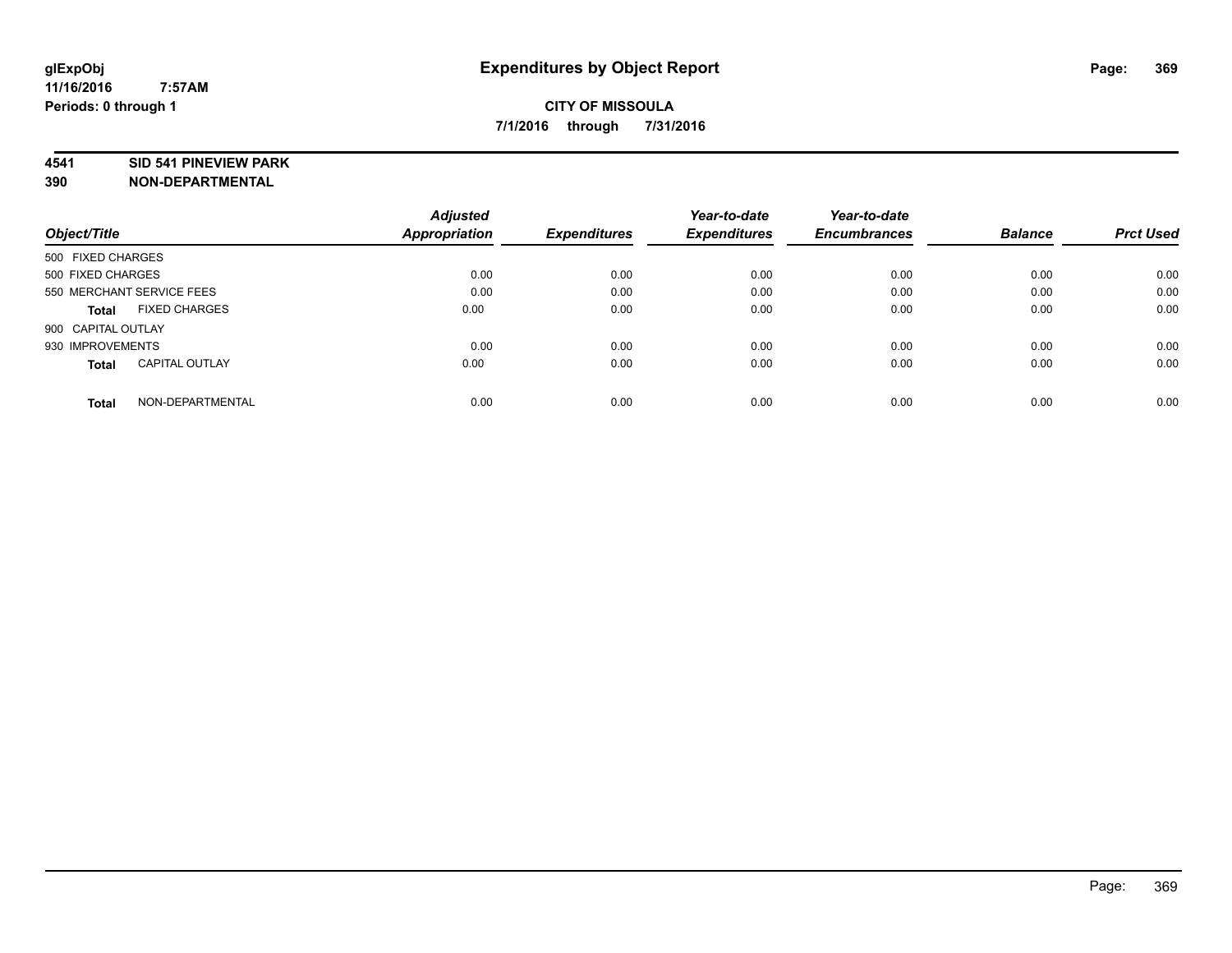**glExpObj**
**11/16/2016 7:57AM**
**Periods: 0 through 1**

# Expenditures by Object Report

**CITY OF MISSOULA**
**7/1/2016 through 7/31/2016**

**4541 SID 541 PINEVIEW PARK**
**390 NON-DEPARTMENTAL**

| Object/Title | | Adjusted Appropriation | Expenditures | Year-to-date Expenditures | Year-to-date Encumbrances | Balance | Prct Used |
|---|---|---|---|---|---|---|---|
| 500 FIXED CHARGES | | | | | | | |
| 500 FIXED CHARGES | | 0.00 | 0.00 | 0.00 | 0.00 | 0.00 | 0.00 |
| 550 MERCHANT SERVICE FEES | | 0.00 | 0.00 | 0.00 | 0.00 | 0.00 | 0.00 |
| **Total** | FIXED CHARGES | 0.00 | 0.00 | 0.00 | 0.00 | 0.00 | 0.00 |
| 900 CAPITAL OUTLAY | | | | | | | |
| 930 IMPROVEMENTS | | 0.00 | 0.00 | 0.00 | 0.00 | 0.00 | 0.00 |
| **Total** | CAPITAL OUTLAY | 0.00 | 0.00 | 0.00 | 0.00 | 0.00 | 0.00 |
| **Total** | NON-DEPARTMENTAL | 0.00 | 0.00 | 0.00 | 0.00 | 0.00 | 0.00 |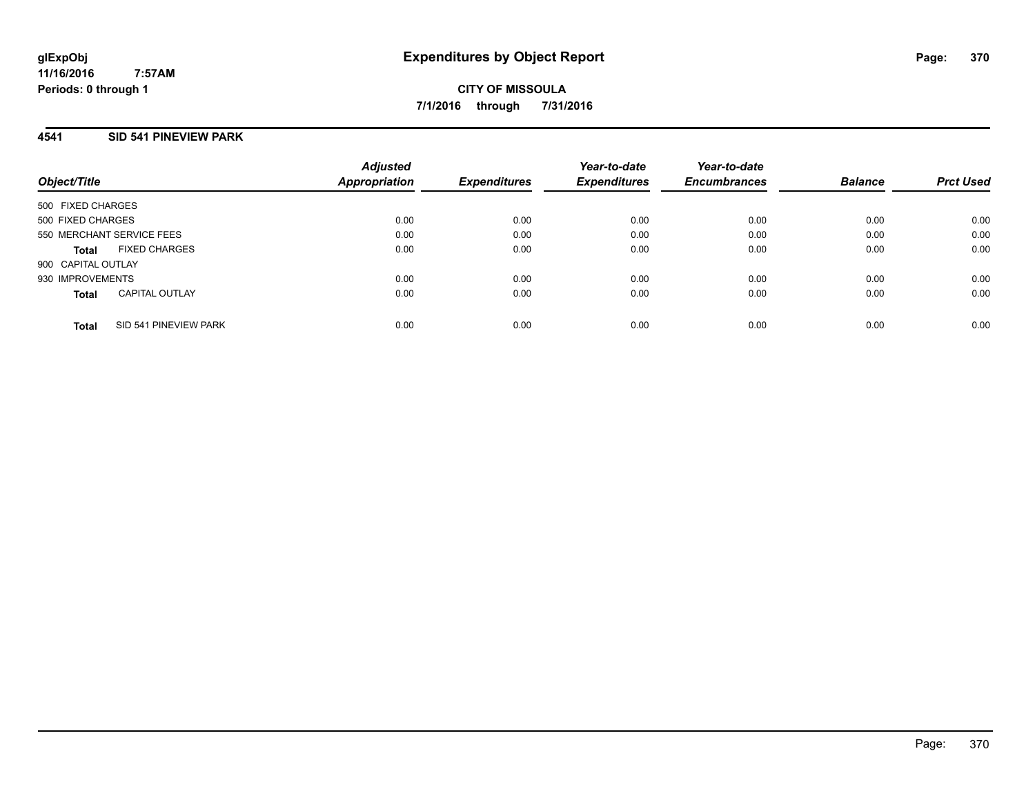glExpObj
11/16/2016 7:57AM
Periods: 0 through 1

# Expenditures by Object Report

**CITY OF MISSOULA**
**7/1/2016 through 7/31/2016**

## 4541 SID 541 PINEVIEW PARK

| Object/Title | Adjusted Appropriation | Expenditures | Year-to-date Expenditures | Year-to-date Encumbrances | Balance | Prct Used |
|---|---|---|---|---|---|---|
| 500 FIXED CHARGES | | | | | | |
| 500 FIXED CHARGES | 0.00 | 0.00 | 0.00 | 0.00 | 0.00 | 0.00 |
| 550 MERCHANT SERVICE FEES | 0.00 | 0.00 | 0.00 | 0.00 | 0.00 | 0.00 |
| **Total** FIXED CHARGES | 0.00 | 0.00 | 0.00 | 0.00 | 0.00 | 0.00 |
| 900 CAPITAL OUTLAY | | | | | | |
| 930 IMPROVEMENTS | 0.00 | 0.00 | 0.00 | 0.00 | 0.00 | 0.00 |
| **Total** CAPITAL OUTLAY | 0.00 | 0.00 | 0.00 | 0.00 | 0.00 | 0.00 |
| **Total** SID 541 PINEVIEW PARK | 0.00 | 0.00 | 0.00 | 0.00 | 0.00 | 0.00 |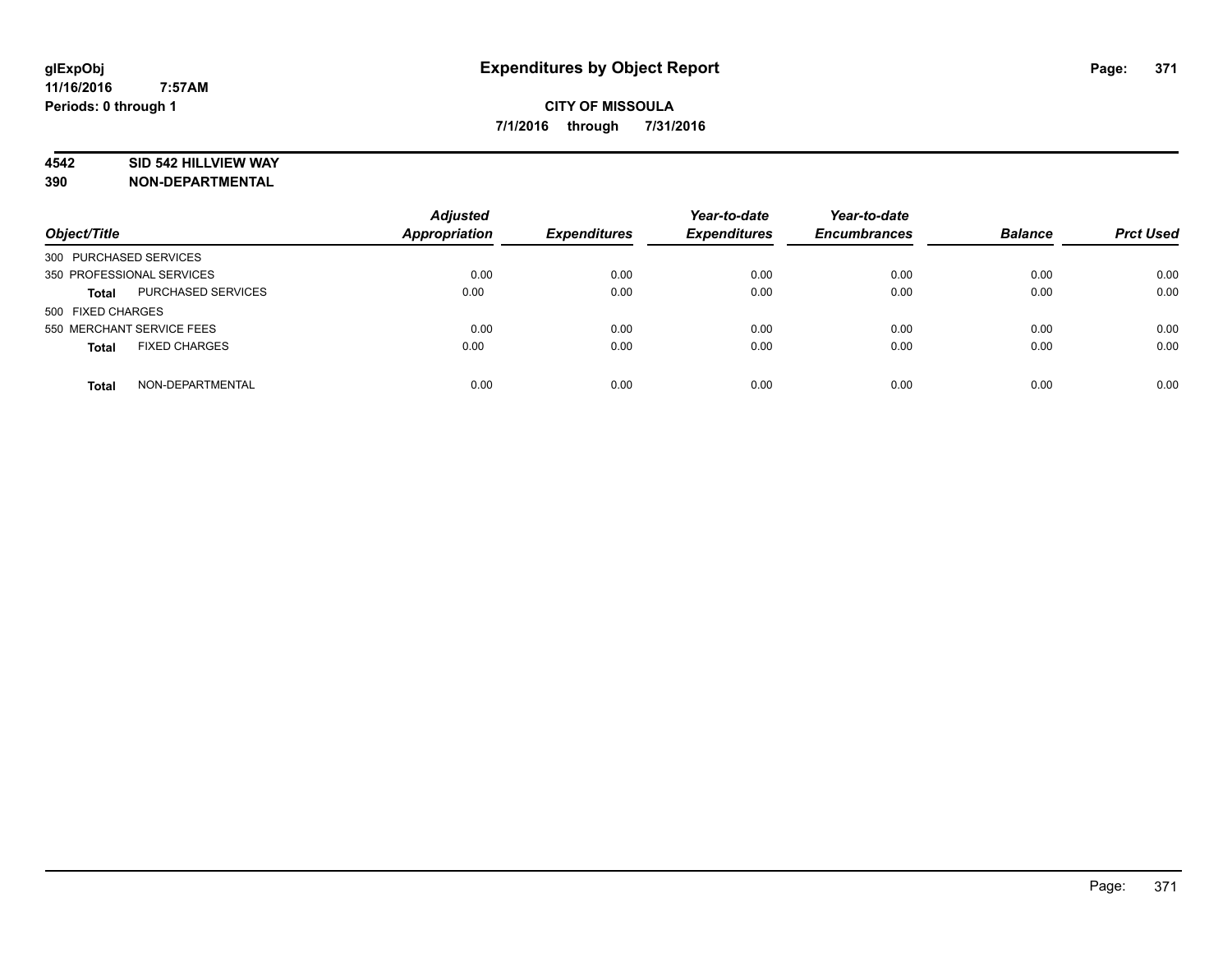glExpObj
11/16/2016 7:57AM
Periods: 0 through 1

# Expenditures by Object Report

**CITY OF MISSOULA**
**7/1/2016 through 7/31/2016**

**4542 SID 542 HILLVIEW WAY**
**390 NON-DEPARTMENTAL**

| Object/Title | | Adjusted Appropriation | Expenditures | Year-to-date Expenditures | Year-to-date Encumbrances | Balance | Prct Used |
|---|---|---|---|---|---|---|---|
| 300 PURCHASED SERVICES | | | | | | | |
| 350 PROFESSIONAL SERVICES | | 0.00 | 0.00 | 0.00 | 0.00 | 0.00 | 0.00 |
| **Total** | PURCHASED SERVICES | 0.00 | 0.00 | 0.00 | 0.00 | 0.00 | 0.00 |
| 500 FIXED CHARGES | | | | | | | |
| 550 MERCHANT SERVICE FEES | | 0.00 | 0.00 | 0.00 | 0.00 | 0.00 | 0.00 |
| **Total** | FIXED CHARGES | 0.00 | 0.00 | 0.00 | 0.00 | 0.00 | 0.00 |
| **Total** | NON-DEPARTMENTAL | 0.00 | 0.00 | 0.00 | 0.00 | 0.00 | 0.00 |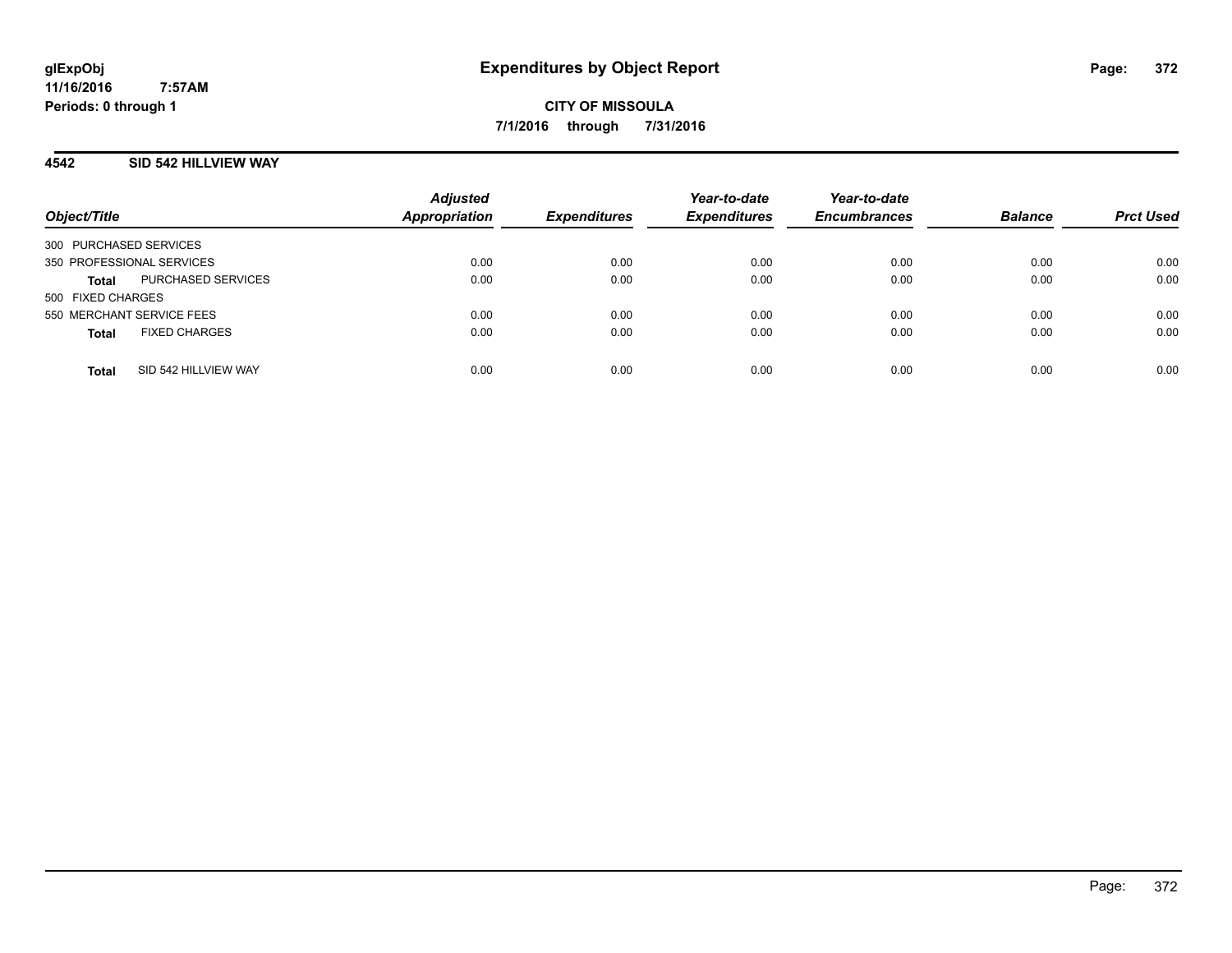**glExpObj**
**11/16/2016 7:57AM**
**Periods: 0 through 1**

# Expenditures by Object Report

**CITY OF MISSOULA**
**7/1/2016 through 7/31/2016**

## 4542 SID 542 HILLVIEW WAY

| Object/Title | | Adjusted Appropriation | Expenditures | Year-to-date Expenditures | Year-to-date Encumbrances | Balance | Prct Used |
|---|---|---|---|---|---|---|---|
| 300 PURCHASED SERVICES | | | | | | | |
| 350 PROFESSIONAL SERVICES | | 0.00 | 0.00 | 0.00 | 0.00 | 0.00 | 0.00 |
| **Total** | PURCHASED SERVICES | 0.00 | 0.00 | 0.00 | 0.00 | 0.00 | 0.00 |
| 500 FIXED CHARGES | | | | | | | |
| 550 MERCHANT SERVICE FEES | | 0.00 | 0.00 | 0.00 | 0.00 | 0.00 | 0.00 |
| **Total** | FIXED CHARGES | 0.00 | 0.00 | 0.00 | 0.00 | 0.00 | 0.00 |
| **Total** | SID 542 HILLVIEW WAY | 0.00 | 0.00 | 0.00 | 0.00 | 0.00 | 0.00 |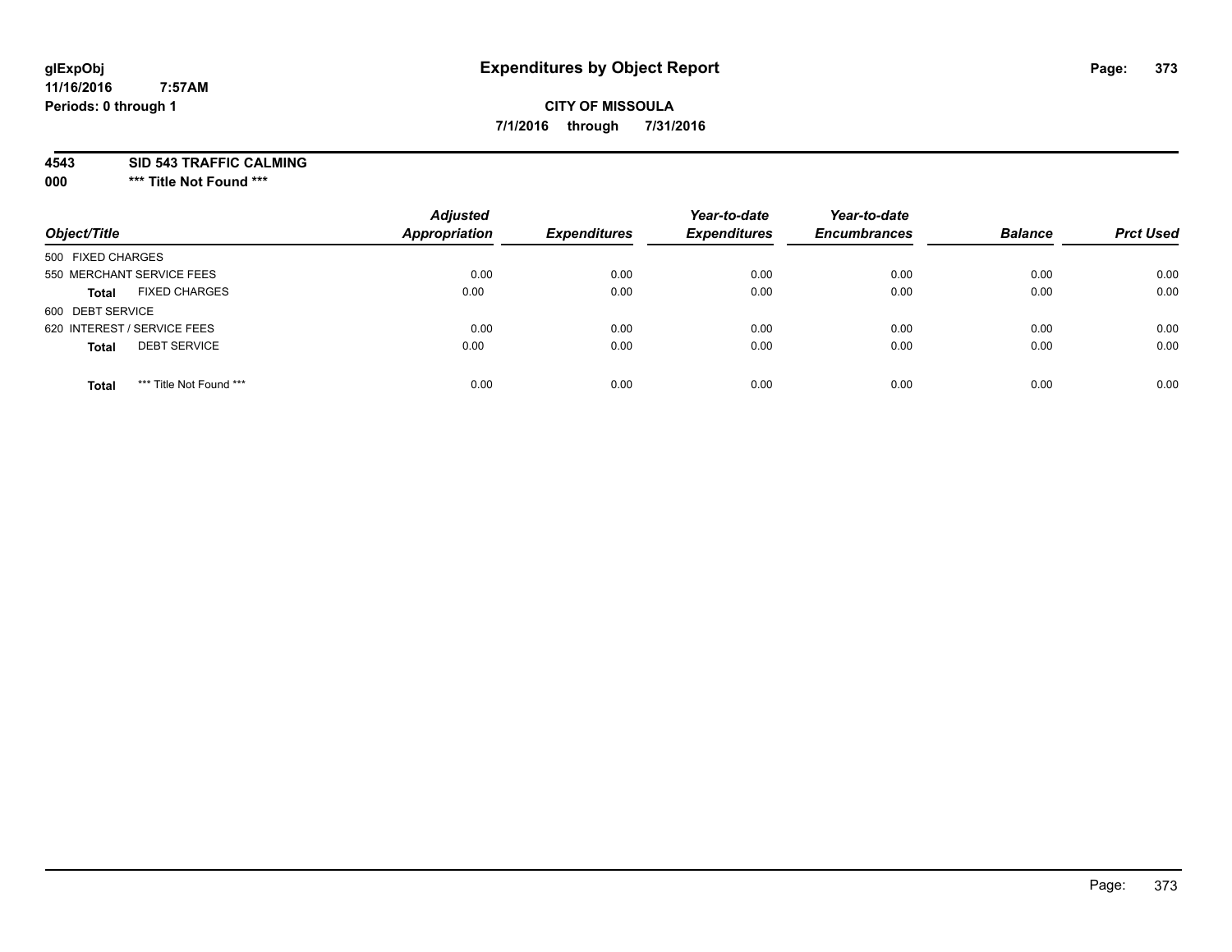# Expenditures by Object Report

**glExpObj**
**11/16/2016 7:57AM**
**Periods: 0 through 1**

**CITY OF MISSOULA**
**7/1/2016 through 7/31/2016**

**4543 SID 543 TRAFFIC CALMING**
**000 \*\*\* Title Not Found \*\*\***

| Object/Title | Adjusted Appropriation | Expenditures | Year-to-date Expenditures | Year-to-date Encumbrances | Balance | Prct Used |
|---|---|---|---|---|---|---|
| 500 FIXED CHARGES | | | | | | |
| 550 MERCHANT SERVICE FEES | 0.00 | 0.00 | 0.00 | 0.00 | 0.00 | 0.00 |
| **Total** FIXED CHARGES | 0.00 | 0.00 | 0.00 | 0.00 | 0.00 | 0.00 |
| 600 DEBT SERVICE | | | | | | |
| 620 INTEREST / SERVICE FEES | 0.00 | 0.00 | 0.00 | 0.00 | 0.00 | 0.00 |
| **Total** DEBT SERVICE | 0.00 | 0.00 | 0.00 | 0.00 | 0.00 | 0.00 |
| **Total** *** Title Not Found *** | 0.00 | 0.00 | 0.00 | 0.00 | 0.00 | 0.00 |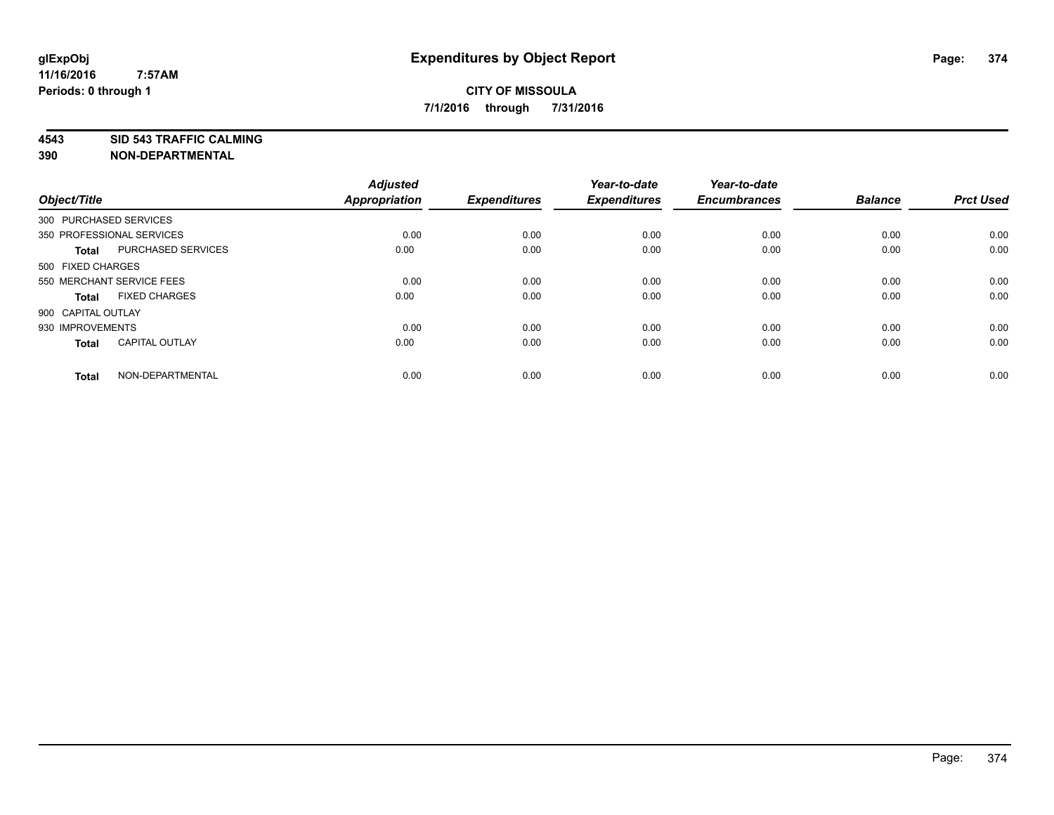glExpObj
11/16/2016 7:57AM
Periods: 0 through 1

# Expenditures by Object Report

**CITY OF MISSOULA**
**7/1/2016 through 7/31/2016**

**4543 SID 543 TRAFFIC CALMING**
**390 NON-DEPARTMENTAL**

| Object/Title | Adjusted Appropriation | Expenditures | Year-to-date Expenditures | Year-to-date Encumbrances | Balance | Prct Used |
|---|---|---|---|---|---|---|
| 300 PURCHASED SERVICES | | | | | | |
| 350 PROFESSIONAL SERVICES | 0.00 | 0.00 | 0.00 | 0.00 | 0.00 | 0.00 |
| **Total** PURCHASED SERVICES | 0.00 | 0.00 | 0.00 | 0.00 | 0.00 | 0.00 |
| 500 FIXED CHARGES | | | | | | |
| 550 MERCHANT SERVICE FEES | 0.00 | 0.00 | 0.00 | 0.00 | 0.00 | 0.00 |
| **Total** FIXED CHARGES | 0.00 | 0.00 | 0.00 | 0.00 | 0.00 | 0.00 |
| 900 CAPITAL OUTLAY | | | | | | |
| 930 IMPROVEMENTS | 0.00 | 0.00 | 0.00 | 0.00 | 0.00 | 0.00 |
| **Total** CAPITAL OUTLAY | 0.00 | 0.00 | 0.00 | 0.00 | 0.00 | 0.00 |
| **Total** NON-DEPARTMENTAL | 0.00 | 0.00 | 0.00 | 0.00 | 0.00 | 0.00 |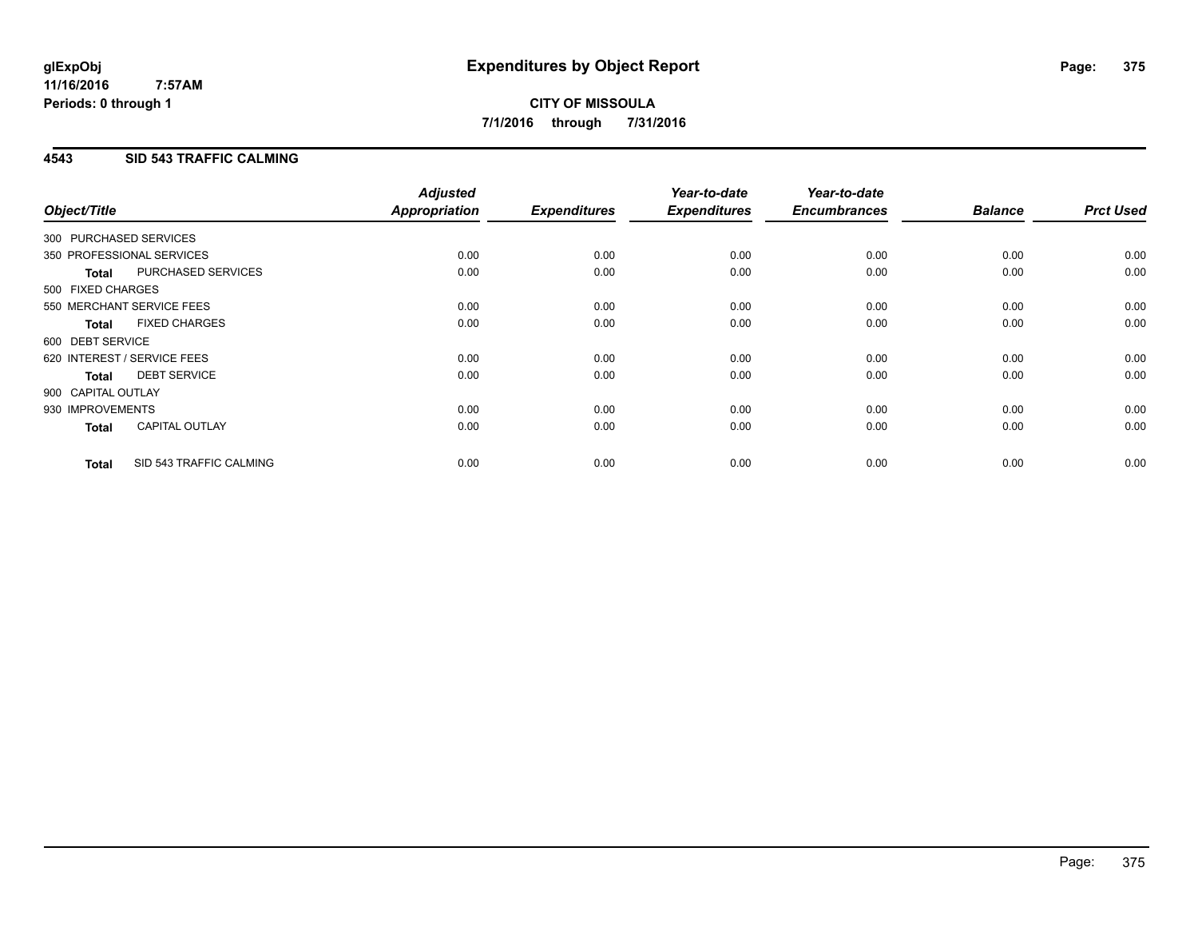# Expenditures by Object Report

glExpObj
11/16/2016 7:57AM
Periods: 0 through 1

**CITY OF MISSOULA**
**7/1/2016 through 7/31/2016**

## 4543 SID 543 TRAFFIC CALMING

| Object/Title | | Adjusted Appropriation | Expenditures | Year-to-date Expenditures | Year-to-date Encumbrances | Balance | Prct Used |
|---|---|---|---|---|---|---|---|
| 300 PURCHASED SERVICES | | | | | | | |
| 350 PROFESSIONAL SERVICES | | 0.00 | 0.00 | 0.00 | 0.00 | 0.00 | 0.00 |
| **Total** | PURCHASED SERVICES | 0.00 | 0.00 | 0.00 | 0.00 | 0.00 | 0.00 |
| 500 FIXED CHARGES | | | | | | | |
| 550 MERCHANT SERVICE FEES | | 0.00 | 0.00 | 0.00 | 0.00 | 0.00 | 0.00 |
| **Total** | FIXED CHARGES | 0.00 | 0.00 | 0.00 | 0.00 | 0.00 | 0.00 |
| 600 DEBT SERVICE | | | | | | | |
| 620 INTEREST / SERVICE FEES | | 0.00 | 0.00 | 0.00 | 0.00 | 0.00 | 0.00 |
| **Total** | DEBT SERVICE | 0.00 | 0.00 | 0.00 | 0.00 | 0.00 | 0.00 |
| 900 CAPITAL OUTLAY | | | | | | | |
| 930 IMPROVEMENTS | | 0.00 | 0.00 | 0.00 | 0.00 | 0.00 | 0.00 |
| **Total** | CAPITAL OUTLAY | 0.00 | 0.00 | 0.00 | 0.00 | 0.00 | 0.00 |
| **Total** | SID 543 TRAFFIC CALMING | 0.00 | 0.00 | 0.00 | 0.00 | 0.00 | 0.00 |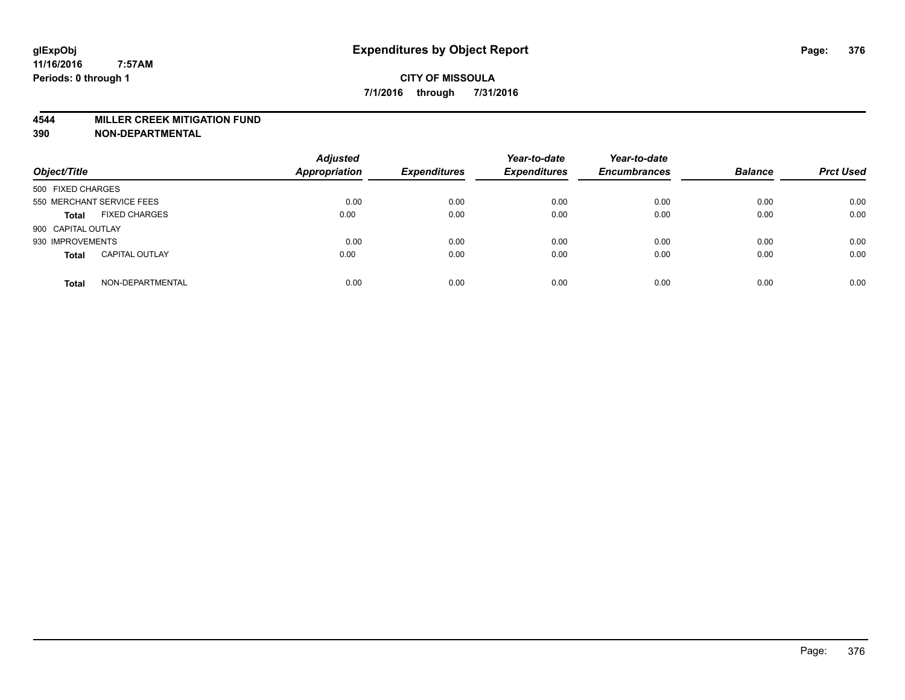# Expenditures by Object Report

glExpObj
11/16/2016 7:57AM
Periods: 0 through 1

**CITY OF MISSOULA**

**7/1/2016 through 7/31/2016**

**4544 MILLER CREEK MITIGATION FUND**
**390 NON-DEPARTMENTAL**

| Object/Title | | Adjusted Appropriation | Expenditures | Year-to-date Expenditures | Year-to-date Encumbrances | Balance | Prct Used |
|---|---|---|---|---|---|---|---|
| 500 FIXED CHARGES | | | | | | | |
| 550 MERCHANT SERVICE FEES | | 0.00 | 0.00 | 0.00 | 0.00 | 0.00 | 0.00 |
| **Total** | FIXED CHARGES | 0.00 | 0.00 | 0.00 | 0.00 | 0.00 | 0.00 |
| 900 CAPITAL OUTLAY | | | | | | | |
| 930 IMPROVEMENTS | | 0.00 | 0.00 | 0.00 | 0.00 | 0.00 | 0.00 |
| **Total** | CAPITAL OUTLAY | 0.00 | 0.00 | 0.00 | 0.00 | 0.00 | 0.00 |
| **Total** | NON-DEPARTMENTAL | 0.00 | 0.00 | 0.00 | 0.00 | 0.00 | 0.00 |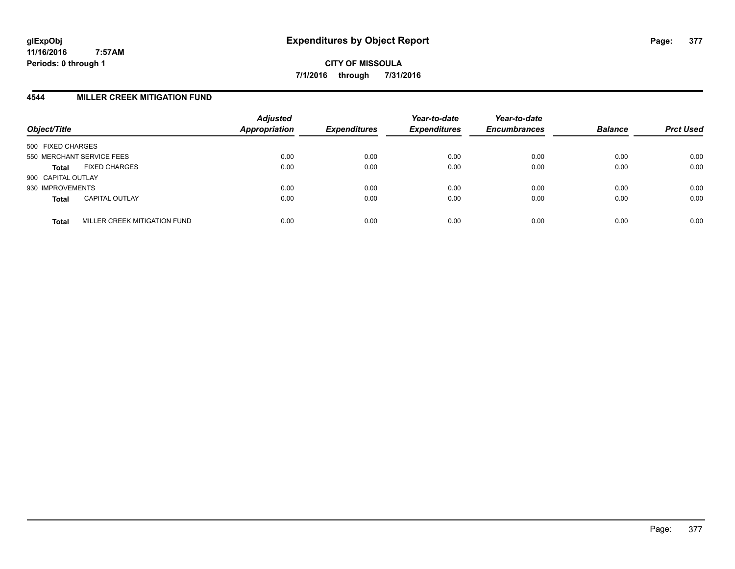# Expenditures by Object Report

glExpObj
11/16/2016 7:57AM
Periods: 0 through 1

**CITY OF MISSOULA**
**7/1/2016 through 7/31/2016**

## 4544 MILLER CREEK MITIGATION FUND

| Object/Title | | Adjusted Appropriation | Expenditures | Year-to-date Expenditures | Year-to-date Encumbrances | Balance | Prct Used |
|---|---|---|---|---|---|---|---|
| 500 FIXED CHARGES | | | | | | | |
| 550 MERCHANT SERVICE FEES | | 0.00 | 0.00 | 0.00 | 0.00 | 0.00 | 0.00 |
| **Total** | FIXED CHARGES | 0.00 | 0.00 | 0.00 | 0.00 | 0.00 | 0.00 |
| 900 CAPITAL OUTLAY | | | | | | | |
| 930 IMPROVEMENTS | | 0.00 | 0.00 | 0.00 | 0.00 | 0.00 | 0.00 |
| **Total** | CAPITAL OUTLAY | 0.00 | 0.00 | 0.00 | 0.00 | 0.00 | 0.00 |
| **Total** | MILLER CREEK MITIGATION FUND | 0.00 | 0.00 | 0.00 | 0.00 | 0.00 | 0.00 |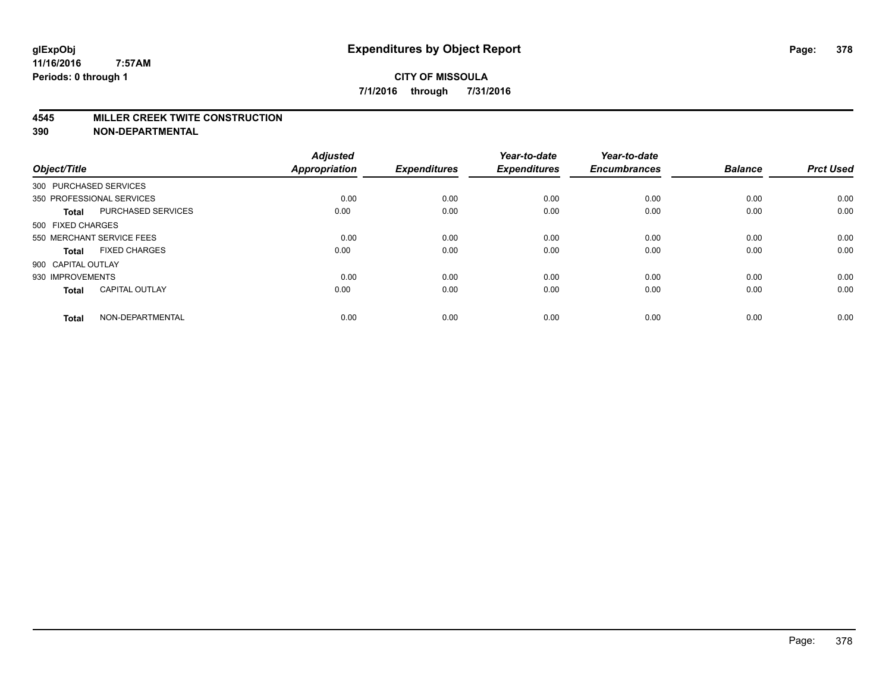**glExpObj**
**11/16/2016 7:57AM**
**Periods: 0 through 1**

# Expenditures by Object Report

**CITY OF MISSOULA**
**7/1/2016 through 7/31/2016**

## 4545 MILLER CREEK TWITE CONSTRUCTION
## 390 NON-DEPARTMENTAL

| Object/Title | | Adjusted Appropriation | Expenditures | Year-to-date Expenditures | Year-to-date Encumbrances | Balance | Prct Used |
|---|---|---|---|---|---|---|---|
| 300 PURCHASED SERVICES | | | | | | | |
| 350 PROFESSIONAL SERVICES | | 0.00 | 0.00 | 0.00 | 0.00 | 0.00 | 0.00 |
| **Total** | PURCHASED SERVICES | 0.00 | 0.00 | 0.00 | 0.00 | 0.00 | 0.00 |
| 500 FIXED CHARGES | | | | | | | |
| 550 MERCHANT SERVICE FEES | | 0.00 | 0.00 | 0.00 | 0.00 | 0.00 | 0.00 |
| **Total** | FIXED CHARGES | 0.00 | 0.00 | 0.00 | 0.00 | 0.00 | 0.00 |
| 900 CAPITAL OUTLAY | | | | | | | |
| 930 IMPROVEMENTS | | 0.00 | 0.00 | 0.00 | 0.00 | 0.00 | 0.00 |
| **Total** | CAPITAL OUTLAY | 0.00 | 0.00 | 0.00 | 0.00 | 0.00 | 0.00 |
| **Total** | NON-DEPARTMENTAL | 0.00 | 0.00 | 0.00 | 0.00 | 0.00 | 0.00 |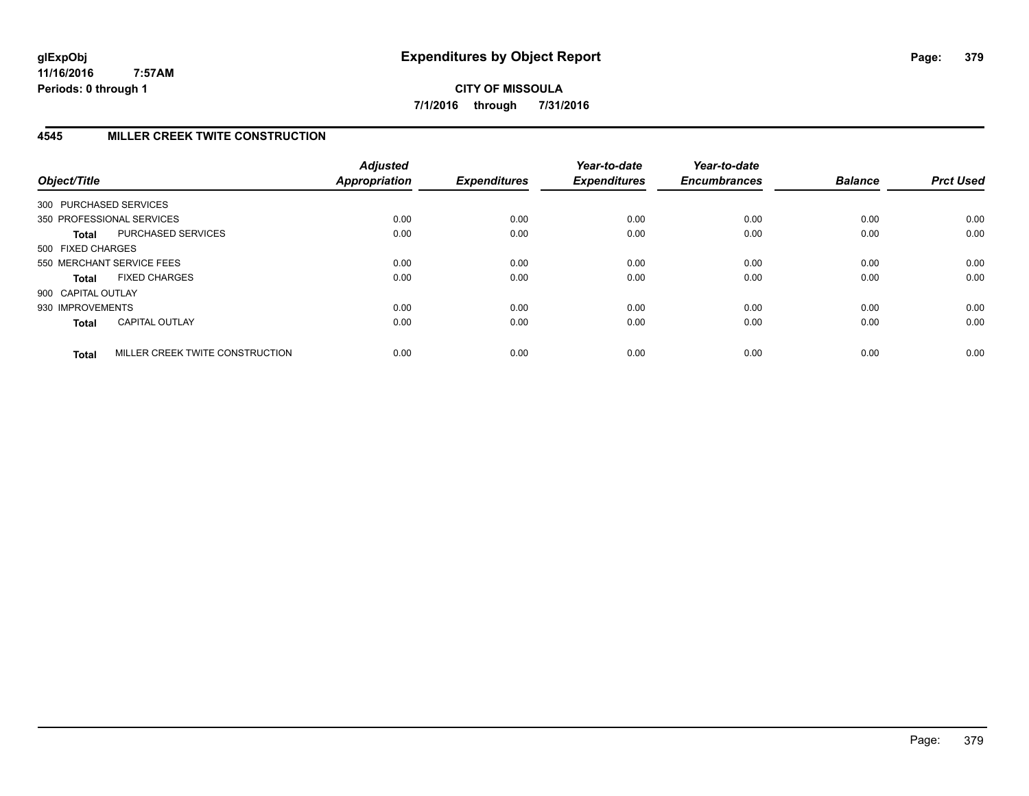# Expenditures by Object Report

**CITY OF MISSOULA**

**7/1/2016 through 7/31/2016**

glExpObj
11/16/2016 7:57AM
Periods: 0 through 1

## 4545 MILLER CREEK TWITE CONSTRUCTION

| Object/Title | Adjusted Appropriation | Expenditures | Year-to-date Expenditures | Year-to-date Encumbrances | Balance | Prct Used |
|---|---|---|---|---|---|---|
| 300 PURCHASED SERVICES | | | | | | |
| 350 PROFESSIONAL SERVICES | 0.00 | 0.00 | 0.00 | 0.00 | 0.00 | 0.00 |
| **Total** PURCHASED SERVICES | 0.00 | 0.00 | 0.00 | 0.00 | 0.00 | 0.00 |
| 500 FIXED CHARGES | | | | | | |
| 550 MERCHANT SERVICE FEES | 0.00 | 0.00 | 0.00 | 0.00 | 0.00 | 0.00 |
| **Total** FIXED CHARGES | 0.00 | 0.00 | 0.00 | 0.00 | 0.00 | 0.00 |
| 900 CAPITAL OUTLAY | | | | | | |
| 930 IMPROVEMENTS | 0.00 | 0.00 | 0.00 | 0.00 | 0.00 | 0.00 |
| **Total** CAPITAL OUTLAY | 0.00 | 0.00 | 0.00 | 0.00 | 0.00 | 0.00 |
| **Total** MILLER CREEK TWITE CONSTRUCTION | 0.00 | 0.00 | 0.00 | 0.00 | 0.00 | 0.00 |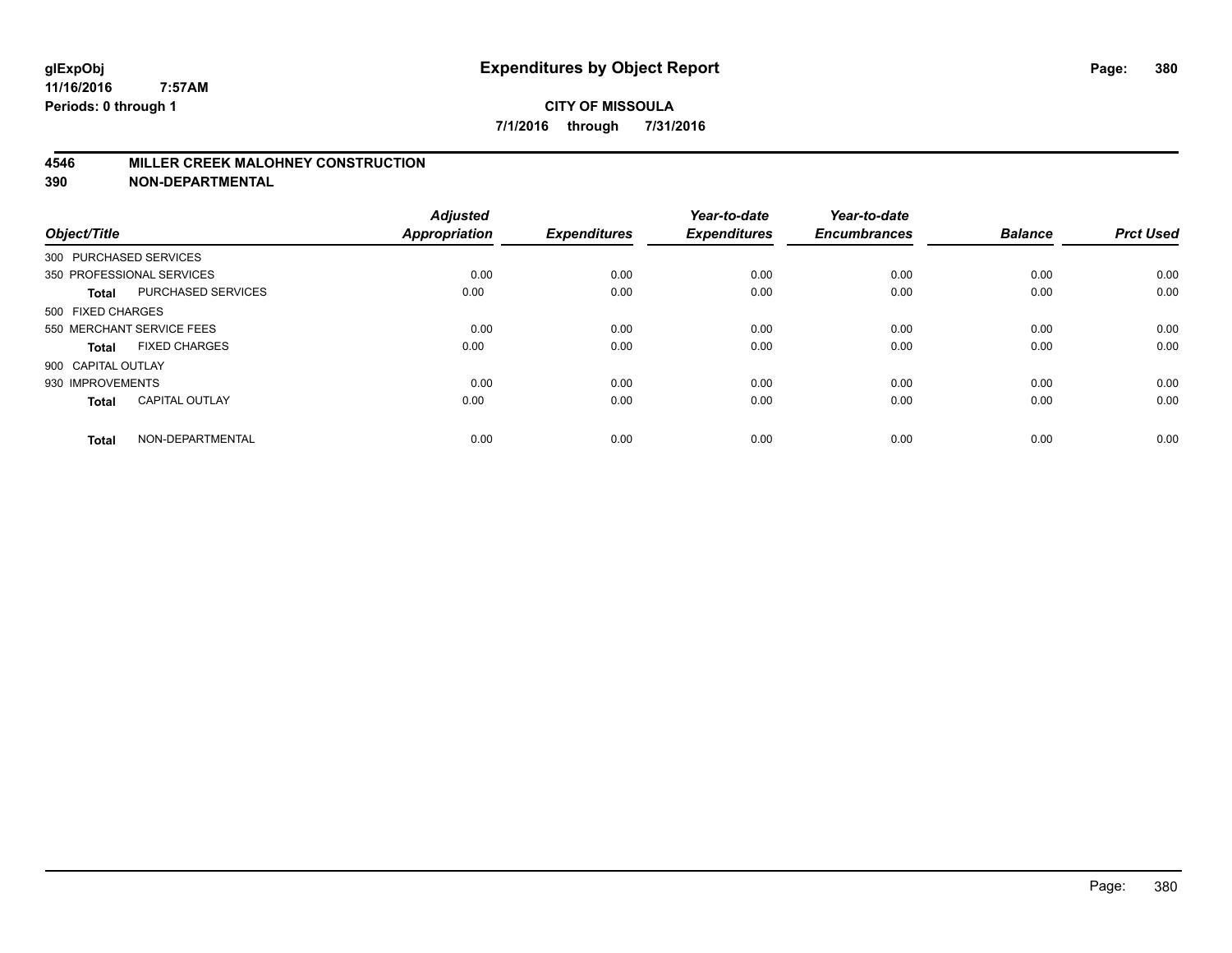**glExpObj**
**11/16/2016 7:57AM**
**Periods: 0 through 1**

# Expenditures by Object Report

**CITY OF MISSOULA**
**7/1/2016 through 7/31/2016**

## 4546 MILLER CREEK MALOHNEY CONSTRUCTION
## 390 NON-DEPARTMENTAL

| Object/Title | | Adjusted Appropriation | Expenditures | Year-to-date Expenditures | Year-to-date Encumbrances | Balance | Prct Used |
|---|---|---|---|---|---|---|---|
| 300 PURCHASED SERVICES | | | | | | | |
| 350 PROFESSIONAL SERVICES | | 0.00 | 0.00 | 0.00 | 0.00 | 0.00 | 0.00 |
| **Total** | PURCHASED SERVICES | 0.00 | 0.00 | 0.00 | 0.00 | 0.00 | 0.00 |
| 500 FIXED CHARGES | | | | | | | |
| 550 MERCHANT SERVICE FEES | | 0.00 | 0.00 | 0.00 | 0.00 | 0.00 | 0.00 |
| **Total** | FIXED CHARGES | 0.00 | 0.00 | 0.00 | 0.00 | 0.00 | 0.00 |
| 900 CAPITAL OUTLAY | | | | | | | |
| 930 IMPROVEMENTS | | 0.00 | 0.00 | 0.00 | 0.00 | 0.00 | 0.00 |
| **Total** | CAPITAL OUTLAY | 0.00 | 0.00 | 0.00 | 0.00 | 0.00 | 0.00 |
| **Total** | NON-DEPARTMENTAL | 0.00 | 0.00 | 0.00 | 0.00 | 0.00 | 0.00 |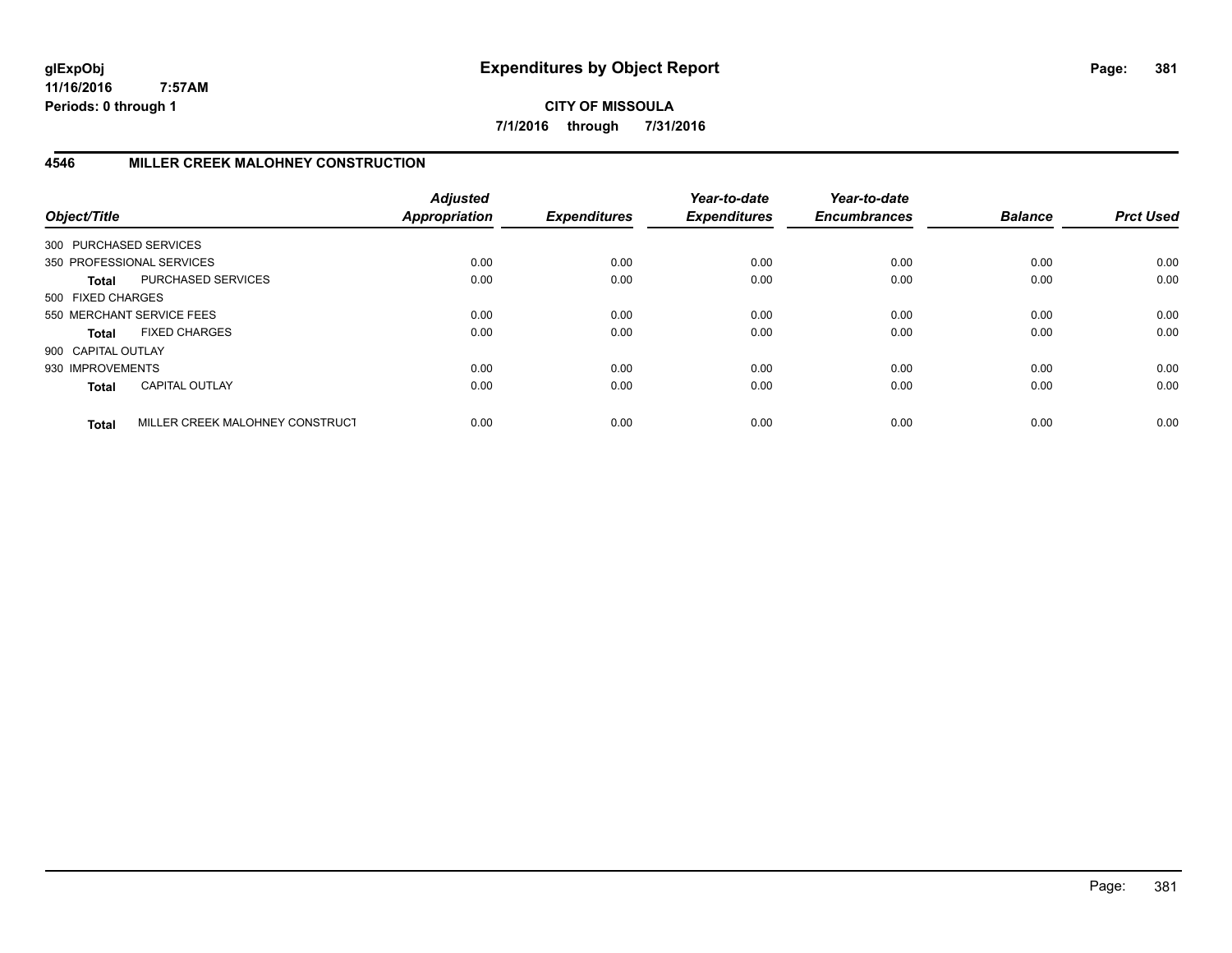glExpObj
11/16/2016 7:57AM
Periods: 0 through 1

# Expenditures by Object Report

CITY OF MISSOULA

7/1/2016 through 7/31/2016

## 4546 MILLER CREEK MALOHNEY CONSTRUCTION

| Object/Title | | Adjusted Appropriation | Expenditures | Year-to-date Expenditures | Year-to-date Encumbrances | Balance | Prct Used |
|---|---|---|---|---|---|---|---|
| 300 PURCHASED SERVICES | | | | | | | |
| 350 PROFESSIONAL SERVICES | | 0.00 | 0.00 | 0.00 | 0.00 | 0.00 | 0.00 |
| **Total** | PURCHASED SERVICES | 0.00 | 0.00 | 0.00 | 0.00 | 0.00 | 0.00 |
| 500 FIXED CHARGES | | | | | | | |
| 550 MERCHANT SERVICE FEES | | 0.00 | 0.00 | 0.00 | 0.00 | 0.00 | 0.00 |
| **Total** | FIXED CHARGES | 0.00 | 0.00 | 0.00 | 0.00 | 0.00 | 0.00 |
| 900 CAPITAL OUTLAY | | | | | | | |
| 930 IMPROVEMENTS | | 0.00 | 0.00 | 0.00 | 0.00 | 0.00 | 0.00 |
| **Total** | CAPITAL OUTLAY | 0.00 | 0.00 | 0.00 | 0.00 | 0.00 | 0.00 |
| **Total** | MILLER CREEK MALOHNEY CONSTRUCT | 0.00 | 0.00 | 0.00 | 0.00 | 0.00 | 0.00 |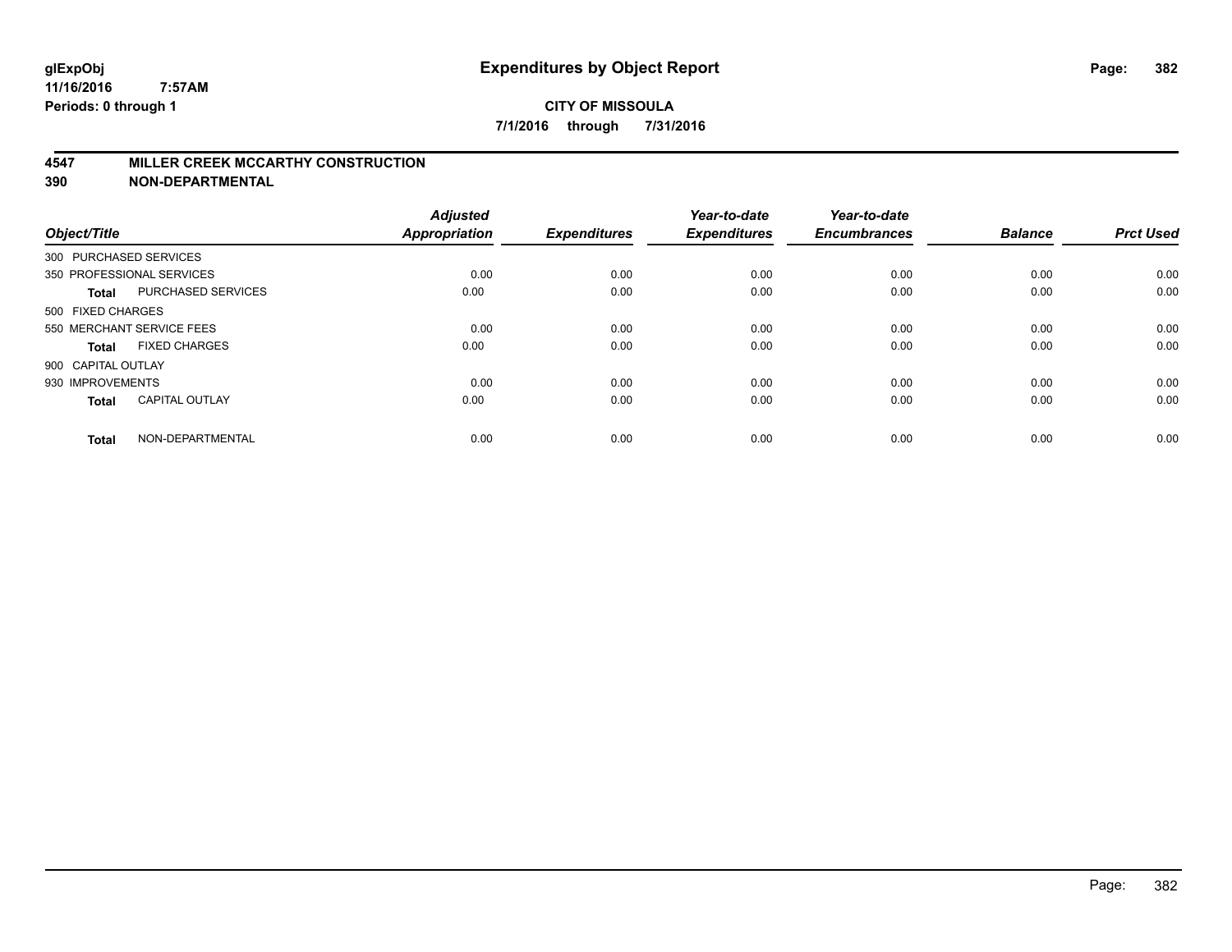# Expenditures by Object Report

glExpObj
11/16/2016 7:57AM
Periods: 0 through 1

**CITY OF MISSOULA**
**7/1/2016 through 7/31/2016**

## 4547 MILLER CREEK MCCARTHY CONSTRUCTION
## 390 NON-DEPARTMENTAL

| Object/Title | | Adjusted Appropriation | Expenditures | Year-to-date Expenditures | Year-to-date Encumbrances | Balance | Prct Used |
|---|---|---|---|---|---|---|---|
| 300 PURCHASED SERVICES | | | | | | | |
| 350 PROFESSIONAL SERVICES | | 0.00 | 0.00 | 0.00 | 0.00 | 0.00 | 0.00 |
| **Total** | PURCHASED SERVICES | 0.00 | 0.00 | 0.00 | 0.00 | 0.00 | 0.00 |
| 500 FIXED CHARGES | | | | | | | |
| 550 MERCHANT SERVICE FEES | | 0.00 | 0.00 | 0.00 | 0.00 | 0.00 | 0.00 |
| **Total** | FIXED CHARGES | 0.00 | 0.00 | 0.00 | 0.00 | 0.00 | 0.00 |
| 900 CAPITAL OUTLAY | | | | | | | |
| 930 IMPROVEMENTS | | 0.00 | 0.00 | 0.00 | 0.00 | 0.00 | 0.00 |
| **Total** | CAPITAL OUTLAY | 0.00 | 0.00 | 0.00 | 0.00 | 0.00 | 0.00 |
| **Total** | NON-DEPARTMENTAL | 0.00 | 0.00 | 0.00 | 0.00 | 0.00 | 0.00 |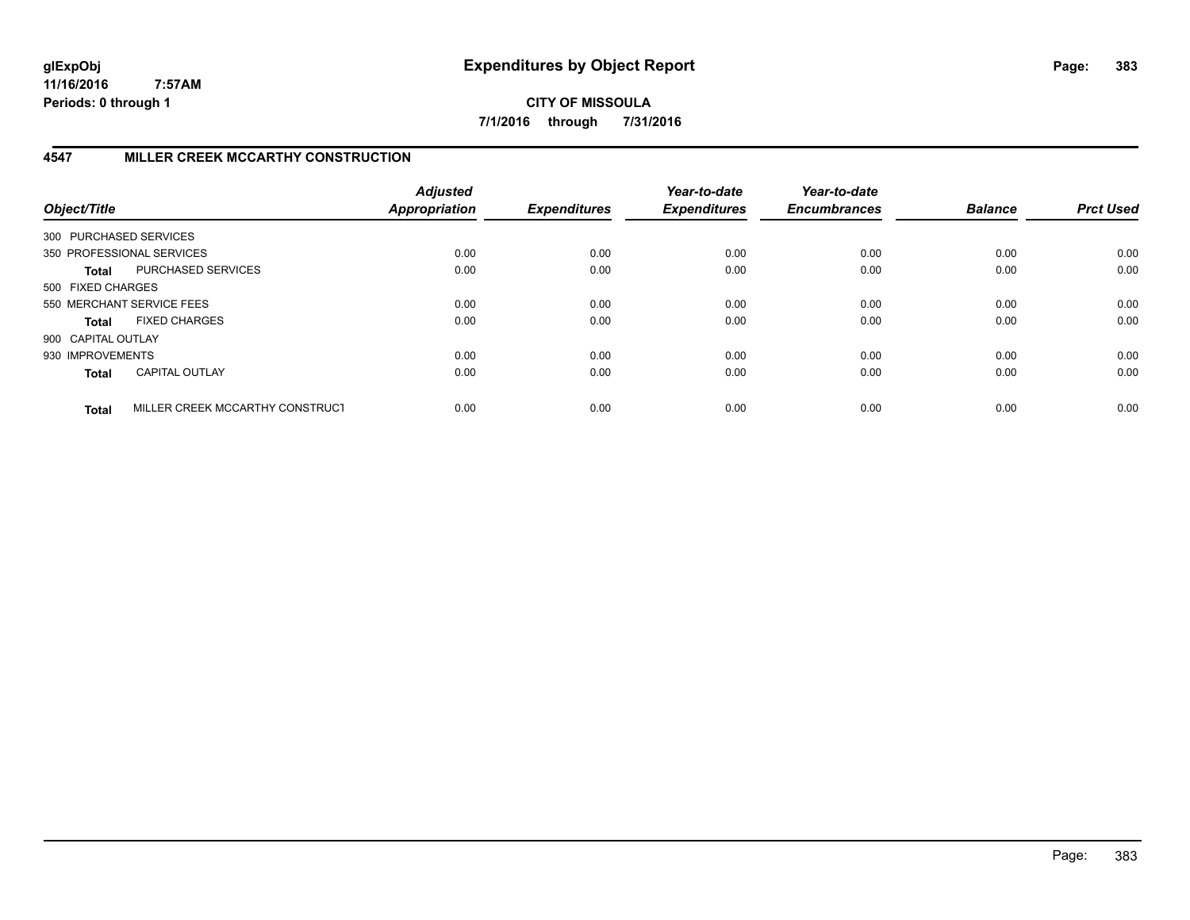# Expenditures by Object Report

glExpObj
11/16/2016 7:57AM
Periods: 0 through 1

**CITY OF MISSOULA**

**7/1/2016 through 7/31/2016**

## 4547 MILLER CREEK MCCARTHY CONSTRUCTION

| Object/Title | | Adjusted Appropriation | Expenditures | Year-to-date Expenditures | Year-to-date Encumbrances | Balance | Prct Used |
|---|---|---|---|---|---|---|---|
| 300 PURCHASED SERVICES | | | | | | | |
| 350 PROFESSIONAL SERVICES | | 0.00 | 0.00 | 0.00 | 0.00 | 0.00 | 0.00 |
| **Total** | PURCHASED SERVICES | 0.00 | 0.00 | 0.00 | 0.00 | 0.00 | 0.00 |
| 500 FIXED CHARGES | | | | | | | |
| 550 MERCHANT SERVICE FEES | | 0.00 | 0.00 | 0.00 | 0.00 | 0.00 | 0.00 |
| **Total** | FIXED CHARGES | 0.00 | 0.00 | 0.00 | 0.00 | 0.00 | 0.00 |
| 900 CAPITAL OUTLAY | | | | | | | |
| 930 IMPROVEMENTS | | 0.00 | 0.00 | 0.00 | 0.00 | 0.00 | 0.00 |
| **Total** | CAPITAL OUTLAY | 0.00 | 0.00 | 0.00 | 0.00 | 0.00 | 0.00 |
| **Total** | MILLER CREEK MCCARTHY CONSTRUCT | 0.00 | 0.00 | 0.00 | 0.00 | 0.00 | 0.00 |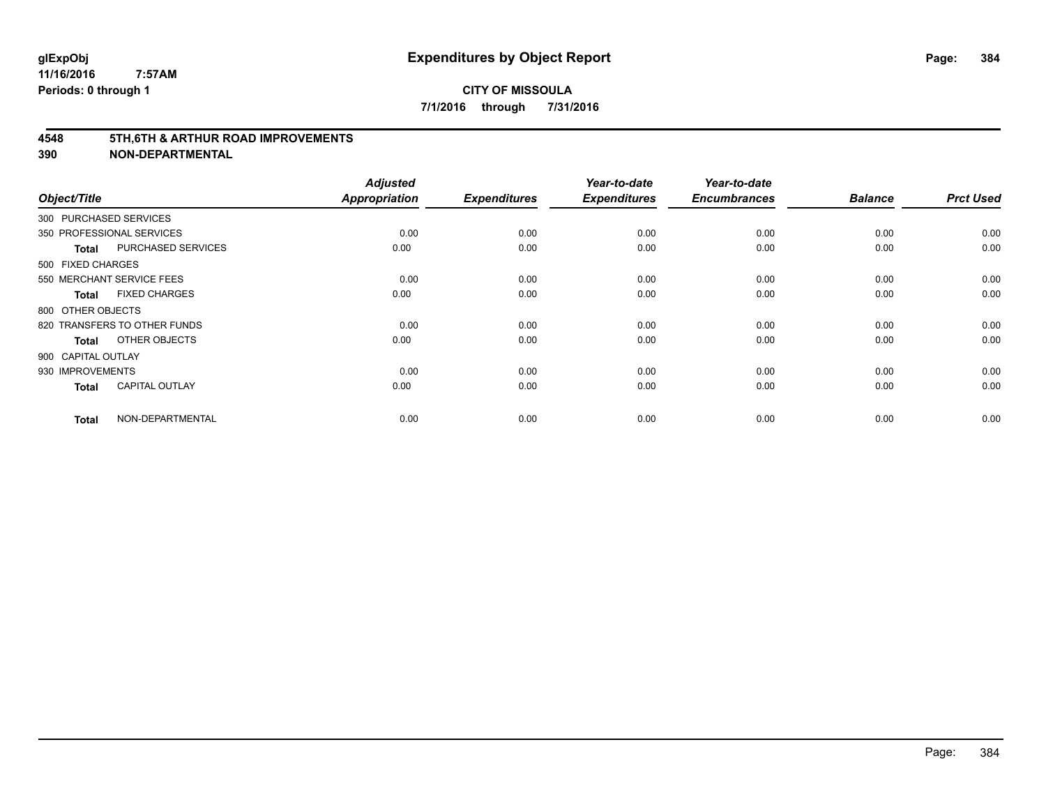# Expenditures by Object Report

**CITY OF MISSOULA**

**7/1/2016 through 7/31/2016**

glExpObj
11/16/2016 7:57AM
Periods: 0 through 1

## 4548 5TH,6TH & ARTHUR ROAD IMPROVEMENTS
## 390 NON-DEPARTMENTAL

| Object/Title | | Adjusted Appropriation | Expenditures | Year-to-date Expenditures | Year-to-date Encumbrances | Balance | Prct Used |
|---|---|---|---|---|---|---|---|
| 300 PURCHASED SERVICES | | | | | | | |
| 350 PROFESSIONAL SERVICES | | 0.00 | 0.00 | 0.00 | 0.00 | 0.00 | 0.00 |
| **Total** | PURCHASED SERVICES | 0.00 | 0.00 | 0.00 | 0.00 | 0.00 | 0.00 |
| 500 FIXED CHARGES | | | | | | | |
| 550 MERCHANT SERVICE FEES | | 0.00 | 0.00 | 0.00 | 0.00 | 0.00 | 0.00 |
| **Total** | FIXED CHARGES | 0.00 | 0.00 | 0.00 | 0.00 | 0.00 | 0.00 |
| 800 OTHER OBJECTS | | | | | | | |
| 820 TRANSFERS TO OTHER FUNDS | | 0.00 | 0.00 | 0.00 | 0.00 | 0.00 | 0.00 |
| **Total** | OTHER OBJECTS | 0.00 | 0.00 | 0.00 | 0.00 | 0.00 | 0.00 |
| 900 CAPITAL OUTLAY | | | | | | | |
| 930 IMPROVEMENTS | | 0.00 | 0.00 | 0.00 | 0.00 | 0.00 | 0.00 |
| **Total** | CAPITAL OUTLAY | 0.00 | 0.00 | 0.00 | 0.00 | 0.00 | 0.00 |
| **Total** | NON-DEPARTMENTAL | 0.00 | 0.00 | 0.00 | 0.00 | 0.00 | 0.00 |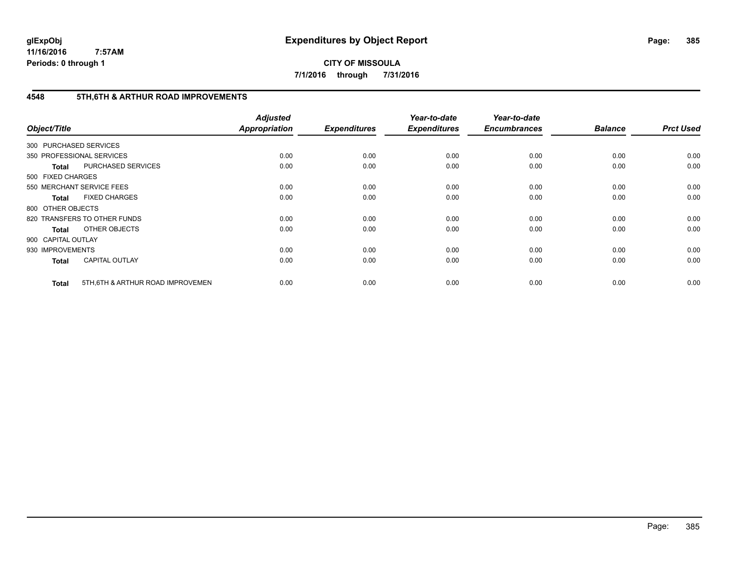# Expenditures by Object Report

glExpObj
11/16/2016 7:57AM
Periods: 0 through 1

**CITY OF MISSOULA**
**7/1/2016 through 7/31/2016**

## 4548 5TH,6TH & ARTHUR ROAD IMPROVEMENTS

| Object/Title | | Adjusted Appropriation | Expenditures | Year-to-date Expenditures | Year-to-date Encumbrances | Balance | Prct Used |
|---|---|---|---|---|---|---|---|
| 300 PURCHASED SERVICES | | | | | | | |
| 350 PROFESSIONAL SERVICES | | 0.00 | 0.00 | 0.00 | 0.00 | 0.00 | 0.00 |
| **Total** | PURCHASED SERVICES | 0.00 | 0.00 | 0.00 | 0.00 | 0.00 | 0.00 |
| 500 FIXED CHARGES | | | | | | | |
| 550 MERCHANT SERVICE FEES | | 0.00 | 0.00 | 0.00 | 0.00 | 0.00 | 0.00 |
| **Total** | FIXED CHARGES | 0.00 | 0.00 | 0.00 | 0.00 | 0.00 | 0.00 |
| 800 OTHER OBJECTS | | | | | | | |
| 820 TRANSFERS TO OTHER FUNDS | | 0.00 | 0.00 | 0.00 | 0.00 | 0.00 | 0.00 |
| **Total** | OTHER OBJECTS | 0.00 | 0.00 | 0.00 | 0.00 | 0.00 | 0.00 |
| 900 CAPITAL OUTLAY | | | | | | | |
| 930 IMPROVEMENTS | | 0.00 | 0.00 | 0.00 | 0.00 | 0.00 | 0.00 |
| **Total** | CAPITAL OUTLAY | 0.00 | 0.00 | 0.00 | 0.00 | 0.00 | 0.00 |
| **Total** | 5TH,6TH & ARTHUR ROAD IMPROVEMEN | 0.00 | 0.00 | 0.00 | 0.00 | 0.00 | 0.00 |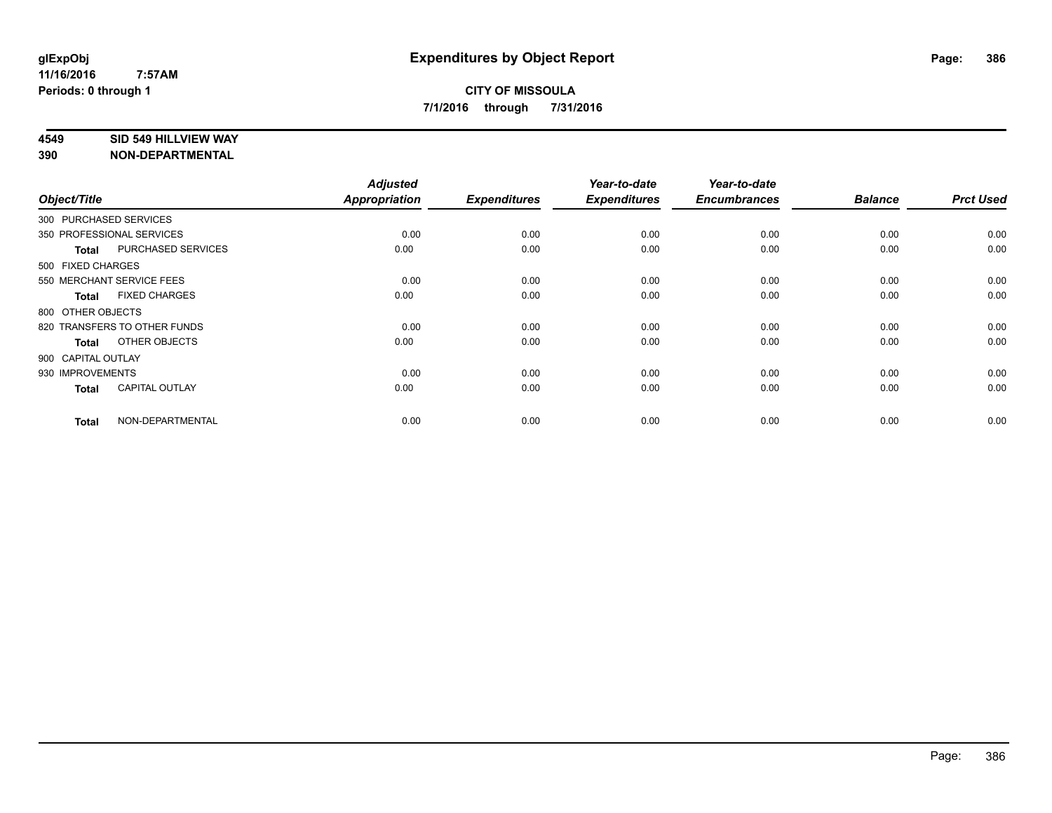**glExpObj**
**11/16/2016 7:57AM**
**Periods: 0 through 1**

# Expenditures by Object Report

**CITY OF MISSOULA**
**7/1/2016 through 7/31/2016**

**4549 SID 549 HILLVIEW WAY**
**390 NON-DEPARTMENTAL**

| Object/Title | Adjusted Appropriation | Expenditures | Year-to-date Expenditures | Year-to-date Encumbrances | Balance | Prct Used |
|---|---|---|---|---|---|---|
| 300 PURCHASED SERVICES | | | | | | |
| 350 PROFESSIONAL SERVICES | 0.00 | 0.00 | 0.00 | 0.00 | 0.00 | 0.00 |
| **Total** PURCHASED SERVICES | 0.00 | 0.00 | 0.00 | 0.00 | 0.00 | 0.00 |
| 500 FIXED CHARGES | | | | | | |
| 550 MERCHANT SERVICE FEES | 0.00 | 0.00 | 0.00 | 0.00 | 0.00 | 0.00 |
| **Total** FIXED CHARGES | 0.00 | 0.00 | 0.00 | 0.00 | 0.00 | 0.00 |
| 800 OTHER OBJECTS | | | | | | |
| 820 TRANSFERS TO OTHER FUNDS | 0.00 | 0.00 | 0.00 | 0.00 | 0.00 | 0.00 |
| **Total** OTHER OBJECTS | 0.00 | 0.00 | 0.00 | 0.00 | 0.00 | 0.00 |
| 900 CAPITAL OUTLAY | | | | | | |
| 930 IMPROVEMENTS | 0.00 | 0.00 | 0.00 | 0.00 | 0.00 | 0.00 |
| **Total** CAPITAL OUTLAY | 0.00 | 0.00 | 0.00 | 0.00 | 0.00 | 0.00 |
| **Total** NON-DEPARTMENTAL | 0.00 | 0.00 | 0.00 | 0.00 | 0.00 | 0.00 |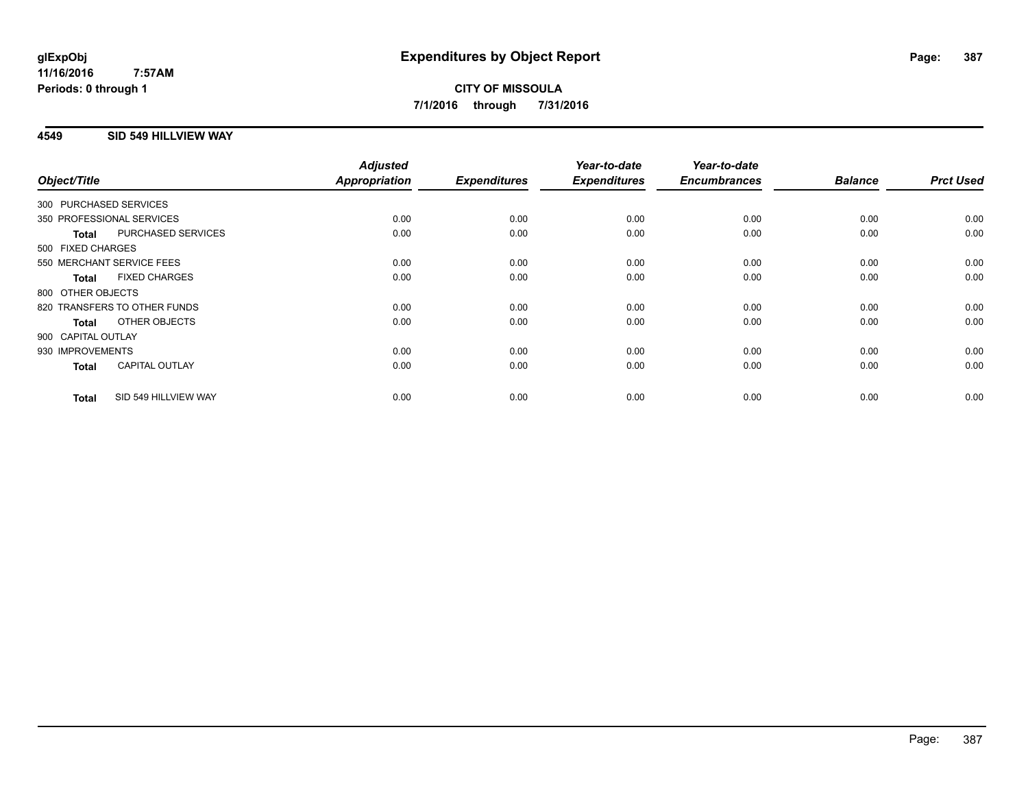**glExpObj**
**11/16/2016 7:57AM**
**Periods: 0 through 1**

# Expenditures by Object Report

**CITY OF MISSOULA**
**7/1/2016 through 7/31/2016**

## 4549 SID 549 HILLVIEW WAY

| Object/Title | | Adjusted Appropriation | Expenditures | Year-to-date Expenditures | Year-to-date Encumbrances | Balance | Prct Used |
|---|---|---|---|---|---|---|---|
| 300 PURCHASED SERVICES | | | | | | | |
| 350 PROFESSIONAL SERVICES | | 0.00 | 0.00 | 0.00 | 0.00 | 0.00 | 0.00 |
| **Total** | PURCHASED SERVICES | 0.00 | 0.00 | 0.00 | 0.00 | 0.00 | 0.00 |
| 500 FIXED CHARGES | | | | | | | |
| 550 MERCHANT SERVICE FEES | | 0.00 | 0.00 | 0.00 | 0.00 | 0.00 | 0.00 |
| **Total** | FIXED CHARGES | 0.00 | 0.00 | 0.00 | 0.00 | 0.00 | 0.00 |
| 800 OTHER OBJECTS | | | | | | | |
| 820 TRANSFERS TO OTHER FUNDS | | 0.00 | 0.00 | 0.00 | 0.00 | 0.00 | 0.00 |
| **Total** | OTHER OBJECTS | 0.00 | 0.00 | 0.00 | 0.00 | 0.00 | 0.00 |
| 900 CAPITAL OUTLAY | | | | | | | |
| 930 IMPROVEMENTS | | 0.00 | 0.00 | 0.00 | 0.00 | 0.00 | 0.00 |
| **Total** | CAPITAL OUTLAY | 0.00 | 0.00 | 0.00 | 0.00 | 0.00 | 0.00 |
| **Total** | SID 549 HILLVIEW WAY | 0.00 | 0.00 | 0.00 | 0.00 | 0.00 | 0.00 |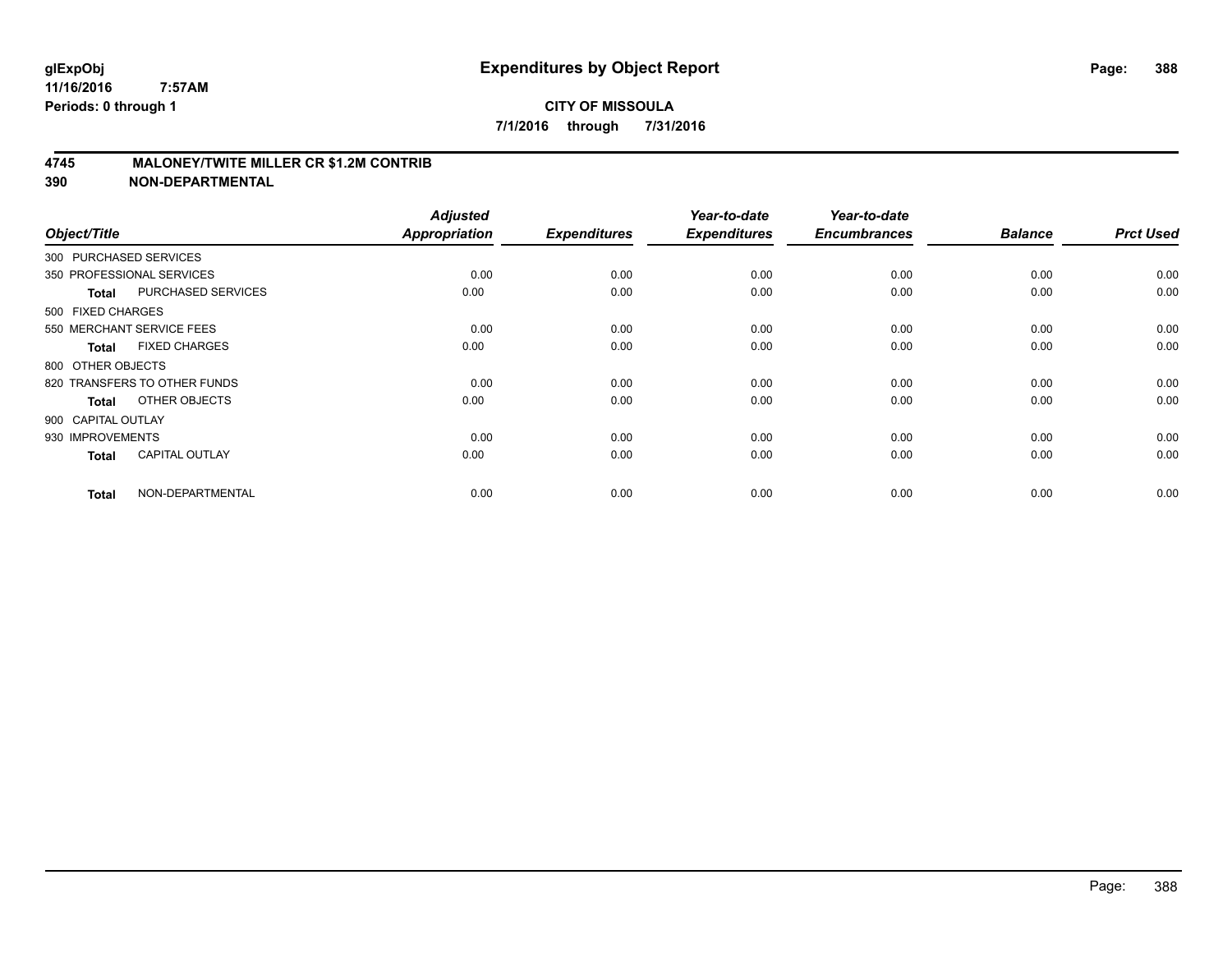# Expenditures by Object Report

**glExpObj**
**11/16/2016 7:57AM**
**Periods: 0 through 1**

**CITY OF MISSOULA**
**7/1/2016 through 7/31/2016**

## 4745 MALONEY/TWITE MILLER CR $1.2M CONTRIB
## 390 NON-DEPARTMENTAL

| Object/Title | | Adjusted Appropriation | Expenditures | Year-to-date Expenditures | Year-to-date Encumbrances | Balance | Prct Used |
|---|---|---|---|---|---|---|---|
| 300 PURCHASED SERVICES | | | | | | | |
| 350 PROFESSIONAL SERVICES | | 0.00 | 0.00 | 0.00 | 0.00 | 0.00 | 0.00 |
| **Total** | PURCHASED SERVICES | 0.00 | 0.00 | 0.00 | 0.00 | 0.00 | 0.00 |
| 500 FIXED CHARGES | | | | | | | |
| 550 MERCHANT SERVICE FEES | | 0.00 | 0.00 | 0.00 | 0.00 | 0.00 | 0.00 |
| **Total** | FIXED CHARGES | 0.00 | 0.00 | 0.00 | 0.00 | 0.00 | 0.00 |
| 800 OTHER OBJECTS | | | | | | | |
| 820 TRANSFERS TO OTHER FUNDS | | 0.00 | 0.00 | 0.00 | 0.00 | 0.00 | 0.00 |
| **Total** | OTHER OBJECTS | 0.00 | 0.00 | 0.00 | 0.00 | 0.00 | 0.00 |
| 900 CAPITAL OUTLAY | | | | | | | |
| 930 IMPROVEMENTS | | 0.00 | 0.00 | 0.00 | 0.00 | 0.00 | 0.00 |
| **Total** | CAPITAL OUTLAY | 0.00 | 0.00 | 0.00 | 0.00 | 0.00 | 0.00 |
| **Total** | NON-DEPARTMENTAL | 0.00 | 0.00 | 0.00 | 0.00 | 0.00 | 0.00 |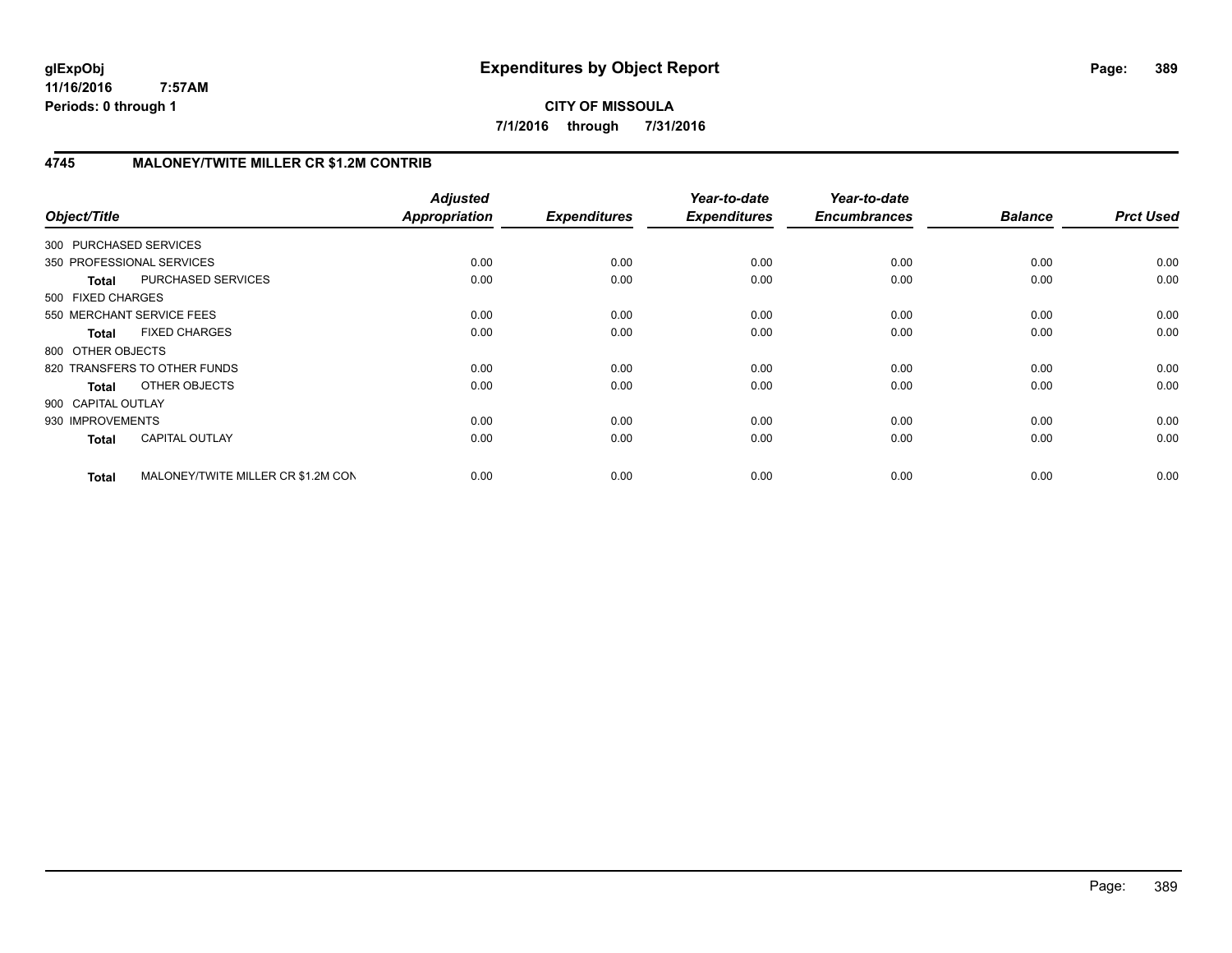# Expenditures by Object Report

**CITY OF MISSOULA**

**7/1/2016 through 7/31/2016**

glExpObj
11/16/2016 7:57AM
Periods: 0 through 1

## 4745 MALONEY/TWITE MILLER CR $1.2M CONTRIB

| Object/Title | | Adjusted Appropriation | Expenditures | Year-to-date Expenditures | Year-to-date Encumbrances | Balance | Prct Used |
|---|---|---|---|---|---|---|---|
| 300 PURCHASED SERVICES | | | | | | | |
| 350 PROFESSIONAL SERVICES | | 0.00 | 0.00 | 0.00 | 0.00 | 0.00 | 0.00 |
| **Total** | PURCHASED SERVICES | 0.00 | 0.00 | 0.00 | 0.00 | 0.00 | 0.00 |
| 500 FIXED CHARGES | | | | | | | |
| 550 MERCHANT SERVICE FEES | | 0.00 | 0.00 | 0.00 | 0.00 | 0.00 | 0.00 |
| **Total** | FIXED CHARGES | 0.00 | 0.00 | 0.00 | 0.00 | 0.00 | 0.00 |
| 800 OTHER OBJECTS | | | | | | | |
| 820 TRANSFERS TO OTHER FUNDS | | 0.00 | 0.00 | 0.00 | 0.00 | 0.00 | 0.00 |
| **Total** | OTHER OBJECTS | 0.00 | 0.00 | 0.00 | 0.00 | 0.00 | 0.00 |
| 900 CAPITAL OUTLAY | | | | | | | |
| 930 IMPROVEMENTS | | 0.00 | 0.00 | 0.00 | 0.00 | 0.00 | 0.00 |
| **Total** | CAPITAL OUTLAY | 0.00 | 0.00 | 0.00 | 0.00 | 0.00 | 0.00 |
| **Total** | MALONEY/TWITE MILLER CR $1.2M CON | 0.00 | 0.00 | 0.00 | 0.00 | 0.00 | 0.00 |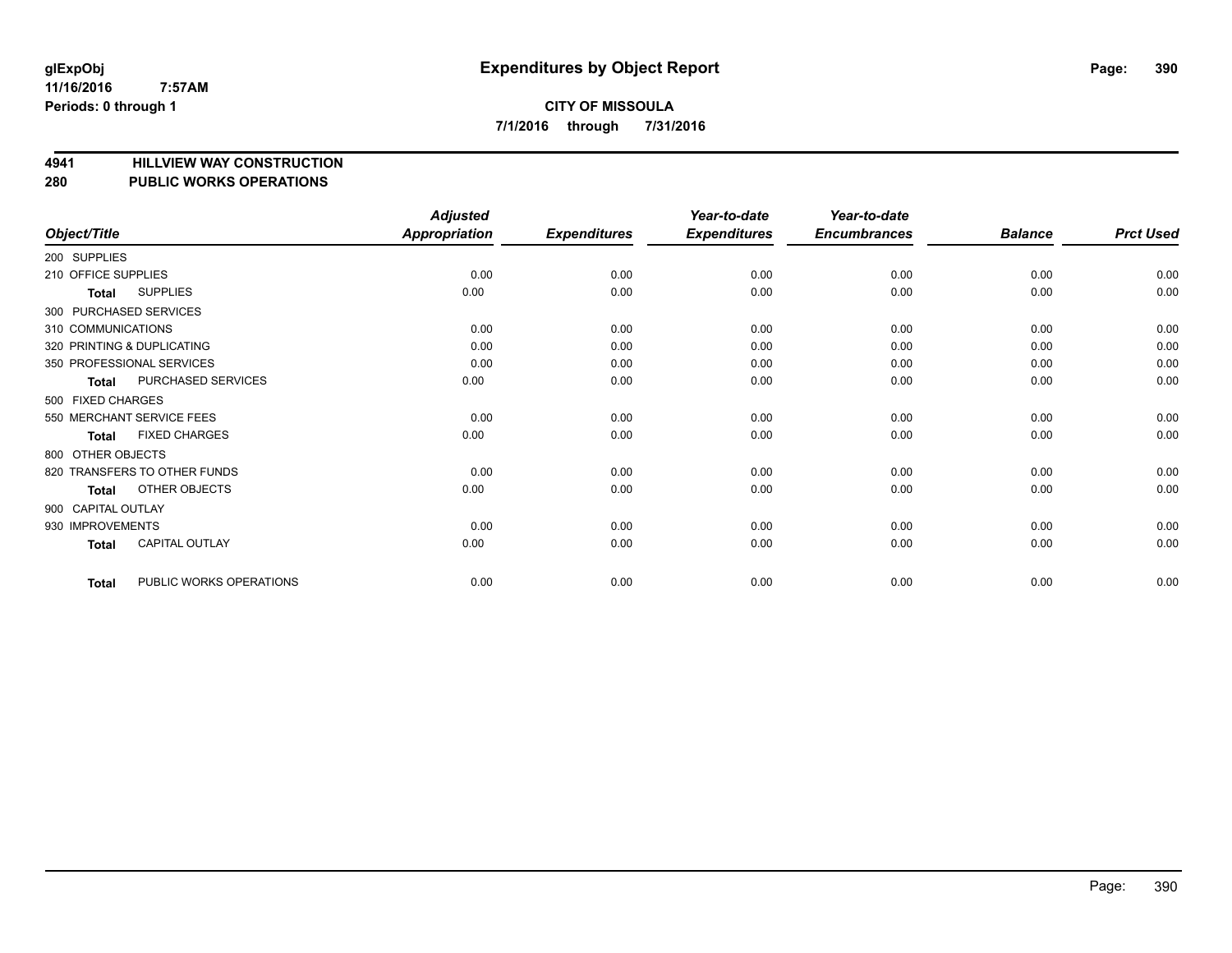# Expenditures by Object Report

glExpObj
11/16/2016 7:57AM
Periods: 0 through 1

**CITY OF MISSOULA**
**7/1/2016 through 7/31/2016**

## 4941 HILLVIEW WAY CONSTRUCTION
## 280 PUBLIC WORKS OPERATIONS

| Object/Title | Adjusted Appropriation | Expenditures | Year-to-date Expenditures | Year-to-date Encumbrances | Balance | Prct Used |
|---|---|---|---|---|---|---|
| 200 SUPPLIES | | | | | | |
| 210 OFFICE SUPPLIES | 0.00 | 0.00 | 0.00 | 0.00 | 0.00 | 0.00 |
| **Total** SUPPLIES | 0.00 | 0.00 | 0.00 | 0.00 | 0.00 | 0.00 |
| 300 PURCHASED SERVICES | | | | | | |
| 310 COMMUNICATIONS | 0.00 | 0.00 | 0.00 | 0.00 | 0.00 | 0.00 |
| 320 PRINTING & DUPLICATING | 0.00 | 0.00 | 0.00 | 0.00 | 0.00 | 0.00 |
| 350 PROFESSIONAL SERVICES | 0.00 | 0.00 | 0.00 | 0.00 | 0.00 | 0.00 |
| **Total** PURCHASED SERVICES | 0.00 | 0.00 | 0.00 | 0.00 | 0.00 | 0.00 |
| 500 FIXED CHARGES | | | | | | |
| 550 MERCHANT SERVICE FEES | 0.00 | 0.00 | 0.00 | 0.00 | 0.00 | 0.00 |
| **Total** FIXED CHARGES | 0.00 | 0.00 | 0.00 | 0.00 | 0.00 | 0.00 |
| 800 OTHER OBJECTS | | | | | | |
| 820 TRANSFERS TO OTHER FUNDS | 0.00 | 0.00 | 0.00 | 0.00 | 0.00 | 0.00 |
| **Total** OTHER OBJECTS | 0.00 | 0.00 | 0.00 | 0.00 | 0.00 | 0.00 |
| 900 CAPITAL OUTLAY | | | | | | |
| 930 IMPROVEMENTS | 0.00 | 0.00 | 0.00 | 0.00 | 0.00 | 0.00 |
| **Total** CAPITAL OUTLAY | 0.00 | 0.00 | 0.00 | 0.00 | 0.00 | 0.00 |
| **Total** PUBLIC WORKS OPERATIONS | 0.00 | 0.00 | 0.00 | 0.00 | 0.00 | 0.00 |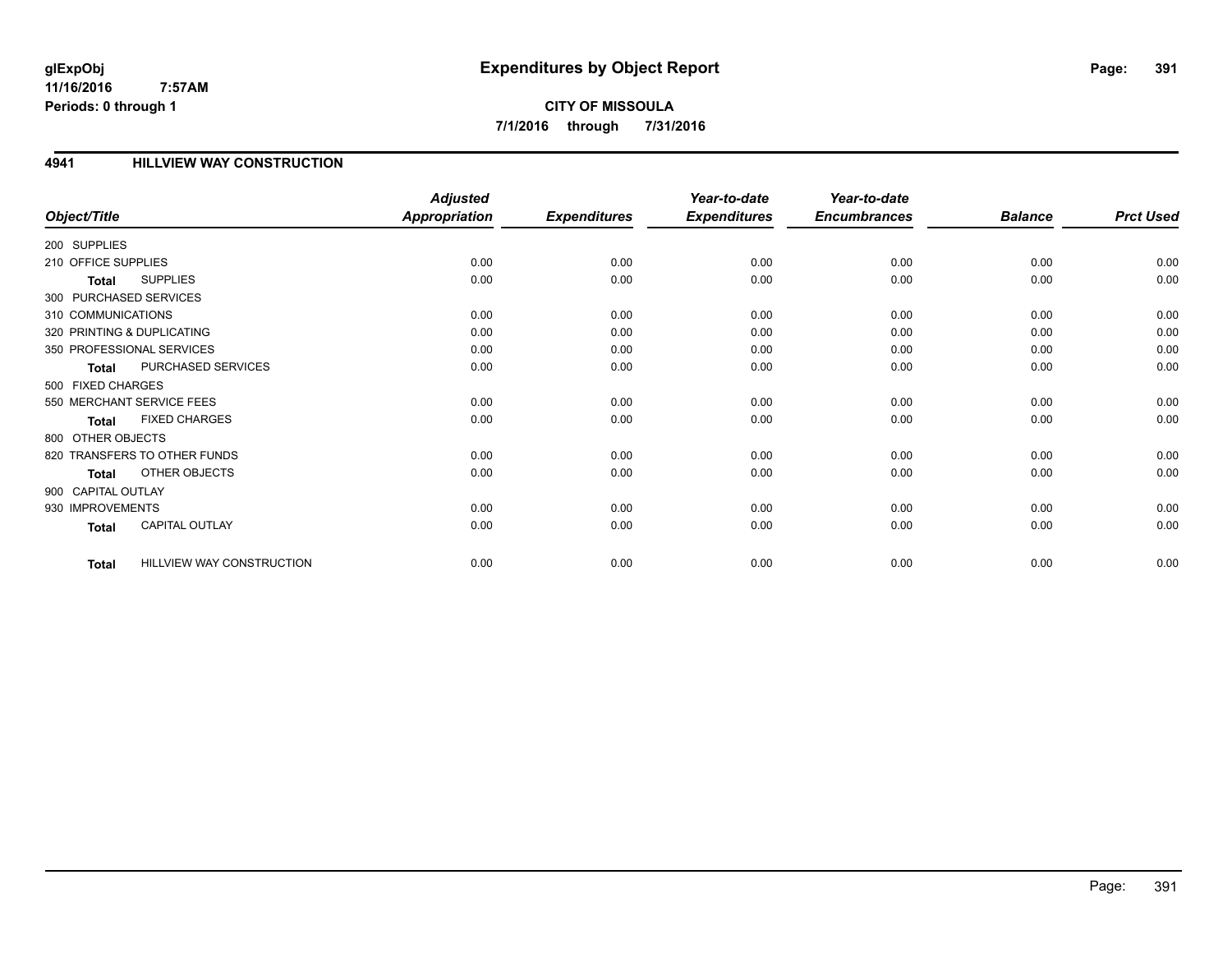# Expenditures by Object Report

glExpObj
11/16/2016 7:57AM
Periods: 0 through 1

**CITY OF MISSOULA**
**7/1/2016 through 7/31/2016**

## 4941 HILLVIEW WAY CONSTRUCTION

| Object/Title | Adjusted Appropriation | Expenditures | Year-to-date Expenditures | Year-to-date Encumbrances | Balance | Prct Used |
|---|---|---|---|---|---|---|
| 200 SUPPLIES | | | | | | |
| 210 OFFICE SUPPLIES | 0.00 | 0.00 | 0.00 | 0.00 | 0.00 | 0.00 |
| **Total** SUPPLIES | 0.00 | 0.00 | 0.00 | 0.00 | 0.00 | 0.00 |
| 300 PURCHASED SERVICES | | | | | | |
| 310 COMMUNICATIONS | 0.00 | 0.00 | 0.00 | 0.00 | 0.00 | 0.00 |
| 320 PRINTING & DUPLICATING | 0.00 | 0.00 | 0.00 | 0.00 | 0.00 | 0.00 |
| 350 PROFESSIONAL SERVICES | 0.00 | 0.00 | 0.00 | 0.00 | 0.00 | 0.00 |
| **Total** PURCHASED SERVICES | 0.00 | 0.00 | 0.00 | 0.00 | 0.00 | 0.00 |
| 500 FIXED CHARGES | | | | | | |
| 550 MERCHANT SERVICE FEES | 0.00 | 0.00 | 0.00 | 0.00 | 0.00 | 0.00 |
| **Total** FIXED CHARGES | 0.00 | 0.00 | 0.00 | 0.00 | 0.00 | 0.00 |
| 800 OTHER OBJECTS | | | | | | |
| 820 TRANSFERS TO OTHER FUNDS | 0.00 | 0.00 | 0.00 | 0.00 | 0.00 | 0.00 |
| **Total** OTHER OBJECTS | 0.00 | 0.00 | 0.00 | 0.00 | 0.00 | 0.00 |
| 900 CAPITAL OUTLAY | | | | | | |
| 930 IMPROVEMENTS | 0.00 | 0.00 | 0.00 | 0.00 | 0.00 | 0.00 |
| **Total** CAPITAL OUTLAY | 0.00 | 0.00 | 0.00 | 0.00 | 0.00 | 0.00 |
| **Total** HILLVIEW WAY CONSTRUCTION | 0.00 | 0.00 | 0.00 | 0.00 | 0.00 | 0.00 |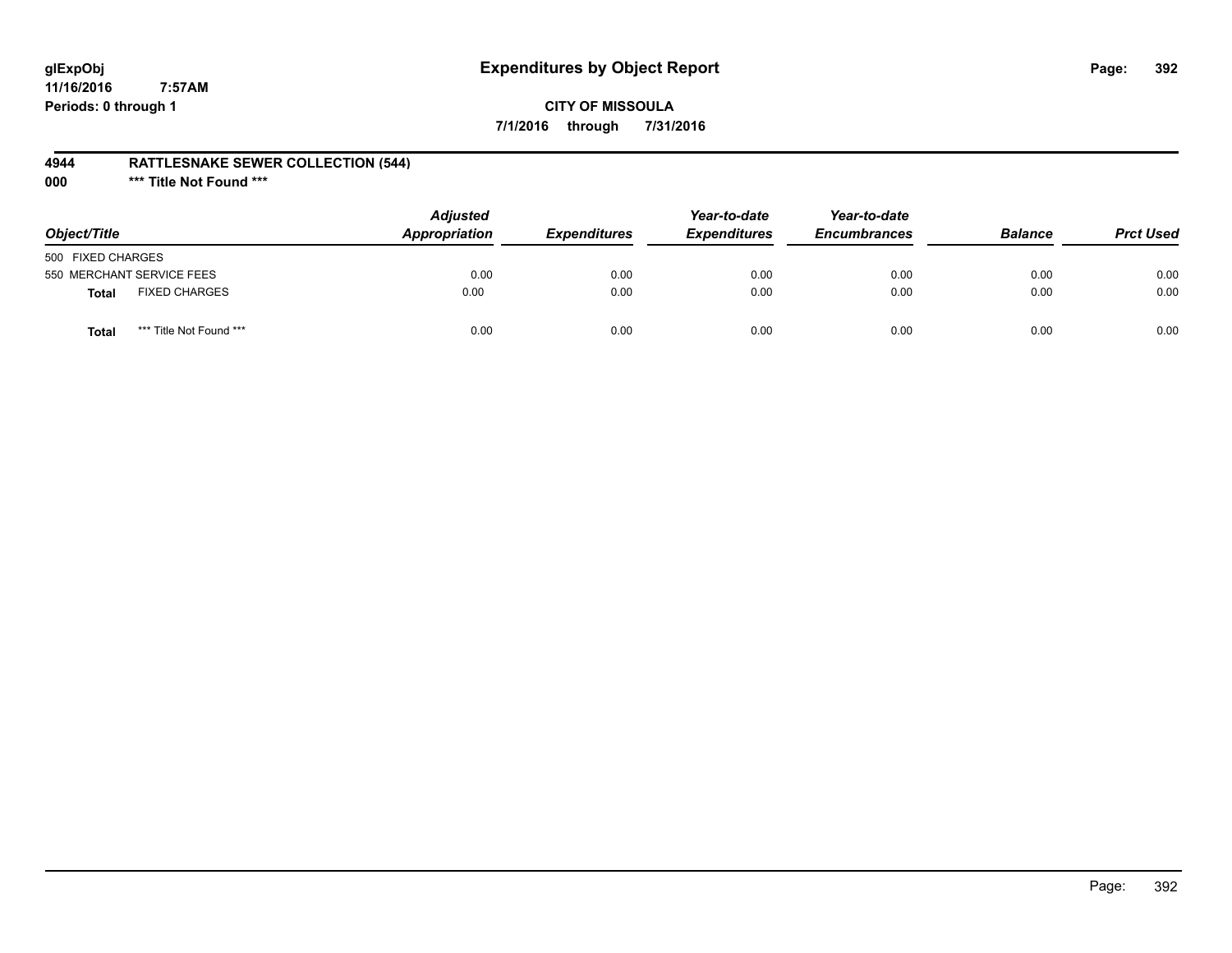**glExpObj**
**11/16/2016 7:57AM**
**Periods: 0 through 1**

# Expenditures by Object Report

**CITY OF MISSOULA**
**7/1/2016 through 7/31/2016**

**4944 RATTLESNAKE SEWER COLLECTION (544)**
**000 \*\*\* Title Not Found \*\*\***

| Object/Title | | Adjusted Appropriation | Expenditures | Year-to-date Expenditures | Year-to-date Encumbrances | Balance | Prct Used |
|---|---|---|---|---|---|---|---|
| 500 FIXED CHARGES | | | | | | | |
| 550 MERCHANT SERVICE FEES | | 0.00 | 0.00 | 0.00 | 0.00 | 0.00 | 0.00 |
| **Total** | FIXED CHARGES | 0.00 | 0.00 | 0.00 | 0.00 | 0.00 | 0.00 |
| **Total** | *** Title Not Found *** | 0.00 | 0.00 | 0.00 | 0.00 | 0.00 | 0.00 |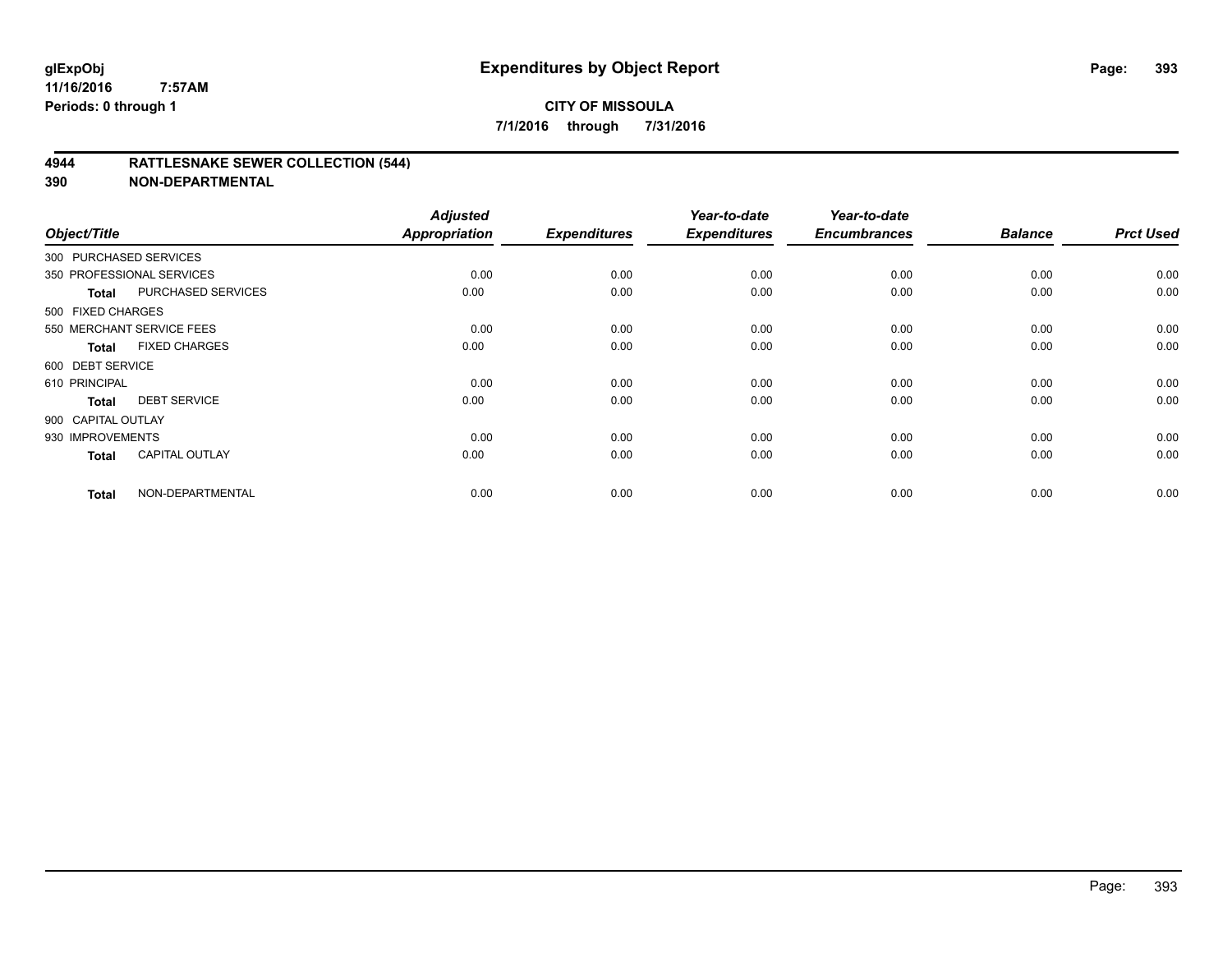glExpObj
11/16/2016 7:57AM
Periods: 0 through 1

# Expenditures by Object Report

**CITY OF MISSOULA**

**7/1/2016 through 7/31/2016**

## 4944 RATTLESNAKE SEWER COLLECTION (544)

## 390 NON-DEPARTMENTAL

| Object/Title | | Adjusted Appropriation | Expenditures | Year-to-date Expenditures | Year-to-date Encumbrances | Balance | Prct Used |
|---|---|---|---|---|---|---|---|
| 300 PURCHASED SERVICES | | | | | | | |
| 350 PROFESSIONAL SERVICES | | 0.00 | 0.00 | 0.00 | 0.00 | 0.00 | 0.00 |
| Total | PURCHASED SERVICES | 0.00 | 0.00 | 0.00 | 0.00 | 0.00 | 0.00 |
| 500 FIXED CHARGES | | | | | | | |
| 550 MERCHANT SERVICE FEES | | 0.00 | 0.00 | 0.00 | 0.00 | 0.00 | 0.00 |
| Total | FIXED CHARGES | 0.00 | 0.00 | 0.00 | 0.00 | 0.00 | 0.00 |
| 600 DEBT SERVICE | | | | | | | |
| 610 PRINCIPAL | | 0.00 | 0.00 | 0.00 | 0.00 | 0.00 | 0.00 |
| Total | DEBT SERVICE | 0.00 | 0.00 | 0.00 | 0.00 | 0.00 | 0.00 |
| 900 CAPITAL OUTLAY | | | | | | | |
| 930 IMPROVEMENTS | | 0.00 | 0.00 | 0.00 | 0.00 | 0.00 | 0.00 |
| Total | CAPITAL OUTLAY | 0.00 | 0.00 | 0.00 | 0.00 | 0.00 | 0.00 |
| Total | NON-DEPARTMENTAL | 0.00 | 0.00 | 0.00 | 0.00 | 0.00 | 0.00 |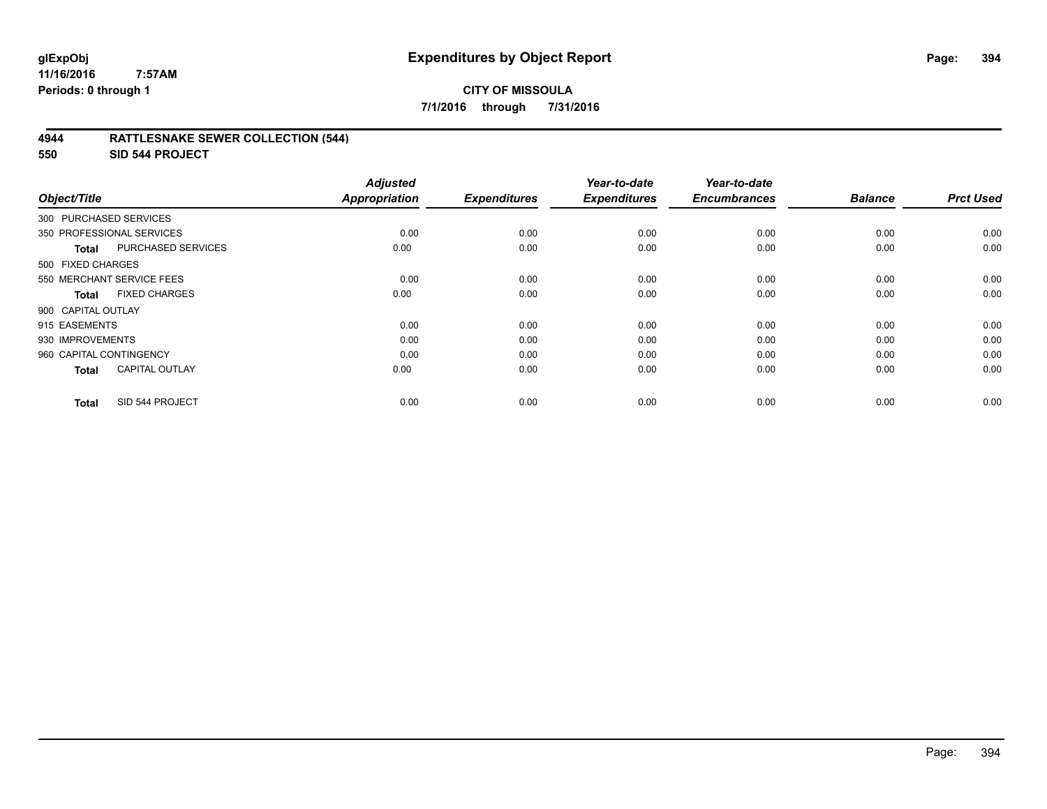**CITY OF MISSOULA**

**7/1/2016 through 7/31/2016**

# Expenditures by Object Report

glExpObj
11/16/2016 7:57AM
Periods: 0 through 1

**4944 RATTLESNAKE SEWER COLLECTION (544)**

**550 SID 544 PROJECT**

| Object/Title | | Adjusted Appropriation | Expenditures | Year-to-date Expenditures | Year-to-date Encumbrances | Balance | Prct Used |
|---|---|---|---|---|---|---|---|
| 300 PURCHASED SERVICES | | | | | | | |
| 350 PROFESSIONAL SERVICES | | 0.00 | 0.00 | 0.00 | 0.00 | 0.00 | 0.00 |
| **Total** | PURCHASED SERVICES | 0.00 | 0.00 | 0.00 | 0.00 | 0.00 | 0.00 |
| 500 FIXED CHARGES | | | | | | | |
| 550 MERCHANT SERVICE FEES | | 0.00 | 0.00 | 0.00 | 0.00 | 0.00 | 0.00 |
| **Total** | FIXED CHARGES | 0.00 | 0.00 | 0.00 | 0.00 | 0.00 | 0.00 |
| 900 CAPITAL OUTLAY | | | | | | | |
| 915 EASEMENTS | | 0.00 | 0.00 | 0.00 | 0.00 | 0.00 | 0.00 |
| 930 IMPROVEMENTS | | 0.00 | 0.00 | 0.00 | 0.00 | 0.00 | 0.00 |
| 960 CAPITAL CONTINGENCY | | 0.00 | 0.00 | 0.00 | 0.00 | 0.00 | 0.00 |
| **Total** | CAPITAL OUTLAY | 0.00 | 0.00 | 0.00 | 0.00 | 0.00 | 0.00 |
| **Total** | SID 544 PROJECT | 0.00 | 0.00 | 0.00 | 0.00 | 0.00 | 0.00 |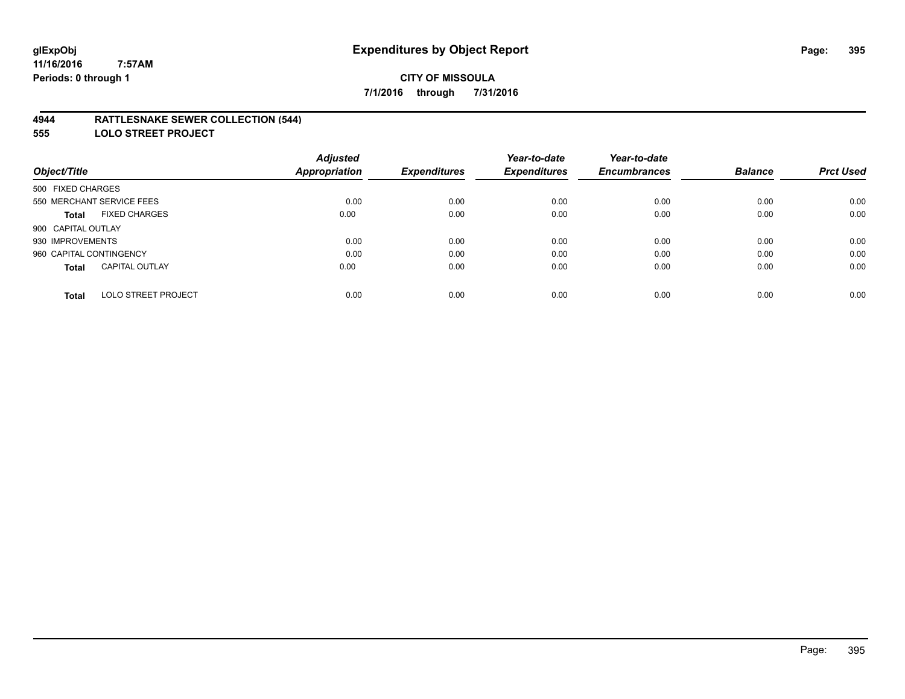# Expenditures by Object Report

glExpObj
11/16/2016 7:57AM
Periods: 0 through 1

**CITY OF MISSOULA**

**7/1/2016 through 7/31/2016**

## 4944 RATTLESNAKE SEWER COLLECTION (544)
## 555 LOLO STREET PROJECT

| Object/Title | Adjusted Appropriation | Expenditures | Year-to-date Expenditures | Year-to-date Encumbrances | Balance | Prct Used |
|---|---|---|---|---|---|---|
| 500 FIXED CHARGES | | | | | | |
| 550 MERCHANT SERVICE FEES | 0.00 | 0.00 | 0.00 | 0.00 | 0.00 | 0.00 |
| **Total** FIXED CHARGES | 0.00 | 0.00 | 0.00 | 0.00 | 0.00 | 0.00 |
| 900 CAPITAL OUTLAY | | | | | | |
| 930 IMPROVEMENTS | 0.00 | 0.00 | 0.00 | 0.00 | 0.00 | 0.00 |
| 960 CAPITAL CONTINGENCY | 0.00 | 0.00 | 0.00 | 0.00 | 0.00 | 0.00 |
| **Total** CAPITAL OUTLAY | 0.00 | 0.00 | 0.00 | 0.00 | 0.00 | 0.00 |
| **Total** LOLO STREET PROJECT | 0.00 | 0.00 | 0.00 | 0.00 | 0.00 | 0.00 |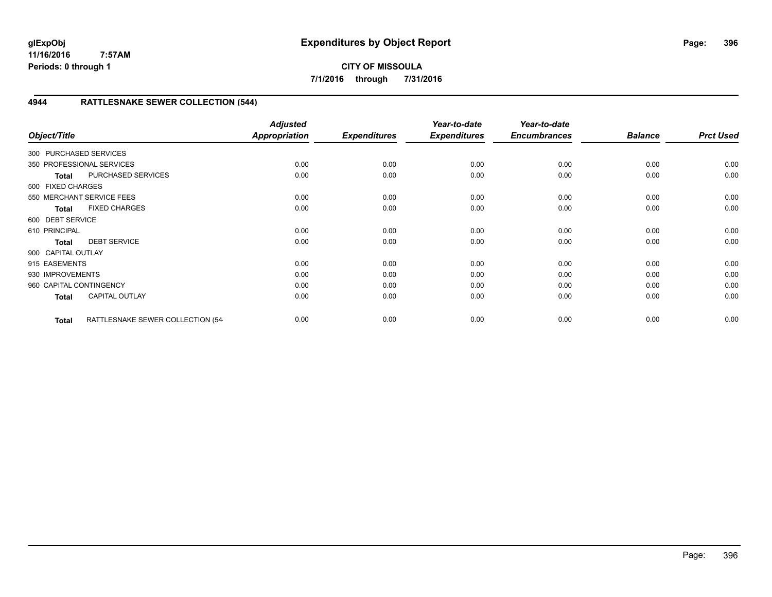**glExpObj**
**11/16/2016 7:57AM**
**Periods: 0 through 1**

# Expenditures by Object Report

**CITY OF MISSOULA**
**7/1/2016 through 7/31/2016**

## 4944 RATTLESNAKE SEWER COLLECTION (544)

| Object/Title | | Adjusted Appropriation | Expenditures | Year-to-date Expenditures | Year-to-date Encumbrances | Balance | Prct Used |
|---|---|---|---|---|---|---|---|
| 300 PURCHASED SERVICES | | | | | | | |
| 350 PROFESSIONAL SERVICES | | 0.00 | 0.00 | 0.00 | 0.00 | 0.00 | 0.00 |
| **Total** | PURCHASED SERVICES | 0.00 | 0.00 | 0.00 | 0.00 | 0.00 | 0.00 |
| 500 FIXED CHARGES | | | | | | | |
| 550 MERCHANT SERVICE FEES | | 0.00 | 0.00 | 0.00 | 0.00 | 0.00 | 0.00 |
| **Total** | FIXED CHARGES | 0.00 | 0.00 | 0.00 | 0.00 | 0.00 | 0.00 |
| 600 DEBT SERVICE | | | | | | | |
| 610 PRINCIPAL | | 0.00 | 0.00 | 0.00 | 0.00 | 0.00 | 0.00 |
| **Total** | DEBT SERVICE | 0.00 | 0.00 | 0.00 | 0.00 | 0.00 | 0.00 |
| 900 CAPITAL OUTLAY | | | | | | | |
| 915 EASEMENTS | | 0.00 | 0.00 | 0.00 | 0.00 | 0.00 | 0.00 |
| 930 IMPROVEMENTS | | 0.00 | 0.00 | 0.00 | 0.00 | 0.00 | 0.00 |
| 960 CAPITAL CONTINGENCY | | 0.00 | 0.00 | 0.00 | 0.00 | 0.00 | 0.00 |
| **Total** | CAPITAL OUTLAY | 0.00 | 0.00 | 0.00 | 0.00 | 0.00 | 0.00 |
| **Total** | RATTLESNAKE SEWER COLLECTION (54 | 0.00 | 0.00 | 0.00 | 0.00 | 0.00 | 0.00 |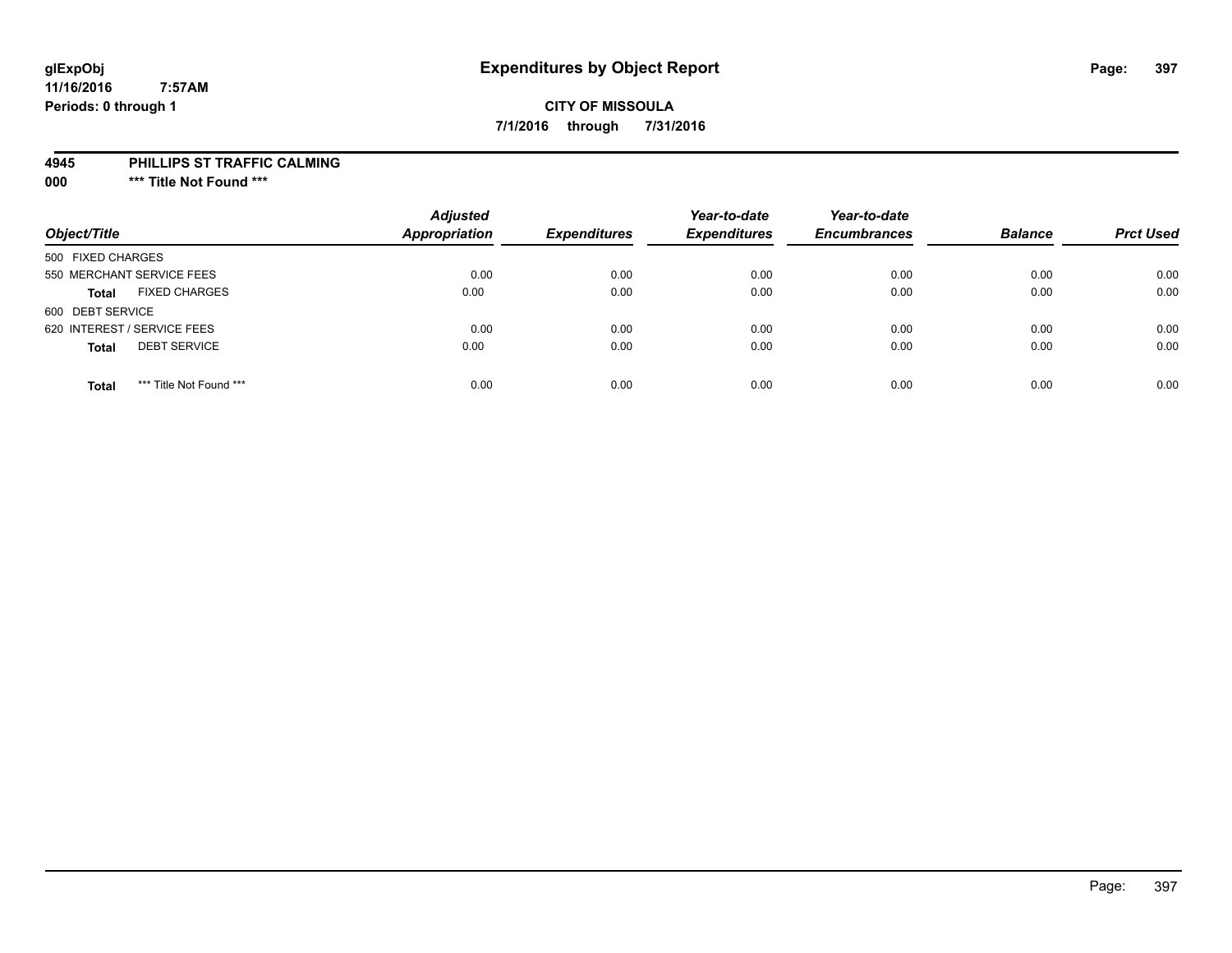# Expenditures by Object Report

glExpObj
11/16/2016 7:57AM
Periods: 0 through 1

**CITY OF MISSOULA**
**7/1/2016 through 7/31/2016**

**4945 PHILLIPS ST TRAFFIC CALMING**
**000 *** Title Not Found *****

| Object/Title | | Adjusted Appropriation | Expenditures | Year-to-date Expenditures | Year-to-date Encumbrances | Balance | Prct Used |
|---|---|---|---|---|---|---|---|
| 500 FIXED CHARGES | | | | | | | |
| 550 MERCHANT SERVICE FEES | | 0.00 | 0.00 | 0.00 | 0.00 | 0.00 | 0.00 |
| **Total** | FIXED CHARGES | 0.00 | 0.00 | 0.00 | 0.00 | 0.00 | 0.00 |
| 600 DEBT SERVICE | | | | | | | |
| 620 INTEREST / SERVICE FEES | | 0.00 | 0.00 | 0.00 | 0.00 | 0.00 | 0.00 |
| **Total** | DEBT SERVICE | 0.00 | 0.00 | 0.00 | 0.00 | 0.00 | 0.00 |
| **Total** | *** Title Not Found *** | 0.00 | 0.00 | 0.00 | 0.00 | 0.00 | 0.00 |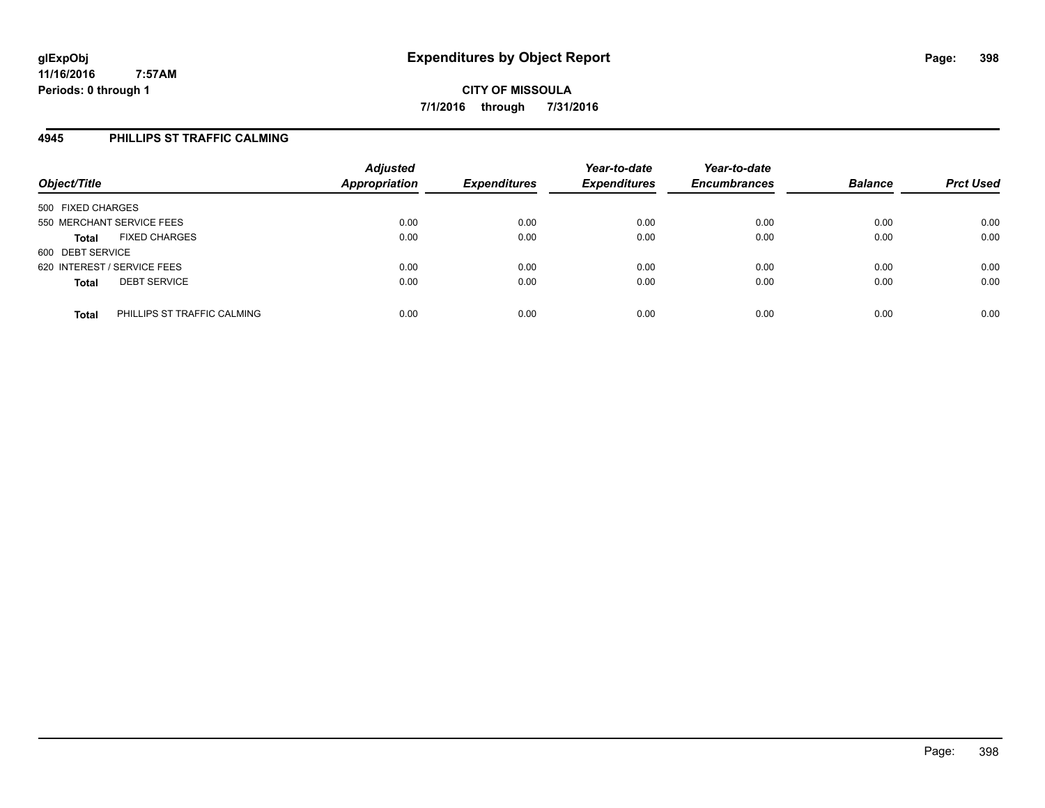**glExpObj**
**11/16/2016 7:57AM**
**Periods: 0 through 1**

# Expenditures by Object Report

**CITY OF MISSOULA**
**7/1/2016 through 7/31/2016**

## 4945 PHILLIPS ST TRAFFIC CALMING

| Object/Title | Adjusted Appropriation | Expenditures | Year-to-date Expenditures | Year-to-date Encumbrances | Balance | Prct Used |
|---|---|---|---|---|---|---|
| 500 FIXED CHARGES | | | | | | |
| 550 MERCHANT SERVICE FEES | 0.00 | 0.00 | 0.00 | 0.00 | 0.00 | 0.00 |
| **Total** FIXED CHARGES | 0.00 | 0.00 | 0.00 | 0.00 | 0.00 | 0.00 |
| 600 DEBT SERVICE | | | | | | |
| 620 INTEREST / SERVICE FEES | 0.00 | 0.00 | 0.00 | 0.00 | 0.00 | 0.00 |
| **Total** DEBT SERVICE | 0.00 | 0.00 | 0.00 | 0.00 | 0.00 | 0.00 |
| **Total** PHILLIPS ST TRAFFIC CALMING | 0.00 | 0.00 | 0.00 | 0.00 | 0.00 | 0.00 |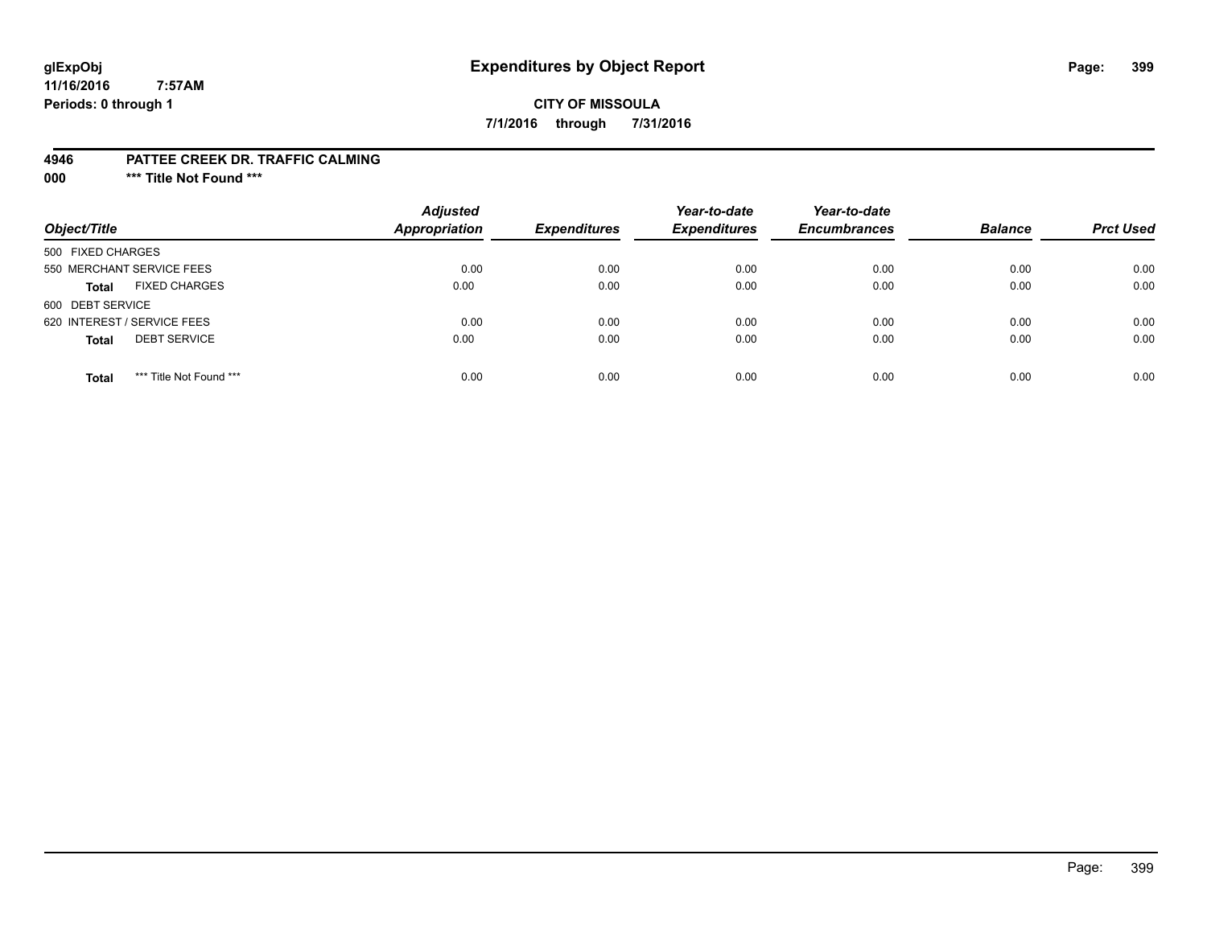**glExpObj**
**11/16/2016 7:57AM**
**Periods: 0 through 1**

# Expenditures by Object Report

**CITY OF MISSOULA**
**7/1/2016 through 7/31/2016**

**4946 PATTEE CREEK DR. TRAFFIC CALMING**
**000 \*\*\* Title Not Found \*\*\***

| Object/Title | Adjusted Appropriation | Expenditures | Year-to-date Expenditures | Year-to-date Encumbrances | Balance | Prct Used |
|---|---|---|---|---|---|---|
| 500 FIXED CHARGES | | | | | | |
| 550 MERCHANT SERVICE FEES | 0.00 | 0.00 | 0.00 | 0.00 | 0.00 | 0.00 |
| **Total** FIXED CHARGES | 0.00 | 0.00 | 0.00 | 0.00 | 0.00 | 0.00 |
| 600 DEBT SERVICE | | | | | | |
| 620 INTEREST / SERVICE FEES | 0.00 | 0.00 | 0.00 | 0.00 | 0.00 | 0.00 |
| **Total** DEBT SERVICE | 0.00 | 0.00 | 0.00 | 0.00 | 0.00 | 0.00 |
| **Total** *** Title Not Found *** | 0.00 | 0.00 | 0.00 | 0.00 | 0.00 | 0.00 |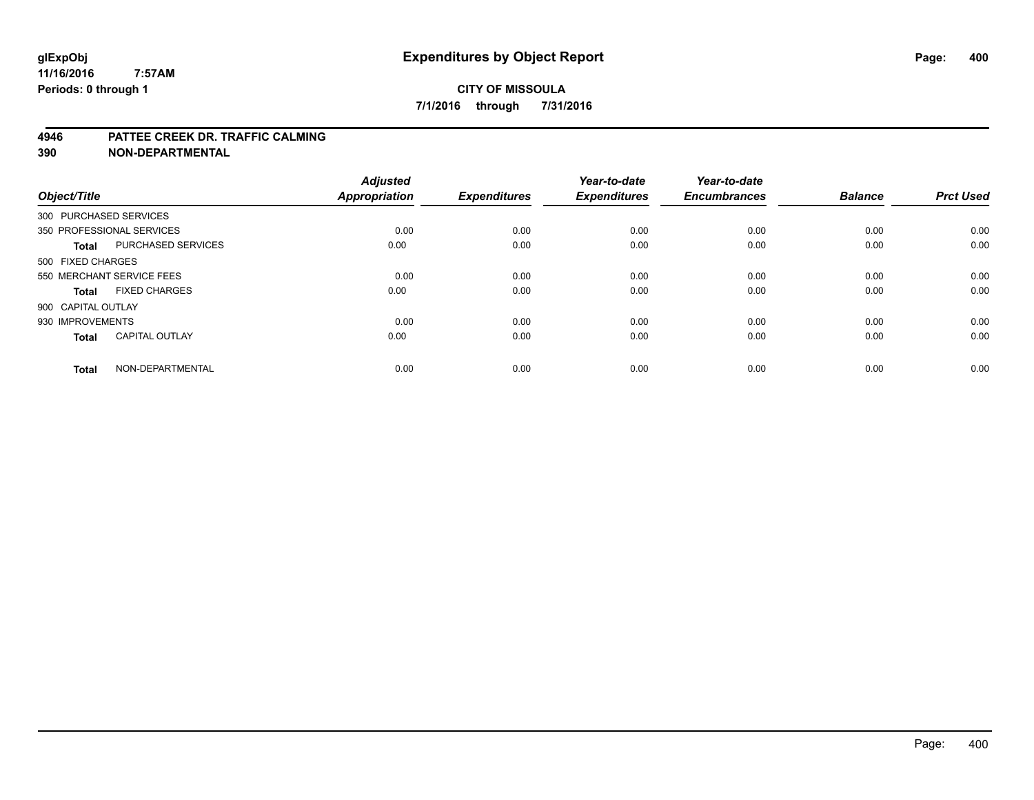glExpObj
11/16/2016 7:57AM
Periods: 0 through 1

# Expenditures by Object Report

**CITY OF MISSOULA**

**7/1/2016 through 7/31/2016**

**4946 PATTEE CREEK DR. TRAFFIC CALMING**
**390 NON-DEPARTMENTAL**

| Object/Title | | Adjusted Appropriation | Expenditures | Year-to-date Expenditures | Year-to-date Encumbrances | Balance | Prct Used |
|---|---|---|---|---|---|---|---|
| 300 PURCHASED SERVICES | | | | | | | |
| 350 PROFESSIONAL SERVICES | | 0.00 | 0.00 | 0.00 | 0.00 | 0.00 | 0.00 |
| **Total** | PURCHASED SERVICES | 0.00 | 0.00 | 0.00 | 0.00 | 0.00 | 0.00 |
| 500 FIXED CHARGES | | | | | | | |
| 550 MERCHANT SERVICE FEES | | 0.00 | 0.00 | 0.00 | 0.00 | 0.00 | 0.00 |
| **Total** | FIXED CHARGES | 0.00 | 0.00 | 0.00 | 0.00 | 0.00 | 0.00 |
| 900 CAPITAL OUTLAY | | | | | | | |
| 930 IMPROVEMENTS | | 0.00 | 0.00 | 0.00 | 0.00 | 0.00 | 0.00 |
| **Total** | CAPITAL OUTLAY | 0.00 | 0.00 | 0.00 | 0.00 | 0.00 | 0.00 |
| **Total** | NON-DEPARTMENTAL | 0.00 | 0.00 | 0.00 | 0.00 | 0.00 | 0.00 |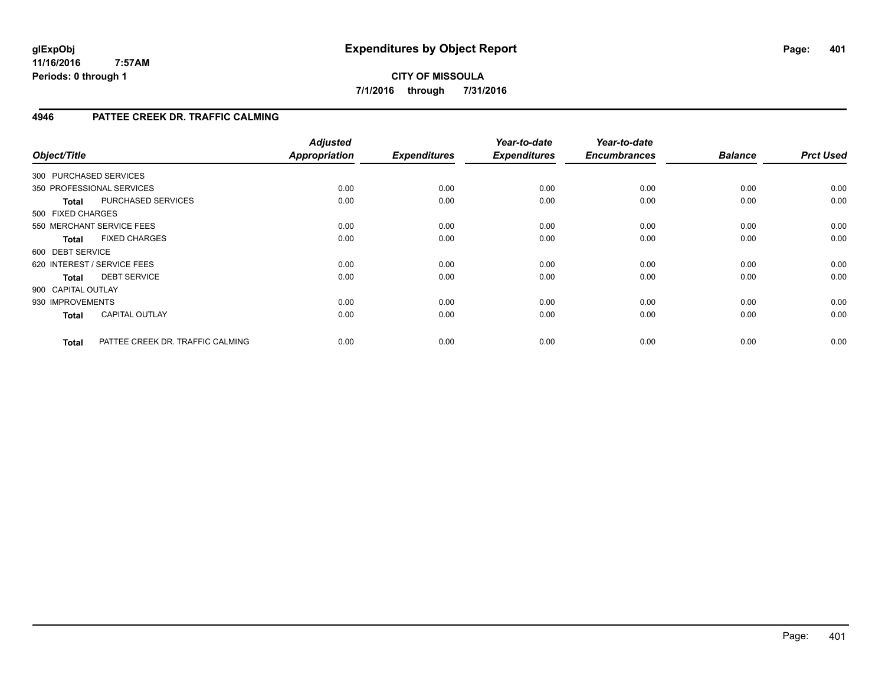# Expenditures by Object Report

**glExpObj**
**11/16/2016 7:57AM**
**Periods: 0 through 1**

**CITY OF MISSOULA**
**7/1/2016 through 7/31/2016**

## 4946 PATTEE CREEK DR. TRAFFIC CALMING

| Object/Title | | Adjusted Appropriation | Expenditures | Year-to-date Expenditures | Year-to-date Encumbrances | Balance | Prct Used |
|---|---|---|---|---|---|---|---|
| 300 PURCHASED SERVICES | | | | | | | |
| 350 PROFESSIONAL SERVICES | | 0.00 | 0.00 | 0.00 | 0.00 | 0.00 | 0.00 |
| **Total** | PURCHASED SERVICES | 0.00 | 0.00 | 0.00 | 0.00 | 0.00 | 0.00 |
| 500 FIXED CHARGES | | | | | | | |
| 550 MERCHANT SERVICE FEES | | 0.00 | 0.00 | 0.00 | 0.00 | 0.00 | 0.00 |
| **Total** | FIXED CHARGES | 0.00 | 0.00 | 0.00 | 0.00 | 0.00 | 0.00 |
| 600 DEBT SERVICE | | | | | | | |
| 620 INTEREST / SERVICE FEES | | 0.00 | 0.00 | 0.00 | 0.00 | 0.00 | 0.00 |
| **Total** | DEBT SERVICE | 0.00 | 0.00 | 0.00 | 0.00 | 0.00 | 0.00 |
| 900 CAPITAL OUTLAY | | | | | | | |
| 930 IMPROVEMENTS | | 0.00 | 0.00 | 0.00 | 0.00 | 0.00 | 0.00 |
| **Total** | CAPITAL OUTLAY | 0.00 | 0.00 | 0.00 | 0.00 | 0.00 | 0.00 |
| **Total** | PATTEE CREEK DR. TRAFFIC CALMING | 0.00 | 0.00 | 0.00 | 0.00 | 0.00 | 0.00 |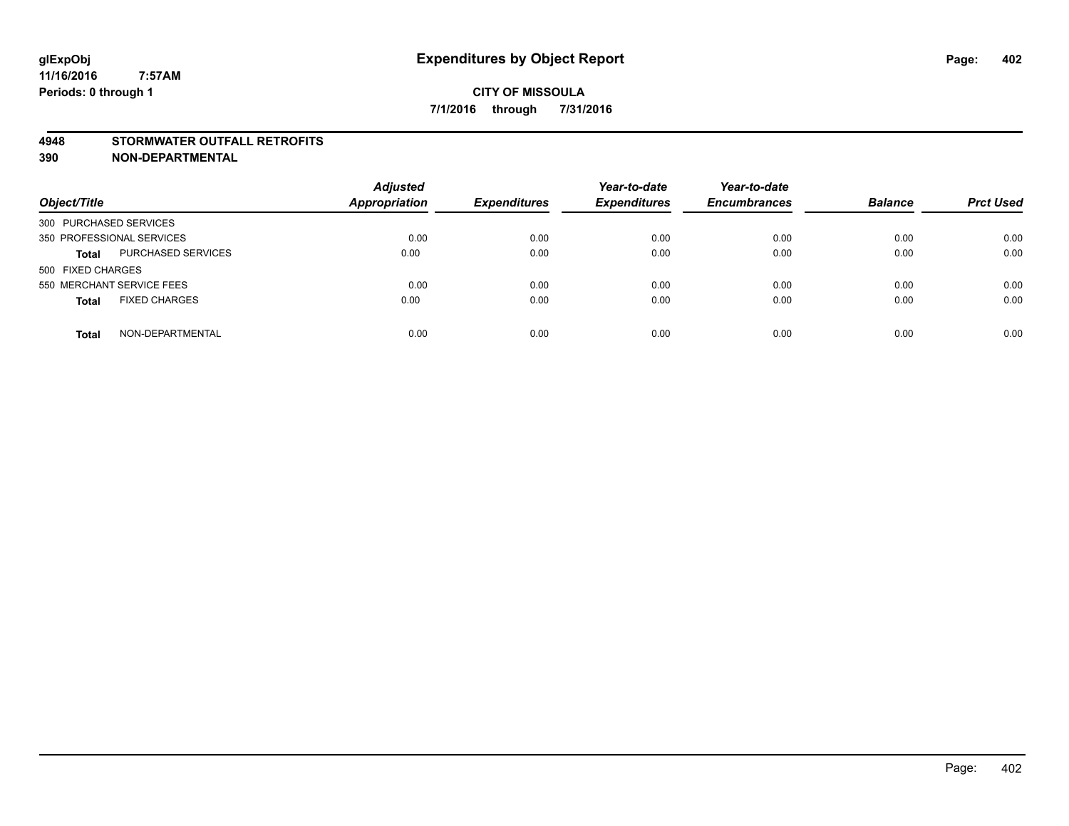**glExpObj** **Expenditures by Object Report**
**11/16/2016 7:57AM**
**Periods: 0 through 1**

**CITY OF MISSOULA**
**7/1/2016 through 7/31/2016**

**4948 STORMWATER OUTFALL RETROFITS**
**390 NON-DEPARTMENTAL**

| Object/Title | | Adjusted Appropriation | Expenditures | Year-to-date Expenditures | Year-to-date Encumbrances | Balance | Prct Used |
|---|---|---|---|---|---|---|---|
| 300 PURCHASED SERVICES | | | | | | | |
| 350 PROFESSIONAL SERVICES | | 0.00 | 0.00 | 0.00 | 0.00 | 0.00 | 0.00 |
| **Total** | PURCHASED SERVICES | 0.00 | 0.00 | 0.00 | 0.00 | 0.00 | 0.00 |
| 500 FIXED CHARGES | | | | | | | |
| 550 MERCHANT SERVICE FEES | | 0.00 | 0.00 | 0.00 | 0.00 | 0.00 | 0.00 |
| **Total** | FIXED CHARGES | 0.00 | 0.00 | 0.00 | 0.00 | 0.00 | 0.00 |
| **Total** | NON-DEPARTMENTAL | 0.00 | 0.00 | 0.00 | 0.00 | 0.00 | 0.00 |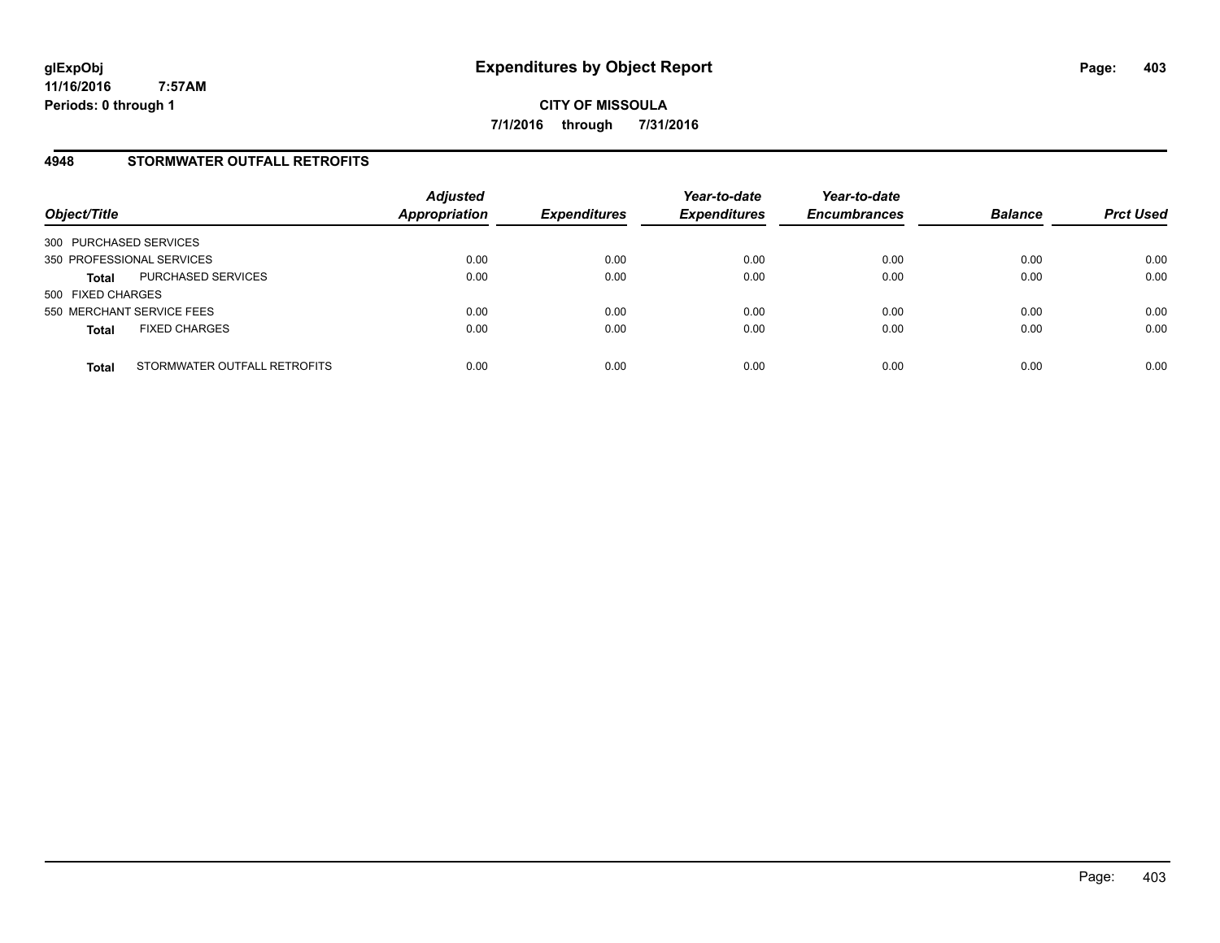# Expenditures by Object Report

glExpObj
11/16/2016 7:57AM
Periods: 0 through 1

**CITY OF MISSOULA**

**7/1/2016 through 7/31/2016**

## 4948 STORMWATER OUTFALL RETROFITS

| Object/Title | | Adjusted Appropriation | Expenditures | Year-to-date Expenditures | Year-to-date Encumbrances | Balance | Prct Used |
|---|---|---|---|---|---|---|---|
| 300 PURCHASED SERVICES | | | | | | | |
| 350 PROFESSIONAL SERVICES | | 0.00 | 0.00 | 0.00 | 0.00 | 0.00 | 0.00 |
| **Total** | PURCHASED SERVICES | 0.00 | 0.00 | 0.00 | 0.00 | 0.00 | 0.00 |
| 500 FIXED CHARGES | | | | | | | |
| 550 MERCHANT SERVICE FEES | | 0.00 | 0.00 | 0.00 | 0.00 | 0.00 | 0.00 |
| **Total** | FIXED CHARGES | 0.00 | 0.00 | 0.00 | 0.00 | 0.00 | 0.00 |
| **Total** | STORMWATER OUTFALL RETROFITS | 0.00 | 0.00 | 0.00 | 0.00 | 0.00 | 0.00 |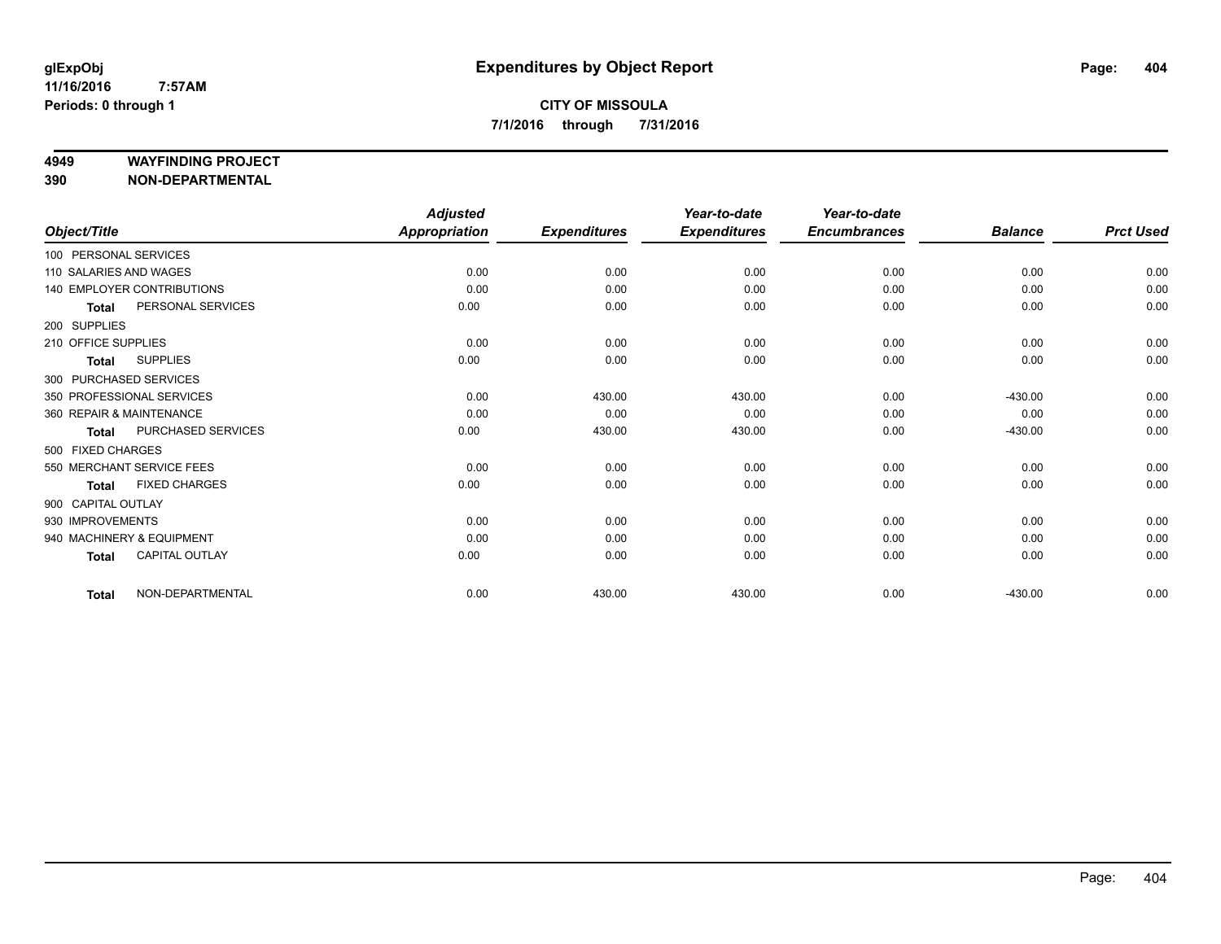# Expenditures by Object Report

glExpObj
11/16/2016 7:57AM
Periods: 0 through 1

**CITY OF MISSOULA**
**7/1/2016 through 7/31/2016**

**4949 WAYFINDING PROJECT**
**390 NON-DEPARTMENTAL**

| Object/Title | | Adjusted Appropriation | Expenditures | Year-to-date Expenditures | Year-to-date Encumbrances | Balance | Prct Used |
|---|---|---|---|---|---|---|---|
| 100 PERSONAL SERVICES | | | | | | | |
| 110 SALARIES AND WAGES | | 0.00 | 0.00 | 0.00 | 0.00 | 0.00 | 0.00 |
| 140 EMPLOYER CONTRIBUTIONS | | 0.00 | 0.00 | 0.00 | 0.00 | 0.00 | 0.00 |
| **Total** | PERSONAL SERVICES | 0.00 | 0.00 | 0.00 | 0.00 | 0.00 | 0.00 |
| 200 SUPPLIES | | | | | | | |
| 210 OFFICE SUPPLIES | | 0.00 | 0.00 | 0.00 | 0.00 | 0.00 | 0.00 |
| **Total** | SUPPLIES | 0.00 | 0.00 | 0.00 | 0.00 | 0.00 | 0.00 |
| 300 PURCHASED SERVICES | | | | | | | |
| 350 PROFESSIONAL SERVICES | | 0.00 | 430.00 | 430.00 | 0.00 | -430.00 | 0.00 |
| 360 REPAIR & MAINTENANCE | | 0.00 | 0.00 | 0.00 | 0.00 | 0.00 | 0.00 |
| **Total** | PURCHASED SERVICES | 0.00 | 430.00 | 430.00 | 0.00 | -430.00 | 0.00 |
| 500 FIXED CHARGES | | | | | | | |
| 550 MERCHANT SERVICE FEES | | 0.00 | 0.00 | 0.00 | 0.00 | 0.00 | 0.00 |
| **Total** | FIXED CHARGES | 0.00 | 0.00 | 0.00 | 0.00 | 0.00 | 0.00 |
| 900 CAPITAL OUTLAY | | | | | | | |
| 930 IMPROVEMENTS | | 0.00 | 0.00 | 0.00 | 0.00 | 0.00 | 0.00 |
| 940 MACHINERY & EQUIPMENT | | 0.00 | 0.00 | 0.00 | 0.00 | 0.00 | 0.00 |
| **Total** | CAPITAL OUTLAY | 0.00 | 0.00 | 0.00 | 0.00 | 0.00 | 0.00 |
| **Total** | NON-DEPARTMENTAL | 0.00 | 430.00 | 430.00 | 0.00 | -430.00 | 0.00 |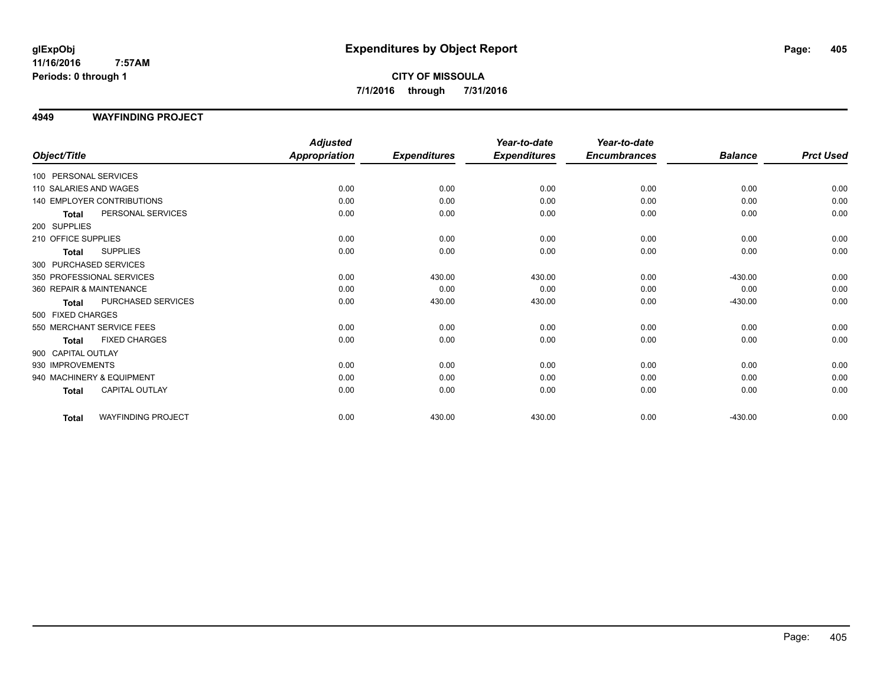**glExpObj**
**11/16/2016 7:57AM**
**Periods: 0 through 1**

# Expenditures by Object Report

**CITY OF MISSOULA**
**7/1/2016 through 7/31/2016**

## 4949 WAYFINDING PROJECT

| Object/Title | | Adjusted Appropriation | Expenditures | Year-to-date Expenditures | Year-to-date Encumbrances | Balance | Prct Used |
|---|---|---|---|---|---|---|---|
| 100 PERSONAL SERVICES | | | | | | | |
| 110 SALARIES AND WAGES | | 0.00 | 0.00 | 0.00 | 0.00 | 0.00 | 0.00 |
| 140 EMPLOYER CONTRIBUTIONS | | 0.00 | 0.00 | 0.00 | 0.00 | 0.00 | 0.00 |
| **Total** | PERSONAL SERVICES | 0.00 | 0.00 | 0.00 | 0.00 | 0.00 | 0.00 |
| 200 SUPPLIES | | | | | | | |
| 210 OFFICE SUPPLIES | | 0.00 | 0.00 | 0.00 | 0.00 | 0.00 | 0.00 |
| **Total** | SUPPLIES | 0.00 | 0.00 | 0.00 | 0.00 | 0.00 | 0.00 |
| 300 PURCHASED SERVICES | | | | | | | |
| 350 PROFESSIONAL SERVICES | | 0.00 | 430.00 | 430.00 | 0.00 | -430.00 | 0.00 |
| 360 REPAIR & MAINTENANCE | | 0.00 | 0.00 | 0.00 | 0.00 | 0.00 | 0.00 |
| **Total** | PURCHASED SERVICES | 0.00 | 430.00 | 430.00 | 0.00 | -430.00 | 0.00 |
| 500 FIXED CHARGES | | | | | | | |
| 550 MERCHANT SERVICE FEES | | 0.00 | 0.00 | 0.00 | 0.00 | 0.00 | 0.00 |
| **Total** | FIXED CHARGES | 0.00 | 0.00 | 0.00 | 0.00 | 0.00 | 0.00 |
| 900 CAPITAL OUTLAY | | | | | | | |
| 930 IMPROVEMENTS | | 0.00 | 0.00 | 0.00 | 0.00 | 0.00 | 0.00 |
| 940 MACHINERY & EQUIPMENT | | 0.00 | 0.00 | 0.00 | 0.00 | 0.00 | 0.00 |
| **Total** | CAPITAL OUTLAY | 0.00 | 0.00 | 0.00 | 0.00 | 0.00 | 0.00 |
| **Total** | WAYFINDING PROJECT | 0.00 | 430.00 | 430.00 | 0.00 | -430.00 | 0.00 |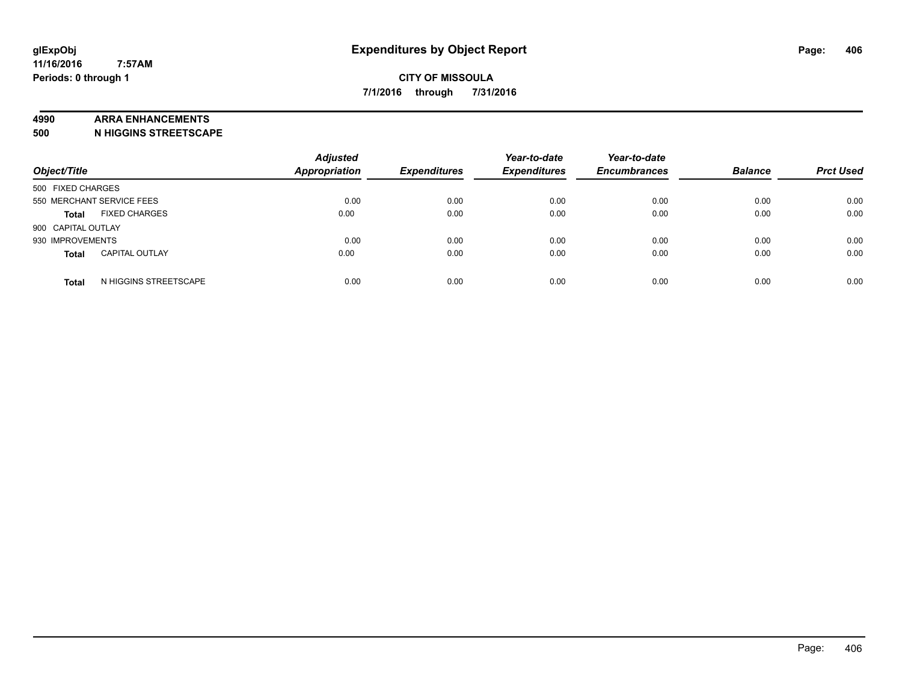# Expenditures by Object Report

glExpObj
11/16/2016 7:57AM
Periods: 0 through 1

**CITY OF MISSOULA**
**7/1/2016 through 7/31/2016**

**4990 ARRA ENHANCEMENTS**
**500 N HIGGINS STREETSCAPE**

| Object/Title | | Adjusted Appropriation | Expenditures | Year-to-date Expenditures | Year-to-date Encumbrances | Balance | Prct Used |
|---|---|---|---|---|---|---|---|
| 500 FIXED CHARGES | | | | | | | |
| 550 MERCHANT SERVICE FEES | | 0.00 | 0.00 | 0.00 | 0.00 | 0.00 | 0.00 |
| **Total** | FIXED CHARGES | 0.00 | 0.00 | 0.00 | 0.00 | 0.00 | 0.00 |
| 900 CAPITAL OUTLAY | | | | | | | |
| 930 IMPROVEMENTS | | 0.00 | 0.00 | 0.00 | 0.00 | 0.00 | 0.00 |
| **Total** | CAPITAL OUTLAY | 0.00 | 0.00 | 0.00 | 0.00 | 0.00 | 0.00 |
| **Total** | N HIGGINS STREETSCAPE | 0.00 | 0.00 | 0.00 | 0.00 | 0.00 | 0.00 |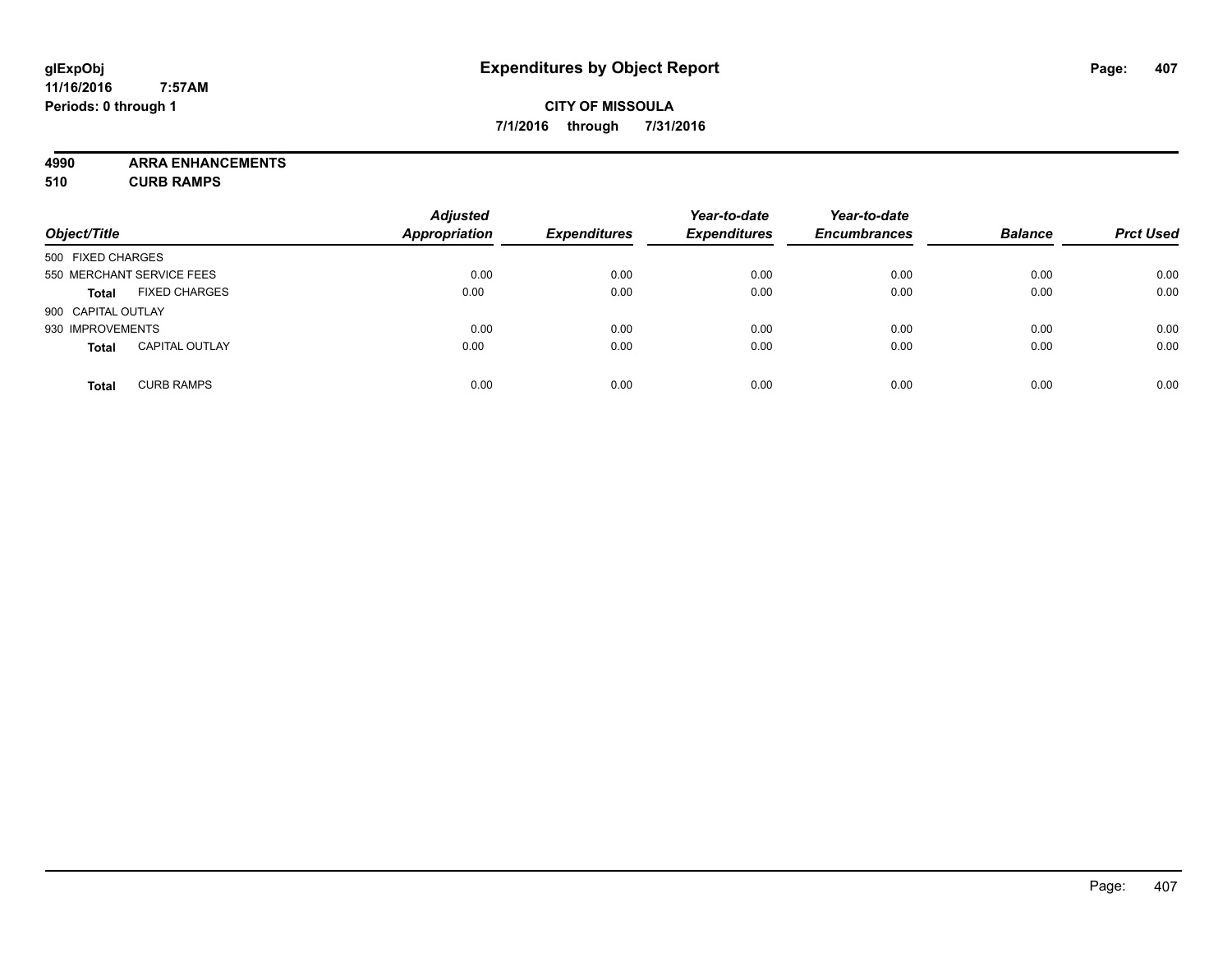# Expenditures by Object Report

glExpObj
11/16/2016 7:57AM
Periods: 0 through 1

**CITY OF MISSOULA**
**7/1/2016 through 7/31/2016**

**4990 ARRA ENHANCEMENTS**
**510 CURB RAMPS**

| Object/Title | | Adjusted Appropriation | Expenditures | Year-to-date Expenditures | Year-to-date Encumbrances | Balance | Prct Used |
|---|---|---|---|---|---|---|---|
| 500 FIXED CHARGES | | | | | | | |
| 550 MERCHANT SERVICE FEES | | 0.00 | 0.00 | 0.00 | 0.00 | 0.00 | 0.00 |
| **Total** | FIXED CHARGES | 0.00 | 0.00 | 0.00 | 0.00 | 0.00 | 0.00 |
| 900 CAPITAL OUTLAY | | | | | | | |
| 930 IMPROVEMENTS | | 0.00 | 0.00 | 0.00 | 0.00 | 0.00 | 0.00 |
| **Total** | CAPITAL OUTLAY | 0.00 | 0.00 | 0.00 | 0.00 | 0.00 | 0.00 |
| **Total** | CURB RAMPS | 0.00 | 0.00 | 0.00 | 0.00 | 0.00 | 0.00 |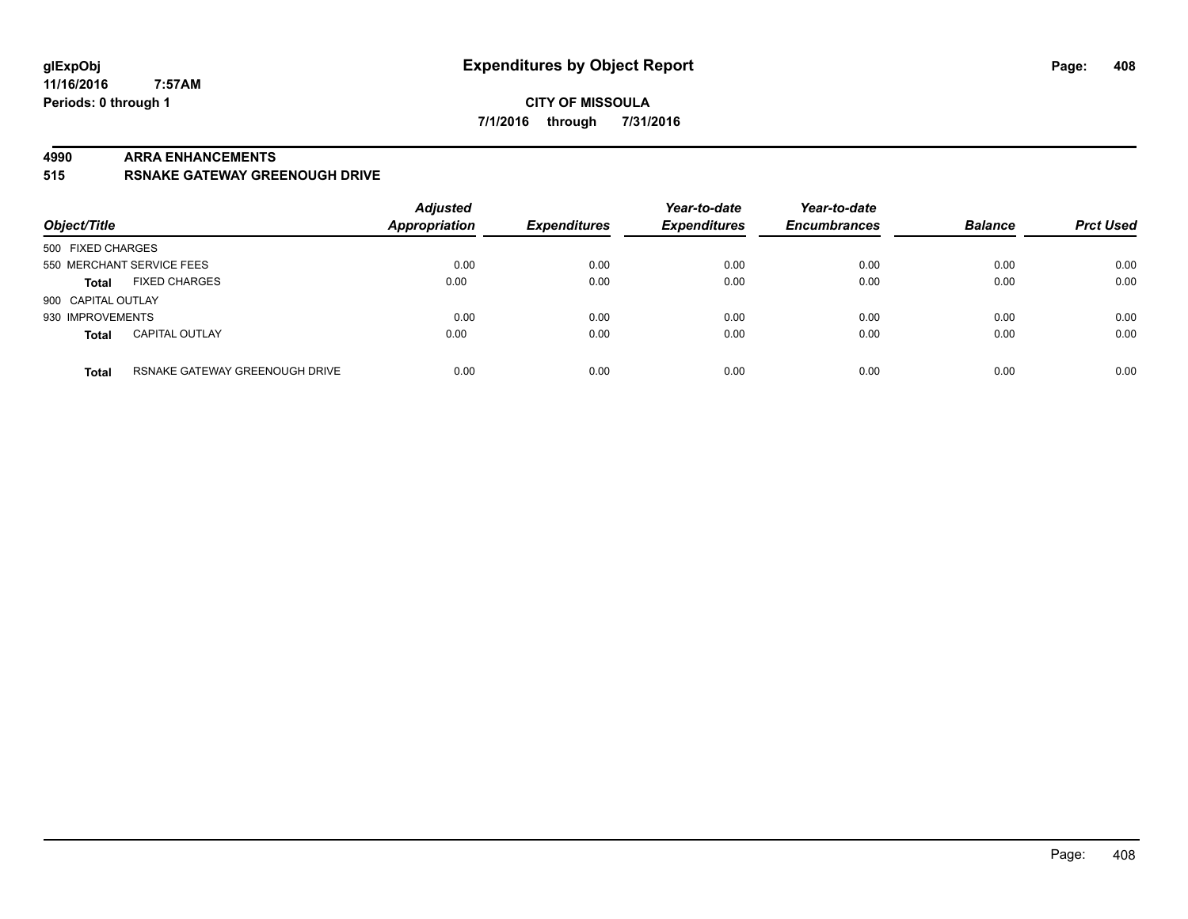# Expenditures by Object Report

**CITY OF MISSOULA**

**7/1/2016 through 7/31/2016**

glExpObj
11/16/2016 7:57AM
Periods: 0 through 1

**4990 ARRA ENHANCEMENTS**

**515 RSNAKE GATEWAY GREENOUGH DRIVE**

| Object/Title | | Adjusted Appropriation | Expenditures | Year-to-date Expenditures | Year-to-date Encumbrances | Balance | Prct Used |
|---|---|---|---|---|---|---|---|
| 500 FIXED CHARGES | | | | | | | |
| 550 MERCHANT SERVICE FEES | | 0.00 | 0.00 | 0.00 | 0.00 | 0.00 | 0.00 |
| **Total** | FIXED CHARGES | 0.00 | 0.00 | 0.00 | 0.00 | 0.00 | 0.00 |
| 900 CAPITAL OUTLAY | | | | | | | |
| 930 IMPROVEMENTS | | 0.00 | 0.00 | 0.00 | 0.00 | 0.00 | 0.00 |
| **Total** | CAPITAL OUTLAY | 0.00 | 0.00 | 0.00 | 0.00 | 0.00 | 0.00 |
| **Total** | RSNAKE GATEWAY GREENOUGH DRIVE | 0.00 | 0.00 | 0.00 | 0.00 | 0.00 | 0.00 |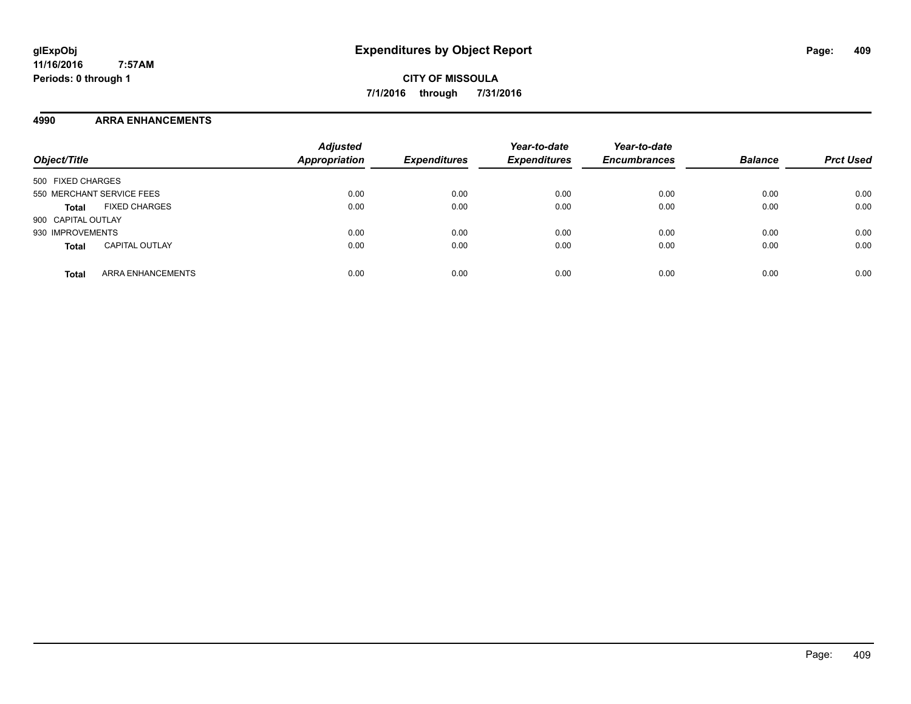# Expenditures by Object Report

**CITY OF MISSOULA**

**7/1/2016 through 7/31/2016**

glExpObj
11/16/2016 7:57AM
Periods: 0 through 1

## 4990 ARRA ENHANCEMENTS

| Object/Title | Adjusted Appropriation | Expenditures | Year-to-date Expenditures | Year-to-date Encumbrances | Balance | Prct Used |
|---|---|---|---|---|---|---|
| 500 FIXED CHARGES | | | | | | |
| 550 MERCHANT SERVICE FEES | 0.00 | 0.00 | 0.00 | 0.00 | 0.00 | 0.00 |
| **Total** FIXED CHARGES | 0.00 | 0.00 | 0.00 | 0.00 | 0.00 | 0.00 |
| 900 CAPITAL OUTLAY | | | | | | |
| 930 IMPROVEMENTS | 0.00 | 0.00 | 0.00 | 0.00 | 0.00 | 0.00 |
| **Total** CAPITAL OUTLAY | 0.00 | 0.00 | 0.00 | 0.00 | 0.00 | 0.00 |
| **Total** ARRA ENHANCEMENTS | 0.00 | 0.00 | 0.00 | 0.00 | 0.00 | 0.00 |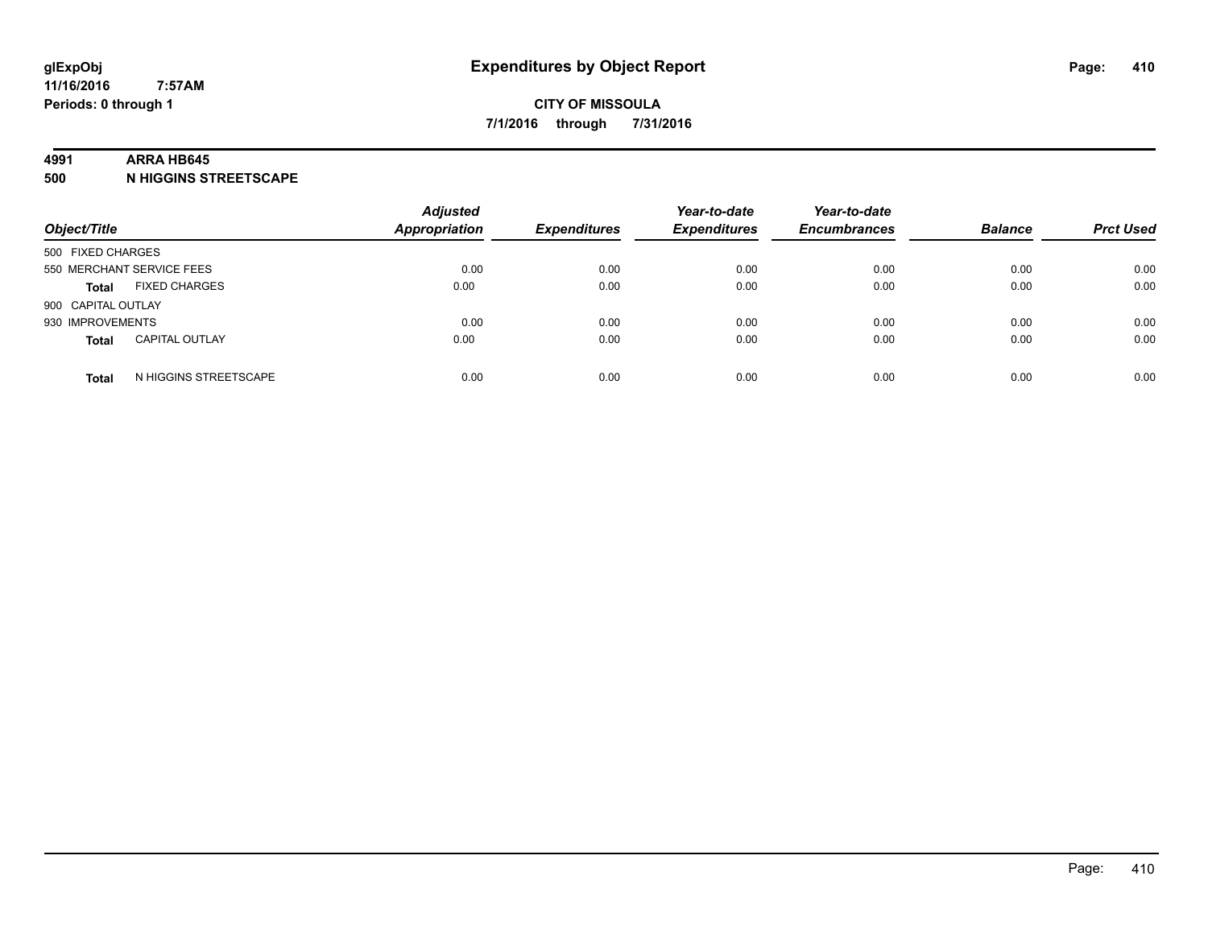**glExpObj** **Expenditures by Object Report**
**11/16/2016 7:57AM**
**Periods: 0 through 1**

**CITY OF MISSOULA**
**7/1/2016 through 7/31/2016**

## 4991 ARRA HB645
## 500 N HIGGINS STREETSCAPE

| Object/Title | | Adjusted Appropriation | Expenditures | Year-to-date Expenditures | Year-to-date Encumbrances | Balance | Prct Used |
|---|---|---|---|---|---|---|---|
| 500 FIXED CHARGES | | | | | | | |
| 550 MERCHANT SERVICE FEES | | 0.00 | 0.00 | 0.00 | 0.00 | 0.00 | 0.00 |
| **Total** | FIXED CHARGES | 0.00 | 0.00 | 0.00 | 0.00 | 0.00 | 0.00 |
| 900 CAPITAL OUTLAY | | | | | | | |
| 930 IMPROVEMENTS | | 0.00 | 0.00 | 0.00 | 0.00 | 0.00 | 0.00 |
| **Total** | CAPITAL OUTLAY | 0.00 | 0.00 | 0.00 | 0.00 | 0.00 | 0.00 |
| **Total** | N HIGGINS STREETSCAPE | 0.00 | 0.00 | 0.00 | 0.00 | 0.00 | 0.00 |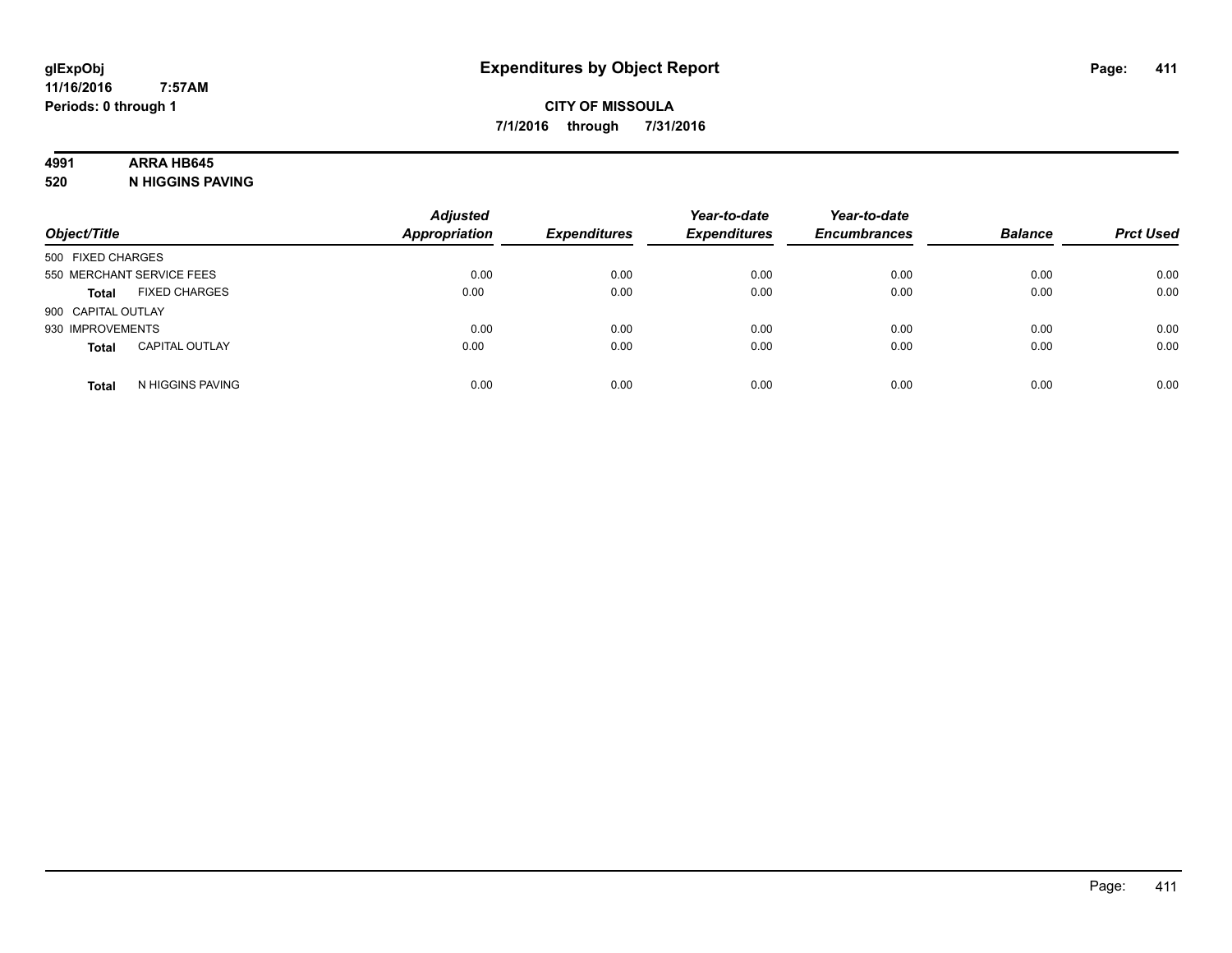# Expenditures by Object Report

glExpObj
11/16/2016 7:57AM
Periods: 0 through 1

**CITY OF MISSOULA**
**7/1/2016 through 7/31/2016**

**4991 ARRA HB645**
**520 N HIGGINS PAVING**

| Object/Title | | Adjusted Appropriation | Expenditures | Year-to-date Expenditures | Year-to-date Encumbrances | Balance | Prct Used |
|---|---|---|---|---|---|---|---|
| 500 FIXED CHARGES | | | | | | | |
| 550 MERCHANT SERVICE FEES | | 0.00 | 0.00 | 0.00 | 0.00 | 0.00 | 0.00 |
| **Total** | FIXED CHARGES | 0.00 | 0.00 | 0.00 | 0.00 | 0.00 | 0.00 |
| 900 CAPITAL OUTLAY | | | | | | | |
| 930 IMPROVEMENTS | | 0.00 | 0.00 | 0.00 | 0.00 | 0.00 | 0.00 |
| **Total** | CAPITAL OUTLAY | 0.00 | 0.00 | 0.00 | 0.00 | 0.00 | 0.00 |
| **Total** | N HIGGINS PAVING | 0.00 | 0.00 | 0.00 | 0.00 | 0.00 | 0.00 |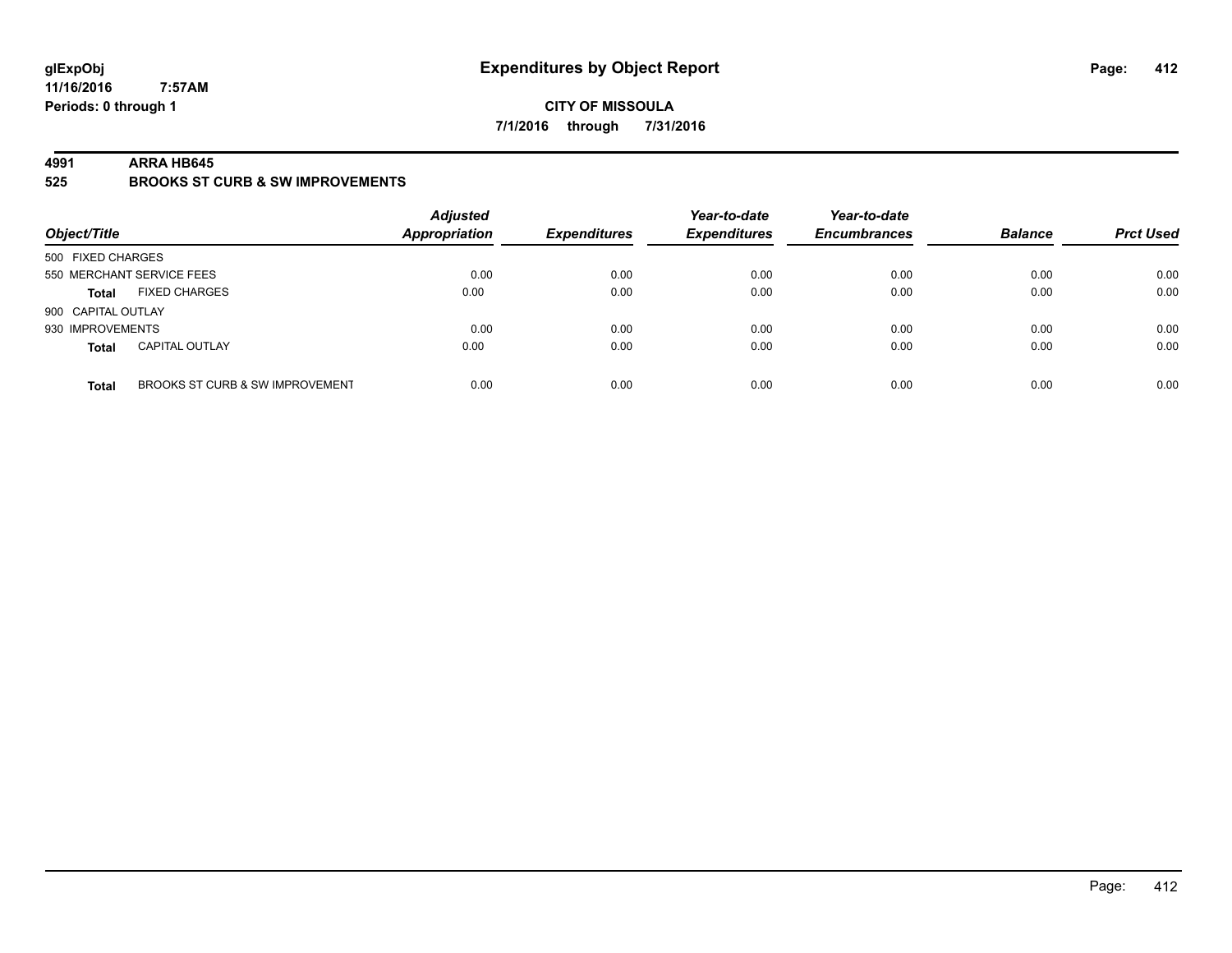# Expenditures by Object Report

glExpObj
11/16/2016 7:57AM
Periods: 0 through 1

**CITY OF MISSOULA**
**7/1/2016 through 7/31/2016**

## 4991 ARRA HB645
## 525 BROOKS ST CURB & SW IMPROVEMENTS

| Object/Title | | Adjusted Appropriation | Expenditures | Year-to-date Expenditures | Year-to-date Encumbrances | Balance | Prct Used |
|---|---|---|---|---|---|---|---|
| 500 FIXED CHARGES | | | | | | | |
| 550 MERCHANT SERVICE FEES | | 0.00 | 0.00 | 0.00 | 0.00 | 0.00 | 0.00 |
| **Total** | FIXED CHARGES | 0.00 | 0.00 | 0.00 | 0.00 | 0.00 | 0.00 |
| 900 CAPITAL OUTLAY | | | | | | | |
| 930 IMPROVEMENTS | | 0.00 | 0.00 | 0.00 | 0.00 | 0.00 | 0.00 |
| **Total** | CAPITAL OUTLAY | 0.00 | 0.00 | 0.00 | 0.00 | 0.00 | 0.00 |
| **Total** | BROOKS ST CURB & SW IMPROVEMENT | 0.00 | 0.00 | 0.00 | 0.00 | 0.00 | 0.00 |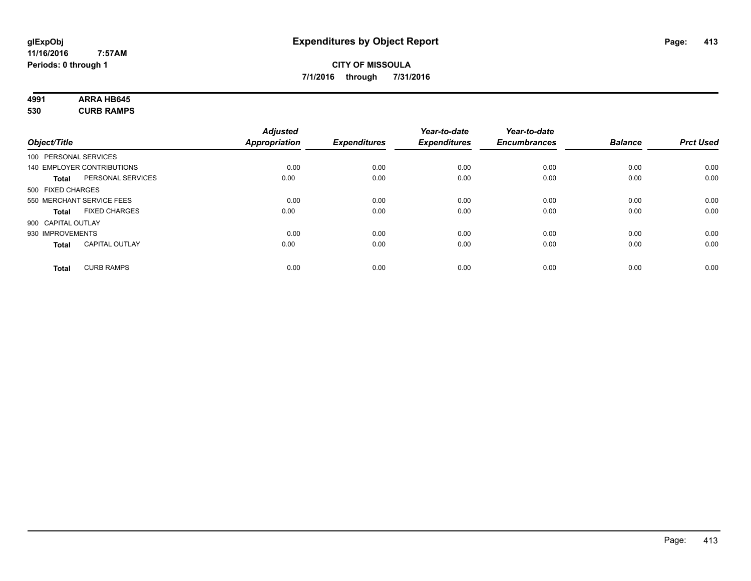**glExpObj**
**11/16/2016 7:57AM**
**Periods: 0 through 1**

# Expenditures by Object Report

**CITY OF MISSOULA**
**7/1/2016 through 7/31/2016**

**4991 ARRA HB645**
**530 CURB RAMPS**

| Object/Title | | Adjusted Appropriation | Expenditures | Year-to-date Expenditures | Year-to-date Encumbrances | Balance | Prct Used |
|---|---|---|---|---|---|---|---|
| 100 PERSONAL SERVICES | | | | | | | |
| 140 EMPLOYER CONTRIBUTIONS | | 0.00 | 0.00 | 0.00 | 0.00 | 0.00 | 0.00 |
| **Total** | PERSONAL SERVICES | 0.00 | 0.00 | 0.00 | 0.00 | 0.00 | 0.00 |
| 500 FIXED CHARGES | | | | | | | |
| 550 MERCHANT SERVICE FEES | | 0.00 | 0.00 | 0.00 | 0.00 | 0.00 | 0.00 |
| **Total** | FIXED CHARGES | 0.00 | 0.00 | 0.00 | 0.00 | 0.00 | 0.00 |
| 900 CAPITAL OUTLAY | | | | | | | |
| 930 IMPROVEMENTS | | 0.00 | 0.00 | 0.00 | 0.00 | 0.00 | 0.00 |
| **Total** | CAPITAL OUTLAY | 0.00 | 0.00 | 0.00 | 0.00 | 0.00 | 0.00 |
| **Total** | CURB RAMPS | 0.00 | 0.00 | 0.00 | 0.00 | 0.00 | 0.00 |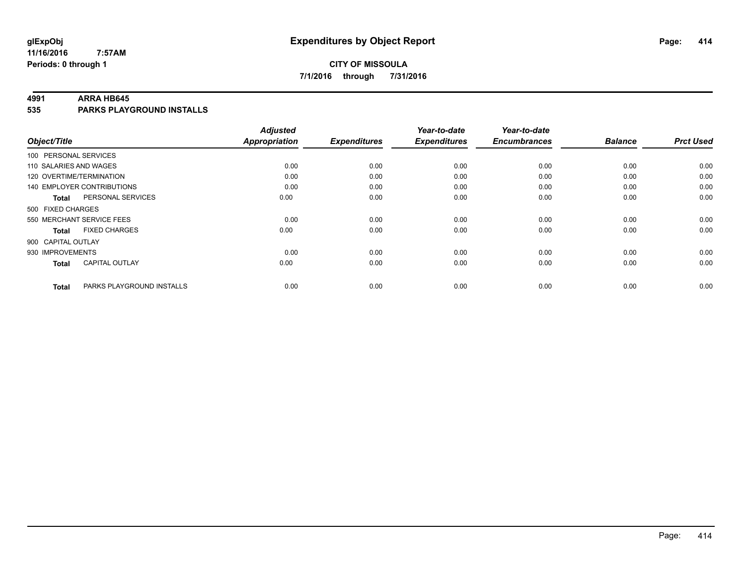# Expenditures by Object Report

**CITY OF MISSOULA**

**7/1/2016 through 7/31/2016**

glExpObj
11/16/2016 7:57AM
Periods: 0 through 1

**4991 ARRA HB645**

**535 PARKS PLAYGROUND INSTALLS**

| Object/Title | Adjusted Appropriation | Expenditures | Year-to-date Expenditures | Year-to-date Encumbrances | Balance | Prct Used |
|---|---|---|---|---|---|---|
| 100 PERSONAL SERVICES | | | | | | |
| 110 SALARIES AND WAGES | 0.00 | 0.00 | 0.00 | 0.00 | 0.00 | 0.00 |
| 120 OVERTIME/TERMINATION | 0.00 | 0.00 | 0.00 | 0.00 | 0.00 | 0.00 |
| 140 EMPLOYER CONTRIBUTIONS | 0.00 | 0.00 | 0.00 | 0.00 | 0.00 | 0.00 |
| **Total** PERSONAL SERVICES | 0.00 | 0.00 | 0.00 | 0.00 | 0.00 | 0.00 |
| 500 FIXED CHARGES | | | | | | |
| 550 MERCHANT SERVICE FEES | 0.00 | 0.00 | 0.00 | 0.00 | 0.00 | 0.00 |
| **Total** FIXED CHARGES | 0.00 | 0.00 | 0.00 | 0.00 | 0.00 | 0.00 |
| 900 CAPITAL OUTLAY | | | | | | |
| 930 IMPROVEMENTS | 0.00 | 0.00 | 0.00 | 0.00 | 0.00 | 0.00 |
| **Total** CAPITAL OUTLAY | 0.00 | 0.00 | 0.00 | 0.00 | 0.00 | 0.00 |
| **Total** PARKS PLAYGROUND INSTALLS | 0.00 | 0.00 | 0.00 | 0.00 | 0.00 | 0.00 |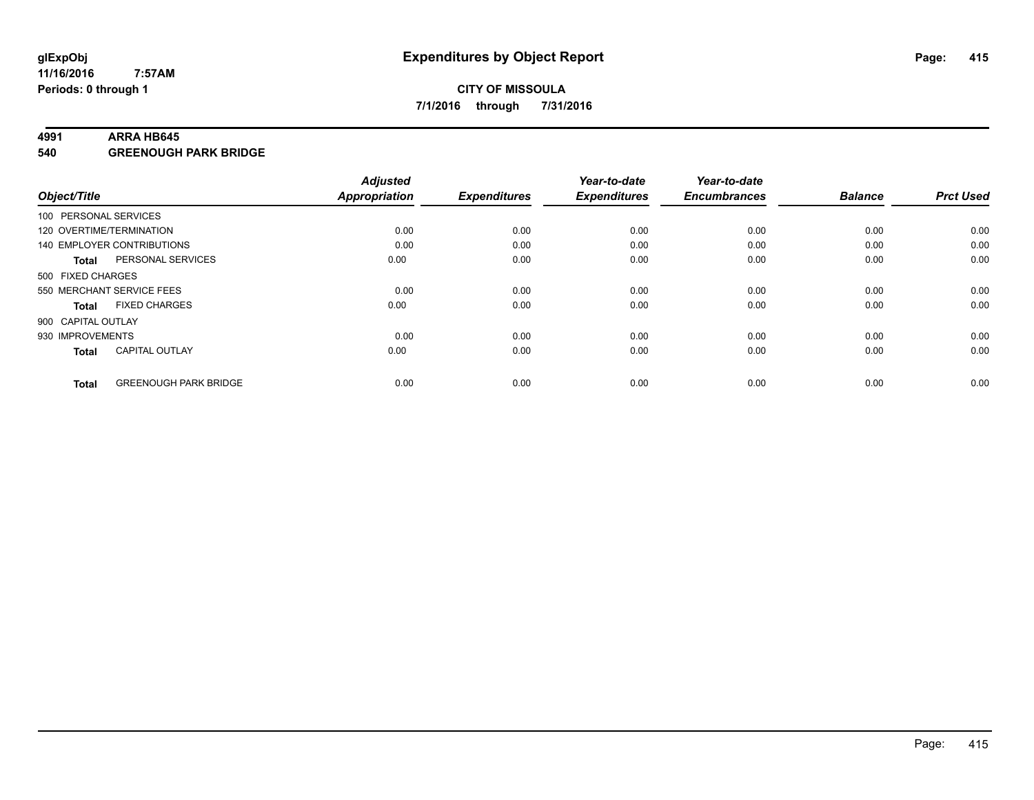# Expenditures by Object Report

**glExpObj**
**11/16/2016 7:57AM**
**Periods: 0 through 1**

**CITY OF MISSOULA**
**7/1/2016 through 7/31/2016**

**4991 ARRA HB645**
**540 GREENOUGH PARK BRIDGE**

| Object/Title | Adjusted Appropriation | Expenditures | Year-to-date Expenditures | Year-to-date Encumbrances | Balance | Prct Used |
|---|---|---|---|---|---|---|
| 100 PERSONAL SERVICES | | | | | | |
| 120 OVERTIME/TERMINATION | 0.00 | 0.00 | 0.00 | 0.00 | 0.00 | 0.00 |
| 140 EMPLOYER CONTRIBUTIONS | 0.00 | 0.00 | 0.00 | 0.00 | 0.00 | 0.00 |
| **Total** PERSONAL SERVICES | 0.00 | 0.00 | 0.00 | 0.00 | 0.00 | 0.00 |
| 500 FIXED CHARGES | | | | | | |
| 550 MERCHANT SERVICE FEES | 0.00 | 0.00 | 0.00 | 0.00 | 0.00 | 0.00 |
| **Total** FIXED CHARGES | 0.00 | 0.00 | 0.00 | 0.00 | 0.00 | 0.00 |
| 900 CAPITAL OUTLAY | | | | | | |
| 930 IMPROVEMENTS | 0.00 | 0.00 | 0.00 | 0.00 | 0.00 | 0.00 |
| **Total** CAPITAL OUTLAY | 0.00 | 0.00 | 0.00 | 0.00 | 0.00 | 0.00 |
| **Total** GREENOUGH PARK BRIDGE | 0.00 | 0.00 | 0.00 | 0.00 | 0.00 | 0.00 |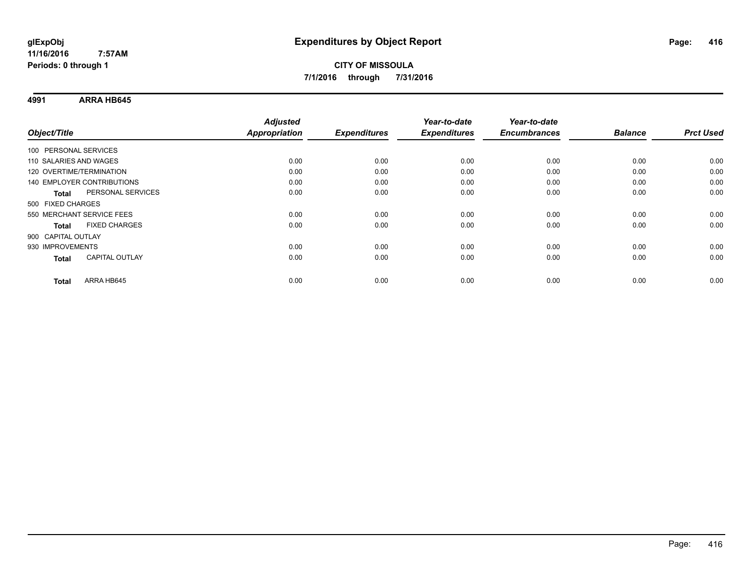**CITY OF MISSOULA**

**7/1/2016 through 7/31/2016**

## 4991 ARRA HB645

| Object/Title | Adjusted Appropriation | Expenditures | Year-to-date Expenditures | Year-to-date Encumbrances | Balance | Prct Used |
|---|---|---|---|---|---|---|
| 100 PERSONAL SERVICES | | | | | | |
| 110 SALARIES AND WAGES | 0.00 | 0.00 | 0.00 | 0.00 | 0.00 | 0.00 |
| 120 OVERTIME/TERMINATION | 0.00 | 0.00 | 0.00 | 0.00 | 0.00 | 0.00 |
| 140 EMPLOYER CONTRIBUTIONS | 0.00 | 0.00 | 0.00 | 0.00 | 0.00 | 0.00 |
| **Total** PERSONAL SERVICES | 0.00 | 0.00 | 0.00 | 0.00 | 0.00 | 0.00 |
| 500 FIXED CHARGES | | | | | | |
| 550 MERCHANT SERVICE FEES | 0.00 | 0.00 | 0.00 | 0.00 | 0.00 | 0.00 |
| **Total** FIXED CHARGES | 0.00 | 0.00 | 0.00 | 0.00 | 0.00 | 0.00 |
| 900 CAPITAL OUTLAY | | | | | | |
| 930 IMPROVEMENTS | 0.00 | 0.00 | 0.00 | 0.00 | 0.00 | 0.00 |
| **Total** CAPITAL OUTLAY | 0.00 | 0.00 | 0.00 | 0.00 | 0.00 | 0.00 |
| **Total** ARRA HB645 | 0.00 | 0.00 | 0.00 | 0.00 | 0.00 | 0.00 |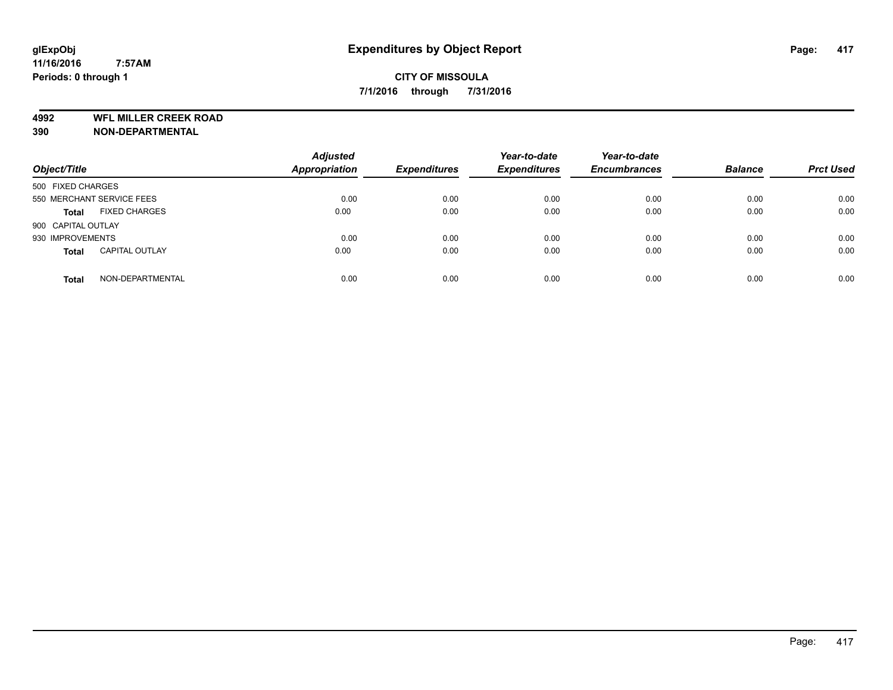# Expenditures by Object Report

**CITY OF MISSOULA**

**7/1/2016 through 7/31/2016**

glExpObj
11/16/2016 7:57AM
Periods: 0 through 1

**4992 WFL MILLER CREEK ROAD**
**390 NON-DEPARTMENTAL**

| Object/Title | | Adjusted Appropriation | Expenditures | Year-to-date Expenditures | Year-to-date Encumbrances | Balance | Prct Used |
|---|---|---|---|---|---|---|---|
| 500 FIXED CHARGES | | | | | | | |
| 550 MERCHANT SERVICE FEES | | 0.00 | 0.00 | 0.00 | 0.00 | 0.00 | 0.00 |
| **Total** | FIXED CHARGES | 0.00 | 0.00 | 0.00 | 0.00 | 0.00 | 0.00 |
| 900 CAPITAL OUTLAY | | | | | | | |
| 930 IMPROVEMENTS | | 0.00 | 0.00 | 0.00 | 0.00 | 0.00 | 0.00 |
| **Total** | CAPITAL OUTLAY | 0.00 | 0.00 | 0.00 | 0.00 | 0.00 | 0.00 |
| **Total** | NON-DEPARTMENTAL | 0.00 | 0.00 | 0.00 | 0.00 | 0.00 | 0.00 |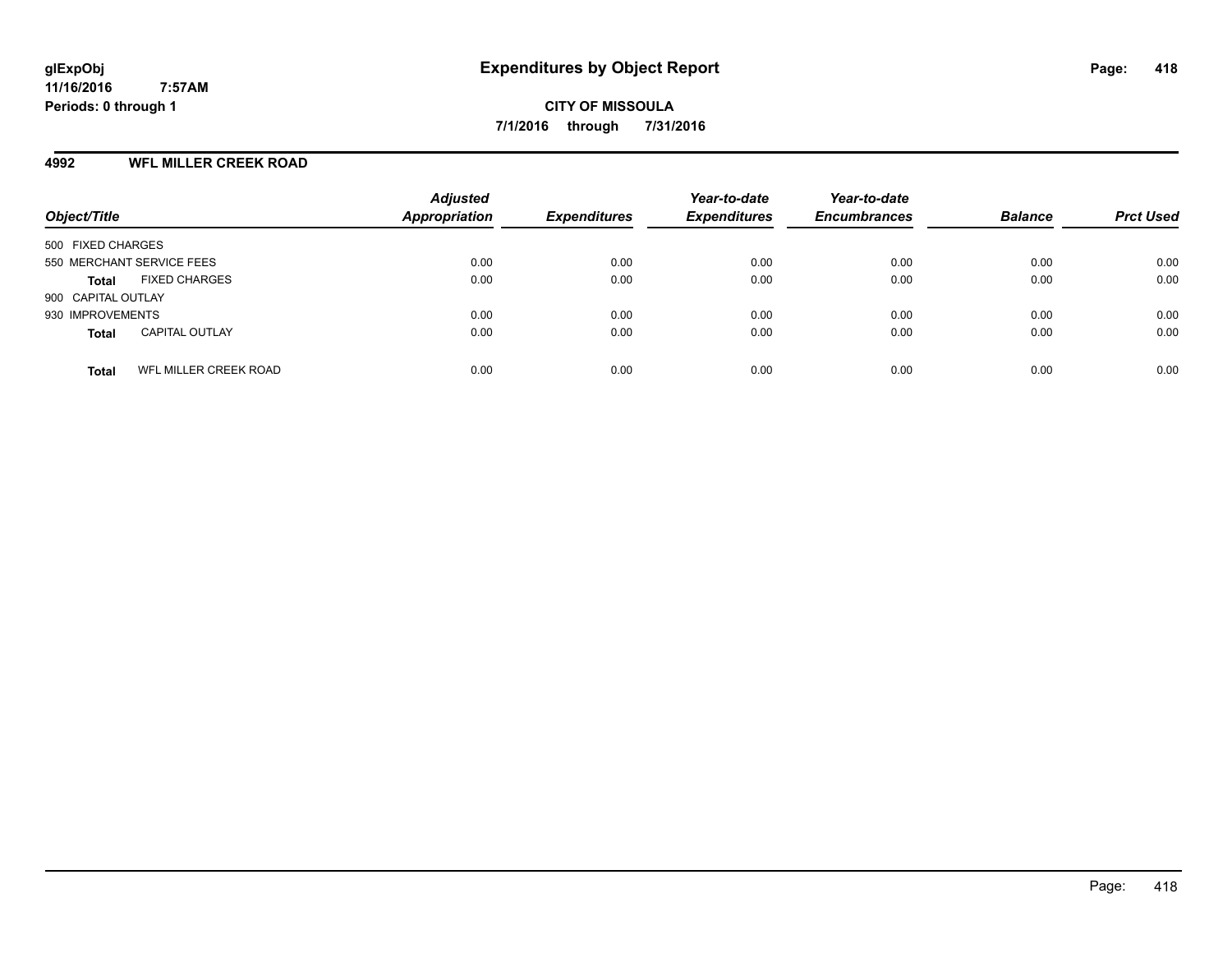glExpObj
11/16/2016 7:57AM
Periods: 0 through 1

# Expenditures by Object Report

**CITY OF MISSOULA**

**7/1/2016 through 7/31/2016**

## 4992 WFL MILLER CREEK ROAD

| Object/Title | | Adjusted Appropriation | Expenditures | Year-to-date Expenditures | Year-to-date Encumbrances | Balance | Prct Used |
|---|---|---|---|---|---|---|---|
| 500 FIXED CHARGES | | | | | | | |
| 550 MERCHANT SERVICE FEES | | 0.00 | 0.00 | 0.00 | 0.00 | 0.00 | 0.00 |
| **Total** | FIXED CHARGES | 0.00 | 0.00 | 0.00 | 0.00 | 0.00 | 0.00 |
| 900 CAPITAL OUTLAY | | | | | | | |
| 930 IMPROVEMENTS | | 0.00 | 0.00 | 0.00 | 0.00 | 0.00 | 0.00 |
| **Total** | CAPITAL OUTLAY | 0.00 | 0.00 | 0.00 | 0.00 | 0.00 | 0.00 |
| **Total** | WFL MILLER CREEK ROAD | 0.00 | 0.00 | 0.00 | 0.00 | 0.00 | 0.00 |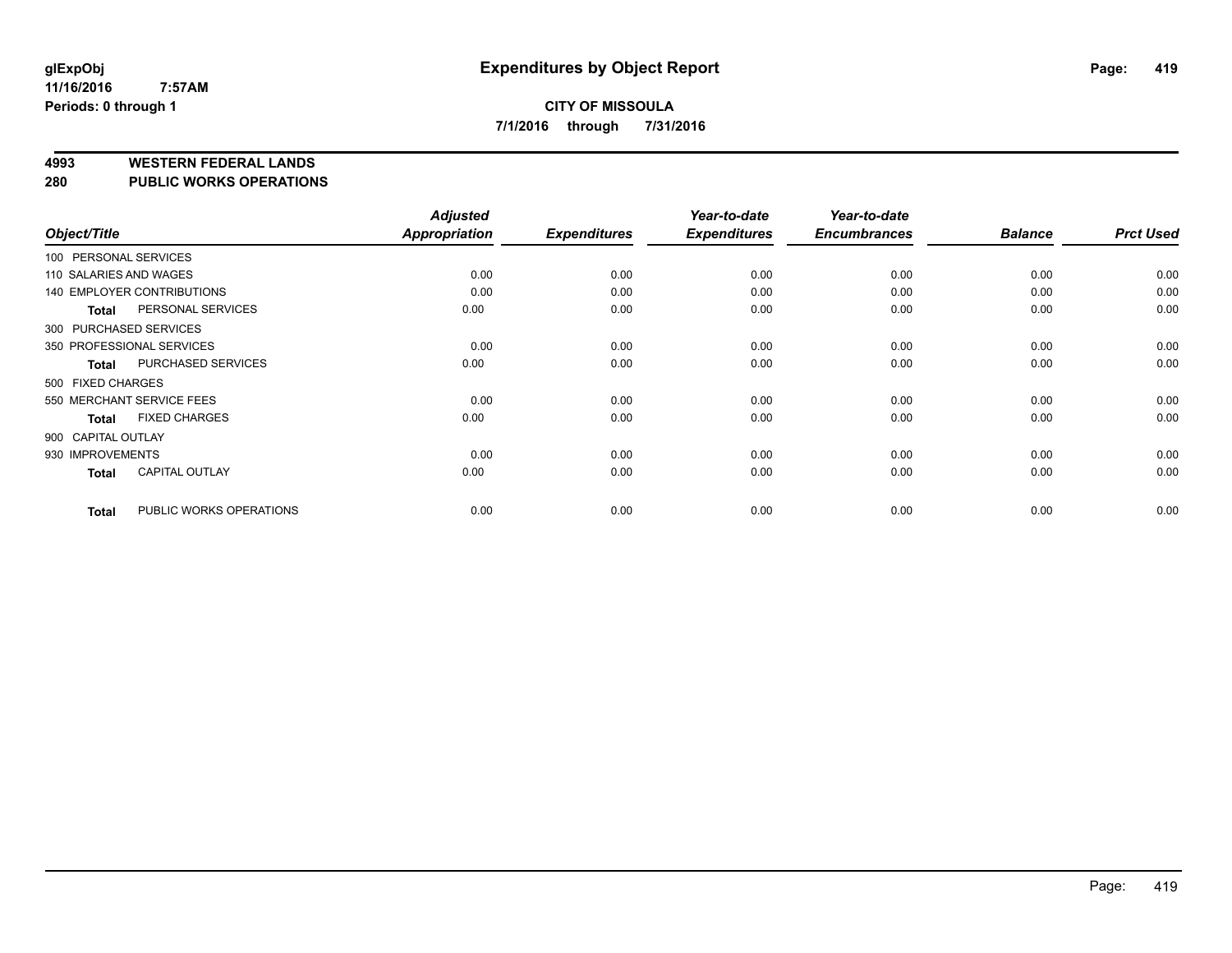# Expenditures by Object Report

**CITY OF MISSOULA**

**7/1/2016 through 7/31/2016**

glExpObj
11/16/2016 7:57AM
Periods: 0 through 1

## 4993 WESTERN FEDERAL LANDS
## 280 PUBLIC WORKS OPERATIONS

| Object/Title | Adjusted Appropriation | Expenditures | Year-to-date Expenditures | Year-to-date Encumbrances | Balance | Prct Used |
|---|---|---|---|---|---|---|
| 100 PERSONAL SERVICES | | | | | | |
| 110 SALARIES AND WAGES | 0.00 | 0.00 | 0.00 | 0.00 | 0.00 | 0.00 |
| 140 EMPLOYER CONTRIBUTIONS | 0.00 | 0.00 | 0.00 | 0.00 | 0.00 | 0.00 |
| **Total** PERSONAL SERVICES | 0.00 | 0.00 | 0.00 | 0.00 | 0.00 | 0.00 |
| 300 PURCHASED SERVICES | | | | | | |
| 350 PROFESSIONAL SERVICES | 0.00 | 0.00 | 0.00 | 0.00 | 0.00 | 0.00 |
| **Total** PURCHASED SERVICES | 0.00 | 0.00 | 0.00 | 0.00 | 0.00 | 0.00 |
| 500 FIXED CHARGES | | | | | | |
| 550 MERCHANT SERVICE FEES | 0.00 | 0.00 | 0.00 | 0.00 | 0.00 | 0.00 |
| **Total** FIXED CHARGES | 0.00 | 0.00 | 0.00 | 0.00 | 0.00 | 0.00 |
| 900 CAPITAL OUTLAY | | | | | | |
| 930 IMPROVEMENTS | 0.00 | 0.00 | 0.00 | 0.00 | 0.00 | 0.00 |
| **Total** CAPITAL OUTLAY | 0.00 | 0.00 | 0.00 | 0.00 | 0.00 | 0.00 |
| **Total** PUBLIC WORKS OPERATIONS | 0.00 | 0.00 | 0.00 | 0.00 | 0.00 | 0.00 |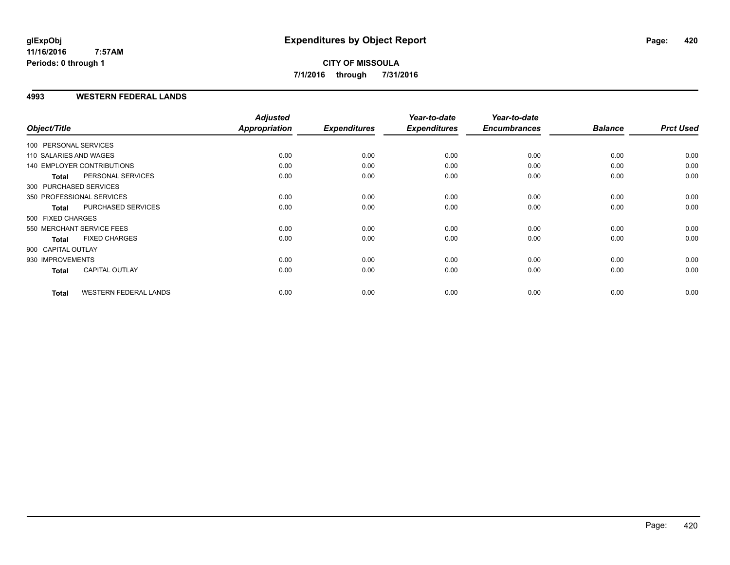# Expenditures by Object Report

glExpObj
11/16/2016 7:57AM
Periods: 0 through 1

**CITY OF MISSOULA**
**7/1/2016 through 7/31/2016**

## 4993 WESTERN FEDERAL LANDS

| Object/Title | Adjusted Appropriation | Expenditures | Year-to-date Expenditures | Year-to-date Encumbrances | Balance | Prct Used |
|---|---|---|---|---|---|---|
| 100 PERSONAL SERVICES | | | | | | |
| 110 SALARIES AND WAGES | 0.00 | 0.00 | 0.00 | 0.00 | 0.00 | 0.00 |
| 140 EMPLOYER CONTRIBUTIONS | 0.00 | 0.00 | 0.00 | 0.00 | 0.00 | 0.00 |
| **Total** PERSONAL SERVICES | 0.00 | 0.00 | 0.00 | 0.00 | 0.00 | 0.00 |
| 300 PURCHASED SERVICES | | | | | | |
| 350 PROFESSIONAL SERVICES | 0.00 | 0.00 | 0.00 | 0.00 | 0.00 | 0.00 |
| **Total** PURCHASED SERVICES | 0.00 | 0.00 | 0.00 | 0.00 | 0.00 | 0.00 |
| 500 FIXED CHARGES | | | | | | |
| 550 MERCHANT SERVICE FEES | 0.00 | 0.00 | 0.00 | 0.00 | 0.00 | 0.00 |
| **Total** FIXED CHARGES | 0.00 | 0.00 | 0.00 | 0.00 | 0.00 | 0.00 |
| 900 CAPITAL OUTLAY | | | | | | |
| 930 IMPROVEMENTS | 0.00 | 0.00 | 0.00 | 0.00 | 0.00 | 0.00 |
| **Total** CAPITAL OUTLAY | 0.00 | 0.00 | 0.00 | 0.00 | 0.00 | 0.00 |
| **Total** WESTERN FEDERAL LANDS | 0.00 | 0.00 | 0.00 | 0.00 | 0.00 | 0.00 |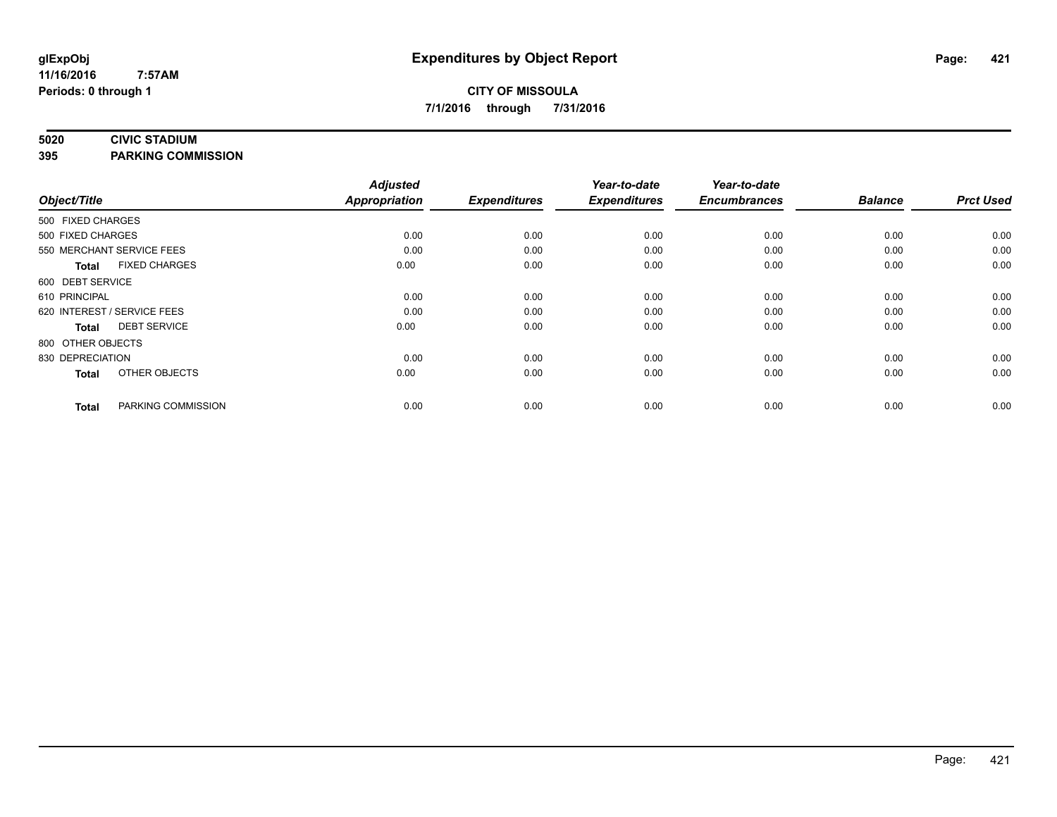# Expenditures by Object Report

glExpObj
11/16/2016 7:57AM
Periods: 0 through 1

**CITY OF MISSOULA**
**7/1/2016 through 7/31/2016**

**5020 CIVIC STADIUM**
**395 PARKING COMMISSION**

| Object/Title | Adjusted Appropriation | Expenditures | Year-to-date Expenditures | Year-to-date Encumbrances | Balance | Prct Used |
|---|---|---|---|---|---|---|
| 500 FIXED CHARGES | | | | | | |
| 500 FIXED CHARGES | 0.00 | 0.00 | 0.00 | 0.00 | 0.00 | 0.00 |
| 550 MERCHANT SERVICE FEES | 0.00 | 0.00 | 0.00 | 0.00 | 0.00 | 0.00 |
| **Total** FIXED CHARGES | 0.00 | 0.00 | 0.00 | 0.00 | 0.00 | 0.00 |
| 600 DEBT SERVICE | | | | | | |
| 610 PRINCIPAL | 0.00 | 0.00 | 0.00 | 0.00 | 0.00 | 0.00 |
| 620 INTEREST / SERVICE FEES | 0.00 | 0.00 | 0.00 | 0.00 | 0.00 | 0.00 |
| **Total** DEBT SERVICE | 0.00 | 0.00 | 0.00 | 0.00 | 0.00 | 0.00 |
| 800 OTHER OBJECTS | | | | | | |
| 830 DEPRECIATION | 0.00 | 0.00 | 0.00 | 0.00 | 0.00 | 0.00 |
| **Total** OTHER OBJECTS | 0.00 | 0.00 | 0.00 | 0.00 | 0.00 | 0.00 |
| **Total** PARKING COMMISSION | 0.00 | 0.00 | 0.00 | 0.00 | 0.00 | 0.00 |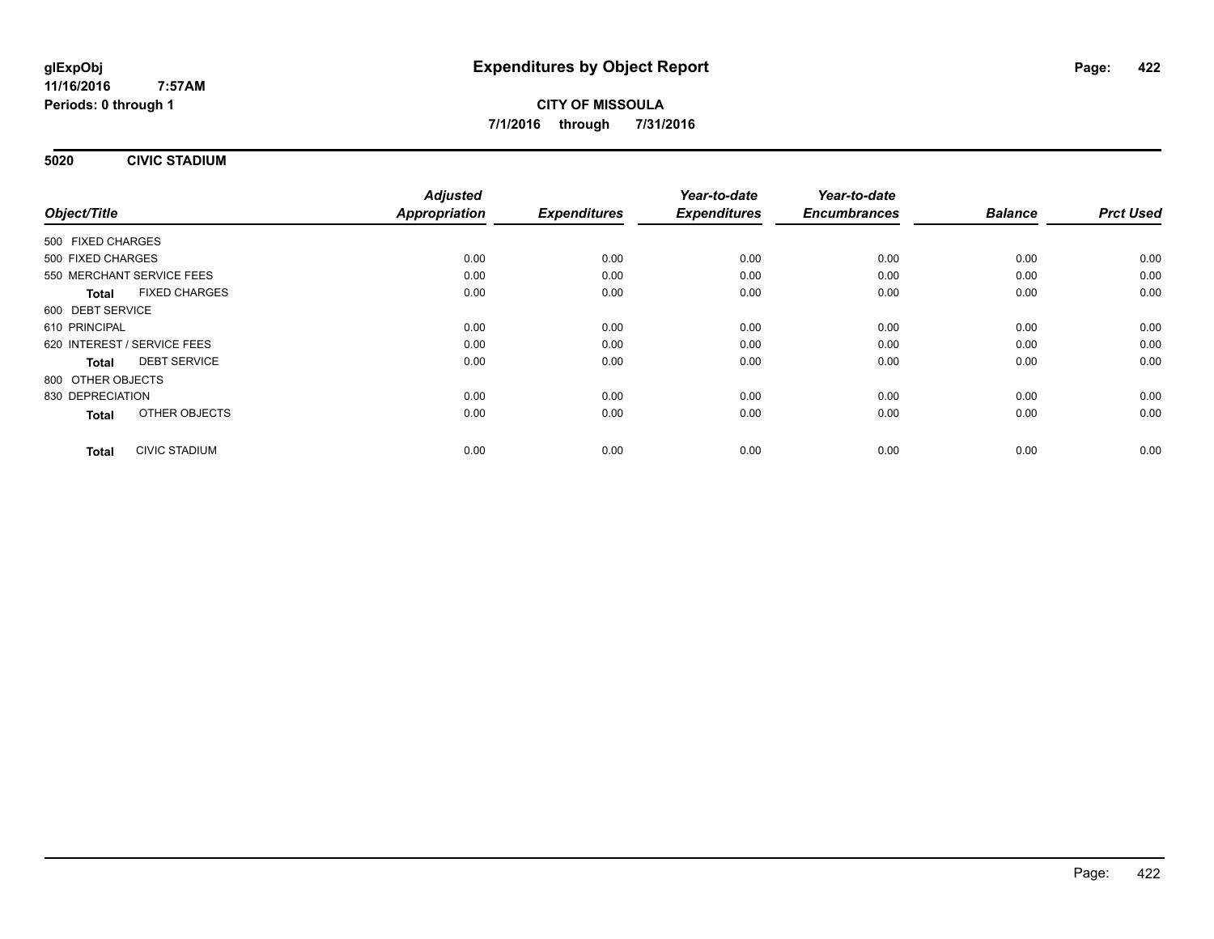# Expenditures by Object Report

glExpObj
11/16/2016 7:57AM
Periods: 0 through 1

**CITY OF MISSOULA**
**7/1/2016 through 7/31/2016**

## 5020 CIVIC STADIUM

| Object/Title | Adjusted Appropriation | Expenditures | Year-to-date Expenditures | Year-to-date Encumbrances | Balance | Prct Used |
|---|---|---|---|---|---|---|
| 500 FIXED CHARGES | | | | | | |
| 500 FIXED CHARGES | 0.00 | 0.00 | 0.00 | 0.00 | 0.00 | 0.00 |
| 550 MERCHANT SERVICE FEES | 0.00 | 0.00 | 0.00 | 0.00 | 0.00 | 0.00 |
| **Total** FIXED CHARGES | 0.00 | 0.00 | 0.00 | 0.00 | 0.00 | 0.00 |
| 600 DEBT SERVICE | | | | | | |
| 610 PRINCIPAL | 0.00 | 0.00 | 0.00 | 0.00 | 0.00 | 0.00 |
| 620 INTEREST / SERVICE FEES | 0.00 | 0.00 | 0.00 | 0.00 | 0.00 | 0.00 |
| **Total** DEBT SERVICE | 0.00 | 0.00 | 0.00 | 0.00 | 0.00 | 0.00 |
| 800 OTHER OBJECTS | | | | | | |
| 830 DEPRECIATION | 0.00 | 0.00 | 0.00 | 0.00 | 0.00 | 0.00 |
| **Total** OTHER OBJECTS | 0.00 | 0.00 | 0.00 | 0.00 | 0.00 | 0.00 |
| **Total** CIVIC STADIUM | 0.00 | 0.00 | 0.00 | 0.00 | 0.00 | 0.00 |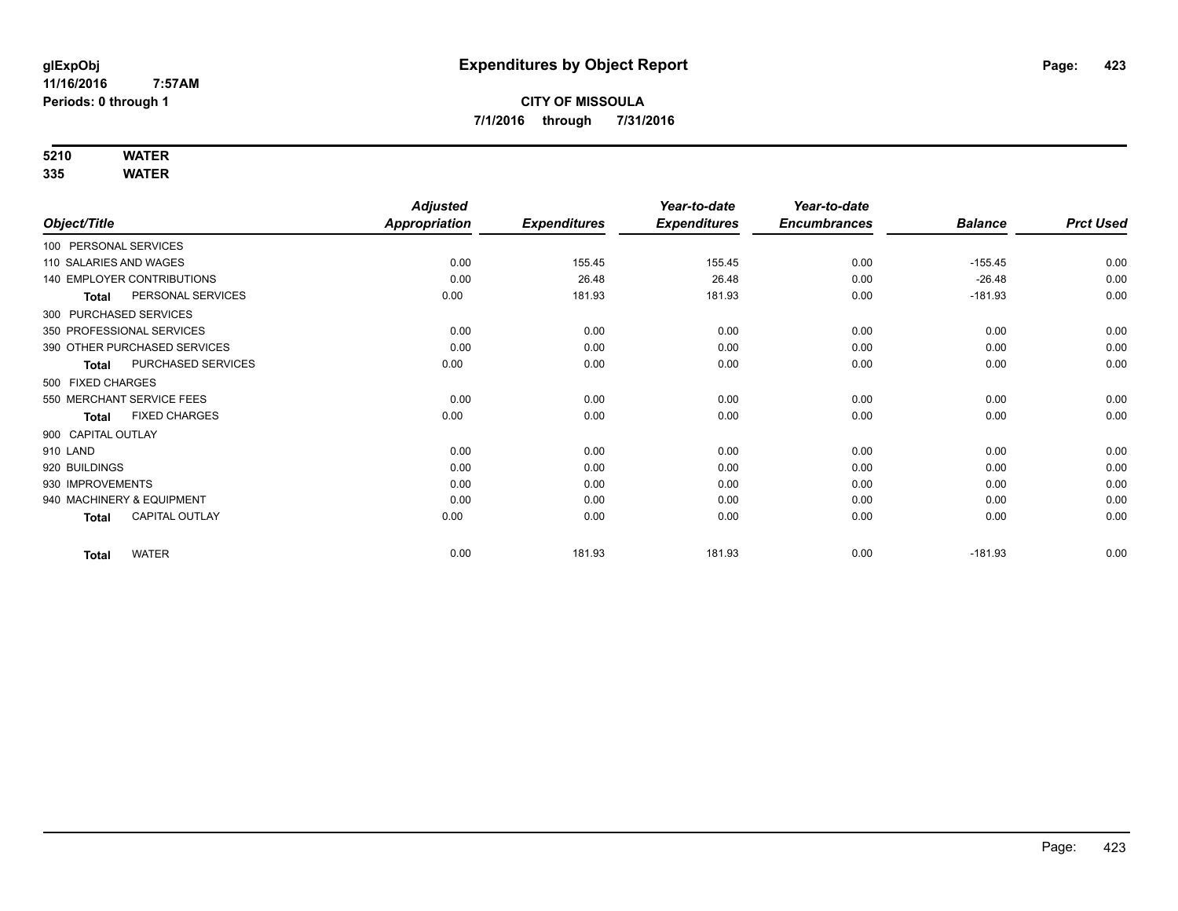# Expenditures by Object Report

glExpObj
11/16/2016 7:57AM
Periods: 0 through 1

**CITY OF MISSOULA**
**7/1/2016 through 7/31/2016**

**5210 WATER**
**335 WATER**

| Object/Title | Adjusted Appropriation | Expenditures | Year-to-date Expenditures | Year-to-date Encumbrances | Balance | Prct Used |
|---|---|---|---|---|---|---|
| 100 PERSONAL SERVICES | | | | | | |
| 110 SALARIES AND WAGES | 0.00 | 155.45 | 155.45 | 0.00 | -155.45 | 0.00 |
| 140 EMPLOYER CONTRIBUTIONS | 0.00 | 26.48 | 26.48 | 0.00 | -26.48 | 0.00 |
| **Total** PERSONAL SERVICES | 0.00 | 181.93 | 181.93 | 0.00 | -181.93 | 0.00 |
| 300 PURCHASED SERVICES | | | | | | |
| 350 PROFESSIONAL SERVICES | 0.00 | 0.00 | 0.00 | 0.00 | 0.00 | 0.00 |
| 390 OTHER PURCHASED SERVICES | 0.00 | 0.00 | 0.00 | 0.00 | 0.00 | 0.00 |
| **Total** PURCHASED SERVICES | 0.00 | 0.00 | 0.00 | 0.00 | 0.00 | 0.00 |
| 500 FIXED CHARGES | | | | | | |
| 550 MERCHANT SERVICE FEES | 0.00 | 0.00 | 0.00 | 0.00 | 0.00 | 0.00 |
| **Total** FIXED CHARGES | 0.00 | 0.00 | 0.00 | 0.00 | 0.00 | 0.00 |
| 900 CAPITAL OUTLAY | | | | | | |
| 910 LAND | 0.00 | 0.00 | 0.00 | 0.00 | 0.00 | 0.00 |
| 920 BUILDINGS | 0.00 | 0.00 | 0.00 | 0.00 | 0.00 | 0.00 |
| 930 IMPROVEMENTS | 0.00 | 0.00 | 0.00 | 0.00 | 0.00 | 0.00 |
| 940 MACHINERY & EQUIPMENT | 0.00 | 0.00 | 0.00 | 0.00 | 0.00 | 0.00 |
| **Total** CAPITAL OUTLAY | 0.00 | 0.00 | 0.00 | 0.00 | 0.00 | 0.00 |
| **Total** WATER | 0.00 | 181.93 | 181.93 | 0.00 | -181.93 | 0.00 |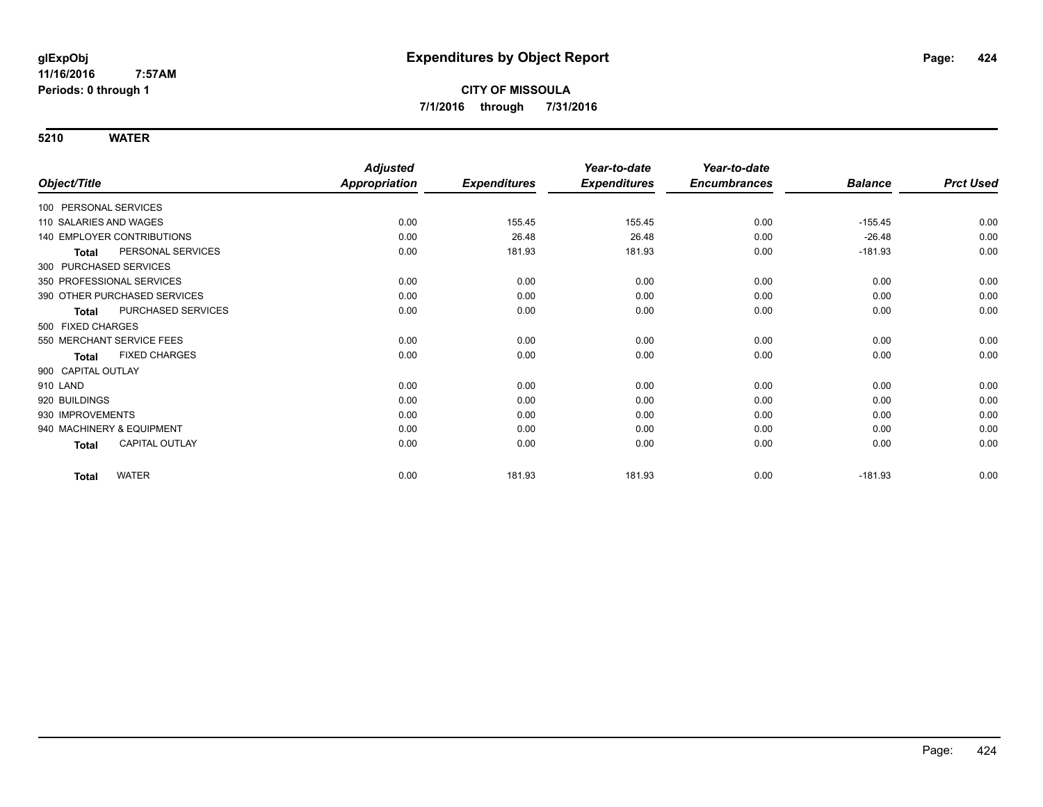# Expenditures by Object Report

glExpObj
11/16/2016 7:57AM
Periods: 0 through 1

**CITY OF MISSOULA**
**7/1/2016 through 7/31/2016**

## 5210 WATER

| Object/Title | Adjusted Appropriation | Expenditures | Year-to-date Expenditures | Year-to-date Encumbrances | Balance | Prct Used |
|---|---|---|---|---|---|---|
| 100 PERSONAL SERVICES | | | | | | |
| 110 SALARIES AND WAGES | 0.00 | 155.45 | 155.45 | 0.00 | -155.45 | 0.00 |
| 140 EMPLOYER CONTRIBUTIONS | 0.00 | 26.48 | 26.48 | 0.00 | -26.48 | 0.00 |
| **Total** PERSONAL SERVICES | 0.00 | 181.93 | 181.93 | 0.00 | -181.93 | 0.00 |
| 300 PURCHASED SERVICES | | | | | | |
| 350 PROFESSIONAL SERVICES | 0.00 | 0.00 | 0.00 | 0.00 | 0.00 | 0.00 |
| 390 OTHER PURCHASED SERVICES | 0.00 | 0.00 | 0.00 | 0.00 | 0.00 | 0.00 |
| **Total** PURCHASED SERVICES | 0.00 | 0.00 | 0.00 | 0.00 | 0.00 | 0.00 |
| 500 FIXED CHARGES | | | | | | |
| 550 MERCHANT SERVICE FEES | 0.00 | 0.00 | 0.00 | 0.00 | 0.00 | 0.00 |
| **Total** FIXED CHARGES | 0.00 | 0.00 | 0.00 | 0.00 | 0.00 | 0.00 |
| 900 CAPITAL OUTLAY | | | | | | |
| 910 LAND | 0.00 | 0.00 | 0.00 | 0.00 | 0.00 | 0.00 |
| 920 BUILDINGS | 0.00 | 0.00 | 0.00 | 0.00 | 0.00 | 0.00 |
| 930 IMPROVEMENTS | 0.00 | 0.00 | 0.00 | 0.00 | 0.00 | 0.00 |
| 940 MACHINERY & EQUIPMENT | 0.00 | 0.00 | 0.00 | 0.00 | 0.00 | 0.00 |
| **Total** CAPITAL OUTLAY | 0.00 | 0.00 | 0.00 | 0.00 | 0.00 | 0.00 |
| **Total** WATER | 0.00 | 181.93 | 181.93 | 0.00 | -181.93 | 0.00 |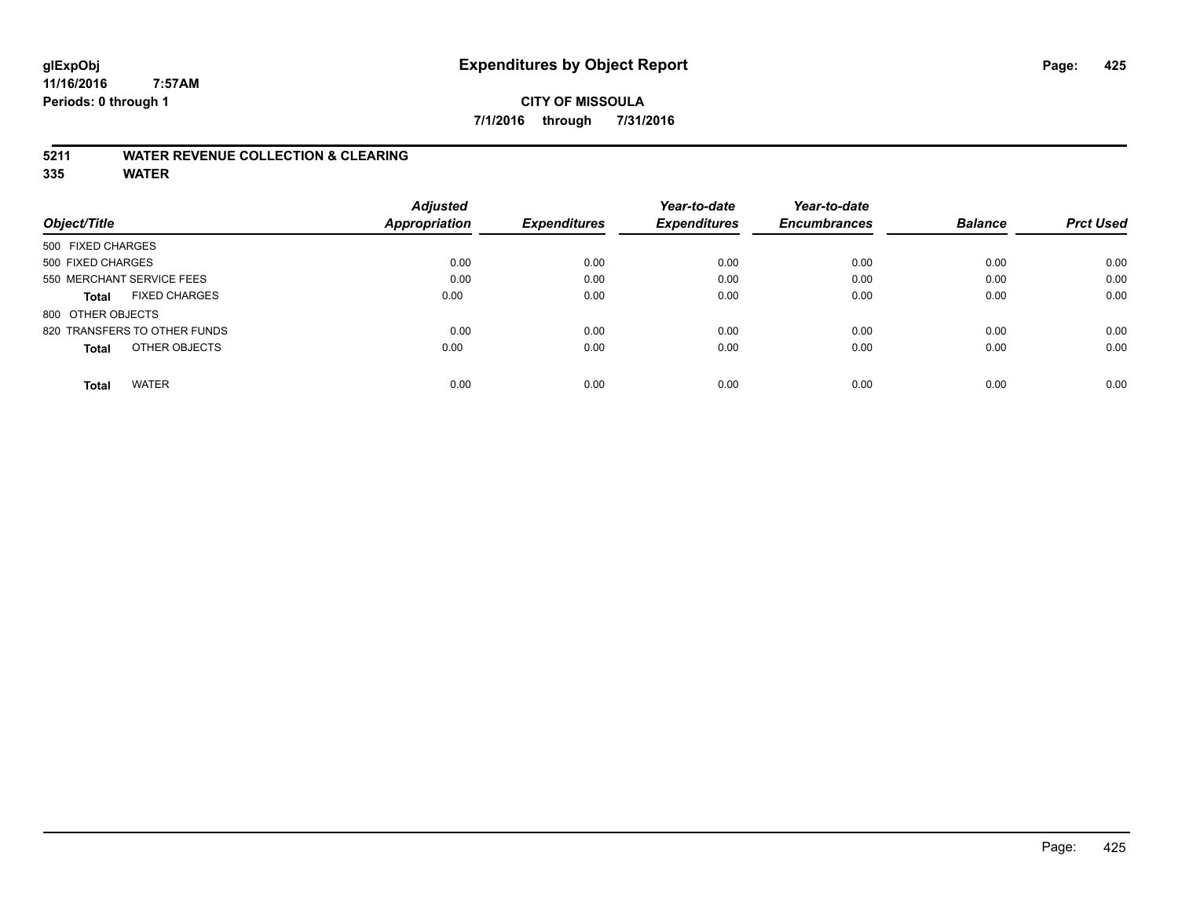# Expenditures by Object Report

glExpObj
11/16/2016 7:57AM
Periods: 0 through 1

**CITY OF MISSOULA**
**7/1/2016 through 7/31/2016**

## 5211 WATER REVENUE COLLECTION & CLEARING
## 335 WATER

| Object/Title | Adjusted Appropriation | Expenditures | Year-to-date Expenditures | Year-to-date Encumbrances | Balance | Prct Used |
|---|---|---|---|---|---|---|
| 500 FIXED CHARGES | | | | | | |
| 500 FIXED CHARGES | 0.00 | 0.00 | 0.00 | 0.00 | 0.00 | 0.00 |
| 550 MERCHANT SERVICE FEES | 0.00 | 0.00 | 0.00 | 0.00 | 0.00 | 0.00 |
| **Total** FIXED CHARGES | 0.00 | 0.00 | 0.00 | 0.00 | 0.00 | 0.00 |
| 800 OTHER OBJECTS | | | | | | |
| 820 TRANSFERS TO OTHER FUNDS | 0.00 | 0.00 | 0.00 | 0.00 | 0.00 | 0.00 |
| **Total** OTHER OBJECTS | 0.00 | 0.00 | 0.00 | 0.00 | 0.00 | 0.00 |
| **Total** WATER | 0.00 | 0.00 | 0.00 | 0.00 | 0.00 | 0.00 |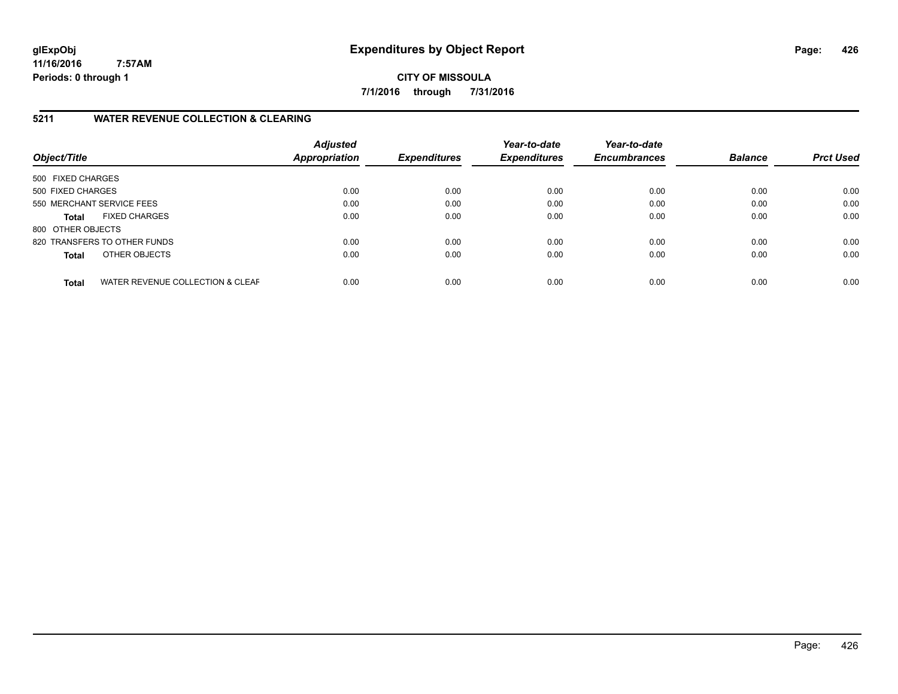glExpObj
11/16/2016 7:57AM
Periods: 0 through 1

# Expenditures by Object Report

**CITY OF MISSOULA**

**7/1/2016 through 7/31/2016**

## 5211 WATER REVENUE COLLECTION & CLEARING

| Object/Title | Adjusted Appropriation | Expenditures | Year-to-date Expenditures | Year-to-date Encumbrances | Balance | Prct Used |
|---|---|---|---|---|---|---|
| 500 FIXED CHARGES | | | | | | |
| 500 FIXED CHARGES | 0.00 | 0.00 | 0.00 | 0.00 | 0.00 | 0.00 |
| 550 MERCHANT SERVICE FEES | 0.00 | 0.00 | 0.00 | 0.00 | 0.00 | 0.00 |
| **Total** FIXED CHARGES | 0.00 | 0.00 | 0.00 | 0.00 | 0.00 | 0.00 |
| 800 OTHER OBJECTS | | | | | | |
| 820 TRANSFERS TO OTHER FUNDS | 0.00 | 0.00 | 0.00 | 0.00 | 0.00 | 0.00 |
| **Total** OTHER OBJECTS | 0.00 | 0.00 | 0.00 | 0.00 | 0.00 | 0.00 |
| **Total** WATER REVENUE COLLECTION & CLEAF | 0.00 | 0.00 | 0.00 | 0.00 | 0.00 | 0.00 |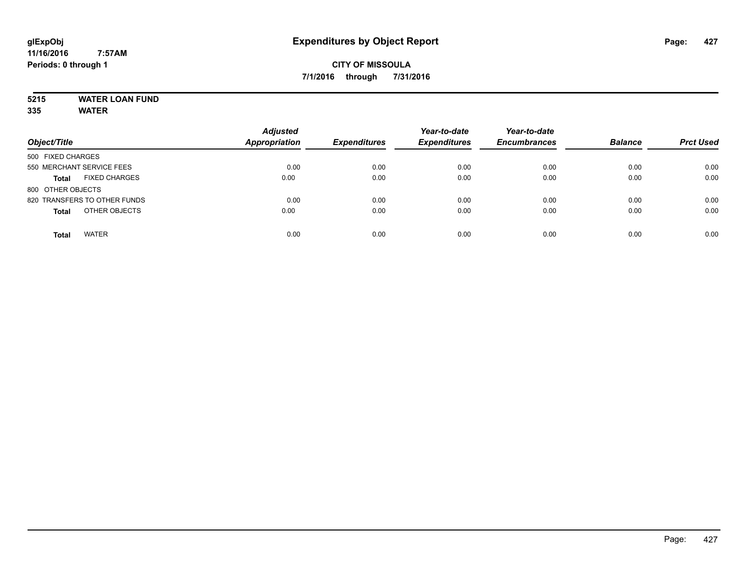# Expenditures by Object Report

glExpObj
11/16/2016 7:57AM
Periods: 0 through 1

**CITY OF MISSOULA**
**7/1/2016 through 7/31/2016**

**5215 WATER LOAN FUND**
**335 WATER**

| Object/Title | Adjusted Appropriation | Expenditures | Year-to-date Expenditures | Year-to-date Encumbrances | Balance | Prct Used |
|---|---|---|---|---|---|---|
| 500 FIXED CHARGES | | | | | | |
| 550 MERCHANT SERVICE FEES | 0.00 | 0.00 | 0.00 | 0.00 | 0.00 | 0.00 |
| **Total** FIXED CHARGES | 0.00 | 0.00 | 0.00 | 0.00 | 0.00 | 0.00 |
| 800 OTHER OBJECTS | | | | | | |
| 820 TRANSFERS TO OTHER FUNDS | 0.00 | 0.00 | 0.00 | 0.00 | 0.00 | 0.00 |
| **Total** OTHER OBJECTS | 0.00 | 0.00 | 0.00 | 0.00 | 0.00 | 0.00 |
| **Total** WATER | 0.00 | 0.00 | 0.00 | 0.00 | 0.00 | 0.00 |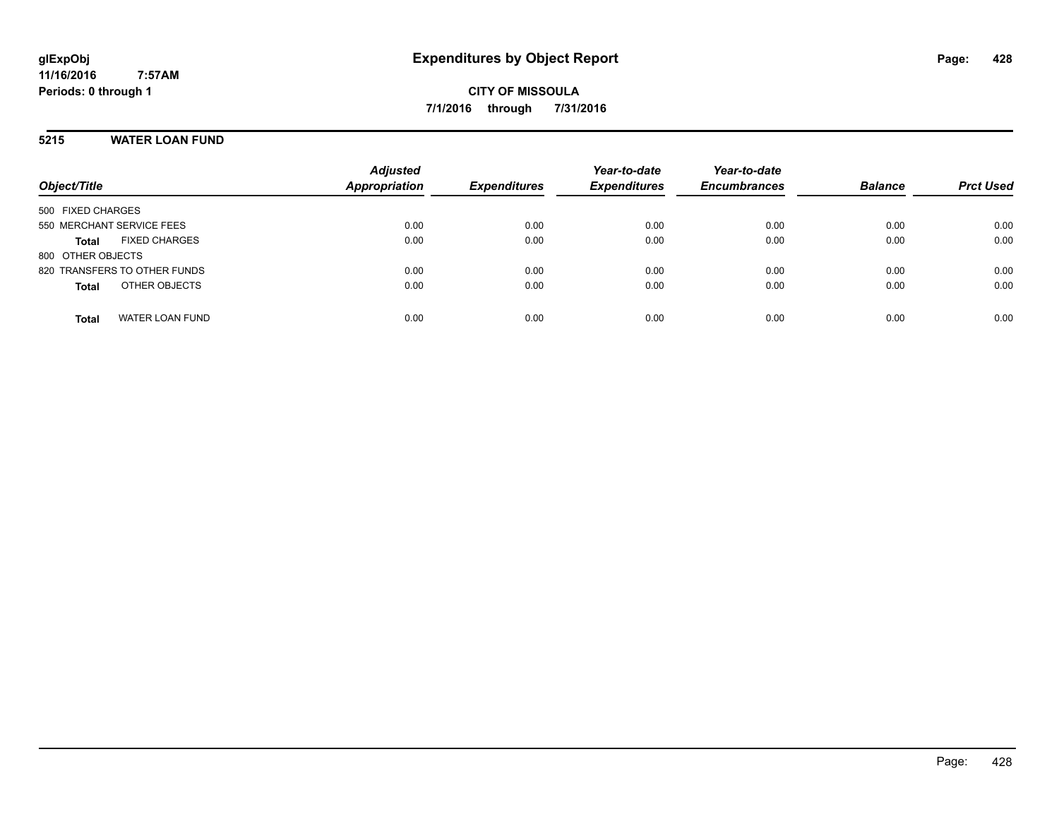# Expenditures by Object Report

**CITY OF MISSOULA**

**7/1/2016 through 7/31/2016**

glExpObj
11/16/2016 7:57AM
Periods: 0 through 1

## 5215 WATER LOAN FUND

| Object/Title | Adjusted Appropriation | Expenditures | Year-to-date Expenditures | Year-to-date Encumbrances | Balance | Prct Used |
|---|---|---|---|---|---|---|
| 500 FIXED CHARGES | | | | | | |
| 550 MERCHANT SERVICE FEES | 0.00 | 0.00 | 0.00 | 0.00 | 0.00 | 0.00 |
| **Total** FIXED CHARGES | 0.00 | 0.00 | 0.00 | 0.00 | 0.00 | 0.00 |
| 800 OTHER OBJECTS | | | | | | |
| 820 TRANSFERS TO OTHER FUNDS | 0.00 | 0.00 | 0.00 | 0.00 | 0.00 | 0.00 |
| **Total** OTHER OBJECTS | 0.00 | 0.00 | 0.00 | 0.00 | 0.00 | 0.00 |
| **Total** WATER LOAN FUND | 0.00 | 0.00 | 0.00 | 0.00 | 0.00 | 0.00 |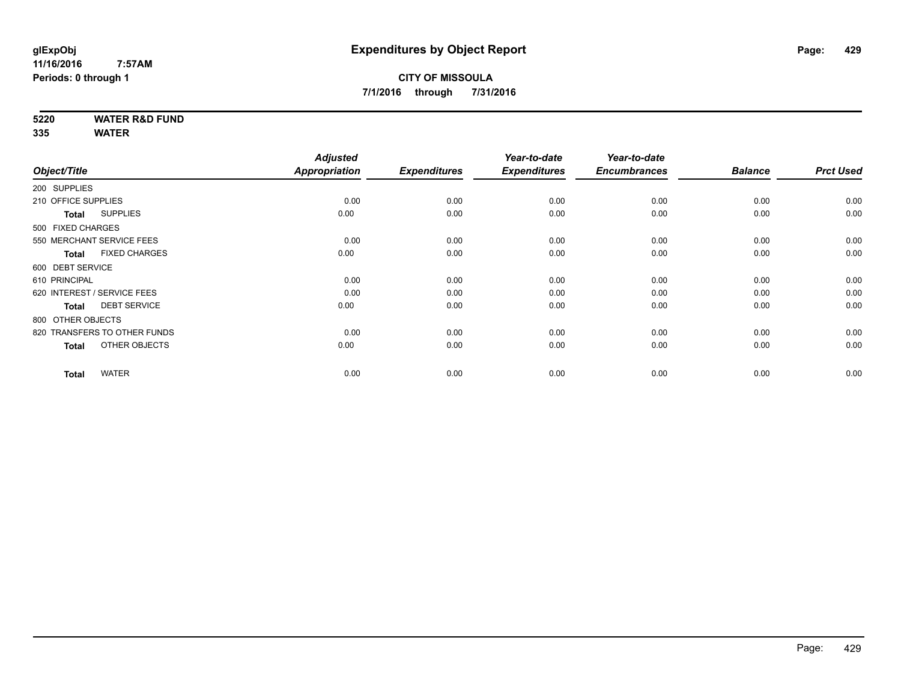**glExpObj**
**11/16/2016 7:57AM**
**Periods: 0 through 1**

# Expenditures by Object Report

**CITY OF MISSOULA**
**7/1/2016 through 7/31/2016**

**5220 WATER R&D FUND**
**335 WATER**

| Object/Title | Adjusted Appropriation | Expenditures | Year-to-date Expenditures | Year-to-date Encumbrances | Balance | Prct Used |
|---|---|---|---|---|---|---|
| 200 SUPPLIES | | | | | | |
| 210 OFFICE SUPPLIES | 0.00 | 0.00 | 0.00 | 0.00 | 0.00 | 0.00 |
| **Total** SUPPLIES | 0.00 | 0.00 | 0.00 | 0.00 | 0.00 | 0.00 |
| 500 FIXED CHARGES | | | | | | |
| 550 MERCHANT SERVICE FEES | 0.00 | 0.00 | 0.00 | 0.00 | 0.00 | 0.00 |
| **Total** FIXED CHARGES | 0.00 | 0.00 | 0.00 | 0.00 | 0.00 | 0.00 |
| 600 DEBT SERVICE | | | | | | |
| 610 PRINCIPAL | 0.00 | 0.00 | 0.00 | 0.00 | 0.00 | 0.00 |
| 620 INTEREST / SERVICE FEES | 0.00 | 0.00 | 0.00 | 0.00 | 0.00 | 0.00 |
| **Total** DEBT SERVICE | 0.00 | 0.00 | 0.00 | 0.00 | 0.00 | 0.00 |
| 800 OTHER OBJECTS | | | | | | |
| 820 TRANSFERS TO OTHER FUNDS | 0.00 | 0.00 | 0.00 | 0.00 | 0.00 | 0.00 |
| **Total** OTHER OBJECTS | 0.00 | 0.00 | 0.00 | 0.00 | 0.00 | 0.00 |
| **Total** WATER | 0.00 | 0.00 | 0.00 | 0.00 | 0.00 | 0.00 |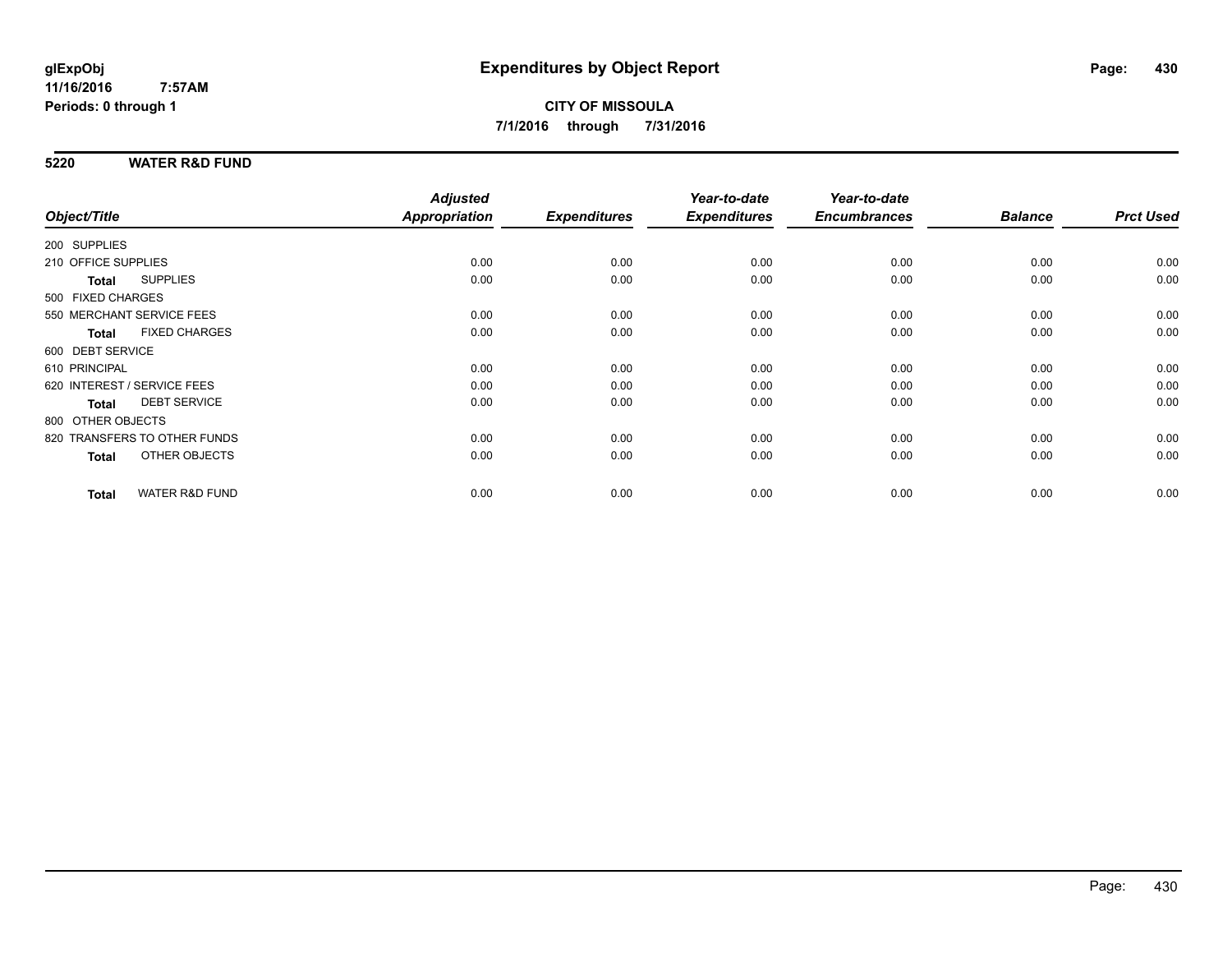glExpObj
11/16/2016 7:57AM
Periods: 0 through 1

# Expenditures by Object Report

**CITY OF MISSOULA**
**7/1/2016 through 7/31/2016**

## 5220 WATER R&D FUND

| Object/Title | Adjusted Appropriation | Expenditures | Year-to-date Expenditures | Year-to-date Encumbrances | Balance | Prct Used |
|---|---|---|---|---|---|---|
| 200 SUPPLIES | | | | | | |
| 210 OFFICE SUPPLIES | 0.00 | 0.00 | 0.00 | 0.00 | 0.00 | 0.00 |
| **Total** SUPPLIES | 0.00 | 0.00 | 0.00 | 0.00 | 0.00 | 0.00 |
| 500 FIXED CHARGES | | | | | | |
| 550 MERCHANT SERVICE FEES | 0.00 | 0.00 | 0.00 | 0.00 | 0.00 | 0.00 |
| **Total** FIXED CHARGES | 0.00 | 0.00 | 0.00 | 0.00 | 0.00 | 0.00 |
| 600 DEBT SERVICE | | | | | | |
| 610 PRINCIPAL | 0.00 | 0.00 | 0.00 | 0.00 | 0.00 | 0.00 |
| 620 INTEREST / SERVICE FEES | 0.00 | 0.00 | 0.00 | 0.00 | 0.00 | 0.00 |
| **Total** DEBT SERVICE | 0.00 | 0.00 | 0.00 | 0.00 | 0.00 | 0.00 |
| 800 OTHER OBJECTS | | | | | | |
| 820 TRANSFERS TO OTHER FUNDS | 0.00 | 0.00 | 0.00 | 0.00 | 0.00 | 0.00 |
| **Total** OTHER OBJECTS | 0.00 | 0.00 | 0.00 | 0.00 | 0.00 | 0.00 |
| **Total** WATER R&D FUND | 0.00 | 0.00 | 0.00 | 0.00 | 0.00 | 0.00 |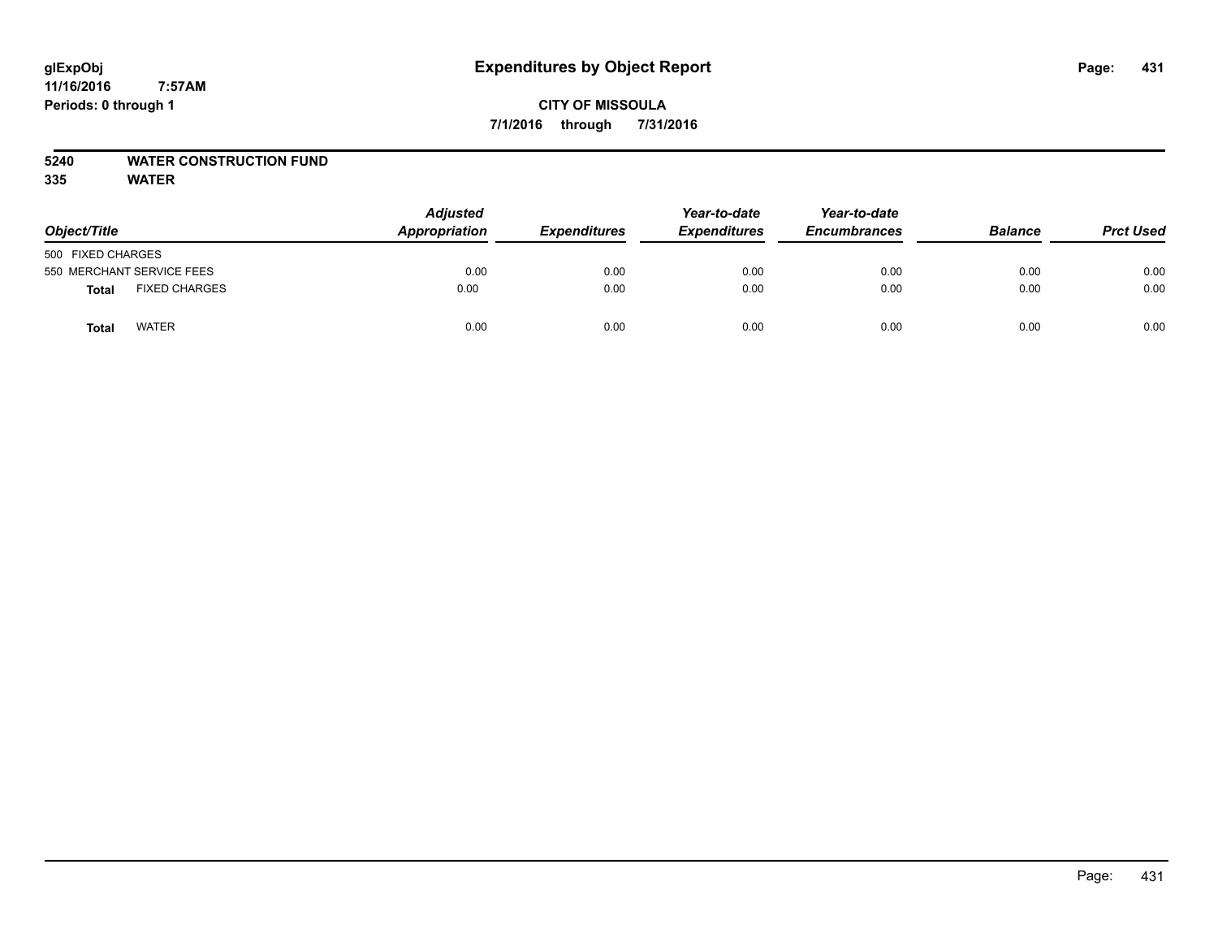glExpObj
11/16/2016 7:57AM
Periods: 0 through 1

# Expenditures by Object Report

**CITY OF MISSOULA**
**7/1/2016 through 7/31/2016**

**5240 WATER CONSTRUCTION FUND**
**335 WATER**

| Object/Title | | Adjusted Appropriation | Expenditures | Year-to-date Expenditures | Year-to-date Encumbrances | Balance | Prct Used |
|---|---|---|---|---|---|---|---|
| 500 FIXED CHARGES | | | | | | | |
| 550 MERCHANT SERVICE FEES | | 0.00 | 0.00 | 0.00 | 0.00 | 0.00 | 0.00 |
| **Total** | FIXED CHARGES | 0.00 | 0.00 | 0.00 | 0.00 | 0.00 | 0.00 |
| **Total** | WATER | 0.00 | 0.00 | 0.00 | 0.00 | 0.00 | 0.00 |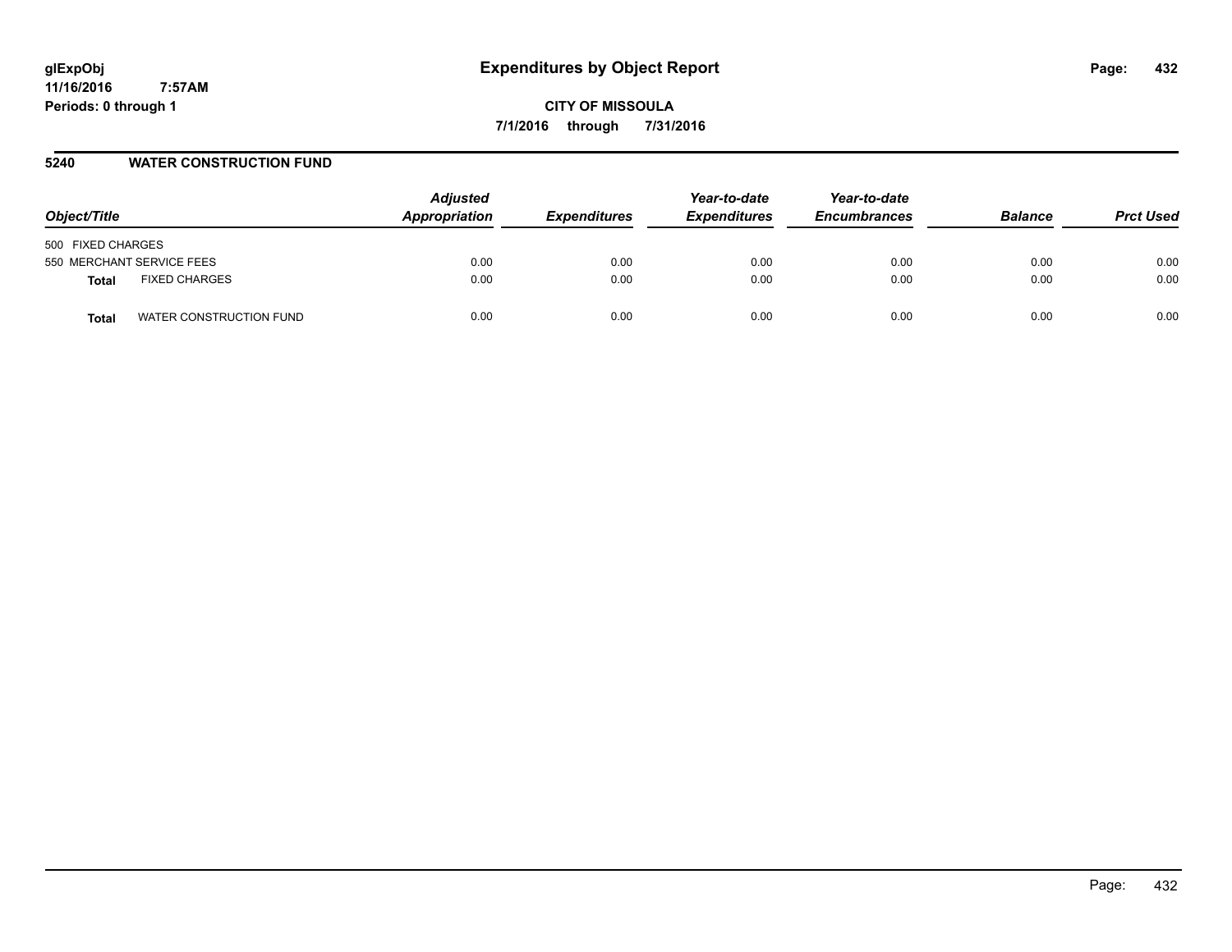# Expenditures by Object Report

glExpObj
11/16/2016 7:57AM
Periods: 0 through 1

**CITY OF MISSOULA**
**7/1/2016 through 7/31/2016**

## 5240 WATER CONSTRUCTION FUND

| Object/Title | Adjusted Appropriation | Expenditures | Year-to-date Expenditures | Year-to-date Encumbrances | Balance | Prct Used |
|---|---|---|---|---|---|---|
| 500 FIXED CHARGES | | | | | | |
| 550 MERCHANT SERVICE FEES | 0.00 | 0.00 | 0.00 | 0.00 | 0.00 | 0.00 |
| **Total** FIXED CHARGES | 0.00 | 0.00 | 0.00 | 0.00 | 0.00 | 0.00 |
| **Total** WATER CONSTRUCTION FUND | 0.00 | 0.00 | 0.00 | 0.00 | 0.00 | 0.00 |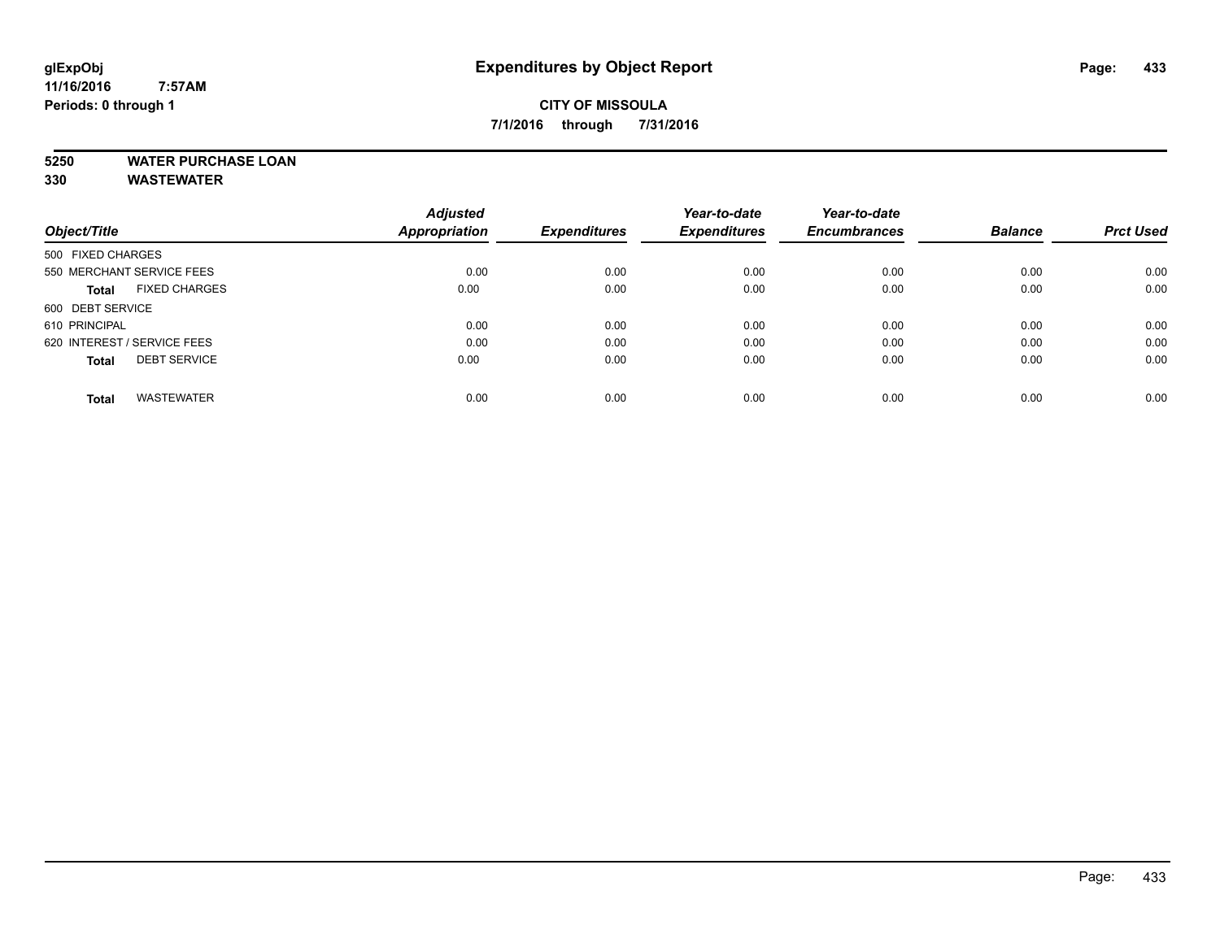# Expenditures by Object Report

glExpObj
11/16/2016 7:57AM
Periods: 0 through 1

**CITY OF MISSOULA**
**7/1/2016 through 7/31/2016**

**5250 WATER PURCHASE LOAN**
**330 WASTEWATER**

| Object/Title | Adjusted Appropriation | Expenditures | Year-to-date Expenditures | Year-to-date Encumbrances | Balance | Prct Used |
|---|---|---|---|---|---|---|
| 500 FIXED CHARGES | | | | | | |
| 550 MERCHANT SERVICE FEES | 0.00 | 0.00 | 0.00 | 0.00 | 0.00 | 0.00 |
| **Total** FIXED CHARGES | 0.00 | 0.00 | 0.00 | 0.00 | 0.00 | 0.00 |
| 600 DEBT SERVICE | | | | | | |
| 610 PRINCIPAL | 0.00 | 0.00 | 0.00 | 0.00 | 0.00 | 0.00 |
| 620 INTEREST / SERVICE FEES | 0.00 | 0.00 | 0.00 | 0.00 | 0.00 | 0.00 |
| **Total** DEBT SERVICE | 0.00 | 0.00 | 0.00 | 0.00 | 0.00 | 0.00 |
| **Total** WASTEWATER | 0.00 | 0.00 | 0.00 | 0.00 | 0.00 | 0.00 |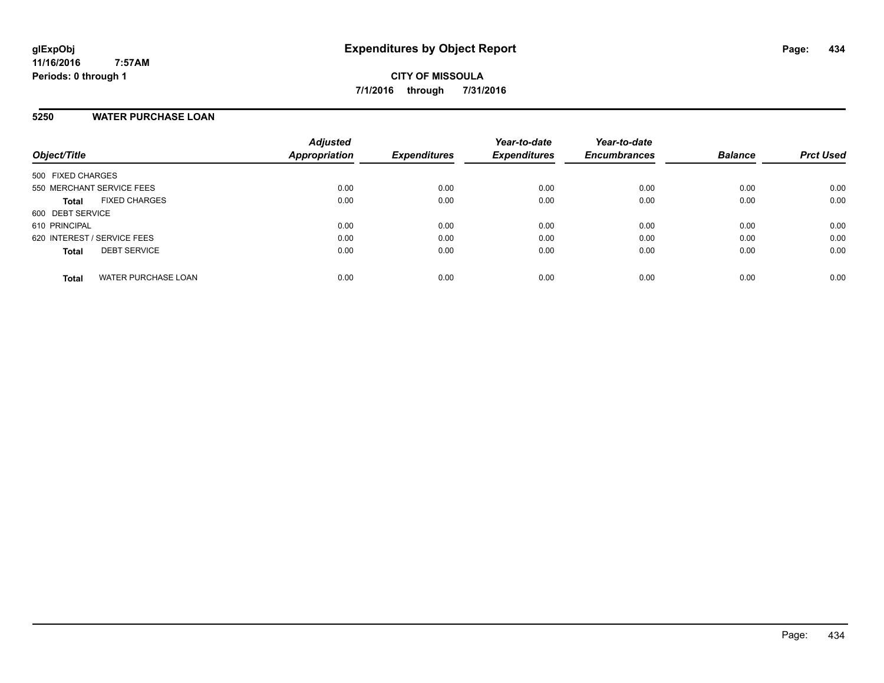# Expenditures by Object Report

glExpObj
11/16/2016 7:57AM
Periods: 0 through 1

**CITY OF MISSOULA**
**7/1/2016 through 7/31/2016**

## 5250 WATER PURCHASE LOAN

| Object/Title | Adjusted Appropriation | Expenditures | Year-to-date Expenditures | Year-to-date Encumbrances | Balance | Prct Used |
|---|---|---|---|---|---|---|
| 500 FIXED CHARGES | | | | | | |
| 550 MERCHANT SERVICE FEES | 0.00 | 0.00 | 0.00 | 0.00 | 0.00 | 0.00 |
| **Total** FIXED CHARGES | 0.00 | 0.00 | 0.00 | 0.00 | 0.00 | 0.00 |
| 600 DEBT SERVICE | | | | | | |
| 610 PRINCIPAL | 0.00 | 0.00 | 0.00 | 0.00 | 0.00 | 0.00 |
| 620 INTEREST / SERVICE FEES | 0.00 | 0.00 | 0.00 | 0.00 | 0.00 | 0.00 |
| **Total** DEBT SERVICE | 0.00 | 0.00 | 0.00 | 0.00 | 0.00 | 0.00 |
| **Total** WATER PURCHASE LOAN | 0.00 | 0.00 | 0.00 | 0.00 | 0.00 | 0.00 |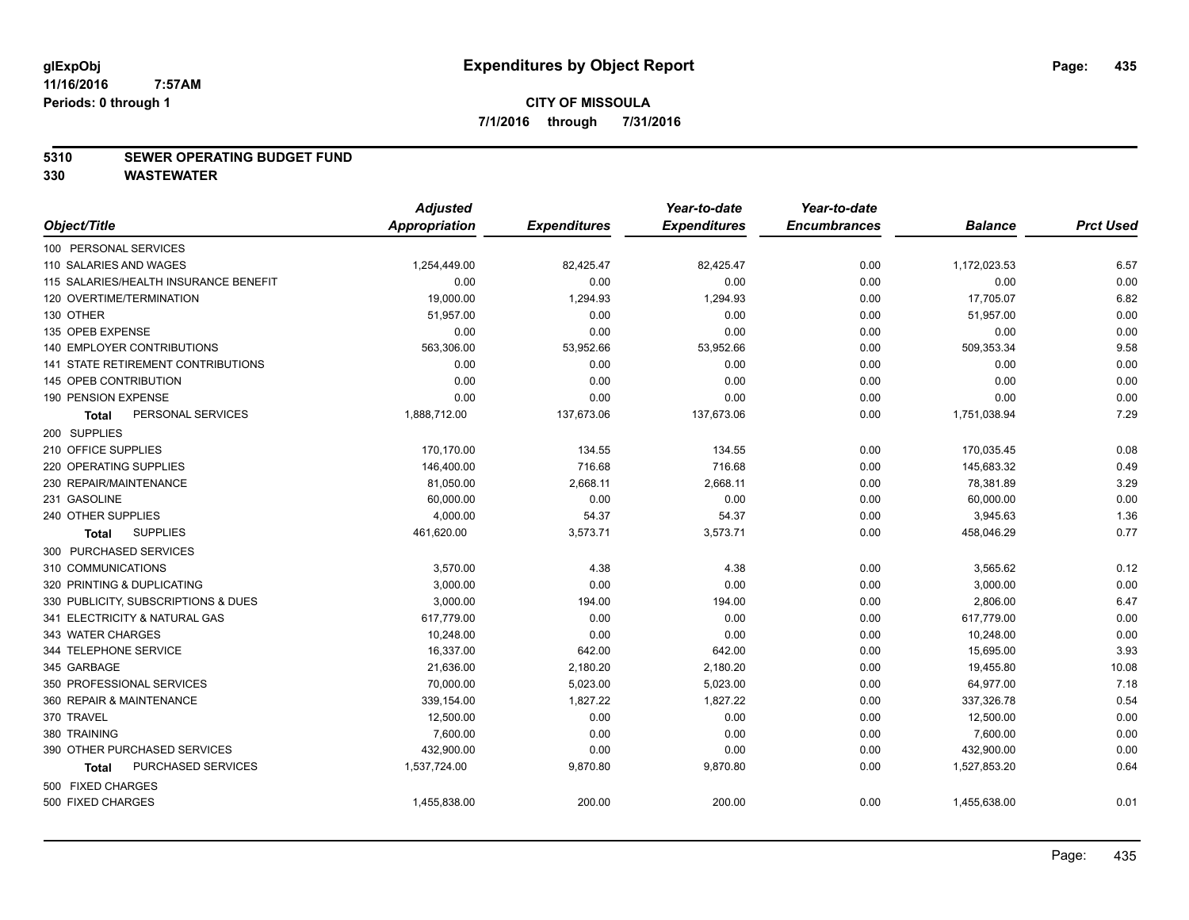glExpObj
11/16/2016 7:57AM
Periods: 0 through 1

# Expenditures by Object Report

**CITY OF MISSOULA**
**7/1/2016 through 7/31/2016**

## 5310 SEWER OPERATING BUDGET FUND
## 330 WASTEWATER

| Object/Title | Adjusted Appropriation | Expenditures | Year-to-date Expenditures | Year-to-date Encumbrances | Balance | Prct Used |
|---|---|---|---|---|---|---|
| 100 PERSONAL SERVICES | | | | | | |
| 110 SALARIES AND WAGES | 1,254,449.00 | 82,425.47 | 82,425.47 | 0.00 | 1,172,023.53 | 6.57 |
| 115 SALARIES/HEALTH INSURANCE BENEFIT | 0.00 | 0.00 | 0.00 | 0.00 | 0.00 | 0.00 |
| 120 OVERTIME/TERMINATION | 19,000.00 | 1,294.93 | 1,294.93 | 0.00 | 17,705.07 | 6.82 |
| 130 OTHER | 51,957.00 | 0.00 | 0.00 | 0.00 | 51,957.00 | 0.00 |
| 135 OPEB EXPENSE | 0.00 | 0.00 | 0.00 | 0.00 | 0.00 | 0.00 |
| 140 EMPLOYER CONTRIBUTIONS | 563,306.00 | 53,952.66 | 53,952.66 | 0.00 | 509,353.34 | 9.58 |
| 141 STATE RETIREMENT CONTRIBUTIONS | 0.00 | 0.00 | 0.00 | 0.00 | 0.00 | 0.00 |
| 145 OPEB CONTRIBUTION | 0.00 | 0.00 | 0.00 | 0.00 | 0.00 | 0.00 |
| 190 PENSION EXPENSE | 0.00 | 0.00 | 0.00 | 0.00 | 0.00 | 0.00 |
| **Total** PERSONAL SERVICES | 1,888,712.00 | 137,673.06 | 137,673.06 | 0.00 | 1,751,038.94 | 7.29 |
| 200 SUPPLIES | | | | | | |
| 210 OFFICE SUPPLIES | 170,170.00 | 134.55 | 134.55 | 0.00 | 170,035.45 | 0.08 |
| 220 OPERATING SUPPLIES | 146,400.00 | 716.68 | 716.68 | 0.00 | 145,683.32 | 0.49 |
| 230 REPAIR/MAINTENANCE | 81,050.00 | 2,668.11 | 2,668.11 | 0.00 | 78,381.89 | 3.29 |
| 231 GASOLINE | 60,000.00 | 0.00 | 0.00 | 0.00 | 60,000.00 | 0.00 |
| 240 OTHER SUPPLIES | 4,000.00 | 54.37 | 54.37 | 0.00 | 3,945.63 | 1.36 |
| **Total** SUPPLIES | 461,620.00 | 3,573.71 | 3,573.71 | 0.00 | 458,046.29 | 0.77 |
| 300 PURCHASED SERVICES | | | | | | |
| 310 COMMUNICATIONS | 3,570.00 | 4.38 | 4.38 | 0.00 | 3,565.62 | 0.12 |
| 320 PRINTING & DUPLICATING | 3,000.00 | 0.00 | 0.00 | 0.00 | 3,000.00 | 0.00 |
| 330 PUBLICITY, SUBSCRIPTIONS & DUES | 3,000.00 | 194.00 | 194.00 | 0.00 | 2,806.00 | 6.47 |
| 341 ELECTRICITY & NATURAL GAS | 617,779.00 | 0.00 | 0.00 | 0.00 | 617,779.00 | 0.00 |
| 343 WATER CHARGES | 10,248.00 | 0.00 | 0.00 | 0.00 | 10,248.00 | 0.00 |
| 344 TELEPHONE SERVICE | 16,337.00 | 642.00 | 642.00 | 0.00 | 15,695.00 | 3.93 |
| 345 GARBAGE | 21,636.00 | 2,180.20 | 2,180.20 | 0.00 | 19,455.80 | 10.08 |
| 350 PROFESSIONAL SERVICES | 70,000.00 | 5,023.00 | 5,023.00 | 0.00 | 64,977.00 | 7.18 |
| 360 REPAIR & MAINTENANCE | 339,154.00 | 1,827.22 | 1,827.22 | 0.00 | 337,326.78 | 0.54 |
| 370 TRAVEL | 12,500.00 | 0.00 | 0.00 | 0.00 | 12,500.00 | 0.00 |
| 380 TRAINING | 7,600.00 | 0.00 | 0.00 | 0.00 | 7,600.00 | 0.00 |
| 390 OTHER PURCHASED SERVICES | 432,900.00 | 0.00 | 0.00 | 0.00 | 432,900.00 | 0.00 |
| **Total** PURCHASED SERVICES | 1,537,724.00 | 9,870.80 | 9,870.80 | 0.00 | 1,527,853.20 | 0.64 |
| 500 FIXED CHARGES | | | | | | |
| 500 FIXED CHARGES | 1,455,838.00 | 200.00 | 200.00 | 0.00 | 1,455,638.00 | 0.01 |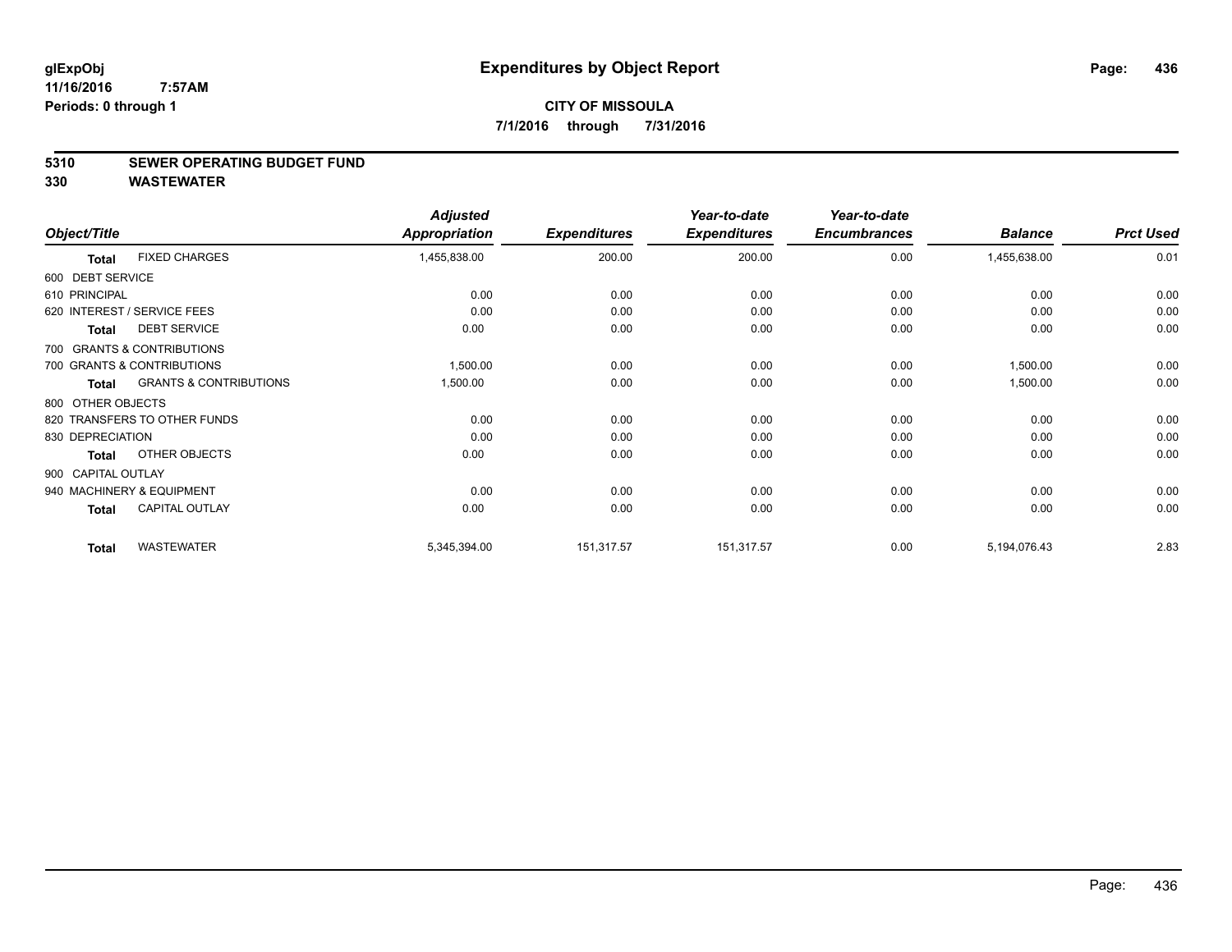# Expenditures by Object Report

glExpObj
11/16/2016 7:57AM
Periods: 0 through 1

**CITY OF MISSOULA**
**7/1/2016 through 7/31/2016**

## 5310 SEWER OPERATING BUDGET FUND
## 330 WASTEWATER

| Object/Title | | Adjusted Appropriation | Expenditures | Year-to-date Expenditures | Year-to-date Encumbrances | Balance | Prct Used |
|---|---|---|---|---|---|---|---|
| **Total** | FIXED CHARGES | 1,455,838.00 | 200.00 | 200.00 | 0.00 | 1,455,638.00 | 0.01 |
| 600 DEBT SERVICE | | | | | | | |
| 610 PRINCIPAL | | 0.00 | 0.00 | 0.00 | 0.00 | 0.00 | 0.00 |
| 620 INTEREST / SERVICE FEES | | 0.00 | 0.00 | 0.00 | 0.00 | 0.00 | 0.00 |
| **Total** | DEBT SERVICE | 0.00 | 0.00 | 0.00 | 0.00 | 0.00 | 0.00 |
| 700 GRANTS & CONTRIBUTIONS | | | | | | | |
| 700 GRANTS & CONTRIBUTIONS | | 1,500.00 | 0.00 | 0.00 | 0.00 | 1,500.00 | 0.00 |
| **Total** | GRANTS & CONTRIBUTIONS | 1,500.00 | 0.00 | 0.00 | 0.00 | 1,500.00 | 0.00 |
| 800 OTHER OBJECTS | | | | | | | |
| 820 TRANSFERS TO OTHER FUNDS | | 0.00 | 0.00 | 0.00 | 0.00 | 0.00 | 0.00 |
| 830 DEPRECIATION | | 0.00 | 0.00 | 0.00 | 0.00 | 0.00 | 0.00 |
| **Total** | OTHER OBJECTS | 0.00 | 0.00 | 0.00 | 0.00 | 0.00 | 0.00 |
| 900 CAPITAL OUTLAY | | | | | | | |
| 940 MACHINERY & EQUIPMENT | | 0.00 | 0.00 | 0.00 | 0.00 | 0.00 | 0.00 |
| **Total** | CAPITAL OUTLAY | 0.00 | 0.00 | 0.00 | 0.00 | 0.00 | 0.00 |
| **Total** | WASTEWATER | 5,345,394.00 | 151,317.57 | 151,317.57 | 0.00 | 5,194,076.43 | 2.83 |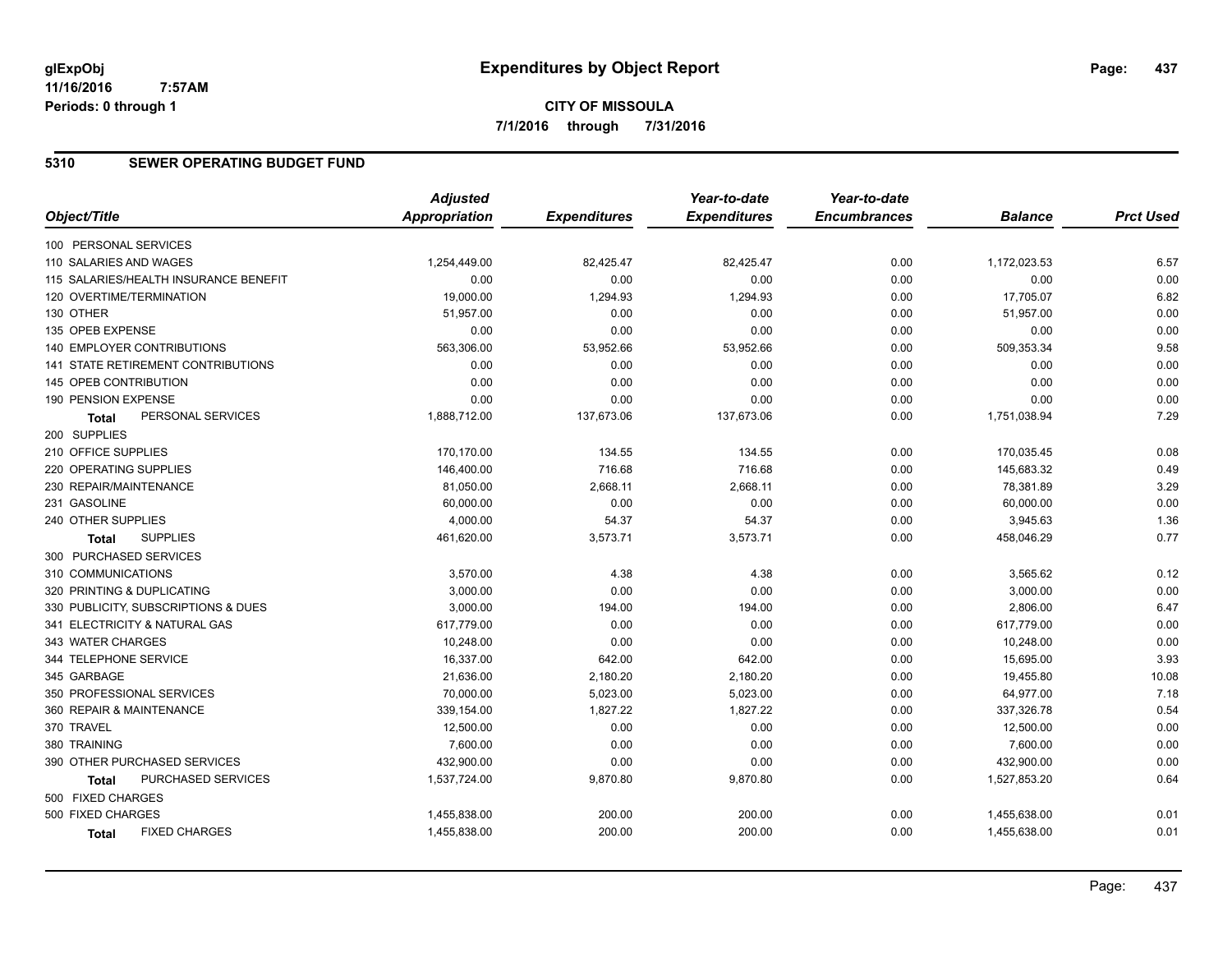**glExpObj**
**11/16/2016 7:57AM**
**Periods: 0 through 1**

# Expenditures by Object Report

**CITY OF MISSOULA**
**7/1/2016 through 7/31/2016**

## 5310 SEWER OPERATING BUDGET FUND

| Object/Title | Adjusted Appropriation | Expenditures | Year-to-date Expenditures | Year-to-date Encumbrances | Balance | Prct Used |
|---|---|---|---|---|---|---|
| 100 PERSONAL SERVICES | | | | | | |
| 110 SALARIES AND WAGES | 1,254,449.00 | 82,425.47 | 82,425.47 | 0.00 | 1,172,023.53 | 6.57 |
| 115 SALARIES/HEALTH INSURANCE BENEFIT | 0.00 | 0.00 | 0.00 | 0.00 | 0.00 | 0.00 |
| 120 OVERTIME/TERMINATION | 19,000.00 | 1,294.93 | 1,294.93 | 0.00 | 17,705.07 | 6.82 |
| 130 OTHER | 51,957.00 | 0.00 | 0.00 | 0.00 | 51,957.00 | 0.00 |
| 135 OPEB EXPENSE | 0.00 | 0.00 | 0.00 | 0.00 | 0.00 | 0.00 |
| 140 EMPLOYER CONTRIBUTIONS | 563,306.00 | 53,952.66 | 53,952.66 | 0.00 | 509,353.34 | 9.58 |
| 141 STATE RETIREMENT CONTRIBUTIONS | 0.00 | 0.00 | 0.00 | 0.00 | 0.00 | 0.00 |
| 145 OPEB CONTRIBUTION | 0.00 | 0.00 | 0.00 | 0.00 | 0.00 | 0.00 |
| 190 PENSION EXPENSE | 0.00 | 0.00 | 0.00 | 0.00 | 0.00 | 0.00 |
| **Total** PERSONAL SERVICES | 1,888,712.00 | 137,673.06 | 137,673.06 | 0.00 | 1,751,038.94 | 7.29 |
| 200 SUPPLIES | | | | | | |
| 210 OFFICE SUPPLIES | 170,170.00 | 134.55 | 134.55 | 0.00 | 170,035.45 | 0.08 |
| 220 OPERATING SUPPLIES | 146,400.00 | 716.68 | 716.68 | 0.00 | 145,683.32 | 0.49 |
| 230 REPAIR/MAINTENANCE | 81,050.00 | 2,668.11 | 2,668.11 | 0.00 | 78,381.89 | 3.29 |
| 231 GASOLINE | 60,000.00 | 0.00 | 0.00 | 0.00 | 60,000.00 | 0.00 |
| 240 OTHER SUPPLIES | 4,000.00 | 54.37 | 54.37 | 0.00 | 3,945.63 | 1.36 |
| **Total** SUPPLIES | 461,620.00 | 3,573.71 | 3,573.71 | 0.00 | 458,046.29 | 0.77 |
| 300 PURCHASED SERVICES | | | | | | |
| 310 COMMUNICATIONS | 3,570.00 | 4.38 | 4.38 | 0.00 | 3,565.62 | 0.12 |
| 320 PRINTING & DUPLICATING | 3,000.00 | 0.00 | 0.00 | 0.00 | 3,000.00 | 0.00 |
| 330 PUBLICITY, SUBSCRIPTIONS & DUES | 3,000.00 | 194.00 | 194.00 | 0.00 | 2,806.00 | 6.47 |
| 341 ELECTRICITY & NATURAL GAS | 617,779.00 | 0.00 | 0.00 | 0.00 | 617,779.00 | 0.00 |
| 343 WATER CHARGES | 10,248.00 | 0.00 | 0.00 | 0.00 | 10,248.00 | 0.00 |
| 344 TELEPHONE SERVICE | 16,337.00 | 642.00 | 642.00 | 0.00 | 15,695.00 | 3.93 |
| 345 GARBAGE | 21,636.00 | 2,180.20 | 2,180.20 | 0.00 | 19,455.80 | 10.08 |
| 350 PROFESSIONAL SERVICES | 70,000.00 | 5,023.00 | 5,023.00 | 0.00 | 64,977.00 | 7.18 |
| 360 REPAIR & MAINTENANCE | 339,154.00 | 1,827.22 | 1,827.22 | 0.00 | 337,326.78 | 0.54 |
| 370 TRAVEL | 12,500.00 | 0.00 | 0.00 | 0.00 | 12,500.00 | 0.00 |
| 380 TRAINING | 7,600.00 | 0.00 | 0.00 | 0.00 | 7,600.00 | 0.00 |
| 390 OTHER PURCHASED SERVICES | 432,900.00 | 0.00 | 0.00 | 0.00 | 432,900.00 | 0.00 |
| **Total** PURCHASED SERVICES | 1,537,724.00 | 9,870.80 | 9,870.80 | 0.00 | 1,527,853.20 | 0.64 |
| 500 FIXED CHARGES | | | | | | |
| 500 FIXED CHARGES | 1,455,838.00 | 200.00 | 200.00 | 0.00 | 1,455,638.00 | 0.01 |
| **Total** FIXED CHARGES | 1,455,838.00 | 200.00 | 200.00 | 0.00 | 1,455,638.00 | 0.01 |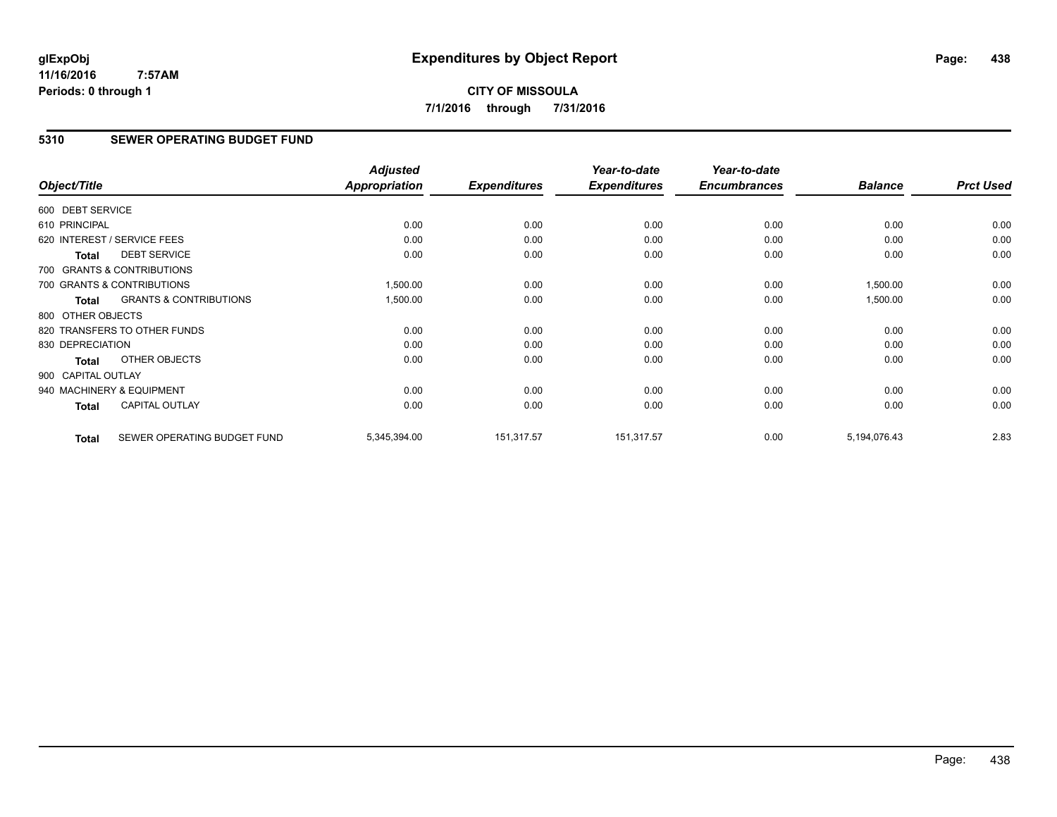**glExpObj**
**11/16/2016 7:57AM**
**Periods: 0 through 1**

# Expenditures by Object Report

**CITY OF MISSOULA**
**7/1/2016 through 7/31/2016**

## 5310 SEWER OPERATING BUDGET FUND

| Object/Title | Adjusted Appropriation | Expenditures | Year-to-date Expenditures | Year-to-date Encumbrances | Balance | Prct Used |
|---|---|---|---|---|---|---|
| 600 DEBT SERVICE | | | | | | |
| 610 PRINCIPAL | 0.00 | 0.00 | 0.00 | 0.00 | 0.00 | 0.00 |
| 620 INTEREST / SERVICE FEES | 0.00 | 0.00 | 0.00 | 0.00 | 0.00 | 0.00 |
| **Total** DEBT SERVICE | 0.00 | 0.00 | 0.00 | 0.00 | 0.00 | 0.00 |
| 700 GRANTS & CONTRIBUTIONS | | | | | | |
| 700 GRANTS & CONTRIBUTIONS | 1,500.00 | 0.00 | 0.00 | 0.00 | 1,500.00 | 0.00 |
| **Total** GRANTS & CONTRIBUTIONS | 1,500.00 | 0.00 | 0.00 | 0.00 | 1,500.00 | 0.00 |
| 800 OTHER OBJECTS | | | | | | |
| 820 TRANSFERS TO OTHER FUNDS | 0.00 | 0.00 | 0.00 | 0.00 | 0.00 | 0.00 |
| 830 DEPRECIATION | 0.00 | 0.00 | 0.00 | 0.00 | 0.00 | 0.00 |
| **Total** OTHER OBJECTS | 0.00 | 0.00 | 0.00 | 0.00 | 0.00 | 0.00 |
| 900 CAPITAL OUTLAY | | | | | | |
| 940 MACHINERY & EQUIPMENT | 0.00 | 0.00 | 0.00 | 0.00 | 0.00 | 0.00 |
| **Total** CAPITAL OUTLAY | 0.00 | 0.00 | 0.00 | 0.00 | 0.00 | 0.00 |
| **Total** SEWER OPERATING BUDGET FUND | 5,345,394.00 | 151,317.57 | 151,317.57 | 0.00 | 5,194,076.43 | 2.83 |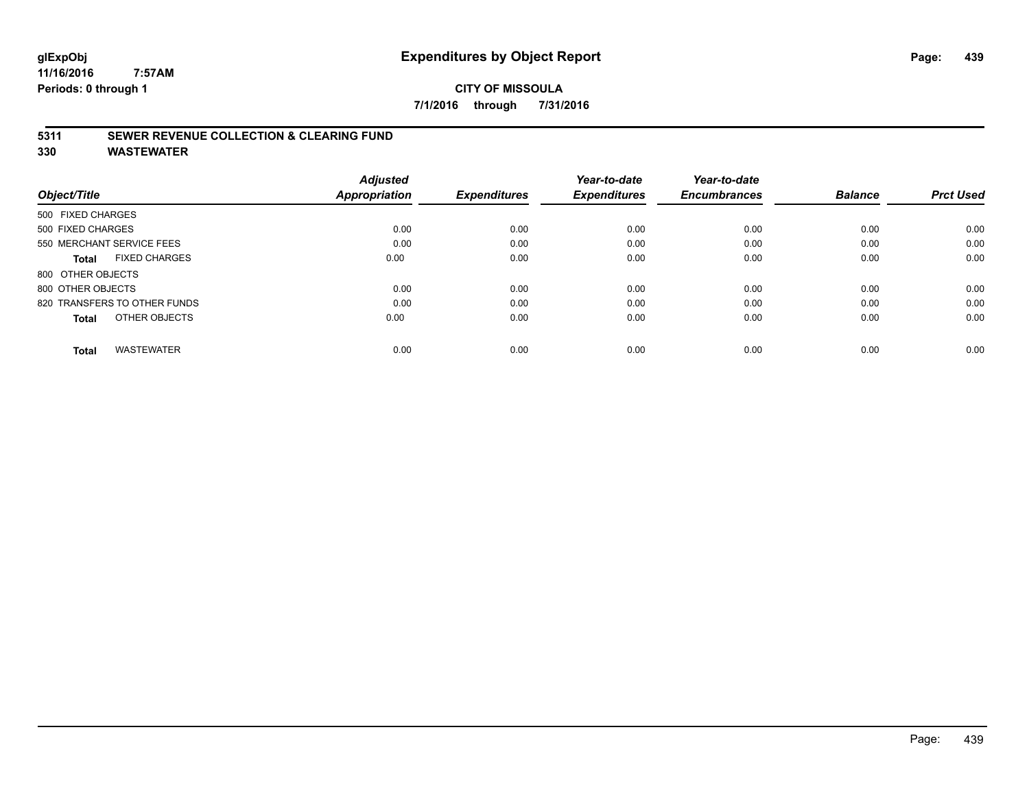# Expenditures by Object Report

glExpObj
11/16/2016 7:57AM
Periods: 0 through 1

**CITY OF MISSOULA**
**7/1/2016 through 7/31/2016**

## 5311 SEWER REVENUE COLLECTION & CLEARING FUND
## 330 WASTEWATER

| Object/Title | Adjusted Appropriation | Expenditures | Year-to-date Expenditures | Year-to-date Encumbrances | Balance | Prct Used |
|---|---|---|---|---|---|---|
| 500 FIXED CHARGES | | | | | | |
| 500 FIXED CHARGES | 0.00 | 0.00 | 0.00 | 0.00 | 0.00 | 0.00 |
| 550 MERCHANT SERVICE FEES | 0.00 | 0.00 | 0.00 | 0.00 | 0.00 | 0.00 |
| **Total** FIXED CHARGES | 0.00 | 0.00 | 0.00 | 0.00 | 0.00 | 0.00 |
| 800 OTHER OBJECTS | | | | | | |
| 800 OTHER OBJECTS | 0.00 | 0.00 | 0.00 | 0.00 | 0.00 | 0.00 |
| 820 TRANSFERS TO OTHER FUNDS | 0.00 | 0.00 | 0.00 | 0.00 | 0.00 | 0.00 |
| **Total** OTHER OBJECTS | 0.00 | 0.00 | 0.00 | 0.00 | 0.00 | 0.00 |
| **Total** WASTEWATER | 0.00 | 0.00 | 0.00 | 0.00 | 0.00 | 0.00 |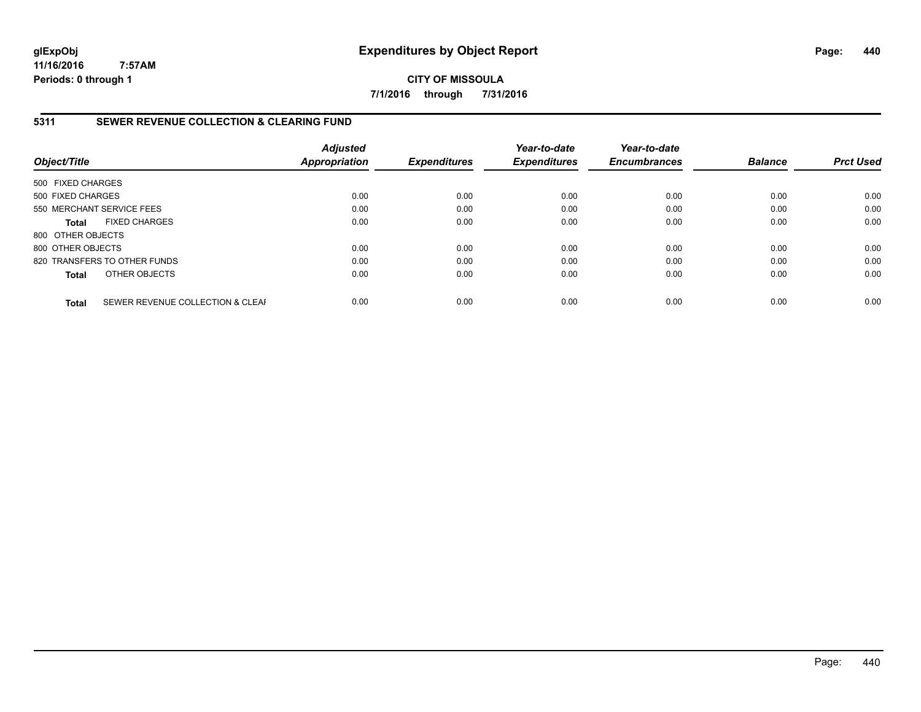# Expenditures by Object Report

**CITY OF MISSOULA**

**7/1/2016 through 7/31/2016**

glExpObj
11/16/2016 7:57AM
Periods: 0 through 1

## 5311 SEWER REVENUE COLLECTION & CLEARING FUND

| Object/Title | | Adjusted Appropriation | Expenditures | Year-to-date Expenditures | Year-to-date Encumbrances | Balance | Prct Used |
|---|---|---|---|---|---|---|---|
| 500 FIXED CHARGES | | | | | | | |
| 500 FIXED CHARGES | | 0.00 | 0.00 | 0.00 | 0.00 | 0.00 | 0.00 |
| 550 MERCHANT SERVICE FEES | | 0.00 | 0.00 | 0.00 | 0.00 | 0.00 | 0.00 |
| **Total** | FIXED CHARGES | 0.00 | 0.00 | 0.00 | 0.00 | 0.00 | 0.00 |
| 800 OTHER OBJECTS | | | | | | | |
| 800 OTHER OBJECTS | | 0.00 | 0.00 | 0.00 | 0.00 | 0.00 | 0.00 |
| 820 TRANSFERS TO OTHER FUNDS | | 0.00 | 0.00 | 0.00 | 0.00 | 0.00 | 0.00 |
| **Total** | OTHER OBJECTS | 0.00 | 0.00 | 0.00 | 0.00 | 0.00 | 0.00 |
| **Total** | SEWER REVENUE COLLECTION & CLEAI | 0.00 | 0.00 | 0.00 | 0.00 | 0.00 | 0.00 |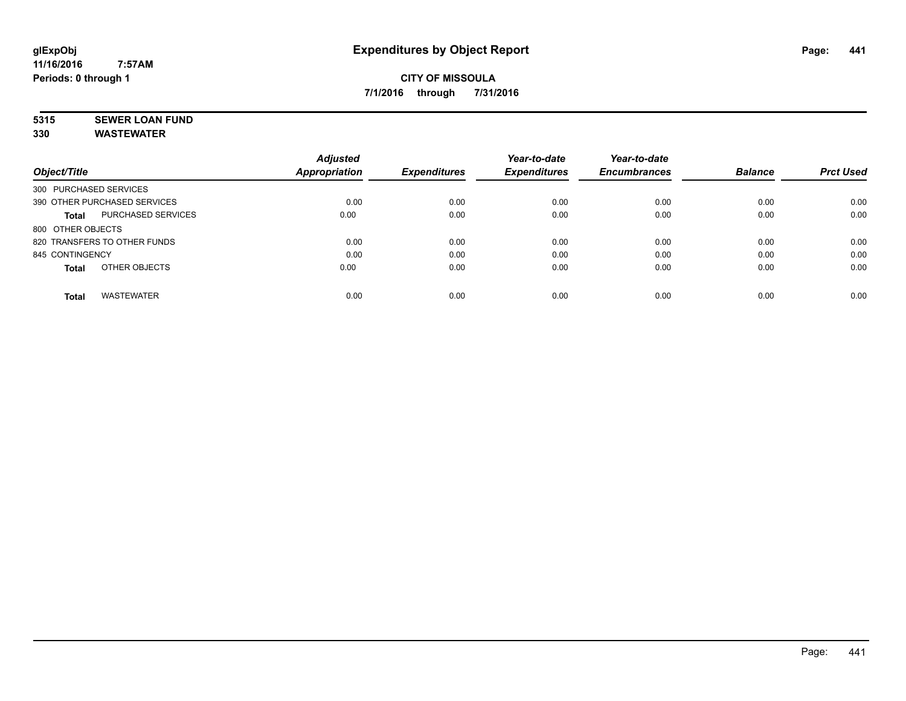# Expenditures by Object Report

glExpObj
11/16/2016 7:57AM
Periods: 0 through 1

**CITY OF MISSOULA**
**7/1/2016 through 7/31/2016**

**5315 SEWER LOAN FUND**
**330 WASTEWATER**

| Object/Title | | Adjusted Appropriation | Expenditures | Year-to-date Expenditures | Year-to-date Encumbrances | Balance | Prct Used |
|---|---|---|---|---|---|---|---|
| 300 PURCHASED SERVICES | | | | | | | |
| 390 OTHER PURCHASED SERVICES | | 0.00 | 0.00 | 0.00 | 0.00 | 0.00 | 0.00 |
| **Total** | PURCHASED SERVICES | 0.00 | 0.00 | 0.00 | 0.00 | 0.00 | 0.00 |
| 800 OTHER OBJECTS | | | | | | | |
| 820 TRANSFERS TO OTHER FUNDS | | 0.00 | 0.00 | 0.00 | 0.00 | 0.00 | 0.00 |
| 845 CONTINGENCY | | 0.00 | 0.00 | 0.00 | 0.00 | 0.00 | 0.00 |
| **Total** | OTHER OBJECTS | 0.00 | 0.00 | 0.00 | 0.00 | 0.00 | 0.00 |
| **Total** | WASTEWATER | 0.00 | 0.00 | 0.00 | 0.00 | 0.00 | 0.00 |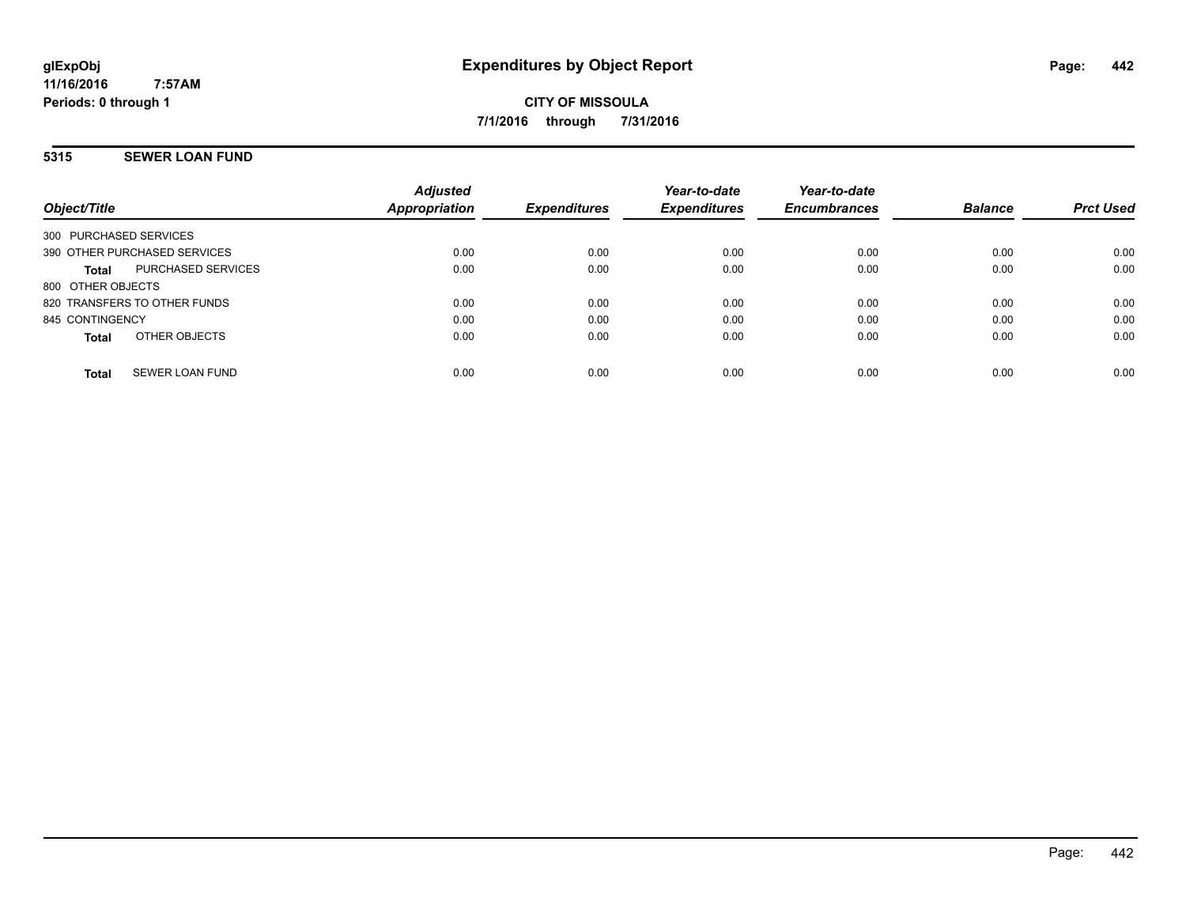# Expenditures by Object Report

**CITY OF MISSOULA**

**7/1/2016 through 7/31/2016**

glExpObj
11/16/2016 7:57AM
Periods: 0 through 1

## 5315 SEWER LOAN FUND

| Object/Title | | Adjusted Appropriation | Expenditures | Year-to-date Expenditures | Year-to-date Encumbrances | Balance | Prct Used |
|---|---|---|---|---|---|---|---|
| 300 PURCHASED SERVICES | | | | | | | |
| 390 OTHER PURCHASED SERVICES | | 0.00 | 0.00 | 0.00 | 0.00 | 0.00 | 0.00 |
| **Total** | PURCHASED SERVICES | 0.00 | 0.00 | 0.00 | 0.00 | 0.00 | 0.00 |
| 800 OTHER OBJECTS | | | | | | | |
| 820 TRANSFERS TO OTHER FUNDS | | 0.00 | 0.00 | 0.00 | 0.00 | 0.00 | 0.00 |
| 845 CONTINGENCY | | 0.00 | 0.00 | 0.00 | 0.00 | 0.00 | 0.00 |
| **Total** | OTHER OBJECTS | 0.00 | 0.00 | 0.00 | 0.00 | 0.00 | 0.00 |
| **Total** | SEWER LOAN FUND | 0.00 | 0.00 | 0.00 | 0.00 | 0.00 | 0.00 |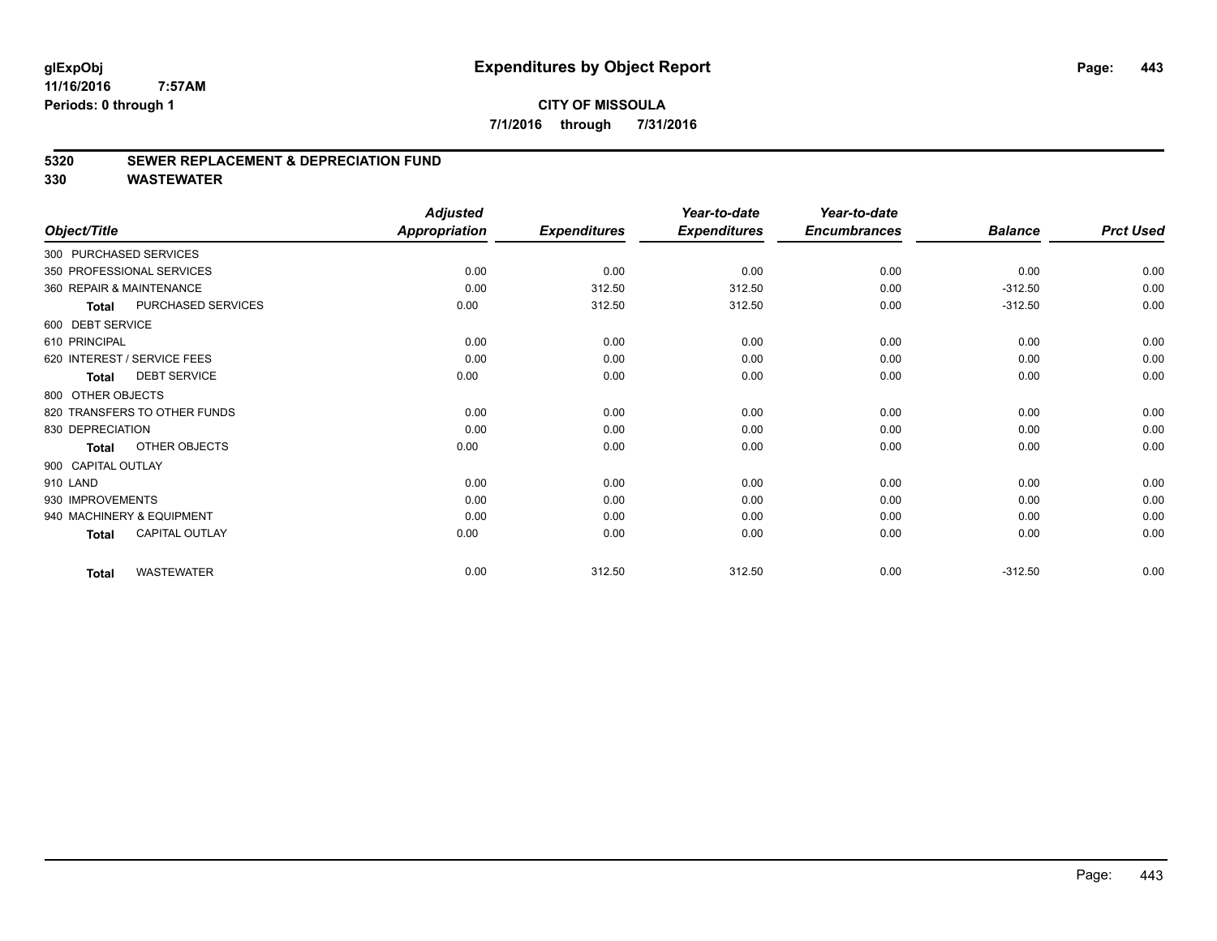# Expenditures by Object Report

glExpObj
11/16/2016 7:57AM
Periods: 0 through 1

**CITY OF MISSOULA**

**7/1/2016 through 7/31/2016**

**5320 SEWER REPLACEMENT & DEPRECIATION FUND**

**330 WASTEWATER**

| Object/Title | Adjusted Appropriation | Expenditures | Year-to-date Expenditures | Year-to-date Encumbrances | Balance | Prct Used |
|---|---|---|---|---|---|---|
| 300 PURCHASED SERVICES | | | | | | |
| 350 PROFESSIONAL SERVICES | 0.00 | 0.00 | 0.00 | 0.00 | 0.00 | 0.00 |
| 360 REPAIR & MAINTENANCE | 0.00 | 312.50 | 312.50 | 0.00 | -312.50 | 0.00 |
| **Total** PURCHASED SERVICES | 0.00 | 312.50 | 312.50 | 0.00 | -312.50 | 0.00 |
| 600 DEBT SERVICE | | | | | | |
| 610 PRINCIPAL | 0.00 | 0.00 | 0.00 | 0.00 | 0.00 | 0.00 |
| 620 INTEREST / SERVICE FEES | 0.00 | 0.00 | 0.00 | 0.00 | 0.00 | 0.00 |
| **Total** DEBT SERVICE | 0.00 | 0.00 | 0.00 | 0.00 | 0.00 | 0.00 |
| 800 OTHER OBJECTS | | | | | | |
| 820 TRANSFERS TO OTHER FUNDS | 0.00 | 0.00 | 0.00 | 0.00 | 0.00 | 0.00 |
| 830 DEPRECIATION | 0.00 | 0.00 | 0.00 | 0.00 | 0.00 | 0.00 |
| **Total** OTHER OBJECTS | 0.00 | 0.00 | 0.00 | 0.00 | 0.00 | 0.00 |
| 900 CAPITAL OUTLAY | | | | | | |
| 910 LAND | 0.00 | 0.00 | 0.00 | 0.00 | 0.00 | 0.00 |
| 930 IMPROVEMENTS | 0.00 | 0.00 | 0.00 | 0.00 | 0.00 | 0.00 |
| 940 MACHINERY & EQUIPMENT | 0.00 | 0.00 | 0.00 | 0.00 | 0.00 | 0.00 |
| **Total** CAPITAL OUTLAY | 0.00 | 0.00 | 0.00 | 0.00 | 0.00 | 0.00 |
| **Total** WASTEWATER | 0.00 | 312.50 | 312.50 | 0.00 | -312.50 | 0.00 |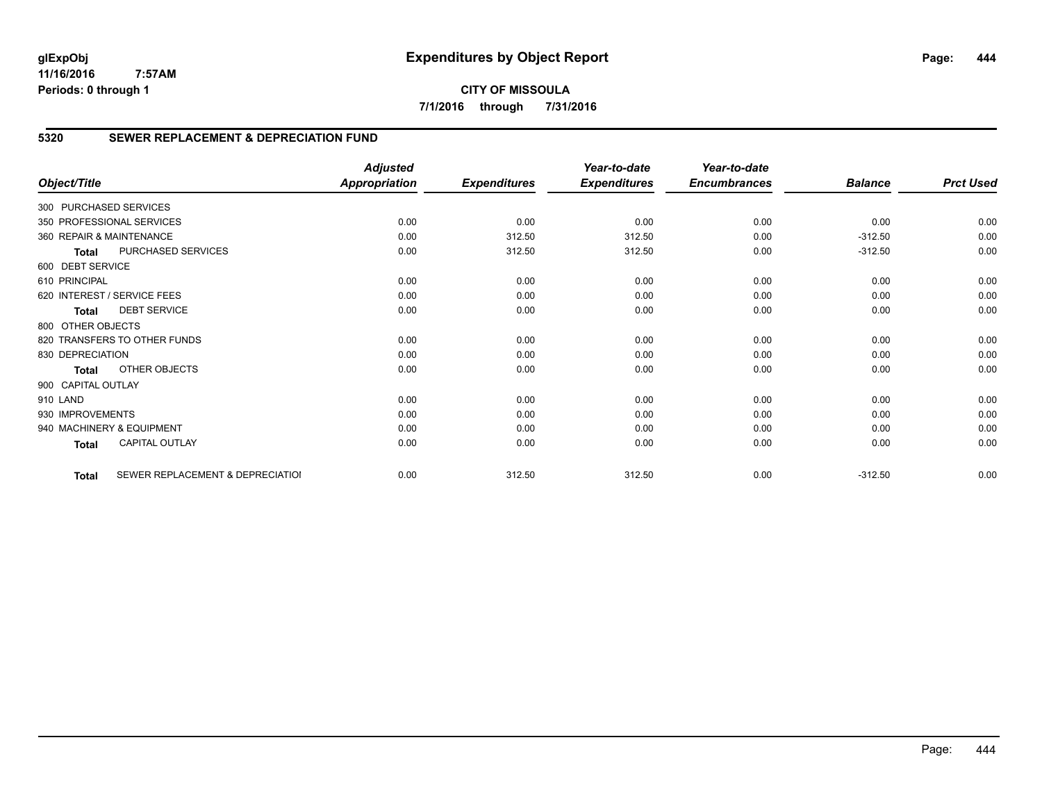glExpObj
11/16/2016 7:57AM
Periods: 0 through 1

# Expenditures by Object Report

**CITY OF MISSOULA**

**7/1/2016 through 7/31/2016**

## 5320 SEWER REPLACEMENT & DEPRECIATION FUND

| Object/Title | Adjusted Appropriation | Expenditures | Year-to-date Expenditures | Year-to-date Encumbrances | Balance | Prct Used |
|---|---|---|---|---|---|---|
| 300 PURCHASED SERVICES | | | | | | |
| 350 PROFESSIONAL SERVICES | 0.00 | 0.00 | 0.00 | 0.00 | 0.00 | 0.00 |
| 360 REPAIR & MAINTENANCE | 0.00 | 312.50 | 312.50 | 0.00 | -312.50 | 0.00 |
| **Total** PURCHASED SERVICES | 0.00 | 312.50 | 312.50 | 0.00 | -312.50 | 0.00 |
| 600 DEBT SERVICE | | | | | | |
| 610 PRINCIPAL | 0.00 | 0.00 | 0.00 | 0.00 | 0.00 | 0.00 |
| 620 INTEREST / SERVICE FEES | 0.00 | 0.00 | 0.00 | 0.00 | 0.00 | 0.00 |
| **Total** DEBT SERVICE | 0.00 | 0.00 | 0.00 | 0.00 | 0.00 | 0.00 |
| 800 OTHER OBJECTS | | | | | | |
| 820 TRANSFERS TO OTHER FUNDS | 0.00 | 0.00 | 0.00 | 0.00 | 0.00 | 0.00 |
| 830 DEPRECIATION | 0.00 | 0.00 | 0.00 | 0.00 | 0.00 | 0.00 |
| **Total** OTHER OBJECTS | 0.00 | 0.00 | 0.00 | 0.00 | 0.00 | 0.00 |
| 900 CAPITAL OUTLAY | | | | | | |
| 910 LAND | 0.00 | 0.00 | 0.00 | 0.00 | 0.00 | 0.00 |
| 930 IMPROVEMENTS | 0.00 | 0.00 | 0.00 | 0.00 | 0.00 | 0.00 |
| 940 MACHINERY & EQUIPMENT | 0.00 | 0.00 | 0.00 | 0.00 | 0.00 | 0.00 |
| **Total** CAPITAL OUTLAY | 0.00 | 0.00 | 0.00 | 0.00 | 0.00 | 0.00 |
| **Total** SEWER REPLACEMENT & DEPRECIATIOI | 0.00 | 312.50 | 312.50 | 0.00 | -312.50 | 0.00 |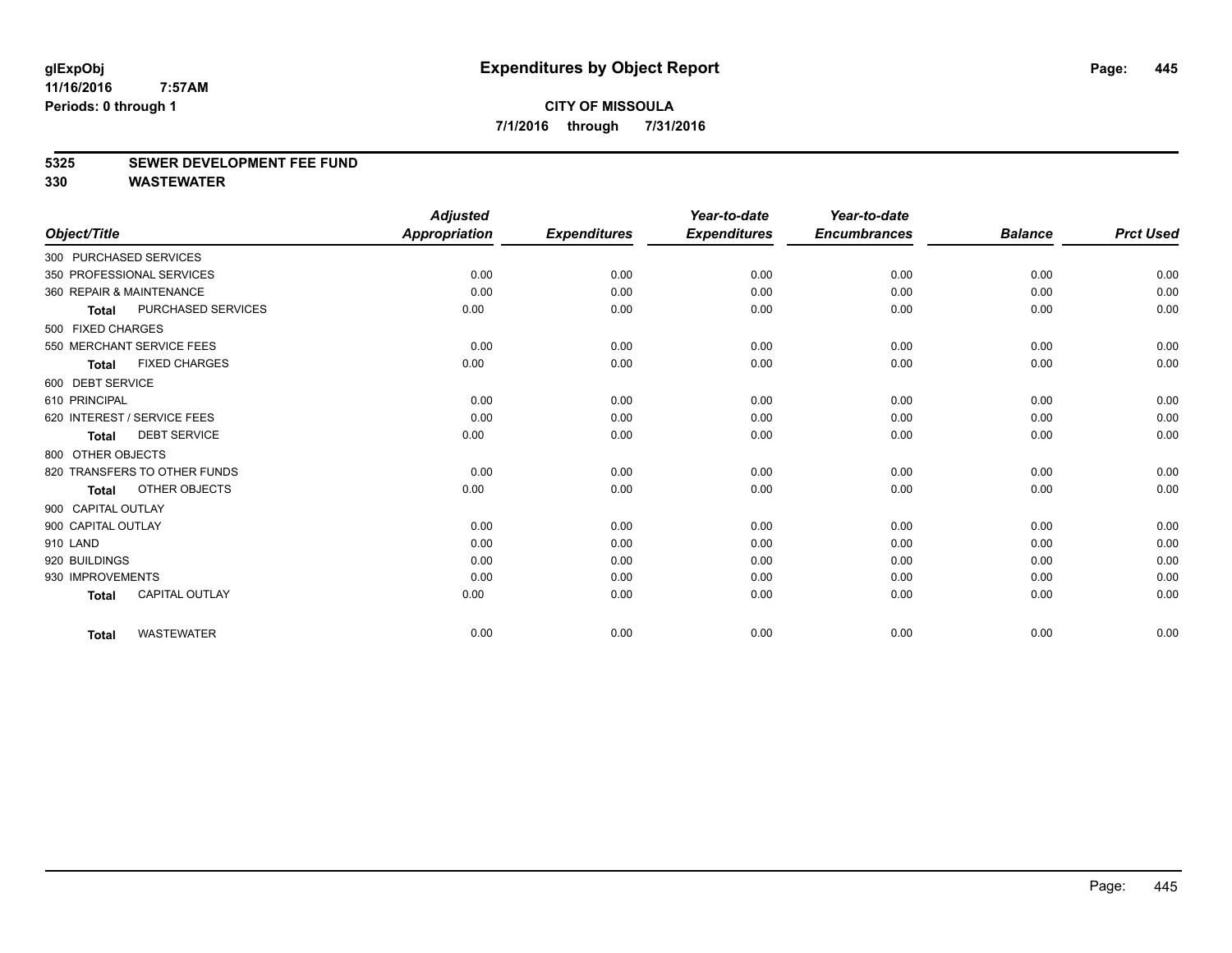# Expenditures by Object Report

glExpObj
11/16/2016 7:57AM
Periods: 0 through 1

**CITY OF MISSOULA**
**7/1/2016 through 7/31/2016**

**5325 SEWER DEVELOPMENT FEE FUND**
**330 WASTEWATER**

| Object/Title | Adjusted Appropriation | Expenditures | Year-to-date Expenditures | Year-to-date Encumbrances | Balance | Prct Used |
|---|---|---|---|---|---|---|
| 300 PURCHASED SERVICES | | | | | | |
| 350 PROFESSIONAL SERVICES | 0.00 | 0.00 | 0.00 | 0.00 | 0.00 | 0.00 |
| 360 REPAIR & MAINTENANCE | 0.00 | 0.00 | 0.00 | 0.00 | 0.00 | 0.00 |
| **Total** PURCHASED SERVICES | 0.00 | 0.00 | 0.00 | 0.00 | 0.00 | 0.00 |
| 500 FIXED CHARGES | | | | | | |
| 550 MERCHANT SERVICE FEES | 0.00 | 0.00 | 0.00 | 0.00 | 0.00 | 0.00 |
| **Total** FIXED CHARGES | 0.00 | 0.00 | 0.00 | 0.00 | 0.00 | 0.00 |
| 600 DEBT SERVICE | | | | | | |
| 610 PRINCIPAL | 0.00 | 0.00 | 0.00 | 0.00 | 0.00 | 0.00 |
| 620 INTEREST / SERVICE FEES | 0.00 | 0.00 | 0.00 | 0.00 | 0.00 | 0.00 |
| **Total** DEBT SERVICE | 0.00 | 0.00 | 0.00 | 0.00 | 0.00 | 0.00 |
| 800 OTHER OBJECTS | | | | | | |
| 820 TRANSFERS TO OTHER FUNDS | 0.00 | 0.00 | 0.00 | 0.00 | 0.00 | 0.00 |
| **Total** OTHER OBJECTS | 0.00 | 0.00 | 0.00 | 0.00 | 0.00 | 0.00 |
| 900 CAPITAL OUTLAY | | | | | | |
| 900 CAPITAL OUTLAY | 0.00 | 0.00 | 0.00 | 0.00 | 0.00 | 0.00 |
| 910 LAND | 0.00 | 0.00 | 0.00 | 0.00 | 0.00 | 0.00 |
| 920 BUILDINGS | 0.00 | 0.00 | 0.00 | 0.00 | 0.00 | 0.00 |
| 930 IMPROVEMENTS | 0.00 | 0.00 | 0.00 | 0.00 | 0.00 | 0.00 |
| **Total** CAPITAL OUTLAY | 0.00 | 0.00 | 0.00 | 0.00 | 0.00 | 0.00 |
| **Total** WASTEWATER | 0.00 | 0.00 | 0.00 | 0.00 | 0.00 | 0.00 |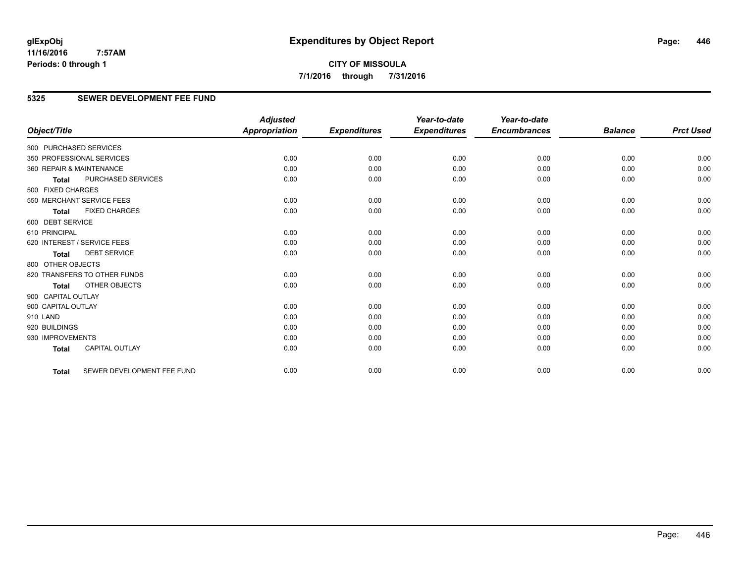glExpObj
11/16/2016 7:57AM
Periods: 0 through 1

# Expenditures by Object Report

**CITY OF MISSOULA**
**7/1/2016 through 7/31/2016**

## 5325 SEWER DEVELOPMENT FEE FUND

| Object/Title | Adjusted Appropriation | Expenditures | Year-to-date Expenditures | Year-to-date Encumbrances | Balance | Prct Used |
|---|---|---|---|---|---|---|
| 300 PURCHASED SERVICES | | | | | | |
| 350 PROFESSIONAL SERVICES | 0.00 | 0.00 | 0.00 | 0.00 | 0.00 | 0.00 |
| 360 REPAIR & MAINTENANCE | 0.00 | 0.00 | 0.00 | 0.00 | 0.00 | 0.00 |
| **Total** PURCHASED SERVICES | 0.00 | 0.00 | 0.00 | 0.00 | 0.00 | 0.00 |
| 500 FIXED CHARGES | | | | | | |
| 550 MERCHANT SERVICE FEES | 0.00 | 0.00 | 0.00 | 0.00 | 0.00 | 0.00 |
| **Total** FIXED CHARGES | 0.00 | 0.00 | 0.00 | 0.00 | 0.00 | 0.00 |
| 600 DEBT SERVICE | | | | | | |
| 610 PRINCIPAL | 0.00 | 0.00 | 0.00 | 0.00 | 0.00 | 0.00 |
| 620 INTEREST / SERVICE FEES | 0.00 | 0.00 | 0.00 | 0.00 | 0.00 | 0.00 |
| **Total** DEBT SERVICE | 0.00 | 0.00 | 0.00 | 0.00 | 0.00 | 0.00 |
| 800 OTHER OBJECTS | | | | | | |
| 820 TRANSFERS TO OTHER FUNDS | 0.00 | 0.00 | 0.00 | 0.00 | 0.00 | 0.00 |
| **Total** OTHER OBJECTS | 0.00 | 0.00 | 0.00 | 0.00 | 0.00 | 0.00 |
| 900 CAPITAL OUTLAY | | | | | | |
| 900 CAPITAL OUTLAY | 0.00 | 0.00 | 0.00 | 0.00 | 0.00 | 0.00 |
| 910 LAND | 0.00 | 0.00 | 0.00 | 0.00 | 0.00 | 0.00 |
| 920 BUILDINGS | 0.00 | 0.00 | 0.00 | 0.00 | 0.00 | 0.00 |
| 930 IMPROVEMENTS | 0.00 | 0.00 | 0.00 | 0.00 | 0.00 | 0.00 |
| **Total** CAPITAL OUTLAY | 0.00 | 0.00 | 0.00 | 0.00 | 0.00 | 0.00 |
| **Total** SEWER DEVELOPMENT FEE FUND | 0.00 | 0.00 | 0.00 | 0.00 | 0.00 | 0.00 |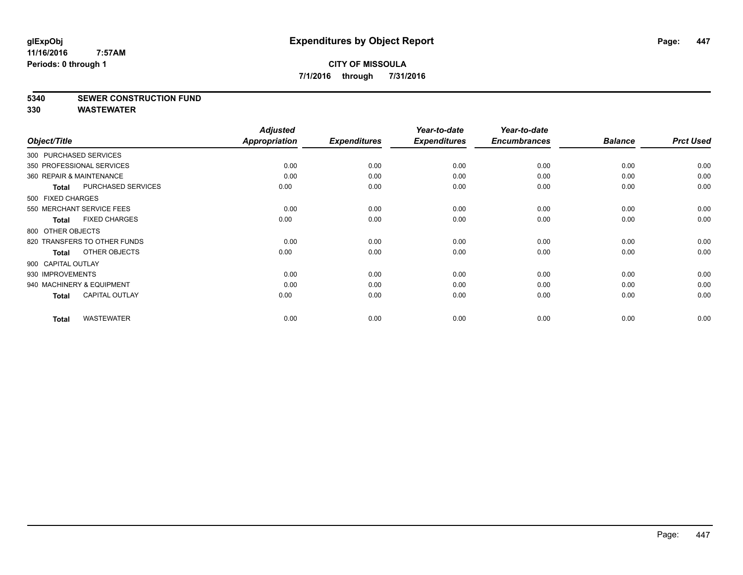**glExpObj**
**11/16/2016 7:57AM**
**Periods: 0 through 1**

# Expenditures by Object Report

**CITY OF MISSOULA**
**7/1/2016 through 7/31/2016**

**5340 SEWER CONSTRUCTION FUND**
**330 WASTEWATER**

| Object/Title | Adjusted Appropriation | Expenditures | Year-to-date Expenditures | Year-to-date Encumbrances | Balance | Prct Used |
|---|---|---|---|---|---|---|
| 300 PURCHASED SERVICES | | | | | | |
| 350 PROFESSIONAL SERVICES | 0.00 | 0.00 | 0.00 | 0.00 | 0.00 | 0.00 |
| 360 REPAIR & MAINTENANCE | 0.00 | 0.00 | 0.00 | 0.00 | 0.00 | 0.00 |
| **Total** PURCHASED SERVICES | 0.00 | 0.00 | 0.00 | 0.00 | 0.00 | 0.00 |
| 500 FIXED CHARGES | | | | | | |
| 550 MERCHANT SERVICE FEES | 0.00 | 0.00 | 0.00 | 0.00 | 0.00 | 0.00 |
| **Total** FIXED CHARGES | 0.00 | 0.00 | 0.00 | 0.00 | 0.00 | 0.00 |
| 800 OTHER OBJECTS | | | | | | |
| 820 TRANSFERS TO OTHER FUNDS | 0.00 | 0.00 | 0.00 | 0.00 | 0.00 | 0.00 |
| **Total** OTHER OBJECTS | 0.00 | 0.00 | 0.00 | 0.00 | 0.00 | 0.00 |
| 900 CAPITAL OUTLAY | | | | | | |
| 930 IMPROVEMENTS | 0.00 | 0.00 | 0.00 | 0.00 | 0.00 | 0.00 |
| 940 MACHINERY & EQUIPMENT | 0.00 | 0.00 | 0.00 | 0.00 | 0.00 | 0.00 |
| **Total** CAPITAL OUTLAY | 0.00 | 0.00 | 0.00 | 0.00 | 0.00 | 0.00 |
| **Total** WASTEWATER | 0.00 | 0.00 | 0.00 | 0.00 | 0.00 | 0.00 |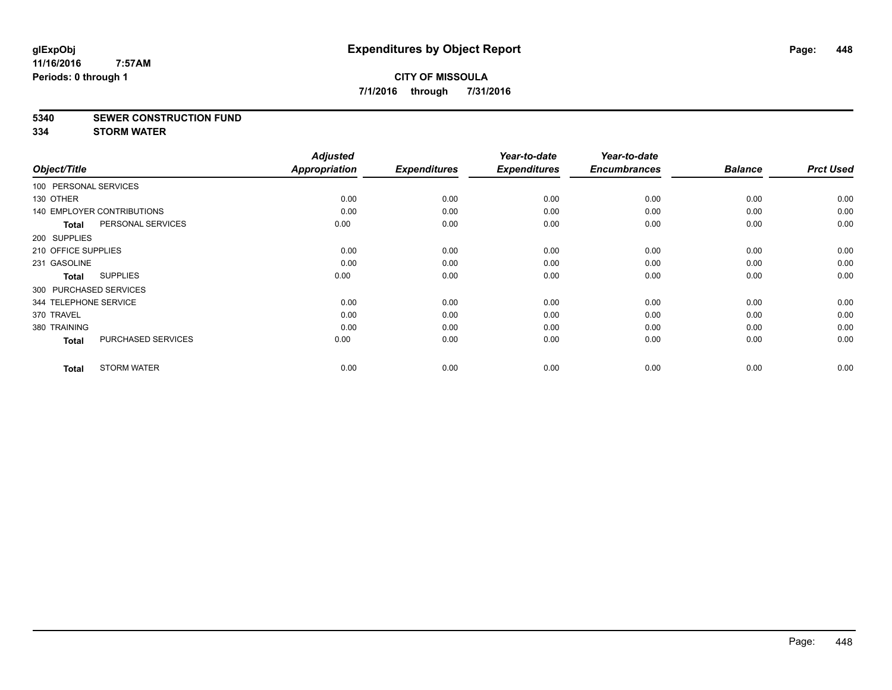# Expenditures by Object Report

**CITY OF MISSOULA**

**7/1/2016 through 7/31/2016**

glExpObj
11/16/2016 7:57AM
Periods: 0 through 1

**5340 SEWER CONSTRUCTION FUND**

**334 STORM WATER**

| Object/Title | | Adjusted Appropriation | Expenditures | Year-to-date Expenditures | Year-to-date Encumbrances | Balance | Prct Used |
|---|---|---|---|---|---|---|---|
| 100 PERSONAL SERVICES | | | | | | | |
| 130 OTHER | | 0.00 | 0.00 | 0.00 | 0.00 | 0.00 | 0.00 |
| 140 EMPLOYER CONTRIBUTIONS | | 0.00 | 0.00 | 0.00 | 0.00 | 0.00 | 0.00 |
| **Total** | PERSONAL SERVICES | 0.00 | 0.00 | 0.00 | 0.00 | 0.00 | 0.00 |
| 200 SUPPLIES | | | | | | | |
| 210 OFFICE SUPPLIES | | 0.00 | 0.00 | 0.00 | 0.00 | 0.00 | 0.00 |
| 231 GASOLINE | | 0.00 | 0.00 | 0.00 | 0.00 | 0.00 | 0.00 |
| **Total** | SUPPLIES | 0.00 | 0.00 | 0.00 | 0.00 | 0.00 | 0.00 |
| 300 PURCHASED SERVICES | | | | | | | |
| 344 TELEPHONE SERVICE | | 0.00 | 0.00 | 0.00 | 0.00 | 0.00 | 0.00 |
| 370 TRAVEL | | 0.00 | 0.00 | 0.00 | 0.00 | 0.00 | 0.00 |
| 380 TRAINING | | 0.00 | 0.00 | 0.00 | 0.00 | 0.00 | 0.00 |
| **Total** | PURCHASED SERVICES | 0.00 | 0.00 | 0.00 | 0.00 | 0.00 | 0.00 |
| **Total** | STORM WATER | 0.00 | 0.00 | 0.00 | 0.00 | 0.00 | 0.00 |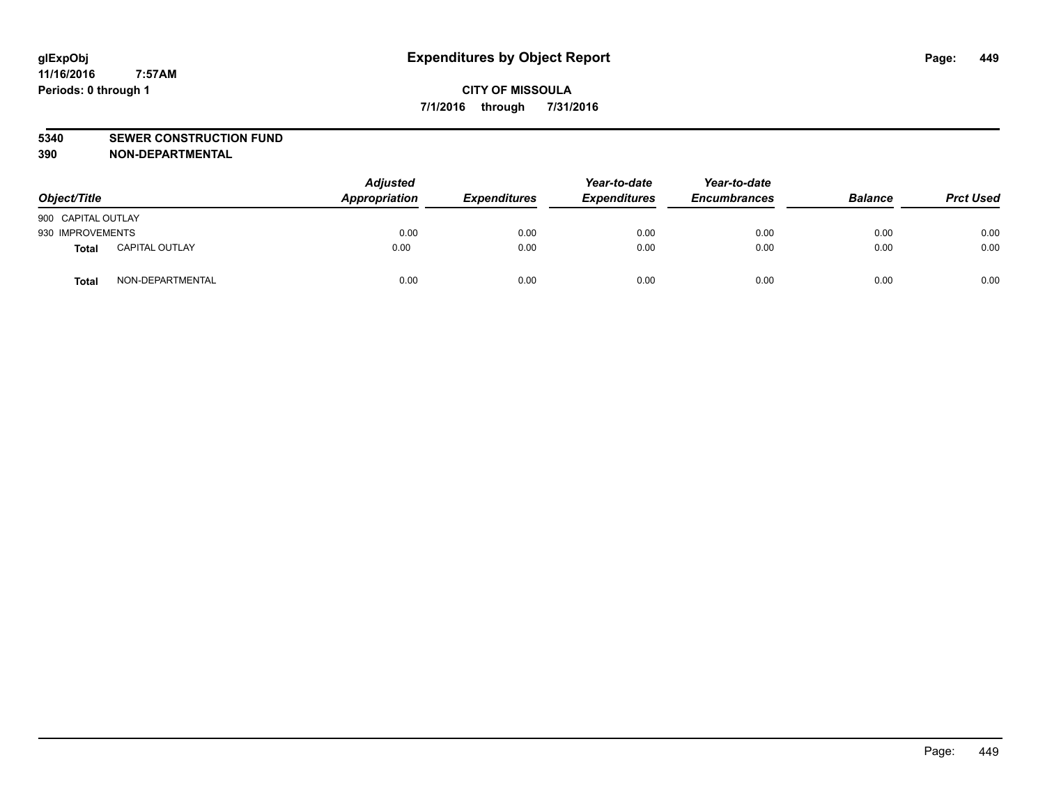# Expenditures by Object Report

**glExpObj**
**11/16/2016 7:57AM**
**Periods: 0 through 1**

**CITY OF MISSOULA**
**7/1/2016 through 7/31/2016**

**5340 SEWER CONSTRUCTION FUND**
**390 NON-DEPARTMENTAL**

| Object/Title | | *Adjusted Appropriation* | *Expenditures* | *Year-to-date Expenditures* | *Year-to-date Encumbrances* | *Balance* | *Prct Used* |
|---|---|---|---|---|---|---|---|
| 900 CAPITAL OUTLAY | | | | | | | |
| 930 IMPROVEMENTS | | 0.00 | 0.00 | 0.00 | 0.00 | 0.00 | 0.00 |
| **Total** | CAPITAL OUTLAY | 0.00 | 0.00 | 0.00 | 0.00 | 0.00 | 0.00 |
| **Total** | NON-DEPARTMENTAL | 0.00 | 0.00 | 0.00 | 0.00 | 0.00 | 0.00 |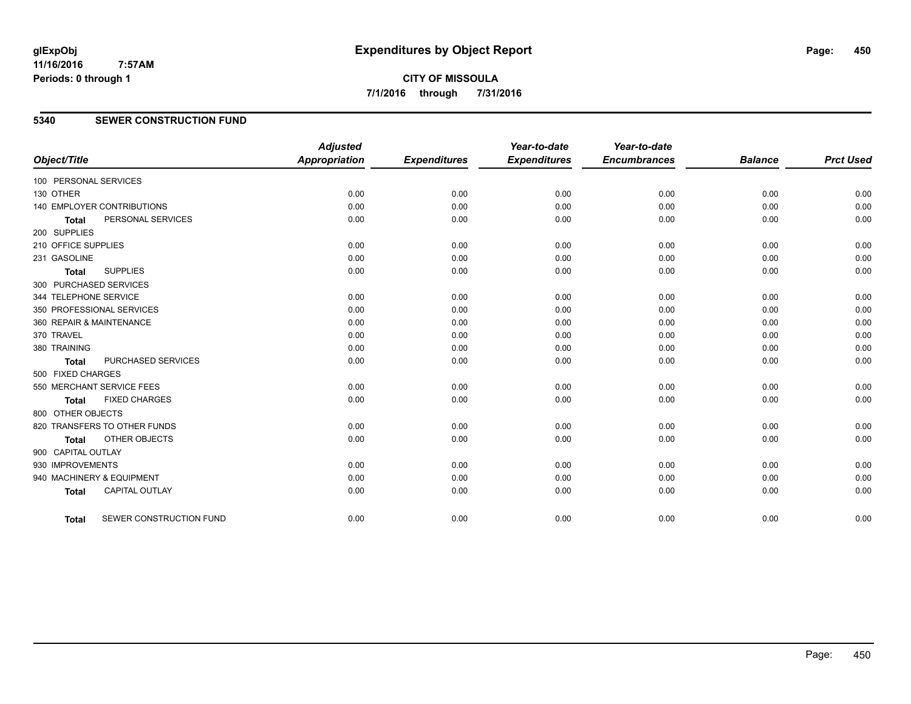glExpObj
11/16/2016 7:57AM
Periods: 0 through 1

# Expenditures by Object Report

**CITY OF MISSOULA**
**7/1/2016 through 7/31/2016**

## 5340 SEWER CONSTRUCTION FUND

| Object/Title | | Adjusted Appropriation | Expenditures | Year-to-date Expenditures | Year-to-date Encumbrances | Balance | Prct Used |
|---|---|---|---|---|---|---|---|
| 100 PERSONAL SERVICES | | | | | | | |
| 130 OTHER | | 0.00 | 0.00 | 0.00 | 0.00 | 0.00 | 0.00 |
| 140 EMPLOYER CONTRIBUTIONS | | 0.00 | 0.00 | 0.00 | 0.00 | 0.00 | 0.00 |
| **Total** | PERSONAL SERVICES | 0.00 | 0.00 | 0.00 | 0.00 | 0.00 | 0.00 |
| 200 SUPPLIES | | | | | | | |
| 210 OFFICE SUPPLIES | | 0.00 | 0.00 | 0.00 | 0.00 | 0.00 | 0.00 |
| 231 GASOLINE | | 0.00 | 0.00 | 0.00 | 0.00 | 0.00 | 0.00 |
| **Total** | SUPPLIES | 0.00 | 0.00 | 0.00 | 0.00 | 0.00 | 0.00 |
| 300 PURCHASED SERVICES | | | | | | | |
| 344 TELEPHONE SERVICE | | 0.00 | 0.00 | 0.00 | 0.00 | 0.00 | 0.00 |
| 350 PROFESSIONAL SERVICES | | 0.00 | 0.00 | 0.00 | 0.00 | 0.00 | 0.00 |
| 360 REPAIR & MAINTENANCE | | 0.00 | 0.00 | 0.00 | 0.00 | 0.00 | 0.00 |
| 370 TRAVEL | | 0.00 | 0.00 | 0.00 | 0.00 | 0.00 | 0.00 |
| 380 TRAINING | | 0.00 | 0.00 | 0.00 | 0.00 | 0.00 | 0.00 |
| **Total** | PURCHASED SERVICES | 0.00 | 0.00 | 0.00 | 0.00 | 0.00 | 0.00 |
| 500 FIXED CHARGES | | | | | | | |
| 550 MERCHANT SERVICE FEES | | 0.00 | 0.00 | 0.00 | 0.00 | 0.00 | 0.00 |
| **Total** | FIXED CHARGES | 0.00 | 0.00 | 0.00 | 0.00 | 0.00 | 0.00 |
| 800 OTHER OBJECTS | | | | | | | |
| 820 TRANSFERS TO OTHER FUNDS | | 0.00 | 0.00 | 0.00 | 0.00 | 0.00 | 0.00 |
| **Total** | OTHER OBJECTS | 0.00 | 0.00 | 0.00 | 0.00 | 0.00 | 0.00 |
| 900 CAPITAL OUTLAY | | | | | | | |
| 930 IMPROVEMENTS | | 0.00 | 0.00 | 0.00 | 0.00 | 0.00 | 0.00 |
| 940 MACHINERY & EQUIPMENT | | 0.00 | 0.00 | 0.00 | 0.00 | 0.00 | 0.00 |
| **Total** | CAPITAL OUTLAY | 0.00 | 0.00 | 0.00 | 0.00 | 0.00 | 0.00 |
| **Total** | SEWER CONSTRUCTION FUND | 0.00 | 0.00 | 0.00 | 0.00 | 0.00 | 0.00 |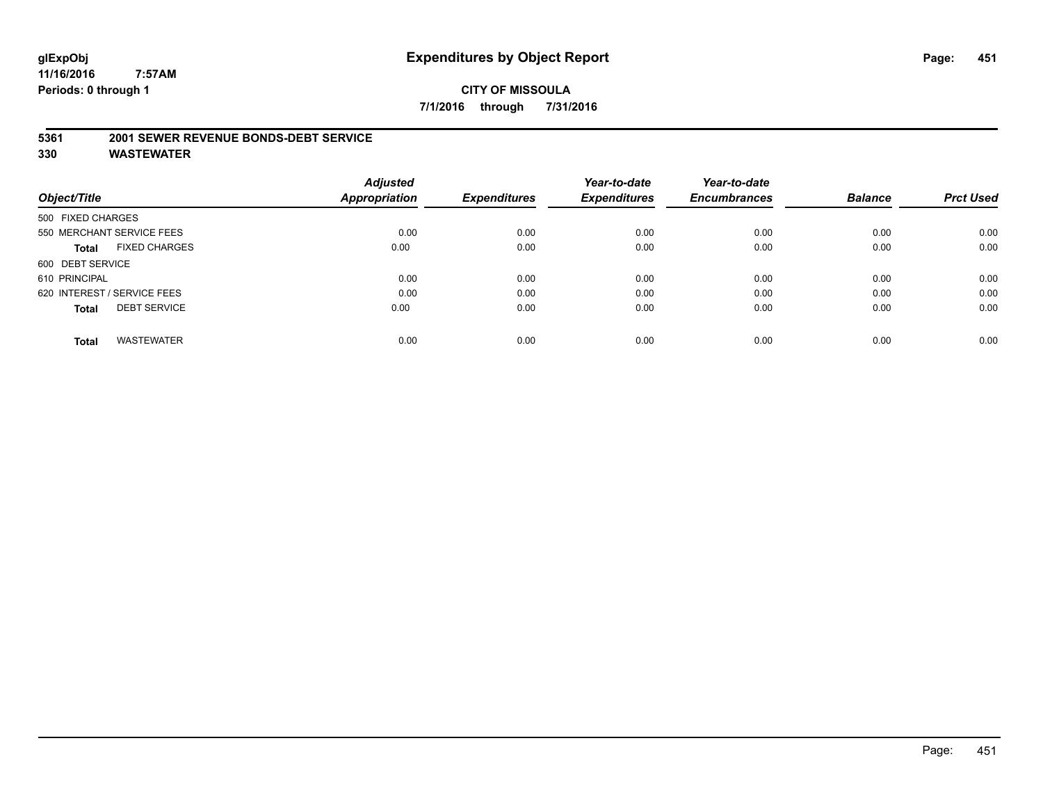**glExpObj**
**11/16/2016 7:57AM**
**Periods: 0 through 1**

# Expenditures by Object Report

**CITY OF MISSOULA**
**7/1/2016 through 7/31/2016**

**5361 2001 SEWER REVENUE BONDS-DEBT SERVICE**
**330 WASTEWATER**

| Object/Title | Adjusted Appropriation | Expenditures | Year-to-date Expenditures | Year-to-date Encumbrances | Balance | Prct Used |
|---|---|---|---|---|---|---|
| 500 FIXED CHARGES | | | | | | |
| 550 MERCHANT SERVICE FEES | 0.00 | 0.00 | 0.00 | 0.00 | 0.00 | 0.00 |
| **Total** FIXED CHARGES | 0.00 | 0.00 | 0.00 | 0.00 | 0.00 | 0.00 |
| 600 DEBT SERVICE | | | | | | |
| 610 PRINCIPAL | 0.00 | 0.00 | 0.00 | 0.00 | 0.00 | 0.00 |
| 620 INTEREST / SERVICE FEES | 0.00 | 0.00 | 0.00 | 0.00 | 0.00 | 0.00 |
| **Total** DEBT SERVICE | 0.00 | 0.00 | 0.00 | 0.00 | 0.00 | 0.00 |
| **Total** WASTEWATER | 0.00 | 0.00 | 0.00 | 0.00 | 0.00 | 0.00 |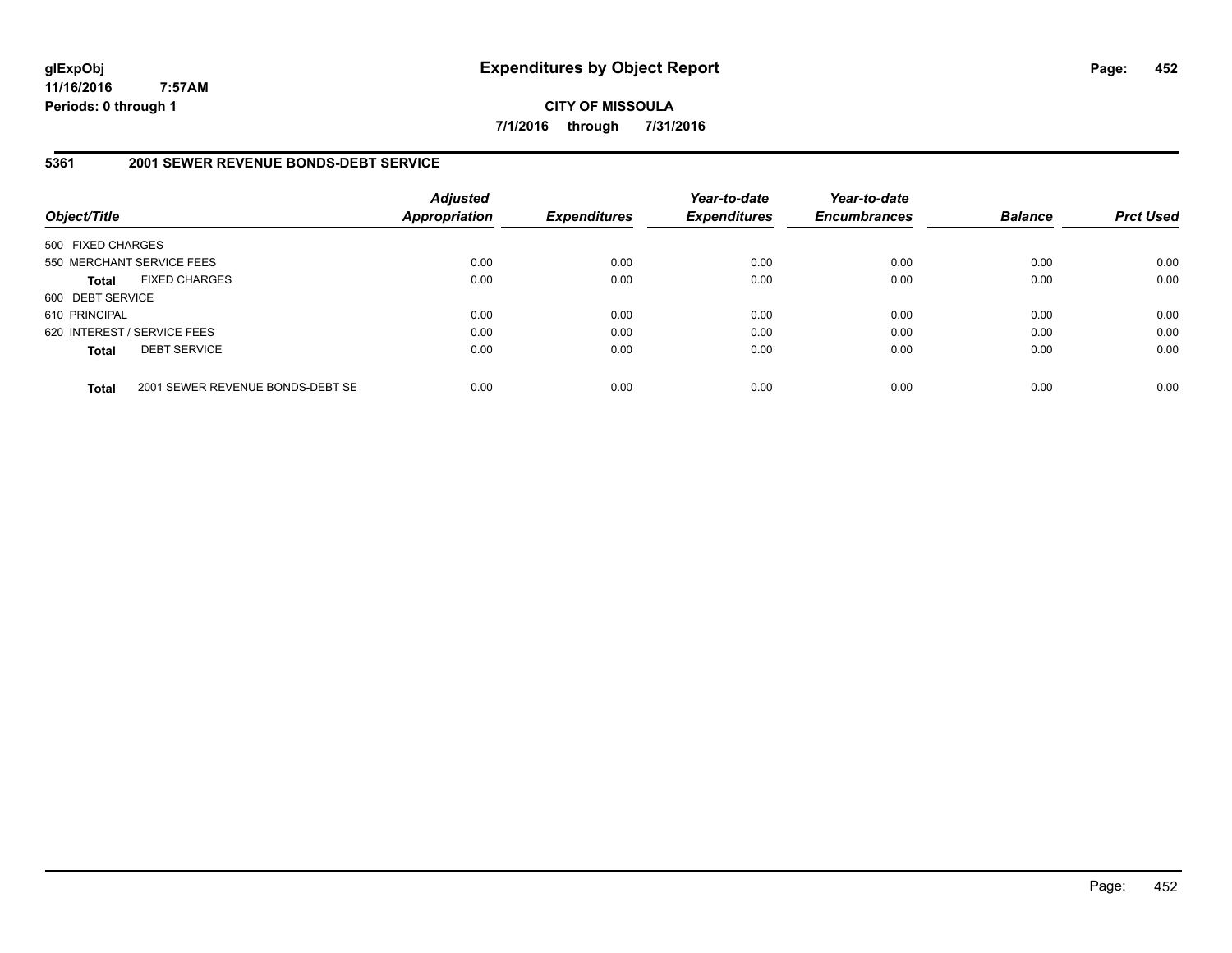# Expenditures by Object Report

glExpObj
11/16/2016 7:57AM
Periods: 0 through 1

**CITY OF MISSOULA**

**7/1/2016 through 7/31/2016**

## 5361 2001 SEWER REVENUE BONDS-DEBT SERVICE

| Object/Title | | Adjusted Appropriation | Expenditures | Year-to-date Expenditures | Year-to-date Encumbrances | Balance | Prct Used |
|---|---|---|---|---|---|---|---|
| 500 FIXED CHARGES | | | | | | | |
| 550 MERCHANT SERVICE FEES | | 0.00 | 0.00 | 0.00 | 0.00 | 0.00 | 0.00 |
| **Total** | FIXED CHARGES | 0.00 | 0.00 | 0.00 | 0.00 | 0.00 | 0.00 |
| 600 DEBT SERVICE | | | | | | | |
| 610 PRINCIPAL | | 0.00 | 0.00 | 0.00 | 0.00 | 0.00 | 0.00 |
| 620 INTEREST / SERVICE FEES | | 0.00 | 0.00 | 0.00 | 0.00 | 0.00 | 0.00 |
| **Total** | DEBT SERVICE | 0.00 | 0.00 | 0.00 | 0.00 | 0.00 | 0.00 |
| **Total** | 2001 SEWER REVENUE BONDS-DEBT SE | 0.00 | 0.00 | 0.00 | 0.00 | 0.00 | 0.00 |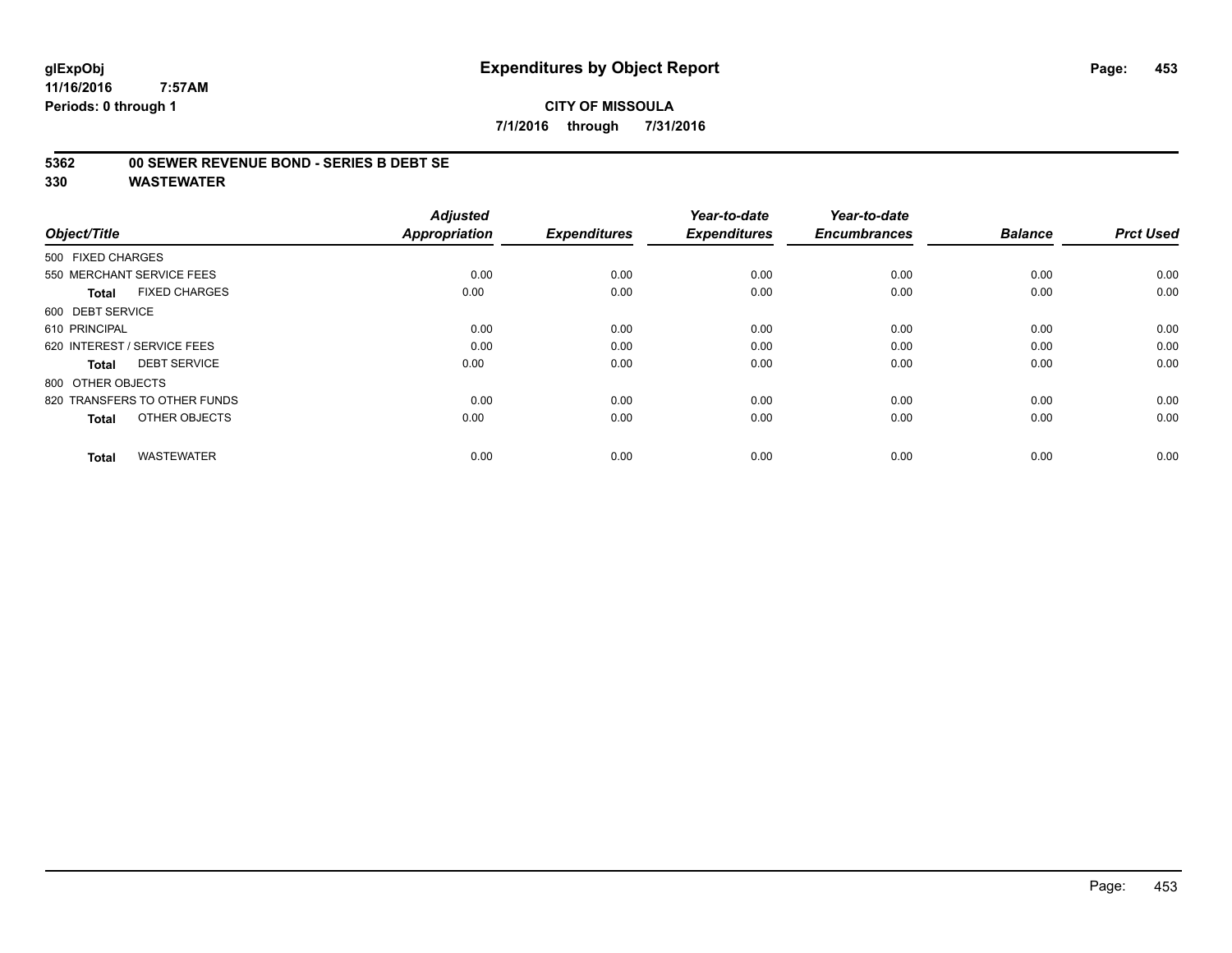# Expenditures by Object Report

glExpObj
11/16/2016 7:57AM
Periods: 0 through 1

**CITY OF MISSOULA**
**7/1/2016 through 7/31/2016**

## 5362 00 SEWER REVENUE BOND - SERIES B DEBT SE
## 330 WASTEWATER

| Object/Title | Adjusted Appropriation | Expenditures | Year-to-date Expenditures | Year-to-date Encumbrances | Balance | Prct Used |
|---|---|---|---|---|---|---|
| 500 FIXED CHARGES | | | | | | |
| 550 MERCHANT SERVICE FEES | 0.00 | 0.00 | 0.00 | 0.00 | 0.00 | 0.00 |
| **Total** FIXED CHARGES | 0.00 | 0.00 | 0.00 | 0.00 | 0.00 | 0.00 |
| 600 DEBT SERVICE | | | | | | |
| 610 PRINCIPAL | 0.00 | 0.00 | 0.00 | 0.00 | 0.00 | 0.00 |
| 620 INTEREST / SERVICE FEES | 0.00 | 0.00 | 0.00 | 0.00 | 0.00 | 0.00 |
| **Total** DEBT SERVICE | 0.00 | 0.00 | 0.00 | 0.00 | 0.00 | 0.00 |
| 800 OTHER OBJECTS | | | | | | |
| 820 TRANSFERS TO OTHER FUNDS | 0.00 | 0.00 | 0.00 | 0.00 | 0.00 | 0.00 |
| **Total** OTHER OBJECTS | 0.00 | 0.00 | 0.00 | 0.00 | 0.00 | 0.00 |
| **Total** WASTEWATER | 0.00 | 0.00 | 0.00 | 0.00 | 0.00 | 0.00 |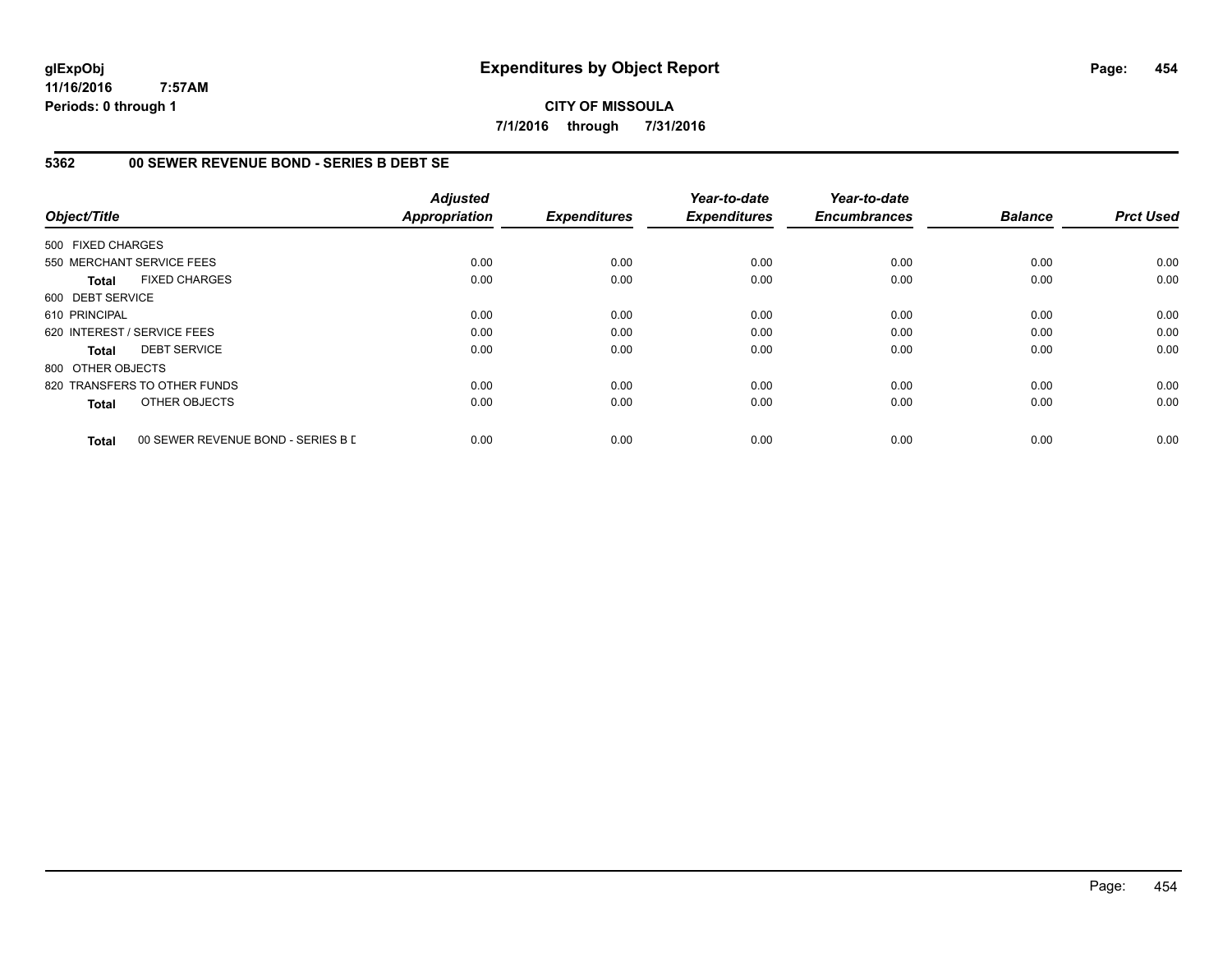# Expenditures by Object Report

glExpObj
11/16/2016 7:57AM
Periods: 0 through 1

**CITY OF MISSOULA**

**7/1/2016 through 7/31/2016**

## 5362 00 SEWER REVENUE BOND - SERIES B DEBT SE

| Object/Title | Adjusted Appropriation | Expenditures | Year-to-date Expenditures | Year-to-date Encumbrances | Balance | Prct Used |
|---|---|---|---|---|---|---|
| 500 FIXED CHARGES | | | | | | |
| 550 MERCHANT SERVICE FEES | 0.00 | 0.00 | 0.00 | 0.00 | 0.00 | 0.00 |
| **Total** FIXED CHARGES | 0.00 | 0.00 | 0.00 | 0.00 | 0.00 | 0.00 |
| 600 DEBT SERVICE | | | | | | |
| 610 PRINCIPAL | 0.00 | 0.00 | 0.00 | 0.00 | 0.00 | 0.00 |
| 620 INTEREST / SERVICE FEES | 0.00 | 0.00 | 0.00 | 0.00 | 0.00 | 0.00 |
| **Total** DEBT SERVICE | 0.00 | 0.00 | 0.00 | 0.00 | 0.00 | 0.00 |
| 800 OTHER OBJECTS | | | | | | |
| 820 TRANSFERS TO OTHER FUNDS | 0.00 | 0.00 | 0.00 | 0.00 | 0.00 | 0.00 |
| **Total** OTHER OBJECTS | 0.00 | 0.00 | 0.00 | 0.00 | 0.00 | 0.00 |
| **Total** 00 SEWER REVENUE BOND - SERIES B D | 0.00 | 0.00 | 0.00 | 0.00 | 0.00 | 0.00 |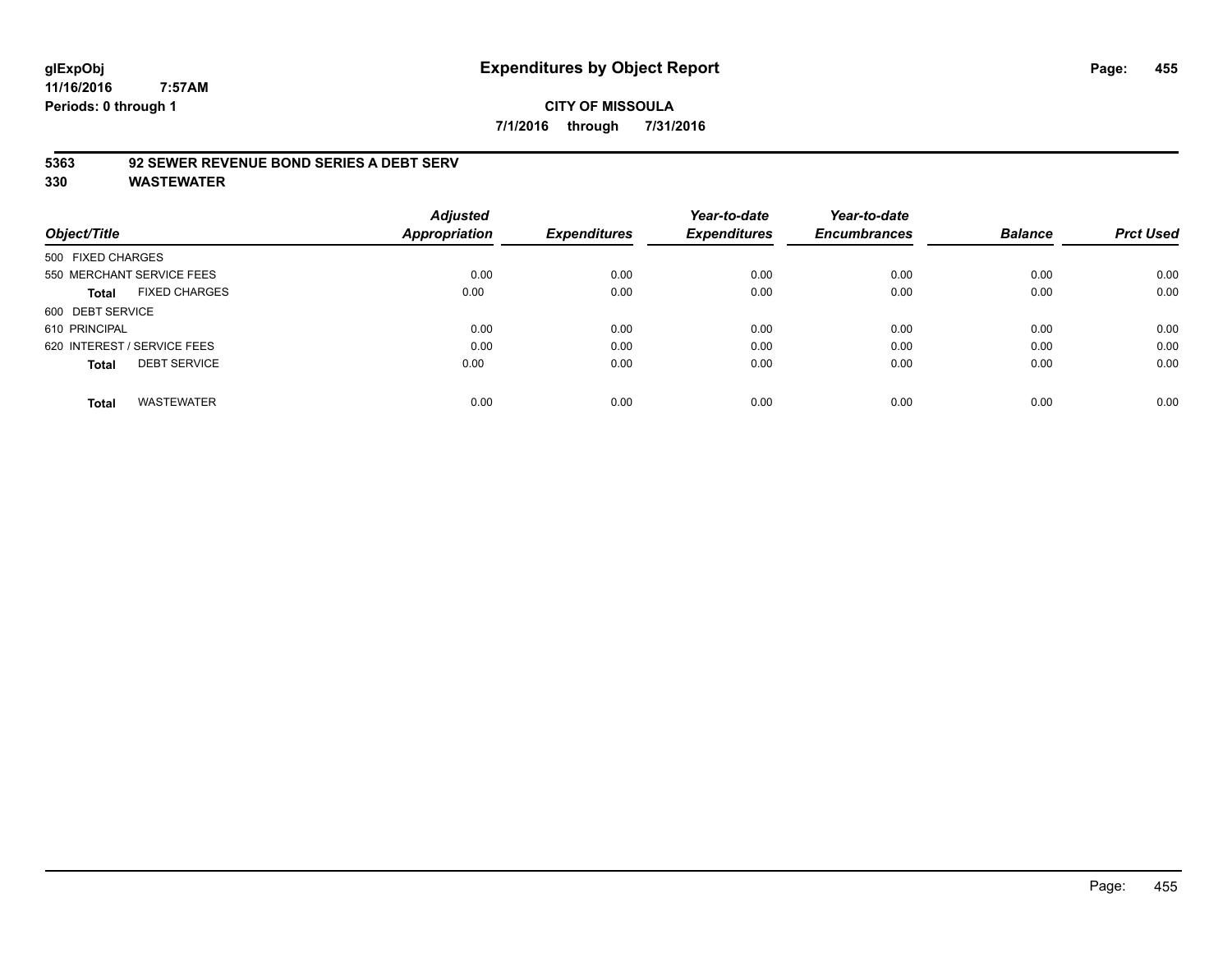glExpObj
11/16/2016 7:57AM
Periods: 0 through 1

# Expenditures by Object Report

**CITY OF MISSOULA**
**7/1/2016 through 7/31/2016**

**5363 92 SEWER REVENUE BOND SERIES A DEBT SERV**
**330 WASTEWATER**

| Object/Title | Adjusted Appropriation | Expenditures | Year-to-date Expenditures | Year-to-date Encumbrances | Balance | Prct Used |
|---|---|---|---|---|---|---|
| 500 FIXED CHARGES | | | | | | |
| 550 MERCHANT SERVICE FEES | 0.00 | 0.00 | 0.00 | 0.00 | 0.00 | 0.00 |
| **Total** FIXED CHARGES | 0.00 | 0.00 | 0.00 | 0.00 | 0.00 | 0.00 |
| 600 DEBT SERVICE | | | | | | |
| 610 PRINCIPAL | 0.00 | 0.00 | 0.00 | 0.00 | 0.00 | 0.00 |
| 620 INTEREST / SERVICE FEES | 0.00 | 0.00 | 0.00 | 0.00 | 0.00 | 0.00 |
| **Total** DEBT SERVICE | 0.00 | 0.00 | 0.00 | 0.00 | 0.00 | 0.00 |
| **Total** WASTEWATER | 0.00 | 0.00 | 0.00 | 0.00 | 0.00 | 0.00 |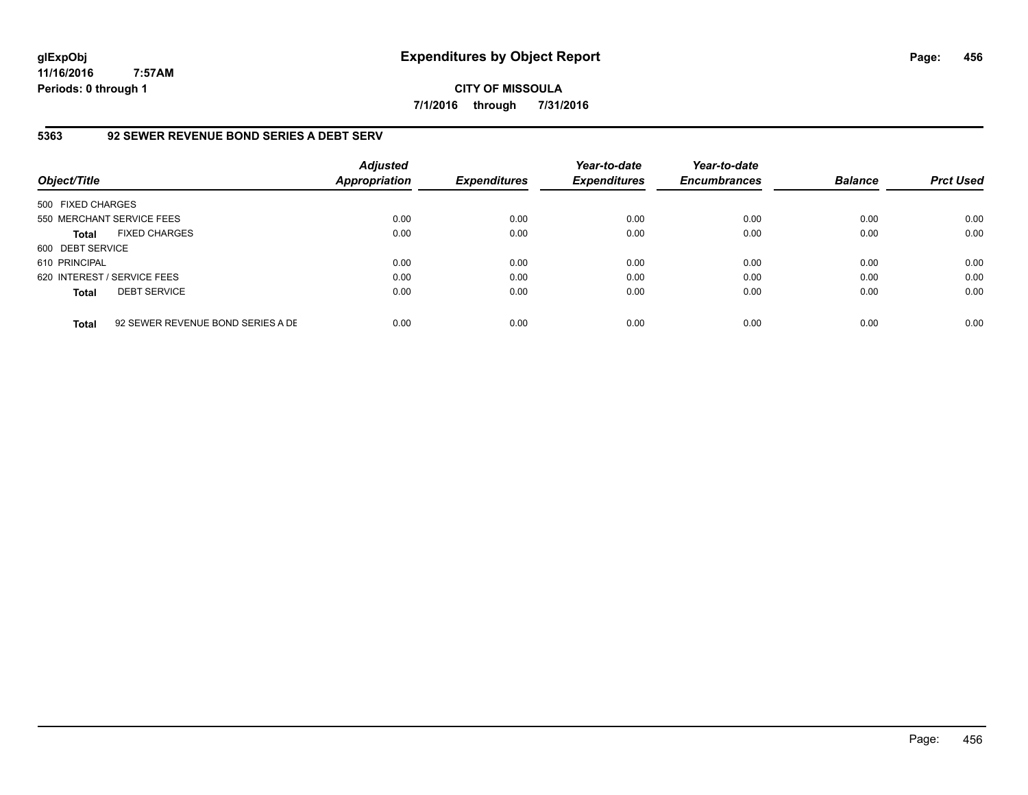**glExpObj** **Expenditures by Object Report**
**11/16/2016 7:57AM**
**Periods: 0 through 1**

**CITY OF MISSOULA**
**7/1/2016 through 7/31/2016**

### 5363 92 SEWER REVENUE BOND SERIES A DEBT SERV

| Object/Title | | *Adjusted Appropriation* | *Expenditures* | *Year-to-date Expenditures* | *Year-to-date Encumbrances* | *Balance* | *Prct Used* |
|---|---|---|---|---|---|---|---|
| 500 FIXED CHARGES | | | | | | | |
| 550 MERCHANT SERVICE FEES | | 0.00 | 0.00 | 0.00 | 0.00 | 0.00 | 0.00 |
| **Total** | FIXED CHARGES | 0.00 | 0.00 | 0.00 | 0.00 | 0.00 | 0.00 |
| 600 DEBT SERVICE | | | | | | | |
| 610 PRINCIPAL | | 0.00 | 0.00 | 0.00 | 0.00 | 0.00 | 0.00 |
| 620 INTEREST / SERVICE FEES | | 0.00 | 0.00 | 0.00 | 0.00 | 0.00 | 0.00 |
| **Total** | DEBT SERVICE | 0.00 | 0.00 | 0.00 | 0.00 | 0.00 | 0.00 |
| **Total** | 92 SEWER REVENUE BOND SERIES A DE | 0.00 | 0.00 | 0.00 | 0.00 | 0.00 | 0.00 |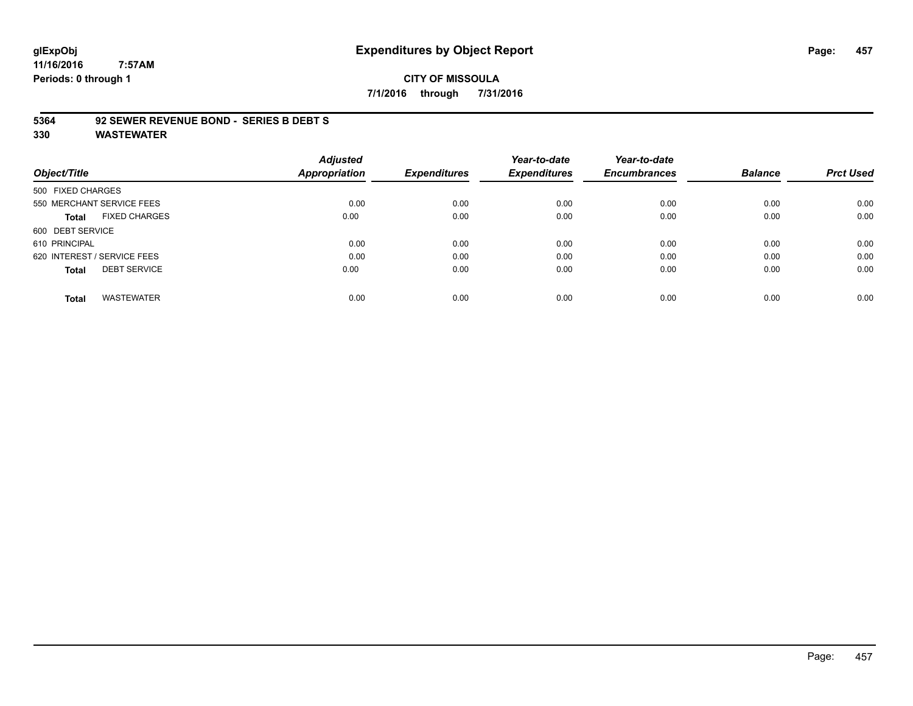glExpObj
11/16/2016 7:57AM
Periods: 0 through 1

# Expenditures by Object Report

**CITY OF MISSOULA**

**7/1/2016 through 7/31/2016**

**5364 92 SEWER REVENUE BOND - SERIES B DEBT S**
**330 WASTEWATER**

| Object/Title | Adjusted Appropriation | Expenditures | Year-to-date Expenditures | Year-to-date Encumbrances | Balance | Prct Used |
|---|---|---|---|---|---|---|
| 500 FIXED CHARGES | | | | | | |
| 550 MERCHANT SERVICE FEES | 0.00 | 0.00 | 0.00 | 0.00 | 0.00 | 0.00 |
| **Total** FIXED CHARGES | 0.00 | 0.00 | 0.00 | 0.00 | 0.00 | 0.00 |
| 600 DEBT SERVICE | | | | | | |
| 610 PRINCIPAL | 0.00 | 0.00 | 0.00 | 0.00 | 0.00 | 0.00 |
| 620 INTEREST / SERVICE FEES | 0.00 | 0.00 | 0.00 | 0.00 | 0.00 | 0.00 |
| **Total** DEBT SERVICE | 0.00 | 0.00 | 0.00 | 0.00 | 0.00 | 0.00 |
| **Total** WASTEWATER | 0.00 | 0.00 | 0.00 | 0.00 | 0.00 | 0.00 |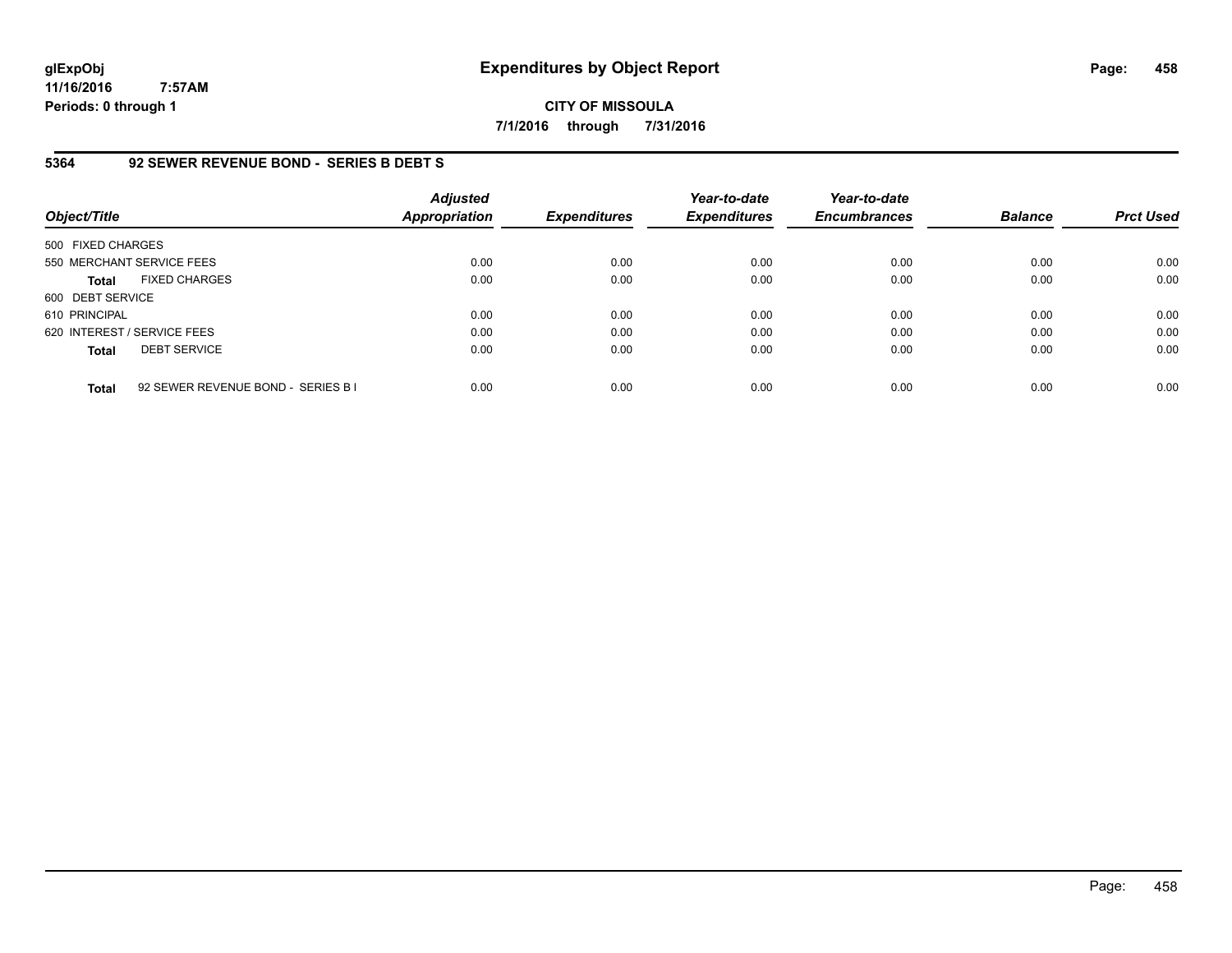## Expenditures by Object Report

**CITY OF MISSOULA**

**7/1/2016 through 7/31/2016**

glExpObj
11/16/2016 7:57AM
Periods: 0 through 1

### 5364 92 SEWER REVENUE BOND - SERIES B DEBT S

| Object/Title | Adjusted Appropriation | Expenditures | Year-to-date Expenditures | Year-to-date Encumbrances | Balance | Prct Used |
|---|---|---|---|---|---|---|
| 500 FIXED CHARGES | | | | | | |
| 550 MERCHANT SERVICE FEES | 0.00 | 0.00 | 0.00 | 0.00 | 0.00 | 0.00 |
| **Total** FIXED CHARGES | 0.00 | 0.00 | 0.00 | 0.00 | 0.00 | 0.00 |
| 600 DEBT SERVICE | | | | | | |
| 610 PRINCIPAL | 0.00 | 0.00 | 0.00 | 0.00 | 0.00 | 0.00 |
| 620 INTEREST / SERVICE FEES | 0.00 | 0.00 | 0.00 | 0.00 | 0.00 | 0.00 |
| **Total** DEBT SERVICE | 0.00 | 0.00 | 0.00 | 0.00 | 0.00 | 0.00 |
| **Total** 92 SEWER REVENUE BOND - SERIES B I | 0.00 | 0.00 | 0.00 | 0.00 | 0.00 | 0.00 |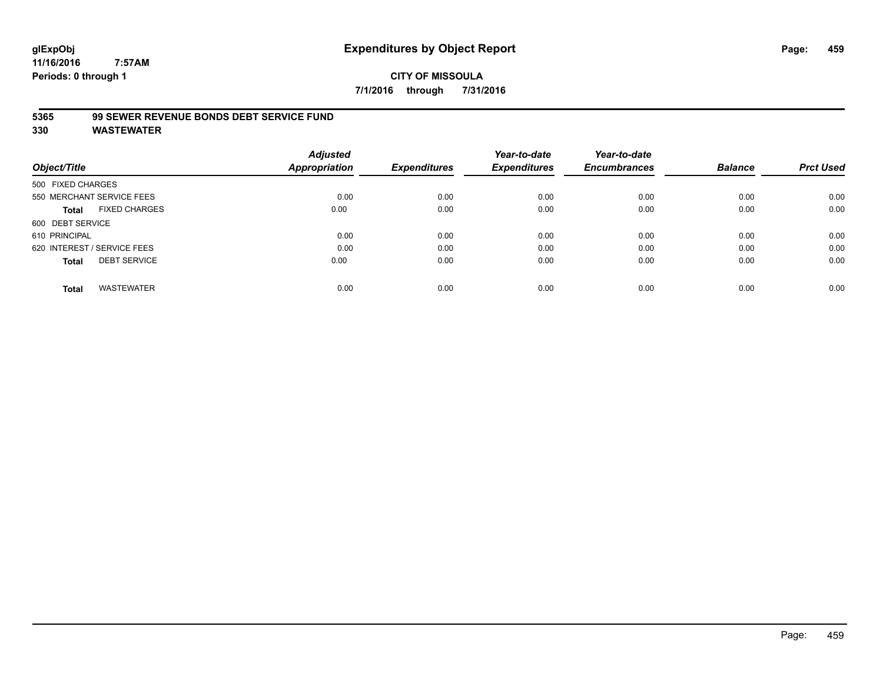**glExpObj**
**11/16/2016 7:57AM**
**Periods: 0 through 1**

# Expenditures by Object Report

**CITY OF MISSOULA**
**7/1/2016 through 7/31/2016**

## 5365 99 SEWER REVENUE BONDS DEBT SERVICE FUND
## 330 WASTEWATER

| Object/Title | Adjusted Appropriation | Expenditures | Year-to-date Expenditures | Year-to-date Encumbrances | Balance | Prct Used |
|---|---|---|---|---|---|---|
| 500 FIXED CHARGES | | | | | | |
| 550 MERCHANT SERVICE FEES | 0.00 | 0.00 | 0.00 | 0.00 | 0.00 | 0.00 |
| **Total** FIXED CHARGES | 0.00 | 0.00 | 0.00 | 0.00 | 0.00 | 0.00 |
| 600 DEBT SERVICE | | | | | | |
| 610 PRINCIPAL | 0.00 | 0.00 | 0.00 | 0.00 | 0.00 | 0.00 |
| 620 INTEREST / SERVICE FEES | 0.00 | 0.00 | 0.00 | 0.00 | 0.00 | 0.00 |
| **Total** DEBT SERVICE | 0.00 | 0.00 | 0.00 | 0.00 | 0.00 | 0.00 |
| **Total** WASTEWATER | 0.00 | 0.00 | 0.00 | 0.00 | 0.00 | 0.00 |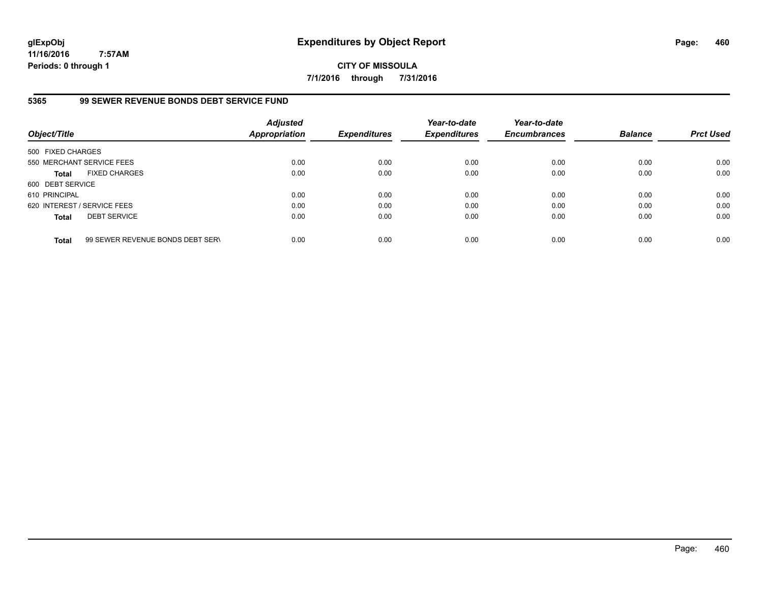**CITY OF MISSOULA**

**7/1/2016 through 7/31/2016**

**glExpObj**
**11/16/2016 7:57AM**
**Periods: 0 through 1**

# Expenditures by Object Report

## 5365 99 SEWER REVENUE BONDS DEBT SERVICE FUND

| Object/Title | Adjusted Appropriation | Expenditures | Year-to-date Expenditures | Year-to-date Encumbrances | Balance | Prct Used |
|---|---|---|---|---|---|---|
| 500 FIXED CHARGES | | | | | | |
| 550 MERCHANT SERVICE FEES | 0.00 | 0.00 | 0.00 | 0.00 | 0.00 | 0.00 |
| **Total** FIXED CHARGES | 0.00 | 0.00 | 0.00 | 0.00 | 0.00 | 0.00 |
| 600 DEBT SERVICE | | | | | | |
| 610 PRINCIPAL | 0.00 | 0.00 | 0.00 | 0.00 | 0.00 | 0.00 |
| 620 INTEREST / SERVICE FEES | 0.00 | 0.00 | 0.00 | 0.00 | 0.00 | 0.00 |
| **Total** DEBT SERVICE | 0.00 | 0.00 | 0.00 | 0.00 | 0.00 | 0.00 |
| **Total** 99 SEWER REVENUE BONDS DEBT SERV | 0.00 | 0.00 | 0.00 | 0.00 | 0.00 | 0.00 |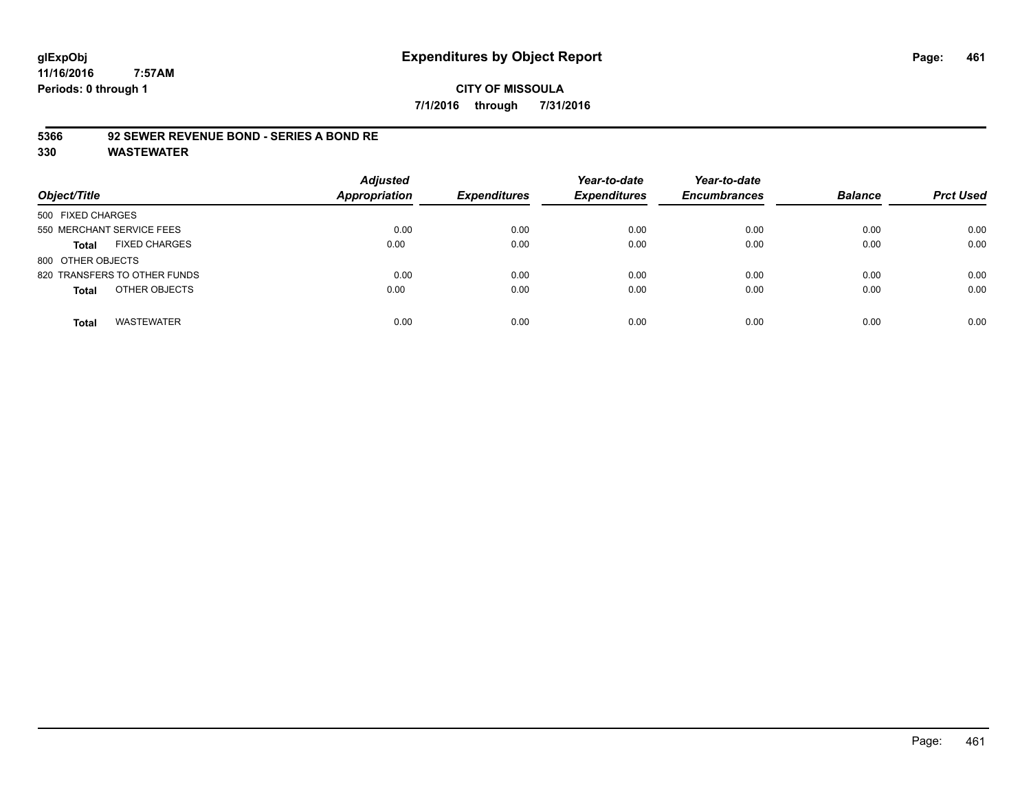glExpObj
11/16/2016 7:57AM
Periods: 0 through 1

# Expenditures by Object Report

**CITY OF MISSOULA**

**7/1/2016 through 7/31/2016**

**5366 92 SEWER REVENUE BOND - SERIES A BOND RE**

**330 WASTEWATER**

| Object/Title | Adjusted Appropriation | Expenditures | Year-to-date Expenditures | Year-to-date Encumbrances | Balance | Prct Used |
|---|---|---|---|---|---|---|
| 500 FIXED CHARGES | | | | | | |
| 550 MERCHANT SERVICE FEES | 0.00 | 0.00 | 0.00 | 0.00 | 0.00 | 0.00 |
| **Total** FIXED CHARGES | 0.00 | 0.00 | 0.00 | 0.00 | 0.00 | 0.00 |
| 800 OTHER OBJECTS | | | | | | |
| 820 TRANSFERS TO OTHER FUNDS | 0.00 | 0.00 | 0.00 | 0.00 | 0.00 | 0.00 |
| **Total** OTHER OBJECTS | 0.00 | 0.00 | 0.00 | 0.00 | 0.00 | 0.00 |
| **Total** WASTEWATER | 0.00 | 0.00 | 0.00 | 0.00 | 0.00 | 0.00 |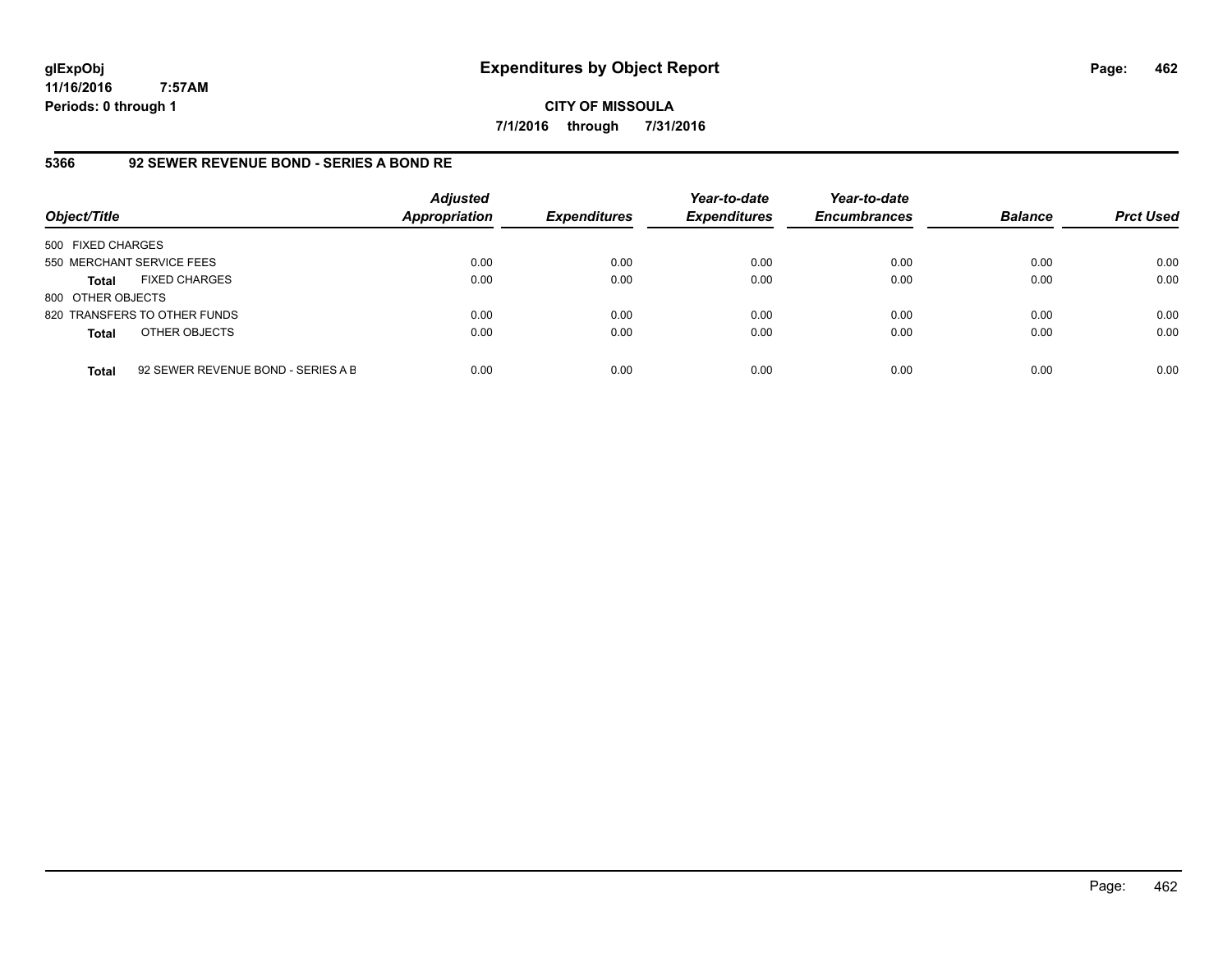**CITY OF MISSOULA**

**7/1/2016 through 7/31/2016**

**5366 92 SEWER REVENUE BOND - SERIES A BOND RE**

| Object/Title | | Adjusted Appropriation | Expenditures | Year-to-date Expenditures | Year-to-date Encumbrances | Balance | Prct Used |
|---|---|---|---|---|---|---|---|
| 500 FIXED CHARGES | | | | | | | |
| 550 MERCHANT SERVICE FEES | | 0.00 | 0.00 | 0.00 | 0.00 | 0.00 | 0.00 |
| **Total** | FIXED CHARGES | 0.00 | 0.00 | 0.00 | 0.00 | 0.00 | 0.00 |
| 800 OTHER OBJECTS | | | | | | | |
| 820 TRANSFERS TO OTHER FUNDS | | 0.00 | 0.00 | 0.00 | 0.00 | 0.00 | 0.00 |
| **Total** | OTHER OBJECTS | 0.00 | 0.00 | 0.00 | 0.00 | 0.00 | 0.00 |
| **Total** | 92 SEWER REVENUE BOND - SERIES A B | 0.00 | 0.00 | 0.00 | 0.00 | 0.00 | 0.00 |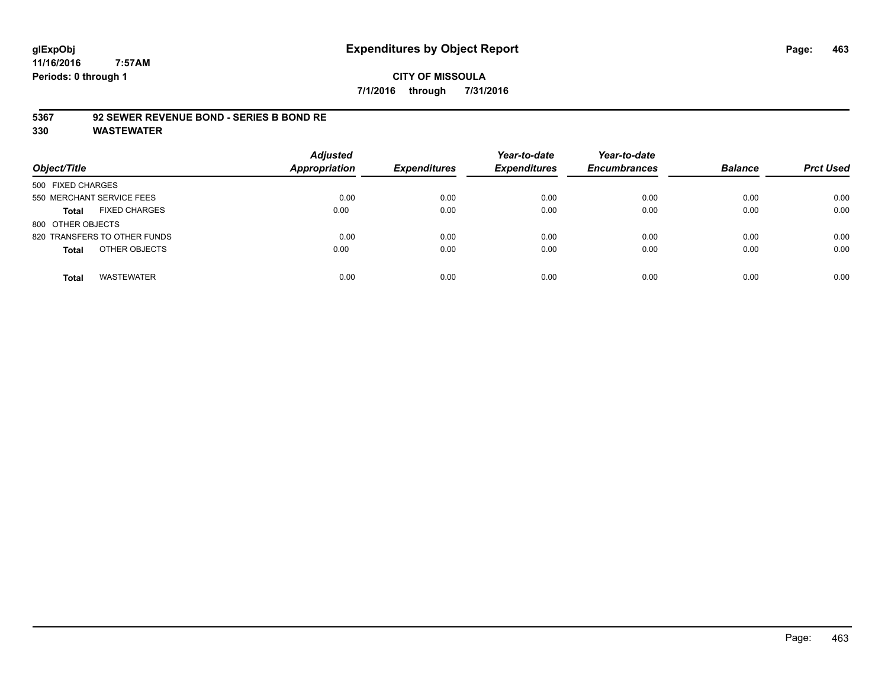**glExpObj**
**11/16/2016 7:57AM**
**Periods: 0 through 1**

# Expenditures by Object Report

**CITY OF MISSOULA**
**7/1/2016 through 7/31/2016**

**5367 92 SEWER REVENUE BOND - SERIES B BOND RE**
**330 WASTEWATER**

| Object/Title | Adjusted Appropriation | Expenditures | Year-to-date Expenditures | Year-to-date Encumbrances | Balance | Prct Used |
|---|---|---|---|---|---|---|
| 500 FIXED CHARGES | | | | | | |
| 550 MERCHANT SERVICE FEES | 0.00 | 0.00 | 0.00 | 0.00 | 0.00 | 0.00 |
| **Total** FIXED CHARGES | 0.00 | 0.00 | 0.00 | 0.00 | 0.00 | 0.00 |
| 800 OTHER OBJECTS | | | | | | |
| 820 TRANSFERS TO OTHER FUNDS | 0.00 | 0.00 | 0.00 | 0.00 | 0.00 | 0.00 |
| **Total** OTHER OBJECTS | 0.00 | 0.00 | 0.00 | 0.00 | 0.00 | 0.00 |
| **Total** WASTEWATER | 0.00 | 0.00 | 0.00 | 0.00 | 0.00 | 0.00 |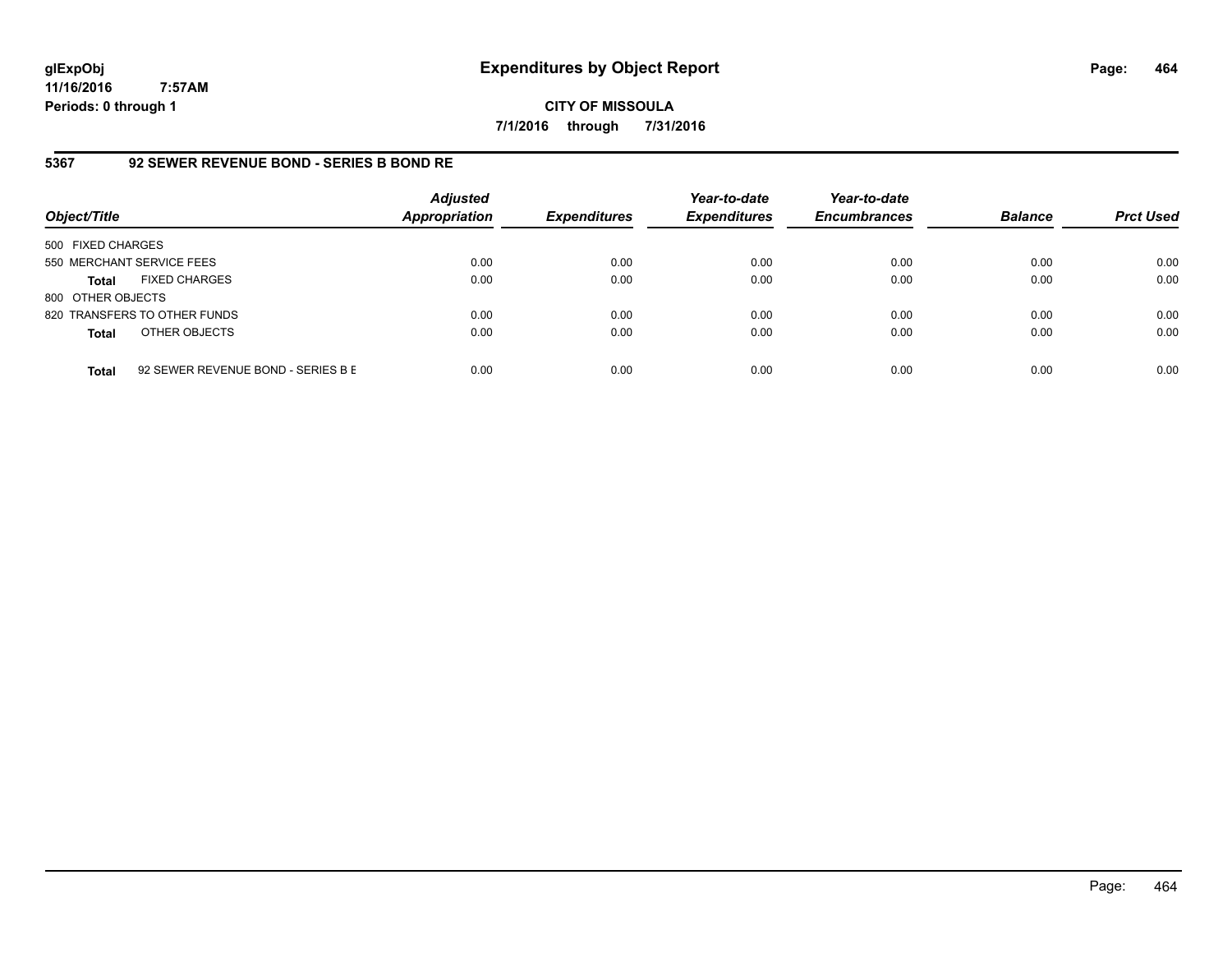**glExpObj** **Expenditures by Object Report**

**11/16/2016 7:57AM**

**Periods: 0 through 1**

**CITY OF MISSOULA**

**7/1/2016 through 7/31/2016**

## 5367 92 SEWER REVENUE BOND - SERIES B BOND RE

| Object/Title | | *Adjusted Appropriation* | *Expenditures* | *Year-to-date Expenditures* | *Year-to-date Encumbrances* | *Balance* | *Prct Used* |
|---|---|---|---|---|---|---|---|
| 500 FIXED CHARGES | | | | | | | |
| 550 MERCHANT SERVICE FEES | | 0.00 | 0.00 | 0.00 | 0.00 | 0.00 | 0.00 |
| **Total** | FIXED CHARGES | 0.00 | 0.00 | 0.00 | 0.00 | 0.00 | 0.00 |
| 800 OTHER OBJECTS | | | | | | | |
| 820 TRANSFERS TO OTHER FUNDS | | 0.00 | 0.00 | 0.00 | 0.00 | 0.00 | 0.00 |
| **Total** | OTHER OBJECTS | 0.00 | 0.00 | 0.00 | 0.00 | 0.00 | 0.00 |
| **Total** | 92 SEWER REVENUE BOND - SERIES B E | 0.00 | 0.00 | 0.00 | 0.00 | 0.00 | 0.00 |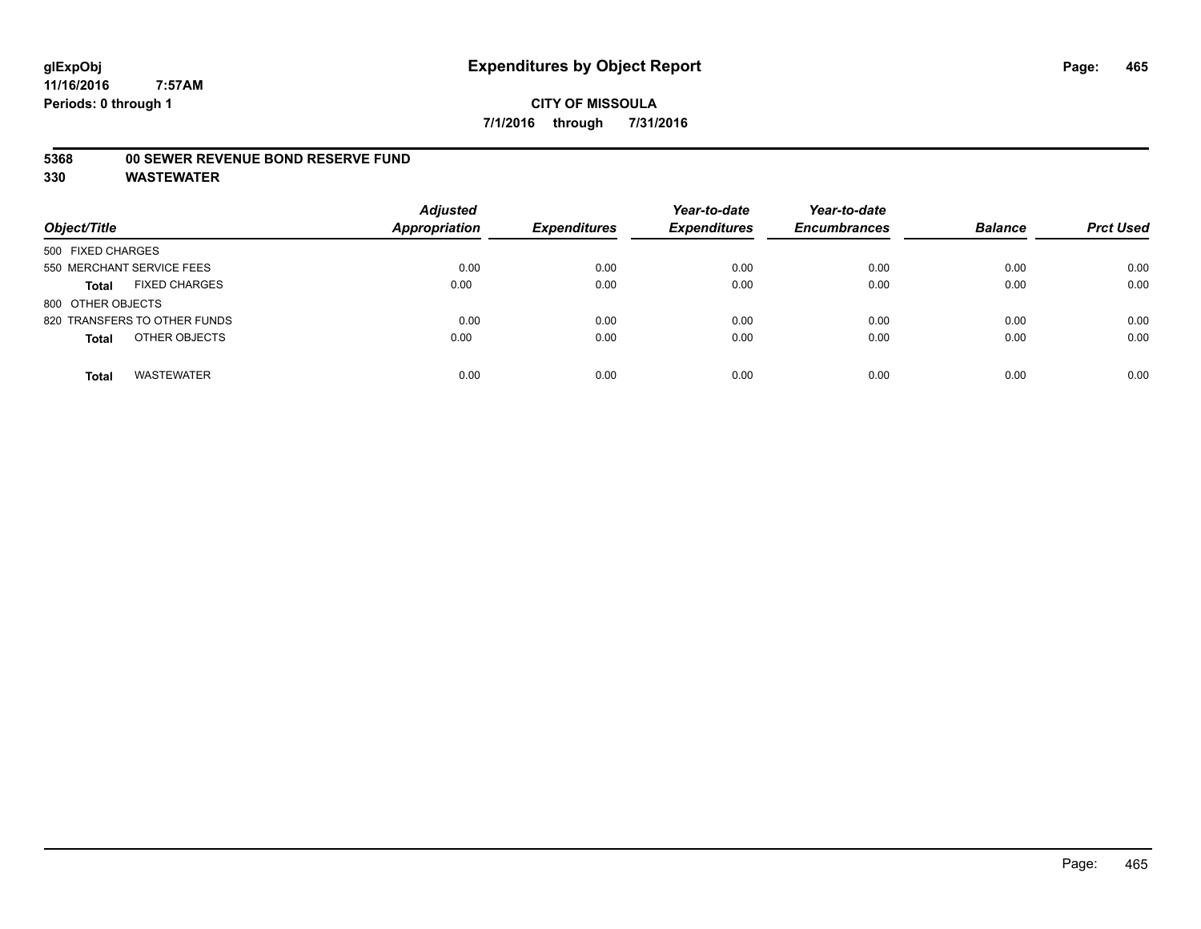# Expenditures by Object Report

glExpObj
11/16/2016 7:57AM
Periods: 0 through 1

**CITY OF MISSOULA**
**7/1/2016 through 7/31/2016**

**5368 00 SEWER REVENUE BOND RESERVE FUND**
**330 WASTEWATER**

| Object/Title | Adjusted Appropriation | Expenditures | Year-to-date Expenditures | Year-to-date Encumbrances | Balance | Prct Used |
|---|---|---|---|---|---|---|
| 500 FIXED CHARGES | | | | | | |
| 550 MERCHANT SERVICE FEES | 0.00 | 0.00 | 0.00 | 0.00 | 0.00 | 0.00 |
| **Total** FIXED CHARGES | 0.00 | 0.00 | 0.00 | 0.00 | 0.00 | 0.00 |
| 800 OTHER OBJECTS | | | | | | |
| 820 TRANSFERS TO OTHER FUNDS | 0.00 | 0.00 | 0.00 | 0.00 | 0.00 | 0.00 |
| **Total** OTHER OBJECTS | 0.00 | 0.00 | 0.00 | 0.00 | 0.00 | 0.00 |
| **Total** WASTEWATER | 0.00 | 0.00 | 0.00 | 0.00 | 0.00 | 0.00 |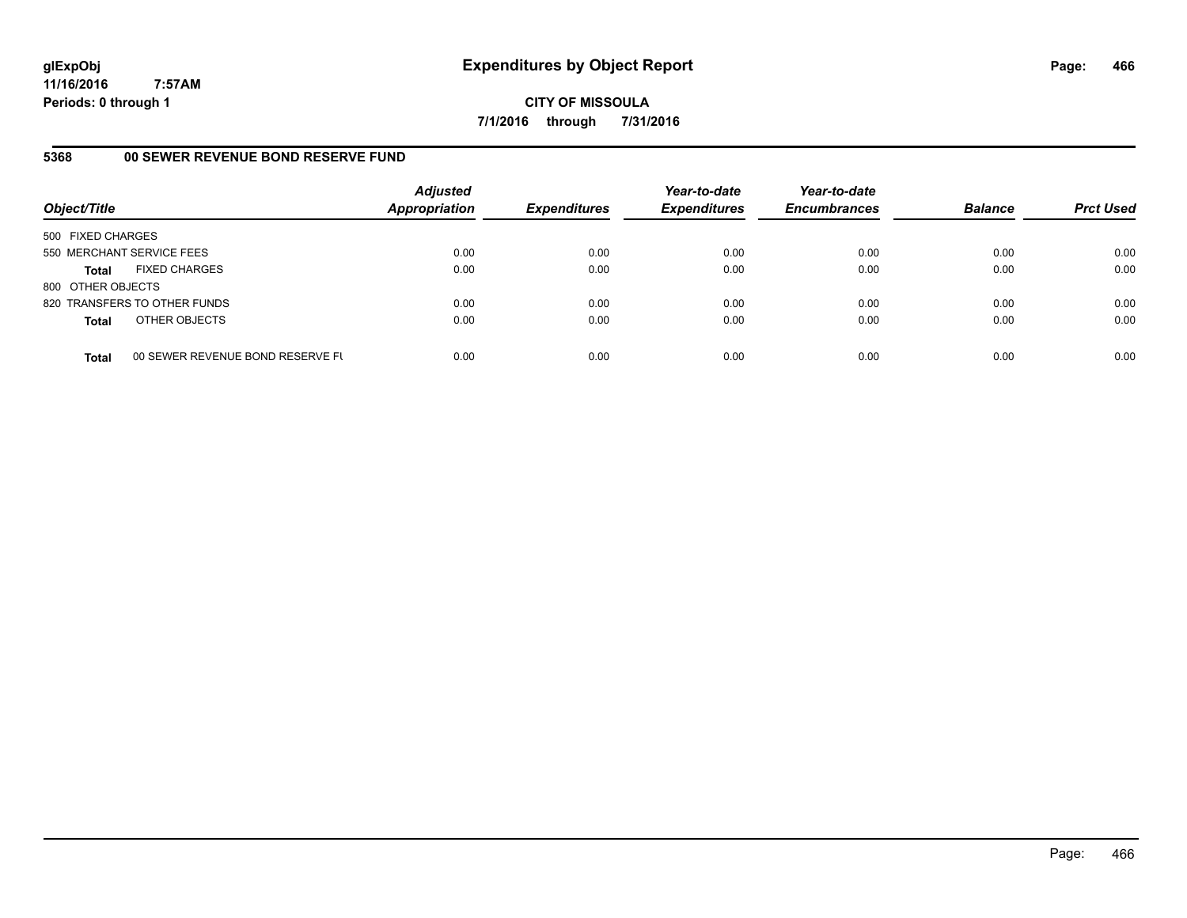# Expenditures by Object Report

glExpObj
11/16/2016 7:57AM
Periods: 0 through 1

**CITY OF MISSOULA**

**7/1/2016 through 7/31/2016**

## 5368 00 SEWER REVENUE BOND RESERVE FUND

| Object/Title | | Adjusted Appropriation | Expenditures | Year-to-date Expenditures | Year-to-date Encumbrances | Balance | Prct Used |
|---|---|---|---|---|---|---|---|
| 500 FIXED CHARGES | | | | | | | |
| 550 MERCHANT SERVICE FEES | | 0.00 | 0.00 | 0.00 | 0.00 | 0.00 | 0.00 |
| **Total** | FIXED CHARGES | 0.00 | 0.00 | 0.00 | 0.00 | 0.00 | 0.00 |
| 800 OTHER OBJECTS | | | | | | | |
| 820 TRANSFERS TO OTHER FUNDS | | 0.00 | 0.00 | 0.00 | 0.00 | 0.00 | 0.00 |
| **Total** | OTHER OBJECTS | 0.00 | 0.00 | 0.00 | 0.00 | 0.00 | 0.00 |
| **Total** | 00 SEWER REVENUE BOND RESERVE FU | 0.00 | 0.00 | 0.00 | 0.00 | 0.00 | 0.00 |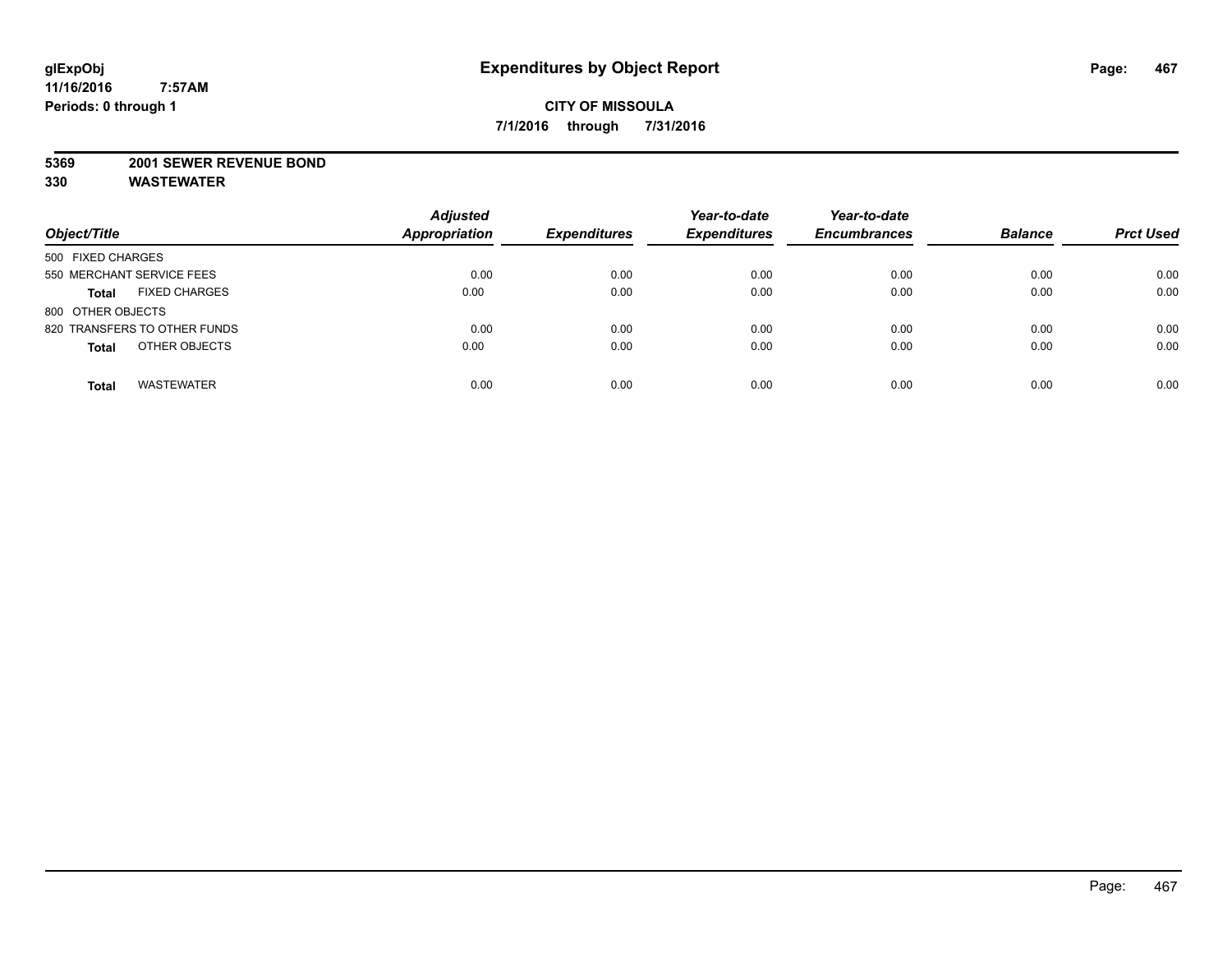# Expenditures by Object Report

**glExpObj**
**11/16/2016 7:57AM**
**Periods: 0 through 1**

**CITY OF MISSOULA**
**7/1/2016 through 7/31/2016**

**5369 2001 SEWER REVENUE BOND**
**330 WASTEWATER**

| Object/Title | Adjusted Appropriation | Expenditures | Year-to-date Expenditures | Year-to-date Encumbrances | Balance | Prct Used |
|---|---|---|---|---|---|---|
| 500 FIXED CHARGES | | | | | | |
| 550 MERCHANT SERVICE FEES | 0.00 | 0.00 | 0.00 | 0.00 | 0.00 | 0.00 |
| **Total** FIXED CHARGES | 0.00 | 0.00 | 0.00 | 0.00 | 0.00 | 0.00 |
| 800 OTHER OBJECTS | | | | | | |
| 820 TRANSFERS TO OTHER FUNDS | 0.00 | 0.00 | 0.00 | 0.00 | 0.00 | 0.00 |
| **Total** OTHER OBJECTS | 0.00 | 0.00 | 0.00 | 0.00 | 0.00 | 0.00 |
| **Total** WASTEWATER | 0.00 | 0.00 | 0.00 | 0.00 | 0.00 | 0.00 |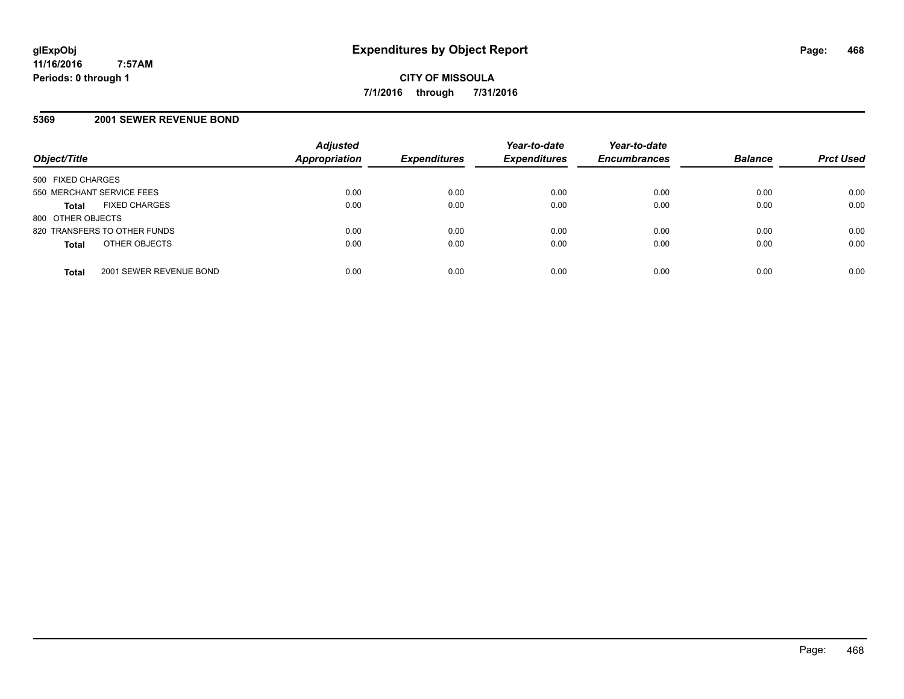## Expenditures by Object Report

**CITY OF MISSOULA**

**7/1/2016 through 7/31/2016**

glExpObj
11/16/2016 7:57AM
Periods: 0 through 1

### 5369 2001 SEWER REVENUE BOND

| Object/Title | Adjusted Appropriation | Expenditures | Year-to-date Expenditures | Year-to-date Encumbrances | Balance | Prct Used |
|---|---|---|---|---|---|---|
| 500 FIXED CHARGES | | | | | | |
| 550 MERCHANT SERVICE FEES | 0.00 | 0.00 | 0.00 | 0.00 | 0.00 | 0.00 |
| **Total** FIXED CHARGES | 0.00 | 0.00 | 0.00 | 0.00 | 0.00 | 0.00 |
| 800 OTHER OBJECTS | | | | | | |
| 820 TRANSFERS TO OTHER FUNDS | 0.00 | 0.00 | 0.00 | 0.00 | 0.00 | 0.00 |
| **Total** OTHER OBJECTS | 0.00 | 0.00 | 0.00 | 0.00 | 0.00 | 0.00 |
| **Total** 2001 SEWER REVENUE BOND | 0.00 | 0.00 | 0.00 | 0.00 | 0.00 | 0.00 |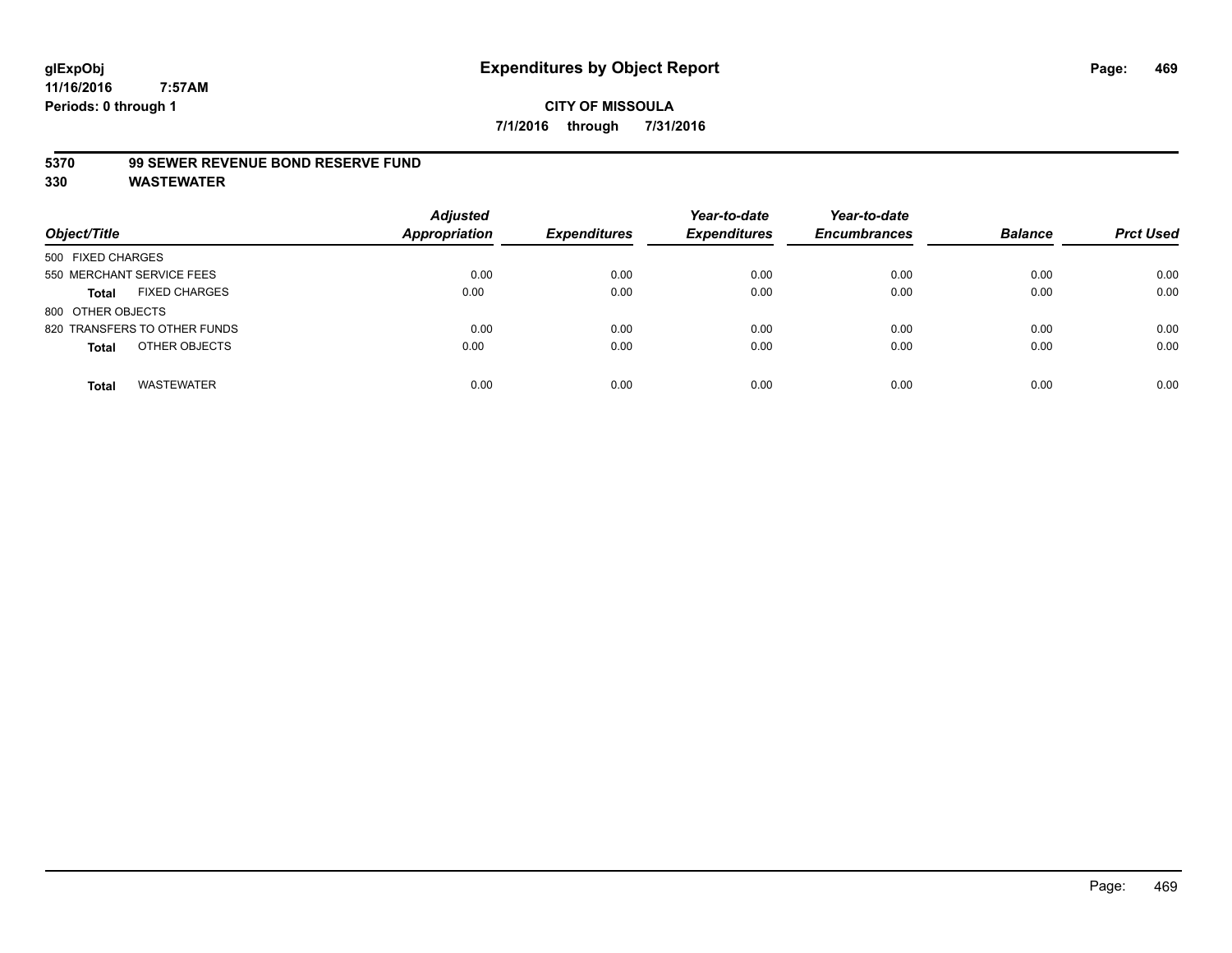# Expenditures by Object Report

glExpObj
11/16/2016 7:57AM
Periods: 0 through 1

**CITY OF MISSOULA**
**7/1/2016 through 7/31/2016**

## 5370 99 SEWER REVENUE BOND RESERVE FUND
## 330 WASTEWATER

| Object/Title | Adjusted Appropriation | Expenditures | Year-to-date Expenditures | Year-to-date Encumbrances | Balance | Prct Used |
|---|---|---|---|---|---|---|
| 500 FIXED CHARGES | | | | | | |
| 550 MERCHANT SERVICE FEES | 0.00 | 0.00 | 0.00 | 0.00 | 0.00 | 0.00 |
| **Total** FIXED CHARGES | 0.00 | 0.00 | 0.00 | 0.00 | 0.00 | 0.00 |
| 800 OTHER OBJECTS | | | | | | |
| 820 TRANSFERS TO OTHER FUNDS | 0.00 | 0.00 | 0.00 | 0.00 | 0.00 | 0.00 |
| **Total** OTHER OBJECTS | 0.00 | 0.00 | 0.00 | 0.00 | 0.00 | 0.00 |
| **Total** WASTEWATER | 0.00 | 0.00 | 0.00 | 0.00 | 0.00 | 0.00 |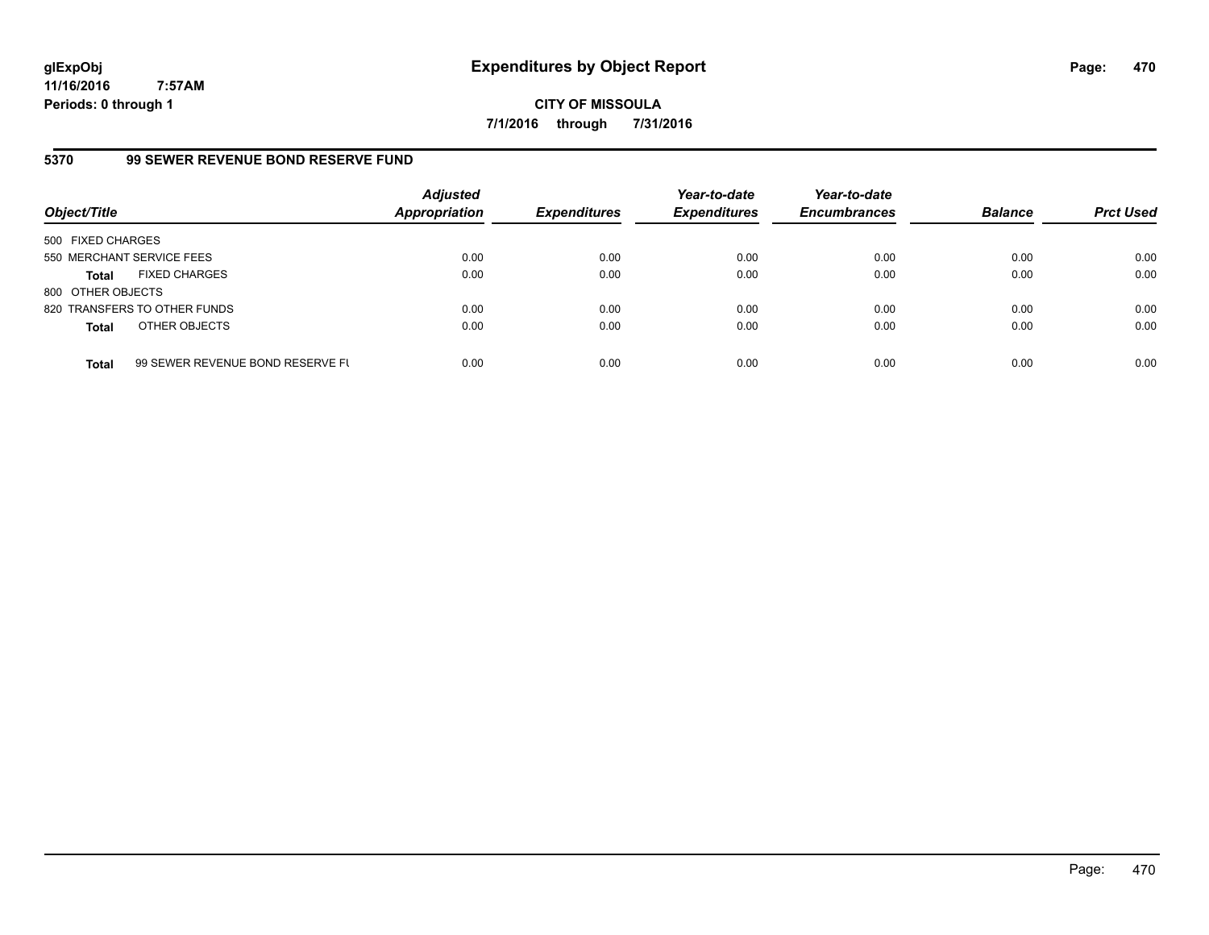glExpObj
11/16/2016 7:57AM
Periods: 0 through 1

# Expenditures by Object Report

**CITY OF MISSOULA**
**7/1/2016 through 7/31/2016**

## 5370 99 SEWER REVENUE BOND RESERVE FUND

| Object/Title | | Adjusted Appropriation | Expenditures | Year-to-date Expenditures | Year-to-date Encumbrances | Balance | Prct Used |
|---|---|---|---|---|---|---|---|
| 500 FIXED CHARGES | | | | | | | |
| 550 MERCHANT SERVICE FEES | | 0.00 | 0.00 | 0.00 | 0.00 | 0.00 | 0.00 |
| **Total** | FIXED CHARGES | 0.00 | 0.00 | 0.00 | 0.00 | 0.00 | 0.00 |
| 800 OTHER OBJECTS | | | | | | | |
| 820 TRANSFERS TO OTHER FUNDS | | 0.00 | 0.00 | 0.00 | 0.00 | 0.00 | 0.00 |
| **Total** | OTHER OBJECTS | 0.00 | 0.00 | 0.00 | 0.00 | 0.00 | 0.00 |
| **Total** | 99 SEWER REVENUE BOND RESERVE FU | 0.00 | 0.00 | 0.00 | 0.00 | 0.00 | 0.00 |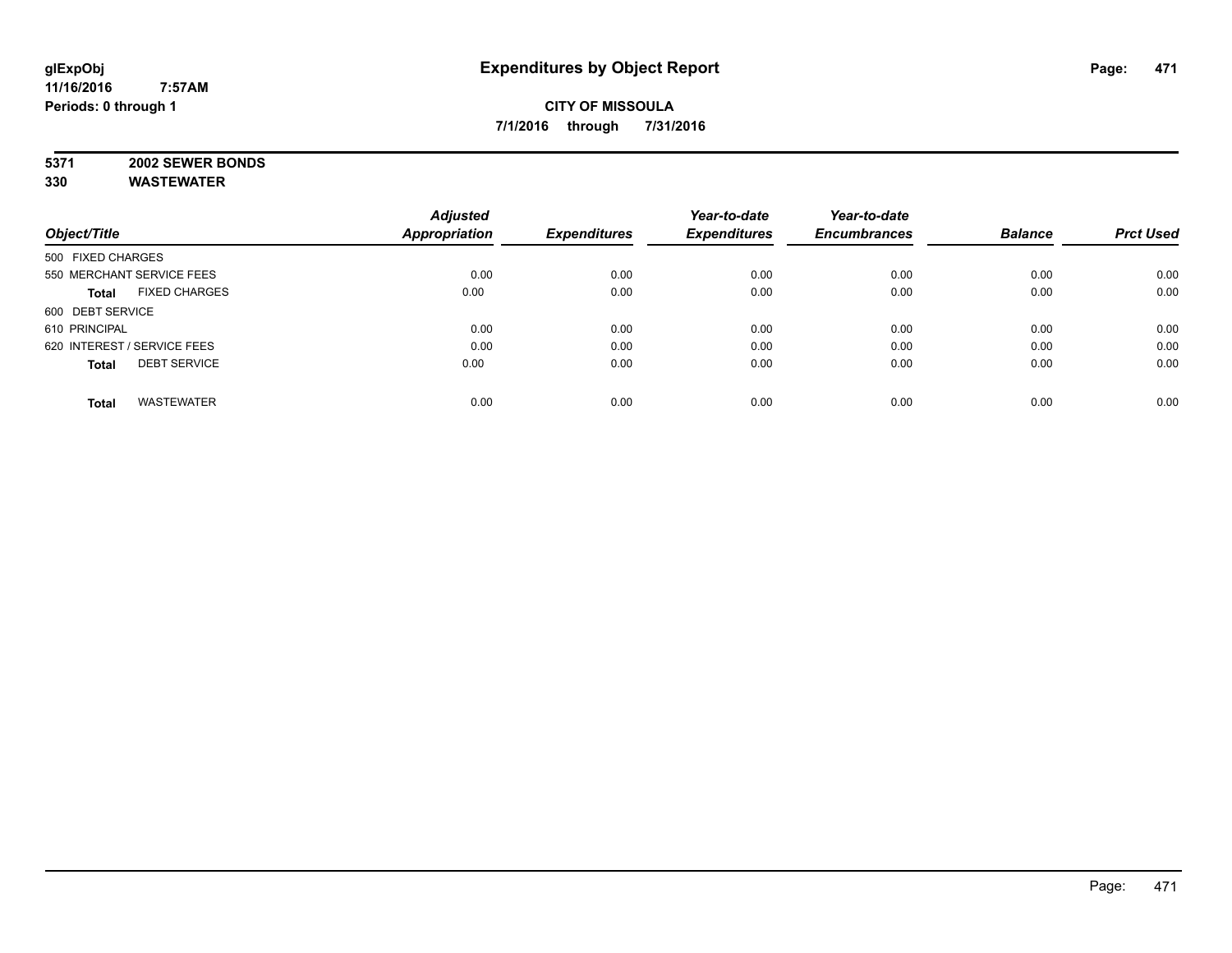glExpObj
11/16/2016 7:57AM
Periods: 0 through 1

# Expenditures by Object Report

**CITY OF MISSOULA**
**7/1/2016 through 7/31/2016**

**5371 2002 SEWER BONDS**
**330 WASTEWATER**

| Object/Title | Adjusted Appropriation | Expenditures | Year-to-date Expenditures | Year-to-date Encumbrances | Balance | Prct Used |
|---|---|---|---|---|---|---|
| 500 FIXED CHARGES | | | | | | |
| 550 MERCHANT SERVICE FEES | 0.00 | 0.00 | 0.00 | 0.00 | 0.00 | 0.00 |
| **Total** FIXED CHARGES | 0.00 | 0.00 | 0.00 | 0.00 | 0.00 | 0.00 |
| 600 DEBT SERVICE | | | | | | |
| 610 PRINCIPAL | 0.00 | 0.00 | 0.00 | 0.00 | 0.00 | 0.00 |
| 620 INTEREST / SERVICE FEES | 0.00 | 0.00 | 0.00 | 0.00 | 0.00 | 0.00 |
| **Total** DEBT SERVICE | 0.00 | 0.00 | 0.00 | 0.00 | 0.00 | 0.00 |
| **Total** WASTEWATER | 0.00 | 0.00 | 0.00 | 0.00 | 0.00 | 0.00 |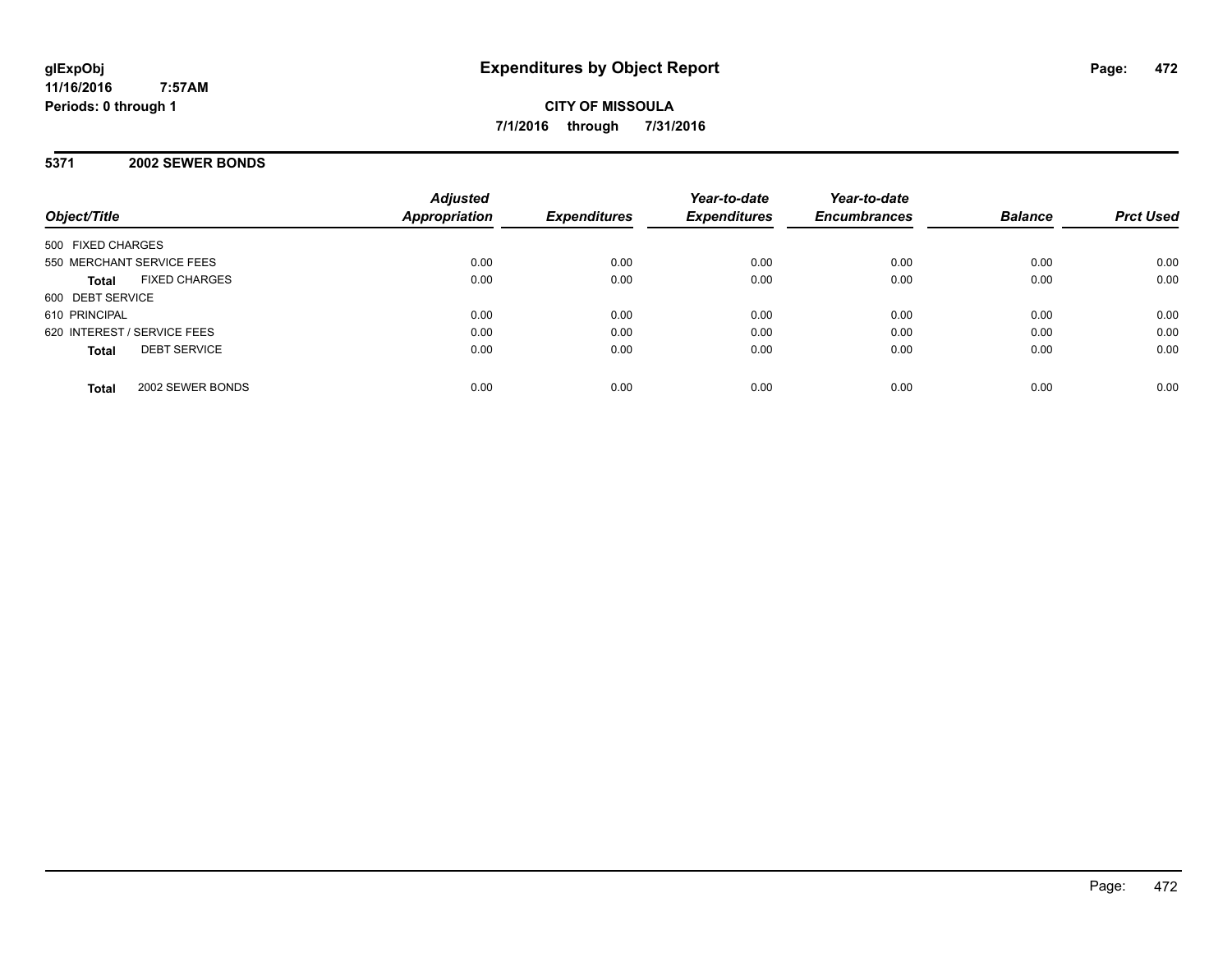**glExpObj**
**11/16/2016 7:57AM**
**Periods: 0 through 1**

# Expenditures by Object Report

**CITY OF MISSOULA**
**7/1/2016 through 7/31/2016**

## 5371 2002 SEWER BONDS

| Object/Title | Adjusted Appropriation | Expenditures | Year-to-date Expenditures | Year-to-date Encumbrances | Balance | Prct Used |
|---|---|---|---|---|---|---|
| 500 FIXED CHARGES | | | | | | |
| 550 MERCHANT SERVICE FEES | 0.00 | 0.00 | 0.00 | 0.00 | 0.00 | 0.00 |
| **Total** FIXED CHARGES | 0.00 | 0.00 | 0.00 | 0.00 | 0.00 | 0.00 |
| 600 DEBT SERVICE | | | | | | |
| 610 PRINCIPAL | 0.00 | 0.00 | 0.00 | 0.00 | 0.00 | 0.00 |
| 620 INTEREST / SERVICE FEES | 0.00 | 0.00 | 0.00 | 0.00 | 0.00 | 0.00 |
| **Total** DEBT SERVICE | 0.00 | 0.00 | 0.00 | 0.00 | 0.00 | 0.00 |
| **Total** 2002 SEWER BONDS | 0.00 | 0.00 | 0.00 | 0.00 | 0.00 | 0.00 |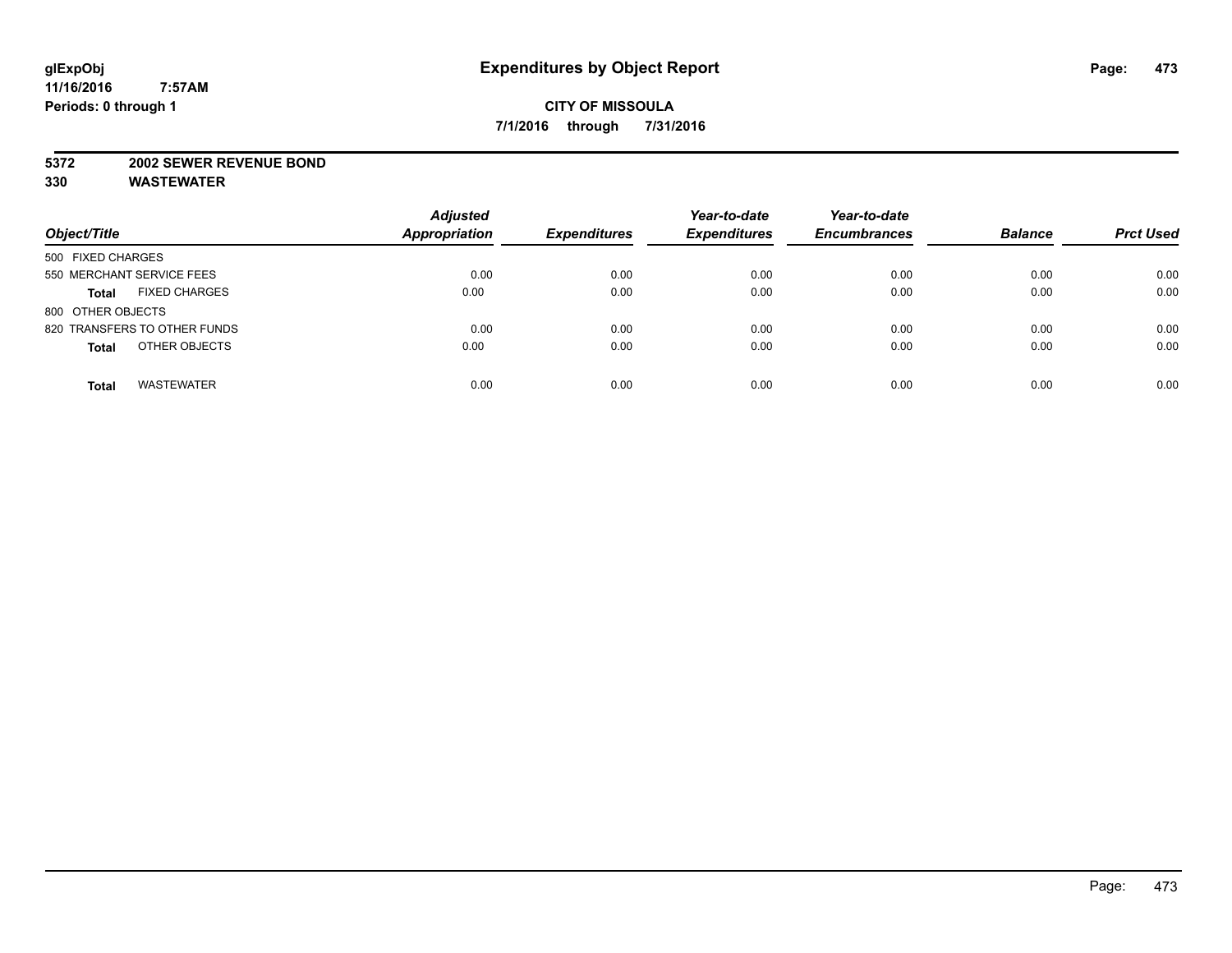**glExpObj**
**11/16/2016 7:57AM**
**Periods: 0 through 1**

# Expenditures by Object Report

**CITY OF MISSOULA**
**7/1/2016 through 7/31/2016**

**5372 2002 SEWER REVENUE BOND**
**330 WASTEWATER**

| Object/Title | | Adjusted Appropriation | Expenditures | Year-to-date Expenditures | Year-to-date Encumbrances | Balance | Prct Used |
|---|---|---|---|---|---|---|---|
| 500 FIXED CHARGES | | | | | | | |
| 550 MERCHANT SERVICE FEES | | 0.00 | 0.00 | 0.00 | 0.00 | 0.00 | 0.00 |
| **Total** | FIXED CHARGES | 0.00 | 0.00 | 0.00 | 0.00 | 0.00 | 0.00 |
| 800 OTHER OBJECTS | | | | | | | |
| 820 TRANSFERS TO OTHER FUNDS | | 0.00 | 0.00 | 0.00 | 0.00 | 0.00 | 0.00 |
| **Total** | OTHER OBJECTS | 0.00 | 0.00 | 0.00 | 0.00 | 0.00 | 0.00 |
| **Total** | WASTEWATER | 0.00 | 0.00 | 0.00 | 0.00 | 0.00 | 0.00 |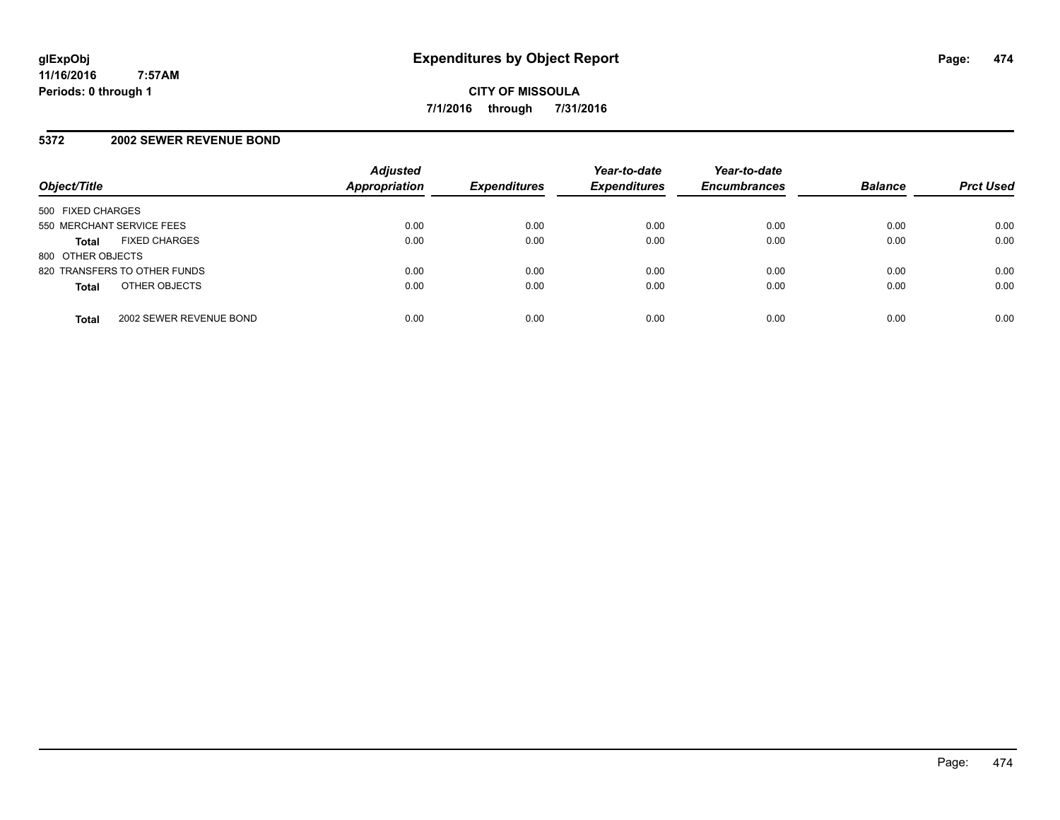# Expenditures by Object Report

glExpObj
11/16/2016 7:57AM
Periods: 0 through 1

**CITY OF MISSOULA**
**7/1/2016 through 7/31/2016**

## 5372 2002 SEWER REVENUE BOND

| Object/Title | Adjusted Appropriation | Expenditures | Year-to-date Expenditures | Year-to-date Encumbrances | Balance | Prct Used |
|---|---|---|---|---|---|---|
| 500 FIXED CHARGES | | | | | | |
| 550 MERCHANT SERVICE FEES | 0.00 | 0.00 | 0.00 | 0.00 | 0.00 | 0.00 |
| **Total** FIXED CHARGES | 0.00 | 0.00 | 0.00 | 0.00 | 0.00 | 0.00 |
| 800 OTHER OBJECTS | | | | | | |
| 820 TRANSFERS TO OTHER FUNDS | 0.00 | 0.00 | 0.00 | 0.00 | 0.00 | 0.00 |
| **Total** OTHER OBJECTS | 0.00 | 0.00 | 0.00 | 0.00 | 0.00 | 0.00 |
| **Total** 2002 SEWER REVENUE BOND | 0.00 | 0.00 | 0.00 | 0.00 | 0.00 | 0.00 |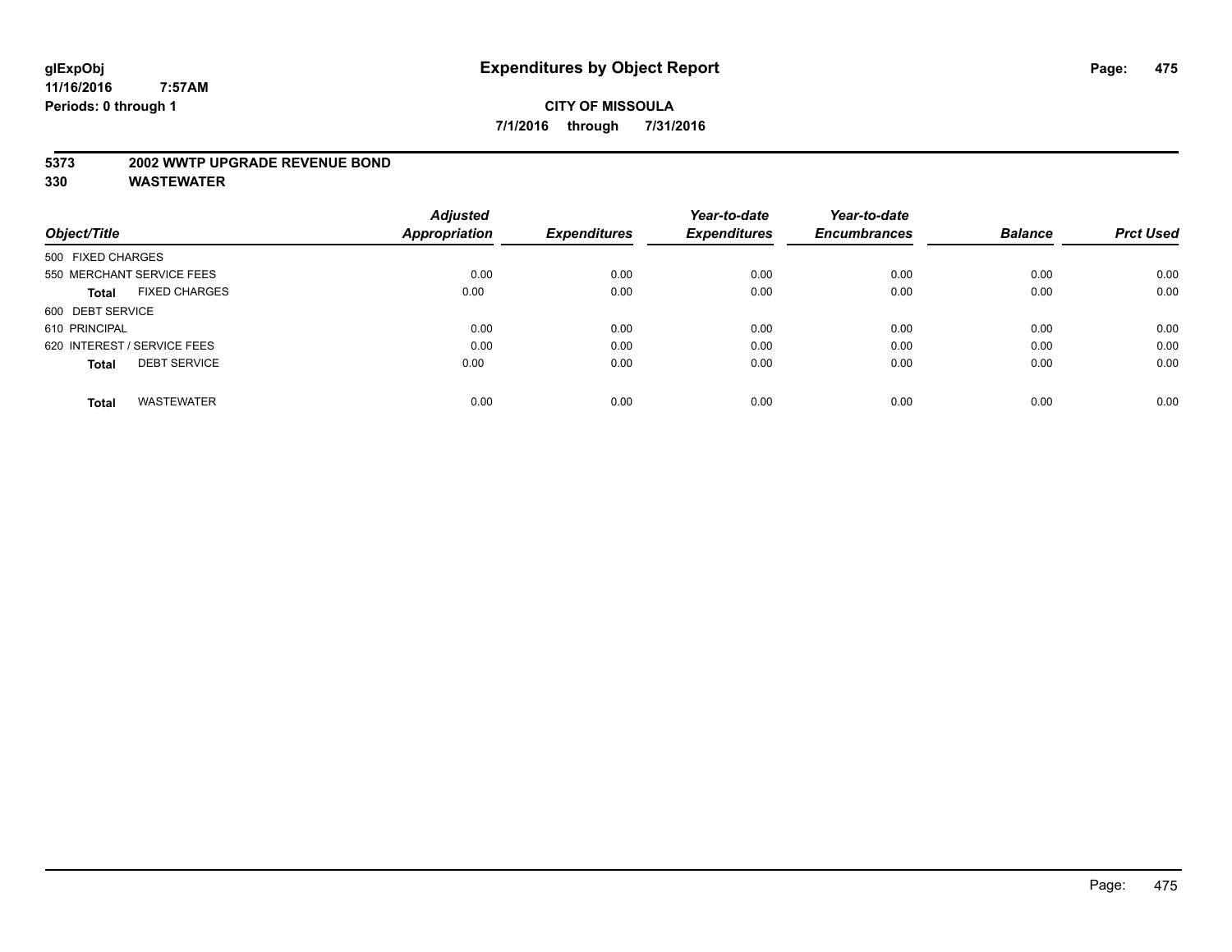# Expenditures by Object Report

glExpObj
11/16/2016 7:57AM
Periods: 0 through 1

**CITY OF MISSOULA**

**7/1/2016 through 7/31/2016**

**5373 2002 WWTP UPGRADE REVENUE BOND**
**330 WASTEWATER**

| Object/Title | Adjusted Appropriation | Expenditures | Year-to-date Expenditures | Year-to-date Encumbrances | Balance | Prct Used |
|---|---|---|---|---|---|---|
| 500 FIXED CHARGES | | | | | | |
| 550 MERCHANT SERVICE FEES | 0.00 | 0.00 | 0.00 | 0.00 | 0.00 | 0.00 |
| **Total** FIXED CHARGES | 0.00 | 0.00 | 0.00 | 0.00 | 0.00 | 0.00 |
| 600 DEBT SERVICE | | | | | | |
| 610 PRINCIPAL | 0.00 | 0.00 | 0.00 | 0.00 | 0.00 | 0.00 |
| 620 INTEREST / SERVICE FEES | 0.00 | 0.00 | 0.00 | 0.00 | 0.00 | 0.00 |
| **Total** DEBT SERVICE | 0.00 | 0.00 | 0.00 | 0.00 | 0.00 | 0.00 |
| **Total** WASTEWATER | 0.00 | 0.00 | 0.00 | 0.00 | 0.00 | 0.00 |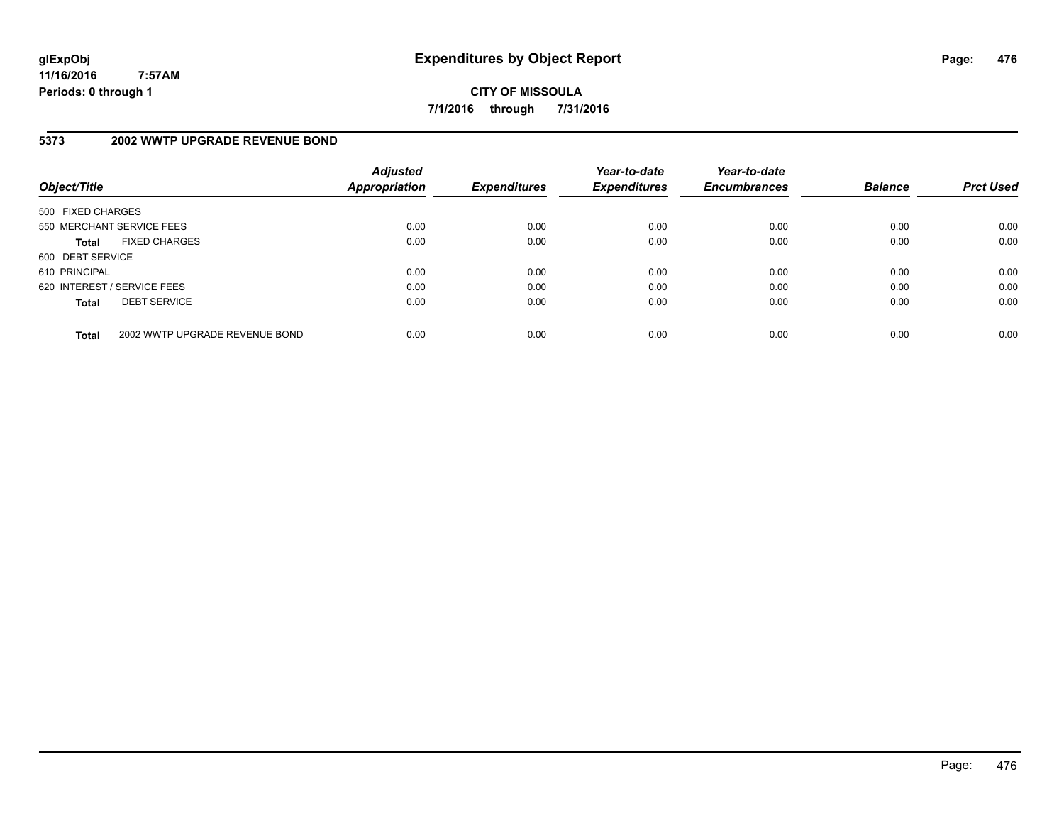**glExpObj**
**11/16/2016 7:57AM**
**Periods: 0 through 1**

# Expenditures by Object Report

**CITY OF MISSOULA**
**7/1/2016 through 7/31/2016**

## 5373 2002 WWTP UPGRADE REVENUE BOND

| Object/Title | Adjusted Appropriation | Expenditures | Year-to-date Expenditures | Year-to-date Encumbrances | Balance | Prct Used |
|---|---|---|---|---|---|---|
| 500 FIXED CHARGES | | | | | | |
| 550 MERCHANT SERVICE FEES | 0.00 | 0.00 | 0.00 | 0.00 | 0.00 | 0.00 |
| **Total** FIXED CHARGES | 0.00 | 0.00 | 0.00 | 0.00 | 0.00 | 0.00 |
| 600 DEBT SERVICE | | | | | | |
| 610 PRINCIPAL | 0.00 | 0.00 | 0.00 | 0.00 | 0.00 | 0.00 |
| 620 INTEREST / SERVICE FEES | 0.00 | 0.00 | 0.00 | 0.00 | 0.00 | 0.00 |
| **Total** DEBT SERVICE | 0.00 | 0.00 | 0.00 | 0.00 | 0.00 | 0.00 |
| **Total** 2002 WWTP UPGRADE REVENUE BOND | 0.00 | 0.00 | 0.00 | 0.00 | 0.00 | 0.00 |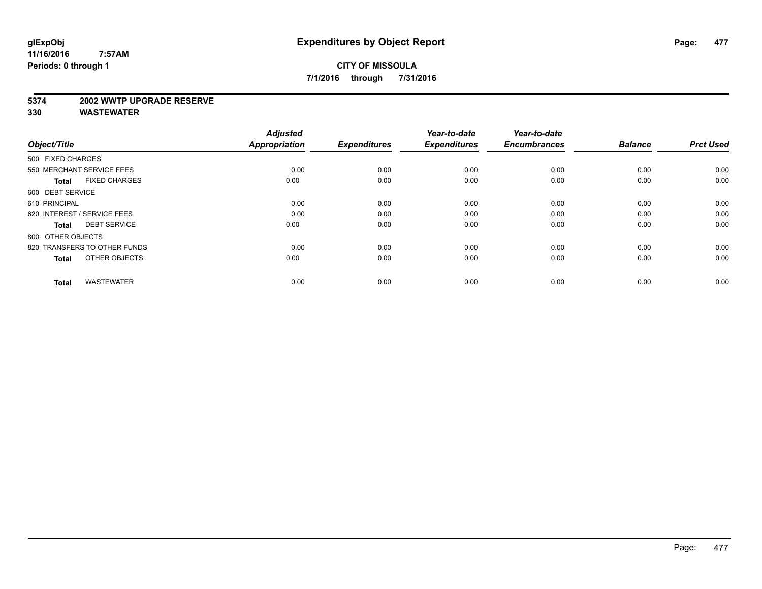**glExpObj**
**11/16/2016 7:57AM**
**Periods: 0 through 1**

# Expenditures by Object Report

**CITY OF MISSOULA**
**7/1/2016 through 7/31/2016**

**5374 2002 WWTP UPGRADE RESERVE**
**330 WASTEWATER**

| Object/Title | Adjusted Appropriation | Expenditures | Year-to-date Expenditures | Year-to-date Encumbrances | Balance | Prct Used |
|---|---|---|---|---|---|---|
| 500 FIXED CHARGES | | | | | | |
| 550 MERCHANT SERVICE FEES | 0.00 | 0.00 | 0.00 | 0.00 | 0.00 | 0.00 |
| **Total** FIXED CHARGES | 0.00 | 0.00 | 0.00 | 0.00 | 0.00 | 0.00 |
| 600 DEBT SERVICE | | | | | | |
| 610 PRINCIPAL | 0.00 | 0.00 | 0.00 | 0.00 | 0.00 | 0.00 |
| 620 INTEREST / SERVICE FEES | 0.00 | 0.00 | 0.00 | 0.00 | 0.00 | 0.00 |
| **Total** DEBT SERVICE | 0.00 | 0.00 | 0.00 | 0.00 | 0.00 | 0.00 |
| 800 OTHER OBJECTS | | | | | | |
| 820 TRANSFERS TO OTHER FUNDS | 0.00 | 0.00 | 0.00 | 0.00 | 0.00 | 0.00 |
| **Total** OTHER OBJECTS | 0.00 | 0.00 | 0.00 | 0.00 | 0.00 | 0.00 |
| **Total** WASTEWATER | 0.00 | 0.00 | 0.00 | 0.00 | 0.00 | 0.00 |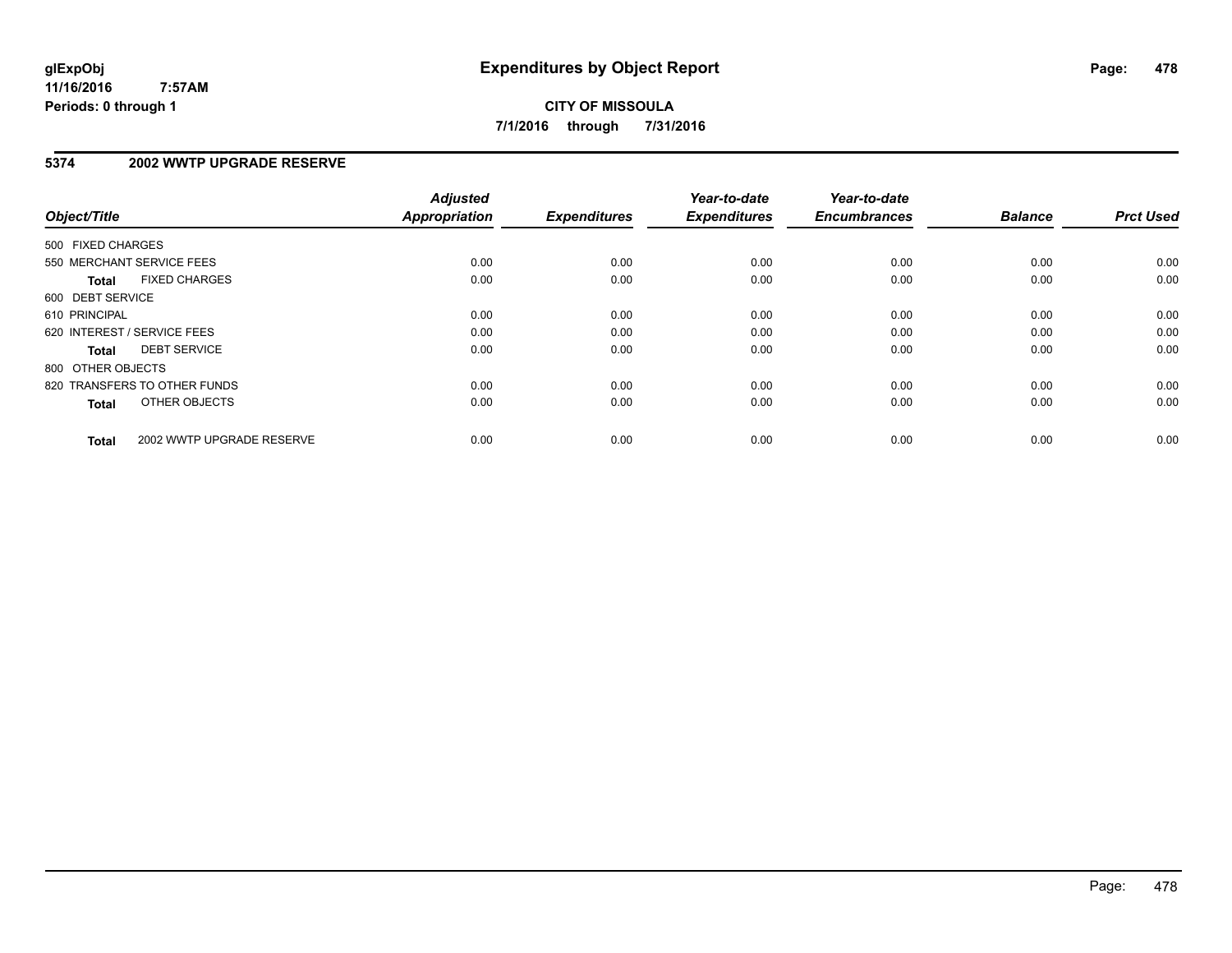**glExpObj**
**11/16/2016 7:57AM**
**Periods: 0 through 1**

# Expenditures by Object Report

**CITY OF MISSOULA**
**7/1/2016 through 7/31/2016**

## 5374 2002 WWTP UPGRADE RESERVE

| Object/Title | | Adjusted Appropriation | Expenditures | Year-to-date Expenditures | Year-to-date Encumbrances | Balance | Prct Used |
|---|---|---|---|---|---|---|---|
| 500 FIXED CHARGES | | | | | | | |
| 550 MERCHANT SERVICE FEES | | 0.00 | 0.00 | 0.00 | 0.00 | 0.00 | 0.00 |
| **Total** | FIXED CHARGES | 0.00 | 0.00 | 0.00 | 0.00 | 0.00 | 0.00 |
| 600 DEBT SERVICE | | | | | | | |
| 610 PRINCIPAL | | 0.00 | 0.00 | 0.00 | 0.00 | 0.00 | 0.00 |
| 620 INTEREST / SERVICE FEES | | 0.00 | 0.00 | 0.00 | 0.00 | 0.00 | 0.00 |
| **Total** | DEBT SERVICE | 0.00 | 0.00 | 0.00 | 0.00 | 0.00 | 0.00 |
| 800 OTHER OBJECTS | | | | | | | |
| 820 TRANSFERS TO OTHER FUNDS | | 0.00 | 0.00 | 0.00 | 0.00 | 0.00 | 0.00 |
| **Total** | OTHER OBJECTS | 0.00 | 0.00 | 0.00 | 0.00 | 0.00 | 0.00 |
| **Total** | 2002 WWTP UPGRADE RESERVE | 0.00 | 0.00 | 0.00 | 0.00 | 0.00 | 0.00 |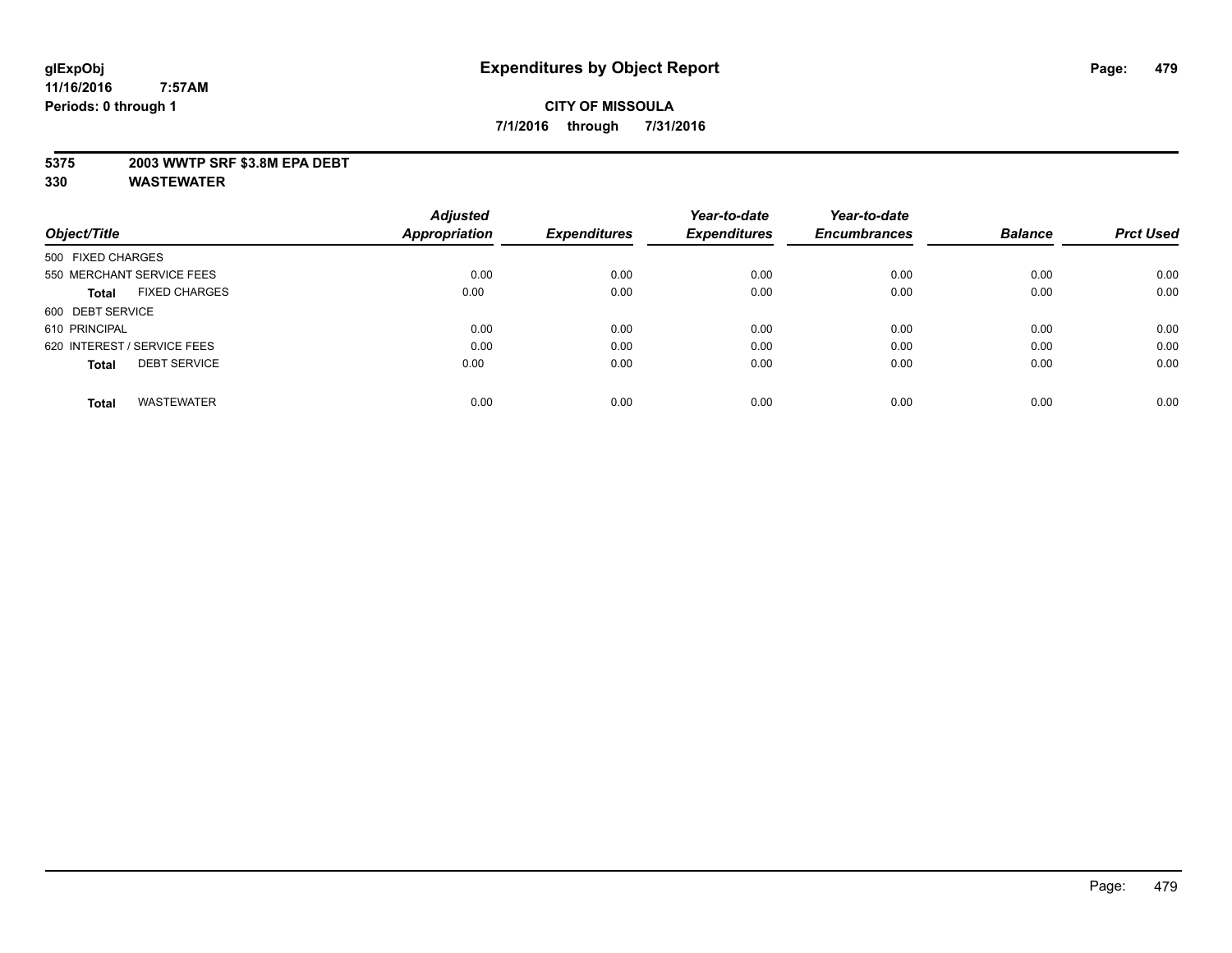**glExpObj**
**11/16/2016 7:57AM**
**Periods: 0 through 1**

# Expenditures by Object Report

**CITY OF MISSOULA**
**7/1/2016 through 7/31/2016**

**5375 2003 WWTP SRF $3.8M EPA DEBT**
**330 WASTEWATER**

| Object/Title | Adjusted Appropriation | Expenditures | Year-to-date Expenditures | Year-to-date Encumbrances | Balance | Prct Used |
|---|---|---|---|---|---|---|
| 500 FIXED CHARGES | | | | | | |
| 550 MERCHANT SERVICE FEES | 0.00 | 0.00 | 0.00 | 0.00 | 0.00 | 0.00 |
| **Total** FIXED CHARGES | 0.00 | 0.00 | 0.00 | 0.00 | 0.00 | 0.00 |
| 600 DEBT SERVICE | | | | | | |
| 610 PRINCIPAL | 0.00 | 0.00 | 0.00 | 0.00 | 0.00 | 0.00 |
| 620 INTEREST / SERVICE FEES | 0.00 | 0.00 | 0.00 | 0.00 | 0.00 | 0.00 |
| **Total** DEBT SERVICE | 0.00 | 0.00 | 0.00 | 0.00 | 0.00 | 0.00 |
| **Total** WASTEWATER | 0.00 | 0.00 | 0.00 | 0.00 | 0.00 | 0.00 |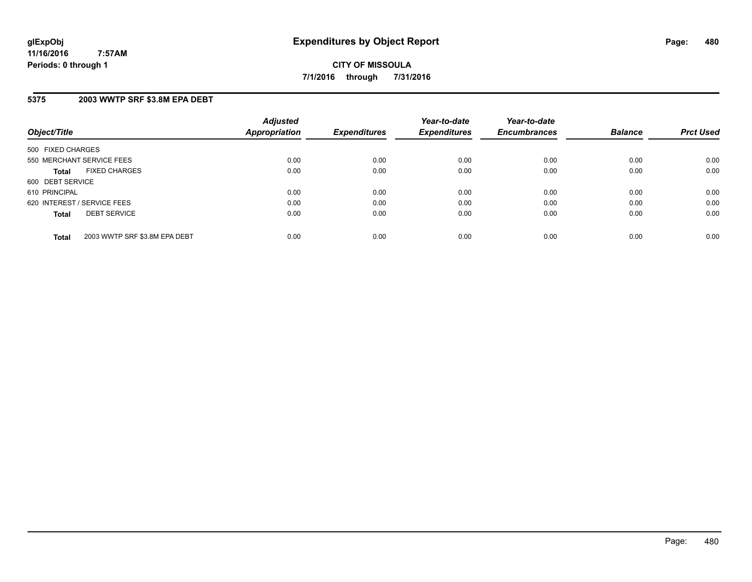# Expenditures by Object Report

glExpObj
11/16/2016 7:57AM
Periods: 0 through 1

**CITY OF MISSOULA**
**7/1/2016 through 7/31/2016**

## 5375 2003 WWTP SRF $3.8M EPA DEBT

| Object/Title | Adjusted Appropriation | Expenditures | Year-to-date Expenditures | Year-to-date Encumbrances | Balance | Prct Used |
|---|---|---|---|---|---|---|
| 500 FIXED CHARGES | | | | | | |
| 550 MERCHANT SERVICE FEES | 0.00 | 0.00 | 0.00 | 0.00 | 0.00 | 0.00 |
| **Total** FIXED CHARGES | 0.00 | 0.00 | 0.00 | 0.00 | 0.00 | 0.00 |
| 600 DEBT SERVICE | | | | | | |
| 610 PRINCIPAL | 0.00 | 0.00 | 0.00 | 0.00 | 0.00 | 0.00 |
| 620 INTEREST / SERVICE FEES | 0.00 | 0.00 | 0.00 | 0.00 | 0.00 | 0.00 |
| **Total** DEBT SERVICE | 0.00 | 0.00 | 0.00 | 0.00 | 0.00 | 0.00 |
| **Total** 2003 WWTP SRF $3.8M EPA DEBT | 0.00 | 0.00 | 0.00 | 0.00 | 0.00 | 0.00 |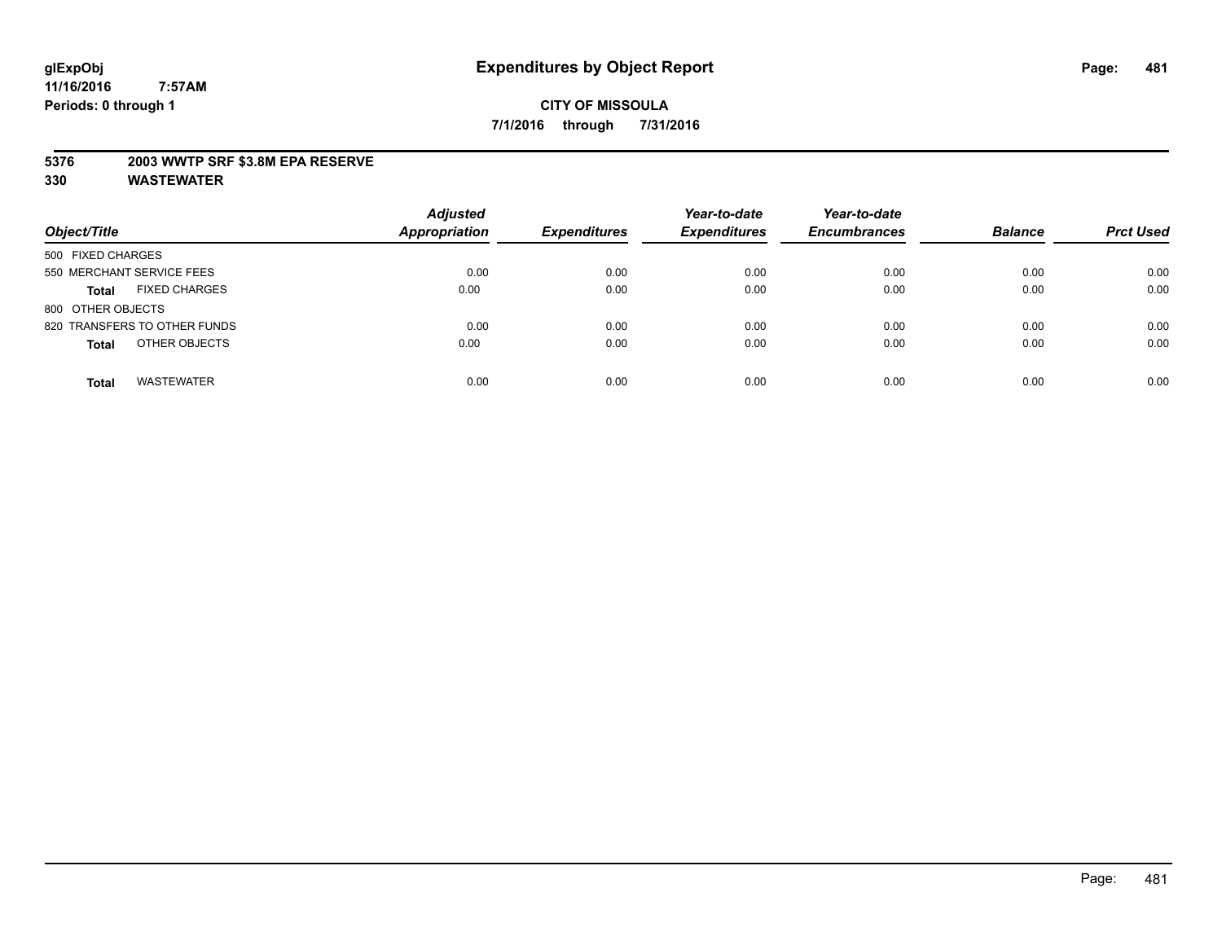**glExpObj** **Expenditures by Object Report**
**11/16/2016 7:57AM**
**Periods: 0 through 1**

**CITY OF MISSOULA**
**7/1/2016 through 7/31/2016**

**5376 2003 WWTP SRF $3.8M EPA RESERVE**
**330 WASTEWATER**

| Object/Title | Adjusted Appropriation | Expenditures | Year-to-date Expenditures | Year-to-date Encumbrances | Balance | Prct Used |
|---|---|---|---|---|---|---|
| 500 FIXED CHARGES | | | | | | |
| 550 MERCHANT SERVICE FEES | 0.00 | 0.00 | 0.00 | 0.00 | 0.00 | 0.00 |
| **Total** FIXED CHARGES | 0.00 | 0.00 | 0.00 | 0.00 | 0.00 | 0.00 |
| 800 OTHER OBJECTS | | | | | | |
| 820 TRANSFERS TO OTHER FUNDS | 0.00 | 0.00 | 0.00 | 0.00 | 0.00 | 0.00 |
| **Total** OTHER OBJECTS | 0.00 | 0.00 | 0.00 | 0.00 | 0.00 | 0.00 |
| **Total** WASTEWATER | 0.00 | 0.00 | 0.00 | 0.00 | 0.00 | 0.00 |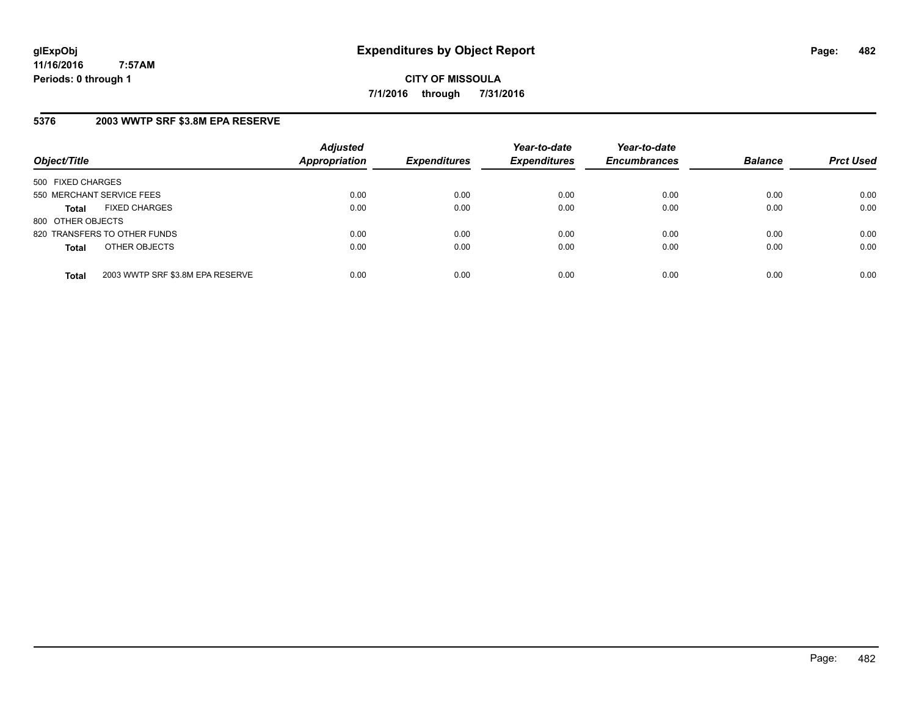# Expenditures by Object Report

glExpObj
11/16/2016 7:57AM
Periods: 0 through 1

**CITY OF MISSOULA**
**7/1/2016 through 7/31/2016**

## 5376 2003 WWTP SRF $3.8M EPA RESERVE

| Object/Title | Adjusted Appropriation | Expenditures | Year-to-date Expenditures | Year-to-date Encumbrances | Balance | Prct Used |
|---|---|---|---|---|---|---|
| 500 FIXED CHARGES | | | | | | |
| 550 MERCHANT SERVICE FEES | 0.00 | 0.00 | 0.00 | 0.00 | 0.00 | 0.00 |
| **Total** FIXED CHARGES | 0.00 | 0.00 | 0.00 | 0.00 | 0.00 | 0.00 |
| 800 OTHER OBJECTS | | | | | | |
| 820 TRANSFERS TO OTHER FUNDS | 0.00 | 0.00 | 0.00 | 0.00 | 0.00 | 0.00 |
| **Total** OTHER OBJECTS | 0.00 | 0.00 | 0.00 | 0.00 | 0.00 | 0.00 |
| **Total** 2003 WWTP SRF $3.8M EPA RESERVE | 0.00 | 0.00 | 0.00 | 0.00 | 0.00 | 0.00 |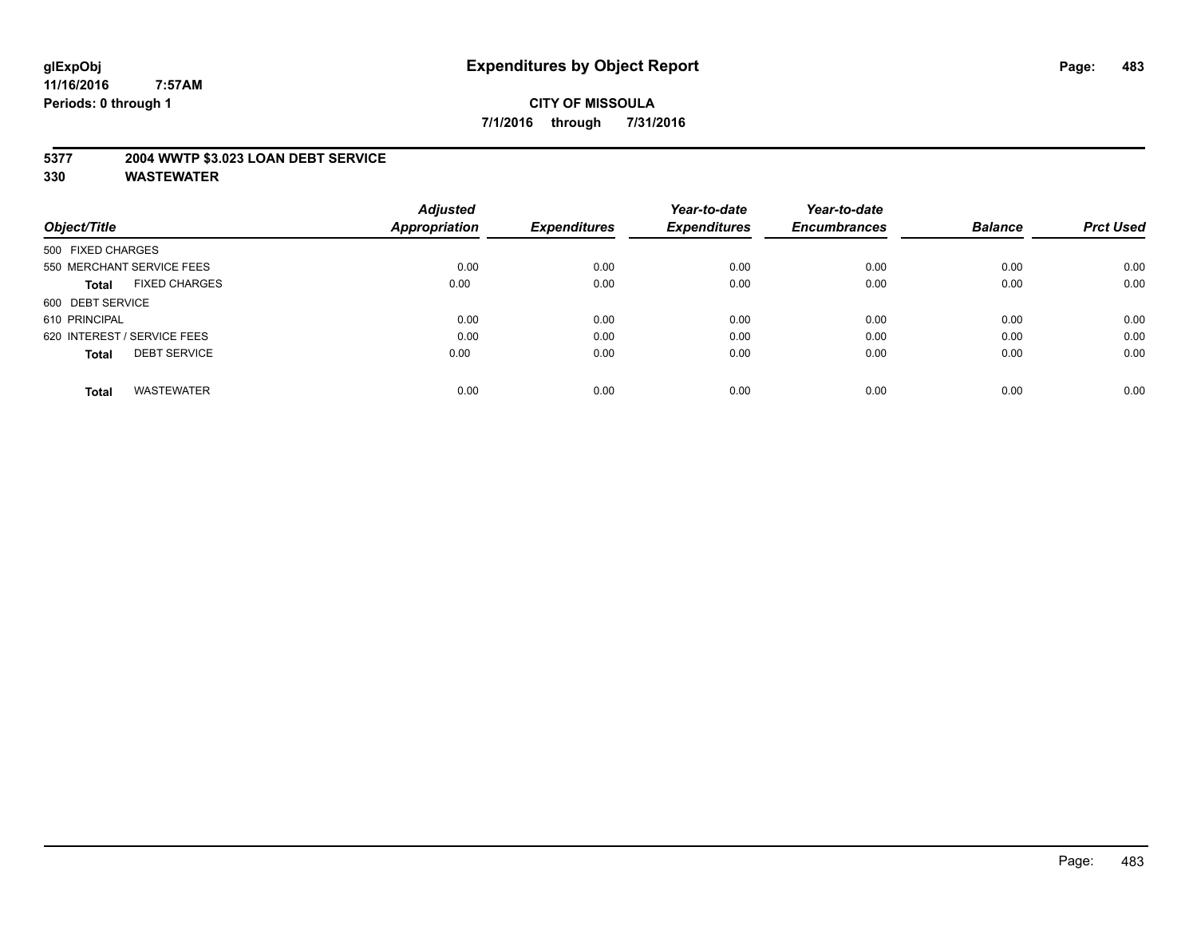glExpObj
11/16/2016 7:57AM
Periods: 0 through 1

# Expenditures by Object Report

**CITY OF MISSOULA**
**7/1/2016 through 7/31/2016**

**5377 2004 WWTP $3.023 LOAN DEBT SERVICE**
**330 WASTEWATER**

| Object/Title | Adjusted Appropriation | Expenditures | Year-to-date Expenditures | Year-to-date Encumbrances | Balance | Prct Used |
|---|---|---|---|---|---|---|
| 500 FIXED CHARGES | | | | | | |
| 550 MERCHANT SERVICE FEES | 0.00 | 0.00 | 0.00 | 0.00 | 0.00 | 0.00 |
| **Total** FIXED CHARGES | 0.00 | 0.00 | 0.00 | 0.00 | 0.00 | 0.00 |
| 600 DEBT SERVICE | | | | | | |
| 610 PRINCIPAL | 0.00 | 0.00 | 0.00 | 0.00 | 0.00 | 0.00 |
| 620 INTEREST / SERVICE FEES | 0.00 | 0.00 | 0.00 | 0.00 | 0.00 | 0.00 |
| **Total** DEBT SERVICE | 0.00 | 0.00 | 0.00 | 0.00 | 0.00 | 0.00 |
| **Total** WASTEWATER | 0.00 | 0.00 | 0.00 | 0.00 | 0.00 | 0.00 |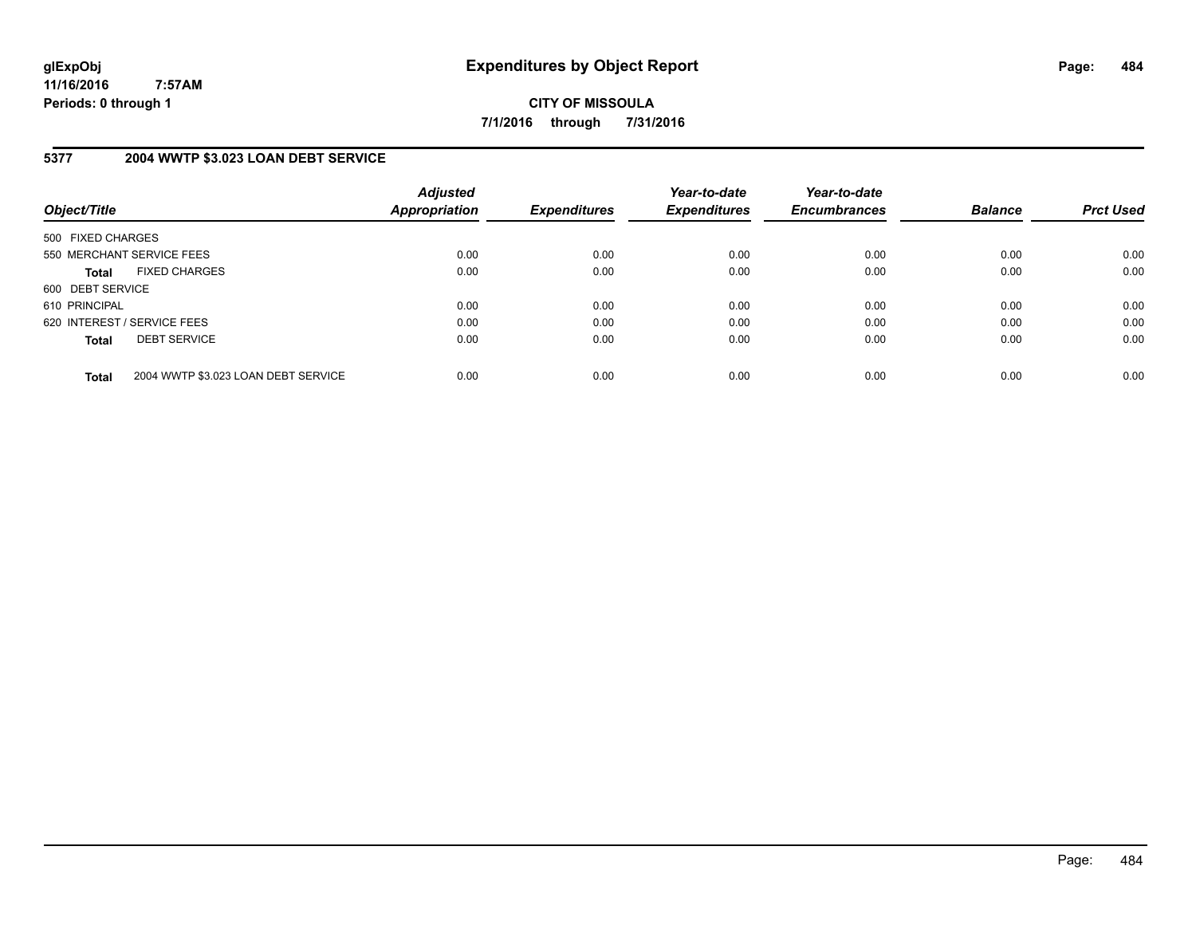**glExpObj**
**11/16/2016 7:57AM**
**Periods: 0 through 1**

# Expenditures by Object Report

**CITY OF MISSOULA**
**7/1/2016 through 7/31/2016**

## 5377 2004 WWTP $3.023 LOAN DEBT SERVICE

| Object/Title | | Adjusted Appropriation | Expenditures | Year-to-date Expenditures | Year-to-date Encumbrances | Balance | Prct Used |
|---|---|---|---|---|---|---|---|
| 500 FIXED CHARGES | | | | | | | |
| 550 MERCHANT SERVICE FEES | | 0.00 | 0.00 | 0.00 | 0.00 | 0.00 | 0.00 |
| **Total** | FIXED CHARGES | 0.00 | 0.00 | 0.00 | 0.00 | 0.00 | 0.00 |
| 600 DEBT SERVICE | | | | | | | |
| 610 PRINCIPAL | | 0.00 | 0.00 | 0.00 | 0.00 | 0.00 | 0.00 |
| 620 INTEREST / SERVICE FEES | | 0.00 | 0.00 | 0.00 | 0.00 | 0.00 | 0.00 |
| **Total** | DEBT SERVICE | 0.00 | 0.00 | 0.00 | 0.00 | 0.00 | 0.00 |
| **Total** | 2004 WWTP $3.023 LOAN DEBT SERVICE | 0.00 | 0.00 | 0.00 | 0.00 | 0.00 | 0.00 |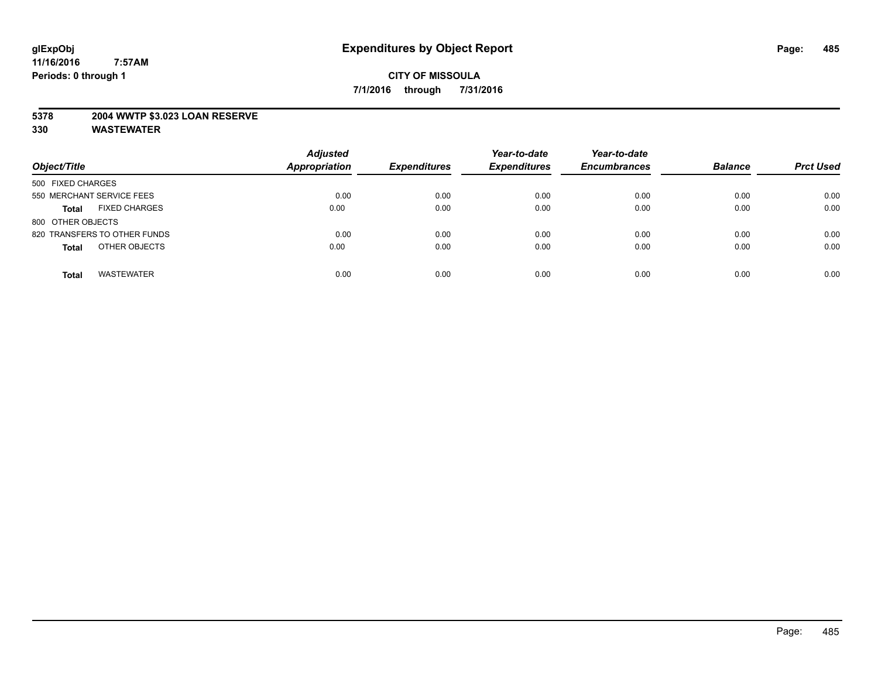glExpObj
11/16/2016 7:57AM
Periods: 0 through 1

# Expenditures by Object Report

**CITY OF MISSOULA**
**7/1/2016 through 7/31/2016**

**5378 2004 WWTP $3.023 LOAN RESERVE**
**330 WASTEWATER**

| Object/Title | | Adjusted Appropriation | Expenditures | Year-to-date Expenditures | Year-to-date Encumbrances | Balance | Prct Used |
|---|---|---|---|---|---|---|---|
| 500 FIXED CHARGES | | | | | | | |
| 550 MERCHANT SERVICE FEES | | 0.00 | 0.00 | 0.00 | 0.00 | 0.00 | 0.00 |
| **Total** | FIXED CHARGES | 0.00 | 0.00 | 0.00 | 0.00 | 0.00 | 0.00 |
| 800 OTHER OBJECTS | | | | | | | |
| 820 TRANSFERS TO OTHER FUNDS | | 0.00 | 0.00 | 0.00 | 0.00 | 0.00 | 0.00 |
| **Total** | OTHER OBJECTS | 0.00 | 0.00 | 0.00 | 0.00 | 0.00 | 0.00 |
| **Total** | WASTEWATER | 0.00 | 0.00 | 0.00 | 0.00 | 0.00 | 0.00 |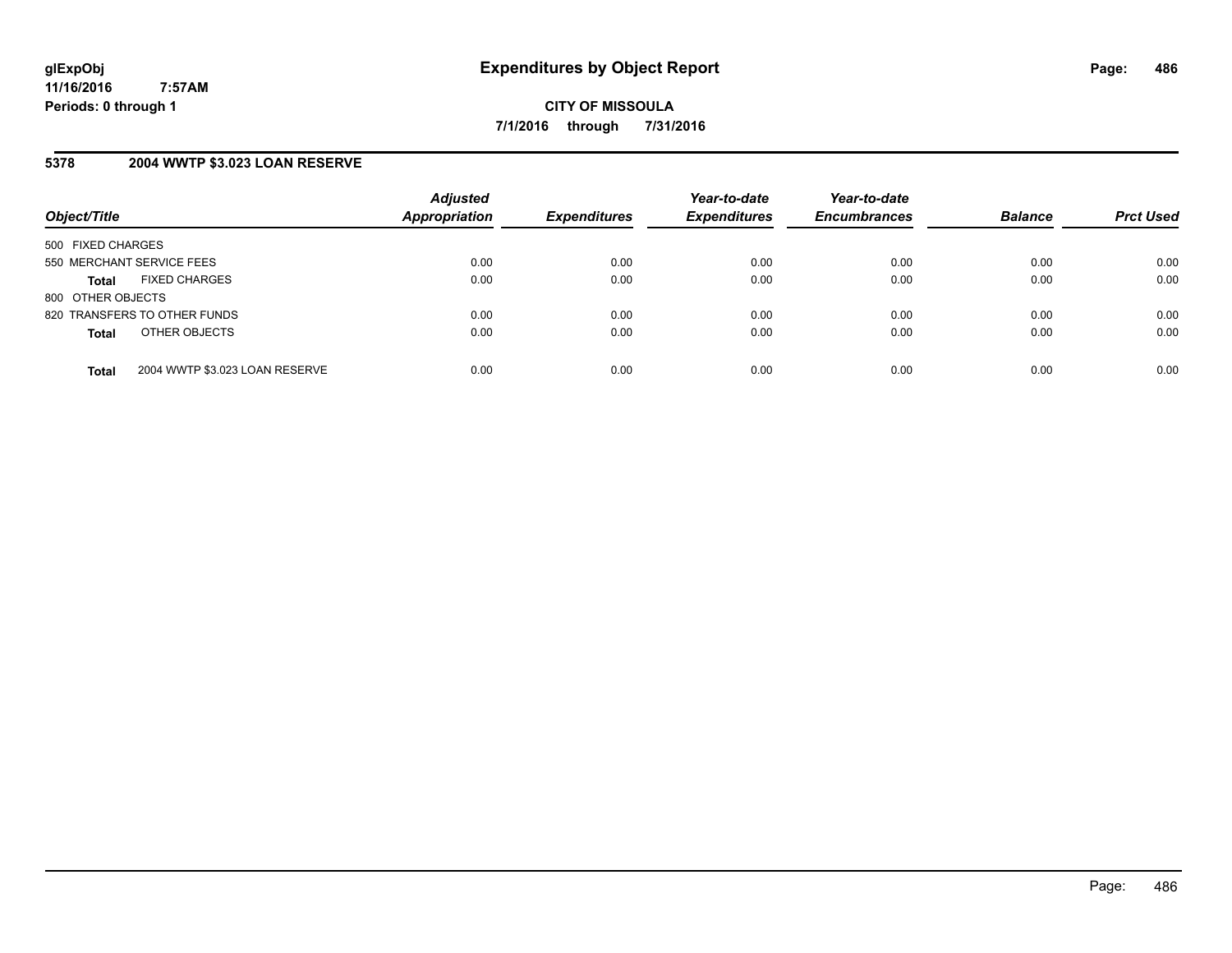# Expenditures by Object Report

glExpObj
11/16/2016 7:57AM
Periods: 0 through 1

**CITY OF MISSOULA**

**7/1/2016 through 7/31/2016**

## 5378 2004 WWTP $3.023 LOAN RESERVE

| Object/Title | Adjusted Appropriation | Expenditures | Year-to-date Expenditures | Year-to-date Encumbrances | Balance | Prct Used |
|---|---|---|---|---|---|---|
| 500 FIXED CHARGES | | | | | | |
| 550 MERCHANT SERVICE FEES | 0.00 | 0.00 | 0.00 | 0.00 | 0.00 | 0.00 |
| **Total** FIXED CHARGES | 0.00 | 0.00 | 0.00 | 0.00 | 0.00 | 0.00 |
| 800 OTHER OBJECTS | | | | | | |
| 820 TRANSFERS TO OTHER FUNDS | 0.00 | 0.00 | 0.00 | 0.00 | 0.00 | 0.00 |
| **Total** OTHER OBJECTS | 0.00 | 0.00 | 0.00 | 0.00 | 0.00 | 0.00 |
| **Total** 2004 WWTP $3.023 LOAN RESERVE | 0.00 | 0.00 | 0.00 | 0.00 | 0.00 | 0.00 |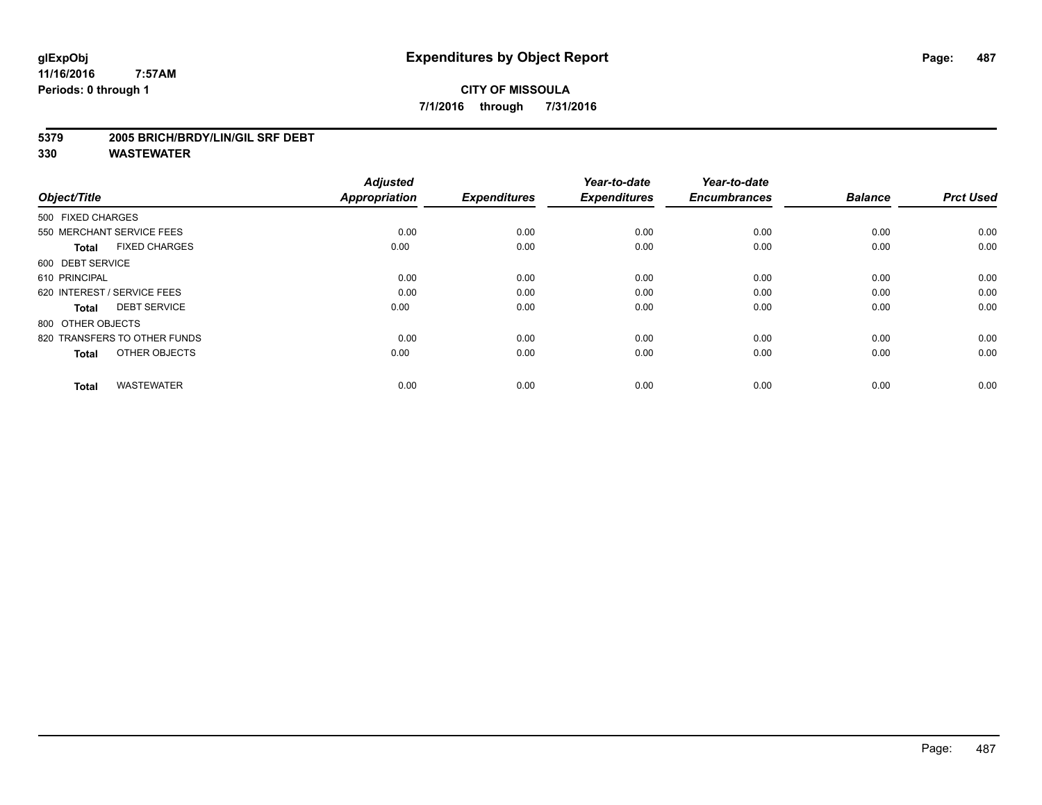**CITY OF MISSOULA**

**7/1/2016 through 7/31/2016**

**5379 2005 BRICH/BRDY/LIN/GIL SRF DEBT**

**330 WASTEWATER**

| Object/Title | Adjusted Appropriation | Expenditures | Year-to-date Expenditures | Year-to-date Encumbrances | Balance | Prct Used |
|---|---|---|---|---|---|---|
| 500 FIXED CHARGES | | | | | | |
| 550 MERCHANT SERVICE FEES | 0.00 | 0.00 | 0.00 | 0.00 | 0.00 | 0.00 |
| **Total** FIXED CHARGES | 0.00 | 0.00 | 0.00 | 0.00 | 0.00 | 0.00 |
| 600 DEBT SERVICE | | | | | | |
| 610 PRINCIPAL | 0.00 | 0.00 | 0.00 | 0.00 | 0.00 | 0.00 |
| 620 INTEREST / SERVICE FEES | 0.00 | 0.00 | 0.00 | 0.00 | 0.00 | 0.00 |
| **Total** DEBT SERVICE | 0.00 | 0.00 | 0.00 | 0.00 | 0.00 | 0.00 |
| 800 OTHER OBJECTS | | | | | | |
| 820 TRANSFERS TO OTHER FUNDS | 0.00 | 0.00 | 0.00 | 0.00 | 0.00 | 0.00 |
| **Total** OTHER OBJECTS | 0.00 | 0.00 | 0.00 | 0.00 | 0.00 | 0.00 |
| **Total** WASTEWATER | 0.00 | 0.00 | 0.00 | 0.00 | 0.00 | 0.00 |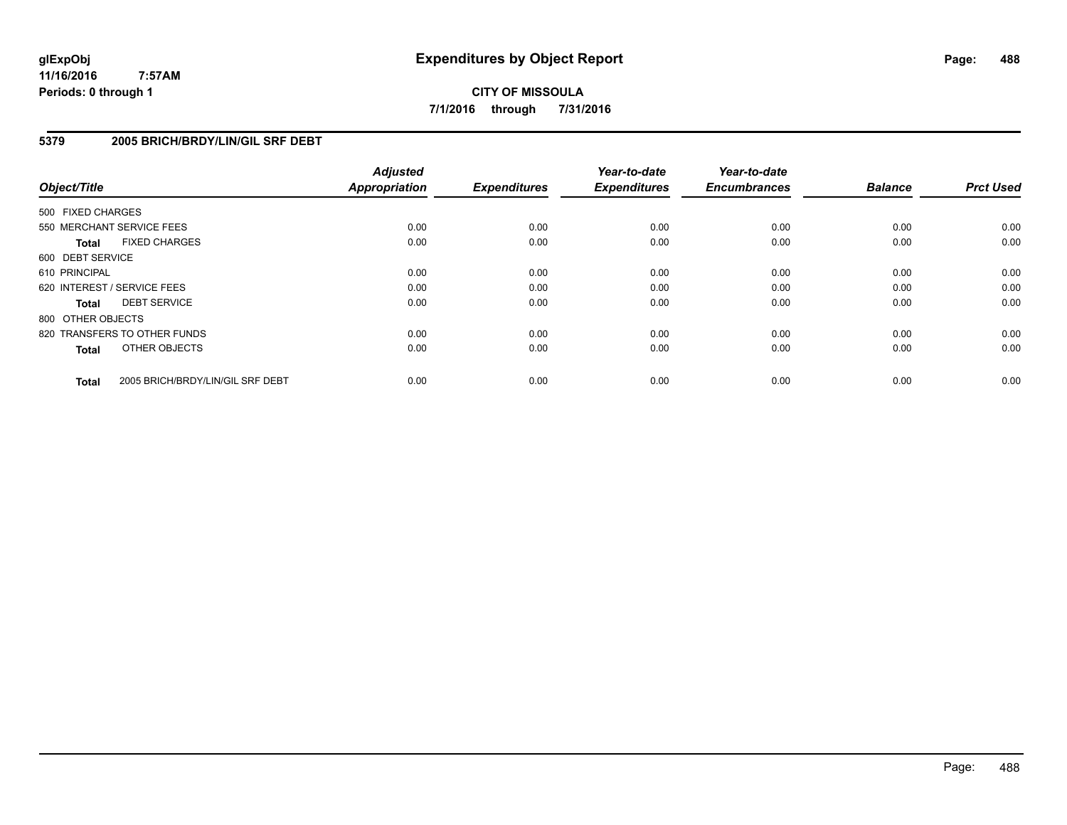# Expenditures by Object Report

glExpObj
11/16/2016 7:57AM
Periods: 0 through 1

**CITY OF MISSOULA**
**7/1/2016 through 7/31/2016**

## 5379 2005 BRICH/BRDY/LIN/GIL SRF DEBT

| Object/Title | Adjusted Appropriation | Expenditures | Year-to-date Expenditures | Year-to-date Encumbrances | Balance | Prct Used |
|---|---|---|---|---|---|---|
| 500 FIXED CHARGES | | | | | | |
| 550 MERCHANT SERVICE FEES | 0.00 | 0.00 | 0.00 | 0.00 | 0.00 | 0.00 |
| **Total** FIXED CHARGES | 0.00 | 0.00 | 0.00 | 0.00 | 0.00 | 0.00 |
| 600 DEBT SERVICE | | | | | | |
| 610 PRINCIPAL | 0.00 | 0.00 | 0.00 | 0.00 | 0.00 | 0.00 |
| 620 INTEREST / SERVICE FEES | 0.00 | 0.00 | 0.00 | 0.00 | 0.00 | 0.00 |
| **Total** DEBT SERVICE | 0.00 | 0.00 | 0.00 | 0.00 | 0.00 | 0.00 |
| 800 OTHER OBJECTS | | | | | | |
| 820 TRANSFERS TO OTHER FUNDS | 0.00 | 0.00 | 0.00 | 0.00 | 0.00 | 0.00 |
| **Total** OTHER OBJECTS | 0.00 | 0.00 | 0.00 | 0.00 | 0.00 | 0.00 |
| **Total** 2005 BRICH/BRDY/LIN/GIL SRF DEBT | 0.00 | 0.00 | 0.00 | 0.00 | 0.00 | 0.00 |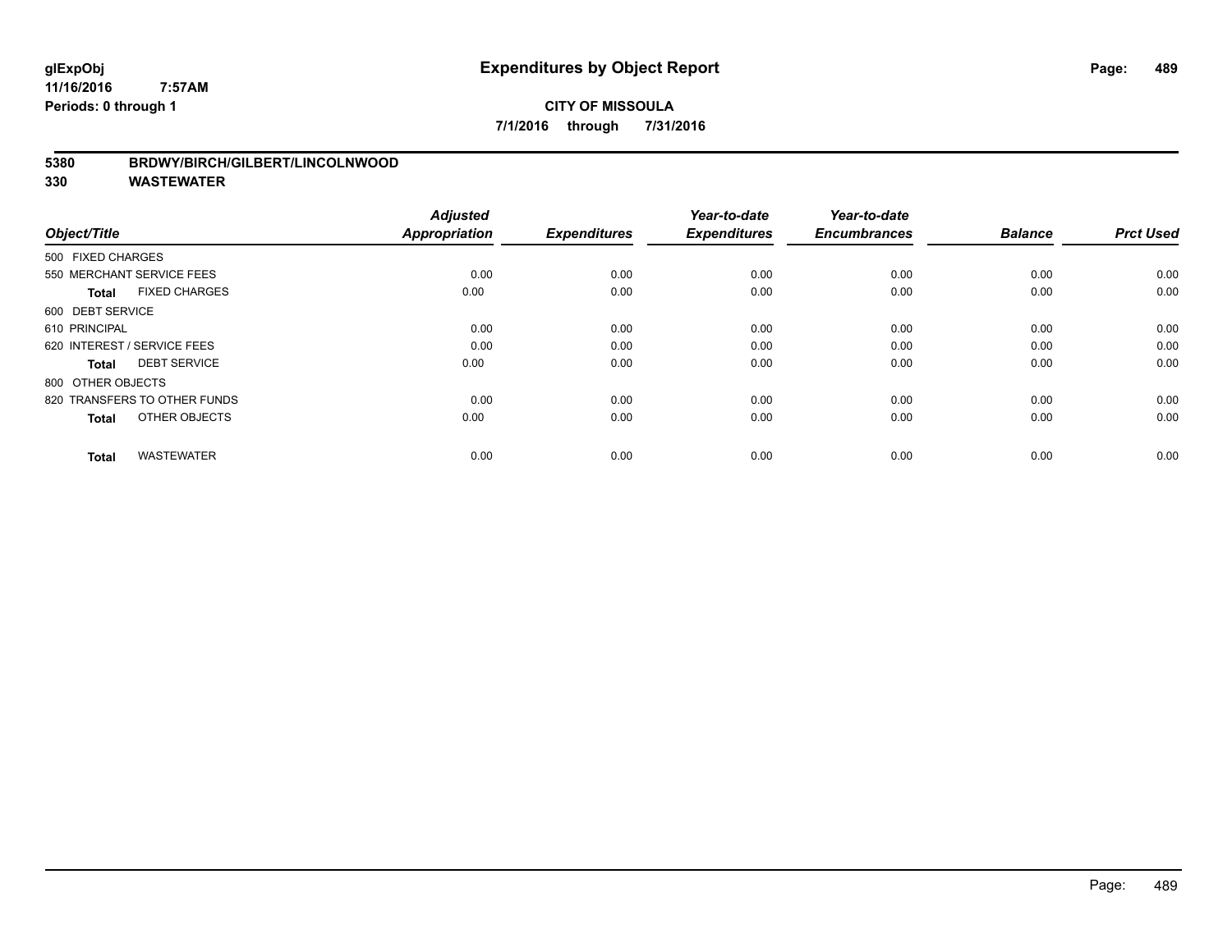**glExpObj**
**11/16/2016 7:57AM**
**Periods: 0 through 1**

# Expenditures by Object Report

**CITY OF MISSOULA**
**7/1/2016 through 7/31/2016**

**5380 BRDWY/BIRCH/GILBERT/LINCOLNWOOD**
**330 WASTEWATER**

| Object/Title | Adjusted Appropriation | Expenditures | Year-to-date Expenditures | Year-to-date Encumbrances | Balance | Prct Used |
|---|---|---|---|---|---|---|
| 500 FIXED CHARGES | | | | | | |
| 550 MERCHANT SERVICE FEES | 0.00 | 0.00 | 0.00 | 0.00 | 0.00 | 0.00 |
| **Total** FIXED CHARGES | 0.00 | 0.00 | 0.00 | 0.00 | 0.00 | 0.00 |
| 600 DEBT SERVICE | | | | | | |
| 610 PRINCIPAL | 0.00 | 0.00 | 0.00 | 0.00 | 0.00 | 0.00 |
| 620 INTEREST / SERVICE FEES | 0.00 | 0.00 | 0.00 | 0.00 | 0.00 | 0.00 |
| **Total** DEBT SERVICE | 0.00 | 0.00 | 0.00 | 0.00 | 0.00 | 0.00 |
| 800 OTHER OBJECTS | | | | | | |
| 820 TRANSFERS TO OTHER FUNDS | 0.00 | 0.00 | 0.00 | 0.00 | 0.00 | 0.00 |
| **Total** OTHER OBJECTS | 0.00 | 0.00 | 0.00 | 0.00 | 0.00 | 0.00 |
| **Total** WASTEWATER | 0.00 | 0.00 | 0.00 | 0.00 | 0.00 | 0.00 |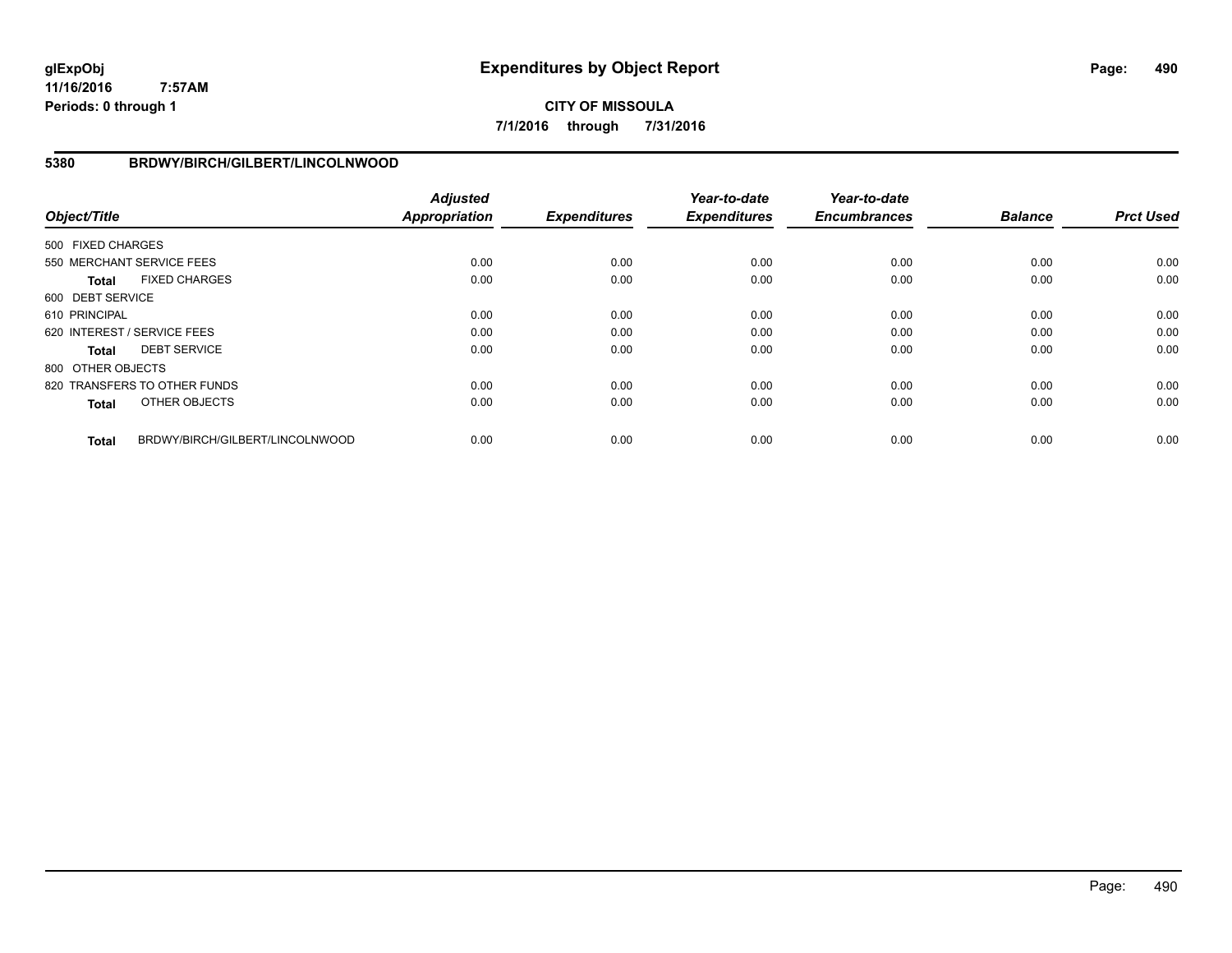**glExpObj**
**11/16/2016 7:57AM**
**Periods: 0 through 1**

# Expenditures by Object Report

**CITY OF MISSOULA**

**7/1/2016 through 7/31/2016**

## 5380 BRDWY/BIRCH/GILBERT/LINCOLNWOOD

| Object/Title | Adjusted Appropriation | Expenditures | Year-to-date Expenditures | Year-to-date Encumbrances | Balance | Prct Used |
|---|---|---|---|---|---|---|
| 500 FIXED CHARGES | | | | | | |
| 550 MERCHANT SERVICE FEES | 0.00 | 0.00 | 0.00 | 0.00 | 0.00 | 0.00 |
| **Total** FIXED CHARGES | 0.00 | 0.00 | 0.00 | 0.00 | 0.00 | 0.00 |
| 600 DEBT SERVICE | | | | | | |
| 610 PRINCIPAL | 0.00 | 0.00 | 0.00 | 0.00 | 0.00 | 0.00 |
| 620 INTEREST / SERVICE FEES | 0.00 | 0.00 | 0.00 | 0.00 | 0.00 | 0.00 |
| **Total** DEBT SERVICE | 0.00 | 0.00 | 0.00 | 0.00 | 0.00 | 0.00 |
| 800 OTHER OBJECTS | | | | | | |
| 820 TRANSFERS TO OTHER FUNDS | 0.00 | 0.00 | 0.00 | 0.00 | 0.00 | 0.00 |
| **Total** OTHER OBJECTS | 0.00 | 0.00 | 0.00 | 0.00 | 0.00 | 0.00 |
| **Total** BRDWY/BIRCH/GILBERT/LINCOLNWOOD | 0.00 | 0.00 | 0.00 | 0.00 | 0.00 | 0.00 |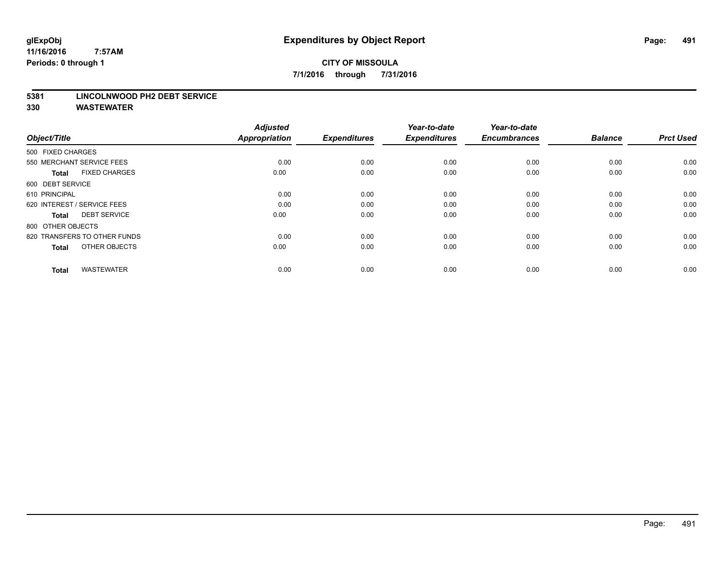# Expenditures by Object Report

glExpObj
11/16/2016 7:57AM
Periods: 0 through 1

**CITY OF MISSOULA**
**7/1/2016 through 7/31/2016**

**5381 LINCOLNWOOD PH2 DEBT SERVICE**
**330 WASTEWATER**

| Object/Title | Adjusted Appropriation | Expenditures | Year-to-date Expenditures | Year-to-date Encumbrances | Balance | Prct Used |
|---|---|---|---|---|---|---|
| 500 FIXED CHARGES | | | | | | |
| 550 MERCHANT SERVICE FEES | 0.00 | 0.00 | 0.00 | 0.00 | 0.00 | 0.00 |
| **Total** FIXED CHARGES | 0.00 | 0.00 | 0.00 | 0.00 | 0.00 | 0.00 |
| 600 DEBT SERVICE | | | | | | |
| 610 PRINCIPAL | 0.00 | 0.00 | 0.00 | 0.00 | 0.00 | 0.00 |
| 620 INTEREST / SERVICE FEES | 0.00 | 0.00 | 0.00 | 0.00 | 0.00 | 0.00 |
| **Total** DEBT SERVICE | 0.00 | 0.00 | 0.00 | 0.00 | 0.00 | 0.00 |
| 800 OTHER OBJECTS | | | | | | |
| 820 TRANSFERS TO OTHER FUNDS | 0.00 | 0.00 | 0.00 | 0.00 | 0.00 | 0.00 |
| **Total** OTHER OBJECTS | 0.00 | 0.00 | 0.00 | 0.00 | 0.00 | 0.00 |
| **Total** WASTEWATER | 0.00 | 0.00 | 0.00 | 0.00 | 0.00 | 0.00 |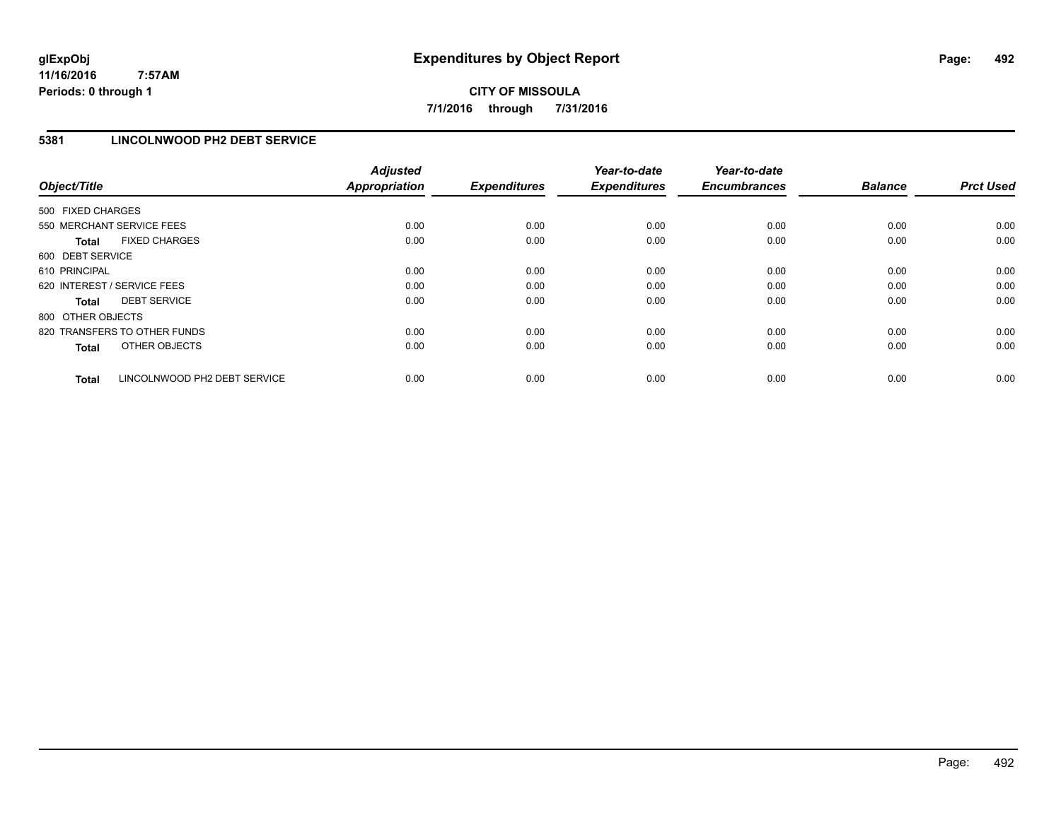# Expenditures by Object Report

glExpObj
11/16/2016 7:57AM
Periods: 0 through 1

**CITY OF MISSOULA**

**7/1/2016 through 7/31/2016**

## 5381 LINCOLNWOOD PH2 DEBT SERVICE

| Object/Title | Adjusted Appropriation | Expenditures | Year-to-date Expenditures | Year-to-date Encumbrances | Balance | Prct Used |
|---|---|---|---|---|---|---|
| 500 FIXED CHARGES | | | | | | |
| 550 MERCHANT SERVICE FEES | 0.00 | 0.00 | 0.00 | 0.00 | 0.00 | 0.00 |
| **Total** FIXED CHARGES | 0.00 | 0.00 | 0.00 | 0.00 | 0.00 | 0.00 |
| 600 DEBT SERVICE | | | | | | |
| 610 PRINCIPAL | 0.00 | 0.00 | 0.00 | 0.00 | 0.00 | 0.00 |
| 620 INTEREST / SERVICE FEES | 0.00 | 0.00 | 0.00 | 0.00 | 0.00 | 0.00 |
| **Total** DEBT SERVICE | 0.00 | 0.00 | 0.00 | 0.00 | 0.00 | 0.00 |
| 800 OTHER OBJECTS | | | | | | |
| 820 TRANSFERS TO OTHER FUNDS | 0.00 | 0.00 | 0.00 | 0.00 | 0.00 | 0.00 |
| **Total** OTHER OBJECTS | 0.00 | 0.00 | 0.00 | 0.00 | 0.00 | 0.00 |
| **Total** LINCOLNWOOD PH2 DEBT SERVICE | 0.00 | 0.00 | 0.00 | 0.00 | 0.00 | 0.00 |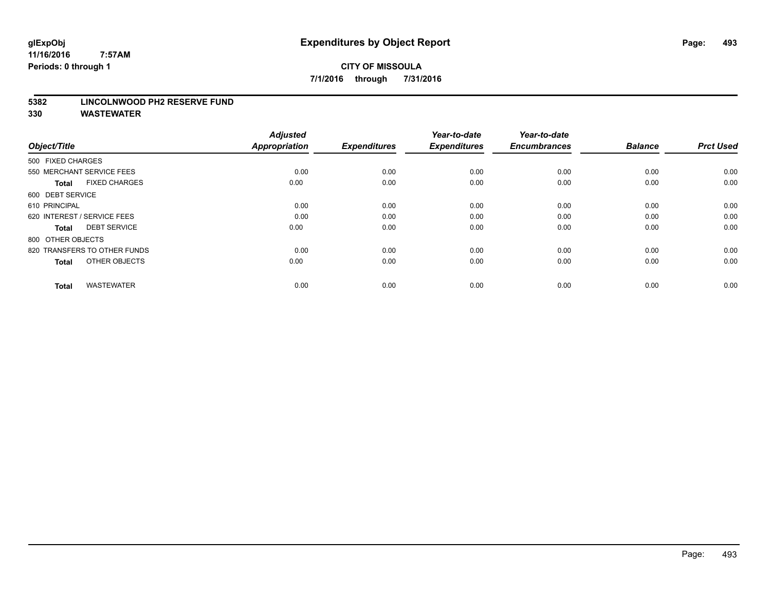# Expenditures by Object Report

glExpObj
11/16/2016 7:57AM
Periods: 0 through 1

**CITY OF MISSOULA**
**7/1/2016 through 7/31/2016**

**5382 LINCOLNWOOD PH2 RESERVE FUND**
**330 WASTEWATER**

| Object/Title | Adjusted Appropriation | Expenditures | Year-to-date Expenditures | Year-to-date Encumbrances | Balance | Prct Used |
|---|---|---|---|---|---|---|
| 500 FIXED CHARGES | | | | | | |
| 550 MERCHANT SERVICE FEES | 0.00 | 0.00 | 0.00 | 0.00 | 0.00 | 0.00 |
| **Total** FIXED CHARGES | 0.00 | 0.00 | 0.00 | 0.00 | 0.00 | 0.00 |
| 600 DEBT SERVICE | | | | | | |
| 610 PRINCIPAL | 0.00 | 0.00 | 0.00 | 0.00 | 0.00 | 0.00 |
| 620 INTEREST / SERVICE FEES | 0.00 | 0.00 | 0.00 | 0.00 | 0.00 | 0.00 |
| **Total** DEBT SERVICE | 0.00 | 0.00 | 0.00 | 0.00 | 0.00 | 0.00 |
| 800 OTHER OBJECTS | | | | | | |
| 820 TRANSFERS TO OTHER FUNDS | 0.00 | 0.00 | 0.00 | 0.00 | 0.00 | 0.00 |
| **Total** OTHER OBJECTS | 0.00 | 0.00 | 0.00 | 0.00 | 0.00 | 0.00 |
| **Total** WASTEWATER | 0.00 | 0.00 | 0.00 | 0.00 | 0.00 | 0.00 |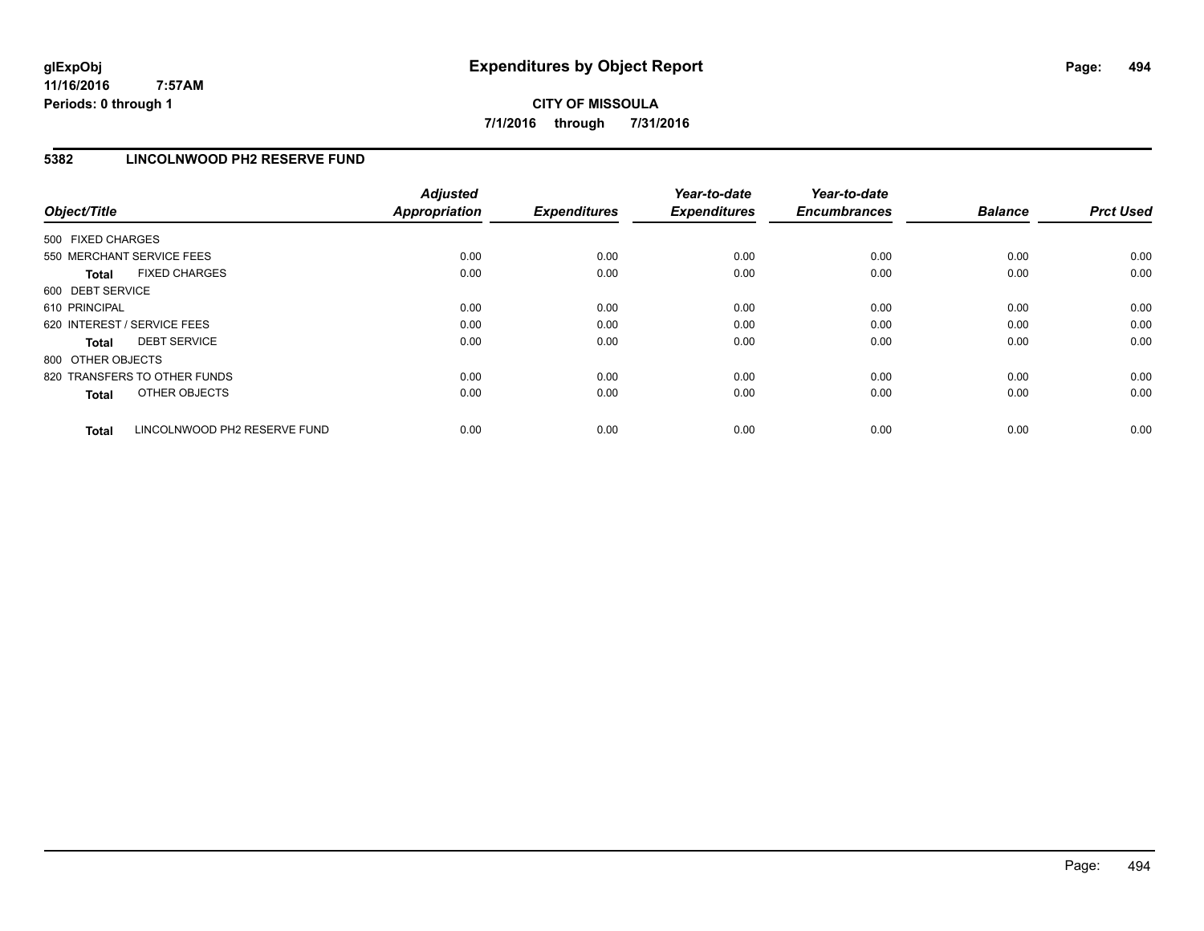# Expenditures by Object Report

glExpObj
11/16/2016 7:57AM
Periods: 0 through 1

**CITY OF MISSOULA**

**7/1/2016 through 7/31/2016**

## 5382 LINCOLNWOOD PH2 RESERVE FUND

| Object/Title | Adjusted Appropriation | Expenditures | Year-to-date Expenditures | Year-to-date Encumbrances | Balance | Prct Used |
|---|---|---|---|---|---|---|
| 500 FIXED CHARGES | | | | | | |
| 550 MERCHANT SERVICE FEES | 0.00 | 0.00 | 0.00 | 0.00 | 0.00 | 0.00 |
| **Total** FIXED CHARGES | 0.00 | 0.00 | 0.00 | 0.00 | 0.00 | 0.00 |
| 600 DEBT SERVICE | | | | | | |
| 610 PRINCIPAL | 0.00 | 0.00 | 0.00 | 0.00 | 0.00 | 0.00 |
| 620 INTEREST / SERVICE FEES | 0.00 | 0.00 | 0.00 | 0.00 | 0.00 | 0.00 |
| **Total** DEBT SERVICE | 0.00 | 0.00 | 0.00 | 0.00 | 0.00 | 0.00 |
| 800 OTHER OBJECTS | | | | | | |
| 820 TRANSFERS TO OTHER FUNDS | 0.00 | 0.00 | 0.00 | 0.00 | 0.00 | 0.00 |
| **Total** OTHER OBJECTS | 0.00 | 0.00 | 0.00 | 0.00 | 0.00 | 0.00 |
| **Total** LINCOLNWOOD PH2 RESERVE FUND | 0.00 | 0.00 | 0.00 | 0.00 | 0.00 | 0.00 |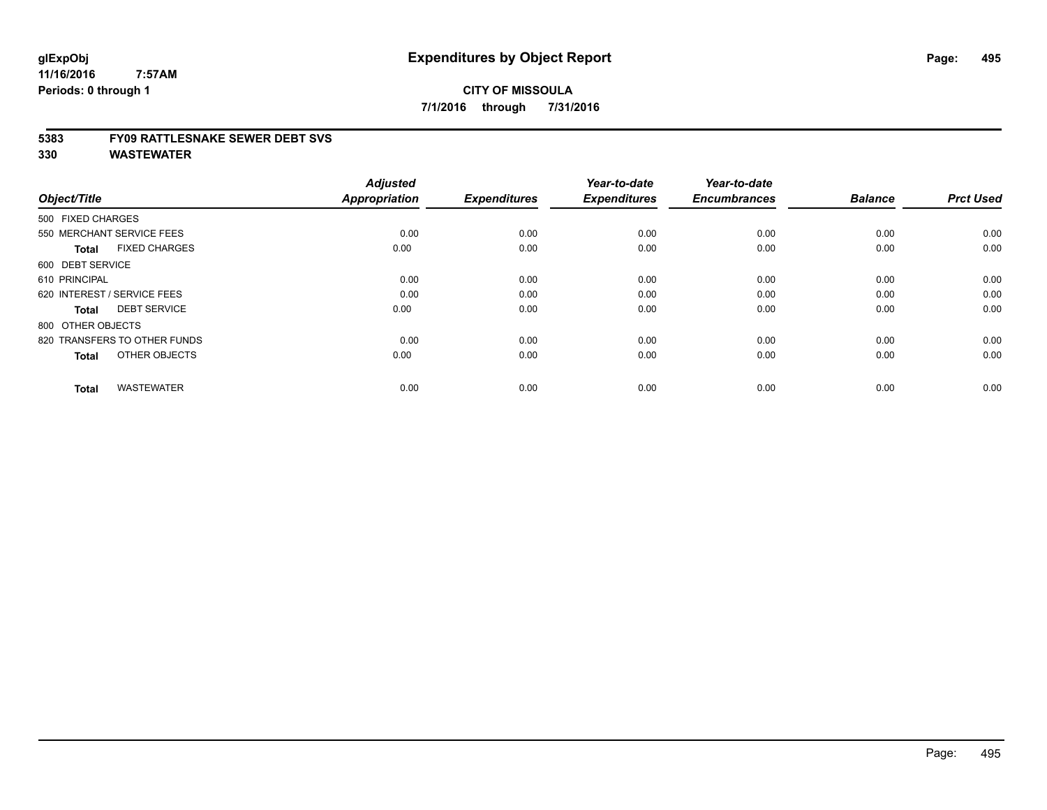**glExpObj**
**11/16/2016 7:57AM**
**Periods: 0 through 1**

# Expenditures by Object Report

**CITY OF MISSOULA**
**7/1/2016 through 7/31/2016**

**5383 FY09 RATTLESNAKE SEWER DEBT SVS**
**330 WASTEWATER**

| Object/Title | Adjusted Appropriation | Expenditures | Year-to-date Expenditures | Year-to-date Encumbrances | Balance | Prct Used |
|---|---|---|---|---|---|---|
| 500 FIXED CHARGES | | | | | | |
| 550 MERCHANT SERVICE FEES | 0.00 | 0.00 | 0.00 | 0.00 | 0.00 | 0.00 |
| **Total** FIXED CHARGES | 0.00 | 0.00 | 0.00 | 0.00 | 0.00 | 0.00 |
| 600 DEBT SERVICE | | | | | | |
| 610 PRINCIPAL | 0.00 | 0.00 | 0.00 | 0.00 | 0.00 | 0.00 |
| 620 INTEREST / SERVICE FEES | 0.00 | 0.00 | 0.00 | 0.00 | 0.00 | 0.00 |
| **Total** DEBT SERVICE | 0.00 | 0.00 | 0.00 | 0.00 | 0.00 | 0.00 |
| 800 OTHER OBJECTS | | | | | | |
| 820 TRANSFERS TO OTHER FUNDS | 0.00 | 0.00 | 0.00 | 0.00 | 0.00 | 0.00 |
| **Total** OTHER OBJECTS | 0.00 | 0.00 | 0.00 | 0.00 | 0.00 | 0.00 |
| **Total** WASTEWATER | 0.00 | 0.00 | 0.00 | 0.00 | 0.00 | 0.00 |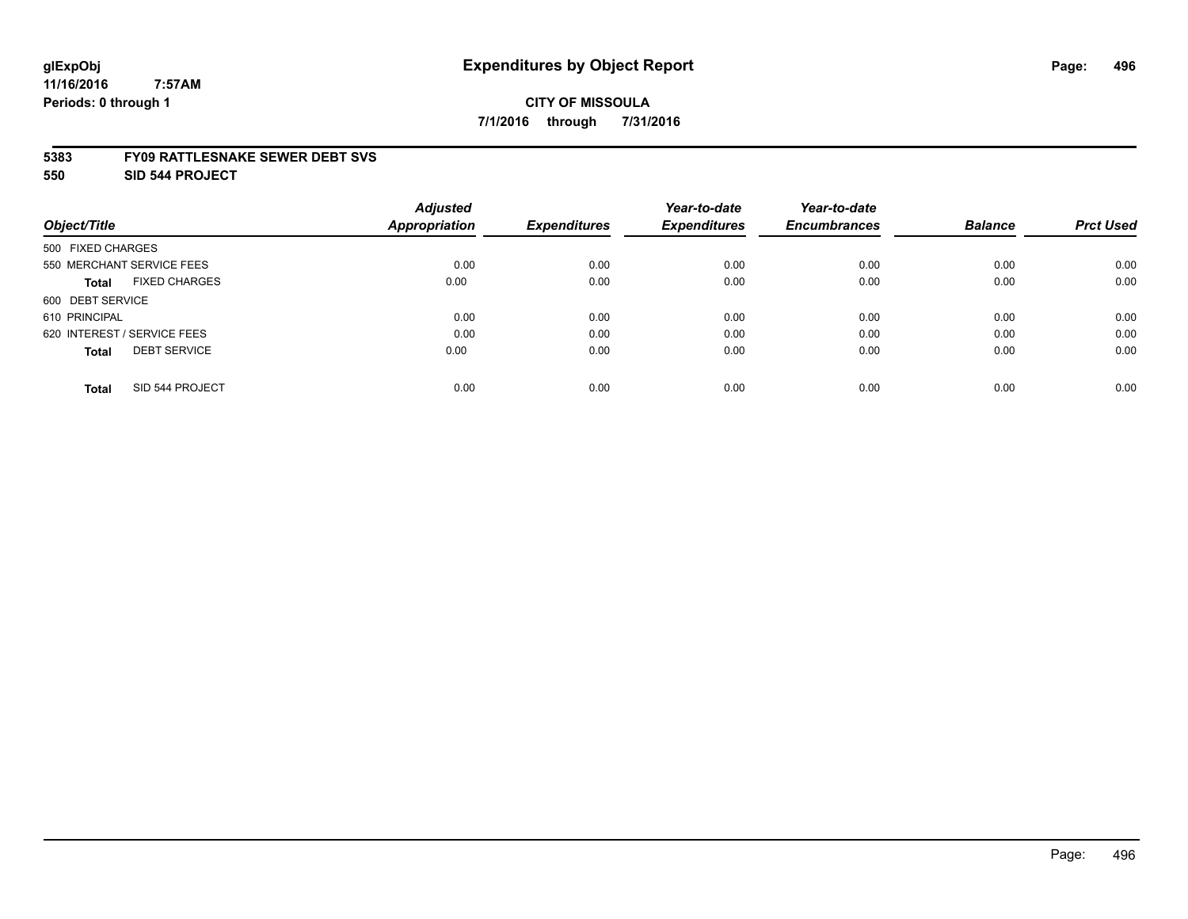# Expenditures by Object Report

glExpObj
11/16/2016 7:57AM
Periods: 0 through 1

**CITY OF MISSOULA**
**7/1/2016 through 7/31/2016**

**5383 FY09 RATTLESNAKE SEWER DEBT SVS**
**550 SID 544 PROJECT**

| Object/Title | Adjusted Appropriation | Expenditures | Year-to-date Expenditures | Year-to-date Encumbrances | Balance | Prct Used |
|---|---|---|---|---|---|---|
| 500 FIXED CHARGES | | | | | | |
| 550 MERCHANT SERVICE FEES | 0.00 | 0.00 | 0.00 | 0.00 | 0.00 | 0.00 |
| **Total** FIXED CHARGES | 0.00 | 0.00 | 0.00 | 0.00 | 0.00 | 0.00 |
| 600 DEBT SERVICE | | | | | | |
| 610 PRINCIPAL | 0.00 | 0.00 | 0.00 | 0.00 | 0.00 | 0.00 |
| 620 INTEREST / SERVICE FEES | 0.00 | 0.00 | 0.00 | 0.00 | 0.00 | 0.00 |
| **Total** DEBT SERVICE | 0.00 | 0.00 | 0.00 | 0.00 | 0.00 | 0.00 |
| **Total** SID 544 PROJECT | 0.00 | 0.00 | 0.00 | 0.00 | 0.00 | 0.00 |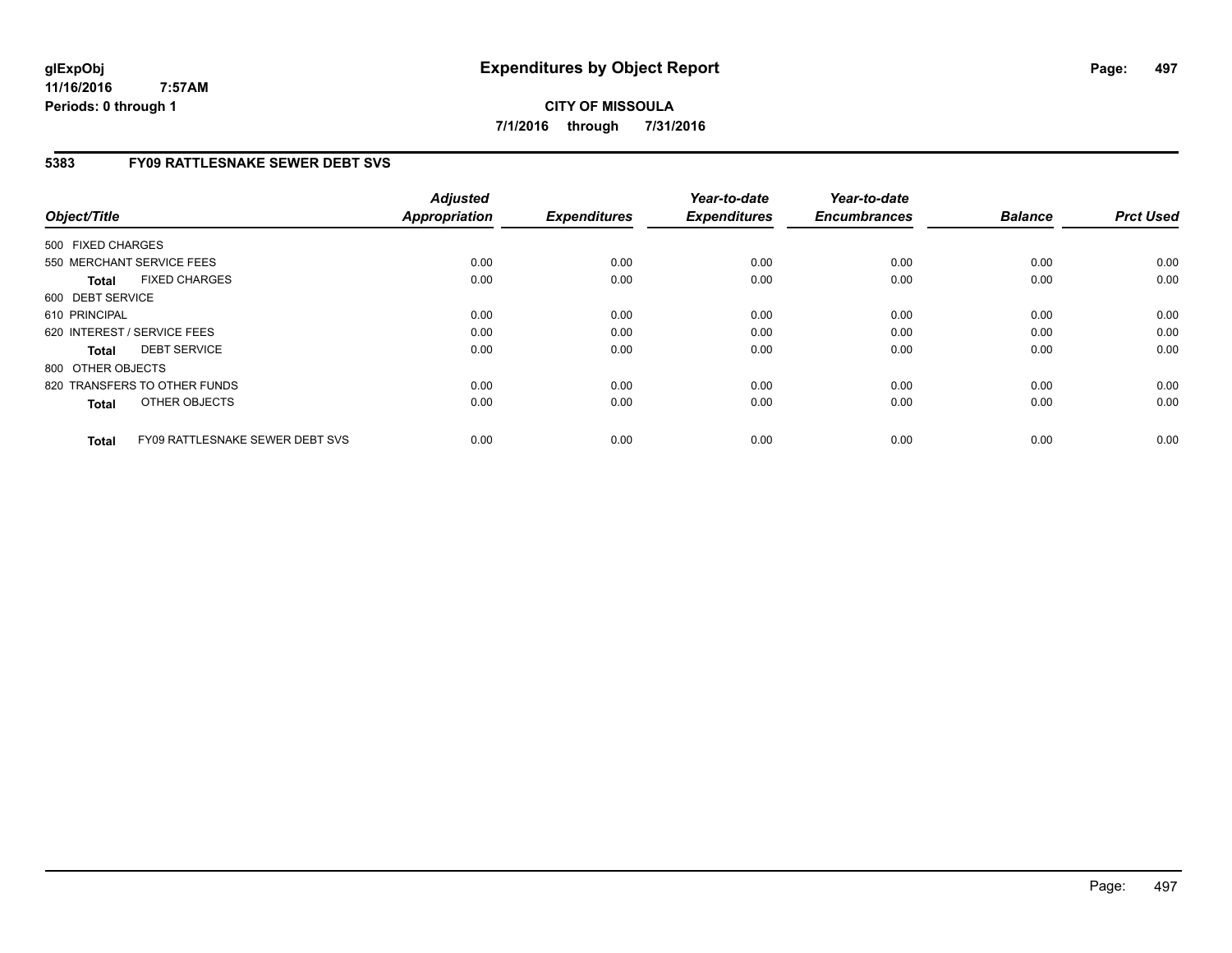# Expenditures by Object Report

**CITY OF MISSOULA**

**7/1/2016 through 7/31/2016**

glExpObj
11/16/2016 7:57AM
Periods: 0 through 1

## 5383 FY09 RATTLESNAKE SEWER DEBT SVS

| Object/Title | Adjusted Appropriation | Expenditures | Year-to-date Expenditures | Year-to-date Encumbrances | Balance | Prct Used |
|---|---|---|---|---|---|---|
| 500 FIXED CHARGES | | | | | | |
| 550 MERCHANT SERVICE FEES | 0.00 | 0.00 | 0.00 | 0.00 | 0.00 | 0.00 |
| **Total** FIXED CHARGES | 0.00 | 0.00 | 0.00 | 0.00 | 0.00 | 0.00 |
| 600 DEBT SERVICE | | | | | | |
| 610 PRINCIPAL | 0.00 | 0.00 | 0.00 | 0.00 | 0.00 | 0.00 |
| 620 INTEREST / SERVICE FEES | 0.00 | 0.00 | 0.00 | 0.00 | 0.00 | 0.00 |
| **Total** DEBT SERVICE | 0.00 | 0.00 | 0.00 | 0.00 | 0.00 | 0.00 |
| 800 OTHER OBJECTS | | | | | | |
| 820 TRANSFERS TO OTHER FUNDS | 0.00 | 0.00 | 0.00 | 0.00 | 0.00 | 0.00 |
| **Total** OTHER OBJECTS | 0.00 | 0.00 | 0.00 | 0.00 | 0.00 | 0.00 |
| **Total** FY09 RATTLESNAKE SEWER DEBT SVS | 0.00 | 0.00 | 0.00 | 0.00 | 0.00 | 0.00 |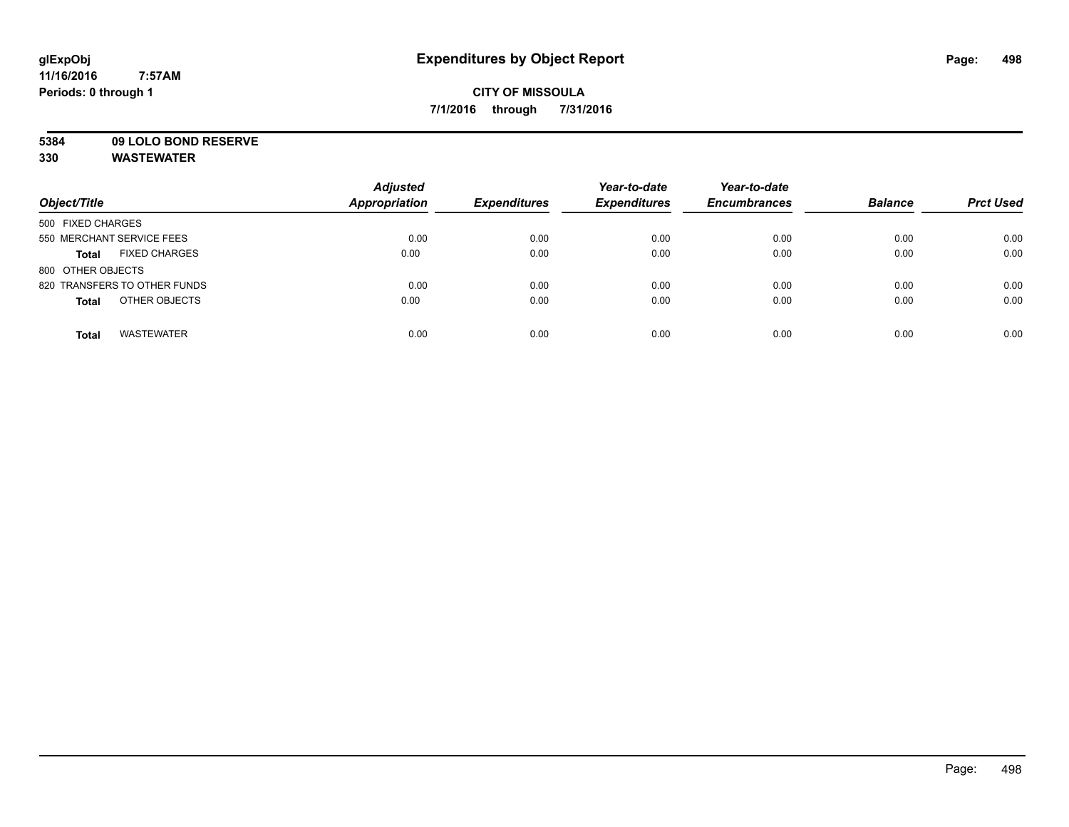**glExpObj**
**11/16/2016 7:57AM**
**Periods: 0 through 1**

# Expenditures by Object Report

**CITY OF MISSOULA**
**7/1/2016 through 7/31/2016**

**5384 09 LOLO BOND RESERVE**
**330 WASTEWATER**

| Object/Title | Adjusted Appropriation | Expenditures | Year-to-date Expenditures | Year-to-date Encumbrances | Balance | Prct Used |
|---|---|---|---|---|---|---|
| 500 FIXED CHARGES | | | | | | |
| 550 MERCHANT SERVICE FEES | 0.00 | 0.00 | 0.00 | 0.00 | 0.00 | 0.00 |
| **Total** FIXED CHARGES | 0.00 | 0.00 | 0.00 | 0.00 | 0.00 | 0.00 |
| 800 OTHER OBJECTS | | | | | | |
| 820 TRANSFERS TO OTHER FUNDS | 0.00 | 0.00 | 0.00 | 0.00 | 0.00 | 0.00 |
| **Total** OTHER OBJECTS | 0.00 | 0.00 | 0.00 | 0.00 | 0.00 | 0.00 |
| **Total** WASTEWATER | 0.00 | 0.00 | 0.00 | 0.00 | 0.00 | 0.00 |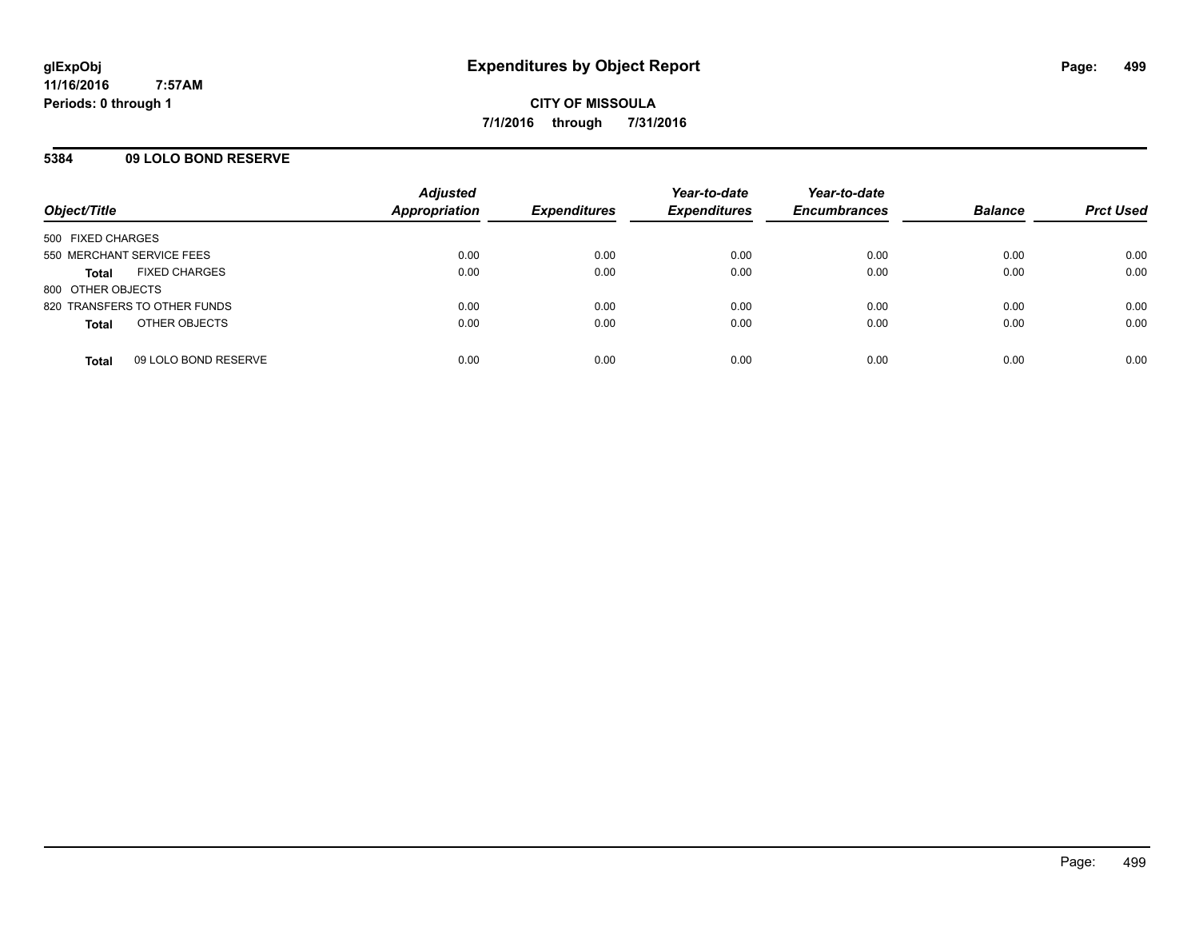# Expenditures by Object Report

**CITY OF MISSOULA**

**7/1/2016 through 7/31/2016**

glExpObj
11/16/2016 7:57AM
Periods: 0 through 1

## 5384 09 LOLO BOND RESERVE

| Object/Title | Adjusted Appropriation | Expenditures | Year-to-date Expenditures | Year-to-date Encumbrances | Balance | Prct Used |
|---|---|---|---|---|---|---|
| 500 FIXED CHARGES | | | | | | |
| 550 MERCHANT SERVICE FEES | 0.00 | 0.00 | 0.00 | 0.00 | 0.00 | 0.00 |
| **Total** FIXED CHARGES | 0.00 | 0.00 | 0.00 | 0.00 | 0.00 | 0.00 |
| 800 OTHER OBJECTS | | | | | | |
| 820 TRANSFERS TO OTHER FUNDS | 0.00 | 0.00 | 0.00 | 0.00 | 0.00 | 0.00 |
| **Total** OTHER OBJECTS | 0.00 | 0.00 | 0.00 | 0.00 | 0.00 | 0.00 |
| **Total** 09 LOLO BOND RESERVE | 0.00 | 0.00 | 0.00 | 0.00 | 0.00 | 0.00 |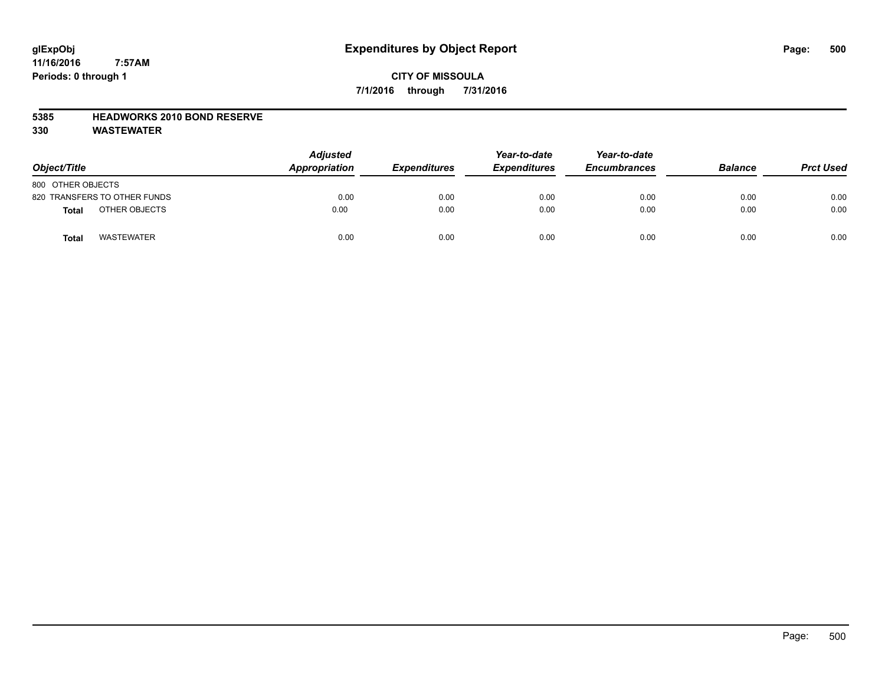# Expenditures by Object Report

glExpObj
11/16/2016 7:57AM
Periods: 0 through 1

**CITY OF MISSOULA**
**7/1/2016 through 7/31/2016**

**5385 HEADWORKS 2010 BOND RESERVE**
**330 WASTEWATER**

| Object/Title | Adjusted Appropriation | Expenditures | Year-to-date Expenditures | Year-to-date Encumbrances | Balance | Prct Used |
|---|---|---|---|---|---|---|
| 800 OTHER OBJECTS | | | | | | |
| 820 TRANSFERS TO OTHER FUNDS | 0.00 | 0.00 | 0.00 | 0.00 | 0.00 | 0.00 |
| **Total** OTHER OBJECTS | 0.00 | 0.00 | 0.00 | 0.00 | 0.00 | 0.00 |
| **Total** WASTEWATER | 0.00 | 0.00 | 0.00 | 0.00 | 0.00 | 0.00 |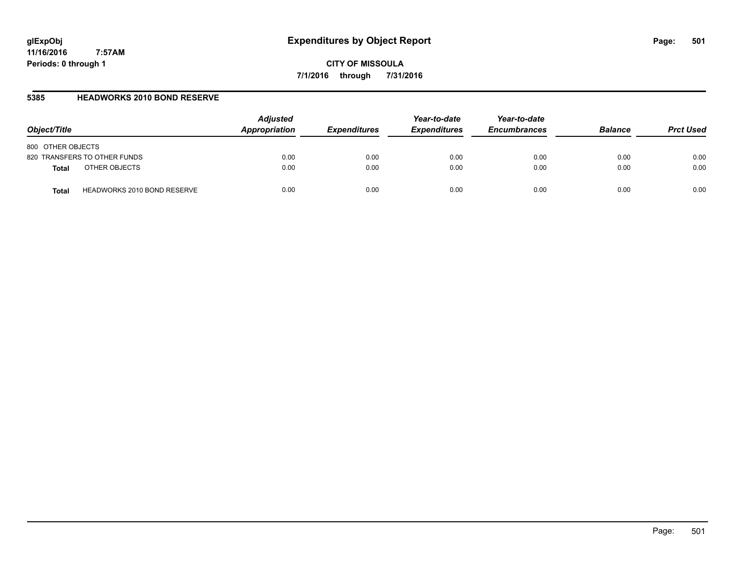# Expenditures by Object Report

glExpObj
11/16/2016 7:57AM
Periods: 0 through 1

**CITY OF MISSOULA**
**7/1/2016 through 7/31/2016**

## 5385 HEADWORKS 2010 BOND RESERVE

| Object/Title | | Adjusted Appropriation | Expenditures | Year-to-date Expenditures | Year-to-date Encumbrances | Balance | Prct Used |
|---|---|---|---|---|---|---|---|
| 800 OTHER OBJECTS | | | | | | | |
| 820 TRANSFERS TO OTHER FUNDS | | 0.00 | 0.00 | 0.00 | 0.00 | 0.00 | 0.00 |
| **Total** | OTHER OBJECTS | 0.00 | 0.00 | 0.00 | 0.00 | 0.00 | 0.00 |
| **Total** | HEADWORKS 2010 BOND RESERVE | 0.00 | 0.00 | 0.00 | 0.00 | 0.00 | 0.00 |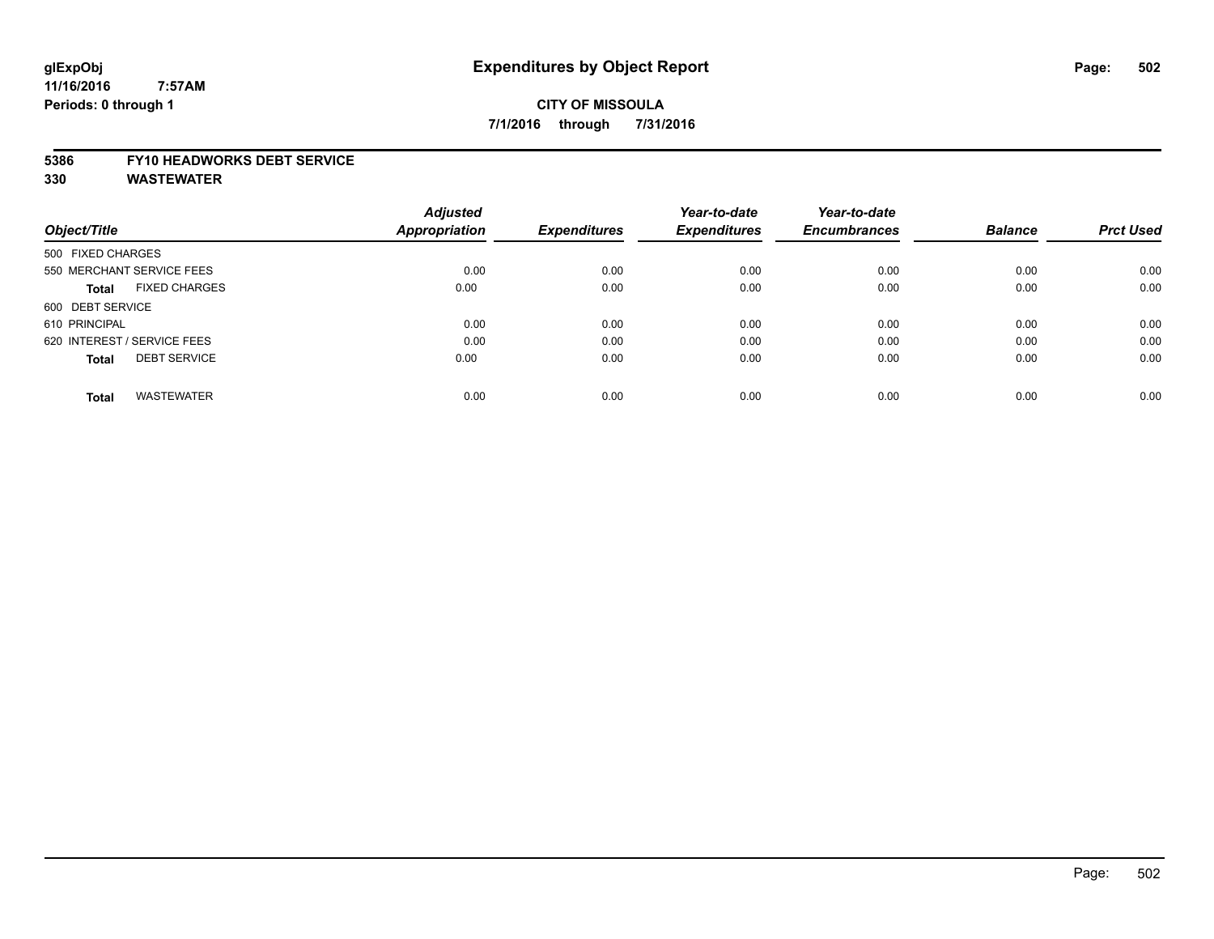**glExpObj**
**11/16/2016 7:57AM**
**Periods: 0 through 1**

# Expenditures by Object Report

**CITY OF MISSOULA**
**7/1/2016 through 7/31/2016**

**5386 FY10 HEADWORKS DEBT SERVICE**
**330 WASTEWATER**

| Object/Title | Adjusted Appropriation | Expenditures | Year-to-date Expenditures | Year-to-date Encumbrances | Balance | Prct Used |
|---|---|---|---|---|---|---|
| 500 FIXED CHARGES | | | | | | |
| 550 MERCHANT SERVICE FEES | 0.00 | 0.00 | 0.00 | 0.00 | 0.00 | 0.00 |
| **Total** FIXED CHARGES | 0.00 | 0.00 | 0.00 | 0.00 | 0.00 | 0.00 |
| 600 DEBT SERVICE | | | | | | |
| 610 PRINCIPAL | 0.00 | 0.00 | 0.00 | 0.00 | 0.00 | 0.00 |
| 620 INTEREST / SERVICE FEES | 0.00 | 0.00 | 0.00 | 0.00 | 0.00 | 0.00 |
| **Total** DEBT SERVICE | 0.00 | 0.00 | 0.00 | 0.00 | 0.00 | 0.00 |
| **Total** WASTEWATER | 0.00 | 0.00 | 0.00 | 0.00 | 0.00 | 0.00 |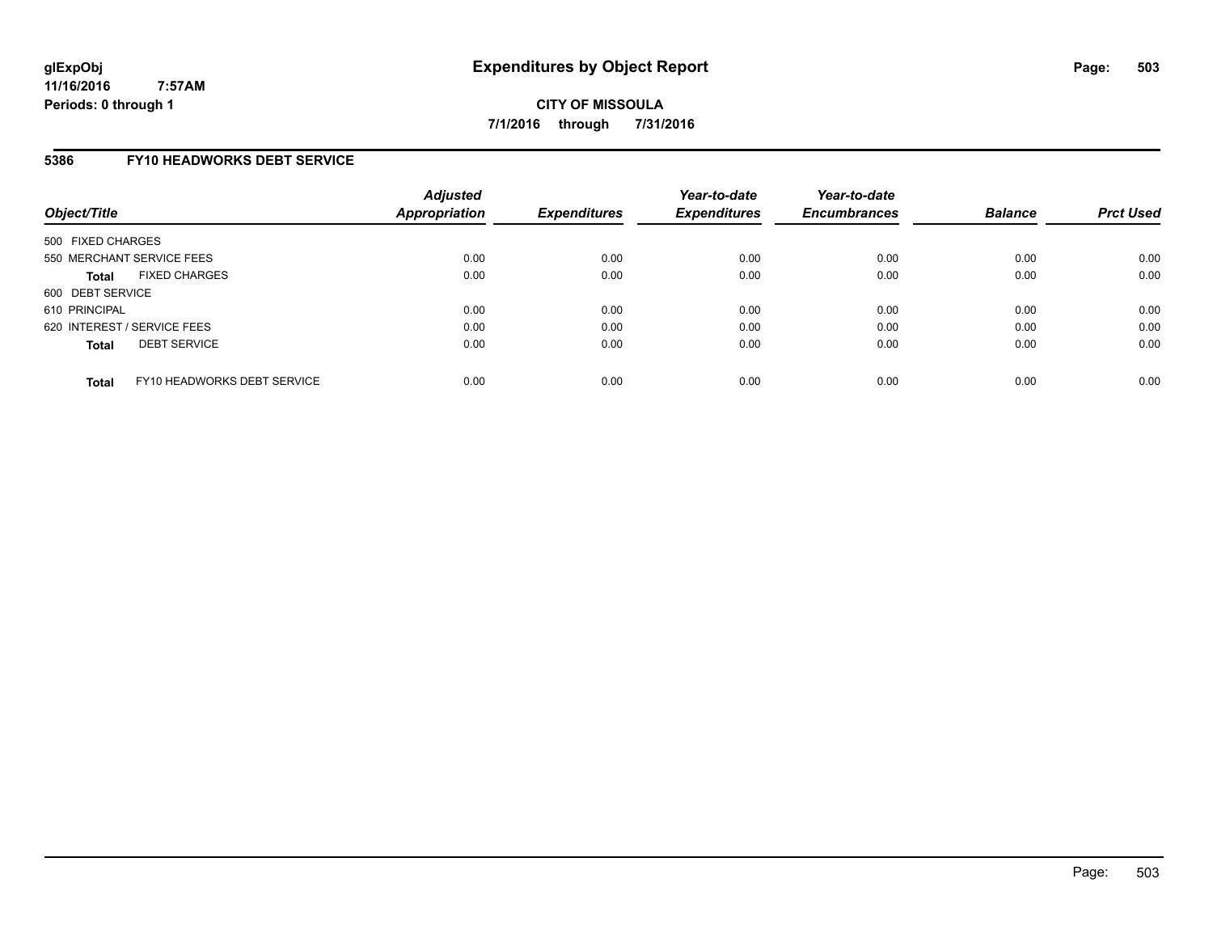# Expenditures by Object Report

glExpObj
11/16/2016 7:57AM
Periods: 0 through 1

**CITY OF MISSOULA**
**7/1/2016 through 7/31/2016**

## 5386 FY10 HEADWORKS DEBT SERVICE

| Object/Title | Adjusted Appropriation | Expenditures | Year-to-date Expenditures | Year-to-date Encumbrances | Balance | Prct Used |
|---|---|---|---|---|---|---|
| 500 FIXED CHARGES | | | | | | |
| 550 MERCHANT SERVICE FEES | 0.00 | 0.00 | 0.00 | 0.00 | 0.00 | 0.00 |
| **Total** FIXED CHARGES | 0.00 | 0.00 | 0.00 | 0.00 | 0.00 | 0.00 |
| 600 DEBT SERVICE | | | | | | |
| 610 PRINCIPAL | 0.00 | 0.00 | 0.00 | 0.00 | 0.00 | 0.00 |
| 620 INTEREST / SERVICE FEES | 0.00 | 0.00 | 0.00 | 0.00 | 0.00 | 0.00 |
| **Total** DEBT SERVICE | 0.00 | 0.00 | 0.00 | 0.00 | 0.00 | 0.00 |
| **Total** FY10 HEADWORKS DEBT SERVICE | 0.00 | 0.00 | 0.00 | 0.00 | 0.00 | 0.00 |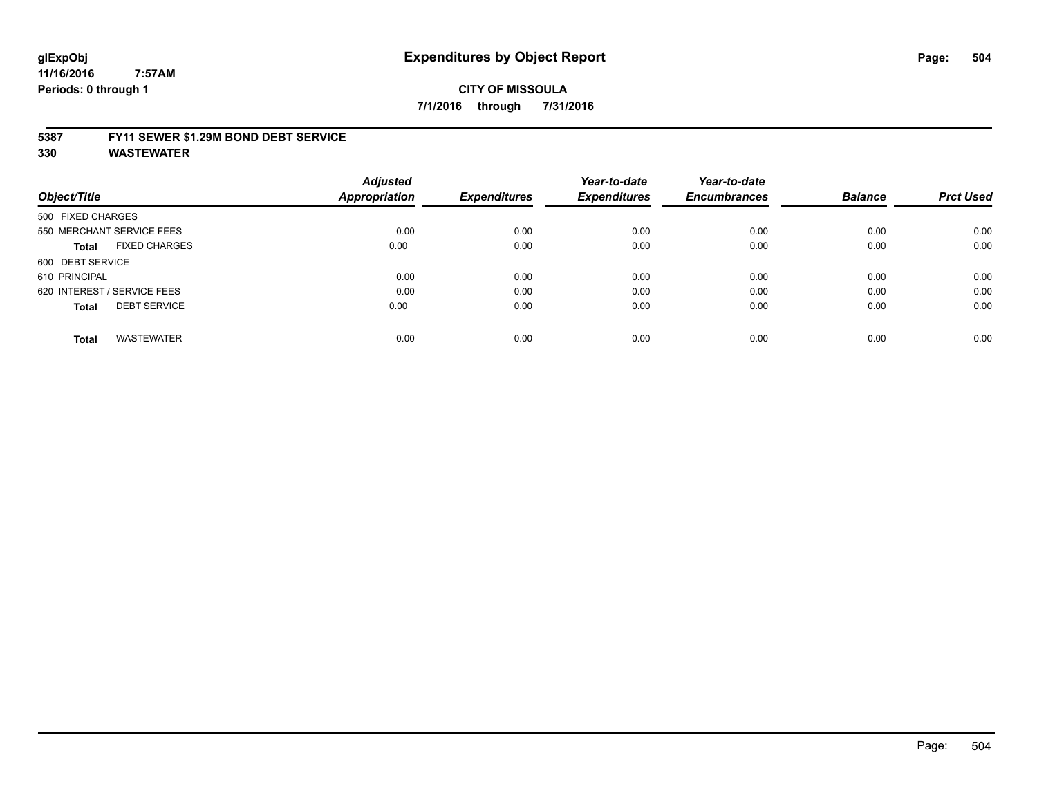**glExpObj**
**11/16/2016 7:57AM**
**Periods: 0 through 1**

# Expenditures by Object Report

**CITY OF MISSOULA**

**7/1/2016 through 7/31/2016**

## 5387 FY11 SEWER $1.29M BOND DEBT SERVICE
## 330 WASTEWATER

| Object/Title | Adjusted Appropriation | Expenditures | Year-to-date Expenditures | Year-to-date Encumbrances | Balance | Prct Used |
|---|---|---|---|---|---|---|
| 500 FIXED CHARGES | | | | | | |
| 550 MERCHANT SERVICE FEES | 0.00 | 0.00 | 0.00 | 0.00 | 0.00 | 0.00 |
| **Total** FIXED CHARGES | 0.00 | 0.00 | 0.00 | 0.00 | 0.00 | 0.00 |
| 600 DEBT SERVICE | | | | | | |
| 610 PRINCIPAL | 0.00 | 0.00 | 0.00 | 0.00 | 0.00 | 0.00 |
| 620 INTEREST / SERVICE FEES | 0.00 | 0.00 | 0.00 | 0.00 | 0.00 | 0.00 |
| **Total** DEBT SERVICE | 0.00 | 0.00 | 0.00 | 0.00 | 0.00 | 0.00 |
| **Total** WASTEWATER | 0.00 | 0.00 | 0.00 | 0.00 | 0.00 | 0.00 |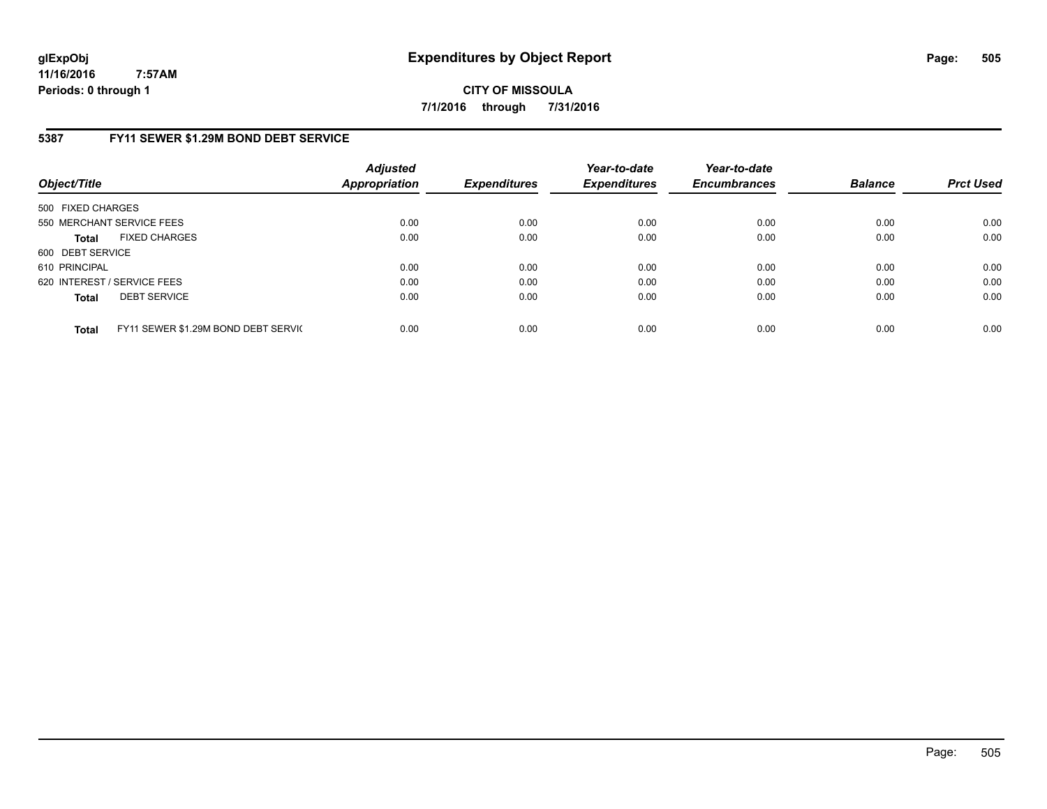**glExpObj**
**11/16/2016 7:57AM**
**Periods: 0 through 1**

# Expenditures by Object Report

**CITY OF MISSOULA**
**7/1/2016 through 7/31/2016**

## 5387 FY11 SEWER $1.29M BOND DEBT SERVICE

| Object/Title | | Adjusted Appropriation | Expenditures | Year-to-date Expenditures | Year-to-date Encumbrances | Balance | Prct Used |
|---|---|---|---|---|---|---|---|
| 500 FIXED CHARGES | | | | | | | |
| 550 MERCHANT SERVICE FEES | | 0.00 | 0.00 | 0.00 | 0.00 | 0.00 | 0.00 |
| **Total** | FIXED CHARGES | 0.00 | 0.00 | 0.00 | 0.00 | 0.00 | 0.00 |
| 600 DEBT SERVICE | | | | | | | |
| 610 PRINCIPAL | | 0.00 | 0.00 | 0.00 | 0.00 | 0.00 | 0.00 |
| 620 INTEREST / SERVICE FEES | | 0.00 | 0.00 | 0.00 | 0.00 | 0.00 | 0.00 |
| **Total** | DEBT SERVICE | 0.00 | 0.00 | 0.00 | 0.00 | 0.00 | 0.00 |
| **Total** | FY11 SEWER $1.29M BOND DEBT SERVIC | 0.00 | 0.00 | 0.00 | 0.00 | 0.00 | 0.00 |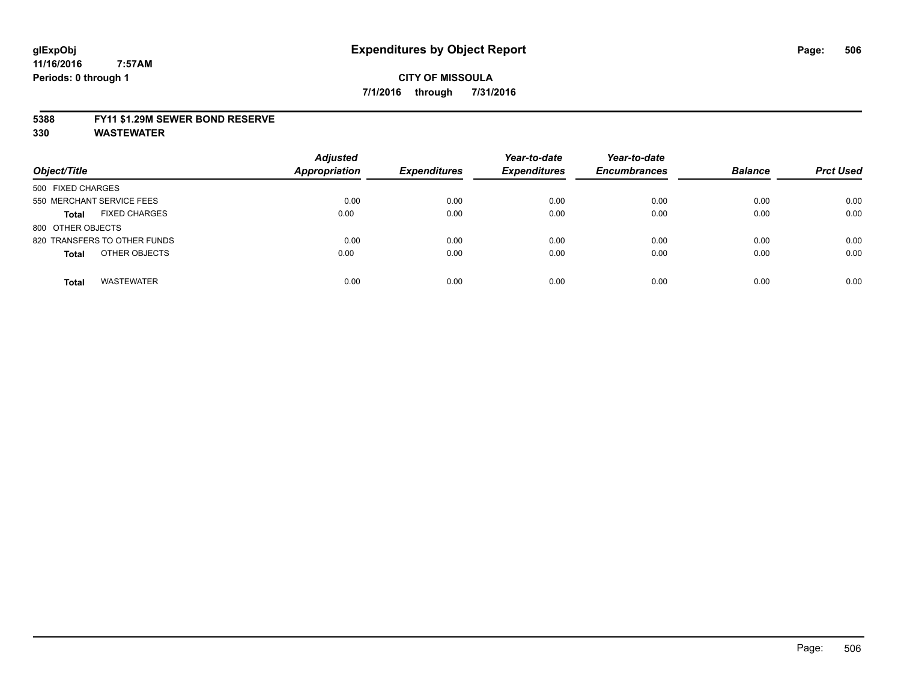**glExpObj**
**11/16/2016 7:57AM**
**Periods: 0 through 1**

# Expenditures by Object Report

**CITY OF MISSOULA**
**7/1/2016 through 7/31/2016**

**5388 FY11 $1.29M SEWER BOND RESERVE**
**330 WASTEWATER**

| Object/Title | Adjusted Appropriation | Expenditures | Year-to-date Expenditures | Year-to-date Encumbrances | Balance | Prct Used |
|---|---|---|---|---|---|---|
| 500 FIXED CHARGES | | | | | | |
| 550 MERCHANT SERVICE FEES | 0.00 | 0.00 | 0.00 | 0.00 | 0.00 | 0.00 |
| **Total** FIXED CHARGES | 0.00 | 0.00 | 0.00 | 0.00 | 0.00 | 0.00 |
| 800 OTHER OBJECTS | | | | | | |
| 820 TRANSFERS TO OTHER FUNDS | 0.00 | 0.00 | 0.00 | 0.00 | 0.00 | 0.00 |
| **Total** OTHER OBJECTS | 0.00 | 0.00 | 0.00 | 0.00 | 0.00 | 0.00 |
| **Total** WASTEWATER | 0.00 | 0.00 | 0.00 | 0.00 | 0.00 | 0.00 |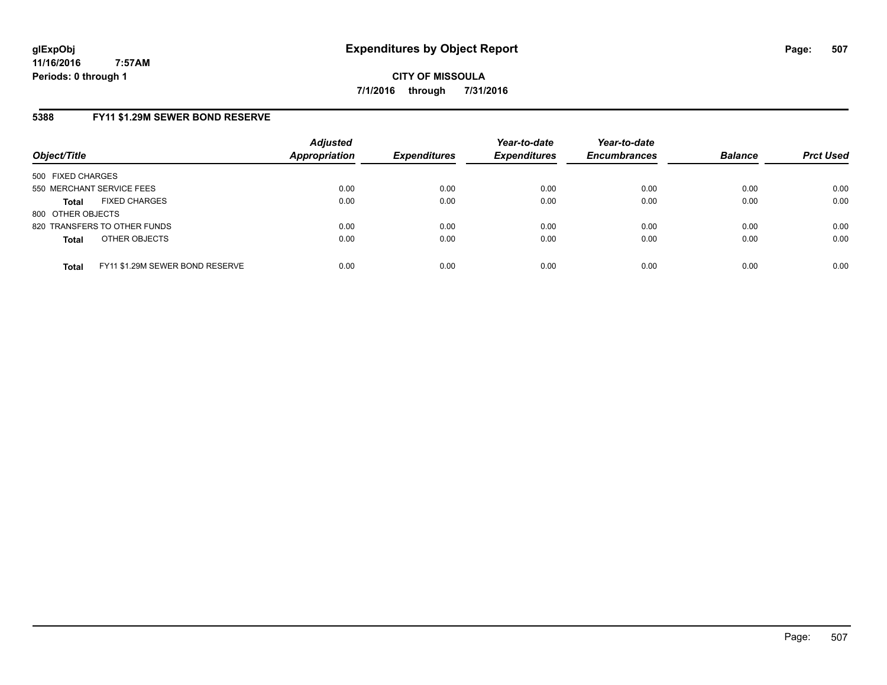# Expenditures by Object Report

glExpObj
11/16/2016 7:57AM
Periods: 0 through 1

**CITY OF MISSOULA**
**7/1/2016 through 7/31/2016**

## 5388 FY11 $1.29M SEWER BOND RESERVE

| Object/Title | Adjusted Appropriation | Expenditures | Year-to-date Expenditures | Year-to-date Encumbrances | Balance | Prct Used |
|---|---|---|---|---|---|---|
| 500 FIXED CHARGES | | | | | | |
| 550 MERCHANT SERVICE FEES | 0.00 | 0.00 | 0.00 | 0.00 | 0.00 | 0.00 |
| **Total** FIXED CHARGES | 0.00 | 0.00 | 0.00 | 0.00 | 0.00 | 0.00 |
| 800 OTHER OBJECTS | | | | | | |
| 820 TRANSFERS TO OTHER FUNDS | 0.00 | 0.00 | 0.00 | 0.00 | 0.00 | 0.00 |
| **Total** OTHER OBJECTS | 0.00 | 0.00 | 0.00 | 0.00 | 0.00 | 0.00 |
| **Total** FY11 $1.29M SEWER BOND RESERVE | 0.00 | 0.00 | 0.00 | 0.00 | 0.00 | 0.00 |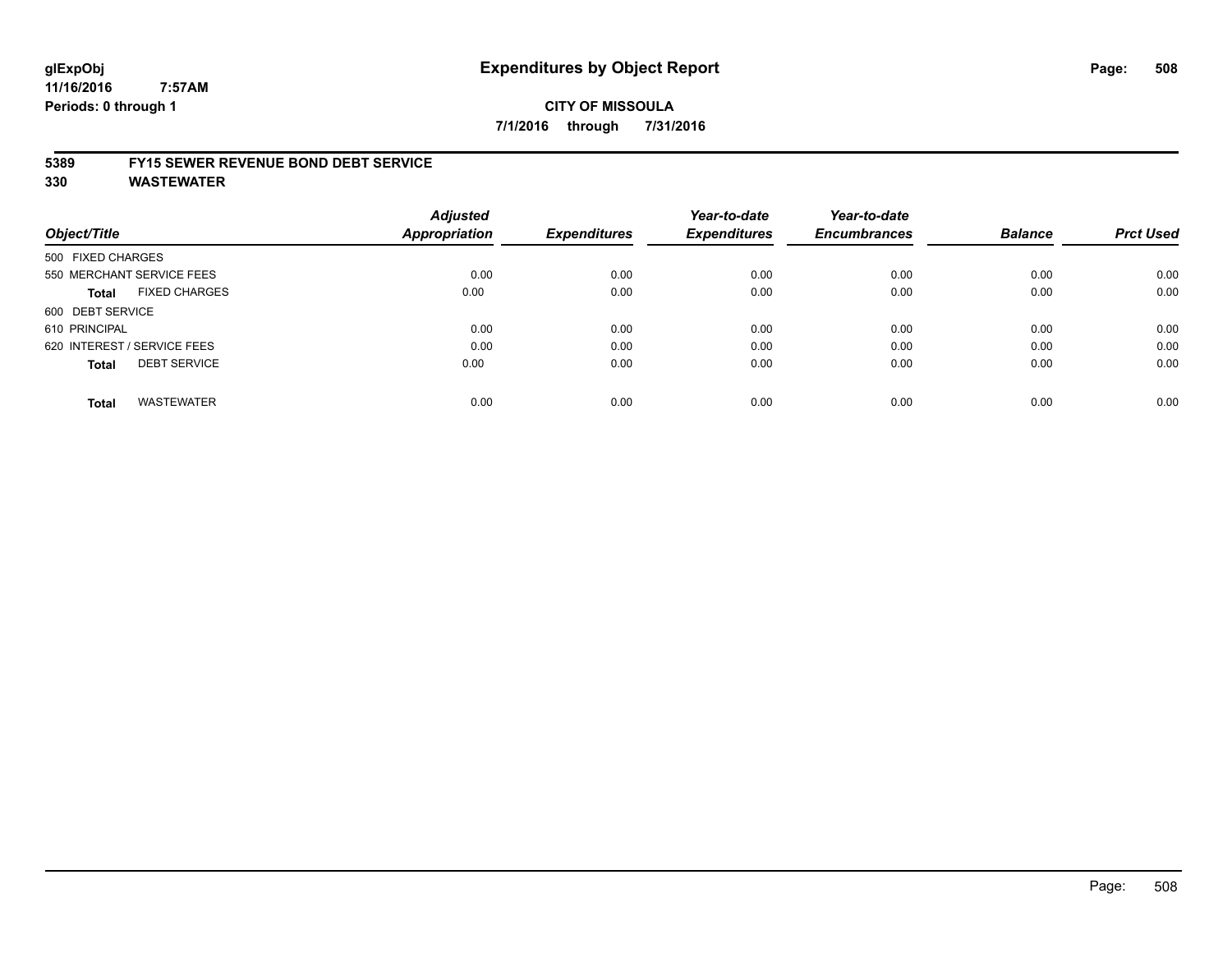# Expenditures by Object Report

**CITY OF MISSOULA**

**7/1/2016 through 7/31/2016**

glExpObj
11/16/2016 7:57AM
Periods: 0 through 1

## 5389 FY15 SEWER REVENUE BOND DEBT SERVICE
## 330 WASTEWATER

| Object/Title | Adjusted Appropriation | Expenditures | Year-to-date Expenditures | Year-to-date Encumbrances | Balance | Prct Used |
|---|---|---|---|---|---|---|
| 500 FIXED CHARGES | | | | | | |
| 550 MERCHANT SERVICE FEES | 0.00 | 0.00 | 0.00 | 0.00 | 0.00 | 0.00 |
| **Total** FIXED CHARGES | 0.00 | 0.00 | 0.00 | 0.00 | 0.00 | 0.00 |
| 600 DEBT SERVICE | | | | | | |
| 610 PRINCIPAL | 0.00 | 0.00 | 0.00 | 0.00 | 0.00 | 0.00 |
| 620 INTEREST / SERVICE FEES | 0.00 | 0.00 | 0.00 | 0.00 | 0.00 | 0.00 |
| **Total** DEBT SERVICE | 0.00 | 0.00 | 0.00 | 0.00 | 0.00 | 0.00 |
| **Total** WASTEWATER | 0.00 | 0.00 | 0.00 | 0.00 | 0.00 | 0.00 |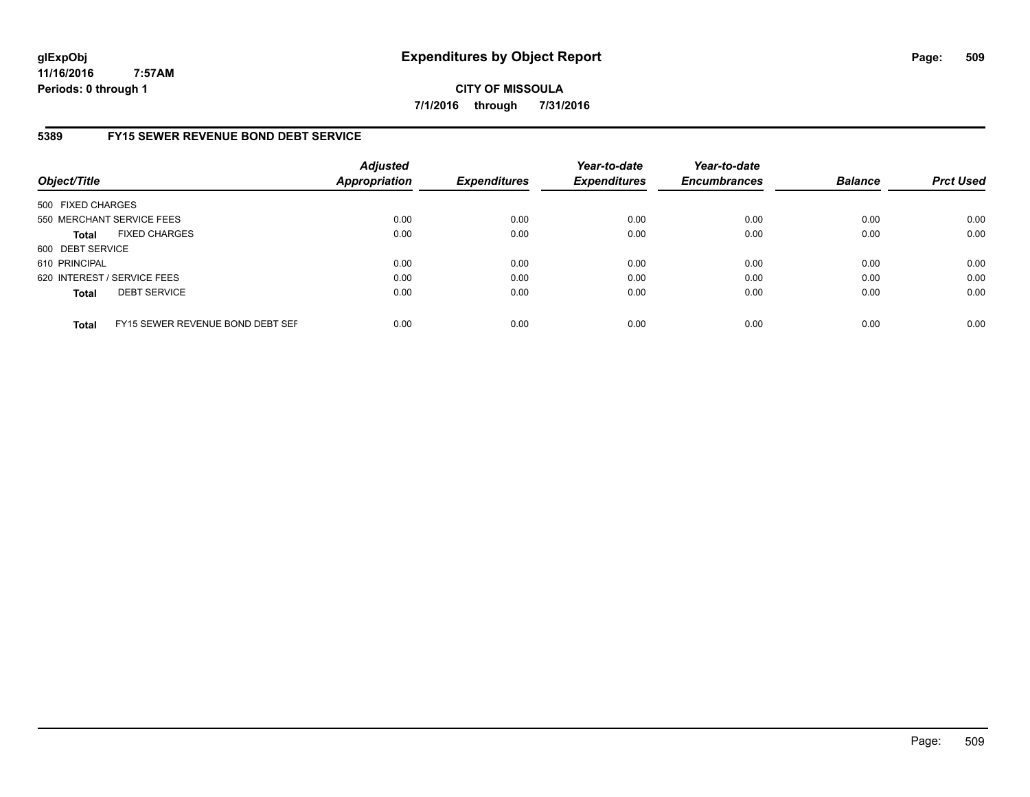# Expenditures by Object Report

glExpObj
11/16/2016 7:57AM
Periods: 0 through 1

**CITY OF MISSOULA**

**7/1/2016 through 7/31/2016**

## 5389 FY15 SEWER REVENUE BOND DEBT SERVICE

| Object/Title | | Adjusted Appropriation | Expenditures | Year-to-date Expenditures | Year-to-date Encumbrances | Balance | Prct Used |
|---|---|---|---|---|---|---|---|
| 500 FIXED CHARGES | | | | | | | |
| 550 MERCHANT SERVICE FEES | | 0.00 | 0.00 | 0.00 | 0.00 | 0.00 | 0.00 |
| **Total** | FIXED CHARGES | 0.00 | 0.00 | 0.00 | 0.00 | 0.00 | 0.00 |
| 600 DEBT SERVICE | | | | | | | |
| 610 PRINCIPAL | | 0.00 | 0.00 | 0.00 | 0.00 | 0.00 | 0.00 |
| 620 INTEREST / SERVICE FEES | | 0.00 | 0.00 | 0.00 | 0.00 | 0.00 | 0.00 |
| **Total** | DEBT SERVICE | 0.00 | 0.00 | 0.00 | 0.00 | 0.00 | 0.00 |
| **Total** | FY15 SEWER REVENUE BOND DEBT SEF | 0.00 | 0.00 | 0.00 | 0.00 | 0.00 | 0.00 |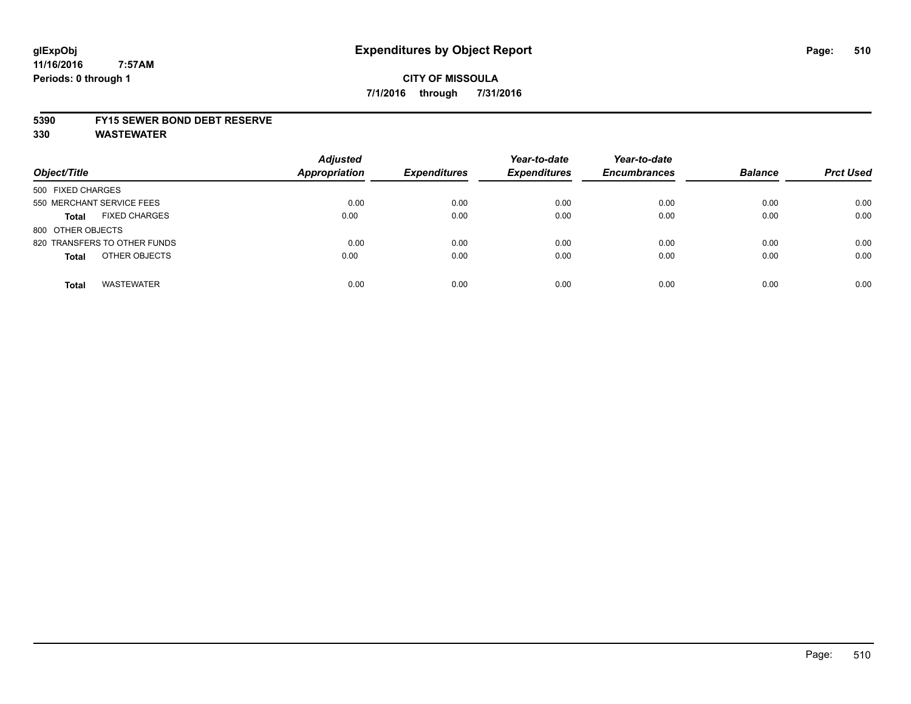# Expenditures by Object Report

glExpObj
11/16/2016 7:57AM
Periods: 0 through 1

**CITY OF MISSOULA**
**7/1/2016 through 7/31/2016**

**5390 FY15 SEWER BOND DEBT RESERVE**
**330 WASTEWATER**

| Object/Title | Adjusted Appropriation | Expenditures | Year-to-date Expenditures | Year-to-date Encumbrances | Balance | Prct Used |
|---|---|---|---|---|---|---|
| 500 FIXED CHARGES | | | | | | |
| 550 MERCHANT SERVICE FEES | 0.00 | 0.00 | 0.00 | 0.00 | 0.00 | 0.00 |
| **Total** FIXED CHARGES | 0.00 | 0.00 | 0.00 | 0.00 | 0.00 | 0.00 |
| 800 OTHER OBJECTS | | | | | | |
| 820 TRANSFERS TO OTHER FUNDS | 0.00 | 0.00 | 0.00 | 0.00 | 0.00 | 0.00 |
| **Total** OTHER OBJECTS | 0.00 | 0.00 | 0.00 | 0.00 | 0.00 | 0.00 |
| **Total** WASTEWATER | 0.00 | 0.00 | 0.00 | 0.00 | 0.00 | 0.00 |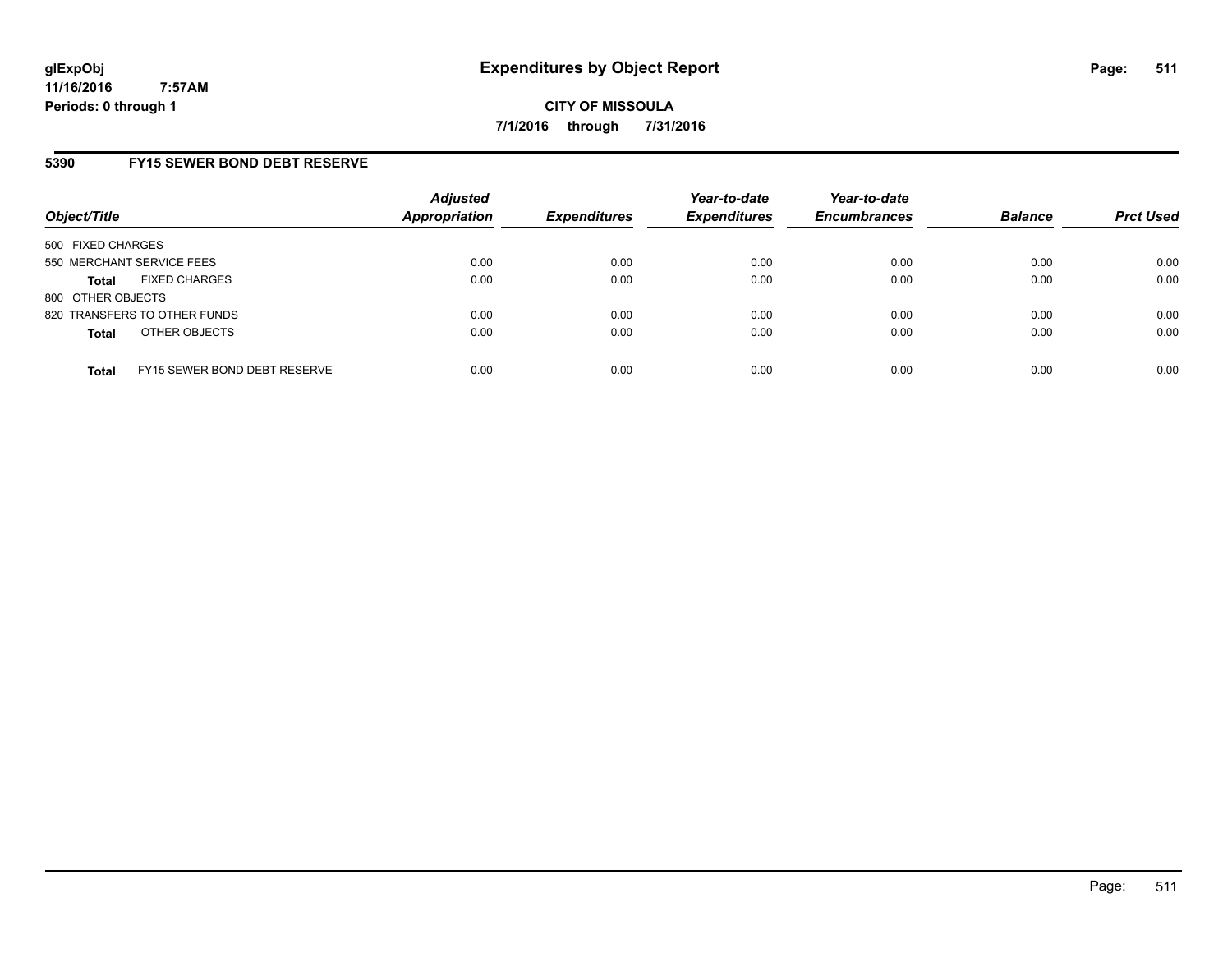# Expenditures by Object Report

**CITY OF MISSOULA**

**7/1/2016 through 7/31/2016**

glExpObj
11/16/2016 7:57AM
Periods: 0 through 1

## 5390 FY15 SEWER BOND DEBT RESERVE

| Object/Title | Adjusted Appropriation | Expenditures | Year-to-date Expenditures | Year-to-date Encumbrances | Balance | Prct Used |
|---|---|---|---|---|---|---|
| 500 FIXED CHARGES | | | | | | |
| 550 MERCHANT SERVICE FEES | 0.00 | 0.00 | 0.00 | 0.00 | 0.00 | 0.00 |
| **Total** FIXED CHARGES | 0.00 | 0.00 | 0.00 | 0.00 | 0.00 | 0.00 |
| 800 OTHER OBJECTS | | | | | | |
| 820 TRANSFERS TO OTHER FUNDS | 0.00 | 0.00 | 0.00 | 0.00 | 0.00 | 0.00 |
| **Total** OTHER OBJECTS | 0.00 | 0.00 | 0.00 | 0.00 | 0.00 | 0.00 |
| **Total** FY15 SEWER BOND DEBT RESERVE | 0.00 | 0.00 | 0.00 | 0.00 | 0.00 | 0.00 |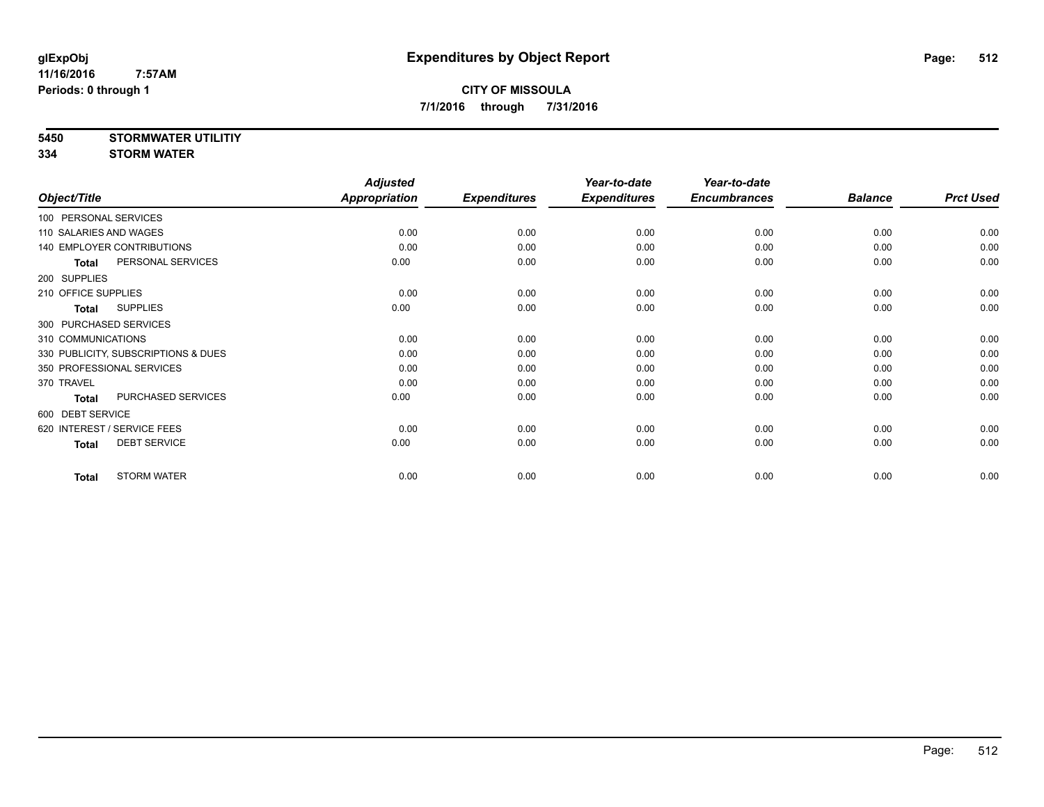**glExpObj**
**11/16/2016 7:57AM**
**Periods: 0 through 1**

# Expenditures by Object Report

**CITY OF MISSOULA**
**7/1/2016 through 7/31/2016**

**5450 STORMWATER UTILITIY**
**334 STORM WATER**

| Object/Title | Adjusted Appropriation | Expenditures | Year-to-date Expenditures | Year-to-date Encumbrances | Balance | Prct Used |
|---|---|---|---|---|---|---|
| 100 PERSONAL SERVICES | | | | | | |
| 110 SALARIES AND WAGES | 0.00 | 0.00 | 0.00 | 0.00 | 0.00 | 0.00 |
| 140 EMPLOYER CONTRIBUTIONS | 0.00 | 0.00 | 0.00 | 0.00 | 0.00 | 0.00 |
| **Total** PERSONAL SERVICES | 0.00 | 0.00 | 0.00 | 0.00 | 0.00 | 0.00 |
| 200 SUPPLIES | | | | | | |
| 210 OFFICE SUPPLIES | 0.00 | 0.00 | 0.00 | 0.00 | 0.00 | 0.00 |
| **Total** SUPPLIES | 0.00 | 0.00 | 0.00 | 0.00 | 0.00 | 0.00 |
| 300 PURCHASED SERVICES | | | | | | |
| 310 COMMUNICATIONS | 0.00 | 0.00 | 0.00 | 0.00 | 0.00 | 0.00 |
| 330 PUBLICITY, SUBSCRIPTIONS & DUES | 0.00 | 0.00 | 0.00 | 0.00 | 0.00 | 0.00 |
| 350 PROFESSIONAL SERVICES | 0.00 | 0.00 | 0.00 | 0.00 | 0.00 | 0.00 |
| 370 TRAVEL | 0.00 | 0.00 | 0.00 | 0.00 | 0.00 | 0.00 |
| **Total** PURCHASED SERVICES | 0.00 | 0.00 | 0.00 | 0.00 | 0.00 | 0.00 |
| 600 DEBT SERVICE | | | | | | |
| 620 INTEREST / SERVICE FEES | 0.00 | 0.00 | 0.00 | 0.00 | 0.00 | 0.00 |
| **Total** DEBT SERVICE | 0.00 | 0.00 | 0.00 | 0.00 | 0.00 | 0.00 |
| **Total** STORM WATER | 0.00 | 0.00 | 0.00 | 0.00 | 0.00 | 0.00 |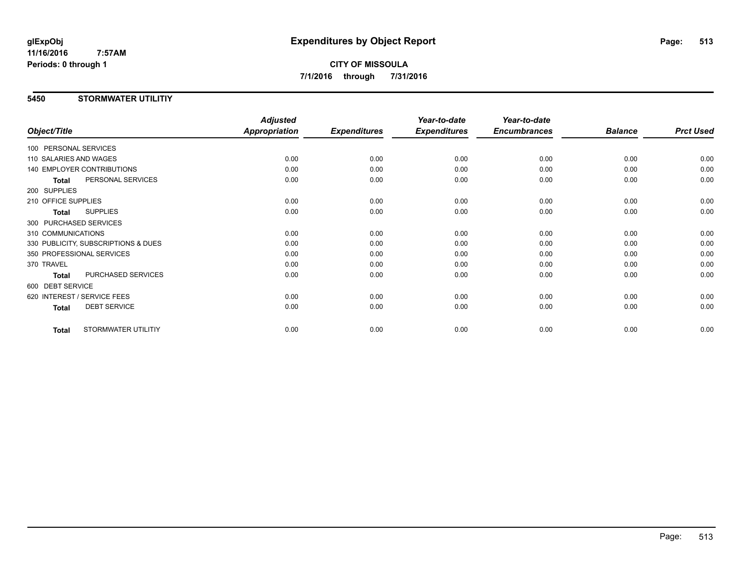# Expenditures by Object Report

glExpObj
11/16/2016 7:57AM
Periods: 0 through 1

**CITY OF MISSOULA**
**7/1/2016 through 7/31/2016**

## 5450 STORMWATER UTILITIY

| Object/Title | | Adjusted Appropriation | Expenditures | Year-to-date Expenditures | Year-to-date Encumbrances | Balance | Prct Used |
|---|---|---|---|---|---|---|---|
| 100 PERSONAL SERVICES | | | | | | | |
| 110 SALARIES AND WAGES | | 0.00 | 0.00 | 0.00 | 0.00 | 0.00 | 0.00 |
| 140 EMPLOYER CONTRIBUTIONS | | 0.00 | 0.00 | 0.00 | 0.00 | 0.00 | 0.00 |
| **Total** | PERSONAL SERVICES | 0.00 | 0.00 | 0.00 | 0.00 | 0.00 | 0.00 |
| 200 SUPPLIES | | | | | | | |
| 210 OFFICE SUPPLIES | | 0.00 | 0.00 | 0.00 | 0.00 | 0.00 | 0.00 |
| **Total** | SUPPLIES | 0.00 | 0.00 | 0.00 | 0.00 | 0.00 | 0.00 |
| 300 PURCHASED SERVICES | | | | | | | |
| 310 COMMUNICATIONS | | 0.00 | 0.00 | 0.00 | 0.00 | 0.00 | 0.00 |
| 330 PUBLICITY, SUBSCRIPTIONS & DUES | | 0.00 | 0.00 | 0.00 | 0.00 | 0.00 | 0.00 |
| 350 PROFESSIONAL SERVICES | | 0.00 | 0.00 | 0.00 | 0.00 | 0.00 | 0.00 |
| 370 TRAVEL | | 0.00 | 0.00 | 0.00 | 0.00 | 0.00 | 0.00 |
| **Total** | PURCHASED SERVICES | 0.00 | 0.00 | 0.00 | 0.00 | 0.00 | 0.00 |
| 600 DEBT SERVICE | | | | | | | |
| 620 INTEREST / SERVICE FEES | | 0.00 | 0.00 | 0.00 | 0.00 | 0.00 | 0.00 |
| **Total** | DEBT SERVICE | 0.00 | 0.00 | 0.00 | 0.00 | 0.00 | 0.00 |
| **Total** | STORMWATER UTILITIY | 0.00 | 0.00 | 0.00 | 0.00 | 0.00 | 0.00 |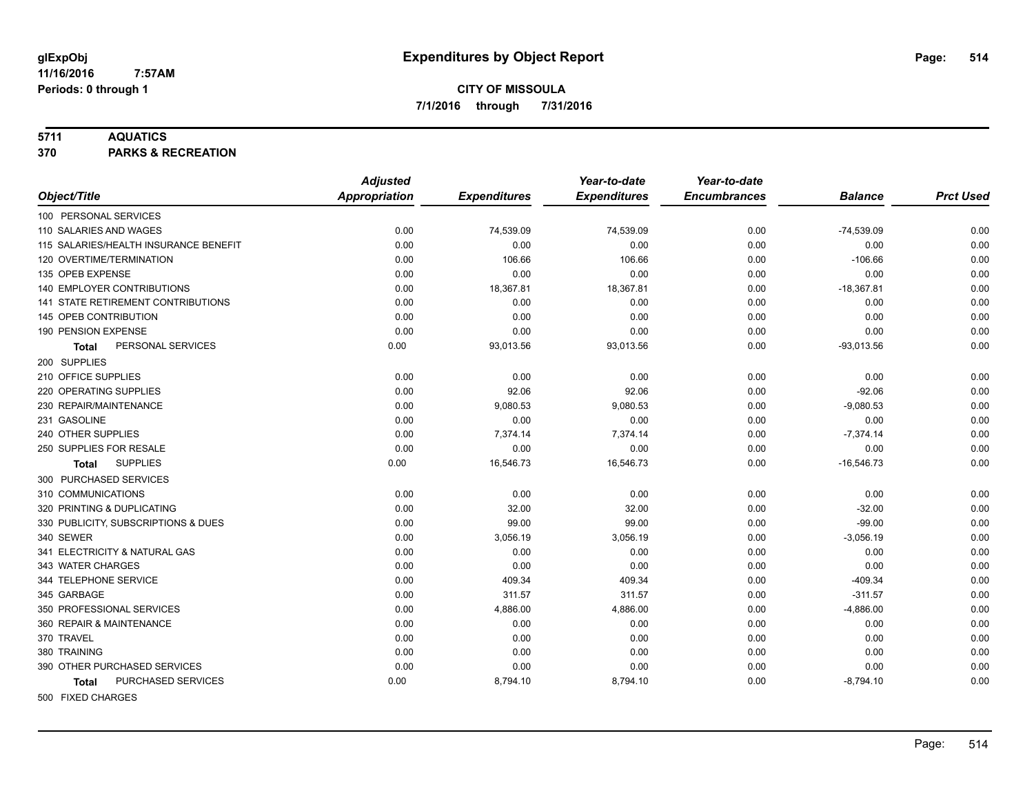# Expenditures by Object Report

glExpObj
11/16/2016 7:57AM
Periods: 0 through 1

**CITY OF MISSOULA**
**7/1/2016 through 7/31/2016**

**5711 AQUATICS**
**370 PARKS & RECREATION**

| Object/Title | Adjusted Appropriation | Expenditures | Year-to-date Expenditures | Year-to-date Encumbrances | Balance | Prct Used |
|---|---|---|---|---|---|---|
| 100 PERSONAL SERVICES | | | | | | |
| 110 SALARIES AND WAGES | 0.00 | 74,539.09 | 74,539.09 | 0.00 | -74,539.09 | 0.00 |
| 115 SALARIES/HEALTH INSURANCE BENEFIT | 0.00 | 0.00 | 0.00 | 0.00 | 0.00 | 0.00 |
| 120 OVERTIME/TERMINATION | 0.00 | 106.66 | 106.66 | 0.00 | -106.66 | 0.00 |
| 135 OPEB EXPENSE | 0.00 | 0.00 | 0.00 | 0.00 | 0.00 | 0.00 |
| 140 EMPLOYER CONTRIBUTIONS | 0.00 | 18,367.81 | 18,367.81 | 0.00 | -18,367.81 | 0.00 |
| 141 STATE RETIREMENT CONTRIBUTIONS | 0.00 | 0.00 | 0.00 | 0.00 | 0.00 | 0.00 |
| 145 OPEB CONTRIBUTION | 0.00 | 0.00 | 0.00 | 0.00 | 0.00 | 0.00 |
| 190 PENSION EXPENSE | 0.00 | 0.00 | 0.00 | 0.00 | 0.00 | 0.00 |
| **Total** PERSONAL SERVICES | 0.00 | 93,013.56 | 93,013.56 | 0.00 | -93,013.56 | 0.00 |
| 200 SUPPLIES | | | | | | |
| 210 OFFICE SUPPLIES | 0.00 | 0.00 | 0.00 | 0.00 | 0.00 | 0.00 |
| 220 OPERATING SUPPLIES | 0.00 | 92.06 | 92.06 | 0.00 | -92.06 | 0.00 |
| 230 REPAIR/MAINTENANCE | 0.00 | 9,080.53 | 9,080.53 | 0.00 | -9,080.53 | 0.00 |
| 231 GASOLINE | 0.00 | 0.00 | 0.00 | 0.00 | 0.00 | 0.00 |
| 240 OTHER SUPPLIES | 0.00 | 7,374.14 | 7,374.14 | 0.00 | -7,374.14 | 0.00 |
| 250 SUPPLIES FOR RESALE | 0.00 | 0.00 | 0.00 | 0.00 | 0.00 | 0.00 |
| **Total** SUPPLIES | 0.00 | 16,546.73 | 16,546.73 | 0.00 | -16,546.73 | 0.00 |
| 300 PURCHASED SERVICES | | | | | | |
| 310 COMMUNICATIONS | 0.00 | 0.00 | 0.00 | 0.00 | 0.00 | 0.00 |
| 320 PRINTING & DUPLICATING | 0.00 | 32.00 | 32.00 | 0.00 | -32.00 | 0.00 |
| 330 PUBLICITY, SUBSCRIPTIONS & DUES | 0.00 | 99.00 | 99.00 | 0.00 | -99.00 | 0.00 |
| 340 SEWER | 0.00 | 3,056.19 | 3,056.19 | 0.00 | -3,056.19 | 0.00 |
| 341 ELECTRICITY & NATURAL GAS | 0.00 | 0.00 | 0.00 | 0.00 | 0.00 | 0.00 |
| 343 WATER CHARGES | 0.00 | 0.00 | 0.00 | 0.00 | 0.00 | 0.00 |
| 344 TELEPHONE SERVICE | 0.00 | 409.34 | 409.34 | 0.00 | -409.34 | 0.00 |
| 345 GARBAGE | 0.00 | 311.57 | 311.57 | 0.00 | -311.57 | 0.00 |
| 350 PROFESSIONAL SERVICES | 0.00 | 4,886.00 | 4,886.00 | 0.00 | -4,886.00 | 0.00 |
| 360 REPAIR & MAINTENANCE | 0.00 | 0.00 | 0.00 | 0.00 | 0.00 | 0.00 |
| 370 TRAVEL | 0.00 | 0.00 | 0.00 | 0.00 | 0.00 | 0.00 |
| 380 TRAINING | 0.00 | 0.00 | 0.00 | 0.00 | 0.00 | 0.00 |
| 390 OTHER PURCHASED SERVICES | 0.00 | 0.00 | 0.00 | 0.00 | 0.00 | 0.00 |
| **Total** PURCHASED SERVICES | 0.00 | 8,794.10 | 8,794.10 | 0.00 | -8,794.10 | 0.00 |
| 500 FIXED CHARGES | | | | | | |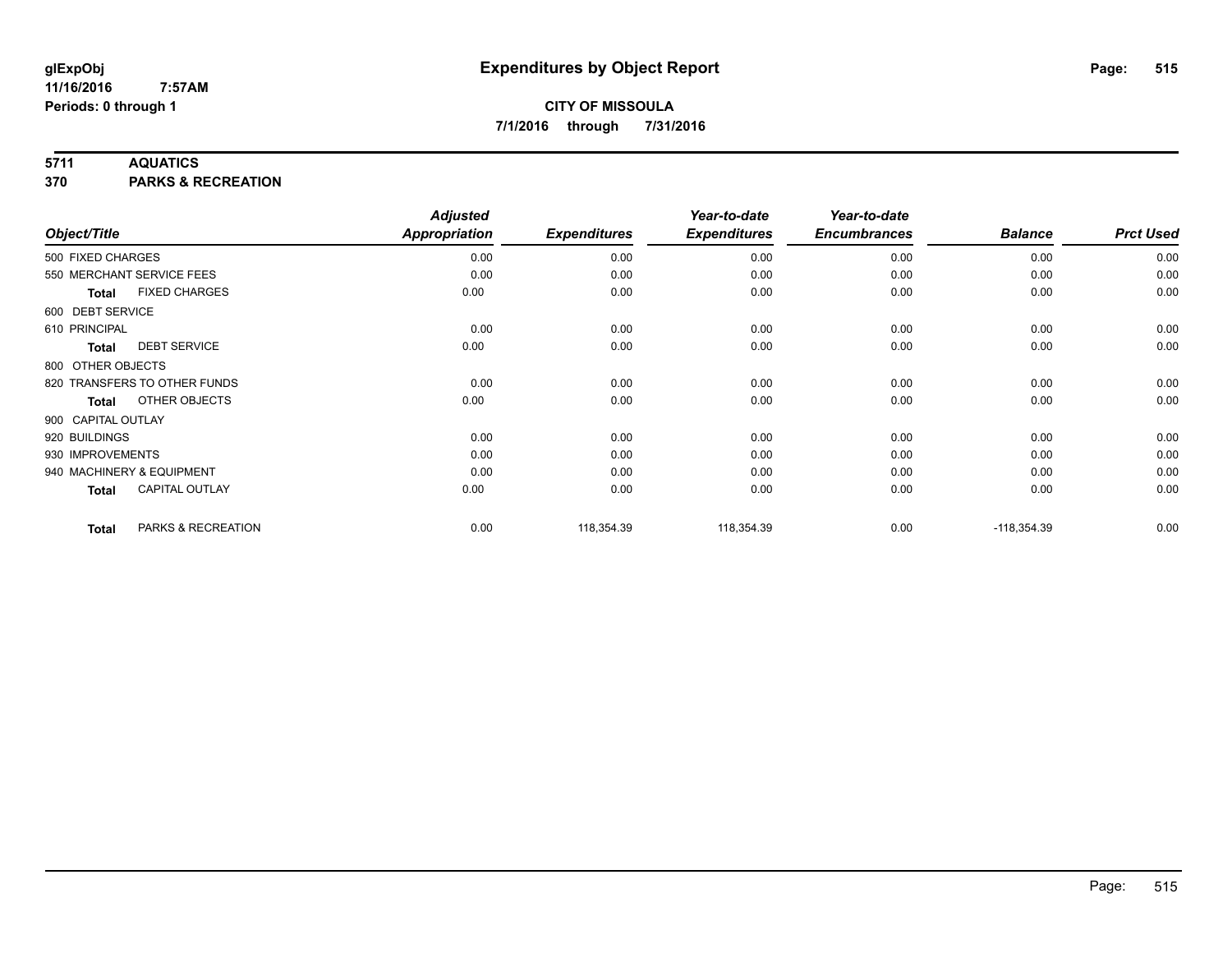# Expenditures by Object Report

**glExpObj**
**11/16/2016 7:57AM**
**Periods: 0 through 1**

**CITY OF MISSOULA**
**7/1/2016 through 7/31/2016**

**5711 AQUATICS**
**370 PARKS & RECREATION**

| Object/Title | | *Adjusted Appropriation* | *Expenditures* | *Year-to-date Expenditures* | *Year-to-date Encumbrances* | *Balance* | *Prct Used* |
|---|---|---|---|---|---|---|---|
| 500 FIXED CHARGES | | 0.00 | 0.00 | 0.00 | 0.00 | 0.00 | 0.00 |
| 550 MERCHANT SERVICE FEES | | 0.00 | 0.00 | 0.00 | 0.00 | 0.00 | 0.00 |
| **Total** | FIXED CHARGES | 0.00 | 0.00 | 0.00 | 0.00 | 0.00 | 0.00 |
| 600 DEBT SERVICE | | | | | | | |
| 610 PRINCIPAL | | 0.00 | 0.00 | 0.00 | 0.00 | 0.00 | 0.00 |
| **Total** | DEBT SERVICE | 0.00 | 0.00 | 0.00 | 0.00 | 0.00 | 0.00 |
| 800 OTHER OBJECTS | | | | | | | |
| 820 TRANSFERS TO OTHER FUNDS | | 0.00 | 0.00 | 0.00 | 0.00 | 0.00 | 0.00 |
| **Total** | OTHER OBJECTS | 0.00 | 0.00 | 0.00 | 0.00 | 0.00 | 0.00 |
| 900 CAPITAL OUTLAY | | | | | | | |
| 920 BUILDINGS | | 0.00 | 0.00 | 0.00 | 0.00 | 0.00 | 0.00 |
| 930 IMPROVEMENTS | | 0.00 | 0.00 | 0.00 | 0.00 | 0.00 | 0.00 |
| 940 MACHINERY & EQUIPMENT | | 0.00 | 0.00 | 0.00 | 0.00 | 0.00 | 0.00 |
| **Total** | CAPITAL OUTLAY | 0.00 | 0.00 | 0.00 | 0.00 | 0.00 | 0.00 |
| **Total** | PARKS & RECREATION | 0.00 | 118,354.39 | 118,354.39 | 0.00 | -118,354.39 | 0.00 |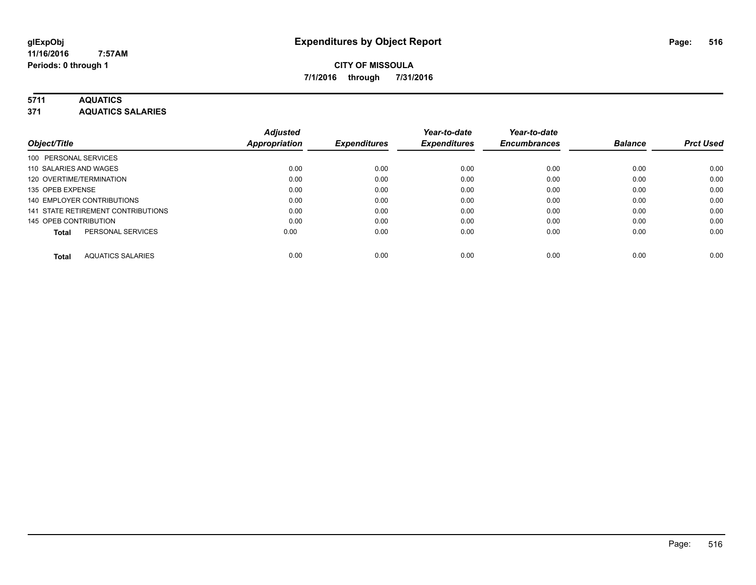glExpObj
11/16/2016 7:57AM
Periods: 0 through 1

# Expenditures by Object Report

**CITY OF MISSOULA**
**7/1/2016 through 7/31/2016**

**5711 AQUATICS**
**371 AQUATICS SALARIES**

| Object/Title | Adjusted Appropriation | Expenditures | Year-to-date Expenditures | Year-to-date Encumbrances | Balance | Prct Used |
|---|---|---|---|---|---|---|
| 100 PERSONAL SERVICES | | | | | | |
| 110 SALARIES AND WAGES | 0.00 | 0.00 | 0.00 | 0.00 | 0.00 | 0.00 |
| 120 OVERTIME/TERMINATION | 0.00 | 0.00 | 0.00 | 0.00 | 0.00 | 0.00 |
| 135 OPEB EXPENSE | 0.00 | 0.00 | 0.00 | 0.00 | 0.00 | 0.00 |
| 140 EMPLOYER CONTRIBUTIONS | 0.00 | 0.00 | 0.00 | 0.00 | 0.00 | 0.00 |
| 141 STATE RETIREMENT CONTRIBUTIONS | 0.00 | 0.00 | 0.00 | 0.00 | 0.00 | 0.00 |
| 145 OPEB CONTRIBUTION | 0.00 | 0.00 | 0.00 | 0.00 | 0.00 | 0.00 |
| **Total** PERSONAL SERVICES | 0.00 | 0.00 | 0.00 | 0.00 | 0.00 | 0.00 |
| **Total** AQUATICS SALARIES | 0.00 | 0.00 | 0.00 | 0.00 | 0.00 | 0.00 |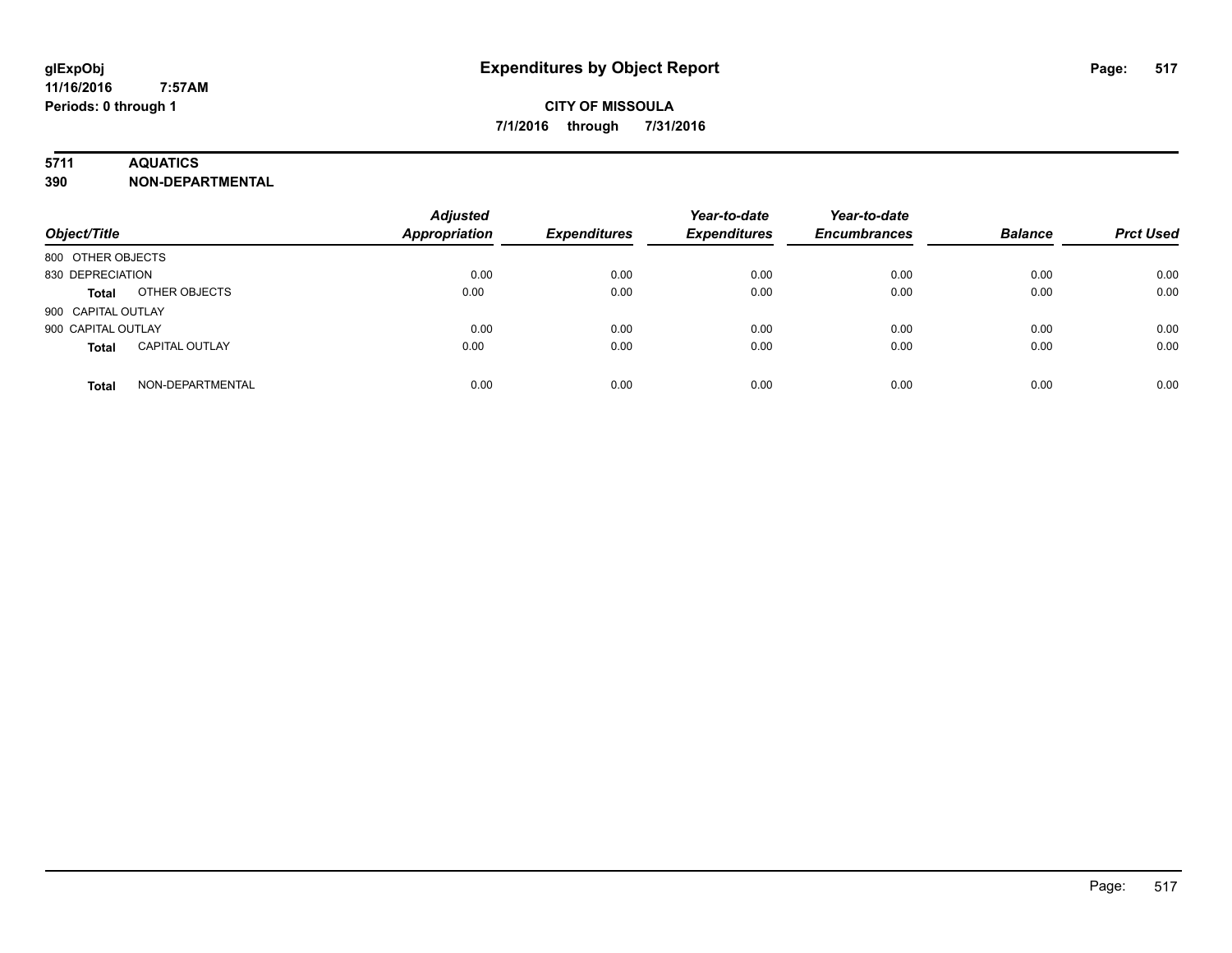# Expenditures by Object Report

glExpObj
11/16/2016 7:57AM
Periods: 0 through 1

**CITY OF MISSOULA**
**7/1/2016 through 7/31/2016**

**5711 AQUATICS**
**390 NON-DEPARTMENTAL**

| Object/Title | | Adjusted Appropriation | Expenditures | Year-to-date Expenditures | Year-to-date Encumbrances | Balance | Prct Used |
|---|---|---|---|---|---|---|---|
| 800 OTHER OBJECTS | | | | | | | |
| 830 DEPRECIATION | | 0.00 | 0.00 | 0.00 | 0.00 | 0.00 | 0.00 |
| **Total** | OTHER OBJECTS | 0.00 | 0.00 | 0.00 | 0.00 | 0.00 | 0.00 |
| 900 CAPITAL OUTLAY | | | | | | | |
| 900 CAPITAL OUTLAY | | 0.00 | 0.00 | 0.00 | 0.00 | 0.00 | 0.00 |
| **Total** | CAPITAL OUTLAY | 0.00 | 0.00 | 0.00 | 0.00 | 0.00 | 0.00 |
| **Total** | NON-DEPARTMENTAL | 0.00 | 0.00 | 0.00 | 0.00 | 0.00 | 0.00 |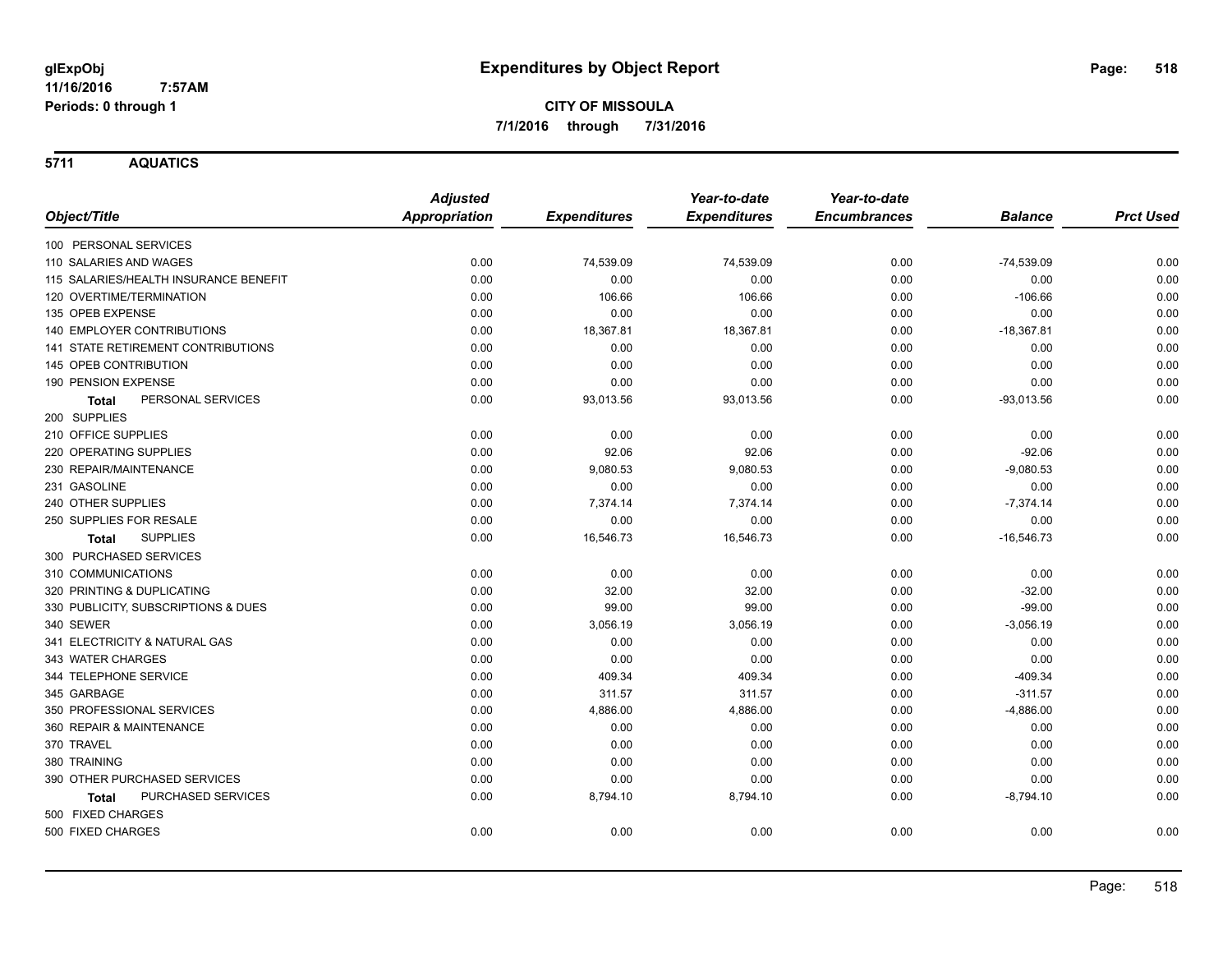**glExpObj**
**11/16/2016 7:57AM**
**Periods: 0 through 1**

# Expenditures by Object Report

**CITY OF MISSOULA**
**7/1/2016 through 7/31/2016**

## 5711 AQUATICS

| Object/Title | Adjusted Appropriation | Expenditures | Year-to-date Expenditures | Year-to-date Encumbrances | Balance | Prct Used |
|---|---|---|---|---|---|---|
| 100 PERSONAL SERVICES | | | | | | |
| 110 SALARIES AND WAGES | 0.00 | 74,539.09 | 74,539.09 | 0.00 | -74,539.09 | 0.00 |
| 115 SALARIES/HEALTH INSURANCE BENEFIT | 0.00 | 0.00 | 0.00 | 0.00 | 0.00 | 0.00 |
| 120 OVERTIME/TERMINATION | 0.00 | 106.66 | 106.66 | 0.00 | -106.66 | 0.00 |
| 135 OPEB EXPENSE | 0.00 | 0.00 | 0.00 | 0.00 | 0.00 | 0.00 |
| 140 EMPLOYER CONTRIBUTIONS | 0.00 | 18,367.81 | 18,367.81 | 0.00 | -18,367.81 | 0.00 |
| 141 STATE RETIREMENT CONTRIBUTIONS | 0.00 | 0.00 | 0.00 | 0.00 | 0.00 | 0.00 |
| 145 OPEB CONTRIBUTION | 0.00 | 0.00 | 0.00 | 0.00 | 0.00 | 0.00 |
| 190 PENSION EXPENSE | 0.00 | 0.00 | 0.00 | 0.00 | 0.00 | 0.00 |
| **Total** PERSONAL SERVICES | 0.00 | 93,013.56 | 93,013.56 | 0.00 | -93,013.56 | 0.00 |
| 200 SUPPLIES | | | | | | |
| 210 OFFICE SUPPLIES | 0.00 | 0.00 | 0.00 | 0.00 | 0.00 | 0.00 |
| 220 OPERATING SUPPLIES | 0.00 | 92.06 | 92.06 | 0.00 | -92.06 | 0.00 |
| 230 REPAIR/MAINTENANCE | 0.00 | 9,080.53 | 9,080.53 | 0.00 | -9,080.53 | 0.00 |
| 231 GASOLINE | 0.00 | 0.00 | 0.00 | 0.00 | 0.00 | 0.00 |
| 240 OTHER SUPPLIES | 0.00 | 7,374.14 | 7,374.14 | 0.00 | -7,374.14 | 0.00 |
| 250 SUPPLIES FOR RESALE | 0.00 | 0.00 | 0.00 | 0.00 | 0.00 | 0.00 |
| **Total** SUPPLIES | 0.00 | 16,546.73 | 16,546.73 | 0.00 | -16,546.73 | 0.00 |
| 300 PURCHASED SERVICES | | | | | | |
| 310 COMMUNICATIONS | 0.00 | 0.00 | 0.00 | 0.00 | 0.00 | 0.00 |
| 320 PRINTING & DUPLICATING | 0.00 | 32.00 | 32.00 | 0.00 | -32.00 | 0.00 |
| 330 PUBLICITY, SUBSCRIPTIONS & DUES | 0.00 | 99.00 | 99.00 | 0.00 | -99.00 | 0.00 |
| 340 SEWER | 0.00 | 3,056.19 | 3,056.19 | 0.00 | -3,056.19 | 0.00 |
| 341 ELECTRICITY & NATURAL GAS | 0.00 | 0.00 | 0.00 | 0.00 | 0.00 | 0.00 |
| 343 WATER CHARGES | 0.00 | 0.00 | 0.00 | 0.00 | 0.00 | 0.00 |
| 344 TELEPHONE SERVICE | 0.00 | 409.34 | 409.34 | 0.00 | -409.34 | 0.00 |
| 345 GARBAGE | 0.00 | 311.57 | 311.57 | 0.00 | -311.57 | 0.00 |
| 350 PROFESSIONAL SERVICES | 0.00 | 4,886.00 | 4,886.00 | 0.00 | -4,886.00 | 0.00 |
| 360 REPAIR & MAINTENANCE | 0.00 | 0.00 | 0.00 | 0.00 | 0.00 | 0.00 |
| 370 TRAVEL | 0.00 | 0.00 | 0.00 | 0.00 | 0.00 | 0.00 |
| 380 TRAINING | 0.00 | 0.00 | 0.00 | 0.00 | 0.00 | 0.00 |
| 390 OTHER PURCHASED SERVICES | 0.00 | 0.00 | 0.00 | 0.00 | 0.00 | 0.00 |
| **Total** PURCHASED SERVICES | 0.00 | 8,794.10 | 8,794.10 | 0.00 | -8,794.10 | 0.00 |
| 500 FIXED CHARGES | | | | | | |
| 500 FIXED CHARGES | 0.00 | 0.00 | 0.00 | 0.00 | 0.00 | 0.00 |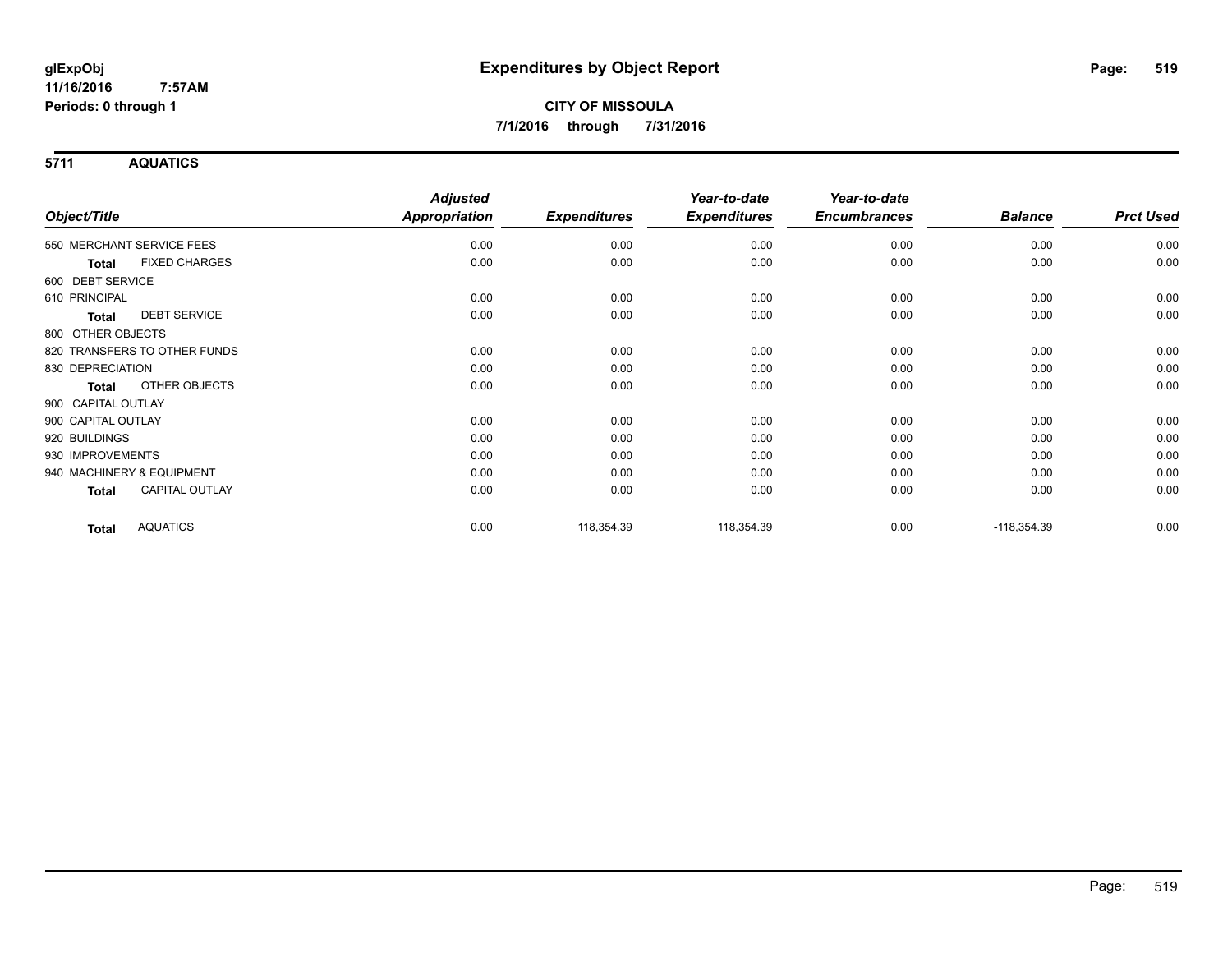**glExpObj**
**11/16/2016 7:57AM**
**Periods: 0 through 1**

# Expenditures by Object Report

**CITY OF MISSOULA**
**7/1/2016 through 7/31/2016**

## 5711 AQUATICS

| Object/Title | Adjusted Appropriation | Expenditures | Year-to-date Expenditures | Year-to-date Encumbrances | Balance | Prct Used |
|---|---|---|---|---|---|---|
| 550 MERCHANT SERVICE FEES | 0.00 | 0.00 | 0.00 | 0.00 | 0.00 | 0.00 |
| **Total** FIXED CHARGES | 0.00 | 0.00 | 0.00 | 0.00 | 0.00 | 0.00 |
| 600 DEBT SERVICE | | | | | | |
| 610 PRINCIPAL | 0.00 | 0.00 | 0.00 | 0.00 | 0.00 | 0.00 |
| **Total** DEBT SERVICE | 0.00 | 0.00 | 0.00 | 0.00 | 0.00 | 0.00 |
| 800 OTHER OBJECTS | | | | | | |
| 820 TRANSFERS TO OTHER FUNDS | 0.00 | 0.00 | 0.00 | 0.00 | 0.00 | 0.00 |
| 830 DEPRECIATION | 0.00 | 0.00 | 0.00 | 0.00 | 0.00 | 0.00 |
| **Total** OTHER OBJECTS | 0.00 | 0.00 | 0.00 | 0.00 | 0.00 | 0.00 |
| 900 CAPITAL OUTLAY | | | | | | |
| 900 CAPITAL OUTLAY | 0.00 | 0.00 | 0.00 | 0.00 | 0.00 | 0.00 |
| 920 BUILDINGS | 0.00 | 0.00 | 0.00 | 0.00 | 0.00 | 0.00 |
| 930 IMPROVEMENTS | 0.00 | 0.00 | 0.00 | 0.00 | 0.00 | 0.00 |
| 940 MACHINERY & EQUIPMENT | 0.00 | 0.00 | 0.00 | 0.00 | 0.00 | 0.00 |
| **Total** CAPITAL OUTLAY | 0.00 | 0.00 | 0.00 | 0.00 | 0.00 | 0.00 |
| **Total** AQUATICS | 0.00 | 118,354.39 | 118,354.39 | 0.00 | -118,354.39 | 0.00 |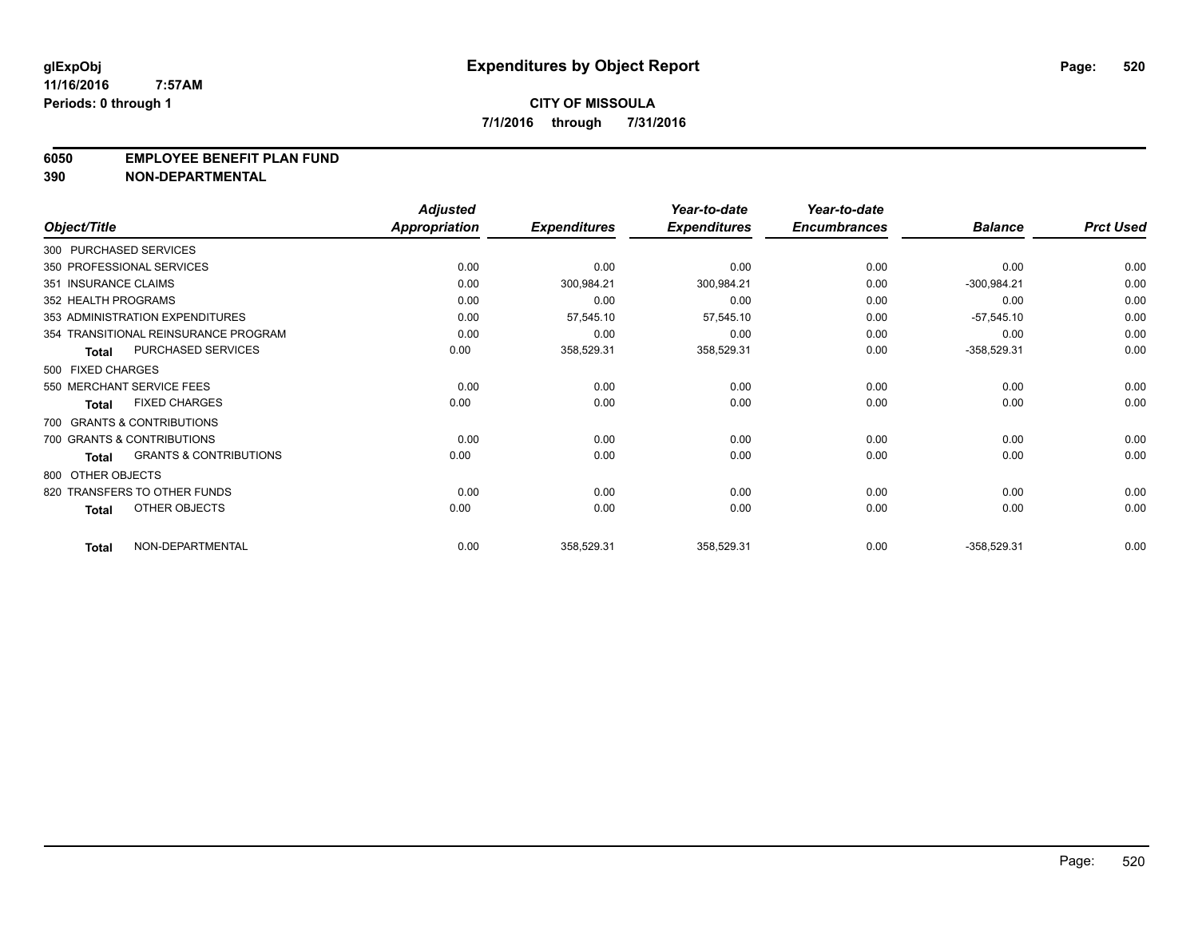**glExpObj** **Expenditures by Object Report**

**11/16/2016 7:57AM**

**Periods: 0 through 1**

**CITY OF MISSOULA**

**7/1/2016 through 7/31/2016**

**6050 EMPLOYEE BENEFIT PLAN FUND**

**390 NON-DEPARTMENTAL**

| Object/Title | Adjusted Appropriation | Expenditures | Year-to-date Expenditures | Year-to-date Encumbrances | Balance | Prct Used |
|---|---|---|---|---|---|---|
| 300 PURCHASED SERVICES | | | | | | |
| 350 PROFESSIONAL SERVICES | 0.00 | 0.00 | 0.00 | 0.00 | 0.00 | 0.00 |
| 351 INSURANCE CLAIMS | 0.00 | 300,984.21 | 300,984.21 | 0.00 | -300,984.21 | 0.00 |
| 352 HEALTH PROGRAMS | 0.00 | 0.00 | 0.00 | 0.00 | 0.00 | 0.00 |
| 353 ADMINISTRATION EXPENDITURES | 0.00 | 57,545.10 | 57,545.10 | 0.00 | -57,545.10 | 0.00 |
| 354 TRANSITIONAL REINSURANCE PROGRAM | 0.00 | 0.00 | 0.00 | 0.00 | 0.00 | 0.00 |
| **Total** PURCHASED SERVICES | 0.00 | 358,529.31 | 358,529.31 | 0.00 | -358,529.31 | 0.00 |
| 500 FIXED CHARGES | | | | | | |
| 550 MERCHANT SERVICE FEES | 0.00 | 0.00 | 0.00 | 0.00 | 0.00 | 0.00 |
| **Total** FIXED CHARGES | 0.00 | 0.00 | 0.00 | 0.00 | 0.00 | 0.00 |
| 700 GRANTS & CONTRIBUTIONS | | | | | | |
| 700 GRANTS & CONTRIBUTIONS | 0.00 | 0.00 | 0.00 | 0.00 | 0.00 | 0.00 |
| **Total** GRANTS & CONTRIBUTIONS | 0.00 | 0.00 | 0.00 | 0.00 | 0.00 | 0.00 |
| 800 OTHER OBJECTS | | | | | | |
| 820 TRANSFERS TO OTHER FUNDS | 0.00 | 0.00 | 0.00 | 0.00 | 0.00 | 0.00 |
| **Total** OTHER OBJECTS | 0.00 | 0.00 | 0.00 | 0.00 | 0.00 | 0.00 |
| **Total** NON-DEPARTMENTAL | 0.00 | 358,529.31 | 358,529.31 | 0.00 | -358,529.31 | 0.00 |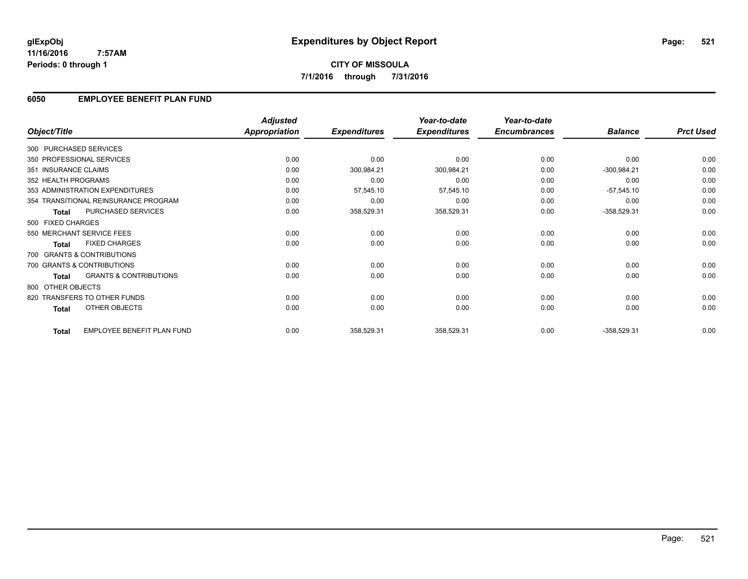# Expenditures by Object Report

glExpObj
11/16/2016 7:57AM
Periods: 0 through 1

**CITY OF MISSOULA**
**7/1/2016 through 7/31/2016**

## 6050 EMPLOYEE BENEFIT PLAN FUND

| Object/Title | | Adjusted Appropriation | Expenditures | Year-to-date Expenditures | Year-to-date Encumbrances | Balance | Prct Used |
|---|---|---|---|---|---|---|---|
| 300 PURCHASED SERVICES | | | | | | | |
| 350 PROFESSIONAL SERVICES | | 0.00 | 0.00 | 0.00 | 0.00 | 0.00 | 0.00 |
| 351 INSURANCE CLAIMS | | 0.00 | 300,984.21 | 300,984.21 | 0.00 | -300,984.21 | 0.00 |
| 352 HEALTH PROGRAMS | | 0.00 | 0.00 | 0.00 | 0.00 | 0.00 | 0.00 |
| 353 ADMINISTRATION EXPENDITURES | | 0.00 | 57,545.10 | 57,545.10 | 0.00 | -57,545.10 | 0.00 |
| 354 TRANSITIONAL REINSURANCE PROGRAM | | 0.00 | 0.00 | 0.00 | 0.00 | 0.00 | 0.00 |
| **Total** | PURCHASED SERVICES | 0.00 | 358,529.31 | 358,529.31 | 0.00 | -358,529.31 | 0.00 |
| 500 FIXED CHARGES | | | | | | | |
| 550 MERCHANT SERVICE FEES | | 0.00 | 0.00 | 0.00 | 0.00 | 0.00 | 0.00 |
| **Total** | FIXED CHARGES | 0.00 | 0.00 | 0.00 | 0.00 | 0.00 | 0.00 |
| 700 GRANTS & CONTRIBUTIONS | | | | | | | |
| 700 GRANTS & CONTRIBUTIONS | | 0.00 | 0.00 | 0.00 | 0.00 | 0.00 | 0.00 |
| **Total** | GRANTS & CONTRIBUTIONS | 0.00 | 0.00 | 0.00 | 0.00 | 0.00 | 0.00 |
| 800 OTHER OBJECTS | | | | | | | |
| 820 TRANSFERS TO OTHER FUNDS | | 0.00 | 0.00 | 0.00 | 0.00 | 0.00 | 0.00 |
| **Total** | OTHER OBJECTS | 0.00 | 0.00 | 0.00 | 0.00 | 0.00 | 0.00 |
| **Total** | EMPLOYEE BENEFIT PLAN FUND | 0.00 | 358,529.31 | 358,529.31 | 0.00 | -358,529.31 | 0.00 |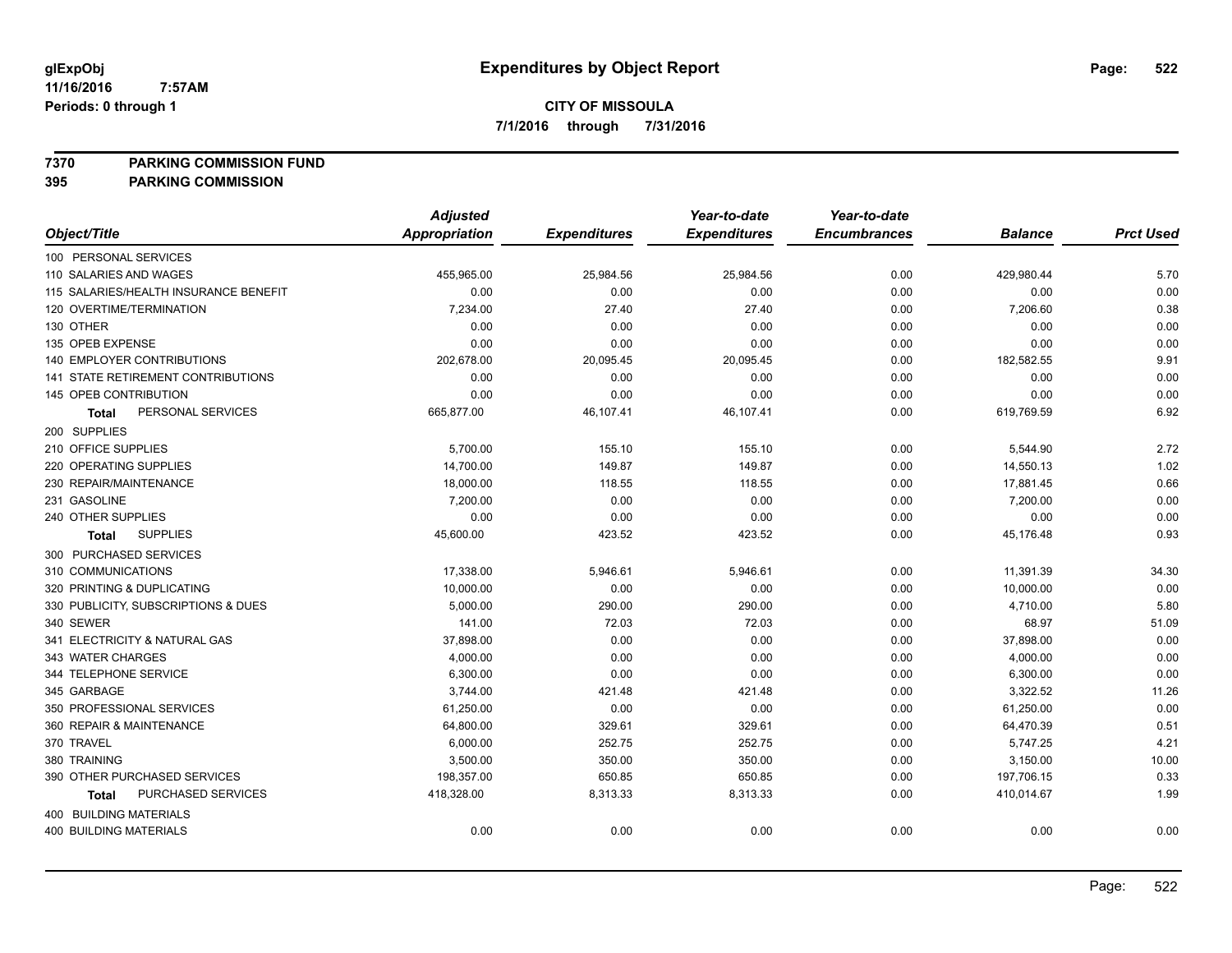# Expenditures by Object Report

glExpObj
11/16/2016 7:57AM
Periods: 0 through 1

**CITY OF MISSOULA**
**7/1/2016 through 7/31/2016**

**7370 PARKING COMMISSION FUND**
**395 PARKING COMMISSION**

| Object/Title | Adjusted Appropriation | Expenditures | Year-to-date Expenditures | Year-to-date Encumbrances | Balance | Prct Used |
|---|---|---|---|---|---|---|
| 100 PERSONAL SERVICES | | | | | | |
| 110 SALARIES AND WAGES | 455,965.00 | 25,984.56 | 25,984.56 | 0.00 | 429,980.44 | 5.70 |
| 115 SALARIES/HEALTH INSURANCE BENEFIT | 0.00 | 0.00 | 0.00 | 0.00 | 0.00 | 0.00 |
| 120 OVERTIME/TERMINATION | 7,234.00 | 27.40 | 27.40 | 0.00 | 7,206.60 | 0.38 |
| 130 OTHER | 0.00 | 0.00 | 0.00 | 0.00 | 0.00 | 0.00 |
| 135 OPEB EXPENSE | 0.00 | 0.00 | 0.00 | 0.00 | 0.00 | 0.00 |
| 140 EMPLOYER CONTRIBUTIONS | 202,678.00 | 20,095.45 | 20,095.45 | 0.00 | 182,582.55 | 9.91 |
| 141 STATE RETIREMENT CONTRIBUTIONS | 0.00 | 0.00 | 0.00 | 0.00 | 0.00 | 0.00 |
| 145 OPEB CONTRIBUTION | 0.00 | 0.00 | 0.00 | 0.00 | 0.00 | 0.00 |
| **Total** PERSONAL SERVICES | 665,877.00 | 46,107.41 | 46,107.41 | 0.00 | 619,769.59 | 6.92 |
| 200 SUPPLIES | | | | | | |
| 210 OFFICE SUPPLIES | 5,700.00 | 155.10 | 155.10 | 0.00 | 5,544.90 | 2.72 |
| 220 OPERATING SUPPLIES | 14,700.00 | 149.87 | 149.87 | 0.00 | 14,550.13 | 1.02 |
| 230 REPAIR/MAINTENANCE | 18,000.00 | 118.55 | 118.55 | 0.00 | 17,881.45 | 0.66 |
| 231 GASOLINE | 7,200.00 | 0.00 | 0.00 | 0.00 | 7,200.00 | 0.00 |
| 240 OTHER SUPPLIES | 0.00 | 0.00 | 0.00 | 0.00 | 0.00 | 0.00 |
| **Total** SUPPLIES | 45,600.00 | 423.52 | 423.52 | 0.00 | 45,176.48 | 0.93 |
| 300 PURCHASED SERVICES | | | | | | |
| 310 COMMUNICATIONS | 17,338.00 | 5,946.61 | 5,946.61 | 0.00 | 11,391.39 | 34.30 |
| 320 PRINTING & DUPLICATING | 10,000.00 | 0.00 | 0.00 | 0.00 | 10,000.00 | 0.00 |
| 330 PUBLICITY, SUBSCRIPTIONS & DUES | 5,000.00 | 290.00 | 290.00 | 0.00 | 4,710.00 | 5.80 |
| 340 SEWER | 141.00 | 72.03 | 72.03 | 0.00 | 68.97 | 51.09 |
| 341 ELECTRICITY & NATURAL GAS | 37,898.00 | 0.00 | 0.00 | 0.00 | 37,898.00 | 0.00 |
| 343 WATER CHARGES | 4,000.00 | 0.00 | 0.00 | 0.00 | 4,000.00 | 0.00 |
| 344 TELEPHONE SERVICE | 6,300.00 | 0.00 | 0.00 | 0.00 | 6,300.00 | 0.00 |
| 345 GARBAGE | 3,744.00 | 421.48 | 421.48 | 0.00 | 3,322.52 | 11.26 |
| 350 PROFESSIONAL SERVICES | 61,250.00 | 0.00 | 0.00 | 0.00 | 61,250.00 | 0.00 |
| 360 REPAIR & MAINTENANCE | 64,800.00 | 329.61 | 329.61 | 0.00 | 64,470.39 | 0.51 |
| 370 TRAVEL | 6,000.00 | 252.75 | 252.75 | 0.00 | 5,747.25 | 4.21 |
| 380 TRAINING | 3,500.00 | 350.00 | 350.00 | 0.00 | 3,150.00 | 10.00 |
| 390 OTHER PURCHASED SERVICES | 198,357.00 | 650.85 | 650.85 | 0.00 | 197,706.15 | 0.33 |
| **Total** PURCHASED SERVICES | 418,328.00 | 8,313.33 | 8,313.33 | 0.00 | 410,014.67 | 1.99 |
| 400 BUILDING MATERIALS | | | | | | |
| 400 BUILDING MATERIALS | 0.00 | 0.00 | 0.00 | 0.00 | 0.00 | 0.00 |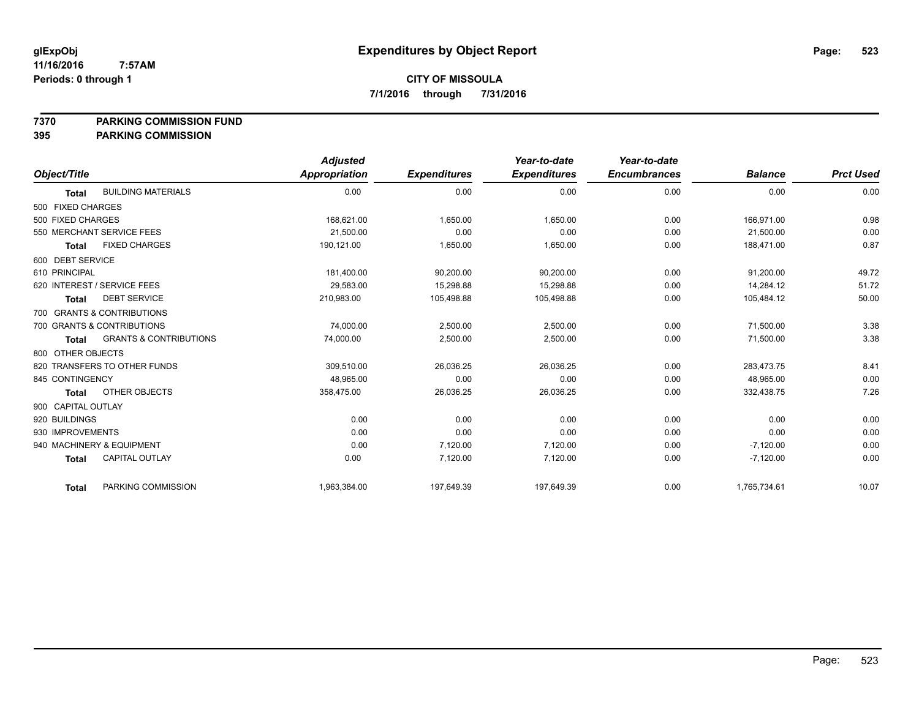# Expenditures by Object Report

glExpObj
11/16/2016 7:57AM
Periods: 0 through 1

**CITY OF MISSOULA**
**7/1/2016 through 7/31/2016**

**7370 PARKING COMMISSION FUND**
**395 PARKING COMMISSION**

| Object/Title | Adjusted Appropriation | Expenditures | Year-to-date Expenditures | Year-to-date Encumbrances | Balance | Prct Used |
|---|---|---|---|---|---|---|
| **Total** BUILDING MATERIALS | 0.00 | 0.00 | 0.00 | 0.00 | 0.00 | 0.00 |
| 500 FIXED CHARGES | | | | | | |
| 500 FIXED CHARGES | 168,621.00 | 1,650.00 | 1,650.00 | 0.00 | 166,971.00 | 0.98 |
| 550 MERCHANT SERVICE FEES | 21,500.00 | 0.00 | 0.00 | 0.00 | 21,500.00 | 0.00 |
| **Total** FIXED CHARGES | 190,121.00 | 1,650.00 | 1,650.00 | 0.00 | 188,471.00 | 0.87 |
| 600 DEBT SERVICE | | | | | | |
| 610 PRINCIPAL | 181,400.00 | 90,200.00 | 90,200.00 | 0.00 | 91,200.00 | 49.72 |
| 620 INTEREST / SERVICE FEES | 29,583.00 | 15,298.88 | 15,298.88 | 0.00 | 14,284.12 | 51.72 |
| **Total** DEBT SERVICE | 210,983.00 | 105,498.88 | 105,498.88 | 0.00 | 105,484.12 | 50.00 |
| 700 GRANTS & CONTRIBUTIONS | | | | | | |
| 700 GRANTS & CONTRIBUTIONS | 74,000.00 | 2,500.00 | 2,500.00 | 0.00 | 71,500.00 | 3.38 |
| **Total** GRANTS & CONTRIBUTIONS | 74,000.00 | 2,500.00 | 2,500.00 | 0.00 | 71,500.00 | 3.38 |
| 800 OTHER OBJECTS | | | | | | |
| 820 TRANSFERS TO OTHER FUNDS | 309,510.00 | 26,036.25 | 26,036.25 | 0.00 | 283,473.75 | 8.41 |
| 845 CONTINGENCY | 48,965.00 | 0.00 | 0.00 | 0.00 | 48,965.00 | 0.00 |
| **Total** OTHER OBJECTS | 358,475.00 | 26,036.25 | 26,036.25 | 0.00 | 332,438.75 | 7.26 |
| 900 CAPITAL OUTLAY | | | | | | |
| 920 BUILDINGS | 0.00 | 0.00 | 0.00 | 0.00 | 0.00 | 0.00 |
| 930 IMPROVEMENTS | 0.00 | 0.00 | 0.00 | 0.00 | 0.00 | 0.00 |
| 940 MACHINERY & EQUIPMENT | 0.00 | 7,120.00 | 7,120.00 | 0.00 | -7,120.00 | 0.00 |
| **Total** CAPITAL OUTLAY | 0.00 | 7,120.00 | 7,120.00 | 0.00 | -7,120.00 | 0.00 |
| **Total** PARKING COMMISSION | 1,963,384.00 | 197,649.39 | 197,649.39 | 0.00 | 1,765,734.61 | 10.07 |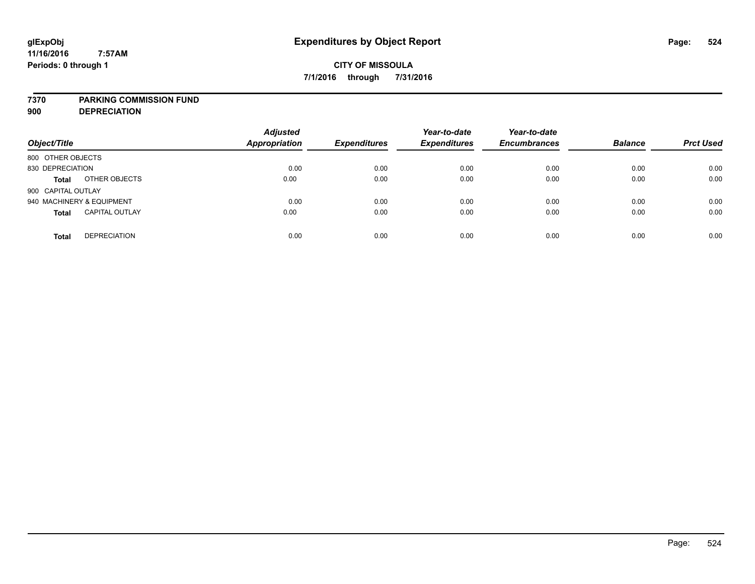**glExpObj**
**11/16/2016 7:57AM**
**Periods: 0 through 1**

# Expenditures by Object Report

**CITY OF MISSOULA**
**7/1/2016 through 7/31/2016**

**7370 PARKING COMMISSION FUND**
**900 DEPRECIATION**

| Object/Title | | Adjusted Appropriation | Expenditures | Year-to-date Expenditures | Year-to-date Encumbrances | Balance | Prct Used |
|---|---|---|---|---|---|---|---|
| 800 OTHER OBJECTS | | | | | | | |
| 830 DEPRECIATION | | 0.00 | 0.00 | 0.00 | 0.00 | 0.00 | 0.00 |
| **Total** | OTHER OBJECTS | 0.00 | 0.00 | 0.00 | 0.00 | 0.00 | 0.00 |
| 900 CAPITAL OUTLAY | | | | | | | |
| 940 MACHINERY & EQUIPMENT | | 0.00 | 0.00 | 0.00 | 0.00 | 0.00 | 0.00 |
| **Total** | CAPITAL OUTLAY | 0.00 | 0.00 | 0.00 | 0.00 | 0.00 | 0.00 |
| **Total** | DEPRECIATION | 0.00 | 0.00 | 0.00 | 0.00 | 0.00 | 0.00 |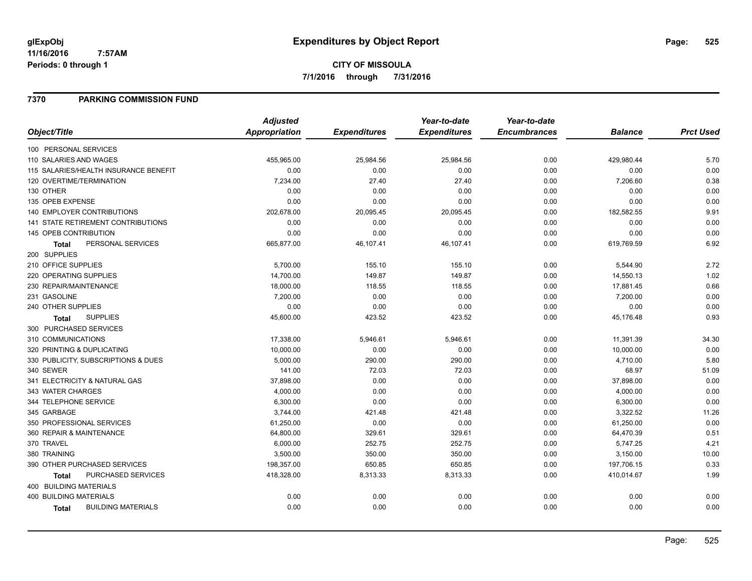**glExpObj** **Expenditures by Object Report**

**11/16/2016 7:57AM**

**Periods: 0 through 1**

**CITY OF MISSOULA**

**7/1/2016 through 7/31/2016**

## 7370 PARKING COMMISSION FUND

| Object/Title | Adjusted Appropriation | Expenditures | Year-to-date Expenditures | Year-to-date Encumbrances | Balance | Prct Used |
|---|---|---|---|---|---|---|
| 100 PERSONAL SERVICES | | | | | | |
| 110 SALARIES AND WAGES | 455,965.00 | 25,984.56 | 25,984.56 | 0.00 | 429,980.44 | 5.70 |
| 115 SALARIES/HEALTH INSURANCE BENEFIT | 0.00 | 0.00 | 0.00 | 0.00 | 0.00 | 0.00 |
| 120 OVERTIME/TERMINATION | 7,234.00 | 27.40 | 27.40 | 0.00 | 7,206.60 | 0.38 |
| 130 OTHER | 0.00 | 0.00 | 0.00 | 0.00 | 0.00 | 0.00 |
| 135 OPEB EXPENSE | 0.00 | 0.00 | 0.00 | 0.00 | 0.00 | 0.00 |
| 140 EMPLOYER CONTRIBUTIONS | 202,678.00 | 20,095.45 | 20,095.45 | 0.00 | 182,582.55 | 9.91 |
| 141 STATE RETIREMENT CONTRIBUTIONS | 0.00 | 0.00 | 0.00 | 0.00 | 0.00 | 0.00 |
| 145 OPEB CONTRIBUTION | 0.00 | 0.00 | 0.00 | 0.00 | 0.00 | 0.00 |
| **Total** PERSONAL SERVICES | 665,877.00 | 46,107.41 | 46,107.41 | 0.00 | 619,769.59 | 6.92 |
| 200 SUPPLIES | | | | | | |
| 210 OFFICE SUPPLIES | 5,700.00 | 155.10 | 155.10 | 0.00 | 5,544.90 | 2.72 |
| 220 OPERATING SUPPLIES | 14,700.00 | 149.87 | 149.87 | 0.00 | 14,550.13 | 1.02 |
| 230 REPAIR/MAINTENANCE | 18,000.00 | 118.55 | 118.55 | 0.00 | 17,881.45 | 0.66 |
| 231 GASOLINE | 7,200.00 | 0.00 | 0.00 | 0.00 | 7,200.00 | 0.00 |
| 240 OTHER SUPPLIES | 0.00 | 0.00 | 0.00 | 0.00 | 0.00 | 0.00 |
| **Total** SUPPLIES | 45,600.00 | 423.52 | 423.52 | 0.00 | 45,176.48 | 0.93 |
| 300 PURCHASED SERVICES | | | | | | |
| 310 COMMUNICATIONS | 17,338.00 | 5,946.61 | 5,946.61 | 0.00 | 11,391.39 | 34.30 |
| 320 PRINTING & DUPLICATING | 10,000.00 | 0.00 | 0.00 | 0.00 | 10,000.00 | 0.00 |
| 330 PUBLICITY, SUBSCRIPTIONS & DUES | 5,000.00 | 290.00 | 290.00 | 0.00 | 4,710.00 | 5.80 |
| 340 SEWER | 141.00 | 72.03 | 72.03 | 0.00 | 68.97 | 51.09 |
| 341 ELECTRICITY & NATURAL GAS | 37,898.00 | 0.00 | 0.00 | 0.00 | 37,898.00 | 0.00 |
| 343 WATER CHARGES | 4,000.00 | 0.00 | 0.00 | 0.00 | 4,000.00 | 0.00 |
| 344 TELEPHONE SERVICE | 6,300.00 | 0.00 | 0.00 | 0.00 | 6,300.00 | 0.00 |
| 345 GARBAGE | 3,744.00 | 421.48 | 421.48 | 0.00 | 3,322.52 | 11.26 |
| 350 PROFESSIONAL SERVICES | 61,250.00 | 0.00 | 0.00 | 0.00 | 61,250.00 | 0.00 |
| 360 REPAIR & MAINTENANCE | 64,800.00 | 329.61 | 329.61 | 0.00 | 64,470.39 | 0.51 |
| 370 TRAVEL | 6,000.00 | 252.75 | 252.75 | 0.00 | 5,747.25 | 4.21 |
| 380 TRAINING | 3,500.00 | 350.00 | 350.00 | 0.00 | 3,150.00 | 10.00 |
| 390 OTHER PURCHASED SERVICES | 198,357.00 | 650.85 | 650.85 | 0.00 | 197,706.15 | 0.33 |
| **Total** PURCHASED SERVICES | 418,328.00 | 8,313.33 | 8,313.33 | 0.00 | 410,014.67 | 1.99 |
| 400 BUILDING MATERIALS | | | | | | |
| 400 BUILDING MATERIALS | 0.00 | 0.00 | 0.00 | 0.00 | 0.00 | 0.00 |
| **Total** BUILDING MATERIALS | 0.00 | 0.00 | 0.00 | 0.00 | 0.00 | 0.00 |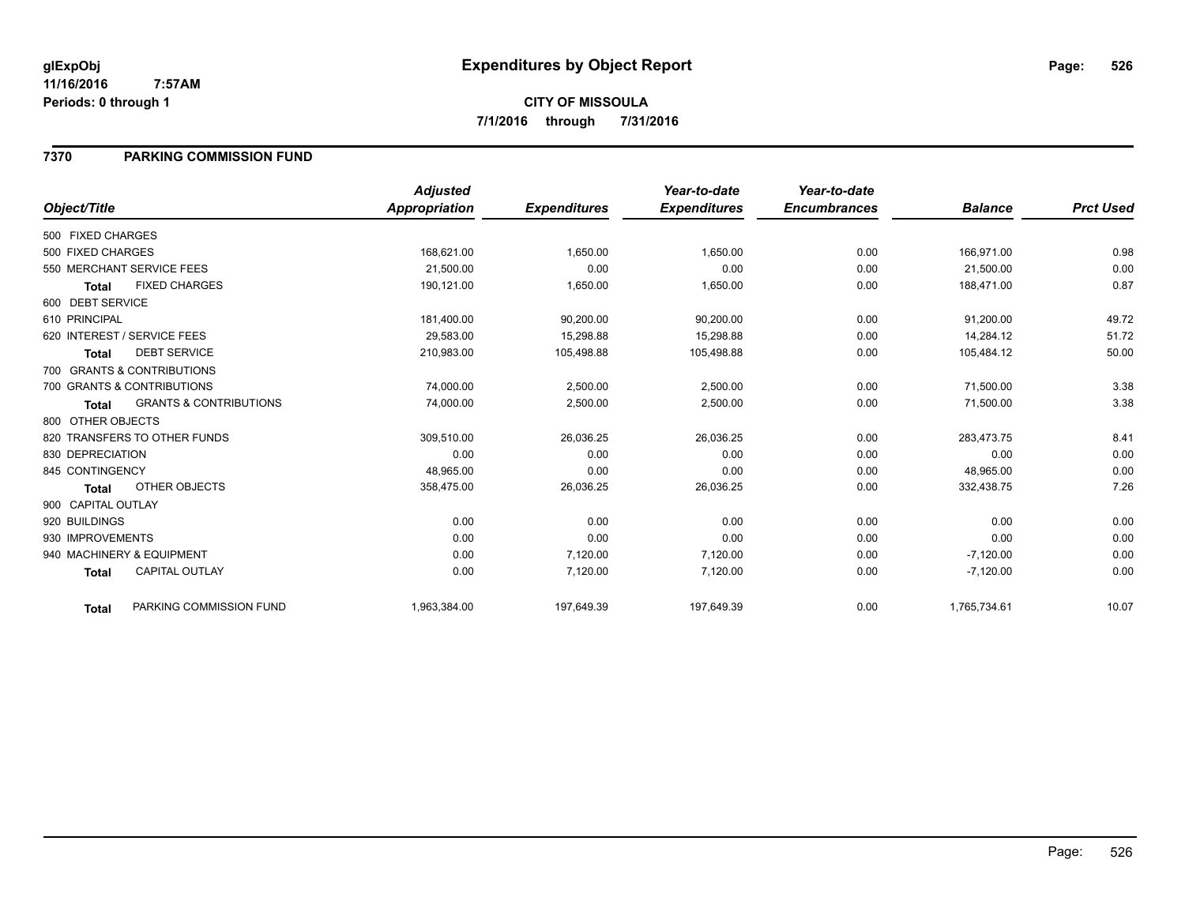**glExpObj**
**11/16/2016 7:57AM**
**Periods: 0 through 1**

# Expenditures by Object Report

**CITY OF MISSOULA**
**7/1/2016 through 7/31/2016**

## 7370 PARKING COMMISSION FUND

| Object/Title | Adjusted Appropriation | Expenditures | Year-to-date Expenditures | Year-to-date Encumbrances | Balance | Prct Used |
|---|---|---|---|---|---|---|
| 500 FIXED CHARGES | | | | | | |
| 500 FIXED CHARGES | 168,621.00 | 1,650.00 | 1,650.00 | 0.00 | 166,971.00 | 0.98 |
| 550 MERCHANT SERVICE FEES | 21,500.00 | 0.00 | 0.00 | 0.00 | 21,500.00 | 0.00 |
| **Total** FIXED CHARGES | 190,121.00 | 1,650.00 | 1,650.00 | 0.00 | 188,471.00 | 0.87 |
| 600 DEBT SERVICE | | | | | | |
| 610 PRINCIPAL | 181,400.00 | 90,200.00 | 90,200.00 | 0.00 | 91,200.00 | 49.72 |
| 620 INTEREST / SERVICE FEES | 29,583.00 | 15,298.88 | 15,298.88 | 0.00 | 14,284.12 | 51.72 |
| **Total** DEBT SERVICE | 210,983.00 | 105,498.88 | 105,498.88 | 0.00 | 105,484.12 | 50.00 |
| 700 GRANTS & CONTRIBUTIONS | | | | | | |
| 700 GRANTS & CONTRIBUTIONS | 74,000.00 | 2,500.00 | 2,500.00 | 0.00 | 71,500.00 | 3.38 |
| **Total** GRANTS & CONTRIBUTIONS | 74,000.00 | 2,500.00 | 2,500.00 | 0.00 | 71,500.00 | 3.38 |
| 800 OTHER OBJECTS | | | | | | |
| 820 TRANSFERS TO OTHER FUNDS | 309,510.00 | 26,036.25 | 26,036.25 | 0.00 | 283,473.75 | 8.41 |
| 830 DEPRECIATION | 0.00 | 0.00 | 0.00 | 0.00 | 0.00 | 0.00 |
| 845 CONTINGENCY | 48,965.00 | 0.00 | 0.00 | 0.00 | 48,965.00 | 0.00 |
| **Total** OTHER OBJECTS | 358,475.00 | 26,036.25 | 26,036.25 | 0.00 | 332,438.75 | 7.26 |
| 900 CAPITAL OUTLAY | | | | | | |
| 920 BUILDINGS | 0.00 | 0.00 | 0.00 | 0.00 | 0.00 | 0.00 |
| 930 IMPROVEMENTS | 0.00 | 0.00 | 0.00 | 0.00 | 0.00 | 0.00 |
| 940 MACHINERY & EQUIPMENT | 0.00 | 7,120.00 | 7,120.00 | 0.00 | -7,120.00 | 0.00 |
| **Total** CAPITAL OUTLAY | 0.00 | 7,120.00 | 7,120.00 | 0.00 | -7,120.00 | 0.00 |
| **Total** PARKING COMMISSION FUND | 1,963,384.00 | 197,649.39 | 197,649.39 | 0.00 | 1,765,734.61 | 10.07 |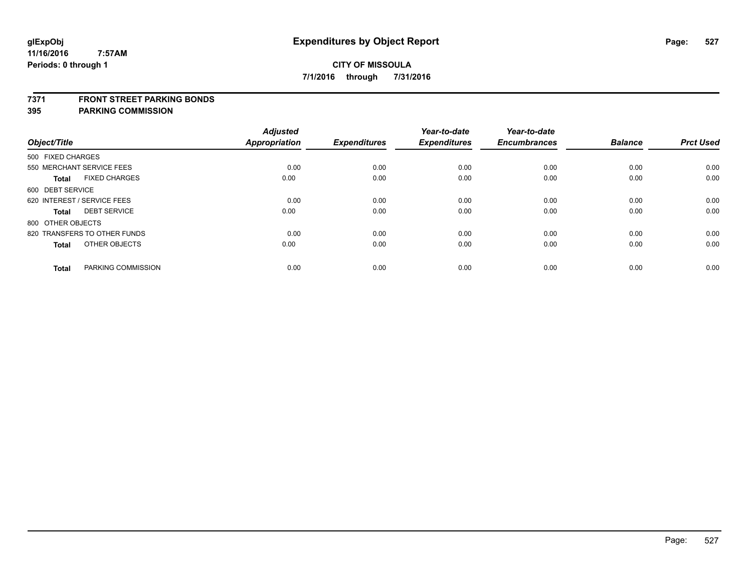glExpObj
11/16/2016 7:57AM
Periods: 0 through 1

# Expenditures by Object Report

**CITY OF MISSOULA**
**7/1/2016 through 7/31/2016**

**7371 FRONT STREET PARKING BONDS**
**395 PARKING COMMISSION**

| Object/Title | Adjusted Appropriation | Expenditures | Year-to-date Expenditures | Year-to-date Encumbrances | Balance | Prct Used |
|---|---|---|---|---|---|---|
| 500 FIXED CHARGES | | | | | | |
| 550 MERCHANT SERVICE FEES | 0.00 | 0.00 | 0.00 | 0.00 | 0.00 | 0.00 |
| **Total** FIXED CHARGES | 0.00 | 0.00 | 0.00 | 0.00 | 0.00 | 0.00 |
| 600 DEBT SERVICE | | | | | | |
| 620 INTEREST / SERVICE FEES | 0.00 | 0.00 | 0.00 | 0.00 | 0.00 | 0.00 |
| **Total** DEBT SERVICE | 0.00 | 0.00 | 0.00 | 0.00 | 0.00 | 0.00 |
| 800 OTHER OBJECTS | | | | | | |
| 820 TRANSFERS TO OTHER FUNDS | 0.00 | 0.00 | 0.00 | 0.00 | 0.00 | 0.00 |
| **Total** OTHER OBJECTS | 0.00 | 0.00 | 0.00 | 0.00 | 0.00 | 0.00 |
| **Total** PARKING COMMISSION | 0.00 | 0.00 | 0.00 | 0.00 | 0.00 | 0.00 |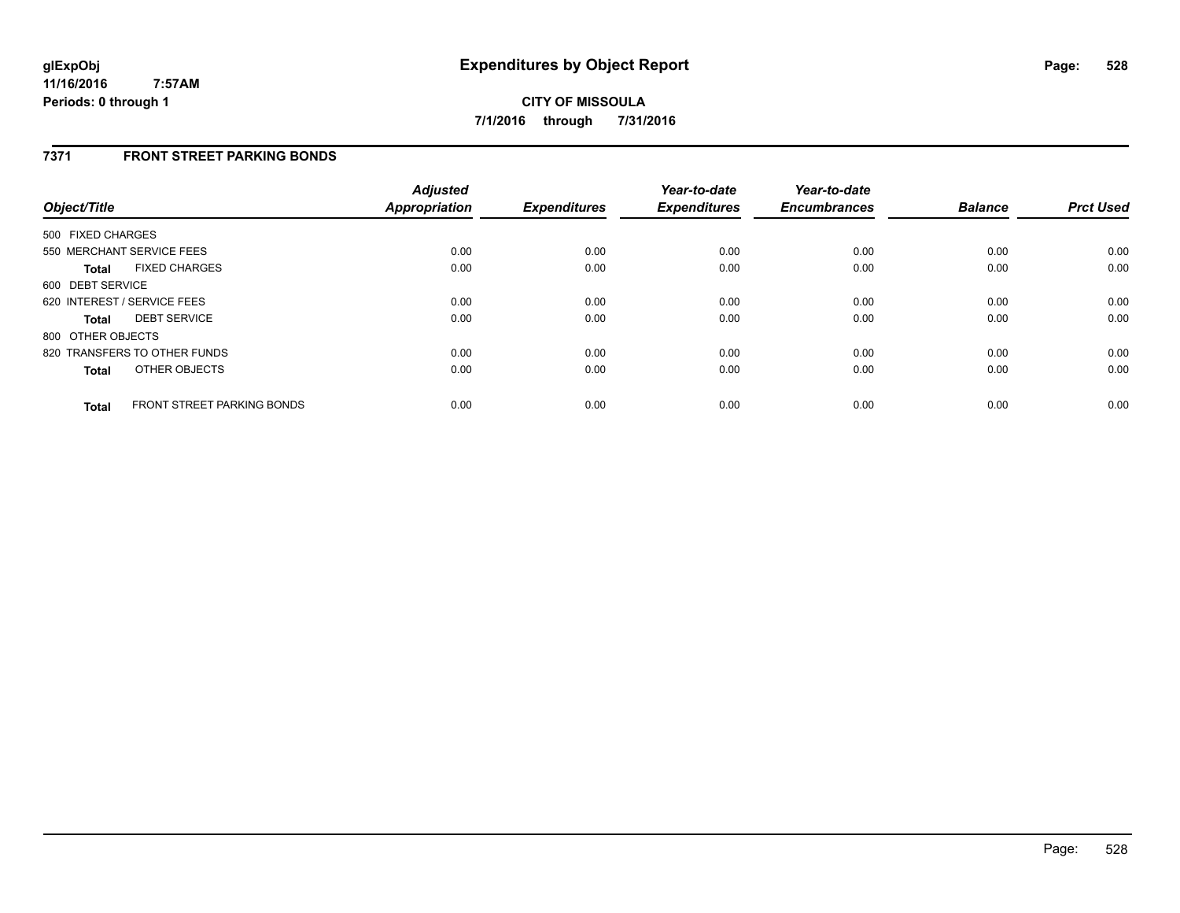# Expenditures by Object Report

**CITY OF MISSOULA**

**7/1/2016 through 7/31/2016**

glExpObj
11/16/2016 7:57AM
Periods: 0 through 1

## 7371 FRONT STREET PARKING BONDS

| Object/Title | Adjusted Appropriation | Expenditures | Year-to-date Expenditures | Year-to-date Encumbrances | Balance | Prct Used |
|---|---|---|---|---|---|---|
| 500 FIXED CHARGES | | | | | | |
| 550 MERCHANT SERVICE FEES | 0.00 | 0.00 | 0.00 | 0.00 | 0.00 | 0.00 |
| **Total** FIXED CHARGES | 0.00 | 0.00 | 0.00 | 0.00 | 0.00 | 0.00 |
| 600 DEBT SERVICE | | | | | | |
| 620 INTEREST / SERVICE FEES | 0.00 | 0.00 | 0.00 | 0.00 | 0.00 | 0.00 |
| **Total** DEBT SERVICE | 0.00 | 0.00 | 0.00 | 0.00 | 0.00 | 0.00 |
| 800 OTHER OBJECTS | | | | | | |
| 820 TRANSFERS TO OTHER FUNDS | 0.00 | 0.00 | 0.00 | 0.00 | 0.00 | 0.00 |
| **Total** OTHER OBJECTS | 0.00 | 0.00 | 0.00 | 0.00 | 0.00 | 0.00 |
| **Total** FRONT STREET PARKING BONDS | 0.00 | 0.00 | 0.00 | 0.00 | 0.00 | 0.00 |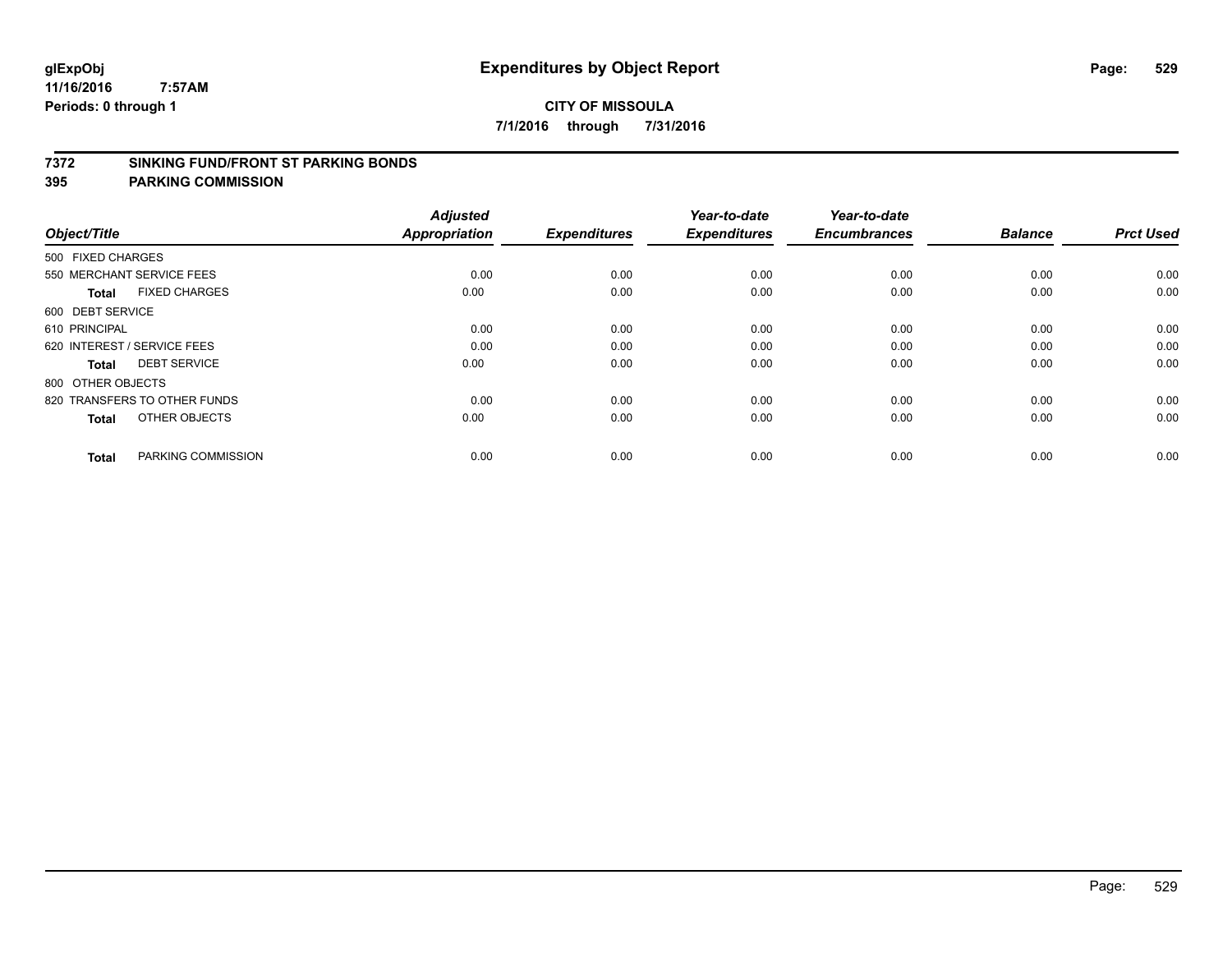# Expenditures by Object Report

glExpObj
11/16/2016 7:57AM
Periods: 0 through 1

**CITY OF MISSOULA**
**7/1/2016 through 7/31/2016**

## 7372 SINKING FUND/FRONT ST PARKING BONDS
## 395 PARKING COMMISSION

| Object/Title | Adjusted Appropriation | Expenditures | Year-to-date Expenditures | Year-to-date Encumbrances | Balance | Prct Used |
|---|---|---|---|---|---|---|
| 500 FIXED CHARGES | | | | | | |
| 550 MERCHANT SERVICE FEES | 0.00 | 0.00 | 0.00 | 0.00 | 0.00 | 0.00 |
| **Total** FIXED CHARGES | 0.00 | 0.00 | 0.00 | 0.00 | 0.00 | 0.00 |
| 600 DEBT SERVICE | | | | | | |
| 610 PRINCIPAL | 0.00 | 0.00 | 0.00 | 0.00 | 0.00 | 0.00 |
| 620 INTEREST / SERVICE FEES | 0.00 | 0.00 | 0.00 | 0.00 | 0.00 | 0.00 |
| **Total** DEBT SERVICE | 0.00 | 0.00 | 0.00 | 0.00 | 0.00 | 0.00 |
| 800 OTHER OBJECTS | | | | | | |
| 820 TRANSFERS TO OTHER FUNDS | 0.00 | 0.00 | 0.00 | 0.00 | 0.00 | 0.00 |
| **Total** OTHER OBJECTS | 0.00 | 0.00 | 0.00 | 0.00 | 0.00 | 0.00 |
| **Total** PARKING COMMISSION | 0.00 | 0.00 | 0.00 | 0.00 | 0.00 | 0.00 |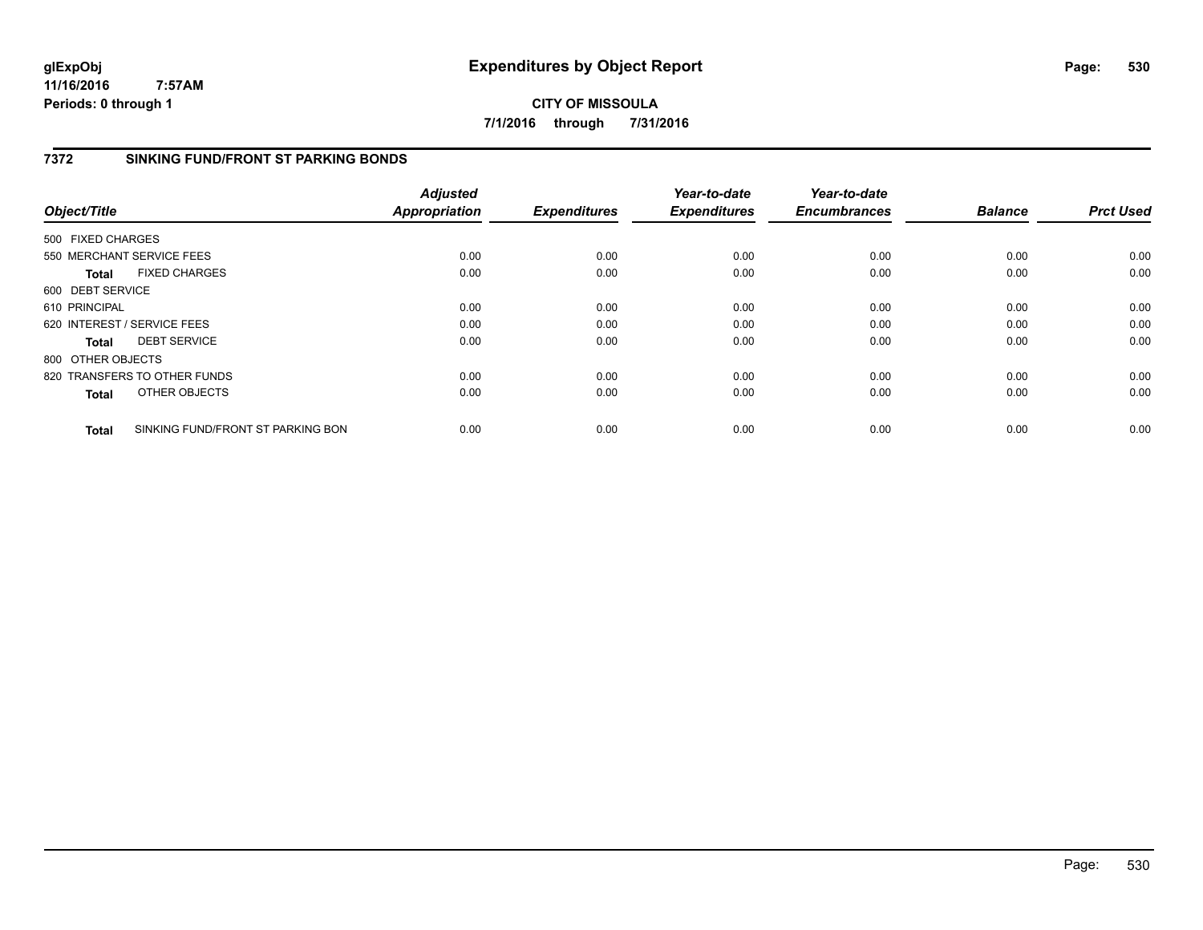**glExpObj** **Expenditures by Object Report**

**11/16/2016 7:57AM**

**Periods: 0 through 1**

**CITY OF MISSOULA**

**7/1/2016 through 7/31/2016**

## 7372 SINKING FUND/FRONT ST PARKING BONDS

| Object/Title | Adjusted Appropriation | Expenditures | Year-to-date Expenditures | Year-to-date Encumbrances | Balance | Prct Used |
|---|---|---|---|---|---|---|
| 500 FIXED CHARGES | | | | | | |
| 550 MERCHANT SERVICE FEES | 0.00 | 0.00 | 0.00 | 0.00 | 0.00 | 0.00 |
| **Total** FIXED CHARGES | 0.00 | 0.00 | 0.00 | 0.00 | 0.00 | 0.00 |
| 600 DEBT SERVICE | | | | | | |
| 610 PRINCIPAL | 0.00 | 0.00 | 0.00 | 0.00 | 0.00 | 0.00 |
| 620 INTEREST / SERVICE FEES | 0.00 | 0.00 | 0.00 | 0.00 | 0.00 | 0.00 |
| **Total** DEBT SERVICE | 0.00 | 0.00 | 0.00 | 0.00 | 0.00 | 0.00 |
| 800 OTHER OBJECTS | | | | | | |
| 820 TRANSFERS TO OTHER FUNDS | 0.00 | 0.00 | 0.00 | 0.00 | 0.00 | 0.00 |
| **Total** OTHER OBJECTS | 0.00 | 0.00 | 0.00 | 0.00 | 0.00 | 0.00 |
| **Total** SINKING FUND/FRONT ST PARKING BON | 0.00 | 0.00 | 0.00 | 0.00 | 0.00 | 0.00 |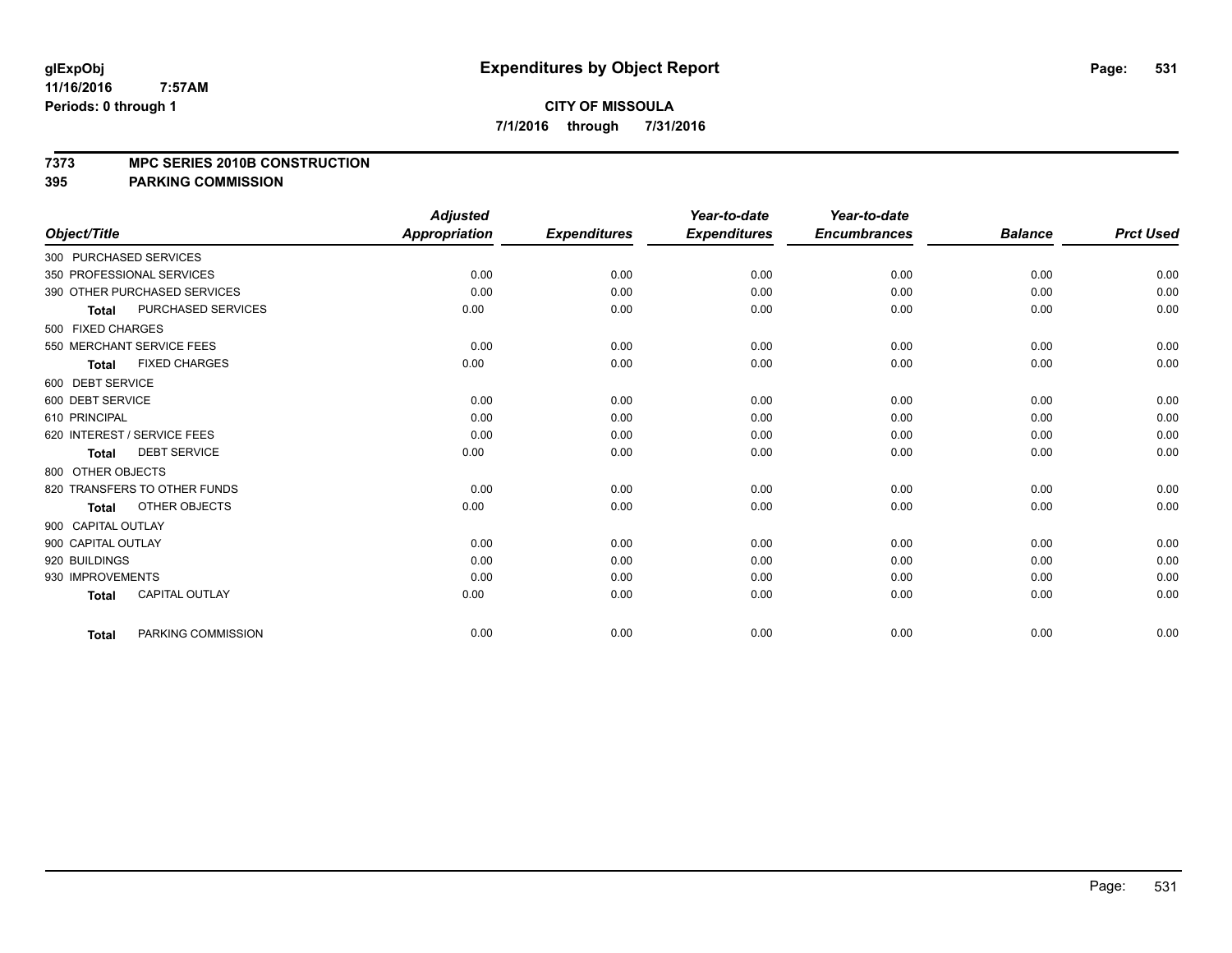**glExpObj** **Expenditures by Object Report**

**11/16/2016 7:57AM**

**Periods: 0 through 1**

**CITY OF MISSOULA**

**7/1/2016 through 7/31/2016**

**7373 MPC SERIES 2010B CONSTRUCTION**

**395 PARKING COMMISSION**

| Object/Title | | Adjusted Appropriation | Expenditures | Year-to-date Expenditures | Year-to-date Encumbrances | Balance | Prct Used |
|---|---|---|---|---|---|---|---|
| 300 PURCHASED SERVICES | | | | | | | |
| 350 PROFESSIONAL SERVICES | | 0.00 | 0.00 | 0.00 | 0.00 | 0.00 | 0.00 |
| 390 OTHER PURCHASED SERVICES | | 0.00 | 0.00 | 0.00 | 0.00 | 0.00 | 0.00 |
| **Total** | PURCHASED SERVICES | 0.00 | 0.00 | 0.00 | 0.00 | 0.00 | 0.00 |
| 500 FIXED CHARGES | | | | | | | |
| 550 MERCHANT SERVICE FEES | | 0.00 | 0.00 | 0.00 | 0.00 | 0.00 | 0.00 |
| **Total** | FIXED CHARGES | 0.00 | 0.00 | 0.00 | 0.00 | 0.00 | 0.00 |
| 600 DEBT SERVICE | | | | | | | |
| 600 DEBT SERVICE | | 0.00 | 0.00 | 0.00 | 0.00 | 0.00 | 0.00 |
| 610 PRINCIPAL | | 0.00 | 0.00 | 0.00 | 0.00 | 0.00 | 0.00 |
| 620 INTEREST / SERVICE FEES | | 0.00 | 0.00 | 0.00 | 0.00 | 0.00 | 0.00 |
| **Total** | DEBT SERVICE | 0.00 | 0.00 | 0.00 | 0.00 | 0.00 | 0.00 |
| 800 OTHER OBJECTS | | | | | | | |
| 820 TRANSFERS TO OTHER FUNDS | | 0.00 | 0.00 | 0.00 | 0.00 | 0.00 | 0.00 |
| **Total** | OTHER OBJECTS | 0.00 | 0.00 | 0.00 | 0.00 | 0.00 | 0.00 |
| 900 CAPITAL OUTLAY | | | | | | | |
| 900 CAPITAL OUTLAY | | 0.00 | 0.00 | 0.00 | 0.00 | 0.00 | 0.00 |
| 920 BUILDINGS | | 0.00 | 0.00 | 0.00 | 0.00 | 0.00 | 0.00 |
| 930 IMPROVEMENTS | | 0.00 | 0.00 | 0.00 | 0.00 | 0.00 | 0.00 |
| **Total** | CAPITAL OUTLAY | 0.00 | 0.00 | 0.00 | 0.00 | 0.00 | 0.00 |
| **Total** | PARKING COMMISSION | 0.00 | 0.00 | 0.00 | 0.00 | 0.00 | 0.00 |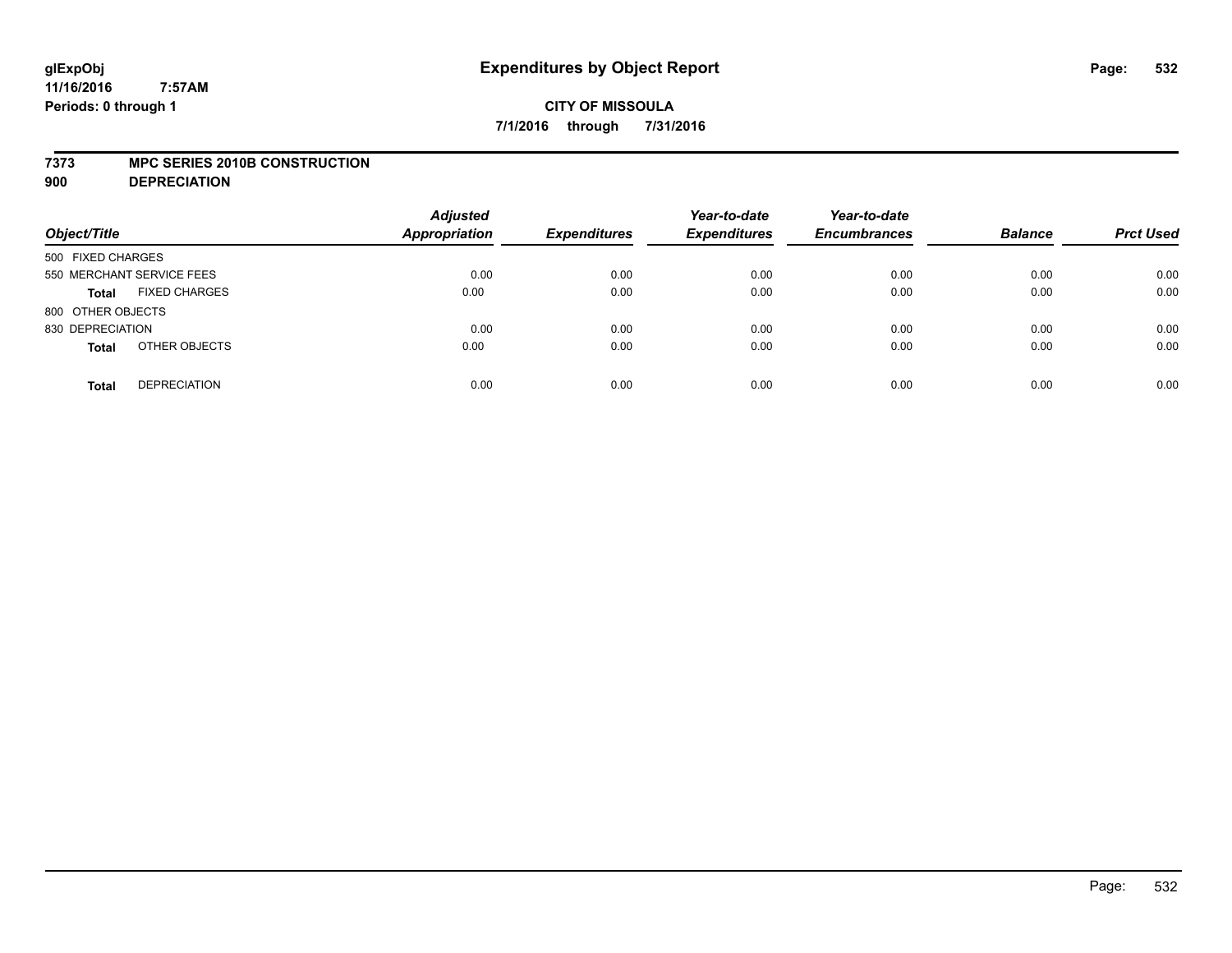glExpObj
11/16/2016 7:57AM
Periods: 0 through 1

# Expenditures by Object Report

**CITY OF MISSOULA**
**7/1/2016 through 7/31/2016**

**7373 MPC SERIES 2010B CONSTRUCTION**
**900 DEPRECIATION**

| Object/Title | Adjusted Appropriation | Expenditures | Year-to-date Expenditures | Year-to-date Encumbrances | Balance | Prct Used |
|---|---|---|---|---|---|---|
| 500 FIXED CHARGES | | | | | | |
| 550 MERCHANT SERVICE FEES | 0.00 | 0.00 | 0.00 | 0.00 | 0.00 | 0.00 |
| **Total** FIXED CHARGES | 0.00 | 0.00 | 0.00 | 0.00 | 0.00 | 0.00 |
| 800 OTHER OBJECTS | | | | | | |
| 830 DEPRECIATION | 0.00 | 0.00 | 0.00 | 0.00 | 0.00 | 0.00 |
| **Total** OTHER OBJECTS | 0.00 | 0.00 | 0.00 | 0.00 | 0.00 | 0.00 |
| **Total** DEPRECIATION | 0.00 | 0.00 | 0.00 | 0.00 | 0.00 | 0.00 |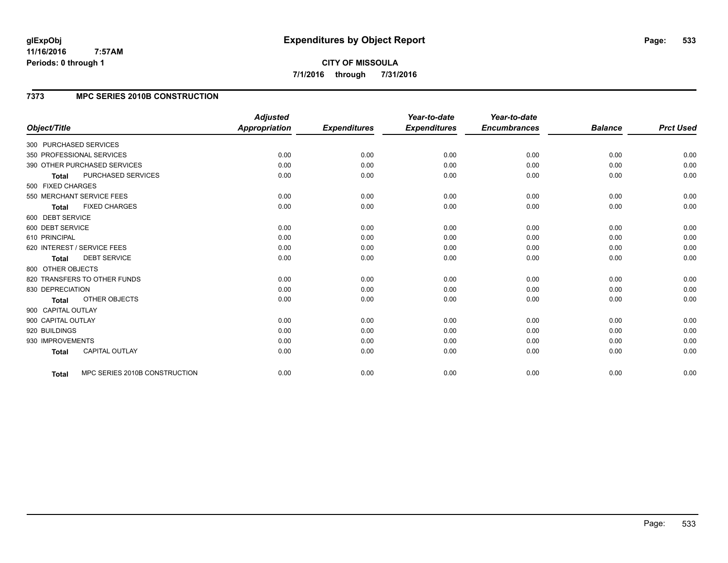**glExpObj**
**11/16/2016 7:57AM**
**Periods: 0 through 1**

# Expenditures by Object Report

**CITY OF MISSOULA**
**7/1/2016 through 7/31/2016**

## 7373 MPC SERIES 2010B CONSTRUCTION

| Object/Title | Adjusted Appropriation | Expenditures | Year-to-date Expenditures | Year-to-date Encumbrances | Balance | Prct Used |
|---|---|---|---|---|---|---|
| 300 PURCHASED SERVICES | | | | | | |
| 350 PROFESSIONAL SERVICES | 0.00 | 0.00 | 0.00 | 0.00 | 0.00 | 0.00 |
| 390 OTHER PURCHASED SERVICES | 0.00 | 0.00 | 0.00 | 0.00 | 0.00 | 0.00 |
| **Total** PURCHASED SERVICES | 0.00 | 0.00 | 0.00 | 0.00 | 0.00 | 0.00 |
| 500 FIXED CHARGES | | | | | | |
| 550 MERCHANT SERVICE FEES | 0.00 | 0.00 | 0.00 | 0.00 | 0.00 | 0.00 |
| **Total** FIXED CHARGES | 0.00 | 0.00 | 0.00 | 0.00 | 0.00 | 0.00 |
| 600 DEBT SERVICE | | | | | | |
| 600 DEBT SERVICE | 0.00 | 0.00 | 0.00 | 0.00 | 0.00 | 0.00 |
| 610 PRINCIPAL | 0.00 | 0.00 | 0.00 | 0.00 | 0.00 | 0.00 |
| 620 INTEREST / SERVICE FEES | 0.00 | 0.00 | 0.00 | 0.00 | 0.00 | 0.00 |
| **Total** DEBT SERVICE | 0.00 | 0.00 | 0.00 | 0.00 | 0.00 | 0.00 |
| 800 OTHER OBJECTS | | | | | | |
| 820 TRANSFERS TO OTHER FUNDS | 0.00 | 0.00 | 0.00 | 0.00 | 0.00 | 0.00 |
| 830 DEPRECIATION | 0.00 | 0.00 | 0.00 | 0.00 | 0.00 | 0.00 |
| **Total** OTHER OBJECTS | 0.00 | 0.00 | 0.00 | 0.00 | 0.00 | 0.00 |
| 900 CAPITAL OUTLAY | | | | | | |
| 900 CAPITAL OUTLAY | 0.00 | 0.00 | 0.00 | 0.00 | 0.00 | 0.00 |
| 920 BUILDINGS | 0.00 | 0.00 | 0.00 | 0.00 | 0.00 | 0.00 |
| 930 IMPROVEMENTS | 0.00 | 0.00 | 0.00 | 0.00 | 0.00 | 0.00 |
| **Total** CAPITAL OUTLAY | 0.00 | 0.00 | 0.00 | 0.00 | 0.00 | 0.00 |
| **Total** MPC SERIES 2010B CONSTRUCTION | 0.00 | 0.00 | 0.00 | 0.00 | 0.00 | 0.00 |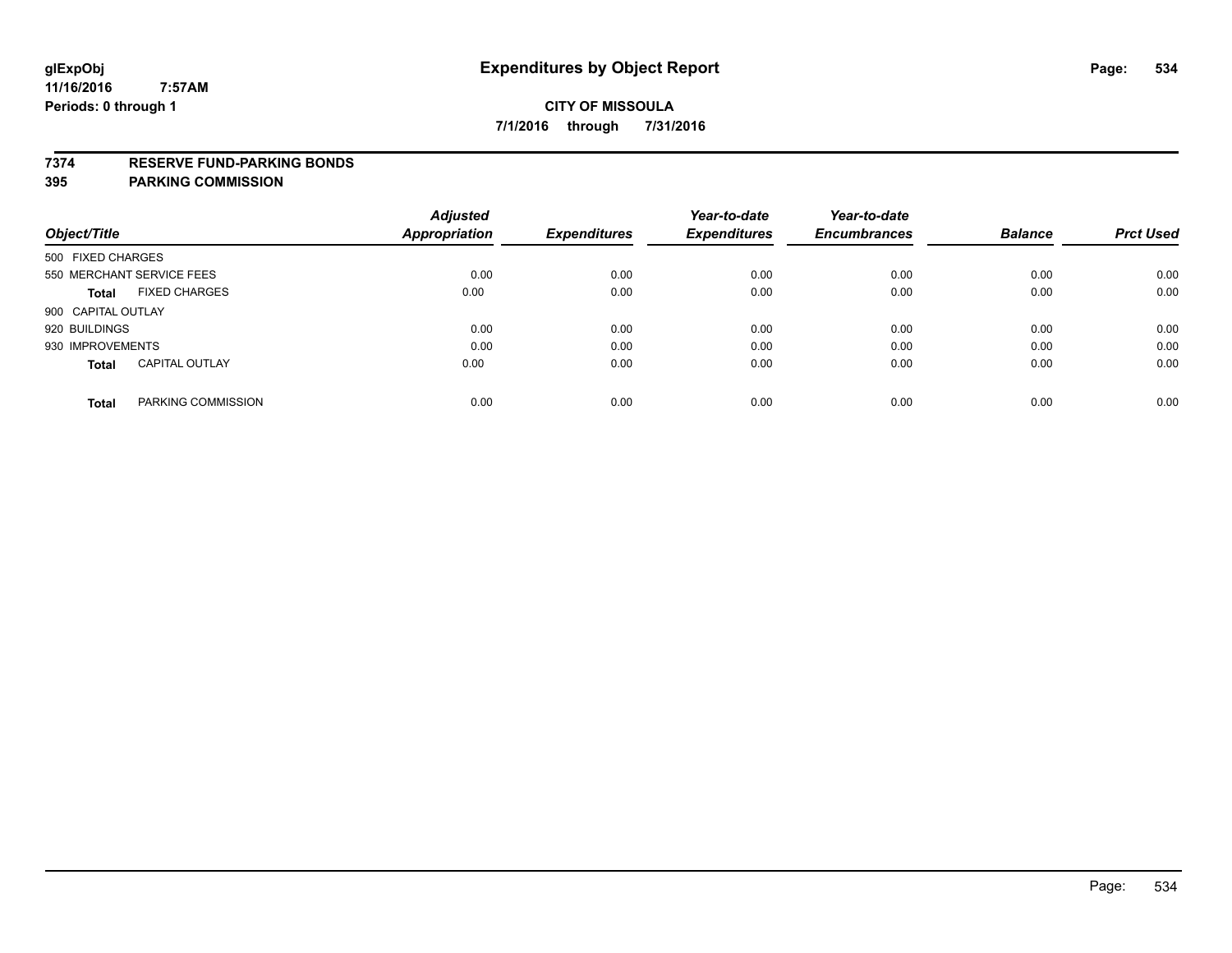# Expenditures by Object Report

glExpObj
11/16/2016 7:57AM
Periods: 0 through 1

**CITY OF MISSOULA**
**7/1/2016 through 7/31/2016**

**7374 RESERVE FUND-PARKING BONDS**
**395 PARKING COMMISSION**

| Object/Title | Adjusted Appropriation | Expenditures | Year-to-date Expenditures | Year-to-date Encumbrances | Balance | Prct Used |
|---|---|---|---|---|---|---|
| 500 FIXED CHARGES | | | | | | |
| 550 MERCHANT SERVICE FEES | 0.00 | 0.00 | 0.00 | 0.00 | 0.00 | 0.00 |
| **Total** FIXED CHARGES | 0.00 | 0.00 | 0.00 | 0.00 | 0.00 | 0.00 |
| 900 CAPITAL OUTLAY | | | | | | |
| 920 BUILDINGS | 0.00 | 0.00 | 0.00 | 0.00 | 0.00 | 0.00 |
| 930 IMPROVEMENTS | 0.00 | 0.00 | 0.00 | 0.00 | 0.00 | 0.00 |
| **Total** CAPITAL OUTLAY | 0.00 | 0.00 | 0.00 | 0.00 | 0.00 | 0.00 |
| **Total** PARKING COMMISSION | 0.00 | 0.00 | 0.00 | 0.00 | 0.00 | 0.00 |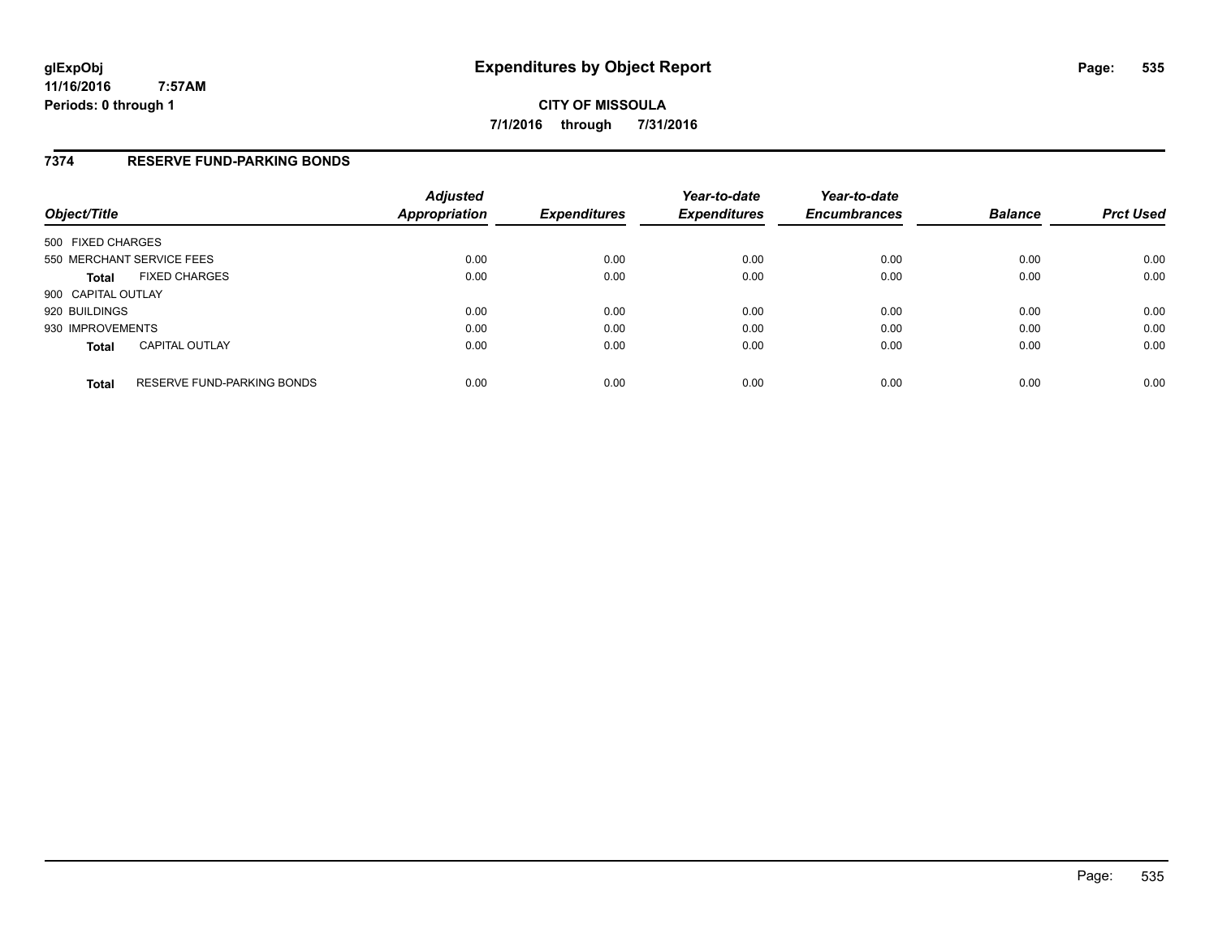# Expenditures by Object Report

glExpObj
11/16/2016 7:57AM
Periods: 0 through 1

**CITY OF MISSOULA**
**7/1/2016 through 7/31/2016**

## 7374 RESERVE FUND-PARKING BONDS

| Object/Title | Adjusted Appropriation | Expenditures | Year-to-date Expenditures | Year-to-date Encumbrances | Balance | Prct Used |
|---|---|---|---|---|---|---|
| 500 FIXED CHARGES | | | | | | |
| 550 MERCHANT SERVICE FEES | 0.00 | 0.00 | 0.00 | 0.00 | 0.00 | 0.00 |
| **Total** FIXED CHARGES | 0.00 | 0.00 | 0.00 | 0.00 | 0.00 | 0.00 |
| 900 CAPITAL OUTLAY | | | | | | |
| 920 BUILDINGS | 0.00 | 0.00 | 0.00 | 0.00 | 0.00 | 0.00 |
| 930 IMPROVEMENTS | 0.00 | 0.00 | 0.00 | 0.00 | 0.00 | 0.00 |
| **Total** CAPITAL OUTLAY | 0.00 | 0.00 | 0.00 | 0.00 | 0.00 | 0.00 |
| **Total** RESERVE FUND-PARKING BONDS | 0.00 | 0.00 | 0.00 | 0.00 | 0.00 | 0.00 |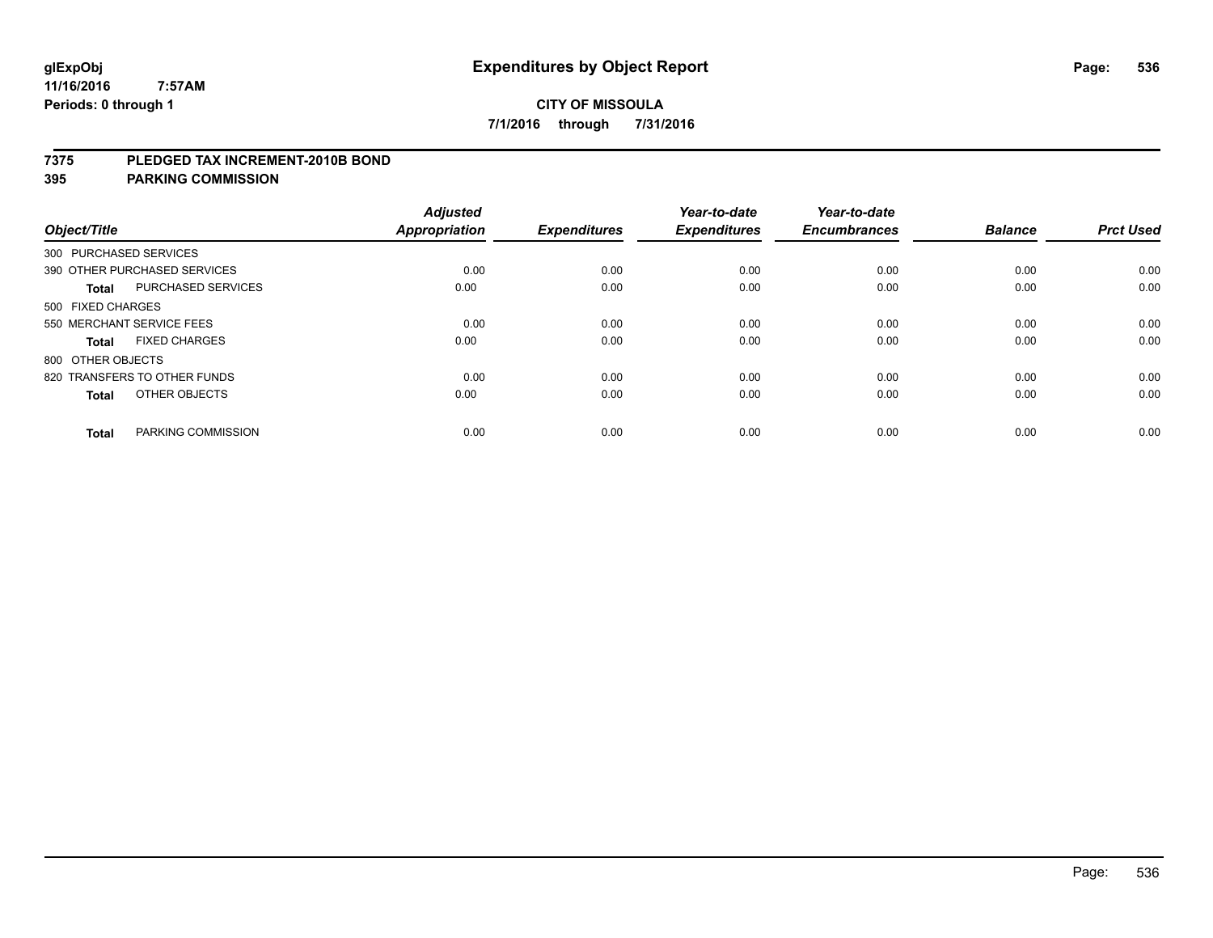# Expenditures by Object Report

**CITY OF MISSOULA**

**7/1/2016 through 7/31/2016**

glExpObj
11/16/2016 7:57AM
Periods: 0 through 1

**7375 PLEDGED TAX INCREMENT-2010B BOND**
**395 PARKING COMMISSION**

| Object/Title | | Adjusted Appropriation | Expenditures | Year-to-date Expenditures | Year-to-date Encumbrances | Balance | Prct Used |
|---|---|---|---|---|---|---|---|
| 300 PURCHASED SERVICES | | | | | | | |
| 390 OTHER PURCHASED SERVICES | | 0.00 | 0.00 | 0.00 | 0.00 | 0.00 | 0.00 |
| **Total** | PURCHASED SERVICES | 0.00 | 0.00 | 0.00 | 0.00 | 0.00 | 0.00 |
| 500 FIXED CHARGES | | | | | | | |
| 550 MERCHANT SERVICE FEES | | 0.00 | 0.00 | 0.00 | 0.00 | 0.00 | 0.00 |
| **Total** | FIXED CHARGES | 0.00 | 0.00 | 0.00 | 0.00 | 0.00 | 0.00 |
| 800 OTHER OBJECTS | | | | | | | |
| 820 TRANSFERS TO OTHER FUNDS | | 0.00 | 0.00 | 0.00 | 0.00 | 0.00 | 0.00 |
| **Total** | OTHER OBJECTS | 0.00 | 0.00 | 0.00 | 0.00 | 0.00 | 0.00 |
| **Total** | PARKING COMMISSION | 0.00 | 0.00 | 0.00 | 0.00 | 0.00 | 0.00 |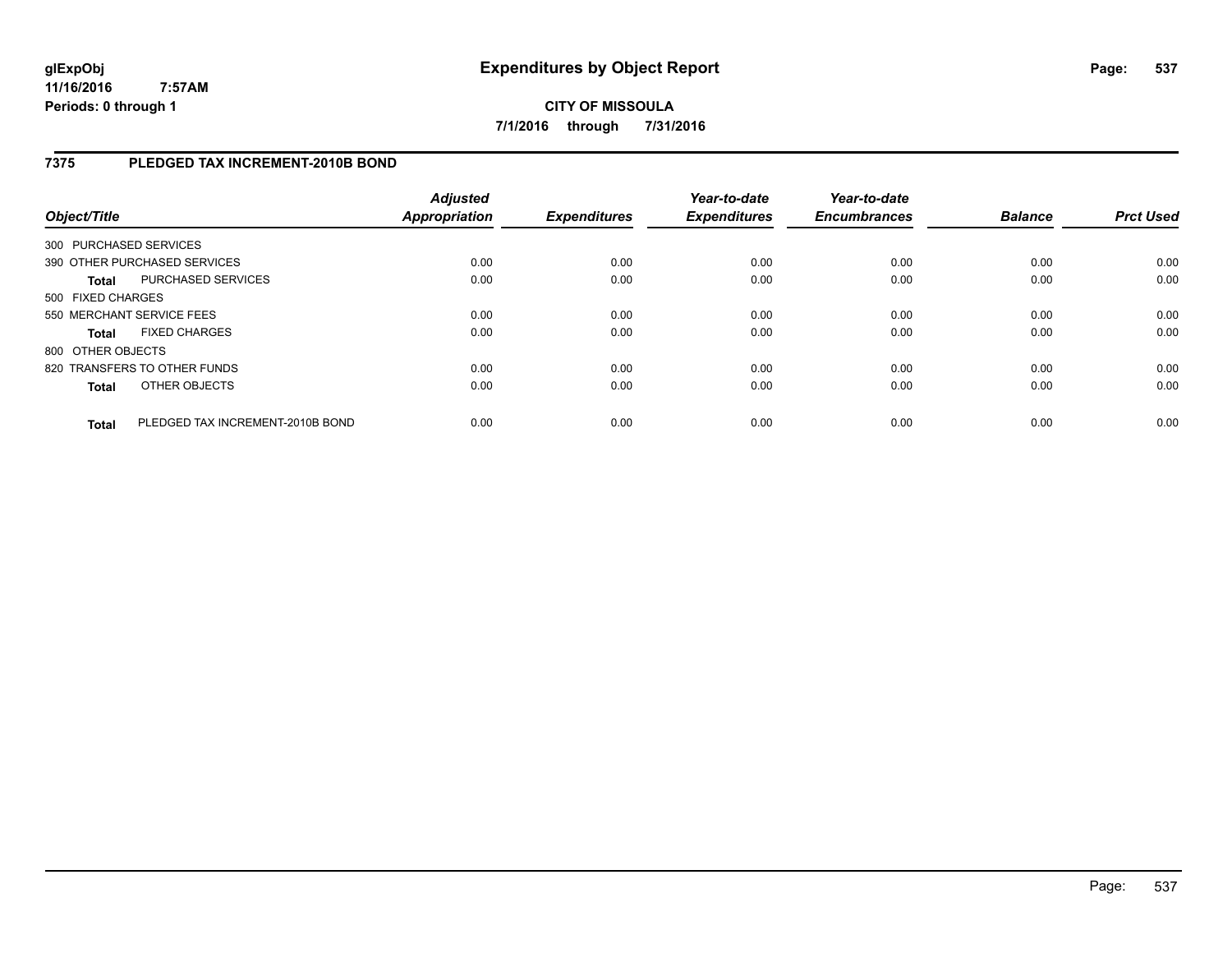**glExpObj** **Expenditures by Object Report**
**11/16/2016 7:57AM**
**Periods: 0 through 1**

**CITY OF MISSOULA**
**7/1/2016 through 7/31/2016**

## 7375 PLEDGED TAX INCREMENT-2010B BOND

| Object/Title | Adjusted Appropriation | Expenditures | Year-to-date Expenditures | Year-to-date Encumbrances | Balance | Prct Used |
|---|---|---|---|---|---|---|
| 300 PURCHASED SERVICES | | | | | | |
| 390 OTHER PURCHASED SERVICES | 0.00 | 0.00 | 0.00 | 0.00 | 0.00 | 0.00 |
| **Total** PURCHASED SERVICES | 0.00 | 0.00 | 0.00 | 0.00 | 0.00 | 0.00 |
| 500 FIXED CHARGES | | | | | | |
| 550 MERCHANT SERVICE FEES | 0.00 | 0.00 | 0.00 | 0.00 | 0.00 | 0.00 |
| **Total** FIXED CHARGES | 0.00 | 0.00 | 0.00 | 0.00 | 0.00 | 0.00 |
| 800 OTHER OBJECTS | | | | | | |
| 820 TRANSFERS TO OTHER FUNDS | 0.00 | 0.00 | 0.00 | 0.00 | 0.00 | 0.00 |
| **Total** OTHER OBJECTS | 0.00 | 0.00 | 0.00 | 0.00 | 0.00 | 0.00 |
| **Total** PLEDGED TAX INCREMENT-2010B BOND | 0.00 | 0.00 | 0.00 | 0.00 | 0.00 | 0.00 |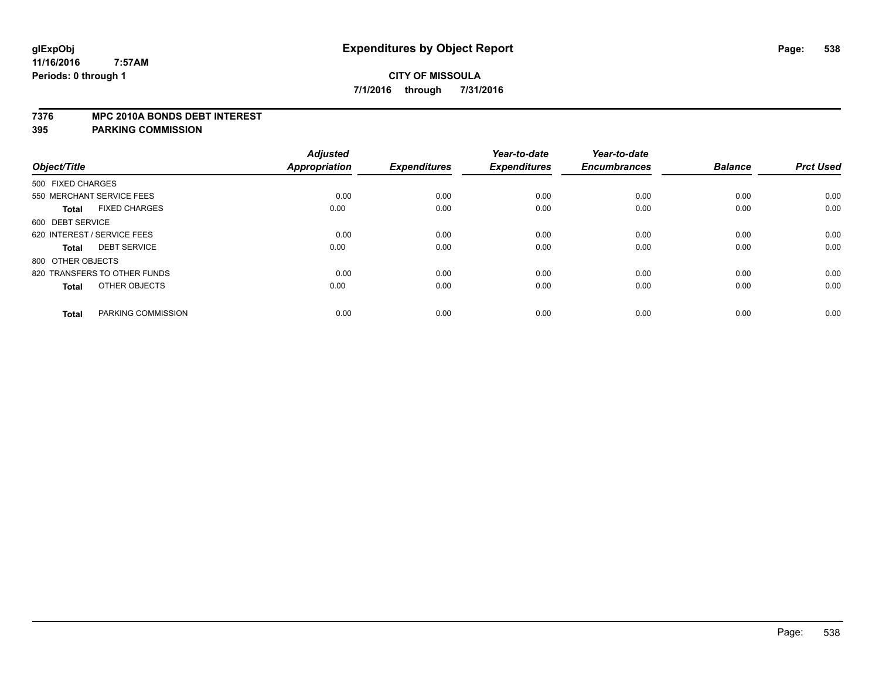# Expenditures by Object Report

**CITY OF MISSOULA**

**7/1/2016 through 7/31/2016**

glExpObj
11/16/2016 7:57AM
Periods: 0 through 1

**7376 MPC 2010A BONDS DEBT INTEREST**
**395 PARKING COMMISSION**

| Object/Title | Adjusted Appropriation | Expenditures | Year-to-date Expenditures | Year-to-date Encumbrances | Balance | Prct Used |
|---|---|---|---|---|---|---|
| 500 FIXED CHARGES | | | | | | |
| 550 MERCHANT SERVICE FEES | 0.00 | 0.00 | 0.00 | 0.00 | 0.00 | 0.00 |
| **Total** FIXED CHARGES | 0.00 | 0.00 | 0.00 | 0.00 | 0.00 | 0.00 |
| 600 DEBT SERVICE | | | | | | |
| 620 INTEREST / SERVICE FEES | 0.00 | 0.00 | 0.00 | 0.00 | 0.00 | 0.00 |
| **Total** DEBT SERVICE | 0.00 | 0.00 | 0.00 | 0.00 | 0.00 | 0.00 |
| 800 OTHER OBJECTS | | | | | | |
| 820 TRANSFERS TO OTHER FUNDS | 0.00 | 0.00 | 0.00 | 0.00 | 0.00 | 0.00 |
| **Total** OTHER OBJECTS | 0.00 | 0.00 | 0.00 | 0.00 | 0.00 | 0.00 |
| **Total** PARKING COMMISSION | 0.00 | 0.00 | 0.00 | 0.00 | 0.00 | 0.00 |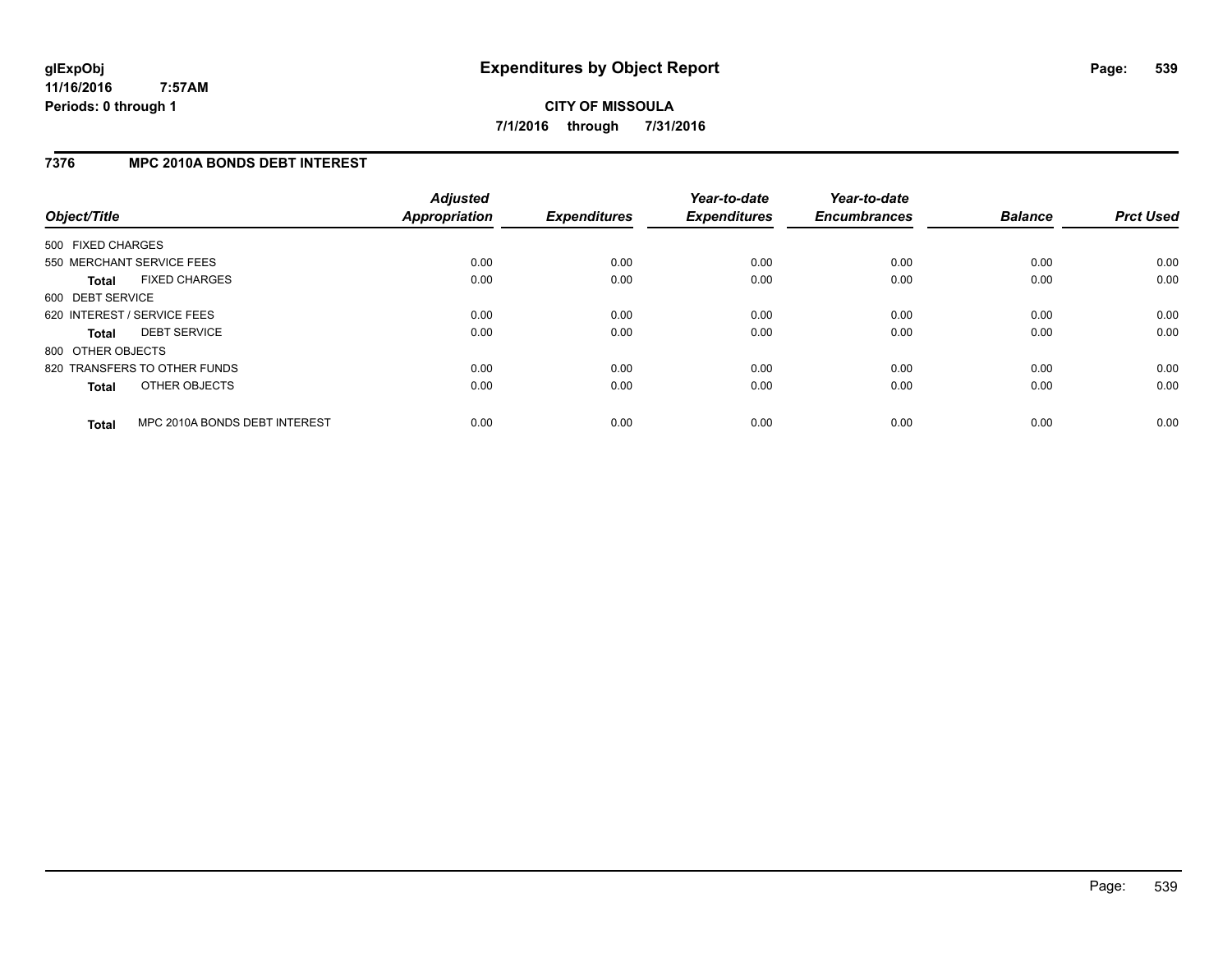**glExpObj**
**11/16/2016 7:57AM**
**Periods: 0 through 1**

# Expenditures by Object Report

**CITY OF MISSOULA**
**7/1/2016 through 7/31/2016**

## 7376 MPC 2010A BONDS DEBT INTEREST

| Object/Title | Adjusted Appropriation | Expenditures | Year-to-date Expenditures | Year-to-date Encumbrances | Balance | Prct Used |
|---|---|---|---|---|---|---|
| 500 FIXED CHARGES | | | | | | |
| 550 MERCHANT SERVICE FEES | 0.00 | 0.00 | 0.00 | 0.00 | 0.00 | 0.00 |
| **Total** FIXED CHARGES | 0.00 | 0.00 | 0.00 | 0.00 | 0.00 | 0.00 |
| 600 DEBT SERVICE | | | | | | |
| 620 INTEREST / SERVICE FEES | 0.00 | 0.00 | 0.00 | 0.00 | 0.00 | 0.00 |
| **Total** DEBT SERVICE | 0.00 | 0.00 | 0.00 | 0.00 | 0.00 | 0.00 |
| 800 OTHER OBJECTS | | | | | | |
| 820 TRANSFERS TO OTHER FUNDS | 0.00 | 0.00 | 0.00 | 0.00 | 0.00 | 0.00 |
| **Total** OTHER OBJECTS | 0.00 | 0.00 | 0.00 | 0.00 | 0.00 | 0.00 |
| **Total** MPC 2010A BONDS DEBT INTEREST | 0.00 | 0.00 | 0.00 | 0.00 | 0.00 | 0.00 |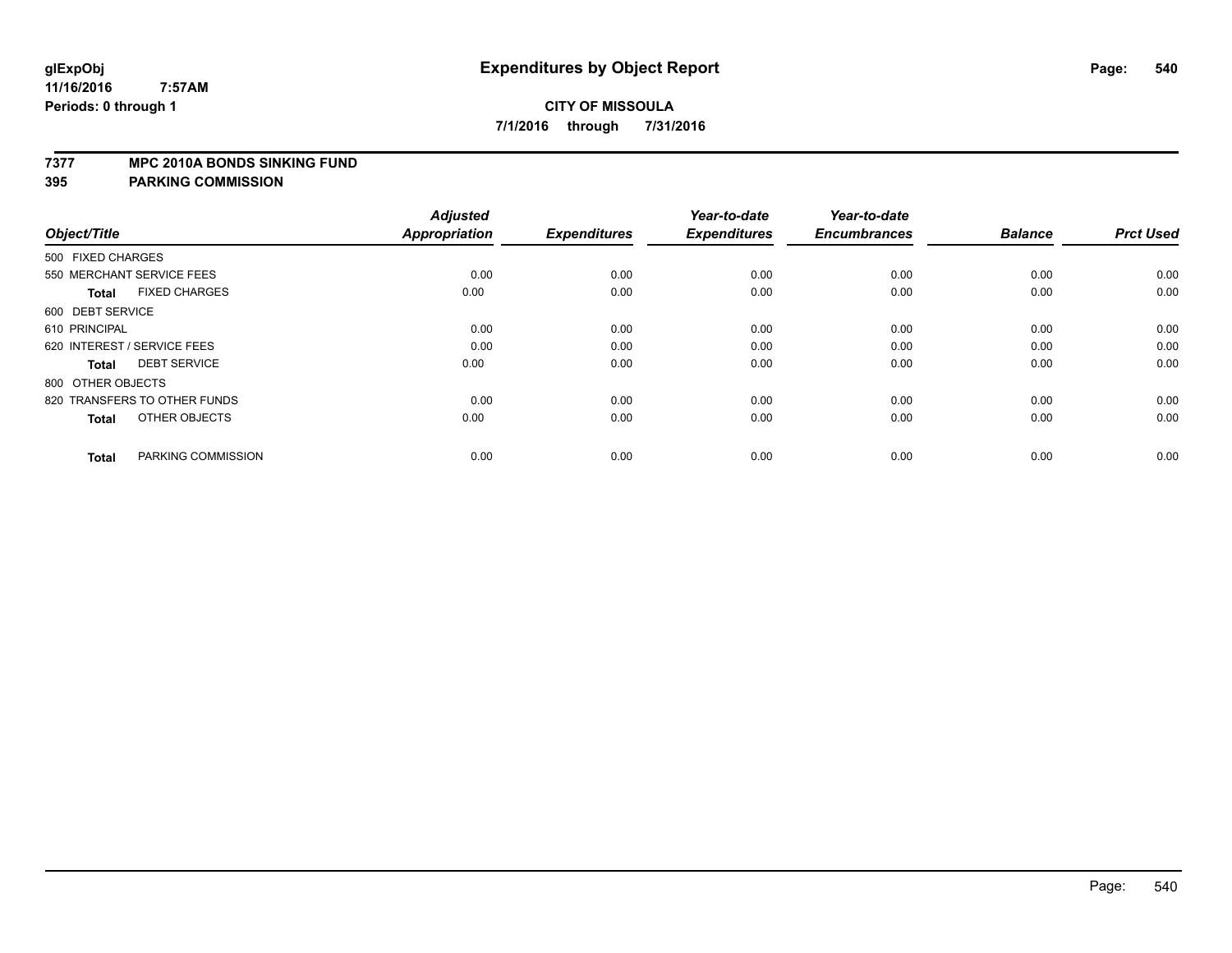**glExpObj** **Expenditures by Object Report**
**11/16/2016 7:57AM**
**Periods: 0 through 1**

**CITY OF MISSOULA**
**7/1/2016 through 7/31/2016**

**7377 MPC 2010A BONDS SINKING FUND**
**395 PARKING COMMISSION**

| Object/Title | Adjusted Appropriation | Expenditures | Year-to-date Expenditures | Year-to-date Encumbrances | Balance | Prct Used |
|---|---|---|---|---|---|---|
| 500 FIXED CHARGES | | | | | | |
| 550 MERCHANT SERVICE FEES | 0.00 | 0.00 | 0.00 | 0.00 | 0.00 | 0.00 |
| **Total** FIXED CHARGES | 0.00 | 0.00 | 0.00 | 0.00 | 0.00 | 0.00 |
| 600 DEBT SERVICE | | | | | | |
| 610 PRINCIPAL | 0.00 | 0.00 | 0.00 | 0.00 | 0.00 | 0.00 |
| 620 INTEREST / SERVICE FEES | 0.00 | 0.00 | 0.00 | 0.00 | 0.00 | 0.00 |
| **Total** DEBT SERVICE | 0.00 | 0.00 | 0.00 | 0.00 | 0.00 | 0.00 |
| 800 OTHER OBJECTS | | | | | | |
| 820 TRANSFERS TO OTHER FUNDS | 0.00 | 0.00 | 0.00 | 0.00 | 0.00 | 0.00 |
| **Total** OTHER OBJECTS | 0.00 | 0.00 | 0.00 | 0.00 | 0.00 | 0.00 |
| **Total** PARKING COMMISSION | 0.00 | 0.00 | 0.00 | 0.00 | 0.00 | 0.00 |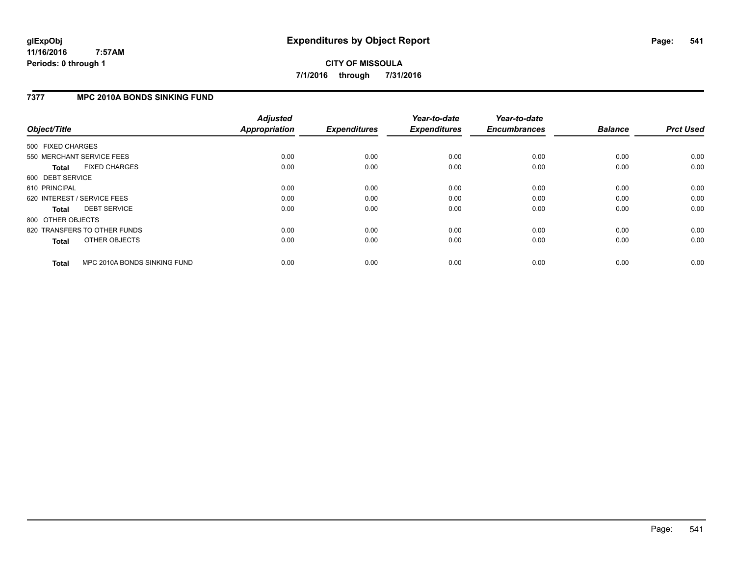**glExpObj**
**11/16/2016 7:57AM**
**Periods: 0 through 1**

# Expenditures by Object Report

**CITY OF MISSOULA**
**7/1/2016 through 7/31/2016**

## 7377 MPC 2010A BONDS SINKING FUND

| Object/Title | Adjusted Appropriation | Expenditures | Year-to-date Expenditures | Year-to-date Encumbrances | Balance | Prct Used |
|---|---|---|---|---|---|---|
| 500 FIXED CHARGES | | | | | | |
| 550 MERCHANT SERVICE FEES | 0.00 | 0.00 | 0.00 | 0.00 | 0.00 | 0.00 |
| **Total** FIXED CHARGES | 0.00 | 0.00 | 0.00 | 0.00 | 0.00 | 0.00 |
| 600 DEBT SERVICE | | | | | | |
| 610 PRINCIPAL | 0.00 | 0.00 | 0.00 | 0.00 | 0.00 | 0.00 |
| 620 INTEREST / SERVICE FEES | 0.00 | 0.00 | 0.00 | 0.00 | 0.00 | 0.00 |
| **Total** DEBT SERVICE | 0.00 | 0.00 | 0.00 | 0.00 | 0.00 | 0.00 |
| 800 OTHER OBJECTS | | | | | | |
| 820 TRANSFERS TO OTHER FUNDS | 0.00 | 0.00 | 0.00 | 0.00 | 0.00 | 0.00 |
| **Total** OTHER OBJECTS | 0.00 | 0.00 | 0.00 | 0.00 | 0.00 | 0.00 |
| **Total** MPC 2010A BONDS SINKING FUND | 0.00 | 0.00 | 0.00 | 0.00 | 0.00 | 0.00 |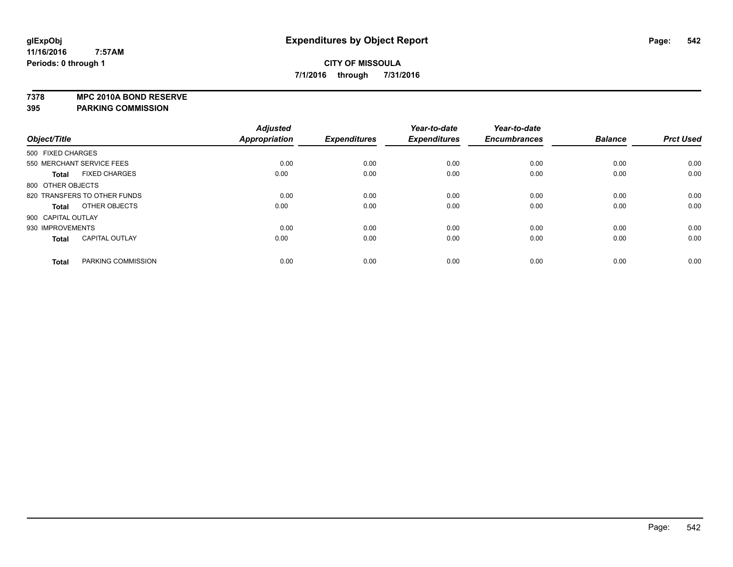# Expenditures by Object Report

**glExpObj**
**11/16/2016 7:57AM**
**Periods: 0 through 1**

**CITY OF MISSOULA**
**7/1/2016 through 7/31/2016**

**7378 MPC 2010A BOND RESERVE**
**395 PARKING COMMISSION**

| Object/Title | Adjusted Appropriation | Expenditures | Year-to-date Expenditures | Year-to-date Encumbrances | Balance | Prct Used |
|---|---|---|---|---|---|---|
| 500 FIXED CHARGES | | | | | | |
| 550 MERCHANT SERVICE FEES | 0.00 | 0.00 | 0.00 | 0.00 | 0.00 | 0.00 |
| **Total** FIXED CHARGES | 0.00 | 0.00 | 0.00 | 0.00 | 0.00 | 0.00 |
| 800 OTHER OBJECTS | | | | | | |
| 820 TRANSFERS TO OTHER FUNDS | 0.00 | 0.00 | 0.00 | 0.00 | 0.00 | 0.00 |
| **Total** OTHER OBJECTS | 0.00 | 0.00 | 0.00 | 0.00 | 0.00 | 0.00 |
| 900 CAPITAL OUTLAY | | | | | | |
| 930 IMPROVEMENTS | 0.00 | 0.00 | 0.00 | 0.00 | 0.00 | 0.00 |
| **Total** CAPITAL OUTLAY | 0.00 | 0.00 | 0.00 | 0.00 | 0.00 | 0.00 |
| **Total** PARKING COMMISSION | 0.00 | 0.00 | 0.00 | 0.00 | 0.00 | 0.00 |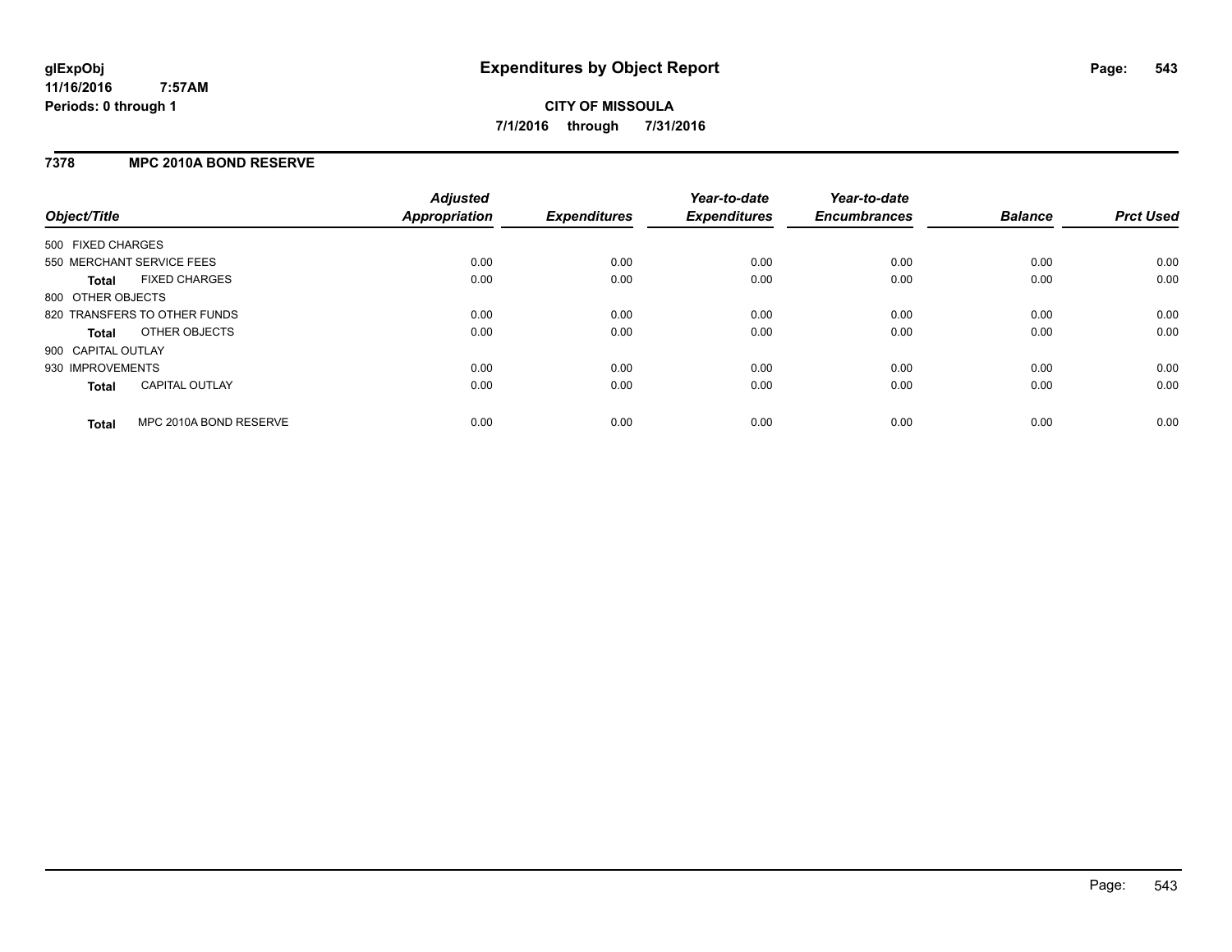# Expenditures by Object Report

glExpObj
11/16/2016 7:57AM
Periods: 0 through 1

**CITY OF MISSOULA**
**7/1/2016 through 7/31/2016**

## 7378 MPC 2010A BOND RESERVE

| Object/Title | Adjusted Appropriation | Expenditures | Year-to-date Expenditures | Year-to-date Encumbrances | Balance | Prct Used |
|---|---|---|---|---|---|---|
| 500 FIXED CHARGES | | | | | | |
| 550 MERCHANT SERVICE FEES | 0.00 | 0.00 | 0.00 | 0.00 | 0.00 | 0.00 |
| **Total** FIXED CHARGES | 0.00 | 0.00 | 0.00 | 0.00 | 0.00 | 0.00 |
| 800 OTHER OBJECTS | | | | | | |
| 820 TRANSFERS TO OTHER FUNDS | 0.00 | 0.00 | 0.00 | 0.00 | 0.00 | 0.00 |
| **Total** OTHER OBJECTS | 0.00 | 0.00 | 0.00 | 0.00 | 0.00 | 0.00 |
| 900 CAPITAL OUTLAY | | | | | | |
| 930 IMPROVEMENTS | 0.00 | 0.00 | 0.00 | 0.00 | 0.00 | 0.00 |
| **Total** CAPITAL OUTLAY | 0.00 | 0.00 | 0.00 | 0.00 | 0.00 | 0.00 |
| **Total** MPC 2010A BOND RESERVE | 0.00 | 0.00 | 0.00 | 0.00 | 0.00 | 0.00 |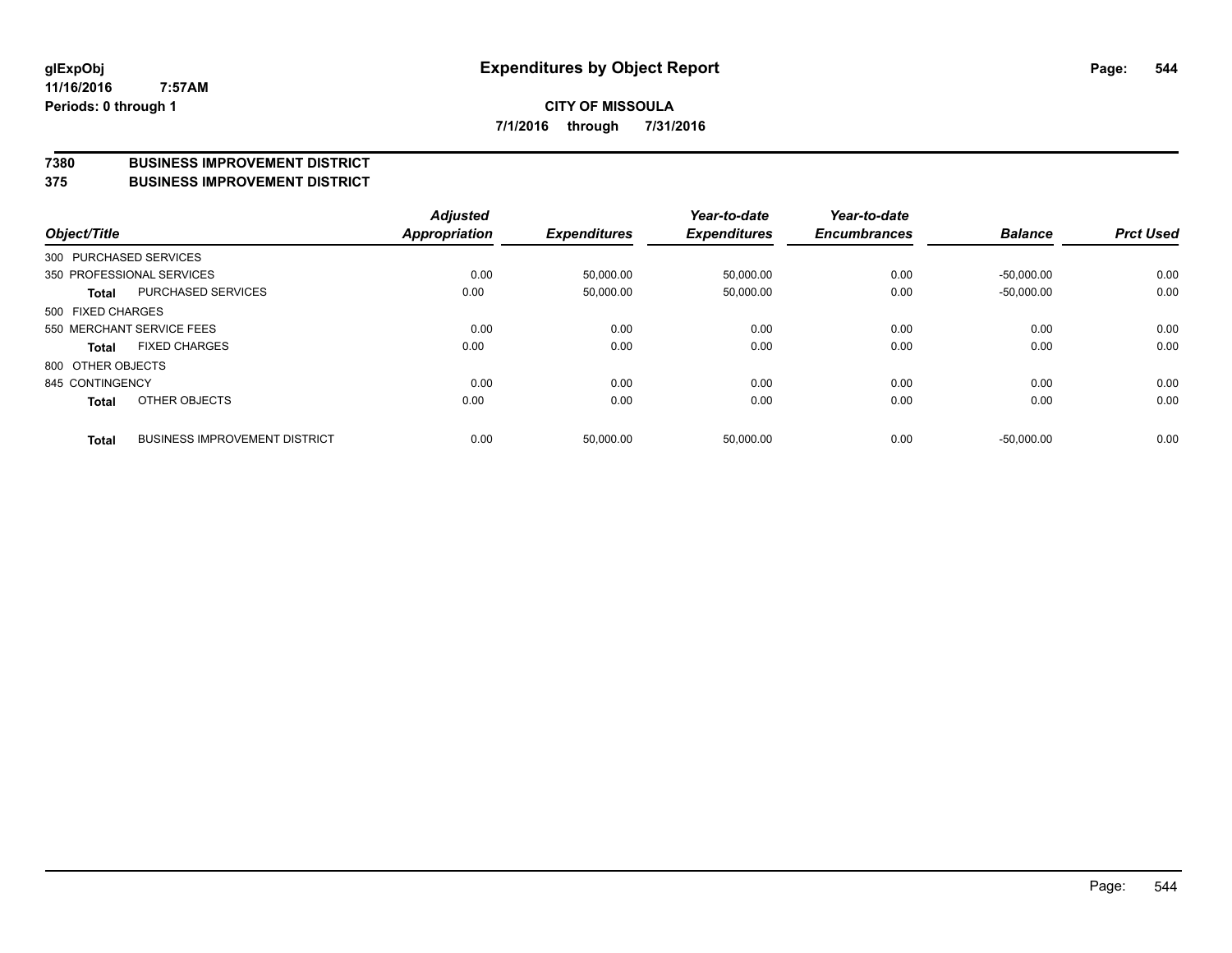glExpObj
11/16/2016 7:57AM
Periods: 0 through 1

# Expenditures by Object Report

**CITY OF MISSOULA**
**7/1/2016 through 7/31/2016**

**7380 BUSINESS IMPROVEMENT DISTRICT**
**375 BUSINESS IMPROVEMENT DISTRICT**

| Object/Title | | Adjusted Appropriation | Expenditures | Year-to-date Expenditures | Year-to-date Encumbrances | Balance | Prct Used |
|---|---|---|---|---|---|---|---|
| 300 PURCHASED SERVICES | | | | | | | |
| 350 PROFESSIONAL SERVICES | | 0.00 | 50,000.00 | 50,000.00 | 0.00 | -50,000.00 | 0.00 |
| **Total** | PURCHASED SERVICES | 0.00 | 50,000.00 | 50,000.00 | 0.00 | -50,000.00 | 0.00 |
| 500 FIXED CHARGES | | | | | | | |
| 550 MERCHANT SERVICE FEES | | 0.00 | 0.00 | 0.00 | 0.00 | 0.00 | 0.00 |
| **Total** | FIXED CHARGES | 0.00 | 0.00 | 0.00 | 0.00 | 0.00 | 0.00 |
| 800 OTHER OBJECTS | | | | | | | |
| 845 CONTINGENCY | | 0.00 | 0.00 | 0.00 | 0.00 | 0.00 | 0.00 |
| **Total** | OTHER OBJECTS | 0.00 | 0.00 | 0.00 | 0.00 | 0.00 | 0.00 |
| **Total** | BUSINESS IMPROVEMENT DISTRICT | 0.00 | 50,000.00 | 50,000.00 | 0.00 | -50,000.00 | 0.00 |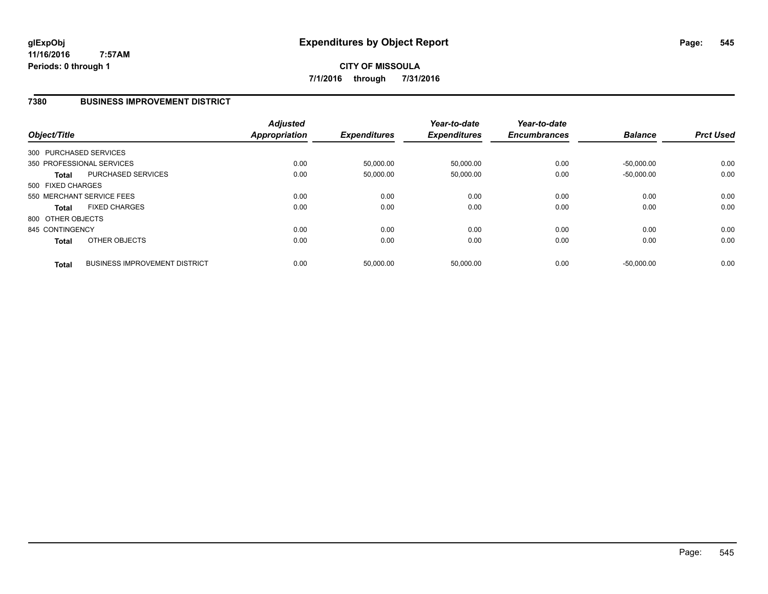glExpObj
11/16/2016 7:57AM
Periods: 0 through 1

# Expenditures by Object Report

**CITY OF MISSOULA**

**7/1/2016 through 7/31/2016**

## 7380 BUSINESS IMPROVEMENT DISTRICT

| Object/Title | | Adjusted Appropriation | Expenditures | Year-to-date Expenditures | Year-to-date Encumbrances | Balance | Prct Used |
|---|---|---|---|---|---|---|---|
| 300 PURCHASED SERVICES | | | | | | | |
| 350 PROFESSIONAL SERVICES | | 0.00 | 50,000.00 | 50,000.00 | 0.00 | -50,000.00 | 0.00 |
| **Total** | PURCHASED SERVICES | 0.00 | 50,000.00 | 50,000.00 | 0.00 | -50,000.00 | 0.00 |
| 500 FIXED CHARGES | | | | | | | |
| 550 MERCHANT SERVICE FEES | | 0.00 | 0.00 | 0.00 | 0.00 | 0.00 | 0.00 |
| **Total** | FIXED CHARGES | 0.00 | 0.00 | 0.00 | 0.00 | 0.00 | 0.00 |
| 800 OTHER OBJECTS | | | | | | | |
| 845 CONTINGENCY | | 0.00 | 0.00 | 0.00 | 0.00 | 0.00 | 0.00 |
| **Total** | OTHER OBJECTS | 0.00 | 0.00 | 0.00 | 0.00 | 0.00 | 0.00 |
| **Total** | BUSINESS IMPROVEMENT DISTRICT | 0.00 | 50,000.00 | 50,000.00 | 0.00 | -50,000.00 | 0.00 |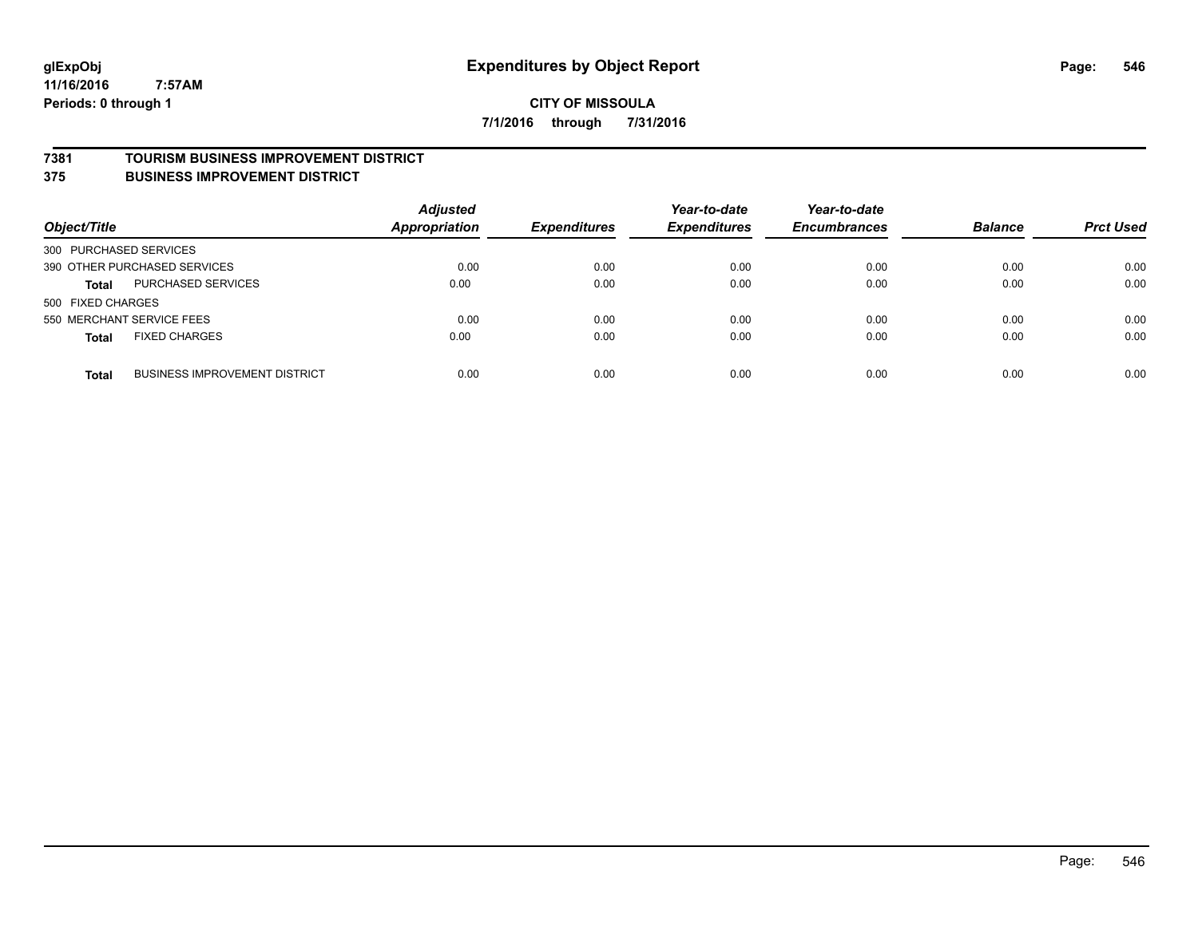**glExpObj** **Expenditures by Object Report**

**11/16/2016 7:57AM**

**Periods: 0 through 1**

**CITY OF MISSOULA**

**7/1/2016 through 7/31/2016**

## 7381 TOURISM BUSINESS IMPROVEMENT DISTRICT
## 375 BUSINESS IMPROVEMENT DISTRICT

| Object/Title | | Adjusted Appropriation | Expenditures | Year-to-date Expenditures | Year-to-date Encumbrances | Balance | Prct Used |
|---|---|---|---|---|---|---|---|
| 300 PURCHASED SERVICES | | | | | | | |
| 390 OTHER PURCHASED SERVICES | | 0.00 | 0.00 | 0.00 | 0.00 | 0.00 | 0.00 |
| **Total** | PURCHASED SERVICES | 0.00 | 0.00 | 0.00 | 0.00 | 0.00 | 0.00 |
| 500 FIXED CHARGES | | | | | | | |
| 550 MERCHANT SERVICE FEES | | 0.00 | 0.00 | 0.00 | 0.00 | 0.00 | 0.00 |
| **Total** | FIXED CHARGES | 0.00 | 0.00 | 0.00 | 0.00 | 0.00 | 0.00 |
| **Total** | BUSINESS IMPROVEMENT DISTRICT | 0.00 | 0.00 | 0.00 | 0.00 | 0.00 | 0.00 |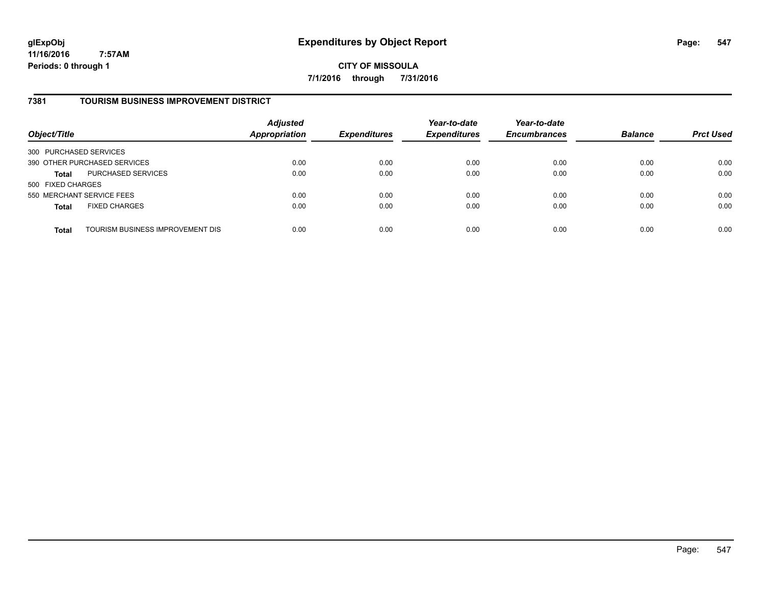# Expenditures by Object Report

glExpObj
11/16/2016 7:57AM
Periods: 0 through 1

**CITY OF MISSOULA**

**7/1/2016 through 7/31/2016**

## 7381 TOURISM BUSINESS IMPROVEMENT DISTRICT

| Object/Title | | Adjusted Appropriation | Expenditures | Year-to-date Expenditures | Year-to-date Encumbrances | Balance | Prct Used |
|---|---|---|---|---|---|---|---|
| 300 PURCHASED SERVICES | | | | | | | |
| 390 OTHER PURCHASED SERVICES | | 0.00 | 0.00 | 0.00 | 0.00 | 0.00 | 0.00 |
| **Total** | PURCHASED SERVICES | 0.00 | 0.00 | 0.00 | 0.00 | 0.00 | 0.00 |
| 500 FIXED CHARGES | | | | | | | |
| 550 MERCHANT SERVICE FEES | | 0.00 | 0.00 | 0.00 | 0.00 | 0.00 | 0.00 |
| **Total** | FIXED CHARGES | 0.00 | 0.00 | 0.00 | 0.00 | 0.00 | 0.00 |
| **Total** | TOURISM BUSINESS IMPROVEMENT DIS | 0.00 | 0.00 | 0.00 | 0.00 | 0.00 | 0.00 |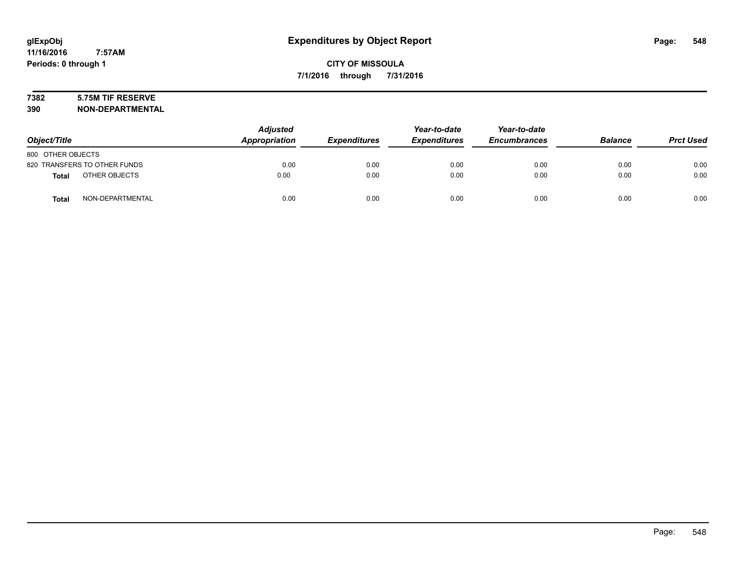# Expenditures by Object Report

glExpObj
11/16/2016 7:57AM
Periods: 0 through 1

**CITY OF MISSOULA**
**7/1/2016 through 7/31/2016**

**7382 5.75M TIF RESERVE**
**390 NON-DEPARTMENTAL**

| Object/Title | Adjusted Appropriation | Expenditures | Year-to-date Expenditures | Year-to-date Encumbrances | Balance | Prct Used |
|---|---|---|---|---|---|---|
| 800 OTHER OBJECTS | | | | | | |
| 820 TRANSFERS TO OTHER FUNDS | 0.00 | 0.00 | 0.00 | 0.00 | 0.00 | 0.00 |
| **Total** OTHER OBJECTS | 0.00 | 0.00 | 0.00 | 0.00 | 0.00 | 0.00 |
| **Total** NON-DEPARTMENTAL | 0.00 | 0.00 | 0.00 | 0.00 | 0.00 | 0.00 |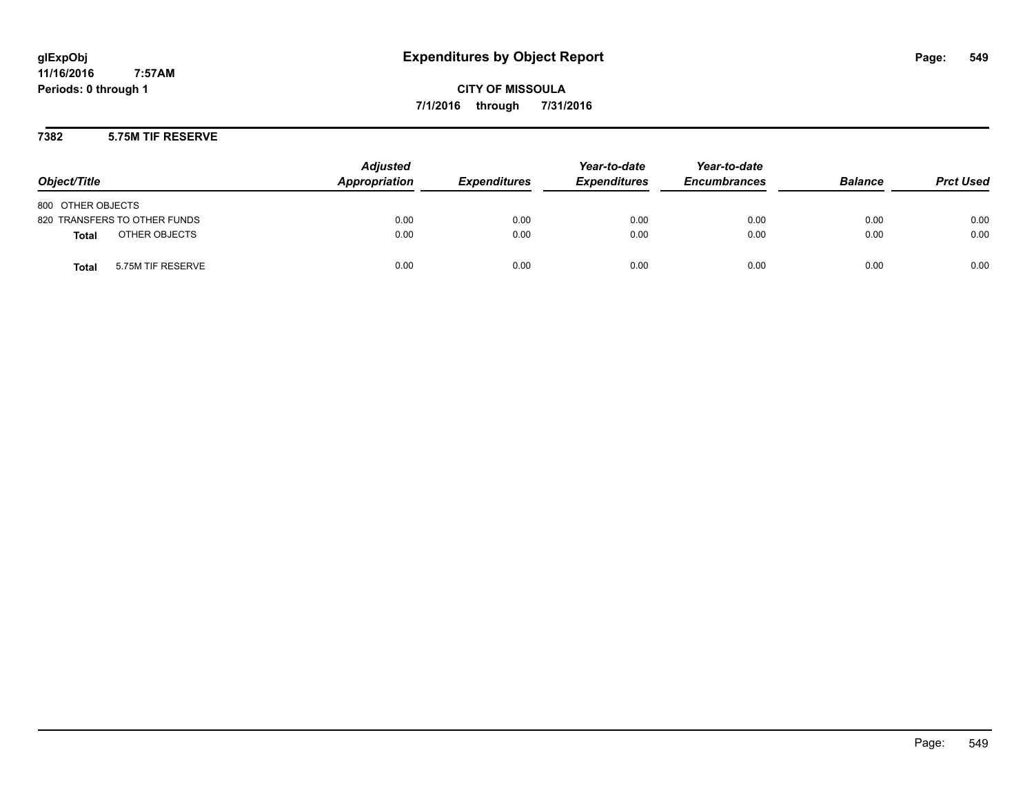# Expenditures by Object Report

**CITY OF MISSOULA**

**7/1/2016 through 7/31/2016**

glExpObj
11/16/2016 7:57AM
Periods: 0 through 1

## 7382 5.75M TIF RESERVE

| Object/Title | Adjusted Appropriation | Expenditures | Year-to-date Expenditures | Year-to-date Encumbrances | Balance | Prct Used |
|---|---|---|---|---|---|---|
| 800 OTHER OBJECTS | | | | | | |
| 820 TRANSFERS TO OTHER FUNDS | 0.00 | 0.00 | 0.00 | 0.00 | 0.00 | 0.00 |
| **Total** OTHER OBJECTS | 0.00 | 0.00 | 0.00 | 0.00 | 0.00 | 0.00 |
| **Total** 5.75M TIF RESERVE | 0.00 | 0.00 | 0.00 | 0.00 | 0.00 | 0.00 |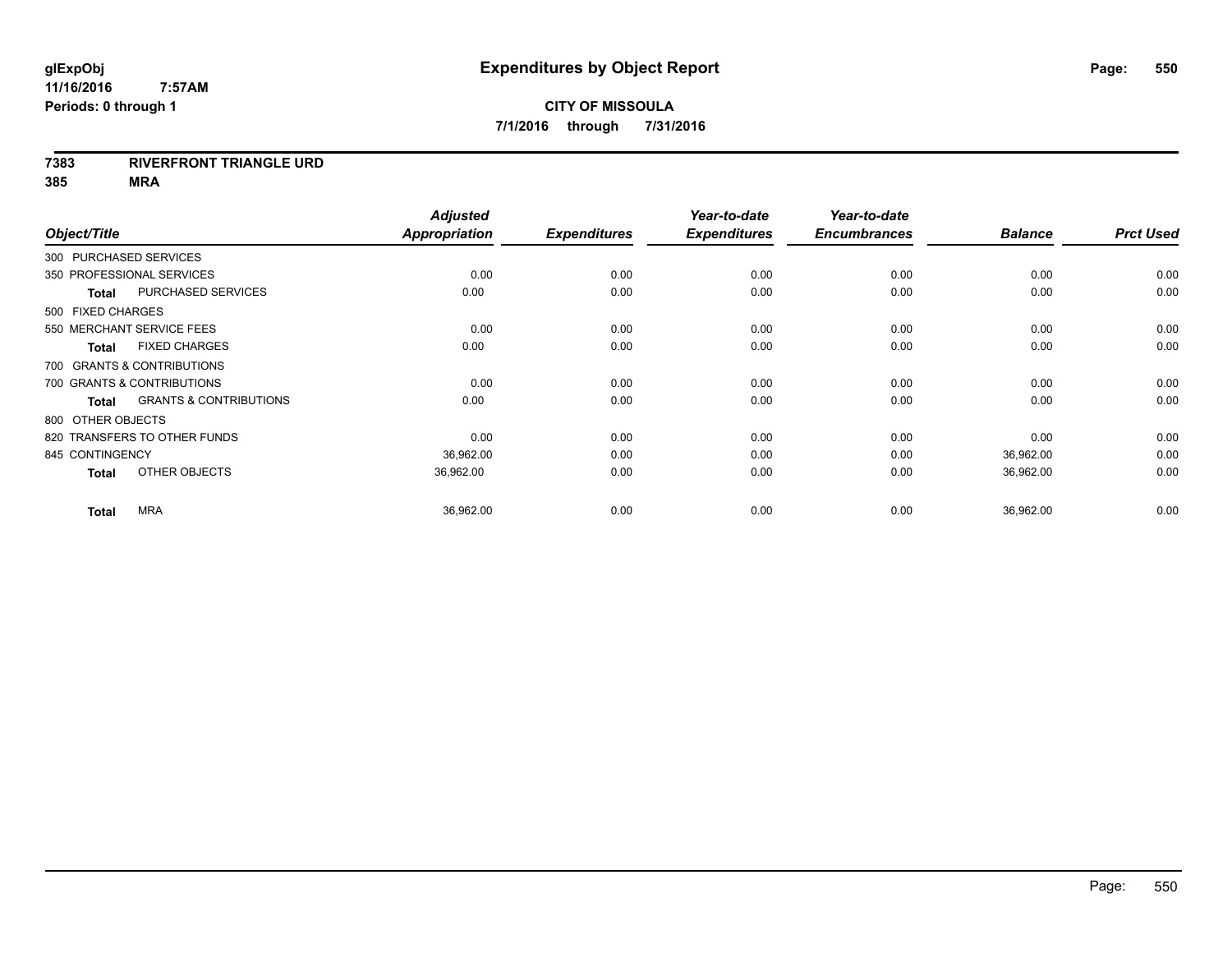# Expenditures by Object Report

glExpObj
11/16/2016 7:57AM
Periods: 0 through 1

**CITY OF MISSOULA**
**7/1/2016 through 7/31/2016**

**7383 RIVERFRONT TRIANGLE URD**
**385 MRA**

| Object/Title | | Adjusted Appropriation | Expenditures | Year-to-date Expenditures | Year-to-date Encumbrances | Balance | Prct Used |
|---|---|---|---|---|---|---|---|
| 300 PURCHASED SERVICES | | | | | | | |
| 350 PROFESSIONAL SERVICES | | 0.00 | 0.00 | 0.00 | 0.00 | 0.00 | 0.00 |
| **Total** | PURCHASED SERVICES | 0.00 | 0.00 | 0.00 | 0.00 | 0.00 | 0.00 |
| 500 FIXED CHARGES | | | | | | | |
| 550 MERCHANT SERVICE FEES | | 0.00 | 0.00 | 0.00 | 0.00 | 0.00 | 0.00 |
| **Total** | FIXED CHARGES | 0.00 | 0.00 | 0.00 | 0.00 | 0.00 | 0.00 |
| 700 GRANTS & CONTRIBUTIONS | | | | | | | |
| 700 GRANTS & CONTRIBUTIONS | | 0.00 | 0.00 | 0.00 | 0.00 | 0.00 | 0.00 |
| **Total** | GRANTS & CONTRIBUTIONS | 0.00 | 0.00 | 0.00 | 0.00 | 0.00 | 0.00 |
| 800 OTHER OBJECTS | | | | | | | |
| 820 TRANSFERS TO OTHER FUNDS | | 0.00 | 0.00 | 0.00 | 0.00 | 0.00 | 0.00 |
| 845 CONTINGENCY | | 36,962.00 | 0.00 | 0.00 | 0.00 | 36,962.00 | 0.00 |
| **Total** | OTHER OBJECTS | 36,962.00 | 0.00 | 0.00 | 0.00 | 36,962.00 | 0.00 |
| **Total** | MRA | 36,962.00 | 0.00 | 0.00 | 0.00 | 36,962.00 | 0.00 |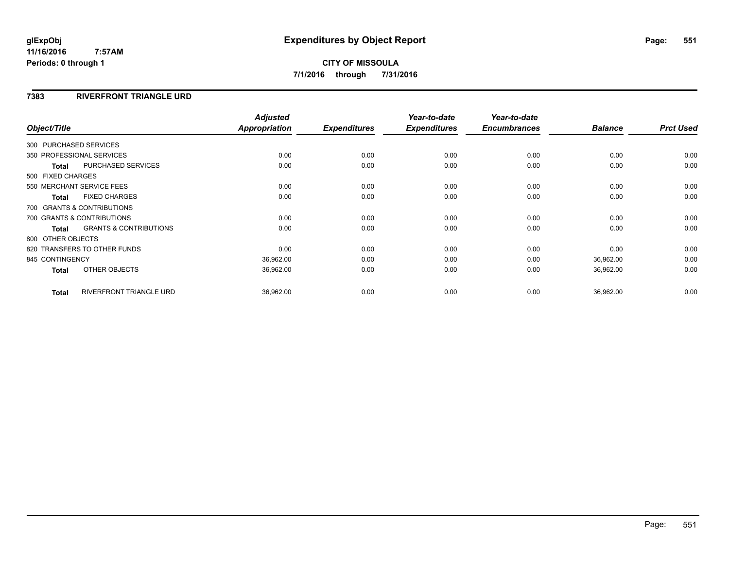# Expenditures by Object Report

glExpObj
11/16/2016 7:57AM
Periods: 0 through 1

**CITY OF MISSOULA**
**7/1/2016 through 7/31/2016**

## 7383 RIVERFRONT TRIANGLE URD

| Object/Title | | Adjusted Appropriation | Expenditures | Year-to-date Expenditures | Year-to-date Encumbrances | Balance | Prct Used |
|---|---|---|---|---|---|---|---|
| 300 PURCHASED SERVICES | | | | | | | |
| 350 PROFESSIONAL SERVICES | | 0.00 | 0.00 | 0.00 | 0.00 | 0.00 | 0.00 |
| **Total** | PURCHASED SERVICES | 0.00 | 0.00 | 0.00 | 0.00 | 0.00 | 0.00 |
| 500 FIXED CHARGES | | | | | | | |
| 550 MERCHANT SERVICE FEES | | 0.00 | 0.00 | 0.00 | 0.00 | 0.00 | 0.00 |
| **Total** | FIXED CHARGES | 0.00 | 0.00 | 0.00 | 0.00 | 0.00 | 0.00 |
| 700 GRANTS & CONTRIBUTIONS | | | | | | | |
| 700 GRANTS & CONTRIBUTIONS | | 0.00 | 0.00 | 0.00 | 0.00 | 0.00 | 0.00 |
| **Total** | GRANTS & CONTRIBUTIONS | 0.00 | 0.00 | 0.00 | 0.00 | 0.00 | 0.00 |
| 800 OTHER OBJECTS | | | | | | | |
| 820 TRANSFERS TO OTHER FUNDS | | 0.00 | 0.00 | 0.00 | 0.00 | 0.00 | 0.00 |
| 845 CONTINGENCY | | 36,962.00 | 0.00 | 0.00 | 0.00 | 36,962.00 | 0.00 |
| **Total** | OTHER OBJECTS | 36,962.00 | 0.00 | 0.00 | 0.00 | 36,962.00 | 0.00 |
| **Total** | RIVERFRONT TRIANGLE URD | 36,962.00 | 0.00 | 0.00 | 0.00 | 36,962.00 | 0.00 |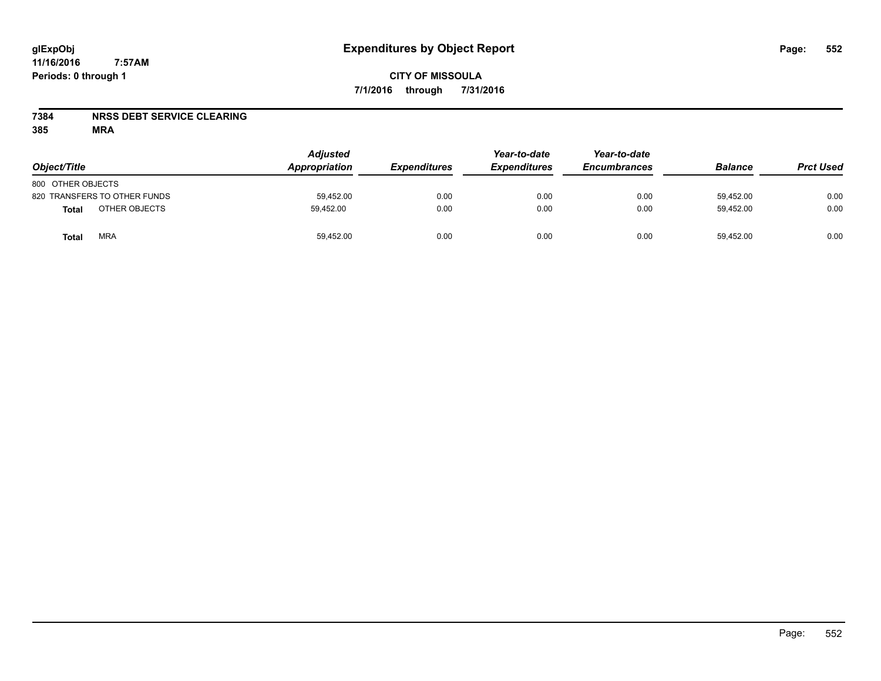**glExpObj**
**11/16/2016 7:57AM**
**Periods: 0 through 1**

# Expenditures by Object Report

**CITY OF MISSOULA**
**7/1/2016 through 7/31/2016**

**7384 NRSS DEBT SERVICE CLEARING**
**385 MRA**

| Object/Title | Adjusted Appropriation | Expenditures | Year-to-date Expenditures | Year-to-date Encumbrances | Balance | Prct Used |
|---|---|---|---|---|---|---|
| 800 OTHER OBJECTS | | | | | | |
| 820 TRANSFERS TO OTHER FUNDS | 59,452.00 | 0.00 | 0.00 | 0.00 | 59,452.00 | 0.00 |
| **Total** OTHER OBJECTS | 59,452.00 | 0.00 | 0.00 | 0.00 | 59,452.00 | 0.00 |
| **Total** MRA | 59,452.00 | 0.00 | 0.00 | 0.00 | 59,452.00 | 0.00 |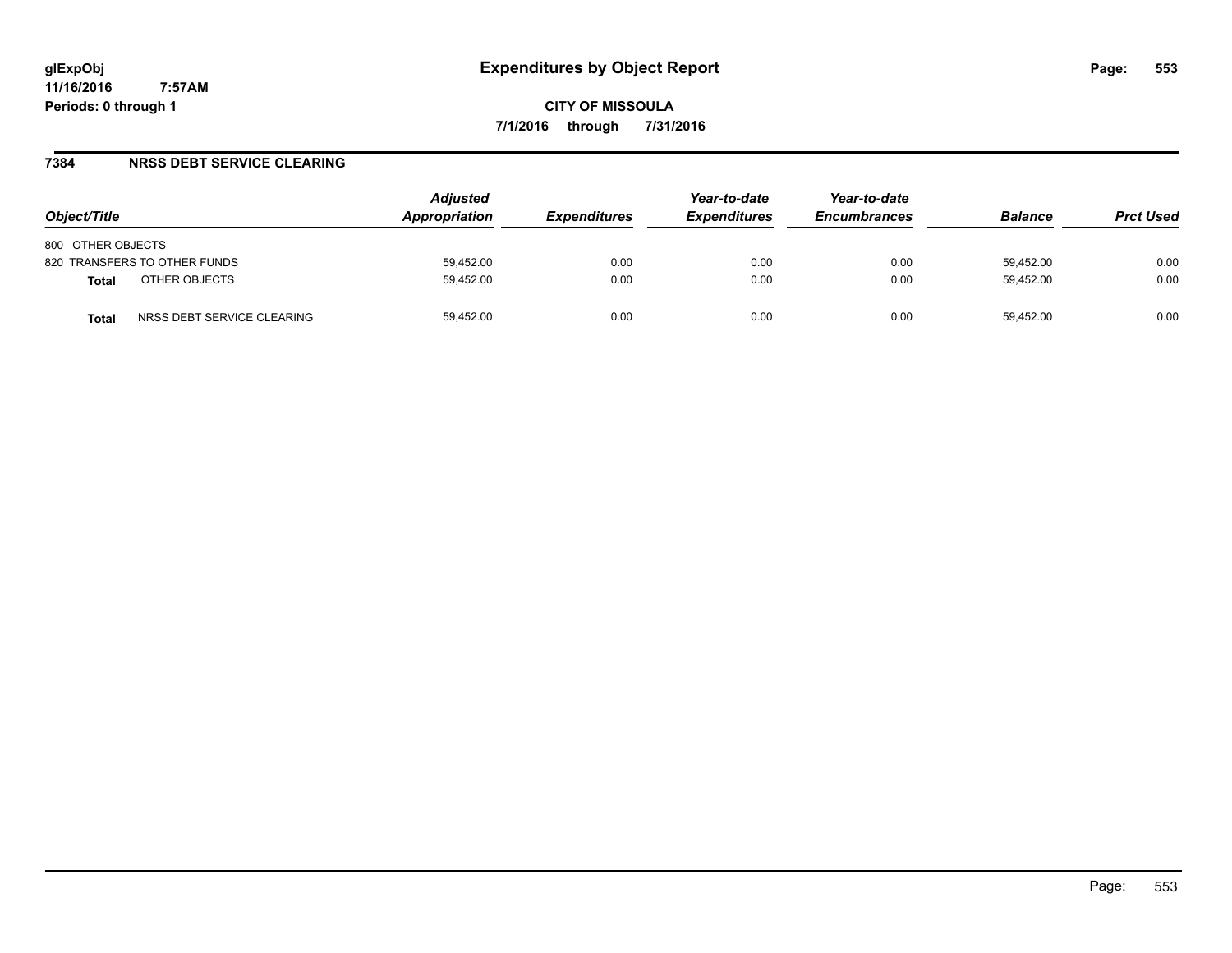# Expenditures by Object Report

glExpObj
11/16/2016 7:57AM
Periods: 0 through 1

**CITY OF MISSOULA**
**7/1/2016 through 7/31/2016**

## 7384 NRSS DEBT SERVICE CLEARING

| Object/Title | | Adjusted Appropriation | Expenditures | Year-to-date Expenditures | Year-to-date Encumbrances | Balance | Prct Used |
|---|---|---|---|---|---|---|---|
| 800 OTHER OBJECTS | | | | | | | |
| 820 TRANSFERS TO OTHER FUNDS | | 59,452.00 | 0.00 | 0.00 | 0.00 | 59,452.00 | 0.00 |
| **Total** | OTHER OBJECTS | 59,452.00 | 0.00 | 0.00 | 0.00 | 59,452.00 | 0.00 |
| **Total** | NRSS DEBT SERVICE CLEARING | 59,452.00 | 0.00 | 0.00 | 0.00 | 59,452.00 | 0.00 |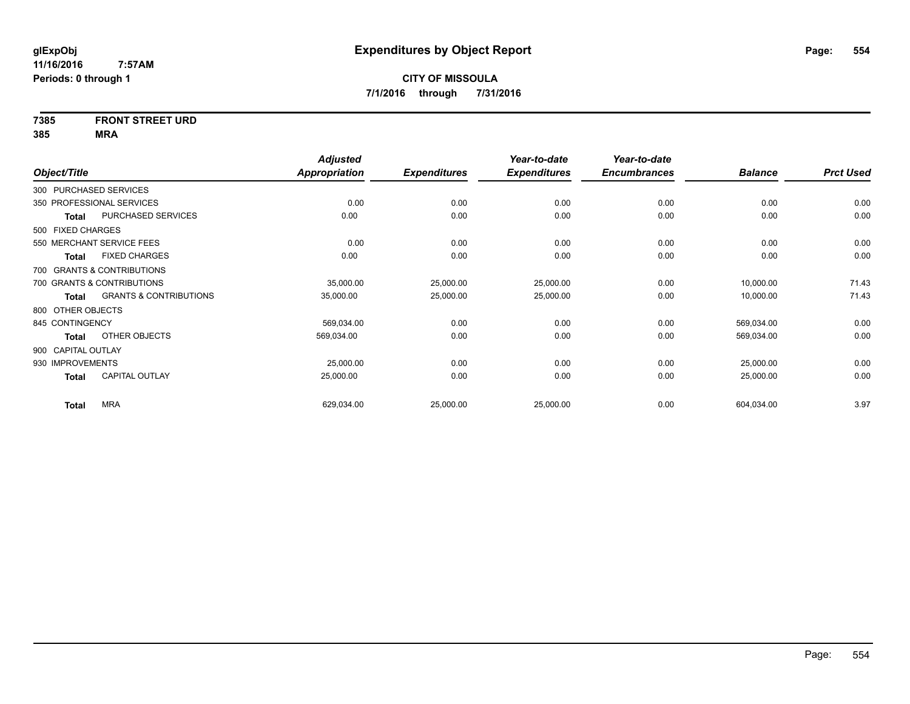glExpObj
11/16/2016 7:57AM
Periods: 0 through 1

# Expenditures by Object Report

**CITY OF MISSOULA**
**7/1/2016 through 7/31/2016**

**7385 FRONT STREET URD**
**385 MRA**

| Object/Title | | Adjusted Appropriation | Expenditures | Year-to-date Expenditures | Year-to-date Encumbrances | Balance | Prct Used |
|---|---|---|---|---|---|---|---|
| 300 PURCHASED SERVICES | | | | | | | |
| 350 PROFESSIONAL SERVICES | | 0.00 | 0.00 | 0.00 | 0.00 | 0.00 | 0.00 |
| **Total** | PURCHASED SERVICES | 0.00 | 0.00 | 0.00 | 0.00 | 0.00 | 0.00 |
| 500 FIXED CHARGES | | | | | | | |
| 550 MERCHANT SERVICE FEES | | 0.00 | 0.00 | 0.00 | 0.00 | 0.00 | 0.00 |
| **Total** | FIXED CHARGES | 0.00 | 0.00 | 0.00 | 0.00 | 0.00 | 0.00 |
| 700 GRANTS & CONTRIBUTIONS | | | | | | | |
| 700 GRANTS & CONTRIBUTIONS | | 35,000.00 | 25,000.00 | 25,000.00 | 0.00 | 10,000.00 | 71.43 |
| **Total** | GRANTS & CONTRIBUTIONS | 35,000.00 | 25,000.00 | 25,000.00 | 0.00 | 10,000.00 | 71.43 |
| 800 OTHER OBJECTS | | | | | | | |
| 845 CONTINGENCY | | 569,034.00 | 0.00 | 0.00 | 0.00 | 569,034.00 | 0.00 |
| **Total** | OTHER OBJECTS | 569,034.00 | 0.00 | 0.00 | 0.00 | 569,034.00 | 0.00 |
| 900 CAPITAL OUTLAY | | | | | | | |
| 930 IMPROVEMENTS | | 25,000.00 | 0.00 | 0.00 | 0.00 | 25,000.00 | 0.00 |
| **Total** | CAPITAL OUTLAY | 25,000.00 | 0.00 | 0.00 | 0.00 | 25,000.00 | 0.00 |
| **Total** | MRA | 629,034.00 | 25,000.00 | 25,000.00 | 0.00 | 604,034.00 | 3.97 |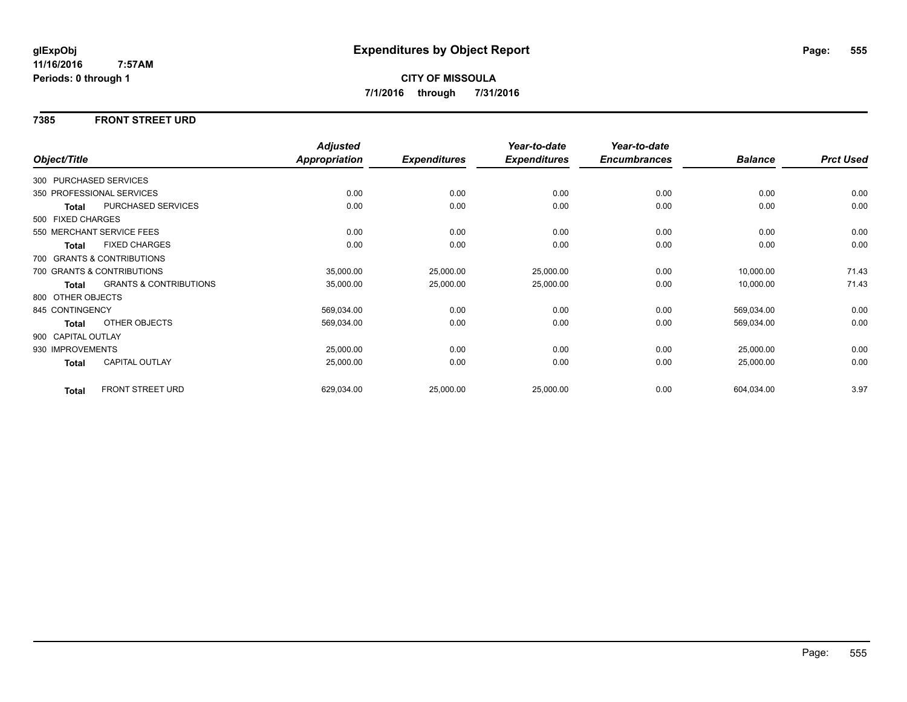**glExpObj**
**11/16/2016 7:57AM**
**Periods: 0 through 1**

# Expenditures by Object Report

**CITY OF MISSOULA**
**7/1/2016 through 7/31/2016**

## 7385 FRONT STREET URD

| Object/Title | | Adjusted Appropriation | Expenditures | Year-to-date Expenditures | Year-to-date Encumbrances | Balance | Prct Used |
|---|---|---|---|---|---|---|---|
| 300 PURCHASED SERVICES | | | | | | | |
| 350 PROFESSIONAL SERVICES | | 0.00 | 0.00 | 0.00 | 0.00 | 0.00 | 0.00 |
| **Total** | PURCHASED SERVICES | 0.00 | 0.00 | 0.00 | 0.00 | 0.00 | 0.00 |
| 500 FIXED CHARGES | | | | | | | |
| 550 MERCHANT SERVICE FEES | | 0.00 | 0.00 | 0.00 | 0.00 | 0.00 | 0.00 |
| **Total** | FIXED CHARGES | 0.00 | 0.00 | 0.00 | 0.00 | 0.00 | 0.00 |
| 700 GRANTS & CONTRIBUTIONS | | | | | | | |
| 700 GRANTS & CONTRIBUTIONS | | 35,000.00 | 25,000.00 | 25,000.00 | 0.00 | 10,000.00 | 71.43 |
| **Total** | GRANTS & CONTRIBUTIONS | 35,000.00 | 25,000.00 | 25,000.00 | 0.00 | 10,000.00 | 71.43 |
| 800 OTHER OBJECTS | | | | | | | |
| 845 CONTINGENCY | | 569,034.00 | 0.00 | 0.00 | 0.00 | 569,034.00 | 0.00 |
| **Total** | OTHER OBJECTS | 569,034.00 | 0.00 | 0.00 | 0.00 | 569,034.00 | 0.00 |
| 900 CAPITAL OUTLAY | | | | | | | |
| 930 IMPROVEMENTS | | 25,000.00 | 0.00 | 0.00 | 0.00 | 25,000.00 | 0.00 |
| **Total** | CAPITAL OUTLAY | 25,000.00 | 0.00 | 0.00 | 0.00 | 25,000.00 | 0.00 |
| **Total** | FRONT STREET URD | 629,034.00 | 25,000.00 | 25,000.00 | 0.00 | 604,034.00 | 3.97 |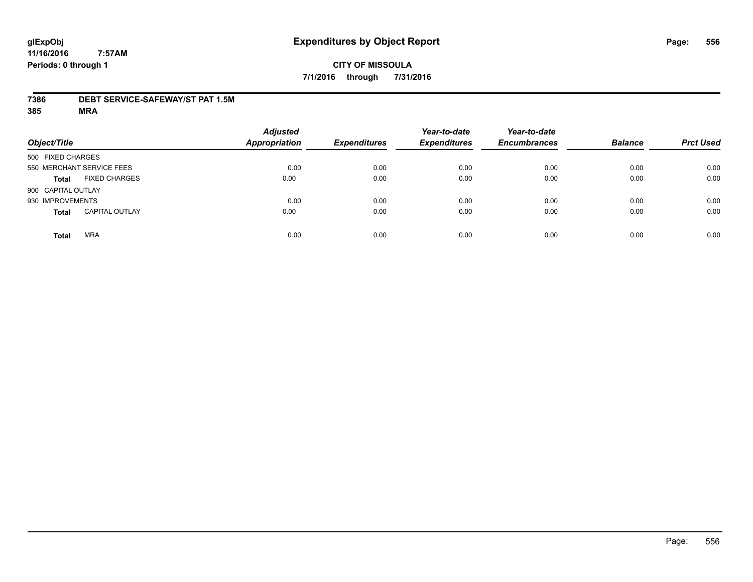**glExpObj**
**11/16/2016 7:57AM**
**Periods: 0 through 1**

# Expenditures by Object Report

**CITY OF MISSOULA**
**7/1/2016 through 7/31/2016**

**7386 DEBT SERVICE-SAFEWAY/ST PAT 1.5M**
**385 MRA**

| Object/Title | | Adjusted Appropriation | Expenditures | Year-to-date Expenditures | Year-to-date Encumbrances | Balance | Prct Used |
|---|---|---|---|---|---|---|---|
| 500 FIXED CHARGES | | | | | | | |
| 550 MERCHANT SERVICE FEES | | 0.00 | 0.00 | 0.00 | 0.00 | 0.00 | 0.00 |
| **Total** | FIXED CHARGES | 0.00 | 0.00 | 0.00 | 0.00 | 0.00 | 0.00 |
| 900 CAPITAL OUTLAY | | | | | | | |
| 930 IMPROVEMENTS | | 0.00 | 0.00 | 0.00 | 0.00 | 0.00 | 0.00 |
| **Total** | CAPITAL OUTLAY | 0.00 | 0.00 | 0.00 | 0.00 | 0.00 | 0.00 |
| **Total** | MRA | 0.00 | 0.00 | 0.00 | 0.00 | 0.00 | 0.00 |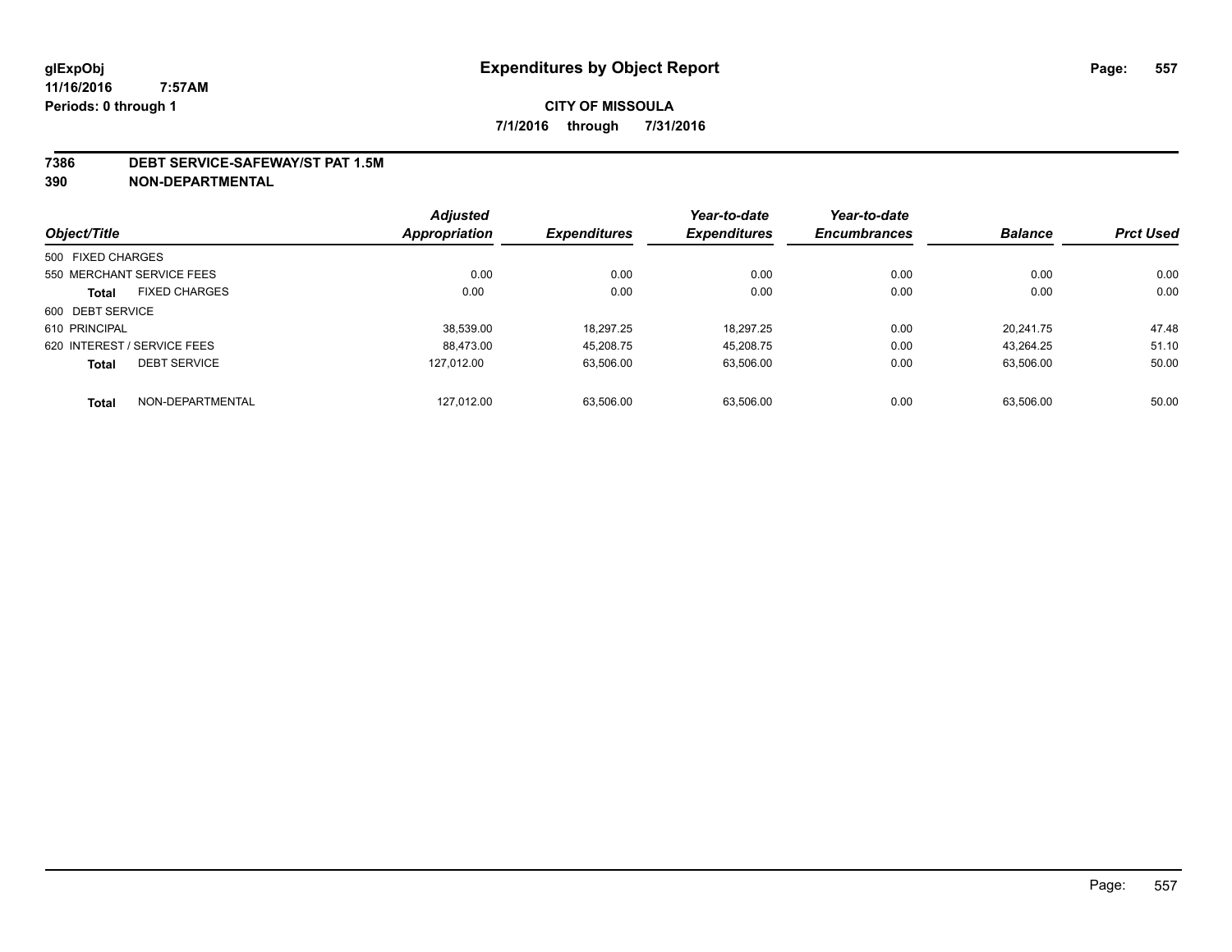**glExpObj**
**11/16/2016 7:57AM**
**Periods: 0 through 1**

# Expenditures by Object Report

**CITY OF MISSOULA**
**7/1/2016 through 7/31/2016**

**7386 DEBT SERVICE-SAFEWAY/ST PAT 1.5M**
**390 NON-DEPARTMENTAL**

| Object/Title | | Adjusted Appropriation | Expenditures | Year-to-date Expenditures | Year-to-date Encumbrances | Balance | Prct Used |
|---|---|---|---|---|---|---|---|
| 500 FIXED CHARGES | | | | | | | |
| 550 MERCHANT SERVICE FEES | | 0.00 | 0.00 | 0.00 | 0.00 | 0.00 | 0.00 |
| **Total** | FIXED CHARGES | 0.00 | 0.00 | 0.00 | 0.00 | 0.00 | 0.00 |
| 600 DEBT SERVICE | | | | | | | |
| 610 PRINCIPAL | | 38,539.00 | 18,297.25 | 18,297.25 | 0.00 | 20,241.75 | 47.48 |
| 620 INTEREST / SERVICE FEES | | 88,473.00 | 45,208.75 | 45,208.75 | 0.00 | 43,264.25 | 51.10 |
| **Total** | DEBT SERVICE | 127,012.00 | 63,506.00 | 63,506.00 | 0.00 | 63,506.00 | 50.00 |
| **Total** | NON-DEPARTMENTAL | 127,012.00 | 63,506.00 | 63,506.00 | 0.00 | 63,506.00 | 50.00 |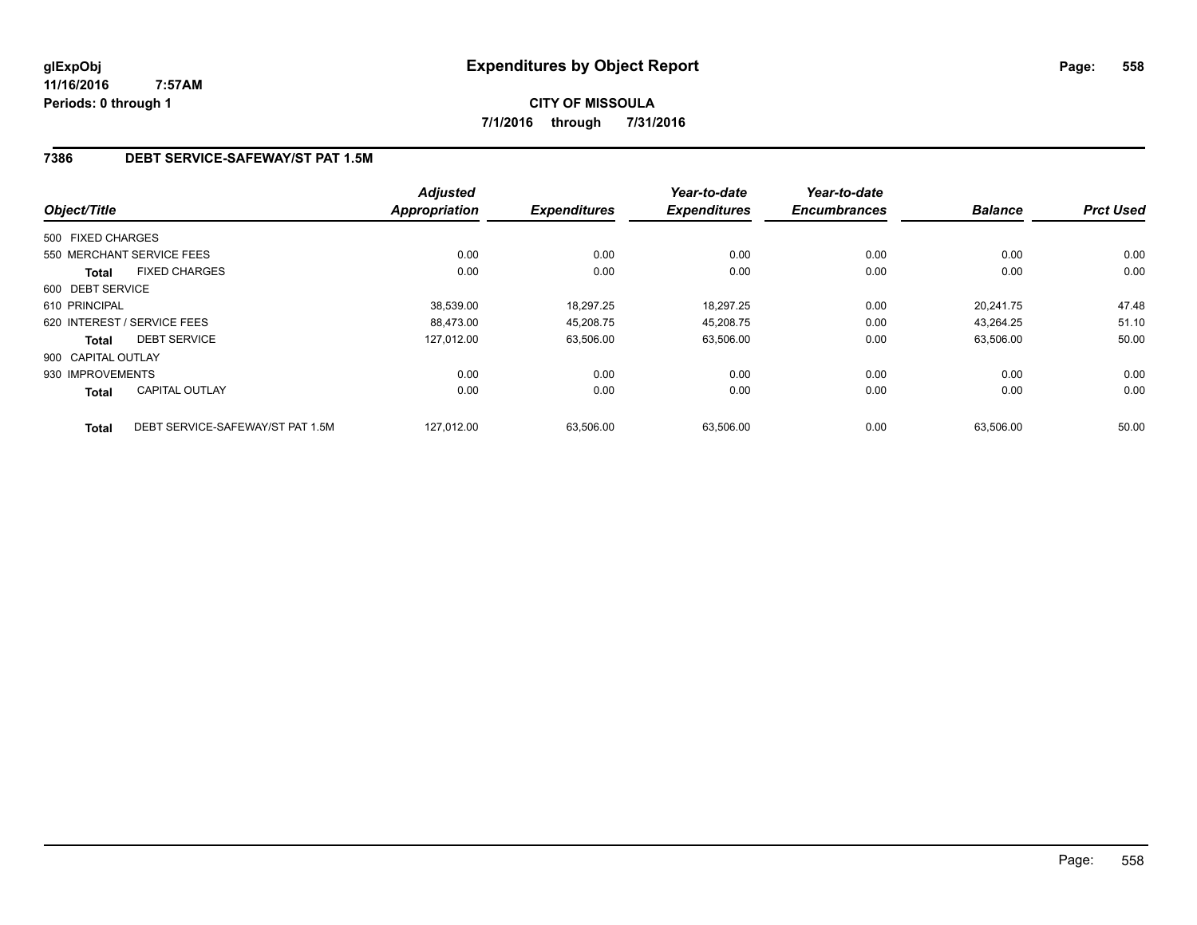# Expenditures by Object Report

glExpObj
11/16/2016 7:57AM
Periods: 0 through 1

**CITY OF MISSOULA**

**7/1/2016 through 7/31/2016**

## 7386 DEBT SERVICE-SAFEWAY/ST PAT 1.5M

| Object/Title | | Adjusted Appropriation | Expenditures | Year-to-date Expenditures | Year-to-date Encumbrances | Balance | Prct Used |
|---|---|---|---|---|---|---|---|
| 500 FIXED CHARGES | | | | | | | |
| 550 MERCHANT SERVICE FEES | | 0.00 | 0.00 | 0.00 | 0.00 | 0.00 | 0.00 |
| **Total** | FIXED CHARGES | 0.00 | 0.00 | 0.00 | 0.00 | 0.00 | 0.00 |
| 600 DEBT SERVICE | | | | | | | |
| 610 PRINCIPAL | | 38,539.00 | 18,297.25 | 18,297.25 | 0.00 | 20,241.75 | 47.48 |
| 620 INTEREST / SERVICE FEES | | 88,473.00 | 45,208.75 | 45,208.75 | 0.00 | 43,264.25 | 51.10 |
| **Total** | DEBT SERVICE | 127,012.00 | 63,506.00 | 63,506.00 | 0.00 | 63,506.00 | 50.00 |
| 900 CAPITAL OUTLAY | | | | | | | |
| 930 IMPROVEMENTS | | 0.00 | 0.00 | 0.00 | 0.00 | 0.00 | 0.00 |
| **Total** | CAPITAL OUTLAY | 0.00 | 0.00 | 0.00 | 0.00 | 0.00 | 0.00 |
| **Total** | DEBT SERVICE-SAFEWAY/ST PAT 1.5M | 127,012.00 | 63,506.00 | 63,506.00 | 0.00 | 63,506.00 | 50.00 |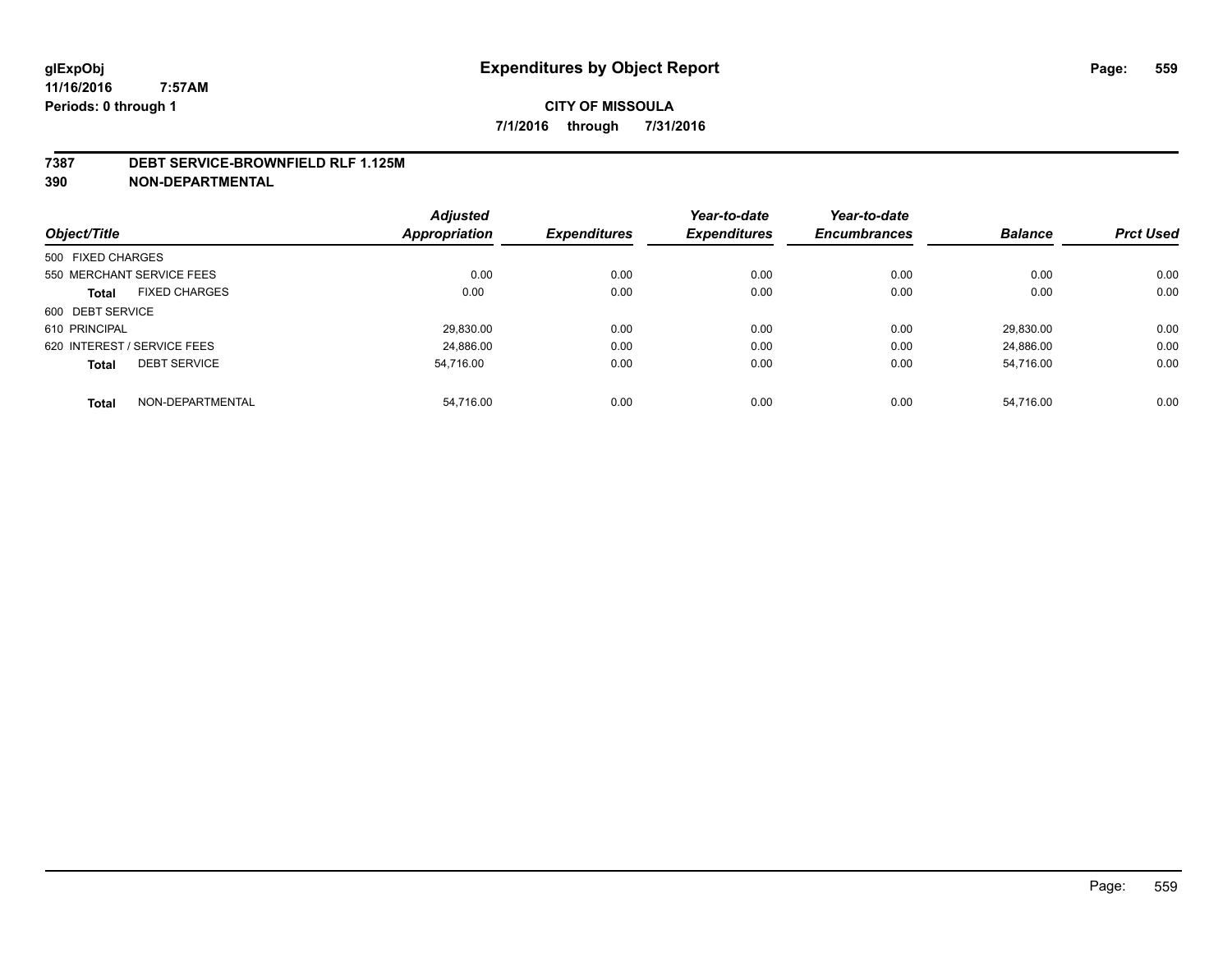# Expenditures by Object Report

**CITY OF MISSOULA**

**7/1/2016 through 7/31/2016**

glExpObj
11/16/2016 7:57AM
Periods: 0 through 1

**7387 DEBT SERVICE-BROWNFIELD RLF 1.125M**

**390 NON-DEPARTMENTAL**

| Object/Title | | Adjusted Appropriation | Expenditures | Year-to-date Expenditures | Year-to-date Encumbrances | Balance | Prct Used |
|---|---|---|---|---|---|---|---|
| 500 FIXED CHARGES | | | | | | | |
| 550 MERCHANT SERVICE FEES | | 0.00 | 0.00 | 0.00 | 0.00 | 0.00 | 0.00 |
| **Total** | FIXED CHARGES | 0.00 | 0.00 | 0.00 | 0.00 | 0.00 | 0.00 |
| 600 DEBT SERVICE | | | | | | | |
| 610 PRINCIPAL | | 29,830.00 | 0.00 | 0.00 | 0.00 | 29,830.00 | 0.00 |
| 620 INTEREST / SERVICE FEES | | 24,886.00 | 0.00 | 0.00 | 0.00 | 24,886.00 | 0.00 |
| **Total** | DEBT SERVICE | 54,716.00 | 0.00 | 0.00 | 0.00 | 54,716.00 | 0.00 |
| **Total** | NON-DEPARTMENTAL | 54,716.00 | 0.00 | 0.00 | 0.00 | 54,716.00 | 0.00 |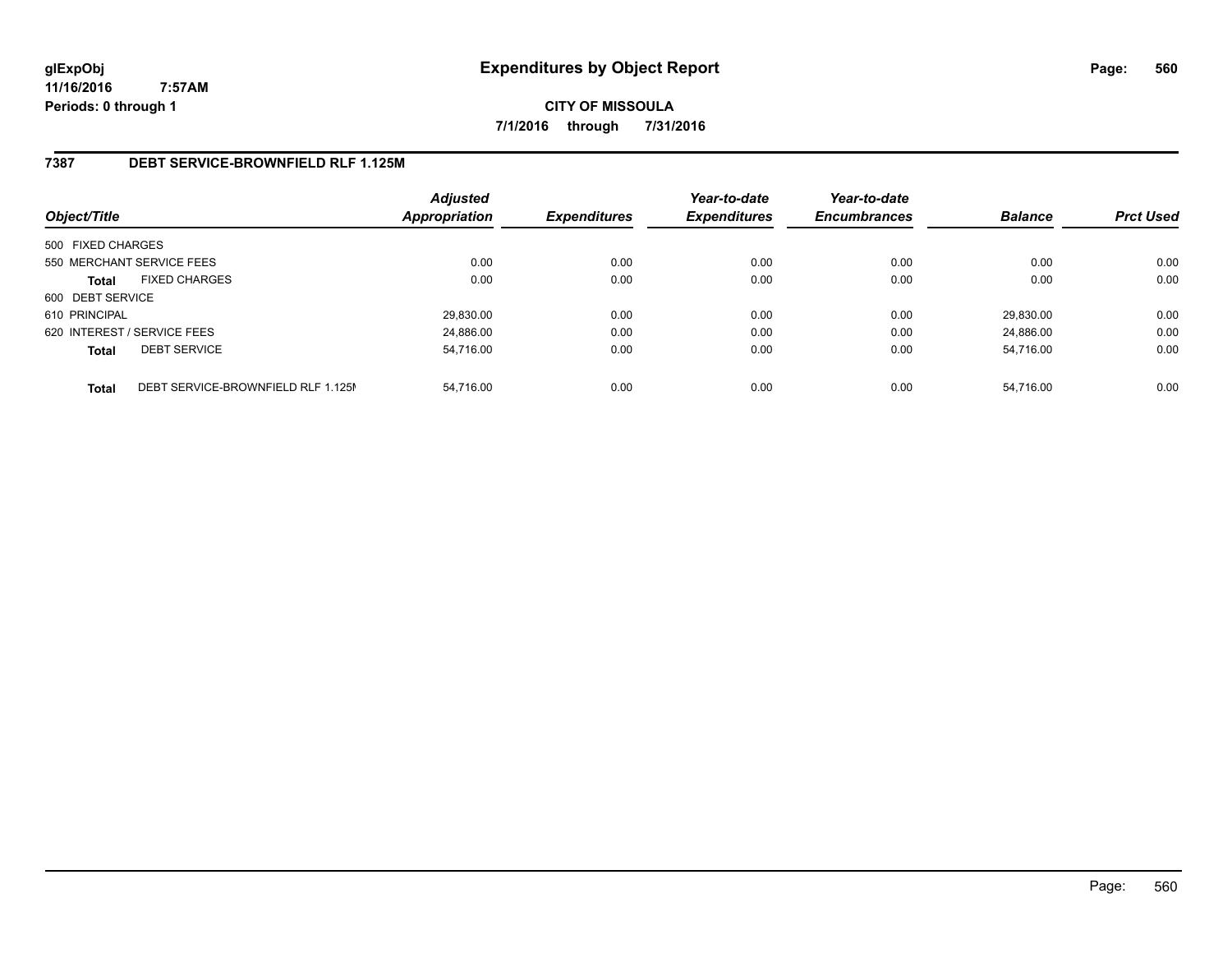glExpObj
11/16/2016 7:57AM
Periods: 0 through 1

# Expenditures by Object Report

CITY OF MISSOULA

7/1/2016 through 7/31/2016

## 7387 DEBT SERVICE-BROWNFIELD RLF 1.125M

| Object/Title | | *Adjusted Appropriation* | *Expenditures* | *Year-to-date Expenditures* | *Year-to-date Encumbrances* | *Balance* | *Prct Used* |
|---|---|---|---|---|---|---|---|
| 500 FIXED CHARGES | | | | | | | |
| 550 MERCHANT SERVICE FEES | | 0.00 | 0.00 | 0.00 | 0.00 | 0.00 | 0.00 |
| **Total** | FIXED CHARGES | 0.00 | 0.00 | 0.00 | 0.00 | 0.00 | 0.00 |
| 600 DEBT SERVICE | | | | | | | |
| 610 PRINCIPAL | | 29,830.00 | 0.00 | 0.00 | 0.00 | 29,830.00 | 0.00 |
| 620 INTEREST / SERVICE FEES | | 24,886.00 | 0.00 | 0.00 | 0.00 | 24,886.00 | 0.00 |
| **Total** | DEBT SERVICE | 54,716.00 | 0.00 | 0.00 | 0.00 | 54,716.00 | 0.00 |
| **Total** | DEBT SERVICE-BROWNFIELD RLF 1.125M | 54,716.00 | 0.00 | 0.00 | 0.00 | 54,716.00 | 0.00 |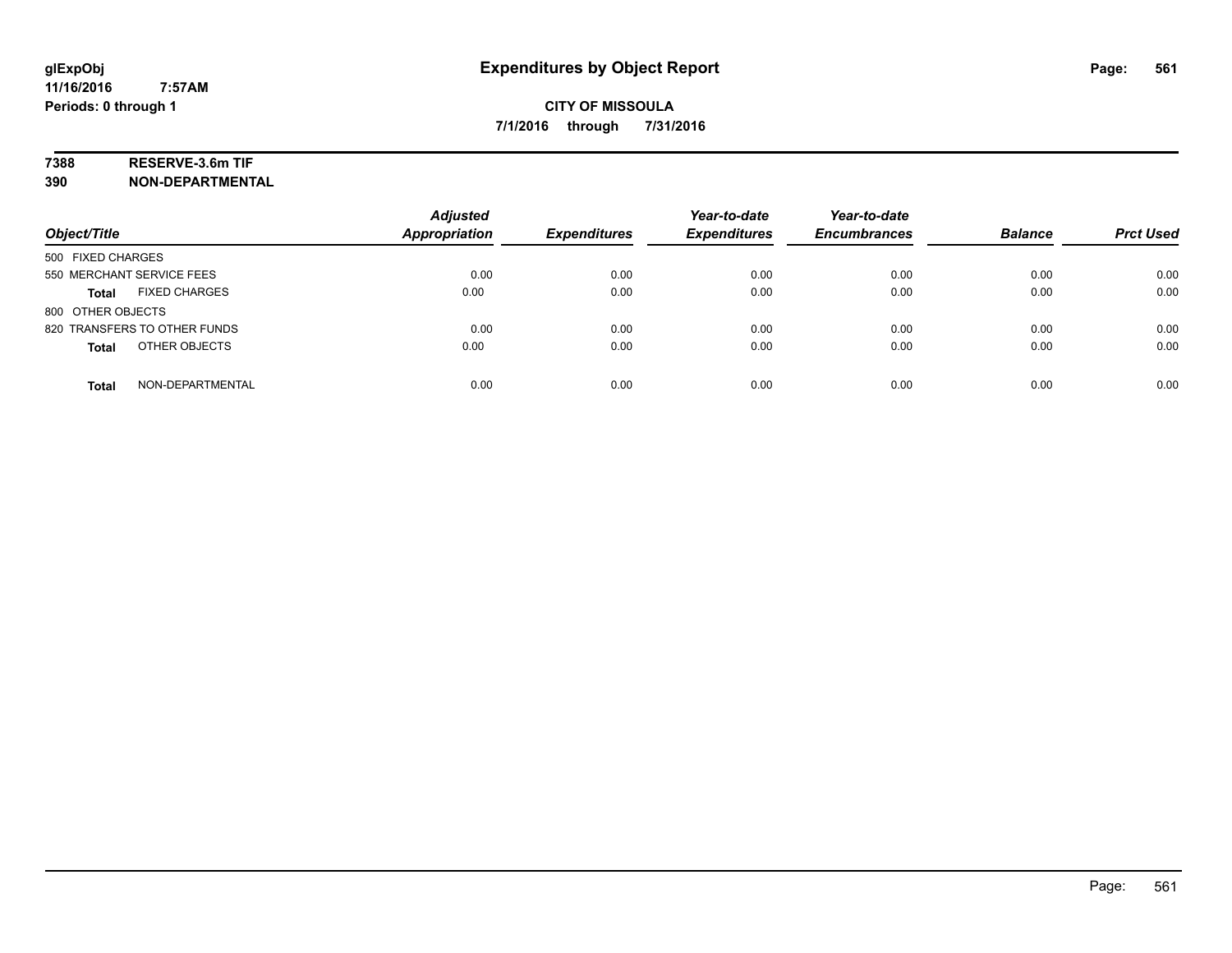# Expenditures by Object Report

glExpObj
11/16/2016 7:57AM
Periods: 0 through 1

**CITY OF MISSOULA**
**7/1/2016 through 7/31/2016**

**7388 RESERVE-3.6m TIF**
**390 NON-DEPARTMENTAL**

| Object/Title | Adjusted Appropriation | Expenditures | Year-to-date Expenditures | Year-to-date Encumbrances | Balance | Prct Used |
|---|---|---|---|---|---|---|
| 500 FIXED CHARGES | | | | | | |
| 550 MERCHANT SERVICE FEES | 0.00 | 0.00 | 0.00 | 0.00 | 0.00 | 0.00 |
| **Total** FIXED CHARGES | 0.00 | 0.00 | 0.00 | 0.00 | 0.00 | 0.00 |
| 800 OTHER OBJECTS | | | | | | |
| 820 TRANSFERS TO OTHER FUNDS | 0.00 | 0.00 | 0.00 | 0.00 | 0.00 | 0.00 |
| **Total** OTHER OBJECTS | 0.00 | 0.00 | 0.00 | 0.00 | 0.00 | 0.00 |
| **Total** NON-DEPARTMENTAL | 0.00 | 0.00 | 0.00 | 0.00 | 0.00 | 0.00 |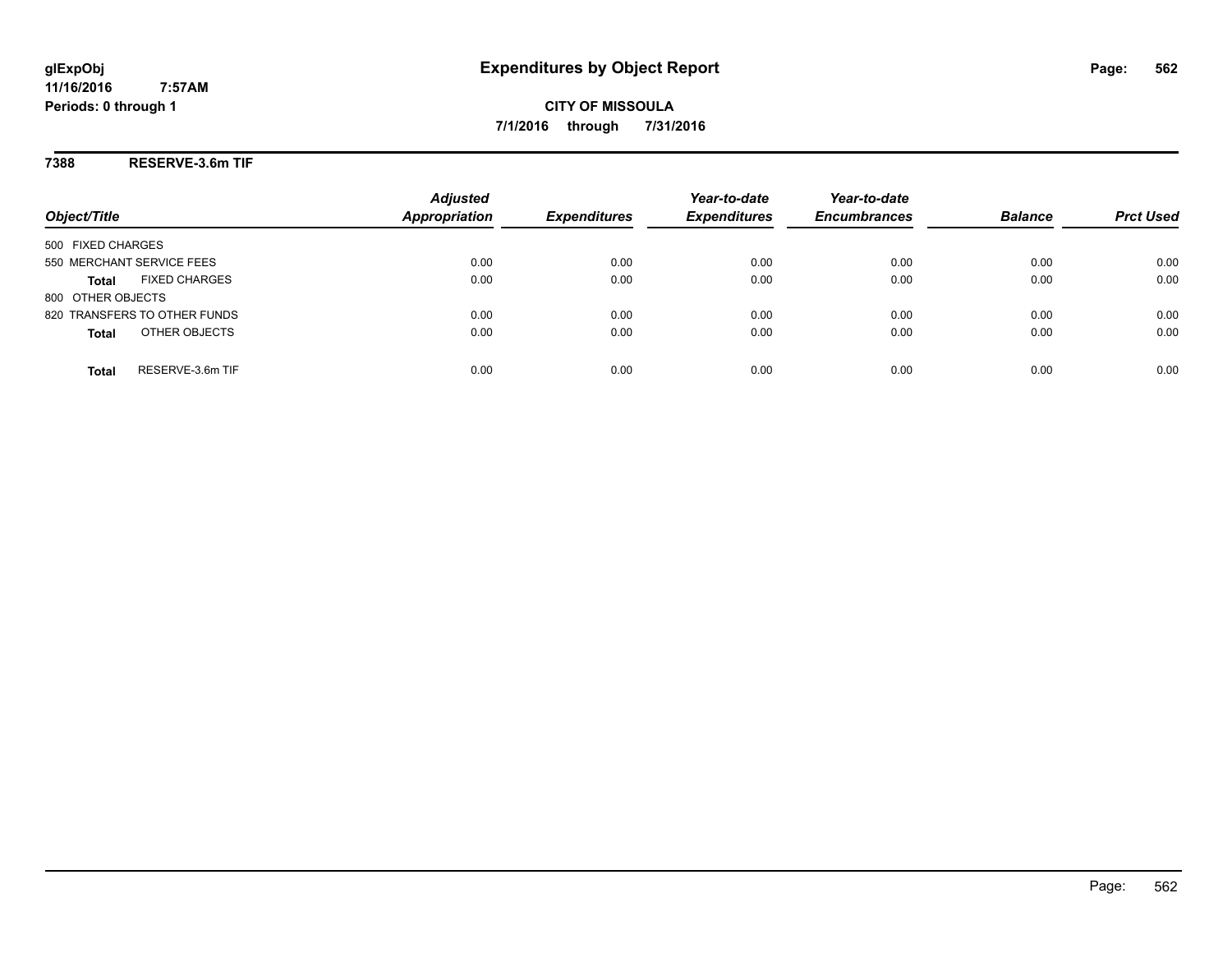# Expenditures by Object Report

glExpObj
11/16/2016 7:57AM
Periods: 0 through 1

**CITY OF MISSOULA**
**7/1/2016 through 7/31/2016**

**7388 RESERVE-3.6m TIF**

| Object/Title | Adjusted Appropriation | Expenditures | Year-to-date Expenditures | Year-to-date Encumbrances | Balance | Prct Used |
|---|---|---|---|---|---|---|
| 500 FIXED CHARGES | | | | | | |
| 550 MERCHANT SERVICE FEES | 0.00 | 0.00 | 0.00 | 0.00 | 0.00 | 0.00 |
| **Total** FIXED CHARGES | 0.00 | 0.00 | 0.00 | 0.00 | 0.00 | 0.00 |
| 800 OTHER OBJECTS | | | | | | |
| 820 TRANSFERS TO OTHER FUNDS | 0.00 | 0.00 | 0.00 | 0.00 | 0.00 | 0.00 |
| **Total** OTHER OBJECTS | 0.00 | 0.00 | 0.00 | 0.00 | 0.00 | 0.00 |
| **Total** RESERVE-3.6m TIF | 0.00 | 0.00 | 0.00 | 0.00 | 0.00 | 0.00 |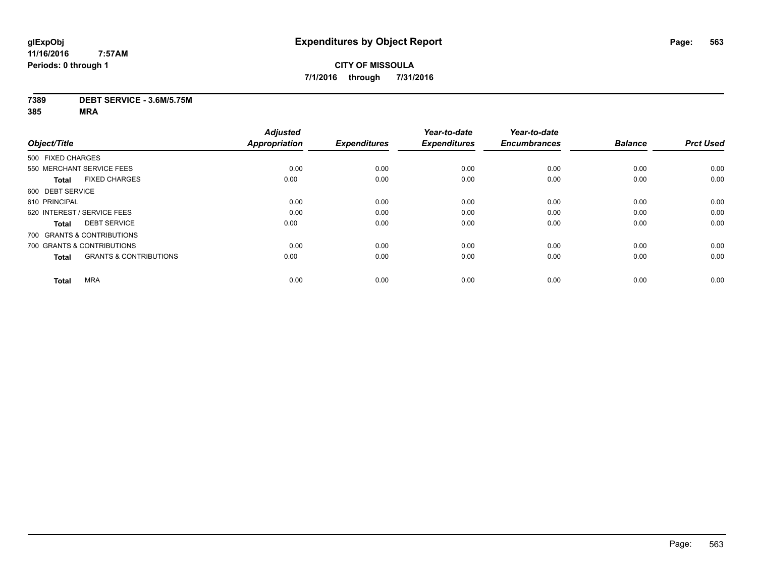**glExpObj** **Expenditures by Object Report**

**11/16/2016 7:57AM**

**Periods: 0 through 1**

**CITY OF MISSOULA**

**7/1/2016 through 7/31/2016**

**7389 DEBT SERVICE - 3.6M/5.75M**

**385 MRA**

| Object/Title | | Adjusted Appropriation | Expenditures | Year-to-date Expenditures | Year-to-date Encumbrances | Balance | Prct Used |
|---|---|---|---|---|---|---|---|
| 500 FIXED CHARGES | | | | | | | |
| 550 MERCHANT SERVICE FEES | | 0.00 | 0.00 | 0.00 | 0.00 | 0.00 | 0.00 |
| **Total** | FIXED CHARGES | 0.00 | 0.00 | 0.00 | 0.00 | 0.00 | 0.00 |
| 600 DEBT SERVICE | | | | | | | |
| 610 PRINCIPAL | | 0.00 | 0.00 | 0.00 | 0.00 | 0.00 | 0.00 |
| 620 INTEREST / SERVICE FEES | | 0.00 | 0.00 | 0.00 | 0.00 | 0.00 | 0.00 |
| **Total** | DEBT SERVICE | 0.00 | 0.00 | 0.00 | 0.00 | 0.00 | 0.00 |
| 700 GRANTS & CONTRIBUTIONS | | | | | | | |
| 700 GRANTS & CONTRIBUTIONS | | 0.00 | 0.00 | 0.00 | 0.00 | 0.00 | 0.00 |
| **Total** | GRANTS & CONTRIBUTIONS | 0.00 | 0.00 | 0.00 | 0.00 | 0.00 | 0.00 |
| **Total** | MRA | 0.00 | 0.00 | 0.00 | 0.00 | 0.00 | 0.00 |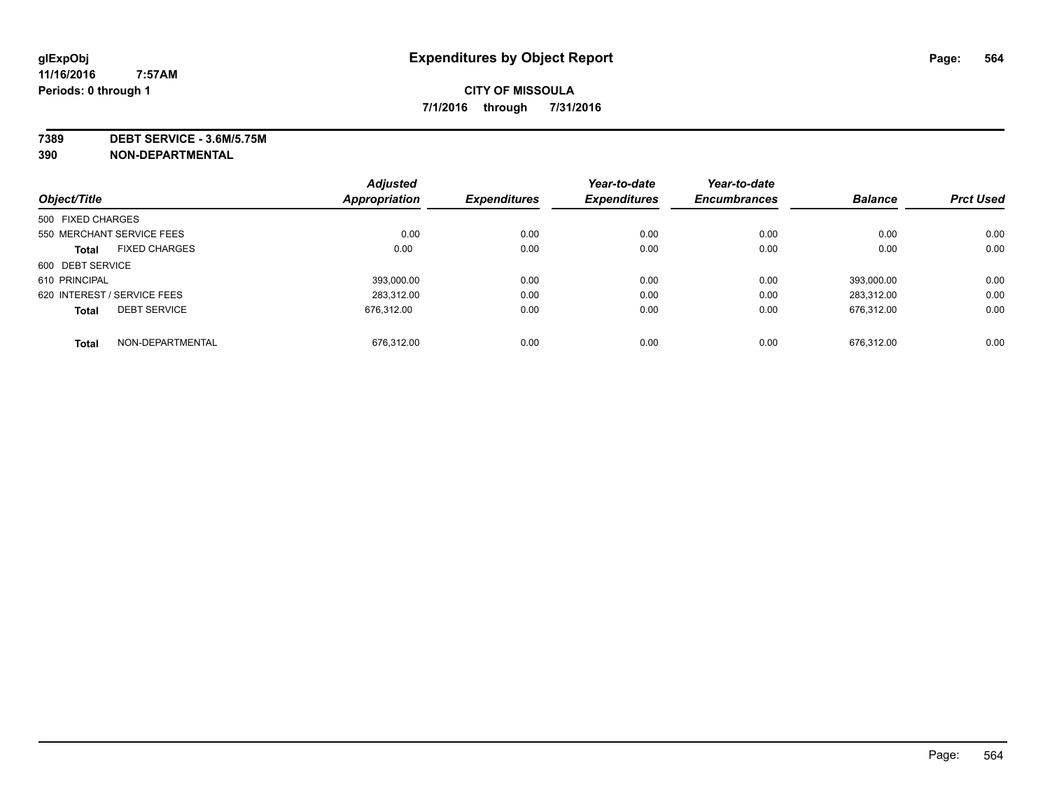# Expenditures by Object Report

**CITY OF MISSOULA**

**7/1/2016 through 7/31/2016**

glExpObj
11/16/2016 7:57AM
Periods: 0 through 1

**7389 DEBT SERVICE - 3.6M/5.75M**
**390 NON-DEPARTMENTAL**

| Object/Title | | Adjusted Appropriation | Expenditures | Year-to-date Expenditures | Year-to-date Encumbrances | Balance | Prct Used |
|---|---|---|---|---|---|---|---|
| 500 FIXED CHARGES | | | | | | | |
| 550 MERCHANT SERVICE FEES | | 0.00 | 0.00 | 0.00 | 0.00 | 0.00 | 0.00 |
| **Total** | FIXED CHARGES | 0.00 | 0.00 | 0.00 | 0.00 | 0.00 | 0.00 |
| 600 DEBT SERVICE | | | | | | | |
| 610 PRINCIPAL | | 393,000.00 | 0.00 | 0.00 | 0.00 | 393,000.00 | 0.00 |
| 620 INTEREST / SERVICE FEES | | 283,312.00 | 0.00 | 0.00 | 0.00 | 283,312.00 | 0.00 |
| **Total** | DEBT SERVICE | 676,312.00 | 0.00 | 0.00 | 0.00 | 676,312.00 | 0.00 |
| **Total** | NON-DEPARTMENTAL | 676,312.00 | 0.00 | 0.00 | 0.00 | 676,312.00 | 0.00 |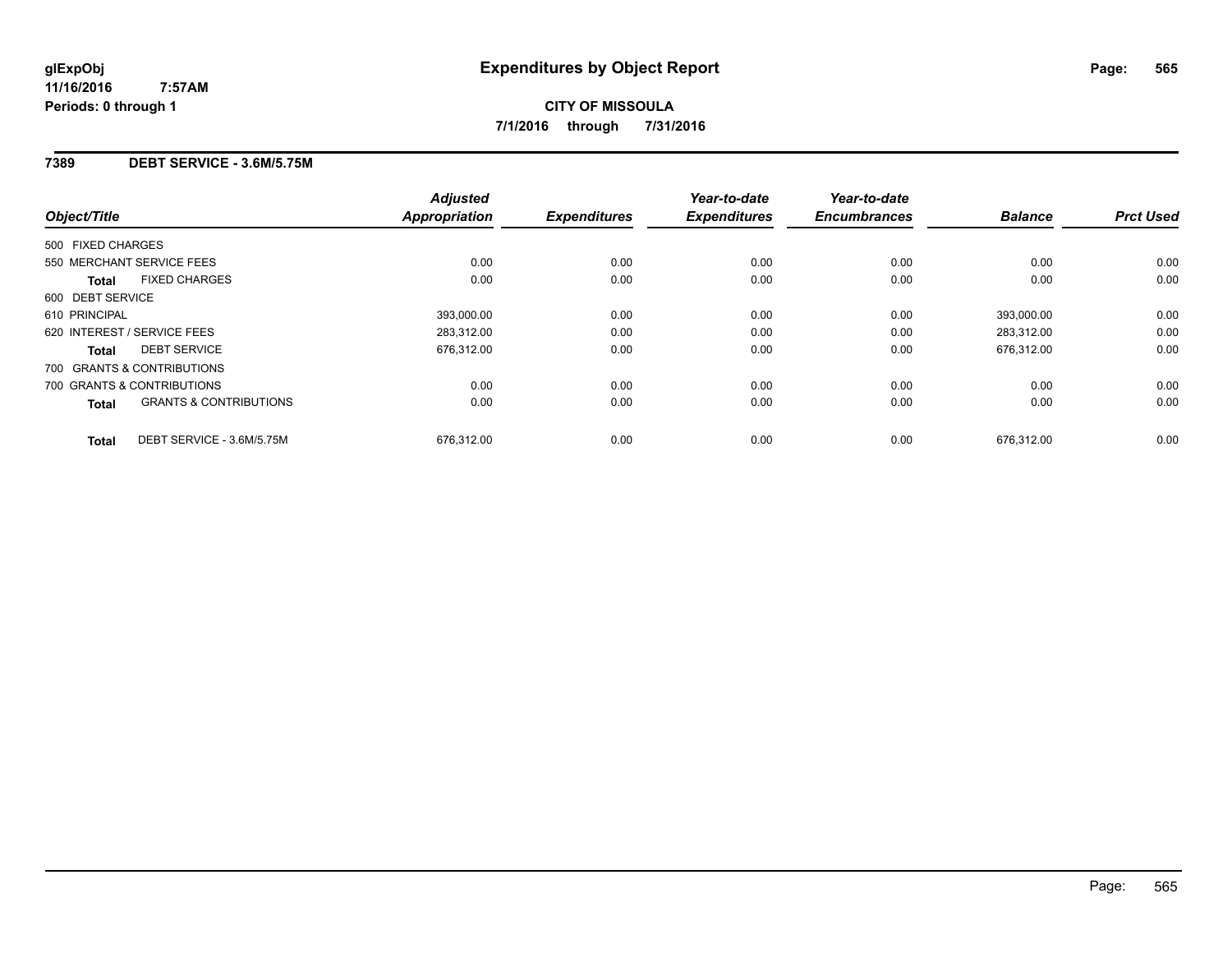**glExpObj**
**11/16/2016 7:57AM**
**Periods: 0 through 1**

# Expenditures by Object Report

**CITY OF MISSOULA**
**7/1/2016 through 7/31/2016**

## 7389 DEBT SERVICE - 3.6M/5.75M

| Object/Title | | Adjusted Appropriation | Expenditures | Year-to-date Expenditures | Year-to-date Encumbrances | Balance | Prct Used |
|---|---|---|---|---|---|---|---|
| 500 FIXED CHARGES | | | | | | | |
| 550 MERCHANT SERVICE FEES | | 0.00 | 0.00 | 0.00 | 0.00 | 0.00 | 0.00 |
| **Total** | FIXED CHARGES | 0.00 | 0.00 | 0.00 | 0.00 | 0.00 | 0.00 |
| 600 DEBT SERVICE | | | | | | | |
| 610 PRINCIPAL | | 393,000.00 | 0.00 | 0.00 | 0.00 | 393,000.00 | 0.00 |
| 620 INTEREST / SERVICE FEES | | 283,312.00 | 0.00 | 0.00 | 0.00 | 283,312.00 | 0.00 |
| **Total** | DEBT SERVICE | 676,312.00 | 0.00 | 0.00 | 0.00 | 676,312.00 | 0.00 |
| 700 GRANTS & CONTRIBUTIONS | | | | | | | |
| 700 GRANTS & CONTRIBUTIONS | | 0.00 | 0.00 | 0.00 | 0.00 | 0.00 | 0.00 |
| **Total** | GRANTS & CONTRIBUTIONS | 0.00 | 0.00 | 0.00 | 0.00 | 0.00 | 0.00 |
| **Total** | DEBT SERVICE - 3.6M/5.75M | 676,312.00 | 0.00 | 0.00 | 0.00 | 676,312.00 | 0.00 |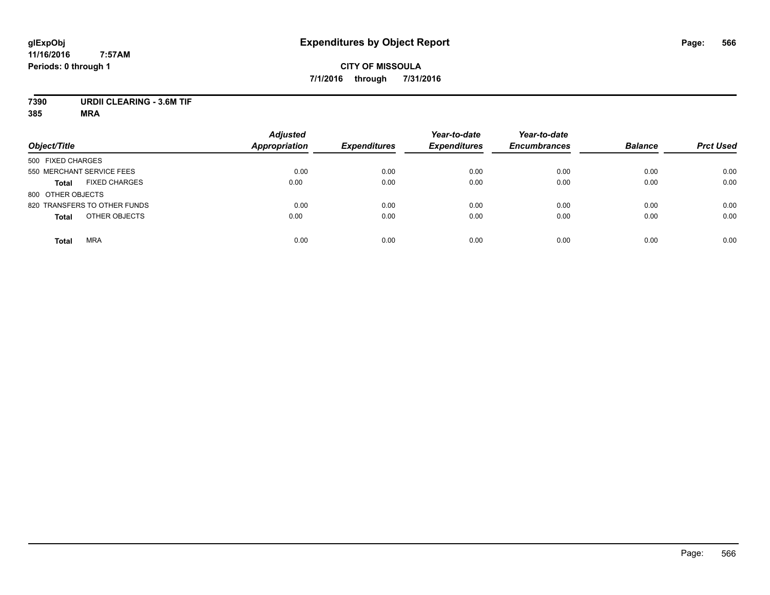# Expenditures by Object Report

**CITY OF MISSOULA**

**7/1/2016 through 7/31/2016**

glExpObj
11/16/2016 7:57AM
Periods: 0 through 1

**7390 URDII CLEARING - 3.6M TIF**
**385 MRA**

| Object/Title | Adjusted Appropriation | Expenditures | Year-to-date Expenditures | Year-to-date Encumbrances | Balance | Prct Used |
|---|---|---|---|---|---|---|
| 500 FIXED CHARGES | | | | | | |
| 550 MERCHANT SERVICE FEES | 0.00 | 0.00 | 0.00 | 0.00 | 0.00 | 0.00 |
| **Total** FIXED CHARGES | 0.00 | 0.00 | 0.00 | 0.00 | 0.00 | 0.00 |
| 800 OTHER OBJECTS | | | | | | |
| 820 TRANSFERS TO OTHER FUNDS | 0.00 | 0.00 | 0.00 | 0.00 | 0.00 | 0.00 |
| **Total** OTHER OBJECTS | 0.00 | 0.00 | 0.00 | 0.00 | 0.00 | 0.00 |
| **Total** MRA | 0.00 | 0.00 | 0.00 | 0.00 | 0.00 | 0.00 |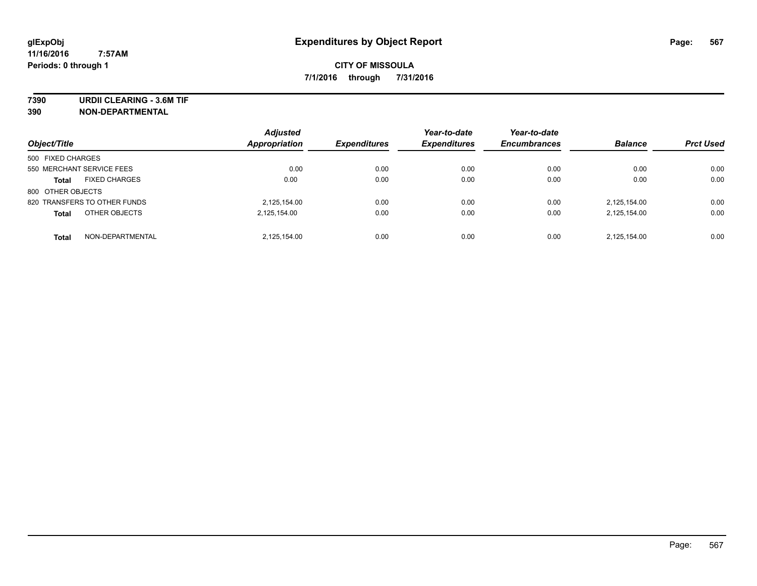# Expenditures by Object Report

**CITY OF MISSOULA**

**7/1/2016 through 7/31/2016**

glExpObj
11/16/2016 7:57AM
Periods: 0 through 1

**7390 URDII CLEARING - 3.6M TIF**
**390 NON-DEPARTMENTAL**

| Object/Title | Adjusted Appropriation | Expenditures | Year-to-date Expenditures | Year-to-date Encumbrances | Balance | Prct Used |
|---|---|---|---|---|---|---|
| 500 FIXED CHARGES | | | | | | |
| 550 MERCHANT SERVICE FEES | 0.00 | 0.00 | 0.00 | 0.00 | 0.00 | 0.00 |
| **Total** FIXED CHARGES | 0.00 | 0.00 | 0.00 | 0.00 | 0.00 | 0.00 |
| 800 OTHER OBJECTS | | | | | | |
| 820 TRANSFERS TO OTHER FUNDS | 2,125,154.00 | 0.00 | 0.00 | 0.00 | 2,125,154.00 | 0.00 |
| **Total** OTHER OBJECTS | 2,125,154.00 | 0.00 | 0.00 | 0.00 | 2,125,154.00 | 0.00 |
| **Total** NON-DEPARTMENTAL | 2,125,154.00 | 0.00 | 0.00 | 0.00 | 2,125,154.00 | 0.00 |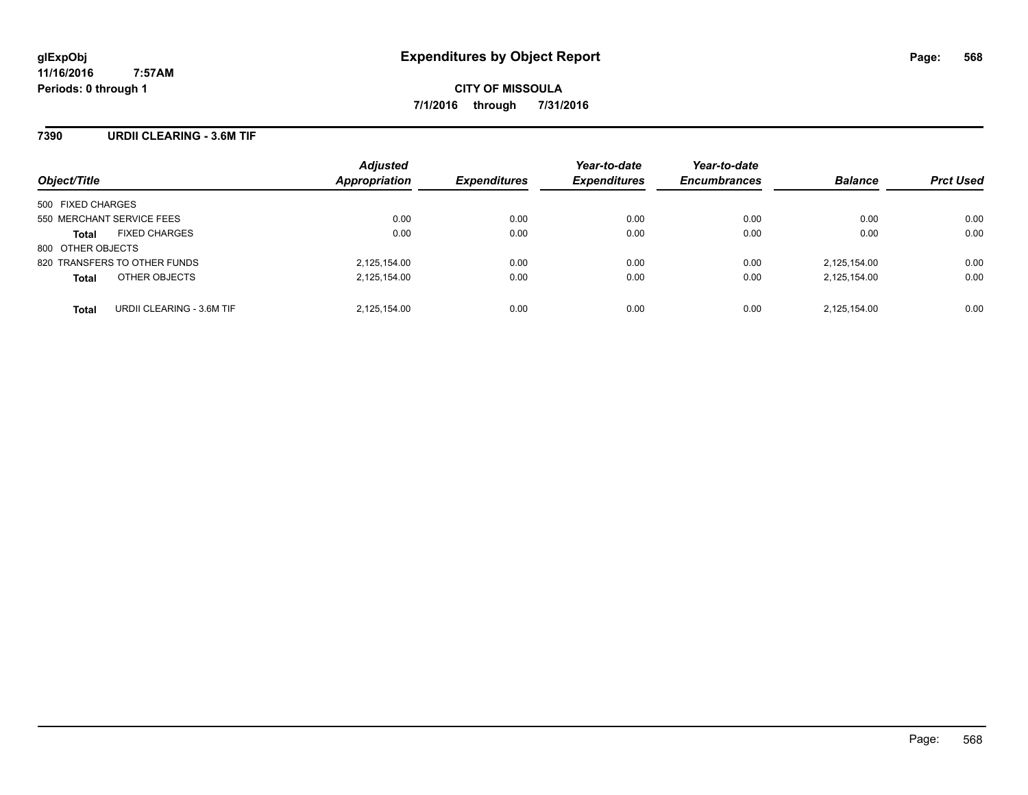**glExpObj**
**11/16/2016 7:57AM**
**Periods: 0 through 1**

# Expenditures by Object Report

**CITY OF MISSOULA**
**7/1/2016 through 7/31/2016**

## 7390 URDII CLEARING - 3.6M TIF

| Object/Title | Adjusted Appropriation | Expenditures | Year-to-date Expenditures | Year-to-date Encumbrances | Balance | Prct Used |
|---|---|---|---|---|---|---|
| 500 FIXED CHARGES | | | | | | |
| 550 MERCHANT SERVICE FEES | 0.00 | 0.00 | 0.00 | 0.00 | 0.00 | 0.00 |
| **Total** FIXED CHARGES | 0.00 | 0.00 | 0.00 | 0.00 | 0.00 | 0.00 |
| 800 OTHER OBJECTS | | | | | | |
| 820 TRANSFERS TO OTHER FUNDS | 2,125,154.00 | 0.00 | 0.00 | 0.00 | 2,125,154.00 | 0.00 |
| **Total** OTHER OBJECTS | 2,125,154.00 | 0.00 | 0.00 | 0.00 | 2,125,154.00 | 0.00 |
| **Total** URDII CLEARING - 3.6M TIF | 2,125,154.00 | 0.00 | 0.00 | 0.00 | 2,125,154.00 | 0.00 |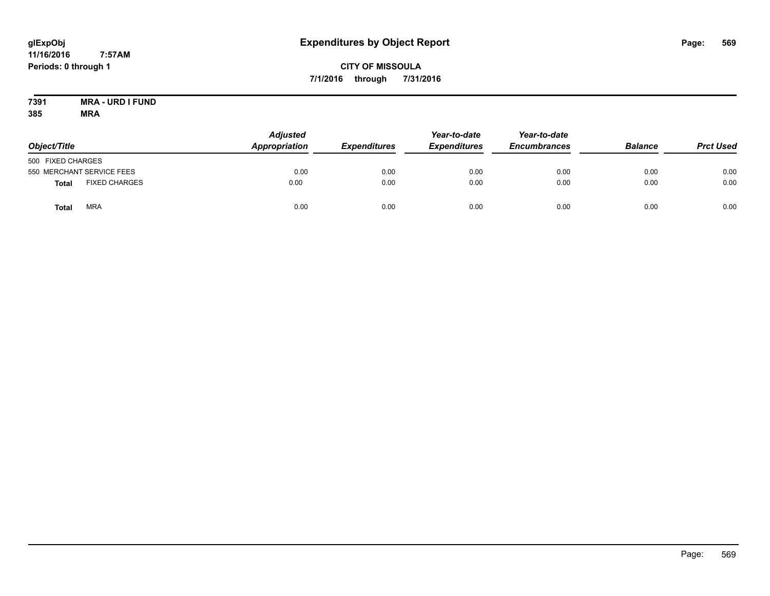glExpObj
11/16/2016 7:57AM
Periods: 0 through 1

# Expenditures by Object Report

**CITY OF MISSOULA**
**7/1/2016 through 7/31/2016**

**7391 MRA - URD I FUND**
**385 MRA**

| Object/Title | | Adjusted Appropriation | Expenditures | Year-to-date Expenditures | Year-to-date Encumbrances | Balance | Prct Used |
|---|---|---|---|---|---|---|---|
| 500 FIXED CHARGES | | | | | | | |
| 550 MERCHANT SERVICE FEES | | 0.00 | 0.00 | 0.00 | 0.00 | 0.00 | 0.00 |
| **Total** | FIXED CHARGES | 0.00 | 0.00 | 0.00 | 0.00 | 0.00 | 0.00 |
| **Total** | MRA | 0.00 | 0.00 | 0.00 | 0.00 | 0.00 | 0.00 |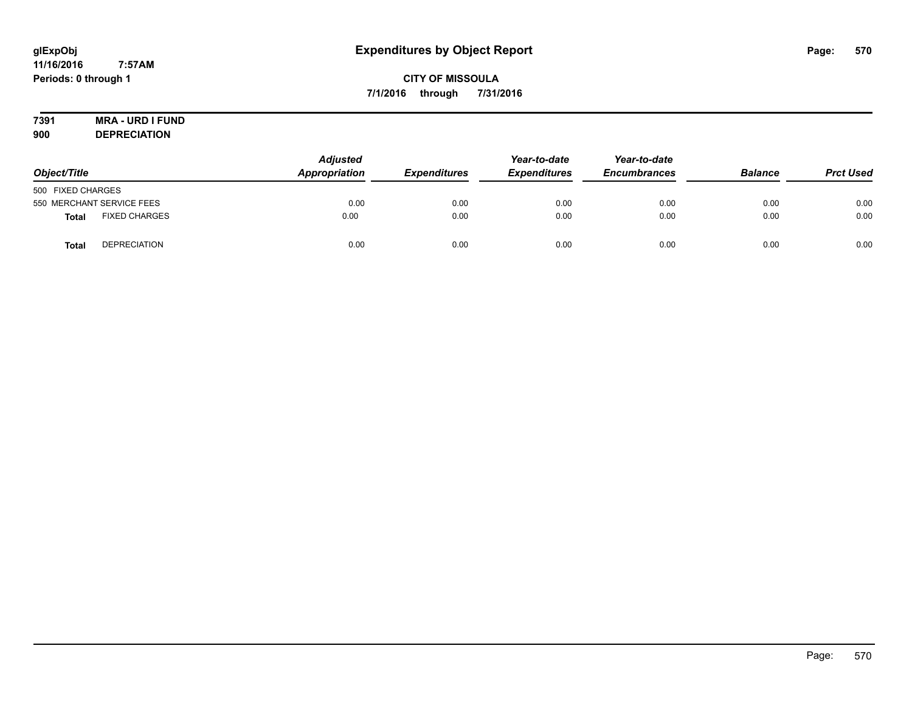# Expenditures by Object Report

glExpObj
11/16/2016 7:57AM
Periods: 0 through 1

**CITY OF MISSOULA**
**7/1/2016 through 7/31/2016**

**7391 MRA - URD I FUND**
**900 DEPRECIATION**

| Object/Title | Adjusted Appropriation | Expenditures | Year-to-date Expenditures | Year-to-date Encumbrances | Balance | Prct Used |
|---|---|---|---|---|---|---|
| 500 FIXED CHARGES | | | | | | |
| 550 MERCHANT SERVICE FEES | 0.00 | 0.00 | 0.00 | 0.00 | 0.00 | 0.00 |
| **Total** FIXED CHARGES | 0.00 | 0.00 | 0.00 | 0.00 | 0.00 | 0.00 |
| **Total** DEPRECIATION | 0.00 | 0.00 | 0.00 | 0.00 | 0.00 | 0.00 |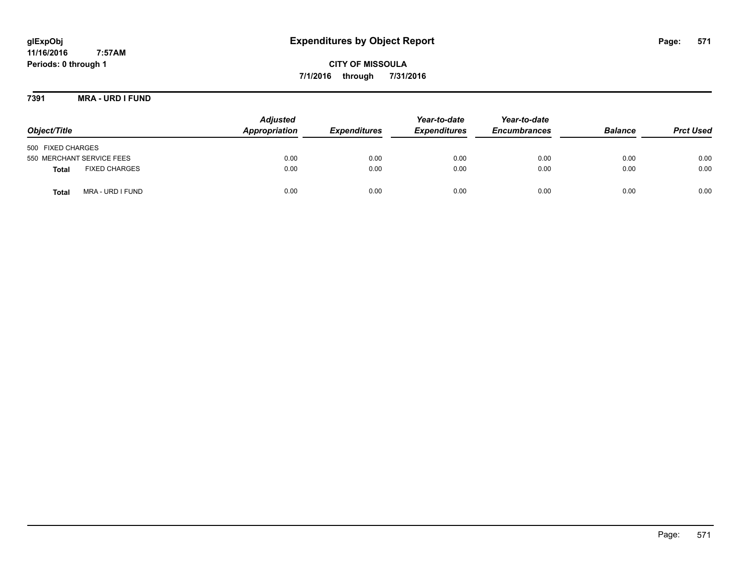glExpObj
11/16/2016 7:57AM
Periods: 0 through 1

# Expenditures by Object Report

**CITY OF MISSOULA**
**7/1/2016 through 7/31/2016**

**7391 MRA - URD I FUND**

| Object/Title | Adjusted Appropriation | Expenditures | Year-to-date Expenditures | Year-to-date Encumbrances | Balance | Prct Used |
|---|---|---|---|---|---|---|
| 500 FIXED CHARGES | | | | | | |
| 550 MERCHANT SERVICE FEES | 0.00 | 0.00 | 0.00 | 0.00 | 0.00 | 0.00 |
| **Total** FIXED CHARGES | 0.00 | 0.00 | 0.00 | 0.00 | 0.00 | 0.00 |
| **Total** MRA - URD I FUND | 0.00 | 0.00 | 0.00 | 0.00 | 0.00 | 0.00 |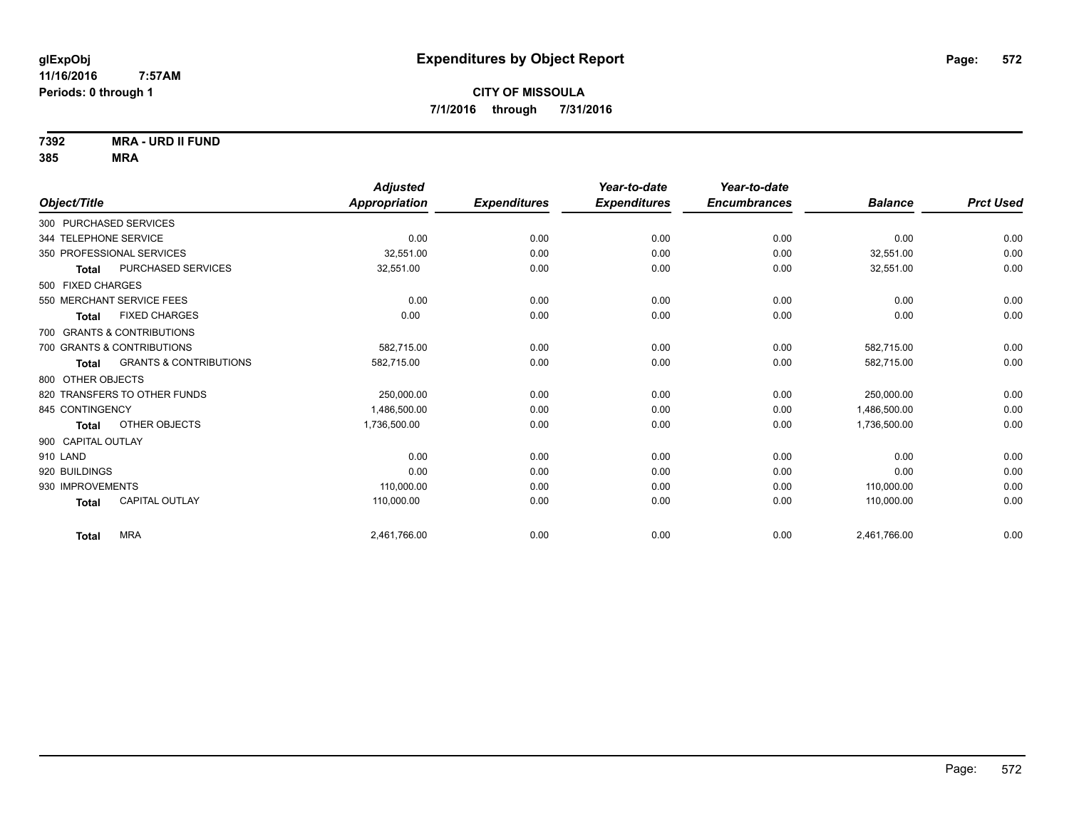# Expenditures by Object Report

glExpObj
11/16/2016 7:57AM
Periods: 0 through 1

**CITY OF MISSOULA**
**7/1/2016 through 7/31/2016**

**7392 MRA - URD II FUND**
**385 MRA**

| Object/Title | Adjusted Appropriation | Expenditures | Year-to-date Expenditures | Year-to-date Encumbrances | Balance | Prct Used |
|---|---|---|---|---|---|---|
| 300 PURCHASED SERVICES | | | | | | |
| 344 TELEPHONE SERVICE | 0.00 | 0.00 | 0.00 | 0.00 | 0.00 | 0.00 |
| 350 PROFESSIONAL SERVICES | 32,551.00 | 0.00 | 0.00 | 0.00 | 32,551.00 | 0.00 |
| **Total** PURCHASED SERVICES | 32,551.00 | 0.00 | 0.00 | 0.00 | 32,551.00 | 0.00 |
| 500 FIXED CHARGES | | | | | | |
| 550 MERCHANT SERVICE FEES | 0.00 | 0.00 | 0.00 | 0.00 | 0.00 | 0.00 |
| **Total** FIXED CHARGES | 0.00 | 0.00 | 0.00 | 0.00 | 0.00 | 0.00 |
| 700 GRANTS & CONTRIBUTIONS | | | | | | |
| 700 GRANTS & CONTRIBUTIONS | 582,715.00 | 0.00 | 0.00 | 0.00 | 582,715.00 | 0.00 |
| **Total** GRANTS & CONTRIBUTIONS | 582,715.00 | 0.00 | 0.00 | 0.00 | 582,715.00 | 0.00 |
| 800 OTHER OBJECTS | | | | | | |
| 820 TRANSFERS TO OTHER FUNDS | 250,000.00 | 0.00 | 0.00 | 0.00 | 250,000.00 | 0.00 |
| 845 CONTINGENCY | 1,486,500.00 | 0.00 | 0.00 | 0.00 | 1,486,500.00 | 0.00 |
| **Total** OTHER OBJECTS | 1,736,500.00 | 0.00 | 0.00 | 0.00 | 1,736,500.00 | 0.00 |
| 900 CAPITAL OUTLAY | | | | | | |
| 910 LAND | 0.00 | 0.00 | 0.00 | 0.00 | 0.00 | 0.00 |
| 920 BUILDINGS | 0.00 | 0.00 | 0.00 | 0.00 | 0.00 | 0.00 |
| 930 IMPROVEMENTS | 110,000.00 | 0.00 | 0.00 | 0.00 | 110,000.00 | 0.00 |
| **Total** CAPITAL OUTLAY | 110,000.00 | 0.00 | 0.00 | 0.00 | 110,000.00 | 0.00 |
| **Total** MRA | 2,461,766.00 | 0.00 | 0.00 | 0.00 | 2,461,766.00 | 0.00 |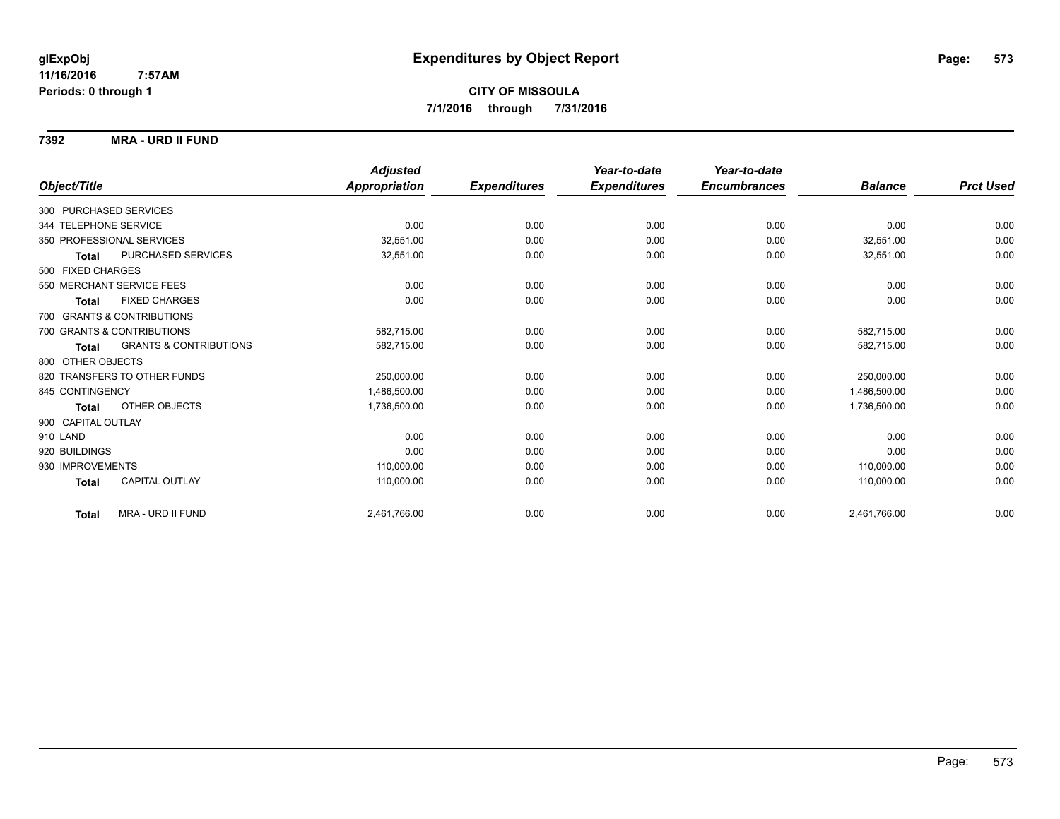# Expenditures by Object Report

glExpObj
11/16/2016 7:57AM
Periods: 0 through 1

**CITY OF MISSOULA**
**7/1/2016 through 7/31/2016**

## 7392 MRA - URD II FUND

| Object/Title | | Adjusted Appropriation | Expenditures | Year-to-date Expenditures | Year-to-date Encumbrances | Balance | Prct Used |
|---|---|---|---|---|---|---|---|
| 300 PURCHASED SERVICES | | | | | | | |
| 344 TELEPHONE SERVICE | | 0.00 | 0.00 | 0.00 | 0.00 | 0.00 | 0.00 |
| 350 PROFESSIONAL SERVICES | | 32,551.00 | 0.00 | 0.00 | 0.00 | 32,551.00 | 0.00 |
| Total | PURCHASED SERVICES | 32,551.00 | 0.00 | 0.00 | 0.00 | 32,551.00 | 0.00 |
| 500 FIXED CHARGES | | | | | | | |
| 550 MERCHANT SERVICE FEES | | 0.00 | 0.00 | 0.00 | 0.00 | 0.00 | 0.00 |
| Total | FIXED CHARGES | 0.00 | 0.00 | 0.00 | 0.00 | 0.00 | 0.00 |
| 700 GRANTS & CONTRIBUTIONS | | | | | | | |
| 700 GRANTS & CONTRIBUTIONS | | 582,715.00 | 0.00 | 0.00 | 0.00 | 582,715.00 | 0.00 |
| Total | GRANTS & CONTRIBUTIONS | 582,715.00 | 0.00 | 0.00 | 0.00 | 582,715.00 | 0.00 |
| 800 OTHER OBJECTS | | | | | | | |
| 820 TRANSFERS TO OTHER FUNDS | | 250,000.00 | 0.00 | 0.00 | 0.00 | 250,000.00 | 0.00 |
| 845 CONTINGENCY | | 1,486,500.00 | 0.00 | 0.00 | 0.00 | 1,486,500.00 | 0.00 |
| Total | OTHER OBJECTS | 1,736,500.00 | 0.00 | 0.00 | 0.00 | 1,736,500.00 | 0.00 |
| 900 CAPITAL OUTLAY | | | | | | | |
| 910 LAND | | 0.00 | 0.00 | 0.00 | 0.00 | 0.00 | 0.00 |
| 920 BUILDINGS | | 0.00 | 0.00 | 0.00 | 0.00 | 0.00 | 0.00 |
| 930 IMPROVEMENTS | | 110,000.00 | 0.00 | 0.00 | 0.00 | 110,000.00 | 0.00 |
| Total | CAPITAL OUTLAY | 110,000.00 | 0.00 | 0.00 | 0.00 | 110,000.00 | 0.00 |
| Total | MRA - URD II FUND | 2,461,766.00 | 0.00 | 0.00 | 0.00 | 2,461,766.00 | 0.00 |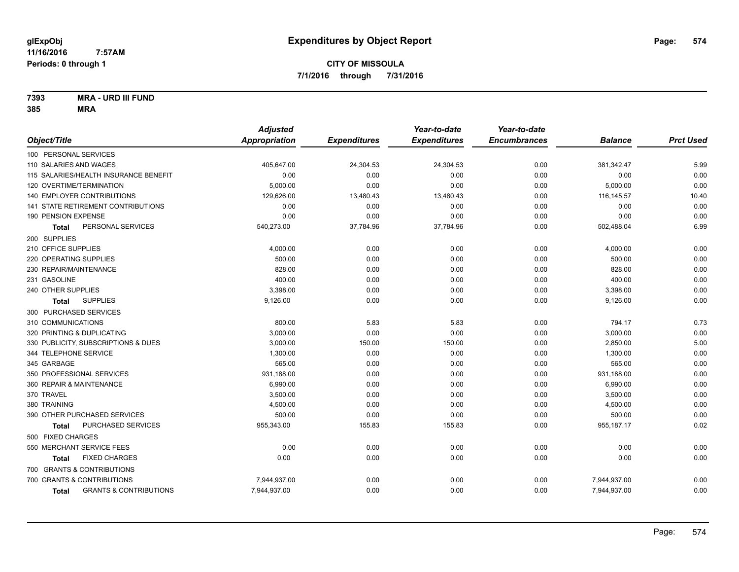glExpObj
11/16/2016 7:57AM
Periods: 0 through 1

# Expenditures by Object Report

**CITY OF MISSOULA**
**7/1/2016 through 7/31/2016**

**7393 MRA - URD III FUND**
**385 MRA**

| Object/Title | Adjusted Appropriation | Expenditures | Year-to-date Expenditures | Year-to-date Encumbrances | Balance | Prct Used |
|---|---|---|---|---|---|---|
| 100 PERSONAL SERVICES | | | | | | |
| 110 SALARIES AND WAGES | 405,647.00 | 24,304.53 | 24,304.53 | 0.00 | 381,342.47 | 5.99 |
| 115 SALARIES/HEALTH INSURANCE BENEFIT | 0.00 | 0.00 | 0.00 | 0.00 | 0.00 | 0.00 |
| 120 OVERTIME/TERMINATION | 5,000.00 | 0.00 | 0.00 | 0.00 | 5,000.00 | 0.00 |
| 140 EMPLOYER CONTRIBUTIONS | 129,626.00 | 13,480.43 | 13,480.43 | 0.00 | 116,145.57 | 10.40 |
| 141 STATE RETIREMENT CONTRIBUTIONS | 0.00 | 0.00 | 0.00 | 0.00 | 0.00 | 0.00 |
| 190 PENSION EXPENSE | 0.00 | 0.00 | 0.00 | 0.00 | 0.00 | 0.00 |
| **Total** PERSONAL SERVICES | 540,273.00 | 37,784.96 | 37,784.96 | 0.00 | 502,488.04 | 6.99 |
| 200 SUPPLIES | | | | | | |
| 210 OFFICE SUPPLIES | 4,000.00 | 0.00 | 0.00 | 0.00 | 4,000.00 | 0.00 |
| 220 OPERATING SUPPLIES | 500.00 | 0.00 | 0.00 | 0.00 | 500.00 | 0.00 |
| 230 REPAIR/MAINTENANCE | 828.00 | 0.00 | 0.00 | 0.00 | 828.00 | 0.00 |
| 231 GASOLINE | 400.00 | 0.00 | 0.00 | 0.00 | 400.00 | 0.00 |
| 240 OTHER SUPPLIES | 3,398.00 | 0.00 | 0.00 | 0.00 | 3,398.00 | 0.00 |
| **Total** SUPPLIES | 9,126.00 | 0.00 | 0.00 | 0.00 | 9,126.00 | 0.00 |
| 300 PURCHASED SERVICES | | | | | | |
| 310 COMMUNICATIONS | 800.00 | 5.83 | 5.83 | 0.00 | 794.17 | 0.73 |
| 320 PRINTING & DUPLICATING | 3,000.00 | 0.00 | 0.00 | 0.00 | 3,000.00 | 0.00 |
| 330 PUBLICITY, SUBSCRIPTIONS & DUES | 3,000.00 | 150.00 | 150.00 | 0.00 | 2,850.00 | 5.00 |
| 344 TELEPHONE SERVICE | 1,300.00 | 0.00 | 0.00 | 0.00 | 1,300.00 | 0.00 |
| 345 GARBAGE | 565.00 | 0.00 | 0.00 | 0.00 | 565.00 | 0.00 |
| 350 PROFESSIONAL SERVICES | 931,188.00 | 0.00 | 0.00 | 0.00 | 931,188.00 | 0.00 |
| 360 REPAIR & MAINTENANCE | 6,990.00 | 0.00 | 0.00 | 0.00 | 6,990.00 | 0.00 |
| 370 TRAVEL | 3,500.00 | 0.00 | 0.00 | 0.00 | 3,500.00 | 0.00 |
| 380 TRAINING | 4,500.00 | 0.00 | 0.00 | 0.00 | 4,500.00 | 0.00 |
| 390 OTHER PURCHASED SERVICES | 500.00 | 0.00 | 0.00 | 0.00 | 500.00 | 0.00 |
| **Total** PURCHASED SERVICES | 955,343.00 | 155.83 | 155.83 | 0.00 | 955,187.17 | 0.02 |
| 500 FIXED CHARGES | | | | | | |
| 550 MERCHANT SERVICE FEES | 0.00 | 0.00 | 0.00 | 0.00 | 0.00 | 0.00 |
| **Total** FIXED CHARGES | 0.00 | 0.00 | 0.00 | 0.00 | 0.00 | 0.00 |
| 700 GRANTS & CONTRIBUTIONS | | | | | | |
| 700 GRANTS & CONTRIBUTIONS | 7,944,937.00 | 0.00 | 0.00 | 0.00 | 7,944,937.00 | 0.00 |
| **Total** GRANTS & CONTRIBUTIONS | 7,944,937.00 | 0.00 | 0.00 | 0.00 | 7,944,937.00 | 0.00 |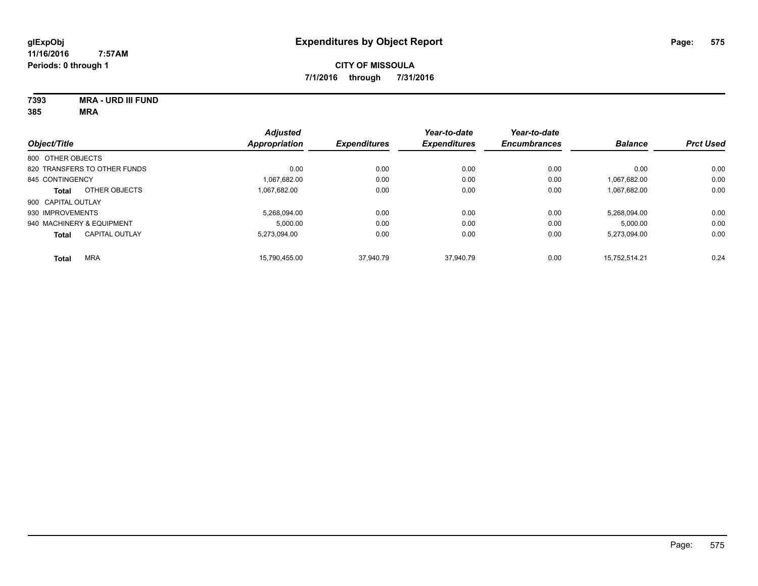**glExpObj**
**11/16/2016 7:57AM**
**Periods: 0 through 1**

# Expenditures by Object Report

**CITY OF MISSOULA**
**7/1/2016 through 7/31/2016**

**7393 MRA - URD III FUND**
**385 MRA**

| Object/Title | | Adjusted Appropriation | Expenditures | Year-to-date Expenditures | Year-to-date Encumbrances | Balance | Prct Used |
|---|---|---|---|---|---|---|---|
| 800 OTHER OBJECTS | | | | | | | |
| 820 TRANSFERS TO OTHER FUNDS | | 0.00 | 0.00 | 0.00 | 0.00 | 0.00 | 0.00 |
| 845 CONTINGENCY | | 1,067,682.00 | 0.00 | 0.00 | 0.00 | 1,067,682.00 | 0.00 |
| **Total** | OTHER OBJECTS | 1,067,682.00 | 0.00 | 0.00 | 0.00 | 1,067,682.00 | 0.00 |
| 900 CAPITAL OUTLAY | | | | | | | |
| 930 IMPROVEMENTS | | 5,268,094.00 | 0.00 | 0.00 | 0.00 | 5,268,094.00 | 0.00 |
| 940 MACHINERY & EQUIPMENT | | 5,000.00 | 0.00 | 0.00 | 0.00 | 5,000.00 | 0.00 |
| **Total** | CAPITAL OUTLAY | 5,273,094.00 | 0.00 | 0.00 | 0.00 | 5,273,094.00 | 0.00 |
| **Total** | MRA | 15,790,455.00 | 37,940.79 | 37,940.79 | 0.00 | 15,752,514.21 | 0.24 |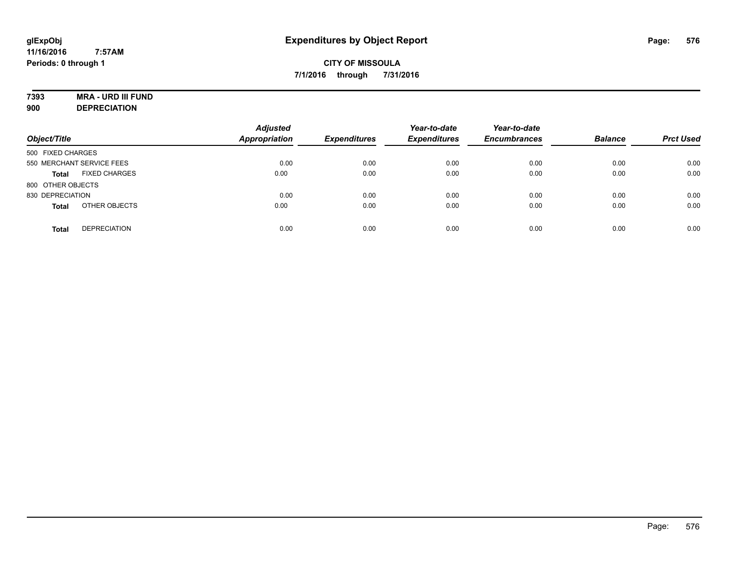**glExpObj**
**11/16/2016 7:57AM**
**Periods: 0 through 1**

# Expenditures by Object Report

**CITY OF MISSOULA**
**7/1/2016 through 7/31/2016**

**7393 MRA - URD III FUND**
**900 DEPRECIATION**

| Object/Title | Adjusted Appropriation | Expenditures | Year-to-date Expenditures | Year-to-date Encumbrances | Balance | Prct Used |
|---|---|---|---|---|---|---|
| 500 FIXED CHARGES | | | | | | |
| 550 MERCHANT SERVICE FEES | 0.00 | 0.00 | 0.00 | 0.00 | 0.00 | 0.00 |
| **Total** FIXED CHARGES | 0.00 | 0.00 | 0.00 | 0.00 | 0.00 | 0.00 |
| 800 OTHER OBJECTS | | | | | | |
| 830 DEPRECIATION | 0.00 | 0.00 | 0.00 | 0.00 | 0.00 | 0.00 |
| **Total** OTHER OBJECTS | 0.00 | 0.00 | 0.00 | 0.00 | 0.00 | 0.00 |
| **Total** DEPRECIATION | 0.00 | 0.00 | 0.00 | 0.00 | 0.00 | 0.00 |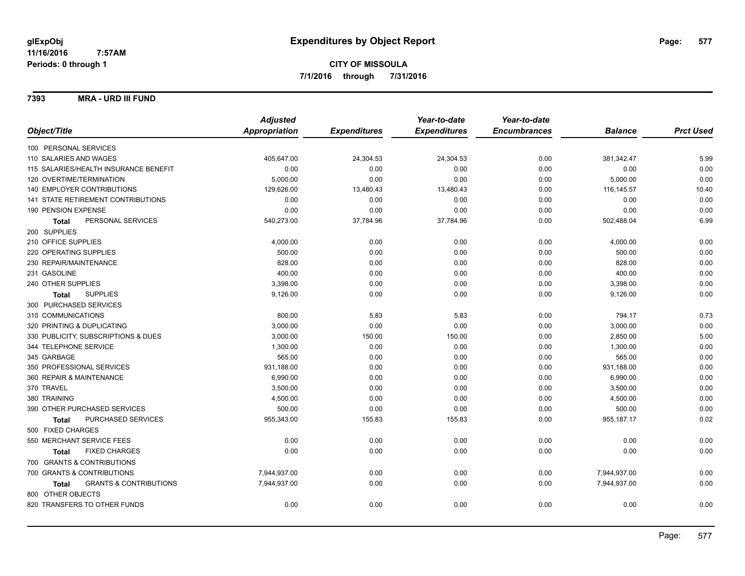# Expenditures by Object Report

glExpObj
11/16/2016 7:57AM
Periods: 0 through 1

**CITY OF MISSOULA**
**7/1/2016 through 7/31/2016**

**7393 MRA - URD III FUND**

| Object/Title | Adjusted Appropriation | Expenditures | Year-to-date Expenditures | Year-to-date Encumbrances | Balance | Prct Used |
|---|---|---|---|---|---|---|
| 100 PERSONAL SERVICES | | | | | | |
| 110 SALARIES AND WAGES | 405,647.00 | 24,304.53 | 24,304.53 | 0.00 | 381,342.47 | 5.99 |
| 115 SALARIES/HEALTH INSURANCE BENEFIT | 0.00 | 0.00 | 0.00 | 0.00 | 0.00 | 0.00 |
| 120 OVERTIME/TERMINATION | 5,000.00 | 0.00 | 0.00 | 0.00 | 5,000.00 | 0.00 |
| 140 EMPLOYER CONTRIBUTIONS | 129,626.00 | 13,480.43 | 13,480.43 | 0.00 | 116,145.57 | 10.40 |
| 141 STATE RETIREMENT CONTRIBUTIONS | 0.00 | 0.00 | 0.00 | 0.00 | 0.00 | 0.00 |
| 190 PENSION EXPENSE | 0.00 | 0.00 | 0.00 | 0.00 | 0.00 | 0.00 |
| **Total** PERSONAL SERVICES | 540,273.00 | 37,784.96 | 37,784.96 | 0.00 | 502,488.04 | 6.99 |
| 200 SUPPLIES | | | | | | |
| 210 OFFICE SUPPLIES | 4,000.00 | 0.00 | 0.00 | 0.00 | 4,000.00 | 0.00 |
| 220 OPERATING SUPPLIES | 500.00 | 0.00 | 0.00 | 0.00 | 500.00 | 0.00 |
| 230 REPAIR/MAINTENANCE | 828.00 | 0.00 | 0.00 | 0.00 | 828.00 | 0.00 |
| 231 GASOLINE | 400.00 | 0.00 | 0.00 | 0.00 | 400.00 | 0.00 |
| 240 OTHER SUPPLIES | 3,398.00 | 0.00 | 0.00 | 0.00 | 3,398.00 | 0.00 |
| **Total** SUPPLIES | 9,126.00 | 0.00 | 0.00 | 0.00 | 9,126.00 | 0.00 |
| 300 PURCHASED SERVICES | | | | | | |
| 310 COMMUNICATIONS | 800.00 | 5.83 | 5.83 | 0.00 | 794.17 | 0.73 |
| 320 PRINTING & DUPLICATING | 3,000.00 | 0.00 | 0.00 | 0.00 | 3,000.00 | 0.00 |
| 330 PUBLICITY, SUBSCRIPTIONS & DUES | 3,000.00 | 150.00 | 150.00 | 0.00 | 2,850.00 | 5.00 |
| 344 TELEPHONE SERVICE | 1,300.00 | 0.00 | 0.00 | 0.00 | 1,300.00 | 0.00 |
| 345 GARBAGE | 565.00 | 0.00 | 0.00 | 0.00 | 565.00 | 0.00 |
| 350 PROFESSIONAL SERVICES | 931,188.00 | 0.00 | 0.00 | 0.00 | 931,188.00 | 0.00 |
| 360 REPAIR & MAINTENANCE | 6,990.00 | 0.00 | 0.00 | 0.00 | 6,990.00 | 0.00 |
| 370 TRAVEL | 3,500.00 | 0.00 | 0.00 | 0.00 | 3,500.00 | 0.00 |
| 380 TRAINING | 4,500.00 | 0.00 | 0.00 | 0.00 | 4,500.00 | 0.00 |
| 390 OTHER PURCHASED SERVICES | 500.00 | 0.00 | 0.00 | 0.00 | 500.00 | 0.00 |
| **Total** PURCHASED SERVICES | 955,343.00 | 155.83 | 155.83 | 0.00 | 955,187.17 | 0.02 |
| 500 FIXED CHARGES | | | | | | |
| 550 MERCHANT SERVICE FEES | 0.00 | 0.00 | 0.00 | 0.00 | 0.00 | 0.00 |
| **Total** FIXED CHARGES | 0.00 | 0.00 | 0.00 | 0.00 | 0.00 | 0.00 |
| 700 GRANTS & CONTRIBUTIONS | | | | | | |
| 700 GRANTS & CONTRIBUTIONS | 7,944,937.00 | 0.00 | 0.00 | 0.00 | 7,944,937.00 | 0.00 |
| **Total** GRANTS & CONTRIBUTIONS | 7,944,937.00 | 0.00 | 0.00 | 0.00 | 7,944,937.00 | 0.00 |
| 800 OTHER OBJECTS | | | | | | |
| 820 TRANSFERS TO OTHER FUNDS | 0.00 | 0.00 | 0.00 | 0.00 | 0.00 | 0.00 |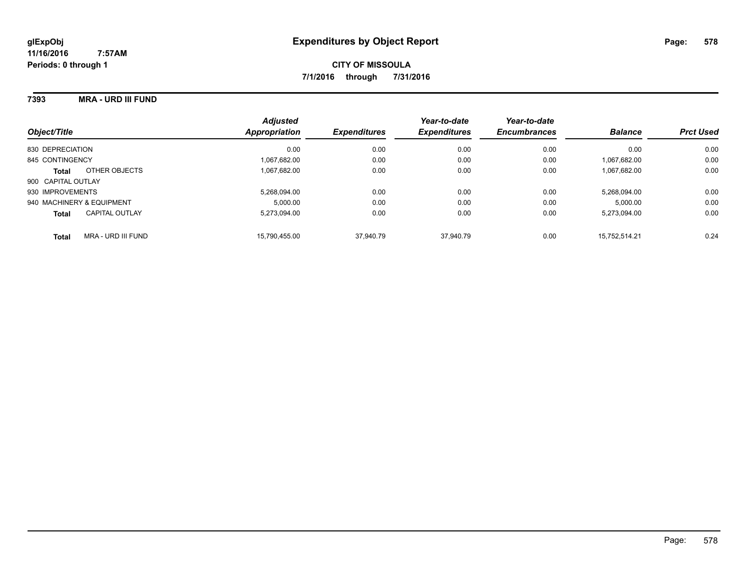**glExpObj**
**11/16/2016 7:57AM**
**Periods: 0 through 1**

# Expenditures by Object Report

**CITY OF MISSOULA**
**7/1/2016 through 7/31/2016**

**7393 MRA - URD III FUND**

| Object/Title | | Adjusted Appropriation | Expenditures | Year-to-date Expenditures | Year-to-date Encumbrances | Balance | Prct Used |
|---|---|---|---|---|---|---|---|
| 830 DEPRECIATION | | 0.00 | 0.00 | 0.00 | 0.00 | 0.00 | 0.00 |
| 845 CONTINGENCY | | 1,067,682.00 | 0.00 | 0.00 | 0.00 | 1,067,682.00 | 0.00 |
| **Total** | OTHER OBJECTS | 1,067,682.00 | 0.00 | 0.00 | 0.00 | 1,067,682.00 | 0.00 |
| 900 CAPITAL OUTLAY | | | | | | | |
| 930 IMPROVEMENTS | | 5,268,094.00 | 0.00 | 0.00 | 0.00 | 5,268,094.00 | 0.00 |
| 940 MACHINERY & EQUIPMENT | | 5,000.00 | 0.00 | 0.00 | 0.00 | 5,000.00 | 0.00 |
| **Total** | CAPITAL OUTLAY | 5,273,094.00 | 0.00 | 0.00 | 0.00 | 5,273,094.00 | 0.00 |
| **Total** | MRA - URD III FUND | 15,790,455.00 | 37,940.79 | 37,940.79 | 0.00 | 15,752,514.21 | 0.24 |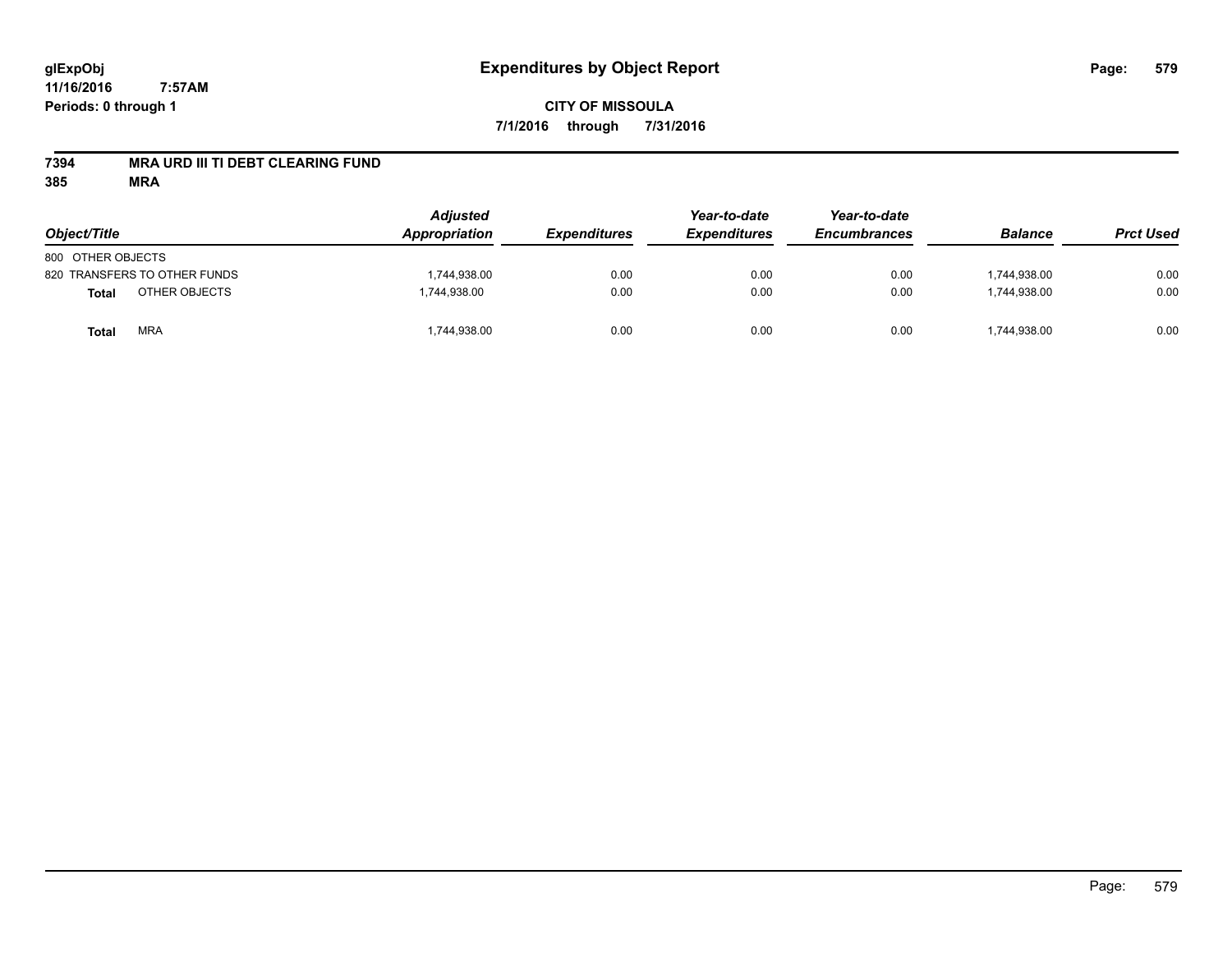# Expenditures by Object Report

glExpObj
11/16/2016 7:57AM
Periods: 0 through 1

**CITY OF MISSOULA**
**7/1/2016 through 7/31/2016**

**7394 MRA URD III TI DEBT CLEARING FUND**
**385 MRA**

| Object/Title | | Adjusted Appropriation | Expenditures | Year-to-date Expenditures | Year-to-date Encumbrances | Balance | Prct Used |
|---|---|---|---|---|---|---|---|
| 800 OTHER OBJECTS | | | | | | | |
| 820 TRANSFERS TO OTHER FUNDS | | 1,744,938.00 | 0.00 | 0.00 | 0.00 | 1,744,938.00 | 0.00 |
| **Total** | OTHER OBJECTS | 1,744,938.00 | 0.00 | 0.00 | 0.00 | 1,744,938.00 | 0.00 |
| **Total** | MRA | 1,744,938.00 | 0.00 | 0.00 | 0.00 | 1,744,938.00 | 0.00 |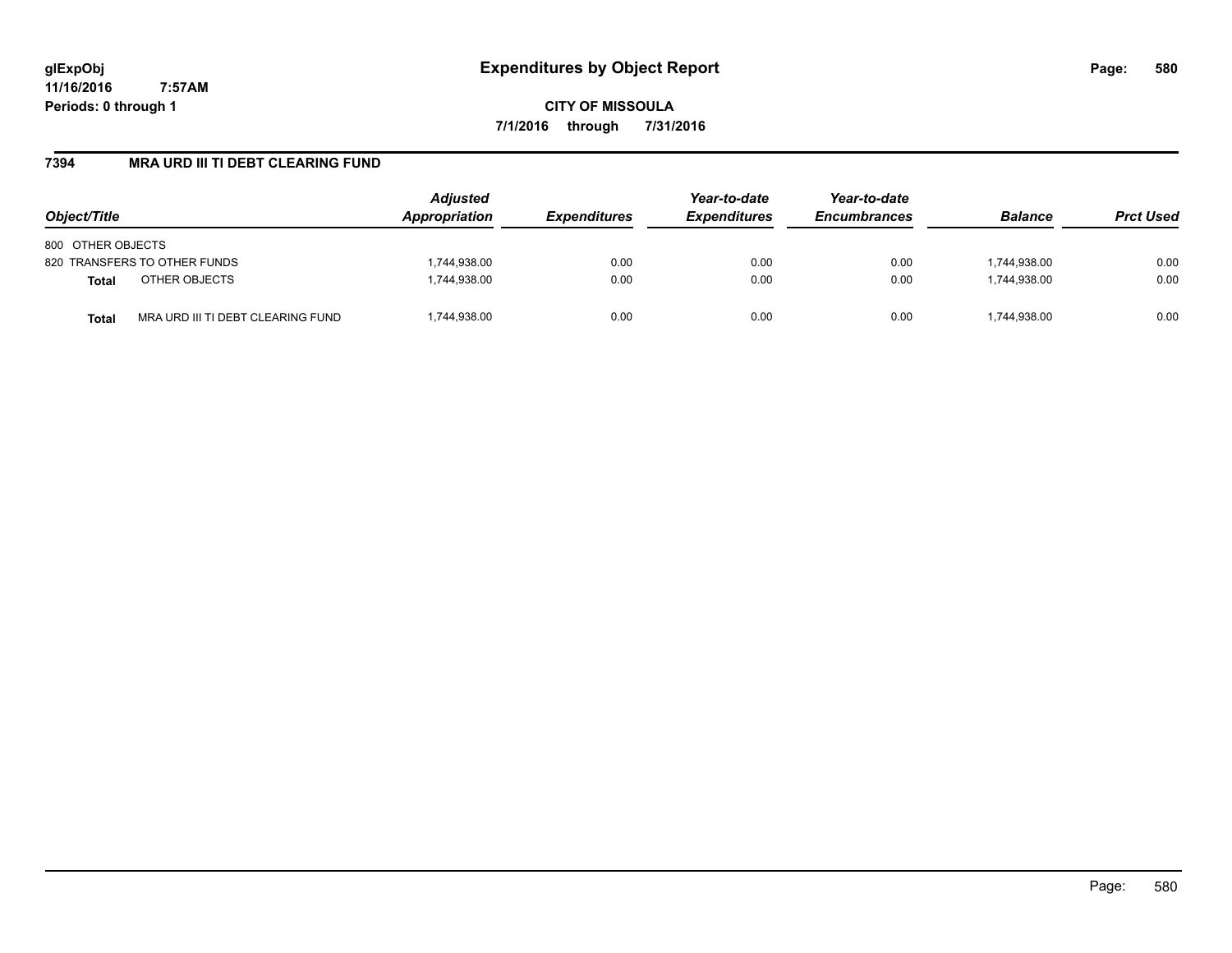**glExpObj**
**11/16/2016 7:57AM**
**Periods: 0 through 1**

# Expenditures by Object Report

**CITY OF MISSOULA**
**7/1/2016 through 7/31/2016**

## 7394 MRA URD III TI DEBT CLEARING FUND

| Object/Title | | Adjusted Appropriation | Expenditures | Year-to-date Expenditures | Year-to-date Encumbrances | Balance | Prct Used |
|---|---|---|---|---|---|---|---|
| 800 OTHER OBJECTS | | | | | | | |
| 820 TRANSFERS TO OTHER FUNDS | | 1,744,938.00 | 0.00 | 0.00 | 0.00 | 1,744,938.00 | 0.00 |
| **Total** | OTHER OBJECTS | 1,744,938.00 | 0.00 | 0.00 | 0.00 | 1,744,938.00 | 0.00 |
| **Total** | MRA URD III TI DEBT CLEARING FUND | 1,744,938.00 | 0.00 | 0.00 | 0.00 | 1,744,938.00 | 0.00 |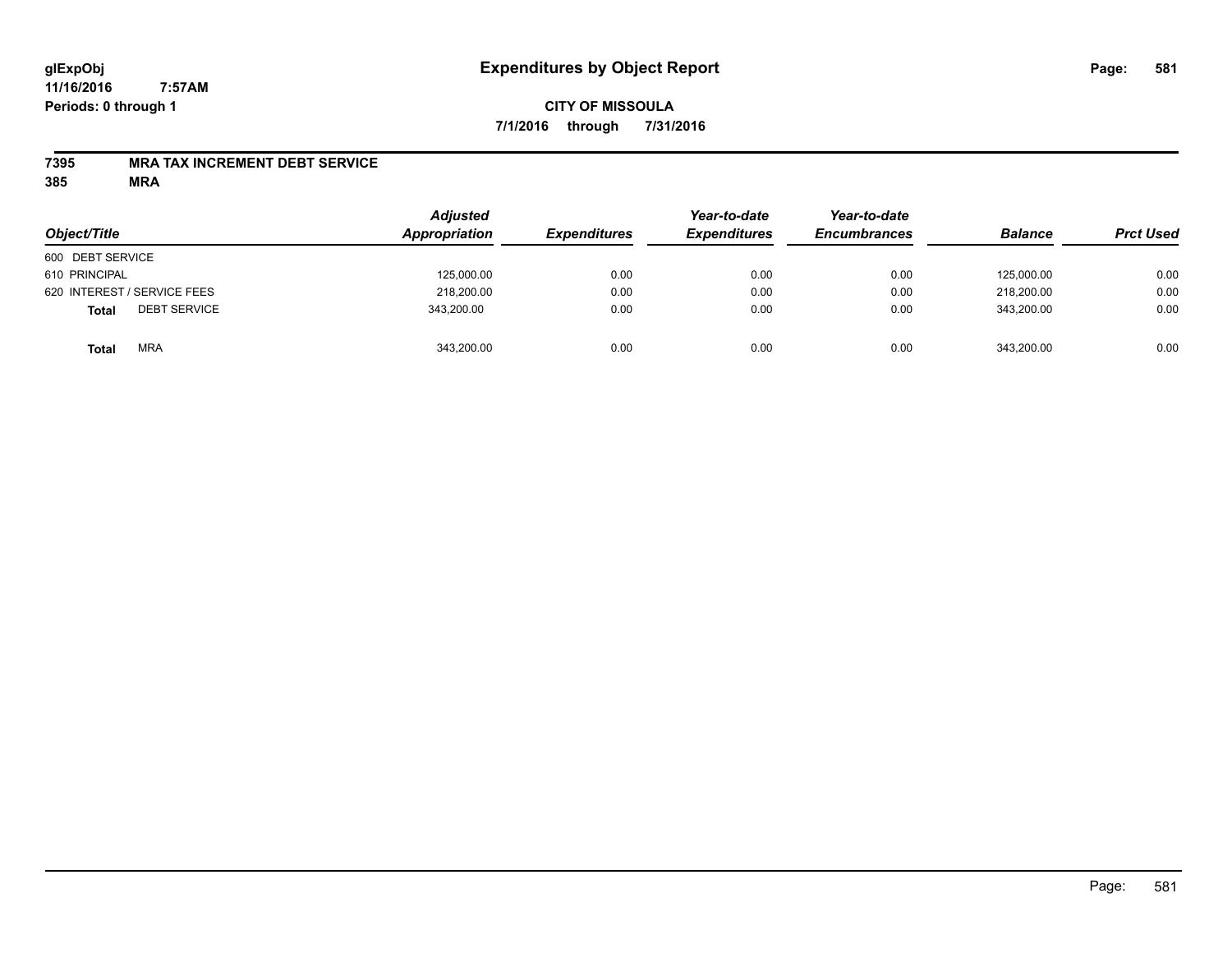glExpObj
11/16/2016 7:57AM
Periods: 0 through 1

# Expenditures by Object Report

**CITY OF MISSOULA**
**7/1/2016 through 7/31/2016**

**7395 MRA TAX INCREMENT DEBT SERVICE**
**385 MRA**

| Object/Title | Adjusted Appropriation | Expenditures | Year-to-date Expenditures | Year-to-date Encumbrances | Balance | Prct Used |
|---|---|---|---|---|---|---|
| 600 DEBT SERVICE | | | | | | |
| 610 PRINCIPAL | 125,000.00 | 0.00 | 0.00 | 0.00 | 125,000.00 | 0.00 |
| 620 INTEREST / SERVICE FEES | 218,200.00 | 0.00 | 0.00 | 0.00 | 218,200.00 | 0.00 |
| **Total** DEBT SERVICE | 343,200.00 | 0.00 | 0.00 | 0.00 | 343,200.00 | 0.00 |
| **Total** MRA | 343,200.00 | 0.00 | 0.00 | 0.00 | 343,200.00 | 0.00 |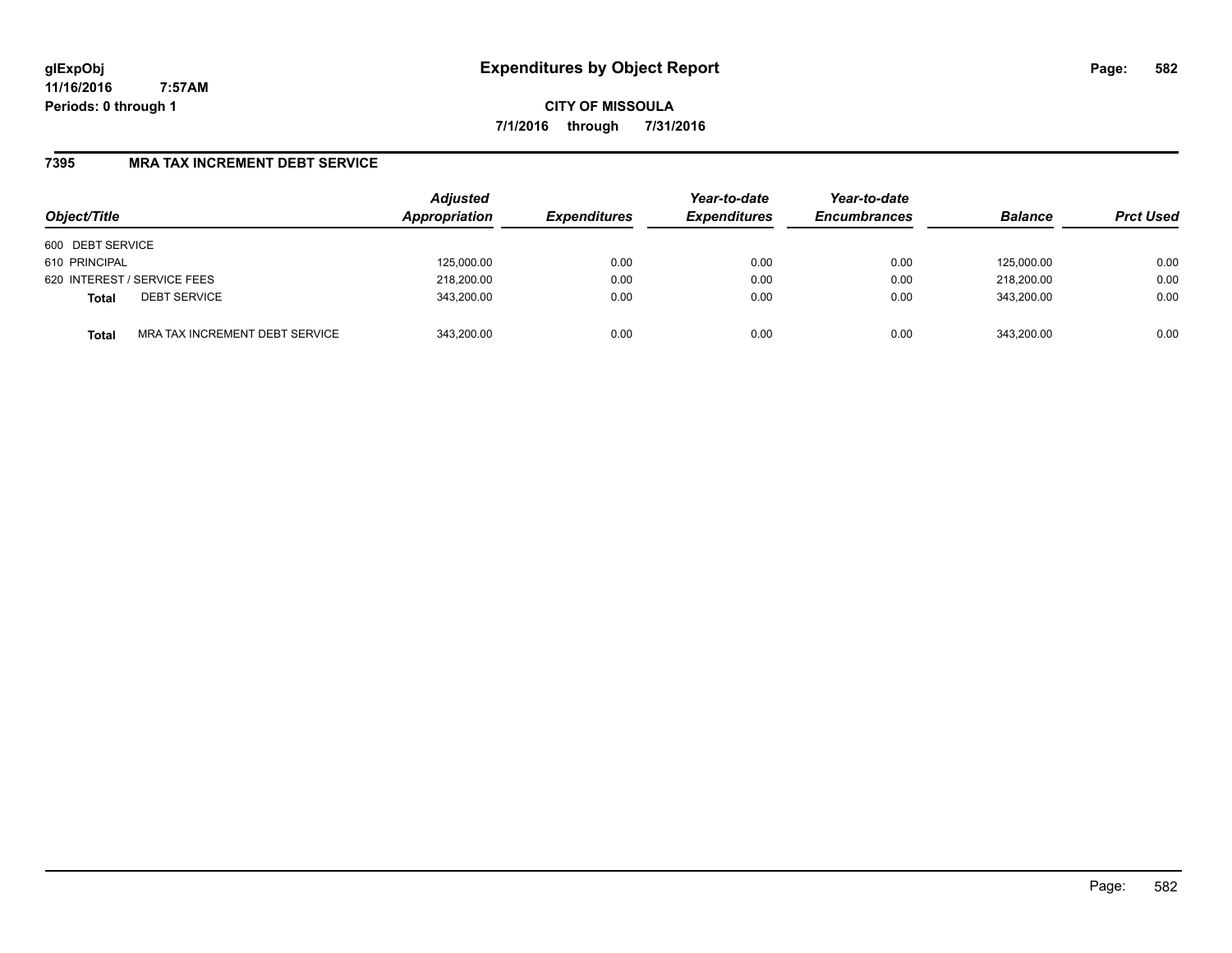# Expenditures by Object Report

glExpObj
11/16/2016 7:57AM
Periods: 0 through 1

**CITY OF MISSOULA**
**7/1/2016 through 7/31/2016**

## 7395 MRA TAX INCREMENT DEBT SERVICE

| Object/Title | Adjusted Appropriation | Expenditures | Year-to-date Expenditures | Year-to-date Encumbrances | Balance | Prct Used |
|---|---|---|---|---|---|---|
| 600 DEBT SERVICE | | | | | | |
| 610 PRINCIPAL | 125,000.00 | 0.00 | 0.00 | 0.00 | 125,000.00 | 0.00 |
| 620 INTEREST / SERVICE FEES | 218,200.00 | 0.00 | 0.00 | 0.00 | 218,200.00 | 0.00 |
| **Total** DEBT SERVICE | 343,200.00 | 0.00 | 0.00 | 0.00 | 343,200.00 | 0.00 |
| **Total** MRA TAX INCREMENT DEBT SERVICE | 343,200.00 | 0.00 | 0.00 | 0.00 | 343,200.00 | 0.00 |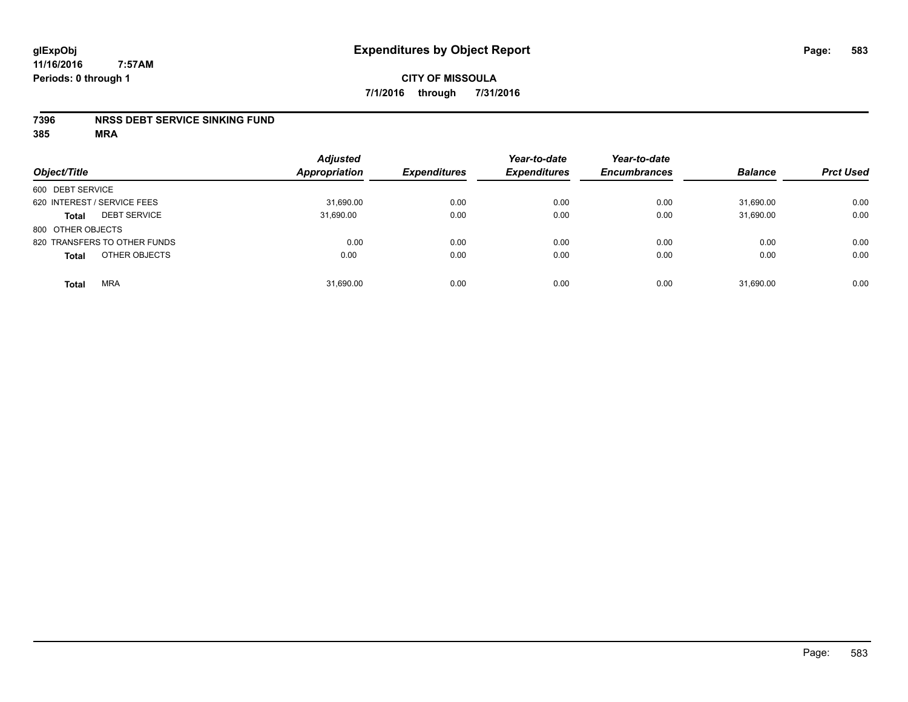# Expenditures by Object Report

glExpObj
11/16/2016 7:57AM
Periods: 0 through 1

**CITY OF MISSOULA**
**7/1/2016 through 7/31/2016**

**7396 NRSS DEBT SERVICE SINKING FUND**
**385 MRA**

| Object/Title | Adjusted Appropriation | Expenditures | Year-to-date Expenditures | Year-to-date Encumbrances | Balance | Prct Used |
|---|---|---|---|---|---|---|
| 600 DEBT SERVICE | | | | | | |
| 620 INTEREST / SERVICE FEES | 31,690.00 | 0.00 | 0.00 | 0.00 | 31,690.00 | 0.00 |
| **Total** DEBT SERVICE | 31,690.00 | 0.00 | 0.00 | 0.00 | 31,690.00 | 0.00 |
| 800 OTHER OBJECTS | | | | | | |
| 820 TRANSFERS TO OTHER FUNDS | 0.00 | 0.00 | 0.00 | 0.00 | 0.00 | 0.00 |
| **Total** OTHER OBJECTS | 0.00 | 0.00 | 0.00 | 0.00 | 0.00 | 0.00 |
| **Total** MRA | 31,690.00 | 0.00 | 0.00 | 0.00 | 31,690.00 | 0.00 |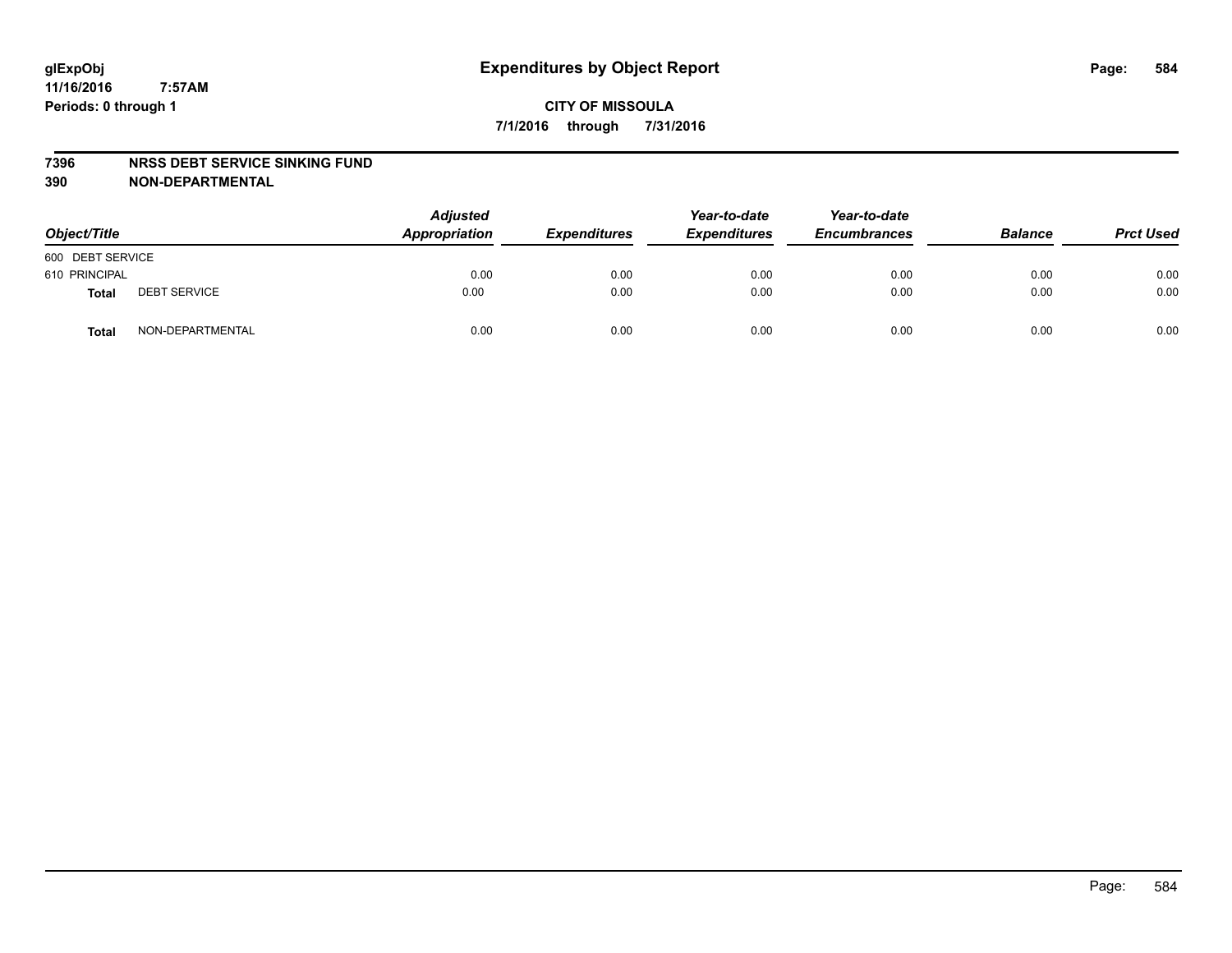glExpObj
11/16/2016 7:57AM
Periods: 0 through 1

# Expenditures by Object Report

**CITY OF MISSOULA**

**7/1/2016 through 7/31/2016**

**7396 NRSS DEBT SERVICE SINKING FUND**
**390 NON-DEPARTMENTAL**

| Object/Title | | Adjusted Appropriation | Expenditures | Year-to-date Expenditures | Year-to-date Encumbrances | Balance | Prct Used |
|---|---|---|---|---|---|---|---|
| 600 DEBT SERVICE | | | | | | | |
| 610 PRINCIPAL | | 0.00 | 0.00 | 0.00 | 0.00 | 0.00 | 0.00 |
| **Total** | DEBT SERVICE | 0.00 | 0.00 | 0.00 | 0.00 | 0.00 | 0.00 |
| **Total** | NON-DEPARTMENTAL | 0.00 | 0.00 | 0.00 | 0.00 | 0.00 | 0.00 |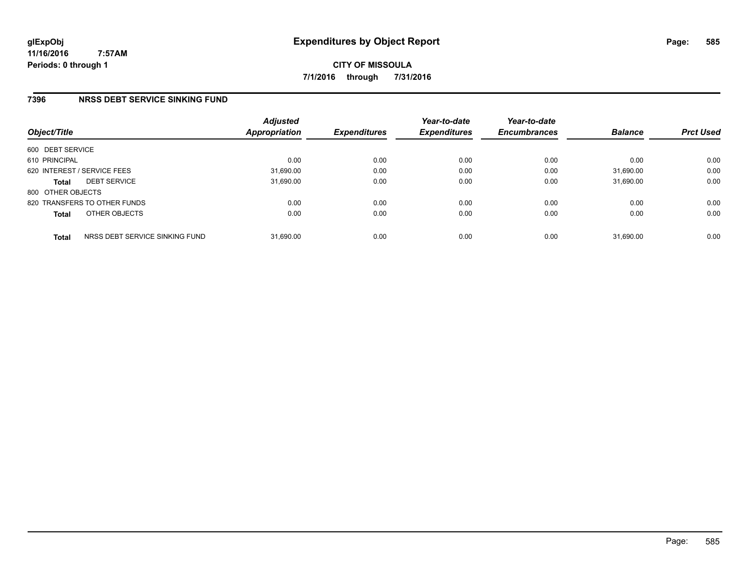**glExpObj** 11/16/2016 7:57AM
**Periods: 0 through 1**

# Expenditures by Object Report

**CITY OF MISSOULA**
**7/1/2016 through 7/31/2016**

## 7396 NRSS DEBT SERVICE SINKING FUND

| Object/Title | Adjusted Appropriation | Expenditures | Year-to-date Expenditures | Year-to-date Encumbrances | Balance | Prct Used |
|---|---|---|---|---|---|---|
| 600 DEBT SERVICE | | | | | | |
| 610 PRINCIPAL | 0.00 | 0.00 | 0.00 | 0.00 | 0.00 | 0.00 |
| 620 INTEREST / SERVICE FEES | 31,690.00 | 0.00 | 0.00 | 0.00 | 31,690.00 | 0.00 |
| **Total** DEBT SERVICE | 31,690.00 | 0.00 | 0.00 | 0.00 | 31,690.00 | 0.00 |
| 800 OTHER OBJECTS | | | | | | |
| 820 TRANSFERS TO OTHER FUNDS | 0.00 | 0.00 | 0.00 | 0.00 | 0.00 | 0.00 |
| **Total** OTHER OBJECTS | 0.00 | 0.00 | 0.00 | 0.00 | 0.00 | 0.00 |
| **Total** NRSS DEBT SERVICE SINKING FUND | 31,690.00 | 0.00 | 0.00 | 0.00 | 31,690.00 | 0.00 |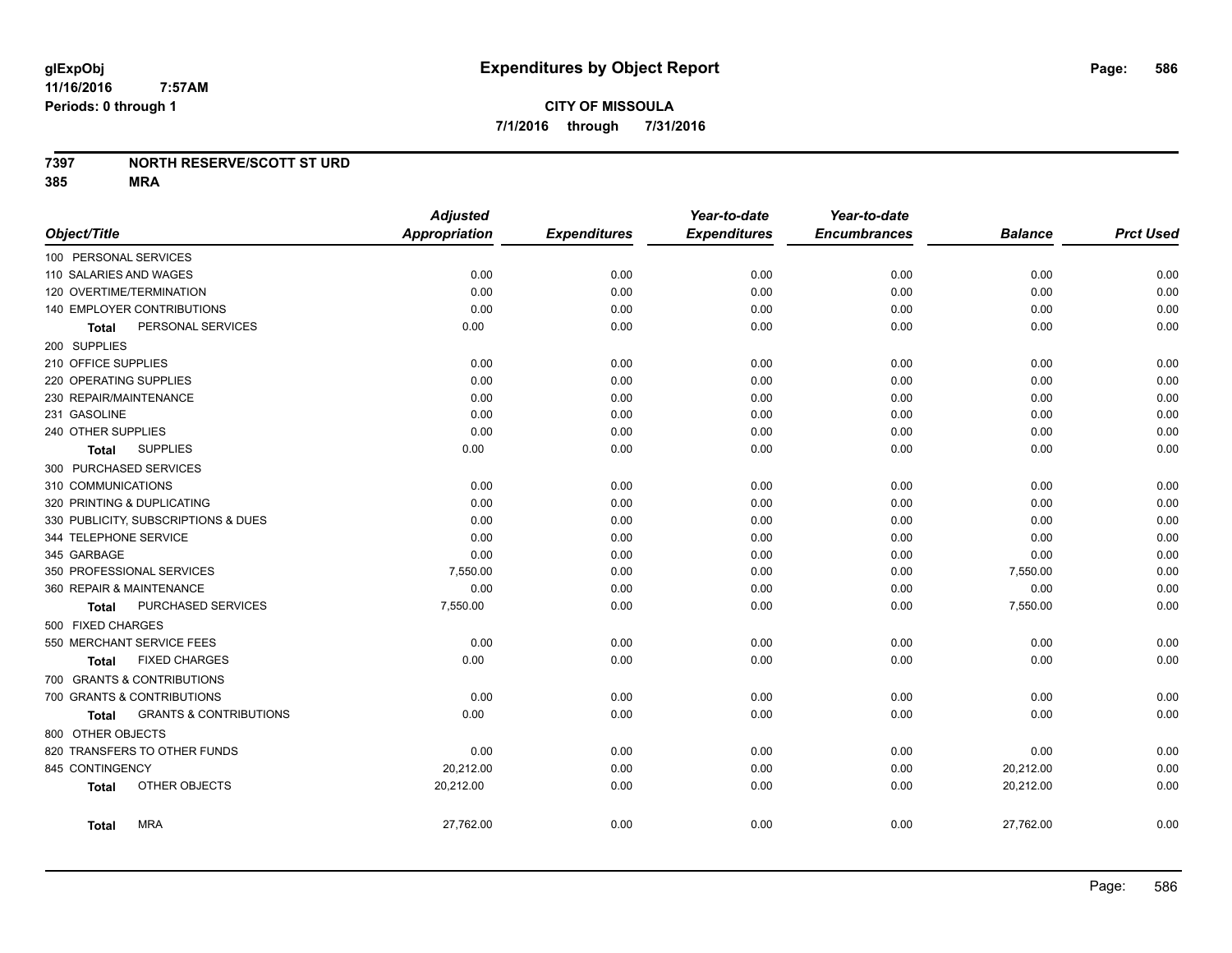# Expenditures by Object Report

glExpObj
11/16/2016 7:57AM
Periods: 0 through 1

**CITY OF MISSOULA**
**7/1/2016 through 7/31/2016**

**7397 NORTH RESERVE/SCOTT ST URD**
**385 MRA**

| Object/Title | Adjusted Appropriation | Expenditures | Year-to-date Expenditures | Year-to-date Encumbrances | Balance | Prct Used |
|---|---|---|---|---|---|---|
| 100 PERSONAL SERVICES | | | | | | |
| 110 SALARIES AND WAGES | 0.00 | 0.00 | 0.00 | 0.00 | 0.00 | 0.00 |
| 120 OVERTIME/TERMINATION | 0.00 | 0.00 | 0.00 | 0.00 | 0.00 | 0.00 |
| 140 EMPLOYER CONTRIBUTIONS | 0.00 | 0.00 | 0.00 | 0.00 | 0.00 | 0.00 |
| **Total** PERSONAL SERVICES | 0.00 | 0.00 | 0.00 | 0.00 | 0.00 | 0.00 |
| 200 SUPPLIES | | | | | | |
| 210 OFFICE SUPPLIES | 0.00 | 0.00 | 0.00 | 0.00 | 0.00 | 0.00 |
| 220 OPERATING SUPPLIES | 0.00 | 0.00 | 0.00 | 0.00 | 0.00 | 0.00 |
| 230 REPAIR/MAINTENANCE | 0.00 | 0.00 | 0.00 | 0.00 | 0.00 | 0.00 |
| 231 GASOLINE | 0.00 | 0.00 | 0.00 | 0.00 | 0.00 | 0.00 |
| 240 OTHER SUPPLIES | 0.00 | 0.00 | 0.00 | 0.00 | 0.00 | 0.00 |
| **Total** SUPPLIES | 0.00 | 0.00 | 0.00 | 0.00 | 0.00 | 0.00 |
| 300 PURCHASED SERVICES | | | | | | |
| 310 COMMUNICATIONS | 0.00 | 0.00 | 0.00 | 0.00 | 0.00 | 0.00 |
| 320 PRINTING & DUPLICATING | 0.00 | 0.00 | 0.00 | 0.00 | 0.00 | 0.00 |
| 330 PUBLICITY, SUBSCRIPTIONS & DUES | 0.00 | 0.00 | 0.00 | 0.00 | 0.00 | 0.00 |
| 344 TELEPHONE SERVICE | 0.00 | 0.00 | 0.00 | 0.00 | 0.00 | 0.00 |
| 345 GARBAGE | 0.00 | 0.00 | 0.00 | 0.00 | 0.00 | 0.00 |
| 350 PROFESSIONAL SERVICES | 7,550.00 | 0.00 | 0.00 | 0.00 | 7,550.00 | 0.00 |
| 360 REPAIR & MAINTENANCE | 0.00 | 0.00 | 0.00 | 0.00 | 0.00 | 0.00 |
| **Total** PURCHASED SERVICES | 7,550.00 | 0.00 | 0.00 | 0.00 | 7,550.00 | 0.00 |
| 500 FIXED CHARGES | | | | | | |
| 550 MERCHANT SERVICE FEES | 0.00 | 0.00 | 0.00 | 0.00 | 0.00 | 0.00 |
| **Total** FIXED CHARGES | 0.00 | 0.00 | 0.00 | 0.00 | 0.00 | 0.00 |
| 700 GRANTS & CONTRIBUTIONS | | | | | | |
| 700 GRANTS & CONTRIBUTIONS | 0.00 | 0.00 | 0.00 | 0.00 | 0.00 | 0.00 |
| **Total** GRANTS & CONTRIBUTIONS | 0.00 | 0.00 | 0.00 | 0.00 | 0.00 | 0.00 |
| 800 OTHER OBJECTS | | | | | | |
| 820 TRANSFERS TO OTHER FUNDS | 0.00 | 0.00 | 0.00 | 0.00 | 0.00 | 0.00 |
| 845 CONTINGENCY | 20,212.00 | 0.00 | 0.00 | 0.00 | 20,212.00 | 0.00 |
| **Total** OTHER OBJECTS | 20,212.00 | 0.00 | 0.00 | 0.00 | 20,212.00 | 0.00 |
| **Total** MRA | 27,762.00 | 0.00 | 0.00 | 0.00 | 27,762.00 | 0.00 |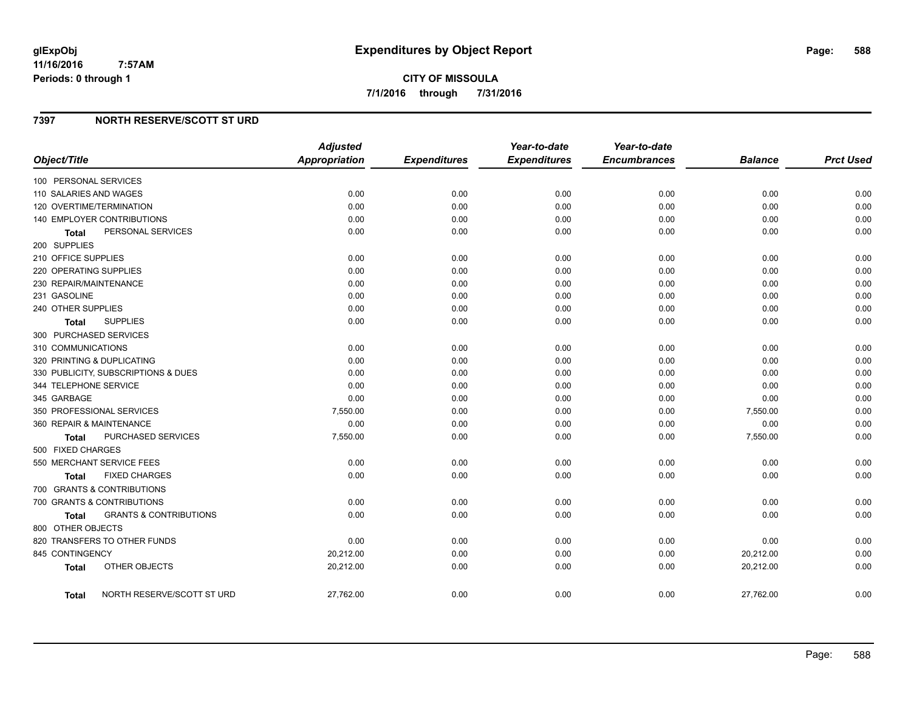glExpObj
11/16/2016 7:57AM
Periods: 0 through 1

# Expenditures by Object Report

**CITY OF MISSOULA**
**7/1/2016 through 7/31/2016**

## 7397 NORTH RESERVE/SCOTT ST URD

| Object/Title | Adjusted Appropriation | Expenditures | Year-to-date Expenditures | Year-to-date Encumbrances | Balance | Prct Used |
|---|---|---|---|---|---|---|
| 100 PERSONAL SERVICES | | | | | | |
| 110 SALARIES AND WAGES | 0.00 | 0.00 | 0.00 | 0.00 | 0.00 | 0.00 |
| 120 OVERTIME/TERMINATION | 0.00 | 0.00 | 0.00 | 0.00 | 0.00 | 0.00 |
| 140 EMPLOYER CONTRIBUTIONS | 0.00 | 0.00 | 0.00 | 0.00 | 0.00 | 0.00 |
| **Total** PERSONAL SERVICES | 0.00 | 0.00 | 0.00 | 0.00 | 0.00 | 0.00 |
| 200 SUPPLIES | | | | | | |
| 210 OFFICE SUPPLIES | 0.00 | 0.00 | 0.00 | 0.00 | 0.00 | 0.00 |
| 220 OPERATING SUPPLIES | 0.00 | 0.00 | 0.00 | 0.00 | 0.00 | 0.00 |
| 230 REPAIR/MAINTENANCE | 0.00 | 0.00 | 0.00 | 0.00 | 0.00 | 0.00 |
| 231 GASOLINE | 0.00 | 0.00 | 0.00 | 0.00 | 0.00 | 0.00 |
| 240 OTHER SUPPLIES | 0.00 | 0.00 | 0.00 | 0.00 | 0.00 | 0.00 |
| **Total** SUPPLIES | 0.00 | 0.00 | 0.00 | 0.00 | 0.00 | 0.00 |
| 300 PURCHASED SERVICES | | | | | | |
| 310 COMMUNICATIONS | 0.00 | 0.00 | 0.00 | 0.00 | 0.00 | 0.00 |
| 320 PRINTING & DUPLICATING | 0.00 | 0.00 | 0.00 | 0.00 | 0.00 | 0.00 |
| 330 PUBLICITY, SUBSCRIPTIONS & DUES | 0.00 | 0.00 | 0.00 | 0.00 | 0.00 | 0.00 |
| 344 TELEPHONE SERVICE | 0.00 | 0.00 | 0.00 | 0.00 | 0.00 | 0.00 |
| 345 GARBAGE | 0.00 | 0.00 | 0.00 | 0.00 | 0.00 | 0.00 |
| 350 PROFESSIONAL SERVICES | 7,550.00 | 0.00 | 0.00 | 0.00 | 7,550.00 | 0.00 |
| 360 REPAIR & MAINTENANCE | 0.00 | 0.00 | 0.00 | 0.00 | 0.00 | 0.00 |
| **Total** PURCHASED SERVICES | 7,550.00 | 0.00 | 0.00 | 0.00 | 7,550.00 | 0.00 |
| 500 FIXED CHARGES | | | | | | |
| 550 MERCHANT SERVICE FEES | 0.00 | 0.00 | 0.00 | 0.00 | 0.00 | 0.00 |
| **Total** FIXED CHARGES | 0.00 | 0.00 | 0.00 | 0.00 | 0.00 | 0.00 |
| 700 GRANTS & CONTRIBUTIONS | | | | | | |
| 700 GRANTS & CONTRIBUTIONS | 0.00 | 0.00 | 0.00 | 0.00 | 0.00 | 0.00 |
| **Total** GRANTS & CONTRIBUTIONS | 0.00 | 0.00 | 0.00 | 0.00 | 0.00 | 0.00 |
| 800 OTHER OBJECTS | | | | | | |
| 820 TRANSFERS TO OTHER FUNDS | 0.00 | 0.00 | 0.00 | 0.00 | 0.00 | 0.00 |
| 845 CONTINGENCY | 20,212.00 | 0.00 | 0.00 | 0.00 | 20,212.00 | 0.00 |
| **Total** OTHER OBJECTS | 20,212.00 | 0.00 | 0.00 | 0.00 | 20,212.00 | 0.00 |
| **Total** NORTH RESERVE/SCOTT ST URD | 27,762.00 | 0.00 | 0.00 | 0.00 | 27,762.00 | 0.00 |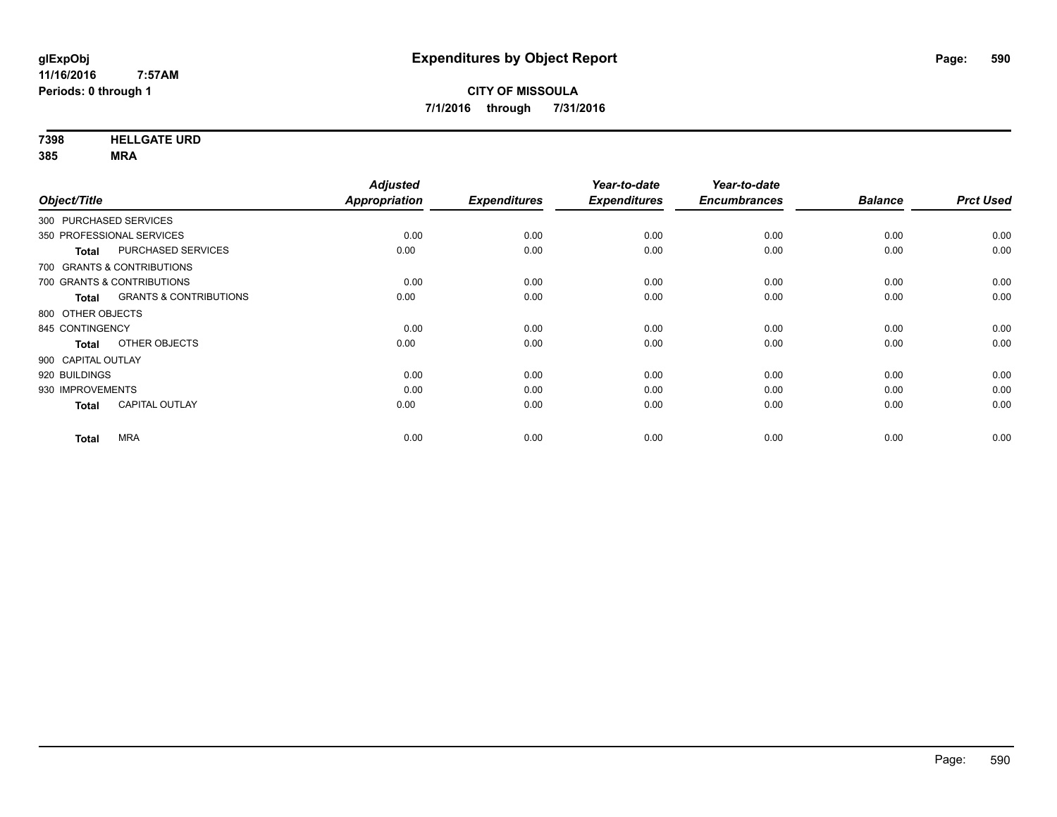**glExpObj**
**11/16/2016 7:57AM**
**Periods: 0 through 1**

# Expenditures by Object Report

**CITY OF MISSOULA**
**7/1/2016 through 7/31/2016**

**7398 HELLGATE URD**
**385 MRA**

| Object/Title | | Adjusted Appropriation | Expenditures | Year-to-date Expenditures | Year-to-date Encumbrances | Balance | Prct Used |
|---|---|---|---|---|---|---|---|
| 300 PURCHASED SERVICES | | | | | | | |
| 350 PROFESSIONAL SERVICES | | 0.00 | 0.00 | 0.00 | 0.00 | 0.00 | 0.00 |
| **Total** | PURCHASED SERVICES | 0.00 | 0.00 | 0.00 | 0.00 | 0.00 | 0.00 |
| 700 GRANTS & CONTRIBUTIONS | | | | | | | |
| 700 GRANTS & CONTRIBUTIONS | | 0.00 | 0.00 | 0.00 | 0.00 | 0.00 | 0.00 |
| **Total** | GRANTS & CONTRIBUTIONS | 0.00 | 0.00 | 0.00 | 0.00 | 0.00 | 0.00 |
| 800 OTHER OBJECTS | | | | | | | |
| 845 CONTINGENCY | | 0.00 | 0.00 | 0.00 | 0.00 | 0.00 | 0.00 |
| **Total** | OTHER OBJECTS | 0.00 | 0.00 | 0.00 | 0.00 | 0.00 | 0.00 |
| 900 CAPITAL OUTLAY | | | | | | | |
| 920 BUILDINGS | | 0.00 | 0.00 | 0.00 | 0.00 | 0.00 | 0.00 |
| 930 IMPROVEMENTS | | 0.00 | 0.00 | 0.00 | 0.00 | 0.00 | 0.00 |
| **Total** | CAPITAL OUTLAY | 0.00 | 0.00 | 0.00 | 0.00 | 0.00 | 0.00 |
| **Total** | MRA | 0.00 | 0.00 | 0.00 | 0.00 | 0.00 | 0.00 |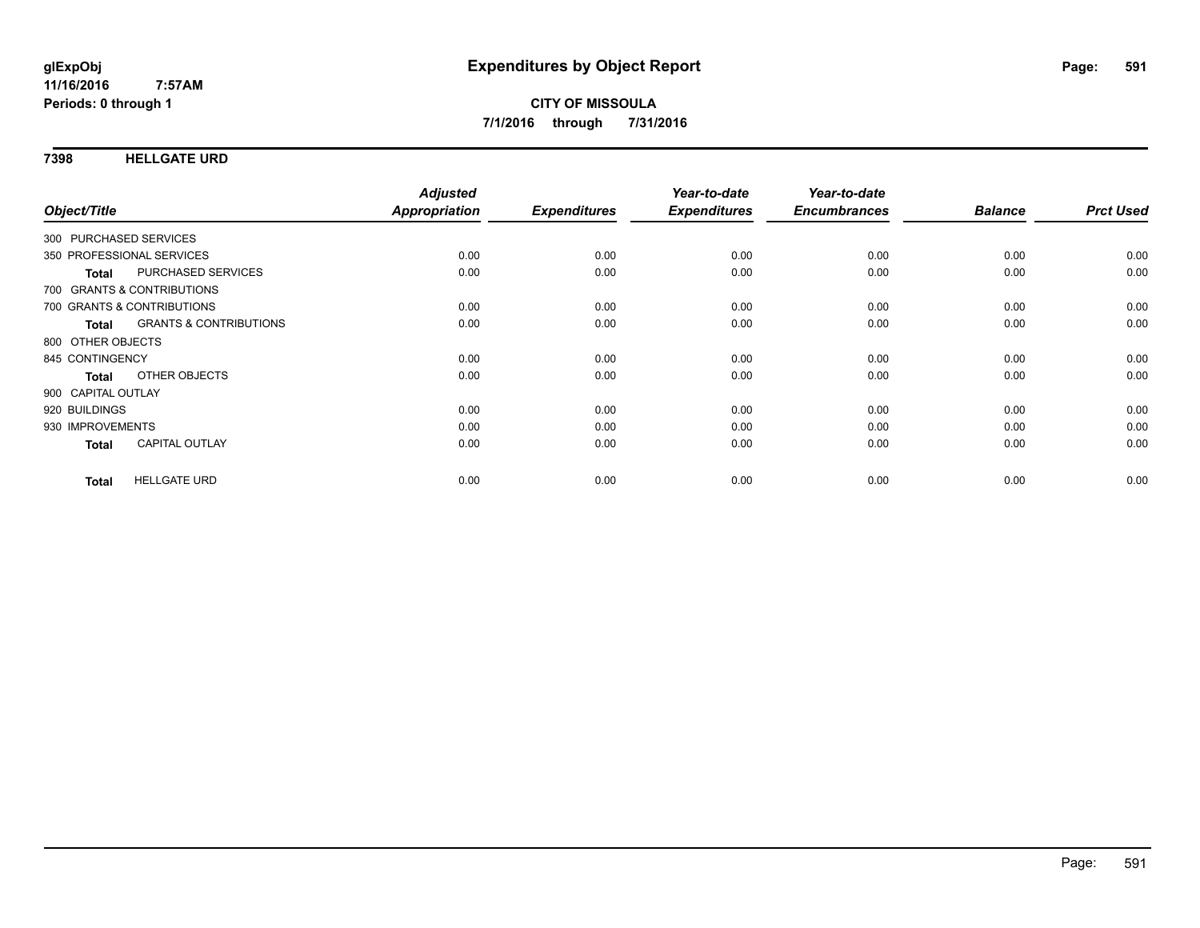# Expenditures by Object Report

glExpObj
11/16/2016 7:57AM
Periods: 0 through 1

**CITY OF MISSOULA**
**7/1/2016 through 7/31/2016**

## 7398 HELLGATE URD

| Object/Title | Adjusted Appropriation | Expenditures | Year-to-date Expenditures | Year-to-date Encumbrances | Balance | Prct Used |
|---|---|---|---|---|---|---|
| 300 PURCHASED SERVICES | | | | | | |
| 350 PROFESSIONAL SERVICES | 0.00 | 0.00 | 0.00 | 0.00 | 0.00 | 0.00 |
| **Total** PURCHASED SERVICES | 0.00 | 0.00 | 0.00 | 0.00 | 0.00 | 0.00 |
| 700 GRANTS & CONTRIBUTIONS | | | | | | |
| 700 GRANTS & CONTRIBUTIONS | 0.00 | 0.00 | 0.00 | 0.00 | 0.00 | 0.00 |
| **Total** GRANTS & CONTRIBUTIONS | 0.00 | 0.00 | 0.00 | 0.00 | 0.00 | 0.00 |
| 800 OTHER OBJECTS | | | | | | |
| 845 CONTINGENCY | 0.00 | 0.00 | 0.00 | 0.00 | 0.00 | 0.00 |
| **Total** OTHER OBJECTS | 0.00 | 0.00 | 0.00 | 0.00 | 0.00 | 0.00 |
| 900 CAPITAL OUTLAY | | | | | | |
| 920 BUILDINGS | 0.00 | 0.00 | 0.00 | 0.00 | 0.00 | 0.00 |
| 930 IMPROVEMENTS | 0.00 | 0.00 | 0.00 | 0.00 | 0.00 | 0.00 |
| **Total** CAPITAL OUTLAY | 0.00 | 0.00 | 0.00 | 0.00 | 0.00 | 0.00 |
| **Total** HELLGATE URD | 0.00 | 0.00 | 0.00 | 0.00 | 0.00 | 0.00 |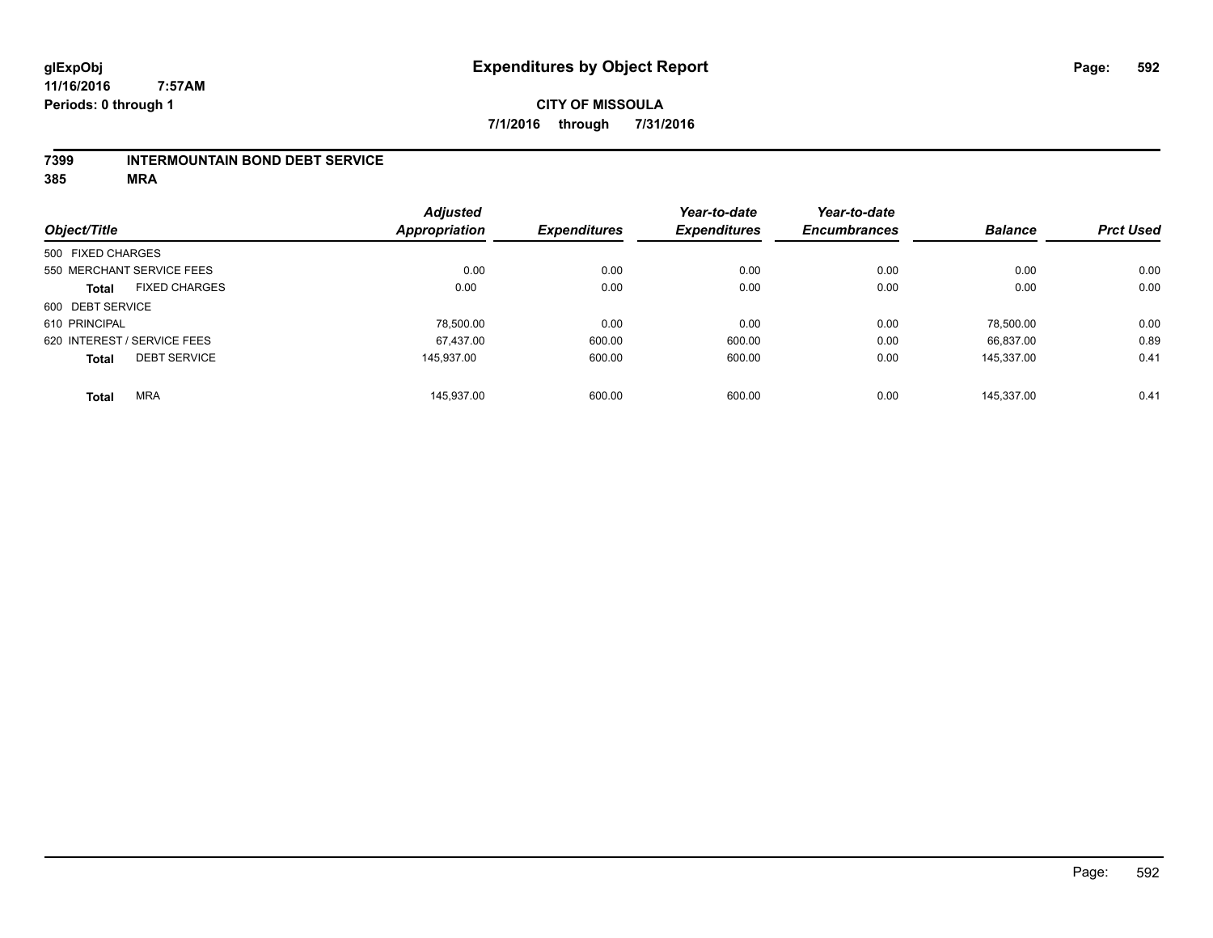**glExpObj**
**11/16/2016 7:57AM**
**Periods: 0 through 1**

# Expenditures by Object Report

**CITY OF MISSOULA**
**7/1/2016 through 7/31/2016**

**7399 INTERMOUNTAIN BOND DEBT SERVICE**
**385 MRA**

| Object/Title | Adjusted Appropriation | Expenditures | Year-to-date Expenditures | Year-to-date Encumbrances | Balance | Prct Used |
|---|---|---|---|---|---|---|
| 500 FIXED CHARGES | | | | | | |
| 550 MERCHANT SERVICE FEES | 0.00 | 0.00 | 0.00 | 0.00 | 0.00 | 0.00 |
| **Total** FIXED CHARGES | 0.00 | 0.00 | 0.00 | 0.00 | 0.00 | 0.00 |
| 600 DEBT SERVICE | | | | | | |
| 610 PRINCIPAL | 78,500.00 | 0.00 | 0.00 | 0.00 | 78,500.00 | 0.00 |
| 620 INTEREST / SERVICE FEES | 67,437.00 | 600.00 | 600.00 | 0.00 | 66,837.00 | 0.89 |
| **Total** DEBT SERVICE | 145,937.00 | 600.00 | 600.00 | 0.00 | 145,337.00 | 0.41 |
| **Total** MRA | 145,937.00 | 600.00 | 600.00 | 0.00 | 145,337.00 | 0.41 |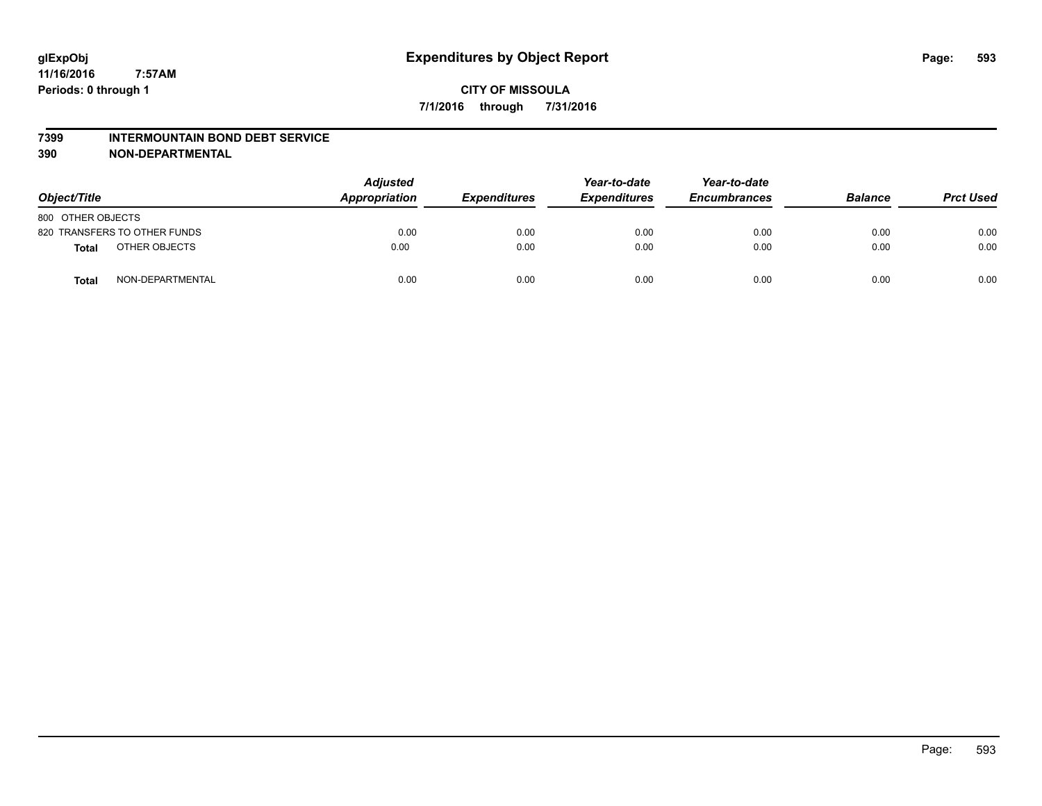# Expenditures by Object Report

**CITY OF MISSOULA**

**7/1/2016 through 7/31/2016**

glExpObj
11/16/2016 7:57AM
Periods: 0 through 1

## 7399 INTERMOUNTAIN BOND DEBT SERVICE
## 390 NON-DEPARTMENTAL

| Object/Title | | Adjusted Appropriation | Expenditures | Year-to-date Expenditures | Year-to-date Encumbrances | Balance | Prct Used |
|---|---|---|---|---|---|---|---|
| 800 OTHER OBJECTS | | | | | | | |
| 820 TRANSFERS TO OTHER FUNDS | | 0.00 | 0.00 | 0.00 | 0.00 | 0.00 | 0.00 |
| **Total** | OTHER OBJECTS | 0.00 | 0.00 | 0.00 | 0.00 | 0.00 | 0.00 |
| **Total** | NON-DEPARTMENTAL | 0.00 | 0.00 | 0.00 | 0.00 | 0.00 | 0.00 |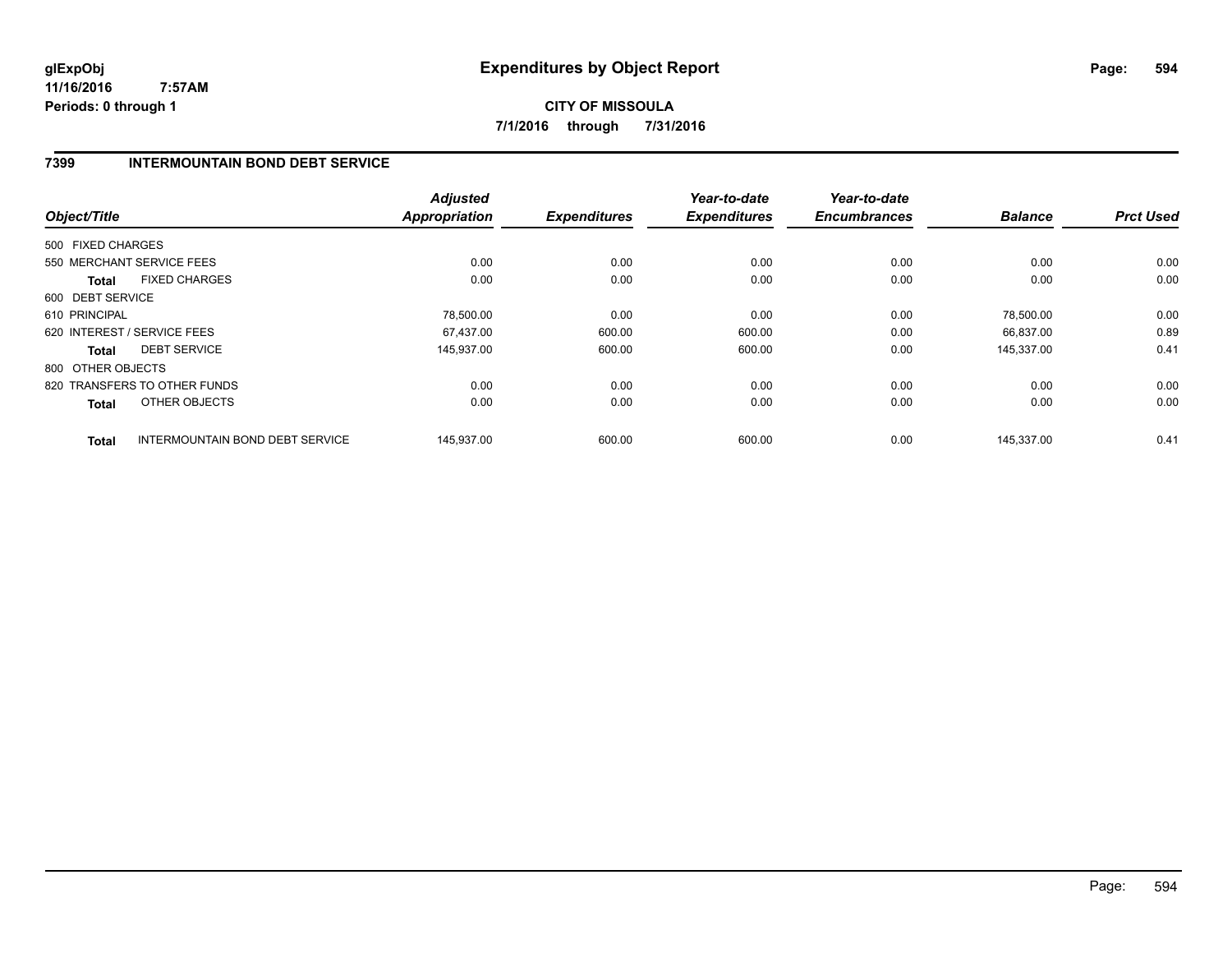**glExpObj** **Expenditures by Object Report**

**11/16/2016 7:57AM**

**Periods: 0 through 1**

**CITY OF MISSOULA**

**7/1/2016 through 7/31/2016**

## 7399 INTERMOUNTAIN BOND DEBT SERVICE

| Object/Title | | *Adjusted Appropriation* | *Expenditures* | *Year-to-date Expenditures* | *Year-to-date Encumbrances* | *Balance* | *Prct Used* |
|---|---|---|---|---|---|---|---|
| 500 FIXED CHARGES | | | | | | | |
| 550 MERCHANT SERVICE FEES | | 0.00 | 0.00 | 0.00 | 0.00 | 0.00 | 0.00 |
| **Total** | FIXED CHARGES | 0.00 | 0.00 | 0.00 | 0.00 | 0.00 | 0.00 |
| 600 DEBT SERVICE | | | | | | | |
| 610 PRINCIPAL | | 78,500.00 | 0.00 | 0.00 | 0.00 | 78,500.00 | 0.00 |
| 620 INTEREST / SERVICE FEES | | 67,437.00 | 600.00 | 600.00 | 0.00 | 66,837.00 | 0.89 |
| **Total** | DEBT SERVICE | 145,937.00 | 600.00 | 600.00 | 0.00 | 145,337.00 | 0.41 |
| 800 OTHER OBJECTS | | | | | | | |
| 820 TRANSFERS TO OTHER FUNDS | | 0.00 | 0.00 | 0.00 | 0.00 | 0.00 | 0.00 |
| **Total** | OTHER OBJECTS | 0.00 | 0.00 | 0.00 | 0.00 | 0.00 | 0.00 |
| **Total** | INTERMOUNTAIN BOND DEBT SERVICE | 145,937.00 | 600.00 | 600.00 | 0.00 | 145,337.00 | 0.41 |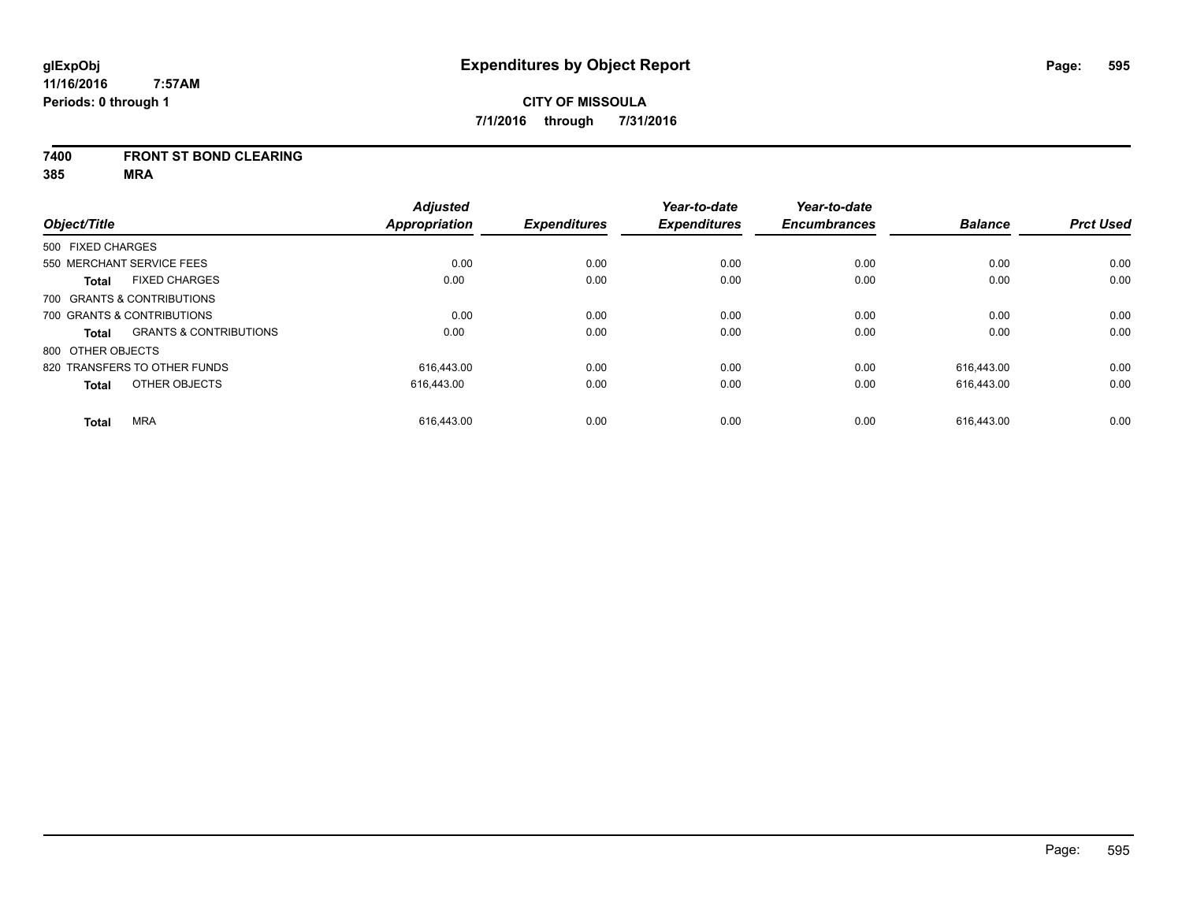**glExpObj**
**11/16/2016 7:57AM**
**Periods: 0 through 1**

# Expenditures by Object Report

**CITY OF MISSOULA**
**7/1/2016 through 7/31/2016**

**7400 FRONT ST BOND CLEARING**
**385 MRA**

| Object/Title | Adjusted Appropriation | Expenditures | Year-to-date Expenditures | Year-to-date Encumbrances | Balance | Prct Used |
|---|---|---|---|---|---|---|
| 500 FIXED CHARGES | | | | | | |
| 550 MERCHANT SERVICE FEES | 0.00 | 0.00 | 0.00 | 0.00 | 0.00 | 0.00 |
| **Total** FIXED CHARGES | 0.00 | 0.00 | 0.00 | 0.00 | 0.00 | 0.00 |
| 700 GRANTS & CONTRIBUTIONS | | | | | | |
| 700 GRANTS & CONTRIBUTIONS | 0.00 | 0.00 | 0.00 | 0.00 | 0.00 | 0.00 |
| **Total** GRANTS & CONTRIBUTIONS | 0.00 | 0.00 | 0.00 | 0.00 | 0.00 | 0.00 |
| 800 OTHER OBJECTS | | | | | | |
| 820 TRANSFERS TO OTHER FUNDS | 616,443.00 | 0.00 | 0.00 | 0.00 | 616,443.00 | 0.00 |
| **Total** OTHER OBJECTS | 616,443.00 | 0.00 | 0.00 | 0.00 | 616,443.00 | 0.00 |
| **Total** MRA | 616,443.00 | 0.00 | 0.00 | 0.00 | 616,443.00 | 0.00 |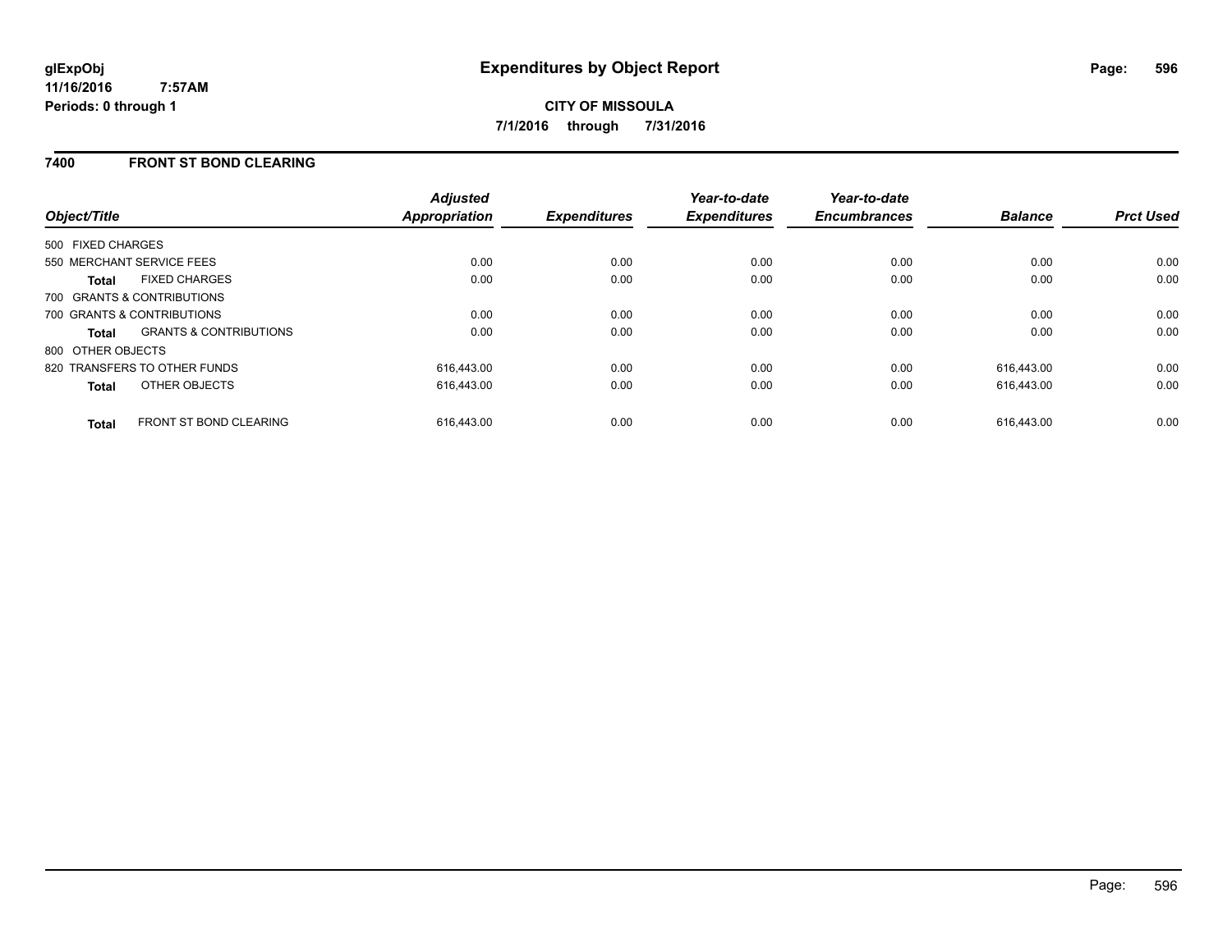glExpObj
11/16/2016 7:57AM
Periods: 0 through 1

# Expenditures by Object Report

**CITY OF MISSOULA**
**7/1/2016 through 7/31/2016**

## 7400 FRONT ST BOND CLEARING

| Object/Title | | Adjusted Appropriation | Expenditures | Year-to-date Expenditures | Year-to-date Encumbrances | Balance | Prct Used |
|---|---|---|---|---|---|---|---|
| 500 FIXED CHARGES | | | | | | | |
| 550 MERCHANT SERVICE FEES | | 0.00 | 0.00 | 0.00 | 0.00 | 0.00 | 0.00 |
| **Total** | FIXED CHARGES | 0.00 | 0.00 | 0.00 | 0.00 | 0.00 | 0.00 |
| 700 GRANTS & CONTRIBUTIONS | | | | | | | |
| 700 GRANTS & CONTRIBUTIONS | | 0.00 | 0.00 | 0.00 | 0.00 | 0.00 | 0.00 |
| **Total** | GRANTS & CONTRIBUTIONS | 0.00 | 0.00 | 0.00 | 0.00 | 0.00 | 0.00 |
| 800 OTHER OBJECTS | | | | | | | |
| 820 TRANSFERS TO OTHER FUNDS | | 616,443.00 | 0.00 | 0.00 | 0.00 | 616,443.00 | 0.00 |
| **Total** | OTHER OBJECTS | 616,443.00 | 0.00 | 0.00 | 0.00 | 616,443.00 | 0.00 |
| **Total** | FRONT ST BOND CLEARING | 616,443.00 | 0.00 | 0.00 | 0.00 | 616,443.00 | 0.00 |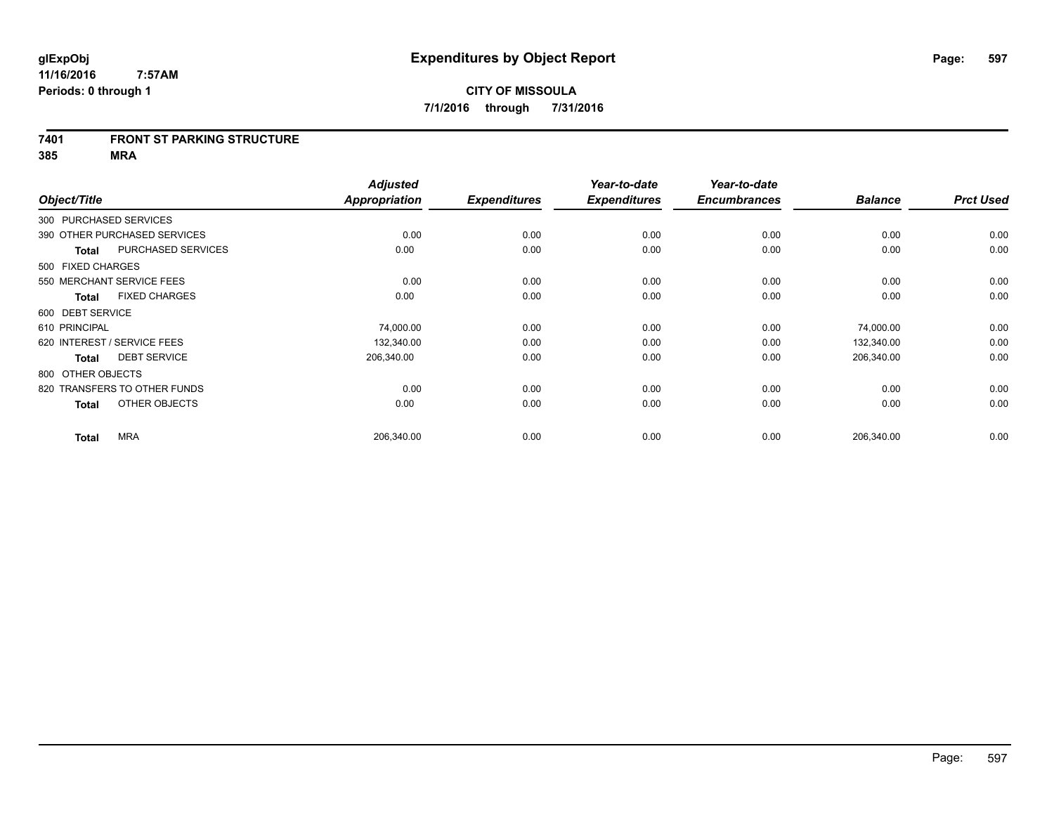glExpObj
11/16/2016 7:57AM
Periods: 0 through 1

# Expenditures by Object Report

**CITY OF MISSOULA**
**7/1/2016 through 7/31/2016**

**7401 FRONT ST PARKING STRUCTURE**
**385 MRA**

| Object/Title | Adjusted Appropriation | Expenditures | Year-to-date Expenditures | Year-to-date Encumbrances | Balance | Prct Used |
|---|---|---|---|---|---|---|
| 300 PURCHASED SERVICES | | | | | | |
| 390 OTHER PURCHASED SERVICES | 0.00 | 0.00 | 0.00 | 0.00 | 0.00 | 0.00 |
| **Total** PURCHASED SERVICES | 0.00 | 0.00 | 0.00 | 0.00 | 0.00 | 0.00 |
| 500 FIXED CHARGES | | | | | | |
| 550 MERCHANT SERVICE FEES | 0.00 | 0.00 | 0.00 | 0.00 | 0.00 | 0.00 |
| **Total** FIXED CHARGES | 0.00 | 0.00 | 0.00 | 0.00 | 0.00 | 0.00 |
| 600 DEBT SERVICE | | | | | | |
| 610 PRINCIPAL | 74,000.00 | 0.00 | 0.00 | 0.00 | 74,000.00 | 0.00 |
| 620 INTEREST / SERVICE FEES | 132,340.00 | 0.00 | 0.00 | 0.00 | 132,340.00 | 0.00 |
| **Total** DEBT SERVICE | 206,340.00 | 0.00 | 0.00 | 0.00 | 206,340.00 | 0.00 |
| 800 OTHER OBJECTS | | | | | | |
| 820 TRANSFERS TO OTHER FUNDS | 0.00 | 0.00 | 0.00 | 0.00 | 0.00 | 0.00 |
| **Total** OTHER OBJECTS | 0.00 | 0.00 | 0.00 | 0.00 | 0.00 | 0.00 |
| **Total** MRA | 206,340.00 | 0.00 | 0.00 | 0.00 | 206,340.00 | 0.00 |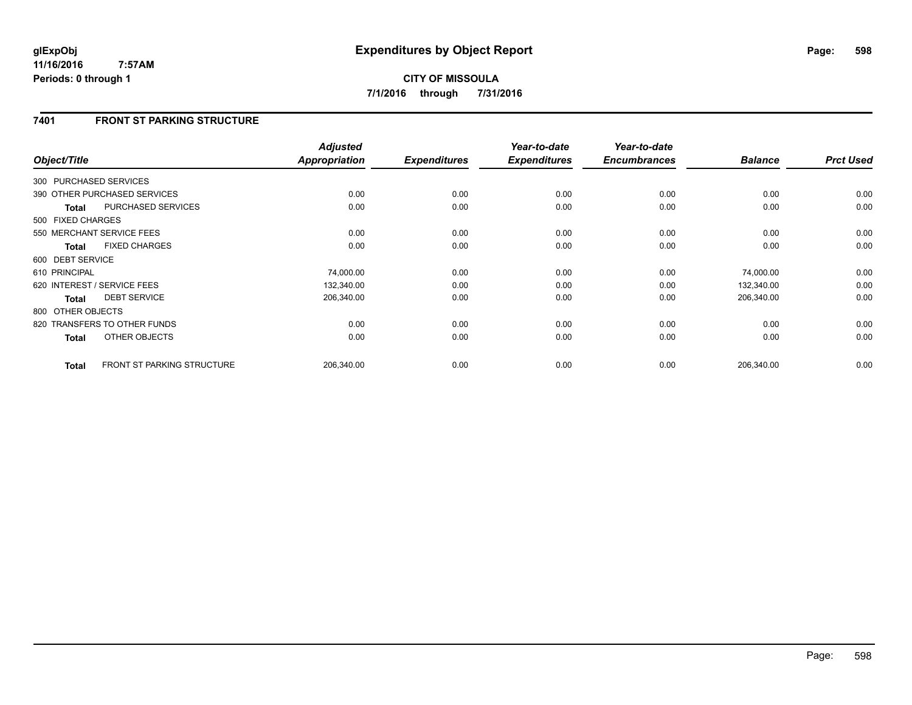**glExpObj**
**11/16/2016 7:57AM**
**Periods: 0 through 1**

# Expenditures by Object Report

**CITY OF MISSOULA**
**7/1/2016 through 7/31/2016**

## 7401 FRONT ST PARKING STRUCTURE

| Object/Title | | Adjusted Appropriation | Expenditures | Year-to-date Expenditures | Year-to-date Encumbrances | Balance | Prct Used |
|---|---|---|---|---|---|---|---|
| 300 PURCHASED SERVICES | | | | | | | |
| 390 OTHER PURCHASED SERVICES | | 0.00 | 0.00 | 0.00 | 0.00 | 0.00 | 0.00 |
| **Total** | PURCHASED SERVICES | 0.00 | 0.00 | 0.00 | 0.00 | 0.00 | 0.00 |
| 500 FIXED CHARGES | | | | | | | |
| 550 MERCHANT SERVICE FEES | | 0.00 | 0.00 | 0.00 | 0.00 | 0.00 | 0.00 |
| **Total** | FIXED CHARGES | 0.00 | 0.00 | 0.00 | 0.00 | 0.00 | 0.00 |
| 600 DEBT SERVICE | | | | | | | |
| 610 PRINCIPAL | | 74,000.00 | 0.00 | 0.00 | 0.00 | 74,000.00 | 0.00 |
| 620 INTEREST / SERVICE FEES | | 132,340.00 | 0.00 | 0.00 | 0.00 | 132,340.00 | 0.00 |
| **Total** | DEBT SERVICE | 206,340.00 | 0.00 | 0.00 | 0.00 | 206,340.00 | 0.00 |
| 800 OTHER OBJECTS | | | | | | | |
| 820 TRANSFERS TO OTHER FUNDS | | 0.00 | 0.00 | 0.00 | 0.00 | 0.00 | 0.00 |
| **Total** | OTHER OBJECTS | 0.00 | 0.00 | 0.00 | 0.00 | 0.00 | 0.00 |
| **Total** | FRONT ST PARKING STRUCTURE | 206,340.00 | 0.00 | 0.00 | 0.00 | 206,340.00 | 0.00 |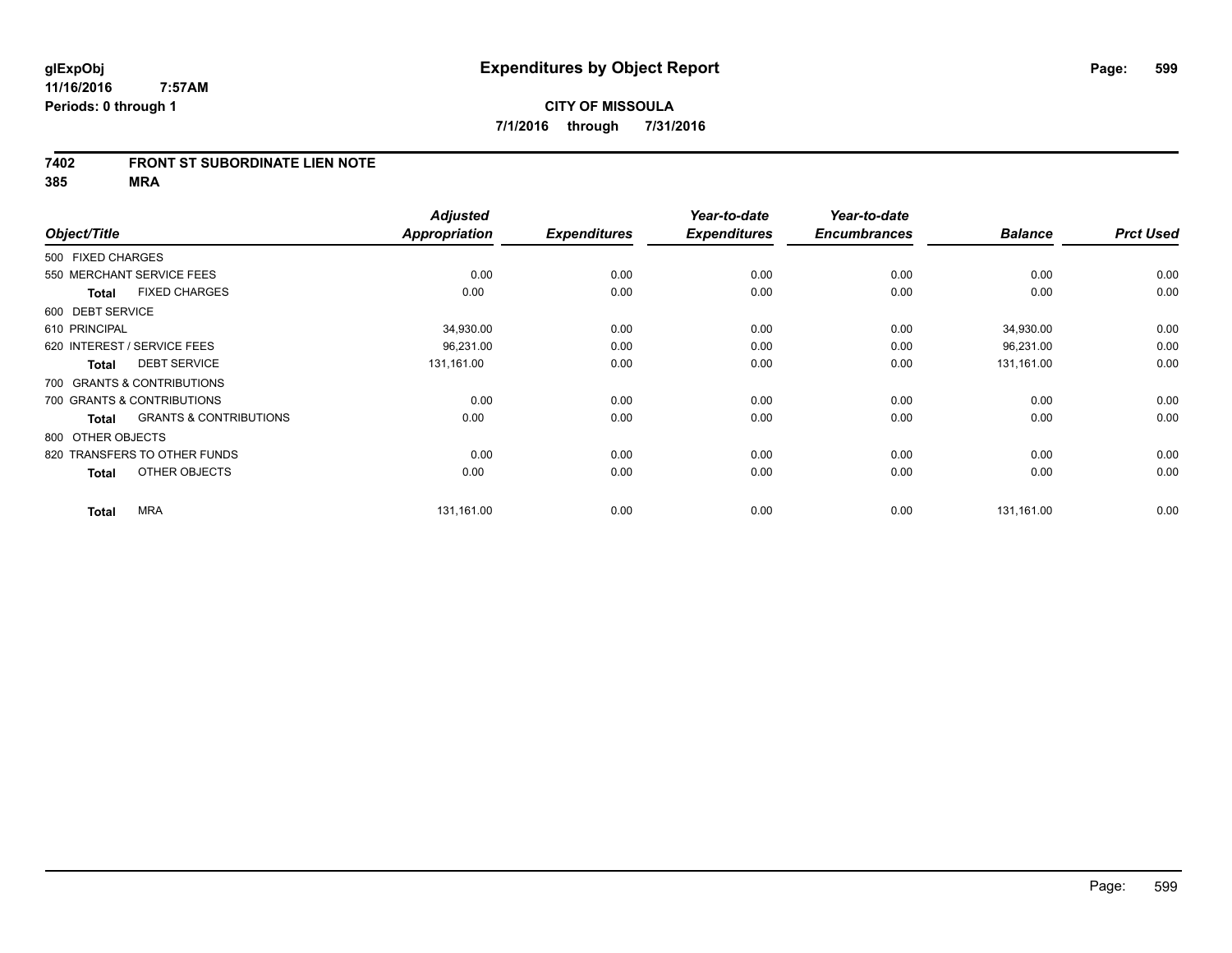**glExpObj** 
**11/16/2016 7:57AM** 
**Periods: 0 through 1**

# Expenditures by Object Report

**CITY OF MISSOULA** 
**7/1/2016 through 7/31/2016**

## 7402 FRONT ST SUBORDINATE LIEN NOTE
## 385 MRA

| Object/Title | Adjusted Appropriation | Expenditures | Year-to-date Expenditures | Year-to-date Encumbrances | Balance | Prct Used |
|---|---|---|---|---|---|---|
| 500 FIXED CHARGES | | | | | | |
| 550 MERCHANT SERVICE FEES | 0.00 | 0.00 | 0.00 | 0.00 | 0.00 | 0.00 |
| **Total** FIXED CHARGES | 0.00 | 0.00 | 0.00 | 0.00 | 0.00 | 0.00 |
| 600 DEBT SERVICE | | | | | | |
| 610 PRINCIPAL | 34,930.00 | 0.00 | 0.00 | 0.00 | 34,930.00 | 0.00 |
| 620 INTEREST / SERVICE FEES | 96,231.00 | 0.00 | 0.00 | 0.00 | 96,231.00 | 0.00 |
| **Total** DEBT SERVICE | 131,161.00 | 0.00 | 0.00 | 0.00 | 131,161.00 | 0.00 |
| 700 GRANTS & CONTRIBUTIONS | | | | | | |
| 700 GRANTS & CONTRIBUTIONS | 0.00 | 0.00 | 0.00 | 0.00 | 0.00 | 0.00 |
| **Total** GRANTS & CONTRIBUTIONS | 0.00 | 0.00 | 0.00 | 0.00 | 0.00 | 0.00 |
| 800 OTHER OBJECTS | | | | | | |
| 820 TRANSFERS TO OTHER FUNDS | 0.00 | 0.00 | 0.00 | 0.00 | 0.00 | 0.00 |
| **Total** OTHER OBJECTS | 0.00 | 0.00 | 0.00 | 0.00 | 0.00 | 0.00 |
| **Total** MRA | 131,161.00 | 0.00 | 0.00 | 0.00 | 131,161.00 | 0.00 |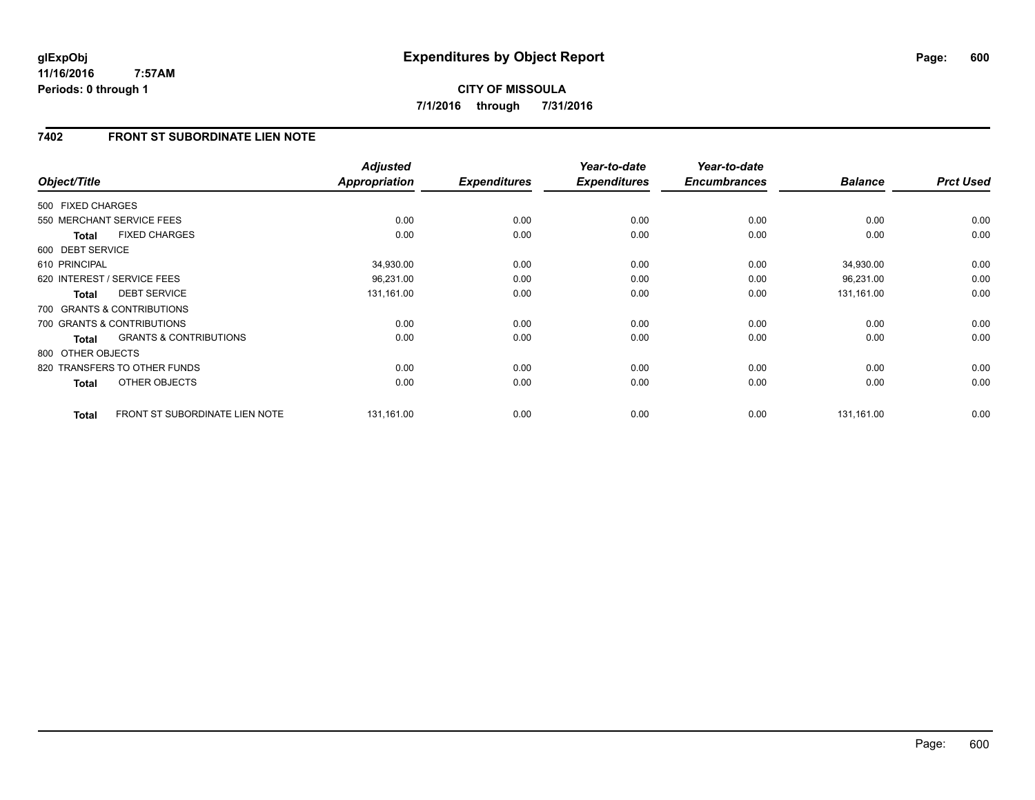glExpObj
11/16/2016 7:57AM
Periods: 0 through 1

# Expenditures by Object Report

**CITY OF MISSOULA**
**7/1/2016 through 7/31/2016**

## 7402 FRONT ST SUBORDINATE LIEN NOTE

| Object/Title | Adjusted Appropriation | Expenditures | Year-to-date Expenditures | Year-to-date Encumbrances | Balance | Prct Used |
|---|---|---|---|---|---|---|
| 500 FIXED CHARGES | | | | | | |
| 550 MERCHANT SERVICE FEES | 0.00 | 0.00 | 0.00 | 0.00 | 0.00 | 0.00 |
| **Total** FIXED CHARGES | 0.00 | 0.00 | 0.00 | 0.00 | 0.00 | 0.00 |
| 600 DEBT SERVICE | | | | | | |
| 610 PRINCIPAL | 34,930.00 | 0.00 | 0.00 | 0.00 | 34,930.00 | 0.00 |
| 620 INTEREST / SERVICE FEES | 96,231.00 | 0.00 | 0.00 | 0.00 | 96,231.00 | 0.00 |
| **Total** DEBT SERVICE | 131,161.00 | 0.00 | 0.00 | 0.00 | 131,161.00 | 0.00 |
| 700 GRANTS & CONTRIBUTIONS | | | | | | |
| 700 GRANTS & CONTRIBUTIONS | 0.00 | 0.00 | 0.00 | 0.00 | 0.00 | 0.00 |
| **Total** GRANTS & CONTRIBUTIONS | 0.00 | 0.00 | 0.00 | 0.00 | 0.00 | 0.00 |
| 800 OTHER OBJECTS | | | | | | |
| 820 TRANSFERS TO OTHER FUNDS | 0.00 | 0.00 | 0.00 | 0.00 | 0.00 | 0.00 |
| **Total** OTHER OBJECTS | 0.00 | 0.00 | 0.00 | 0.00 | 0.00 | 0.00 |
| **Total** FRONT ST SUBORDINATE LIEN NOTE | 131,161.00 | 0.00 | 0.00 | 0.00 | 131,161.00 | 0.00 |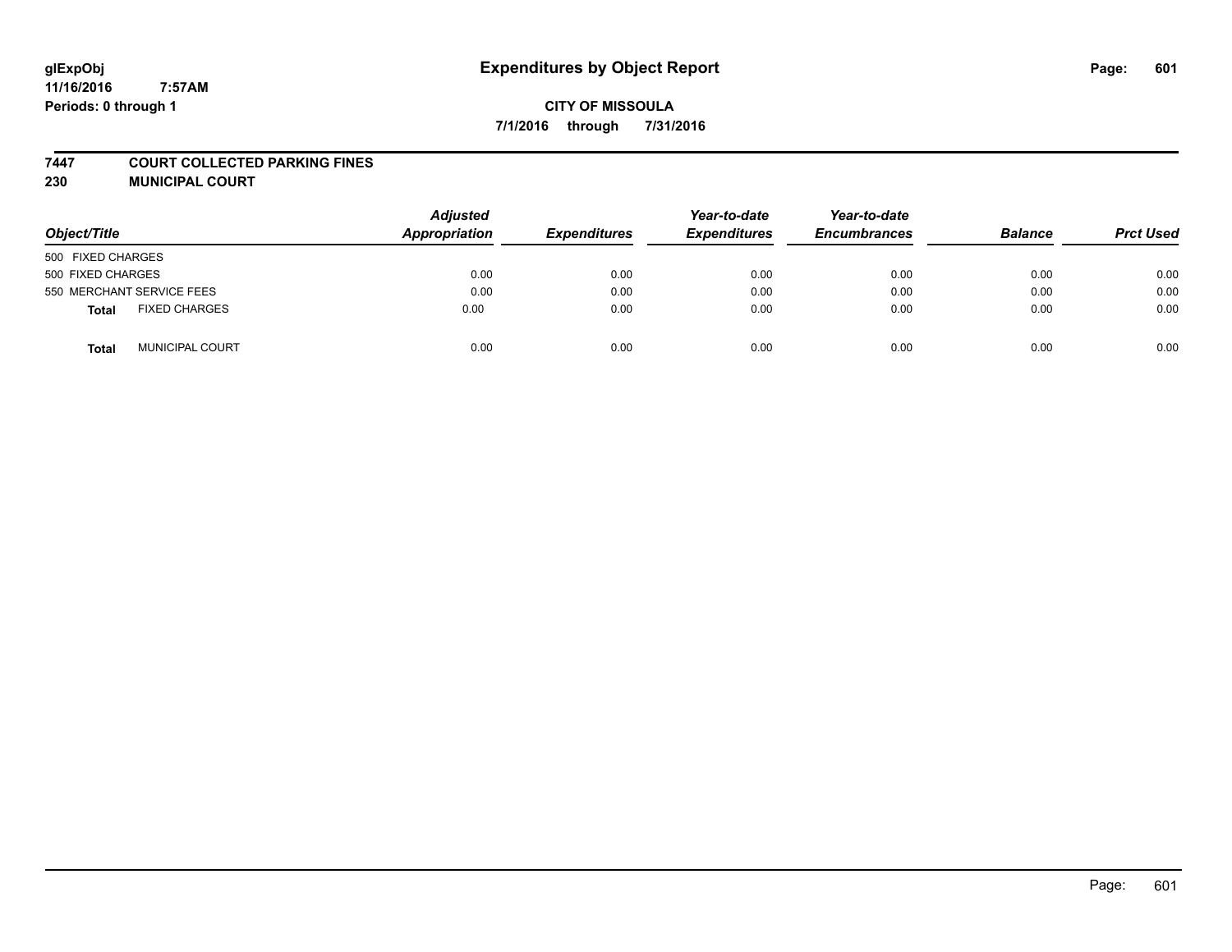glExpObj
11/16/2016 7:57AM
Periods: 0 through 1

# Expenditures by Object Report

**CITY OF MISSOULA**

**7/1/2016 through 7/31/2016**

**7447 COURT COLLECTED PARKING FINES**
**230 MUNICIPAL COURT**

| Object/Title | Adjusted Appropriation | Expenditures | Year-to-date Expenditures | Year-to-date Encumbrances | Balance | Prct Used |
|---|---|---|---|---|---|---|
| 500 FIXED CHARGES | | | | | | |
| 500 FIXED CHARGES | 0.00 | 0.00 | 0.00 | 0.00 | 0.00 | 0.00 |
| 550 MERCHANT SERVICE FEES | 0.00 | 0.00 | 0.00 | 0.00 | 0.00 | 0.00 |
| **Total** FIXED CHARGES | 0.00 | 0.00 | 0.00 | 0.00 | 0.00 | 0.00 |
| **Total** MUNICIPAL COURT | 0.00 | 0.00 | 0.00 | 0.00 | 0.00 | 0.00 |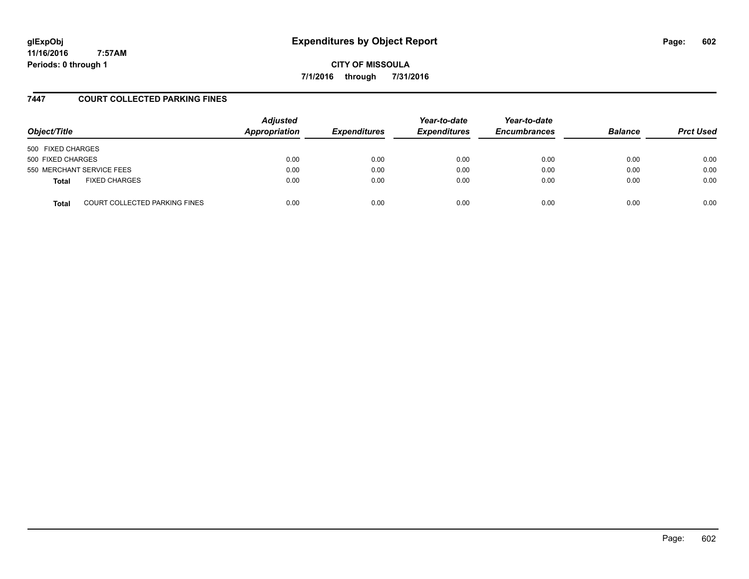**Expenditures by Object Report**

**CITY OF MISSOULA**

**7/1/2016 through 7/31/2016**

glExpObj
11/16/2016 7:57AM
Periods: 0 through 1

## 7447 COURT COLLECTED PARKING FINES

| Object/Title | Adjusted Appropriation | Expenditures | Year-to-date Expenditures | Year-to-date Encumbrances | Balance | Prct Used |
|---|---|---|---|---|---|---|
| 500 FIXED CHARGES | | | | | | |
| 500 FIXED CHARGES | 0.00 | 0.00 | 0.00 | 0.00 | 0.00 | 0.00 |
| 550 MERCHANT SERVICE FEES | 0.00 | 0.00 | 0.00 | 0.00 | 0.00 | 0.00 |
| **Total** FIXED CHARGES | 0.00 | 0.00 | 0.00 | 0.00 | 0.00 | 0.00 |
| **Total** COURT COLLECTED PARKING FINES | 0.00 | 0.00 | 0.00 | 0.00 | 0.00 | 0.00 |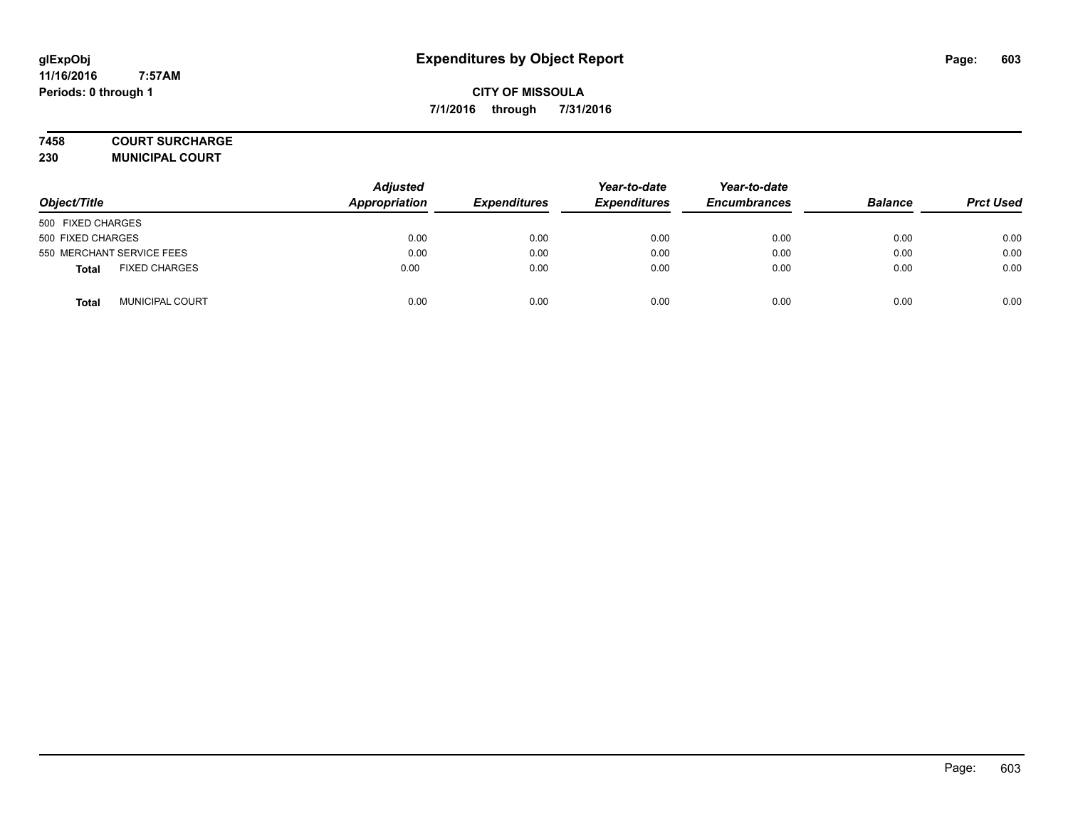# Expenditures by Object Report

glExpObj
11/16/2016 7:57AM
Periods: 0 through 1

**CITY OF MISSOULA**
**7/1/2016 through 7/31/2016**

**7458 COURT SURCHARGE**
**230 MUNICIPAL COURT**

| Object/Title | | Adjusted Appropriation | Expenditures | Year-to-date Expenditures | Year-to-date Encumbrances | Balance | Prct Used |
|---|---|---|---|---|---|---|---|
| 500 FIXED CHARGES | | | | | | | |
| 500 FIXED CHARGES | | 0.00 | 0.00 | 0.00 | 0.00 | 0.00 | 0.00 |
| 550 MERCHANT SERVICE FEES | | 0.00 | 0.00 | 0.00 | 0.00 | 0.00 | 0.00 |
| **Total** | FIXED CHARGES | 0.00 | 0.00 | 0.00 | 0.00 | 0.00 | 0.00 |
| **Total** | MUNICIPAL COURT | 0.00 | 0.00 | 0.00 | 0.00 | 0.00 | 0.00 |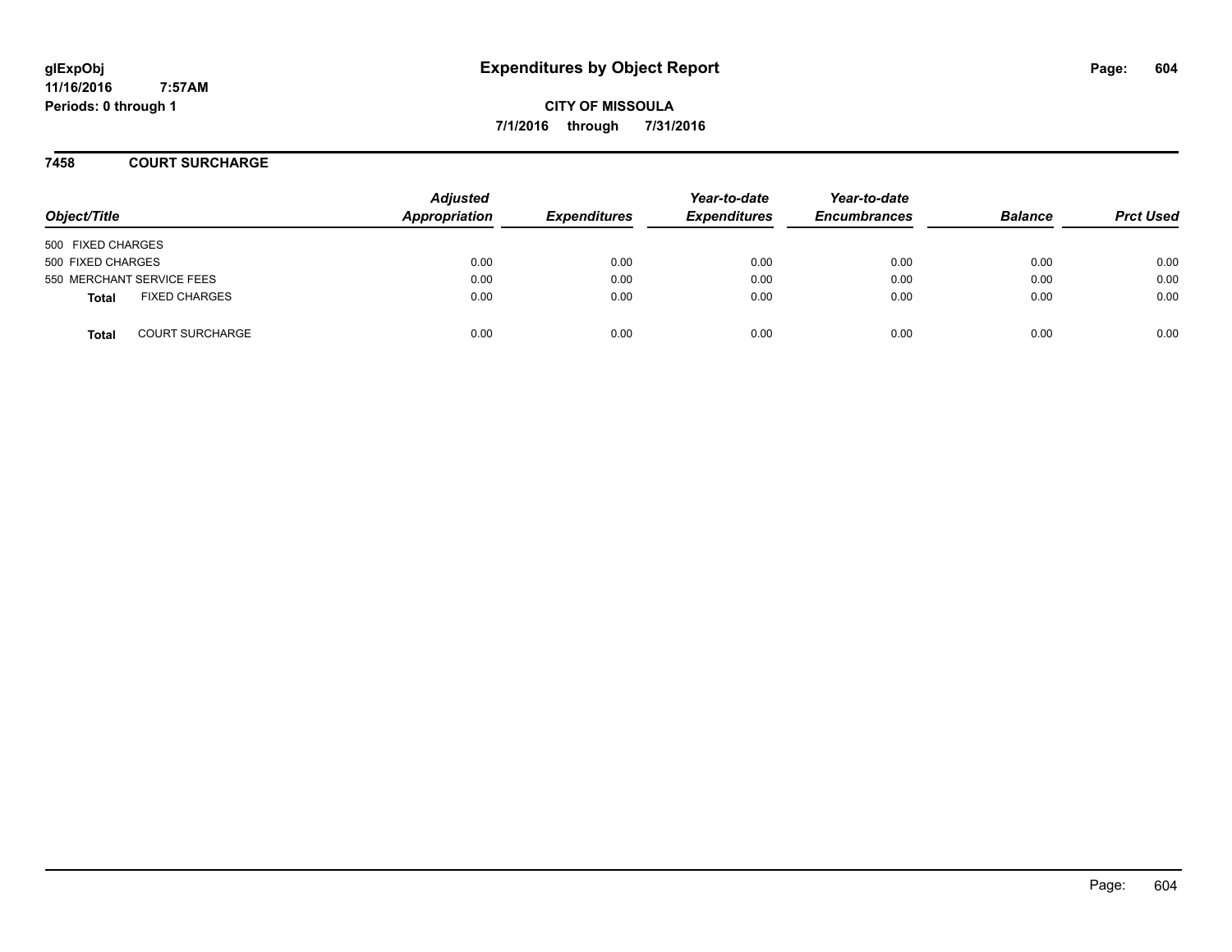# Expenditures by Object Report

glExpObj
11/16/2016 7:57AM
Periods: 0 through 1

**CITY OF MISSOULA**
**7/1/2016 through 7/31/2016**

## 7458 COURT SURCHARGE

| Object/Title | Adjusted Appropriation | Expenditures | Year-to-date Expenditures | Year-to-date Encumbrances | Balance | Prct Used |
|---|---|---|---|---|---|---|
| 500 FIXED CHARGES | | | | | | |
| 500 FIXED CHARGES | 0.00 | 0.00 | 0.00 | 0.00 | 0.00 | 0.00 |
| 550 MERCHANT SERVICE FEES | 0.00 | 0.00 | 0.00 | 0.00 | 0.00 | 0.00 |
| **Total** FIXED CHARGES | 0.00 | 0.00 | 0.00 | 0.00 | 0.00 | 0.00 |
| **Total** COURT SURCHARGE | 0.00 | 0.00 | 0.00 | 0.00 | 0.00 | 0.00 |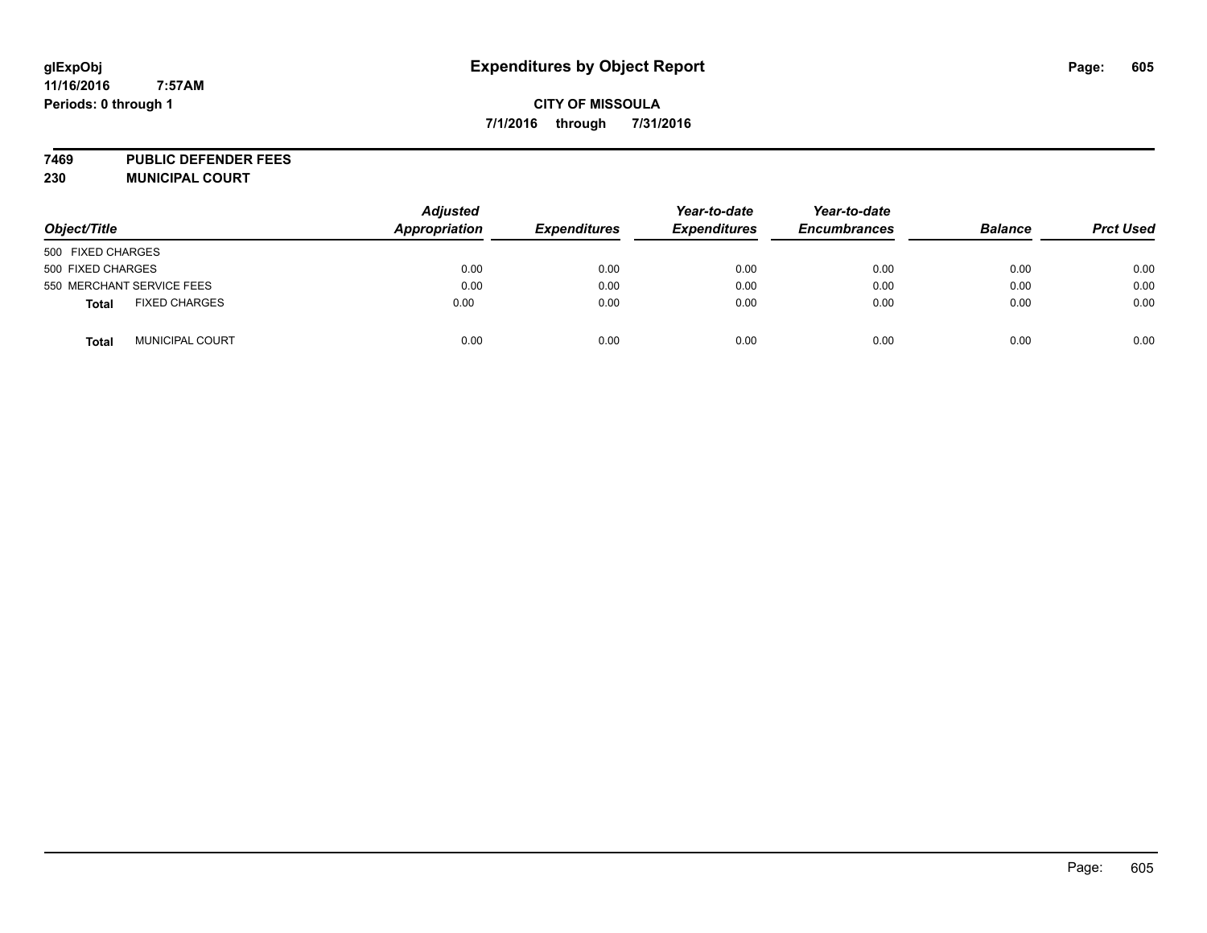glExpObj
11/16/2016 7:57AM
Periods: 0 through 1

# Expenditures by Object Report

**CITY OF MISSOULA**

**7/1/2016 through 7/31/2016**

**7469 PUBLIC DEFENDER FEES**
**230 MUNICIPAL COURT**

| Object/Title | Adjusted Appropriation | Expenditures | Year-to-date Expenditures | Year-to-date Encumbrances | Balance | Prct Used |
|---|---|---|---|---|---|---|
| 500 FIXED CHARGES | | | | | | |
| 500 FIXED CHARGES | 0.00 | 0.00 | 0.00 | 0.00 | 0.00 | 0.00 |
| 550 MERCHANT SERVICE FEES | 0.00 | 0.00 | 0.00 | 0.00 | 0.00 | 0.00 |
| **Total** FIXED CHARGES | 0.00 | 0.00 | 0.00 | 0.00 | 0.00 | 0.00 |
| **Total** MUNICIPAL COURT | 0.00 | 0.00 | 0.00 | 0.00 | 0.00 | 0.00 |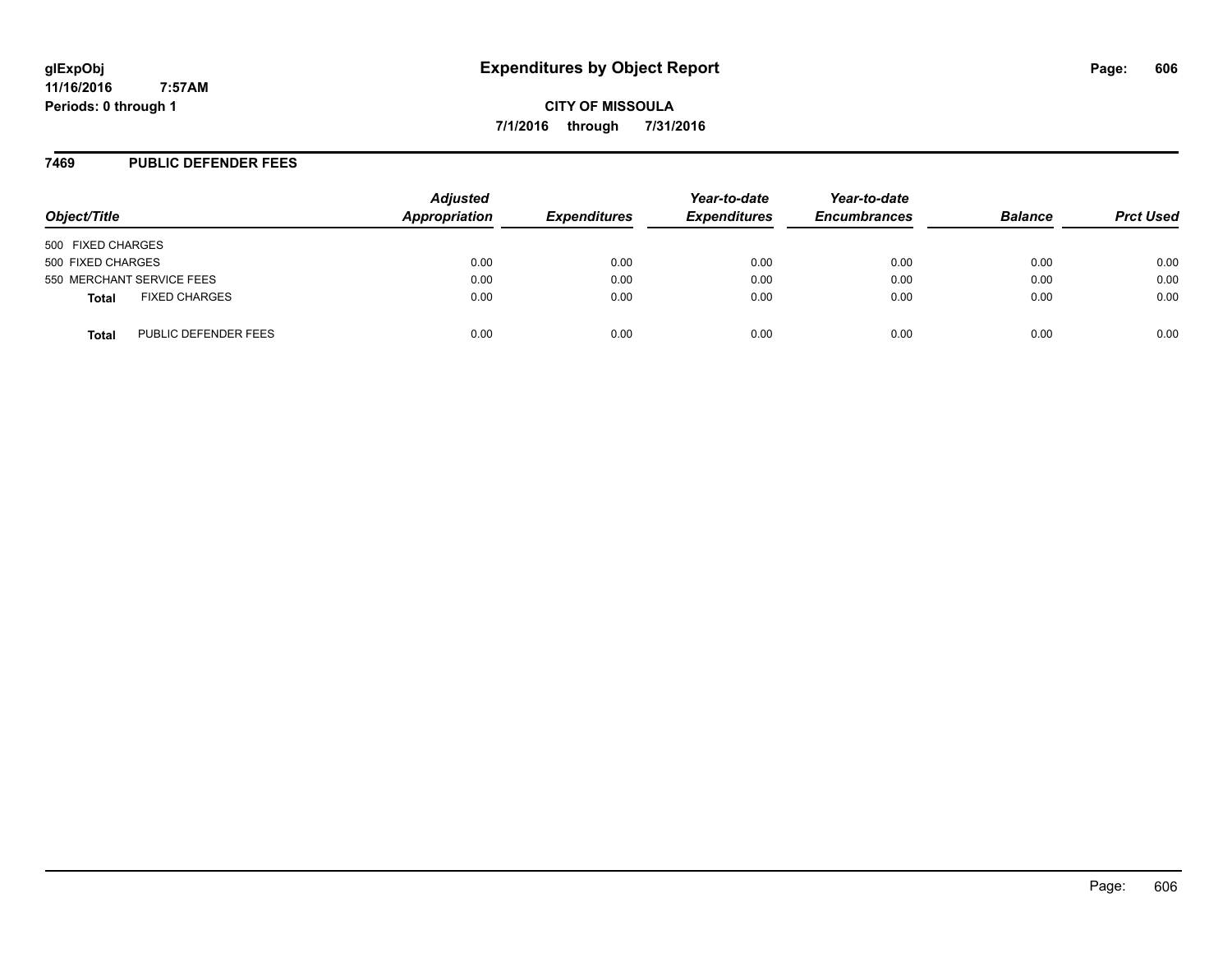# Expenditures by Object Report

glExpObj
11/16/2016 7:57AM
Periods: 0 through 1

CITY OF MISSOULA
7/1/2016 through 7/31/2016

## 7469 PUBLIC DEFENDER FEES

| Object/Title | Adjusted Appropriation | Expenditures | Year-to-date Expenditures | Year-to-date Encumbrances | Balance | Prct Used |
|---|---|---|---|---|---|---|
| 500 FIXED CHARGES | | | | | | |
| 500 FIXED CHARGES | 0.00 | 0.00 | 0.00 | 0.00 | 0.00 | 0.00 |
| 550 MERCHANT SERVICE FEES | 0.00 | 0.00 | 0.00 | 0.00 | 0.00 | 0.00 |
| **Total** FIXED CHARGES | 0.00 | 0.00 | 0.00 | 0.00 | 0.00 | 0.00 |
| **Total** PUBLIC DEFENDER FEES | 0.00 | 0.00 | 0.00 | 0.00 | 0.00 | 0.00 |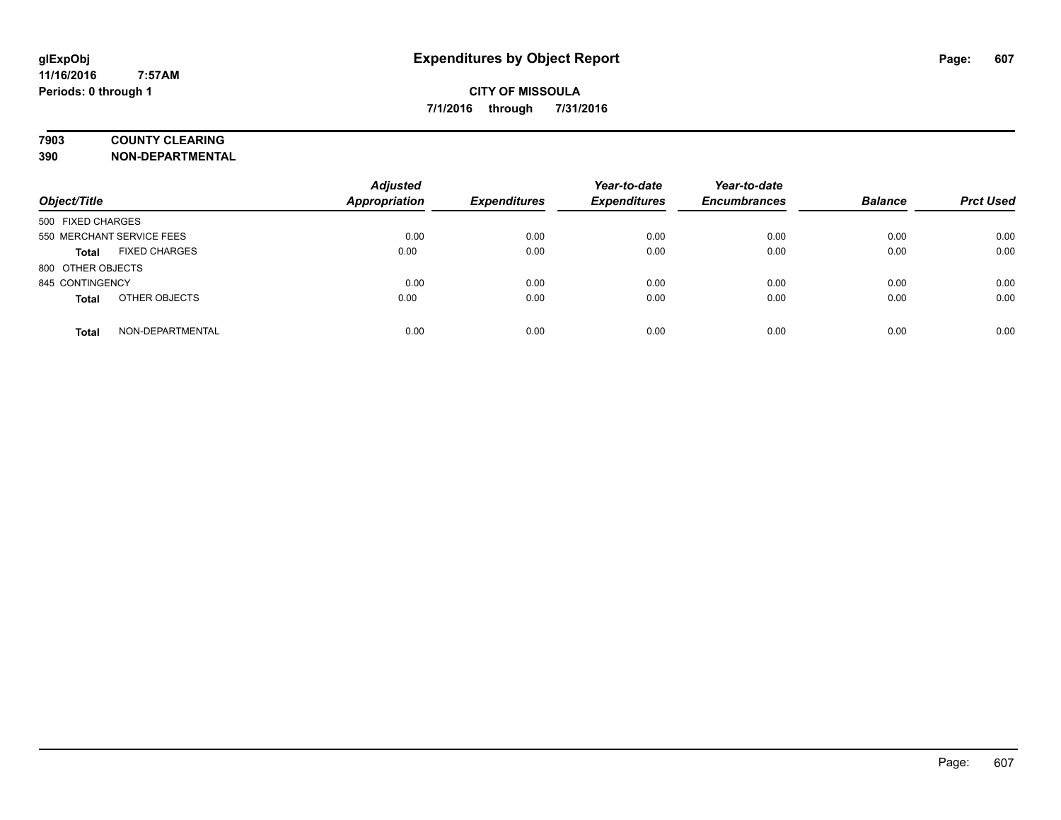# Expenditures by Object Report

glExpObj
11/16/2016 7:57AM
Periods: 0 through 1

**CITY OF MISSOULA**
**7/1/2016 through 7/31/2016**

**7903 COUNTY CLEARING**
**390 NON-DEPARTMENTAL**

| Object/Title | | Adjusted Appropriation | Expenditures | Year-to-date Expenditures | Year-to-date Encumbrances | Balance | Prct Used |
|---|---|---|---|---|---|---|---|
| 500 FIXED CHARGES | | | | | | | |
| 550 MERCHANT SERVICE FEES | | 0.00 | 0.00 | 0.00 | 0.00 | 0.00 | 0.00 |
| **Total** | FIXED CHARGES | 0.00 | 0.00 | 0.00 | 0.00 | 0.00 | 0.00 |
| 800 OTHER OBJECTS | | | | | | | |
| 845 CONTINGENCY | | 0.00 | 0.00 | 0.00 | 0.00 | 0.00 | 0.00 |
| **Total** | OTHER OBJECTS | 0.00 | 0.00 | 0.00 | 0.00 | 0.00 | 0.00 |
| **Total** | NON-DEPARTMENTAL | 0.00 | 0.00 | 0.00 | 0.00 | 0.00 | 0.00 |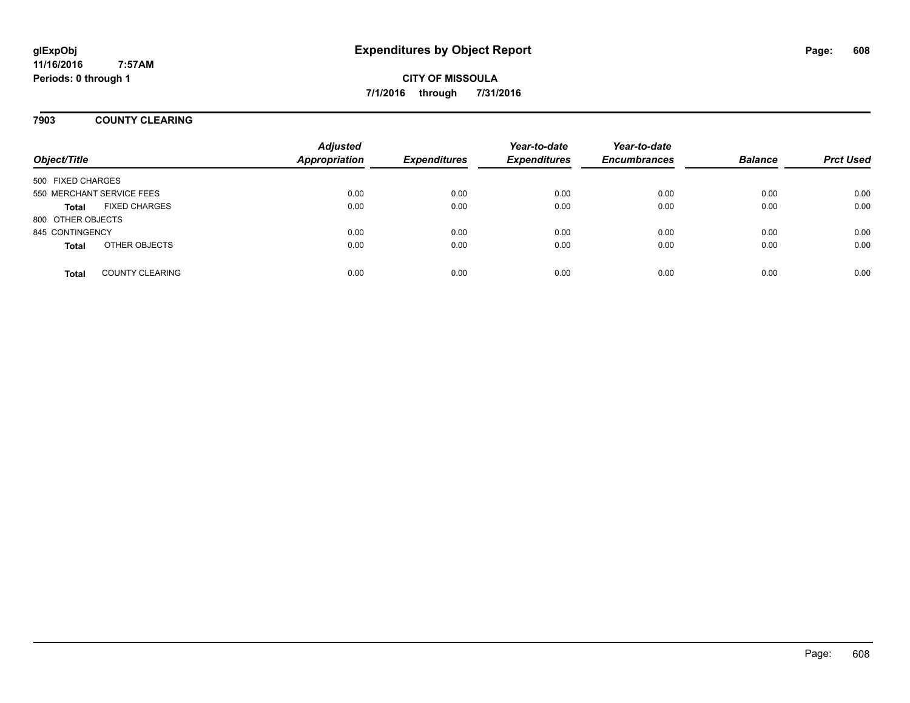# Expenditures by Object Report

glExpObj
11/16/2016 7:57AM
Periods: 0 through 1

**CITY OF MISSOULA**
**7/1/2016 through 7/31/2016**

## 7903 COUNTY CLEARING

| Object/Title | | Adjusted Appropriation | Expenditures | Year-to-date Expenditures | Year-to-date Encumbrances | Balance | Prct Used |
|---|---|---|---|---|---|---|---|
| 500 FIXED CHARGES | | | | | | | |
| 550 MERCHANT SERVICE FEES | | 0.00 | 0.00 | 0.00 | 0.00 | 0.00 | 0.00 |
| **Total** | FIXED CHARGES | 0.00 | 0.00 | 0.00 | 0.00 | 0.00 | 0.00 |
| 800 OTHER OBJECTS | | | | | | | |
| 845 CONTINGENCY | | 0.00 | 0.00 | 0.00 | 0.00 | 0.00 | 0.00 |
| **Total** | OTHER OBJECTS | 0.00 | 0.00 | 0.00 | 0.00 | 0.00 | 0.00 |
| **Total** | COUNTY CLEARING | 0.00 | 0.00 | 0.00 | 0.00 | 0.00 | 0.00 |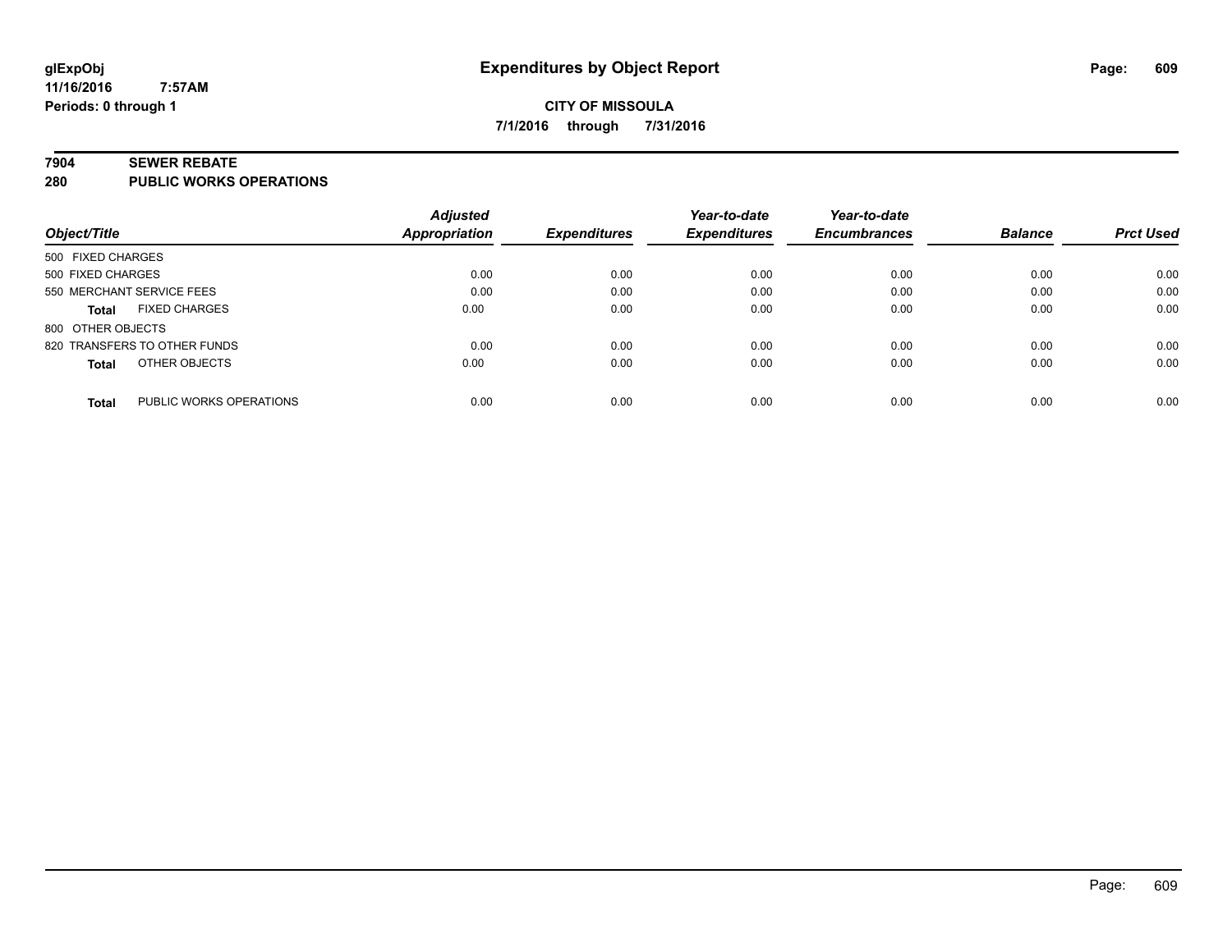**glExpObj**
**11/16/2016 7:57AM**
**Periods: 0 through 1**

# Expenditures by Object Report

**CITY OF MISSOULA**
**7/1/2016 through 7/31/2016**

## 7904 SEWER REBATE
## 280 PUBLIC WORKS OPERATIONS

| Object/Title | Adjusted Appropriation | Expenditures | Year-to-date Expenditures | Year-to-date Encumbrances | Balance | Prct Used |
|---|---|---|---|---|---|---|
| 500 FIXED CHARGES | | | | | | |
| 500 FIXED CHARGES | 0.00 | 0.00 | 0.00 | 0.00 | 0.00 | 0.00 |
| 550 MERCHANT SERVICE FEES | 0.00 | 0.00 | 0.00 | 0.00 | 0.00 | 0.00 |
| **Total** FIXED CHARGES | 0.00 | 0.00 | 0.00 | 0.00 | 0.00 | 0.00 |
| 800 OTHER OBJECTS | | | | | | |
| 820 TRANSFERS TO OTHER FUNDS | 0.00 | 0.00 | 0.00 | 0.00 | 0.00 | 0.00 |
| **Total** OTHER OBJECTS | 0.00 | 0.00 | 0.00 | 0.00 | 0.00 | 0.00 |
| **Total** PUBLIC WORKS OPERATIONS | 0.00 | 0.00 | 0.00 | 0.00 | 0.00 | 0.00 |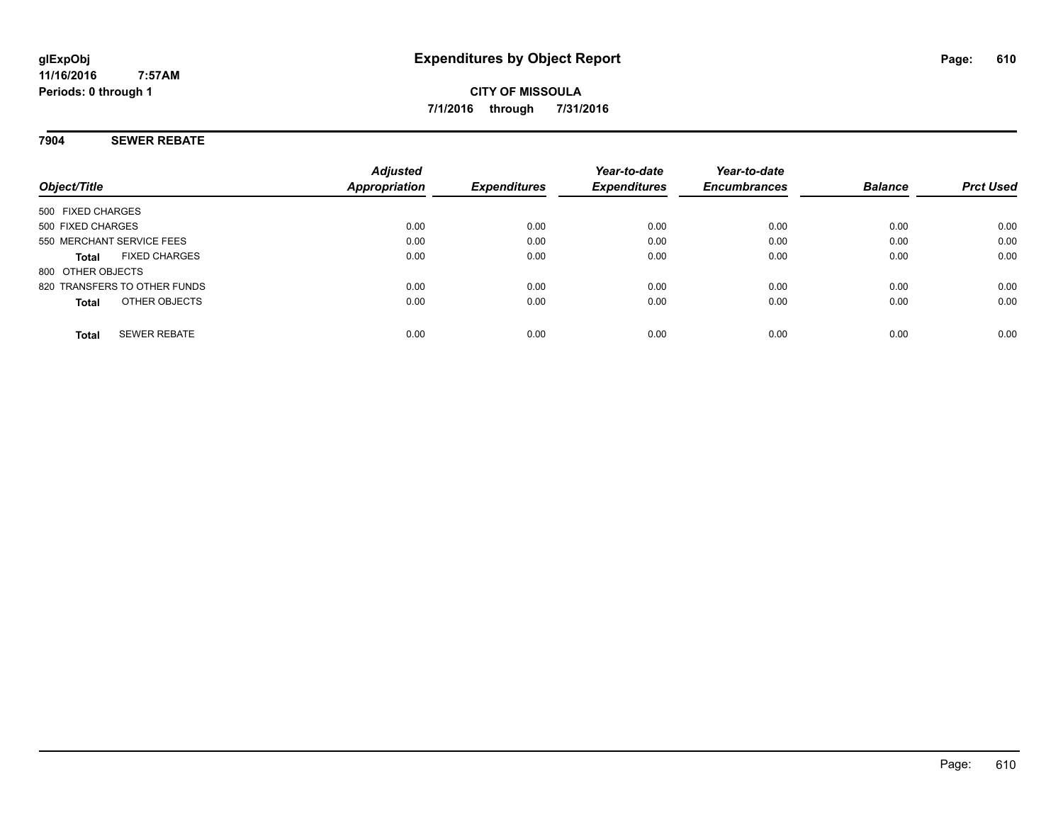glExpObj
11/16/2016 7:57AM
Periods: 0 through 1

# Expenditures by Object Report

**CITY OF MISSOULA**
**7/1/2016 through 7/31/2016**

## 7904 SEWER REBATE

| Object/Title | Adjusted Appropriation | Expenditures | Year-to-date Expenditures | Year-to-date Encumbrances | Balance | Prct Used |
|---|---|---|---|---|---|---|
| 500 FIXED CHARGES | | | | | | |
| 500 FIXED CHARGES | 0.00 | 0.00 | 0.00 | 0.00 | 0.00 | 0.00 |
| 550 MERCHANT SERVICE FEES | 0.00 | 0.00 | 0.00 | 0.00 | 0.00 | 0.00 |
| **Total** FIXED CHARGES | 0.00 | 0.00 | 0.00 | 0.00 | 0.00 | 0.00 |
| 800 OTHER OBJECTS | | | | | | |
| 820 TRANSFERS TO OTHER FUNDS | 0.00 | 0.00 | 0.00 | 0.00 | 0.00 | 0.00 |
| **Total** OTHER OBJECTS | 0.00 | 0.00 | 0.00 | 0.00 | 0.00 | 0.00 |
| **Total** SEWER REBATE | 0.00 | 0.00 | 0.00 | 0.00 | 0.00 | 0.00 |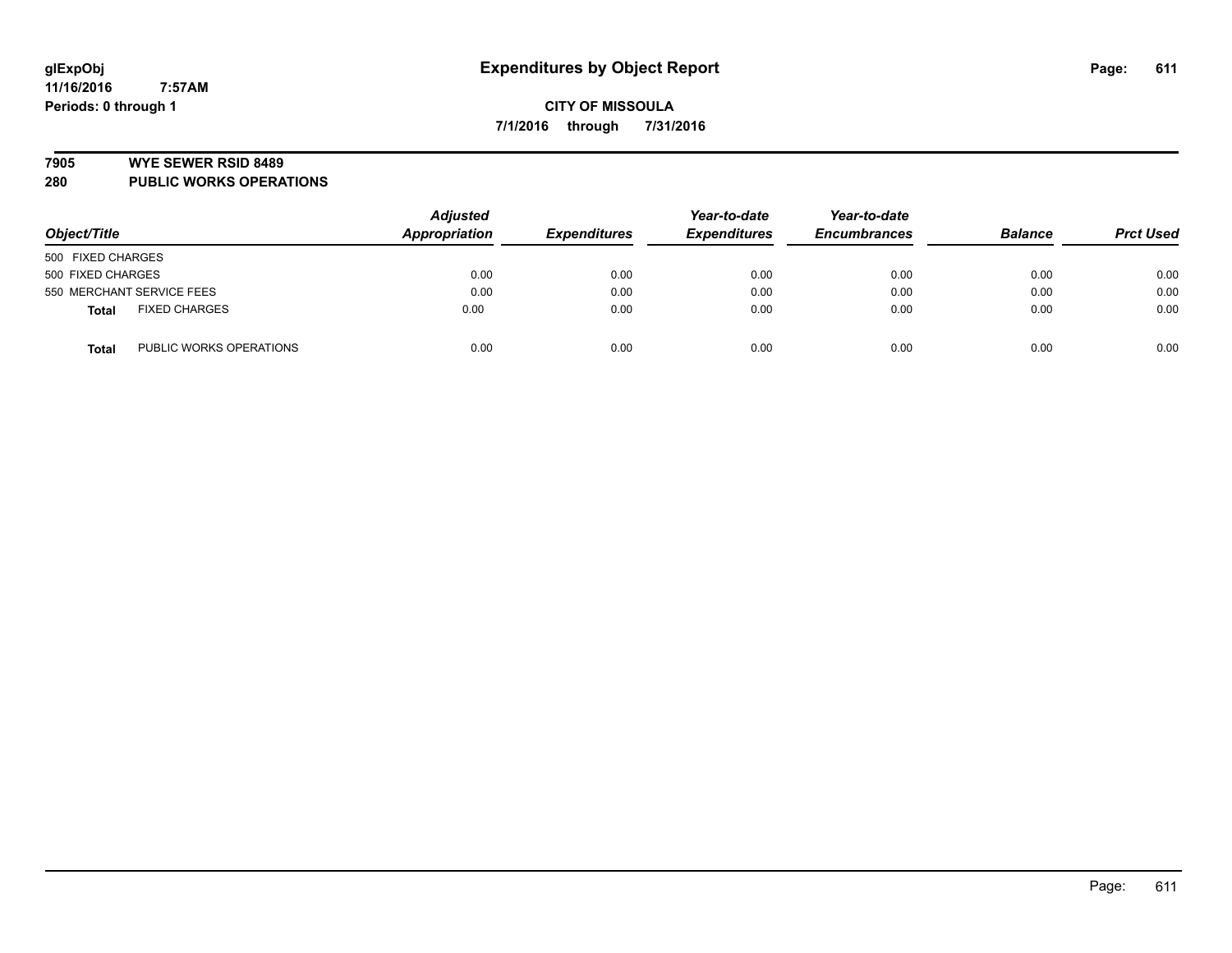glExpObj
11/16/2016 7:57AM
Periods: 0 through 1

# Expenditures by Object Report

**CITY OF MISSOULA**
**7/1/2016 through 7/31/2016**

**7905 WYE SEWER RSID 8489**
**280 PUBLIC WORKS OPERATIONS**

| Object/Title | | Adjusted Appropriation | Expenditures | Year-to-date Expenditures | Year-to-date Encumbrances | Balance | Prct Used |
|---|---|---|---|---|---|---|---|
| 500 FIXED CHARGES | | | | | | | |
| 500 FIXED CHARGES | | 0.00 | 0.00 | 0.00 | 0.00 | 0.00 | 0.00 |
| 550 MERCHANT SERVICE FEES | | 0.00 | 0.00 | 0.00 | 0.00 | 0.00 | 0.00 |
| **Total** | FIXED CHARGES | 0.00 | 0.00 | 0.00 | 0.00 | 0.00 | 0.00 |
| **Total** | PUBLIC WORKS OPERATIONS | 0.00 | 0.00 | 0.00 | 0.00 | 0.00 | 0.00 |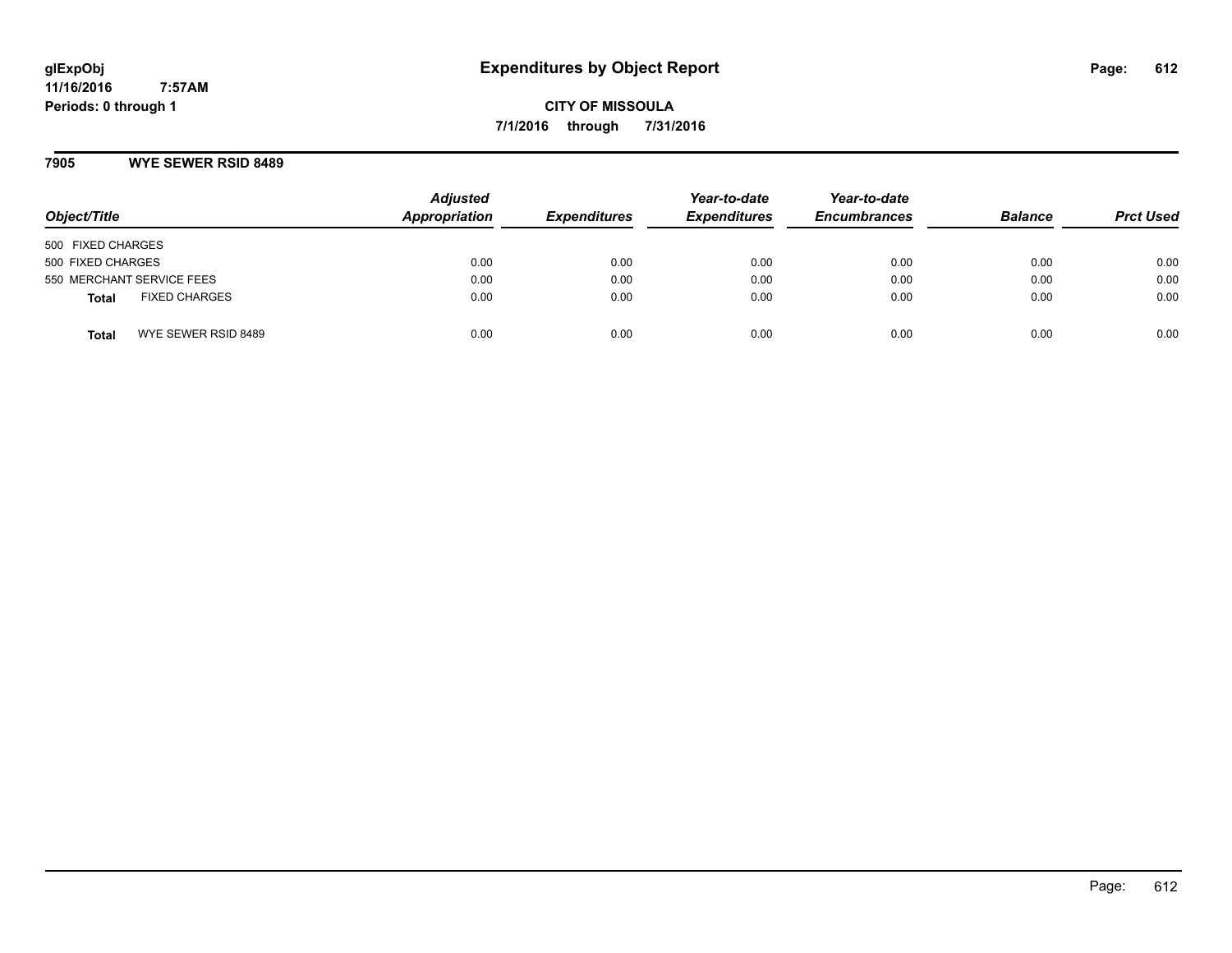glExpObj
11/16/2016 7:57AM
Periods: 0 through 1

# Expenditures by Object Report

**CITY OF MISSOULA**
**7/1/2016 through 7/31/2016**

## 7905 WYE SEWER RSID 8489

| Object/Title | | Adjusted Appropriation | Expenditures | Year-to-date Expenditures | Year-to-date Encumbrances | Balance | Prct Used |
|---|---|---|---|---|---|---|---|
| 500 FIXED CHARGES | | | | | | | |
| 500 FIXED CHARGES | | 0.00 | 0.00 | 0.00 | 0.00 | 0.00 | 0.00 |
| 550 MERCHANT SERVICE FEES | | 0.00 | 0.00 | 0.00 | 0.00 | 0.00 | 0.00 |
| **Total** | FIXED CHARGES | 0.00 | 0.00 | 0.00 | 0.00 | 0.00 | 0.00 |
| **Total** | WYE SEWER RSID 8489 | 0.00 | 0.00 | 0.00 | 0.00 | 0.00 | 0.00 |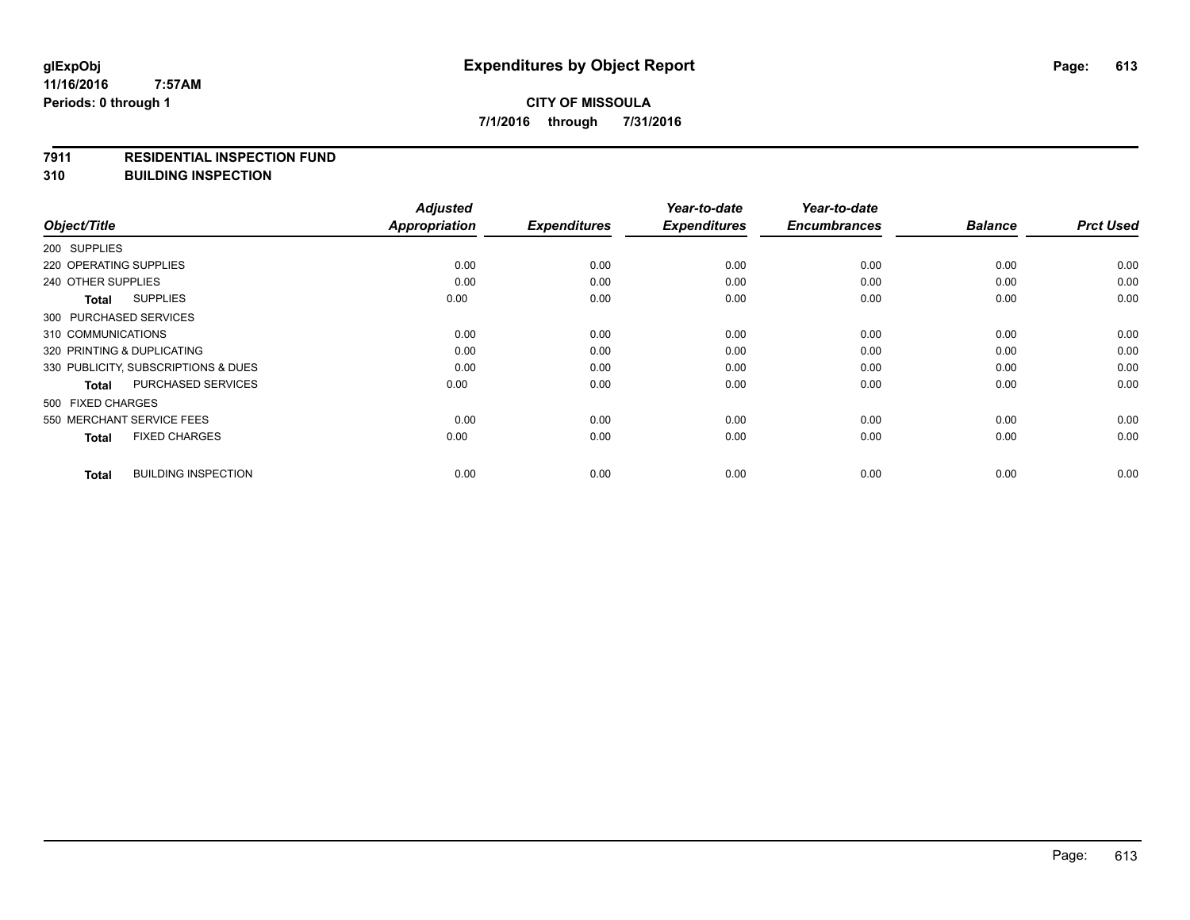**glExpObj** **Expenditures by Object Report**

**11/16/2016 7:57AM**

**Periods: 0 through 1**

**CITY OF MISSOULA**

**7/1/2016 through 7/31/2016**

**7911 RESIDENTIAL INSPECTION FUND**

**310 BUILDING INSPECTION**

| Object/Title | Adjusted Appropriation | Expenditures | Year-to-date Expenditures | Year-to-date Encumbrances | Balance | Prct Used |
|---|---|---|---|---|---|---|
| 200 SUPPLIES | | | | | | |
| 220 OPERATING SUPPLIES | 0.00 | 0.00 | 0.00 | 0.00 | 0.00 | 0.00 |
| 240 OTHER SUPPLIES | 0.00 | 0.00 | 0.00 | 0.00 | 0.00 | 0.00 |
| **Total** SUPPLIES | 0.00 | 0.00 | 0.00 | 0.00 | 0.00 | 0.00 |
| 300 PURCHASED SERVICES | | | | | | |
| 310 COMMUNICATIONS | 0.00 | 0.00 | 0.00 | 0.00 | 0.00 | 0.00 |
| 320 PRINTING & DUPLICATING | 0.00 | 0.00 | 0.00 | 0.00 | 0.00 | 0.00 |
| 330 PUBLICITY, SUBSCRIPTIONS & DUES | 0.00 | 0.00 | 0.00 | 0.00 | 0.00 | 0.00 |
| **Total** PURCHASED SERVICES | 0.00 | 0.00 | 0.00 | 0.00 | 0.00 | 0.00 |
| 500 FIXED CHARGES | | | | | | |
| 550 MERCHANT SERVICE FEES | 0.00 | 0.00 | 0.00 | 0.00 | 0.00 | 0.00 |
| **Total** FIXED CHARGES | 0.00 | 0.00 | 0.00 | 0.00 | 0.00 | 0.00 |
| **Total** BUILDING INSPECTION | 0.00 | 0.00 | 0.00 | 0.00 | 0.00 | 0.00 |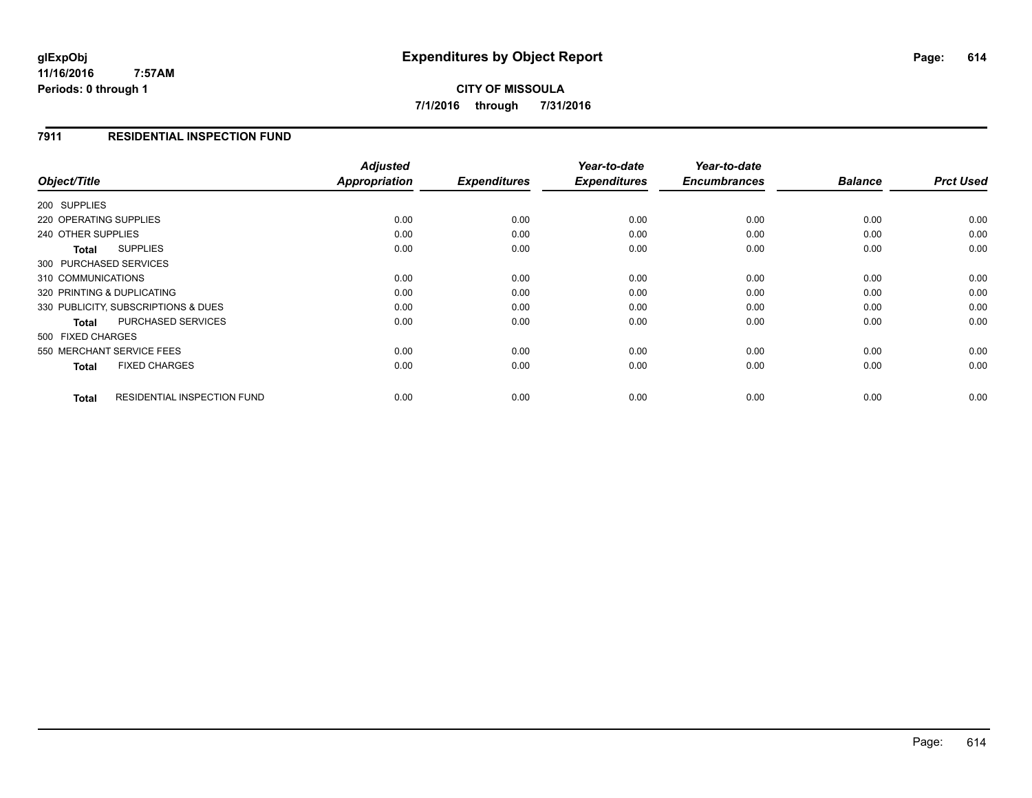**glExpObj**
**11/16/2016 7:57AM**
**Periods: 0 through 1**

# Expenditures by Object Report

**CITY OF MISSOULA**
**7/1/2016 through 7/31/2016**

## 7911 RESIDENTIAL INSPECTION FUND

| Object/Title | Adjusted Appropriation | Expenditures | Year-to-date Expenditures | Year-to-date Encumbrances | Balance | Prct Used |
|---|---|---|---|---|---|---|
| 200 SUPPLIES | | | | | | |
| 220 OPERATING SUPPLIES | 0.00 | 0.00 | 0.00 | 0.00 | 0.00 | 0.00 |
| 240 OTHER SUPPLIES | 0.00 | 0.00 | 0.00 | 0.00 | 0.00 | 0.00 |
| **Total** SUPPLIES | 0.00 | 0.00 | 0.00 | 0.00 | 0.00 | 0.00 |
| 300 PURCHASED SERVICES | | | | | | |
| 310 COMMUNICATIONS | 0.00 | 0.00 | 0.00 | 0.00 | 0.00 | 0.00 |
| 320 PRINTING & DUPLICATING | 0.00 | 0.00 | 0.00 | 0.00 | 0.00 | 0.00 |
| 330 PUBLICITY, SUBSCRIPTIONS & DUES | 0.00 | 0.00 | 0.00 | 0.00 | 0.00 | 0.00 |
| **Total** PURCHASED SERVICES | 0.00 | 0.00 | 0.00 | 0.00 | 0.00 | 0.00 |
| 500 FIXED CHARGES | | | | | | |
| 550 MERCHANT SERVICE FEES | 0.00 | 0.00 | 0.00 | 0.00 | 0.00 | 0.00 |
| **Total** FIXED CHARGES | 0.00 | 0.00 | 0.00 | 0.00 | 0.00 | 0.00 |
| **Total** RESIDENTIAL INSPECTION FUND | 0.00 | 0.00 | 0.00 | 0.00 | 0.00 | 0.00 |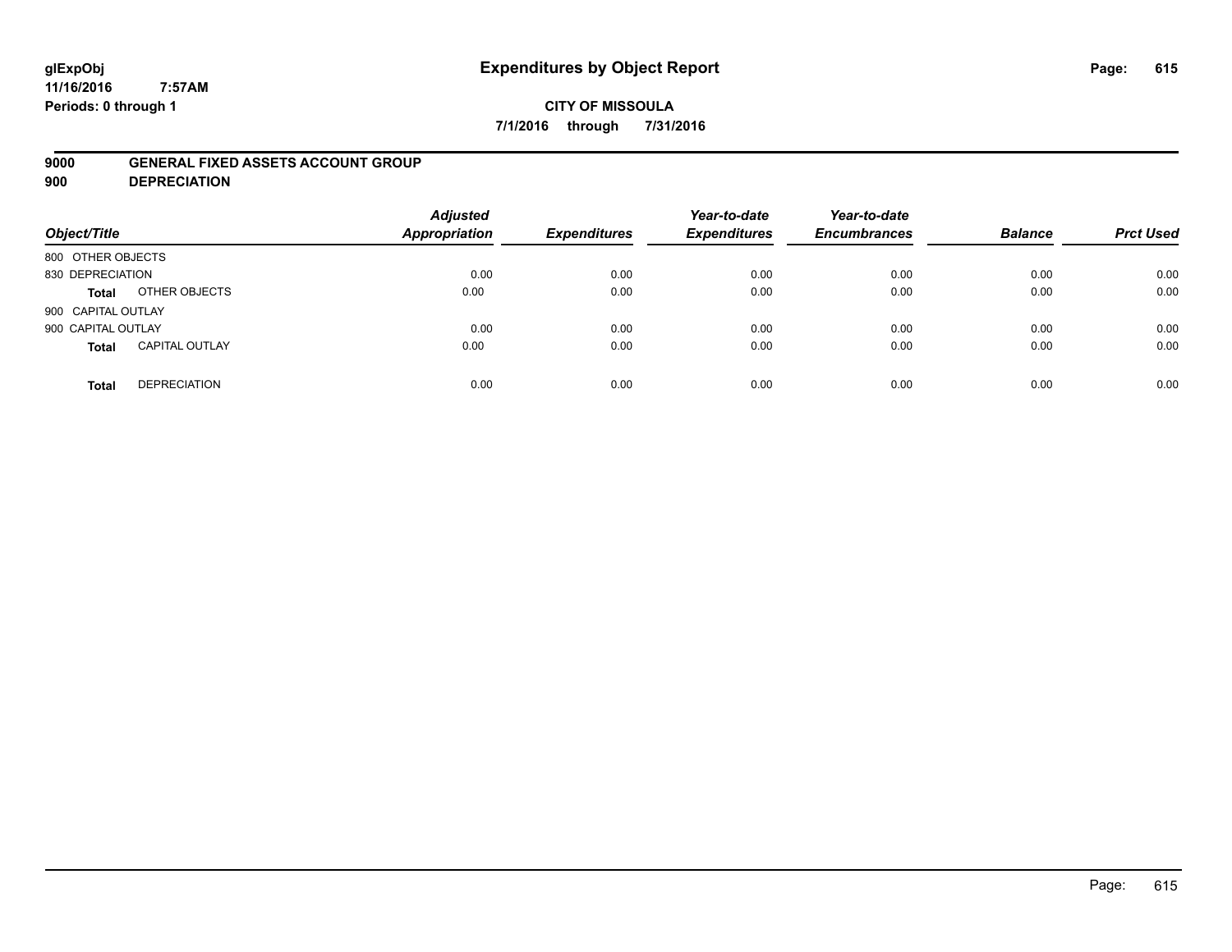# Expenditures by Object Report

**CITY OF MISSOULA**

**7/1/2016 through 7/31/2016**

glExpObj
11/16/2016 7:57AM
Periods: 0 through 1

**9000 GENERAL FIXED ASSETS ACCOUNT GROUP**
**900 DEPRECIATION**

| Object/Title | | Adjusted Appropriation | Expenditures | Year-to-date Expenditures | Year-to-date Encumbrances | Balance | Prct Used |
|---|---|---|---|---|---|---|---|
| 800 OTHER OBJECTS | | | | | | | |
| 830 DEPRECIATION | | 0.00 | 0.00 | 0.00 | 0.00 | 0.00 | 0.00 |
| **Total** | OTHER OBJECTS | 0.00 | 0.00 | 0.00 | 0.00 | 0.00 | 0.00 |
| 900 CAPITAL OUTLAY | | | | | | | |
| 900 CAPITAL OUTLAY | | 0.00 | 0.00 | 0.00 | 0.00 | 0.00 | 0.00 |
| **Total** | CAPITAL OUTLAY | 0.00 | 0.00 | 0.00 | 0.00 | 0.00 | 0.00 |
| **Total** | DEPRECIATION | 0.00 | 0.00 | 0.00 | 0.00 | 0.00 | 0.00 |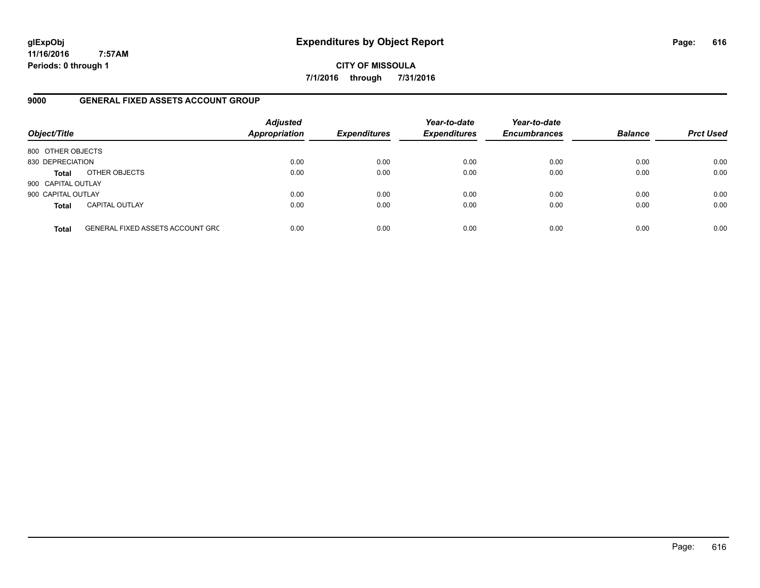# Expenditures by Object Report

glExpObj
11/16/2016 7:57AM
Periods: 0 through 1

**CITY OF MISSOULA**

**7/1/2016 through 7/31/2016**

## 9000 GENERAL FIXED ASSETS ACCOUNT GROUP

| Object/Title | | Adjusted Appropriation | Expenditures | Year-to-date Expenditures | Year-to-date Encumbrances | Balance | Prct Used |
|---|---|---|---|---|---|---|---|
| 800 OTHER OBJECTS | | | | | | | |
| 830 DEPRECIATION | | 0.00 | 0.00 | 0.00 | 0.00 | 0.00 | 0.00 |
| **Total** | OTHER OBJECTS | 0.00 | 0.00 | 0.00 | 0.00 | 0.00 | 0.00 |
| 900 CAPITAL OUTLAY | | | | | | | |
| 900 CAPITAL OUTLAY | | 0.00 | 0.00 | 0.00 | 0.00 | 0.00 | 0.00 |
| **Total** | CAPITAL OUTLAY | 0.00 | 0.00 | 0.00 | 0.00 | 0.00 | 0.00 |
| **Total** | GENERAL FIXED ASSETS ACCOUNT GRC | 0.00 | 0.00 | 0.00 | 0.00 | 0.00 | 0.00 |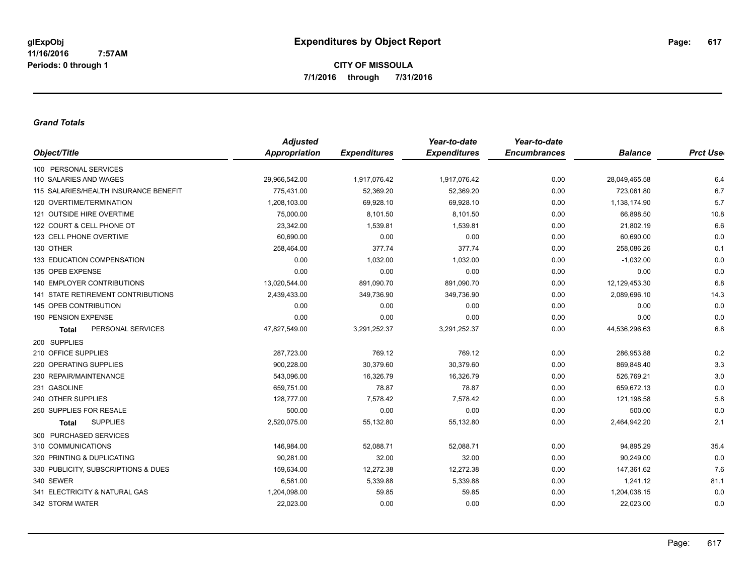**glExpObj**
**11/16/2016 7:57AM**
**Periods: 0 through 1**

# Expenditures by Object Report

**CITY OF MISSOULA**
**7/1/2016 through 7/31/2016**

***Grand Totals***

| Object/Title | Adjusted Appropriation | Expenditures | Year-to-date Expenditures | Year-to-date Encumbrances | Balance | Prct Used |
|---|---|---|---|---|---|---|
| 100 PERSONAL SERVICES | | | | | | |
| 110 SALARIES AND WAGES | 29,966,542.00 | 1,917,076.42 | 1,917,076.42 | 0.00 | 28,049,465.58 | 6.4 |
| 115 SALARIES/HEALTH INSURANCE BENEFIT | 775,431.00 | 52,369.20 | 52,369.20 | 0.00 | 723,061.80 | 6.7 |
| 120 OVERTIME/TERMINATION | 1,208,103.00 | 69,928.10 | 69,928.10 | 0.00 | 1,138,174.90 | 5.7 |
| 121 OUTSIDE HIRE OVERTIME | 75,000.00 | 8,101.50 | 8,101.50 | 0.00 | 66,898.50 | 10.8 |
| 122 COURT & CELL PHONE OT | 23,342.00 | 1,539.81 | 1,539.81 | 0.00 | 21,802.19 | 6.6 |
| 123 CELL PHONE OVERTIME | 60,690.00 | 0.00 | 0.00 | 0.00 | 60,690.00 | 0.0 |
| 130 OTHER | 258,464.00 | 377.74 | 377.74 | 0.00 | 258,086.26 | 0.1 |
| 133 EDUCATION COMPENSATION | 0.00 | 1,032.00 | 1,032.00 | 0.00 | -1,032.00 | 0.0 |
| 135 OPEB EXPENSE | 0.00 | 0.00 | 0.00 | 0.00 | 0.00 | 0.0 |
| 140 EMPLOYER CONTRIBUTIONS | 13,020,544.00 | 891,090.70 | 891,090.70 | 0.00 | 12,129,453.30 | 6.8 |
| 141 STATE RETIREMENT CONTRIBUTIONS | 2,439,433.00 | 349,736.90 | 349,736.90 | 0.00 | 2,089,696.10 | 14.3 |
| 145 OPEB CONTRIBUTION | 0.00 | 0.00 | 0.00 | 0.00 | 0.00 | 0.0 |
| 190 PENSION EXPENSE | 0.00 | 0.00 | 0.00 | 0.00 | 0.00 | 0.0 |
| **Total** PERSONAL SERVICES | 47,827,549.00 | 3,291,252.37 | 3,291,252.37 | 0.00 | 44,536,296.63 | 6.8 |
| 200 SUPPLIES | | | | | | |
| 210 OFFICE SUPPLIES | 287,723.00 | 769.12 | 769.12 | 0.00 | 286,953.88 | 0.2 |
| 220 OPERATING SUPPLIES | 900,228.00 | 30,379.60 | 30,379.60 | 0.00 | 869,848.40 | 3.3 |
| 230 REPAIR/MAINTENANCE | 543,096.00 | 16,326.79 | 16,326.79 | 0.00 | 526,769.21 | 3.0 |
| 231 GASOLINE | 659,751.00 | 78.87 | 78.87 | 0.00 | 659,672.13 | 0.0 |
| 240 OTHER SUPPLIES | 128,777.00 | 7,578.42 | 7,578.42 | 0.00 | 121,198.58 | 5.8 |
| 250 SUPPLIES FOR RESALE | 500.00 | 0.00 | 0.00 | 0.00 | 500.00 | 0.0 |
| **Total** SUPPLIES | 2,520,075.00 | 55,132.80 | 55,132.80 | 0.00 | 2,464,942.20 | 2.1 |
| 300 PURCHASED SERVICES | | | | | | |
| 310 COMMUNICATIONS | 146,984.00 | 52,088.71 | 52,088.71 | 0.00 | 94,895.29 | 35.4 |
| 320 PRINTING & DUPLICATING | 90,281.00 | 32.00 | 32.00 | 0.00 | 90,249.00 | 0.0 |
| 330 PUBLICITY, SUBSCRIPTIONS & DUES | 159,634.00 | 12,272.38 | 12,272.38 | 0.00 | 147,361.62 | 7.6 |
| 340 SEWER | 6,581.00 | 5,339.88 | 5,339.88 | 0.00 | 1,241.12 | 81.1 |
| 341 ELECTRICITY & NATURAL GAS | 1,204,098.00 | 59.85 | 59.85 | 0.00 | 1,204,038.15 | 0.0 |
| 342 STORM WATER | 22,023.00 | 0.00 | 0.00 | 0.00 | 22,023.00 | 0.0 |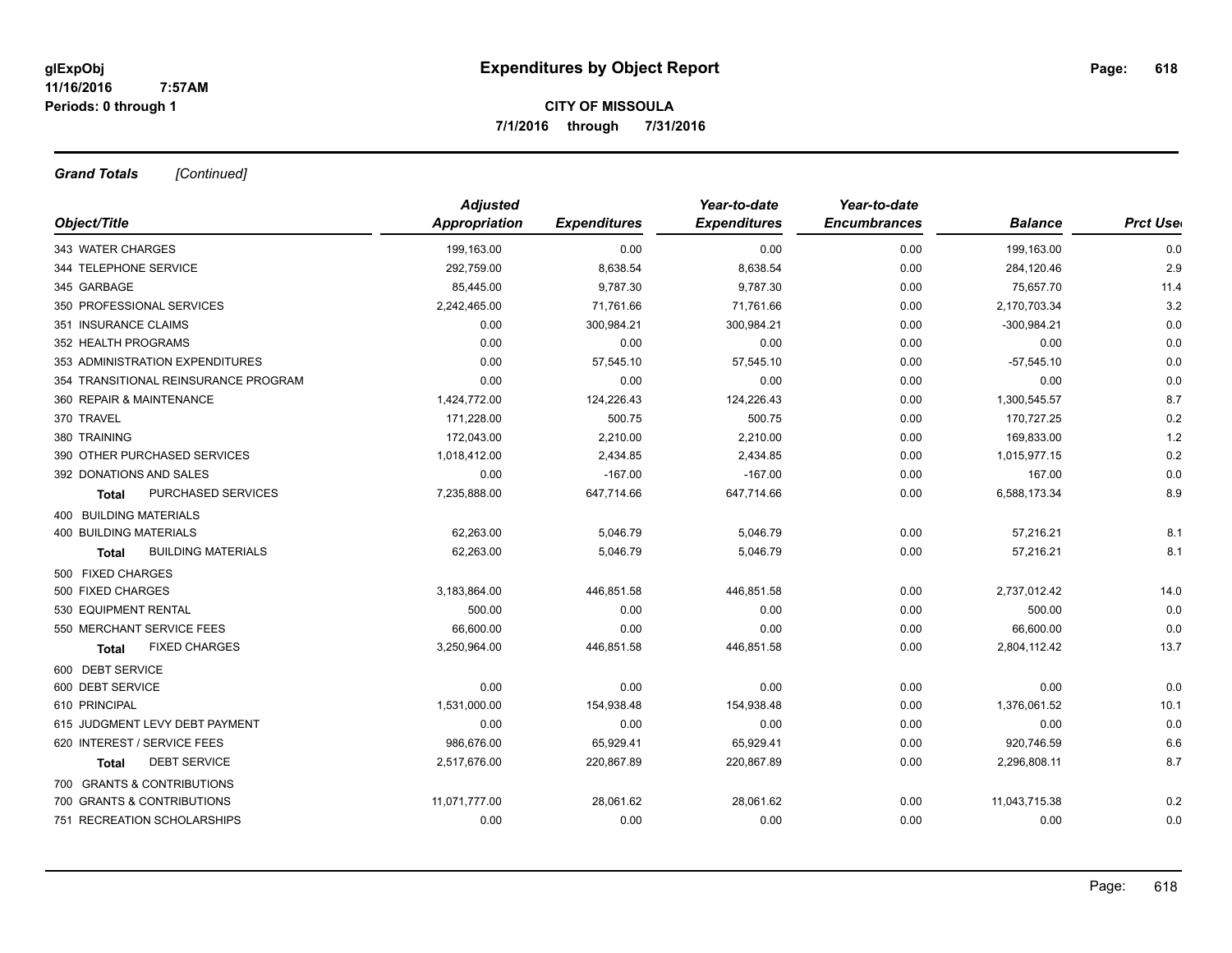**CITY OF MISSOULA**

**7/1/2016 through 7/31/2016**

***Grand Totals*** *[Continued]*

| Object/Title | Adjusted Appropriation | Expenditures | Year-to-date Expenditures | Year-to-date Encumbrances | Balance | Prct Used |
|---|---|---|---|---|---|---|
| 343 WATER CHARGES | 199,163.00 | 0.00 | 0.00 | 0.00 | 199,163.00 | 0.0 |
| 344 TELEPHONE SERVICE | 292,759.00 | 8,638.54 | 8,638.54 | 0.00 | 284,120.46 | 2.9 |
| 345 GARBAGE | 85,445.00 | 9,787.30 | 9,787.30 | 0.00 | 75,657.70 | 11.4 |
| 350 PROFESSIONAL SERVICES | 2,242,465.00 | 71,761.66 | 71,761.66 | 0.00 | 2,170,703.34 | 3.2 |
| 351 INSURANCE CLAIMS | 0.00 | 300,984.21 | 300,984.21 | 0.00 | -300,984.21 | 0.0 |
| 352 HEALTH PROGRAMS | 0.00 | 0.00 | 0.00 | 0.00 | 0.00 | 0.0 |
| 353 ADMINISTRATION EXPENDITURES | 0.00 | 57,545.10 | 57,545.10 | 0.00 | -57,545.10 | 0.0 |
| 354 TRANSITIONAL REINSURANCE PROGRAM | 0.00 | 0.00 | 0.00 | 0.00 | 0.00 | 0.0 |
| 360 REPAIR & MAINTENANCE | 1,424,772.00 | 124,226.43 | 124,226.43 | 0.00 | 1,300,545.57 | 8.7 |
| 370 TRAVEL | 171,228.00 | 500.75 | 500.75 | 0.00 | 170,727.25 | 0.2 |
| 380 TRAINING | 172,043.00 | 2,210.00 | 2,210.00 | 0.00 | 169,833.00 | 1.2 |
| 390 OTHER PURCHASED SERVICES | 1,018,412.00 | 2,434.85 | 2,434.85 | 0.00 | 1,015,977.15 | 0.2 |
| 392 DONATIONS AND SALES | 0.00 | -167.00 | -167.00 | 0.00 | 167.00 | 0.0 |
| **Total** PURCHASED SERVICES | 7,235,888.00 | 647,714.66 | 647,714.66 | 0.00 | 6,588,173.34 | 8.9 |
| 400 BUILDING MATERIALS | | | | | | |
| 400 BUILDING MATERIALS | 62,263.00 | 5,046.79 | 5,046.79 | 0.00 | 57,216.21 | 8.1 |
| **Total** BUILDING MATERIALS | 62,263.00 | 5,046.79 | 5,046.79 | 0.00 | 57,216.21 | 8.1 |
| 500 FIXED CHARGES | | | | | | |
| 500 FIXED CHARGES | 3,183,864.00 | 446,851.58 | 446,851.58 | 0.00 | 2,737,012.42 | 14.0 |
| 530 EQUIPMENT RENTAL | 500.00 | 0.00 | 0.00 | 0.00 | 500.00 | 0.0 |
| 550 MERCHANT SERVICE FEES | 66,600.00 | 0.00 | 0.00 | 0.00 | 66,600.00 | 0.0 |
| **Total** FIXED CHARGES | 3,250,964.00 | 446,851.58 | 446,851.58 | 0.00 | 2,804,112.42 | 13.7 |
| 600 DEBT SERVICE | | | | | | |
| 600 DEBT SERVICE | 0.00 | 0.00 | 0.00 | 0.00 | 0.00 | 0.0 |
| 610 PRINCIPAL | 1,531,000.00 | 154,938.48 | 154,938.48 | 0.00 | 1,376,061.52 | 10.1 |
| 615 JUDGMENT LEVY DEBT PAYMENT | 0.00 | 0.00 | 0.00 | 0.00 | 0.00 | 0.0 |
| 620 INTEREST / SERVICE FEES | 986,676.00 | 65,929.41 | 65,929.41 | 0.00 | 920,746.59 | 6.6 |
| **Total** DEBT SERVICE | 2,517,676.00 | 220,867.89 | 220,867.89 | 0.00 | 2,296,808.11 | 8.7 |
| 700 GRANTS & CONTRIBUTIONS | | | | | | |
| 700 GRANTS & CONTRIBUTIONS | 11,071,777.00 | 28,061.62 | 28,061.62 | 0.00 | 11,043,715.38 | 0.2 |
| 751 RECREATION SCHOLARSHIPS | 0.00 | 0.00 | 0.00 | 0.00 | 0.00 | 0.0 |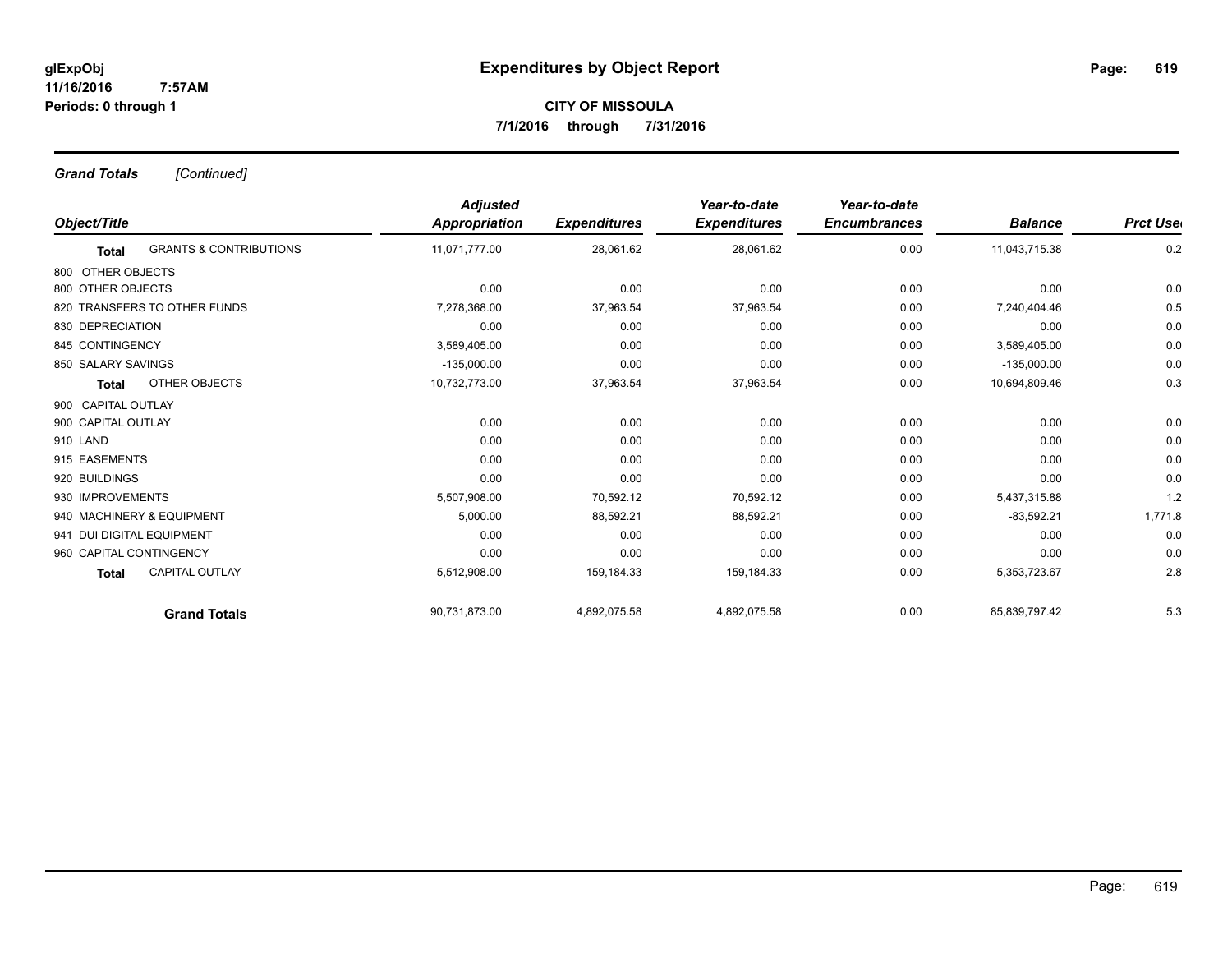# Expenditures by Object Report

glExpObj
11/16/2016 7:57AM
Periods: 0 through 1

**CITY OF MISSOULA**
**7/1/2016 through 7/31/2016**

***Grand Totals*** *[Continued]*

| Object/Title | | Adjusted Appropriation | Expenditures | Year-to-date Expenditures | Year-to-date Encumbrances | Balance | Prct Used |
|---|---|---|---|---|---|---|---|
| **Total** | GRANTS & CONTRIBUTIONS | 11,071,777.00 | 28,061.62 | 28,061.62 | 0.00 | 11,043,715.38 | 0.2 |
| 800 OTHER OBJECTS | | | | | | | |
| 800 OTHER OBJECTS | | 0.00 | 0.00 | 0.00 | 0.00 | 0.00 | 0.0 |
| 820 TRANSFERS TO OTHER FUNDS | | 7,278,368.00 | 37,963.54 | 37,963.54 | 0.00 | 7,240,404.46 | 0.5 |
| 830 DEPRECIATION | | 0.00 | 0.00 | 0.00 | 0.00 | 0.00 | 0.0 |
| 845 CONTINGENCY | | 3,589,405.00 | 0.00 | 0.00 | 0.00 | 3,589,405.00 | 0.0 |
| 850 SALARY SAVINGS | | -135,000.00 | 0.00 | 0.00 | 0.00 | -135,000.00 | 0.0 |
| **Total** | OTHER OBJECTS | 10,732,773.00 | 37,963.54 | 37,963.54 | 0.00 | 10,694,809.46 | 0.3 |
| 900 CAPITAL OUTLAY | | | | | | | |
| 900 CAPITAL OUTLAY | | 0.00 | 0.00 | 0.00 | 0.00 | 0.00 | 0.0 |
| 910 LAND | | 0.00 | 0.00 | 0.00 | 0.00 | 0.00 | 0.0 |
| 915 EASEMENTS | | 0.00 | 0.00 | 0.00 | 0.00 | 0.00 | 0.0 |
| 920 BUILDINGS | | 0.00 | 0.00 | 0.00 | 0.00 | 0.00 | 0.0 |
| 930 IMPROVEMENTS | | 5,507,908.00 | 70,592.12 | 70,592.12 | 0.00 | 5,437,315.88 | 1.2 |
| 940 MACHINERY & EQUIPMENT | | 5,000.00 | 88,592.21 | 88,592.21 | 0.00 | -83,592.21 | 1,771.8 |
| 941 DUI DIGITAL EQUIPMENT | | 0.00 | 0.00 | 0.00 | 0.00 | 0.00 | 0.0 |
| 960 CAPITAL CONTINGENCY | | 0.00 | 0.00 | 0.00 | 0.00 | 0.00 | 0.0 |
| **Total** | CAPITAL OUTLAY | 5,512,908.00 | 159,184.33 | 159,184.33 | 0.00 | 5,353,723.67 | 2.8 |
| **Grand Totals** | | 90,731,873.00 | 4,892,075.58 | 4,892,075.58 | 0.00 | 85,839,797.42 | 5.3 |